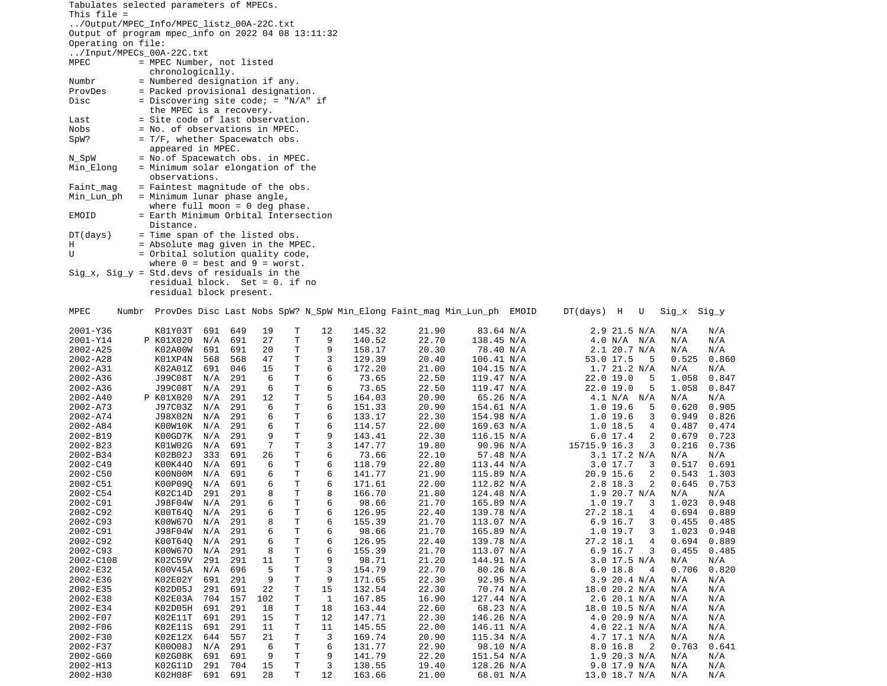Tabulates selected parameters of MPECs.
This file =
../Output/MPEC_Info/MPEC_listz_00A-22C.txt
Output of program mpec_info on 2022 04 08 13:11:32
Operating on file:
../Input/MPECs_00A-22C.txt

```
MPEC        = MPEC Number, not listed
              chronologically.
Numbr       = Numbered designation if any.
ProvDes     = Packed provisional designation.
Disc        = Discovering site code; = "N/A" if
              the MPEC is a recovery.
Last        = Site code of last observation.
Nobs        = No. of observations in MPEC.
SpW?        = T/F, whether Spacewatch obs.
              appeared in MPEC.
N_SpW       = No.of Spacewatch obs. in MPEC.
Min_Elong   = Minimum solar elongation of the
              observations.
Faint_mag   = Faintest magnitude of the obs.
Min_Lun_ph  = Minimum lunar phase angle,
              where full moon = 0 deg phase.
EMOID       = Earth Minimum Orbital Intersection
              Distance.
DT(days)    = Time span of the listed obs.
H           = Absolute mag given in the MPEC.
U           = Orbital solution quality code,
              where 0 = best and 9 = worst.
Sig_x, Sig_y = Std.devs of residuals in the
              residual block.  Set = 0. if no
              residual block present.
```

| MPEC | Numbr | ProvDes | Disc | Last | Nobs | SpW? | N_SpW | Min_Elong | Faint_mag | Min_Lun_ph | EMOID | DT(days) | H | U | Sig_x | Sig_y |
|---|---|---|---|---|---|---|---|---|---|---|---|---|---|---|---|---|
| 2001-Y36 | | K01Y03T | 691 | 649 | 19 | T | 12 | 145.32 | 21.90 | 83.64 | N/A | 2.9 | 21.5 | N/A | N/A | N/A |
| 2001-Y14 | P | K01X020 | N/A | 691 | 27 | T | 9 | 140.52 | 22.70 | 138.45 | N/A | 4.0 | N/A | N/A | N/A | N/A |
| 2002-A25 | | K02A00W | 691 | 691 | 20 | T | 9 | 158.17 | 20.30 | 78.40 | N/A | 2.1 | 20.7 | N/A | N/A | N/A |
| 2002-A28 | | K01XP4N | 568 | 568 | 47 | T | 3 | 129.39 | 20.40 | 106.41 | N/A | 53.0 | 17.5 | 5 | 0.525 | 0.860 |
| 2002-A31 | | K02A01Z | 691 | 046 | 15 | T | 6 | 172.20 | 21.00 | 104.15 | N/A | 1.7 | 21.2 | N/A | N/A | N/A |
| 2002-A36 | | J99C08T | N/A | 291 | 6 | T | 6 | 73.65 | 22.50 | 119.47 | N/A | 22.0 | 19.0 | 5 | 1.058 | 0.847 |
| 2002-A36 | | J99C08T | N/A | 291 | 6 | T | 6 | 73.65 | 22.50 | 119.47 | N/A | 22.0 | 19.0 | 5 | 1.058 | 0.847 |
| 2002-A40 | P | K01X020 | N/A | 291 | 12 | T | 5 | 164.03 | 20.90 | 65.26 | N/A | 4.1 | N/A | N/A | N/A | N/A |
| 2002-A73 | | J97C03Z | N/A | 291 | 6 | T | 6 | 151.33 | 20.90 | 154.61 | N/A | 1.0 | 19.6 | 5 | 0.620 | 0.905 |
| 2002-A74 | | J98X02N | N/A | 291 | 6 | T | 6 | 133.17 | 22.30 | 154.98 | N/A | 1.0 | 19.6 | 3 | 0.949 | 0.826 |
| 2002-A84 | | K00W10K | N/A | 291 | 6 | T | 6 | 114.57 | 22.00 | 169.63 | N/A | 1.0 | 18.5 | 4 | 0.487 | 0.474 |
| 2002-B19 | | K00GD7K | N/A | 291 | 9 | T | 9 | 143.41 | 22.30 | 116.15 | N/A | 6.0 | 17.4 | 2 | 0.679 | 0.723 |
| 2002-B23 | | K01W02G | N/A | 691 | 7 | T | 3 | 147.77 | 19.80 | 90.96 | N/A | 15715.9 | 16.3 | 3 | 0.216 | 0.736 |
| 2002-B34 | | K02B02J | 333 | 691 | 26 | T | 6 | 73.66 | 22.10 | 57.48 | N/A | 3.1 | 17.2 | N/A | N/A | N/A |
| 2002-C49 | | K00K44O | N/A | 691 | 6 | T | 6 | 118.79 | 22.80 | 113.44 | N/A | 3.0 | 17.7 | 3 | 0.517 | 0.691 |
| 2002-C50 | | K00N00M | N/A | 691 | 6 | T | 6 | 141.77 | 21.90 | 115.89 | N/A | 20.9 | 15.6 | 2 | 0.543 | 1.303 |
| 2002-C51 | | K00P09Q | N/A | 691 | 6 | T | 6 | 171.61 | 22.00 | 112.82 | N/A | 2.8 | 18.3 | 2 | 0.645 | 0.753 |
| 2002-C54 | | K02C14D | 291 | 291 | 8 | T | 8 | 166.70 | 21.80 | 124.48 | N/A | 1.9 | 20.7 | N/A | N/A | N/A |
| 2002-C91 | | J98F04W | N/A | 291 | 6 | T | 6 | 98.66 | 21.70 | 165.89 | N/A | 1.0 | 19.7 | 3 | 1.023 | 0.948 |
| 2002-C92 | | K00T64Q | N/A | 291 | 6 | T | 6 | 126.95 | 22.40 | 139.78 | N/A | 27.2 | 18.1 | 4 | 0.694 | 0.889 |
| 2002-C93 | | K00W67O | N/A | 291 | 8 | T | 6 | 155.39 | 21.70 | 113.07 | N/A | 6.9 | 16.7 | 3 | 0.455 | 0.485 |
| 2002-C91 | | J98F04W | N/A | 291 | 6 | T | 6 | 98.66 | 21.70 | 165.89 | N/A | 1.0 | 19.7 | 3 | 1.023 | 0.948 |
| 2002-C92 | | K00T64Q | N/A | 291 | 6 | T | 6 | 126.95 | 22.40 | 139.78 | N/A | 27.2 | 18.1 | 4 | 0.694 | 0.889 |
| 2002-C93 | | K00W67O | N/A | 291 | 8 | T | 6 | 155.39 | 21.70 | 113.07 | N/A | 6.9 | 16.7 | 3 | 0.455 | 0.485 |
| 2002-C108 | | K02C59V | 291 | 291 | 11 | T | 9 | 98.71 | 21.20 | 144.91 | N/A | 3.0 | 17.5 | N/A | N/A | N/A |
| 2002-E32 | | K00V45A | N/A | 696 | 5 | T | 3 | 154.79 | 22.70 | 80.26 | N/A | 6.0 | 18.8 | 4 | 0.706 | 0.820 |
| 2002-E36 | | K02E02Y | 691 | 291 | 9 | T | 9 | 171.65 | 22.30 | 92.95 | N/A | 3.9 | 20.4 | N/A | N/A | N/A |
| 2002-E35 | | K02D05J | 291 | 691 | 22 | T | 15 | 132.54 | 22.30 | 70.74 | N/A | 18.0 | 20.2 | N/A | N/A | N/A |
| 2002-E38 | | K02E03A | 704 | 157 | 102 | T | 1 | 167.85 | 16.90 | 127.44 | N/A | 2.6 | 20.1 | N/A | N/A | N/A |
| 2002-E34 | | K02D05H | 691 | 291 | 18 | T | 18 | 163.44 | 22.60 | 68.23 | N/A | 18.0 | 10.5 | N/A | N/A | N/A |
| 2002-F07 | | K02E11T | 691 | 291 | 15 | T | 12 | 147.71 | 22.30 | 146.26 | N/A | 4.0 | 20.9 | N/A | N/A | N/A |
| 2002-F06 | | K02E11S | 691 | 291 | 11 | T | 11 | 145.55 | 22.00 | 146.11 | N/A | 4.0 | 22.1 | N/A | N/A | N/A |
| 2002-F30 | | K02E12X | 644 | 557 | 21 | T | 3 | 169.74 | 20.90 | 115.34 | N/A | 4.7 | 17.1 | N/A | N/A | N/A |
| 2002-F37 | | K00O08J | N/A | 291 | 6 | T | 6 | 131.77 | 22.90 | 98.10 | N/A | 8.0 | 16.8 | 2 | 0.763 | 0.641 |
| 2002-G60 | | K02G08K | 691 | 691 | 9 | T | 9 | 141.79 | 22.20 | 151.54 | N/A | 1.9 | 20.3 | N/A | N/A | N/A |
| 2002-H13 | | K02G11D | 291 | 704 | 15 | T | 3 | 138.55 | 19.40 | 128.26 | N/A | 9.0 | 17.9 | N/A | N/A | N/A |
| 2002-H30 | | K02H08F | 691 | 691 | 28 | T | 12 | 163.66 | 21.00 | 68.01 | N/A | 13.0 | 18.7 | N/A | N/A | N/A |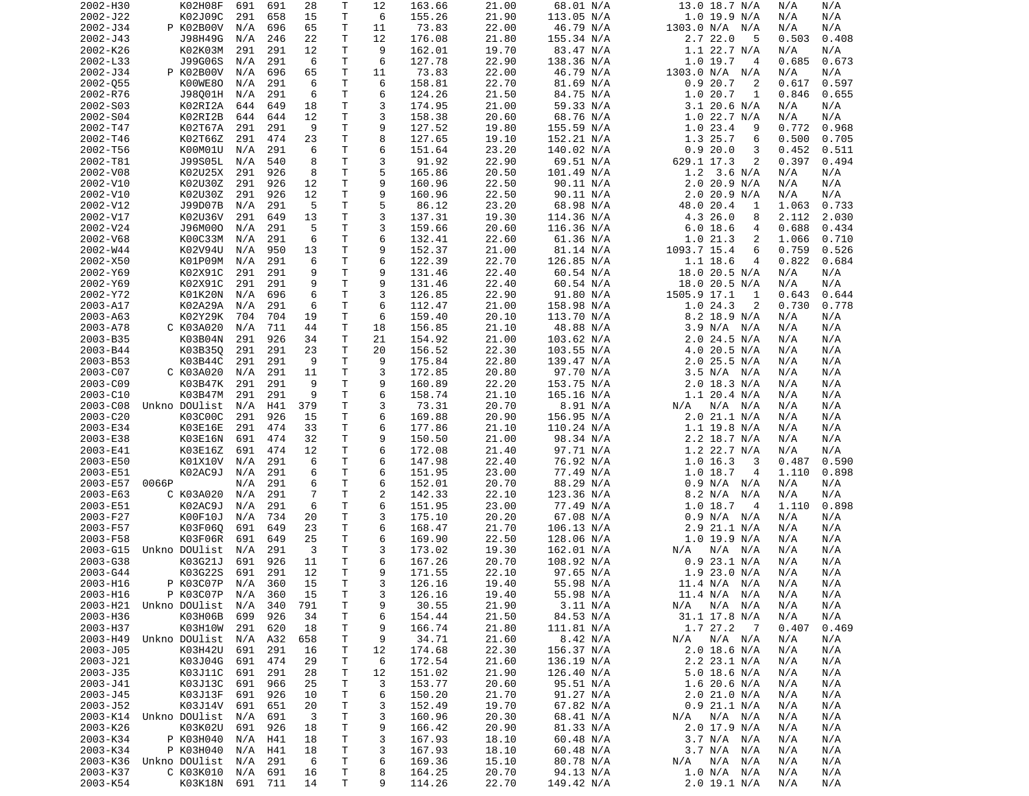| | | | | | | | | | | | | | | | | |
|---|---|---|---|---|---|---|---|---|---|---|---|---|---|---|---|---|
| 2002-H30 | | K02H08F | 691 | 691 | 28 | T | 12 | 163.66 | 21.00 | 68.01 | N/A | 13.0 | 18.7 | N/A | N/A | N/A |
| 2002-J22 | | K02J09C | 291 | 658 | 15 | T | 6 | 155.26 | 21.90 | 113.05 | N/A | 1.0 | 19.9 | N/A | N/A | N/A |
| 2002-J34 | P | K02B00V | N/A | 696 | 65 | T | 11 | 73.83 | 22.00 | 46.79 | N/A | 1303.0 | N/A | N/A | N/A | N/A |
| 2002-J43 | | J98H49G | N/A | 246 | 22 | T | 12 | 176.08 | 21.80 | 155.34 | N/A | 2.7 | 22.0 | 5 | 0.503 | 0.408 |
| 2002-K26 | | K02K03M | 291 | 291 | 12 | T | 9 | 162.01 | 19.70 | 83.47 | N/A | 1.1 | 22.7 | N/A | N/A | N/A |
| 2002-L33 | | J99G06S | N/A | 291 | 6 | T | 6 | 127.78 | 22.90 | 138.36 | N/A | 1.0 | 19.7 | 4 | 0.685 | 0.673 |
| 2002-J34 | P | K02B00V | N/A | 696 | 65 | T | 11 | 73.83 | 22.00 | 46.79 | N/A | 1303.0 | N/A | N/A | N/A | N/A |
| 2002-Q55 | | K00WE8O | N/A | 291 | 6 | T | 6 | 158.81 | 22.70 | 81.69 | N/A | 0.9 | 20.7 | 2 | 0.617 | 0.597 |
| 2002-R76 | | J98Q01H | N/A | 291 | 6 | T | 6 | 124.26 | 21.50 | 84.75 | N/A | 1.0 | 20.7 | 1 | 0.846 | 0.655 |
| 2002-S03 | | K02RI2A | 644 | 649 | 18 | T | 3 | 174.95 | 21.00 | 59.33 | N/A | 3.1 | 20.6 | N/A | N/A | N/A |
| 2002-S04 | | K02RI2B | 644 | 644 | 12 | T | 3 | 158.38 | 20.60 | 68.76 | N/A | 1.0 | 22.7 | N/A | N/A | N/A |
| 2002-T47 | | K02T67A | 291 | 291 | 9 | T | 9 | 127.52 | 19.80 | 155.59 | N/A | 1.0 | 23.4 | 9 | 0.772 | 0.968 |
| 2002-T46 | | K02T66Z | 291 | 474 | 23 | T | 8 | 127.65 | 19.10 | 152.21 | N/A | 1.3 | 25.7 | 6 | 0.500 | 0.705 |
| 2002-T56 | | K00M01U | N/A | 291 | 6 | T | 6 | 151.64 | 23.20 | 140.02 | N/A | 0.9 | 20.0 | 3 | 0.452 | 0.511 |
| 2002-T81 | | J99S05L | N/A | 540 | 8 | T | 3 | 91.92 | 22.90 | 69.51 | N/A | 629.1 | 17.3 | 2 | 0.397 | 0.494 |
| 2002-V08 | | K02U25X | 291 | 926 | 8 | T | 5 | 165.86 | 20.50 | 101.49 | N/A | 1.2 | 3.6 | N/A | N/A | N/A |
| 2002-V10 | | K02U30Z | 291 | 926 | 12 | T | 9 | 160.96 | 22.50 | 90.11 | N/A | 2.0 | 20.9 | N/A | N/A | N/A |
| 2002-V10 | | K02U30Z | 291 | 926 | 12 | T | 9 | 160.96 | 22.50 | 90.11 | N/A | 2.0 | 20.9 | N/A | N/A | N/A |
| 2002-V12 | | J99D07B | N/A | 291 | 5 | T | 5 | 86.12 | 23.20 | 68.98 | N/A | 48.0 | 20.4 | 1 | 1.063 | 0.733 |
| 2002-V17 | | K02U36V | 291 | 649 | 13 | T | 3 | 137.31 | 19.30 | 114.36 | N/A | 4.3 | 26.0 | 8 | 2.112 | 2.030 |
| 2002-V24 | | J96M00O | N/A | 291 | 5 | T | 3 | 159.66 | 20.60 | 116.36 | N/A | 6.0 | 18.6 | 4 | 0.688 | 0.434 |
| 2002-V68 | | K00C33M | N/A | 291 | 6 | T | 6 | 132.41 | 22.60 | 61.36 | N/A | 1.0 | 21.3 | 2 | 1.066 | 0.710 |
| 2002-W44 | | K02V94U | N/A | 950 | 13 | T | 9 | 152.37 | 21.00 | 81.14 | N/A | 1093.7 | 15.4 | 6 | 0.759 | 0.526 |
| 2002-X50 | | K01P09M | N/A | 291 | 6 | T | 6 | 122.39 | 22.70 | 126.85 | N/A | 1.1 | 18.6 | 4 | 0.822 | 0.684 |
| 2002-Y69 | | K02X91C | 291 | 291 | 9 | T | 9 | 131.46 | 22.40 | 60.54 | N/A | 18.0 | 20.5 | N/A | N/A | N/A |
| 2002-Y69 | | K02X91C | 291 | 291 | 9 | T | 9 | 131.46 | 22.40 | 60.54 | N/A | 18.0 | 20.5 | N/A | N/A | N/A |
| 2002-Y72 | | K01K20N | N/A | 696 | 6 | T | 3 | 126.85 | 22.90 | 91.80 | N/A | 1505.9 | 17.1 | 1 | 0.643 | 0.644 |
| 2003-A17 | | K02A29A | N/A | 291 | 6 | T | 6 | 112.47 | 21.00 | 158.98 | N/A | 1.0 | 24.3 | 2 | 0.730 | 0.778 |
| 2003-A63 | | K02Y29K | 704 | 704 | 19 | T | 6 | 159.40 | 20.10 | 113.70 | N/A | 8.2 | 18.9 | N/A | N/A | N/A |
| 2003-A78 | C | K03A020 | N/A | 711 | 44 | T | 18 | 156.85 | 21.10 | 48.88 | N/A | 3.9 | N/A | N/A | N/A | N/A |
| 2003-B35 | | K03B04N | 291 | 926 | 34 | T | 21 | 154.92 | 21.00 | 103.62 | N/A | 2.0 | 24.5 | N/A | N/A | N/A |
| 2003-B44 | | K03B35Q | 291 | 291 | 23 | T | 20 | 156.52 | 22.30 | 103.55 | N/A | 4.0 | 20.5 | N/A | N/A | N/A |
| 2003-B53 | | K03B44C | 291 | 291 | 9 | T | 9 | 175.84 | 22.80 | 139.47 | N/A | 2.0 | 25.5 | N/A | N/A | N/A |
| 2003-C07 | C | K03A020 | N/A | 291 | 11 | T | 3 | 172.85 | 20.80 | 97.70 | N/A | 3.5 | N/A | N/A | N/A | N/A |
| 2003-C09 | | K03B47K | 291 | 291 | 9 | T | 9 | 160.89 | 22.20 | 153.75 | N/A | 2.0 | 18.3 | N/A | N/A | N/A |
| 2003-C10 | | K03B47M | 291 | 291 | 9 | T | 6 | 158.74 | 21.10 | 165.16 | N/A | 1.1 | 20.4 | N/A | N/A | N/A |
| 2003-C08 | Unkno | DOUlist | N/A | H41 | 379 | T | 3 | 73.31 | 20.70 | 8.91 | N/A | N/A | N/A | N/A | N/A | N/A |
| 2003-C20 | | K03C00C | 291 | 926 | 15 | T | 6 | 169.88 | 20.90 | 156.95 | N/A | 2.0 | 21.1 | N/A | N/A | N/A |
| 2003-E34 | | K03E16E | 291 | 474 | 33 | T | 6 | 177.86 | 21.10 | 110.24 | N/A | 1.1 | 19.8 | N/A | N/A | N/A |
| 2003-E38 | | K03E16N | 691 | 474 | 32 | T | 9 | 150.50 | 21.00 | 98.34 | N/A | 2.2 | 18.7 | N/A | N/A | N/A |
| 2003-E41 | | K03E16Z | 691 | 474 | 12 | T | 6 | 172.08 | 21.40 | 97.71 | N/A | 1.2 | 22.7 | N/A | N/A | N/A |
| 2003-E50 | | K01X10V | N/A | 291 | 6 | T | 6 | 147.98 | 22.40 | 76.92 | N/A | 1.0 | 16.3 | 3 | 0.487 | 0.590 |
| 2003-E51 | | K02AC9J | N/A | 291 | 6 | T | 6 | 151.95 | 23.00 | 77.49 | N/A | 1.0 | 18.7 | 4 | 1.110 | 0.898 |
| 2003-E57 | 0066P | | N/A | 291 | 6 | T | 6 | 152.01 | 20.70 | 88.29 | N/A | 0.9 | N/A | N/A | N/A | N/A |
| 2003-E63 | C | K03A020 | N/A | 291 | 7 | T | 2 | 142.33 | 22.10 | 123.36 | N/A | 8.2 | N/A | N/A | N/A | N/A |
| 2003-E51 | | K02AC9J | N/A | 291 | 6 | T | 6 | 151.95 | 23.00 | 77.49 | N/A | 1.0 | 18.7 | 4 | 1.110 | 0.898 |
| 2003-F27 | | K00F10J | N/A | 734 | 20 | T | 3 | 175.10 | 20.20 | 67.08 | N/A | 0.9 | N/A | N/A | N/A | N/A |
| 2003-F57 | | K03F06Q | 691 | 649 | 23 | T | 6 | 168.47 | 21.70 | 106.13 | N/A | 2.9 | 21.1 | N/A | N/A | N/A |
| 2003-F58 | | K03F06R | 691 | 649 | 25 | T | 6 | 169.90 | 22.50 | 128.06 | N/A | 1.0 | 19.9 | N/A | N/A | N/A |
| 2003-G15 | Unkno | DOUlist | N/A | 291 | 3 | T | 3 | 173.02 | 19.30 | 162.01 | N/A | N/A | N/A | N/A | N/A | N/A |
| 2003-G38 | | K03G21J | 691 | 926 | 11 | T | 6 | 167.26 | 20.70 | 108.92 | N/A | 0.9 | 23.1 | N/A | N/A | N/A |
| 2003-G44 | | K03G22S | 691 | 291 | 12 | T | 9 | 171.55 | 22.10 | 97.65 | N/A | 1.9 | 23.0 | N/A | N/A | N/A |
| 2003-H16 | P | K03C07P | N/A | 360 | 15 | T | 3 | 126.16 | 19.40 | 55.98 | N/A | 11.4 | N/A | N/A | N/A | N/A |
| 2003-H16 | P | K03C07P | N/A | 360 | 15 | T | 3 | 126.16 | 19.40 | 55.98 | N/A | 11.4 | N/A | N/A | N/A | N/A |
| 2003-H21 | Unkno | DOUlist | N/A | 340 | 791 | T | 9 | 30.55 | 21.90 | 3.11 | N/A | N/A | N/A | N/A | N/A | N/A |
| 2003-H36 | | K03H06B | 699 | 926 | 34 | T | 6 | 154.44 | 21.50 | 84.53 | N/A | 31.1 | 17.8 | N/A | N/A | N/A |
| 2003-H37 | | K03H10W | 291 | 620 | 18 | T | 9 | 166.74 | 21.80 | 111.81 | N/A | 1.7 | 27.2 | 7 | 0.407 | 0.469 |
| 2003-H49 | Unkno | DOUlist | N/A | A32 | 658 | T | 9 | 34.71 | 21.60 | 8.42 | N/A | N/A | N/A | N/A | N/A | N/A |
| 2003-J05 | | K03H42U | 691 | 291 | 16 | T | 12 | 174.68 | 22.30 | 156.37 | N/A | 2.0 | 18.6 | N/A | N/A | N/A |
| 2003-J21 | | K03J04G | 691 | 474 | 29 | T | 6 | 172.54 | 21.60 | 136.19 | N/A | 2.2 | 23.1 | N/A | N/A | N/A |
| 2003-J35 | | K03J11C | 691 | 291 | 28 | T | 12 | 151.02 | 21.90 | 126.40 | N/A | 5.0 | 18.6 | N/A | N/A | N/A |
| 2003-J41 | | K03J13C | 691 | 966 | 25 | T | 3 | 153.77 | 20.60 | 95.51 | N/A | 1.6 | 20.6 | N/A | N/A | N/A |
| 2003-J45 | | K03J13F | 691 | 926 | 10 | T | 6 | 150.20 | 21.70 | 91.27 | N/A | 2.0 | 21.0 | N/A | N/A | N/A |
| 2003-J52 | | K03J14V | 691 | 651 | 20 | T | 3 | 152.49 | 19.70 | 67.82 | N/A | 0.9 | 21.1 | N/A | N/A | N/A |
| 2003-K14 | Unkno | DOUlist | N/A | 691 | 3 | T | 3 | 160.96 | 20.30 | 68.41 | N/A | N/A | N/A | N/A | N/A | N/A |
| 2003-K26 | | K03K02U | 691 | 926 | 18 | T | 9 | 166.42 | 20.90 | 81.33 | N/A | 2.0 | 17.9 | N/A | N/A | N/A |
| 2003-K34 | P | K03H040 | N/A | H41 | 18 | T | 3 | 167.93 | 18.10 | 60.48 | N/A | 3.7 | N/A | N/A | N/A | N/A |
| 2003-K34 | P | K03H040 | N/A | H41 | 18 | T | 3 | 167.93 | 18.10 | 60.48 | N/A | 3.7 | N/A | N/A | N/A | N/A |
| 2003-K36 | Unkno | DOUlist | N/A | 291 | 6 | T | 6 | 169.36 | 15.10 | 80.78 | N/A | N/A | N/A | N/A | N/A | N/A |
| 2003-K37 | C | K03K010 | N/A | 691 | 16 | T | 8 | 164.25 | 20.70 | 94.13 | N/A | 1.0 | N/A | N/A | N/A | N/A |
| 2003-K54 | | K03K18N | 691 | 711 | 14 | T | 9 | 114.26 | 22.70 | 149.42 | N/A | 2.0 | 19.1 | N/A | N/A | N/A |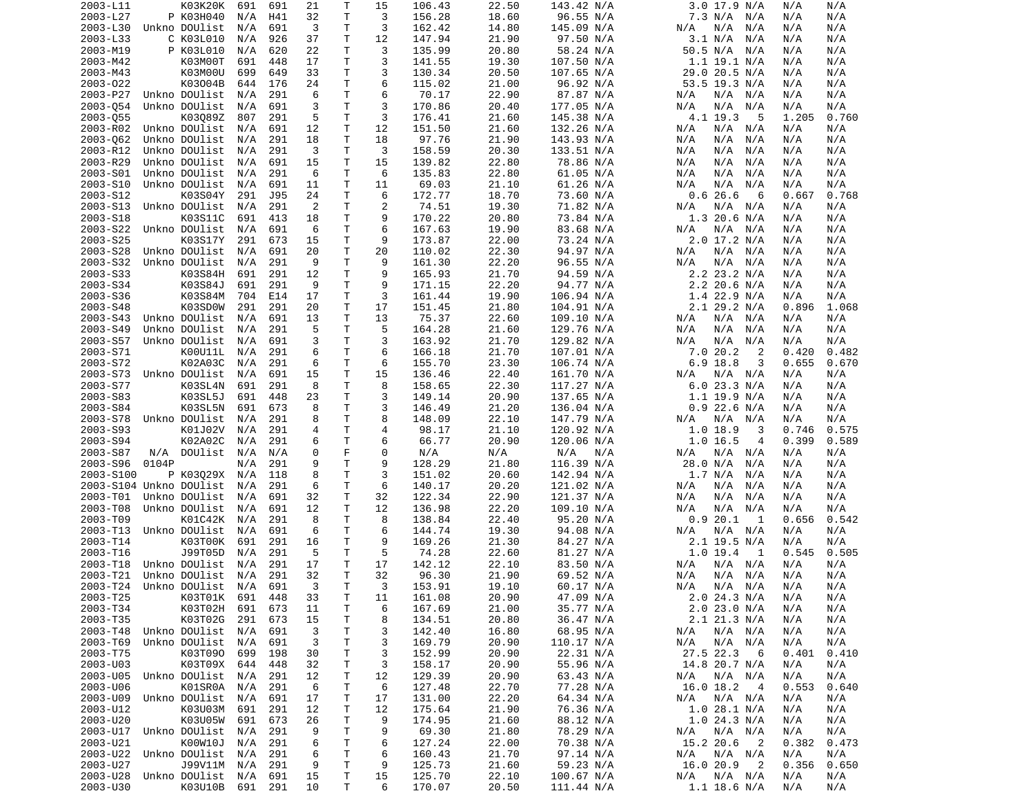| | | | | | | | | | | | | | | | | |
|---|---|---|---|---|---|---|---|---|---|---|---|---|---|---|---|---|
| 2003-L11 | | K03K20K | 691 | 691 | 21 | T | 15 | 106.43 | 22.50 | 143.42 | N/A | 3.0 | 17.9 | N/A | N/A | N/A |
| 2003-L27 | P | K03H040 | N/A | H41 | 32 | T | 3 | 156.28 | 18.60 | 96.55 | N/A | 7.3 | N/A | N/A | N/A | N/A |
| 2003-L30 | Unkno | DOUlist | N/A | 691 | 3 | T | 3 | 162.42 | 14.80 | 145.09 | N/A | N/A | N/A | N/A | N/A | N/A |
| 2003-L33 | C | K03L010 | N/A | 926 | 37 | T | 12 | 147.94 | 21.90 | 97.50 | N/A | 3.1 | N/A | N/A | N/A | N/A |
| 2003-M19 | P | K03L010 | N/A | 620 | 22 | T | 3 | 135.99 | 20.80 | 58.24 | N/A | 50.5 | N/A | N/A | N/A | N/A |
| 2003-M42 | | K03M00T | 691 | 448 | 17 | T | 3 | 141.55 | 19.30 | 107.50 | N/A | 1.1 | 19.1 | N/A | N/A | N/A |
| 2003-M43 | | K03M00U | 699 | 649 | 33 | T | 3 | 130.34 | 20.50 | 107.65 | N/A | 29.0 | 20.5 | N/A | N/A | N/A |
| 2003-O22 | | K03O04B | 644 | 176 | 24 | T | 6 | 115.02 | 21.00 | 96.92 | N/A | 53.5 | 19.3 | N/A | N/A | N/A |
| 2003-P27 | Unkno | DOUlist | N/A | 291 | 6 | T | 6 | 70.17 | 22.90 | 87.87 | N/A | N/A | N/A | N/A | N/A | N/A |
| 2003-Q54 | Unkno | DOUlist | N/A | 691 | 3 | T | 3 | 170.86 | 20.40 | 177.05 | N/A | N/A | N/A | N/A | N/A | N/A |
| 2003-Q55 | | K03Q89Z | 807 | 291 | 5 | T | 3 | 176.41 | 21.60 | 145.38 | N/A | 4.1 | 19.3 | 5 | 1.205 | 0.760 |
| 2003-R02 | Unkno | DOUlist | N/A | 691 | 12 | T | 12 | 151.50 | 21.60 | 132.26 | N/A | N/A | N/A | N/A | N/A | N/A |
| 2003-Q62 | Unkno | DOUlist | N/A | 291 | 18 | T | 18 | 97.76 | 21.90 | 143.93 | N/A | N/A | N/A | N/A | N/A | N/A |
| 2003-R12 | Unkno | DOUlist | N/A | 291 | 3 | T | 3 | 158.59 | 20.30 | 133.51 | N/A | N/A | N/A | N/A | N/A | N/A |
| 2003-R29 | Unkno | DOUlist | N/A | 691 | 15 | T | 15 | 139.82 | 22.80 | 78.86 | N/A | N/A | N/A | N/A | N/A | N/A |
| 2003-S01 | Unkno | DOUlist | N/A | 291 | 6 | T | 6 | 135.83 | 22.80 | 61.05 | N/A | N/A | N/A | N/A | N/A | N/A |
| 2003-S10 | Unkno | DOUlist | N/A | 691 | 11 | T | 11 | 69.03 | 21.10 | 61.26 | N/A | N/A | N/A | N/A | N/A | N/A |
| 2003-S12 | | K03S04Y | 291 | J95 | 24 | T | 6 | 172.77 | 18.70 | 73.60 | N/A | 0.6 | 26.6 | 6 | 0.667 | 0.768 |
| 2003-S13 | Unkno | DOUlist | N/A | 291 | 2 | T | 2 | 74.51 | 19.30 | 71.82 | N/A | N/A | N/A | N/A | N/A | N/A |
| 2003-S18 | | K03S11C | 691 | 413 | 18 | T | 9 | 170.22 | 20.80 | 73.84 | N/A | 1.3 | 20.6 | N/A | N/A | N/A |
| 2003-S22 | Unkno | DOUlist | N/A | 691 | 6 | T | 6 | 167.63 | 19.90 | 83.68 | N/A | N/A | N/A | N/A | N/A | N/A |
| 2003-S25 | | K03S17Y | 291 | 673 | 15 | T | 9 | 173.87 | 22.00 | 73.24 | N/A | 2.0 | 17.2 | N/A | N/A | N/A |
| 2003-S28 | Unkno | DOUlist | N/A | 691 | 20 | T | 20 | 110.02 | 22.30 | 94.97 | N/A | N/A | N/A | N/A | N/A | N/A |
| 2003-S32 | Unkno | DOUlist | N/A | 291 | 9 | T | 9 | 161.30 | 22.20 | 96.55 | N/A | N/A | N/A | N/A | N/A | N/A |
| 2003-S33 | | K03S84H | 691 | 291 | 12 | T | 9 | 165.93 | 21.70 | 94.59 | N/A | 2.2 | 23.2 | N/A | N/A | N/A |
| 2003-S34 | | K03S84J | 691 | 291 | 9 | T | 9 | 171.15 | 22.20 | 94.77 | N/A | 2.2 | 20.6 | N/A | N/A | N/A |
| 2003-S36 | | K03S84M | 704 | E14 | 17 | T | 3 | 161.44 | 19.90 | 106.94 | N/A | 1.4 | 22.9 | N/A | N/A | N/A |
| 2003-S48 | | K03SD0W | 291 | 291 | 20 | T | 17 | 151.45 | 21.80 | 104.91 | N/A | 2.1 | 29.2 | N/A | 0.896 | 1.068 |
| 2003-S43 | Unkno | DOUlist | N/A | 691 | 13 | T | 13 | 75.37 | 22.60 | 109.10 | N/A | N/A | N/A | N/A | N/A | N/A |
| 2003-S49 | Unkno | DOUlist | N/A | 291 | 5 | T | 5 | 164.28 | 21.60 | 129.76 | N/A | N/A | N/A | N/A | N/A | N/A |
| 2003-S57 | Unkno | DOUlist | N/A | 691 | 3 | T | 3 | 163.92 | 21.70 | 129.82 | N/A | N/A | N/A | N/A | N/A | N/A |
| 2003-S71 | | K00U11L | N/A | 291 | 6 | T | 6 | 166.18 | 21.70 | 107.01 | N/A | 7.0 | 20.2 | 2 | 0.420 | 0.482 |
| 2003-S72 | | K02A03C | N/A | 291 | 6 | T | 6 | 155.70 | 23.30 | 106.74 | N/A | 6.9 | 18.8 | 3 | 0.655 | 0.670 |
| 2003-S73 | Unkno | DOUlist | N/A | 691 | 15 | T | 15 | 136.46 | 22.40 | 161.70 | N/A | N/A | N/A | N/A | N/A | N/A |
| 2003-S77 | | K03SL4N | 691 | 291 | 8 | T | 8 | 158.65 | 22.30 | 117.27 | N/A | 6.0 | 23.3 | N/A | N/A | N/A |
| 2003-S83 | | K03SL5J | 691 | 448 | 23 | T | 3 | 149.14 | 20.90 | 137.65 | N/A | 1.1 | 19.9 | N/A | N/A | N/A |
| 2003-S84 | | K03SL5N | 691 | 673 | 8 | T | 3 | 146.49 | 21.20 | 136.04 | N/A | 0.9 | 22.6 | N/A | N/A | N/A |
| 2003-S78 | Unkno | DOUlist | N/A | 291 | 8 | T | 8 | 148.09 | 22.10 | 147.79 | N/A | N/A | N/A | N/A | N/A | N/A |
| 2003-S93 | | K01J02V | N/A | 291 | 4 | T | 4 | 98.17 | 21.10 | 120.92 | N/A | 1.0 | 18.9 | 3 | 0.746 | 0.630 |
| 2003-S94 | | K02A02C | N/A | 291 | 6 | T | 6 | 66.77 | 20.90 | 120.06 | N/A | 1.0 | 16.5 | 4 | 0.399 | 0.589 |
| 2003-S87 | N/A | DOUlist | N/A | N/A | 0 | F | 0 | N/A | N/A | N/A | N/A | N/A | N/A | N/A | N/A | N/A |
| 2003-S96 | 0104P | | N/A | 291 | 9 | T | 9 | 128.29 | 21.80 | 116.39 | N/A | 28.0 | N/A | N/A | N/A | N/A |
| 2003-S100 | P | K03Q29X | N/A | 118 | 8 | T | 3 | 151.02 | 20.60 | 142.94 | N/A | 1.7 | N/A | N/A | N/A | N/A |
| 2003-S104 | Unkno | DOUlist | N/A | 291 | 6 | T | 6 | 140.17 | 20.20 | 121.02 | N/A | N/A | N/A | N/A | N/A | N/A |
| 2003-T01 | Unkno | DOUlist | N/A | 691 | 32 | T | 32 | 122.34 | 22.90 | 121.37 | N/A | N/A | N/A | N/A | N/A | N/A |
| 2003-T08 | Unkno | DOUlist | N/A | 691 | 12 | T | 12 | 136.98 | 22.20 | 109.10 | N/A | N/A | N/A | N/A | N/A | N/A |
| 2003-T09 | | K01C42K | N/A | 291 | 8 | T | 8 | 138.84 | 22.40 | 95.20 | N/A | 0.9 | 20.1 | 1 | 0.656 | 0.542 |
| 2003-T13 | Unkno | DOUlist | N/A | 691 | 6 | T | 6 | 144.74 | 19.30 | 94.08 | N/A | N/A | N/A | N/A | N/A | N/A |
| 2003-T14 | | K03T00K | 691 | 291 | 16 | T | 9 | 169.26 | 21.30 | 84.27 | N/A | 2.1 | 19.5 | N/A | N/A | N/A |
| 2003-T16 | | J99T05D | N/A | 291 | 5 | T | 5 | 74.28 | 22.60 | 81.27 | N/A | 1.0 | 19.4 | 1 | 0.545 | 0.505 |
| 2003-T18 | Unkno | DOUlist | N/A | 291 | 17 | T | 17 | 142.12 | 22.10 | 83.50 | N/A | N/A | N/A | N/A | N/A | N/A |
| 2003-T21 | Unkno | DOUlist | N/A | 291 | 32 | T | 32 | 96.30 | 21.90 | 69.52 | N/A | N/A | N/A | N/A | N/A | N/A |
| 2003-T24 | Unkno | DOUlist | N/A | 691 | 3 | T | 3 | 153.91 | 19.10 | 60.17 | N/A | N/A | N/A | N/A | N/A | N/A |
| 2003-T25 | | K03T01K | 691 | 448 | 33 | T | 11 | 161.08 | 20.90 | 47.09 | N/A | 2.0 | 24.3 | N/A | N/A | N/A |
| 2003-T34 | | K03T02H | 691 | 673 | 11 | T | 6 | 167.69 | 21.00 | 35.77 | N/A | 2.0 | 23.0 | N/A | N/A | N/A |
| 2003-T35 | | K03T02G | 291 | 673 | 15 | T | 8 | 134.51 | 20.80 | 36.47 | N/A | 2.1 | 21.3 | N/A | N/A | N/A |
| 2003-T48 | Unkno | DOUlist | N/A | 691 | 3 | T | 3 | 142.40 | 16.80 | 68.95 | N/A | N/A | N/A | N/A | N/A | N/A |
| 2003-T69 | Unkno | DOUlist | N/A | 691 | 3 | T | 3 | 169.79 | 20.90 | 110.17 | N/A | N/A | N/A | N/A | N/A | N/A |
| 2003-T75 | | K03T09O | 699 | 198 | 30 | T | 3 | 152.99 | 20.90 | 22.31 | N/A | 27.5 | 22.3 | 6 | 0.401 | 0.410 |
| 2003-U03 | | K03T09X | 644 | 448 | 32 | T | 3 | 158.17 | 20.90 | 55.96 | N/A | 14.8 | 20.7 | N/A | N/A | N/A |
| 2003-U05 | Unkno | DOUlist | N/A | 291 | 12 | T | 12 | 129.39 | 20.90 | 63.43 | N/A | N/A | N/A | N/A | N/A | N/A |
| 2003-U06 | | K01SR0A | N/A | 291 | 6 | T | 6 | 127.48 | 22.70 | 77.28 | N/A | 16.0 | 18.2 | 4 | 0.553 | 0.640 |
| 2003-U09 | Unkno | DOUlist | N/A | 691 | 17 | T | 17 | 131.00 | 22.20 | 64.34 | N/A | N/A | N/A | N/A | N/A | N/A |
| 2003-U12 | | K03U03M | 691 | 291 | 12 | T | 12 | 175.64 | 21.90 | 76.36 | N/A | 1.0 | 28.1 | N/A | N/A | N/A |
| 2003-U20 | | K03U05W | 691 | 673 | 26 | T | 9 | 174.95 | 21.60 | 88.12 | N/A | 1.0 | 24.3 | N/A | N/A | N/A |
| 2003-U17 | Unkno | DOUlist | N/A | 291 | 9 | T | 9 | 69.30 | 21.80 | 78.29 | N/A | N/A | N/A | N/A | N/A | N/A |
| 2003-U21 | | K00W10J | N/A | 291 | 6 | T | 6 | 127.24 | 22.00 | 70.38 | N/A | 15.2 | 20.6 | 2 | 0.382 | 0.473 |
| 2003-U22 | Unkno | DOUlist | N/A | 291 | 6 | T | 6 | 160.43 | 21.70 | 97.14 | N/A | N/A | N/A | N/A | N/A | N/A |
| 2003-U27 | | J99V11M | N/A | 291 | 9 | T | 9 | 125.73 | 21.60 | 59.23 | N/A | 16.0 | 20.9 | 2 | 0.356 | 0.650 |
| 2003-U28 | Unkno | DOUlist | N/A | 691 | 15 | T | 15 | 125.70 | 22.10 | 100.67 | N/A | N/A | N/A | N/A | N/A | N/A |
| 2003-U30 | | K03U10B | 691 | 291 | 10 | T | 6 | 170.07 | 20.50 | 111.44 | N/A | 1.1 | 18.6 | N/A | N/A | N/A |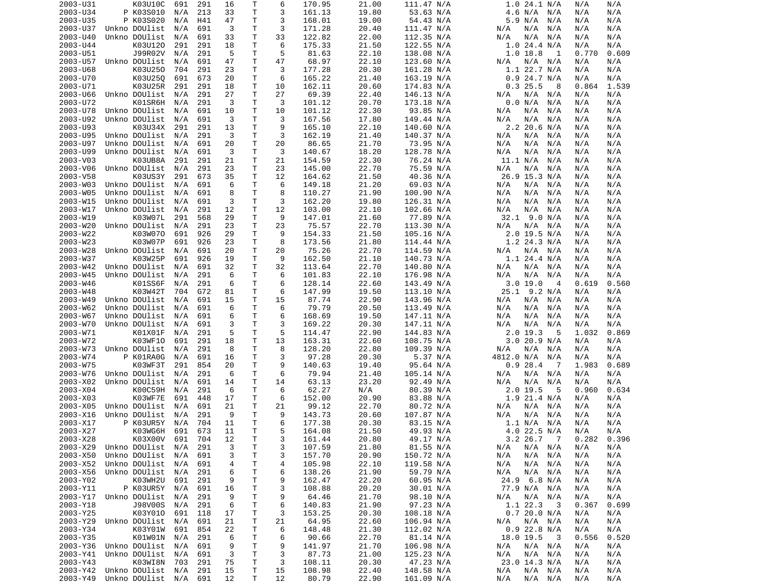| | | | | | | | | | | | | | | | | | |
|---|---|---|---|---|---|---|---|---|---|---|---|---|---|---|---|---|---|
| 2003-U31 | | K03U10C | 691 | 291 | 16 | T | 6 | 170.95 | 21.00 | 111.47 | N/A | 1.0 | 24.1 | N/A | N/A | N/A |
| 2003-U34 | P | K03S010 | N/A | 213 | 33 | T | 3 | 161.13 | 19.80 | 53.63 | N/A | 4.6 | N/A | N/A | N/A | N/A |
| 2003-U35 | P | K03S020 | N/A | H41 | 47 | T | 3 | 168.01 | 19.00 | 54.43 | N/A | 5.9 | N/A | N/A | N/A | N/A |
| 2003-U37 | Unkno | DOUlist | N/A | 691 | 3 | T | 3 | 171.28 | 20.40 | 111.47 | N/A | N/A | N/A | N/A | N/A | N/A |
| 2003-U40 | Unkno | DOUlist | N/A | 691 | 33 | T | 33 | 122.82 | 22.00 | 112.35 | N/A | N/A | N/A | N/A | N/A | N/A |
| 2003-U44 | | K03U12O | 291 | 291 | 18 | T | 6 | 175.33 | 21.50 | 122.55 | N/A | 1.0 | 24.4 | N/A | N/A | N/A |
| 2003-U51 | | J99R02V | N/A | 291 | 5 | T | 5 | 81.63 | 22.10 | 138.08 | N/A | 1.0 | 18.8 | 1 | 0.770 | 0.609 |
| 2003-U57 | Unkno | DOUlist | N/A | 691 | 47 | T | 47 | 68.97 | 22.10 | 123.60 | N/A | N/A | N/A | N/A | N/A | N/A |
| 2003-U68 | | K03U25O | 704 | 291 | 23 | T | 3 | 177.28 | 20.30 | 161.28 | N/A | 1.1 | 22.7 | N/A | N/A | N/A |
| 2003-U70 | | K03U25Q | 691 | 673 | 20 | T | 6 | 165.22 | 21.40 | 163.19 | N/A | 0.9 | 24.7 | N/A | N/A | N/A |
| 2003-U71 | | K03U25R | 291 | 291 | 18 | T | 10 | 162.11 | 20.60 | 174.83 | N/A | 0.3 | 25.5 | 8 | 0.864 | 1.539 |
| 2003-U66 | Unkno | DOUlist | N/A | 291 | 27 | T | 27 | 69.39 | 22.40 | 146.13 | N/A | N/A | N/A | N/A | N/A | N/A |
| 2003-U72 | | K01SR6H | N/A | 291 | 3 | T | 3 | 101.12 | 20.70 | 173.18 | N/A | 0.0 | N/A | N/A | N/A | N/A |
| 2003-U78 | Unkno | DOUlist | N/A | 691 | 10 | T | 10 | 101.12 | 22.30 | 93.85 | N/A | N/A | N/A | N/A | N/A | N/A |
| 2003-U92 | Unkno | DOUlist | N/A | 691 | 3 | T | 3 | 167.56 | 17.80 | 149.44 | N/A | N/A | N/A | N/A | N/A | N/A |
| 2003-U93 | | K03U34X | 291 | 291 | 13 | T | 9 | 165.10 | 22.10 | 140.60 | N/A | 2.2 | 20.6 | N/A | N/A | N/A |
| 2003-U95 | Unkno | DOUlist | N/A | 291 | 3 | T | 3 | 162.19 | 21.40 | 140.37 | N/A | N/A | N/A | N/A | N/A | N/A |
| 2003-U97 | Unkno | DOUlist | N/A | 691 | 20 | T | 20 | 86.65 | 21.70 | 73.95 | N/A | N/A | N/A | N/A | N/A | N/A |
| 2003-U99 | Unkno | DOUlist | N/A | 691 | 3 | T | 3 | 140.67 | 18.20 | 128.78 | N/A | N/A | N/A | N/A | N/A | N/A |
| 2003-V03 | | K03UB8A | 291 | 291 | 21 | T | 21 | 154.59 | 22.30 | 76.24 | N/A | 11.1 | N/A | N/A | N/A | N/A |
| 2003-V06 | Unkno | DOUlist | N/A | 291 | 23 | T | 23 | 145.00 | 22.70 | 75.59 | N/A | N/A | N/A | N/A | N/A | N/A |
| 2003-V58 | | K03US3Y | 291 | 673 | 35 | T | 12 | 164.62 | 21.50 | 40.36 | N/A | 26.9 | 15.3 | N/A | N/A | N/A |
| 2003-W03 | Unkno | DOUlist | N/A | 691 | 6 | T | 6 | 149.18 | 21.20 | 69.03 | N/A | N/A | N/A | N/A | N/A | N/A |
| 2003-W05 | Unkno | DOUlist | N/A | 691 | 8 | T | 8 | 110.27 | 21.90 | 100.90 | N/A | N/A | N/A | N/A | N/A | N/A |
| 2003-W15 | Unkno | DOUlist | N/A | 691 | 3 | T | 3 | 162.20 | 19.80 | 126.31 | N/A | N/A | N/A | N/A | N/A | N/A |
| 2003-W17 | Unkno | DOUlist | N/A | 291 | 12 | T | 12 | 103.00 | 22.10 | 102.66 | N/A | N/A | N/A | N/A | N/A | N/A |
| 2003-W19 | | K03W07L | 291 | 568 | 29 | T | 9 | 147.01 | 21.60 | 77.89 | N/A | 32.1 | 9.0 | N/A | N/A | N/A |
| 2003-W20 | Unkno | DOUlist | N/A | 291 | 23 | T | 23 | 75.57 | 22.70 | 113.30 | N/A | N/A | N/A | N/A | N/A | N/A |
| 2003-W22 | | K03W07O | 691 | 926 | 29 | T | 9 | 154.33 | 21.50 | 105.16 | N/A | 2.0 | 19.5 | N/A | N/A | N/A |
| 2003-W23 | | K03W07P | 691 | 926 | 23 | T | 8 | 173.56 | 21.80 | 114.44 | N/A | 1.2 | 24.3 | N/A | N/A | N/A |
| 2003-W28 | Unkno | DOUlist | N/A | 691 | 20 | T | 20 | 75.26 | 22.70 | 114.59 | N/A | N/A | N/A | N/A | N/A | N/A |
| 2003-W37 | | K03W25P | 691 | 926 | 19 | T | 9 | 162.50 | 21.10 | 140.73 | N/A | 1.1 | 24.4 | N/A | N/A | N/A |
| 2003-W42 | Unkno | DOUlist | N/A | 691 | 32 | T | 32 | 113.64 | 22.70 | 140.80 | N/A | N/A | N/A | N/A | N/A | N/A |
| 2003-W45 | Unkno | DOUlist | N/A | 291 | 6 | T | 6 | 101.83 | 22.10 | 176.98 | N/A | N/A | N/A | N/A | N/A | N/A |
| 2003-W46 | | K01SS6F | N/A | 291 | 6 | T | 6 | 128.14 | 22.60 | 143.49 | N/A | 3.0 | 19.0 | 4 | 0.619 | 0.560 |
| 2003-W48 | | K03W42T | 704 | G72 | 81 | T | 6 | 147.99 | 19.50 | 113.10 | N/A | 25.1 | 9.2 | N/A | N/A | N/A |
| 2003-W49 | Unkno | DOUlist | N/A | 691 | 15 | T | 15 | 87.74 | 22.90 | 143.96 | N/A | N/A | N/A | N/A | N/A | N/A |
| 2003-W62 | Unkno | DOUlist | N/A | 691 | 6 | T | 6 | 79.79 | 20.50 | 113.49 | N/A | N/A | N/A | N/A | N/A | N/A |
| 2003-W67 | Unkno | DOUlist | N/A | 691 | 6 | T | 6 | 168.69 | 19.50 | 147.11 | N/A | N/A | N/A | N/A | N/A | N/A |
| 2003-W70 | Unkno | DOUlist | N/A | 691 | 3 | T | 3 | 169.22 | 20.30 | 147.11 | N/A | N/A | N/A | N/A | N/A | N/A |
| 2003-W71 | | K01X01F | N/A | 291 | 5 | T | 5 | 114.47 | 22.90 | 144.83 | N/A | 2.0 | 19.3 | 5 | 1.032 | 0.869 |
| 2003-W72 | | K03WF1O | 691 | 291 | 18 | T | 13 | 163.31 | 22.60 | 108.75 | N/A | 3.0 | 20.9 | N/A | N/A | N/A |
| 2003-W73 | Unkno | DOUlist | N/A | 291 | 8 | T | 8 | 128.20 | 22.80 | 109.39 | N/A | N/A | N/A | N/A | N/A | N/A |
| 2003-W74 | P | K01RA0G | N/A | 691 | 16 | T | 3 | 97.28 | 20.30 | 5.37 | N/A | 4812.0 | N/A | N/A | N/A | N/A |
| 2003-W75 | | K03WF3T | 291 | 854 | 20 | T | 9 | 140.63 | 19.40 | 95.64 | N/A | 0.9 | 28.4 | 7 | 1.983 | 0.689 |
| 2003-W76 | Unkno | DOUlist | N/A | 291 | 6 | T | 6 | 79.94 | 21.40 | 105.14 | N/A | N/A | N/A | N/A | N/A | N/A |
| 2003-X02 | Unkno | DOUlist | N/A | 691 | 14 | T | 14 | 63.13 | 23.20 | 92.49 | N/A | N/A | N/A | N/A | N/A | N/A |
| 2003-X04 | | K00C59H | N/A | 291 | 6 | T | 6 | 62.27 | N/A | 80.39 | N/A | 2.0 | 19.5 | 5 | 0.960 | 0.634 |
| 2003-X03 | | K03WF7E | 691 | 448 | 17 | T | 6 | 152.00 | 20.90 | 83.88 | N/A | 1.9 | 21.4 | N/A | N/A | N/A |
| 2003-X05 | Unkno | DOUlist | N/A | 691 | 21 | T | 21 | 99.12 | 22.70 | 80.72 | N/A | N/A | N/A | N/A | N/A | N/A |
| 2003-X16 | Unkno | DOUlist | N/A | 291 | 9 | T | 9 | 143.73 | 20.60 | 107.87 | N/A | N/A | N/A | N/A | N/A | N/A |
| 2003-X17 | P | K03UR5Y | N/A | 704 | 11 | T | 6 | 177.38 | 20.30 | 83.15 | N/A | 1.1 | N/A | N/A | N/A | N/A |
| 2003-X27 | | K03WG6H | 691 | 673 | 11 | T | 5 | 164.08 | 21.50 | 49.93 | N/A | 4.0 | 22.5 | N/A | N/A | N/A |
| 2003-X28 | | K03X00V | 691 | 704 | 12 | T | 3 | 161.44 | 20.80 | 49.17 | N/A | 3.2 | 26.7 | 7 | 0.282 | 0.396 |
| 2003-X29 | Unkno | DOUlist | N/A | 291 | 3 | T | 3 | 107.59 | 21.80 | 81.55 | N/A | N/A | N/A | N/A | N/A | N/A |
| 2003-X50 | Unkno | DOUlist | N/A | 691 | 3 | T | 3 | 157.70 | 20.90 | 150.72 | N/A | N/A | N/A | N/A | N/A | N/A |
| 2003-X52 | Unkno | DOUlist | N/A | 691 | 4 | T | 4 | 105.98 | 22.10 | 119.58 | N/A | N/A | N/A | N/A | N/A | N/A |
| 2003-X56 | Unkno | DOUlist | N/A | 291 | 6 | T | 6 | 138.26 | 21.90 | 59.79 | N/A | N/A | N/A | N/A | N/A | N/A |
| 2003-Y02 | | K03WH2U | 691 | 291 | 9 | T | 9 | 162.47 | 22.20 | 60.95 | N/A | 24.9 | 6.8 | N/A | N/A | N/A |
| 2003-Y11 | P | K03UR5Y | N/A | 691 | 16 | T | 3 | 108.88 | 20.20 | 30.01 | N/A | 77.9 | N/A | N/A | N/A | N/A |
| 2003-Y17 | Unkno | DOUlist | N/A | 291 | 9 | T | 9 | 64.46 | 21.70 | 98.10 | N/A | N/A | N/A | N/A | N/A | N/A |
| 2003-Y18 | | J98V00S | N/A | 291 | 6 | T | 6 | 140.83 | 21.90 | 97.23 | N/A | 1.1 | 22.3 | 3 | 0.367 | 0.699 |
| 2003-Y25 | | K03Y01O | 691 | 118 | 17 | T | 3 | 153.25 | 20.30 | 108.18 | N/A | 0.7 | 20.0 | N/A | N/A | N/A |
| 2003-Y29 | Unkno | DOUlist | N/A | 691 | 21 | T | 21 | 64.95 | 22.60 | 106.94 | N/A | N/A | N/A | N/A | N/A | N/A |
| 2003-Y34 | | K03Y01W | 691 | 854 | 22 | T | 6 | 148.48 | 21.30 | 112.02 | N/A | 0.9 | 22.8 | N/A | N/A | N/A |
| 2003-Y35 | | K01W01N | N/A | 291 | 6 | T | 6 | 90.66 | 22.70 | 81.14 | N/A | 18.0 | 19.5 | 3 | 0.556 | 0.520 |
| 2003-Y36 | Unkno | DOUlist | N/A | 691 | 9 | T | 9 | 141.97 | 21.70 | 106.98 | N/A | N/A | N/A | N/A | N/A | N/A |
| 2003-Y41 | Unkno | DOUlist | N/A | 691 | 3 | T | 3 | 87.73 | 21.00 | 125.23 | N/A | N/A | N/A | N/A | N/A | N/A |
| 2003-Y43 | | K03WI8N | 703 | 291 | 75 | T | 3 | 108.11 | 20.30 | 47.23 | N/A | 23.0 | 14.3 | N/A | N/A | N/A |
| 2003-Y42 | Unkno | DOUlist | N/A | 291 | 15 | T | 15 | 108.98 | 22.40 | 148.58 | N/A | N/A | N/A | N/A | N/A | N/A |
| 2003-Y49 | Unkno | DOUlist | N/A | 691 | 12 | T | 12 | 80.79 | 22.90 | 161.09 | N/A | N/A | N/A | N/A | N/A | N/A |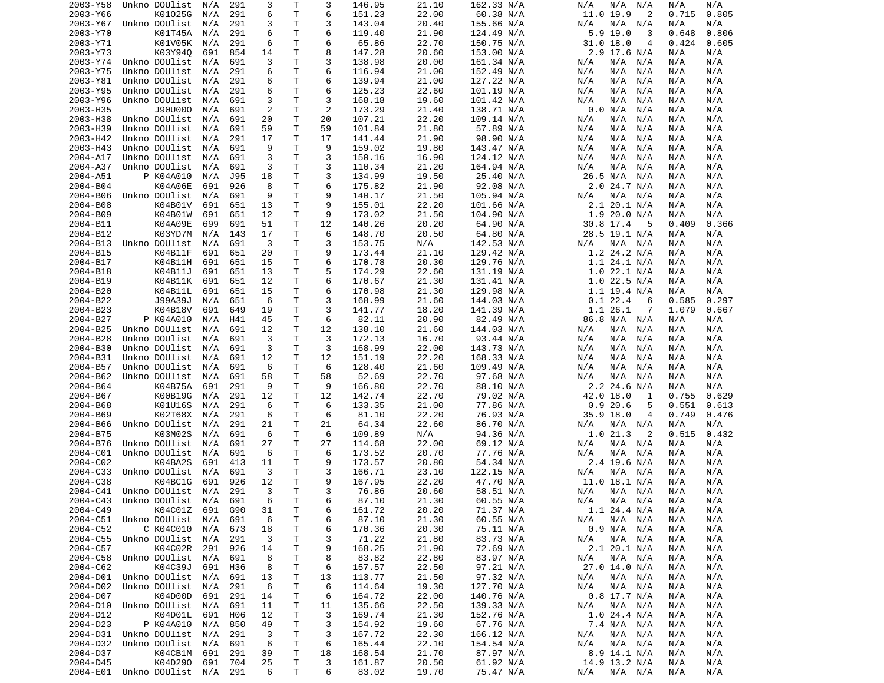| | | | | | | | | | | | | | | | | |
|---|---|---|---|---|---|---|---|---|---|---|---|---|---|---|---|---|
| 2003-Y58 | Unkno | DOUlist | N/A | 291 | 3 | T | 3 | 146.95 | 21.10 | 162.33 | N/A | N/A | N/A | N/A | N/A | N/A |
| 2003-Y66 | | K01O25G | N/A | 291 | 6 | T | 6 | 151.23 | 22.00 | 60.38 | N/A | 11.0 | 19.9 | 2 | 0.715 | 0.805 |
| 2003-Y67 | Unkno | DOUlist | N/A | 291 | 3 | T | 3 | 143.04 | 20.40 | 155.66 | N/A | N/A | N/A | N/A | N/A | N/A |
| 2003-Y70 | | K01T45A | N/A | 291 | 6 | T | 6 | 119.40 | 21.90 | 124.49 | N/A | 5.9 | 19.0 | 3 | 0.648 | 0.806 |
| 2003-Y71 | | K01V05K | N/A | 291 | 6 | T | 6 | 65.86 | 22.70 | 150.75 | N/A | 31.0 | 18.0 | 4 | 0.424 | 0.605 |
| 2003-Y73 | | K03Y94Q | 691 | 854 | 14 | T | 8 | 147.28 | 20.60 | 153.00 | N/A | 2.9 | 17.6 | N/A | N/A | N/A |
| 2003-Y74 | Unkno | DOUlist | N/A | 691 | 3 | T | 3 | 138.98 | 20.00 | 161.34 | N/A | N/A | N/A | N/A | N/A | N/A |
| 2003-Y75 | Unkno | DOUlist | N/A | 291 | 6 | T | 6 | 116.94 | 21.00 | 152.49 | N/A | N/A | N/A | N/A | N/A | N/A |
| 2003-Y81 | Unkno | DOUlist | N/A | 291 | 6 | T | 6 | 139.94 | 21.00 | 127.22 | N/A | N/A | N/A | N/A | N/A | N/A |
| 2003-Y95 | Unkno | DOUlist | N/A | 291 | 6 | T | 6 | 125.23 | 22.60 | 101.19 | N/A | N/A | N/A | N/A | N/A | N/A |
| 2003-Y96 | Unkno | DOUlist | N/A | 691 | 3 | T | 3 | 168.18 | 19.60 | 101.42 | N/A | N/A | N/A | N/A | N/A | N/A |
| 2003-H35 | | J90U00O | N/A | 691 | 2 | T | 2 | 173.29 | 21.40 | 138.71 | N/A | 0.0 | N/A | N/A | N/A | N/A |
| 2003-H38 | Unkno | DOUlist | N/A | 691 | 20 | T | 20 | 107.21 | 22.20 | 109.14 | N/A | N/A | N/A | N/A | N/A | N/A |
| 2003-H39 | Unkno | DOUlist | N/A | 691 | 59 | T | 59 | 101.84 | 21.80 | 57.89 | N/A | N/A | N/A | N/A | N/A | N/A |
| 2003-H42 | Unkno | DOUlist | N/A | 291 | 17 | T | 17 | 141.44 | 21.90 | 98.90 | N/A | N/A | N/A | N/A | N/A | N/A |
| 2003-H43 | Unkno | DOUlist | N/A | 691 | 9 | T | 9 | 159.02 | 19.80 | 143.47 | N/A | N/A | N/A | N/A | N/A | N/A |
| 2004-A17 | Unkno | DOUlist | N/A | 691 | 3 | T | 3 | 150.16 | 16.90 | 124.12 | N/A | N/A | N/A | N/A | N/A | N/A |
| 2004-A37 | Unkno | DOUlist | N/A | 691 | 3 | T | 3 | 110.34 | 21.20 | 164.94 | N/A | N/A | N/A | N/A | N/A | N/A |
| 2004-A51 | P | K04A010 | N/A | J95 | 18 | T | 3 | 134.99 | 19.50 | 25.40 | N/A | 26.5 | N/A | N/A | N/A | N/A |
| 2004-B04 | | K04A06E | 691 | 926 | 8 | T | 6 | 175.82 | 21.90 | 92.08 | N/A | 2.0 | 24.7 | N/A | N/A | N/A |
| 2004-B06 | Unkno | DOUlist | N/A | 691 | 9 | T | 9 | 140.17 | 21.50 | 105.94 | N/A | N/A | N/A | N/A | N/A | N/A |
| 2004-B08 | | K04B01V | 691 | 651 | 13 | T | 9 | 155.01 | 22.20 | 101.66 | N/A | 2.1 | 20.1 | N/A | N/A | N/A |
| 2004-B09 | | K04B01W | 691 | 651 | 12 | T | 9 | 173.02 | 21.50 | 104.90 | N/A | 1.9 | 20.0 | N/A | N/A | N/A |
| 2004-B11 | | K04A09E | 699 | 691 | 51 | T | 12 | 140.26 | 20.20 | 64.90 | N/A | 30.8 | 17.4 | 5 | 0.409 | 0.366 |
| 2004-B12 | | K03YD7M | N/A | 143 | 17 | T | 6 | 148.70 | 20.50 | 64.80 | N/A | 28.5 | 19.1 | N/A | N/A | N/A |
| 2004-B13 | Unkno | DOUlist | N/A | 691 | 3 | T | 3 | 153.75 | N/A | 142.53 | N/A | N/A | N/A | N/A | N/A | N/A |
| 2004-B15 | | K04B11F | 691 | 651 | 20 | T | 9 | 173.44 | 21.10 | 129.42 | N/A | 1.2 | 24.2 | N/A | N/A | N/A |
| 2004-B17 | | K04B11H | 691 | 651 | 15 | T | 6 | 170.78 | 20.30 | 129.76 | N/A | 1.1 | 24.1 | N/A | N/A | N/A |
| 2004-B18 | | K04B11J | 691 | 651 | 13 | T | 5 | 174.29 | 22.60 | 131.19 | N/A | 1.0 | 22.1 | N/A | N/A | N/A |
| 2004-B19 | | K04B11K | 691 | 651 | 12 | T | 6 | 170.67 | 21.30 | 131.41 | N/A | 1.0 | 22.5 | N/A | N/A | N/A |
| 2004-B20 | | K04B11L | 691 | 651 | 15 | T | 6 | 170.98 | 21.30 | 129.98 | N/A | 1.1 | 19.4 | N/A | N/A | N/A |
| 2004-B22 | | J99A39J | N/A | 651 | 6 | T | 3 | 168.99 | 21.60 | 144.03 | N/A | 0.1 | 22.4 | 6 | 0.585 | 0.297 |
| 2004-B23 | | K04B18V | 691 | 649 | 19 | T | 3 | 141.77 | 18.20 | 141.39 | N/A | 1.1 | 26.1 | 7 | 1.079 | 0.667 |
| 2004-B27 | P | K04A010 | N/A | H41 | 45 | T | 6 | 82.11 | 20.90 | 82.49 | N/A | 86.8 | N/A | N/A | N/A | N/A |
| 2004-B25 | Unkno | DOUlist | N/A | 691 | 12 | T | 12 | 138.10 | 21.60 | 144.03 | N/A | N/A | N/A | N/A | N/A | N/A |
| 2004-B28 | Unkno | DOUlist | N/A | 691 | 3 | T | 3 | 172.13 | 16.70 | 93.44 | N/A | N/A | N/A | N/A | N/A | N/A |
| 2004-B30 | Unkno | DOUlist | N/A | 691 | 3 | T | 3 | 168.99 | 22.00 | 143.73 | N/A | N/A | N/A | N/A | N/A | N/A |
| 2004-B31 | Unkno | DOUlist | N/A | 691 | 12 | T | 12 | 151.19 | 22.20 | 168.33 | N/A | N/A | N/A | N/A | N/A | N/A |
| 2004-B57 | Unkno | DOUlist | N/A | 691 | 6 | T | 6 | 128.40 | 21.60 | 109.49 | N/A | N/A | N/A | N/A | N/A | N/A |
| 2004-B62 | Unkno | DOUlist | N/A | 691 | 58 | T | 58 | 52.69 | 22.70 | 97.68 | N/A | N/A | N/A | N/A | N/A | N/A |
| 2004-B64 | | K04B75A | 691 | 291 | 9 | T | 9 | 166.80 | 22.70 | 88.10 | N/A | 2.2 | 24.6 | N/A | N/A | N/A |
| 2004-B67 | | K00B19G | N/A | 291 | 12 | T | 12 | 142.74 | 22.70 | 79.02 | N/A | 42.0 | 18.0 | 1 | 0.755 | 0.629 |
| 2004-B68 | | K01U16S | N/A | 291 | 6 | T | 6 | 133.35 | 21.00 | 77.86 | N/A | 0.9 | 20.6 | 5 | 0.551 | 0.613 |
| 2004-B69 | | K02T68X | N/A | 291 | 6 | T | 6 | 81.10 | 22.20 | 76.93 | N/A | 35.9 | 18.0 | 4 | 0.749 | 0.476 |
| 2004-B66 | Unkno | DOUlist | N/A | 291 | 21 | T | 21 | 64.34 | 22.60 | 86.70 | N/A | N/A | N/A | N/A | N/A | N/A |
| 2004-B75 | | K03M02S | N/A | 691 | 6 | T | 6 | 109.89 | N/A | 94.36 | N/A | 1.0 | 21.3 | 2 | 0.515 | 0.432 |
| 2004-B76 | Unkno | DOUlist | N/A | 691 | 27 | T | 27 | 114.68 | 22.00 | 69.12 | N/A | N/A | N/A | N/A | N/A | N/A |
| 2004-C01 | Unkno | DOUlist | N/A | 691 | 6 | T | 6 | 173.52 | 20.70 | 77.76 | N/A | N/A | N/A | N/A | N/A | N/A |
| 2004-C02 | | K04BA2S | 691 | 413 | 11 | T | 9 | 173.57 | 20.80 | 54.34 | N/A | 2.4 | 19.6 | N/A | N/A | N/A |
| 2004-C33 | Unkno | DOUlist | N/A | 691 | 3 | T | 3 | 166.71 | 23.10 | 122.15 | N/A | N/A | N/A | N/A | N/A | N/A |
| 2004-C38 | | K04BC1G | 691 | 926 | 12 | T | 9 | 167.95 | 22.20 | 47.70 | N/A | 11.0 | 18.1 | N/A | N/A | N/A |
| 2004-C41 | Unkno | DOUlist | N/A | 291 | 3 | T | 3 | 76.86 | 20.60 | 58.51 | N/A | N/A | N/A | N/A | N/A | N/A |
| 2004-C43 | Unkno | DOUlist | N/A | 691 | 6 | T | 6 | 87.10 | 21.30 | 60.55 | N/A | N/A | N/A | N/A | N/A | N/A |
| 2004-C49 | | K04C01Z | 691 | G90 | 31 | T | 6 | 161.72 | 20.20 | 71.37 | N/A | 1.1 | 24.4 | N/A | N/A | N/A |
| 2004-C51 | Unkno | DOUlist | N/A | 691 | 6 | T | 6 | 87.10 | 21.30 | 60.55 | N/A | N/A | N/A | N/A | N/A | N/A |
| 2004-C52 | C | K04C010 | N/A | 673 | 18 | T | 6 | 170.36 | 20.30 | 75.11 | N/A | 0.9 | N/A | N/A | N/A | N/A |
| 2004-C55 | Unkno | DOUlist | N/A | 291 | 3 | T | 3 | 71.22 | 21.80 | 83.73 | N/A | N/A | N/A | N/A | N/A | N/A |
| 2004-C57 | | K04C02R | 291 | 926 | 14 | T | 9 | 168.25 | 21.90 | 72.69 | N/A | 2.1 | 20.1 | N/A | N/A | N/A |
| 2004-C58 | Unkno | DOUlist | N/A | 691 | 8 | T | 8 | 83.82 | 22.80 | 83.97 | N/A | N/A | N/A | N/A | N/A | N/A |
| 2004-C62 | | K04C39J | 691 | H36 | 8 | T | 6 | 157.57 | 22.50 | 97.21 | N/A | 27.0 | 14.0 | N/A | N/A | N/A |
| 2004-D01 | Unkno | DOUlist | N/A | 691 | 13 | T | 13 | 113.77 | 21.50 | 97.32 | N/A | N/A | N/A | N/A | N/A | N/A |
| 2004-D02 | Unkno | DOUlist | N/A | 291 | 6 | T | 6 | 114.64 | 19.30 | 127.70 | N/A | N/A | N/A | N/A | N/A | N/A |
| 2004-D07 | | K04D00D | 691 | 291 | 14 | T | 6 | 164.72 | 22.00 | 140.76 | N/A | 0.8 | 17.7 | N/A | N/A | N/A |
| 2004-D10 | Unkno | DOUlist | N/A | 691 | 11 | T | 11 | 135.66 | 22.50 | 139.33 | N/A | N/A | N/A | N/A | N/A | N/A |
| 2004-D12 | | K04D01L | 691 | H06 | 12 | T | 3 | 169.74 | 21.30 | 152.76 | N/A | 1.0 | 24.4 | N/A | N/A | N/A |
| 2004-D23 | P | K04A010 | N/A | 850 | 49 | T | 3 | 154.92 | 19.60 | 67.76 | N/A | 7.4 | N/A | N/A | N/A | N/A |
| 2004-D31 | Unkno | DOUlist | N/A | 291 | 3 | T | 3 | 167.72 | 22.30 | 166.12 | N/A | N/A | N/A | N/A | N/A | N/A |
| 2004-D32 | Unkno | DOUlist | N/A | 691 | 6 | T | 6 | 165.44 | 22.10 | 154.54 | N/A | N/A | N/A | N/A | N/A | N/A |
| 2004-D37 | | K04CB1M | 691 | 291 | 39 | T | 18 | 168.54 | 21.70 | 87.97 | N/A | 8.9 | 14.1 | N/A | N/A | N/A |
| 2004-D45 | | K04D29O | 691 | 704 | 25 | T | 3 | 161.87 | 20.50 | 61.92 | N/A | 14.9 | 13.2 | N/A | N/A | N/A |
| 2004-E01 | Unkno | DOUlist | N/A | 291 | 6 | T | 6 | 83.02 | 19.70 | 75.47 | N/A | N/A | N/A | N/A | N/A | N/A |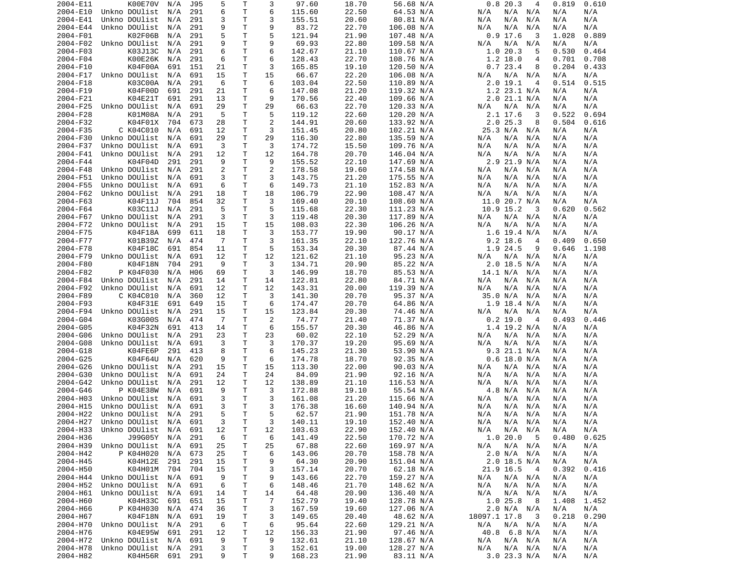```
2004-E11          K00E70V  N/A  J95    5     T     3    97.60      18.70      56.68 N/A           0.8 20.3   4   0.819  0.610
2004-E10  Unkno DOUlist  N/A  291    6     T     6   115.60      22.50      64.53 N/A         N/A   N/A  N/A   N/A    N/A
2004-E41  Unkno DOUlist  N/A  291    3     T     3   155.51      20.60      80.81 N/A         N/A   N/A  N/A   N/A    N/A
2004-E44  Unkno DOUlist  N/A  291    9     T     9    83.72      22.70     106.08 N/A         N/A   N/A  N/A   N/A    N/A
2004-F01          K02F06B  N/A  291    5     T     5   121.94      21.90     107.48 N/A           0.9 17.6   3   1.028  0.889
2004-F02  Unkno DOUlist  N/A  291    9     T     9    69.93      22.80     109.58 N/A         N/A   N/A  N/A   N/A    N/A
2004-F03          K03J13C  N/A  291    6     T     6   142.67      21.10     110.67 N/A           1.0 20.3   5   0.530  0.464
2004-F04          K00E26K  N/A  291    6     T     6   128.43      22.70     108.76 N/A           1.2 18.0   4   0.701  0.708
2004-F10          K04F00A  691  151   21     T     3   165.85      19.10     120.50 N/A           0.7 23.4   8   0.204  0.433
2004-F17  Unkno DOUlist  N/A  691   15     T    15    66.67      22.20     106.08 N/A         N/A   N/A  N/A   N/A    N/A
2004-F18          K03C00A  N/A  291    6     T     6   103.04      22.50     110.89 N/A           2.0 19.1   4   0.514  0.515
2004-F19          K04F00D  691  291   21     T     6   147.08      21.20     119.32 N/A           1.2 23.1 N/A   N/A    N/A
2004-F21          K04E21T  691  291   13     T     9   170.56      22.40     109.66 N/A           2.0 21.1 N/A   N/A    N/A
2004-F25  Unkno DOUlist  N/A  691   29     T    29    66.63      22.70     120.33 N/A         N/A   N/A  N/A   N/A    N/A
2004-F28          K01M08A  N/A  291    5     T     5   119.12      22.60     120.20 N/A           2.1 17.6   3   0.522  0.694
2004-F32          K04F01X  704  673   28     T     2   144.91      20.60     133.92 N/A           2.0 25.3   8   0.504  0.616
2004-F35        C K04C010  N/A  691   12     T     3   151.45      20.80     102.21 N/A          25.3 N/A  N/A   N/A    N/A
2004-F30  Unkno DOUlist  N/A  691   29     T    29   116.30      22.80     135.59 N/A         N/A   N/A  N/A   N/A    N/A
2004-F37  Unkno DOUlist  N/A  691    3     T     3   174.72      15.50     109.76 N/A         N/A   N/A  N/A   N/A    N/A
2004-F41  Unkno DOUlist  N/A  291   12     T    12   164.78      20.70     146.04 N/A         N/A   N/A  N/A   N/A    N/A
2004-F44          K04F04D  291  291    9     T     9   155.52      22.10     147.69 N/A           2.9 21.9 N/A   N/A    N/A
2004-F48  Unkno DOUlist  N/A  291    2     T     2   178.58      19.60     174.58 N/A         N/A   N/A  N/A   N/A    N/A
2004-F51  Unkno DOUlist  N/A  691    3     T     3   143.75      21.20     175.55 N/A         N/A   N/A  N/A   N/A    N/A
2004-F55  Unkno DOUlist  N/A  691    6     T     6   149.73      21.10     152.83 N/A         N/A   N/A  N/A   N/A    N/A
2004-F62  Unkno DOUlist  N/A  291   18     T    18   106.79      22.90     108.47 N/A         N/A   N/A  N/A   N/A    N/A
2004-F63          K04F11J  704  854   32     T     3   169.40      20.10     108.60 N/A          11.0 20.7 N/A   N/A    N/A
2004-F64          K03C11J  N/A  291    5     T     5   115.68      22.30     111.23 N/A          10.9 15.2   3   0.620  0.562
2004-F67  Unkno DOUlist  N/A  291    3     T     3   119.48      20.30     117.89 N/A         N/A   N/A  N/A   N/A    N/A
2004-F72  Unkno DOUlist  N/A  291   15     T    15   108.03      22.30     106.26 N/A         N/A   N/A  N/A   N/A    N/A
2004-F75          K04F18A  699  611   18     T     3   153.77      19.90      90.17 N/A           1.6 19.4 N/A   N/A    N/A
2004-F77          K01B39Z  N/A  474    7     T     3   161.35      22.10     122.76 N/A           9.2 18.6   4   0.409  0.650
2004-F78          K04F18C  691  854   11     T     5   153.34      20.30      87.44 N/A           1.9 24.5   9   0.646  1.198
2004-F79  Unkno DOUlist  N/A  691   12     T    12   121.62      21.10      95.23 N/A         N/A   N/A  N/A   N/A    N/A
2004-F80          K04F18N  704  291    9     T     3   134.71      20.90      85.22 N/A           2.0 18.5 N/A   N/A    N/A
2004-F82        P K04F030  N/A  H06   69     T     3   146.99      18.70      85.53 N/A          14.1 N/A  N/A   N/A    N/A
2004-F84  Unkno DOUlist  N/A  291   14     T    14   122.81      22.80      84.71 N/A         N/A   N/A  N/A   N/A    N/A
2004-F92  Unkno DOUlist  N/A  691   12     T    12   143.31      20.00     119.39 N/A         N/A   N/A  N/A   N/A    N/A
2004-F89        C K04C010  N/A  360   12     T     3   141.30      20.70      95.37 N/A          35.0 N/A  N/A   N/A    N/A
2004-F93          K04F31E  691  649   15     T     6   174.47      20.70      64.86 N/A           1.9 18.4 N/A   N/A    N/A
2004-F94  Unkno DOUlist  N/A  291   15     T    15   123.84      20.30      74.46 N/A         N/A   N/A  N/A   N/A    N/A
2004-G04          K03G00S  N/A  474    7     T     2    74.77      21.40      71.37 N/A           0.2 19.0   4   0.493  0.446
2004-G05          K04F32N  691  413   14     T     6   155.57      20.30      46.86 N/A           1.4 19.2 N/A   N/A    N/A
2004-G06  Unkno DOUlist  N/A  291   23     T    23    60.02      22.10      52.29 N/A         N/A   N/A  N/A   N/A    N/A
2004-G08  Unkno DOUlist  N/A  691    3     T     3   170.37      19.20      95.69 N/A         N/A   N/A  N/A   N/A    N/A
2004-G18          K04FE6P  291  413    8     T     6   145.23      21.30      53.90 N/A           9.3 21.1 N/A   N/A    N/A
2004-G25          K04F64U  N/A  620    9     T     6   174.78      18.70      92.35 N/A           0.6 18.0 N/A   N/A    N/A
2004-G26  Unkno DOUlist  N/A  291   15     T    15   113.30      22.00      90.03 N/A         N/A   N/A  N/A   N/A    N/A
2004-G30  Unkno DOUlist  N/A  691   24     T    24    84.09      21.90      92.16 N/A         N/A   N/A  N/A   N/A    N/A
2004-G42  Unkno DOUlist  N/A  291   12     T    12   138.89      21.10     116.53 N/A         N/A   N/A  N/A   N/A    N/A
2004-G46        P K04E38W  N/A  691    9     T     3   172.88      19.10      55.54 N/A           4.8 N/A  N/A   N/A    N/A
2004-H03  Unkno DOUlist  N/A  691    3     T     3   161.08      21.20     115.66 N/A         N/A   N/A  N/A   N/A    N/A
2004-H15  Unkno DOUlist  N/A  691    3     T     3   176.38      16.60     140.94 N/A         N/A   N/A  N/A   N/A    N/A
2004-H22  Unkno DOUlist  N/A  291    5     T     5    62.57      21.90     151.78 N/A         N/A   N/A  N/A   N/A    N/A
2004-H27  Unkno DOUlist  N/A  691    3     T     3   140.11      19.10     152.40 N/A         N/A   N/A  N/A   N/A    N/A
2004-H33  Unkno DOUlist  N/A  691   12     T    12   103.63      22.90     152.40 N/A         N/A   N/A  N/A   N/A    N/A
2004-H36          J99G05Y  N/A  291    6     T     6   141.49      22.50     170.72 N/A           1.0 20.0   5   0.480  0.625
2004-H39  Unkno DOUlist  N/A  691   25     T    25    67.88      22.60     169.97 N/A         N/A   N/A  N/A   N/A    N/A
2004-H42        P K04H020  N/A  673   25     T     6   143.06      20.70     158.78 N/A           2.0 N/A  N/A   N/A    N/A
2004-H45          K04H12E  291  291   15     T     9    64.30      20.90     151.04 N/A           2.0 18.5 N/A   N/A    N/A
2004-H50          K04H01M  704  704   15     T     3   157.14      20.70      62.18 N/A          21.9 16.5   4   0.392  0.416
2004-H44  Unkno DOUlist  N/A  691    9     T     9   143.66      22.70     159.27 N/A         N/A   N/A  N/A   N/A    N/A
2004-H52  Unkno DOUlist  N/A  691    6     T     6   148.46      21.70     148.62 N/A         N/A   N/A  N/A   N/A    N/A
2004-H61  Unkno DOUlist  N/A  691   14     T    14    64.48      20.90     136.40 N/A         N/A   N/A  N/A   N/A    N/A
2004-H60          K04H33C  691  651   15     T     7   152.79      19.40     128.78 N/A           1.0 25.8   8   1.408  1.452
2004-H66        P K04H030  N/A  474   36     T     3   167.59      19.60     127.06 N/A           2.0 N/A  N/A   N/A    N/A
2004-H67          K04F18N  N/A  691   19     T     3   149.65      20.40      48.62 N/A       18097.1 17.8   3   0.218  0.290
2004-H70  Unkno DOUlist  N/A  291    6     T     6    95.64      22.60     129.21 N/A         N/A   N/A  N/A   N/A    N/A
2004-H76          K04E95W  691  291   12     T    12   156.33      21.90      97.46 N/A          40.8  6.8 N/A   N/A    N/A
2004-H72  Unkno DOUlist  N/A  691    9     T     9   132.61      21.10     128.67 N/A         N/A   N/A  N/A   N/A    N/A
2004-H78  Unkno DOUlist  N/A  291    3     T     3   152.61      19.00     128.27 N/A         N/A   N/A  N/A   N/A    N/A
2004-H82          K04H56R  691  291    9     T     9   168.23      21.90      83.11 N/A           3.0 23.3 N/A   N/A    N/A
```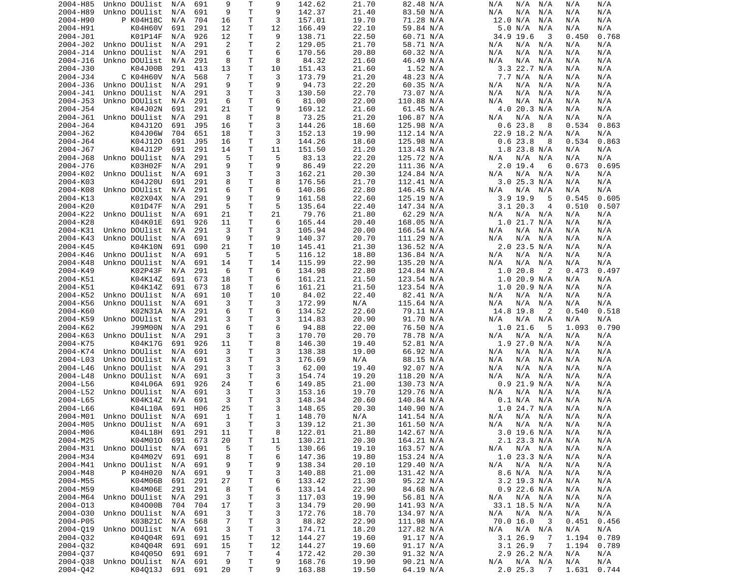| | | | | | | | | | | | | | | | | |
|---|---|---|---|---|---|---|---|---|---|---|---|---|---|---|---|---|
| 2004-H85 | Unkno | DOUlist | N/A | 691 | 9 | T | 9 | 142.62 | 21.70 | 82.48 | N/A | N/A | N/A | N/A | N/A | N/A |
| 2004-H89 | Unkno | DOUlist | N/A | 691 | 9 | T | 9 | 142.37 | 21.40 | 83.50 | N/A | N/A | N/A | N/A | N/A | N/A |
| 2004-H90 | P | K04H18C | N/A | 704 | 16 | T | 3 | 157.01 | 19.70 | 71.28 | N/A | 12.0 | N/A | N/A | N/A | N/A |
| 2004-H91 | | K04H60V | 691 | 291 | 12 | T | 12 | 166.49 | 22.10 | 59.84 | N/A | 5.0 | N/A | N/A | N/A | N/A |
| 2004-J01 | | K01P14F | N/A | 926 | 12 | T | 9 | 138.71 | 22.50 | 60.71 | N/A | 34.9 | 19.6 | 3 | 0.450 | 0.768 |
| 2004-J02 | Unkno | DOUlist | N/A | 291 | 2 | T | 2 | 129.05 | 21.70 | 58.71 | N/A | N/A | N/A | N/A | N/A | N/A |
| 2004-J14 | Unkno | DOUlist | N/A | 291 | 6 | T | 6 | 170.56 | 20.80 | 60.32 | N/A | N/A | N/A | N/A | N/A | N/A |
| 2004-J16 | Unkno | DOUlist | N/A | 291 | 8 | T | 8 | 84.32 | 21.60 | 46.49 | N/A | N/A | N/A | N/A | N/A | N/A |
| 2004-J30 | | K04J00B | 291 | 413 | 13 | T | 10 | 151.43 | 21.60 | 1.52 | N/A | 3.3 | 22.7 | N/A | N/A | N/A |
| 2004-J34 | C | K04H60V | N/A | 568 | 7 | T | 3 | 173.79 | 21.20 | 48.23 | N/A | 7.7 | N/A | N/A | N/A | N/A |
| 2004-J36 | Unkno | DOUlist | N/A | 291 | 9 | T | 9 | 94.73 | 22.20 | 60.35 | N/A | N/A | N/A | N/A | N/A | N/A |
| 2004-J41 | Unkno | DOUlist | N/A | 291 | 3 | T | 3 | 130.50 | 22.70 | 73.07 | N/A | N/A | N/A | N/A | N/A | N/A |
| 2004-J53 | Unkno | DOUlist | N/A | 291 | 6 | T | 6 | 81.00 | 22.00 | 110.88 | N/A | N/A | N/A | N/A | N/A | N/A |
| 2004-J54 | | K04J02N | 691 | 291 | 21 | T | 9 | 169.12 | 21.60 | 61.45 | N/A | 4.0 | 20.3 | N/A | N/A | N/A |
| 2004-J61 | Unkno | DOUlist | N/A | 291 | 8 | T | 8 | 73.25 | 21.20 | 106.87 | N/A | N/A | N/A | N/A | N/A | N/A |
| 2004-J64 | | K04J12O | 691 | J95 | 16 | T | 3 | 144.26 | 18.60 | 125.98 | N/A | 0.6 | 23.8 | 8 | 0.534 | 0.863 |
| 2004-J62 | | K04J06W | 704 | 651 | 18 | T | 3 | 152.13 | 19.90 | 112.14 | N/A | 22.9 | 18.2 | N/A | N/A | N/A |
| 2004-J64 | | K04J12O | 691 | J95 | 16 | T | 3 | 144.26 | 18.60 | 125.98 | N/A | 0.6 | 23.8 | 8 | 0.534 | 0.863 |
| 2004-J67 | | K04J12P | 691 | 291 | 14 | T | 11 | 151.50 | 21.20 | 113.43 | N/A | 1.8 | 23.8 | N/A | N/A | N/A |
| 2004-J68 | Unkno | DOUlist | N/A | 291 | 5 | T | 5 | 83.13 | 22.20 | 125.72 | N/A | N/A | N/A | N/A | N/A | N/A |
| 2004-J76 | | K03H02F | N/A | 291 | 9 | T | 9 | 86.49 | 22.20 | 111.36 | N/A | 2.0 | 19.4 | 6 | 0.673 | 0.695 |
| 2004-K02 | Unkno | DOUlist | N/A | 691 | 3 | T | 3 | 162.21 | 20.30 | 124.84 | N/A | N/A | N/A | N/A | N/A | N/A |
| 2004-K03 | | K04J20U | 691 | 291 | 8 | T | 8 | 176.56 | 21.70 | 112.41 | N/A | 3.0 | 25.3 | N/A | N/A | N/A |
| 2004-K08 | Unkno | DOUlist | N/A | 291 | 6 | T | 6 | 140.86 | 22.80 | 146.45 | N/A | N/A | N/A | N/A | N/A | N/A |
| 2004-K13 | | K02X04X | N/A | 291 | 9 | T | 9 | 161.58 | 22.60 | 125.19 | N/A | 3.9 | 19.9 | 5 | 0.545 | 0.605 |
| 2004-K20 | | K01D47F | N/A | 291 | 5 | T | 5 | 135.64 | 22.40 | 147.34 | N/A | 3.1 | 20.3 | 4 | 0.510 | 0.507 |
| 2004-K22 | Unkno | DOUlist | N/A | 691 | 21 | T | 21 | 79.76 | 21.80 | 62.29 | N/A | N/A | N/A | N/A | N/A | N/A |
| 2004-K28 | | K04K01E | 691 | 926 | 11 | T | 6 | 165.44 | 20.40 | 168.05 | N/A | 1.0 | 21.7 | N/A | N/A | N/A |
| 2004-K31 | Unkno | DOUlist | N/A | 291 | 3 | T | 3 | 105.94 | 20.00 | 166.54 | N/A | N/A | N/A | N/A | N/A | N/A |
| 2004-K43 | Unkno | DOUlist | N/A | 691 | 9 | T | 9 | 140.37 | 20.70 | 111.29 | N/A | N/A | N/A | N/A | N/A | N/A |
| 2004-K45 | | K04K10N | 691 | G90 | 21 | T | 10 | 145.41 | 21.30 | 136.52 | N/A | 2.0 | 23.5 | N/A | N/A | N/A |
| 2004-K46 | Unkno | DOUlist | N/A | 691 | 5 | T | 5 | 116.12 | 18.80 | 136.84 | N/A | N/A | N/A | N/A | N/A | N/A |
| 2004-K48 | Unkno | DOUlist | N/A | 691 | 14 | T | 14 | 115.99 | 22.90 | 135.20 | N/A | N/A | N/A | N/A | N/A | N/A |
| 2004-K49 | | K02P43F | N/A | 291 | 6 | T | 6 | 134.98 | 22.80 | 124.84 | N/A | 1.0 | 20.8 | 2 | 0.473 | 0.497 |
| 2004-K51 | | K04K14Z | 691 | 673 | 18 | T | 6 | 161.21 | 21.50 | 123.54 | N/A | 1.0 | 20.9 | N/A | N/A | N/A |
| 2004-K51 | | K04K14Z | 691 | 673 | 18 | T | 6 | 161.21 | 21.50 | 123.54 | N/A | 1.0 | 20.9 | N/A | N/A | N/A |
| 2004-K52 | Unkno | DOUlist | N/A | 691 | 10 | T | 10 | 84.02 | 22.40 | 82.41 | N/A | N/A | N/A | N/A | N/A | N/A |
| 2004-K56 | Unkno | DOUlist | N/A | 691 | 3 | T | 3 | 172.99 | N/A | 115.64 | N/A | N/A | N/A | N/A | N/A | N/A |
| 2004-K60 | | K02N31A | N/A | 291 | 6 | T | 6 | 134.52 | 22.60 | 79.11 | N/A | 14.8 | 19.8 | 2 | 0.540 | 0.518 |
| 2004-K59 | Unkno | DOUlist | N/A | 291 | 3 | T | 3 | 114.83 | 20.90 | 91.70 | N/A | N/A | N/A | N/A | N/A | N/A |
| 2004-K62 | | J99M00N | N/A | 291 | 6 | T | 6 | 94.88 | 22.00 | 76.50 | N/A | 1.0 | 21.6 | 5 | 1.093 | 0.790 |
| 2004-K63 | Unkno | DOUlist | N/A | 291 | 3 | T | 3 | 170.70 | 20.70 | 78.78 | N/A | N/A | N/A | N/A | N/A | N/A |
| 2004-K75 | | K04K17G | 691 | 926 | 11 | T | 8 | 146.30 | 19.40 | 52.81 | N/A | 1.9 | 27.0 | N/A | N/A | N/A |
| 2004-K74 | Unkno | DOUlist | N/A | 691 | 3 | T | 3 | 138.38 | 19.00 | 66.92 | N/A | N/A | N/A | N/A | N/A | N/A |
| 2004-L03 | Unkno | DOUlist | N/A | 691 | 3 | T | 3 | 176.69 | N/A | 88.15 | N/A | N/A | N/A | N/A | N/A | N/A |
| 2004-L46 | Unkno | DOUlist | N/A | 291 | 3 | T | 3 | 62.00 | 19.40 | 92.07 | N/A | N/A | N/A | N/A | N/A | N/A |
| 2004-L48 | Unkno | DOUlist | N/A | 691 | 3 | T | 3 | 154.74 | 19.20 | 118.20 | N/A | N/A | N/A | N/A | N/A | N/A |
| 2004-L56 | | K04L06A | 691 | 926 | 24 | T | 6 | 149.85 | 21.00 | 130.73 | N/A | 0.9 | 21.9 | N/A | N/A | N/A |
| 2004-L52 | Unkno | DOUlist | N/A | 691 | 3 | T | 3 | 153.16 | 19.70 | 129.76 | N/A | N/A | N/A | N/A | N/A | N/A |
| 2004-L65 | | K04K14Z | N/A | 691 | 3 | T | 3 | 148.34 | 20.60 | 140.84 | N/A | 0.1 | N/A | N/A | N/A | N/A |
| 2004-L66 | | K04L10A | 691 | H06 | 25 | T | 3 | 148.65 | 20.30 | 140.90 | N/A | 1.0 | 24.7 | N/A | N/A | N/A |
| 2004-M01 | Unkno | DOUlist | N/A | 691 | 1 | T | 1 | 148.70 | N/A | 141.54 | N/A | N/A | N/A | N/A | N/A | N/A |
| 2004-M05 | Unkno | DOUlist | N/A | 691 | 3 | T | 3 | 139.12 | 21.30 | 161.50 | N/A | N/A | N/A | N/A | N/A | N/A |
| 2004-M06 | | K04L18H | 691 | 291 | 11 | T | 8 | 122.01 | 21.80 | 142.67 | N/A | 3.0 | 19.6 | N/A | N/A | N/A |
| 2004-M25 | | K04M01O | 691 | 673 | 20 | T | 11 | 130.21 | 20.30 | 164.21 | N/A | 2.1 | 23.3 | N/A | N/A | N/A |
| 2004-M31 | Unkno | DOUlist | N/A | 691 | 5 | T | 5 | 130.66 | 19.10 | 163.57 | N/A | N/A | N/A | N/A | N/A | N/A |
| 2004-M34 | | K04M02V | 691 | 691 | 8 | T | 6 | 147.36 | 19.80 | 153.24 | N/A | 1.0 | 23.3 | N/A | N/A | N/A |
| 2004-M41 | Unkno | DOUlist | N/A | 691 | 9 | T | 9 | 138.34 | 20.10 | 129.40 | N/A | N/A | N/A | N/A | N/A | N/A |
| 2004-M48 | P | K04H02O | N/A | 691 | 9 | T | 3 | 140.88 | 21.00 | 131.42 | N/A | 8.6 | N/A | N/A | N/A | N/A |
| 2004-M55 | | K04M06B | 691 | 291 | 27 | T | 6 | 133.42 | 21.30 | 95.22 | N/A | 3.2 | 19.3 | N/A | N/A | N/A |
| 2004-M59 | | K04M06E | 291 | 291 | 8 | T | 6 | 133.14 | 22.90 | 84.68 | N/A | 0.9 | 22.6 | N/A | N/A | N/A |
| 2004-M64 | Unkno | DOUlist | N/A | 291 | 3 | T | 3 | 117.03 | 19.90 | 56.81 | N/A | N/A | N/A | N/A | N/A | N/A |
| 2004-O13 | | K04O00B | 704 | 704 | 17 | T | 3 | 134.79 | 20.90 | 141.93 | N/A | 33.1 | 18.5 | N/A | N/A | N/A |
| 2004-O30 | Unkno | DOUlist | N/A | 691 | 3 | T | 3 | 172.76 | 18.70 | 134.97 | N/A | N/A | N/A | N/A | N/A | N/A |
| 2004-P05 | | K03B21C | N/A | 568 | 7 | T | 3 | 88.82 | 22.90 | 111.98 | N/A | 70.0 | 16.0 | 3 | 0.451 | 0.456 |
| 2004-Q19 | Unkno | DOUlist | N/A | 691 | 3 | T | 3 | 174.71 | 18.20 | 127.82 | N/A | N/A | N/A | N/A | N/A | N/A |
| 2004-Q32 | | K04Q04R | 691 | 691 | 15 | T | 12 | 144.27 | 19.60 | 91.17 | N/A | 3.1 | 26.9 | 7 | 1.194 | 0.789 |
| 2004-Q32 | | K04Q04R | 691 | 691 | 15 | T | 12 | 144.27 | 19.60 | 91.17 | N/A | 3.1 | 26.9 | 7 | 1.194 | 0.789 |
| 2004-Q37 | | K04Q05O | 691 | 691 | 7 | T | 4 | 172.42 | 20.30 | 91.32 | N/A | 2.9 | 26.2 | N/A | N/A | N/A |
| 2004-Q38 | Unkno | DOUlist | N/A | 691 | 9 | T | 9 | 168.76 | 19.90 | 90.21 | N/A | N/A | N/A | N/A | N/A | N/A |
| 2004-Q42 | | K04Q13J | 691 | 691 | 20 | T | 9 | 163.88 | 19.50 | 64.19 | N/A | 2.0 | 25.3 | 7 | 1.631 | 0.744 |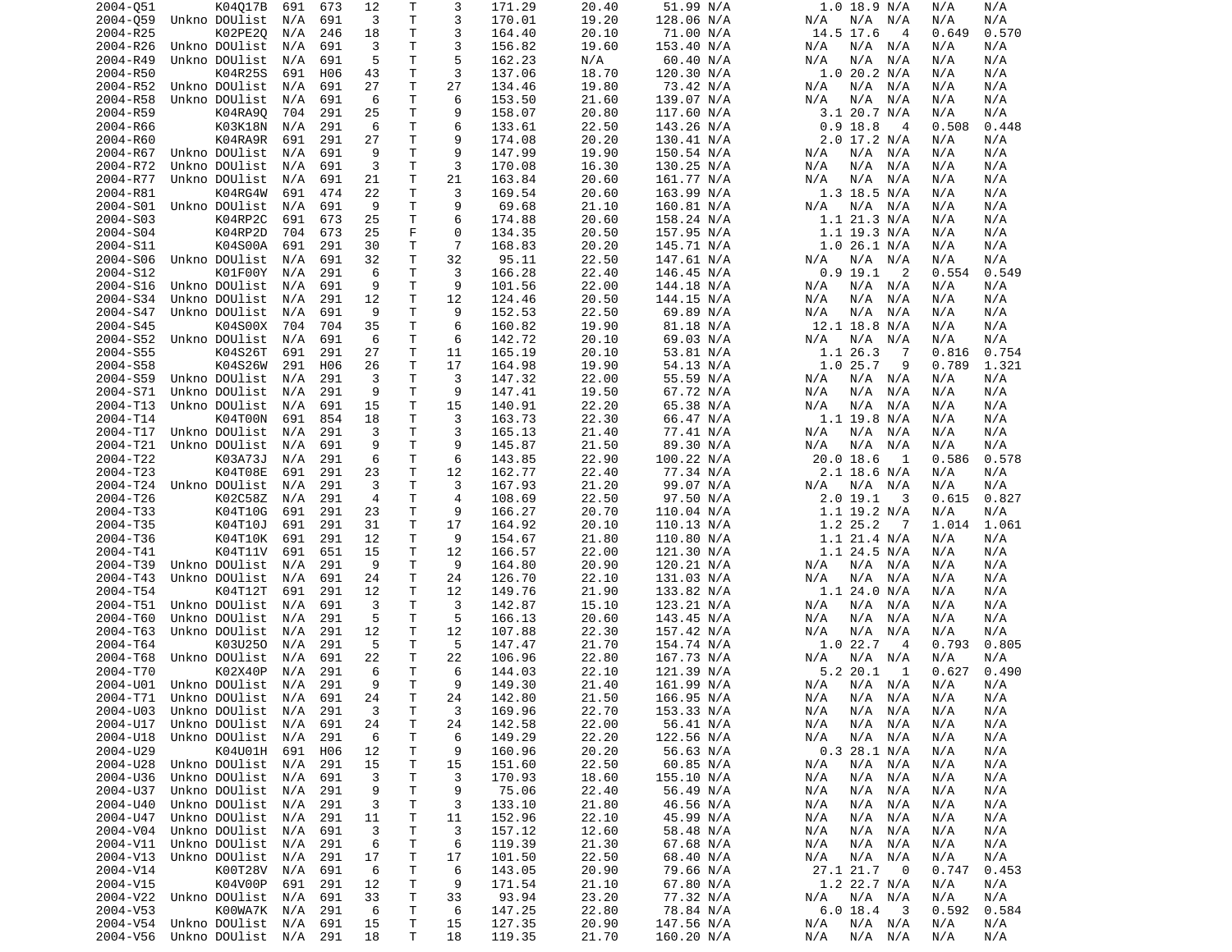```
2004-Q51        K04Q17B  691  673   12    T     3    171.29      20.40     51.99 N/A        1.0 18.9 N/A   N/A    N/A
2004-Q59  Unkno DOUlist  N/A  691    3    T     3    170.01      19.20    128.06 N/A      N/A  N/A  N/A   N/A    N/A
2004-R25        K02PE2Q  N/A  246   18    T     3    164.40      20.10     71.00 N/A       14.5 17.6   4   0.649  0.570
2004-R26  Unkno DOUlist  N/A  691    3    T     3    156.82      19.60    153.40 N/A      N/A  N/A  N/A   N/A    N/A
2004-R49  Unkno DOUlist  N/A  691    5    T     5    162.23      N/A       60.40 N/A      N/A  N/A  N/A   N/A    N/A
2004-R50        K04R25S  691  H06   43    T     3    137.06      18.70    120.30 N/A        1.0 20.2 N/A   N/A    N/A
2004-R52  Unkno DOUlist  N/A  691   27    T    27    134.46      19.80     73.42 N/A      N/A  N/A  N/A   N/A    N/A
2004-R58  Unkno DOUlist  N/A  691    6    T     6    153.50      21.60    139.07 N/A      N/A  N/A  N/A   N/A    N/A
2004-R59        K04RA9Q  704  291   25    T     9    158.07      20.80    117.60 N/A        3.1 20.7 N/A   N/A    N/A
2004-R66        K03K18N  N/A  291    6    T     6    133.61      22.50    143.26 N/A        0.9 18.8   4   0.508  0.448
2004-R60        K04RA9R  691  291   27    T     9    174.08      20.20    130.41 N/A        2.0 17.2 N/A   N/A    N/A
2004-R67  Unkno DOUlist  N/A  691    9    T     9    147.99      19.90    150.54 N/A      N/A  N/A  N/A   N/A    N/A
2004-R72  Unkno DOUlist  N/A  691    3    T     3    170.08      16.30    130.25 N/A      N/A  N/A  N/A   N/A    N/A
2004-R77  Unkno DOUlist  N/A  691   21    T    21    163.84      20.60    161.77 N/A      N/A  N/A  N/A   N/A    N/A
2004-R81        K04RG4W  691  474   22    T     3    169.54      20.60    163.99 N/A        1.3 18.5 N/A   N/A    N/A
2004-S01  Unkno DOUlist  N/A  691    9    T     9     69.68      21.10    160.81 N/A      N/A  N/A  N/A   N/A    N/A
2004-S03        K04RP2C  691  673   25    T     6    174.88      20.60    158.24 N/A        1.1 21.3 N/A   N/A    N/A
2004-S04        K04RP2D  704  673   25    F     0    134.35      20.50    157.95 N/A        1.1 19.3 N/A   N/A    N/A
2004-S11        K04S00A  691  291   30    T     7    168.83      20.20    145.71 N/A        1.0 26.1 N/A   N/A    N/A
2004-S06  Unkno DOUlist  N/A  691   32    T    32     95.11      22.50    147.61 N/A      N/A  N/A  N/A   N/A    N/A
2004-S12        K01F00Y  N/A  291    6    T     3    166.28      22.40    146.45 N/A        0.9 19.1   2   0.554  0.549
2004-S16  Unkno DOUlist  N/A  691    9    T     9    101.56      22.00    144.18 N/A      N/A  N/A  N/A   N/A    N/A
2004-S34  Unkno DOUlist  N/A  291   12    T    12    124.46      20.50    144.15 N/A      N/A  N/A  N/A   N/A    N/A
2004-S47  Unkno DOUlist  N/A  691    9    T     9    152.53      22.50     69.89 N/A      N/A  N/A  N/A   N/A    N/A
2004-S45        K04S00X  704  704   35    T     6    160.82      19.90     81.18 N/A       12.1 18.8 N/A   N/A    N/A
2004-S52  Unkno DOUlist  N/A  691    6    T     6    142.72      20.10     69.03 N/A      N/A  N/A  N/A   N/A    N/A
2004-S55        K04S26T  691  291   27    T    11    165.19      20.10     53.81 N/A        1.1 26.3   7   0.816  0.754
2004-S58        K04S26W  291  H06   26    T    17    164.98      19.90     54.13 N/A        1.0 25.7   9   0.789  1.321
2004-S59  Unkno DOUlist  N/A  291    3    T     3    147.32      22.00     55.59 N/A      N/A  N/A  N/A   N/A    N/A
2004-S71  Unkno DOUlist  N/A  291    9    T     9    147.41      19.50     67.72 N/A      N/A  N/A  N/A   N/A    N/A
2004-T13  Unkno DOUlist  N/A  691   15    T    15    140.91      22.20     65.38 N/A      N/A  N/A  N/A   N/A    N/A
2004-T14        K04T00N  691  854   18    T     3    163.73      22.30     66.47 N/A        1.1 19.8 N/A   N/A    N/A
2004-T17  Unkno DOUlist  N/A  291    3    T     3    165.13      21.40     77.41 N/A      N/A  N/A  N/A   N/A    N/A
2004-T21  Unkno DOUlist  N/A  691    9    T     9    145.87      21.50     89.30 N/A      N/A  N/A  N/A   N/A    N/A
2004-T22        K03A73J  N/A  291    6    T     6    143.85      22.90    100.22 N/A       20.0 18.6   1   0.586  0.578
2004-T23        K04T08E  691  291   23    T    12    162.77      22.40     77.34 N/A        2.1 18.6 N/A   N/A    N/A
2004-T24  Unkno DOUlist  N/A  291    3    T     3    167.93      21.20     99.07 N/A      N/A  N/A  N/A   N/A    N/A
2004-T26        K02C58Z  N/A  291    4    T     4    108.69      22.50     97.50 N/A        2.0 19.1   3   0.615  0.827
2004-T33        K04T10G  691  291   23    T     9    166.27      20.70    110.04 N/A        1.1 19.2 N/A   N/A    N/A
2004-T35        K04T10J  691  291   31    T    17    164.92      20.10    110.13 N/A        1.2 25.2   7   1.014  1.061
2004-T36        K04T10K  691  291   12    T     9    154.67      21.80    110.80 N/A        1.1 21.4 N/A   N/A    N/A
2004-T41        K04T11V  691  651   15    T    12    166.57      22.00    121.30 N/A        1.1 24.5 N/A   N/A    N/A
2004-T39  Unkno DOUlist  N/A  291    9    T     9    164.80      20.90    120.21 N/A      N/A  N/A  N/A   N/A    N/A
2004-T43  Unkno DOUlist  N/A  691   24    T    24    126.70      22.10    131.03 N/A      N/A  N/A  N/A   N/A    N/A
2004-T54        K04T12T  691  291   12    T    12    149.76      21.90    133.82 N/A        1.1 24.0 N/A   N/A    N/A
2004-T51  Unkno DOUlist  N/A  691    3    T     3    142.87      15.10    123.21 N/A      N/A  N/A  N/A   N/A    N/A
2004-T60  Unkno DOUlist  N/A  291    5    T     5    166.13      20.60    143.45 N/A      N/A  N/A  N/A   N/A    N/A
2004-T63  Unkno DOUlist  N/A  291   12    T    12    107.88      22.30    157.42 N/A      N/A  N/A  N/A   N/A    N/A
2004-T64        K03U25O  N/A  291    5    T     5    147.47      21.70    154.74 N/A        1.0 22.7   4   0.793  0.805
2004-T68  Unkno DOUlist  N/A  691   22    T    22    106.96      22.80    167.73 N/A      N/A  N/A  N/A   N/A    N/A
2004-T70        K02X40P  N/A  291    6    T     6    144.03      22.10    121.39 N/A        5.2 20.1   1   0.627  0.490
2004-U01  Unkno DOUlist  N/A  291    9    T     9    149.30      21.40    161.99 N/A      N/A  N/A  N/A   N/A    N/A
2004-T71  Unkno DOUlist  N/A  691   24    T    24    142.80      21.50    166.95 N/A      N/A  N/A  N/A   N/A    N/A
2004-U03  Unkno DOUlist  N/A  291    3    T     3    169.96      22.70    153.33 N/A      N/A  N/A  N/A   N/A    N/A
2004-U17  Unkno DOUlist  N/A  691   24    T    24    142.58      22.00     56.41 N/A      N/A  N/A  N/A   N/A    N/A
2004-U18  Unkno DOUlist  N/A  291    6    T     6    149.29      22.20    122.56 N/A      N/A  N/A  N/A   N/A    N/A
2004-U29        K04U01H  691  H06   12    T     9    160.96      20.20     56.63 N/A        0.3 28.1 N/A   N/A    N/A
2004-U28  Unkno DOUlist  N/A  291   15    T    15    151.60      22.50     60.85 N/A      N/A  N/A  N/A   N/A    N/A
2004-U36  Unkno DOUlist  N/A  691    3    T     3    170.93      18.60    155.10 N/A      N/A  N/A  N/A   N/A    N/A
2004-U37  Unkno DOUlist  N/A  291    9    T     9     75.06      22.40     56.49 N/A      N/A  N/A  N/A   N/A    N/A
2004-U40  Unkno DOUlist  N/A  291    3    T     3    133.10      21.80     46.56 N/A      N/A  N/A  N/A   N/A    N/A
2004-U47  Unkno DOUlist  N/A  291   11    T    11    152.96      22.10     45.99 N/A      N/A  N/A  N/A   N/A    N/A
2004-V04  Unkno DOUlist  N/A  691    3    T     3    157.12      12.60     58.48 N/A      N/A  N/A  N/A   N/A    N/A
2004-V11  Unkno DOUlist  N/A  291    6    T     6    119.39      21.30     67.68 N/A      N/A  N/A  N/A   N/A    N/A
2004-V13  Unkno DOUlist  N/A  291   17    T    17    101.50      22.50     68.40 N/A      N/A  N/A  N/A   N/A    N/A
2004-V14        K00T28V  N/A  691    6    T     6    143.05      20.90     79.66 N/A       27.1 21.7   0   0.747  0.453
2004-V15        K04V00P  691  291   12    T     9    171.54      21.10     67.80 N/A        1.2 22.7 N/A   N/A    N/A
2004-V22  Unkno DOUlist  N/A  691   33    T    33     93.94      23.20     77.32 N/A      N/A  N/A  N/A   N/A    N/A
2004-V53        K00WA7K  N/A  291    6    T     6    147.25      22.80     78.84 N/A        6.0 18.4   3   0.592  0.584
2004-V54  Unkno DOUlist  N/A  691   15    T    15    127.35      20.90    147.56 N/A      N/A  N/A  N/A   N/A    N/A
2004-V56  Unkno DOUlist  N/A  291   18    T    18    119.35      21.70    160.20 N/A      N/A  N/A  N/A   N/A    N/A
```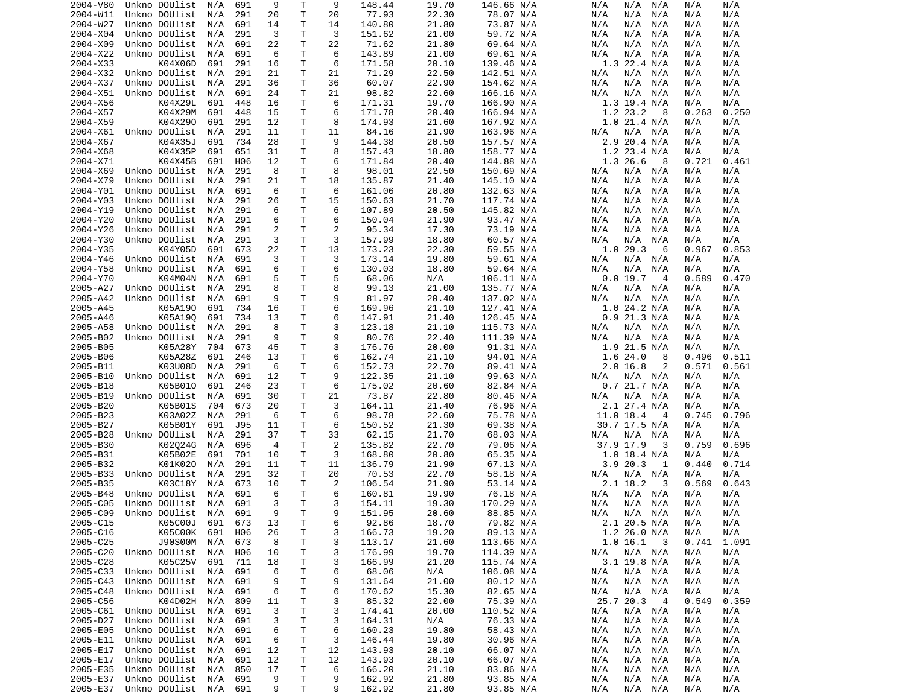| | | | | | | | | | | | | | | | | |
|---|---|---|---|---|---|---|---|---|---|---|---|---|---|---|---|---|
| 2004-V80 | Unkno | DOUlist | N/A | 691 | 9 | T | 9 | 148.44 | 19.70 | 146.66 | N/A | N/A | N/A | N/A | N/A | N/A |
| 2004-W11 | Unkno | DOUlist | N/A | 291 | 20 | T | 20 | 77.93 | 22.30 | 78.07 | N/A | N/A | N/A | N/A | N/A | N/A |
| 2004-W27 | Unkno | DOUlist | N/A | 691 | 14 | T | 14 | 140.80 | 21.80 | 73.87 | N/A | N/A | N/A | N/A | N/A | N/A |
| 2004-X04 | Unkno | DOUlist | N/A | 291 | 3 | T | 3 | 151.62 | 21.00 | 59.72 | N/A | N/A | N/A | N/A | N/A | N/A |
| 2004-X09 | Unkno | DOUlist | N/A | 691 | 22 | T | 22 | 71.62 | 21.80 | 69.64 | N/A | N/A | N/A | N/A | N/A | N/A |
| 2004-X22 | Unkno | DOUlist | N/A | 691 | 6 | T | 6 | 143.89 | 21.00 | 69.61 | N/A | N/A | N/A | N/A | N/A | N/A |
| 2004-X33 | | K04X06D | 691 | 291 | 16 | T | 6 | 171.58 | 20.10 | 139.46 | N/A | 1.3 | 22.4 | N/A | N/A | N/A |
| 2004-X32 | Unkno | DOUlist | N/A | 291 | 21 | T | 21 | 71.29 | 22.50 | 142.51 | N/A | N/A | N/A | N/A | N/A | N/A |
| 2004-X37 | Unkno | DOUlist | N/A | 291 | 36 | T | 36 | 60.07 | 22.90 | 154.62 | N/A | N/A | N/A | N/A | N/A | N/A |
| 2004-X51 | Unkno | DOUlist | N/A | 691 | 24 | T | 21 | 98.82 | 22.60 | 166.16 | N/A | N/A | N/A | N/A | N/A | N/A |
| 2004-X56 | | K04X29L | 691 | 448 | 16 | T | 6 | 171.31 | 19.70 | 166.90 | N/A | 1.3 | 19.4 | N/A | N/A | N/A |
| 2004-X57 | | K04X29M | 691 | 448 | 15 | T | 6 | 171.78 | 20.40 | 166.94 | N/A | 1.2 | 23.2 | 8 | 0.263 | 0.250 |
| 2004-X59 | | K04X29O | 691 | 291 | 12 | T | 8 | 174.93 | 21.60 | 167.92 | N/A | 1.0 | 21.4 | N/A | N/A | N/A |
| 2004-X61 | Unkno | DOUlist | N/A | 291 | 11 | T | 11 | 84.16 | 21.90 | 163.96 | N/A | N/A | N/A | N/A | N/A | N/A |
| 2004-X67 | | K04X35J | 691 | 734 | 28 | T | 9 | 144.38 | 20.50 | 157.57 | N/A | 2.9 | 20.4 | N/A | N/A | N/A |
| 2004-X68 | | K04X35P | 691 | 651 | 31 | T | 8 | 157.43 | 18.80 | 158.77 | N/A | 1.2 | 23.4 | N/A | N/A | N/A |
| 2004-X71 | | K04X45B | 691 | H06 | 12 | T | 6 | 171.84 | 20.40 | 144.88 | N/A | 1.3 | 26.6 | 8 | 0.721 | 0.461 |
| 2004-X69 | Unkno | DOUlist | N/A | 291 | 8 | T | 8 | 98.01 | 22.50 | 150.69 | N/A | N/A | N/A | N/A | N/A | N/A |
| 2004-X79 | Unkno | DOUlist | N/A | 291 | 21 | T | 18 | 135.87 | 21.40 | 145.10 | N/A | N/A | N/A | N/A | N/A | N/A |
| 2004-Y01 | Unkno | DOUlist | N/A | 691 | 6 | T | 6 | 161.06 | 20.80 | 132.63 | N/A | N/A | N/A | N/A | N/A | N/A |
| 2004-Y03 | Unkno | DOUlist | N/A | 291 | 26 | T | 15 | 150.63 | 21.70 | 117.74 | N/A | N/A | N/A | N/A | N/A | N/A |
| 2004-Y19 | Unkno | DOUlist | N/A | 291 | 6 | T | 6 | 107.89 | 20.50 | 145.82 | N/A | N/A | N/A | N/A | N/A | N/A |
| 2004-Y20 | Unkno | DOUlist | N/A | 291 | 6 | T | 6 | 150.04 | 21.90 | 93.47 | N/A | N/A | N/A | N/A | N/A | N/A |
| 2004-Y26 | Unkno | DOUlist | N/A | 291 | 2 | T | 2 | 95.34 | 17.30 | 73.19 | N/A | N/A | N/A | N/A | N/A | N/A |
| 2004-Y30 | Unkno | DOUlist | N/A | 291 | 3 | T | 3 | 157.99 | 18.80 | 60.57 | N/A | N/A | N/A | N/A | N/A | N/A |
| 2004-Y35 | | K04Y05D | 691 | 673 | 22 | T | 13 | 173.23 | 22.30 | 59.55 | N/A | 1.0 | 29.3 | 6 | 0.967 | 0.853 |
| 2004-Y46 | Unkno | DOUlist | N/A | 691 | 3 | T | 3 | 173.14 | 19.80 | 59.61 | N/A | N/A | N/A | N/A | N/A | N/A |
| 2004-Y58 | Unkno | DOUlist | N/A | 691 | 6 | T | 6 | 130.03 | 18.80 | 59.64 | N/A | N/A | N/A | N/A | N/A | N/A |
| 2004-Y70 | | K04M04N | N/A | 691 | 5 | T | 5 | 68.06 | N/A | 106.11 | N/A | 0.0 | 19.7 | 4 | 0.589 | 0.470 |
| 2005-A27 | Unkno | DOUlist | N/A | 291 | 8 | T | 8 | 99.13 | 21.00 | 135.77 | N/A | N/A | N/A | N/A | N/A | N/A |
| 2005-A42 | Unkno | DOUlist | N/A | 691 | 9 | T | 9 | 81.97 | 20.40 | 137.02 | N/A | N/A | N/A | N/A | N/A | N/A |
| 2005-A45 | | K05A19O | 691 | 734 | 16 | T | 6 | 169.96 | 21.10 | 127.41 | N/A | 1.0 | 24.2 | N/A | N/A | N/A |
| 2005-A46 | | K05A19Q | 691 | 734 | 13 | T | 6 | 147.91 | 21.40 | 126.45 | N/A | 0.9 | 21.3 | N/A | N/A | N/A |
| 2005-A58 | Unkno | DOUlist | N/A | 291 | 8 | T | 3 | 123.18 | 21.10 | 115.73 | N/A | N/A | N/A | N/A | N/A | N/A |
| 2005-B02 | Unkno | DOUlist | N/A | 291 | 9 | T | 9 | 80.76 | 22.40 | 111.39 | N/A | N/A | N/A | N/A | N/A | N/A |
| 2005-B05 | | K05A28Y | 704 | 673 | 45 | T | 3 | 176.76 | 20.00 | 91.31 | N/A | 1.9 | 21.5 | N/A | N/A | N/A |
| 2005-B06 | | K05A28Z | 691 | 246 | 13 | T | 6 | 162.74 | 21.10 | 94.01 | N/A | 1.6 | 24.0 | 8 | 0.496 | 0.511 |
| 2005-B11 | | K03U08D | N/A | 291 | 6 | T | 6 | 152.73 | 22.70 | 89.41 | N/A | 2.0 | 16.8 | 2 | 0.571 | 0.561 |
| 2005-B10 | Unkno | DOUlist | N/A | 691 | 12 | T | 9 | 122.35 | 21.10 | 99.63 | N/A | N/A | N/A | N/A | N/A | N/A |
| 2005-B18 | | K05B01O | 691 | 246 | 23 | T | 6 | 175.02 | 20.60 | 82.84 | N/A | 0.7 | 21.7 | N/A | N/A | N/A |
| 2005-B19 | Unkno | DOUlist | N/A | 691 | 30 | T | 21 | 73.87 | 22.80 | 80.46 | N/A | N/A | N/A | N/A | N/A | N/A |
| 2005-B20 | | K05B01S | 704 | 673 | 20 | T | 3 | 164.11 | 21.40 | 76.96 | N/A | 2.1 | 27.4 | N/A | N/A | N/A |
| 2005-B23 | | K03A02Z | N/A | 291 | 6 | T | 6 | 98.78 | 22.60 | 75.78 | N/A | 11.0 | 18.4 | 4 | 0.745 | 0.796 |
| 2005-B27 | | K05B01Y | 691 | J95 | 11 | T | 6 | 150.52 | 21.30 | 69.38 | N/A | 30.7 | 17.5 | N/A | N/A | N/A |
| 2005-B28 | Unkno | DOUlist | N/A | 291 | 37 | T | 33 | 62.15 | 21.70 | 68.03 | N/A | N/A | N/A | N/A | N/A | N/A |
| 2005-B30 | | K02Q24G | N/A | 696 | 4 | T | 2 | 135.82 | 22.70 | 79.06 | N/A | 37.9 | 17.9 | 3 | 0.759 | 0.696 |
| 2005-B31 | | K05B02E | 691 | 701 | 10 | T | 3 | 168.80 | 20.80 | 65.35 | N/A | 1.0 | 18.4 | N/A | N/A | N/A |
| 2005-B32 | | K01K02O | N/A | 291 | 11 | T | 11 | 136.79 | 21.90 | 67.13 | N/A | 3.9 | 20.3 | 1 | 0.440 | 0.714 |
| 2005-B33 | Unkno | DOUlist | N/A | 291 | 32 | T | 20 | 70.53 | 22.70 | 58.18 | N/A | N/A | N/A | N/A | N/A | N/A |
| 2005-B35 | | K03C18Y | N/A | 673 | 10 | T | 2 | 106.54 | 21.90 | 53.14 | N/A | 2.1 | 18.2 | 3 | 0.569 | 0.643 |
| 2005-B48 | Unkno | DOUlist | N/A | 691 | 6 | T | 6 | 160.81 | 19.90 | 76.18 | N/A | N/A | N/A | N/A | N/A | N/A |
| 2005-C05 | Unkno | DOUlist | N/A | 691 | 3 | T | 3 | 154.11 | 19.30 | 170.29 | N/A | N/A | N/A | N/A | N/A | N/A |
| 2005-C09 | Unkno | DOUlist | N/A | 691 | 9 | T | 9 | 151.95 | 20.60 | 88.85 | N/A | N/A | N/A | N/A | N/A | N/A |
| 2005-C15 | | K05C00J | 691 | 673 | 13 | T | 6 | 92.86 | 18.70 | 79.82 | N/A | 2.1 | 20.5 | N/A | N/A | N/A |
| 2005-C16 | | K05C00K | 691 | H06 | 26 | T | 3 | 166.73 | 19.20 | 89.13 | N/A | 1.2 | 26.0 | N/A | N/A | N/A |
| 2005-C25 | | J90S00M | N/A | 673 | 8 | T | 3 | 113.17 | 21.60 | 113.66 | N/A | 1.0 | 16.1 | 3 | 0.741 | 1.091 |
| 2005-C20 | Unkno | DOUlist | N/A | H06 | 10 | T | 3 | 176.99 | 19.70 | 114.39 | N/A | N/A | N/A | N/A | N/A | N/A |
| 2005-C28 | | K05C25V | 691 | 711 | 18 | T | 3 | 166.99 | 21.20 | 115.74 | N/A | 3.1 | 19.8 | N/A | N/A | N/A |
| 2005-C33 | Unkno | DOUlist | N/A | 691 | 6 | T | 6 | 68.06 | N/A | 106.08 | N/A | N/A | N/A | N/A | N/A | N/A |
| 2005-C43 | Unkno | DOUlist | N/A | 691 | 9 | T | 9 | 131.64 | 21.00 | 80.12 | N/A | N/A | N/A | N/A | N/A | N/A |
| 2005-C48 | Unkno | DOUlist | N/A | 691 | 6 | T | 6 | 170.62 | 15.30 | 82.65 | N/A | N/A | N/A | N/A | N/A | N/A |
| 2005-C56 | | K04D02H | N/A | 809 | 11 | T | 3 | 85.32 | 22.00 | 75.39 | N/A | 25.7 | 20.3 | 4 | 0.549 | 0.359 |
| 2005-C61 | Unkno | DOUlist | N/A | 691 | 3 | T | 3 | 174.41 | 20.00 | 110.52 | N/A | N/A | N/A | N/A | N/A | N/A |
| 2005-D27 | Unkno | DOUlist | N/A | 691 | 3 | T | 3 | 164.31 | N/A | 76.33 | N/A | N/A | N/A | N/A | N/A | N/A |
| 2005-E05 | Unkno | DOUlist | N/A | 691 | 6 | T | 6 | 160.23 | 19.80 | 58.43 | N/A | N/A | N/A | N/A | N/A | N/A |
| 2005-E11 | Unkno | DOUlist | N/A | 691 | 6 | T | 3 | 146.44 | 19.80 | 30.96 | N/A | N/A | N/A | N/A | N/A | N/A |
| 2005-E17 | Unkno | DOUlist | N/A | 691 | 12 | T | 12 | 143.93 | 20.10 | 66.07 | N/A | N/A | N/A | N/A | N/A | N/A |
| 2005-E17 | Unkno | DOUlist | N/A | 691 | 12 | T | 12 | 143.93 | 20.10 | 66.07 | N/A | N/A | N/A | N/A | N/A | N/A |
| 2005-E35 | Unkno | DOUlist | N/A | 850 | 17 | T | 6 | 166.20 | 21.10 | 83.86 | N/A | N/A | N/A | N/A | N/A | N/A |
| 2005-E37 | Unkno | DOUlist | N/A | 691 | 9 | T | 9 | 162.92 | 21.80 | 93.85 | N/A | N/A | N/A | N/A | N/A | N/A |
| 2005-E37 | Unkno | DOUlist | N/A | 691 | 9 | T | 9 | 162.92 | 21.80 | 93.85 | N/A | N/A | N/A | N/A | N/A | N/A |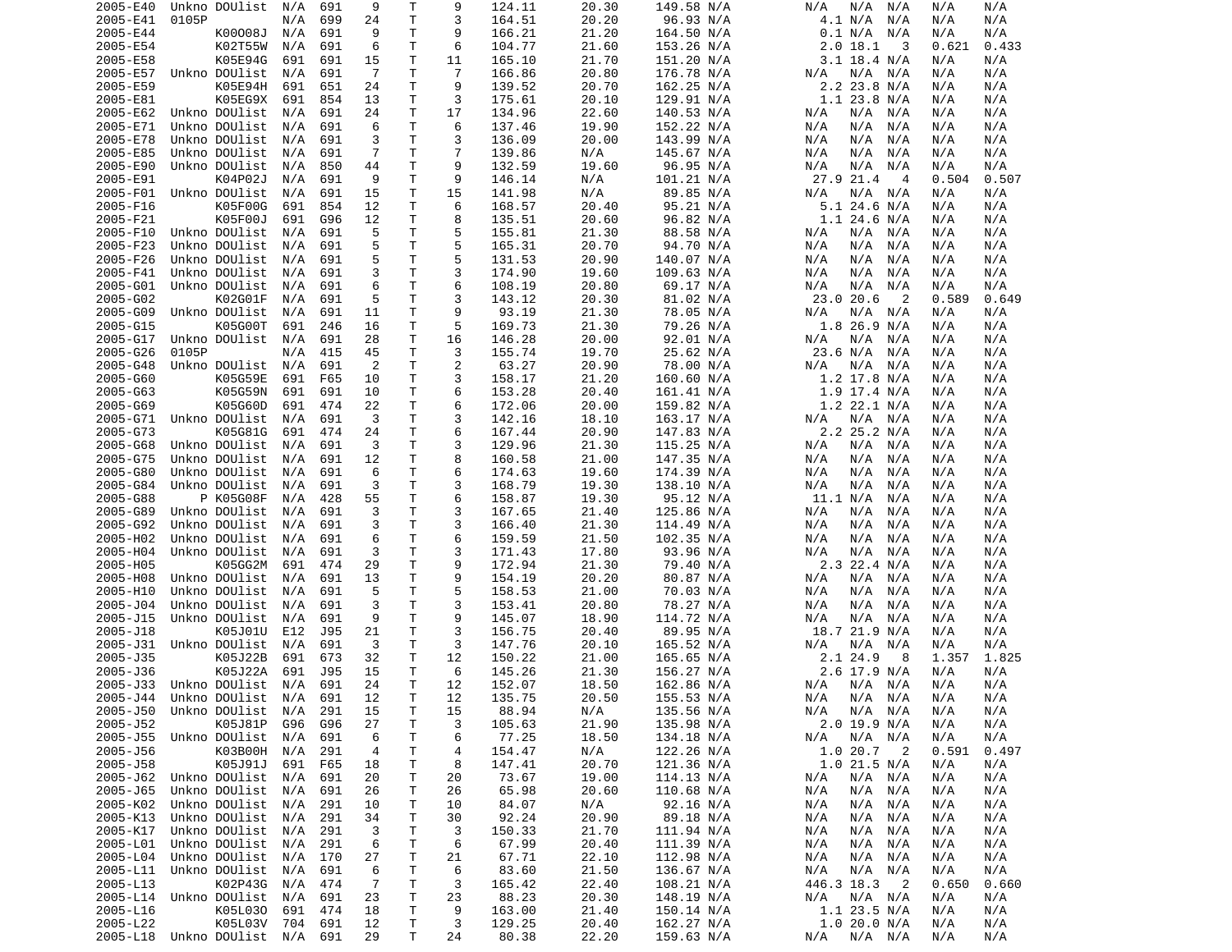| | | | | | | | | | | | | | | | | |
|---|---|---|---|---|---|---|---|---|---|---|---|---|---|---|---|---|
| 2005-E40 | Unkno | DOUlist | N/A | 691 | 9 | T | 9 | 124.11 | 20.30 | 149.58 | N/A | N/A | N/A | N/A | N/A | N/A |
| 2005-E41 | 0105P | | N/A | 699 | 24 | T | 3 | 164.51 | 20.20 | 96.93 | N/A | 4.1 | N/A | N/A | N/A | N/A |
| 2005-E44 | | K00O08J | N/A | 691 | 9 | T | 9 | 166.21 | 21.20 | 164.50 | N/A | 0.1 | N/A | N/A | N/A | N/A |
| 2005-E54 | | K02T55W | N/A | 691 | 6 | T | 6 | 104.77 | 21.60 | 153.26 | N/A | 2.0 | 18.1 | 3 | 0.621 | 0.433 |
| 2005-E58 | | K05E94G | 691 | 691 | 15 | T | 11 | 165.10 | 21.70 | 151.20 | N/A | 3.1 | 18.4 | N/A | N/A | N/A |
| 2005-E57 | Unkno | DOUlist | N/A | 691 | 7 | T | 7 | 166.86 | 20.80 | 176.78 | N/A | N/A | N/A | N/A | N/A | N/A |
| 2005-E59 | | K05E94H | 691 | 651 | 24 | T | 9 | 139.52 | 20.70 | 162.25 | N/A | 2.2 | 23.8 | N/A | N/A | N/A |
| 2005-E81 | | K05EG9X | 691 | 854 | 13 | T | 3 | 175.61 | 20.10 | 129.91 | N/A | 1.1 | 23.8 | N/A | N/A | N/A |
| 2005-E62 | Unkno | DOUlist | N/A | 691 | 24 | T | 17 | 134.96 | 22.60 | 140.53 | N/A | N/A | N/A | N/A | N/A | N/A |
| 2005-E71 | Unkno | DOUlist | N/A | 691 | 6 | T | 6 | 137.46 | 19.90 | 152.22 | N/A | N/A | N/A | N/A | N/A | N/A |
| 2005-E78 | Unkno | DOUlist | N/A | 691 | 3 | T | 3 | 136.09 | 20.00 | 143.99 | N/A | N/A | N/A | N/A | N/A | N/A |
| 2005-E85 | Unkno | DOUlist | N/A | 691 | 7 | T | 7 | 139.86 | N/A | 145.67 | N/A | N/A | N/A | N/A | N/A | N/A |
| 2005-E90 | Unkno | DOUlist | N/A | 850 | 44 | T | 9 | 132.59 | 19.60 | 96.95 | N/A | N/A | N/A | N/A | N/A | N/A |
| 2005-E91 | | K04P02J | N/A | 691 | 9 | T | 9 | 146.14 | N/A | 101.21 | N/A | 27.9 | 21.4 | 4 | 0.504 | 0.507 |
| 2005-F01 | Unkno | DOUlist | N/A | 691 | 15 | T | 15 | 141.98 | N/A | 89.85 | N/A | N/A | N/A | N/A | N/A | N/A |
| 2005-F16 | | K05F00G | 691 | 854 | 12 | T | 6 | 168.57 | 20.40 | 95.21 | N/A | 5.1 | 24.6 | N/A | N/A | N/A |
| 2005-F21 | | K05F00J | 691 | G96 | 12 | T | 8 | 135.51 | 20.60 | 96.82 | N/A | 1.1 | 24.6 | N/A | N/A | N/A |
| 2005-F10 | Unkno | DOUlist | N/A | 691 | 5 | T | 5 | 155.81 | 21.30 | 88.58 | N/A | N/A | N/A | N/A | N/A | N/A |
| 2005-F23 | Unkno | DOUlist | N/A | 691 | 5 | T | 5 | 165.31 | 20.70 | 94.70 | N/A | N/A | N/A | N/A | N/A | N/A |
| 2005-F26 | Unkno | DOUlist | N/A | 691 | 5 | T | 5 | 131.53 | 20.90 | 140.07 | N/A | N/A | N/A | N/A | N/A | N/A |
| 2005-F41 | Unkno | DOUlist | N/A | 691 | 3 | T | 3 | 174.90 | 19.60 | 109.63 | N/A | N/A | N/A | N/A | N/A | N/A |
| 2005-G01 | Unkno | DOUlist | N/A | 691 | 6 | T | 6 | 108.19 | 20.80 | 69.17 | N/A | N/A | N/A | N/A | N/A | N/A |
| 2005-G02 | | K02G01F | N/A | 691 | 5 | T | 3 | 143.12 | 20.30 | 81.02 | N/A | 23.0 | 20.6 | 2 | 0.589 | 0.649 |
| 2005-G09 | Unkno | DOUlist | N/A | 691 | 11 | T | 9 | 93.19 | 21.30 | 78.05 | N/A | N/A | N/A | N/A | N/A | N/A |
| 2005-G15 | | K05G00T | 691 | 246 | 16 | T | 5 | 169.73 | 21.30 | 79.26 | N/A | 1.8 | 26.9 | N/A | N/A | N/A |
| 2005-G17 | Unkno | DOUlist | N/A | 691 | 28 | T | 16 | 146.28 | 20.00 | 92.01 | N/A | N/A | N/A | N/A | N/A | N/A |
| 2005-G26 | 0105P | | N/A | 415 | 45 | T | 3 | 155.74 | 19.70 | 25.62 | N/A | 23.6 | N/A | N/A | N/A | N/A |
| 2005-G48 | Unkno | DOUlist | N/A | 691 | 2 | T | 2 | 63.27 | 20.90 | 78.00 | N/A | N/A | N/A | N/A | N/A | N/A |
| 2005-G60 | | K05G59E | 691 | F65 | 10 | T | 3 | 158.17 | 21.20 | 160.60 | N/A | 1.2 | 17.8 | N/A | N/A | N/A |
| 2005-G63 | | K05G59N | 691 | 691 | 10 | T | 6 | 153.28 | 20.40 | 161.41 | N/A | 1.9 | 17.4 | N/A | N/A | N/A |
| 2005-G69 | | K05G60D | 691 | 474 | 22 | T | 6 | 172.06 | 20.00 | 159.82 | N/A | 1.2 | 22.1 | N/A | N/A | N/A |
| 2005-G71 | Unkno | DOUlist | N/A | 691 | 3 | T | 3 | 142.16 | 18.10 | 163.17 | N/A | N/A | N/A | N/A | N/A | N/A |
| 2005-G73 | | K05G81G | 691 | 474 | 24 | T | 6 | 167.44 | 20.90 | 147.83 | N/A | 2.2 | 25.2 | N/A | N/A | N/A |
| 2005-G68 | Unkno | DOUlist | N/A | 691 | 3 | T | 3 | 129.96 | 21.30 | 115.25 | N/A | N/A | N/A | N/A | N/A | N/A |
| 2005-G75 | Unkno | DOUlist | N/A | 691 | 12 | T | 8 | 160.58 | 21.00 | 147.35 | N/A | N/A | N/A | N/A | N/A | N/A |
| 2005-G80 | Unkno | DOUlist | N/A | 691 | 6 | T | 6 | 174.63 | 19.60 | 174.39 | N/A | N/A | N/A | N/A | N/A | N/A |
| 2005-G84 | Unkno | DOUlist | N/A | 691 | 3 | T | 3 | 168.79 | 19.30 | 138.10 | N/A | N/A | N/A | N/A | N/A | N/A |
| 2005-G88 | P | K05G08F | N/A | 428 | 55 | T | 6 | 158.87 | 19.30 | 95.12 | N/A | 11.1 | N/A | N/A | N/A | N/A |
| 2005-G89 | Unkno | DOUlist | N/A | 691 | 3 | T | 3 | 167.65 | 21.40 | 125.86 | N/A | N/A | N/A | N/A | N/A | N/A |
| 2005-G92 | Unkno | DOUlist | N/A | 691 | 3 | T | 3 | 166.40 | 21.30 | 114.49 | N/A | N/A | N/A | N/A | N/A | N/A |
| 2005-H02 | Unkno | DOUlist | N/A | 691 | 6 | T | 6 | 159.59 | 21.50 | 102.35 | N/A | N/A | N/A | N/A | N/A | N/A |
| 2005-H04 | Unkno | DOUlist | N/A | 691 | 3 | T | 3 | 171.43 | 17.80 | 93.96 | N/A | N/A | N/A | N/A | N/A | N/A |
| 2005-H05 | | K05GG2M | 691 | 474 | 29 | T | 9 | 172.94 | 21.30 | 79.40 | N/A | 2.3 | 22.4 | N/A | N/A | N/A |
| 2005-H08 | Unkno | DOUlist | N/A | 691 | 13 | T | 9 | 154.19 | 20.20 | 80.87 | N/A | N/A | N/A | N/A | N/A | N/A |
| 2005-H10 | Unkno | DOUlist | N/A | 691 | 5 | T | 5 | 158.53 | 21.00 | 70.03 | N/A | N/A | N/A | N/A | N/A | N/A |
| 2005-J04 | Unkno | DOUlist | N/A | 691 | 3 | T | 3 | 153.41 | 20.80 | 78.27 | N/A | N/A | N/A | N/A | N/A | N/A |
| 2005-J15 | Unkno | DOUlist | N/A | 691 | 9 | T | 9 | 145.07 | 18.90 | 114.72 | N/A | N/A | N/A | N/A | N/A | N/A |
| 2005-J18 | | K05J01U | E12 | J95 | 21 | T | 3 | 156.75 | 20.40 | 89.95 | N/A | 18.7 | 21.9 | N/A | N/A | N/A |
| 2005-J31 | Unkno | DOUlist | N/A | 691 | 3 | T | 3 | 147.76 | 20.10 | 165.52 | N/A | N/A | N/A | N/A | N/A | N/A |
| 2005-J35 | | K05J22B | 691 | 673 | 32 | T | 12 | 150.22 | 21.00 | 165.65 | N/A | 2.1 | 24.9 | 8 | 1.357 | 1.825 |
| 2005-J36 | | K05J22A | 691 | J95 | 15 | T | 6 | 145.26 | 21.30 | 156.27 | N/A | 2.6 | 17.9 | N/A | N/A | N/A |
| 2005-J33 | Unkno | DOUlist | N/A | 691 | 24 | T | 12 | 152.07 | 18.50 | 162.86 | N/A | N/A | N/A | N/A | N/A | N/A |
| 2005-J44 | Unkno | DOUlist | N/A | 691 | 12 | T | 12 | 135.75 | 20.50 | 155.53 | N/A | N/A | N/A | N/A | N/A | N/A |
| 2005-J50 | Unkno | DOUlist | N/A | 291 | 15 | T | 15 | 88.94 | N/A | 135.56 | N/A | N/A | N/A | N/A | N/A | N/A |
| 2005-J52 | | K05J81P | G96 | G96 | 27 | T | 3 | 105.63 | 21.90 | 135.98 | N/A | 2.0 | 19.9 | N/A | N/A | N/A |
| 2005-J55 | Unkno | DOUlist | N/A | 691 | 6 | T | 6 | 77.25 | 18.50 | 134.18 | N/A | N/A | N/A | N/A | N/A | N/A |
| 2005-J56 | | K03B00H | N/A | 291 | 4 | T | 4 | 154.47 | N/A | 122.26 | N/A | 1.0 | 20.7 | 2 | 0.591 | 0.497 |
| 2005-J58 | | K05J91J | 691 | F65 | 18 | T | 8 | 147.41 | 20.70 | 121.36 | N/A | 1.0 | 21.5 | N/A | N/A | N/A |
| 2005-J62 | Unkno | DOUlist | N/A | 691 | 20 | T | 20 | 73.67 | 19.00 | 114.13 | N/A | N/A | N/A | N/A | N/A | N/A |
| 2005-J65 | Unkno | DOUlist | N/A | 691 | 26 | T | 26 | 65.98 | 20.60 | 110.68 | N/A | N/A | N/A | N/A | N/A | N/A |
| 2005-K02 | Unkno | DOUlist | N/A | 291 | 10 | T | 10 | 84.07 | N/A | 92.16 | N/A | N/A | N/A | N/A | N/A | N/A |
| 2005-K13 | Unkno | DOUlist | N/A | 291 | 34 | T | 30 | 92.24 | 20.90 | 89.18 | N/A | N/A | N/A | N/A | N/A | N/A |
| 2005-K17 | Unkno | DOUlist | N/A | 291 | 3 | T | 3 | 150.33 | 21.70 | 111.94 | N/A | N/A | N/A | N/A | N/A | N/A |
| 2005-L01 | Unkno | DOUlist | N/A | 291 | 6 | T | 6 | 67.99 | 20.40 | 111.39 | N/A | N/A | N/A | N/A | N/A | N/A |
| 2005-L04 | Unkno | DOUlist | N/A | 170 | 27 | T | 21 | 67.71 | 22.10 | 112.98 | N/A | N/A | N/A | N/A | N/A | N/A |
| 2005-L11 | Unkno | DOUlist | N/A | 691 | 6 | T | 6 | 83.60 | 21.50 | 136.67 | N/A | N/A | N/A | N/A | N/A | N/A |
| 2005-L13 | | K02P43G | N/A | 474 | 7 | T | 3 | 165.42 | 22.40 | 108.21 | N/A | 446.3 | 18.3 | 2 | 0.650 | 0.660 |
| 2005-L14 | Unkno | DOUlist | N/A | 691 | 23 | T | 23 | 88.23 | 20.30 | 148.19 | N/A | N/A | N/A | N/A | N/A | N/A |
| 2005-L16 | | K05L03O | 691 | 474 | 18 | T | 9 | 163.00 | 21.40 | 150.14 | N/A | 1.1 | 23.5 | N/A | N/A | N/A |
| 2005-L22 | | K05L03V | 704 | 691 | 12 | T | 3 | 129.25 | 20.40 | 162.27 | N/A | 1.0 | 20.0 | N/A | N/A | N/A |
| 2005-L18 | Unkno | DOUlist | N/A | 691 | 29 | T | 24 | 80.38 | 22.20 | 159.63 | N/A | N/A | N/A | N/A | N/A | N/A |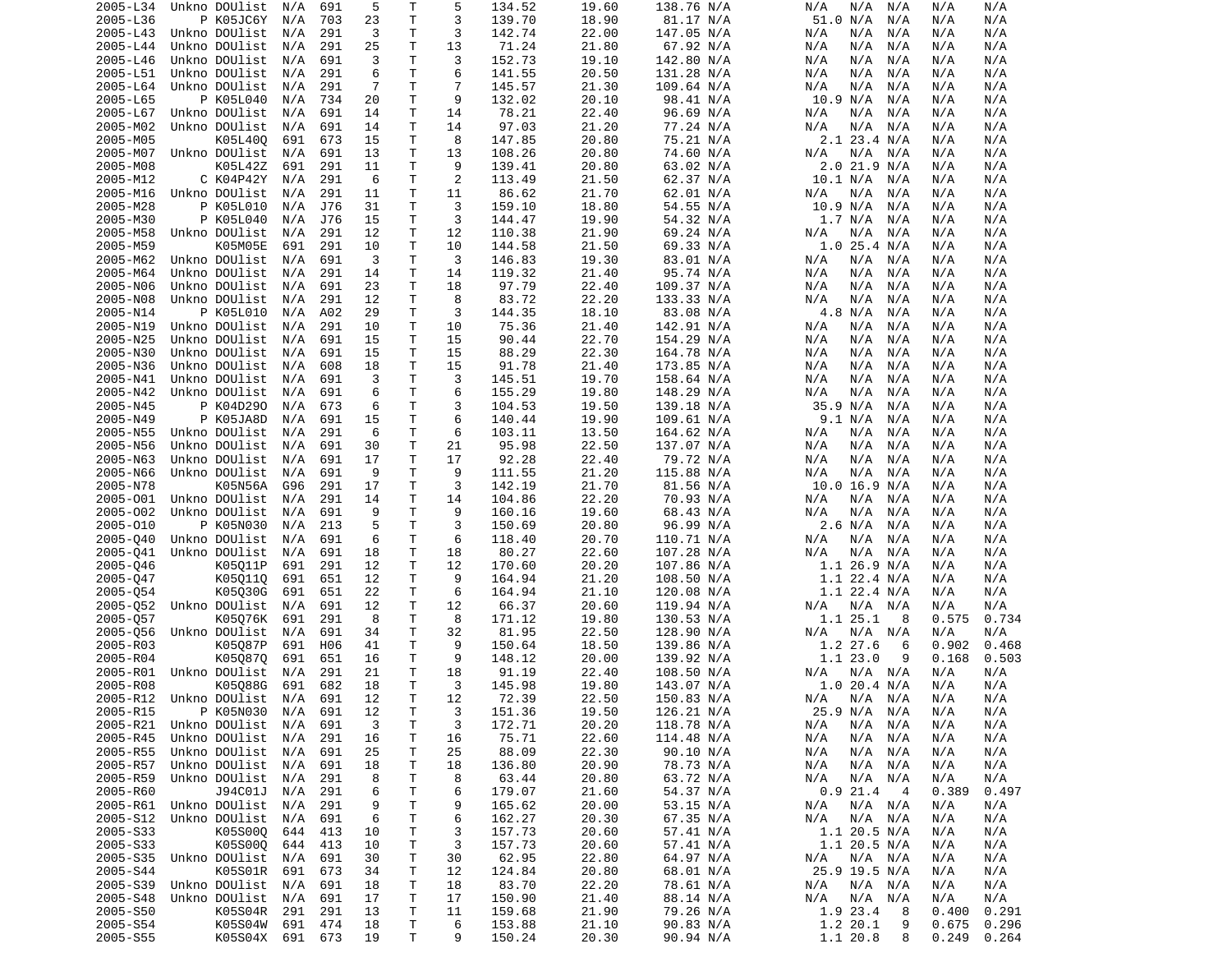| | | | | | | | | | | | | | | | | |
|---|---|---|---|---|---|---|---|---|---|---|---|---|---|---|---|---|
| 2005-L34 | Unkno | DOUlist | N/A | 691 | 5 | T | 5 | 134.52 | 19.60 | 138.76 | N/A | N/A | N/A | N/A | N/A | N/A |
| 2005-L36 | P | K05JC6Y | N/A | 703 | 23 | T | 3 | 139.70 | 18.90 | 81.17 | N/A | 51.0 | N/A | N/A | N/A | N/A |
| 2005-L43 | Unkno | DOUlist | N/A | 291 | 3 | T | 3 | 142.74 | 22.00 | 147.05 | N/A | N/A | N/A | N/A | N/A | N/A |
| 2005-L44 | Unkno | DOUlist | N/A | 291 | 25 | T | 13 | 71.24 | 21.80 | 67.92 | N/A | N/A | N/A | N/A | N/A | N/A |
| 2005-L46 | Unkno | DOUlist | N/A | 691 | 3 | T | 3 | 152.73 | 19.10 | 142.80 | N/A | N/A | N/A | N/A | N/A | N/A |
| 2005-L51 | Unkno | DOUlist | N/A | 291 | 6 | T | 6 | 141.55 | 20.50 | 131.28 | N/A | N/A | N/A | N/A | N/A | N/A |
| 2005-L64 | Unkno | DOUlist | N/A | 291 | 7 | T | 7 | 145.57 | 21.30 | 109.64 | N/A | N/A | N/A | N/A | N/A | N/A |
| 2005-L65 | P | K05L040 | N/A | 734 | 20 | T | 9 | 132.02 | 20.10 | 98.41 | N/A | 10.9 | N/A | N/A | N/A | N/A |
| 2005-L67 | Unkno | DOUlist | N/A | 691 | 14 | T | 14 | 78.21 | 22.40 | 96.69 | N/A | N/A | N/A | N/A | N/A | N/A |
| 2005-M02 | Unkno | DOUlist | N/A | 691 | 14 | T | 14 | 97.03 | 21.20 | 77.24 | N/A | N/A | N/A | N/A | N/A | N/A |
| 2005-M05 | | K05L40Q | 691 | 673 | 15 | T | 8 | 147.85 | 20.80 | 75.21 | N/A | 2.1 | 23.4 | N/A | N/A | N/A |
| 2005-M07 | Unkno | DOUlist | N/A | 691 | 13 | T | 13 | 108.26 | 20.80 | 74.60 | N/A | N/A | N/A | N/A | N/A | N/A |
| 2005-M08 | | K05L42Z | 691 | 291 | 11 | T | 9 | 139.41 | 20.80 | 63.02 | N/A | 2.0 | 21.9 | N/A | N/A | N/A |
| 2005-M12 | C | K04P42Y | N/A | 291 | 6 | T | 2 | 113.49 | 21.50 | 62.37 | N/A | 10.1 | N/A | N/A | N/A | N/A |
| 2005-M16 | Unkno | DOUlist | N/A | 291 | 11 | T | 11 | 86.62 | 21.70 | 62.01 | N/A | N/A | N/A | N/A | N/A | N/A |
| 2005-M28 | P | K05L010 | N/A | J76 | 31 | T | 3 | 159.10 | 18.80 | 54.55 | N/A | 10.9 | N/A | N/A | N/A | N/A |
| 2005-M30 | P | K05L040 | N/A | J76 | 15 | T | 3 | 144.47 | 19.90 | 54.32 | N/A | 1.7 | N/A | N/A | N/A | N/A |
| 2005-M58 | Unkno | DOUlist | N/A | 291 | 12 | T | 12 | 110.38 | 21.90 | 69.24 | N/A | N/A | N/A | N/A | N/A | N/A |
| 2005-M59 | | K05M05E | 691 | 291 | 10 | T | 10 | 144.58 | 21.50 | 69.33 | N/A | 1.0 | 25.4 | N/A | N/A | N/A |
| 2005-M62 | Unkno | DOUlist | N/A | 691 | 3 | T | 3 | 146.83 | 19.30 | 83.01 | N/A | N/A | N/A | N/A | N/A | N/A |
| 2005-M64 | Unkno | DOUlist | N/A | 291 | 14 | T | 14 | 119.32 | 21.40 | 95.74 | N/A | N/A | N/A | N/A | N/A | N/A |
| 2005-N06 | Unkno | DOUlist | N/A | 691 | 23 | T | 18 | 97.79 | 22.40 | 109.37 | N/A | N/A | N/A | N/A | N/A | N/A |
| 2005-N08 | Unkno | DOUlist | N/A | 291 | 12 | T | 8 | 83.72 | 22.20 | 133.33 | N/A | N/A | N/A | N/A | N/A | N/A |
| 2005-N14 | P | K05L010 | N/A | A02 | 29 | T | 3 | 144.35 | 18.10 | 83.08 | N/A | 4.8 | N/A | N/A | N/A | N/A |
| 2005-N19 | Unkno | DOUlist | N/A | 291 | 10 | T | 10 | 75.36 | 21.40 | 142.91 | N/A | N/A | N/A | N/A | N/A | N/A |
| 2005-N25 | Unkno | DOUlist | N/A | 691 | 15 | T | 15 | 90.44 | 22.70 | 154.29 | N/A | N/A | N/A | N/A | N/A | N/A |
| 2005-N30 | Unkno | DOUlist | N/A | 691 | 15 | T | 15 | 88.29 | 22.30 | 164.78 | N/A | N/A | N/A | N/A | N/A | N/A |
| 2005-N36 | Unkno | DOUlist | N/A | 608 | 18 | T | 15 | 91.78 | 21.40 | 173.85 | N/A | N/A | N/A | N/A | N/A | N/A |
| 2005-N41 | Unkno | DOUlist | N/A | 691 | 3 | T | 3 | 145.51 | 19.70 | 158.64 | N/A | N/A | N/A | N/A | N/A | N/A |
| 2005-N42 | Unkno | DOUlist | N/A | 691 | 6 | T | 6 | 155.29 | 19.80 | 148.29 | N/A | N/A | N/A | N/A | N/A | N/A |
| 2005-N45 | P | K04D29O | N/A | 673 | 6 | T | 3 | 104.53 | 19.50 | 139.18 | N/A | 35.9 | N/A | N/A | N/A | N/A |
| 2005-N49 | P | K05JA8D | N/A | 691 | 15 | T | 6 | 140.44 | 19.90 | 109.61 | N/A | 9.1 | N/A | N/A | N/A | N/A |
| 2005-N55 | Unkno | DOUlist | N/A | 291 | 6 | T | 6 | 103.11 | 13.50 | 164.62 | N/A | N/A | N/A | N/A | N/A | N/A |
| 2005-N56 | Unkno | DOUlist | N/A | 691 | 30 | T | 21 | 95.98 | 22.50 | 137.07 | N/A | N/A | N/A | N/A | N/A | N/A |
| 2005-N63 | Unkno | DOUlist | N/A | 691 | 17 | T | 17 | 92.28 | 22.40 | 79.72 | N/A | N/A | N/A | N/A | N/A | N/A |
| 2005-N66 | Unkno | DOUlist | N/A | 691 | 9 | T | 9 | 111.55 | 21.20 | 115.88 | N/A | N/A | N/A | N/A | N/A | N/A |
| 2005-N78 | | K05N56A | G96 | 291 | 17 | T | 3 | 142.19 | 21.70 | 81.56 | N/A | 10.0 | 16.9 | N/A | N/A | N/A |
| 2005-O01 | Unkno | DOUlist | N/A | 291 | 14 | T | 14 | 104.86 | 22.20 | 70.93 | N/A | N/A | N/A | N/A | N/A | N/A |
| 2005-O02 | Unkno | DOUlist | N/A | 691 | 9 | T | 9 | 160.16 | 19.60 | 68.43 | N/A | N/A | N/A | N/A | N/A | N/A |
| 2005-O10 | P | K05N030 | N/A | 213 | 5 | T | 3 | 150.69 | 20.80 | 96.99 | N/A | 2.6 | N/A | N/A | N/A | N/A |
| 2005-Q40 | Unkno | DOUlist | N/A | 691 | 6 | T | 6 | 118.40 | 20.70 | 110.71 | N/A | N/A | N/A | N/A | N/A | N/A |
| 2005-Q41 | Unkno | DOUlist | N/A | 691 | 18 | T | 18 | 80.27 | 22.60 | 107.28 | N/A | N/A | N/A | N/A | N/A | N/A |
| 2005-Q46 | | K05Q11P | 691 | 291 | 12 | T | 12 | 170.60 | 20.20 | 107.86 | N/A | 1.1 | 26.9 | N/A | N/A | N/A |
| 2005-Q47 | | K05Q11Q | 691 | 651 | 12 | T | 9 | 164.94 | 21.20 | 108.50 | N/A | 1.1 | 22.4 | N/A | N/A | N/A |
| 2005-Q54 | | K05Q30G | 691 | 651 | 22 | T | 6 | 164.94 | 21.10 | 120.08 | N/A | 1.1 | 22.4 | N/A | N/A | N/A |
| 2005-Q52 | Unkno | DOUlist | N/A | 691 | 12 | T | 12 | 66.37 | 20.60 | 119.94 | N/A | N/A | N/A | N/A | N/A | N/A |
| 2005-Q57 | | K05Q76K | 691 | 291 | 8 | T | 8 | 171.12 | 19.80 | 130.53 | N/A | 1.1 | 25.1 | 8 | 0.575 | 0.734 |
| 2005-Q56 | Unkno | DOUlist | N/A | 691 | 34 | T | 32 | 81.95 | 22.50 | 128.90 | N/A | N/A | N/A | N/A | N/A | N/A |
| 2005-R03 | | K05Q87P | 691 | H06 | 41 | T | 9 | 150.64 | 18.50 | 139.86 | N/A | 1.2 | 27.6 | 6 | 0.902 | 0.468 |
| 2005-R04 | | K05Q87Q | 691 | 651 | 16 | T | 9 | 148.12 | 20.00 | 139.92 | N/A | 1.1 | 23.0 | 9 | 0.168 | 0.503 |
| 2005-R01 | Unkno | DOUlist | N/A | 291 | 21 | T | 18 | 91.19 | 22.40 | 108.50 | N/A | N/A | N/A | N/A | N/A | N/A |
| 2005-R08 | | K05Q88G | 691 | 682 | 18 | T | 3 | 145.98 | 19.80 | 143.07 | N/A | 1.0 | 20.4 | N/A | N/A | N/A |
| 2005-R12 | Unkno | DOUlist | N/A | 691 | 12 | T | 12 | 72.39 | 22.50 | 150.83 | N/A | N/A | N/A | N/A | N/A | N/A |
| 2005-R15 | P | K05N030 | N/A | 691 | 12 | T | 3 | 151.36 | 19.50 | 126.21 | N/A | 25.9 | N/A | N/A | N/A | N/A |
| 2005-R21 | Unkno | DOUlist | N/A | 691 | 3 | T | 3 | 172.71 | 20.20 | 118.78 | N/A | N/A | N/A | N/A | N/A | N/A |
| 2005-R45 | Unkno | DOUlist | N/A | 291 | 16 | T | 16 | 75.71 | 22.60 | 114.48 | N/A | N/A | N/A | N/A | N/A | N/A |
| 2005-R55 | Unkno | DOUlist | N/A | 691 | 25 | T | 25 | 88.09 | 22.30 | 90.10 | N/A | N/A | N/A | N/A | N/A | N/A |
| 2005-R57 | Unkno | DOUlist | N/A | 691 | 18 | T | 18 | 136.80 | 20.90 | 78.73 | N/A | N/A | N/A | N/A | N/A | N/A |
| 2005-R59 | Unkno | DOUlist | N/A | 291 | 8 | T | 8 | 63.44 | 20.80 | 63.72 | N/A | N/A | N/A | N/A | N/A | N/A |
| 2005-R60 | | J94C01J | N/A | 291 | 6 | T | 6 | 179.07 | 21.60 | 54.37 | N/A | 0.9 | 21.4 | 4 | 0.389 | 0.497 |
| 2005-R61 | Unkno | DOUlist | N/A | 291 | 9 | T | 9 | 165.62 | 20.00 | 53.15 | N/A | N/A | N/A | N/A | N/A | N/A |
| 2005-S12 | Unkno | DOUlist | N/A | 691 | 6 | T | 6 | 162.27 | 20.30 | 67.35 | N/A | N/A | N/A | N/A | N/A | N/A |
| 2005-S33 | | K05S00Q | 644 | 413 | 10 | T | 3 | 157.73 | 20.60 | 57.41 | N/A | 1.1 | 20.5 | N/A | N/A | N/A |
| 2005-S33 | | K05S00Q | 644 | 413 | 10 | T | 3 | 157.73 | 20.60 | 57.41 | N/A | 1.1 | 20.5 | N/A | N/A | N/A |
| 2005-S35 | Unkno | DOUlist | N/A | 691 | 30 | T | 30 | 62.95 | 22.80 | 64.97 | N/A | N/A | N/A | N/A | N/A | N/A |
| 2005-S44 | | K05S01R | 691 | 673 | 34 | T | 12 | 124.84 | 20.80 | 68.01 | N/A | 25.9 | 19.5 | N/A | N/A | N/A |
| 2005-S39 | Unkno | DOUlist | N/A | 691 | 18 | T | 18 | 83.70 | 22.20 | 78.61 | N/A | N/A | N/A | N/A | N/A | N/A |
| 2005-S48 | Unkno | DOUlist | N/A | 691 | 17 | T | 17 | 150.90 | 21.40 | 88.14 | N/A | N/A | N/A | N/A | N/A | N/A |
| 2005-S50 | | K05S04R | 291 | 291 | 13 | T | 11 | 159.68 | 21.90 | 79.26 | N/A | 1.9 | 23.4 | 8 | 0.400 | 0.291 |
| 2005-S54 | | K05S04W | 691 | 474 | 18 | T | 6 | 153.88 | 21.10 | 90.83 | N/A | 1.2 | 20.1 | 9 | 0.675 | 0.296 |
| 2005-S55 | | K05S04X | 691 | 673 | 19 | T | 9 | 150.24 | 20.30 | 90.94 | N/A | 1.1 | 20.8 | 8 | 0.249 | 0.264 |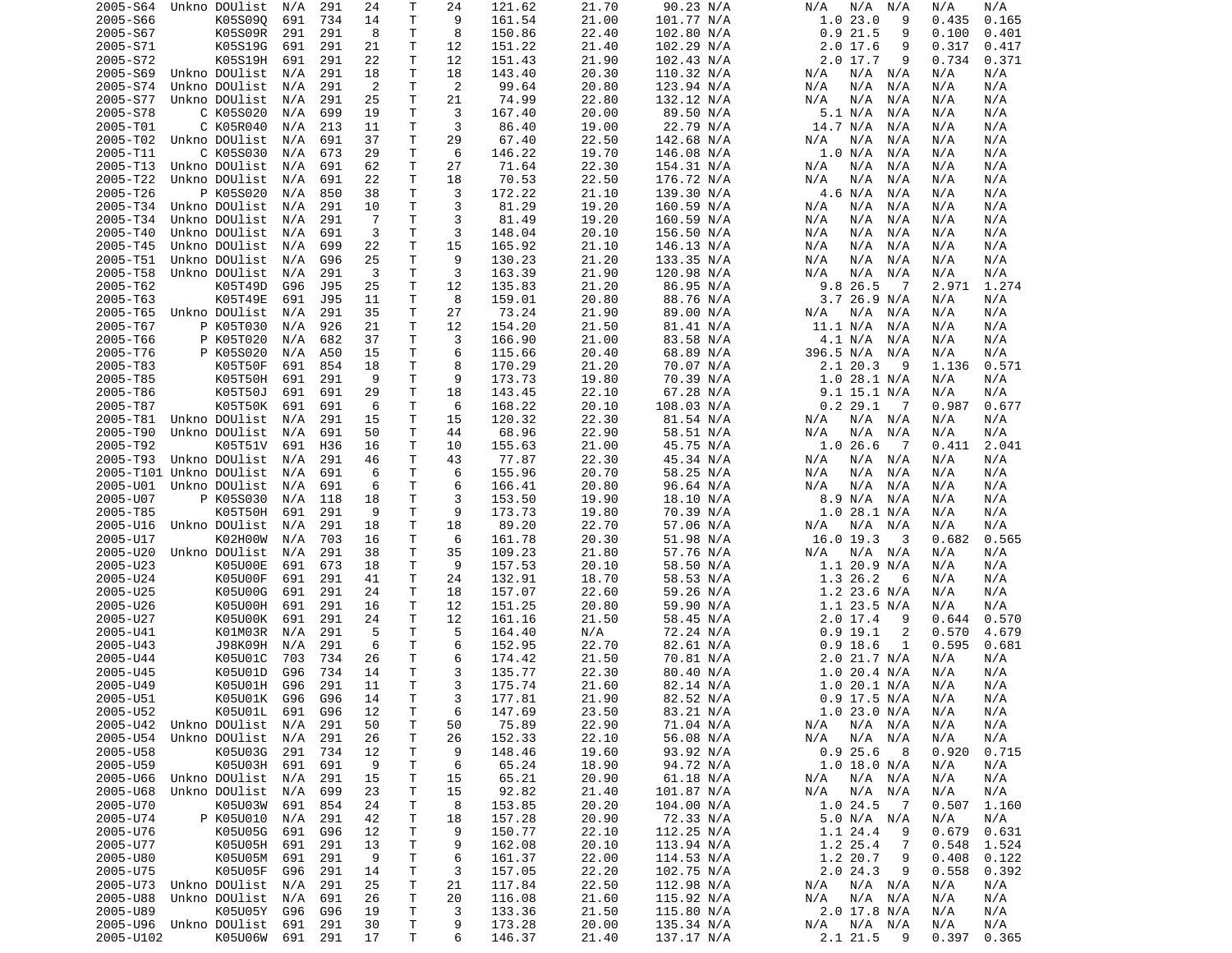| | | | | | | | | | | | | | | | | |
|---|---|---|---|---|---|---|---|---|---|---|---|---|---|---|---|---|
| 2005-S64 | Unkno | DOUlist | N/A | 291 | 24 | T | 24 | 121.62 | 21.70 | 90.23 | N/A | N/A | N/A | N/A | N/A | N/A |
| 2005-S66 | | K05S09Q | 691 | 734 | 14 | T | 9 | 161.54 | 21.00 | 101.77 | N/A | 1.0 | 23.0 | 9 | 0.435 | 0.165 |
| 2005-S67 | | K05S09R | 291 | 291 | 8 | T | 8 | 150.86 | 22.40 | 102.80 | N/A | 0.9 | 21.5 | 9 | 0.100 | 0.401 |
| 2005-S71 | | K05S19G | 691 | 291 | 21 | T | 12 | 151.22 | 21.40 | 102.29 | N/A | 2.0 | 17.6 | 9 | 0.317 | 0.417 |
| 2005-S72 | | K05S19H | 691 | 291 | 22 | T | 12 | 151.43 | 21.90 | 102.43 | N/A | 2.0 | 17.7 | 9 | 0.734 | 0.371 |
| 2005-S69 | Unkno | DOUlist | N/A | 291 | 18 | T | 18 | 143.40 | 20.30 | 110.32 | N/A | N/A | N/A | N/A | N/A | N/A |
| 2005-S74 | Unkno | DOUlist | N/A | 291 | 2 | T | 2 | 99.64 | 20.80 | 123.94 | N/A | N/A | N/A | N/A | N/A | N/A |
| 2005-S77 | Unkno | DOUlist | N/A | 291 | 25 | T | 21 | 74.99 | 22.80 | 132.12 | N/A | N/A | N/A | N/A | N/A | N/A |
| 2005-S78 | C | K05S020 | N/A | 699 | 19 | T | 3 | 167.40 | 20.00 | 89.50 | N/A | 5.1 | N/A | N/A | N/A | N/A |
| 2005-T01 | C | K05R040 | N/A | 213 | 11 | T | 3 | 86.40 | 19.00 | 22.79 | N/A | 14.7 | N/A | N/A | N/A | N/A |
| 2005-T02 | Unkno | DOUlist | N/A | 691 | 37 | T | 29 | 67.40 | 22.50 | 142.68 | N/A | N/A | N/A | N/A | N/A | N/A |
| 2005-T11 | C | K05S030 | N/A | 673 | 29 | T | 6 | 146.22 | 19.70 | 146.08 | N/A | 1.0 | N/A | N/A | N/A | N/A |
| 2005-T13 | Unkno | DOUlist | N/A | 691 | 62 | T | 27 | 71.64 | 22.30 | 154.31 | N/A | N/A | N/A | N/A | N/A | N/A |
| 2005-T22 | Unkno | DOUlist | N/A | 691 | 22 | T | 18 | 70.53 | 22.50 | 176.72 | N/A | N/A | N/A | N/A | N/A | N/A |
| 2005-T26 | P | K05S020 | N/A | 850 | 38 | T | 3 | 172.22 | 21.10 | 139.30 | N/A | 4.6 | N/A | N/A | N/A | N/A |
| 2005-T34 | Unkno | DOUlist | N/A | 291 | 10 | T | 3 | 81.29 | 19.20 | 160.59 | N/A | N/A | N/A | N/A | N/A | N/A |
| 2005-T34 | Unkno | DOUlist | N/A | 291 | 7 | T | 3 | 81.49 | 19.20 | 160.59 | N/A | N/A | N/A | N/A | N/A | N/A |
| 2005-T40 | Unkno | DOUlist | N/A | 691 | 3 | T | 3 | 148.04 | 20.10 | 156.50 | N/A | N/A | N/A | N/A | N/A | N/A |
| 2005-T45 | Unkno | DOUlist | N/A | 699 | 22 | T | 15 | 165.92 | 21.10 | 146.13 | N/A | N/A | N/A | N/A | N/A | N/A |
| 2005-T51 | Unkno | DOUlist | N/A | G96 | 25 | T | 9 | 130.23 | 21.20 | 133.35 | N/A | N/A | N/A | N/A | N/A | N/A |
| 2005-T58 | Unkno | DOUlist | N/A | 291 | 3 | T | 3 | 163.39 | 21.90 | 120.98 | N/A | N/A | N/A | N/A | N/A | N/A |
| 2005-T62 | | K05T49D | G96 | J95 | 25 | T | 12 | 135.83 | 21.20 | 86.95 | N/A | 9.8 | 26.5 | 7 | 2.971 | 1.274 |
| 2005-T63 | | K05T49E | 691 | J95 | 11 | T | 8 | 159.01 | 20.80 | 88.76 | N/A | 3.7 | 26.9 | N/A | N/A | N/A |
| 2005-T65 | Unkno | DOUlist | N/A | 291 | 35 | T | 27 | 73.24 | 21.90 | 89.00 | N/A | N/A | N/A | N/A | N/A | N/A |
| 2005-T67 | P | K05T030 | N/A | 926 | 21 | T | 12 | 154.20 | 21.50 | 81.41 | N/A | 11.1 | N/A | N/A | N/A | N/A |
| 2005-T66 | P | K05T020 | N/A | 682 | 37 | T | 3 | 166.90 | 21.00 | 83.58 | N/A | 4.1 | N/A | N/A | N/A | N/A |
| 2005-T76 | P | K05S020 | N/A | A50 | 15 | T | 6 | 115.66 | 20.40 | 68.89 | N/A | 396.5 | N/A | N/A | N/A | N/A |
| 2005-T83 | | K05T50F | 691 | 854 | 18 | T | 8 | 170.29 | 21.20 | 70.07 | N/A | 2.1 | 20.3 | 9 | 1.136 | 0.571 |
| 2005-T85 | | K05T50H | 691 | 291 | 9 | T | 9 | 173.73 | 19.80 | 70.39 | N/A | 1.0 | 28.1 | N/A | N/A | N/A |
| 2005-T86 | | K05T50J | 691 | 691 | 29 | T | 18 | 143.45 | 22.10 | 67.28 | N/A | 9.1 | 15.1 | N/A | N/A | N/A |
| 2005-T87 | | K05T50K | 691 | 691 | 6 | T | 6 | 168.22 | 20.10 | 108.03 | N/A | 0.2 | 29.1 | 7 | 0.987 | 0.677 |
| 2005-T81 | Unkno | DOUlist | N/A | 291 | 15 | T | 15 | 120.32 | 22.30 | 81.54 | N/A | N/A | N/A | N/A | N/A | N/A |
| 2005-T90 | Unkno | DOUlist | N/A | 691 | 50 | T | 44 | 68.96 | 22.90 | 58.51 | N/A | N/A | N/A | N/A | N/A | N/A |
| 2005-T92 | | K05T51V | 691 | H36 | 16 | T | 10 | 155.63 | 21.00 | 45.75 | N/A | 1.0 | 26.6 | 7 | 0.411 | 2.041 |
| 2005-T93 | Unkno | DOUlist | N/A | 291 | 46 | T | 43 | 77.87 | 22.30 | 45.34 | N/A | N/A | N/A | N/A | N/A | N/A |
| 2005-T101 | Unkno | DOUlist | N/A | 691 | 6 | T | 6 | 155.96 | 20.70 | 58.25 | N/A | N/A | N/A | N/A | N/A | N/A |
| 2005-U01 | Unkno | DOUlist | N/A | 691 | 6 | T | 6 | 166.41 | 20.80 | 96.64 | N/A | N/A | N/A | N/A | N/A | N/A |
| 2005-U07 | P | K05S030 | N/A | 118 | 18 | T | 3 | 153.50 | 19.90 | 18.10 | N/A | 8.9 | N/A | N/A | N/A | N/A |
| 2005-T85 | | K05T50H | 691 | 291 | 9 | T | 9 | 173.73 | 19.80 | 70.39 | N/A | 1.0 | 28.1 | N/A | N/A | N/A |
| 2005-U16 | Unkno | DOUlist | N/A | 291 | 18 | T | 18 | 89.20 | 22.70 | 57.06 | N/A | N/A | N/A | N/A | N/A | N/A |
| 2005-U17 | | K02H00W | N/A | 703 | 16 | T | 6 | 161.78 | 20.30 | 51.98 | N/A | 16.0 | 19.3 | 3 | 0.682 | 0.565 |
| 2005-U20 | Unkno | DOUlist | N/A | 291 | 38 | T | 35 | 109.23 | 21.80 | 57.76 | N/A | N/A | N/A | N/A | N/A | N/A |
| 2005-U23 | | K05U00E | 691 | 673 | 18 | T | 9 | 157.53 | 20.10 | 58.50 | N/A | 1.1 | 20.9 | N/A | N/A | N/A |
| 2005-U24 | | K05U00F | 691 | 291 | 41 | T | 24 | 132.91 | 18.70 | 58.53 | N/A | 1.3 | 26.2 | 6 | N/A | N/A |
| 2005-U25 | | K05U00G | 691 | 291 | 24 | T | 18 | 157.07 | 22.60 | 59.26 | N/A | 1.2 | 23.6 | N/A | N/A | N/A |
| 2005-U26 | | K05U00H | 691 | 291 | 16 | T | 12 | 151.25 | 20.80 | 59.90 | N/A | 1.1 | 23.5 | N/A | N/A | N/A |
| 2005-U27 | | K05U00K | 691 | 291 | 24 | T | 12 | 161.16 | 21.50 | 58.45 | N/A | 2.0 | 17.4 | 9 | 0.644 | 0.570 |
| 2005-U41 | | K01M03R | N/A | 291 | 5 | T | 5 | 164.40 | N/A | 72.24 | N/A | 0.9 | 19.1 | 2 | 0.570 | 4.679 |
| 2005-U43 | | J98K09H | N/A | 291 | 6 | T | 6 | 152.95 | 22.70 | 82.61 | N/A | 0.9 | 18.6 | 1 | 0.595 | 0.681 |
| 2005-U44 | | K05U01C | 703 | 734 | 26 | T | 6 | 174.42 | 21.50 | 70.81 | N/A | 2.0 | 21.7 | N/A | N/A | N/A |
| 2005-U45 | | K05U01D | G96 | 734 | 14 | T | 3 | 135.77 | 22.30 | 80.40 | N/A | 1.0 | 20.4 | N/A | N/A | N/A |
| 2005-U49 | | K05U01H | G96 | 291 | 11 | T | 3 | 175.74 | 21.60 | 82.14 | N/A | 1.0 | 20.1 | N/A | N/A | N/A |
| 2005-U51 | | K05U01K | G96 | G96 | 14 | T | 3 | 177.81 | 21.90 | 82.52 | N/A | 0.9 | 17.5 | N/A | N/A | N/A |
| 2005-U52 | | K05U01L | 691 | G96 | 12 | T | 6 | 147.69 | 23.50 | 83.21 | N/A | 1.0 | 23.0 | N/A | N/A | N/A |
| 2005-U42 | Unkno | DOUlist | N/A | 291 | 50 | T | 50 | 75.89 | 22.90 | 71.04 | N/A | N/A | N/A | N/A | N/A | N/A |
| 2005-U54 | Unkno | DOUlist | N/A | 291 | 26 | T | 26 | 152.33 | 22.10 | 56.08 | N/A | N/A | N/A | N/A | N/A | N/A |
| 2005-U58 | | K05U03G | 291 | 734 | 12 | T | 9 | 148.46 | 19.60 | 93.92 | N/A | 0.9 | 25.6 | 8 | 0.920 | 0.715 |
| 2005-U59 | | K05U03H | 691 | 691 | 9 | T | 6 | 65.24 | 18.90 | 94.72 | N/A | 1.0 | 18.0 | N/A | N/A | N/A |
| 2005-U66 | Unkno | DOUlist | N/A | 291 | 15 | T | 15 | 65.21 | 20.90 | 61.18 | N/A | N/A | N/A | N/A | N/A | N/A |
| 2005-U68 | Unkno | DOUlist | N/A | 699 | 23 | T | 15 | 92.82 | 21.40 | 101.87 | N/A | N/A | N/A | N/A | N/A | N/A |
| 2005-U70 | | K05U03W | 691 | 854 | 24 | T | 8 | 153.85 | 20.20 | 104.00 | N/A | 1.0 | 24.5 | 7 | 0.507 | 1.160 |
| 2005-U74 | P | K05U010 | N/A | 291 | 42 | T | 18 | 157.28 | 20.90 | 72.33 | N/A | 5.0 | N/A | N/A | N/A | N/A |
| 2005-U76 | | K05U05G | 691 | G96 | 12 | T | 9 | 150.77 | 22.10 | 112.25 | N/A | 1.1 | 24.4 | 9 | 0.679 | 0.631 |
| 2005-U77 | | K05U05H | 691 | 291 | 13 | T | 9 | 162.08 | 20.10 | 113.94 | N/A | 1.2 | 25.4 | 7 | 0.548 | 1.524 |
| 2005-U80 | | K05U05M | 691 | 291 | 9 | T | 6 | 161.37 | 22.00 | 114.53 | N/A | 1.2 | 20.7 | 9 | 0.408 | 0.122 |
| 2005-U75 | | K05U05F | G96 | 291 | 14 | T | 3 | 157.05 | 22.20 | 102.75 | N/A | 2.0 | 24.3 | 9 | 0.558 | 0.392 |
| 2005-U73 | Unkno | DOUlist | N/A | 291 | 25 | T | 21 | 117.84 | 22.50 | 112.98 | N/A | N/A | N/A | N/A | N/A | N/A |
| 2005-U88 | Unkno | DOUlist | N/A | 691 | 26 | T | 20 | 116.08 | 21.60 | 115.92 | N/A | N/A | N/A | N/A | N/A | N/A |
| 2005-U89 | | K05U05Y | G96 | G96 | 19 | T | 3 | 133.36 | 21.50 | 115.80 | N/A | 2.0 | 17.8 | N/A | N/A | N/A |
| 2005-U96 | Unkno | DOUlist | 691 | 291 | 30 | T | 9 | 173.28 | 20.00 | 135.34 | N/A | N/A | N/A | N/A | N/A | N/A |
| 2005-U102 | | K05U06W | 691 | 291 | 17 | T | 6 | 146.37 | 21.40 | 137.17 | N/A | 2.1 | 21.5 | 9 | 0.397 | 0.365 |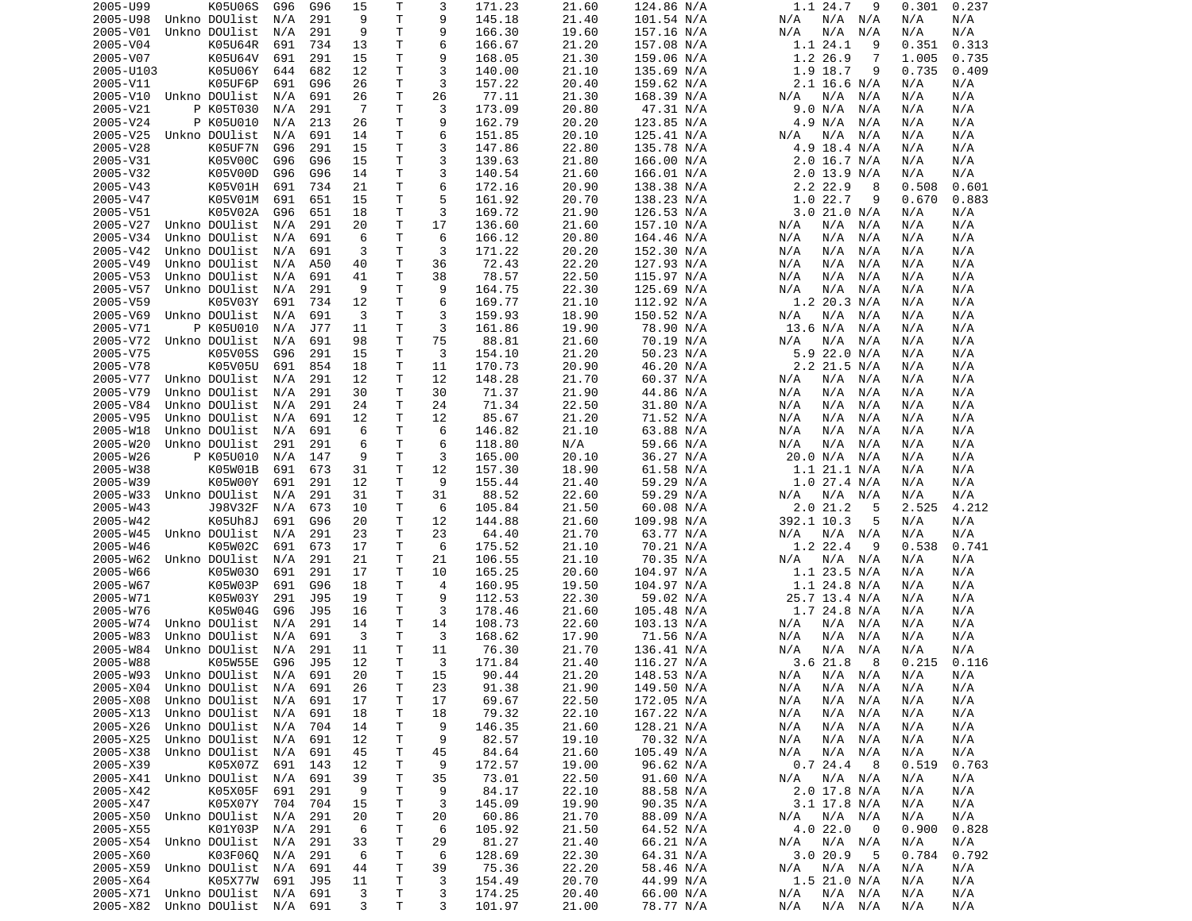| | | | | | | | | | | | | | | | | |
|---|---|---|---|---|---|---|---|---|---|---|---|---|---|---|---|---|
| 2005-U99 | | K05U06S | G96 | G96 | 15 | T | 3 | 171.23 | 21.60 | 124.86 | N/A | 1.1 | 24.7 | 9 | 0.301 | 0.237 |
| 2005-U98 | Unkno | DOUlist | N/A | 291 | 9 | T | 9 | 145.18 | 21.40 | 101.54 | N/A | N/A | N/A | N/A | N/A | N/A |
| 2005-V01 | Unkno | DOUlist | N/A | 291 | 9 | T | 9 | 166.30 | 19.60 | 157.16 | N/A | N/A | N/A | N/A | N/A | N/A |
| 2005-V04 | | K05U64R | 691 | 734 | 13 | T | 6 | 166.67 | 21.20 | 157.08 | N/A | 1.1 | 24.1 | 9 | 0.351 | 0.313 |
| 2005-V07 | | K05U64V | 691 | 291 | 15 | T | 9 | 168.05 | 21.30 | 159.06 | N/A | 1.2 | 26.9 | 7 | 1.005 | 0.735 |
| 2005-U103 | | K05U06Y | 644 | 682 | 12 | T | 3 | 140.00 | 21.10 | 135.69 | N/A | 1.9 | 18.7 | 9 | 0.735 | 0.409 |
| 2005-V11 | | K05UF6P | 691 | G96 | 26 | T | 3 | 157.22 | 20.40 | 159.62 | N/A | 2.1 | 16.6 | N/A | N/A | N/A |
| 2005-V10 | Unkno | DOUlist | N/A | 691 | 26 | T | 26 | 77.11 | 21.30 | 168.39 | N/A | N/A | N/A | N/A | N/A | N/A |
| 2005-V21 | P | K05T030 | N/A | 291 | 7 | T | 3 | 173.09 | 20.80 | 47.31 | N/A | 9.0 | N/A | N/A | N/A | N/A |
| 2005-V24 | P | K05U010 | N/A | 213 | 26 | T | 9 | 162.79 | 20.20 | 123.85 | N/A | 4.9 | N/A | N/A | N/A | N/A |
| 2005-V25 | Unkno | DOUlist | N/A | 691 | 14 | T | 6 | 151.85 | 20.10 | 125.41 | N/A | N/A | N/A | N/A | N/A | N/A |
| 2005-V28 | | K05UF7N | G96 | 291 | 15 | T | 3 | 147.86 | 22.80 | 135.78 | N/A | 4.9 | 18.4 | N/A | N/A | N/A |
| 2005-V31 | | K05V00C | G96 | G96 | 15 | T | 3 | 139.63 | 21.80 | 166.00 | N/A | 2.0 | 16.7 | N/A | N/A | N/A |
| 2005-V32 | | K05V00D | G96 | G96 | 14 | T | 3 | 140.54 | 21.60 | 166.01 | N/A | 2.0 | 13.9 | N/A | N/A | N/A |
| 2005-V43 | | K05V01H | 691 | 734 | 21 | T | 6 | 172.16 | 20.90 | 138.38 | N/A | 2.2 | 22.9 | 8 | 0.508 | 0.601 |
| 2005-V47 | | K05V01M | 691 | 651 | 15 | T | 5 | 161.92 | 20.70 | 138.23 | N/A | 1.0 | 22.7 | 9 | 0.670 | 0.883 |
| 2005-V51 | | K05V02A | G96 | 651 | 18 | T | 3 | 169.72 | 21.90 | 126.53 | N/A | 3.0 | 21.0 | N/A | N/A | N/A |
| 2005-V27 | Unkno | DOUlist | N/A | 291 | 20 | T | 17 | 136.60 | 21.60 | 157.10 | N/A | N/A | N/A | N/A | N/A | N/A |
| 2005-V34 | Unkno | DOUlist | N/A | 691 | 6 | T | 6 | 166.12 | 20.80 | 164.46 | N/A | N/A | N/A | N/A | N/A | N/A |
| 2005-V42 | Unkno | DOUlist | N/A | 691 | 3 | T | 3 | 171.22 | 20.20 | 152.30 | N/A | N/A | N/A | N/A | N/A | N/A |
| 2005-V49 | Unkno | DOUlist | N/A | A50 | 40 | T | 36 | 72.43 | 22.20 | 127.93 | N/A | N/A | N/A | N/A | N/A | N/A |
| 2005-V53 | Unkno | DOUlist | N/A | 691 | 41 | T | 38 | 78.57 | 22.50 | 115.97 | N/A | N/A | N/A | N/A | N/A | N/A |
| 2005-V57 | Unkno | DOUlist | N/A | 291 | 9 | T | 9 | 164.75 | 22.30 | 125.69 | N/A | N/A | N/A | N/A | N/A | N/A |
| 2005-V59 | | K05V03Y | 691 | 734 | 12 | T | 6 | 169.77 | 21.10 | 112.92 | N/A | 1.2 | 20.3 | N/A | N/A | N/A |
| 2005-V69 | Unkno | DOUlist | N/A | 691 | 3 | T | 3 | 159.93 | 18.90 | 150.52 | N/A | N/A | N/A | N/A | N/A | N/A |
| 2005-V71 | P | K05U010 | N/A | J77 | 11 | T | 3 | 161.86 | 19.90 | 78.90 | N/A | 13.6 | N/A | N/A | N/A | N/A |
| 2005-V72 | Unkno | DOUlist | N/A | 691 | 98 | T | 75 | 88.81 | 21.60 | 70.19 | N/A | N/A | N/A | N/A | N/A | N/A |
| 2005-V75 | | K05V05S | G96 | 291 | 15 | T | 3 | 154.10 | 21.20 | 50.23 | N/A | 5.9 | 22.0 | N/A | N/A | N/A |
| 2005-V78 | | K05V05U | 691 | 854 | 18 | T | 11 | 170.73 | 20.90 | 46.20 | N/A | 2.2 | 21.5 | N/A | N/A | N/A |
| 2005-V77 | Unkno | DOUlist | N/A | 291 | 12 | T | 12 | 148.28 | 21.70 | 60.37 | N/A | N/A | N/A | N/A | N/A | N/A |
| 2005-V79 | Unkno | DOUlist | N/A | 291 | 30 | T | 30 | 71.37 | 21.90 | 44.86 | N/A | N/A | N/A | N/A | N/A | N/A |
| 2005-V84 | Unkno | DOUlist | N/A | 291 | 24 | T | 24 | 71.34 | 22.50 | 31.80 | N/A | N/A | N/A | N/A | N/A | N/A |
| 2005-V95 | Unkno | DOUlist | N/A | 691 | 12 | T | 12 | 85.67 | 21.20 | 71.52 | N/A | N/A | N/A | N/A | N/A | N/A |
| 2005-W18 | Unkno | DOUlist | N/A | 691 | 6 | T | 6 | 146.82 | 21.10 | 63.88 | N/A | N/A | N/A | N/A | N/A | N/A |
| 2005-W20 | Unkno | DOUlist | 291 | 291 | 6 | T | 6 | 118.80 | N/A | 59.66 | N/A | N/A | N/A | N/A | N/A | N/A |
| 2005-W26 | P | K05U010 | N/A | 147 | 9 | T | 3 | 165.00 | 20.10 | 36.27 | N/A | 20.0 | N/A | N/A | N/A | N/A |
| 2005-W38 | | K05W01B | 691 | 673 | 31 | T | 12 | 157.30 | 18.90 | 61.58 | N/A | 1.1 | 21.1 | N/A | N/A | N/A |
| 2005-W39 | | K05W00Y | 691 | 291 | 12 | T | 9 | 155.44 | 21.40 | 59.29 | N/A | 1.0 | 27.4 | N/A | N/A | N/A |
| 2005-W33 | Unkno | DOUlist | N/A | 291 | 31 | T | 31 | 88.52 | 22.60 | 59.29 | N/A | N/A | N/A | N/A | N/A | N/A |
| 2005-W43 | | J98V32F | N/A | 673 | 10 | T | 6 | 105.84 | 21.50 | 60.08 | N/A | 2.0 | 21.2 | 5 | 2.525 | 4.212 |
| 2005-W42 | | K05Uh8J | 691 | G96 | 20 | T | 12 | 144.88 | 21.60 | 109.98 | N/A | 392.1 | 10.3 | 5 | N/A | N/A |
| 2005-W45 | Unkno | DOUlist | N/A | 291 | 23 | T | 23 | 64.40 | 21.70 | 63.77 | N/A | N/A | N/A | N/A | N/A | N/A |
| 2005-W46 | | K05W02C | 691 | 673 | 17 | T | 6 | 175.52 | 21.10 | 70.21 | N/A | 1.2 | 22.4 | 9 | 0.538 | 0.741 |
| 2005-W62 | Unkno | DOUlist | N/A | 291 | 21 | T | 21 | 106.55 | 21.10 | 70.35 | N/A | N/A | N/A | N/A | N/A | N/A |
| 2005-W66 | | K05W03O | 691 | 291 | 17 | T | 10 | 165.25 | 20.60 | 104.97 | N/A | 1.1 | 23.5 | N/A | N/A | N/A |
| 2005-W67 | | K05W03P | 691 | G96 | 18 | T | 4 | 160.95 | 19.50 | 104.97 | N/A | 1.1 | 24.8 | N/A | N/A | N/A |
| 2005-W71 | | K05W03Y | 291 | J95 | 19 | T | 9 | 112.53 | 22.30 | 59.02 | N/A | 25.7 | 13.4 | N/A | N/A | N/A |
| 2005-W76 | | K05W04G | G96 | J95 | 16 | T | 3 | 178.46 | 21.60 | 105.48 | N/A | 1.7 | 24.8 | N/A | N/A | N/A |
| 2005-W74 | Unkno | DOUlist | N/A | 291 | 14 | T | 14 | 108.73 | 22.60 | 103.13 | N/A | N/A | N/A | N/A | N/A | N/A |
| 2005-W83 | Unkno | DOUlist | N/A | 691 | 3 | T | 3 | 168.62 | 17.90 | 71.56 | N/A | N/A | N/A | N/A | N/A | N/A |
| 2005-W84 | Unkno | DOUlist | N/A | 291 | 11 | T | 11 | 76.30 | 21.70 | 136.41 | N/A | N/A | N/A | N/A | N/A | N/A |
| 2005-W88 | | K05W55E | G96 | J95 | 12 | T | 3 | 171.84 | 21.40 | 116.27 | N/A | 3.6 | 21.8 | 8 | 0.215 | 0.116 |
| 2005-W93 | Unkno | DOUlist | N/A | 691 | 20 | T | 15 | 90.44 | 21.20 | 148.53 | N/A | N/A | N/A | N/A | N/A | N/A |
| 2005-X04 | Unkno | DOUlist | N/A | 691 | 26 | T | 23 | 91.38 | 21.90 | 149.50 | N/A | N/A | N/A | N/A | N/A | N/A |
| 2005-X08 | Unkno | DOUlist | N/A | 691 | 17 | T | 17 | 69.67 | 22.50 | 172.05 | N/A | N/A | N/A | N/A | N/A | N/A |
| 2005-X13 | Unkno | DOUlist | N/A | 691 | 18 | T | 18 | 79.32 | 22.10 | 167.22 | N/A | N/A | N/A | N/A | N/A | N/A |
| 2005-X26 | Unkno | DOUlist | N/A | 704 | 14 | T | 9 | 146.35 | 21.60 | 128.21 | N/A | N/A | N/A | N/A | N/A | N/A |
| 2005-X25 | Unkno | DOUlist | N/A | 691 | 12 | T | 9 | 82.57 | 19.10 | 70.32 | N/A | N/A | N/A | N/A | N/A | N/A |
| 2005-X38 | Unkno | DOUlist | N/A | 691 | 45 | T | 45 | 84.64 | 21.60 | 105.49 | N/A | N/A | N/A | N/A | N/A | N/A |
| 2005-X39 | | K05X07Z | 691 | 143 | 12 | T | 9 | 172.57 | 19.00 | 96.62 | N/A | 0.7 | 24.4 | 8 | 0.519 | 0.763 |
| 2005-X41 | Unkno | DOUlist | N/A | 691 | 39 | T | 35 | 73.01 | 22.50 | 91.60 | N/A | N/A | N/A | N/A | N/A | N/A |
| 2005-X42 | | K05X05F | 691 | 291 | 9 | T | 9 | 84.17 | 22.10 | 88.58 | N/A | 2.0 | 17.8 | N/A | N/A | N/A |
| 2005-X47 | | K05X07Y | 704 | 704 | 15 | T | 3 | 145.09 | 19.90 | 90.35 | N/A | 3.1 | 17.8 | N/A | N/A | N/A |
| 2005-X50 | Unkno | DOUlist | N/A | 291 | 20 | T | 20 | 60.86 | 21.70 | 88.09 | N/A | N/A | N/A | N/A | N/A | N/A |
| 2005-X55 | | K01Y03P | N/A | 291 | 6 | T | 6 | 105.92 | 21.50 | 64.52 | N/A | 4.0 | 22.0 | 0 | 0.900 | 0.828 |
| 2005-X54 | Unkno | DOUlist | N/A | 291 | 33 | T | 29 | 81.27 | 21.40 | 66.21 | N/A | N/A | N/A | N/A | N/A | N/A |
| 2005-X60 | | K03F06Q | N/A | 291 | 6 | T | 6 | 128.69 | 22.30 | 64.31 | N/A | 3.0 | 20.9 | 5 | 0.784 | 0.792 |
| 2005-X59 | Unkno | DOUlist | N/A | 691 | 44 | T | 39 | 75.36 | 22.20 | 58.46 | N/A | N/A | N/A | N/A | N/A | N/A |
| 2005-X64 | | K05X77W | 691 | J95 | 11 | T | 3 | 154.49 | 20.70 | 44.99 | N/A | 1.5 | 21.0 | N/A | N/A | N/A |
| 2005-X71 | Unkno | DOUlist | N/A | 691 | 3 | T | 3 | 174.25 | 20.40 | 66.00 | N/A | N/A | N/A | N/A | N/A | N/A |
| 2005-X82 | Unkno | DOUlist | N/A | 691 | 3 | T | 3 | 101.97 | 21.00 | 78.77 | N/A | N/A | N/A | N/A | N/A | N/A |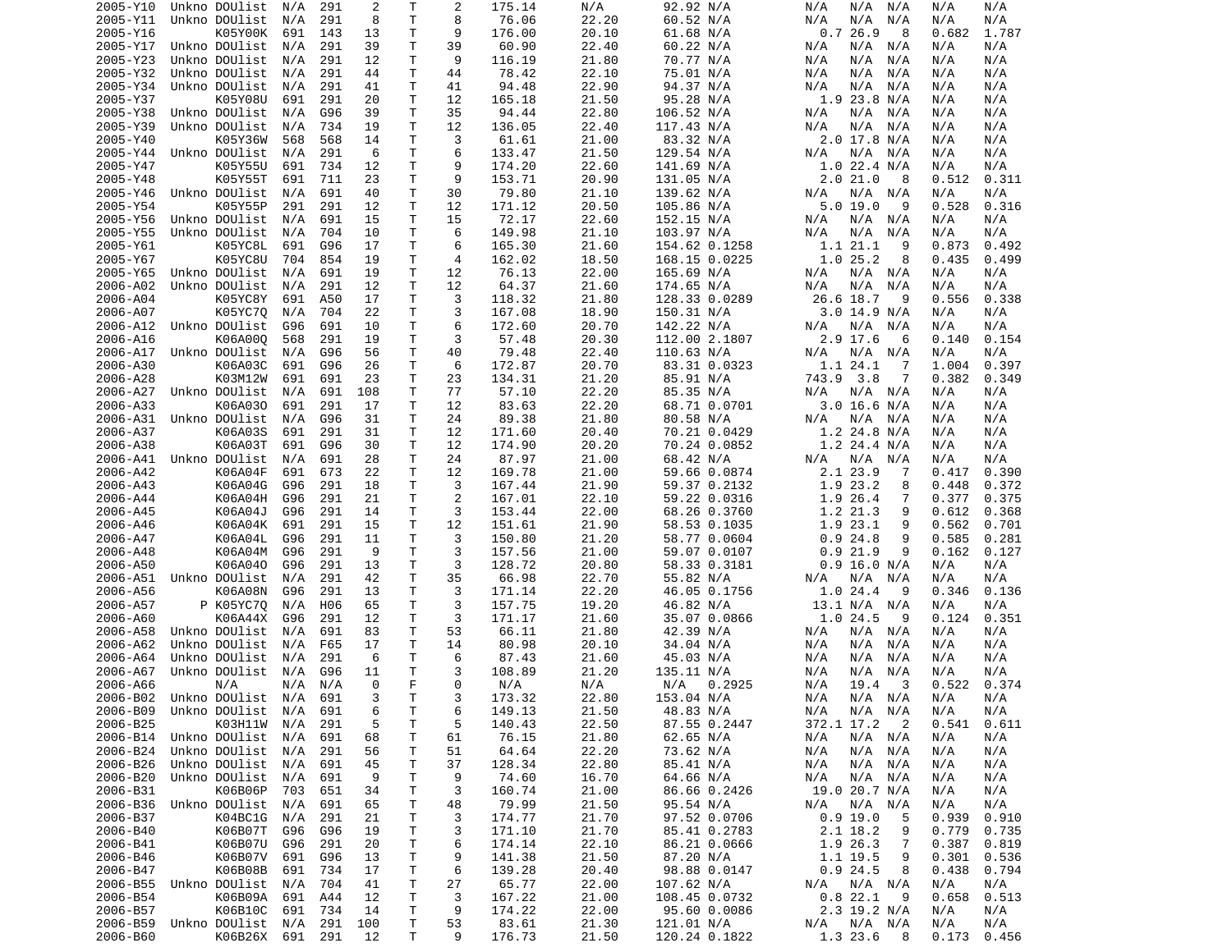| | | | | | | | | | | | | | | | | |
|---|---|---|---|---|---|---|---|---|---|---|---|---|---|---|---|---|
| 2005-Y10 | Unkno | DOUlist | N/A | 291 | 2 | T | 2 | 175.14 | N/A | 92.92 | N/A | N/A | N/A | N/A | N/A | N/A |
| 2005-Y11 | Unkno | DOUlist | N/A | 291 | 8 | T | 8 | 76.06 | 22.20 | 60.52 | N/A | N/A | N/A | N/A | N/A | N/A |
| 2005-Y16 | | K05Y00K | 691 | 143 | 13 | T | 9 | 176.00 | 20.10 | 61.68 | N/A | 0.7 | 26.9 | 8 | 0.682 | 1.787 |
| 2005-Y17 | Unkno | DOUlist | N/A | 291 | 39 | T | 39 | 60.90 | 22.40 | 60.22 | N/A | N/A | N/A | N/A | N/A | N/A |
| 2005-Y23 | Unkno | DOUlist | N/A | 291 | 12 | T | 9 | 116.19 | 21.80 | 70.77 | N/A | N/A | N/A | N/A | N/A | N/A |
| 2005-Y32 | Unkno | DOUlist | N/A | 291 | 44 | T | 44 | 78.42 | 22.10 | 75.01 | N/A | N/A | N/A | N/A | N/A | N/A |
| 2005-Y34 | Unkno | DOUlist | N/A | 291 | 41 | T | 41 | 94.48 | 22.90 | 94.37 | N/A | N/A | N/A | N/A | N/A | N/A |
| 2005-Y37 | | K05Y08U | 691 | 291 | 20 | T | 12 | 165.18 | 21.50 | 95.28 | N/A | 1.9 | 23.8 | N/A | N/A | N/A |
| 2005-Y38 | Unkno | DOUlist | N/A | G96 | 39 | T | 35 | 94.44 | 22.80 | 106.52 | N/A | N/A | N/A | N/A | N/A | N/A |
| 2005-Y39 | Unkno | DOUlist | N/A | 734 | 19 | T | 12 | 136.05 | 22.40 | 117.43 | N/A | N/A | N/A | N/A | N/A | N/A |
| 2005-Y40 | | K05Y36W | 568 | 568 | 14 | T | 3 | 61.61 | 21.00 | 83.32 | N/A | 2.0 | 17.8 | N/A | N/A | N/A |
| 2005-Y44 | Unkno | DOUlist | N/A | 291 | 6 | T | 6 | 133.47 | 21.50 | 129.54 | N/A | N/A | N/A | N/A | N/A | N/A |
| 2005-Y47 | | K05Y55U | 691 | 734 | 12 | T | 9 | 174.20 | 22.60 | 141.69 | N/A | 1.0 | 22.4 | N/A | N/A | N/A |
| 2005-Y48 | | K05Y55T | 691 | 711 | 23 | T | 9 | 153.71 | 20.90 | 131.05 | N/A | 2.0 | 21.0 | 8 | 0.512 | 0.311 |
| 2005-Y46 | Unkno | DOUlist | N/A | 691 | 40 | T | 30 | 79.80 | 21.10 | 139.62 | N/A | N/A | N/A | N/A | N/A | N/A |
| 2005-Y54 | | K05Y55P | 291 | 291 | 12 | T | 12 | 171.12 | 20.50 | 105.86 | N/A | 5.0 | 19.0 | 9 | 0.528 | 0.316 |
| 2005-Y56 | Unkno | DOUlist | N/A | 691 | 15 | T | 15 | 72.17 | 22.60 | 152.15 | N/A | N/A | N/A | N/A | N/A | N/A |
| 2005-Y55 | Unkno | DOUlist | N/A | 704 | 10 | T | 6 | 149.98 | 21.10 | 103.97 | N/A | N/A | N/A | N/A | N/A | N/A |
| 2005-Y61 | | K05YC8L | 691 | G96 | 17 | T | 6 | 165.30 | 21.60 | 154.62 | 0.1258 | 1.1 | 21.1 | 9 | 0.873 | 0.492 |
| 2005-Y67 | | K05YC8U | 704 | 854 | 19 | T | 4 | 162.02 | 18.50 | 168.15 | 0.0225 | 1.0 | 25.2 | 8 | 0.435 | 0.499 |
| 2005-Y65 | Unkno | DOUlist | N/A | 691 | 19 | T | 12 | 76.13 | 22.00 | 165.69 | N/A | N/A | N/A | N/A | N/A | N/A |
| 2006-A02 | Unkno | DOUlist | N/A | 291 | 12 | T | 12 | 64.37 | 21.60 | 174.65 | N/A | N/A | N/A | N/A | N/A | N/A |
| 2006-A04 | | K05YC8Y | 691 | A50 | 17 | T | 3 | 118.32 | 21.80 | 128.33 | 0.0289 | 26.6 | 18.7 | 9 | 0.556 | 0.338 |
| 2006-A07 | | K05YC7Q | N/A | 704 | 22 | T | 3 | 167.08 | 18.90 | 150.31 | N/A | 3.0 | 14.9 | N/A | N/A | N/A |
| 2006-A12 | Unkno | DOUlist | G96 | 691 | 10 | T | 6 | 172.60 | 20.70 | 142.22 | N/A | N/A | N/A | N/A | N/A | N/A |
| 2006-A16 | | K06A00Q | 568 | 291 | 19 | T | 3 | 57.48 | 20.30 | 112.00 | 2.1807 | 2.9 | 17.6 | 6 | 0.140 | 0.154 |
| 2006-A17 | Unkno | DOUlist | N/A | G96 | 56 | T | 40 | 79.48 | 22.40 | 110.63 | N/A | N/A | N/A | N/A | N/A | N/A |
| 2006-A30 | | K06A03C | 691 | G96 | 26 | T | 6 | 172.87 | 20.70 | 83.31 | 0.0323 | 1.1 | 24.1 | 7 | 1.004 | 0.397 |
| 2006-A28 | | K03M12W | 691 | 691 | 23 | T | 23 | 134.31 | 21.20 | 85.91 | N/A | 743.9 | 3.8 | 7 | 0.382 | 0.349 |
| 2006-A27 | Unkno | DOUlist | N/A | 691 | 108 | T | 77 | 57.10 | 22.20 | 85.35 | N/A | N/A | N/A | N/A | N/A | N/A |
| 2006-A33 | | K06A03O | 691 | 291 | 17 | T | 12 | 83.63 | 22.20 | 68.71 | 0.0701 | 3.0 | 16.6 | N/A | N/A | N/A |
| 2006-A31 | Unkno | DOUlist | N/A | G96 | 31 | T | 24 | 89.38 | 21.80 | 80.58 | N/A | N/A | N/A | N/A | N/A | N/A |
| 2006-A37 | | K06A03S | 691 | 291 | 31 | T | 12 | 171.60 | 20.40 | 70.21 | 0.0429 | 1.2 | 24.8 | N/A | N/A | N/A |
| 2006-A38 | | K06A03T | 691 | G96 | 30 | T | 12 | 174.90 | 20.20 | 70.24 | 0.0852 | 1.2 | 24.4 | N/A | N/A | N/A |
| 2006-A41 | Unkno | DOUlist | N/A | 691 | 28 | T | 24 | 87.97 | 21.00 | 68.42 | N/A | N/A | N/A | N/A | N/A | N/A |
| 2006-A42 | | K06A04F | 691 | 673 | 22 | T | 12 | 169.78 | 21.00 | 59.66 | 0.0874 | 2.1 | 23.9 | 7 | 0.417 | 0.390 |
| 2006-A43 | | K06A04G | G96 | 291 | 18 | T | 3 | 167.44 | 21.90 | 59.37 | 0.2132 | 1.9 | 23.2 | 8 | 0.448 | 0.372 |
| 2006-A44 | | K06A04H | G96 | 291 | 21 | T | 2 | 167.01 | 22.10 | 59.22 | 0.0316 | 1.9 | 26.4 | 7 | 0.377 | 0.375 |
| 2006-A45 | | K06A04J | G96 | 291 | 14 | T | 3 | 153.44 | 22.00 | 68.26 | 0.3760 | 1.2 | 21.3 | 9 | 0.612 | 0.368 |
| 2006-A46 | | K06A04K | 691 | 291 | 15 | T | 12 | 151.61 | 21.90 | 58.53 | 0.1035 | 1.9 | 23.1 | 9 | 0.562 | 0.701 |
| 2006-A47 | | K06A04L | G96 | 291 | 11 | T | 3 | 150.80 | 21.20 | 58.77 | 0.0604 | 0.9 | 24.8 | 9 | 0.585 | 0.281 |
| 2006-A48 | | K06A04M | G96 | 291 | 9 | T | 3 | 157.56 | 21.00 | 59.07 | 0.0107 | 0.9 | 21.9 | 9 | 0.162 | 0.127 |
| 2006-A50 | | K06A04O | G96 | 291 | 13 | T | 3 | 128.72 | 20.80 | 58.33 | 0.3181 | 0.9 | 16.0 | N/A | N/A | N/A |
| 2006-A51 | Unkno | DOUlist | N/A | 291 | 42 | T | 35 | 66.98 | 22.70 | 55.82 | N/A | N/A | N/A | N/A | N/A | N/A |
| 2006-A56 | | K06A08N | G96 | 291 | 13 | T | 3 | 171.14 | 22.20 | 46.05 | 0.1756 | 1.0 | 24.4 | 9 | 0.346 | 0.136 |
| 2006-A57 | P | K05YC7Q | N/A | H06 | 65 | T | 3 | 157.75 | 19.20 | 46.82 | N/A | 13.1 | N/A | N/A | N/A | N/A |
| 2006-A60 | | K06A44X | G96 | 291 | 12 | T | 3 | 171.17 | 21.60 | 35.07 | 0.0866 | 1.0 | 24.5 | 9 | 0.124 | 0.351 |
| 2006-A58 | Unkno | DOUlist | N/A | 691 | 83 | T | 53 | 66.11 | 21.80 | 42.39 | N/A | N/A | N/A | N/A | N/A | N/A |
| 2006-A62 | Unkno | DOUlist | N/A | F65 | 17 | T | 14 | 80.98 | 20.10 | 34.04 | N/A | N/A | N/A | N/A | N/A | N/A |
| 2006-A64 | Unkno | DOUlist | N/A | 291 | 6 | T | 6 | 87.43 | 21.60 | 45.03 | N/A | N/A | N/A | N/A | N/A | N/A |
| 2006-A67 | Unkno | DOUlist | N/A | G96 | 11 | T | 3 | 108.89 | 21.20 | 135.11 | N/A | N/A | N/A | N/A | N/A | N/A |
| 2006-A66 | | N/A | N/A | N/A | 0 | F | 0 | N/A | N/A | N/A | 0.2925 | N/A | 19.4 | 3 | 0.522 | 0.374 |
| 2006-B02 | Unkno | DOUlist | N/A | 691 | 3 | T | 3 | 173.32 | 22.80 | 153.04 | N/A | N/A | N/A | N/A | N/A | N/A |
| 2006-B09 | Unkno | DOUlist | N/A | 691 | 6 | T | 6 | 149.13 | 21.50 | 48.83 | N/A | N/A | N/A | N/A | N/A | N/A |
| 2006-B25 | | K03H11W | N/A | 291 | 5 | T | 5 | 140.43 | 22.50 | 87.55 | 0.2447 | 372.1 | 17.2 | 2 | 0.541 | 0.611 |
| 2006-B14 | Unkno | DOUlist | N/A | 691 | 68 | T | 61 | 76.15 | 21.80 | 62.65 | N/A | N/A | N/A | N/A | N/A | N/A |
| 2006-B24 | Unkno | DOUlist | N/A | 291 | 56 | T | 51 | 64.64 | 22.20 | 73.62 | N/A | N/A | N/A | N/A | N/A | N/A |
| 2006-B26 | Unkno | DOUlist | N/A | 691 | 45 | T | 37 | 128.34 | 22.80 | 85.41 | N/A | N/A | N/A | N/A | N/A | N/A |
| 2006-B20 | Unkno | DOUlist | N/A | 691 | 9 | T | 9 | 74.60 | 16.70 | 64.66 | N/A | N/A | N/A | N/A | N/A | N/A |
| 2006-B31 | | K06B06P | 703 | 651 | 34 | T | 3 | 160.74 | 21.00 | 86.66 | 0.2426 | 19.0 | 20.7 | N/A | N/A | N/A |
| 2006-B36 | Unkno | DOUlist | N/A | 691 | 65 | T | 48 | 79.99 | 21.50 | 95.54 | N/A | N/A | N/A | N/A | N/A | N/A |
| 2006-B37 | | K04BC1G | N/A | 291 | 21 | T | 3 | 174.77 | 21.70 | 97.52 | 0.0706 | 0.9 | 19.0 | 5 | 0.939 | 0.910 |
| 2006-B40 | | K06B07T | G96 | G96 | 19 | T | 3 | 171.10 | 21.70 | 85.41 | 0.2783 | 2.1 | 18.2 | 9 | 0.779 | 0.735 |
| 2006-B41 | | K06B07U | G96 | 291 | 20 | T | 6 | 174.14 | 22.10 | 86.21 | 0.0666 | 1.9 | 26.3 | 7 | 0.387 | 0.819 |
| 2006-B46 | | K06B07V | 691 | G96 | 13 | T | 9 | 141.38 | 21.50 | 87.20 | N/A | 1.1 | 19.5 | 9 | 0.301 | 0.536 |
| 2006-B47 | | K06B08B | 691 | 734 | 17 | T | 6 | 139.28 | 20.40 | 98.88 | 0.0147 | 0.9 | 24.5 | 8 | 0.438 | 0.794 |
| 2006-B55 | Unkno | DOUlist | N/A | 704 | 41 | T | 27 | 65.77 | 22.00 | 107.62 | N/A | N/A | N/A | N/A | N/A | N/A |
| 2006-B54 | | K06B09A | 691 | A44 | 12 | T | 3 | 167.22 | 21.00 | 108.45 | 0.0732 | 0.8 | 22.1 | 9 | 0.658 | 0.513 |
| 2006-B57 | | K06B10C | 691 | 734 | 14 | T | 9 | 174.22 | 22.00 | 95.60 | 0.0086 | 2.3 | 19.2 | N/A | N/A | N/A |
| 2006-B59 | Unkno | DOUlist | N/A | 291 | 100 | T | 53 | 83.61 | 21.30 | 121.01 | N/A | N/A | N/A | N/A | N/A | N/A |
| 2006-B60 | | K06B26X | 691 | 291 | 12 | T | 9 | 176.73 | 21.50 | 120.24 | 0.1822 | 1.3 | 23.6 | 8 | 0.173 | 0.456 |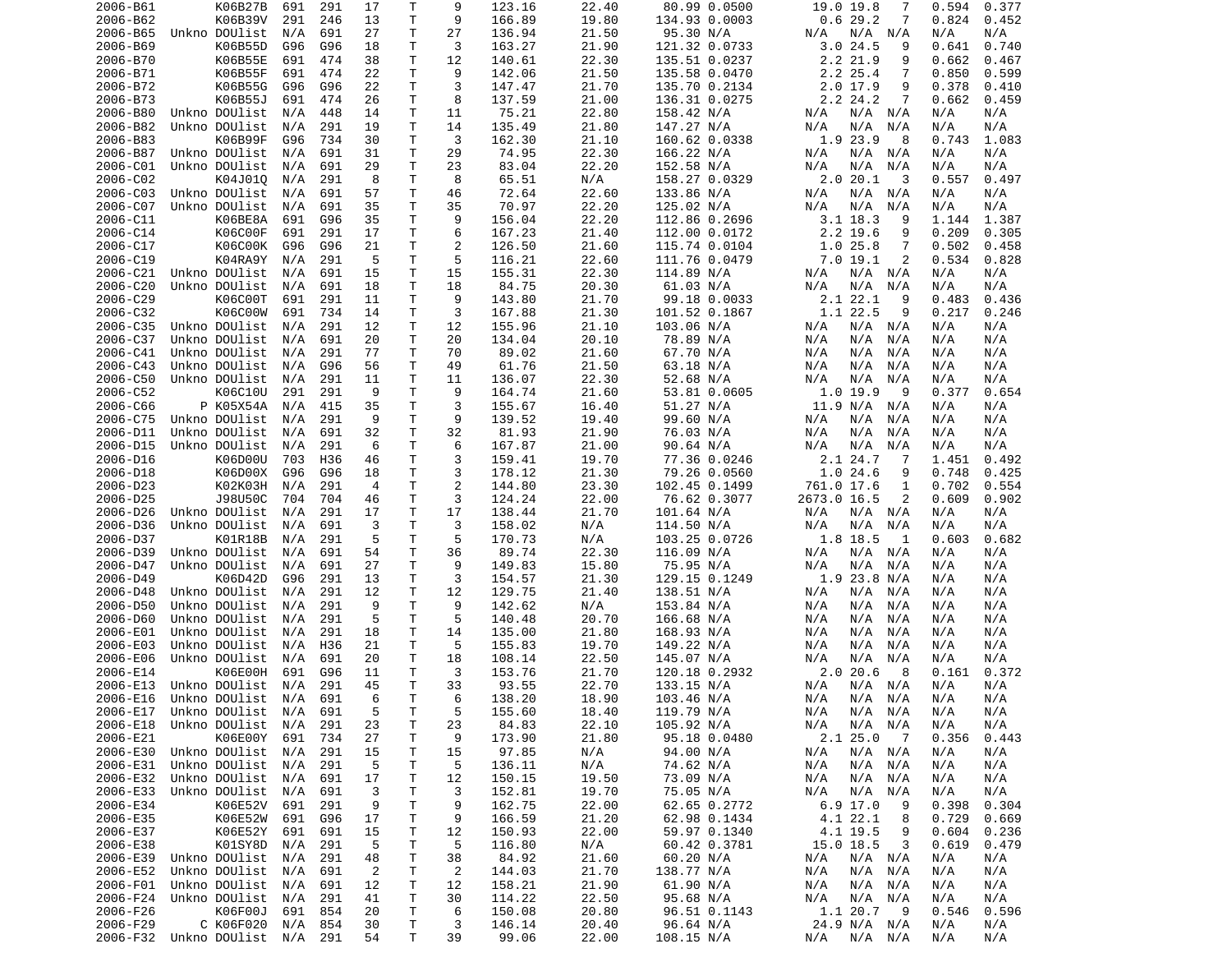| | | | | | | | | | | | | | | | | |
|---|---|---|---|---|---|---|---|---|---|---|---|---|---|---|---|---|
| 2006-B61 | | K06B27B | 691 | 291 | 17 | T | 9 | 123.16 | 22.40 | 80.99 | 0.0500 | 19.0 | 19.8 | 7 | 0.594 | 0.377 |
| 2006-B62 | | K06B39V | 291 | 246 | 13 | T | 9 | 166.89 | 19.80 | 134.93 | 0.0003 | 0.6 | 29.2 | 7 | 0.824 | 0.452 |
| 2006-B65 | Unkno | DOUlist | N/A | 691 | 27 | T | 27 | 136.94 | 21.50 | 95.30 | N/A | N/A | N/A | N/A | N/A | N/A |
| 2006-B69 | | K06B55D | G96 | G96 | 18 | T | 3 | 163.27 | 21.90 | 121.32 | 0.0733 | 3.0 | 24.5 | 9 | 0.641 | 0.740 |
| 2006-B70 | | K06B55E | 691 | 474 | 38 | T | 12 | 140.61 | 22.30 | 135.51 | 0.0237 | 2.2 | 21.9 | 9 | 0.662 | 0.467 |
| 2006-B71 | | K06B55F | 691 | 474 | 22 | T | 9 | 142.06 | 21.50 | 135.58 | 0.0470 | 2.2 | 25.4 | 7 | 0.850 | 0.599 |
| 2006-B72 | | K06B55G | G96 | G96 | 22 | T | 3 | 147.47 | 21.70 | 135.70 | 0.2134 | 2.0 | 17.9 | 9 | 0.378 | 0.410 |
| 2006-B73 | | K06B55J | 691 | 474 | 26 | T | 8 | 137.59 | 21.00 | 136.31 | 0.0275 | 2.2 | 24.2 | 7 | 0.662 | 0.459 |
| 2006-B80 | Unkno | DOUlist | N/A | 448 | 14 | T | 11 | 75.21 | 22.80 | 158.42 | N/A | N/A | N/A | N/A | N/A | N/A |
| 2006-B82 | Unkno | DOUlist | N/A | 291 | 19 | T | 14 | 135.49 | 21.80 | 147.27 | N/A | N/A | N/A | N/A | N/A | N/A |
| 2006-B83 | | K06B99F | G96 | 734 | 30 | T | 3 | 162.30 | 21.10 | 160.62 | 0.0338 | 1.9 | 23.9 | 8 | 0.743 | 1.083 |
| 2006-B87 | Unkno | DOUlist | N/A | 691 | 31 | T | 29 | 74.95 | 22.30 | 166.22 | N/A | N/A | N/A | N/A | N/A | N/A |
| 2006-C01 | Unkno | DOUlist | N/A | 691 | 29 | T | 23 | 83.04 | 22.20 | 152.58 | N/A | N/A | N/A | N/A | N/A | N/A |
| 2006-C02 | | K04J01Q | N/A | 291 | 8 | T | 8 | 65.51 | N/A | 158.27 | 0.0329 | 2.0 | 20.1 | 3 | 0.557 | 0.497 |
| 2006-C03 | Unkno | DOUlist | N/A | 691 | 57 | T | 46 | 72.64 | 22.60 | 133.86 | N/A | N/A | N/A | N/A | N/A | N/A |
| 2006-C07 | Unkno | DOUlist | N/A | 691 | 35 | T | 35 | 70.97 | 22.20 | 125.02 | N/A | N/A | N/A | N/A | N/A | N/A |
| 2006-C11 | | K06BE8A | 691 | G96 | 35 | T | 9 | 156.04 | 22.20 | 112.86 | 0.2696 | 3.1 | 18.3 | 9 | 1.144 | 1.387 |
| 2006-C14 | | K06C00F | 691 | 291 | 17 | T | 6 | 167.23 | 21.40 | 112.00 | 0.0172 | 2.2 | 19.6 | 9 | 0.209 | 0.305 |
| 2006-C17 | | K06C00K | G96 | G96 | 21 | T | 2 | 126.50 | 21.60 | 115.74 | 0.0104 | 1.0 | 25.8 | 7 | 0.502 | 0.458 |
| 2006-C19 | | K04RA9Y | N/A | 291 | 5 | T | 5 | 116.21 | 22.60 | 111.76 | 0.0479 | 7.0 | 19.1 | 2 | 0.534 | 0.828 |
| 2006-C21 | Unkno | DOUlist | N/A | 691 | 15 | T | 15 | 155.31 | 22.30 | 114.89 | N/A | N/A | N/A | N/A | N/A | N/A |
| 2006-C20 | Unkno | DOUlist | N/A | 691 | 18 | T | 18 | 84.75 | 20.30 | 61.03 | N/A | N/A | N/A | N/A | N/A | N/A |
| 2006-C29 | | K06C00T | 691 | 291 | 11 | T | 9 | 143.80 | 21.70 | 99.18 | 0.0033 | 2.1 | 22.1 | 9 | 0.483 | 0.436 |
| 2006-C32 | | K06C00W | 691 | 734 | 14 | T | 3 | 167.88 | 21.30 | 101.52 | 0.1867 | 1.1 | 22.5 | 9 | 0.217 | 0.246 |
| 2006-C35 | Unkno | DOUlist | N/A | 291 | 12 | T | 12 | 155.96 | 21.10 | 103.06 | N/A | N/A | N/A | N/A | N/A | N/A |
| 2006-C37 | Unkno | DOUlist | N/A | 691 | 20 | T | 20 | 134.04 | 20.10 | 78.89 | N/A | N/A | N/A | N/A | N/A | N/A |
| 2006-C41 | Unkno | DOUlist | N/A | 291 | 77 | T | 70 | 89.02 | 21.60 | 67.70 | N/A | N/A | N/A | N/A | N/A | N/A |
| 2006-C43 | Unkno | DOUlist | N/A | G96 | 56 | T | 49 | 61.76 | 21.50 | 63.18 | N/A | N/A | N/A | N/A | N/A | N/A |
| 2006-C50 | Unkno | DOUlist | N/A | 291 | 11 | T | 11 | 136.07 | 22.30 | 52.68 | N/A | N/A | N/A | N/A | N/A | N/A |
| 2006-C52 | | K06C10U | 291 | 291 | 9 | T | 9 | 164.74 | 21.60 | 53.81 | 0.0605 | 1.0 | 19.9 | 9 | 0.377 | 0.654 |
| 2006-C66 | P | K05X54A | N/A | 415 | 35 | T | 3 | 155.67 | 16.40 | 51.27 | N/A | 11.9 | N/A | N/A | N/A | N/A |
| 2006-C75 | Unkno | DOUlist | N/A | 291 | 9 | T | 9 | 139.52 | 19.40 | 99.60 | N/A | N/A | N/A | N/A | N/A | N/A |
| 2006-D11 | Unkno | DOUlist | N/A | 691 | 32 | T | 32 | 81.93 | 21.90 | 76.03 | N/A | N/A | N/A | N/A | N/A | N/A |
| 2006-D15 | Unkno | DOUlist | N/A | 291 | 6 | T | 6 | 167.87 | 21.00 | 90.64 | N/A | N/A | N/A | N/A | N/A | N/A |
| 2006-D16 | | K06D00U | 703 | H36 | 46 | T | 3 | 159.41 | 19.70 | 77.36 | 0.0246 | 2.1 | 24.7 | 7 | 1.451 | 0.492 |
| 2006-D18 | | K06D00X | G96 | G96 | 18 | T | 3 | 178.12 | 21.30 | 79.26 | 0.0560 | 1.0 | 24.6 | 9 | 0.748 | 0.425 |
| 2006-D23 | | K02K03H | N/A | 291 | 4 | T | 2 | 144.80 | 23.30 | 102.45 | 0.1499 | 761.0 | 17.6 | 1 | 0.702 | 0.554 |
| 2006-D25 | | J98U50C | 704 | 704 | 46 | T | 3 | 124.24 | 22.00 | 76.62 | 0.3077 | 2673.0 | 16.5 | 2 | 0.609 | 0.902 |
| 2006-D26 | Unkno | DOUlist | N/A | 291 | 17 | T | 17 | 138.44 | 21.70 | 101.64 | N/A | N/A | N/A | N/A | N/A | N/A |
| 2006-D36 | Unkno | DOUlist | N/A | 691 | 3 | T | 3 | 158.02 | N/A | 114.50 | N/A | N/A | N/A | N/A | N/A | N/A |
| 2006-D37 | | K01R18B | N/A | 291 | 5 | T | 5 | 170.73 | N/A | 103.25 | 0.0726 | 1.8 | 18.5 | 1 | 0.603 | 0.682 |
| 2006-D39 | Unkno | DOUlist | N/A | 691 | 54 | T | 36 | 89.74 | 22.30 | 116.09 | N/A | N/A | N/A | N/A | N/A | N/A |
| 2006-D47 | Unkno | DOUlist | N/A | 691 | 27 | T | 9 | 149.83 | 15.80 | 75.95 | N/A | N/A | N/A | N/A | N/A | N/A |
| 2006-D49 | | K06D42D | G96 | 291 | 13 | T | 3 | 154.57 | 21.30 | 129.15 | 0.1249 | 1.9 | 23.8 | N/A | N/A | N/A |
| 2006-D48 | Unkno | DOUlist | N/A | 291 | 12 | T | 12 | 129.75 | 21.40 | 138.51 | N/A | N/A | N/A | N/A | N/A | N/A |
| 2006-D50 | Unkno | DOUlist | N/A | 291 | 9 | T | 9 | 142.62 | N/A | 153.84 | N/A | N/A | N/A | N/A | N/A | N/A |
| 2006-D60 | Unkno | DOUlist | N/A | 291 | 5 | T | 5 | 140.48 | 20.70 | 166.68 | N/A | N/A | N/A | N/A | N/A | N/A |
| 2006-E01 | Unkno | DOUlist | N/A | 291 | 18 | T | 14 | 135.00 | 21.80 | 168.93 | N/A | N/A | N/A | N/A | N/A | N/A |
| 2006-E03 | Unkno | DOUlist | N/A | H36 | 21 | T | 5 | 155.83 | 19.70 | 149.22 | N/A | N/A | N/A | N/A | N/A | N/A |
| 2006-E06 | Unkno | DOUlist | N/A | 691 | 20 | T | 18 | 108.14 | 22.50 | 145.07 | N/A | N/A | N/A | N/A | N/A | N/A |
| 2006-E14 | | K06E00H | 691 | G96 | 11 | T | 3 | 153.76 | 21.70 | 120.18 | 0.2932 | 2.0 | 20.6 | 8 | 0.161 | 0.372 |
| 2006-E13 | Unkno | DOUlist | N/A | 291 | 45 | T | 33 | 93.55 | 22.70 | 133.15 | N/A | N/A | N/A | N/A | N/A | N/A |
| 2006-E16 | Unkno | DOUlist | N/A | 691 | 6 | T | 6 | 138.20 | 18.90 | 103.46 | N/A | N/A | N/A | N/A | N/A | N/A |
| 2006-E17 | Unkno | DOUlist | N/A | 691 | 5 | T | 5 | 155.60 | 18.40 | 119.79 | N/A | N/A | N/A | N/A | N/A | N/A |
| 2006-E18 | Unkno | DOUlist | N/A | 291 | 23 | T | 23 | 84.83 | 22.10 | 105.92 | N/A | N/A | N/A | N/A | N/A | N/A |
| 2006-E21 | | K06E00Y | 691 | 734 | 27 | T | 9 | 173.90 | 21.80 | 95.18 | 0.0480 | 2.1 | 25.0 | 7 | 0.356 | 0.443 |
| 2006-E30 | Unkno | DOUlist | N/A | 291 | 15 | T | 15 | 97.85 | N/A | 94.00 | N/A | N/A | N/A | N/A | N/A | N/A |
| 2006-E31 | Unkno | DOUlist | N/A | 291 | 5 | T | 5 | 136.11 | N/A | 74.62 | N/A | N/A | N/A | N/A | N/A | N/A |
| 2006-E32 | Unkno | DOUlist | N/A | 691 | 17 | T | 12 | 150.15 | 19.50 | 73.09 | N/A | N/A | N/A | N/A | N/A | N/A |
| 2006-E33 | Unkno | DOUlist | N/A | 691 | 3 | T | 3 | 152.81 | 19.70 | 75.05 | N/A | N/A | N/A | N/A | N/A | N/A |
| 2006-E34 | | K06E52V | 691 | 291 | 9 | T | 9 | 162.75 | 22.00 | 62.65 | 0.2772 | 6.9 | 17.0 | 9 | 0.398 | 0.304 |
| 2006-E35 | | K06E52W | 691 | G96 | 17 | T | 9 | 166.59 | 21.20 | 62.98 | 0.1434 | 4.1 | 22.1 | 8 | 0.729 | 0.669 |
| 2006-E37 | | K06E52Y | 691 | 691 | 15 | T | 12 | 150.93 | 22.00 | 59.97 | 0.1340 | 4.1 | 19.5 | 9 | 0.604 | 0.236 |
| 2006-E38 | | K01SY8D | N/A | 291 | 5 | T | 5 | 116.80 | N/A | 60.42 | 0.3781 | 15.0 | 18.5 | 3 | 0.619 | 0.479 |
| 2006-E39 | Unkno | DOUlist | N/A | 291 | 48 | T | 38 | 84.92 | 21.60 | 60.20 | N/A | N/A | N/A | N/A | N/A | N/A |
| 2006-E52 | Unkno | DOUlist | N/A | 691 | 2 | T | 2 | 144.03 | 21.70 | 138.77 | N/A | N/A | N/A | N/A | N/A | N/A |
| 2006-F01 | Unkno | DOUlist | N/A | 691 | 12 | T | 12 | 158.21 | 21.90 | 61.90 | N/A | N/A | N/A | N/A | N/A | N/A |
| 2006-F24 | Unkno | DOUlist | N/A | 291 | 41 | T | 30 | 114.22 | 22.50 | 95.68 | N/A | N/A | N/A | N/A | N/A | N/A |
| 2006-F26 | | K06F00J | 691 | 854 | 20 | T | 6 | 150.08 | 20.80 | 96.51 | 0.1143 | 1.1 | 20.7 | 9 | 0.546 | 0.596 |
| 2006-F29 | C | K06F020 | N/A | 854 | 30 | T | 3 | 146.14 | 20.40 | 96.64 | N/A | 24.9 | N/A | N/A | N/A | N/A |
| 2006-F32 | Unkno | DOUlist | N/A | 291 | 54 | T | 39 | 99.06 | 22.00 | 108.15 | N/A | N/A | N/A | N/A | N/A | N/A |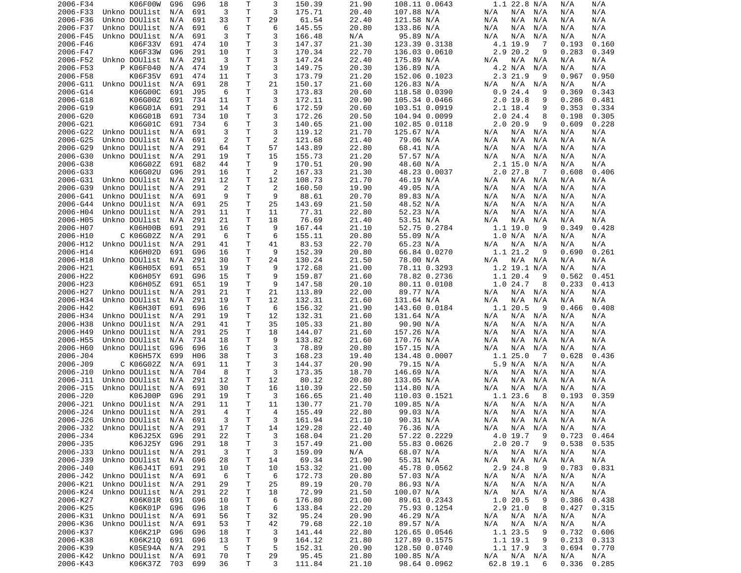| | | | | | | | | | | | | | | | | |
|---|---|---|---|---|---|---|---|---|---|---|---|---|---|---|---|---|
| 2006-F34 | | K06F00W | G96 | G96 | 18 | T | 3 | 150.39 | 21.90 | 108.11 | 0.0643 | 1.1 | 22.8 | N/A | N/A | N/A |
| 2006-F33 | Unkno | DOUlist | N/A | 691 | 3 | T | 3 | 175.71 | 20.40 | 107.88 | N/A | N/A | N/A | N/A | N/A | N/A |
| 2006-F36 | Unkno | DOUlist | N/A | 691 | 33 | T | 29 | 61.54 | 22.40 | 121.58 | N/A | N/A | N/A | N/A | N/A | N/A |
| 2006-F37 | Unkno | DOUlist | N/A | 691 | 6 | T | 6 | 145.55 | 20.80 | 133.86 | N/A | N/A | N/A | N/A | N/A | N/A |
| 2006-F45 | Unkno | DOUlist | N/A | 691 | 3 | T | 3 | 166.48 | N/A | 95.89 | N/A | N/A | N/A | N/A | N/A | N/A |
| 2006-F46 | | K06F33V | 691 | 474 | 10 | T | 3 | 147.37 | 21.30 | 123.39 | 0.3138 | 4.1 | 19.9 | 7 | 0.193 | 0.160 |
| 2006-F47 | | K06F33W | G96 | 291 | 10 | T | 3 | 170.34 | 22.70 | 136.03 | 0.0610 | 2.9 | 20.2 | 9 | 0.283 | 0.349 |
| 2006-F52 | Unkno | DOUlist | N/A | 291 | 3 | T | 3 | 147.24 | 22.40 | 175.89 | N/A | N/A | N/A | N/A | N/A | N/A |
| 2006-F53 | P | K06F040 | N/A | 474 | 19 | T | 3 | 149.75 | 20.30 | 136.89 | N/A | 4.2 | N/A | N/A | N/A | N/A |
| 2006-F58 | | K06F35V | 691 | 474 | 11 | T | 3 | 173.79 | 21.20 | 152.06 | 0.1023 | 2.3 | 21.9 | 9 | 0.967 | 0.950 |
| 2006-G11 | Unkno | DOUlist | N/A | 691 | 28 | T | 21 | 150.17 | 21.60 | 126.83 | N/A | N/A | N/A | N/A | N/A | N/A |
| 2006-G14 | | K06G00C | 691 | J95 | 6 | T | 3 | 173.83 | 20.60 | 118.58 | 0.0390 | 0.9 | 24.4 | 9 | 0.369 | 0.343 |
| 2006-G18 | | K06G00Z | 691 | 734 | 11 | T | 3 | 172.11 | 20.90 | 105.34 | 0.0466 | 2.0 | 19.8 | 9 | 0.286 | 0.481 |
| 2006-G19 | | K06G01A | 691 | 291 | 14 | T | 6 | 172.59 | 20.60 | 103.51 | 0.0919 | 2.1 | 18.4 | 9 | 0.353 | 0.334 |
| 2006-G20 | | K06G01B | 691 | 734 | 10 | T | 3 | 172.26 | 20.50 | 104.94 | 0.0099 | 2.0 | 24.4 | 8 | 0.198 | 0.305 |
| 2006-G21 | | K06G01C | 691 | 734 | 6 | T | 3 | 140.65 | 21.00 | 102.85 | 0.0118 | 2.0 | 20.9 | 9 | 0.609 | 0.228 |
| 2006-G22 | Unkno | DOUlist | N/A | 691 | 3 | T | 3 | 119.12 | 21.70 | 125.67 | N/A | N/A | N/A | N/A | N/A | N/A |
| 2006-G25 | Unkno | DOUlist | N/A | 691 | 2 | T | 2 | 121.68 | 21.40 | 79.06 | N/A | N/A | N/A | N/A | N/A | N/A |
| 2006-G29 | Unkno | DOUlist | N/A | 291 | 64 | T | 57 | 143.89 | 22.80 | 68.41 | N/A | N/A | N/A | N/A | N/A | N/A |
| 2006-G30 | Unkno | DOUlist | N/A | 291 | 19 | T | 15 | 155.73 | 21.20 | 57.57 | N/A | N/A | N/A | N/A | N/A | N/A |
| 2006-G38 | | K06G02Z | 691 | 682 | 44 | T | 9 | 170.51 | 20.90 | 48.60 | N/A | 2.1 | 15.0 | N/A | N/A | N/A |
| 2006-G33 | | K06G02U | G96 | 291 | 16 | T | 2 | 167.33 | 21.30 | 48.23 | 0.0037 | 2.0 | 27.8 | 7 | 0.608 | 0.406 |
| 2006-G31 | Unkno | DOUlist | N/A | 291 | 12 | T | 12 | 108.73 | 21.70 | 46.19 | N/A | N/A | N/A | N/A | N/A | N/A |
| 2006-G39 | Unkno | DOUlist | N/A | 291 | 2 | T | 2 | 160.50 | 19.90 | 49.05 | N/A | N/A | N/A | N/A | N/A | N/A |
| 2006-G41 | Unkno | DOUlist | N/A | 691 | 9 | T | 9 | 88.61 | 20.70 | 89.83 | N/A | N/A | N/A | N/A | N/A | N/A |
| 2006-G44 | Unkno | DOUlist | N/A | 691 | 25 | T | 25 | 143.69 | 21.50 | 48.52 | N/A | N/A | N/A | N/A | N/A | N/A |
| 2006-H04 | Unkno | DOUlist | N/A | 291 | 11 | T | 11 | 77.31 | 22.80 | 52.23 | N/A | N/A | N/A | N/A | N/A | N/A |
| 2006-H05 | Unkno | DOUlist | N/A | 291 | 21 | T | 18 | 76.69 | 21.40 | 53.51 | N/A | N/A | N/A | N/A | N/A | N/A |
| 2006-H07 | | K06H00B | 691 | 291 | 16 | T | 9 | 167.44 | 21.10 | 52.75 | 0.2784 | 1.1 | 19.0 | 9 | 0.349 | 0.428 |
| 2006-H10 | C | K06G02Z | N/A | 291 | 6 | T | 6 | 155.11 | 20.80 | 55.09 | N/A | 1.0 | N/A | N/A | N/A | N/A |
| 2006-H12 | Unkno | DOUlist | N/A | 291 | 41 | T | 41 | 83.53 | 22.70 | 65.23 | N/A | N/A | N/A | N/A | N/A | N/A |
| 2006-H14 | | K06H02D | 691 | G96 | 16 | T | 9 | 152.39 | 20.80 | 66.84 | 0.0270 | 1.1 | 21.2 | 9 | 0.690 | 0.261 |
| 2006-H18 | Unkno | DOUlist | N/A | 291 | 30 | T | 24 | 130.24 | 21.50 | 78.00 | N/A | N/A | N/A | N/A | N/A | N/A |
| 2006-H21 | | K06H05X | 691 | 651 | 19 | T | 9 | 172.68 | 21.00 | 78.11 | 0.3293 | 1.2 | 19.1 | N/A | N/A | N/A |
| 2006-H22 | | K06H05Y | 691 | G96 | 15 | T | 9 | 159.87 | 21.60 | 78.82 | 0.2736 | 1.1 | 20.4 | 9 | 0.562 | 0.451 |
| 2006-H23 | | K06H05Z | 691 | 651 | 19 | T | 9 | 147.58 | 20.10 | 80.11 | 0.0108 | 1.0 | 24.7 | 8 | 0.233 | 0.413 |
| 2006-H27 | Unkno | DOUlist | N/A | 291 | 21 | T | 21 | 113.89 | 22.00 | 89.77 | N/A | N/A | N/A | N/A | N/A | N/A |
| 2006-H34 | Unkno | DOUlist | N/A | 291 | 19 | T | 12 | 132.31 | 21.60 | 131.64 | N/A | N/A | N/A | N/A | N/A | N/A |
| 2006-H42 | | K06H30T | 691 | 696 | 16 | T | 6 | 156.32 | 21.90 | 143.60 | 0.0184 | 1.1 | 20.5 | 9 | 0.466 | 0.408 |
| 2006-H34 | Unkno | DOUlist | N/A | 291 | 19 | T | 12 | 132.31 | 21.60 | 131.64 | N/A | N/A | N/A | N/A | N/A | N/A |
| 2006-H38 | Unkno | DOUlist | N/A | 291 | 41 | T | 35 | 105.33 | 21.80 | 90.90 | N/A | N/A | N/A | N/A | N/A | N/A |
| 2006-H49 | Unkno | DOUlist | N/A | 291 | 25 | T | 18 | 144.07 | 21.60 | 157.26 | N/A | N/A | N/A | N/A | N/A | N/A |
| 2006-H55 | Unkno | DOUlist | N/A | 734 | 18 | T | 9 | 133.82 | 21.60 | 170.76 | N/A | N/A | N/A | N/A | N/A | N/A |
| 2006-H60 | Unkno | DOUlist | G96 | 696 | 16 | T | 3 | 78.89 | 20.80 | 157.15 | N/A | N/A | N/A | N/A | N/A | N/A |
| 2006-J04 | | K06H57X | 699 | H06 | 38 | T | 3 | 168.23 | 19.40 | 134.48 | 0.0007 | 1.1 | 25.0 | 7 | 0.628 | 0.436 |
| 2006-J09 | C | K06G02Z | N/A | 691 | 11 | T | 3 | 144.37 | 20.90 | 79.15 | N/A | 5.9 | N/A | N/A | N/A | N/A |
| 2006-J10 | Unkno | DOUlist | N/A | 704 | 8 | T | 3 | 173.35 | 18.70 | 146.69 | N/A | N/A | N/A | N/A | N/A | N/A |
| 2006-J11 | Unkno | DOUlist | N/A | 291 | 12 | T | 12 | 80.12 | 20.80 | 133.05 | N/A | N/A | N/A | N/A | N/A | N/A |
| 2006-J15 | Unkno | DOUlist | N/A | 691 | 30 | T | 16 | 110.39 | 22.50 | 114.80 | N/A | N/A | N/A | N/A | N/A | N/A |
| 2006-J20 | | K06J00P | G96 | 291 | 19 | T | 3 | 166.65 | 21.40 | 110.03 | 0.1521 | 1.1 | 23.6 | 8 | 0.193 | 0.359 |
| 2006-J21 | Unkno | DOUlist | N/A | 291 | 11 | T | 11 | 130.77 | 21.70 | 109.85 | N/A | N/A | N/A | N/A | N/A | N/A |
| 2006-J24 | Unkno | DOUlist | N/A | 291 | 4 | T | 4 | 155.49 | 22.80 | 99.03 | N/A | N/A | N/A | N/A | N/A | N/A |
| 2006-J26 | Unkno | DOUlist | N/A | 691 | 3 | T | 3 | 161.94 | 21.10 | 90.31 | N/A | N/A | N/A | N/A | N/A | N/A |
| 2006-J32 | Unkno | DOUlist | N/A | 291 | 17 | T | 14 | 129.28 | 22.40 | 76.36 | N/A | N/A | N/A | N/A | N/A | N/A |
| 2006-J34 | | K06J25X | G96 | 291 | 22 | T | 3 | 168.04 | 21.20 | 57.22 | 0.2229 | 4.0 | 19.7 | 9 | 0.723 | 0.464 |
| 2006-J35 | | K06J25Y | G96 | 291 | 18 | T | 3 | 157.49 | 21.00 | 55.83 | 0.0626 | 2.0 | 20.7 | 9 | 0.538 | 0.535 |
| 2006-J33 | Unkno | DOUlist | N/A | 291 | 3 | T | 3 | 159.09 | N/A | 68.07 | N/A | N/A | N/A | N/A | N/A | N/A |
| 2006-J39 | Unkno | DOUlist | N/A | G96 | 28 | T | 14 | 69.34 | 21.90 | 55.31 | N/A | N/A | N/A | N/A | N/A | N/A |
| 2006-J40 | | K06J41T | 691 | 291 | 10 | T | 10 | 153.32 | 21.00 | 45.78 | 0.0562 | 2.9 | 24.8 | 9 | 0.783 | 0.831 |
| 2006-J42 | Unkno | DOUlist | N/A | 691 | 6 | T | 6 | 172.73 | 20.80 | 57.03 | N/A | N/A | N/A | N/A | N/A | N/A |
| 2006-K21 | Unkno | DOUlist | N/A | 291 | 29 | T | 25 | 89.19 | 20.70 | 86.93 | N/A | N/A | N/A | N/A | N/A | N/A |
| 2006-K24 | Unkno | DOUlist | N/A | 291 | 22 | T | 18 | 72.99 | 21.50 | 100.07 | N/A | N/A | N/A | N/A | N/A | N/A |
| 2006-K27 | | K06K01R | 691 | G96 | 10 | T | 6 | 176.80 | 21.00 | 89.61 | 0.2343 | 1.0 | 20.5 | 9 | 0.386 | 0.438 |
| 2006-K25 | | K06K01P | G96 | G96 | 18 | T | 6 | 133.84 | 22.20 | 75.93 | 0.1254 | 2.9 | 21.0 | 8 | 0.427 | 0.315 |
| 2006-K31 | Unkno | DOUlist | N/A | 691 | 56 | T | 32 | 95.24 | 20.90 | 46.29 | N/A | N/A | N/A | N/A | N/A | N/A |
| 2006-K36 | Unkno | DOUlist | N/A | 691 | 53 | T | 42 | 79.68 | 22.10 | 89.57 | N/A | N/A | N/A | N/A | N/A | N/A |
| 2006-K37 | | K06K21P | G96 | G96 | 18 | T | 3 | 141.44 | 22.80 | 126.65 | 0.0546 | 1.1 | 23.5 | 9 | 0.732 | 0.606 |
| 2006-K38 | | K06K21Q | 691 | G96 | 13 | T | 9 | 164.12 | 21.80 | 127.89 | 0.1575 | 1.1 | 19.1 | 9 | 0.213 | 0.313 |
| 2006-K39 | | K05E94A | N/A | 291 | 5 | T | 5 | 152.31 | 20.90 | 128.50 | 0.0740 | 1.1 | 17.9 | 3 | 0.694 | 0.770 |
| 2006-K42 | Unkno | DOUlist | N/A | 691 | 70 | T | 29 | 95.45 | 21.80 | 100.85 | N/A | N/A | N/A | N/A | N/A | N/A |
| 2006-K43 | | K06K37Z | 703 | 699 | 36 | T | 3 | 111.84 | 21.10 | 98.64 | 0.0962 | 62.8 | 19.1 | 6 | 0.336 | 0.285 |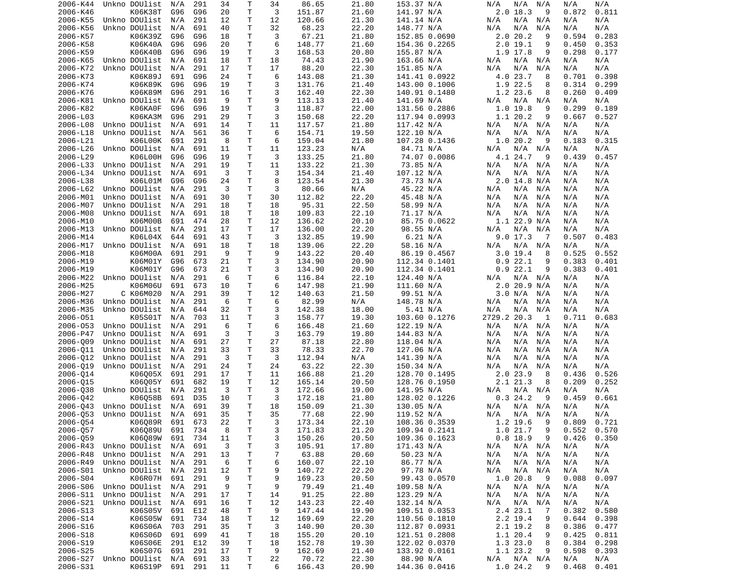| | | | | | | | | | | | | | | | | |
|---|---|---|---|---|---|---|---|---|---|---|---|---|---|---|---|---|
| 2006-K44 | Unkno | DOUlist | N/A | 291 | 34 | T | 34 | 86.65 | 21.80 | 153.37 | N/A | N/A | N/A | N/A | N/A | N/A |
| 2006-K46 | | K06K38T | G96 | G96 | 20 | T | 3 | 151.87 | 21.60 | 141.97 | N/A | 2.0 | 18.3 | 9 | 0.872 | 0.811 |
| 2006-K55 | Unkno | DOUlist | N/A | 291 | 12 | T | 12 | 120.66 | 21.30 | 141.14 | N/A | N/A | N/A | N/A | N/A | N/A |
| 2006-K56 | Unkno | DOUlist | N/A | 691 | 40 | T | 32 | 68.23 | 22.20 | 148.77 | N/A | N/A | N/A | N/A | N/A | N/A |
| 2006-K57 | | K06K39Z | G96 | G96 | 18 | T | 3 | 67.21 | 21.80 | 152.85 | 0.0690 | 2.0 | 20.2 | 9 | 0.594 | 0.283 |
| 2006-K58 | | K06K40A | G96 | G96 | 20 | T | 6 | 148.77 | 21.60 | 154.36 | 0.2265 | 2.0 | 19.1 | 9 | 0.450 | 0.353 |
| 2006-K59 | | K06K40B | G96 | G96 | 19 | T | 3 | 168.53 | 20.80 | 155.87 | N/A | 1.9 | 17.8 | 9 | 0.298 | 0.177 |
| 2006-K65 | Unkno | DOUlist | N/A | 691 | 18 | T | 18 | 74.43 | 21.90 | 163.66 | N/A | N/A | N/A | N/A | N/A | N/A |
| 2006-K72 | Unkno | DOUlist | N/A | 291 | 17 | T | 17 | 88.20 | 22.30 | 151.85 | N/A | N/A | N/A | N/A | N/A | N/A |
| 2006-K73 | | K06K89J | 691 | G96 | 24 | T | 6 | 143.08 | 21.30 | 141.41 | 0.0922 | 4.0 | 23.7 | 8 | 0.701 | 0.398 |
| 2006-K74 | | K06K89K | G96 | G96 | 19 | T | 3 | 131.76 | 21.40 | 143.00 | 0.1006 | 1.9 | 22.5 | 8 | 0.314 | 0.299 |
| 2006-K76 | | K06K89M | G96 | 291 | 16 | T | 3 | 162.40 | 22.30 | 140.91 | 0.1480 | 1.2 | 23.6 | 8 | 0.260 | 0.409 |
| 2006-K81 | Unkno | DOUlist | N/A | 691 | 9 | T | 9 | 113.13 | 21.40 | 141.69 | N/A | N/A | N/A | N/A | N/A | N/A |
| 2006-K82 | | K06KA0F | G96 | G96 | 19 | T | 3 | 118.87 | 22.00 | 131.56 | 0.2886 | 1.0 | 19.8 | 9 | 0.299 | 0.189 |
| 2006-L03 | | K06KA3M | G96 | 291 | 29 | T | 3 | 150.68 | 22.20 | 117.94 | 0.0993 | 1.1 | 20.2 | 9 | 0.667 | 0.527 |
| 2006-L08 | Unkno | DOUlist | N/A | 691 | 14 | T | 11 | 117.57 | 21.80 | 117.42 | N/A | N/A | N/A | N/A | N/A | N/A |
| 2006-L18 | Unkno | DOUlist | N/A | 561 | 36 | T | 6 | 154.71 | 19.50 | 122.10 | N/A | N/A | N/A | N/A | N/A | N/A |
| 2006-L21 | | K06L00K | 691 | 291 | 8 | T | 6 | 159.04 | 21.80 | 107.28 | 0.1436 | 1.0 | 20.2 | 9 | 0.183 | 0.315 |
| 2006-L26 | Unkno | DOUlist | N/A | 691 | 11 | T | 11 | 123.23 | N/A | 84.71 | N/A | N/A | N/A | N/A | N/A | N/A |
| 2006-L29 | | K06L00H | G96 | G96 | 19 | T | 3 | 133.25 | 21.80 | 74.07 | 0.0086 | 4.1 | 24.7 | 9 | 0.439 | 0.457 |
| 2006-L33 | Unkno | DOUlist | N/A | 291 | 19 | T | 11 | 133.22 | 21.30 | 73.85 | N/A | N/A | N/A | N/A | N/A | N/A |
| 2006-L34 | Unkno | DOUlist | N/A | 691 | 3 | T | 3 | 154.34 | 21.40 | 107.12 | N/A | N/A | N/A | N/A | N/A | N/A |
| 2006-L38 | | K06L01M | G96 | G96 | 24 | T | 8 | 123.54 | 21.30 | 73.73 | N/A | 2.0 | 14.8 | N/A | N/A | N/A |
| 2006-L62 | Unkno | DOUlist | N/A | 291 | 3 | T | 3 | 80.66 | N/A | 45.22 | N/A | N/A | N/A | N/A | N/A | N/A |
| 2006-M01 | Unkno | DOUlist | N/A | 691 | 30 | T | 30 | 112.82 | 22.20 | 45.48 | N/A | N/A | N/A | N/A | N/A | N/A |
| 2006-M07 | Unkno | DOUlist | N/A | 291 | 18 | T | 18 | 95.31 | 22.50 | 58.99 | N/A | N/A | N/A | N/A | N/A | N/A |
| 2006-M08 | Unkno | DOUlist | N/A | 691 | 18 | T | 18 | 109.83 | 22.10 | 71.17 | N/A | N/A | N/A | N/A | N/A | N/A |
| 2006-M10 | | K06M00B | 691 | 474 | 28 | T | 12 | 136.62 | 20.10 | 85.75 | 0.0622 | 1.1 | 22.9 | N/A | N/A | N/A |
| 2006-M13 | Unkno | DOUlist | N/A | 291 | 17 | T | 17 | 136.00 | 22.20 | 98.55 | N/A | N/A | N/A | N/A | N/A | N/A |
| 2006-M14 | | K06L04X | 644 | 691 | 43 | T | 3 | 132.85 | 19.90 | 6.21 | N/A | 9.0 | 17.3 | 7 | 0.507 | 0.483 |
| 2006-M17 | Unkno | DOUlist | N/A | 691 | 18 | T | 18 | 139.06 | 22.20 | 58.16 | N/A | N/A | N/A | N/A | N/A | N/A |
| 2006-M18 | | K06M00A | 691 | 291 | 9 | T | 9 | 143.22 | 20.40 | 86.19 | 0.4567 | 3.0 | 19.4 | 8 | 0.525 | 0.552 |
| 2006-M19 | | K06M01Y | G96 | 673 | 21 | T | 3 | 134.90 | 20.90 | 112.34 | 0.1401 | 0.9 | 22.1 | 9 | 0.383 | 0.401 |
| 2006-M19 | | K06M01Y | G96 | 673 | 21 | T | 3 | 134.90 | 20.90 | 112.34 | 0.1401 | 0.9 | 22.1 | 9 | 0.383 | 0.401 |
| 2006-M22 | Unkno | DOUlist | N/A | 291 | 6 | T | 6 | 116.84 | 22.10 | 124.40 | N/A | N/A | N/A | N/A | N/A | N/A |
| 2006-M25 | | K06M06U | 691 | 673 | 10 | T | 6 | 147.98 | 21.90 | 111.60 | N/A | 2.0 | 20.9 | N/A | N/A | N/A |
| 2006-M27 | C | K06M020 | N/A | 291 | 39 | T | 12 | 140.63 | 21.50 | 99.51 | N/A | 3.0 | N/A | N/A | N/A | N/A |
| 2006-M36 | Unkno | DOUlist | N/A | 291 | 6 | T | 6 | 82.99 | N/A | 148.78 | N/A | N/A | N/A | N/A | N/A | N/A |
| 2006-M35 | Unkno | DOUlist | N/A | 644 | 32 | T | 3 | 142.38 | 18.00 | 5.41 | N/A | N/A | N/A | N/A | N/A | N/A |
| 2006-O51 | | K05S01T | N/A | 703 | 11 | T | 3 | 158.77 | 19.30 | 103.60 | 0.1276 | 2729.2 | 20.3 | 1 | 0.711 | 0.683 |
| 2006-O53 | Unkno | DOUlist | N/A | 291 | 6 | T | 6 | 166.48 | 21.60 | 122.19 | N/A | N/A | N/A | N/A | N/A | N/A |
| 2006-P47 | Unkno | DOUlist | N/A | 691 | 3 | T | 3 | 163.79 | 19.80 | 144.83 | N/A | N/A | N/A | N/A | N/A | N/A |
| 2006-Q09 | Unkno | DOUlist | N/A | 691 | 27 | T | 27 | 87.18 | 22.80 | 118.04 | N/A | N/A | N/A | N/A | N/A | N/A |
| 2006-Q11 | Unkno | DOUlist | N/A | 291 | 33 | T | 33 | 78.33 | 22.70 | 127.06 | N/A | N/A | N/A | N/A | N/A | N/A |
| 2006-Q12 | Unkno | DOUlist | N/A | 291 | 3 | T | 3 | 112.94 | N/A | 141.39 | N/A | N/A | N/A | N/A | N/A | N/A |
| 2006-Q19 | Unkno | DOUlist | N/A | 291 | 24 | T | 24 | 63.22 | 22.30 | 150.34 | N/A | N/A | N/A | N/A | N/A | N/A |
| 2006-Q14 | | K06Q05X | 691 | 291 | 17 | T | 11 | 166.88 | 21.20 | 128.70 | 0.1495 | 2.0 | 23.9 | 8 | 0.436 | 0.526 |
| 2006-Q15 | | K06Q05Y | 691 | 682 | 19 | T | 12 | 165.14 | 20.50 | 128.76 | 0.1950 | 2.1 | 21.3 | 8 | 0.209 | 0.252 |
| 2006-Q38 | Unkno | DOUlist | N/A | 291 | 3 | T | 3 | 172.66 | 19.00 | 141.95 | N/A | N/A | N/A | N/A | N/A | N/A |
| 2006-Q42 | | K06Q58B | 691 | D35 | 10 | T | 3 | 172.18 | 21.80 | 128.02 | 0.1226 | 0.3 | 24.2 | 9 | 0.459 | 0.661 |
| 2006-Q43 | Unkno | DOUlist | N/A | 691 | 39 | T | 18 | 150.09 | 21.30 | 130.05 | N/A | N/A | N/A | N/A | N/A | N/A |
| 2006-Q53 | Unkno | DOUlist | N/A | 691 | 35 | T | 35 | 77.68 | 22.90 | 119.52 | N/A | N/A | N/A | N/A | N/A | N/A |
| 2006-Q54 | | K06Q89R | 691 | 673 | 22 | T | 3 | 173.34 | 22.10 | 108.36 | 0.3539 | 1.2 | 19.6 | 9 | 0.809 | 0.721 |
| 2006-Q57 | | K06Q89U | 691 | 734 | 8 | T | 3 | 171.83 | 21.20 | 109.94 | 0.2141 | 1.0 | 21.7 | 9 | 0.552 | 0.570 |
| 2006-Q59 | | K06Q89W | 691 | 734 | 11 | T | 3 | 150.26 | 20.50 | 109.36 | 0.1623 | 0.8 | 18.9 | 9 | 0.426 | 0.350 |
| 2006-R43 | Unkno | DOUlist | N/A | 691 | 3 | T | 3 | 105.91 | 17.80 | 171.43 | N/A | N/A | N/A | N/A | N/A | N/A |
| 2006-R48 | Unkno | DOUlist | N/A | 291 | 13 | T | 7 | 63.88 | 20.60 | 50.23 | N/A | N/A | N/A | N/A | N/A | N/A |
| 2006-R49 | Unkno | DOUlist | N/A | 291 | 6 | T | 6 | 160.07 | 22.10 | 86.77 | N/A | N/A | N/A | N/A | N/A | N/A |
| 2006-S01 | Unkno | DOUlist | N/A | 291 | 12 | T | 9 | 140.72 | 22.20 | 97.78 | N/A | N/A | N/A | N/A | N/A | N/A |
| 2006-S04 | | K06R07H | 691 | 291 | 9 | T | 9 | 169.23 | 20.50 | 99.43 | 0.0570 | 1.0 | 20.8 | 9 | 0.088 | 0.097 |
| 2006-S06 | Unkno | DOUlist | N/A | 291 | 9 | T | 9 | 79.49 | 21.40 | 109.58 | N/A | N/A | N/A | N/A | N/A | N/A |
| 2006-S11 | Unkno | DOUlist | N/A | 291 | 17 | T | 14 | 91.25 | 22.80 | 123.29 | N/A | N/A | N/A | N/A | N/A | N/A |
| 2006-S21 | Unkno | DOUlist | N/A | 691 | 16 | T | 12 | 143.23 | 22.40 | 132.14 | N/A | N/A | N/A | N/A | N/A | N/A |
| 2006-S13 | | K06S05V | 691 | E12 | 48 | T | 9 | 147.44 | 19.90 | 109.51 | 0.0353 | 2.4 | 23.1 | 7 | 0.382 | 0.580 |
| 2006-S14 | | K06S05W | 691 | 734 | 18 | T | 12 | 169.69 | 22.20 | 110.56 | 0.1810 | 2.2 | 19.4 | 9 | 0.644 | 0.398 |
| 2006-S16 | | K06S06A | 703 | 291 | 35 | T | 3 | 140.90 | 20.30 | 112.87 | 0.0931 | 2.1 | 19.2 | 8 | 0.386 | 0.477 |
| 2006-S18 | | K06S06D | 691 | 699 | 41 | T | 18 | 155.20 | 20.10 | 121.51 | 0.2808 | 1.1 | 20.4 | 9 | 0.425 | 0.811 |
| 2006-S19 | | K06S06E | 291 | E12 | 39 | T | 18 | 152.78 | 19.30 | 122.02 | 0.0370 | 1.3 | 23.0 | 8 | 0.384 | 0.298 |
| 2006-S25 | | K06S07G | 691 | 291 | 17 | T | 9 | 162.69 | 21.40 | 133.92 | 0.0161 | 1.1 | 23.2 | 9 | 0.598 | 0.393 |
| 2006-S27 | Unkno | DOUlist | N/A | 691 | 33 | T | 22 | 70.72 | 22.30 | 88.90 | N/A | N/A | N/A | N/A | N/A | N/A |
| 2006-S31 | | K06S19P | 691 | 291 | 11 | T | 6 | 166.43 | 20.90 | 144.36 | 0.0416 | 1.0 | 24.2 | 9 | 0.468 | 0.401 |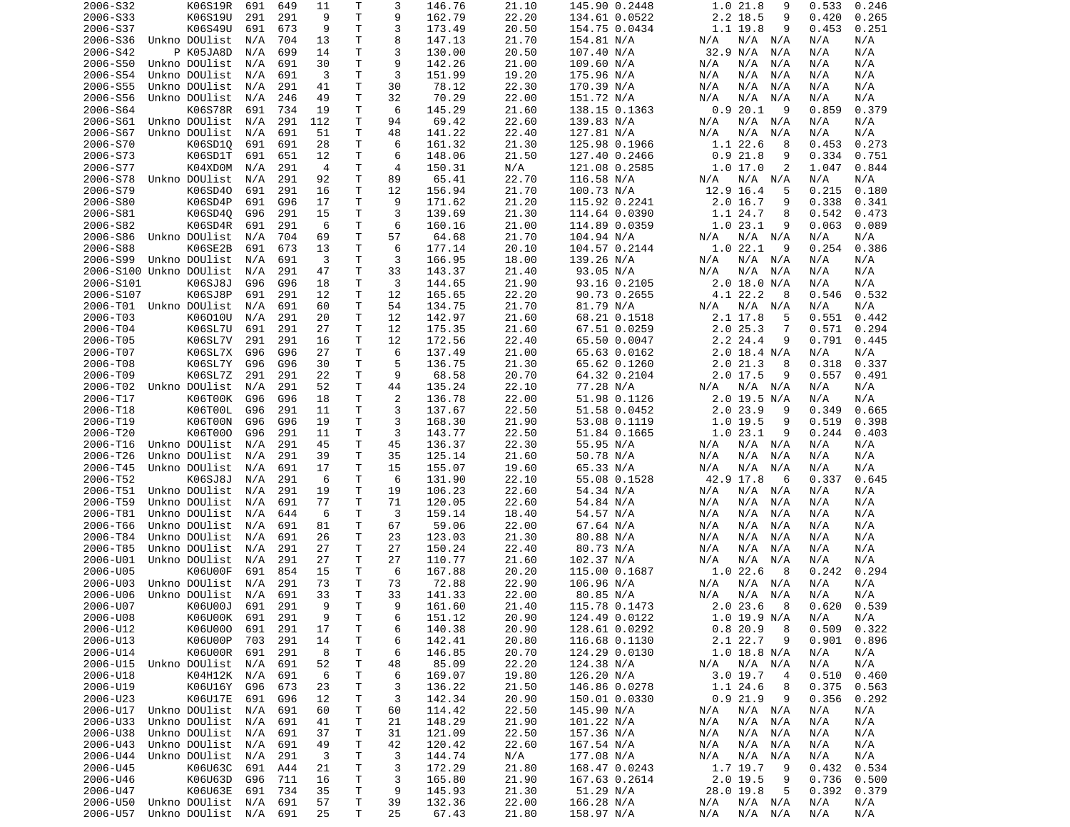| | | | | | | | | | | | | | | | | |
|---|---|---|---|---|---|---|---|---|---|---|---|---|---|---|---|---|
| 2006-S32 | | K06S19R | 691 | 649 | 11 | T | 3 | 146.76 | 21.10 | 145.90 | 0.2448 | 1.0 | 21.8 | 9 | 0.533 | 0.246 |
| 2006-S33 | | K06S19U | 291 | 291 | 9 | T | 9 | 162.79 | 22.20 | 134.61 | 0.0522 | 2.2 | 18.5 | 9 | 0.420 | 0.265 |
| 2006-S37 | | K06S49U | 691 | 673 | 9 | T | 3 | 173.49 | 20.50 | 154.75 | 0.0434 | 1.1 | 19.8 | 9 | 0.453 | 0.251 |
| 2006-S36 | Unkno | DOUlist | N/A | 704 | 13 | T | 8 | 147.13 | 21.70 | 154.81 | N/A | N/A | N/A | N/A | N/A | N/A |
| 2006-S42 | P | K05JA8D | N/A | 699 | 14 | T | 3 | 130.00 | 20.50 | 107.40 | N/A | 32.9 | N/A | N/A | N/A | N/A |
| 2006-S50 | Unkno | DOUlist | N/A | 691 | 30 | T | 9 | 142.26 | 21.00 | 109.60 | N/A | N/A | N/A | N/A | N/A | N/A |
| 2006-S54 | Unkno | DOUlist | N/A | 691 | 3 | T | 3 | 151.99 | 19.20 | 175.96 | N/A | N/A | N/A | N/A | N/A | N/A |
| 2006-S55 | Unkno | DOUlist | N/A | 291 | 41 | T | 30 | 78.12 | 22.30 | 170.39 | N/A | N/A | N/A | N/A | N/A | N/A |
| 2006-S56 | Unkno | DOUlist | N/A | 246 | 49 | T | 32 | 70.29 | 22.00 | 151.72 | N/A | N/A | N/A | N/A | N/A | N/A |
| 2006-S64 | | K06S78R | 691 | 734 | 19 | T | 6 | 145.29 | 21.60 | 138.15 | 0.1363 | 0.9 | 20.1 | 9 | 0.859 | 0.379 |
| 2006-S61 | Unkno | DOUlist | N/A | 291 | 112 | T | 94 | 69.42 | 22.60 | 139.83 | N/A | N/A | N/A | N/A | N/A | N/A |
| 2006-S67 | Unkno | DOUlist | N/A | 691 | 51 | T | 48 | 141.22 | 22.40 | 127.81 | N/A | N/A | N/A | N/A | N/A | N/A |
| 2006-S70 | | K06SD1Q | 691 | 691 | 28 | T | 6 | 161.32 | 21.30 | 125.98 | 0.1966 | 1.1 | 22.6 | 8 | 0.453 | 0.273 |
| 2006-S73 | | K06SD1T | 691 | 651 | 12 | T | 6 | 148.06 | 21.50 | 127.40 | 0.2466 | 0.9 | 21.8 | 9 | 0.334 | 0.751 |
| 2006-S77 | | K04XD0M | N/A | 291 | 4 | T | 4 | 150.31 | N/A | 121.08 | 0.2585 | 1.0 | 17.0 | 2 | 1.047 | 0.844 |
| 2006-S78 | Unkno | DOUlist | N/A | 291 | 92 | T | 89 | 65.41 | 22.70 | 116.58 | N/A | N/A | N/A | N/A | N/A | N/A |
| 2006-S79 | | K06SD4O | 691 | 291 | 16 | T | 12 | 156.94 | 21.70 | 100.73 | N/A | 12.9 | 16.4 | 5 | 0.215 | 0.180 |
| 2006-S80 | | K06SD4P | 691 | G96 | 17 | T | 9 | 171.62 | 21.20 | 115.92 | 0.2241 | 2.0 | 16.7 | 9 | 0.338 | 0.341 |
| 2006-S81 | | K06SD4Q | G96 | 291 | 15 | T | 3 | 139.69 | 21.30 | 114.64 | 0.0390 | 1.1 | 24.7 | 8 | 0.542 | 0.473 |
| 2006-S82 | | K06SD4R | 691 | 291 | 6 | T | 6 | 160.16 | 21.00 | 114.89 | 0.0359 | 1.0 | 23.1 | 9 | 0.063 | 0.089 |
| 2006-S86 | Unkno | DOUlist | N/A | 704 | 69 | T | 57 | 64.68 | 21.70 | 104.94 | N/A | N/A | N/A | N/A | N/A | N/A |
| 2006-S88 | | K06SE2B | 691 | 673 | 13 | T | 6 | 177.14 | 20.10 | 104.57 | 0.2144 | 1.0 | 22.1 | 9 | 0.254 | 0.386 |
| 2006-S99 | Unkno | DOUlist | N/A | 691 | 3 | T | 3 | 166.95 | 18.00 | 139.26 | N/A | N/A | N/A | N/A | N/A | N/A |
| 2006-S100 | Unkno | DOUlist | N/A | 291 | 47 | T | 33 | 143.37 | 21.40 | 93.05 | N/A | N/A | N/A | N/A | N/A | N/A |
| 2006-S101 | | K06SJ8J | G96 | G96 | 18 | T | 3 | 144.65 | 21.90 | 93.16 | 0.2105 | 2.0 | 18.0 | N/A | N/A | N/A |
| 2006-S107 | | K06SJ8P | 691 | 291 | 12 | T | 12 | 165.65 | 22.20 | 90.73 | 0.2655 | 4.1 | 22.2 | 8 | 0.546 | 0.532 |
| 2006-T01 | Unkno | DOUlist | N/A | 691 | 60 | T | 54 | 134.75 | 21.70 | 81.79 | N/A | N/A | N/A | N/A | N/A | N/A |
| 2006-T03 | | K06O10U | N/A | 291 | 20 | T | 12 | 142.97 | 21.60 | 68.21 | 0.1518 | 2.1 | 17.8 | 5 | 0.551 | 0.442 |
| 2006-T04 | | K06SL7U | 691 | 291 | 27 | T | 12 | 175.35 | 21.60 | 67.51 | 0.0259 | 2.0 | 25.3 | 7 | 0.571 | 0.294 |
| 2006-T05 | | K06SL7V | 291 | 291 | 16 | T | 12 | 172.56 | 22.40 | 65.50 | 0.0047 | 2.2 | 24.4 | 9 | 0.791 | 0.445 |
| 2006-T07 | | K06SL7X | G96 | G96 | 27 | T | 6 | 137.49 | 21.00 | 65.63 | 0.0162 | 2.0 | 18.4 | N/A | N/A | N/A |
| 2006-T08 | | K06SL7Y | G96 | G96 | 30 | T | 5 | 136.75 | 21.30 | 65.62 | 0.1260 | 2.0 | 21.3 | 8 | 0.318 | 0.337 |
| 2006-T09 | | K06SL7Z | 291 | 291 | 22 | T | 9 | 68.58 | 20.70 | 64.32 | 0.2104 | 2.0 | 17.5 | 9 | 0.557 | 0.491 |
| 2006-T02 | Unkno | DOUlist | N/A | 291 | 52 | T | 44 | 135.24 | 22.10 | 77.28 | N/A | N/A | N/A | N/A | N/A | N/A |
| 2006-T17 | | K06T00K | G96 | G96 | 18 | T | 2 | 136.78 | 22.00 | 51.98 | 0.1126 | 2.0 | 19.5 | N/A | N/A | N/A |
| 2006-T18 | | K06T00L | G96 | 291 | 11 | T | 3 | 137.67 | 22.50 | 51.58 | 0.0452 | 2.0 | 23.9 | 9 | 0.349 | 0.665 |
| 2006-T19 | | K06T00N | G96 | G96 | 19 | T | 3 | 168.30 | 21.90 | 53.08 | 0.1119 | 1.0 | 19.5 | 9 | 0.519 | 0.398 |
| 2006-T20 | | K06T00O | G96 | 291 | 11 | T | 3 | 143.77 | 22.50 | 51.84 | 0.1665 | 1.0 | 23.1 | 9 | 0.244 | 0.403 |
| 2006-T16 | Unkno | DOUlist | N/A | 291 | 45 | T | 45 | 136.37 | 22.30 | 55.95 | N/A | N/A | N/A | N/A | N/A | N/A |
| 2006-T26 | Unkno | DOUlist | N/A | 291 | 39 | T | 35 | 125.14 | 21.60 | 50.78 | N/A | N/A | N/A | N/A | N/A | N/A |
| 2006-T45 | Unkno | DOUlist | N/A | 691 | 17 | T | 15 | 155.07 | 19.60 | 65.33 | N/A | N/A | N/A | N/A | N/A | N/A |
| 2006-T52 | | K06SJ8J | N/A | 291 | 6 | T | 6 | 131.90 | 22.10 | 55.08 | 0.1528 | 42.9 | 17.8 | 6 | 0.337 | 0.645 |
| 2006-T51 | Unkno | DOUlist | N/A | 291 | 19 | T | 19 | 106.23 | 22.60 | 54.34 | N/A | N/A | N/A | N/A | N/A | N/A |
| 2006-T59 | Unkno | DOUlist | N/A | 691 | 77 | T | 71 | 120.05 | 22.60 | 54.84 | N/A | N/A | N/A | N/A | N/A | N/A |
| 2006-T81 | Unkno | DOUlist | N/A | 644 | 6 | T | 3 | 159.14 | 18.40 | 54.57 | N/A | N/A | N/A | N/A | N/A | N/A |
| 2006-T66 | Unkno | DOUlist | N/A | 691 | 81 | T | 67 | 59.06 | 22.00 | 67.64 | N/A | N/A | N/A | N/A | N/A | N/A |
| 2006-T84 | Unkno | DOUlist | N/A | 691 | 26 | T | 23 | 123.03 | 21.30 | 80.88 | N/A | N/A | N/A | N/A | N/A | N/A |
| 2006-T85 | Unkno | DOUlist | N/A | 291 | 27 | T | 27 | 150.24 | 22.40 | 80.73 | N/A | N/A | N/A | N/A | N/A | N/A |
| 2006-U01 | Unkno | DOUlist | N/A | 291 | 27 | T | 27 | 110.77 | 21.60 | 102.37 | N/A | N/A | N/A | N/A | N/A | N/A |
| 2006-U05 | | K06U00F | 691 | 854 | 15 | T | 6 | 167.88 | 20.20 | 115.00 | 0.1687 | 1.0 | 22.6 | 8 | 0.242 | 0.294 |
| 2006-U03 | Unkno | DOUlist | N/A | 291 | 73 | T | 73 | 72.88 | 22.90 | 106.96 | N/A | N/A | N/A | N/A | N/A | N/A |
| 2006-U06 | Unkno | DOUlist | N/A | 691 | 33 | T | 33 | 141.33 | 22.00 | 80.85 | N/A | N/A | N/A | N/A | N/A | N/A |
| 2006-U07 | | K06U00J | 691 | 291 | 9 | T | 9 | 161.60 | 21.40 | 115.78 | 0.1473 | 2.0 | 23.6 | 8 | 0.620 | 0.539 |
| 2006-U08 | | K06U00K | 691 | 291 | 9 | T | 6 | 151.12 | 20.90 | 124.49 | 0.0122 | 1.0 | 19.9 | N/A | N/A | N/A |
| 2006-U12 | | K06U00O | 691 | 291 | 17 | T | 6 | 140.38 | 20.90 | 128.61 | 0.0292 | 0.8 | 20.9 | 8 | 0.509 | 0.322 |
| 2006-U13 | | K06U00P | 703 | 291 | 14 | T | 6 | 142.41 | 20.80 | 116.68 | 0.1130 | 2.1 | 22.7 | 9 | 0.901 | 0.896 |
| 2006-U14 | | K06U00R | 691 | 291 | 8 | T | 6 | 146.85 | 20.70 | 124.29 | 0.0130 | 1.0 | 18.8 | N/A | N/A | N/A |
| 2006-U15 | Unkno | DOUlist | N/A | 691 | 52 | T | 48 | 85.09 | 22.20 | 124.38 | N/A | N/A | N/A | N/A | N/A | N/A |
| 2006-U18 | | K04H12K | N/A | 691 | 6 | T | 6 | 169.07 | 19.80 | 126.20 | N/A | 3.0 | 19.7 | 4 | 0.510 | 0.460 |
| 2006-U19 | | K06U16Y | G96 | 673 | 23 | T | 3 | 136.22 | 21.50 | 146.86 | 0.0278 | 1.1 | 24.6 | 8 | 0.375 | 0.563 |
| 2006-U23 | | K06U17E | 691 | G96 | 12 | T | 3 | 142.34 | 20.90 | 150.01 | 0.0330 | 0.9 | 21.9 | 9 | 0.356 | 0.292 |
| 2006-U17 | Unkno | DOUlist | N/A | 691 | 60 | T | 60 | 114.42 | 22.50 | 145.90 | N/A | N/A | N/A | N/A | N/A | N/A |
| 2006-U33 | Unkno | DOUlist | N/A | 691 | 41 | T | 21 | 148.29 | 21.90 | 101.22 | N/A | N/A | N/A | N/A | N/A | N/A |
| 2006-U38 | Unkno | DOUlist | N/A | 691 | 37 | T | 31 | 121.09 | 22.50 | 157.36 | N/A | N/A | N/A | N/A | N/A | N/A |
| 2006-U43 | Unkno | DOUlist | N/A | 691 | 49 | T | 42 | 120.42 | 22.60 | 167.54 | N/A | N/A | N/A | N/A | N/A | N/A |
| 2006-U44 | Unkno | DOUlist | N/A | 291 | 3 | T | 3 | 144.74 | N/A | 177.08 | N/A | N/A | N/A | N/A | N/A | N/A |
| 2006-U45 | | K06U63C | 691 | A44 | 21 | T | 3 | 172.29 | 21.80 | 168.47 | 0.0243 | 1.7 | 19.7 | 9 | 0.432 | 0.534 |
| 2006-U46 | | K06U63D | G96 | 711 | 16 | T | 3 | 165.80 | 21.90 | 167.63 | 0.2614 | 2.0 | 19.5 | 9 | 0.736 | 0.500 |
| 2006-U47 | | K06U63E | 691 | 734 | 35 | T | 9 | 145.93 | 21.30 | 51.29 | N/A | 28.0 | 19.8 | 5 | 0.392 | 0.379 |
| 2006-U50 | Unkno | DOUlist | N/A | 691 | 57 | T | 39 | 132.36 | 22.00 | 166.28 | N/A | N/A | N/A | N/A | N/A | N/A |
| 2006-U57 | Unkno | DOUlist | N/A | 691 | 25 | T | 25 | 67.43 | 21.80 | 158.97 | N/A | N/A | N/A | N/A | N/A | N/A |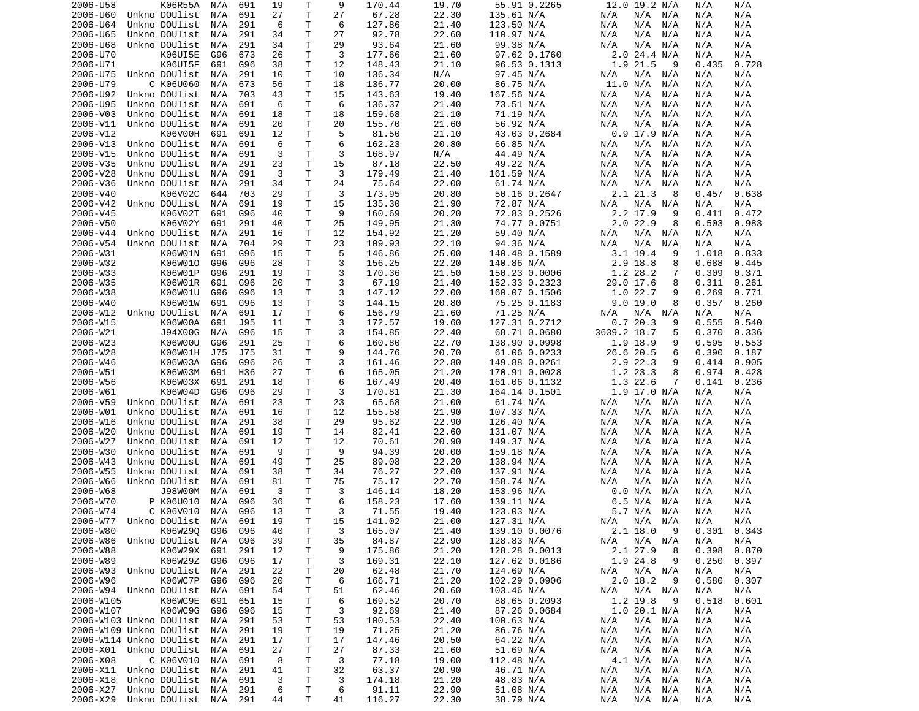| | | | | | | | | | | | | | | | | |
|---|---|---|---|---|---|---|---|---|---|---|---|---|---|---|---|---|
| 2006-U58 | | K06R55A | N/A | 691 | 19 | T | 9 | 170.44 | 19.70 | 55.91 | 0.2265 | 12.0 | 19.2 | N/A | N/A | N/A |
| 2006-U60 | Unkno | DOUlist | N/A | 691 | 27 | T | 27 | 67.28 | 22.30 | 135.61 | N/A | N/A | N/A | N/A | N/A | N/A |
| 2006-U64 | Unkno | DOUlist | N/A | 291 | 6 | T | 6 | 127.86 | 21.40 | 123.50 | N/A | N/A | N/A | N/A | N/A | N/A |
| 2006-U65 | Unkno | DOUlist | N/A | 291 | 34 | T | 27 | 92.78 | 22.60 | 110.97 | N/A | N/A | N/A | N/A | N/A | N/A |
| 2006-U68 | Unkno | DOUlist | N/A | 291 | 34 | T | 29 | 93.64 | 21.60 | 99.38 | N/A | N/A | N/A | N/A | N/A | N/A |
| 2006-U70 | | K06UI5E | G96 | 673 | 26 | T | 3 | 177.66 | 21.60 | 97.62 | 0.1760 | 2.0 | 24.4 | N/A | N/A | N/A |
| 2006-U71 | | K06UI5F | 691 | G96 | 38 | T | 12 | 148.43 | 21.10 | 96.53 | 0.1313 | 1.9 | 21.5 | 9 | 0.435 | 0.728 |
| 2006-U75 | Unkno | DOUlist | N/A | 291 | 10 | T | 10 | 136.34 | N/A | 97.45 | N/A | N/A | N/A | N/A | N/A | N/A |
| 2006-U79 | C | K06U060 | N/A | 673 | 56 | T | 18 | 136.77 | 20.00 | 86.75 | N/A | 11.0 | N/A | N/A | N/A | N/A |
| 2006-U92 | Unkno | DOUlist | N/A | 703 | 43 | T | 15 | 143.63 | 19.40 | 167.56 | N/A | N/A | N/A | N/A | N/A | N/A |
| 2006-U95 | Unkno | DOUlist | N/A | 691 | 6 | T | 6 | 136.37 | 21.40 | 73.51 | N/A | N/A | N/A | N/A | N/A | N/A |
| 2006-V03 | Unkno | DOUlist | N/A | 691 | 18 | T | 18 | 159.68 | 21.10 | 71.19 | N/A | N/A | N/A | N/A | N/A | N/A |
| 2006-V11 | Unkno | DOUlist | N/A | 691 | 20 | T | 20 | 155.70 | 21.60 | 56.92 | N/A | N/A | N/A | N/A | N/A | N/A |
| 2006-V12 | | K06V00H | 691 | 691 | 12 | T | 5 | 81.50 | 21.10 | 43.03 | 0.2684 | 0.9 | 17.9 | N/A | N/A | N/A |
| 2006-V13 | Unkno | DOUlist | N/A | 691 | 6 | T | 6 | 162.23 | 20.80 | 66.85 | N/A | N/A | N/A | N/A | N/A | N/A |
| 2006-V15 | Unkno | DOUlist | N/A | 691 | 3 | T | 3 | 168.97 | N/A | 44.49 | N/A | N/A | N/A | N/A | N/A | N/A |
| 2006-V35 | Unkno | DOUlist | N/A | 291 | 23 | T | 15 | 87.18 | 22.50 | 49.22 | N/A | N/A | N/A | N/A | N/A | N/A |
| 2006-V28 | Unkno | DOUlist | N/A | 691 | 3 | T | 3 | 179.49 | 21.40 | 161.59 | N/A | N/A | N/A | N/A | N/A | N/A |
| 2006-V36 | Unkno | DOUlist | N/A | 291 | 34 | T | 24 | 75.64 | 22.00 | 61.74 | N/A | N/A | N/A | N/A | N/A | N/A |
| 2006-V40 | | K06V02C | 644 | 703 | 29 | T | 3 | 173.95 | 20.80 | 50.16 | 0.2647 | 2.1 | 21.3 | 8 | 0.457 | 0.638 |
| 2006-V42 | Unkno | DOUlist | N/A | 691 | 19 | T | 15 | 135.30 | 21.90 | 72.87 | N/A | N/A | N/A | N/A | N/A | N/A |
| 2006-V45 | | K06V02T | 691 | G96 | 40 | T | 9 | 160.69 | 20.20 | 72.83 | 0.2526 | 2.2 | 17.9 | 9 | 0.411 | 0.472 |
| 2006-V50 | | K06V02Y | 691 | 291 | 40 | T | 25 | 149.95 | 21.30 | 74.77 | 0.0751 | 2.0 | 22.9 | 8 | 0.503 | 0.983 |
| 2006-V44 | Unkno | DOUlist | N/A | 291 | 16 | T | 12 | 154.92 | 21.20 | 59.40 | N/A | N/A | N/A | N/A | N/A | N/A |
| 2006-V54 | Unkno | DOUlist | N/A | 704 | 29 | T | 23 | 109.93 | 22.10 | 94.36 | N/A | N/A | N/A | N/A | N/A | N/A |
| 2006-W31 | | K06W01N | 691 | G96 | 15 | T | 5 | 146.86 | 25.00 | 140.48 | 0.1589 | 3.1 | 19.4 | 9 | 1.018 | 0.833 |
| 2006-W32 | | K06W01O | G96 | G96 | 28 | T | 3 | 156.25 | 22.20 | 140.86 | N/A | 2.9 | 18.8 | 8 | 0.688 | 0.445 |
| 2006-W33 | | K06W01P | G96 | 291 | 19 | T | 3 | 170.36 | 21.50 | 150.23 | 0.0006 | 1.2 | 28.2 | 7 | 0.309 | 0.371 |
| 2006-W35 | | K06W01R | 691 | G96 | 20 | T | 3 | 67.19 | 21.40 | 152.33 | 0.2323 | 29.0 | 17.6 | 8 | 0.311 | 0.261 |
| 2006-W38 | | K06W01U | G96 | G96 | 13 | T | 3 | 147.12 | 22.00 | 160.07 | 0.1506 | 1.0 | 22.7 | 9 | 0.269 | 0.771 |
| 2006-W40 | | K06W01W | 691 | G96 | 13 | T | 3 | 144.15 | 20.80 | 75.25 | 0.1183 | 9.0 | 19.0 | 8 | 0.357 | 0.260 |
| 2006-W12 | Unkno | DOUlist | N/A | 691 | 17 | T | 6 | 156.79 | 21.60 | 71.25 | N/A | N/A | N/A | N/A | N/A | N/A |
| 2006-W15 | | K06W00A | 691 | J95 | 11 | T | 3 | 172.57 | 19.60 | 127.31 | 0.2712 | 0.7 | 20.3 | 9 | 0.555 | 0.540 |
| 2006-W21 | | J94X00G | N/A | G96 | 15 | T | 3 | 154.85 | 22.40 | 68.71 | 0.0680 | 3639.2 | 18.7 | 5 | 0.370 | 0.336 |
| 2006-W23 | | K06W00U | G96 | 291 | 25 | T | 6 | 160.80 | 22.70 | 138.90 | 0.0998 | 1.9 | 18.9 | 9 | 0.595 | 0.553 |
| 2006-W28 | | K06W01H | J75 | J75 | 31 | T | 9 | 144.76 | 20.70 | 61.06 | 0.0233 | 26.6 | 20.5 | 6 | 0.390 | 0.187 |
| 2006-W46 | | K06W03A | G96 | G96 | 26 | T | 3 | 161.46 | 22.80 | 149.88 | 0.0261 | 2.9 | 22.3 | 9 | 0.414 | 0.905 |
| 2006-W51 | | K06W03M | 691 | H36 | 27 | T | 6 | 165.05 | 21.20 | 170.91 | 0.0028 | 1.2 | 23.3 | 8 | 0.974 | 0.428 |
| 2006-W56 | | K06W03X | 691 | 291 | 18 | T | 6 | 167.49 | 20.40 | 161.06 | 0.1132 | 1.3 | 22.6 | 7 | 0.141 | 0.236 |
| 2006-W61 | | K06W04D | G96 | G96 | 29 | T | 3 | 170.81 | 21.30 | 164.14 | 0.1501 | 1.9 | 17.0 | N/A | N/A | N/A |
| 2006-V59 | Unkno | DOUlist | N/A | 691 | 23 | T | 23 | 65.68 | 21.00 | 61.74 | N/A | N/A | N/A | N/A | N/A | N/A |
| 2006-W01 | Unkno | DOUlist | N/A | 691 | 16 | T | 12 | 155.58 | 21.90 | 107.33 | N/A | N/A | N/A | N/A | N/A | N/A |
| 2006-W16 | Unkno | DOUlist | N/A | 291 | 38 | T | 29 | 95.62 | 22.90 | 126.40 | N/A | N/A | N/A | N/A | N/A | N/A |
| 2006-W20 | Unkno | DOUlist | N/A | 691 | 19 | T | 14 | 82.41 | 22.60 | 131.07 | N/A | N/A | N/A | N/A | N/A | N/A |
| 2006-W27 | Unkno | DOUlist | N/A | 691 | 12 | T | 12 | 70.61 | 20.90 | 149.37 | N/A | N/A | N/A | N/A | N/A | N/A |
| 2006-W30 | Unkno | DOUlist | N/A | 691 | 9 | T | 9 | 94.39 | 20.00 | 159.18 | N/A | N/A | N/A | N/A | N/A | N/A |
| 2006-W43 | Unkno | DOUlist | N/A | 691 | 49 | T | 25 | 89.08 | 22.20 | 138.94 | N/A | N/A | N/A | N/A | N/A | N/A |
| 2006-W55 | Unkno | DOUlist | N/A | 691 | 38 | T | 34 | 76.27 | 22.00 | 137.91 | N/A | N/A | N/A | N/A | N/A | N/A |
| 2006-W66 | Unkno | DOUlist | N/A | 691 | 81 | T | 75 | 75.17 | 22.70 | 158.74 | N/A | N/A | N/A | N/A | N/A | N/A |
| 2006-W68 | | J98W00M | N/A | 691 | 3 | T | 3 | 146.14 | 18.20 | 153.96 | N/A | 0.0 | N/A | N/A | N/A | N/A |
| 2006-W70 | P | K06U010 | N/A | G96 | 36 | T | 6 | 158.23 | 17.60 | 139.11 | N/A | 6.5 | N/A | N/A | N/A | N/A |
| 2006-W74 | C | K06V010 | N/A | G96 | 13 | T | 3 | 71.55 | 19.40 | 123.03 | N/A | 5.7 | N/A | N/A | N/A | N/A |
| 2006-W77 | Unkno | DOUlist | N/A | 691 | 19 | T | 15 | 141.02 | 21.00 | 127.31 | N/A | N/A | N/A | N/A | N/A | N/A |
| 2006-W80 | | K06W29Q | G96 | G96 | 40 | T | 3 | 165.07 | 21.40 | 139.10 | 0.0076 | 2.1 | 18.0 | 9 | 0.301 | 0.343 |
| 2006-W86 | Unkno | DOUlist | N/A | G96 | 39 | T | 35 | 84.87 | 22.90 | 128.83 | N/A | N/A | N/A | N/A | N/A | N/A |
| 2006-W88 | | K06W29X | 691 | 291 | 12 | T | 9 | 175.86 | 21.20 | 128.28 | 0.0013 | 2.1 | 27.9 | 8 | 0.398 | 0.870 |
| 2006-W89 | | K06W29Z | G96 | G96 | 17 | T | 3 | 169.31 | 22.10 | 127.62 | 0.0186 | 1.9 | 24.8 | 9 | 0.250 | 0.397 |
| 2006-W93 | Unkno | DOUlist | N/A | 291 | 22 | T | 20 | 62.48 | 21.70 | 124.69 | N/A | N/A | N/A | N/A | N/A | N/A |
| 2006-W96 | | K06WC7P | G96 | G96 | 20 | T | 6 | 166.71 | 21.20 | 102.29 | 0.0906 | 2.0 | 18.2 | 9 | 0.580 | 0.307 |
| 2006-W94 | Unkno | DOUlist | N/A | 691 | 54 | T | 51 | 62.46 | 20.60 | 103.46 | N/A | N/A | N/A | N/A | N/A | N/A |
| 2006-W105 | | K06WC9E | 691 | 651 | 15 | T | 6 | 169.52 | 20.70 | 88.65 | 0.2093 | 1.2 | 19.8 | 9 | 0.518 | 0.601 |
| 2006-W107 | | K06WC9G | G96 | G96 | 15 | T | 3 | 92.69 | 21.40 | 87.26 | 0.0684 | 1.0 | 20.1 | N/A | N/A | N/A |
| 2006-W103 | Unkno | DOUlist | N/A | 291 | 53 | T | 53 | 100.53 | 22.40 | 100.63 | N/A | N/A | N/A | N/A | N/A | N/A |
| 2006-W109 | Unkno | DOUlist | N/A | 291 | 19 | T | 19 | 71.25 | 21.20 | 86.76 | N/A | N/A | N/A | N/A | N/A | N/A |
| 2006-W114 | Unkno | DOUlist | N/A | 291 | 17 | T | 17 | 147.46 | 20.50 | 64.22 | N/A | N/A | N/A | N/A | N/A | N/A |
| 2006-X01 | Unkno | DOUlist | N/A | 691 | 27 | T | 27 | 87.33 | 21.60 | 51.69 | N/A | N/A | N/A | N/A | N/A | N/A |
| 2006-X08 | C | K06V010 | N/A | 691 | 8 | T | 3 | 77.18 | 19.00 | 112.48 | N/A | 4.1 | N/A | N/A | N/A | N/A |
| 2006-X11 | Unkno | DOUlist | N/A | 291 | 41 | T | 32 | 63.37 | 20.90 | 46.71 | N/A | N/A | N/A | N/A | N/A | N/A |
| 2006-X18 | Unkno | DOUlist | N/A | 691 | 3 | T | 3 | 174.18 | 21.20 | 48.83 | N/A | N/A | N/A | N/A | N/A | N/A |
| 2006-X27 | Unkno | DOUlist | N/A | 291 | 6 | T | 6 | 91.11 | 22.90 | 51.08 | N/A | N/A | N/A | N/A | N/A | N/A |
| 2006-X29 | Unkno | DOUlist | N/A | 291 | 44 | T | 41 | 116.27 | 22.30 | 38.79 | N/A | N/A | N/A | N/A | N/A | N/A |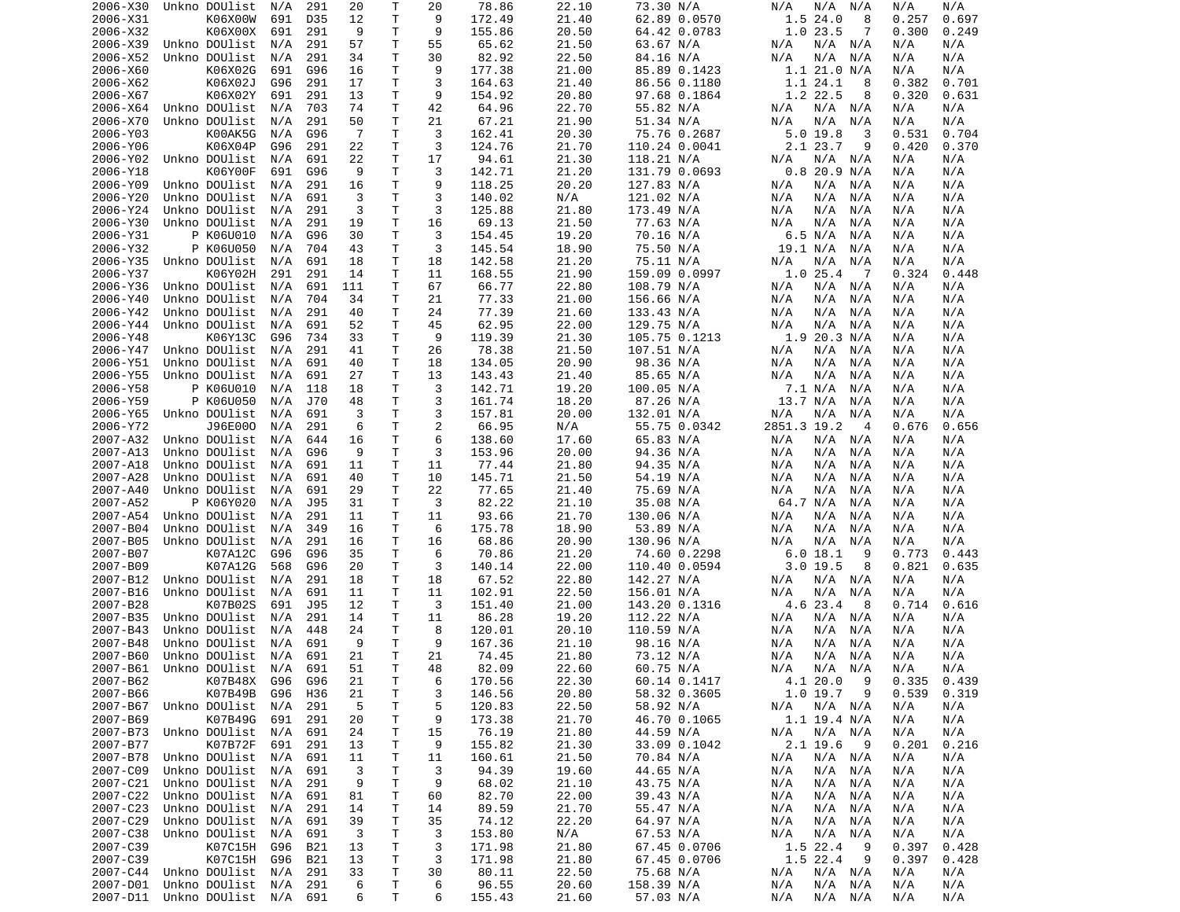| | | | | | | | | | | | | | | | | |
|---|---|---|---|---|---|---|---|---|---|---|---|---|---|---|---|---|
| 2006-X30 | Unkno | DOUlist | N/A | 291 | 20 | T | 20 | 78.86 | 22.10 | 73.30 | N/A | N/A | N/A | N/A | N/A | N/A |
| 2006-X31 | | K06X00W | 691 | D35 | 12 | T | 9 | 172.49 | 21.40 | 62.89 | 0.0570 | 1.5 | 24.0 | 8 | 0.257 | 0.697 |
| 2006-X32 | | K06X00X | 691 | 291 | 9 | T | 9 | 155.86 | 20.50 | 64.42 | 0.0783 | 1.0 | 23.5 | 7 | 0.300 | 0.249 |
| 2006-X39 | Unkno | DOUlist | N/A | 291 | 57 | T | 55 | 65.62 | 21.50 | 63.67 | N/A | N/A | N/A | N/A | N/A | N/A |
| 2006-X52 | Unkno | DOUlist | N/A | 291 | 34 | T | 30 | 82.92 | 22.50 | 84.16 | N/A | N/A | N/A | N/A | N/A | N/A |
| 2006-X60 | | K06X02G | 691 | G96 | 16 | T | 9 | 177.38 | 21.00 | 85.89 | 0.1423 | 1.1 | 21.0 | N/A | N/A | N/A |
| 2006-X62 | | K06X02J | G96 | 291 | 17 | T | 3 | 164.63 | 21.40 | 86.56 | 0.1180 | 1.1 | 24.1 | 8 | 0.382 | 0.701 |
| 2006-X67 | | K06X02Y | 691 | 291 | 13 | T | 9 | 154.92 | 20.80 | 97.68 | 0.1864 | 1.2 | 22.5 | 8 | 0.320 | 0.631 |
| 2006-X64 | Unkno | DOUlist | N/A | 703 | 74 | T | 42 | 64.96 | 22.70 | 55.82 | N/A | N/A | N/A | N/A | N/A | N/A |
| 2006-X70 | Unkno | DOUlist | N/A | 291 | 50 | T | 21 | 67.21 | 21.90 | 51.34 | N/A | N/A | N/A | N/A | N/A | N/A |
| 2006-Y03 | | K00AK5G | N/A | G96 | 7 | T | 3 | 162.41 | 20.30 | 75.76 | 0.2687 | 5.0 | 19.8 | 3 | 0.531 | 0.704 |
| 2006-Y06 | | K06X04P | G96 | 291 | 22 | T | 3 | 124.76 | 21.70 | 110.24 | 0.0041 | 2.1 | 23.7 | 9 | 0.420 | 0.370 |
| 2006-Y02 | Unkno | DOUlist | N/A | 691 | 22 | T | 17 | 94.61 | 21.30 | 118.21 | N/A | N/A | N/A | N/A | N/A | N/A |
| 2006-Y18 | | K06Y00F | 691 | G96 | 9 | T | 3 | 142.71 | 21.20 | 131.79 | 0.0693 | 0.8 | 20.9 | N/A | N/A | N/A |
| 2006-Y09 | Unkno | DOUlist | N/A | 291 | 16 | T | 9 | 118.25 | 20.20 | 127.83 | N/A | N/A | N/A | N/A | N/A | N/A |
| 2006-Y20 | Unkno | DOUlist | N/A | 691 | 3 | T | 3 | 140.02 | N/A | 121.02 | N/A | N/A | N/A | N/A | N/A | N/A |
| 2006-Y24 | Unkno | DOUlist | N/A | 291 | 3 | T | 3 | 125.88 | 21.80 | 173.49 | N/A | N/A | N/A | N/A | N/A | N/A |
| 2006-Y30 | Unkno | DOUlist | N/A | 291 | 19 | T | 16 | 69.13 | 21.50 | 77.63 | N/A | N/A | N/A | N/A | N/A | N/A |
| 2006-Y31 | P | K06U010 | N/A | G96 | 30 | T | 3 | 154.45 | 19.20 | 70.16 | N/A | 6.5 | N/A | N/A | N/A | N/A |
| 2006-Y32 | P | K06U050 | N/A | 704 | 43 | T | 3 | 145.54 | 18.90 | 75.50 | N/A | 19.1 | N/A | N/A | N/A | N/A |
| 2006-Y35 | Unkno | DOUlist | N/A | 691 | 18 | T | 18 | 142.58 | 21.20 | 75.11 | N/A | N/A | N/A | N/A | N/A | N/A |
| 2006-Y37 | | K06Y02H | 291 | 291 | 14 | T | 11 | 168.55 | 21.90 | 159.09 | 0.0997 | 1.0 | 25.4 | 7 | 0.324 | 0.448 |
| 2006-Y36 | Unkno | DOUlist | N/A | 691 | 111 | T | 67 | 66.77 | 22.80 | 108.79 | N/A | N/A | N/A | N/A | N/A | N/A |
| 2006-Y40 | Unkno | DOUlist | N/A | 704 | 34 | T | 21 | 77.33 | 21.00 | 156.66 | N/A | N/A | N/A | N/A | N/A | N/A |
| 2006-Y42 | Unkno | DOUlist | N/A | 291 | 40 | T | 24 | 77.39 | 21.60 | 133.43 | N/A | N/A | N/A | N/A | N/A | N/A |
| 2006-Y44 | Unkno | DOUlist | N/A | 691 | 52 | T | 45 | 62.95 | 22.00 | 129.75 | N/A | N/A | N/A | N/A | N/A | N/A |
| 2006-Y48 | | K06Y13C | G96 | 734 | 33 | T | 9 | 119.39 | 21.30 | 105.75 | 0.1213 | 1.9 | 20.3 | N/A | N/A | N/A |
| 2006-Y47 | Unkno | DOUlist | N/A | 291 | 41 | T | 26 | 78.38 | 21.50 | 107.51 | N/A | N/A | N/A | N/A | N/A | N/A |
| 2006-Y51 | Unkno | DOUlist | N/A | 691 | 40 | T | 18 | 134.05 | 20.90 | 98.36 | N/A | N/A | N/A | N/A | N/A | N/A |
| 2006-Y55 | Unkno | DOUlist | N/A | 691 | 27 | T | 13 | 143.43 | 21.40 | 85.65 | N/A | N/A | N/A | N/A | N/A | N/A |
| 2006-Y58 | P | K06U010 | N/A | 118 | 18 | T | 3 | 142.71 | 19.20 | 100.05 | N/A | 7.1 | N/A | N/A | N/A | N/A |
| 2006-Y59 | P | K06U050 | N/A | J70 | 48 | T | 3 | 161.74 | 18.20 | 87.26 | N/A | 13.7 | N/A | N/A | N/A | N/A |
| 2006-Y65 | Unkno | DOUlist | N/A | 691 | 3 | T | 3 | 157.81 | 20.00 | 132.01 | N/A | N/A | N/A | N/A | N/A | N/A |
| 2006-Y72 | | J96E00O | N/A | 291 | 6 | T | 2 | 66.95 | N/A | 55.75 | 0.0342 | 2851.3 | 19.2 | 4 | 0.676 | 0.656 |
| 2007-A32 | Unkno | DOUlist | N/A | 644 | 16 | T | 6 | 138.60 | 17.60 | 65.83 | N/A | N/A | N/A | N/A | N/A | N/A |
| 2007-A13 | Unkno | DOUlist | N/A | G96 | 9 | T | 3 | 153.96 | 20.00 | 94.36 | N/A | N/A | N/A | N/A | N/A | N/A |
| 2007-A18 | Unkno | DOUlist | N/A | 691 | 11 | T | 11 | 77.44 | 21.80 | 94.35 | N/A | N/A | N/A | N/A | N/A | N/A |
| 2007-A28 | Unkno | DOUlist | N/A | 691 | 40 | T | 10 | 145.71 | 21.50 | 54.19 | N/A | N/A | N/A | N/A | N/A | N/A |
| 2007-A40 | Unkno | DOUlist | N/A | 691 | 29 | T | 22 | 77.65 | 21.40 | 75.69 | N/A | N/A | N/A | N/A | N/A | N/A |
| 2007-A52 | P | K06Y020 | N/A | J95 | 31 | T | 3 | 82.22 | 21.10 | 35.08 | N/A | 64.7 | N/A | N/A | N/A | N/A |
| 2007-A54 | Unkno | DOUlist | N/A | 291 | 11 | T | 11 | 93.66 | 21.70 | 130.06 | N/A | N/A | N/A | N/A | N/A | N/A |
| 2007-B04 | Unkno | DOUlist | N/A | 349 | 16 | T | 6 | 175.78 | 18.90 | 53.89 | N/A | N/A | N/A | N/A | N/A | N/A |
| 2007-B05 | Unkno | DOUlist | N/A | 291 | 16 | T | 16 | 68.86 | 20.90 | 130.96 | N/A | N/A | N/A | N/A | N/A | N/A |
| 2007-B07 | | K07A12C | G96 | G96 | 35 | T | 6 | 70.86 | 21.20 | 74.60 | 0.2298 | 6.0 | 18.1 | 9 | 0.773 | 0.443 |
| 2007-B09 | | K07A12G | 568 | G96 | 20 | T | 3 | 140.14 | 22.00 | 110.40 | 0.0594 | 3.0 | 19.5 | 8 | 0.821 | 0.635 |
| 2007-B12 | Unkno | DOUlist | N/A | 291 | 18 | T | 18 | 67.52 | 22.80 | 142.27 | N/A | N/A | N/A | N/A | N/A | N/A |
| 2007-B16 | Unkno | DOUlist | N/A | 691 | 11 | T | 11 | 102.91 | 22.50 | 156.01 | N/A | N/A | N/A | N/A | N/A | N/A |
| 2007-B28 | | K07B02S | 691 | J95 | 12 | T | 3 | 151.40 | 21.00 | 143.20 | 0.1316 | 4.6 | 23.4 | 8 | 0.714 | 0.616 |
| 2007-B35 | Unkno | DOUlist | N/A | 291 | 14 | T | 11 | 86.28 | 19.20 | 112.22 | N/A | N/A | N/A | N/A | N/A | N/A |
| 2007-B43 | Unkno | DOUlist | N/A | 448 | 24 | T | 8 | 120.01 | 20.10 | 110.59 | N/A | N/A | N/A | N/A | N/A | N/A |
| 2007-B48 | Unkno | DOUlist | N/A | 691 | 9 | T | 9 | 167.36 | 21.10 | 98.16 | N/A | N/A | N/A | N/A | N/A | N/A |
| 2007-B60 | Unkno | DOUlist | N/A | 691 | 21 | T | 21 | 74.45 | 21.80 | 73.12 | N/A | N/A | N/A | N/A | N/A | N/A |
| 2007-B61 | Unkno | DOUlist | N/A | 691 | 51 | T | 48 | 82.09 | 22.60 | 60.75 | N/A | N/A | N/A | N/A | N/A | N/A |
| 2007-B62 | | K07B48X | G96 | G96 | 21 | T | 6 | 170.56 | 22.30 | 60.14 | 0.1417 | 4.1 | 20.0 | 9 | 0.335 | 0.439 |
| 2007-B66 | | K07B49B | G96 | H36 | 21 | T | 3 | 146.56 | 20.80 | 58.32 | 0.3605 | 1.0 | 19.7 | 9 | 0.539 | 0.319 |
| 2007-B67 | Unkno | DOUlist | N/A | 291 | 5 | T | 5 | 120.83 | 22.50 | 58.92 | N/A | N/A | N/A | N/A | N/A | N/A |
| 2007-B69 | | K07B49G | 691 | 291 | 20 | T | 9 | 173.38 | 21.70 | 46.70 | 0.1065 | 1.1 | 19.4 | N/A | N/A | N/A |
| 2007-B73 | Unkno | DOUlist | N/A | 691 | 24 | T | 15 | 76.19 | 21.80 | 44.59 | N/A | N/A | N/A | N/A | N/A | N/A |
| 2007-B77 | | K07B72F | 691 | 291 | 13 | T | 9 | 155.82 | 21.30 | 33.09 | 0.1042 | 2.1 | 19.6 | 9 | 0.201 | 0.216 |
| 2007-B78 | Unkno | DOUlist | N/A | 691 | 11 | T | 11 | 160.61 | 21.50 | 70.84 | N/A | N/A | N/A | N/A | N/A | N/A |
| 2007-C09 | Unkno | DOUlist | N/A | 691 | 3 | T | 3 | 94.39 | 19.60 | 44.65 | N/A | N/A | N/A | N/A | N/A | N/A |
| 2007-C21 | Unkno | DOUlist | N/A | 291 | 9 | T | 9 | 68.02 | 21.10 | 43.75 | N/A | N/A | N/A | N/A | N/A | N/A |
| 2007-C22 | Unkno | DOUlist | N/A | 691 | 81 | T | 60 | 82.70 | 22.00 | 39.43 | N/A | N/A | N/A | N/A | N/A | N/A |
| 2007-C23 | Unkno | DOUlist | N/A | 291 | 14 | T | 14 | 89.59 | 21.70 | 55.47 | N/A | N/A | N/A | N/A | N/A | N/A |
| 2007-C29 | Unkno | DOUlist | N/A | 691 | 39 | T | 35 | 74.12 | 22.20 | 64.97 | N/A | N/A | N/A | N/A | N/A | N/A |
| 2007-C38 | Unkno | DOUlist | N/A | 691 | 3 | T | 3 | 153.80 | N/A | 67.53 | N/A | N/A | N/A | N/A | N/A | N/A |
| 2007-C39 | | K07C15H | G96 | B21 | 13 | T | 3 | 171.98 | 21.80 | 67.45 | 0.0706 | 1.5 | 22.4 | 9 | 0.397 | 0.428 |
| 2007-C39 | | K07C15H | G96 | B21 | 13 | T | 3 | 171.98 | 21.80 | 67.45 | 0.0706 | 1.5 | 22.4 | 9 | 0.397 | 0.428 |
| 2007-C44 | Unkno | DOUlist | N/A | 291 | 33 | T | 30 | 80.11 | 22.50 | 75.68 | N/A | N/A | N/A | N/A | N/A | N/A |
| 2007-D01 | Unkno | DOUlist | N/A | 291 | 6 | T | 6 | 96.55 | 20.60 | 158.39 | N/A | N/A | N/A | N/A | N/A | N/A |
| 2007-D11 | Unkno | DOUlist | N/A | 691 | 6 | T | 6 | 155.43 | 21.60 | 57.03 | N/A | N/A | N/A | N/A | N/A | N/A |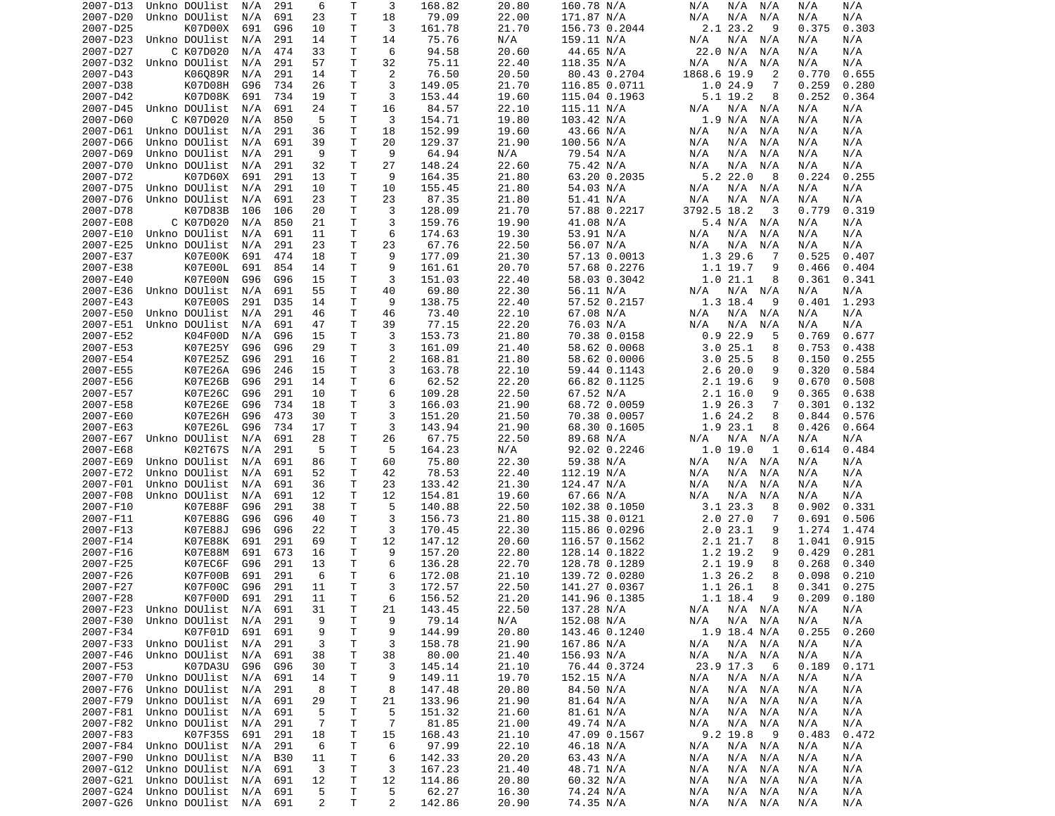| | | | | | | | | | | | | | | | | |
|---|---|---|---|---|---|---|---|---|---|---|---|---|---|---|---|---|
| 2007-D13 | Unkno | DOUlist | N/A | 291 | 6 | T | 3 | 168.82 | 20.80 | 160.78 | N/A | N/A | N/A | N/A | N/A | N/A |
| 2007-D20 | Unkno | DOUlist | N/A | 691 | 23 | T | 18 | 79.09 | 22.00 | 171.87 | N/A | N/A | N/A | N/A | N/A | N/A |
| 2007-D25 | | K07D00X | 691 | G96 | 10 | T | 3 | 161.78 | 21.70 | 156.73 | 0.2044 | 2.1 | 23.2 | 9 | 0.375 | 0.303 |
| 2007-D23 | Unkno | DOUlist | N/A | 291 | 14 | T | 14 | 75.76 | N/A | 159.11 | N/A | N/A | N/A | N/A | N/A | N/A |
| 2007-D27 | C | K07D020 | N/A | 474 | 33 | T | 6 | 94.58 | 20.60 | 44.65 | N/A | 22.0 | N/A | N/A | N/A | N/A |
| 2007-D32 | Unkno | DOUlist | N/A | 291 | 57 | T | 32 | 75.11 | 22.40 | 118.35 | N/A | N/A | N/A | N/A | N/A | N/A |
| 2007-D43 | | K06Q89R | N/A | 291 | 14 | T | 2 | 76.50 | 20.50 | 80.43 | 0.2704 | 1868.6 | 19.9 | 2 | 0.770 | 0.655 |
| 2007-D38 | | K07D08H | G96 | 734 | 26 | T | 3 | 149.05 | 21.70 | 116.85 | 0.0711 | 1.0 | 24.9 | 7 | 0.259 | 0.280 |
| 2007-D42 | | K07D08K | 691 | 734 | 19 | T | 3 | 153.44 | 19.60 | 115.04 | 0.1963 | 5.1 | 19.2 | 8 | 0.252 | 0.364 |
| 2007-D45 | Unkno | DOUlist | N/A | 691 | 24 | T | 16 | 84.57 | 22.10 | 115.11 | N/A | N/A | N/A | N/A | N/A | N/A |
| 2007-D60 | C | K07D020 | N/A | 850 | 5 | T | 3 | 154.71 | 19.80 | 103.42 | N/A | 1.9 | N/A | N/A | N/A | N/A |
| 2007-D61 | Unkno | DOUlist | N/A | 291 | 36 | T | 18 | 152.99 | 19.60 | 43.66 | N/A | N/A | N/A | N/A | N/A | N/A |
| 2007-D66 | Unkno | DOUlist | N/A | 691 | 39 | T | 20 | 129.37 | 21.90 | 100.56 | N/A | N/A | N/A | N/A | N/A | N/A |
| 2007-D69 | Unkno | DOUlist | N/A | 291 | 9 | T | 9 | 64.94 | N/A | 79.54 | N/A | N/A | N/A | N/A | N/A | N/A |
| 2007-D70 | Unkno | DOUlist | N/A | 291 | 32 | T | 27 | 148.24 | 22.60 | 75.42 | N/A | N/A | N/A | N/A | N/A | N/A |
| 2007-D72 | | K07D60X | 691 | 291 | 13 | T | 9 | 164.35 | 21.80 | 63.20 | 0.2035 | 5.2 | 22.0 | 8 | 0.224 | 0.255 |
| 2007-D75 | Unkno | DOUlist | N/A | 291 | 10 | T | 10 | 155.45 | 21.80 | 54.03 | N/A | N/A | N/A | N/A | N/A | N/A |
| 2007-D76 | Unkno | DOUlist | N/A | 691 | 23 | T | 23 | 87.35 | 21.80 | 51.41 | N/A | N/A | N/A | N/A | N/A | N/A |
| 2007-D78 | | K07D83B | 106 | 106 | 20 | T | 3 | 128.09 | 21.70 | 57.88 | 0.2217 | 3792.5 | 18.2 | 3 | 0.779 | 0.319 |
| 2007-E08 | C | K07D020 | N/A | 850 | 21 | T | 3 | 159.76 | 19.90 | 41.08 | N/A | 5.4 | N/A | N/A | N/A | N/A |
| 2007-E10 | Unkno | DOUlist | N/A | 691 | 11 | T | 6 | 174.63 | 19.30 | 53.91 | N/A | N/A | N/A | N/A | N/A | N/A |
| 2007-E25 | Unkno | DOUlist | N/A | 291 | 23 | T | 23 | 67.76 | 22.50 | 56.07 | N/A | N/A | N/A | N/A | N/A | N/A |
| 2007-E37 | | K07E00K | 691 | 474 | 18 | T | 9 | 177.09 | 21.30 | 57.13 | 0.0013 | 1.3 | 29.6 | 7 | 0.525 | 0.407 |
| 2007-E38 | | K07E00L | 691 | 854 | 14 | T | 9 | 161.61 | 20.70 | 57.68 | 0.2276 | 1.1 | 19.7 | 9 | 0.466 | 0.404 |
| 2007-E40 | | K07E00N | G96 | G96 | 15 | T | 3 | 151.03 | 22.40 | 58.03 | 0.3042 | 1.0 | 21.1 | 8 | 0.361 | 0.341 |
| 2007-E36 | Unkno | DOUlist | N/A | 691 | 55 | T | 40 | 69.80 | 22.30 | 56.11 | N/A | N/A | N/A | N/A | N/A | N/A |
| 2007-E43 | | K07E00S | 291 | D35 | 14 | T | 9 | 138.75 | 22.40 | 57.52 | 0.2157 | 1.3 | 18.4 | 9 | 0.401 | 1.293 |
| 2007-E50 | Unkno | DOUlist | N/A | 291 | 46 | T | 46 | 73.40 | 22.10 | 67.08 | N/A | N/A | N/A | N/A | N/A | N/A |
| 2007-E51 | Unkno | DOUlist | N/A | 691 | 47 | T | 39 | 77.15 | 22.20 | 76.03 | N/A | N/A | N/A | N/A | N/A | N/A |
| 2007-E52 | | K04F00D | N/A | G96 | 15 | T | 3 | 153.73 | 21.80 | 70.38 | 0.0158 | 0.9 | 22.9 | 5 | 0.769 | 0.677 |
| 2007-E53 | | K07E25Y | G96 | G96 | 29 | T | 3 | 161.09 | 21.40 | 58.62 | 0.0068 | 3.0 | 25.1 | 8 | 0.753 | 0.438 |
| 2007-E54 | | K07E25Z | G96 | 291 | 16 | T | 2 | 168.81 | 21.80 | 58.62 | 0.0006 | 3.0 | 25.5 | 8 | 0.150 | 0.255 |
| 2007-E55 | | K07E26A | G96 | 246 | 15 | T | 3 | 163.78 | 22.10 | 59.44 | 0.1143 | 2.6 | 20.0 | 9 | 0.320 | 0.584 |
| 2007-E56 | | K07E26B | G96 | 291 | 14 | T | 6 | 62.52 | 22.20 | 66.82 | 0.1125 | 2.1 | 19.6 | 9 | 0.670 | 0.508 |
| 2007-E57 | | K07E26C | G96 | 291 | 10 | T | 6 | 109.28 | 22.50 | 67.52 | N/A | 2.1 | 16.0 | 9 | 0.365 | 0.638 |
| 2007-E58 | | K07E26E | G96 | 734 | 18 | T | 3 | 166.03 | 21.90 | 68.72 | 0.0059 | 1.9 | 26.3 | 7 | 0.301 | 0.132 |
| 2007-E60 | | K07E26H | G96 | 473 | 30 | T | 3 | 151.20 | 21.50 | 70.38 | 0.0057 | 1.6 | 24.2 | 8 | 0.844 | 0.576 |
| 2007-E63 | | K07E26L | G96 | 734 | 17 | T | 3 | 143.94 | 21.90 | 68.30 | 0.1605 | 1.9 | 23.1 | 8 | 0.426 | 0.664 |
| 2007-E67 | Unkno | DOUlist | N/A | 691 | 28 | T | 26 | 67.75 | 22.50 | 89.68 | N/A | N/A | N/A | N/A | N/A | N/A |
| 2007-E68 | | K02T67S | N/A | 291 | 5 | T | 5 | 164.23 | N/A | 92.02 | 0.2246 | 1.0 | 19.0 | 1 | 0.614 | 0.484 |
| 2007-E69 | Unkno | DOUlist | N/A | 691 | 86 | T | 60 | 75.80 | 22.30 | 59.38 | N/A | N/A | N/A | N/A | N/A | N/A |
| 2007-E72 | Unkno | DOUlist | N/A | 691 | 52 | T | 42 | 78.53 | 22.40 | 112.19 | N/A | N/A | N/A | N/A | N/A | N/A |
| 2007-F01 | Unkno | DOUlist | N/A | 691 | 36 | T | 23 | 133.42 | 21.30 | 124.47 | N/A | N/A | N/A | N/A | N/A | N/A |
| 2007-F08 | Unkno | DOUlist | N/A | 691 | 12 | T | 12 | 154.81 | 19.60 | 67.66 | N/A | N/A | N/A | N/A | N/A | N/A |
| 2007-F10 | | K07E88F | G96 | 291 | 38 | T | 5 | 140.88 | 22.50 | 102.38 | 0.1050 | 3.1 | 23.3 | 8 | 0.902 | 0.331 |
| 2007-F11 | | K07E88G | G96 | G96 | 40 | T | 3 | 156.73 | 21.80 | 115.38 | 0.0121 | 2.0 | 27.0 | 7 | 0.691 | 0.506 |
| 2007-F13 | | K07E88J | G96 | G96 | 22 | T | 3 | 170.45 | 22.30 | 115.86 | 0.0296 | 2.0 | 23.1 | 9 | 1.274 | 1.474 |
| 2007-F14 | | K07E88K | 691 | 291 | 69 | T | 12 | 147.12 | 20.60 | 116.57 | 0.1562 | 2.1 | 21.7 | 8 | 1.041 | 0.915 |
| 2007-F16 | | K07E88M | 691 | 673 | 16 | T | 9 | 157.20 | 22.80 | 128.14 | 0.1822 | 1.2 | 19.2 | 9 | 0.429 | 0.281 |
| 2007-F25 | | K07EC6F | G96 | 291 | 13 | T | 6 | 136.28 | 22.70 | 128.78 | 0.1289 | 2.1 | 19.9 | 8 | 0.268 | 0.340 |
| 2007-F26 | | K07F00B | 691 | 291 | 6 | T | 6 | 172.08 | 21.10 | 139.72 | 0.0280 | 1.3 | 26.2 | 8 | 0.098 | 0.210 |
| 2007-F27 | | K07F00C | G96 | 291 | 11 | T | 3 | 172.57 | 22.50 | 141.27 | 0.0367 | 1.1 | 26.1 | 8 | 0.341 | 0.275 |
| 2007-F28 | | K07F00D | 691 | 291 | 11 | T | 6 | 156.52 | 21.20 | 141.96 | 0.1385 | 1.1 | 18.4 | 9 | 0.209 | 0.180 |
| 2007-F23 | Unkno | DOUlist | N/A | 691 | 31 | T | 21 | 143.45 | 22.50 | 137.28 | N/A | N/A | N/A | N/A | N/A | N/A |
| 2007-F30 | Unkno | DOUlist | N/A | 291 | 9 | T | 9 | 79.14 | N/A | 152.08 | N/A | N/A | N/A | N/A | N/A | N/A |
| 2007-F34 | | K07F01D | 691 | 691 | 9 | T | 9 | 144.99 | 20.80 | 143.46 | 0.1240 | 1.9 | 18.4 | N/A | 0.255 | 0.260 |
| 2007-F33 | Unkno | DOUlist | N/A | 291 | 3 | T | 3 | 158.78 | 21.90 | 167.86 | N/A | N/A | N/A | N/A | N/A | N/A |
| 2007-F46 | Unkno | DOUlist | N/A | 691 | 38 | T | 38 | 80.00 | 21.40 | 156.93 | N/A | N/A | N/A | N/A | N/A | N/A |
| 2007-F53 | | K07DA3U | G96 | G96 | 30 | T | 3 | 145.14 | 21.10 | 76.44 | 0.3724 | 23.9 | 17.3 | 6 | 0.189 | 0.171 |
| 2007-F70 | Unkno | DOUlist | N/A | 691 | 14 | T | 9 | 149.11 | 19.70 | 152.15 | N/A | N/A | N/A | N/A | N/A | N/A |
| 2007-F76 | Unkno | DOUlist | N/A | 291 | 8 | T | 8 | 147.48 | 20.80 | 84.50 | N/A | N/A | N/A | N/A | N/A | N/A |
| 2007-F79 | Unkno | DOUlist | N/A | 691 | 29 | T | 21 | 133.96 | 21.90 | 81.64 | N/A | N/A | N/A | N/A | N/A | N/A |
| 2007-F81 | Unkno | DOUlist | N/A | 691 | 5 | T | 5 | 151.32 | 21.60 | 81.61 | N/A | N/A | N/A | N/A | N/A | N/A |
| 2007-F82 | Unkno | DOUlist | N/A | 291 | 7 | T | 7 | 81.85 | 21.00 | 49.74 | N/A | N/A | N/A | N/A | N/A | N/A |
| 2007-F83 | | K07F35S | 691 | 291 | 18 | T | 15 | 168.43 | 21.10 | 47.09 | 0.1567 | 9.2 | 19.8 | 9 | 0.483 | 0.472 |
| 2007-F84 | Unkno | DOUlist | N/A | 291 | 6 | T | 6 | 97.99 | 22.10 | 46.18 | N/A | N/A | N/A | N/A | N/A | N/A |
| 2007-F90 | Unkno | DOUlist | N/A | B30 | 11 | T | 6 | 142.33 | 20.20 | 63.43 | N/A | N/A | N/A | N/A | N/A | N/A |
| 2007-G12 | Unkno | DOUlist | N/A | 691 | 3 | T | 3 | 167.23 | 21.40 | 48.71 | N/A | N/A | N/A | N/A | N/A | N/A |
| 2007-G21 | Unkno | DOUlist | N/A | 691 | 12 | T | 12 | 114.86 | 20.80 | 60.32 | N/A | N/A | N/A | N/A | N/A | N/A |
| 2007-G24 | Unkno | DOUlist | N/A | 691 | 5 | T | 5 | 62.27 | 16.30 | 74.24 | N/A | N/A | N/A | N/A | N/A | N/A |
| 2007-G26 | Unkno | DOUlist | N/A | 691 | 2 | T | 2 | 142.86 | 20.90 | 74.35 | N/A | N/A | N/A | N/A | N/A | N/A |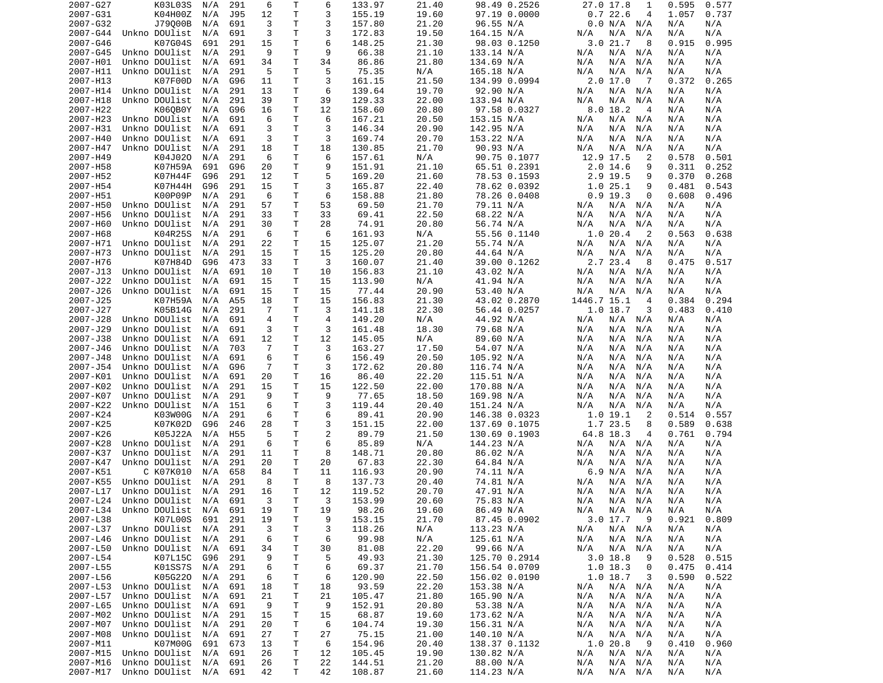| | | | | | | | | | | | | | | | | |
|---|---|---|---|---|---|---|---|---|---|---|---|---|---|---|---|---|
| 2007-G27 | | K03L03S | N/A | 291 | 6 | T | 6 | 133.97 | 21.40 | 98.49 | 0.2526 | 27.0 | 17.8 | 1 | 0.595 | 0.577 |
| 2007-G31 | | K04H00Z | N/A | J95 | 12 | T | 3 | 155.19 | 19.60 | 97.19 | 0.0000 | 0.7 | 22.6 | 4 | 1.057 | 0.737 |
| 2007-G32 | | J79Q00B | N/A | 691 | 3 | T | 3 | 157.80 | 21.20 | 96.55 | N/A | 0.0 | N/A | N/A | N/A | N/A |
| 2007-G44 | Unkno | DOUlist | N/A | 691 | 3 | T | 3 | 172.83 | 19.50 | 164.15 | N/A | N/A | N/A | N/A | N/A | N/A |
| 2007-G46 | | K07G04S | 691 | 291 | 15 | T | 6 | 148.25 | 21.30 | 98.03 | 0.1250 | 3.0 | 21.7 | 8 | 0.915 | 0.995 |
| 2007-G45 | Unkno | DOUlist | N/A | 291 | 9 | T | 9 | 66.38 | 21.10 | 133.14 | N/A | N/A | N/A | N/A | N/A | N/A |
| 2007-H01 | Unkno | DOUlist | N/A | 691 | 34 | T | 34 | 86.86 | 21.80 | 134.69 | N/A | N/A | N/A | N/A | N/A | N/A |
| 2007-H11 | Unkno | DOUlist | N/A | 291 | 5 | T | 5 | 75.35 | N/A | 165.18 | N/A | N/A | N/A | N/A | N/A | N/A |
| 2007-H13 | | K07F00D | N/A | G96 | 11 | T | 3 | 161.15 | 21.50 | 134.99 | 0.0994 | 2.0 | 17.0 | 7 | 0.372 | 0.265 |
| 2007-H14 | Unkno | DOUlist | N/A | 291 | 13 | T | 6 | 139.64 | 19.70 | 92.90 | N/A | N/A | N/A | N/A | N/A | N/A |
| 2007-H18 | Unkno | DOUlist | N/A | 291 | 39 | T | 39 | 129.33 | 22.00 | 133.94 | N/A | N/A | N/A | N/A | N/A | N/A |
| 2007-H22 | | K06QB0Y | N/A | G96 | 16 | T | 12 | 158.60 | 20.80 | 97.58 | 0.0327 | 8.0 | 18.2 | 4 | N/A | N/A |
| 2007-H23 | Unkno | DOUlist | N/A | 691 | 6 | T | 6 | 167.21 | 20.50 | 153.15 | N/A | N/A | N/A | N/A | N/A | N/A |
| 2007-H31 | Unkno | DOUlist | N/A | 691 | 3 | T | 3 | 146.34 | 20.90 | 142.95 | N/A | N/A | N/A | N/A | N/A | N/A |
| 2007-H40 | Unkno | DOUlist | N/A | 691 | 3 | T | 3 | 169.74 | 20.70 | 153.22 | N/A | N/A | N/A | N/A | N/A | N/A |
| 2007-H47 | Unkno | DOUlist | N/A | 291 | 18 | T | 18 | 130.85 | 21.70 | 90.93 | N/A | N/A | N/A | N/A | N/A | N/A |
| 2007-H49 | | K04J02O | N/A | 291 | 6 | T | 6 | 157.61 | N/A | 90.75 | 0.1077 | 12.9 | 17.5 | 2 | 0.578 | 0.501 |
| 2007-H58 | | K07H59A | 691 | G96 | 20 | T | 9 | 151.91 | 21.10 | 65.51 | 0.2391 | 2.0 | 14.6 | 9 | 0.311 | 0.252 |
| 2007-H52 | | K07H44F | G96 | 291 | 12 | T | 5 | 169.20 | 21.60 | 78.53 | 0.1593 | 2.9 | 19.5 | 9 | 0.370 | 0.268 |
| 2007-H54 | | K07H44H | G96 | 291 | 15 | T | 3 | 165.87 | 22.40 | 78.62 | 0.0392 | 1.0 | 25.1 | 9 | 0.481 | 0.543 |
| 2007-H51 | | K00P09P | N/A | 291 | 6 | T | 6 | 158.88 | 21.80 | 78.26 | 0.0408 | 0.9 | 19.3 | 0 | 0.608 | 0.496 |
| 2007-H50 | Unkno | DOUlist | N/A | 291 | 57 | T | 53 | 69.50 | 21.70 | 79.11 | N/A | N/A | N/A | N/A | N/A | N/A |
| 2007-H56 | Unkno | DOUlist | N/A | 291 | 33 | T | 33 | 69.41 | 22.50 | 68.22 | N/A | N/A | N/A | N/A | N/A | N/A |
| 2007-H60 | Unkno | DOUlist | N/A | 291 | 30 | T | 28 | 74.91 | 20.80 | 56.74 | N/A | N/A | N/A | N/A | N/A | N/A |
| 2007-H68 | | K04R25S | N/A | 291 | 6 | T | 6 | 161.93 | N/A | 55.56 | 0.1140 | 1.0 | 20.4 | 2 | 0.563 | 0.638 |
| 2007-H71 | Unkno | DOUlist | N/A | 291 | 22 | T | 15 | 125.07 | 21.20 | 55.74 | N/A | N/A | N/A | N/A | N/A | N/A |
| 2007-H73 | Unkno | DOUlist | N/A | 291 | 15 | T | 15 | 125.20 | 20.80 | 44.64 | N/A | N/A | N/A | N/A | N/A | N/A |
| 2007-H76 | | K07H84D | G96 | 473 | 33 | T | 3 | 160.07 | 21.40 | 39.00 | 0.1262 | 2.7 | 23.4 | 8 | 0.475 | 0.517 |
| 2007-J13 | Unkno | DOUlist | N/A | 691 | 10 | T | 10 | 156.83 | 21.10 | 43.02 | N/A | N/A | N/A | N/A | N/A | N/A |
| 2007-J22 | Unkno | DOUlist | N/A | 691 | 15 | T | 15 | 113.90 | N/A | 41.94 | N/A | N/A | N/A | N/A | N/A | N/A |
| 2007-J26 | Unkno | DOUlist | N/A | 691 | 15 | T | 15 | 77.44 | 20.90 | 53.40 | N/A | N/A | N/A | N/A | N/A | N/A |
| 2007-J25 | | K07H59A | N/A | A55 | 18 | T | 15 | 156.83 | 21.30 | 43.02 | 0.2870 | 1446.7 | 15.1 | 4 | 0.384 | 0.294 |
| 2007-J27 | | K05B14G | N/A | 291 | 7 | T | 3 | 141.18 | 22.30 | 56.44 | 0.0257 | 1.0 | 18.7 | 3 | 0.483 | 0.410 |
| 2007-J28 | Unkno | DOUlist | N/A | 691 | 4 | T | 4 | 149.20 | N/A | 44.92 | N/A | N/A | N/A | N/A | N/A | N/A |
| 2007-J29 | Unkno | DOUlist | N/A | 691 | 3 | T | 3 | 161.48 | 18.30 | 79.68 | N/A | N/A | N/A | N/A | N/A | N/A |
| 2007-J38 | Unkno | DOUlist | N/A | 691 | 12 | T | 12 | 145.05 | N/A | 89.60 | N/A | N/A | N/A | N/A | N/A | N/A |
| 2007-J46 | Unkno | DOUlist | N/A | 703 | 7 | T | 3 | 163.27 | 17.50 | 54.07 | N/A | N/A | N/A | N/A | N/A | N/A |
| 2007-J48 | Unkno | DOUlist | N/A | 691 | 6 | T | 6 | 156.49 | 20.50 | 105.92 | N/A | N/A | N/A | N/A | N/A | N/A |
| 2007-J54 | Unkno | DOUlist | N/A | G96 | 7 | T | 3 | 172.62 | 20.80 | 116.74 | N/A | N/A | N/A | N/A | N/A | N/A |
| 2007-K01 | Unkno | DOUlist | N/A | 691 | 20 | T | 16 | 86.40 | 22.20 | 115.51 | N/A | N/A | N/A | N/A | N/A | N/A |
| 2007-K02 | Unkno | DOUlist | N/A | 291 | 15 | T | 15 | 122.50 | 22.00 | 170.88 | N/A | N/A | N/A | N/A | N/A | N/A |
| 2007-K07 | Unkno | DOUlist | N/A | 291 | 9 | T | 9 | 77.65 | 18.50 | 169.98 | N/A | N/A | N/A | N/A | N/A | N/A |
| 2007-K22 | Unkno | DOUlist | N/A | 151 | 6 | T | 3 | 119.44 | 20.40 | 151.24 | N/A | N/A | N/A | N/A | N/A | N/A |
| 2007-K24 | | K03W00G | N/A | 291 | 6 | T | 6 | 89.41 | 20.90 | 146.38 | 0.0323 | 1.0 | 19.1 | 2 | 0.514 | 0.557 |
| 2007-K25 | | K07K02D | G96 | 246 | 28 | T | 3 | 151.15 | 22.00 | 137.69 | 0.1075 | 1.7 | 23.5 | 8 | 0.589 | 0.638 |
| 2007-K26 | | K05J22A | N/A | H55 | 5 | T | 2 | 89.79 | 21.50 | 130.69 | 0.1903 | 64.8 | 18.3 | 4 | 0.761 | 0.794 |
| 2007-K28 | Unkno | DOUlist | N/A | 291 | 6 | T | 6 | 85.89 | N/A | 144.23 | N/A | N/A | N/A | N/A | N/A | N/A |
| 2007-K37 | Unkno | DOUlist | N/A | 291 | 11 | T | 8 | 148.71 | 20.80 | 86.02 | N/A | N/A | N/A | N/A | N/A | N/A |
| 2007-K47 | Unkno | DOUlist | N/A | 291 | 20 | T | 20 | 67.83 | 22.30 | 64.84 | N/A | N/A | N/A | N/A | N/A | N/A |
| 2007-K51 | C | K07K010 | N/A | 658 | 84 | T | 11 | 116.93 | 20.90 | 74.11 | N/A | 6.9 | N/A | N/A | N/A | N/A |
| 2007-K55 | Unkno | DOUlist | N/A | 291 | 8 | T | 8 | 137.73 | 20.40 | 74.81 | N/A | N/A | N/A | N/A | N/A | N/A |
| 2007-L17 | Unkno | DOUlist | N/A | 291 | 16 | T | 12 | 119.52 | 20.70 | 47.91 | N/A | N/A | N/A | N/A | N/A | N/A |
| 2007-L24 | Unkno | DOUlist | N/A | 691 | 3 | T | 3 | 153.99 | 20.60 | 75.83 | N/A | N/A | N/A | N/A | N/A | N/A |
| 2007-L34 | Unkno | DOUlist | N/A | 691 | 19 | T | 19 | 98.26 | 19.60 | 86.49 | N/A | N/A | N/A | N/A | N/A | N/A |
| 2007-L38 | | K07L00S | 691 | 291 | 19 | T | 9 | 153.15 | 21.70 | 87.45 | 0.0902 | 3.0 | 17.7 | 9 | 0.921 | 0.809 |
| 2007-L37 | Unkno | DOUlist | N/A | 291 | 3 | T | 3 | 118.26 | N/A | 113.23 | N/A | N/A | N/A | N/A | N/A | N/A |
| 2007-L46 | Unkno | DOUlist | N/A | 291 | 6 | T | 6 | 99.98 | N/A | 125.61 | N/A | N/A | N/A | N/A | N/A | N/A |
| 2007-L50 | Unkno | DOUlist | N/A | 691 | 34 | T | 30 | 81.08 | 22.20 | 99.66 | N/A | N/A | N/A | N/A | N/A | N/A |
| 2007-L54 | | K07L15C | G96 | 291 | 9 | T | 5 | 49.93 | 21.30 | 125.70 | 0.2914 | 3.0 | 18.8 | 9 | 0.528 | 0.515 |
| 2007-L55 | | K01SS7S | N/A | 291 | 6 | T | 6 | 69.37 | 21.70 | 156.54 | 0.0709 | 1.0 | 18.3 | 0 | 0.475 | 0.414 |
| 2007-L56 | | K05G22O | N/A | 291 | 6 | T | 6 | 120.90 | 22.50 | 156.02 | 0.0190 | 1.0 | 18.7 | 3 | 0.590 | 0.522 |
| 2007-L53 | Unkno | DOUlist | N/A | 691 | 18 | T | 18 | 93.59 | 22.20 | 153.38 | N/A | N/A | N/A | N/A | N/A | N/A |
| 2007-L57 | Unkno | DOUlist | N/A | 691 | 21 | T | 21 | 105.47 | 21.80 | 165.90 | N/A | N/A | N/A | N/A | N/A | N/A |
| 2007-L65 | Unkno | DOUlist | N/A | 691 | 9 | T | 9 | 152.91 | 20.80 | 53.38 | N/A | N/A | N/A | N/A | N/A | N/A |
| 2007-M02 | Unkno | DOUlist | N/A | 291 | 15 | T | 15 | 68.87 | 19.60 | 173.62 | N/A | N/A | N/A | N/A | N/A | N/A |
| 2007-M07 | Unkno | DOUlist | N/A | 291 | 20 | T | 6 | 104.74 | 19.30 | 156.31 | N/A | N/A | N/A | N/A | N/A | N/A |
| 2007-M08 | Unkno | DOUlist | N/A | 691 | 27 | T | 27 | 75.15 | 21.00 | 140.10 | N/A | N/A | N/A | N/A | N/A | N/A |
| 2007-M11 | | K07M00G | 691 | 673 | 13 | T | 6 | 154.96 | 20.40 | 138.37 | 0.1132 | 1.0 | 20.8 | 9 | 0.410 | 0.960 |
| 2007-M15 | Unkno | DOUlist | N/A | 691 | 26 | T | 12 | 105.45 | 19.90 | 130.82 | N/A | N/A | N/A | N/A | N/A | N/A |
| 2007-M16 | Unkno | DOUlist | N/A | 691 | 26 | T | 22 | 144.51 | 21.20 | 88.00 | N/A | N/A | N/A | N/A | N/A | N/A |
| 2007-M17 | Unkno | DOUlist | N/A | 691 | 42 | T | 42 | 108.87 | 21.60 | 114.23 | N/A | N/A | N/A | N/A | N/A | N/A |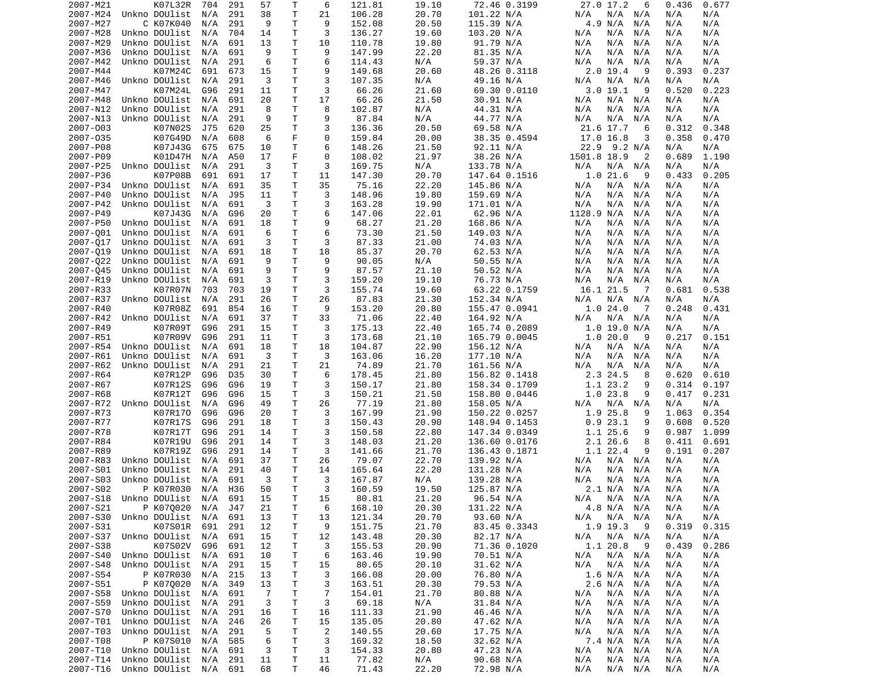| | | | | | | | | | | | | | | | | | |
|---|---|---|---|---|---|---|---|---|---|---|---|---|---|---|---|---|---|
| 2007-M21 | | K07L32R | 704 | 291 | 57 | T | 6 | 121.81 | 19.10 | 72.46 | 0.3199 | 27.0 | 17.2 | 6 | 0.436 | 0.677 |
| 2007-M24 | Unkno | DOUlist | N/A | 291 | 38 | T | 21 | 106.28 | 20.70 | 101.22 | N/A | N/A | N/A | N/A | N/A | N/A |
| 2007-M27 | C | K07K040 | N/A | 291 | 9 | T | 9 | 152.08 | 20.50 | 115.39 | N/A | 4.9 | N/A | N/A | N/A | N/A |
| 2007-M28 | Unkno | DOUlist | N/A | 704 | 14 | T | 3 | 136.27 | 19.60 | 103.20 | N/A | N/A | N/A | N/A | N/A | N/A |
| 2007-M29 | Unkno | DOUlist | N/A | 691 | 13 | T | 10 | 110.78 | 19.80 | 91.79 | N/A | N/A | N/A | N/A | N/A | N/A |
| 2007-M36 | Unkno | DOUlist | N/A | 691 | 9 | T | 9 | 147.99 | 22.20 | 81.35 | N/A | N/A | N/A | N/A | N/A | N/A |
| 2007-M42 | Unkno | DOUlist | N/A | 291 | 6 | T | 6 | 114.43 | N/A | 59.37 | N/A | N/A | N/A | N/A | N/A | N/A |
| 2007-M44 | | K07M24C | 691 | 673 | 15 | T | 9 | 149.68 | 20.60 | 48.26 | 0.3118 | 2.0 | 19.4 | 9 | 0.393 | 0.237 |
| 2007-M46 | Unkno | DOUlist | N/A | 291 | 3 | T | 3 | 107.35 | N/A | 49.16 | N/A | N/A | N/A | N/A | N/A | N/A |
| 2007-M47 | | K07M24L | G96 | 291 | 11 | T | 3 | 66.26 | 21.60 | 69.30 | 0.0110 | 3.0 | 19.1 | 9 | 0.520 | 0.223 |
| 2007-M48 | Unkno | DOUlist | N/A | 691 | 20 | T | 17 | 66.26 | 21.50 | 30.91 | N/A | N/A | N/A | N/A | N/A | N/A |
| 2007-N12 | Unkno | DOUlist | N/A | 291 | 8 | T | 8 | 102.87 | N/A | 44.31 | N/A | N/A | N/A | N/A | N/A | N/A |
| 2007-N13 | Unkno | DOUlist | N/A | 291 | 9 | T | 9 | 87.84 | N/A | 44.77 | N/A | N/A | N/A | N/A | N/A | N/A |
| 2007-O03 | | K07N02S | J75 | 620 | 25 | T | 3 | 136.36 | 20.50 | 69.58 | N/A | 21.6 | 17.7 | 6 | 0.312 | 0.348 |
| 2007-O35 | | K07G49D | N/A | 608 | 6 | F | 0 | 159.84 | 20.00 | 38.35 | 0.4594 | 17.0 | 16.8 | 3 | 0.358 | 0.470 |
| 2007-P08 | | K07J43G | 675 | 675 | 10 | T | 6 | 148.26 | 21.50 | 92.11 | N/A | 22.9 | 9.2 | N/A | N/A | N/A |
| 2007-P09 | | K01D47H | N/A | A50 | 17 | F | 0 | 108.02 | 21.97 | 38.26 | N/A | 1501.8 | 18.9 | 2 | 0.689 | 1.190 |
| 2007-P25 | Unkno | DOUlist | N/A | 291 | 3 | T | 3 | 169.75 | N/A | 133.78 | N/A | N/A | N/A | N/A | N/A | N/A |
| 2007-P36 | | K07P08B | 691 | 691 | 17 | T | 11 | 147.30 | 20.70 | 147.64 | 0.1516 | 1.0 | 21.6 | 9 | 0.433 | 0.205 |
| 2007-P34 | Unkno | DOUlist | N/A | 691 | 35 | T | 35 | 75.16 | 22.20 | 145.86 | N/A | N/A | N/A | N/A | N/A | N/A |
| 2007-P40 | Unkno | DOUlist | N/A | J95 | 11 | T | 3 | 148.96 | 19.80 | 159.69 | N/A | N/A | N/A | N/A | N/A | N/A |
| 2007-P42 | Unkno | DOUlist | N/A | 691 | 3 | T | 3 | 163.28 | 19.90 | 171.01 | N/A | N/A | N/A | N/A | N/A | N/A |
| 2007-P49 | | K07J43G | N/A | G96 | 20 | T | 6 | 147.06 | 22.01 | 62.96 | N/A | 1128.9 | N/A | N/A | N/A | N/A |
| 2007-P50 | Unkno | DOUlist | N/A | 691 | 18 | T | 9 | 68.27 | 21.20 | 168.86 | N/A | N/A | N/A | N/A | N/A | N/A |
| 2007-Q01 | Unkno | DOUlist | N/A | 691 | 6 | T | 6 | 73.30 | 21.50 | 149.03 | N/A | N/A | N/A | N/A | N/A | N/A |
| 2007-Q17 | Unkno | DOUlist | N/A | 691 | 3 | T | 3 | 87.33 | 21.00 | 74.03 | N/A | N/A | N/A | N/A | N/A | N/A |
| 2007-Q19 | Unkno | DOUlist | N/A | 691 | 18 | T | 18 | 85.37 | 20.70 | 62.53 | N/A | N/A | N/A | N/A | N/A | N/A |
| 2007-Q22 | Unkno | DOUlist | N/A | 691 | 9 | T | 9 | 90.05 | N/A | 50.55 | N/A | N/A | N/A | N/A | N/A | N/A |
| 2007-Q45 | Unkno | DOUlist | N/A | 691 | 9 | T | 9 | 87.57 | 21.10 | 50.52 | N/A | N/A | N/A | N/A | N/A | N/A |
| 2007-R19 | Unkno | DOUlist | N/A | 691 | 3 | T | 3 | 159.20 | 19.10 | 76.73 | N/A | N/A | N/A | N/A | N/A | N/A |
| 2007-R33 | | K07R07N | 703 | 703 | 19 | T | 3 | 155.74 | 19.60 | 63.22 | 0.1759 | 16.1 | 21.5 | 7 | 0.681 | 0.538 |
| 2007-R37 | Unkno | DOUlist | N/A | 291 | 26 | T | 26 | 87.83 | 21.30 | 152.34 | N/A | N/A | N/A | N/A | N/A | N/A |
| 2007-R40 | | K07R08Z | 691 | 854 | 16 | T | 9 | 153.20 | 20.80 | 155.47 | 0.0941 | 1.0 | 24.0 | 7 | 0.248 | 0.431 |
| 2007-R42 | Unkno | DOUlist | N/A | 691 | 37 | T | 33 | 71.06 | 22.40 | 164.92 | N/A | N/A | N/A | N/A | N/A | N/A |
| 2007-R49 | | K07R09T | G96 | 291 | 15 | T | 3 | 175.13 | 22.40 | 165.74 | 0.2089 | 1.0 | 19.0 | N/A | N/A | N/A |
| 2007-R51 | | K07R09V | G96 | 291 | 11 | T | 3 | 173.68 | 21.10 | 165.79 | 0.0045 | 1.0 | 20.0 | 9 | 0.217 | 0.151 |
| 2007-R54 | Unkno | DOUlist | N/A | 691 | 18 | T | 18 | 104.87 | 22.90 | 156.12 | N/A | N/A | N/A | N/A | N/A | N/A |
| 2007-R61 | Unkno | DOUlist | N/A | 691 | 3 | T | 3 | 163.06 | 16.20 | 177.10 | N/A | N/A | N/A | N/A | N/A | N/A |
| 2007-R62 | Unkno | DOUlist | N/A | 291 | 21 | T | 21 | 74.89 | 21.70 | 161.56 | N/A | N/A | N/A | N/A | N/A | N/A |
| 2007-R64 | | K07R12P | G96 | D35 | 30 | T | 6 | 178.45 | 21.80 | 156.82 | 0.1418 | 2.3 | 24.5 | 8 | 0.620 | 0.610 |
| 2007-R67 | | K07R12S | G96 | G96 | 19 | T | 3 | 150.17 | 21.80 | 158.34 | 0.1709 | 1.1 | 23.2 | 9 | 0.314 | 0.197 |
| 2007-R68 | | K07R12T | G96 | G96 | 15 | T | 3 | 150.21 | 21.50 | 158.80 | 0.0446 | 1.0 | 23.8 | 9 | 0.417 | 0.231 |
| 2007-R72 | Unkno | DOUlist | N/A | G96 | 49 | T | 26 | 77.19 | 21.80 | 158.05 | N/A | N/A | N/A | N/A | N/A | N/A |
| 2007-R73 | | K07R17O | G96 | G96 | 20 | T | 3 | 167.99 | 21.90 | 150.22 | 0.0257 | 1.9 | 25.8 | 9 | 1.063 | 0.354 |
| 2007-R77 | | K07R17S | G96 | 291 | 18 | T | 3 | 150.43 | 20.90 | 148.94 | 0.1453 | 0.9 | 23.1 | 9 | 0.608 | 0.520 |
| 2007-R78 | | K07R17T | G96 | 291 | 14 | T | 3 | 150.58 | 22.80 | 147.34 | 0.0349 | 1.1 | 25.6 | 9 | 0.987 | 1.099 |
| 2007-R84 | | K07R19U | G96 | 291 | 14 | T | 3 | 148.03 | 21.20 | 136.60 | 0.0176 | 2.1 | 26.6 | 8 | 0.411 | 0.691 |
| 2007-R89 | | K07R19Z | G96 | 291 | 14 | T | 3 | 141.66 | 21.70 | 136.43 | 0.1871 | 1.1 | 22.4 | 9 | 0.191 | 0.207 |
| 2007-R83 | Unkno | DOUlist | N/A | 691 | 37 | T | 26 | 79.07 | 22.70 | 139.92 | N/A | N/A | N/A | N/A | N/A | N/A |
| 2007-S01 | Unkno | DOUlist | N/A | 291 | 40 | T | 14 | 165.64 | 22.20 | 131.28 | N/A | N/A | N/A | N/A | N/A | N/A |
| 2007-S03 | Unkno | DOUlist | N/A | 691 | 3 | T | 3 | 167.87 | N/A | 139.28 | N/A | N/A | N/A | N/A | N/A | N/A |
| 2007-S02 | P | K07R030 | N/A | H36 | 50 | T | 3 | 160.59 | 19.50 | 125.87 | N/A | 2.1 | N/A | N/A | N/A | N/A |
| 2007-S18 | Unkno | DOUlist | N/A | 691 | 15 | T | 15 | 80.81 | 21.20 | 96.54 | N/A | N/A | N/A | N/A | N/A | N/A |
| 2007-S21 | P | K07Q020 | N/A | J47 | 21 | T | 6 | 168.10 | 20.30 | 131.22 | N/A | 4.8 | N/A | N/A | N/A | N/A |
| 2007-S30 | Unkno | DOUlist | N/A | 691 | 13 | T | 13 | 121.34 | 20.70 | 93.60 | N/A | N/A | N/A | N/A | N/A | N/A |
| 2007-S31 | | K07S01R | 691 | 291 | 12 | T | 9 | 151.75 | 21.70 | 83.45 | 0.3343 | 1.9 | 19.3 | 9 | 0.319 | 0.315 |
| 2007-S37 | Unkno | DOUlist | N/A | 691 | 15 | T | 12 | 143.48 | 20.30 | 82.17 | N/A | N/A | N/A | N/A | N/A | N/A |
| 2007-S38 | | K07S02V | G96 | 691 | 12 | T | 3 | 155.53 | 20.90 | 71.36 | 0.1020 | 1.1 | 20.8 | 9 | 0.439 | 0.286 |
| 2007-S40 | Unkno | DOUlist | N/A | 691 | 10 | T | 6 | 163.46 | 19.90 | 70.51 | N/A | N/A | N/A | N/A | N/A | N/A |
| 2007-S48 | Unkno | DOUlist | N/A | 291 | 15 | T | 15 | 80.65 | 20.10 | 31.62 | N/A | N/A | N/A | N/A | N/A | N/A |
| 2007-S54 | P | K07R030 | N/A | 215 | 13 | T | 3 | 166.08 | 20.00 | 76.80 | N/A | 1.6 | N/A | N/A | N/A | N/A |
| 2007-S51 | P | K07Q020 | N/A | 349 | 13 | T | 3 | 163.51 | 20.30 | 79.53 | N/A | 2.6 | N/A | N/A | N/A | N/A |
| 2007-S58 | Unkno | DOUlist | N/A | 691 | 7 | T | 7 | 154.01 | 21.70 | 80.88 | N/A | N/A | N/A | N/A | N/A | N/A |
| 2007-S59 | Unkno | DOUlist | N/A | 291 | 3 | T | 3 | 69.18 | N/A | 31.84 | N/A | N/A | N/A | N/A | N/A | N/A |
| 2007-S70 | Unkno | DOUlist | N/A | 291 | 16 | T | 16 | 111.33 | 21.90 | 46.46 | N/A | N/A | N/A | N/A | N/A | N/A |
| 2007-T01 | Unkno | DOUlist | N/A | 246 | 26 | T | 15 | 135.05 | 20.80 | 47.62 | N/A | N/A | N/A | N/A | N/A | N/A |
| 2007-T03 | Unkno | DOUlist | N/A | 291 | 5 | T | 2 | 140.55 | 20.60 | 17.75 | N/A | N/A | N/A | N/A | N/A | N/A |
| 2007-T08 | P | K07S010 | N/A | 585 | 6 | T | 3 | 169.32 | 18.50 | 32.62 | N/A | 7.4 | N/A | N/A | N/A | N/A |
| 2007-T10 | Unkno | DOUlist | N/A | 691 | 3 | T | 3 | 154.33 | 20.80 | 47.23 | N/A | N/A | N/A | N/A | N/A | N/A |
| 2007-T14 | Unkno | DOUlist | N/A | 291 | 11 | T | 11 | 77.82 | N/A | 90.68 | N/A | N/A | N/A | N/A | N/A | N/A |
| 2007-T16 | Unkno | DOUlist | N/A | 691 | 68 | T | 46 | 71.43 | 22.20 | 72.98 | N/A | N/A | N/A | N/A | N/A | N/A |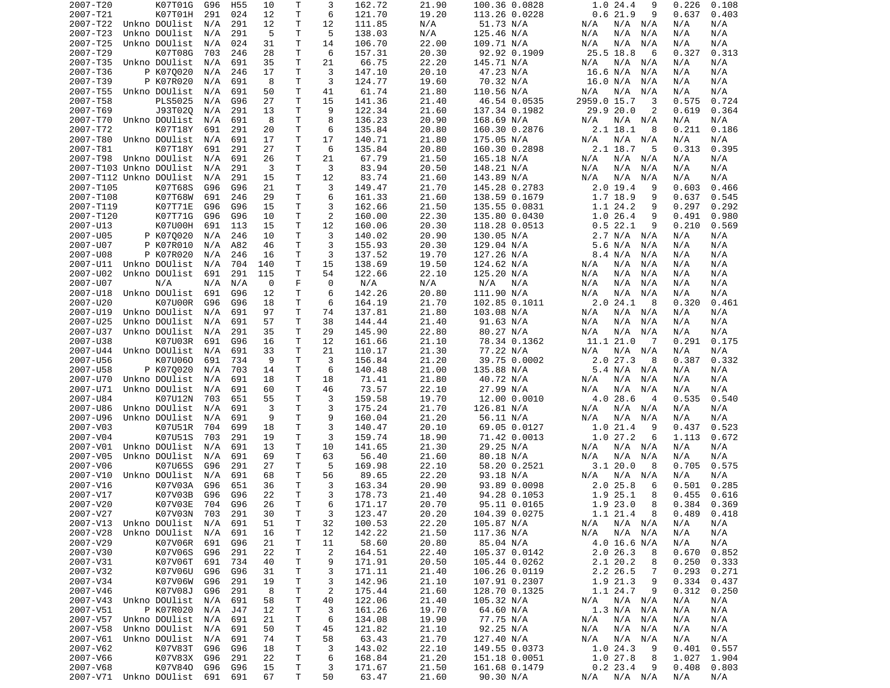| | | | | | | | | | | | | | | | | |
|---|---|---|---|---|---|---|---|---|---|---|---|---|---|---|---|---|
| 2007-T20 | | K07T01G | G96 | H55 | 10 | T | 3 | 162.72 | 21.90 | 100.36 | 0.0828 | 1.0 | 24.4 | 9 | 0.226 | 0.108 |
| 2007-T21 | | K07T01H | 291 | 024 | 12 | T | 6 | 121.70 | 19.20 | 113.26 | 0.0228 | 0.6 | 21.9 | 9 | 0.637 | 0.403 |
| 2007-T22 | Unkno | DOUlist | N/A | 291 | 12 | T | 12 | 111.85 | N/A | 51.73 | N/A | N/A | N/A | N/A | N/A | N/A |
| 2007-T23 | Unkno | DOUlist | N/A | 291 | 5 | T | 5 | 138.03 | N/A | 125.46 | N/A | N/A | N/A | N/A | N/A | N/A |
| 2007-T25 | Unkno | DOUlist | N/A | 024 | 31 | T | 14 | 106.70 | 22.00 | 109.71 | N/A | N/A | N/A | N/A | N/A | N/A |
| 2007-T29 | | K07T08G | 703 | 246 | 28 | T | 6 | 157.31 | 20.30 | 92.92 | 0.1909 | 25.5 | 18.8 | 6 | 0.327 | 0.313 |
| 2007-T35 | Unkno | DOUlist | N/A | 691 | 35 | T | 21 | 66.75 | 22.20 | 145.71 | N/A | N/A | N/A | N/A | N/A | N/A |
| 2007-T36 | P | K07Q020 | N/A | 246 | 17 | T | 3 | 147.10 | 20.10 | 47.23 | N/A | 16.6 | N/A | N/A | N/A | N/A |
| 2007-T39 | P | K07R020 | N/A | 691 | 8 | T | 3 | 124.77 | 19.60 | 70.32 | N/A | 16.0 | N/A | N/A | N/A | N/A |
| 2007-T55 | Unkno | DOUlist | N/A | 691 | 50 | T | 41 | 61.74 | 21.80 | 110.56 | N/A | N/A | N/A | N/A | N/A | N/A |
| 2007-T58 | | PLS5025 | N/A | G96 | 27 | T | 15 | 141.36 | 21.40 | 46.54 | 0.0535 | 2959.0 | 15.7 | 3 | 0.575 | 0.724 |
| 2007-T69 | | J93T02Q | N/A | 291 | 13 | T | 9 | 122.34 | 21.60 | 137.34 | 0.1982 | 29.9 | 20.0 | 2 | 0.619 | 0.364 |
| 2007-T70 | Unkno | DOUlist | N/A | 691 | 8 | T | 8 | 136.23 | 20.90 | 168.69 | N/A | N/A | N/A | N/A | N/A | N/A |
| 2007-T72 | | K07T18Y | 691 | 291 | 20 | T | 6 | 135.84 | 20.80 | 160.30 | 0.2876 | 2.1 | 18.1 | 8 | 0.211 | 0.186 |
| 2007-T80 | Unkno | DOUlist | N/A | 691 | 17 | T | 17 | 140.71 | 21.80 | 175.05 | N/A | N/A | N/A | N/A | N/A | N/A |
| 2007-T81 | | K07T18Y | 691 | 291 | 27 | T | 6 | 135.84 | 20.80 | 160.30 | 0.2898 | 2.1 | 18.7 | 5 | 0.313 | 0.395 |
| 2007-T98 | Unkno | DOUlist | N/A | 691 | 26 | T | 21 | 67.79 | 21.50 | 165.18 | N/A | N/A | N/A | N/A | N/A | N/A |
| 2007-T103 | Unkno | DOUlist | N/A | 291 | 3 | T | 3 | 83.94 | 20.50 | 148.21 | N/A | N/A | N/A | N/A | N/A | N/A |
| 2007-T112 | Unkno | DOUlist | N/A | 291 | 15 | T | 12 | 83.74 | 21.60 | 143.89 | N/A | N/A | N/A | N/A | N/A | N/A |
| 2007-T105 | | K07T68S | G96 | G96 | 21 | T | 3 | 149.47 | 21.70 | 145.28 | 0.2783 | 2.0 | 19.4 | 9 | 0.603 | 0.466 |
| 2007-T108 | | K07T68W | 691 | 246 | 29 | T | 6 | 161.33 | 21.60 | 138.59 | 0.1679 | 1.7 | 18.9 | 9 | 0.637 | 0.545 |
| 2007-T119 | | K07T71E | G96 | G96 | 15 | T | 3 | 162.66 | 21.50 | 135.55 | 0.0831 | 1.1 | 24.2 | 9 | 0.297 | 0.292 |
| 2007-T120 | | K07T71G | G96 | G96 | 10 | T | 2 | 160.00 | 22.30 | 135.80 | 0.0430 | 1.0 | 26.4 | 9 | 0.491 | 0.980 |
| 2007-U13 | | K07U00H | 691 | 113 | 15 | T | 12 | 160.06 | 20.30 | 118.28 | 0.0513 | 0.5 | 22.1 | 9 | 0.210 | 0.569 |
| 2007-U05 | P | K07Q020 | N/A | 246 | 10 | T | 3 | 140.02 | 20.90 | 130.05 | N/A | 2.7 | N/A | N/A | N/A | N/A |
| 2007-U07 | P | K07R010 | N/A | A82 | 46 | T | 3 | 155.93 | 20.30 | 129.04 | N/A | 5.6 | N/A | N/A | N/A | N/A |
| 2007-U08 | P | K07R020 | N/A | 246 | 16 | T | 3 | 137.52 | 19.70 | 127.26 | N/A | 8.4 | N/A | N/A | N/A | N/A |
| 2007-U11 | Unkno | DOUlist | N/A | 704 | 140 | T | 15 | 138.69 | 19.50 | 124.62 | N/A | N/A | N/A | N/A | N/A | N/A |
| 2007-U02 | Unkno | DOUlist | 691 | 291 | 115 | T | 54 | 122.66 | 22.10 | 125.20 | N/A | N/A | N/A | N/A | N/A | N/A |
| 2007-U07 | | N/A | N/A | N/A | 0 | F | 0 | N/A | N/A | N/A | N/A | N/A | N/A | N/A | N/A | N/A |
| 2007-U18 | Unkno | DOUlist | 691 | G96 | 12 | T | 6 | 142.26 | 20.80 | 111.90 | N/A | N/A | N/A | N/A | N/A | N/A |
| 2007-U20 | | K07U00R | G96 | G96 | 18 | T | 6 | 164.19 | 21.70 | 102.85 | 0.1011 | 2.0 | 24.1 | 8 | 0.320 | 0.461 |
| 2007-U19 | Unkno | DOUlist | N/A | 691 | 97 | T | 74 | 137.81 | 21.80 | 103.08 | N/A | N/A | N/A | N/A | N/A | N/A |
| 2007-U25 | Unkno | DOUlist | N/A | 691 | 57 | T | 38 | 144.44 | 21.40 | 91.63 | N/A | N/A | N/A | N/A | N/A | N/A |
| 2007-U37 | Unkno | DOUlist | N/A | 291 | 35 | T | 29 | 145.90 | 22.80 | 80.27 | N/A | N/A | N/A | N/A | N/A | N/A |
| 2007-U38 | | K07U03R | 691 | G96 | 16 | T | 12 | 161.66 | 21.10 | 78.34 | 0.1362 | 11.1 | 21.0 | 7 | 0.291 | 0.175 |
| 2007-U44 | Unkno | DOUlist | N/A | 691 | 33 | T | 21 | 110.17 | 21.30 | 77.22 | N/A | N/A | N/A | N/A | N/A | N/A |
| 2007-U56 | | K07U06O | 691 | 734 | 9 | T | 3 | 156.84 | 21.20 | 39.75 | 0.0002 | 2.0 | 27.3 | 8 | 0.387 | 0.332 |
| 2007-U58 | P | K07Q020 | N/A | 703 | 14 | T | 6 | 140.48 | 21.00 | 135.88 | N/A | 5.4 | N/A | N/A | N/A | N/A |
| 2007-U70 | Unkno | DOUlist | N/A | 691 | 18 | T | 18 | 71.41 | 21.80 | 40.72 | N/A | N/A | N/A | N/A | N/A | N/A |
| 2007-U71 | Unkno | DOUlist | N/A | 691 | 60 | T | 46 | 73.57 | 22.10 | 27.99 | N/A | N/A | N/A | N/A | N/A | N/A |
| 2007-U84 | | K07U12N | 703 | 651 | 55 | T | 3 | 159.58 | 19.70 | 12.00 | 0.0010 | 4.0 | 28.6 | 4 | 0.535 | 0.540 |
| 2007-U86 | Unkno | DOUlist | N/A | 691 | 3 | T | 3 | 175.24 | 21.70 | 126.81 | N/A | N/A | N/A | N/A | N/A | N/A |
| 2007-U96 | Unkno | DOUlist | N/A | 691 | 9 | T | 9 | 160.04 | 21.20 | 56.11 | N/A | N/A | N/A | N/A | N/A | N/A |
| 2007-V03 | | K07U51R | 704 | 699 | 18 | T | 3 | 140.47 | 20.10 | 69.05 | 0.0127 | 1.0 | 21.4 | 9 | 0.437 | 0.523 |
| 2007-V04 | | K07U51S | 703 | 291 | 19 | T | 3 | 159.74 | 18.90 | 71.42 | 0.0013 | 1.0 | 27.2 | 6 | 1.113 | 0.672 |
| 2007-V01 | Unkno | DOUlist | N/A | 691 | 13 | T | 10 | 141.65 | 21.30 | 29.25 | N/A | N/A | N/A | N/A | N/A | N/A |
| 2007-V05 | Unkno | DOUlist | N/A | 691 | 69 | T | 63 | 56.40 | 21.60 | 80.18 | N/A | N/A | N/A | N/A | N/A | N/A |
| 2007-V06 | | K07U65S | G96 | 291 | 27 | T | 5 | 169.98 | 22.10 | 58.20 | 0.2521 | 3.1 | 20.0 | 8 | 0.705 | 0.575 |
| 2007-V10 | Unkno | DOUlist | N/A | 691 | 68 | T | 56 | 89.65 | 22.20 | 93.18 | N/A | N/A | N/A | N/A | N/A | N/A |
| 2007-V16 | | K07V03A | G96 | 651 | 36 | T | 3 | 163.34 | 20.90 | 93.89 | 0.0098 | 2.0 | 25.8 | 6 | 0.501 | 0.285 |
| 2007-V17 | | K07V03B | G96 | G96 | 22 | T | 3 | 178.73 | 21.40 | 94.28 | 0.1053 | 1.9 | 25.1 | 8 | 0.455 | 0.616 |
| 2007-V20 | | K07V03E | 704 | G96 | 26 | T | 6 | 171.17 | 20.70 | 95.11 | 0.0165 | 1.9 | 23.0 | 8 | 0.384 | 0.369 |
| 2007-V27 | | K07V03N | 703 | 291 | 30 | T | 3 | 123.47 | 20.20 | 104.39 | 0.0275 | 1.1 | 21.4 | 8 | 0.489 | 0.418 |
| 2007-V13 | Unkno | DOUlist | N/A | 691 | 51 | T | 32 | 100.53 | 22.20 | 105.87 | N/A | N/A | N/A | N/A | N/A | N/A |
| 2007-V28 | Unkno | DOUlist | N/A | 691 | 16 | T | 12 | 142.22 | 21.50 | 117.36 | N/A | N/A | N/A | N/A | N/A | N/A |
| 2007-V29 | | K07V06R | 691 | G96 | 21 | T | 11 | 58.60 | 20.80 | 85.04 | N/A | 4.0 | 16.6 | N/A | N/A | N/A |
| 2007-V30 | | K07V06S | G96 | 291 | 22 | T | 2 | 164.51 | 22.40 | 105.37 | 0.0142 | 2.0 | 26.3 | 8 | 0.670 | 0.852 |
| 2007-V31 | | K07V06T | 691 | 734 | 40 | T | 9 | 171.91 | 20.50 | 105.44 | 0.0262 | 2.1 | 20.2 | 8 | 0.250 | 0.333 |
| 2007-V32 | | K07V06U | G96 | G96 | 31 | T | 3 | 171.11 | 21.40 | 106.26 | 0.0119 | 2.2 | 26.5 | 7 | 0.293 | 0.271 |
| 2007-V34 | | K07V06W | G96 | 291 | 19 | T | 3 | 142.96 | 21.10 | 107.91 | 0.2307 | 1.9 | 21.3 | 9 | 0.334 | 0.437 |
| 2007-V46 | | K07V08J | G96 | 291 | 8 | T | 2 | 175.44 | 21.60 | 128.70 | 0.1325 | 1.1 | 24.7 | 9 | 0.312 | 0.250 |
| 2007-V43 | Unkno | DOUlist | N/A | 691 | 58 | T | 40 | 122.06 | 21.40 | 105.32 | N/A | N/A | N/A | N/A | N/A | N/A |
| 2007-V51 | P | K07R020 | N/A | J47 | 12 | T | 3 | 161.26 | 19.70 | 64.60 | N/A | 1.3 | N/A | N/A | N/A | N/A |
| 2007-V57 | Unkno | DOUlist | N/A | 691 | 21 | T | 6 | 134.08 | 19.90 | 77.75 | N/A | N/A | N/A | N/A | N/A | N/A |
| 2007-V58 | Unkno | DOUlist | N/A | 691 | 50 | T | 45 | 121.82 | 21.10 | 92.25 | N/A | N/A | N/A | N/A | N/A | N/A |
| 2007-V61 | Unkno | DOUlist | N/A | 691 | 74 | T | 58 | 63.43 | 21.70 | 127.40 | N/A | N/A | N/A | N/A | N/A | N/A |
| 2007-V62 | | K07V83T | G96 | G96 | 18 | T | 3 | 143.02 | 22.10 | 149.55 | 0.0373 | 1.0 | 24.3 | 9 | 0.401 | 0.557 |
| 2007-V66 | | K07V83X | G96 | 291 | 22 | T | 6 | 168.84 | 21.20 | 151.18 | 0.0051 | 1.0 | 27.8 | 8 | 1.027 | 1.904 |
| 2007-V68 | | K07V84O | G96 | G96 | 15 | T | 3 | 171.67 | 21.50 | 161.68 | 0.1479 | 0.2 | 23.4 | 9 | 0.408 | 0.803 |
| 2007-V71 | Unkno | DOUlist | 691 | 691 | 67 | T | 50 | 63.47 | 21.60 | 90.30 | N/A | N/A | N/A | N/A | N/A | N/A |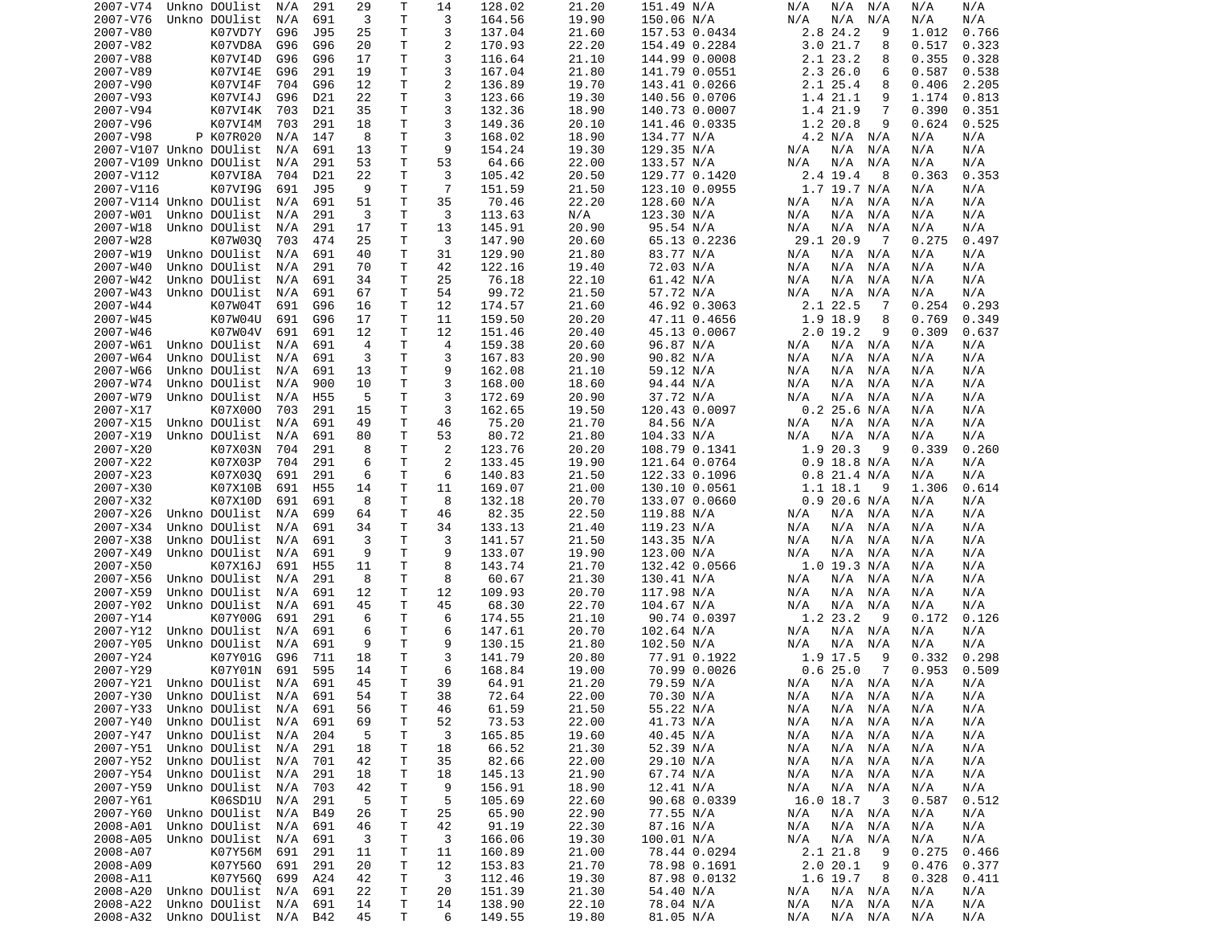| | | | | | | | | | | | | | | | | |
|---|---|---|---|---|---|---|---|---|---|---|---|---|---|---|---|---|
| 2007-V74 | Unkno | DOUlist | N/A | 291 | 29 | T | 14 | 128.02 | 21.20 | 151.49 | N/A | N/A | N/A | N/A | N/A | N/A |
| 2007-V76 | Unkno | DOUlist | N/A | 691 | 3 | T | 3 | 164.56 | 19.90 | 150.06 | N/A | N/A | N/A | N/A | N/A | N/A |
| 2007-V80 | | K07VD7Y | G96 | J95 | 25 | T | 3 | 137.04 | 21.60 | 157.53 | 0.0434 | 2.8 | 24.2 | 9 | 1.012 | 0.766 |
| 2007-V82 | | K07VD8A | G96 | G96 | 20 | T | 2 | 170.93 | 22.20 | 154.49 | 0.2284 | 3.0 | 21.7 | 8 | 0.517 | 0.323 |
| 2007-V88 | | K07VI4D | G96 | G96 | 17 | T | 3 | 116.64 | 21.10 | 144.99 | 0.0008 | 2.1 | 23.2 | 8 | 0.355 | 0.328 |
| 2007-V89 | | K07VI4E | G96 | 291 | 19 | T | 3 | 167.04 | 21.80 | 141.79 | 0.0551 | 2.3 | 26.0 | 6 | 0.587 | 0.538 |
| 2007-V90 | | K07VI4F | 704 | G96 | 12 | T | 2 | 136.89 | 19.70 | 143.41 | 0.0266 | 2.1 | 25.4 | 8 | 0.406 | 2.205 |
| 2007-V93 | | K07VI4J | G96 | D21 | 22 | T | 3 | 123.66 | 19.30 | 140.56 | 0.0706 | 1.4 | 21.1 | 9 | 1.174 | 0.813 |
| 2007-V94 | | K07VI4K | 703 | D21 | 35 | T | 3 | 132.36 | 18.90 | 140.73 | 0.0007 | 1.4 | 21.9 | 7 | 0.390 | 0.351 |
| 2007-V96 | | K07VI4M | 703 | 291 | 18 | T | 3 | 149.36 | 20.10 | 141.46 | 0.0335 | 1.2 | 20.8 | 9 | 0.624 | 0.525 |
| 2007-V98 | P | K07R020 | N/A | 147 | 8 | T | 3 | 168.02 | 18.90 | 134.77 | N/A | 4.2 | N/A | N/A | N/A | N/A |
| 2007-V107 | Unkno | DOUlist | N/A | 691 | 13 | T | 9 | 154.24 | 19.30 | 129.35 | N/A | N/A | N/A | N/A | N/A | N/A |
| 2007-V109 | Unkno | DOUlist | N/A | 291 | 53 | T | 53 | 64.66 | 22.00 | 133.57 | N/A | N/A | N/A | N/A | N/A | N/A |
| 2007-V112 | | K07VI8A | 704 | D21 | 22 | T | 3 | 105.42 | 20.50 | 129.77 | 0.1420 | 2.4 | 19.4 | 8 | 0.363 | 0.353 |
| 2007-V116 | | K07VI9G | 691 | J95 | 9 | T | 7 | 151.59 | 21.50 | 123.10 | 0.0955 | 1.7 | 19.7 | N/A | N/A | N/A |
| 2007-V114 | Unkno | DOUlist | N/A | 691 | 51 | T | 35 | 70.46 | 22.20 | 128.60 | N/A | N/A | N/A | N/A | N/A | N/A |
| 2007-W01 | Unkno | DOUlist | N/A | 291 | 3 | T | 3 | 113.63 | N/A | 123.30 | N/A | N/A | N/A | N/A | N/A | N/A |
| 2007-W18 | Unkno | DOUlist | N/A | 291 | 17 | T | 13 | 145.91 | 20.90 | 95.54 | N/A | N/A | N/A | N/A | N/A | N/A |
| 2007-W28 | | K07W03Q | 703 | 474 | 25 | T | 3 | 147.90 | 20.60 | 65.13 | 0.2236 | 29.1 | 20.9 | 7 | 0.275 | 0.497 |
| 2007-W19 | Unkno | DOUlist | N/A | 691 | 40 | T | 31 | 129.90 | 21.80 | 83.77 | N/A | N/A | N/A | N/A | N/A | N/A |
| 2007-W40 | Unkno | DOUlist | N/A | 291 | 70 | T | 42 | 122.16 | 19.40 | 72.03 | N/A | N/A | N/A | N/A | N/A | N/A |
| 2007-W42 | Unkno | DOUlist | N/A | 691 | 34 | T | 25 | 76.18 | 22.10 | 61.42 | N/A | N/A | N/A | N/A | N/A | N/A |
| 2007-W43 | Unkno | DOUlist | N/A | 691 | 67 | T | 54 | 99.72 | 21.50 | 57.72 | N/A | N/A | N/A | N/A | N/A | N/A |
| 2007-W44 | | K07W04T | 691 | G96 | 16 | T | 12 | 174.57 | 21.60 | 46.92 | 0.3063 | 2.1 | 22.5 | 7 | 0.254 | 0.293 |
| 2007-W45 | | K07W04U | 691 | G96 | 17 | T | 11 | 159.50 | 20.20 | 47.11 | 0.4656 | 1.9 | 18.9 | 8 | 0.769 | 0.349 |
| 2007-W46 | | K07W04V | 691 | 691 | 12 | T | 12 | 151.46 | 20.40 | 45.13 | 0.0067 | 2.0 | 19.2 | 9 | 0.309 | 0.637 |
| 2007-W61 | Unkno | DOUlist | N/A | 691 | 4 | T | 4 | 159.38 | 20.60 | 96.87 | N/A | N/A | N/A | N/A | N/A | N/A |
| 2007-W64 | Unkno | DOUlist | N/A | 691 | 3 | T | 3 | 167.83 | 20.90 | 90.82 | N/A | N/A | N/A | N/A | N/A | N/A |
| 2007-W66 | Unkno | DOUlist | N/A | 691 | 13 | T | 9 | 162.08 | 21.10 | 59.12 | N/A | N/A | N/A | N/A | N/A | N/A |
| 2007-W74 | Unkno | DOUlist | N/A | 900 | 10 | T | 3 | 168.00 | 18.60 | 94.44 | N/A | N/A | N/A | N/A | N/A | N/A |
| 2007-W79 | Unkno | DOUlist | N/A | H55 | 5 | T | 3 | 172.69 | 20.90 | 37.72 | N/A | N/A | N/A | N/A | N/A | N/A |
| 2007-X17 | | K07X00O | 703 | 291 | 15 | T | 3 | 162.65 | 19.50 | 120.43 | 0.0097 | 0.2 | 25.6 | N/A | N/A | N/A |
| 2007-X15 | Unkno | DOUlist | N/A | 691 | 49 | T | 46 | 75.20 | 21.70 | 84.56 | N/A | N/A | N/A | N/A | N/A | N/A |
| 2007-X19 | Unkno | DOUlist | N/A | 691 | 80 | T | 53 | 80.72 | 21.80 | 104.33 | N/A | N/A | N/A | N/A | N/A | N/A |
| 2007-X20 | | K07X03N | 704 | 291 | 8 | T | 2 | 123.76 | 20.20 | 108.79 | 0.1341 | 1.9 | 20.3 | 9 | 0.339 | 0.260 |
| 2007-X22 | | K07X03P | 704 | 291 | 6 | T | 2 | 133.45 | 19.90 | 121.64 | 0.0764 | 0.9 | 18.8 | N/A | N/A | N/A |
| 2007-X23 | | K07X03Q | 691 | 291 | 6 | T | 6 | 140.83 | 21.50 | 122.33 | 0.1096 | 0.8 | 21.4 | N/A | N/A | N/A |
| 2007-X30 | | K07X10B | 691 | H55 | 14 | T | 11 | 169.07 | 21.00 | 130.10 | 0.0561 | 1.1 | 18.1 | 9 | 1.306 | 0.614 |
| 2007-X32 | | K07X10D | 691 | 691 | 8 | T | 8 | 132.18 | 20.70 | 133.07 | 0.0660 | 0.9 | 20.6 | N/A | N/A | N/A |
| 2007-X26 | Unkno | DOUlist | N/A | 699 | 64 | T | 46 | 82.35 | 22.50 | 119.88 | N/A | N/A | N/A | N/A | N/A | N/A |
| 2007-X34 | Unkno | DOUlist | N/A | 691 | 34 | T | 34 | 133.13 | 21.40 | 119.23 | N/A | N/A | N/A | N/A | N/A | N/A |
| 2007-X38 | Unkno | DOUlist | N/A | 691 | 3 | T | 3 | 141.57 | 21.50 | 143.35 | N/A | N/A | N/A | N/A | N/A | N/A |
| 2007-X49 | Unkno | DOUlist | N/A | 691 | 9 | T | 9 | 133.07 | 19.90 | 123.00 | N/A | N/A | N/A | N/A | N/A | N/A |
| 2007-X50 | | K07X16J | 691 | H55 | 11 | T | 8 | 143.74 | 21.70 | 132.42 | 0.0566 | 1.0 | 19.3 | N/A | N/A | N/A |
| 2007-X56 | Unkno | DOUlist | N/A | 291 | 8 | T | 8 | 60.67 | 21.30 | 130.41 | N/A | N/A | N/A | N/A | N/A | N/A |
| 2007-X59 | Unkno | DOUlist | N/A | 691 | 12 | T | 12 | 109.93 | 20.70 | 117.98 | N/A | N/A | N/A | N/A | N/A | N/A |
| 2007-Y02 | Unkno | DOUlist | N/A | 691 | 45 | T | 45 | 68.30 | 22.70 | 104.67 | N/A | N/A | N/A | N/A | N/A | N/A |
| 2007-Y14 | | K07Y00G | 691 | 291 | 6 | T | 6 | 174.55 | 21.10 | 90.74 | 0.0397 | 1.2 | 23.2 | 9 | 0.172 | 0.126 |
| 2007-Y12 | Unkno | DOUlist | N/A | 691 | 6 | T | 6 | 147.61 | 20.70 | 102.64 | N/A | N/A | N/A | N/A | N/A | N/A |
| 2007-Y05 | Unkno | DOUlist | N/A | 691 | 9 | T | 9 | 130.15 | 21.80 | 102.50 | N/A | N/A | N/A | N/A | N/A | N/A |
| 2007-Y24 | | K07Y01G | G96 | 711 | 18 | T | 3 | 141.79 | 20.80 | 77.91 | 0.1922 | 1.9 | 17.5 | 9 | 0.332 | 0.298 |
| 2007-Y29 | | K07Y01N | 691 | 595 | 14 | T | 6 | 168.84 | 19.00 | 70.99 | 0.0026 | 0.6 | 25.0 | 7 | 0.953 | 0.509 |
| 2007-Y21 | Unkno | DOUlist | N/A | 691 | 45 | T | 39 | 64.91 | 21.20 | 79.59 | N/A | N/A | N/A | N/A | N/A | N/A |
| 2007-Y30 | Unkno | DOUlist | N/A | 691 | 54 | T | 38 | 72.64 | 22.00 | 70.30 | N/A | N/A | N/A | N/A | N/A | N/A |
| 2007-Y33 | Unkno | DOUlist | N/A | 691 | 56 | T | 46 | 61.59 | 21.50 | 55.22 | N/A | N/A | N/A | N/A | N/A | N/A |
| 2007-Y40 | Unkno | DOUlist | N/A | 691 | 69 | T | 52 | 73.53 | 22.00 | 41.73 | N/A | N/A | N/A | N/A | N/A | N/A |
| 2007-Y47 | Unkno | DOUlist | N/A | 204 | 5 | T | 3 | 165.85 | 19.60 | 40.45 | N/A | N/A | N/A | N/A | N/A | N/A |
| 2007-Y51 | Unkno | DOUlist | N/A | 291 | 18 | T | 18 | 66.52 | 21.30 | 52.39 | N/A | N/A | N/A | N/A | N/A | N/A |
| 2007-Y52 | Unkno | DOUlist | N/A | 701 | 42 | T | 35 | 82.66 | 22.00 | 29.10 | N/A | N/A | N/A | N/A | N/A | N/A |
| 2007-Y54 | Unkno | DOUlist | N/A | 291 | 18 | T | 18 | 145.13 | 21.90 | 67.74 | N/A | N/A | N/A | N/A | N/A | N/A |
| 2007-Y59 | Unkno | DOUlist | N/A | 703 | 42 | T | 9 | 156.91 | 18.90 | 12.41 | N/A | N/A | N/A | N/A | N/A | N/A |
| 2007-Y61 | | K06SD1U | N/A | 291 | 5 | T | 5 | 105.69 | 22.60 | 90.68 | 0.0339 | 16.0 | 18.7 | 3 | 0.587 | 0.512 |
| 2007-Y60 | Unkno | DOUlist | N/A | B49 | 26 | T | 25 | 65.90 | 22.90 | 77.55 | N/A | N/A | N/A | N/A | N/A | N/A |
| 2008-A01 | Unkno | DOUlist | N/A | 691 | 46 | T | 42 | 91.19 | 22.30 | 87.16 | N/A | N/A | N/A | N/A | N/A | N/A |
| 2008-A05 | Unkno | DOUlist | N/A | 691 | 3 | T | 3 | 166.06 | 19.30 | 100.01 | N/A | N/A | N/A | N/A | N/A | N/A |
| 2008-A07 | | K07Y56M | 691 | 291 | 11 | T | 11 | 160.89 | 21.00 | 78.44 | 0.0294 | 2.1 | 21.8 | 9 | 0.275 | 0.466 |
| 2008-A09 | | K07Y56O | 691 | 291 | 20 | T | 12 | 153.83 | 21.70 | 78.98 | 0.1691 | 2.0 | 20.1 | 9 | 0.476 | 0.377 |
| 2008-A11 | | K07Y56Q | 699 | A24 | 42 | T | 3 | 112.46 | 19.30 | 87.98 | 0.0132 | 1.6 | 19.7 | 8 | 0.328 | 0.411 |
| 2008-A20 | Unkno | DOUlist | N/A | 691 | 22 | T | 20 | 151.39 | 21.30 | 54.40 | N/A | N/A | N/A | N/A | N/A | N/A |
| 2008-A22 | Unkno | DOUlist | N/A | 691 | 14 | T | 14 | 138.90 | 22.10 | 78.04 | N/A | N/A | N/A | N/A | N/A | N/A |
| 2008-A32 | Unkno | DOUlist | N/A | B42 | 45 | T | 6 | 149.55 | 19.80 | 81.05 | N/A | N/A | N/A | N/A | N/A | N/A |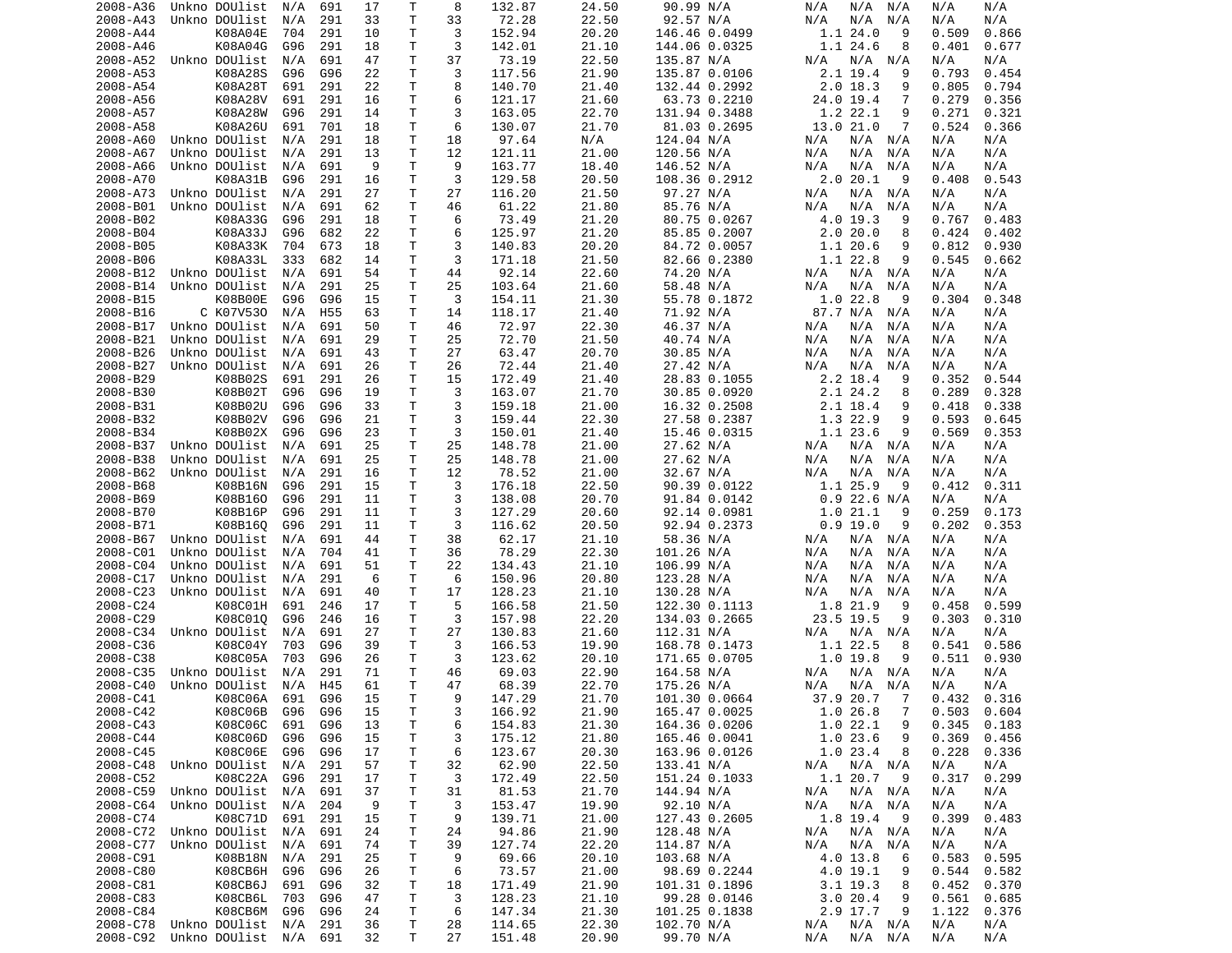| | | | | | | | | | | | | | | | | |
|---|---|---|---|---|---|---|---|---|---|---|---|---|---|---|---|---|
| 2008-A36 | Unkno | DOUlist | N/A | 691 | 17 | T | 8 | 132.87 | 24.50 | 90.99 | N/A | N/A | N/A | N/A | N/A | N/A |
| 2008-A43 | Unkno | DOUlist | N/A | 291 | 33 | T | 33 | 72.28 | 22.50 | 92.57 | N/A | N/A | N/A | N/A | N/A | N/A |
| 2008-A44 | | K08A04E | 704 | 291 | 10 | T | 3 | 152.94 | 20.20 | 146.46 | 0.0499 | 1.1 | 24.0 | 9 | 0.509 | 0.866 |
| 2008-A46 | | K08A04G | G96 | 291 | 18 | T | 3 | 142.01 | 21.10 | 144.06 | 0.0325 | 1.1 | 24.6 | 8 | 0.401 | 0.677 |
| 2008-A52 | Unkno | DOUlist | N/A | 691 | 47 | T | 37 | 73.19 | 22.50 | 135.87 | N/A | N/A | N/A | N/A | N/A | N/A |
| 2008-A53 | | K08A28S | G96 | G96 | 22 | T | 3 | 117.56 | 21.90 | 135.87 | 0.0106 | 2.1 | 19.4 | 9 | 0.793 | 0.454 |
| 2008-A54 | | K08A28T | 691 | 291 | 22 | T | 8 | 140.70 | 21.40 | 132.44 | 0.2992 | 2.0 | 18.3 | 9 | 0.805 | 0.794 |
| 2008-A56 | | K08A28V | 691 | 291 | 16 | T | 6 | 121.17 | 21.60 | 63.73 | 0.2210 | 24.0 | 19.4 | 7 | 0.279 | 0.356 |
| 2008-A57 | | K08A28W | G96 | 291 | 14 | T | 3 | 163.05 | 22.70 | 131.94 | 0.3488 | 1.2 | 22.1 | 9 | 0.271 | 0.321 |
| 2008-A58 | | K08A26U | 691 | 701 | 18 | T | 6 | 130.07 | 21.70 | 81.03 | 0.2695 | 13.0 | 21.0 | 7 | 0.524 | 0.366 |
| 2008-A60 | Unkno | DOUlist | N/A | 291 | 18 | T | 18 | 97.64 | N/A | 124.04 | N/A | N/A | N/A | N/A | N/A | N/A |
| 2008-A67 | Unkno | DOUlist | N/A | 291 | 13 | T | 12 | 121.11 | 21.00 | 120.56 | N/A | N/A | N/A | N/A | N/A | N/A |
| 2008-A66 | Unkno | DOUlist | N/A | 691 | 9 | T | 9 | 163.77 | 18.40 | 146.52 | N/A | N/A | N/A | N/A | N/A | N/A |
| 2008-A70 | | K08A31B | G96 | 291 | 16 | T | 3 | 129.58 | 20.50 | 108.36 | 0.2912 | 2.0 | 20.1 | 9 | 0.408 | 0.543 |
| 2008-A73 | Unkno | DOUlist | N/A | 291 | 27 | T | 27 | 116.20 | 21.50 | 97.27 | N/A | N/A | N/A | N/A | N/A | N/A |
| 2008-B01 | Unkno | DOUlist | N/A | 691 | 62 | T | 46 | 61.22 | 21.80 | 85.76 | N/A | N/A | N/A | N/A | N/A | N/A |
| 2008-B02 | | K08A33G | G96 | 291 | 18 | T | 6 | 73.49 | 21.20 | 80.75 | 0.0267 | 4.0 | 19.3 | 9 | 0.767 | 0.483 |
| 2008-B04 | | K08A33J | G96 | 682 | 22 | T | 6 | 125.97 | 21.20 | 85.85 | 0.2007 | 2.0 | 20.0 | 8 | 0.424 | 0.402 |
| 2008-B05 | | K08A33K | 704 | 673 | 18 | T | 3 | 140.83 | 20.20 | 84.72 | 0.0057 | 1.1 | 20.6 | 9 | 0.812 | 0.930 |
| 2008-B06 | | K08A33L | 333 | 682 | 14 | T | 3 | 171.18 | 21.50 | 82.66 | 0.2380 | 1.1 | 22.8 | 9 | 0.545 | 0.662 |
| 2008-B12 | Unkno | DOUlist | N/A | 691 | 54 | T | 44 | 92.14 | 22.60 | 74.20 | N/A | N/A | N/A | N/A | N/A | N/A |
| 2008-B14 | Unkno | DOUlist | N/A | 291 | 25 | T | 25 | 103.64 | 21.60 | 58.48 | N/A | N/A | N/A | N/A | N/A | N/A |
| 2008-B15 | | K08B00E | G96 | G96 | 15 | T | 3 | 154.11 | 21.30 | 55.78 | 0.1872 | 1.0 | 22.8 | 9 | 0.304 | 0.348 |
| 2008-B16 | C | K07V53O | N/A | H55 | 63 | T | 14 | 118.17 | 21.40 | 71.92 | N/A | 87.7 | N/A | N/A | N/A | N/A |
| 2008-B17 | Unkno | DOUlist | N/A | 691 | 50 | T | 46 | 72.97 | 22.30 | 46.37 | N/A | N/A | N/A | N/A | N/A | N/A |
| 2008-B21 | Unkno | DOUlist | N/A | 691 | 29 | T | 25 | 72.70 | 21.50 | 40.74 | N/A | N/A | N/A | N/A | N/A | N/A |
| 2008-B26 | Unkno | DOUlist | N/A | 691 | 43 | T | 27 | 63.47 | 20.70 | 30.85 | N/A | N/A | N/A | N/A | N/A | N/A |
| 2008-B27 | Unkno | DOUlist | N/A | 691 | 26 | T | 26 | 72.44 | 21.40 | 27.42 | N/A | N/A | N/A | N/A | N/A | N/A |
| 2008-B29 | | K08B02S | 691 | 291 | 26 | T | 15 | 172.49 | 21.40 | 28.83 | 0.1055 | 2.2 | 18.4 | 9 | 0.352 | 0.544 |
| 2008-B30 | | K08B02T | G96 | G96 | 19 | T | 3 | 163.07 | 21.70 | 30.85 | 0.0920 | 2.1 | 24.2 | 8 | 0.289 | 0.328 |
| 2008-B31 | | K08B02U | G96 | G96 | 33 | T | 3 | 159.18 | 21.00 | 16.32 | 0.2508 | 2.1 | 18.4 | 9 | 0.418 | 0.338 |
| 2008-B32 | | K08B02V | G96 | G96 | 21 | T | 3 | 159.44 | 22.30 | 27.58 | 0.2387 | 1.3 | 22.9 | 9 | 0.593 | 0.645 |
| 2008-B34 | | K08B02X | G96 | G96 | 23 | T | 3 | 150.01 | 21.40 | 15.46 | 0.0315 | 1.1 | 23.6 | 9 | 0.569 | 0.353 |
| 2008-B37 | Unkno | DOUlist | N/A | 691 | 25 | T | 25 | 148.78 | 21.00 | 27.62 | N/A | N/A | N/A | N/A | N/A | N/A |
| 2008-B38 | Unkno | DOUlist | N/A | 691 | 25 | T | 25 | 148.78 | 21.00 | 27.62 | N/A | N/A | N/A | N/A | N/A | N/A |
| 2008-B62 | Unkno | DOUlist | N/A | 291 | 16 | T | 12 | 78.52 | 21.00 | 32.67 | N/A | N/A | N/A | N/A | N/A | N/A |
| 2008-B68 | | K08B16N | G96 | 291 | 15 | T | 3 | 176.18 | 22.50 | 90.39 | 0.0122 | 1.1 | 25.9 | 9 | 0.412 | 0.311 |
| 2008-B69 | | K08B16O | G96 | 291 | 11 | T | 3 | 138.08 | 20.70 | 91.84 | 0.0142 | 0.9 | 22.6 | N/A | N/A | N/A |
| 2008-B70 | | K08B16P | G96 | 291 | 11 | T | 3 | 127.29 | 20.60 | 92.14 | 0.0981 | 1.0 | 21.1 | 9 | 0.259 | 0.173 |
| 2008-B71 | | K08B16Q | G96 | 291 | 11 | T | 3 | 116.62 | 20.50 | 92.94 | 0.2373 | 0.9 | 19.0 | 9 | 0.202 | 0.353 |
| 2008-B67 | Unkno | DOUlist | N/A | 691 | 44 | T | 38 | 62.17 | 21.10 | 58.36 | N/A | N/A | N/A | N/A | N/A | N/A |
| 2008-C01 | Unkno | DOUlist | N/A | 704 | 41 | T | 36 | 78.29 | 22.30 | 101.26 | N/A | N/A | N/A | N/A | N/A | N/A |
| 2008-C04 | Unkno | DOUlist | N/A | 691 | 51 | T | 22 | 134.43 | 21.10 | 106.99 | N/A | N/A | N/A | N/A | N/A | N/A |
| 2008-C17 | Unkno | DOUlist | N/A | 291 | 6 | T | 6 | 150.96 | 20.80 | 123.28 | N/A | N/A | N/A | N/A | N/A | N/A |
| 2008-C23 | Unkno | DOUlist | N/A | 691 | 40 | T | 17 | 128.23 | 21.10 | 130.28 | N/A | N/A | N/A | N/A | N/A | N/A |
| 2008-C24 | | K08C01H | 691 | 246 | 17 | T | 5 | 166.58 | 21.50 | 122.30 | 0.1113 | 1.8 | 21.9 | 9 | 0.458 | 0.599 |
| 2008-C29 | | K08C01Q | G96 | 246 | 16 | T | 3 | 157.98 | 22.20 | 134.03 | 0.2665 | 23.5 | 19.5 | 9 | 0.303 | 0.310 |
| 2008-C34 | Unkno | DOUlist | N/A | 691 | 27 | T | 27 | 130.83 | 21.60 | 112.31 | N/A | N/A | N/A | N/A | N/A | N/A |
| 2008-C36 | | K08C04Y | 703 | G96 | 39 | T | 3 | 166.53 | 19.90 | 168.78 | 0.1473 | 1.1 | 22.5 | 8 | 0.541 | 0.586 |
| 2008-C38 | | K08C05A | 703 | G96 | 26 | T | 3 | 123.62 | 20.10 | 171.65 | 0.0705 | 1.0 | 19.8 | 9 | 0.511 | 0.930 |
| 2008-C35 | Unkno | DOUlist | N/A | 291 | 71 | T | 46 | 69.03 | 22.90 | 164.58 | N/A | N/A | N/A | N/A | N/A | N/A |
| 2008-C40 | Unkno | DOUlist | N/A | H45 | 61 | T | 47 | 68.39 | 22.70 | 175.26 | N/A | N/A | N/A | N/A | N/A | N/A |
| 2008-C41 | | K08C06A | 691 | G96 | 15 | T | 9 | 147.29 | 21.70 | 101.30 | 0.0664 | 37.9 | 20.7 | 7 | 0.432 | 0.316 |
| 2008-C42 | | K08C06B | G96 | G96 | 15 | T | 3 | 166.92 | 21.90 | 165.47 | 0.0025 | 1.0 | 26.8 | 7 | 0.503 | 0.604 |
| 2008-C43 | | K08C06C | 691 | G96 | 13 | T | 6 | 154.83 | 21.30 | 164.36 | 0.0206 | 1.0 | 22.1 | 9 | 0.345 | 0.183 |
| 2008-C44 | | K08C06D | G96 | G96 | 15 | T | 3 | 175.12 | 21.80 | 165.46 | 0.0041 | 1.0 | 23.6 | 9 | 0.369 | 0.456 |
| 2008-C45 | | K08C06E | G96 | G96 | 17 | T | 6 | 123.67 | 20.30 | 163.96 | 0.0126 | 1.0 | 23.4 | 8 | 0.228 | 0.336 |
| 2008-C48 | Unkno | DOUlist | N/A | 291 | 57 | T | 32 | 62.90 | 22.50 | 133.41 | N/A | N/A | N/A | N/A | N/A | N/A |
| 2008-C52 | | K08C22A | G96 | 291 | 17 | T | 3 | 172.49 | 22.50 | 151.24 | 0.1033 | 1.1 | 20.7 | 9 | 0.317 | 0.299 |
| 2008-C59 | Unkno | DOUlist | N/A | 691 | 37 | T | 31 | 81.53 | 21.70 | 144.94 | N/A | N/A | N/A | N/A | N/A | N/A |
| 2008-C64 | Unkno | DOUlist | N/A | 204 | 9 | T | 3 | 153.47 | 19.90 | 92.10 | N/A | N/A | N/A | N/A | N/A | N/A |
| 2008-C74 | | K08C71D | 691 | 291 | 15 | T | 9 | 139.71 | 21.00 | 127.43 | 0.2605 | 1.8 | 19.4 | 9 | 0.399 | 0.483 |
| 2008-C72 | Unkno | DOUlist | N/A | 691 | 24 | T | 24 | 94.86 | 21.90 | 128.48 | N/A | N/A | N/A | N/A | N/A | N/A |
| 2008-C77 | Unkno | DOUlist | N/A | 691 | 74 | T | 39 | 127.74 | 22.20 | 114.87 | N/A | N/A | N/A | N/A | N/A | N/A |
| 2008-C91 | | K08B18N | N/A | 291 | 25 | T | 9 | 69.66 | 20.10 | 103.68 | N/A | 4.0 | 13.8 | 6 | 0.583 | 0.595 |
| 2008-C80 | | K08CB6H | G96 | G96 | 26 | T | 6 | 73.57 | 21.00 | 98.69 | 0.2244 | 4.0 | 19.1 | 9 | 0.544 | 0.582 |
| 2008-C81 | | K08CB6J | 691 | G96 | 32 | T | 18 | 171.49 | 21.90 | 101.31 | 0.1896 | 3.1 | 19.3 | 8 | 0.452 | 0.370 |
| 2008-C83 | | K08CB6L | 703 | G96 | 47 | T | 3 | 128.23 | 21.10 | 99.28 | 0.0146 | 3.0 | 20.4 | 9 | 0.561 | 0.685 |
| 2008-C84 | | K08CB6M | G96 | G96 | 24 | T | 6 | 147.34 | 21.30 | 101.25 | 0.1838 | 2.9 | 17.7 | 9 | 1.122 | 0.376 |
| 2008-C78 | Unkno | DOUlist | N/A | 291 | 36 | T | 28 | 114.65 | 22.30 | 102.70 | N/A | N/A | N/A | N/A | N/A | N/A |
| 2008-C92 | Unkno | DOUlist | N/A | 691 | 32 | T | 27 | 151.48 | 20.90 | 99.70 | N/A | N/A | N/A | N/A | N/A | N/A |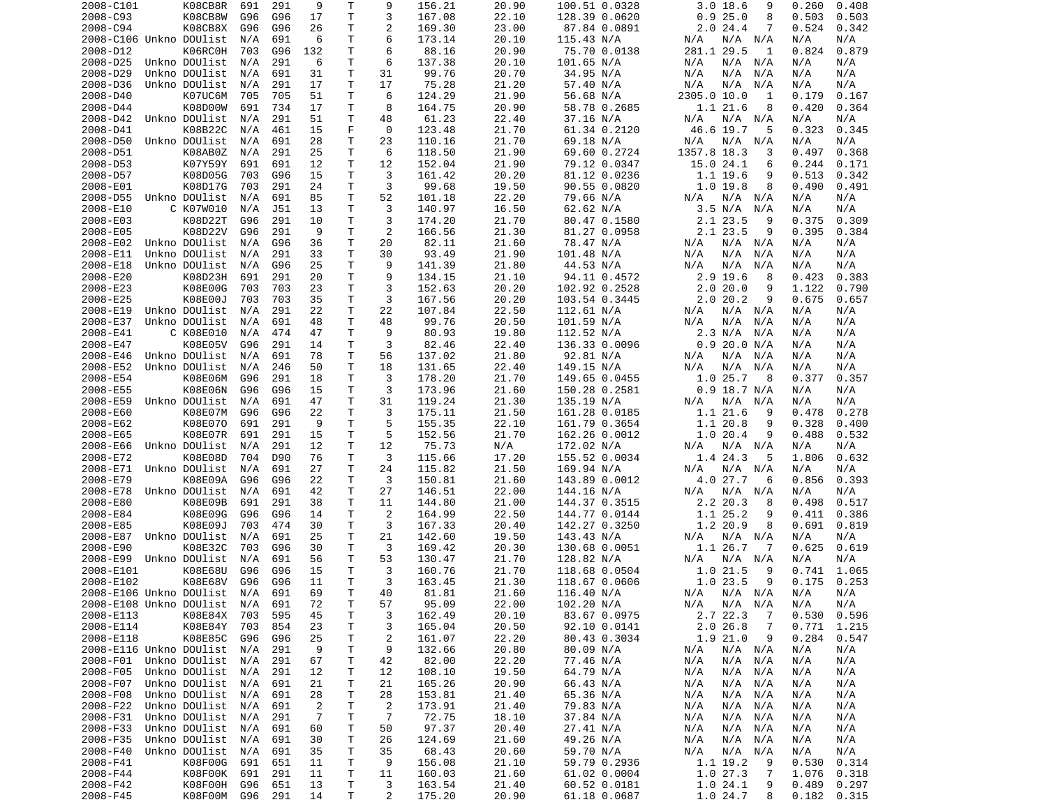| | | | | | | | | | | | | | | | | |
|---|---|---|---|---|---|---|---|---|---|---|---|---|---|---|---|---|
| 2008-C101 | | K08CB8R | 691 | 291 | 9 | T | 9 | 156.21 | 20.90 | 100.51 | 0.0328 | 3.0 | 18.6 | 9 | 0.260 | 0.408 |
| 2008-C93 | | K08CB8W | G96 | G96 | 17 | T | 3 | 167.08 | 22.10 | 128.39 | 0.0620 | 0.9 | 25.0 | 8 | 0.503 | 0.503 |
| 2008-C94 | | K08CB8X | G96 | G96 | 26 | T | 2 | 169.30 | 23.00 | 87.84 | 0.0891 | 2.0 | 24.4 | 7 | 0.524 | 0.342 |
| 2008-C106 | Unkno | DOUlist | N/A | 691 | 6 | T | 6 | 173.14 | 20.10 | 115.43 | N/A | N/A | N/A | N/A | N/A | N/A |
| 2008-D12 | | K06RC0H | 703 | G96 | 132 | T | 6 | 88.16 | 20.90 | 75.70 | 0.0138 | 281.1 | 29.5 | 1 | 0.824 | 0.879 |
| 2008-D25 | Unkno | DOUlist | N/A | 291 | 6 | T | 6 | 137.38 | 20.10 | 101.65 | N/A | N/A | N/A | N/A | N/A | N/A |
| 2008-D29 | Unkno | DOUlist | N/A | 691 | 31 | T | 31 | 99.76 | 20.70 | 34.95 | N/A | N/A | N/A | N/A | N/A | N/A |
| 2008-D36 | Unkno | DOUlist | N/A | 291 | 17 | T | 17 | 75.28 | 21.20 | 57.40 | N/A | N/A | N/A | N/A | N/A | N/A |
| 2008-D40 | | K07UC6M | 705 | 705 | 51 | T | 6 | 124.29 | 21.90 | 56.68 | N/A | 2305.0 | 10.0 | 1 | 0.179 | 0.167 |
| 2008-D44 | | K08D00W | 691 | 734 | 17 | T | 8 | 164.75 | 20.90 | 58.78 | 0.2685 | 1.1 | 21.6 | 8 | 0.420 | 0.364 |
| 2008-D42 | Unkno | DOUlist | N/A | 291 | 51 | T | 48 | 61.23 | 22.40 | 37.16 | N/A | N/A | N/A | N/A | N/A | N/A |
| 2008-D41 | | K08B22C | N/A | 461 | 15 | F | 0 | 123.48 | 21.70 | 61.34 | 0.2120 | 46.6 | 19.7 | 5 | 0.323 | 0.345 |
| 2008-D50 | Unkno | DOUlist | N/A | 691 | 28 | T | 23 | 110.16 | 21.70 | 69.18 | N/A | N/A | N/A | N/A | N/A | N/A |
| 2008-D51 | | K08AB0Z | N/A | 291 | 25 | T | 6 | 118.50 | 21.90 | 69.60 | 0.2724 | 1357.8 | 18.3 | 3 | 0.497 | 0.368 |
| 2008-D53 | | K07Y59Y | 691 | 691 | 12 | T | 12 | 152.04 | 21.90 | 79.12 | 0.0347 | 15.0 | 24.1 | 6 | 0.244 | 0.171 |
| 2008-D57 | | K08D05G | 703 | G96 | 15 | T | 3 | 161.42 | 20.20 | 81.12 | 0.0236 | 1.1 | 19.6 | 9 | 0.513 | 0.342 |
| 2008-E01 | | K08D17G | 703 | 291 | 24 | T | 3 | 99.68 | 19.50 | 90.55 | 0.0820 | 1.0 | 19.8 | 8 | 0.490 | 0.491 |
| 2008-D55 | Unkno | DOUlist | N/A | 691 | 85 | T | 52 | 101.18 | 22.20 | 79.66 | N/A | N/A | N/A | N/A | N/A | N/A |
| 2008-E10 | C | K07W010 | N/A | J51 | 13 | T | 3 | 140.97 | 16.50 | 62.62 | N/A | 3.5 | N/A | N/A | N/A | N/A |
| 2008-E03 | | K08D22T | G96 | 291 | 10 | T | 3 | 174.20 | 21.70 | 80.47 | 0.1580 | 2.1 | 23.5 | 9 | 0.375 | 0.309 |
| 2008-E05 | | K08D22V | G96 | 291 | 9 | T | 2 | 166.56 | 21.30 | 81.27 | 0.0958 | 2.1 | 23.5 | 9 | 0.395 | 0.384 |
| 2008-E02 | Unkno | DOUlist | N/A | G96 | 36 | T | 20 | 82.11 | 21.60 | 78.47 | N/A | N/A | N/A | N/A | N/A | N/A |
| 2008-E11 | Unkno | DOUlist | N/A | 291 | 33 | T | 30 | 93.49 | 21.90 | 101.48 | N/A | N/A | N/A | N/A | N/A | N/A |
| 2008-E18 | Unkno | DOUlist | N/A | G96 | 25 | T | 9 | 141.39 | 21.80 | 44.53 | N/A | N/A | N/A | N/A | N/A | N/A |
| 2008-E20 | | K08D23H | 691 | 291 | 20 | T | 9 | 134.15 | 21.10 | 94.11 | 0.4572 | 2.9 | 19.6 | 8 | 0.423 | 0.383 |
| 2008-E23 | | K08E00G | 703 | 703 | 23 | T | 3 | 152.63 | 20.20 | 102.92 | 0.2528 | 2.0 | 20.0 | 9 | 1.122 | 0.790 |
| 2008-E25 | | K08E00J | 703 | 703 | 35 | T | 3 | 167.56 | 20.20 | 103.54 | 0.3445 | 2.0 | 20.2 | 9 | 0.675 | 0.657 |
| 2008-E19 | Unkno | DOUlist | N/A | 291 | 22 | T | 22 | 107.84 | 22.50 | 112.61 | N/A | N/A | N/A | N/A | N/A | N/A |
| 2008-E37 | Unkno | DOUlist | N/A | 691 | 48 | T | 48 | 99.76 | 20.50 | 101.59 | N/A | N/A | N/A | N/A | N/A | N/A |
| 2008-E41 | C | K08E010 | N/A | 474 | 47 | T | 9 | 80.93 | 19.80 | 112.52 | N/A | 2.3 | N/A | N/A | N/A | N/A |
| 2008-E47 | | K08E05V | G96 | 291 | 14 | T | 3 | 82.46 | 22.40 | 136.33 | 0.0096 | 0.9 | 20.0 | N/A | N/A | N/A |
| 2008-E46 | Unkno | DOUlist | N/A | 691 | 78 | T | 56 | 137.02 | 21.80 | 92.81 | N/A | N/A | N/A | N/A | N/A | N/A |
| 2008-E52 | Unkno | DOUlist | N/A | 246 | 50 | T | 18 | 131.65 | 22.40 | 149.15 | N/A | N/A | N/A | N/A | N/A | N/A |
| 2008-E54 | | K08E06M | G96 | 291 | 18 | T | 3 | 178.20 | 21.70 | 149.65 | 0.0455 | 1.0 | 25.7 | 8 | 0.377 | 0.357 |
| 2008-E55 | | K08E06N | G96 | G96 | 15 | T | 3 | 173.96 | 21.60 | 150.28 | 0.2581 | 0.9 | 18.7 | N/A | N/A | N/A |
| 2008-E59 | Unkno | DOUlist | N/A | 691 | 47 | T | 31 | 119.24 | 21.30 | 135.19 | N/A | N/A | N/A | N/A | N/A | N/A |
| 2008-E60 | | K08E07M | G96 | G96 | 22 | T | 3 | 175.11 | 21.50 | 161.28 | 0.0185 | 1.1 | 21.6 | 9 | 0.478 | 0.278 |
| 2008-E62 | | K08E07O | 691 | 291 | 9 | T | 5 | 155.35 | 22.10 | 161.79 | 0.3654 | 1.1 | 20.8 | 9 | 0.328 | 0.400 |
| 2008-E65 | | K08E07R | 691 | 291 | 15 | T | 5 | 152.56 | 21.70 | 162.26 | 0.0012 | 1.0 | 20.4 | 9 | 0.488 | 0.532 |
| 2008-E66 | Unkno | DOUlist | N/A | 291 | 12 | T | 12 | 75.73 | N/A | 172.02 | N/A | N/A | N/A | N/A | N/A | N/A |
| 2008-E72 | | K08E08D | 704 | D90 | 76 | T | 3 | 115.66 | 17.20 | 155.52 | 0.0034 | 1.4 | 24.3 | 5 | 1.806 | 0.632 |
| 2008-E71 | Unkno | DOUlist | N/A | 691 | 27 | T | 24 | 115.82 | 21.50 | 169.94 | N/A | N/A | N/A | N/A | N/A | N/A |
| 2008-E79 | | K08E09A | G96 | G96 | 22 | T | 3 | 150.81 | 21.60 | 143.89 | 0.0012 | 4.0 | 27.7 | 6 | 0.856 | 0.393 |
| 2008-E78 | Unkno | DOUlist | N/A | 691 | 42 | T | 27 | 146.51 | 22.00 | 144.16 | N/A | N/A | N/A | N/A | N/A | N/A |
| 2008-E80 | | K08E09B | 691 | 291 | 38 | T | 11 | 144.80 | 21.00 | 144.37 | 0.3515 | 2.2 | 20.3 | 8 | 0.498 | 0.517 |
| 2008-E84 | | K08E09G | G96 | G96 | 14 | T | 2 | 164.99 | 22.50 | 144.77 | 0.0144 | 1.1 | 25.2 | 9 | 0.411 | 0.386 |
| 2008-E85 | | K08E09J | 703 | 474 | 30 | T | 3 | 167.33 | 20.40 | 142.27 | 0.3250 | 1.2 | 20.9 | 8 | 0.691 | 0.819 |
| 2008-E87 | Unkno | DOUlist | N/A | 691 | 25 | T | 21 | 142.60 | 19.50 | 143.43 | N/A | N/A | N/A | N/A | N/A | N/A |
| 2008-E90 | | K08E32C | 703 | G96 | 30 | T | 3 | 169.42 | 20.30 | 130.68 | 0.0051 | 1.1 | 26.7 | 7 | 0.625 | 0.619 |
| 2008-E99 | Unkno | DOUlist | N/A | 691 | 56 | T | 53 | 130.47 | 21.70 | 128.82 | N/A | N/A | N/A | N/A | N/A | N/A |
| 2008-E101 | | K08E68U | G96 | G96 | 15 | T | 3 | 160.76 | 21.70 | 118.68 | 0.0504 | 1.0 | 21.5 | 9 | 0.741 | 1.065 |
| 2008-E102 | | K08E68V | G96 | G96 | 11 | T | 3 | 163.45 | 21.30 | 118.67 | 0.0606 | 1.0 | 23.5 | 9 | 0.175 | 0.253 |
| 2008-E106 | Unkno | DOUlist | N/A | 691 | 69 | T | 40 | 81.81 | 21.60 | 116.40 | N/A | N/A | N/A | N/A | N/A | N/A |
| 2008-E108 | Unkno | DOUlist | N/A | 691 | 72 | T | 57 | 95.09 | 22.00 | 102.20 | N/A | N/A | N/A | N/A | N/A | N/A |
| 2008-E113 | | K08E84X | 703 | 595 | 45 | T | 3 | 162.49 | 20.10 | 83.67 | 0.0975 | 2.7 | 22.3 | 7 | 0.530 | 0.596 |
| 2008-E114 | | K08E84Y | 703 | 854 | 23 | T | 3 | 165.04 | 20.50 | 92.10 | 0.0141 | 2.0 | 26.8 | 7 | 0.771 | 1.215 |
| 2008-E118 | | K08E85C | G96 | G96 | 25 | T | 2 | 161.07 | 22.20 | 80.43 | 0.3034 | 1.9 | 21.0 | 9 | 0.284 | 0.547 |
| 2008-E116 | Unkno | DOUlist | N/A | 291 | 9 | T | 9 | 132.66 | 20.80 | 80.09 | N/A | N/A | N/A | N/A | N/A | N/A |
| 2008-F01 | Unkno | DOUlist | N/A | 291 | 67 | T | 42 | 82.00 | 22.20 | 77.46 | N/A | N/A | N/A | N/A | N/A | N/A |
| 2008-F05 | Unkno | DOUlist | N/A | 291 | 12 | T | 12 | 108.10 | 19.50 | 64.79 | N/A | N/A | N/A | N/A | N/A | N/A |
| 2008-F07 | Unkno | DOUlist | N/A | 691 | 21 | T | 21 | 165.26 | 20.90 | 66.43 | N/A | N/A | N/A | N/A | N/A | N/A |
| 2008-F08 | Unkno | DOUlist | N/A | 691 | 28 | T | 28 | 153.81 | 21.40 | 65.36 | N/A | N/A | N/A | N/A | N/A | N/A |
| 2008-F22 | Unkno | DOUlist | N/A | 691 | 2 | T | 2 | 173.91 | 21.40 | 79.83 | N/A | N/A | N/A | N/A | N/A | N/A |
| 2008-F31 | Unkno | DOUlist | N/A | 291 | 7 | T | 7 | 72.75 | 18.10 | 37.84 | N/A | N/A | N/A | N/A | N/A | N/A |
| 2008-F33 | Unkno | DOUlist | N/A | 691 | 60 | T | 50 | 97.37 | 20.40 | 27.41 | N/A | N/A | N/A | N/A | N/A | N/A |
| 2008-F35 | Unkno | DOUlist | N/A | 691 | 30 | T | 26 | 124.69 | 21.60 | 49.26 | N/A | N/A | N/A | N/A | N/A | N/A |
| 2008-F40 | Unkno | DOUlist | N/A | 691 | 35 | T | 35 | 68.43 | 20.60 | 59.70 | N/A | N/A | N/A | N/A | N/A | N/A |
| 2008-F41 | | K08F00G | 691 | 651 | 11 | T | 9 | 156.08 | 21.10 | 59.79 | 0.2936 | 1.1 | 19.2 | 9 | 0.530 | 0.314 |
| 2008-F44 | | K08F00K | 691 | 291 | 11 | T | 11 | 160.03 | 21.60 | 61.02 | 0.0004 | 1.0 | 27.3 | 7 | 1.076 | 0.318 |
| 2008-F42 | | K08F00H | G96 | 651 | 13 | T | 3 | 163.54 | 21.40 | 60.52 | 0.0181 | 1.0 | 24.1 | 9 | 0.489 | 0.297 |
| 2008-F45 | | K08F00M | G96 | 291 | 14 | T | 2 | 175.20 | 20.90 | 61.18 | 0.0687 | 1.0 | 24.7 | 8 | 0.182 | 0.315 |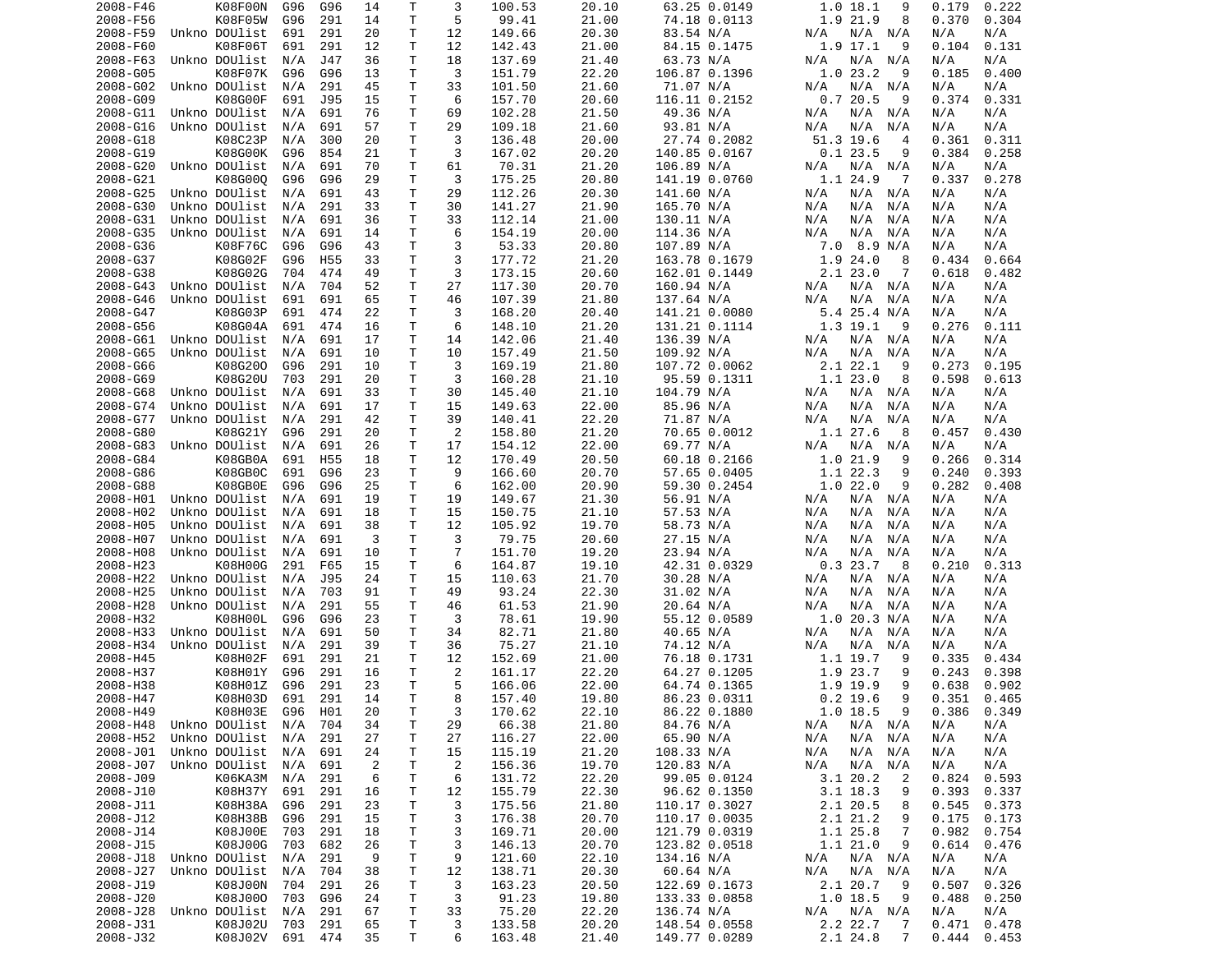| | | | | | | | | | | | | | | | |
|---|---|---|---|---|---|---|---|---|---|---|---|---|---|---|---|
| 2008-F46 | | K08F00N | G96 | G96 | 14 | T | 3 | 100.53 | 20.10 | 63.25 | 0.0149 | 1.0 | 18.1 | 9 | 0.179 | 0.222 |
| 2008-F56 | | K08F05W | G96 | 291 | 14 | T | 5 | 99.41 | 21.00 | 74.18 | 0.0113 | 1.9 | 21.9 | 8 | 0.370 | 0.304 |
| 2008-F59 | Unkno | DOUlist | 691 | 291 | 20 | T | 12 | 149.66 | 20.30 | 83.54 | N/A | N/A | N/A | N/A | N/A | N/A |
| 2008-F60 | | K08F06T | 691 | 291 | 12 | T | 12 | 142.43 | 21.00 | 84.15 | 0.1475 | 1.9 | 17.1 | 9 | 0.104 | 0.131 |
| 2008-F63 | Unkno | DOUlist | N/A | J47 | 36 | T | 18 | 137.69 | 21.40 | 63.73 | N/A | N/A | N/A | N/A | N/A | N/A |
| 2008-G05 | | K08F07K | G96 | G96 | 13 | T | 3 | 151.79 | 22.20 | 106.87 | 0.1396 | 1.0 | 23.2 | 9 | 0.185 | 0.400 |
| 2008-G02 | Unkno | DOUlist | N/A | 291 | 45 | T | 33 | 101.50 | 21.60 | 71.07 | N/A | N/A | N/A | N/A | N/A | N/A |
| 2008-G09 | | K08G00F | 691 | J95 | 15 | T | 6 | 157.70 | 20.60 | 116.11 | 0.2152 | 0.7 | 20.5 | 9 | 0.374 | 0.331 |
| 2008-G11 | Unkno | DOUlist | N/A | 691 | 76 | T | 69 | 102.28 | 21.50 | 49.36 | N/A | N/A | N/A | N/A | N/A | N/A |
| 2008-G16 | Unkno | DOUlist | N/A | 691 | 57 | T | 29 | 109.18 | 21.60 | 93.81 | N/A | N/A | N/A | N/A | N/A | N/A |
| 2008-G18 | | K08C23P | N/A | 300 | 20 | T | 3 | 136.48 | 20.00 | 27.74 | 0.2082 | 51.3 | 19.6 | 4 | 0.361 | 0.311 |
| 2008-G19 | | K08G00K | G96 | 854 | 21 | T | 3 | 167.02 | 20.20 | 140.85 | 0.0167 | 0.1 | 23.5 | 9 | 0.384 | 0.258 |
| 2008-G20 | Unkno | DOUlist | N/A | 691 | 70 | T | 61 | 70.31 | 21.20 | 106.89 | N/A | N/A | N/A | N/A | N/A | N/A |
| 2008-G21 | | K08G00Q | G96 | G96 | 29 | T | 3 | 175.25 | 20.80 | 141.19 | 0.0760 | 1.1 | 24.9 | 7 | 0.337 | 0.278 |
| 2008-G25 | Unkno | DOUlist | N/A | 691 | 43 | T | 29 | 112.26 | 20.30 | 141.60 | N/A | N/A | N/A | N/A | N/A | N/A |
| 2008-G30 | Unkno | DOUlist | N/A | 291 | 33 | T | 30 | 141.27 | 21.90 | 165.70 | N/A | N/A | N/A | N/A | N/A | N/A |
| 2008-G31 | Unkno | DOUlist | N/A | 691 | 36 | T | 33 | 112.14 | 21.00 | 130.11 | N/A | N/A | N/A | N/A | N/A | N/A |
| 2008-G35 | Unkno | DOUlist | N/A | 691 | 14 | T | 6 | 154.19 | 20.00 | 114.36 | N/A | N/A | N/A | N/A | N/A | N/A |
| 2008-G36 | | K08F76C | G96 | G96 | 43 | T | 3 | 53.33 | 20.80 | 107.89 | N/A | 7.0 | 8.9 | N/A | N/A | N/A |
| 2008-G37 | | K08G02F | G96 | H55 | 33 | T | 3 | 177.72 | 21.20 | 163.78 | 0.1679 | 1.9 | 24.0 | 8 | 0.434 | 0.664 |
| 2008-G38 | | K08G02G | 704 | 474 | 49 | T | 3 | 173.15 | 20.60 | 162.01 | 0.1449 | 2.1 | 23.0 | 7 | 0.618 | 0.482 |
| 2008-G43 | Unkno | DOUlist | N/A | 704 | 52 | T | 27 | 117.30 | 20.70 | 160.94 | N/A | N/A | N/A | N/A | N/A | N/A |
| 2008-G46 | Unkno | DOUlist | 691 | 691 | 65 | T | 46 | 107.39 | 21.80 | 137.64 | N/A | N/A | N/A | N/A | N/A | N/A |
| 2008-G47 | | K08G03P | 691 | 474 | 22 | T | 3 | 168.20 | 20.40 | 141.21 | 0.0080 | 5.4 | 25.4 | N/A | N/A | N/A |
| 2008-G56 | | K08G04A | 691 | 474 | 16 | T | 6 | 148.10 | 21.20 | 131.21 | 0.1114 | 1.3 | 19.1 | 9 | 0.276 | 0.111 |
| 2008-G61 | Unkno | DOUlist | N/A | 691 | 17 | T | 14 | 142.06 | 21.40 | 136.39 | N/A | N/A | N/A | N/A | N/A | N/A |
| 2008-G65 | Unkno | DOUlist | N/A | 691 | 10 | T | 10 | 157.49 | 21.50 | 109.92 | N/A | N/A | N/A | N/A | N/A | N/A |
| 2008-G66 | | K08G20O | G96 | 291 | 10 | T | 3 | 169.19 | 21.80 | 107.72 | 0.0062 | 2.1 | 22.1 | 9 | 0.273 | 0.195 |
| 2008-G69 | | K08G20U | 703 | 291 | 20 | T | 3 | 160.28 | 21.10 | 95.59 | 0.1311 | 1.1 | 23.0 | 8 | 0.598 | 0.613 |
| 2008-G68 | Unkno | DOUlist | N/A | 691 | 33 | T | 30 | 145.40 | 21.10 | 104.79 | N/A | N/A | N/A | N/A | N/A | N/A |
| 2008-G74 | Unkno | DOUlist | N/A | 691 | 17 | T | 15 | 149.63 | 22.00 | 85.96 | N/A | N/A | N/A | N/A | N/A | N/A |
| 2008-G77 | Unkno | DOUlist | N/A | 291 | 42 | T | 39 | 140.41 | 22.20 | 71.87 | N/A | N/A | N/A | N/A | N/A | N/A |
| 2008-G80 | | K08G21Y | G96 | 291 | 20 | T | 2 | 158.80 | 21.20 | 70.65 | 0.0012 | 1.1 | 27.6 | 8 | 0.457 | 0.430 |
| 2008-G83 | Unkno | DOUlist | N/A | 691 | 26 | T | 17 | 154.12 | 22.00 | 69.77 | N/A | N/A | N/A | N/A | N/A | N/A |
| 2008-G84 | | K08GB0A | 691 | H55 | 18 | T | 12 | 170.49 | 20.50 | 60.18 | 0.2166 | 1.0 | 21.9 | 9 | 0.266 | 0.314 |
| 2008-G86 | | K08GB0C | 691 | G96 | 23 | T | 9 | 166.60 | 20.70 | 57.65 | 0.0405 | 1.1 | 22.3 | 9 | 0.240 | 0.393 |
| 2008-G88 | | K08GB0E | G96 | G96 | 25 | T | 6 | 162.00 | 20.90 | 59.30 | 0.2454 | 1.0 | 22.0 | 9 | 0.282 | 0.408 |
| 2008-H01 | Unkno | DOUlist | N/A | 691 | 19 | T | 19 | 149.67 | 21.30 | 56.91 | N/A | N/A | N/A | N/A | N/A | N/A |
| 2008-H02 | Unkno | DOUlist | N/A | 691 | 18 | T | 15 | 150.75 | 21.10 | 57.53 | N/A | N/A | N/A | N/A | N/A | N/A |
| 2008-H05 | Unkno | DOUlist | N/A | 691 | 38 | T | 12 | 105.92 | 19.70 | 58.73 | N/A | N/A | N/A | N/A | N/A | N/A |
| 2008-H07 | Unkno | DOUlist | N/A | 691 | 3 | T | 3 | 79.75 | 20.60 | 27.15 | N/A | N/A | N/A | N/A | N/A | N/A |
| 2008-H08 | Unkno | DOUlist | N/A | 691 | 10 | T | 7 | 151.70 | 19.20 | 23.94 | N/A | N/A | N/A | N/A | N/A | N/A |
| 2008-H23 | | K08H00G | 291 | F65 | 15 | T | 6 | 164.87 | 19.10 | 42.31 | 0.0329 | 0.3 | 23.7 | 8 | 0.210 | 0.313 |
| 2008-H22 | Unkno | DOUlist | N/A | J95 | 24 | T | 15 | 110.63 | 21.70 | 30.28 | N/A | N/A | N/A | N/A | N/A | N/A |
| 2008-H25 | Unkno | DOUlist | N/A | 703 | 91 | T | 49 | 93.24 | 22.30 | 31.02 | N/A | N/A | N/A | N/A | N/A | N/A |
| 2008-H28 | Unkno | DOUlist | N/A | 291 | 55 | T | 46 | 61.53 | 21.90 | 20.64 | N/A | N/A | N/A | N/A | N/A | N/A |
| 2008-H32 | | K08H00L | G96 | G96 | 23 | T | 3 | 78.61 | 19.90 | 55.12 | 0.0589 | 1.0 | 20.3 | N/A | N/A | N/A |
| 2008-H33 | Unkno | DOUlist | N/A | 691 | 50 | T | 34 | 82.71 | 21.80 | 40.65 | N/A | N/A | N/A | N/A | N/A | N/A |
| 2008-H34 | Unkno | DOUlist | N/A | 291 | 39 | T | 36 | 75.27 | 21.10 | 74.12 | N/A | N/A | N/A | N/A | N/A | N/A |
| 2008-H45 | | K08H02F | 691 | 291 | 21 | T | 12 | 152.69 | 21.00 | 76.18 | 0.1731 | 1.1 | 19.7 | 9 | 0.335 | 0.434 |
| 2008-H37 | | K08H01Y | G96 | 291 | 16 | T | 2 | 161.17 | 22.20 | 64.27 | 0.1205 | 1.9 | 23.7 | 9 | 0.243 | 0.398 |
| 2008-H38 | | K08H01Z | G96 | 291 | 23 | T | 5 | 166.06 | 22.00 | 64.74 | 0.1365 | 1.9 | 19.9 | 9 | 0.638 | 0.902 |
| 2008-H47 | | K08H03D | 691 | 291 | 14 | T | 8 | 157.40 | 19.80 | 86.23 | 0.0311 | 0.2 | 19.6 | 9 | 0.351 | 0.465 |
| 2008-H49 | | K08H03E | G96 | H01 | 20 | T | 3 | 170.62 | 22.10 | 86.22 | 0.1880 | 1.0 | 18.5 | 9 | 0.386 | 0.349 |
| 2008-H48 | Unkno | DOUlist | N/A | 704 | 34 | T | 29 | 66.38 | 21.80 | 84.76 | N/A | N/A | N/A | N/A | N/A | N/A |
| 2008-H52 | Unkno | DOUlist | N/A | 291 | 27 | T | 27 | 116.27 | 22.00 | 65.90 | N/A | N/A | N/A | N/A | N/A | N/A |
| 2008-J01 | Unkno | DOUlist | N/A | 691 | 24 | T | 15 | 115.19 | 21.20 | 108.33 | N/A | N/A | N/A | N/A | N/A | N/A |
| 2008-J07 | Unkno | DOUlist | N/A | 691 | 2 | T | 2 | 156.36 | 19.70 | 120.83 | N/A | N/A | N/A | N/A | N/A | N/A |
| 2008-J09 | | K06KA3M | N/A | 291 | 6 | T | 6 | 131.72 | 22.20 | 99.05 | 0.0124 | 3.1 | 20.2 | 2 | 0.824 | 0.593 |
| 2008-J10 | | K08H37Y | 691 | 291 | 16 | T | 12 | 155.79 | 22.30 | 96.62 | 0.1350 | 3.1 | 18.3 | 9 | 0.393 | 0.337 |
| 2008-J11 | | K08H38A | G96 | 291 | 23 | T | 3 | 175.56 | 21.80 | 110.17 | 0.3027 | 2.1 | 20.5 | 8 | 0.545 | 0.373 |
| 2008-J12 | | K08H38B | G96 | 291 | 15 | T | 3 | 176.38 | 20.70 | 110.17 | 0.0035 | 2.1 | 21.2 | 9 | 0.175 | 0.173 |
| 2008-J14 | | K08J00E | 703 | 291 | 18 | T | 3 | 169.71 | 20.00 | 121.79 | 0.0319 | 1.1 | 25.8 | 7 | 0.982 | 0.754 |
| 2008-J15 | | K08J00G | 703 | 682 | 26 | T | 3 | 146.13 | 20.70 | 123.82 | 0.0518 | 1.1 | 21.0 | 9 | 0.614 | 0.476 |
| 2008-J18 | Unkno | DOUlist | N/A | 291 | 9 | T | 9 | 121.60 | 22.10 | 134.16 | N/A | N/A | N/A | N/A | N/A | N/A |
| 2008-J27 | Unkno | DOUlist | N/A | 704 | 38 | T | 12 | 138.71 | 20.30 | 60.64 | N/A | N/A | N/A | N/A | N/A | N/A |
| 2008-J19 | | K08J00N | 704 | 291 | 26 | T | 3 | 163.23 | 20.50 | 122.69 | 0.1673 | 2.1 | 20.7 | 9 | 0.507 | 0.326 |
| 2008-J20 | | K08J00O | 703 | G96 | 24 | T | 3 | 91.23 | 19.80 | 133.33 | 0.0858 | 1.0 | 18.5 | 9 | 0.488 | 0.250 |
| 2008-J28 | Unkno | DOUlist | N/A | 291 | 67 | T | 33 | 75.20 | 22.20 | 136.74 | N/A | N/A | N/A | N/A | N/A | N/A |
| 2008-J31 | | K08J02U | 703 | 291 | 65 | T | 3 | 133.58 | 20.20 | 148.54 | 0.0558 | 2.2 | 22.7 | 7 | 0.471 | 0.478 |
| 2008-J32 | | K08J02V | 691 | 474 | 35 | T | 6 | 163.48 | 21.40 | 149.77 | 0.0289 | 2.1 | 24.8 | 7 | 0.444 | 0.453 |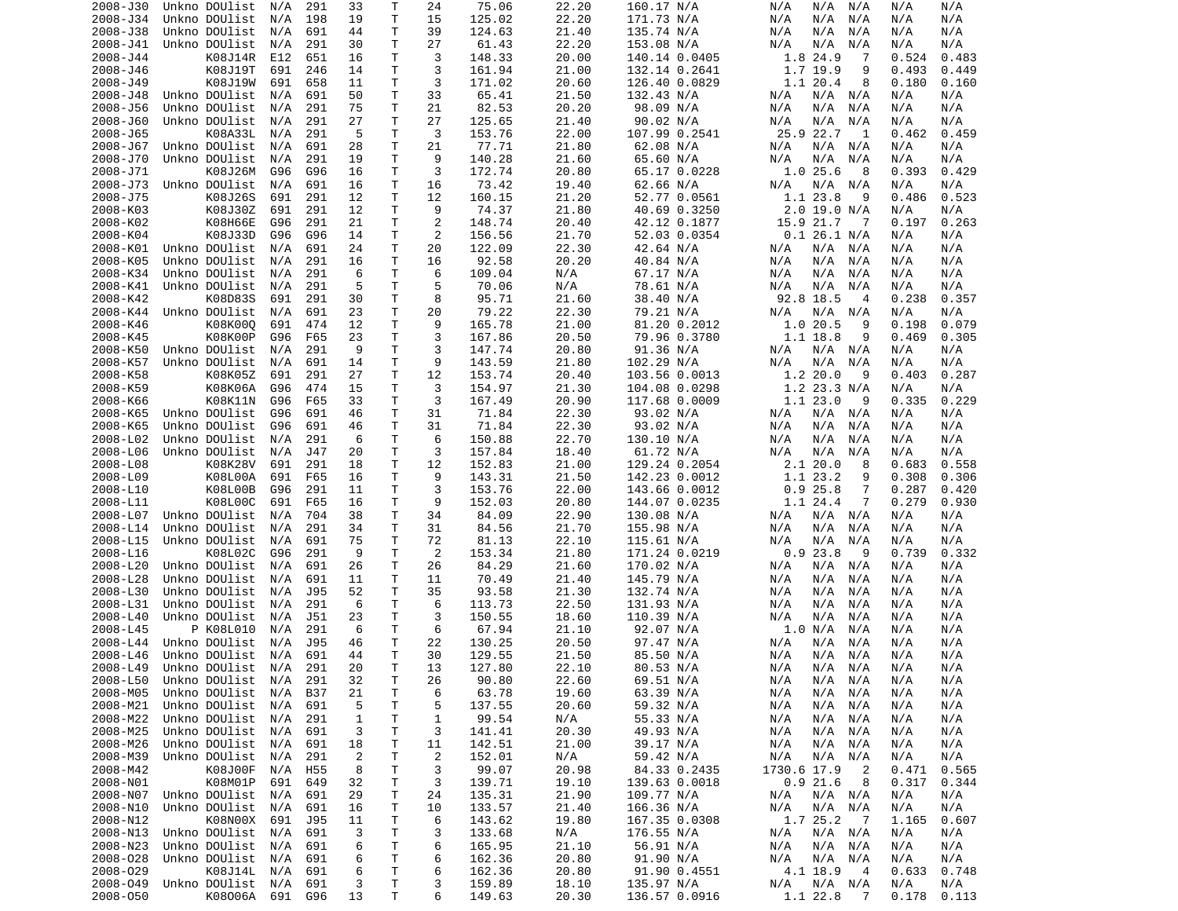| | | | | | | | | | | | | | | | | | |
|---|---|---|---|---|---|---|---|---|---|---|---|---|---|---|---|---|---|
| 2008-J30 | Unkno | DOUlist | N/A | 291 | 33 | T | 24 | 75.06 | 22.20 | 160.17 | N/A | N/A | N/A | N/A | N/A | N/A | |
| 2008-J34 | Unkno | DOUlist | N/A | 198 | 19 | T | 15 | 125.02 | 22.20 | 171.73 | N/A | N/A | N/A | N/A | N/A | N/A | |
| 2008-J38 | Unkno | DOUlist | N/A | 691 | 44 | T | 39 | 124.63 | 21.40 | 135.74 | N/A | N/A | N/A | N/A | N/A | N/A | |
| 2008-J41 | Unkno | DOUlist | N/A | 291 | 30 | T | 27 | 61.43 | 22.20 | 153.08 | N/A | N/A | N/A | N/A | N/A | N/A | |
| 2008-J44 | | K08J14R | E12 | 651 | 16 | T | 3 | 148.33 | 20.00 | 140.14 | 0.0405 | 1.8 | 24.9 | 7 | 0.524 | 0.483 | |
| 2008-J46 | | K08J19T | 691 | 246 | 14 | T | 3 | 161.94 | 21.00 | 132.14 | 0.2641 | 1.7 | 19.9 | 9 | 0.493 | 0.449 | |
| 2008-J49 | | K08J19W | 691 | 658 | 11 | T | 3 | 171.02 | 20.60 | 126.40 | 0.0829 | 1.1 | 20.4 | 8 | 0.180 | 0.160 | |
| 2008-J48 | Unkno | DOUlist | N/A | 691 | 50 | T | 33 | 65.41 | 21.50 | 132.43 | N/A | N/A | N/A | N/A | N/A | N/A | |
| 2008-J56 | Unkno | DOUlist | N/A | 291 | 75 | T | 21 | 82.53 | 20.20 | 98.09 | N/A | N/A | N/A | N/A | N/A | N/A | |
| 2008-J60 | Unkno | DOUlist | N/A | 291 | 27 | T | 27 | 125.65 | 21.40 | 90.02 | N/A | N/A | N/A | N/A | N/A | N/A | |
| 2008-J65 | | K08A33L | N/A | 291 | 5 | T | 3 | 153.76 | 22.00 | 107.99 | 0.2541 | 25.9 | 22.7 | 1 | 0.462 | 0.459 | |
| 2008-J67 | Unkno | DOUlist | N/A | 691 | 28 | T | 21 | 77.71 | 21.80 | 62.08 | N/A | N/A | N/A | N/A | N/A | N/A | |
| 2008-J70 | Unkno | DOUlist | N/A | 291 | 19 | T | 9 | 140.28 | 21.60 | 65.60 | N/A | N/A | N/A | N/A | N/A | N/A | |
| 2008-J71 | | K08J26M | G96 | G96 | 16 | T | 3 | 172.74 | 20.80 | 65.17 | 0.0228 | 1.0 | 25.6 | 8 | 0.393 | 0.429 | |
| 2008-J73 | Unkno | DOUlist | N/A | 691 | 16 | T | 16 | 73.42 | 19.40 | 62.66 | N/A | N/A | N/A | N/A | N/A | N/A | |
| 2008-J75 | | K08J26S | 691 | 291 | 12 | T | 12 | 160.15 | 21.20 | 52.77 | 0.0561 | 1.1 | 23.8 | 9 | 0.486 | 0.523 | |
| 2008-K03 | | K08J30Z | 691 | 291 | 12 | T | 9 | 74.37 | 21.80 | 40.69 | 0.3250 | 2.0 | 19.0 | N/A | N/A | N/A | |
| 2008-K02 | | K08H66E | G96 | 291 | 21 | T | 2 | 148.74 | 20.40 | 42.12 | 0.1877 | 15.9 | 21.7 | 7 | 0.197 | 0.263 | |
| 2008-K04 | | K08J33D | G96 | G96 | 14 | T | 2 | 156.56 | 21.70 | 52.03 | 0.0354 | 0.1 | 26.1 | N/A | N/A | N/A | |
| 2008-K01 | Unkno | DOUlist | N/A | 691 | 24 | T | 20 | 122.09 | 22.30 | 42.64 | N/A | N/A | N/A | N/A | N/A | N/A | |
| 2008-K05 | Unkno | DOUlist | N/A | 291 | 16 | T | 16 | 92.58 | 20.20 | 40.84 | N/A | N/A | N/A | N/A | N/A | N/A | |
| 2008-K34 | Unkno | DOUlist | N/A | 291 | 6 | T | 6 | 109.04 | N/A | 67.17 | N/A | N/A | N/A | N/A | N/A | N/A | |
| 2008-K41 | Unkno | DOUlist | N/A | 291 | 5 | T | 5 | 70.06 | N/A | 78.61 | N/A | N/A | N/A | N/A | N/A | N/A | |
| 2008-K42 | | K08D83S | 691 | 291 | 30 | T | 8 | 95.71 | 21.60 | 38.40 | N/A | 92.8 | 18.5 | 4 | 0.238 | 0.357 | |
| 2008-K44 | Unkno | DOUlist | N/A | 691 | 23 | T | 20 | 79.22 | 22.30 | 79.21 | N/A | N/A | N/A | N/A | N/A | N/A | |
| 2008-K46 | | K08K00Q | 691 | 474 | 12 | T | 9 | 165.78 | 21.00 | 81.20 | 0.2012 | 1.0 | 20.5 | 9 | 0.198 | 0.079 | |
| 2008-K45 | | K08K00P | G96 | F65 | 23 | T | 3 | 167.86 | 20.50 | 79.96 | 0.3780 | 1.1 | 18.8 | 9 | 0.469 | 0.305 | |
| 2008-K50 | Unkno | DOUlist | N/A | 291 | 9 | T | 3 | 147.74 | 20.80 | 91.36 | N/A | N/A | N/A | N/A | N/A | N/A | |
| 2008-K57 | Unkno | DOUlist | N/A | 691 | 14 | T | 9 | 143.59 | 21.80 | 102.29 | N/A | N/A | N/A | N/A | N/A | N/A | |
| 2008-K58 | | K08K05Z | 691 | 291 | 27 | T | 12 | 153.74 | 20.40 | 103.56 | 0.0013 | 1.2 | 20.0 | 9 | 0.403 | 0.287 | |
| 2008-K59 | | K08K06A | G96 | 474 | 15 | T | 3 | 154.97 | 21.30 | 104.08 | 0.0298 | 1.2 | 23.3 | N/A | N/A | N/A | |
| 2008-K66 | | K08K11N | G96 | F65 | 33 | T | 3 | 167.49 | 20.90 | 117.68 | 0.0009 | 1.1 | 23.0 | 9 | 0.335 | 0.229 | |
| 2008-K65 | Unkno | DOUlist | G96 | 691 | 46 | T | 31 | 71.84 | 22.30 | 93.02 | N/A | N/A | N/A | N/A | N/A | N/A | |
| 2008-K65 | Unkno | DOUlist | G96 | 691 | 46 | T | 31 | 71.84 | 22.30 | 93.02 | N/A | N/A | N/A | N/A | N/A | N/A | |
| 2008-L02 | Unkno | DOUlist | N/A | 291 | 6 | T | 6 | 150.88 | 22.70 | 130.10 | N/A | N/A | N/A | N/A | N/A | N/A | |
| 2008-L06 | Unkno | DOUlist | N/A | J47 | 20 | T | 3 | 157.84 | 18.40 | 61.72 | N/A | N/A | N/A | N/A | N/A | N/A | |
| 2008-L08 | | K08K28V | 691 | 291 | 18 | T | 12 | 152.83 | 21.00 | 129.24 | 0.2054 | 2.1 | 20.0 | 8 | 0.683 | 0.558 | |
| 2008-L09 | | K08L00A | 691 | F65 | 16 | T | 9 | 143.31 | 21.50 | 142.23 | 0.0012 | 1.1 | 23.2 | 9 | 0.308 | 0.306 | |
| 2008-L10 | | K08L00B | G96 | 291 | 11 | T | 3 | 153.76 | 22.00 | 143.66 | 0.0012 | 0.9 | 25.8 | 7 | 0.287 | 0.420 | |
| 2008-L11 | | K08L00C | 691 | F65 | 16 | T | 9 | 152.03 | 20.80 | 144.07 | 0.0235 | 1.1 | 24.4 | 7 | 0.279 | 0.930 | |
| 2008-L07 | Unkno | DOUlist | N/A | 704 | 38 | T | 34 | 84.09 | 22.90 | 130.08 | N/A | N/A | N/A | N/A | N/A | N/A | |
| 2008-L14 | Unkno | DOUlist | N/A | 291 | 34 | T | 31 | 84.56 | 21.70 | 155.98 | N/A | N/A | N/A | N/A | N/A | N/A | |
| 2008-L15 | Unkno | DOUlist | N/A | 691 | 75 | T | 72 | 81.13 | 22.10 | 115.61 | N/A | N/A | N/A | N/A | N/A | N/A | |
| 2008-L16 | | K08L02C | G96 | 291 | 9 | T | 2 | 153.34 | 21.80 | 171.24 | 0.0219 | 0.9 | 23.8 | 9 | 0.739 | 0.332 | |
| 2008-L20 | Unkno | DOUlist | N/A | 691 | 26 | T | 26 | 84.29 | 21.60 | 170.02 | N/A | N/A | N/A | N/A | N/A | N/A | |
| 2008-L28 | Unkno | DOUlist | N/A | 691 | 11 | T | 11 | 70.49 | 21.40 | 145.79 | N/A | N/A | N/A | N/A | N/A | N/A | |
| 2008-L30 | Unkno | DOUlist | N/A | J95 | 52 | T | 35 | 93.58 | 21.30 | 132.74 | N/A | N/A | N/A | N/A | N/A | N/A | |
| 2008-L31 | Unkno | DOUlist | N/A | 291 | 6 | T | 6 | 113.73 | 22.50 | 131.93 | N/A | N/A | N/A | N/A | N/A | N/A | |
| 2008-L40 | Unkno | DOUlist | N/A | J51 | 23 | T | 3 | 150.55 | 18.60 | 110.39 | N/A | N/A | N/A | N/A | N/A | N/A | |
| 2008-L45 | P | K08L010 | N/A | 291 | 6 | T | 6 | 67.94 | 21.10 | 92.07 | N/A | 1.0 | N/A | N/A | N/A | N/A | |
| 2008-L44 | Unkno | DOUlist | N/A | J95 | 46 | T | 22 | 130.25 | 20.50 | 97.47 | N/A | N/A | N/A | N/A | N/A | N/A | |
| 2008-L46 | Unkno | DOUlist | N/A | 691 | 44 | T | 30 | 129.55 | 21.50 | 85.50 | N/A | N/A | N/A | N/A | N/A | N/A | |
| 2008-L49 | Unkno | DOUlist | N/A | 291 | 20 | T | 13 | 127.80 | 22.10 | 80.53 | N/A | N/A | N/A | N/A | N/A | N/A | |
| 2008-L50 | Unkno | DOUlist | N/A | 291 | 32 | T | 26 | 90.80 | 22.60 | 69.51 | N/A | N/A | N/A | N/A | N/A | N/A | |
| 2008-M05 | Unkno | DOUlist | N/A | B37 | 21 | T | 6 | 63.78 | 19.60 | 63.39 | N/A | N/A | N/A | N/A | N/A | N/A | |
| 2008-M21 | Unkno | DOUlist | N/A | 691 | 5 | T | 5 | 137.55 | 20.60 | 59.32 | N/A | N/A | N/A | N/A | N/A | N/A | |
| 2008-M22 | Unkno | DOUlist | N/A | 291 | 1 | T | 1 | 99.54 | N/A | 55.33 | N/A | N/A | N/A | N/A | N/A | N/A | |
| 2008-M25 | Unkno | DOUlist | N/A | 691 | 3 | T | 3 | 141.41 | 20.30 | 49.93 | N/A | N/A | N/A | N/A | N/A | N/A | |
| 2008-M26 | Unkno | DOUlist | N/A | 691 | 18 | T | 11 | 142.51 | 21.00 | 39.17 | N/A | N/A | N/A | N/A | N/A | N/A | |
| 2008-M39 | Unkno | DOUlist | N/A | 291 | 2 | T | 2 | 152.01 | N/A | 59.42 | N/A | N/A | N/A | N/A | N/A | N/A | |
| 2008-M42 | | K08J00F | N/A | H55 | 8 | T | 3 | 99.07 | 20.98 | 84.33 | 0.2435 | 1730.6 | 17.9 | 2 | 0.471 | 0.565 | |
| 2008-N01 | | K08M01P | 691 | 649 | 32 | T | 3 | 139.71 | 19.10 | 139.63 | 0.0018 | 0.9 | 21.6 | 8 | 0.317 | 0.344 | |
| 2008-N07 | Unkno | DOUlist | N/A | 691 | 29 | T | 24 | 135.31 | 21.90 | 109.77 | N/A | N/A | N/A | N/A | N/A | N/A | |
| 2008-N10 | Unkno | DOUlist | N/A | 691 | 16 | T | 10 | 133.57 | 21.40 | 166.36 | N/A | N/A | N/A | N/A | N/A | N/A | |
| 2008-N12 | | K08N00X | 691 | J95 | 11 | T | 6 | 143.62 | 19.80 | 167.35 | 0.0308 | 1.7 | 25.2 | 7 | 1.165 | 0.607 | |
| 2008-N13 | Unkno | DOUlist | N/A | 691 | 3 | T | 3 | 133.68 | N/A | 176.55 | N/A | N/A | N/A | N/A | N/A | N/A | |
| 2008-N23 | Unkno | DOUlist | N/A | 691 | 6 | T | 6 | 165.95 | 21.10 | 56.91 | N/A | N/A | N/A | N/A | N/A | N/A | |
| 2008-O28 | Unkno | DOUlist | N/A | 691 | 6 | T | 6 | 162.36 | 20.80 | 91.90 | N/A | N/A | N/A | N/A | N/A | N/A | |
| 2008-O29 | | K08J14L | N/A | 691 | 6 | T | 6 | 162.36 | 20.80 | 91.90 | 0.4551 | 4.1 | 18.9 | 4 | 0.633 | 0.748 | |
| 2008-O49 | Unkno | DOUlist | N/A | 691 | 3 | T | 3 | 159.89 | 18.10 | 135.97 | N/A | N/A | N/A | N/A | N/A | N/A | |
| 2008-O50 | | K08O06A | 691 | G96 | 13 | T | 6 | 149.63 | 20.30 | 136.57 | 0.0916 | 1.1 | 22.8 | 7 | 0.178 | 0.113 | |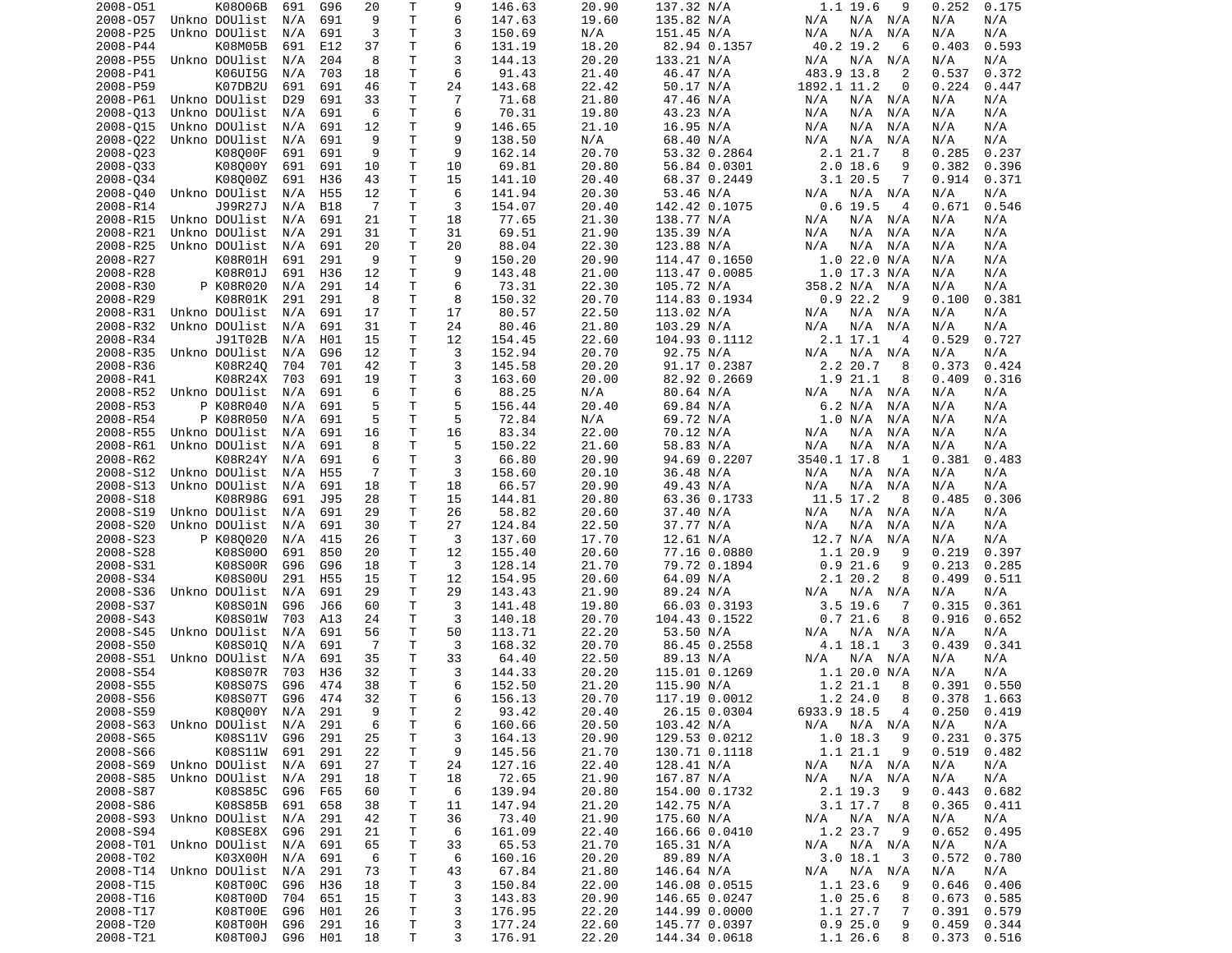| | | | | | | | | | | | | | | | | |
|---|---|---|---|---|---|---|---|---|---|---|---|---|---|---|---|---|
| 2008-O51 | | K08O06B | 691 | G96 | 20 | T | 9 | 146.63 | 20.90 | 137.32 | N/A | 1.1 | 19.6 | 9 | 0.252 | 0.175 |
| 2008-O57 | Unkno | DOUlist | N/A | 691 | 9 | T | 6 | 147.63 | 19.60 | 135.82 | N/A | N/A | N/A | N/A | N/A | N/A |
| 2008-P25 | Unkno | DOUlist | N/A | 691 | 3 | T | 3 | 150.69 | N/A | 151.45 | N/A | N/A | N/A | N/A | N/A | N/A |
| 2008-P44 | | K08M05B | 691 | E12 | 37 | T | 6 | 131.19 | 18.20 | 82.94 | 0.1357 | 40.2 | 19.2 | 6 | 0.403 | 0.593 |
| 2008-P55 | Unkno | DOUlist | N/A | 204 | 8 | T | 3 | 144.13 | 20.20 | 133.21 | N/A | N/A | N/A | N/A | N/A | N/A |
| 2008-P41 | | K06UI5G | N/A | 703 | 18 | T | 6 | 91.43 | 21.40 | 46.47 | N/A | 483.9 | 13.8 | 2 | 0.537 | 0.372 |
| 2008-P59 | | K07DB2U | 691 | 691 | 46 | T | 24 | 143.68 | 22.42 | 50.17 | N/A | 1892.1 | 11.2 | 0 | 0.224 | 0.447 |
| 2008-P61 | Unkno | DOUlist | D29 | 691 | 33 | T | 7 | 71.68 | 21.80 | 47.46 | N/A | N/A | N/A | N/A | N/A | N/A |
| 2008-Q13 | Unkno | DOUlist | N/A | 691 | 6 | T | 6 | 70.31 | 19.80 | 43.23 | N/A | N/A | N/A | N/A | N/A | N/A |
| 2008-Q15 | Unkno | DOUlist | N/A | 691 | 12 | T | 9 | 146.65 | 21.10 | 16.95 | N/A | N/A | N/A | N/A | N/A | N/A |
| 2008-Q22 | Unkno | DOUlist | N/A | 691 | 9 | T | 9 | 138.50 | N/A | 68.40 | N/A | N/A | N/A | N/A | N/A | N/A |
| 2008-Q23 | | K08Q00F | 691 | 691 | 9 | T | 9 | 162.14 | 20.70 | 53.32 | 0.2864 | 2.1 | 21.7 | 8 | 0.285 | 0.237 |
| 2008-Q33 | | K08Q00Y | 691 | 691 | 10 | T | 10 | 69.81 | 20.80 | 56.84 | 0.0301 | 2.0 | 18.6 | 9 | 0.382 | 0.396 |
| 2008-Q34 | | K08Q00Z | 691 | H36 | 43 | T | 15 | 141.10 | 20.40 | 68.37 | 0.2449 | 3.1 | 20.5 | 7 | 0.914 | 0.371 |
| 2008-Q40 | Unkno | DOUlist | N/A | H55 | 12 | T | 6 | 141.94 | 20.30 | 53.46 | N/A | N/A | N/A | N/A | N/A | N/A |
| 2008-R14 | | J99R27J | N/A | B18 | 7 | T | 3 | 154.07 | 20.40 | 142.42 | 0.1075 | 0.6 | 19.5 | 4 | 0.671 | 0.546 |
| 2008-R15 | Unkno | DOUlist | N/A | 691 | 21 | T | 18 | 77.65 | 21.30 | 138.77 | N/A | N/A | N/A | N/A | N/A | N/A |
| 2008-R21 | Unkno | DOUlist | N/A | 291 | 31 | T | 31 | 69.51 | 21.90 | 135.39 | N/A | N/A | N/A | N/A | N/A | N/A |
| 2008-R25 | Unkno | DOUlist | N/A | 691 | 20 | T | 20 | 88.04 | 22.30 | 123.88 | N/A | N/A | N/A | N/A | N/A | N/A |
| 2008-R27 | | K08R01H | 691 | 291 | 9 | T | 9 | 150.20 | 20.90 | 114.47 | 0.1650 | 1.0 | 22.0 | N/A | N/A | N/A |
| 2008-R28 | | K08R01J | 691 | H36 | 12 | T | 9 | 143.48 | 21.00 | 113.47 | 0.0085 | 1.0 | 17.3 | N/A | N/A | N/A |
| 2008-R30 | P | K08R020 | N/A | 291 | 14 | T | 6 | 73.31 | 22.30 | 105.72 | N/A | 358.2 | N/A | N/A | N/A | N/A |
| 2008-R29 | | K08R01K | 291 | 291 | 8 | T | 8 | 150.32 | 20.70 | 114.83 | 0.1934 | 0.9 | 22.2 | 9 | 0.100 | 0.381 |
| 2008-R31 | Unkno | DOUlist | N/A | 691 | 17 | T | 17 | 80.57 | 22.50 | 113.02 | N/A | N/A | N/A | N/A | N/A | N/A |
| 2008-R32 | Unkno | DOUlist | N/A | 691 | 31 | T | 24 | 80.46 | 21.80 | 103.29 | N/A | N/A | N/A | N/A | N/A | N/A |
| 2008-R34 | | J91T02B | N/A | H01 | 15 | T | 12 | 154.45 | 22.60 | 104.93 | 0.1112 | 2.1 | 17.1 | 4 | 0.529 | 0.727 |
| 2008-R35 | Unkno | DOUlist | N/A | G96 | 12 | T | 3 | 152.94 | 20.70 | 92.75 | N/A | N/A | N/A | N/A | N/A | N/A |
| 2008-R36 | | K08R24Q | 704 | 701 | 42 | T | 3 | 145.58 | 20.20 | 91.17 | 0.2387 | 2.2 | 20.7 | 8 | 0.373 | 0.424 |
| 2008-R41 | | K08R24X | 703 | 691 | 19 | T | 3 | 163.60 | 20.00 | 82.92 | 0.2669 | 1.9 | 21.1 | 8 | 0.409 | 0.316 |
| 2008-R52 | Unkno | DOUlist | N/A | 691 | 6 | T | 6 | 88.25 | N/A | 80.64 | N/A | N/A | N/A | N/A | N/A | N/A |
| 2008-R53 | P | K08R040 | N/A | 691 | 5 | T | 5 | 156.44 | 20.40 | 69.84 | N/A | 6.2 | N/A | N/A | N/A | N/A |
| 2008-R54 | P | K08R050 | N/A | 691 | 5 | T | 5 | 72.84 | N/A | 69.72 | N/A | 1.0 | N/A | N/A | N/A | N/A |
| 2008-R55 | Unkno | DOUlist | N/A | 691 | 16 | T | 16 | 83.34 | 22.00 | 70.12 | N/A | N/A | N/A | N/A | N/A | N/A |
| 2008-R61 | Unkno | DOUlist | N/A | 691 | 8 | T | 5 | 150.22 | 21.60 | 58.83 | N/A | N/A | N/A | N/A | N/A | N/A |
| 2008-R62 | | K08R24Y | N/A | 691 | 6 | T | 3 | 66.80 | 20.90 | 94.69 | 0.2207 | 3540.1 | 17.8 | 1 | 0.381 | 0.483 |
| 2008-S12 | Unkno | DOUlist | N/A | H55 | 7 | T | 3 | 158.60 | 20.10 | 36.48 | N/A | N/A | N/A | N/A | N/A | N/A |
| 2008-S13 | Unkno | DOUlist | N/A | 691 | 18 | T | 18 | 66.57 | 20.90 | 49.43 | N/A | N/A | N/A | N/A | N/A | N/A |
| 2008-S18 | | K08R98G | 691 | J95 | 28 | T | 15 | 144.81 | 20.80 | 63.36 | 0.1733 | 11.5 | 17.2 | 8 | 0.485 | 0.306 |
| 2008-S19 | Unkno | DOUlist | N/A | 691 | 29 | T | 26 | 58.82 | 20.60 | 37.40 | N/A | N/A | N/A | N/A | N/A | N/A |
| 2008-S20 | Unkno | DOUlist | N/A | 691 | 30 | T | 27 | 124.84 | 22.50 | 37.77 | N/A | N/A | N/A | N/A | N/A | N/A |
| 2008-S23 | P | K08Q020 | N/A | 415 | 26 | T | 3 | 137.60 | 17.70 | 12.61 | N/A | 12.7 | N/A | N/A | N/A | N/A |
| 2008-S28 | | K08S00O | 691 | 850 | 20 | T | 12 | 155.40 | 20.60 | 77.16 | 0.0880 | 1.1 | 20.9 | 9 | 0.219 | 0.397 |
| 2008-S31 | | K08S00R | G96 | G96 | 18 | T | 3 | 128.14 | 21.70 | 79.72 | 0.1894 | 0.9 | 21.6 | 9 | 0.213 | 0.285 |
| 2008-S34 | | K08S00U | 291 | H55 | 15 | T | 12 | 154.95 | 20.60 | 64.09 | N/A | 2.1 | 20.2 | 8 | 0.499 | 0.511 |
| 2008-S36 | Unkno | DOUlist | N/A | 691 | 29 | T | 29 | 143.43 | 21.90 | 89.24 | N/A | N/A | N/A | N/A | N/A | N/A |
| 2008-S37 | | K08S01N | G96 | J66 | 60 | T | 3 | 141.48 | 19.80 | 66.03 | 0.3193 | 3.5 | 19.6 | 7 | 0.315 | 0.361 |
| 2008-S43 | | K08S01W | 703 | A13 | 24 | T | 3 | 140.18 | 20.70 | 104.43 | 0.1522 | 0.7 | 21.6 | 8 | 0.916 | 0.652 |
| 2008-S45 | Unkno | DOUlist | N/A | 691 | 56 | T | 50 | 113.71 | 22.20 | 53.50 | N/A | N/A | N/A | N/A | N/A | N/A |
| 2008-S50 | | K08S01Q | N/A | 691 | 7 | T | 3 | 168.32 | 20.70 | 86.45 | 0.2558 | 4.1 | 18.1 | 3 | 0.439 | 0.341 |
| 2008-S51 | Unkno | DOUlist | N/A | 691 | 35 | T | 33 | 64.40 | 22.50 | 89.13 | N/A | N/A | N/A | N/A | N/A | N/A |
| 2008-S54 | | K08S07R | 703 | H36 | 32 | T | 3 | 144.33 | 20.20 | 115.01 | 0.1269 | 1.1 | 20.0 | N/A | N/A | N/A |
| 2008-S55 | | K08S07S | G96 | 474 | 38 | T | 6 | 152.50 | 21.20 | 115.90 | N/A | 1.2 | 21.1 | 8 | 0.391 | 0.550 |
| 2008-S56 | | K08S07T | G96 | 474 | 32 | T | 6 | 156.13 | 20.70 | 117.19 | 0.0012 | 1.2 | 24.0 | 8 | 0.378 | 1.663 |
| 2008-S59 | | K08Q00Y | N/A | 291 | 9 | T | 2 | 93.42 | 20.40 | 26.15 | 0.0304 | 6933.9 | 18.5 | 4 | 0.250 | 0.419 |
| 2008-S63 | Unkno | DOUlist | N/A | 291 | 6 | T | 6 | 160.66 | 20.50 | 103.42 | N/A | N/A | N/A | N/A | N/A | N/A |
| 2008-S65 | | K08S11V | G96 | 291 | 25 | T | 3 | 164.13 | 20.90 | 129.53 | 0.0212 | 1.0 | 18.3 | 9 | 0.231 | 0.375 |
| 2008-S66 | | K08S11W | 691 | 291 | 22 | T | 9 | 145.56 | 21.70 | 130.71 | 0.1118 | 1.1 | 21.1 | 9 | 0.519 | 0.482 |
| 2008-S69 | Unkno | DOUlist | N/A | 691 | 27 | T | 24 | 127.16 | 22.40 | 128.41 | N/A | N/A | N/A | N/A | N/A | N/A |
| 2008-S85 | Unkno | DOUlist | N/A | 291 | 18 | T | 18 | 72.65 | 21.90 | 167.87 | N/A | N/A | N/A | N/A | N/A | N/A |
| 2008-S87 | | K08S85C | G96 | F65 | 60 | T | 6 | 139.94 | 20.80 | 154.00 | 0.1732 | 2.1 | 19.3 | 9 | 0.443 | 0.682 |
| 2008-S86 | | K08S85B | 691 | 658 | 38 | T | 11 | 147.94 | 21.20 | 142.75 | N/A | 3.1 | 17.7 | 8 | 0.365 | 0.411 |
| 2008-S93 | Unkno | DOUlist | N/A | 291 | 42 | T | 36 | 73.40 | 21.90 | 175.60 | N/A | N/A | N/A | N/A | N/A | N/A |
| 2008-S94 | | K08SE8X | G96 | 291 | 21 | T | 6 | 161.09 | 22.40 | 166.66 | 0.0410 | 1.2 | 23.7 | 9 | 0.652 | 0.495 |
| 2008-T01 | Unkno | DOUlist | N/A | 691 | 65 | T | 33 | 65.53 | 21.70 | 165.31 | N/A | N/A | N/A | N/A | N/A | N/A |
| 2008-T02 | | K03X00H | N/A | 691 | 6 | T | 6 | 160.16 | 20.20 | 89.89 | N/A | 3.0 | 18.1 | 3 | 0.572 | 0.780 |
| 2008-T14 | Unkno | DOUlist | N/A | 291 | 73 | T | 43 | 67.84 | 21.80 | 146.64 | N/A | N/A | N/A | N/A | N/A | N/A |
| 2008-T15 | | K08T00C | G96 | H36 | 18 | T | 3 | 150.84 | 22.00 | 146.08 | 0.0515 | 1.1 | 23.6 | 9 | 0.646 | 0.406 |
| 2008-T16 | | K08T00D | 704 | 651 | 15 | T | 3 | 143.83 | 20.90 | 146.65 | 0.0247 | 1.0 | 25.6 | 8 | 0.673 | 0.585 |
| 2008-T17 | | K08T00E | G96 | H01 | 26 | T | 3 | 176.95 | 22.20 | 144.99 | 0.0000 | 1.1 | 27.7 | 7 | 0.391 | 0.579 |
| 2008-T20 | | K08T00H | G96 | 291 | 16 | T | 3 | 177.24 | 22.60 | 145.77 | 0.0397 | 0.9 | 25.0 | 9 | 0.459 | 0.344 |
| 2008-T21 | | K08T00J | G96 | H01 | 18 | T | 3 | 176.91 | 22.20 | 144.34 | 0.0618 | 1.1 | 26.6 | 8 | 0.373 | 0.516 |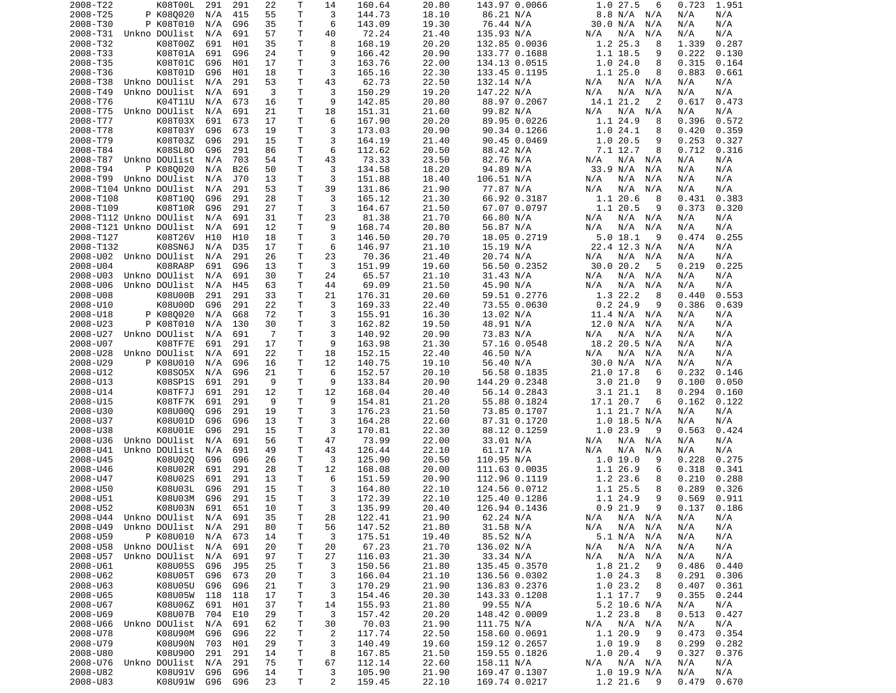| | | | | | | | | | | | | | | | | |
|---|---|---|---|---|---|---|---|---|---|---|---|---|---|---|---|---|
| 2008-T22 | | K08T00L | 291 | 291 | 22 | T | 14 | 160.64 | 20.80 | 143.97 | 0.0066 | 1.0 | 27.5 | 6 | 0.723 | 1.951 |
| 2008-T25 | P | K08Q020 | N/A | 415 | 55 | T | 3 | 144.73 | 18.10 | 86.21 | N/A | 8.8 | N/A | N/A | N/A | N/A |
| 2008-T30 | P | K08T010 | N/A | G96 | 35 | T | 6 | 143.09 | 19.30 | 76.44 | N/A | 30.0 | N/A | N/A | N/A | N/A |
| 2008-T31 | Unkno | DOUlist | N/A | 691 | 57 | T | 40 | 72.24 | 21.40 | 135.93 | N/A | N/A | N/A | N/A | N/A | N/A |
| 2008-T32 | | K08T00Z | 691 | H01 | 35 | T | 8 | 168.19 | 20.20 | 132.85 | 0.0036 | 1.2 | 25.3 | 8 | 1.339 | 0.287 |
| 2008-T33 | | K08T01A | 691 | G96 | 24 | T | 9 | 166.42 | 20.90 | 133.77 | 0.1688 | 1.1 | 18.5 | 9 | 0.222 | 0.130 |
| 2008-T35 | | K08T01C | G96 | H01 | 17 | T | 3 | 163.76 | 22.00 | 134.13 | 0.0515 | 1.0 | 24.0 | 8 | 0.315 | 0.164 |
| 2008-T36 | | K08T01D | G96 | H01 | 18 | T | 3 | 165.16 | 22.30 | 133.45 | 0.1195 | 1.1 | 25.0 | 8 | 0.883 | 0.661 |
| 2008-T38 | Unkno | DOUlist | N/A | 291 | 53 | T | 43 | 62.73 | 22.50 | 132.14 | N/A | N/A | N/A | N/A | N/A | N/A |
| 2008-T49 | Unkno | DOUlist | N/A | 691 | 3 | T | 3 | 150.29 | 19.20 | 147.22 | N/A | N/A | N/A | N/A | N/A | N/A |
| 2008-T76 | | K04T11U | N/A | 673 | 16 | T | 9 | 142.85 | 20.80 | 88.97 | 0.2067 | 14.1 | 21.2 | 2 | 0.617 | 0.473 |
| 2008-T75 | Unkno | DOUlist | N/A | 691 | 21 | T | 18 | 151.31 | 21.60 | 99.82 | N/A | N/A | N/A | N/A | N/A | N/A |
| 2008-T77 | | K08T03X | 691 | 673 | 17 | T | 6 | 167.90 | 20.20 | 89.95 | 0.0226 | 1.1 | 24.9 | 8 | 0.396 | 0.572 |
| 2008-T78 | | K08T03Y | G96 | 673 | 19 | T | 3 | 173.03 | 20.90 | 90.34 | 0.1266 | 1.0 | 24.1 | 8 | 0.420 | 0.359 |
| 2008-T79 | | K08T03Z | G96 | 291 | 15 | T | 3 | 164.19 | 21.40 | 90.45 | 0.0469 | 1.0 | 20.5 | 9 | 0.253 | 0.327 |
| 2008-T84 | | K08SL8O | G96 | 291 | 86 | T | 6 | 112.62 | 20.50 | 88.42 | N/A | 7.1 | 12.7 | 8 | 0.712 | 0.316 |
| 2008-T87 | Unkno | DOUlist | N/A | 703 | 54 | T | 43 | 73.33 | 23.50 | 82.76 | N/A | N/A | N/A | N/A | N/A | N/A |
| 2008-T94 | P | K08Q020 | N/A | B26 | 50 | T | 3 | 134.58 | 18.20 | 94.89 | N/A | 33.9 | N/A | N/A | N/A | N/A |
| 2008-T99 | Unkno | DOUlist | N/A | J70 | 13 | T | 3 | 151.88 | 18.40 | 106.51 | N/A | N/A | N/A | N/A | N/A | N/A |
| 2008-T104 | Unkno | DOUlist | N/A | 291 | 53 | T | 39 | 131.86 | 21.90 | 77.87 | N/A | N/A | N/A | N/A | N/A | N/A |
| 2008-T108 | | K08T10Q | G96 | 291 | 28 | T | 3 | 165.12 | 21.30 | 66.92 | 0.3187 | 1.1 | 20.6 | 8 | 0.431 | 0.383 |
| 2008-T109 | | K08T10R | G96 | 291 | 27 | T | 3 | 164.67 | 21.50 | 67.07 | 0.0797 | 1.1 | 20.5 | 9 | 0.373 | 0.320 |
| 2008-T112 | Unkno | DOUlist | N/A | 691 | 31 | T | 23 | 81.38 | 21.70 | 66.80 | N/A | N/A | N/A | N/A | N/A | N/A |
| 2008-T121 | Unkno | DOUlist | N/A | 691 | 12 | T | 9 | 168.74 | 20.80 | 56.87 | N/A | N/A | N/A | N/A | N/A | N/A |
| 2008-T127 | | K08T26V | H10 | H10 | 18 | T | 3 | 146.50 | 20.70 | 18.05 | 0.2719 | 5.0 | 18.1 | 9 | 0.474 | 0.255 |
| 2008-T132 | | K08SN6J | N/A | D35 | 17 | T | 6 | 146.97 | 21.10 | 15.19 | N/A | 22.4 | 12.3 | N/A | N/A | N/A |
| 2008-U02 | Unkno | DOUlist | N/A | 291 | 26 | T | 23 | 70.36 | 21.40 | 20.74 | N/A | N/A | N/A | N/A | N/A | N/A |
| 2008-U04 | | K08RA8P | 691 | G96 | 13 | T | 3 | 151.99 | 19.60 | 56.50 | 0.2352 | 30.0 | 20.2 | 5 | 0.219 | 0.225 |
| 2008-U03 | Unkno | DOUlist | N/A | 691 | 30 | T | 24 | 65.57 | 21.10 | 31.43 | N/A | N/A | N/A | N/A | N/A | N/A |
| 2008-U06 | Unkno | DOUlist | N/A | H45 | 63 | T | 44 | 69.09 | 21.50 | 45.90 | N/A | N/A | N/A | N/A | N/A | N/A |
| 2008-U08 | | K08U00B | 291 | 291 | 33 | T | 21 | 176.31 | 20.60 | 59.51 | 0.2776 | 1.3 | 22.2 | 8 | 0.440 | 0.553 |
| 2008-U10 | | K08U00D | G96 | 291 | 22 | T | 3 | 169.33 | 22.40 | 73.55 | 0.0630 | 0.2 | 24.9 | 9 | 0.386 | 0.639 |
| 2008-U18 | P | K08Q020 | N/A | G68 | 72 | T | 3 | 155.91 | 16.30 | 13.02 | N/A | 11.4 | N/A | N/A | N/A | N/A |
| 2008-U23 | P | K08T010 | N/A | 130 | 30 | T | 3 | 162.82 | 19.50 | 48.91 | N/A | 12.0 | N/A | N/A | N/A | N/A |
| 2008-U27 | Unkno | DOUlist | N/A | 691 | 7 | T | 3 | 140.92 | 20.90 | 73.83 | N/A | N/A | N/A | N/A | N/A | N/A |
| 2008-U07 | | K08TF7E | 691 | 291 | 17 | T | 9 | 163.98 | 21.30 | 57.16 | 0.0548 | 18.2 | 20.5 | N/A | N/A | N/A |
| 2008-U28 | Unkno | DOUlist | N/A | 691 | 22 | T | 18 | 152.15 | 22.40 | 46.50 | N/A | N/A | N/A | N/A | N/A | N/A |
| 2008-U29 | P | K08U010 | N/A | G96 | 16 | T | 12 | 140.75 | 19.10 | 56.40 | N/A | 30.0 | N/A | N/A | N/A | N/A |
| 2008-U12 | | K08SO5X | N/A | G96 | 21 | T | 6 | 152.57 | 20.10 | 56.58 | 0.1835 | 21.0 | 17.8 | 6 | 0.232 | 0.146 |
| 2008-U13 | | K08SP1S | 691 | 291 | 9 | T | 9 | 133.84 | 20.90 | 144.29 | 0.2348 | 3.0 | 21.0 | 9 | 0.100 | 0.050 |
| 2008-U14 | | K08TF7J | 691 | 291 | 12 | T | 12 | 168.04 | 20.40 | 56.14 | 0.2843 | 3.1 | 21.1 | 8 | 0.294 | 0.160 |
| 2008-U15 | | K08TF7K | 691 | 291 | 9 | T | 9 | 154.81 | 21.20 | 55.88 | 0.1824 | 17.1 | 20.7 | 6 | 0.162 | 0.122 |
| 2008-U30 | | K08U00Q | G96 | 291 | 19 | T | 3 | 176.23 | 21.50 | 73.85 | 0.1707 | 1.1 | 21.7 | N/A | N/A | N/A |
| 2008-U37 | | K08U01D | G96 | G96 | 13 | T | 3 | 164.28 | 22.60 | 87.31 | 0.1720 | 1.0 | 18.5 | N/A | N/A | N/A |
| 2008-U38 | | K08U01E | G96 | 291 | 15 | T | 3 | 170.81 | 22.30 | 88.12 | 0.1259 | 1.0 | 23.9 | 9 | 0.563 | 0.424 |
| 2008-U36 | Unkno | DOUlist | N/A | 691 | 56 | T | 47 | 73.99 | 22.00 | 33.01 | N/A | N/A | N/A | N/A | N/A | N/A |
| 2008-U41 | Unkno | DOUlist | N/A | 691 | 49 | T | 43 | 126.44 | 22.10 | 61.17 | N/A | N/A | N/A | N/A | N/A | N/A |
| 2008-U45 | | K08U02Q | G96 | G96 | 26 | T | 3 | 125.90 | 20.50 | 110.95 | N/A | 1.0 | 19.0 | 9 | 0.228 | 0.275 |
| 2008-U46 | | K08U02R | 691 | 291 | 28 | T | 12 | 168.08 | 20.00 | 111.63 | 0.0035 | 1.1 | 26.9 | 6 | 0.318 | 0.341 |
| 2008-U47 | | K08U02S | 691 | 291 | 13 | T | 6 | 151.59 | 20.90 | 112.96 | 0.1119 | 1.2 | 23.6 | 8 | 0.210 | 0.288 |
| 2008-U50 | | K08U03L | G96 | 291 | 15 | T | 3 | 164.80 | 22.10 | 124.56 | 0.0712 | 1.1 | 25.5 | 8 | 0.289 | 0.326 |
| 2008-U51 | | K08U03M | G96 | 291 | 15 | T | 3 | 172.39 | 22.10 | 125.40 | 0.1286 | 1.1 | 24.9 | 9 | 0.569 | 0.911 |
| 2008-U52 | | K08U03N | 691 | 651 | 10 | T | 3 | 135.99 | 20.40 | 126.94 | 0.1436 | 0.9 | 21.9 | 9 | 0.137 | 0.186 |
| 2008-U44 | Unkno | DOUlist | N/A | 691 | 35 | T | 28 | 122.41 | 21.90 | 62.24 | N/A | N/A | N/A | N/A | N/A | N/A |
| 2008-U49 | Unkno | DOUlist | N/A | 291 | 80 | T | 56 | 147.52 | 21.80 | 31.58 | N/A | N/A | N/A | N/A | N/A | N/A |
| 2008-U59 | P | K08U010 | N/A | 673 | 14 | T | 3 | 175.51 | 19.40 | 85.52 | N/A | 5.1 | N/A | N/A | N/A | N/A |
| 2008-U58 | Unkno | DOUlist | N/A | 691 | 20 | T | 20 | 67.23 | 21.70 | 136.02 | N/A | N/A | N/A | N/A | N/A | N/A |
| 2008-U57 | Unkno | DOUlist | N/A | 691 | 97 | T | 27 | 116.03 | 21.30 | 33.34 | N/A | N/A | N/A | N/A | N/A | N/A |
| 2008-U61 | | K08U05S | G96 | J95 | 25 | T | 3 | 150.56 | 21.80 | 135.45 | 0.3570 | 1.8 | 21.2 | 9 | 0.486 | 0.440 |
| 2008-U62 | | K08U05T | G96 | 673 | 20 | T | 3 | 166.04 | 21.10 | 136.56 | 0.0302 | 1.0 | 24.3 | 8 | 0.291 | 0.306 |
| 2008-U63 | | K08U05U | G96 | G96 | 21 | T | 3 | 170.29 | 21.90 | 136.83 | 0.2376 | 1.0 | 23.2 | 8 | 0.407 | 0.361 |
| 2008-U65 | | K08U05W | 118 | 118 | 17 | T | 3 | 154.46 | 20.30 | 143.33 | 0.1208 | 1.1 | 17.7 | 9 | 0.355 | 0.244 |
| 2008-U67 | | K08U06Z | 691 | H01 | 37 | T | 14 | 155.93 | 21.80 | 99.55 | N/A | 5.2 | 10.6 | N/A | N/A | N/A |
| 2008-U69 | | K08U07B | 704 | E10 | 29 | T | 3 | 157.42 | 20.20 | 148.42 | 0.0009 | 1.2 | 23.8 | 8 | 0.513 | 0.427 |
| 2008-U66 | Unkno | DOUlist | N/A | 691 | 62 | T | 30 | 70.03 | 21.90 | 111.75 | N/A | N/A | N/A | N/A | N/A | N/A |
| 2008-U78 | | K08U90M | G96 | G96 | 22 | T | 2 | 117.74 | 22.50 | 158.60 | 0.0691 | 1.1 | 20.9 | 9 | 0.473 | 0.354 |
| 2008-U79 | | K08U90N | 703 | H01 | 29 | T | 3 | 140.49 | 19.60 | 159.12 | 0.2657 | 1.0 | 19.9 | 8 | 0.299 | 0.282 |
| 2008-U80 | | K08U90O | 291 | 291 | 14 | T | 8 | 167.85 | 21.50 | 159.55 | 0.1826 | 1.0 | 20.4 | 9 | 0.327 | 0.376 |
| 2008-U76 | Unkno | DOUlist | N/A | 291 | 75 | T | 67 | 112.14 | 22.60 | 158.11 | N/A | N/A | N/A | N/A | N/A | N/A |
| 2008-U82 | | K08U91V | G96 | G96 | 14 | T | 3 | 105.90 | 21.90 | 169.47 | 0.1307 | 1.0 | 19.9 | N/A | N/A | N/A |
| 2008-U83 | | K08U91W | G96 | G96 | 23 | T | 2 | 159.45 | 22.10 | 169.74 | 0.0217 | 1.2 | 21.6 | 9 | 0.479 | 0.670 |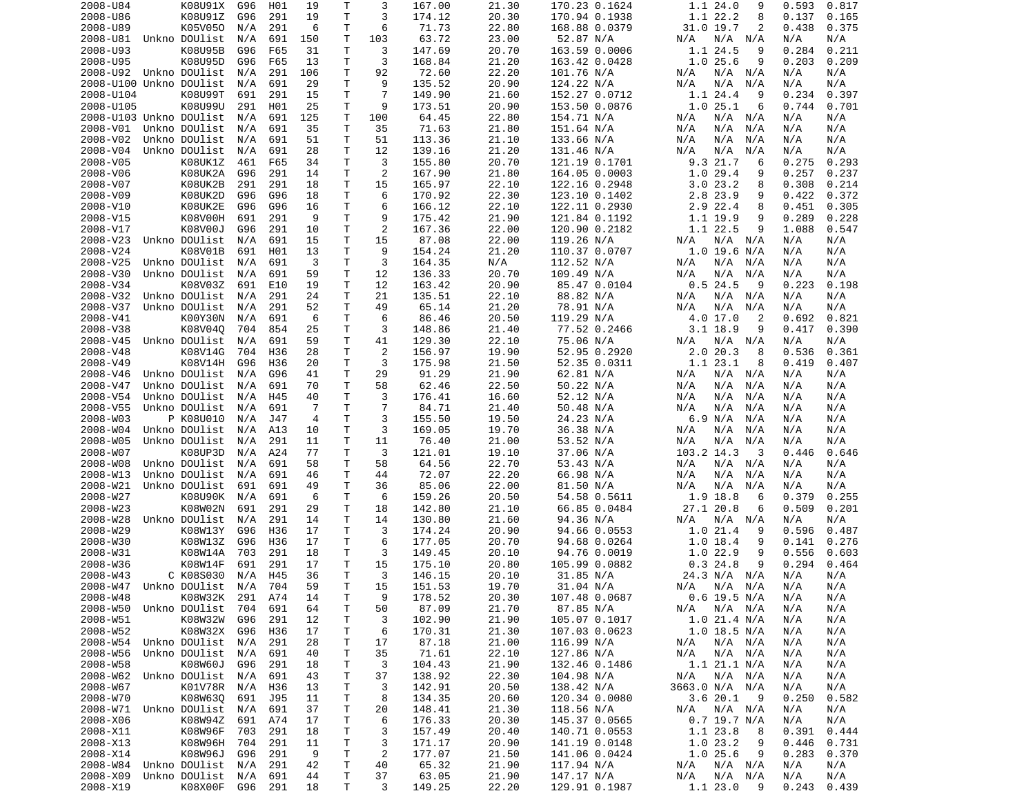| | | | | | | | | | | | | | | | | |
|---|---|---|---|---|---|---|---|---|---|---|---|---|---|---|---|---|
| 2008-U84 | | K08U91X | G96 | H01 | 19 | T | 3 | 167.00 | 21.30 | 170.23 | 0.1624 | 1.1 | 24.0 | 9 | 0.593 | 0.817 |
| 2008-U86 | | K08U91Z | G96 | 291 | 19 | T | 3 | 174.12 | 20.30 | 170.94 | 0.1938 | 1.1 | 22.2 | 8 | 0.137 | 0.165 |
| 2008-U89 | | K05V05O | N/A | 291 | 6 | T | 6 | 71.73 | 22.80 | 168.88 | 0.0379 | 31.0 | 19.7 | 2 | 0.438 | 0.375 |
| 2008-U81 | Unkno | DOUlist | N/A | 691 | 150 | T | 103 | 63.72 | 23.00 | 52.87 | N/A | N/A | N/A | N/A | N/A | N/A |
| 2008-U93 | | K08U95B | G96 | F65 | 31 | T | 3 | 147.69 | 20.70 | 163.59 | 0.0006 | 1.1 | 24.5 | 9 | 0.284 | 0.211 |
| 2008-U95 | | K08U95D | G96 | F65 | 13 | T | 3 | 168.84 | 21.20 | 163.42 | 0.0428 | 1.0 | 25.6 | 9 | 0.203 | 0.209 |
| 2008-U92 | Unkno | DOUlist | N/A | 291 | 106 | T | 92 | 72.60 | 22.20 | 101.76 | N/A | N/A | N/A | N/A | N/A | N/A |
| 2008-U100 | Unkno | DOUlist | N/A | 691 | 29 | T | 9 | 135.52 | 20.90 | 124.22 | N/A | N/A | N/A | N/A | N/A | N/A |
| 2008-U104 | | K08U99T | 691 | 291 | 15 | T | 7 | 149.90 | 21.60 | 152.27 | 0.0712 | 1.1 | 24.4 | 9 | 0.234 | 0.397 |
| 2008-U105 | | K08U99U | 291 | H01 | 25 | T | 9 | 173.51 | 20.90 | 153.50 | 0.0876 | 1.0 | 25.1 | 6 | 0.744 | 0.701 |
| 2008-U103 | Unkno | DOUlist | N/A | 691 | 125 | T | 100 | 64.45 | 22.80 | 154.71 | N/A | N/A | N/A | N/A | N/A | N/A |
| 2008-V01 | Unkno | DOUlist | N/A | 691 | 35 | T | 35 | 71.63 | 21.80 | 151.64 | N/A | N/A | N/A | N/A | N/A | N/A |
| 2008-V02 | Unkno | DOUlist | N/A | 691 | 51 | T | 51 | 113.36 | 21.10 | 133.66 | N/A | N/A | N/A | N/A | N/A | N/A |
| 2008-V04 | Unkno | DOUlist | N/A | 691 | 28 | T | 12 | 139.16 | 21.20 | 131.46 | N/A | N/A | N/A | N/A | N/A | N/A |
| 2008-V05 | | K08UK1Z | 461 | F65 | 34 | T | 3 | 155.80 | 20.70 | 121.19 | 0.1701 | 9.3 | 21.7 | 6 | 0.275 | 0.293 |
| 2008-V06 | | K08UK2A | G96 | 291 | 14 | T | 2 | 167.90 | 21.80 | 164.05 | 0.0003 | 1.0 | 29.4 | 9 | 0.257 | 0.237 |
| 2008-V07 | | K08UK2B | 291 | 291 | 18 | T | 15 | 165.97 | 22.10 | 122.16 | 0.2948 | 3.0 | 23.2 | 8 | 0.308 | 0.214 |
| 2008-V09 | | K08UK2D | G96 | G96 | 18 | T | 6 | 170.92 | 22.30 | 123.10 | 0.1402 | 2.8 | 23.9 | 9 | 0.422 | 0.372 |
| 2008-V10 | | K08UK2E | G96 | G96 | 16 | T | 6 | 166.12 | 22.10 | 122.11 | 0.2930 | 2.9 | 22.4 | 8 | 0.451 | 0.305 |
| 2008-V15 | | K08V00H | 691 | 291 | 9 | T | 9 | 175.42 | 21.90 | 121.84 | 0.1192 | 1.1 | 19.9 | 9 | 0.289 | 0.228 |
| 2008-V17 | | K08V00J | G96 | 291 | 10 | T | 2 | 167.36 | 22.00 | 120.90 | 0.2182 | 1.1 | 22.5 | 9 | 1.088 | 0.547 |
| 2008-V23 | Unkno | DOUlist | N/A | 691 | 15 | T | 15 | 87.08 | 22.00 | 119.26 | N/A | N/A | N/A | N/A | N/A | N/A |
| 2008-V24 | | K08V01B | 691 | H01 | 13 | T | 9 | 154.24 | 21.20 | 110.37 | 0.0707 | 1.0 | 19.6 | N/A | N/A | N/A |
| 2008-V25 | Unkno | DOUlist | N/A | 691 | 3 | T | 3 | 164.35 | N/A | 112.52 | N/A | N/A | N/A | N/A | N/A | N/A |
| 2008-V30 | Unkno | DOUlist | N/A | 691 | 59 | T | 12 | 136.33 | 20.70 | 109.49 | N/A | N/A | N/A | N/A | N/A | N/A |
| 2008-V34 | | K08V03Z | 691 | E10 | 19 | T | 12 | 163.42 | 20.90 | 85.47 | 0.0104 | 0.5 | 24.5 | 9 | 0.223 | 0.198 |
| 2008-V32 | Unkno | DOUlist | N/A | 291 | 24 | T | 21 | 135.51 | 22.10 | 88.82 | N/A | N/A | N/A | N/A | N/A | N/A |
| 2008-V37 | Unkno | DOUlist | N/A | 291 | 52 | T | 49 | 65.14 | 21.20 | 78.91 | N/A | N/A | N/A | N/A | N/A | N/A |
| 2008-V41 | | K00Y30N | N/A | 691 | 6 | T | 6 | 86.46 | 20.50 | 119.29 | N/A | 4.0 | 17.0 | 2 | 0.692 | 0.821 |
| 2008-V38 | | K08V04Q | 704 | 854 | 25 | T | 3 | 148.86 | 21.40 | 77.52 | 0.2466 | 3.1 | 18.9 | 9 | 0.417 | 0.390 |
| 2008-V45 | Unkno | DOUlist | N/A | 691 | 59 | T | 41 | 129.30 | 22.10 | 75.06 | N/A | N/A | N/A | N/A | N/A | N/A |
| 2008-V48 | | K08V14G | 704 | H36 | 28 | T | 2 | 156.97 | 19.90 | 52.95 | 0.2920 | 2.0 | 20.3 | 8 | 0.536 | 0.361 |
| 2008-V49 | | K08V14H | G96 | H36 | 20 | T | 3 | 175.98 | 21.50 | 52.35 | 0.0311 | 1.1 | 23.1 | 8 | 0.419 | 0.407 |
| 2008-V46 | Unkno | DOUlist | N/A | G96 | 41 | T | 29 | 91.29 | 21.90 | 62.81 | N/A | N/A | N/A | N/A | N/A | N/A |
| 2008-V47 | Unkno | DOUlist | N/A | 691 | 70 | T | 58 | 62.46 | 22.50 | 50.22 | N/A | N/A | N/A | N/A | N/A | N/A |
| 2008-V54 | Unkno | DOUlist | N/A | H45 | 40 | T | 3 | 176.41 | 16.60 | 52.12 | N/A | N/A | N/A | N/A | N/A | N/A |
| 2008-V55 | Unkno | DOUlist | N/A | 691 | 7 | T | 7 | 84.71 | 21.40 | 50.48 | N/A | N/A | N/A | N/A | N/A | N/A |
| 2008-W03 | P | K08U010 | N/A | J47 | 4 | T | 3 | 155.50 | 19.50 | 24.23 | N/A | 6.9 | N/A | N/A | N/A | N/A |
| 2008-W04 | Unkno | DOUlist | N/A | A13 | 10 | T | 3 | 169.05 | 19.70 | 36.38 | N/A | N/A | N/A | N/A | N/A | N/A |
| 2008-W05 | Unkno | DOUlist | N/A | 291 | 11 | T | 11 | 76.40 | 21.00 | 53.52 | N/A | N/A | N/A | N/A | N/A | N/A |
| 2008-W07 | | K08UP3D | N/A | A24 | 77 | T | 3 | 121.01 | 19.10 | 37.06 | N/A | 103.2 | 14.3 | 3 | 0.446 | 0.646 |
| 2008-W08 | Unkno | DOUlist | N/A | 691 | 58 | T | 58 | 64.56 | 22.70 | 53.43 | N/A | N/A | N/A | N/A | N/A | N/A |
| 2008-W13 | Unkno | DOUlist | N/A | 691 | 46 | T | 44 | 72.07 | 22.20 | 66.98 | N/A | N/A | N/A | N/A | N/A | N/A |
| 2008-W21 | Unkno | DOUlist | 691 | 691 | 49 | T | 36 | 85.06 | 22.00 | 81.50 | N/A | N/A | N/A | N/A | N/A | N/A |
| 2008-W27 | | K08U90K | N/A | 691 | 6 | T | 6 | 159.26 | 20.50 | 54.58 | 0.5611 | 1.9 | 18.8 | 6 | 0.379 | 0.255 |
| 2008-W23 | | K08W02N | 691 | 291 | 29 | T | 18 | 142.80 | 21.10 | 66.85 | 0.0484 | 27.1 | 20.8 | 6 | 0.509 | 0.201 |
| 2008-W28 | Unkno | DOUlist | N/A | 291 | 14 | T | 14 | 130.80 | 21.60 | 94.36 | N/A | N/A | N/A | N/A | N/A | N/A |
| 2008-W29 | | K08W13Y | G96 | H36 | 17 | T | 3 | 174.24 | 20.90 | 94.66 | 0.0553 | 1.0 | 21.4 | 9 | 0.596 | 0.487 |
| 2008-W30 | | K08W13Z | G96 | H36 | 17 | T | 6 | 177.05 | 20.70 | 94.68 | 0.0264 | 1.0 | 18.4 | 9 | 0.141 | 0.276 |
| 2008-W31 | | K08W14A | 703 | 291 | 18 | T | 3 | 149.45 | 20.10 | 94.76 | 0.0019 | 1.0 | 22.9 | 9 | 0.556 | 0.603 |
| 2008-W36 | | K08W14F | 691 | 291 | 17 | T | 15 | 175.10 | 20.80 | 105.99 | 0.0882 | 0.3 | 24.8 | 9 | 0.294 | 0.464 |
| 2008-W43 | C | K08S030 | N/A | H45 | 36 | T | 3 | 146.15 | 20.10 | 31.85 | N/A | 24.3 | N/A | N/A | N/A | N/A |
| 2008-W47 | Unkno | DOUlist | N/A | 704 | 59 | T | 15 | 151.53 | 19.70 | 31.04 | N/A | N/A | N/A | N/A | N/A | N/A |
| 2008-W48 | | K08W32K | 291 | A74 | 14 | T | 9 | 178.52 | 20.30 | 107.48 | 0.0687 | 0.6 | 19.5 | N/A | N/A | N/A |
| 2008-W50 | Unkno | DOUlist | 704 | 691 | 64 | T | 50 | 87.09 | 21.70 | 87.85 | N/A | N/A | N/A | N/A | N/A | N/A |
| 2008-W51 | | K08W32W | G96 | 291 | 12 | T | 3 | 102.90 | 21.90 | 105.07 | 0.1017 | 1.0 | 21.4 | N/A | N/A | N/A |
| 2008-W52 | | K08W32X | G96 | H36 | 17 | T | 6 | 170.31 | 21.30 | 107.03 | 0.0623 | 1.0 | 18.5 | N/A | N/A | N/A |
| 2008-W54 | Unkno | DOUlist | N/A | 291 | 28 | T | 17 | 87.18 | 21.00 | 116.99 | N/A | N/A | N/A | N/A | N/A | N/A |
| 2008-W56 | Unkno | DOUlist | N/A | 691 | 40 | T | 35 | 71.61 | 22.10 | 127.86 | N/A | N/A | N/A | N/A | N/A | N/A |
| 2008-W58 | | K08W60J | G96 | 291 | 18 | T | 3 | 104.43 | 21.90 | 132.46 | 0.1486 | 1.1 | 21.1 | N/A | N/A | N/A |
| 2008-W62 | Unkno | DOUlist | N/A | 691 | 43 | T | 37 | 138.92 | 22.30 | 104.98 | N/A | N/A | N/A | N/A | N/A | N/A |
| 2008-W67 | | K01V78R | N/A | H36 | 13 | T | 3 | 142.91 | 20.50 | 138.42 | N/A | 3663.0 | N/A | N/A | N/A | N/A |
| 2008-W70 | | K08W63Q | 691 | J95 | 11 | T | 8 | 134.35 | 20.60 | 120.34 | 0.0080 | 3.6 | 20.1 | 9 | 0.250 | 0.582 |
| 2008-W71 | Unkno | DOUlist | N/A | 691 | 37 | T | 20 | 148.41 | 21.30 | 118.56 | N/A | N/A | N/A | N/A | N/A | N/A |
| 2008-X06 | | K08W94Z | 691 | A74 | 17 | T | 6 | 176.33 | 20.30 | 145.37 | 0.0565 | 0.7 | 19.7 | N/A | N/A | N/A |
| 2008-X11 | | K08W96F | 703 | 291 | 18 | T | 3 | 157.49 | 20.40 | 140.71 | 0.0553 | 1.1 | 23.8 | 8 | 0.391 | 0.444 |
| 2008-X13 | | K08W96H | 704 | 291 | 11 | T | 3 | 171.17 | 20.90 | 141.19 | 0.0148 | 1.0 | 23.2 | 9 | 0.446 | 0.731 |
| 2008-X14 | | K08W96J | G96 | 291 | 9 | T | 2 | 177.07 | 21.50 | 141.06 | 0.0424 | 1.0 | 25.6 | 9 | 0.283 | 0.370 |
| 2008-W84 | Unkno | DOUlist | N/A | 291 | 42 | T | 40 | 65.32 | 21.90 | 117.94 | N/A | N/A | N/A | N/A | N/A | N/A |
| 2008-X09 | Unkno | DOUlist | N/A | 691 | 44 | T | 37 | 63.05 | 21.90 | 147.17 | N/A | N/A | N/A | N/A | N/A | N/A |
| 2008-X19 | | K08X00F | G96 | 291 | 18 | T | 3 | 149.25 | 22.20 | 129.91 | 0.1987 | 1.1 | 23.0 | 9 | 0.243 | 0.439 |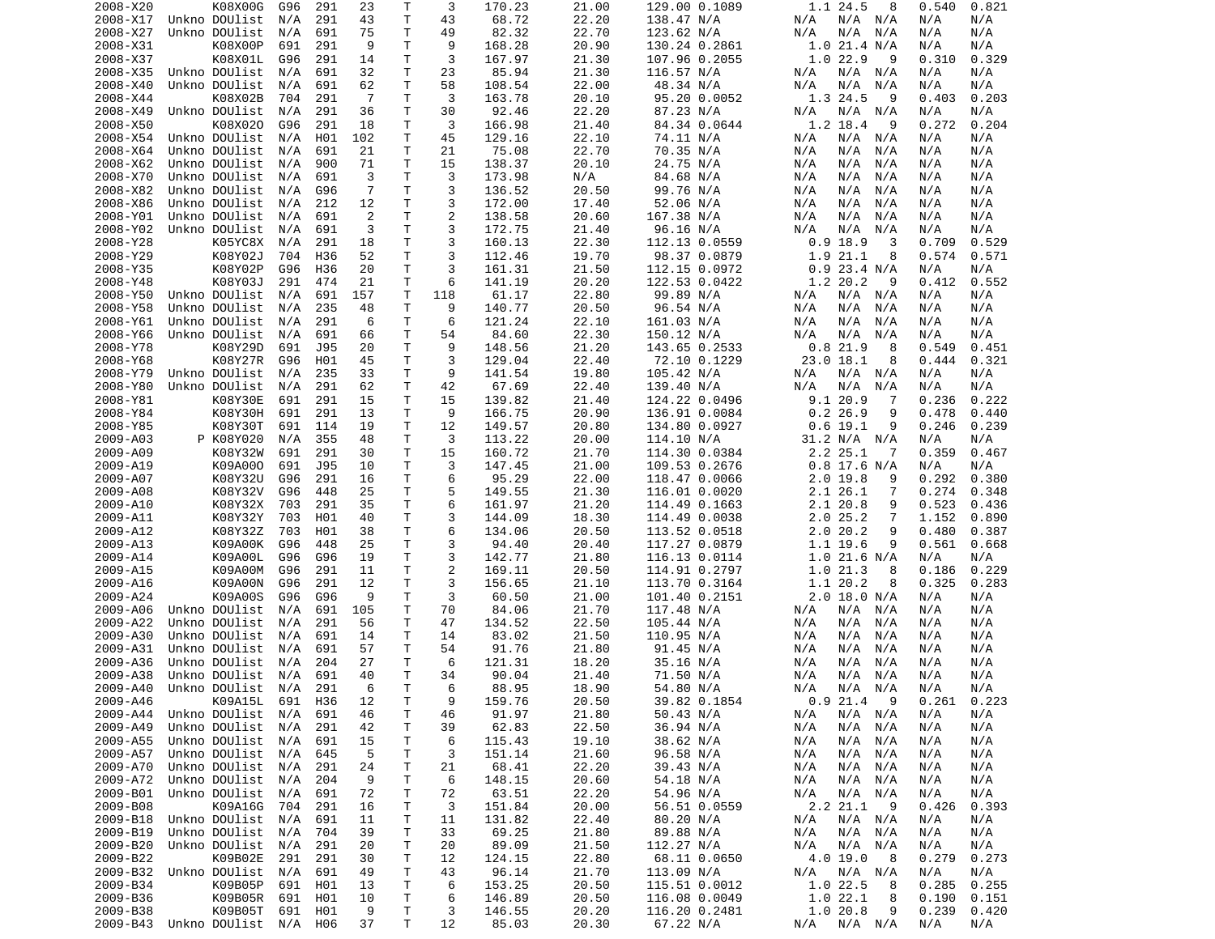```
2008-X20        K08X00G  G96  291   23    T     3    170.23       21.00       129.00 0.1089        1.1 24.5   8   0.540  0.821
2008-X17  Unkno DOUlist  N/A  291   43    T    43     68.72       22.20       138.47 N/A          N/A  N/A  N/A   N/A    N/A
2008-X27  Unkno DOUlist  N/A  691   75    T    49     82.32       22.70       123.62 N/A          N/A  N/A  N/A   N/A    N/A
2008-X31        K08X00P  691  291    9    T     9    168.28       20.90       130.24 0.2861        1.0 21.4 N/A   N/A    N/A
2008-X37        K08X01L  G96  291   14    T     3    167.97       21.30       107.96 0.2055        1.0 22.9   9   0.310  0.329
2008-X35  Unkno DOUlist  N/A  691   32    T    23     85.94       21.30       116.57 N/A          N/A  N/A  N/A   N/A    N/A
2008-X40  Unkno DOUlist  N/A  691   62    T    58    108.54       22.00        48.34 N/A          N/A  N/A  N/A   N/A    N/A
2008-X44        K08X02B  704  291    7    T     3    163.78       20.10        95.20 0.0052        1.3 24.5   9   0.403  0.203
2008-X49  Unkno DOUlist  N/A  291   36    T    30     92.46       22.20        87.23 N/A          N/A  N/A  N/A   N/A    N/A
2008-X50        K08X02O  G96  291   18    T     3    166.98       21.40        84.34 0.0644        1.2 18.4   9   0.272  0.204
2008-X54  Unkno DOUlist  N/A  H01  102    T    45    129.16       22.10        74.11 N/A          N/A  N/A  N/A   N/A    N/A
2008-X64  Unkno DOUlist  N/A  691   21    T    21     75.08       22.70        70.35 N/A          N/A  N/A  N/A   N/A    N/A
2008-X62  Unkno DOUlist  N/A  900   71    T    15    138.37       20.10        24.75 N/A          N/A  N/A  N/A   N/A    N/A
2008-X70  Unkno DOUlist  N/A  691    3    T     3    173.98       N/A          84.68 N/A          N/A  N/A  N/A   N/A    N/A
2008-X82  Unkno DOUlist  N/A  G96    7    T     3    136.52       20.50        99.76 N/A          N/A  N/A  N/A   N/A    N/A
2008-X86  Unkno DOUlist  N/A  212   12    T     3    172.00       17.40        52.06 N/A          N/A  N/A  N/A   N/A    N/A
2008-Y01  Unkno DOUlist  N/A  691    2    T     2    138.58       20.60       167.38 N/A          N/A  N/A  N/A   N/A    N/A
2008-Y02  Unkno DOUlist  N/A  691    3    T     3    172.75       21.40        96.16 N/A          N/A  N/A  N/A   N/A    N/A
2008-Y28        K05YC8X  N/A  291   18    T     3    160.13       22.30       112.13 0.0559        0.9 18.9   3   0.709  0.529
2008-Y29        K08Y02J  704  H36   52    T     3    112.46       19.70        98.37 0.0879        1.9 21.1   8   0.574  0.571
2008-Y35        K08Y02P  G96  H36   20    T     3    161.31       21.50       112.15 0.0972        0.9 23.4 N/A   N/A    N/A
2008-Y48        K08Y03J  291  474   21    T     6    141.19       20.20       122.53 0.0422        1.2 20.2   9   0.412  0.552
2008-Y50  Unkno DOUlist  N/A  691  157    T   118     61.17       22.80        99.89 N/A          N/A  N/A  N/A   N/A    N/A
2008-Y58  Unkno DOUlist  N/A  235   48    T     9    140.77       20.50        96.54 N/A          N/A  N/A  N/A   N/A    N/A
2008-Y61  Unkno DOUlist  N/A  291    6    T     6    121.24       22.10       161.03 N/A          N/A  N/A  N/A   N/A    N/A
2008-Y66  Unkno DOUlist  N/A  691   66    T    54     84.60       22.30       150.12 N/A          N/A  N/A  N/A   N/A    N/A
2008-Y78        K08Y29D  691  J95   20    T     9    148.56       21.20       143.65 0.2533        0.8 21.9   8   0.549  0.451
2008-Y68        K08Y27R  G96  H01   45    T     3    129.04       22.40        72.10 0.1229       23.0 18.1   8   0.444  0.321
2008-Y79  Unkno DOUlist  N/A  235   33    T     9    141.54       19.80       105.42 N/A          N/A  N/A  N/A   N/A    N/A
2008-Y80  Unkno DOUlist  N/A  291   62    T    42     67.69       22.40       139.40 N/A          N/A  N/A  N/A   N/A    N/A
2008-Y81        K08Y30E  691  291   15    T    15    139.82       21.40       124.22 0.0496        9.1 20.9   7   0.236  0.222
2008-Y84        K08Y30H  691  291   13    T     9    166.75       20.90       136.91 0.0084        0.2 26.9   9   0.478  0.440
2008-Y85        K08Y30T  691  114   19    T    12    149.57       20.80       134.80 0.0927        0.6 19.1   9   0.246  0.239
2009-A03      P K08Y020  N/A  355   48    T     3    113.22       20.00       114.10 N/A         31.2 N/A  N/A   N/A    N/A
2009-A09        K08Y32W  691  291   30    T    15    160.72       21.70       114.30 0.0384        2.2 25.1   7   0.359  0.467
2009-A19        K09A00O  691  J95   10    T     3    147.45       21.00       109.53 0.2676        0.8 17.6 N/A   N/A    N/A
2009-A07        K08Y32U  G96  291   16    T     6     95.29       22.00       118.47 0.0066        2.0 19.8   9   0.292  0.380
2009-A08        K08Y32V  G96  448   25    T     5    149.55       21.30       116.01 0.0020        2.1 26.1   7   0.274  0.348
2009-A10        K08Y32X  703  291   35    T     6    161.97       21.20       114.49 0.1663        2.1 20.8   9   0.523  0.436
2009-A11        K08Y32Y  703  H01   40    T     3    144.09       18.30       114.49 0.0038        2.0 25.2   7   1.152  0.890
2009-A12        K08Y32Z  703  H01   38    T     6    134.06       20.50       113.52 0.0518        2.0 20.2   9   0.480  0.387
2009-A13        K09A00K  G96  448   25    T     3     94.40       20.40       117.27 0.0879        1.1 19.6   9   0.561  0.668
2009-A14        K09A00L  G96  G96   19    T     3    142.77       21.80       116.13 0.0114        1.0 21.6 N/A   N/A    N/A
2009-A15        K09A00M  G96  291   11    T     2    169.11       20.50       114.91 0.2797        1.0 21.3   8   0.186  0.229
2009-A16        K09A00N  G96  291   12    T     3    156.65       21.10       113.70 0.3164        1.1 20.2   8   0.325  0.283
2009-A24        K09A00S  G96  G96    9    T     3     60.50       21.00       101.40 0.2151        2.0 18.0 N/A   N/A    N/A
2009-A06  Unkno DOUlist  N/A  691  105    T    70     84.06       21.70       117.48 N/A          N/A  N/A  N/A   N/A    N/A
2009-A22  Unkno DOUlist  N/A  291   56    T    47    134.52       22.50       105.44 N/A          N/A  N/A  N/A   N/A    N/A
2009-A30  Unkno DOUlist  N/A  691   14    T    14     83.02       21.50       110.95 N/A          N/A  N/A  N/A   N/A    N/A
2009-A31  Unkno DOUlist  N/A  691   57    T    54     91.76       21.80        91.45 N/A          N/A  N/A  N/A   N/A    N/A
2009-A36  Unkno DOUlist  N/A  204   27    T     6    121.31       18.20        35.16 N/A          N/A  N/A  N/A   N/A    N/A
2009-A38  Unkno DOUlist  N/A  691   40    T    34     90.04       21.40        71.50 N/A          N/A  N/A  N/A   N/A    N/A
2009-A40  Unkno DOUlist  N/A  291    6    T     6     88.95       18.90        54.80 N/A          N/A  N/A  N/A   N/A    N/A
2009-A46        K09A15L  691  H36   12    T     9    159.76       20.50        39.82 0.1854        0.9 21.4   9   0.261  0.223
2009-A44  Unkno DOUlist  N/A  691   46    T    46     91.97       21.80        50.43 N/A          N/A  N/A  N/A   N/A    N/A
2009-A49  Unkno DOUlist  N/A  291   42    T    39     62.83       22.50        36.94 N/A          N/A  N/A  N/A   N/A    N/A
2009-A55  Unkno DOUlist  N/A  691   15    T     6    115.43       19.10        38.62 N/A          N/A  N/A  N/A   N/A    N/A
2009-A57  Unkno DOUlist  N/A  645    5    T     3    151.14       21.60        96.58 N/A          N/A  N/A  N/A   N/A    N/A
2009-A70  Unkno DOUlist  N/A  291   24    T    21     68.41       22.20        39.43 N/A          N/A  N/A  N/A   N/A    N/A
2009-A72  Unkno DOUlist  N/A  204    9    T     6    148.15       20.60        54.18 N/A          N/A  N/A  N/A   N/A    N/A
2009-B01  Unkno DOUlist  N/A  691   72    T    72     63.51       22.20        54.96 N/A          N/A  N/A  N/A   N/A    N/A
2009-B08        K09A16G  704  291   16    T     3    151.84       20.00        56.51 0.0559        2.2 21.1   9   0.426  0.393
2009-B18  Unkno DOUlist  N/A  691   11    T    11    131.82       22.40        80.20 N/A          N/A  N/A  N/A   N/A    N/A
2009-B19  Unkno DOUlist  N/A  704   39    T    33     69.25       21.80        89.88 N/A          N/A  N/A  N/A   N/A    N/A
2009-B20  Unkno DOUlist  N/A  291   20    T    20     89.09       21.50       112.27 N/A          N/A  N/A  N/A   N/A    N/A
2009-B22        K09B02E  291  291   30    T    12    124.15       22.80        68.11 0.0650        4.0 19.0   8   0.279  0.273
2009-B32  Unkno DOUlist  N/A  691   49    T    43     96.14       21.70       113.09 N/A          N/A  N/A  N/A   N/A    N/A
2009-B34        K09B05P  691  H01   13    T     6    153.25       20.50       115.51 0.0012        1.0 22.5   8   0.285  0.255
2009-B36        K09B05R  691  H01   10    T     6    146.89       20.50       116.08 0.0049        1.0 22.1   8   0.190  0.151
2009-B38        K09B05T  691  H01    9    T     3    146.55       20.20       116.20 0.2481        1.0 20.8   9   0.239  0.420
2009-B43  Unkno DOUlist  N/A  H06   37    T    12     85.03       20.30        67.22 N/A          N/A  N/A  N/A   N/A    N/A
```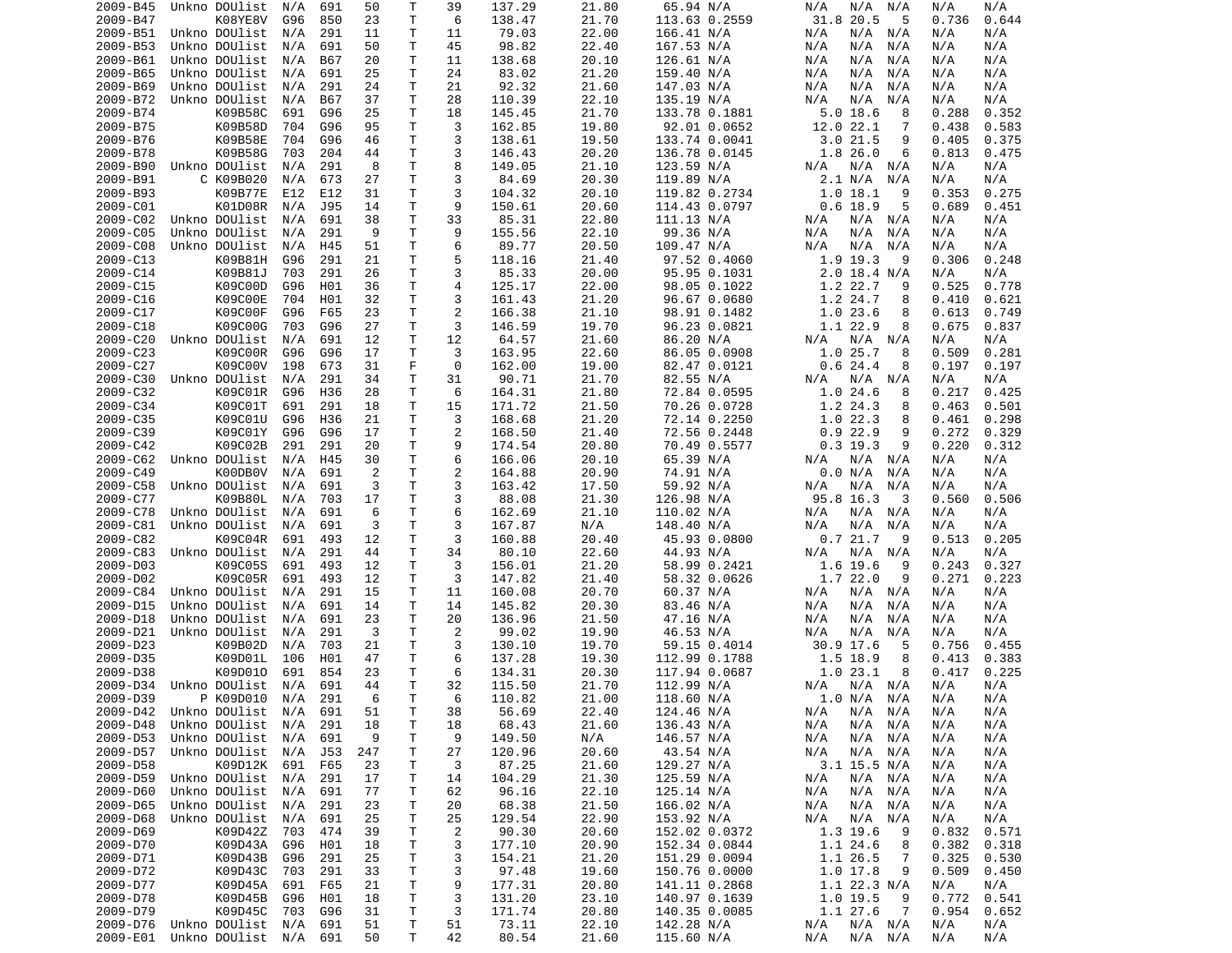| | | | | | | | | | | | | | | | | | |
|---|---|---|---|---|---|---|---|---|---|---|---|---|---|---|---|---|---|
| 2009-B45 | Unkno | DOUlist | N/A | 691 | 50 | T | 39 | 137.29 | 21.80 | 65.94 | N/A | N/A | N/A | N/A | N/A | N/A |
| 2009-B47 | | K08YE8V | G96 | 850 | 23 | T | 6 | 138.47 | 21.70 | 113.63 | 0.2559 | 31.8 | 20.5 | 5 | 0.736 | 0.644 |
| 2009-B51 | Unkno | DOUlist | N/A | 291 | 11 | T | 11 | 79.03 | 22.00 | 166.41 | N/A | N/A | N/A | N/A | N/A | N/A |
| 2009-B53 | Unkno | DOUlist | N/A | 691 | 50 | T | 45 | 98.82 | 22.40 | 167.53 | N/A | N/A | N/A | N/A | N/A | N/A |
| 2009-B61 | Unkno | DOUlist | N/A | B67 | 20 | T | 11 | 138.68 | 20.10 | 126.61 | N/A | N/A | N/A | N/A | N/A | N/A |
| 2009-B65 | Unkno | DOUlist | N/A | 691 | 25 | T | 24 | 83.02 | 21.20 | 159.40 | N/A | N/A | N/A | N/A | N/A | N/A |
| 2009-B69 | Unkno | DOUlist | N/A | 291 | 24 | T | 21 | 92.32 | 21.60 | 147.03 | N/A | N/A | N/A | N/A | N/A | N/A |
| 2009-B72 | Unkno | DOUlist | N/A | B67 | 37 | T | 28 | 110.39 | 22.10 | 135.19 | N/A | N/A | N/A | N/A | N/A | N/A |
| 2009-B74 | | K09B58C | 691 | G96 | 25 | T | 18 | 145.45 | 21.70 | 133.78 | 0.1881 | 5.0 | 18.6 | 8 | 0.288 | 0.352 |
| 2009-B75 | | K09B58D | 704 | G96 | 95 | T | 3 | 162.85 | 19.80 | 92.01 | 0.0652 | 12.0 | 22.1 | 7 | 0.438 | 0.583 |
| 2009-B76 | | K09B58E | 704 | G96 | 46 | T | 3 | 138.61 | 19.50 | 133.74 | 0.0041 | 3.0 | 21.5 | 9 | 0.405 | 0.375 |
| 2009-B78 | | K09B58G | 703 | 204 | 44 | T | 3 | 146.43 | 20.20 | 136.78 | 0.0145 | 1.8 | 26.0 | 6 | 0.813 | 0.475 |
| 2009-B90 | Unkno | DOUlist | N/A | 291 | 8 | T | 8 | 149.05 | 21.10 | 123.59 | N/A | N/A | N/A | N/A | N/A | N/A |
| 2009-B91 | C | K09B020 | N/A | 673 | 27 | T | 3 | 84.69 | 20.30 | 119.89 | N/A | 2.1 | N/A | N/A | N/A | N/A |
| 2009-B93 | | K09B77E | E12 | E12 | 31 | T | 3 | 104.32 | 20.10 | 119.82 | 0.2734 | 1.0 | 18.1 | 9 | 0.353 | 0.275 |
| 2009-C01 | | K01D08R | N/A | J95 | 14 | T | 9 | 150.61 | 20.60 | 114.43 | 0.0797 | 0.6 | 18.9 | 5 | 0.689 | 0.451 |
| 2009-C02 | Unkno | DOUlist | N/A | 691 | 38 | T | 33 | 85.31 | 22.80 | 111.13 | N/A | N/A | N/A | N/A | N/A | N/A |
| 2009-C05 | Unkno | DOUlist | N/A | 291 | 9 | T | 9 | 155.56 | 22.10 | 99.36 | N/A | N/A | N/A | N/A | N/A | N/A |
| 2009-C08 | Unkno | DOUlist | N/A | H45 | 51 | T | 6 | 89.77 | 20.50 | 109.47 | N/A | N/A | N/A | N/A | N/A | N/A |
| 2009-C13 | | K09B81H | G96 | 291 | 21 | T | 5 | 118.16 | 21.40 | 97.52 | 0.4060 | 1.9 | 19.3 | 9 | 0.306 | 0.248 |
| 2009-C14 | | K09B81J | 703 | 291 | 26 | T | 3 | 85.33 | 20.00 | 95.95 | 0.1031 | 2.0 | 18.4 | N/A | N/A | N/A |
| 2009-C15 | | K09C00D | G96 | H01 | 36 | T | 4 | 125.17 | 22.00 | 98.05 | 0.1022 | 1.2 | 22.7 | 9 | 0.525 | 0.778 |
| 2009-C16 | | K09C00E | 704 | H01 | 32 | T | 3 | 161.43 | 21.20 | 96.67 | 0.0680 | 1.2 | 24.7 | 8 | 0.410 | 0.621 |
| 2009-C17 | | K09C00F | G96 | F65 | 23 | T | 2 | 166.38 | 21.10 | 98.91 | 0.1482 | 1.0 | 23.6 | 8 | 0.613 | 0.749 |
| 2009-C18 | | K09C00G | 703 | G96 | 27 | T | 3 | 146.59 | 19.70 | 96.23 | 0.0821 | 1.1 | 22.9 | 8 | 0.675 | 0.837 |
| 2009-C20 | Unkno | DOUlist | N/A | 691 | 12 | T | 12 | 64.57 | 21.60 | 86.20 | N/A | N/A | N/A | N/A | N/A | N/A |
| 2009-C23 | | K09C00R | G96 | G96 | 17 | T | 3 | 163.95 | 22.60 | 86.05 | 0.0908 | 1.0 | 25.7 | 8 | 0.509 | 0.281 |
| 2009-C27 | | K09C00V | 198 | 673 | 31 | F | 0 | 162.00 | 19.00 | 82.47 | 0.0121 | 0.6 | 24.4 | 8 | 0.197 | 0.197 |
| 2009-C30 | Unkno | DOUlist | N/A | 291 | 34 | T | 31 | 90.71 | 21.70 | 82.55 | N/A | N/A | N/A | N/A | N/A | N/A |
| 2009-C32 | | K09C01R | G96 | H36 | 28 | T | 6 | 164.31 | 21.80 | 72.84 | 0.0595 | 1.0 | 24.6 | 8 | 0.217 | 0.425 |
| 2009-C34 | | K09C01T | 691 | 291 | 18 | T | 15 | 171.72 | 21.50 | 70.26 | 0.0728 | 1.2 | 24.3 | 8 | 0.463 | 0.501 |
| 2009-C35 | | K09C01U | G96 | H36 | 21 | T | 3 | 168.68 | 21.20 | 72.14 | 0.2250 | 1.0 | 22.3 | 8 | 0.461 | 0.298 |
| 2009-C39 | | K09C01Y | G96 | G96 | 17 | T | 2 | 168.50 | 21.40 | 72.56 | 0.2448 | 0.9 | 22.9 | 9 | 0.272 | 0.329 |
| 2009-C42 | | K09C02B | 291 | 291 | 20 | T | 9 | 174.54 | 20.80 | 70.49 | 0.5577 | 0.3 | 19.3 | 9 | 0.220 | 0.312 |
| 2009-C62 | Unkno | DOUlist | N/A | H45 | 30 | T | 6 | 166.06 | 20.10 | 65.39 | N/A | N/A | N/A | N/A | N/A | N/A |
| 2009-C49 | | K00DB0V | N/A | 691 | 2 | T | 2 | 164.88 | 20.90 | 74.91 | N/A | 0.0 | N/A | N/A | N/A | N/A |
| 2009-C58 | Unkno | DOUlist | N/A | 691 | 3 | T | 3 | 163.42 | 17.50 | 59.92 | N/A | N/A | N/A | N/A | N/A | N/A |
| 2009-C77 | | K09B80L | N/A | 703 | 17 | T | 3 | 88.08 | 21.30 | 126.98 | N/A | 95.8 | 16.3 | 3 | 0.560 | 0.506 |
| 2009-C78 | Unkno | DOUlist | N/A | 691 | 6 | T | 6 | 162.69 | 21.10 | 110.02 | N/A | N/A | N/A | N/A | N/A | N/A |
| 2009-C81 | Unkno | DOUlist | N/A | 691 | 3 | T | 3 | 167.87 | N/A | 148.40 | N/A | N/A | N/A | N/A | N/A | N/A |
| 2009-C82 | | K09C04R | 691 | 493 | 12 | T | 3 | 160.88 | 20.40 | 45.93 | 0.0800 | 0.7 | 21.7 | 9 | 0.513 | 0.205 |
| 2009-C83 | Unkno | DOUlist | N/A | 291 | 44 | T | 34 | 80.10 | 22.60 | 44.93 | N/A | N/A | N/A | N/A | N/A | N/A |
| 2009-D03 | | K09C05S | 691 | 493 | 12 | T | 3 | 156.01 | 21.20 | 58.99 | 0.2421 | 1.6 | 19.6 | 9 | 0.243 | 0.327 |
| 2009-D02 | | K09C05R | 691 | 493 | 12 | T | 3 | 147.82 | 21.40 | 58.32 | 0.0626 | 1.7 | 22.0 | 9 | 0.271 | 0.223 |
| 2009-C84 | Unkno | DOUlist | N/A | 291 | 15 | T | 11 | 160.08 | 20.70 | 60.37 | N/A | N/A | N/A | N/A | N/A | N/A |
| 2009-D15 | Unkno | DOUlist | N/A | 691 | 14 | T | 14 | 145.82 | 20.30 | 83.46 | N/A | N/A | N/A | N/A | N/A | N/A |
| 2009-D18 | Unkno | DOUlist | N/A | 691 | 23 | T | 20 | 136.96 | 21.50 | 47.16 | N/A | N/A | N/A | N/A | N/A | N/A |
| 2009-D21 | Unkno | DOUlist | N/A | 291 | 3 | T | 2 | 99.02 | 19.90 | 46.53 | N/A | N/A | N/A | N/A | N/A | N/A |
| 2009-D23 | | K09B02D | N/A | 703 | 21 | T | 3 | 130.10 | 19.70 | 59.15 | 0.4014 | 30.9 | 17.6 | 5 | 0.756 | 0.455 |
| 2009-D35 | | K09D01L | 106 | H01 | 47 | T | 6 | 137.28 | 19.30 | 112.99 | 0.1788 | 1.5 | 18.9 | 8 | 0.413 | 0.383 |
| 2009-D38 | | K09D01O | 691 | 854 | 23 | T | 6 | 134.31 | 20.30 | 117.94 | 0.0687 | 1.0 | 23.1 | 8 | 0.417 | 0.225 |
| 2009-D34 | Unkno | DOUlist | N/A | 691 | 44 | T | 32 | 115.50 | 21.70 | 112.99 | N/A | N/A | N/A | N/A | N/A | N/A |
| 2009-D39 | P | K09D010 | N/A | 291 | 6 | T | 6 | 110.82 | 21.00 | 118.60 | N/A | 1.0 | N/A | N/A | N/A | N/A |
| 2009-D42 | Unkno | DOUlist | N/A | 691 | 51 | T | 38 | 56.69 | 22.40 | 124.46 | N/A | N/A | N/A | N/A | N/A | N/A |
| 2009-D48 | Unkno | DOUlist | N/A | 291 | 18 | T | 18 | 68.43 | 21.60 | 136.43 | N/A | N/A | N/A | N/A | N/A | N/A |
| 2009-D53 | Unkno | DOUlist | N/A | 691 | 9 | T | 9 | 149.50 | N/A | 146.57 | N/A | N/A | N/A | N/A | N/A | N/A |
| 2009-D57 | Unkno | DOUlist | N/A | J53 | 247 | T | 27 | 120.96 | 20.60 | 43.54 | N/A | N/A | N/A | N/A | N/A | N/A |
| 2009-D58 | | K09D12K | 691 | F65 | 23 | T | 3 | 87.25 | 21.60 | 129.27 | N/A | 3.1 | 15.5 | N/A | N/A | N/A |
| 2009-D59 | Unkno | DOUlist | N/A | 291 | 17 | T | 14 | 104.29 | 21.30 | 125.59 | N/A | N/A | N/A | N/A | N/A | N/A |
| 2009-D60 | Unkno | DOUlist | N/A | 691 | 77 | T | 62 | 96.16 | 22.10 | 125.14 | N/A | N/A | N/A | N/A | N/A | N/A |
| 2009-D65 | Unkno | DOUlist | N/A | 291 | 23 | T | 20 | 68.38 | 21.50 | 166.02 | N/A | N/A | N/A | N/A | N/A | N/A |
| 2009-D68 | Unkno | DOUlist | N/A | 691 | 25 | T | 25 | 129.54 | 22.90 | 153.92 | N/A | N/A | N/A | N/A | N/A | N/A |
| 2009-D69 | | K09D42Z | 703 | 474 | 39 | T | 2 | 90.30 | 20.60 | 152.02 | 0.0372 | 1.3 | 19.6 | 9 | 0.832 | 0.571 |
| 2009-D70 | | K09D43A | G96 | H01 | 18 | T | 3 | 177.10 | 20.90 | 152.34 | 0.0844 | 1.1 | 24.6 | 8 | 0.382 | 0.318 |
| 2009-D71 | | K09D43B | G96 | 291 | 25 | T | 3 | 154.21 | 21.20 | 151.29 | 0.0094 | 1.1 | 26.5 | 7 | 0.325 | 0.530 |
| 2009-D72 | | K09D43C | 703 | 291 | 33 | T | 3 | 97.48 | 19.60 | 150.76 | 0.0000 | 1.0 | 17.8 | 9 | 0.509 | 0.450 |
| 2009-D77 | | K09D45A | 691 | F65 | 21 | T | 9 | 177.31 | 20.80 | 141.11 | 0.2868 | 1.1 | 22.3 | N/A | N/A | N/A |
| 2009-D78 | | K09D45B | G96 | H01 | 18 | T | 3 | 131.20 | 23.10 | 140.97 | 0.1639 | 1.0 | 19.5 | 9 | 0.772 | 0.541 |
| 2009-D79 | | K09D45C | 703 | G96 | 31 | T | 3 | 171.74 | 20.80 | 140.35 | 0.0085 | 1.1 | 27.6 | 7 | 0.954 | 0.652 |
| 2009-D76 | Unkno | DOUlist | N/A | 691 | 51 | T | 51 | 73.11 | 22.10 | 142.28 | N/A | N/A | N/A | N/A | N/A | N/A |
| 2009-E01 | Unkno | DOUlist | N/A | 691 | 50 | T | 42 | 80.54 | 21.60 | 115.60 | N/A | N/A | N/A | N/A | N/A | N/A |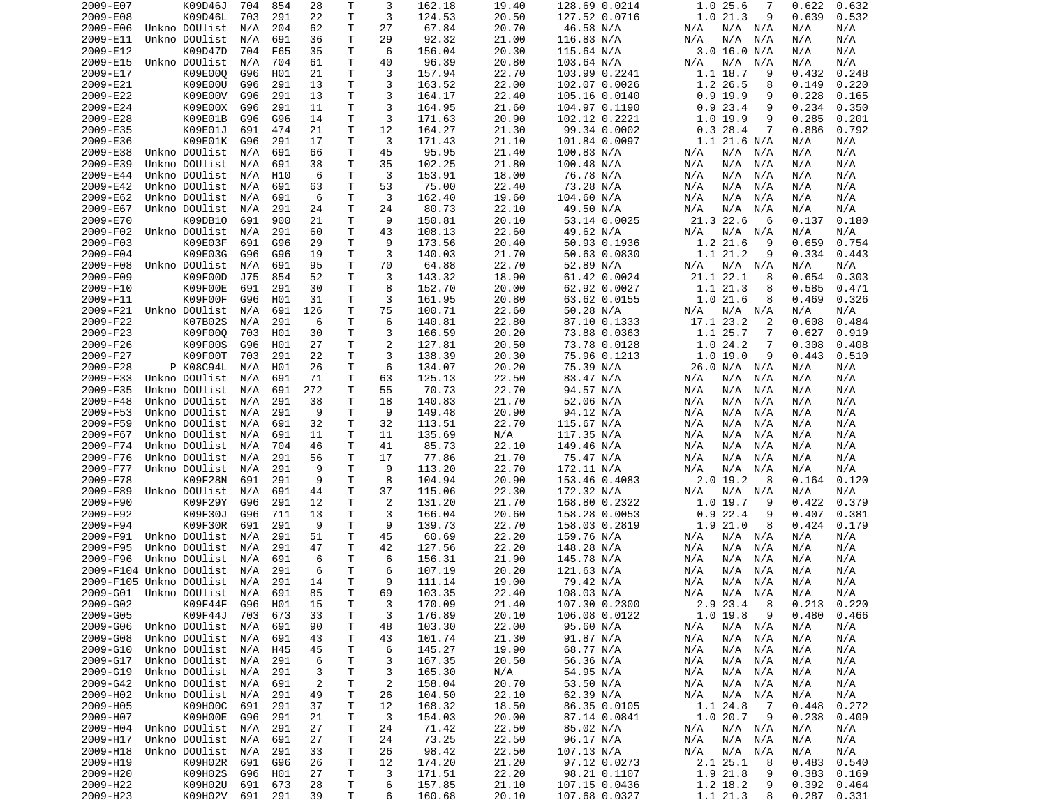| | | | | | | | | | | | | | | | |
|---|---|---|---|---|---|---|---|---|---|---|---|---|---|---|---|
| 2009-E07 | | K09D46J | 704 | 854 | 28 | T | 3 | 162.18 | 19.40 | 128.69 | 0.0214 | 1.0 | 25.6 | 7 | 0.622 | 0.632 |
| 2009-E08 | | K09D46L | 703 | 291 | 22 | T | 3 | 124.53 | 20.50 | 127.52 | 0.0716 | 1.0 | 21.3 | 9 | 0.639 | 0.532 |
| 2009-E06 | Unkno | DOUlist | N/A | 204 | 62 | T | 27 | 67.84 | 20.70 | 46.58 | N/A | N/A | N/A | N/A | N/A | N/A |
| 2009-E11 | Unkno | DOUlist | N/A | 691 | 36 | T | 29 | 92.32 | 21.00 | 116.83 | N/A | N/A | N/A | N/A | N/A | N/A |
| 2009-E12 | | K09D47D | 704 | F65 | 35 | T | 6 | 156.04 | 20.30 | 115.64 | N/A | 3.0 | 16.0 | N/A | N/A | N/A |
| 2009-E15 | Unkno | DOUlist | N/A | 704 | 61 | T | 40 | 96.39 | 20.80 | 103.64 | N/A | N/A | N/A | N/A | N/A | N/A |
| 2009-E17 | | K09E00Q | G96 | H01 | 21 | T | 3 | 157.94 | 22.70 | 103.99 | 0.2241 | 1.1 | 18.7 | 9 | 0.432 | 0.248 |
| 2009-E21 | | K09E00U | G96 | 291 | 13 | T | 3 | 163.52 | 22.00 | 102.07 | 0.0026 | 1.2 | 26.5 | 8 | 0.149 | 0.220 |
| 2009-E22 | | K09E00V | G96 | 291 | 13 | T | 3 | 164.17 | 22.40 | 105.16 | 0.0140 | 0.9 | 19.9 | 9 | 0.228 | 0.165 |
| 2009-E24 | | K09E00X | G96 | 291 | 11 | T | 3 | 164.95 | 21.60 | 104.97 | 0.1190 | 0.9 | 23.4 | 9 | 0.234 | 0.350 |
| 2009-E28 | | K09E01B | G96 | G96 | 14 | T | 3 | 171.63 | 20.90 | 102.12 | 0.2221 | 1.0 | 19.9 | 9 | 0.285 | 0.201 |
| 2009-E35 | | K09E01J | 691 | 474 | 21 | T | 12 | 164.27 | 21.30 | 99.34 | 0.0002 | 0.3 | 28.4 | 7 | 0.886 | 0.792 |
| 2009-E36 | | K09E01K | G96 | 291 | 17 | T | 3 | 171.43 | 21.10 | 101.84 | 0.0097 | 1.1 | 21.6 | N/A | N/A | N/A |
| 2009-E38 | Unkno | DOUlist | N/A | 691 | 66 | T | 45 | 95.95 | 21.40 | 100.83 | N/A | N/A | N/A | N/A | N/A | N/A |
| 2009-E39 | Unkno | DOUlist | N/A | 691 | 38 | T | 35 | 102.25 | 21.80 | 100.48 | N/A | N/A | N/A | N/A | N/A | N/A |
| 2009-E44 | Unkno | DOUlist | N/A | H10 | 6 | T | 3 | 153.91 | 18.00 | 76.78 | N/A | N/A | N/A | N/A | N/A | N/A |
| 2009-E42 | Unkno | DOUlist | N/A | 691 | 63 | T | 53 | 75.00 | 22.40 | 73.28 | N/A | N/A | N/A | N/A | N/A | N/A |
| 2009-E62 | Unkno | DOUlist | N/A | 691 | 6 | T | 3 | 162.40 | 19.60 | 104.60 | N/A | N/A | N/A | N/A | N/A | N/A |
| 2009-E67 | Unkno | DOUlist | N/A | 291 | 24 | T | 24 | 80.73 | 22.10 | 49.50 | N/A | N/A | N/A | N/A | N/A | N/A |
| 2009-E70 | | K09DB1O | 691 | 900 | 21 | T | 9 | 150.81 | 20.10 | 53.14 | 0.0025 | 21.3 | 22.6 | 6 | 0.137 | 0.180 |
| 2009-F02 | Unkno | DOUlist | N/A | 291 | 60 | T | 43 | 108.13 | 22.60 | 49.62 | N/A | N/A | N/A | N/A | N/A | N/A |
| 2009-F03 | | K09E03F | 691 | G96 | 29 | T | 9 | 173.56 | 20.40 | 50.93 | 0.1936 | 1.2 | 21.6 | 9 | 0.659 | 0.754 |
| 2009-F04 | | K09E03G | G96 | G96 | 19 | T | 3 | 140.03 | 21.70 | 50.63 | 0.0830 | 1.1 | 21.2 | 9 | 0.334 | 0.443 |
| 2009-F08 | Unkno | DOUlist | N/A | 691 | 95 | T | 70 | 64.88 | 22.70 | 52.89 | N/A | N/A | N/A | N/A | N/A | N/A |
| 2009-F09 | | K09F00D | J75 | 854 | 52 | T | 3 | 143.32 | 18.90 | 61.42 | 0.0024 | 21.1 | 22.1 | 8 | 0.654 | 0.303 |
| 2009-F10 | | K09F00E | 691 | 291 | 30 | T | 8 | 152.70 | 20.00 | 62.92 | 0.0027 | 1.1 | 21.3 | 8 | 0.585 | 0.471 |
| 2009-F11 | | K09F00F | G96 | H01 | 31 | T | 3 | 161.95 | 20.80 | 63.62 | 0.0155 | 1.0 | 21.6 | 8 | 0.469 | 0.326 |
| 2009-F21 | Unkno | DOUlist | N/A | 691 | 126 | T | 75 | 100.71 | 22.60 | 50.28 | N/A | N/A | N/A | N/A | N/A | N/A |
| 2009-F22 | | K07B02S | N/A | 291 | 6 | T | 6 | 140.81 | 22.80 | 87.10 | 0.1333 | 17.1 | 23.2 | 2 | 0.608 | 0.484 |
| 2009-F23 | | K09F00Q | 703 | H01 | 30 | T | 3 | 166.59 | 20.20 | 73.88 | 0.0363 | 1.1 | 25.7 | 7 | 0.627 | 0.919 |
| 2009-F26 | | K09F00S | G96 | H01 | 27 | T | 2 | 127.81 | 20.50 | 73.78 | 0.0128 | 1.0 | 24.2 | 7 | 0.308 | 0.408 |
| 2009-F27 | | K09F00T | 703 | 291 | 22 | T | 3 | 138.39 | 20.30 | 75.96 | 0.1213 | 1.0 | 19.0 | 9 | 0.443 | 0.510 |
| 2009-F28 | P | K08C94L | N/A | H01 | 26 | T | 6 | 134.07 | 20.20 | 75.39 | N/A | 26.0 | N/A | N/A | N/A | N/A |
| 2009-F33 | Unkno | DOUlist | N/A | 691 | 71 | T | 63 | 125.13 | 22.50 | 83.47 | N/A | N/A | N/A | N/A | N/A | N/A |
| 2009-F35 | Unkno | DOUlist | N/A | 691 | 272 | T | 55 | 70.73 | 22.70 | 94.57 | N/A | N/A | N/A | N/A | N/A | N/A |
| 2009-F48 | Unkno | DOUlist | N/A | 291 | 38 | T | 18 | 140.83 | 21.70 | 52.06 | N/A | N/A | N/A | N/A | N/A | N/A |
| 2009-F53 | Unkno | DOUlist | N/A | 291 | 9 | T | 9 | 149.48 | 20.90 | 94.12 | N/A | N/A | N/A | N/A | N/A | N/A |
| 2009-F59 | Unkno | DOUlist | N/A | 691 | 32 | T | 32 | 113.51 | 22.70 | 115.67 | N/A | N/A | N/A | N/A | N/A | N/A |
| 2009-F67 | Unkno | DOUlist | N/A | 691 | 11 | T | 11 | 135.69 | N/A | 117.35 | N/A | N/A | N/A | N/A | N/A | N/A |
| 2009-F74 | Unkno | DOUlist | N/A | 704 | 46 | T | 41 | 85.73 | 22.10 | 149.46 | N/A | N/A | N/A | N/A | N/A | N/A |
| 2009-F76 | Unkno | DOUlist | N/A | 291 | 56 | T | 17 | 77.86 | 21.70 | 75.47 | N/A | N/A | N/A | N/A | N/A | N/A |
| 2009-F77 | Unkno | DOUlist | N/A | 291 | 9 | T | 9 | 113.20 | 22.70 | 172.11 | N/A | N/A | N/A | N/A | N/A | N/A |
| 2009-F78 | | K09F28N | 691 | 291 | 9 | T | 8 | 104.94 | 20.90 | 153.46 | 0.4083 | 2.0 | 19.2 | 8 | 0.164 | 0.120 |
| 2009-F89 | Unkno | DOUlist | N/A | 691 | 44 | T | 37 | 115.06 | 22.30 | 172.32 | N/A | N/A | N/A | N/A | N/A | N/A |
| 2009-F90 | | K09F29Y | G96 | 291 | 12 | T | 2 | 131.20 | 21.70 | 168.80 | 0.2322 | 1.0 | 19.7 | 9 | 0.422 | 0.379 |
| 2009-F92 | | K09F30J | G96 | 711 | 13 | T | 3 | 166.04 | 20.60 | 158.28 | 0.0053 | 0.9 | 22.4 | 9 | 0.407 | 0.381 |
| 2009-F94 | | K09F30R | 691 | 291 | 9 | T | 9 | 139.73 | 22.70 | 158.03 | 0.2819 | 1.9 | 21.0 | 8 | 0.424 | 0.179 |
| 2009-F91 | Unkno | DOUlist | N/A | 291 | 51 | T | 45 | 60.69 | 22.20 | 159.76 | N/A | N/A | N/A | N/A | N/A | N/A |
| 2009-F95 | Unkno | DOUlist | N/A | 291 | 47 | T | 42 | 127.56 | 22.20 | 148.28 | N/A | N/A | N/A | N/A | N/A | N/A |
| 2009-F96 | Unkno | DOUlist | N/A | 691 | 6 | T | 6 | 156.31 | 21.90 | 145.78 | N/A | N/A | N/A | N/A | N/A | N/A |
| 2009-F104 | Unkno | DOUlist | N/A | 291 | 6 | T | 6 | 107.19 | 20.20 | 121.63 | N/A | N/A | N/A | N/A | N/A | N/A |
| 2009-F105 | Unkno | DOUlist | N/A | 291 | 14 | T | 9 | 111.14 | 19.00 | 79.42 | N/A | N/A | N/A | N/A | N/A | N/A |
| 2009-G01 | Unkno | DOUlist | N/A | 691 | 85 | T | 69 | 103.35 | 22.40 | 108.03 | N/A | N/A | N/A | N/A | N/A | N/A |
| 2009-G02 | | K09F44F | G96 | H01 | 15 | T | 3 | 170.09 | 21.40 | 107.30 | 0.2300 | 2.9 | 23.4 | 8 | 0.213 | 0.220 |
| 2009-G05 | | K09F44J | 703 | 673 | 33 | T | 3 | 176.89 | 20.10 | 106.08 | 0.0122 | 1.0 | 19.8 | 9 | 0.480 | 0.466 |
| 2009-G06 | Unkno | DOUlist | N/A | 691 | 90 | T | 48 | 103.30 | 22.00 | 95.60 | N/A | N/A | N/A | N/A | N/A | N/A |
| 2009-G08 | Unkno | DOUlist | N/A | 691 | 43 | T | 43 | 101.74 | 21.30 | 91.87 | N/A | N/A | N/A | N/A | N/A | N/A |
| 2009-G10 | Unkno | DOUlist | N/A | H45 | 45 | T | 6 | 145.27 | 19.90 | 68.77 | N/A | N/A | N/A | N/A | N/A | N/A |
| 2009-G17 | Unkno | DOUlist | N/A | 291 | 6 | T | 3 | 167.35 | 20.50 | 56.36 | N/A | N/A | N/A | N/A | N/A | N/A |
| 2009-G19 | Unkno | DOUlist | N/A | 291 | 3 | T | 3 | 165.30 | N/A | 54.95 | N/A | N/A | N/A | N/A | N/A | N/A |
| 2009-G42 | Unkno | DOUlist | N/A | 691 | 2 | T | 2 | 158.04 | 20.70 | 53.50 | N/A | N/A | N/A | N/A | N/A | N/A |
| 2009-H02 | Unkno | DOUlist | N/A | 291 | 49 | T | 26 | 104.50 | 22.10 | 62.39 | N/A | N/A | N/A | N/A | N/A | N/A |
| 2009-H05 | | K09H00C | 691 | 291 | 37 | T | 12 | 168.32 | 18.50 | 86.35 | 0.0105 | 1.1 | 24.8 | 7 | 0.448 | 0.272 |
| 2009-H07 | | K09H00E | G96 | 291 | 21 | T | 3 | 154.03 | 20.00 | 87.14 | 0.0841 | 1.0 | 20.7 | 9 | 0.238 | 0.409 |
| 2009-H04 | Unkno | DOUlist | N/A | 291 | 27 | T | 24 | 71.42 | 22.50 | 85.02 | N/A | N/A | N/A | N/A | N/A | N/A |
| 2009-H17 | Unkno | DOUlist | N/A | 691 | 27 | T | 24 | 73.25 | 22.50 | 96.17 | N/A | N/A | N/A | N/A | N/A | N/A |
| 2009-H18 | Unkno | DOUlist | N/A | 291 | 33 | T | 26 | 98.42 | 22.50 | 107.13 | N/A | N/A | N/A | N/A | N/A | N/A |
| 2009-H19 | | K09H02R | 691 | G96 | 26 | T | 12 | 174.20 | 21.20 | 97.12 | 0.0273 | 2.1 | 25.1 | 8 | 0.483 | 0.540 |
| 2009-H20 | | K09H02S | G96 | H01 | 27 | T | 3 | 171.51 | 22.20 | 98.21 | 0.1107 | 1.9 | 21.8 | 9 | 0.383 | 0.169 |
| 2009-H22 | | K09H02U | 691 | 673 | 28 | T | 6 | 157.85 | 21.10 | 107.15 | 0.0436 | 1.2 | 18.2 | 9 | 0.392 | 0.464 |
| 2009-H23 | | K09H02V | 691 | 291 | 39 | T | 6 | 160.68 | 20.10 | 107.68 | 0.0327 | 1.1 | 21.3 | 8 | 0.287 | 0.331 |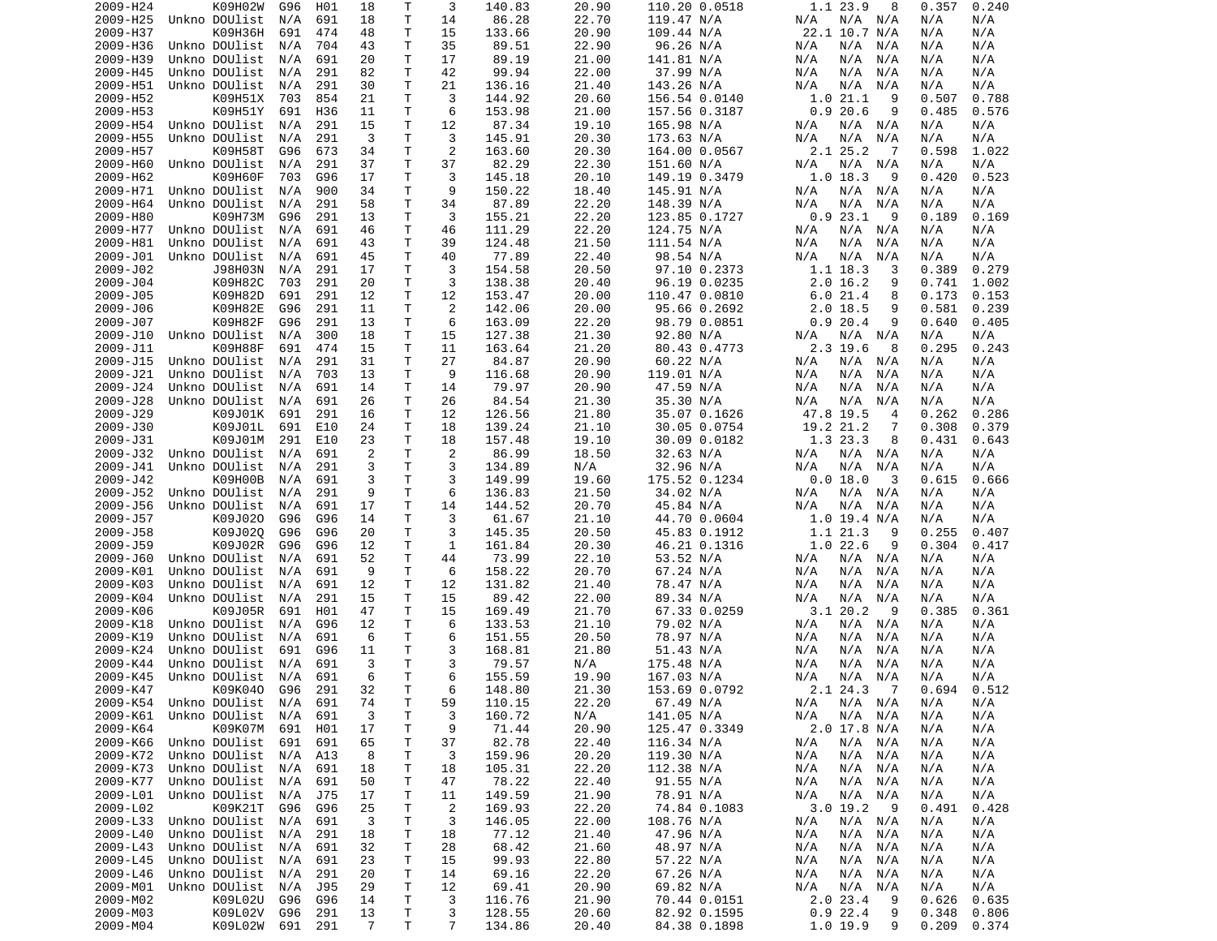| | | | | | | | | | | | | | | | | |
|---|---|---|---|---|---|---|---|---|---|---|---|---|---|---|---|---|
| 2009-H24 | | K09H02W | G96 | H01 | 18 | T | 3 | 140.83 | 20.90 | 110.20 | 0.0518 | 1.1 | 23.9 | 8 | 0.357 | 0.240 |
| 2009-H25 | Unkno | DOUlist | N/A | 691 | 18 | T | 14 | 86.28 | 22.70 | 119.47 | N/A | N/A | N/A | N/A | N/A | N/A |
| 2009-H37 | | K09H36H | 691 | 474 | 48 | T | 15 | 133.66 | 20.90 | 109.44 | N/A | 22.1 | 10.7 | N/A | N/A | N/A |
| 2009-H36 | Unkno | DOUlist | N/A | 704 | 43 | T | 35 | 89.51 | 22.90 | 96.26 | N/A | N/A | N/A | N/A | N/A | N/A |
| 2009-H39 | Unkno | DOUlist | N/A | 691 | 20 | T | 17 | 89.19 | 21.00 | 141.81 | N/A | N/A | N/A | N/A | N/A | N/A |
| 2009-H45 | Unkno | DOUlist | N/A | 291 | 82 | T | 42 | 99.94 | 22.00 | 37.99 | N/A | N/A | N/A | N/A | N/A | N/A |
| 2009-H51 | Unkno | DOUlist | N/A | 291 | 30 | T | 21 | 136.16 | 21.40 | 143.26 | N/A | N/A | N/A | N/A | N/A | N/A |
| 2009-H52 | | K09H51X | 703 | 854 | 21 | T | 3 | 144.92 | 20.60 | 156.54 | 0.0140 | 1.0 | 21.1 | 9 | 0.507 | 0.788 |
| 2009-H53 | | K09H51Y | 691 | H36 | 11 | T | 6 | 153.98 | 21.00 | 157.56 | 0.3187 | 0.9 | 20.6 | 9 | 0.485 | 0.576 |
| 2009-H54 | Unkno | DOUlist | N/A | 291 | 15 | T | 12 | 87.34 | 19.10 | 165.98 | N/A | N/A | N/A | N/A | N/A | N/A |
| 2009-H55 | Unkno | DOUlist | N/A | 291 | 3 | T | 3 | 145.91 | 20.30 | 173.63 | N/A | N/A | N/A | N/A | N/A | N/A |
| 2009-H57 | | K09H58T | G96 | 673 | 34 | T | 2 | 163.60 | 20.30 | 164.00 | 0.0567 | 2.1 | 25.2 | 7 | 0.598 | 1.022 |
| 2009-H60 | Unkno | DOUlist | N/A | 291 | 37 | T | 37 | 82.29 | 22.30 | 151.60 | N/A | N/A | N/A | N/A | N/A | N/A |
| 2009-H62 | | K09H60F | 703 | G96 | 17 | T | 3 | 145.18 | 20.10 | 149.19 | 0.3479 | 1.0 | 18.3 | 9 | 0.420 | 0.523 |
| 2009-H71 | Unkno | DOUlist | N/A | 900 | 34 | T | 9 | 150.22 | 18.40 | 145.91 | N/A | N/A | N/A | N/A | N/A | N/A |
| 2009-H64 | Unkno | DOUlist | N/A | 291 | 58 | T | 34 | 87.89 | 22.20 | 148.39 | N/A | N/A | N/A | N/A | N/A | N/A |
| 2009-H80 | | K09H73M | G96 | 291 | 13 | T | 3 | 155.21 | 22.20 | 123.85 | 0.1727 | 0.9 | 23.1 | 9 | 0.189 | 0.169 |
| 2009-H77 | Unkno | DOUlist | N/A | 691 | 46 | T | 46 | 111.29 | 22.20 | 124.75 | N/A | N/A | N/A | N/A | N/A | N/A |
| 2009-H81 | Unkno | DOUlist | N/A | 691 | 43 | T | 39 | 124.48 | 21.50 | 111.54 | N/A | N/A | N/A | N/A | N/A | N/A |
| 2009-J01 | Unkno | DOUlist | N/A | 691 | 45 | T | 40 | 77.89 | 22.40 | 98.54 | N/A | N/A | N/A | N/A | N/A | N/A |
| 2009-J02 | | J98H03N | N/A | 291 | 17 | T | 3 | 154.58 | 20.50 | 97.10 | 0.2373 | 1.1 | 18.3 | 3 | 0.389 | 0.279 |
| 2009-J04 | | K09H82C | 703 | 291 | 20 | T | 3 | 138.38 | 20.40 | 96.19 | 0.0235 | 2.0 | 16.2 | 9 | 0.741 | 1.002 |
| 2009-J05 | | K09H82D | 691 | 291 | 12 | T | 12 | 153.47 | 20.00 | 110.47 | 0.0810 | 6.0 | 21.4 | 8 | 0.173 | 0.153 |
| 2009-J06 | | K09H82E | G96 | 291 | 11 | T | 2 | 142.06 | 20.00 | 95.66 | 0.2692 | 2.0 | 18.5 | 9 | 0.581 | 0.239 |
| 2009-J07 | | K09H82F | G96 | 291 | 13 | T | 6 | 163.09 | 22.20 | 98.79 | 0.0851 | 0.9 | 20.4 | 9 | 0.640 | 0.405 |
| 2009-J10 | Unkno | DOUlist | N/A | 300 | 18 | T | 15 | 127.38 | 21.30 | 92.80 | N/A | N/A | N/A | N/A | N/A | N/A |
| 2009-J11 | | K09H88F | 691 | 474 | 15 | T | 11 | 163.64 | 21.20 | 80.43 | 0.4773 | 2.3 | 19.6 | 8 | 0.295 | 0.243 |
| 2009-J15 | Unkno | DOUlist | N/A | 291 | 31 | T | 27 | 84.87 | 20.90 | 60.22 | N/A | N/A | N/A | N/A | N/A | N/A |
| 2009-J21 | Unkno | DOUlist | N/A | 703 | 13 | T | 9 | 116.68 | 20.90 | 119.01 | N/A | N/A | N/A | N/A | N/A | N/A |
| 2009-J24 | Unkno | DOUlist | N/A | 691 | 14 | T | 14 | 79.97 | 20.90 | 47.59 | N/A | N/A | N/A | N/A | N/A | N/A |
| 2009-J28 | Unkno | DOUlist | N/A | 691 | 26 | T | 26 | 84.54 | 21.30 | 35.30 | N/A | N/A | N/A | N/A | N/A | N/A |
| 2009-J29 | | K09J01K | 691 | 291 | 16 | T | 12 | 126.56 | 21.80 | 35.07 | 0.1626 | 47.8 | 19.5 | 4 | 0.262 | 0.286 |
| 2009-J30 | | K09J01L | 691 | E10 | 24 | T | 18 | 139.24 | 21.10 | 30.05 | 0.0754 | 19.2 | 21.2 | 7 | 0.308 | 0.379 |
| 2009-J31 | | K09J01M | 291 | E10 | 23 | T | 18 | 157.48 | 19.10 | 30.09 | 0.0182 | 1.3 | 23.3 | 8 | 0.431 | 0.643 |
| 2009-J32 | Unkno | DOUlist | N/A | 691 | 2 | T | 2 | 86.99 | 18.50 | 32.63 | N/A | N/A | N/A | N/A | N/A | N/A |
| 2009-J41 | Unkno | DOUlist | N/A | 291 | 3 | T | 3 | 134.89 | N/A | 32.96 | N/A | N/A | N/A | N/A | N/A | N/A |
| 2009-J42 | | K09H00B | N/A | 691 | 3 | T | 3 | 149.99 | 19.60 | 175.52 | 0.1234 | 0.0 | 18.0 | 3 | 0.615 | 0.666 |
| 2009-J52 | Unkno | DOUlist | N/A | 291 | 9 | T | 6 | 136.83 | 21.50 | 34.02 | N/A | N/A | N/A | N/A | N/A | N/A |
| 2009-J56 | Unkno | DOUlist | N/A | 691 | 17 | T | 14 | 144.52 | 20.70 | 45.84 | N/A | N/A | N/A | N/A | N/A | N/A |
| 2009-J57 | | K09J02O | G96 | G96 | 14 | T | 3 | 61.67 | 21.10 | 44.70 | 0.0604 | 1.0 | 19.4 | N/A | N/A | N/A |
| 2009-J58 | | K09J02Q | G96 | G96 | 20 | T | 3 | 145.35 | 20.50 | 45.83 | 0.1912 | 1.1 | 21.3 | 9 | 0.255 | 0.407 |
| 2009-J59 | | K09J02R | G96 | G96 | 12 | T | 1 | 161.84 | 20.30 | 46.21 | 0.1316 | 1.0 | 22.6 | 9 | 0.304 | 0.417 |
| 2009-J60 | Unkno | DOUlist | N/A | 691 | 52 | T | 44 | 73.99 | 22.10 | 53.52 | N/A | N/A | N/A | N/A | N/A | N/A |
| 2009-K01 | Unkno | DOUlist | N/A | 691 | 9 | T | 6 | 158.22 | 20.70 | 67.24 | N/A | N/A | N/A | N/A | N/A | N/A |
| 2009-K03 | Unkno | DOUlist | N/A | 691 | 12 | T | 12 | 131.82 | 21.40 | 78.47 | N/A | N/A | N/A | N/A | N/A | N/A |
| 2009-K04 | Unkno | DOUlist | N/A | 291 | 15 | T | 15 | 89.42 | 22.00 | 89.34 | N/A | N/A | N/A | N/A | N/A | N/A |
| 2009-K06 | | K09J05R | 691 | H01 | 47 | T | 15 | 169.49 | 21.70 | 67.33 | 0.0259 | 3.1 | 20.2 | 9 | 0.385 | 0.361 |
| 2009-K18 | Unkno | DOUlist | N/A | G96 | 12 | T | 6 | 133.53 | 21.10 | 79.02 | N/A | N/A | N/A | N/A | N/A | N/A |
| 2009-K19 | Unkno | DOUlist | N/A | 691 | 6 | T | 6 | 151.55 | 20.50 | 78.97 | N/A | N/A | N/A | N/A | N/A | N/A |
| 2009-K24 | Unkno | DOUlist | 691 | G96 | 11 | T | 3 | 168.81 | 21.80 | 51.43 | N/A | N/A | N/A | N/A | N/A | N/A |
| 2009-K44 | Unkno | DOUlist | N/A | 691 | 3 | T | 3 | 79.57 | N/A | 175.48 | N/A | N/A | N/A | N/A | N/A | N/A |
| 2009-K45 | Unkno | DOUlist | N/A | 691 | 6 | T | 6 | 155.59 | 19.90 | 167.03 | N/A | N/A | N/A | N/A | N/A | N/A |
| 2009-K47 | | K09K04O | G96 | 291 | 32 | T | 6 | 148.80 | 21.30 | 153.69 | 0.0792 | 2.1 | 24.3 | 7 | 0.694 | 0.512 |
| 2009-K54 | Unkno | DOUlist | N/A | 691 | 74 | T | 59 | 110.15 | 22.20 | 67.49 | N/A | N/A | N/A | N/A | N/A | N/A |
| 2009-K61 | Unkno | DOUlist | N/A | 691 | 3 | T | 3 | 160.72 | N/A | 141.05 | N/A | N/A | N/A | N/A | N/A | N/A |
| 2009-K64 | | K09K07M | 691 | H01 | 17 | T | 9 | 71.44 | 20.90 | 125.47 | 0.3349 | 2.0 | 17.8 | N/A | N/A | N/A |
| 2009-K66 | Unkno | DOUlist | 691 | 691 | 65 | T | 37 | 82.78 | 22.40 | 116.34 | N/A | N/A | N/A | N/A | N/A | N/A |
| 2009-K72 | Unkno | DOUlist | N/A | A13 | 8 | T | 3 | 159.96 | 20.20 | 119.30 | N/A | N/A | N/A | N/A | N/A | N/A |
| 2009-K73 | Unkno | DOUlist | N/A | 691 | 18 | T | 18 | 105.31 | 22.20 | 112.38 | N/A | N/A | N/A | N/A | N/A | N/A |
| 2009-K77 | Unkno | DOUlist | N/A | 691 | 50 | T | 47 | 78.22 | 22.40 | 91.55 | N/A | N/A | N/A | N/A | N/A | N/A |
| 2009-L01 | Unkno | DOUlist | N/A | J75 | 17 | T | 11 | 149.59 | 21.90 | 78.91 | N/A | N/A | N/A | N/A | N/A | N/A |
| 2009-L02 | | K09K21T | G96 | G96 | 25 | T | 2 | 169.93 | 22.20 | 74.84 | 0.1083 | 3.0 | 19.2 | 9 | 0.491 | 0.428 |
| 2009-L33 | Unkno | DOUlist | N/A | 691 | 3 | T | 3 | 146.05 | 22.00 | 108.76 | N/A | N/A | N/A | N/A | N/A | N/A |
| 2009-L40 | Unkno | DOUlist | N/A | 291 | 18 | T | 18 | 77.12 | 21.40 | 47.96 | N/A | N/A | N/A | N/A | N/A | N/A |
| 2009-L43 | Unkno | DOUlist | N/A | 691 | 32 | T | 28 | 68.42 | 21.60 | 48.97 | N/A | N/A | N/A | N/A | N/A | N/A |
| 2009-L45 | Unkno | DOUlist | N/A | 691 | 23 | T | 15 | 99.93 | 22.80 | 57.22 | N/A | N/A | N/A | N/A | N/A | N/A |
| 2009-L46 | Unkno | DOUlist | N/A | 291 | 20 | T | 14 | 69.16 | 22.20 | 67.26 | N/A | N/A | N/A | N/A | N/A | N/A |
| 2009-M01 | Unkno | DOUlist | N/A | J95 | 29 | T | 12 | 69.41 | 20.90 | 69.82 | N/A | N/A | N/A | N/A | N/A | N/A |
| 2009-M02 | | K09L02U | G96 | G96 | 14 | T | 3 | 116.76 | 21.90 | 70.44 | 0.0151 | 2.0 | 23.4 | 9 | 0.626 | 0.635 |
| 2009-M03 | | K09L02V | G96 | 291 | 13 | T | 3 | 128.55 | 20.60 | 82.92 | 0.1595 | 0.9 | 22.4 | 9 | 0.348 | 0.806 |
| 2009-M04 | | K09L02W | 291 | 291 | 7 | T | 7 | 134.86 | 20.40 | 84.38 | 0.1898 | 1.0 | 19.9 | 9 | 0.209 | 0.374 |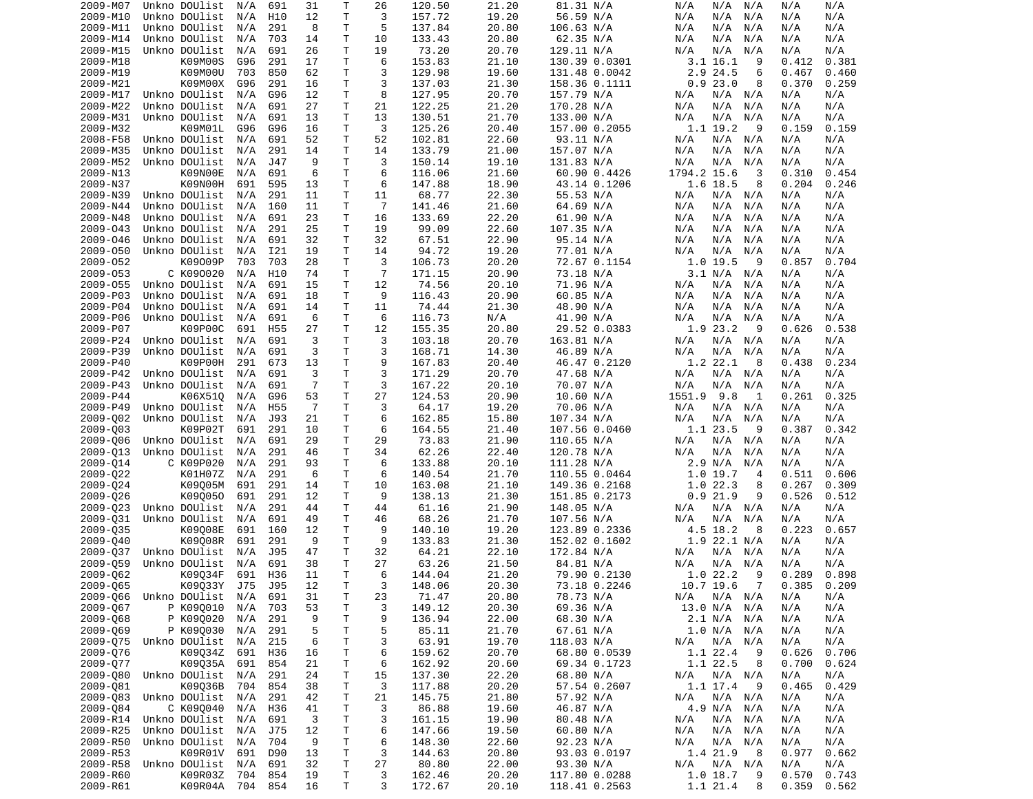| | | | | | | | | | | | | | | | | |
|---|---|---|---|---|---|---|---|---|---|---|---|---|---|---|---|---|
| 2009-M07 | Unkno | DOUlist | N/A | 691 | 31 | T | 26 | 120.50 | 21.20 | 81.31 | N/A | N/A | N/A | N/A | N/A | N/A |
| 2009-M10 | Unkno | DOUlist | N/A | H10 | 12 | T | 3 | 157.72 | 19.20 | 56.59 | N/A | N/A | N/A | N/A | N/A | N/A |
| 2009-M11 | Unkno | DOUlist | N/A | 291 | 8 | T | 5 | 137.84 | 20.80 | 106.63 | N/A | N/A | N/A | N/A | N/A | N/A |
| 2009-M14 | Unkno | DOUlist | N/A | 703 | 14 | T | 10 | 133.43 | 20.80 | 62.35 | N/A | N/A | N/A | N/A | N/A | N/A |
| 2009-M15 | Unkno | DOUlist | N/A | 691 | 26 | T | 19 | 73.20 | 20.70 | 129.11 | N/A | N/A | N/A | N/A | N/A | N/A |
| 2009-M18 | | K09M00S | G96 | 291 | 17 | T | 6 | 153.83 | 21.10 | 130.39 | 0.0301 | 3.1 | 16.1 | 9 | 0.412 | 0.381 |
| 2009-M19 | | K09M00U | 703 | 850 | 62 | T | 3 | 129.98 | 19.60 | 131.48 | 0.0042 | 2.9 | 24.5 | 6 | 0.467 | 0.460 |
| 2009-M21 | | K09M00X | G96 | 291 | 16 | T | 3 | 137.03 | 21.30 | 158.36 | 0.1111 | 0.9 | 23.0 | 8 | 0.370 | 0.259 |
| 2009-M17 | Unkno | DOUlist | N/A | G96 | 12 | T | 8 | 127.95 | 20.70 | 157.79 | N/A | N/A | N/A | N/A | N/A | N/A |
| 2009-M22 | Unkno | DOUlist | N/A | 691 | 27 | T | 21 | 122.25 | 21.20 | 170.28 | N/A | N/A | N/A | N/A | N/A | N/A |
| 2009-M31 | Unkno | DOUlist | N/A | 691 | 13 | T | 13 | 130.51 | 21.70 | 133.00 | N/A | N/A | N/A | N/A | N/A | N/A |
| 2009-M32 | | K09M01L | G96 | G96 | 16 | T | 3 | 125.26 | 20.40 | 157.00 | 0.2055 | 1.1 | 19.2 | 9 | 0.159 | 0.159 |
| 2008-F58 | Unkno | DOUlist | N/A | 691 | 52 | T | 52 | 102.81 | 22.60 | 93.11 | N/A | N/A | N/A | N/A | N/A | N/A |
| 2009-M35 | Unkno | DOUlist | N/A | 291 | 14 | T | 14 | 133.79 | 21.00 | 157.07 | N/A | N/A | N/A | N/A | N/A | N/A |
| 2009-M52 | Unkno | DOUlist | N/A | J47 | 9 | T | 3 | 150.14 | 19.10 | 131.83 | N/A | N/A | N/A | N/A | N/A | N/A |
| 2009-N13 | | K09N00E | N/A | 691 | 6 | T | 6 | 116.06 | 21.60 | 60.90 | 0.4426 | 1794.2 | 15.6 | 3 | 0.310 | 0.454 |
| 2009-N37 | | K09N00H | 691 | 595 | 13 | T | 6 | 147.88 | 18.90 | 43.14 | 0.1206 | 1.6 | 18.5 | 8 | 0.204 | 0.246 |
| 2009-N39 | Unkno | DOUlist | N/A | 291 | 11 | T | 11 | 68.77 | 22.30 | 55.53 | N/A | N/A | N/A | N/A | N/A | N/A |
| 2009-N44 | Unkno | DOUlist | N/A | 160 | 11 | T | 7 | 141.46 | 21.60 | 64.69 | N/A | N/A | N/A | N/A | N/A | N/A |
| 2009-N48 | Unkno | DOUlist | N/A | 691 | 23 | T | 16 | 133.69 | 22.20 | 61.90 | N/A | N/A | N/A | N/A | N/A | N/A |
| 2009-O43 | Unkno | DOUlist | N/A | 291 | 25 | T | 19 | 99.09 | 22.60 | 107.35 | N/A | N/A | N/A | N/A | N/A | N/A |
| 2009-O46 | Unkno | DOUlist | N/A | 691 | 32 | T | 32 | 67.51 | 22.90 | 95.14 | N/A | N/A | N/A | N/A | N/A | N/A |
| 2009-O50 | Unkno | DOUlist | N/A | I21 | 19 | T | 14 | 94.72 | 19.20 | 77.01 | N/A | N/A | N/A | N/A | N/A | N/A |
| 2009-O52 | | K09O09P | 703 | 703 | 28 | T | 3 | 106.73 | 20.20 | 72.67 | 0.1154 | 1.0 | 19.5 | 9 | 0.857 | 0.704 |
| 2009-O53 | C | K09O020 | N/A | H10 | 74 | T | 7 | 171.15 | 20.90 | 73.18 | N/A | 3.1 | N/A | N/A | N/A | N/A |
| 2009-O55 | Unkno | DOUlist | N/A | 691 | 15 | T | 12 | 74.56 | 20.10 | 71.96 | N/A | N/A | N/A | N/A | N/A | N/A |
| 2009-P03 | Unkno | DOUlist | N/A | 691 | 18 | T | 9 | 116.43 | 20.90 | 60.85 | N/A | N/A | N/A | N/A | N/A | N/A |
| 2009-P04 | Unkno | DOUlist | N/A | 691 | 14 | T | 11 | 74.44 | 21.30 | 48.90 | N/A | N/A | N/A | N/A | N/A | N/A |
| 2009-P06 | Unkno | DOUlist | N/A | 691 | 6 | T | 6 | 116.73 | N/A | 41.90 | N/A | N/A | N/A | N/A | N/A | N/A |
| 2009-P07 | | K09P00C | 691 | H55 | 27 | T | 12 | 155.35 | 20.80 | 29.52 | 0.0383 | 1.9 | 23.2 | 9 | 0.626 | 0.538 |
| 2009-P24 | Unkno | DOUlist | N/A | 691 | 3 | T | 3 | 103.18 | 20.70 | 163.81 | N/A | N/A | N/A | N/A | N/A | N/A |
| 2009-P39 | Unkno | DOUlist | N/A | 691 | 3 | T | 3 | 168.71 | 14.30 | 46.89 | N/A | N/A | N/A | N/A | N/A | N/A |
| 2009-P40 | | K09P00H | 291 | 673 | 13 | T | 9 | 167.83 | 20.40 | 46.47 | 0.2120 | 1.2 | 22.1 | 8 | 0.438 | 0.234 |
| 2009-P42 | Unkno | DOUlist | N/A | 691 | 3 | T | 3 | 171.29 | 20.70 | 47.68 | N/A | N/A | N/A | N/A | N/A | N/A |
| 2009-P43 | Unkno | DOUlist | N/A | 691 | 7 | T | 3 | 167.22 | 20.10 | 70.07 | N/A | N/A | N/A | N/A | N/A | N/A |
| 2009-P44 | | K06X51Q | N/A | G96 | 53 | T | 27 | 124.53 | 20.90 | 10.60 | N/A | 1551.9 | 9.8 | 1 | 0.261 | 0.325 |
| 2009-P49 | Unkno | DOUlist | N/A | H55 | 7 | T | 3 | 64.17 | 19.20 | 70.06 | N/A | N/A | N/A | N/A | N/A | N/A |
| 2009-Q02 | Unkno | DOUlist | N/A | J93 | 21 | T | 6 | 162.85 | 15.80 | 107.34 | N/A | N/A | N/A | N/A | N/A | N/A |
| 2009-Q03 | | K09P02T | 691 | 291 | 10 | T | 6 | 164.55 | 21.40 | 107.56 | 0.0460 | 1.1 | 23.5 | 9 | 0.387 | 0.342 |
| 2009-Q06 | Unkno | DOUlist | N/A | 691 | 29 | T | 29 | 73.83 | 21.90 | 110.65 | N/A | N/A | N/A | N/A | N/A | N/A |
| 2009-Q13 | Unkno | DOUlist | N/A | 291 | 46 | T | 34 | 62.26 | 22.40 | 120.78 | N/A | N/A | N/A | N/A | N/A | N/A |
| 2009-Q14 | C | K09P020 | N/A | 291 | 93 | T | 6 | 133.88 | 20.10 | 111.28 | N/A | 2.9 | N/A | N/A | N/A | N/A |
| 2009-Q22 | | K01H07Z | N/A | 291 | 6 | T | 6 | 140.54 | 21.70 | 110.55 | 0.0464 | 1.0 | 19.7 | 4 | 0.511 | 0.606 |
| 2009-Q24 | | K09Q05M | 691 | 291 | 14 | T | 10 | 163.08 | 21.10 | 149.36 | 0.2168 | 1.0 | 22.3 | 8 | 0.267 | 0.309 |
| 2009-Q26 | | K09Q05O | 691 | 291 | 12 | T | 9 | 138.13 | 21.30 | 151.85 | 0.2173 | 0.9 | 21.9 | 9 | 0.526 | 0.512 |
| 2009-Q23 | Unkno | DOUlist | N/A | 291 | 44 | T | 44 | 61.16 | 21.90 | 148.05 | N/A | N/A | N/A | N/A | N/A | N/A |
| 2009-Q31 | Unkno | DOUlist | N/A | 691 | 49 | T | 46 | 68.26 | 21.70 | 107.56 | N/A | N/A | N/A | N/A | N/A | N/A |
| 2009-Q35 | | K09Q08E | 691 | 160 | 12 | T | 9 | 140.10 | 19.20 | 123.89 | 0.2336 | 4.5 | 18.2 | 8 | 0.223 | 0.657 |
| 2009-Q40 | | K09Q08R | 691 | 291 | 9 | T | 9 | 133.83 | 21.30 | 152.02 | 0.1602 | 1.9 | 22.1 | N/A | N/A | N/A |
| 2009-Q37 | Unkno | DOUlist | N/A | J95 | 47 | T | 32 | 64.21 | 22.10 | 172.84 | N/A | N/A | N/A | N/A | N/A | N/A |
| 2009-Q59 | Unkno | DOUlist | N/A | 691 | 38 | T | 27 | 63.26 | 21.50 | 84.81 | N/A | N/A | N/A | N/A | N/A | N/A |
| 2009-Q62 | | K09Q34F | 691 | H36 | 11 | T | 6 | 144.04 | 21.20 | 79.90 | 0.2130 | 1.0 | 22.2 | 9 | 0.289 | 0.898 |
| 2009-Q65 | | K09Q33Y | J75 | J95 | 12 | T | 3 | 148.06 | 20.30 | 73.18 | 0.2246 | 10.7 | 19.6 | 7 | 0.385 | 0.209 |
| 2009-Q66 | Unkno | DOUlist | N/A | 691 | 31 | T | 23 | 71.47 | 20.80 | 78.73 | N/A | N/A | N/A | N/A | N/A | N/A |
| 2009-Q67 | P | K09Q010 | N/A | 703 | 53 | T | 3 | 149.12 | 20.30 | 69.36 | N/A | 13.0 | N/A | N/A | N/A | N/A |
| 2009-Q68 | P | K09Q020 | N/A | 291 | 9 | T | 9 | 136.94 | 22.00 | 68.30 | N/A | 2.1 | N/A | N/A | N/A | N/A |
| 2009-Q69 | P | K09Q030 | N/A | 291 | 5 | T | 5 | 85.11 | 21.70 | 67.61 | N/A | 1.0 | N/A | N/A | N/A | N/A |
| 2009-Q75 | Unkno | DOUlist | N/A | 215 | 6 | T | 3 | 63.91 | 19.70 | 118.03 | N/A | N/A | N/A | N/A | N/A | N/A |
| 2009-Q76 | | K09Q34Z | 691 | H36 | 16 | T | 6 | 159.62 | 20.70 | 68.80 | 0.0539 | 1.1 | 22.4 | 9 | 0.626 | 0.706 |
| 2009-Q77 | | K09Q35A | 691 | 854 | 21 | T | 6 | 162.92 | 20.60 | 69.34 | 0.1723 | 1.1 | 22.5 | 8 | 0.700 | 0.624 |
| 2009-Q80 | Unkno | DOUlist | N/A | 291 | 24 | T | 15 | 137.30 | 22.20 | 68.80 | N/A | N/A | N/A | N/A | N/A | N/A |
| 2009-Q81 | | K09Q36B | 704 | 854 | 38 | T | 3 | 117.88 | 20.20 | 57.54 | 0.2607 | 1.1 | 17.4 | 9 | 0.465 | 0.429 |
| 2009-Q83 | Unkno | DOUlist | N/A | 291 | 42 | T | 21 | 145.75 | 21.80 | 57.92 | N/A | N/A | N/A | N/A | N/A | N/A |
| 2009-Q84 | C | K09Q040 | N/A | H36 | 41 | T | 3 | 86.88 | 19.60 | 46.87 | N/A | 4.9 | N/A | N/A | N/A | N/A |
| 2009-R14 | Unkno | DOUlist | N/A | 691 | 3 | T | 3 | 161.15 | 19.90 | 80.48 | N/A | N/A | N/A | N/A | N/A | N/A |
| 2009-R25 | Unkno | DOUlist | N/A | J75 | 12 | T | 6 | 147.66 | 19.50 | 60.80 | N/A | N/A | N/A | N/A | N/A | N/A |
| 2009-R50 | Unkno | DOUlist | N/A | 704 | 9 | T | 6 | 148.30 | 22.60 | 92.23 | N/A | N/A | N/A | N/A | N/A | N/A |
| 2009-R53 | | K09R01V | 691 | D90 | 13 | T | 3 | 144.63 | 20.80 | 93.03 | 0.0197 | 1.4 | 21.9 | 8 | 0.977 | 0.662 |
| 2009-R58 | Unkno | DOUlist | N/A | 691 | 32 | T | 27 | 80.80 | 22.00 | 93.30 | N/A | N/A | N/A | N/A | N/A | N/A |
| 2009-R60 | | K09R03Z | 704 | 854 | 19 | T | 3 | 162.46 | 20.20 | 117.80 | 0.0288 | 1.0 | 18.7 | 9 | 0.570 | 0.743 |
| 2009-R61 | | K09R04A | 704 | 854 | 16 | T | 3 | 172.67 | 20.10 | 118.41 | 0.2563 | 1.1 | 21.4 | 8 | 0.359 | 0.562 |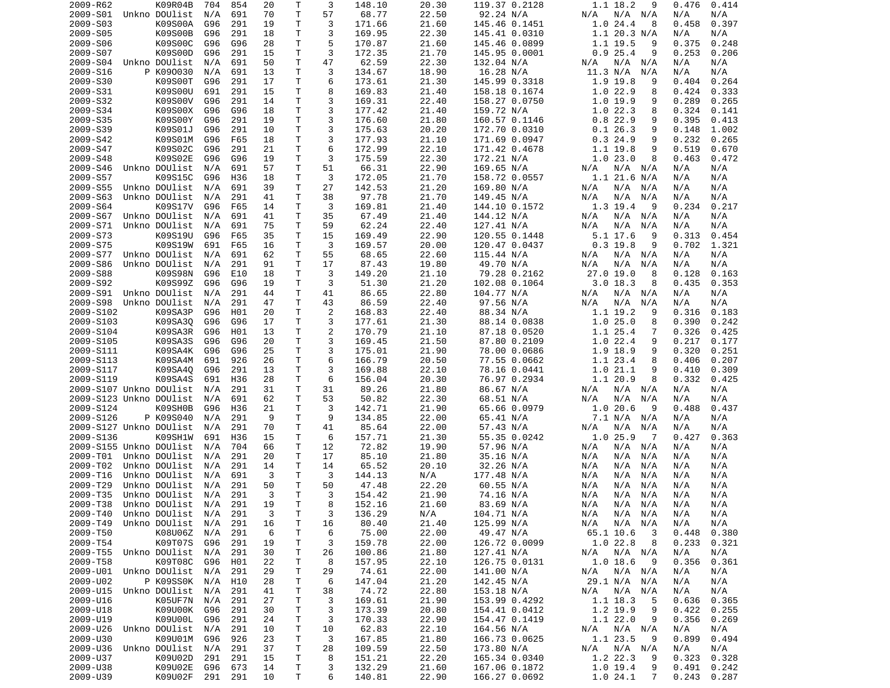| | | | | | | | | | | | | | | | |
|---|---|---|---|---|---|---|---|---|---|---|---|---|---|---|---|
| 2009-R62 | | K09R04B | 704 | 854 | 20 | T | 3 | 148.10 | 20.30 | 119.37 | 0.2128 | 1.1 | 18.2 | 9 | 0.476 | 0.414 |
| 2009-S01 | Unkno | DOUlist | N/A | 691 | 70 | T | 57 | 68.77 | 22.50 | 92.24 | N/A | N/A | N/A | N/A | N/A | N/A |
| 2009-S03 | | K09S00A | G96 | 291 | 19 | T | 3 | 171.66 | 21.60 | 145.46 | 0.1451 | 1.0 | 24.4 | 8 | 0.458 | 0.397 |
| 2009-S05 | | K09S00B | G96 | 291 | 18 | T | 3 | 169.95 | 22.30 | 145.41 | 0.0310 | 1.1 | 20.3 | N/A | N/A | N/A |
| 2009-S06 | | K09S00C | G96 | G96 | 28 | T | 5 | 170.87 | 21.60 | 145.46 | 0.0899 | 1.1 | 19.5 | 9 | 0.375 | 0.248 |
| 2009-S07 | | K09S00D | G96 | 291 | 15 | T | 3 | 172.35 | 21.70 | 145.95 | 0.0001 | 0.9 | 25.4 | 9 | 0.253 | 0.206 |
| 2009-S04 | Unkno | DOUlist | N/A | 691 | 50 | T | 47 | 62.59 | 22.30 | 132.04 | N/A | N/A | N/A | N/A | N/A | N/A |
| 2009-S16 | P | K09O030 | N/A | 691 | 13 | T | 3 | 134.67 | 18.90 | 16.28 | N/A | 11.3 | N/A | N/A | N/A | N/A |
| 2009-S30 | | K09S00T | G96 | 291 | 17 | T | 6 | 173.61 | 21.30 | 145.99 | 0.3318 | 1.9 | 19.8 | 9 | 0.404 | 0.264 |
| 2009-S31 | | K09S00U | 691 | 291 | 15 | T | 8 | 169.83 | 21.40 | 158.18 | 0.1674 | 1.0 | 22.9 | 8 | 0.424 | 0.333 |
| 2009-S32 | | K09S00V | G96 | 291 | 14 | T | 3 | 169.31 | 22.40 | 158.27 | 0.0750 | 1.0 | 19.9 | 9 | 0.289 | 0.265 |
| 2009-S34 | | K09S00X | G96 | G96 | 18 | T | 3 | 177.42 | 21.40 | 159.72 | N/A | 1.0 | 22.3 | 8 | 0.324 | 0.141 |
| 2009-S35 | | K09S00Y | G96 | 291 | 19 | T | 3 | 176.60 | 21.80 | 160.57 | 0.1146 | 0.8 | 22.9 | 9 | 0.395 | 0.413 |
| 2009-S39 | | K09S01J | G96 | 291 | 10 | T | 3 | 175.63 | 20.20 | 172.70 | 0.0310 | 0.1 | 26.3 | 9 | 0.148 | 1.002 |
| 2009-S42 | | K09S01M | G96 | F65 | 18 | T | 3 | 177.93 | 21.10 | 171.69 | 0.0947 | 0.3 | 24.9 | 9 | 0.232 | 0.265 |
| 2009-S47 | | K09S02C | G96 | 291 | 21 | T | 6 | 172.99 | 22.10 | 171.42 | 0.4678 | 1.1 | 19.8 | 9 | 0.519 | 0.670 |
| 2009-S48 | | K09S02E | G96 | G96 | 19 | T | 3 | 175.59 | 22.30 | 172.21 | N/A | 1.0 | 23.0 | 8 | 0.463 | 0.472 |
| 2009-S46 | Unkno | DOUlist | N/A | 691 | 57 | T | 51 | 66.31 | 22.90 | 169.65 | N/A | N/A | N/A | N/A | N/A | N/A |
| 2009-S57 | | K09S15C | G96 | H36 | 18 | T | 3 | 172.05 | 21.70 | 158.72 | 0.0557 | 1.1 | 21.6 | N/A | N/A | N/A |
| 2009-S55 | Unkno | DOUlist | N/A | 691 | 39 | T | 27 | 142.53 | 21.20 | 169.80 | N/A | N/A | N/A | N/A | N/A | N/A |
| 2009-S63 | Unkno | DOUlist | N/A | 291 | 41 | T | 38 | 97.78 | 21.70 | 149.45 | N/A | N/A | N/A | N/A | N/A | N/A |
| 2009-S64 | | K09S17V | G96 | F65 | 14 | T | 3 | 169.81 | 21.40 | 144.10 | 0.1572 | 1.3 | 19.4 | 9 | 0.234 | 0.217 |
| 2009-S67 | Unkno | DOUlist | N/A | 691 | 41 | T | 35 | 67.49 | 21.40 | 144.12 | N/A | N/A | N/A | N/A | N/A | N/A |
| 2009-S71 | Unkno | DOUlist | N/A | 691 | 75 | T | 59 | 62.24 | 22.40 | 127.41 | N/A | N/A | N/A | N/A | N/A | N/A |
| 2009-S73 | | K09S19U | G96 | F65 | 35 | T | 15 | 169.49 | 22.90 | 120.55 | 0.1448 | 5.1 | 17.6 | 9 | 0.313 | 0.454 |
| 2009-S75 | | K09S19W | 691 | F65 | 16 | T | 3 | 169.57 | 20.00 | 120.47 | 0.0437 | 0.3 | 19.8 | 9 | 0.702 | 1.321 |
| 2009-S77 | Unkno | DOUlist | N/A | 691 | 62 | T | 55 | 68.65 | 22.60 | 115.44 | N/A | N/A | N/A | N/A | N/A | N/A |
| 2009-S86 | Unkno | DOUlist | N/A | 291 | 91 | T | 17 | 87.43 | 19.80 | 49.70 | N/A | N/A | N/A | N/A | N/A | N/A |
| 2009-S88 | | K09S98N | G96 | E10 | 18 | T | 3 | 149.20 | 21.10 | 79.28 | 0.2162 | 27.0 | 19.0 | 8 | 0.128 | 0.163 |
| 2009-S92 | | K09S99Z | G96 | G96 | 19 | T | 3 | 51.30 | 21.20 | 102.08 | 0.1064 | 3.0 | 18.3 | 8 | 0.435 | 0.353 |
| 2009-S91 | Unkno | DOUlist | N/A | 291 | 44 | T | 41 | 86.65 | 22.80 | 104.77 | N/A | N/A | N/A | N/A | N/A | N/A |
| 2009-S98 | Unkno | DOUlist | N/A | 291 | 47 | T | 43 | 86.59 | 22.40 | 97.56 | N/A | N/A | N/A | N/A | N/A | N/A |
| 2009-S102 | | K09SA3P | G96 | H01 | 20 | T | 2 | 168.83 | 22.40 | 88.34 | N/A | 1.1 | 19.2 | 9 | 0.316 | 0.183 |
| 2009-S103 | | K09SA3Q | G96 | G96 | 17 | T | 3 | 177.61 | 21.30 | 88.14 | 0.0838 | 1.0 | 25.0 | 8 | 0.390 | 0.242 |
| 2009-S104 | | K09SA3R | G96 | H01 | 13 | T | 2 | 170.79 | 21.10 | 87.18 | 0.0520 | 1.1 | 25.4 | 7 | 0.326 | 0.425 |
| 2009-S105 | | K09SA3S | G96 | G96 | 20 | T | 3 | 169.45 | 21.50 | 87.80 | 0.2109 | 1.0 | 22.4 | 9 | 0.217 | 0.177 |
| 2009-S111 | | K09SA4K | G96 | G96 | 25 | T | 3 | 175.01 | 21.90 | 78.00 | 0.0686 | 1.9 | 18.9 | 9 | 0.320 | 0.251 |
| 2009-S113 | | K09SA4M | 691 | 926 | 26 | T | 6 | 166.79 | 20.50 | 77.55 | 0.0662 | 1.1 | 23.4 | 8 | 0.406 | 0.207 |
| 2009-S117 | | K09SA4Q | G96 | 291 | 13 | T | 3 | 169.88 | 22.10 | 78.16 | 0.0441 | 1.0 | 21.1 | 9 | 0.410 | 0.309 |
| 2009-S119 | | K09SA4S | 691 | H36 | 28 | T | 6 | 156.04 | 20.30 | 76.97 | 0.2934 | 1.1 | 20.9 | 8 | 0.332 | 0.425 |
| 2009-S107 | Unkno | DOUlist | N/A | 291 | 31 | T | 31 | 89.26 | 21.80 | 86.67 | N/A | N/A | N/A | N/A | N/A | N/A |
| 2009-S123 | Unkno | DOUlist | N/A | 691 | 62 | T | 53 | 50.82 | 22.30 | 68.51 | N/A | N/A | N/A | N/A | N/A | N/A |
| 2009-S124 | | K09SH0B | G96 | H36 | 21 | T | 3 | 142.71 | 21.90 | 65.66 | 0.0979 | 1.0 | 20.6 | 9 | 0.488 | 0.437 |
| 2009-S126 | P | K09S040 | N/A | 291 | 9 | T | 9 | 134.85 | 22.00 | 65.41 | N/A | 7.1 | N/A | N/A | N/A | N/A |
| 2009-S127 | Unkno | DOUlist | N/A | 291 | 70 | T | 41 | 85.64 | 22.00 | 57.43 | N/A | N/A | N/A | N/A | N/A | N/A |
| 2009-S136 | | K09SH1W | 691 | H36 | 15 | T | 6 | 157.71 | 21.30 | 55.35 | 0.0242 | 1.0 | 25.9 | 7 | 0.427 | 0.363 |
| 2009-S155 | Unkno | DOUlist | N/A | 704 | 66 | T | 12 | 72.82 | 19.90 | 57.96 | N/A | N/A | N/A | N/A | N/A | N/A |
| 2009-T01 | Unkno | DOUlist | N/A | 291 | 20 | T | 17 | 85.10 | 21.80 | 35.16 | N/A | N/A | N/A | N/A | N/A | N/A |
| 2009-T02 | Unkno | DOUlist | N/A | 291 | 14 | T | 14 | 65.52 | 20.10 | 32.26 | N/A | N/A | N/A | N/A | N/A | N/A |
| 2009-T16 | Unkno | DOUlist | N/A | 691 | 3 | T | 3 | 144.13 | N/A | 177.48 | N/A | N/A | N/A | N/A | N/A | N/A |
| 2009-T29 | Unkno | DOUlist | N/A | 291 | 50 | T | 50 | 47.48 | 22.20 | 60.55 | N/A | N/A | N/A | N/A | N/A | N/A |
| 2009-T35 | Unkno | DOUlist | N/A | 291 | 3 | T | 3 | 154.42 | 21.90 | 74.16 | N/A | N/A | N/A | N/A | N/A | N/A |
| 2009-T38 | Unkno | DOUlist | N/A | 291 | 19 | T | 8 | 152.16 | 21.60 | 83.69 | N/A | N/A | N/A | N/A | N/A | N/A |
| 2009-T40 | Unkno | DOUlist | N/A | 291 | 3 | T | 3 | 136.29 | N/A | 104.71 | N/A | N/A | N/A | N/A | N/A | N/A |
| 2009-T49 | Unkno | DOUlist | N/A | 291 | 16 | T | 16 | 80.40 | 21.40 | 125.99 | N/A | N/A | N/A | N/A | N/A | N/A |
| 2009-T50 | | K08U06Z | N/A | 291 | 6 | T | 6 | 75.00 | 22.00 | 49.47 | N/A | 65.1 | 10.6 | 3 | 0.448 | 0.380 |
| 2009-T54 | | K09T07S | G96 | 291 | 19 | T | 3 | 159.78 | 22.00 | 126.72 | 0.0099 | 1.0 | 22.8 | 8 | 0.233 | 0.321 |
| 2009-T55 | Unkno | DOUlist | N/A | 291 | 30 | T | 26 | 100.86 | 21.80 | 127.41 | N/A | N/A | N/A | N/A | N/A | N/A |
| 2009-T58 | | K09T08C | G96 | H01 | 22 | T | 8 | 157.95 | 22.10 | 126.75 | 0.0131 | 1.0 | 18.6 | 9 | 0.356 | 0.361 |
| 2009-U01 | Unkno | DOUlist | N/A | 291 | 29 | T | 29 | 74.61 | 22.00 | 141.00 | N/A | N/A | N/A | N/A | N/A | N/A |
| 2009-U02 | P | K09SS0K | N/A | H10 | 28 | T | 6 | 147.04 | 21.20 | 142.45 | N/A | 29.1 | N/A | N/A | N/A | N/A |
| 2009-U15 | Unkno | DOUlist | N/A | 291 | 41 | T | 38 | 74.72 | 22.80 | 153.18 | N/A | N/A | N/A | N/A | N/A | N/A |
| 2009-U16 | | K05UF7N | N/A | 291 | 27 | T | 3 | 169.61 | 21.90 | 153.99 | 0.4292 | 1.1 | 18.3 | 5 | 0.636 | 0.365 |
| 2009-U18 | | K09U00K | G96 | 291 | 30 | T | 3 | 173.39 | 20.80 | 154.41 | 0.0412 | 1.2 | 19.9 | 9 | 0.422 | 0.255 |
| 2009-U19 | | K09U00L | G96 | 291 | 24 | T | 3 | 170.33 | 22.90 | 154.47 | 0.1419 | 1.1 | 22.0 | 9 | 0.356 | 0.269 |
| 2009-U26 | Unkno | DOUlist | N/A | 291 | 10 | T | 10 | 62.83 | 22.10 | 164.56 | N/A | N/A | N/A | N/A | N/A | N/A |
| 2009-U30 | | K09U01M | G96 | 926 | 23 | T | 3 | 167.85 | 21.80 | 166.73 | 0.0625 | 1.1 | 23.5 | 9 | 0.899 | 0.494 |
| 2009-U36 | Unkno | DOUlist | N/A | 291 | 37 | T | 28 | 109.59 | 22.50 | 173.80 | N/A | N/A | N/A | N/A | N/A | N/A |
| 2009-U37 | | K09U02D | 291 | 291 | 15 | T | 8 | 151.21 | 22.20 | 165.34 | 0.0340 | 1.2 | 22.3 | 9 | 0.323 | 0.328 |
| 2009-U38 | | K09U02E | G96 | 673 | 14 | T | 3 | 132.29 | 21.60 | 167.06 | 0.1872 | 1.0 | 19.4 | 9 | 0.491 | 0.242 |
| 2009-U39 | | K09U02F | 291 | 291 | 10 | T | 6 | 140.81 | 22.90 | 166.27 | 0.0692 | 1.0 | 24.1 | 7 | 0.243 | 0.287 |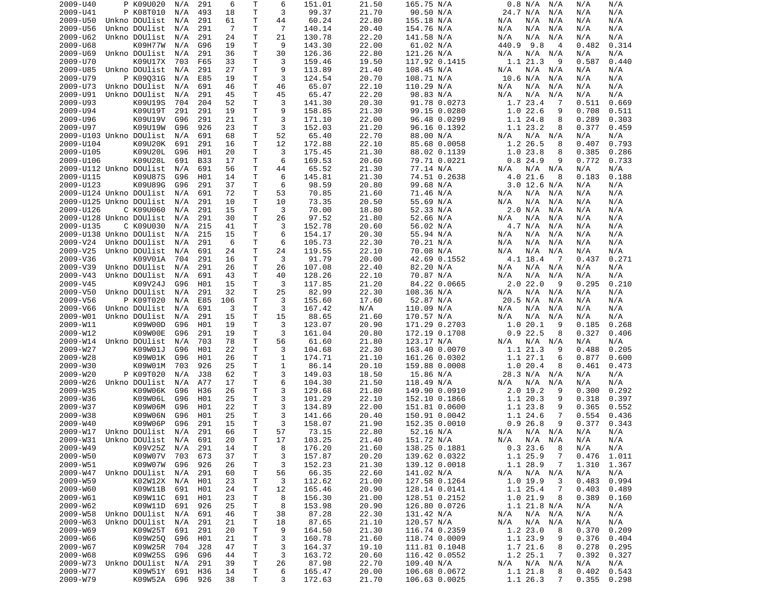| | | | | | | | | | | | | | | | | |
|---|---|---|---|---|---|---|---|---|---|---|---|---|---|---|---|---|
| 2009-U40 | P | K09U020 | N/A | 291 | 6 | T | 6 | 151.01 | 21.50 | 165.75 | N/A | 0.8 | N/A | N/A | N/A | N/A |
| 2009-U41 | P | K08T010 | N/A | 493 | 18 | T | 3 | 99.37 | 21.70 | 90.50 | N/A | 24.7 | N/A | N/A | N/A | N/A |
| 2009-U50 | Unkno | DOUlist | N/A | 291 | 61 | T | 44 | 60.24 | 22.80 | 155.18 | N/A | N/A | N/A | N/A | N/A | N/A |
| 2009-U56 | Unkno | DOUlist | N/A | 291 | 7 | T | 7 | 140.14 | 20.40 | 154.76 | N/A | N/A | N/A | N/A | N/A | N/A |
| 2009-U62 | Unkno | DOUlist | N/A | 291 | 24 | T | 21 | 130.78 | 22.20 | 141.58 | N/A | N/A | N/A | N/A | N/A | N/A |
| 2009-U68 | | K09H77W | N/A | G96 | 19 | T | 9 | 143.30 | 22.00 | 61.02 | N/A | 440.9 | 9.8 | 4 | 0.482 | 0.314 |
| 2009-U69 | Unkno | DOUlist | N/A | 291 | 36 | T | 30 | 126.36 | 22.80 | 121.26 | N/A | N/A | N/A | N/A | N/A | N/A |
| 2009-U70 | | K09U17X | 703 | F65 | 33 | T | 3 | 159.46 | 19.50 | 117.92 | 0.1415 | 1.1 | 21.3 | 9 | 0.587 | 0.440 |
| 2009-U85 | Unkno | DOUlist | N/A | 291 | 27 | T | 9 | 113.89 | 21.40 | 108.45 | N/A | N/A | N/A | N/A | N/A | N/A |
| 2009-U79 | P | K09Q31G | N/A | E85 | 19 | T | 3 | 124.54 | 20.70 | 108.71 | N/A | 10.6 | N/A | N/A | N/A | N/A |
| 2009-U73 | Unkno | DOUlist | N/A | 691 | 46 | T | 46 | 65.07 | 22.10 | 110.29 | N/A | N/A | N/A | N/A | N/A | N/A |
| 2009-U91 | Unkno | DOUlist | N/A | 291 | 45 | T | 45 | 65.47 | 22.20 | 98.83 | N/A | N/A | N/A | N/A | N/A | N/A |
| 2009-U93 | | K09U19S | 704 | 204 | 52 | T | 3 | 141.30 | 20.30 | 91.78 | 0.0273 | 1.7 | 23.4 | 7 | 0.511 | 0.669 |
| 2009-U94 | | K09U19T | 291 | 291 | 19 | T | 9 | 158.85 | 21.30 | 99.15 | 0.0280 | 1.0 | 22.6 | 9 | 0.708 | 0.511 |
| 2009-U96 | | K09U19V | G96 | 291 | 21 | T | 3 | 171.10 | 22.00 | 96.48 | 0.0299 | 1.1 | 24.8 | 8 | 0.289 | 0.303 |
| 2009-U97 | | K09U19W | G96 | 926 | 23 | T | 3 | 152.03 | 21.20 | 96.16 | 0.1392 | 1.1 | 23.2 | 8 | 0.377 | 0.459 |
| 2009-U103 | Unkno | DOUlist | N/A | 691 | 68 | T | 52 | 65.40 | 22.70 | 88.00 | N/A | N/A | N/A | N/A | N/A | N/A |
| 2009-U104 | | K09U20K | 691 | 291 | 16 | T | 12 | 172.88 | 22.10 | 85.68 | 0.0058 | 1.2 | 26.5 | 8 | 0.407 | 0.793 |
| 2009-U105 | | K09U20L | G96 | H01 | 20 | T | 3 | 175.45 | 21.30 | 88.02 | 0.1139 | 1.0 | 23.8 | 8 | 0.385 | 0.286 |
| 2009-U106 | | K09U28L | 691 | B33 | 17 | T | 6 | 169.53 | 20.60 | 79.71 | 0.0221 | 0.8 | 24.9 | 9 | 0.772 | 0.733 |
| 2009-U112 | Unkno | DOUlist | N/A | 691 | 56 | T | 44 | 65.52 | 21.30 | 77.14 | N/A | N/A | N/A | N/A | N/A | N/A |
| 2009-U115 | | K09U87S | G96 | H01 | 14 | T | 6 | 145.81 | 21.30 | 74.51 | 0.2638 | 4.0 | 21.6 | 8 | 0.183 | 0.188 |
| 2009-U123 | | K09U89G | G96 | 291 | 37 | T | 6 | 98.59 | 20.80 | 99.68 | N/A | 3.0 | 12.6 | N/A | N/A | N/A |
| 2009-U124 | Unkno | DOUlist | N/A | 691 | 72 | T | 53 | 70.85 | 21.60 | 71.46 | N/A | N/A | N/A | N/A | N/A | N/A |
| 2009-U125 | Unkno | DOUlist | N/A | 291 | 10 | T | 10 | 73.35 | 20.50 | 55.69 | N/A | N/A | N/A | N/A | N/A | N/A |
| 2009-U126 | C | K09U060 | N/A | 291 | 15 | T | 3 | 70.00 | 18.80 | 52.33 | N/A | 2.0 | N/A | N/A | N/A | N/A |
| 2009-U128 | Unkno | DOUlist | N/A | 291 | 30 | T | 26 | 97.52 | 21.80 | 52.66 | N/A | N/A | N/A | N/A | N/A | N/A |
| 2009-U135 | C | K09U030 | N/A | 215 | 41 | T | 3 | 152.78 | 20.60 | 56.02 | N/A | 4.7 | N/A | N/A | N/A | N/A |
| 2009-U138 | Unkno | DOUlist | N/A | 215 | 15 | T | 6 | 154.17 | 20.30 | 55.94 | N/A | N/A | N/A | N/A | N/A | N/A |
| 2009-V24 | Unkno | DOUlist | N/A | 291 | 6 | T | 6 | 105.73 | 22.30 | 70.21 | N/A | N/A | N/A | N/A | N/A | N/A |
| 2009-V25 | Unkno | DOUlist | N/A | 691 | 24 | T | 24 | 119.55 | 22.10 | 70.08 | N/A | N/A | N/A | N/A | N/A | N/A |
| 2009-V36 | | K09V01A | 704 | 291 | 16 | T | 3 | 91.79 | 20.00 | 42.69 | 0.1552 | 4.1 | 18.4 | 7 | 0.437 | 0.271 |
| 2009-V39 | Unkno | DOUlist | N/A | 291 | 26 | T | 26 | 107.08 | 22.40 | 82.20 | N/A | N/A | N/A | N/A | N/A | N/A |
| 2009-V43 | Unkno | DOUlist | N/A | 691 | 43 | T | 40 | 128.26 | 22.10 | 70.87 | N/A | N/A | N/A | N/A | N/A | N/A |
| 2009-V45 | | K09V24J | G96 | H01 | 15 | T | 3 | 117.85 | 21.20 | 84.22 | 0.0665 | 2.0 | 22.0 | 9 | 0.295 | 0.210 |
| 2009-V50 | Unkno | DOUlist | N/A | 291 | 32 | T | 25 | 82.99 | 22.30 | 108.36 | N/A | N/A | N/A | N/A | N/A | N/A |
| 2009-V56 | P | K09T020 | N/A | E85 | 106 | T | 3 | 155.60 | 17.60 | 52.87 | N/A | 20.5 | N/A | N/A | N/A | N/A |
| 2009-V66 | Unkno | DOUlist | N/A | 691 | 3 | T | 3 | 167.42 | N/A | 110.09 | N/A | N/A | N/A | N/A | N/A | N/A |
| 2009-W01 | Unkno | DOUlist | N/A | 291 | 15 | T | 15 | 88.65 | 21.60 | 170.57 | N/A | N/A | N/A | N/A | N/A | N/A |
| 2009-W11 | | K09W00D | G96 | H01 | 19 | T | 3 | 123.07 | 20.90 | 171.29 | 0.2703 | 1.0 | 20.1 | 9 | 0.185 | 0.268 |
| 2009-W12 | | K09W00E | G96 | 291 | 19 | T | 3 | 161.04 | 20.80 | 172.19 | 0.1708 | 0.9 | 22.5 | 8 | 0.327 | 0.406 |
| 2009-W14 | Unkno | DOUlist | N/A | 703 | 78 | T | 56 | 61.60 | 21.80 | 123.17 | N/A | N/A | N/A | N/A | N/A | N/A |
| 2009-W27 | | K09W01J | G96 | H01 | 22 | T | 3 | 104.68 | 22.30 | 163.40 | 0.0070 | 1.1 | 21.3 | 9 | 0.488 | 0.205 |
| 2009-W28 | | K09W01K | G96 | H01 | 26 | T | 1 | 174.71 | 21.10 | 161.26 | 0.0302 | 1.1 | 27.1 | 6 | 0.877 | 0.600 |
| 2009-W30 | | K09W01M | 703 | 926 | 25 | T | 1 | 86.14 | 20.10 | 159.88 | 0.0008 | 1.0 | 20.4 | 8 | 0.461 | 0.473 |
| 2009-W20 | P | K09T020 | N/A | J38 | 62 | T | 3 | 149.03 | 18.50 | 15.86 | N/A | 28.3 | N/A | N/A | N/A | N/A |
| 2009-W26 | Unkno | DOUlist | N/A | A77 | 17 | T | 6 | 104.30 | 21.50 | 118.49 | N/A | N/A | N/A | N/A | N/A | N/A |
| 2009-W35 | | K09W06K | G96 | H36 | 26 | T | 3 | 129.68 | 21.80 | 149.90 | 0.0910 | 2.0 | 19.2 | 9 | 0.300 | 0.292 |
| 2009-W36 | | K09W06L | G96 | H01 | 25 | T | 3 | 101.29 | 22.10 | 152.10 | 0.1866 | 1.1 | 20.3 | 9 | 0.318 | 0.397 |
| 2009-W37 | | K09W06M | G96 | H01 | 22 | T | 3 | 134.89 | 22.00 | 151.81 | 0.0600 | 1.1 | 23.8 | 9 | 0.365 | 0.552 |
| 2009-W38 | | K09W06N | G96 | H01 | 25 | T | 3 | 141.66 | 20.40 | 150.91 | 0.0042 | 1.1 | 24.6 | 7 | 0.554 | 0.436 |
| 2009-W40 | | K09W06P | G96 | 291 | 15 | T | 3 | 158.07 | 21.90 | 152.35 | 0.0010 | 0.9 | 26.8 | 9 | 0.377 | 0.343 |
| 2009-W17 | Unkno | DOUlist | N/A | 291 | 66 | T | 57 | 73.15 | 22.80 | 52.16 | N/A | N/A | N/A | N/A | N/A | N/A |
| 2009-W31 | Unkno | DOUlist | N/A | 691 | 20 | T | 17 | 103.25 | 21.40 | 151.72 | N/A | N/A | N/A | N/A | N/A | N/A |
| 2009-W49 | | K09V25Z | N/A | 291 | 14 | T | 8 | 176.20 | 21.60 | 138.25 | 0.1881 | 0.3 | 23.6 | 8 | N/A | N/A |
| 2009-W50 | | K09W07V | 703 | 673 | 37 | T | 3 | 157.87 | 20.20 | 139.62 | 0.0322 | 1.1 | 25.9 | 7 | 0.476 | 1.011 |
| 2009-W51 | | K09W07W | G96 | 926 | 26 | T | 3 | 152.23 | 21.30 | 139.12 | 0.0018 | 1.1 | 28.9 | 7 | 1.310 | 1.367 |
| 2009-W47 | Unkno | DOUlist | N/A | 291 | 60 | T | 56 | 66.35 | 22.60 | 141.02 | N/A | N/A | N/A | N/A | N/A | N/A |
| 2009-W59 | | K02W12X | N/A | H01 | 23 | T | 3 | 112.62 | 21.00 | 127.58 | 0.1264 | 1.0 | 19.9 | 3 | 0.483 | 0.994 |
| 2009-W60 | | K09W11B | 691 | H01 | 24 | T | 12 | 165.46 | 20.90 | 128.14 | 0.0141 | 1.1 | 25.4 | 7 | 0.403 | 0.489 |
| 2009-W61 | | K09W11C | 691 | H01 | 23 | T | 8 | 156.30 | 21.00 | 128.51 | 0.2152 | 1.0 | 21.9 | 8 | 0.389 | 0.160 |
| 2009-W62 | | K09W11D | 691 | 926 | 25 | T | 8 | 153.98 | 20.90 | 126.80 | 0.0726 | 1.1 | 21.8 | N/A | N/A | N/A |
| 2009-W58 | Unkno | DOUlist | N/A | 691 | 46 | T | 38 | 87.28 | 22.30 | 131.42 | N/A | N/A | N/A | N/A | N/A | N/A |
| 2009-W63 | Unkno | DOUlist | N/A | 291 | 21 | T | 18 | 87.65 | 21.10 | 120.57 | N/A | N/A | N/A | N/A | N/A | N/A |
| 2009-W69 | | K09W25T | 691 | 291 | 20 | T | 9 | 164.50 | 21.30 | 116.74 | 0.2359 | 1.2 | 23.0 | 8 | 0.370 | 0.209 |
| 2009-W66 | | K09W25Q | G96 | H01 | 21 | T | 3 | 160.78 | 21.60 | 118.74 | 0.0009 | 1.1 | 23.9 | 9 | 0.376 | 0.404 |
| 2009-W67 | | K09W25R | 704 | J28 | 47 | T | 3 | 164.37 | 19.10 | 111.81 | 0.1048 | 1.7 | 21.6 | 8 | 0.278 | 0.295 |
| 2009-W68 | | K09W25S | G96 | G96 | 44 | T | 3 | 163.72 | 20.60 | 116.42 | 0.0552 | 1.2 | 25.1 | 7 | 0.392 | 0.327 |
| 2009-W73 | Unkno | DOUlist | N/A | 291 | 39 | T | 26 | 87.98 | 22.70 | 109.40 | N/A | N/A | N/A | N/A | N/A | N/A |
| 2009-W77 | | K09W51Y | 691 | H36 | 14 | T | 6 | 165.47 | 20.00 | 106.68 | 0.0672 | 1.1 | 21.8 | 8 | 0.402 | 0.543 |
| 2009-W79 | | K09W52A | G96 | 926 | 38 | T | 3 | 172.63 | 21.70 | 106.63 | 0.0025 | 1.1 | 26.3 | 7 | 0.355 | 0.298 |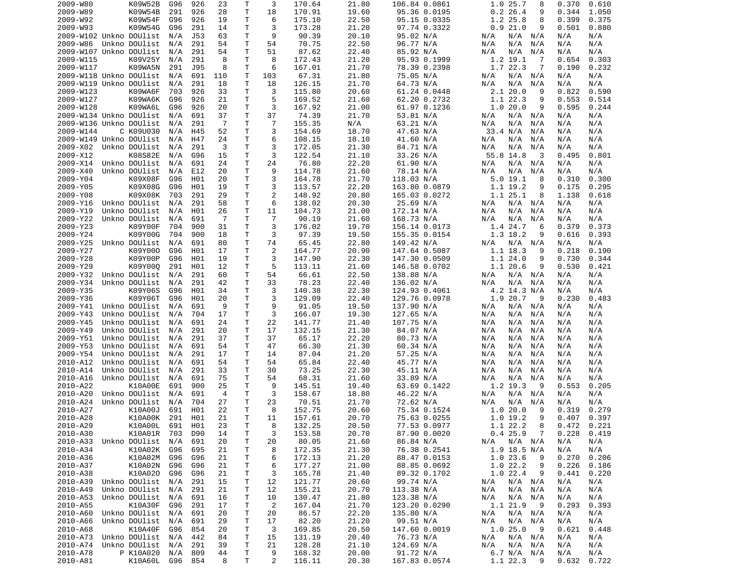| | | | | | | | | | | | | | | | | |
|---|---|---|---|---|---|---|---|---|---|---|---|---|---|---|---|---|
| 2009-W80 | | K09W52B | G96 | 926 | 23 | T | 3 | 170.64 | 21.80 | 106.84 | 0.0861 | 1.0 | 25.7 | 8 | 0.370 | 0.610 |
| 2009-W89 | | K09W54B | 291 | 926 | 28 | T | 18 | 170.91 | 19.60 | 95.36 | 0.0195 | 0.2 | 26.4 | 9 | 0.344 | 1.050 |
| 2009-W92 | | K09W54F | G96 | 926 | 19 | T | 6 | 175.10 | 22.50 | 95.15 | 0.0335 | 1.2 | 25.8 | 8 | 0.399 | 0.375 |
| 2009-W93 | | K09W54G | G96 | 291 | 14 | T | 3 | 173.28 | 21.20 | 97.74 | 0.3322 | 0.9 | 21.0 | 9 | 0.501 | 0.880 |
| 2009-W102 | Unkno | DOUlist | N/A | J53 | 63 | T | 9 | 90.39 | 20.10 | 95.02 | N/A | N/A | N/A | N/A | N/A | N/A |
| 2009-W86 | Unkno | DOUlist | N/A | 291 | 54 | T | 54 | 70.75 | 22.50 | 96.77 | N/A | N/A | N/A | N/A | N/A | N/A |
| 2009-W107 | Unkno | DOUlist | N/A | 291 | 54 | T | 51 | 87.62 | 22.40 | 85.92 | N/A | N/A | N/A | N/A | N/A | N/A |
| 2009-W115 | | K09V25Y | N/A | 291 | 8 | T | 8 | 172.43 | 21.20 | 95.93 | 0.1999 | 1.2 | 19.1 | 7 | 0.654 | 0.303 |
| 2009-W117 | | K09WA5N | 291 | J95 | 8 | T | 6 | 167.01 | 21.70 | 78.39 | 0.2398 | 1.7 | 22.3 | 7 | 0.190 | 0.232 |
| 2009-W118 | Unkno | DOUlist | N/A | 691 | 110 | T | 103 | 67.31 | 21.80 | 75.05 | N/A | N/A | N/A | N/A | N/A | N/A |
| 2009-W119 | Unkno | DOUlist | N/A | 291 | 18 | T | 18 | 126.15 | 21.70 | 64.73 | N/A | N/A | N/A | N/A | N/A | N/A |
| 2009-W123 | | K09WA6F | 703 | 926 | 33 | T | 3 | 115.80 | 20.60 | 61.24 | 0.0448 | 2.1 | 20.0 | 9 | 0.822 | 0.590 |
| 2009-W127 | | K09WA6K | G96 | 926 | 21 | T | 5 | 169.52 | 21.60 | 62.20 | 0.2732 | 1.1 | 22.3 | 9 | 0.553 | 0.514 |
| 2009-W128 | | K09WA6L | G96 | 926 | 20 | T | 3 | 167.92 | 21.00 | 61.97 | 0.1236 | 1.0 | 20.0 | 9 | 0.595 | 0.244 |
| 2009-W134 | Unkno | DOUlist | N/A | 691 | 37 | T | 37 | 74.39 | 21.70 | 53.81 | N/A | N/A | N/A | N/A | N/A | N/A |
| 2009-W136 | Unkno | DOUlist | N/A | 291 | 7 | T | 7 | 155.35 | N/A | 63.21 | N/A | N/A | N/A | N/A | N/A | N/A |
| 2009-W144 | C | K09U030 | N/A | H45 | 52 | T | 3 | 154.69 | 18.70 | 47.63 | N/A | 33.4 | N/A | N/A | N/A | N/A |
| 2009-W149 | Unkno | DOUlist | N/A | H47 | 24 | T | 6 | 108.15 | 18.10 | 41.60 | N/A | N/A | N/A | N/A | N/A | N/A |
| 2009-X02 | Unkno | DOUlist | N/A | 291 | 3 | T | 3 | 172.05 | 21.30 | 84.71 | N/A | N/A | N/A | N/A | N/A | N/A |
| 2009-X12 | | K08S82E | N/A | G96 | 15 | T | 3 | 122.54 | 21.10 | 33.26 | N/A | 55.8 | 14.8 | 3 | 0.495 | 0.801 |
| 2009-X14 | Unkno | DOUlist | N/A | 691 | 24 | T | 24 | 76.80 | 22.20 | 61.90 | N/A | N/A | N/A | N/A | N/A | N/A |
| 2009-X40 | Unkno | DOUlist | N/A | E12 | 20 | T | 9 | 114.78 | 21.60 | 78.14 | N/A | N/A | N/A | N/A | N/A | N/A |
| 2009-Y04 | | K09X08F | G96 | H01 | 20 | T | 3 | 164.78 | 21.70 | 118.03 | N/A | 5.0 | 19.1 | 8 | 0.310 | 0.300 |
| 2009-Y05 | | K09X08G | G96 | H01 | 19 | T | 3 | 113.57 | 22.20 | 163.80 | 0.0879 | 1.1 | 19.2 | 9 | 0.175 | 0.295 |
| 2009-Y08 | | K09X08K | 703 | 291 | 29 | T | 2 | 148.92 | 20.80 | 165.03 | 0.0272 | 1.1 | 25.1 | 8 | 1.138 | 0.618 |
| 2009-Y16 | Unkno | DOUlist | N/A | 291 | 58 | T | 6 | 138.02 | 20.30 | 25.69 | N/A | N/A | N/A | N/A | N/A | N/A |
| 2009-Y19 | Unkno | DOUlist | N/A | H01 | 26 | T | 11 | 104.73 | 21.00 | 172.14 | N/A | N/A | N/A | N/A | N/A | N/A |
| 2009-Y22 | Unkno | DOUlist | N/A | 691 | 7 | T | 7 | 90.19 | 21.60 | 168.73 | N/A | N/A | N/A | N/A | N/A | N/A |
| 2009-Y23 | | K09Y00F | 704 | 900 | 31 | T | 3 | 176.02 | 19.70 | 156.14 | 0.0173 | 1.4 | 24.7 | 6 | 0.379 | 0.373 |
| 2009-Y24 | | K09Y00G | 704 | 900 | 18 | T | 3 | 97.39 | 19.50 | 155.35 | 0.0154 | 1.3 | 18.2 | 9 | 0.616 | 0.393 |
| 2009-Y25 | Unkno | DOUlist | N/A | 691 | 80 | T | 74 | 65.45 | 22.80 | 149.42 | N/A | N/A | N/A | N/A | N/A | N/A |
| 2009-Y27 | | K09Y00O | G96 | H01 | 17 | T | 2 | 164.77 | 20.90 | 147.64 | 0.5087 | 1.1 | 18.3 | 9 | 0.218 | 0.190 |
| 2009-Y28 | | K09Y00P | G96 | H01 | 19 | T | 3 | 147.90 | 22.30 | 147.30 | 0.0509 | 1.1 | 24.0 | 9 | 0.730 | 0.344 |
| 2009-Y29 | | K09Y00Q | 291 | H01 | 12 | T | 5 | 113.11 | 21.60 | 146.58 | 0.0702 | 1.1 | 20.6 | 9 | 0.530 | 0.421 |
| 2009-Y32 | Unkno | DOUlist | N/A | 291 | 60 | T | 54 | 66.61 | 22.50 | 138.88 | N/A | N/A | N/A | N/A | N/A | N/A |
| 2009-Y34 | Unkno | DOUlist | N/A | 291 | 42 | T | 33 | 78.23 | 22.40 | 136.02 | N/A | N/A | N/A | N/A | N/A | N/A |
| 2009-Y35 | | K09Y06S | G96 | H01 | 34 | T | 3 | 140.38 | 22.30 | 124.93 | 0.4061 | 4.2 | 14.3 | N/A | N/A | N/A |
| 2009-Y36 | | K09Y06T | G96 | H01 | 20 | T | 3 | 129.09 | 22.40 | 129.76 | 0.0978 | 1.9 | 20.7 | 9 | 0.230 | 0.483 |
| 2009-Y41 | Unkno | DOUlist | N/A | 691 | 9 | T | 9 | 91.05 | 19.50 | 137.90 | N/A | N/A | N/A | N/A | N/A | N/A |
| 2009-Y43 | Unkno | DOUlist | N/A | 704 | 17 | T | 3 | 166.07 | 19.30 | 127.65 | N/A | N/A | N/A | N/A | N/A | N/A |
| 2009-Y45 | Unkno | DOUlist | N/A | 691 | 24 | T | 22 | 141.77 | 21.40 | 107.75 | N/A | N/A | N/A | N/A | N/A | N/A |
| 2009-Y49 | Unkno | DOUlist | N/A | 291 | 20 | T | 17 | 132.15 | 21.30 | 84.07 | N/A | N/A | N/A | N/A | N/A | N/A |
| 2009-Y51 | Unkno | DOUlist | N/A | 291 | 37 | T | 37 | 65.17 | 22.20 | 80.73 | N/A | N/A | N/A | N/A | N/A | N/A |
| 2009-Y53 | Unkno | DOUlist | N/A | 691 | 54 | T | 47 | 66.30 | 21.30 | 60.34 | N/A | N/A | N/A | N/A | N/A | N/A |
| 2009-Y54 | Unkno | DOUlist | N/A | 291 | 17 | T | 14 | 87.04 | 21.20 | 57.25 | N/A | N/A | N/A | N/A | N/A | N/A |
| 2010-A12 | Unkno | DOUlist | N/A | 691 | 54 | T | 54 | 65.84 | 22.40 | 45.77 | N/A | N/A | N/A | N/A | N/A | N/A |
| 2010-A14 | Unkno | DOUlist | N/A | 291 | 33 | T | 30 | 73.25 | 22.30 | 45.11 | N/A | N/A | N/A | N/A | N/A | N/A |
| 2010-A16 | Unkno | DOUlist | N/A | 691 | 75 | T | 54 | 68.31 | 21.60 | 33.89 | N/A | N/A | N/A | N/A | N/A | N/A |
| 2010-A22 | | K10A00E | 691 | 900 | 25 | T | 9 | 145.51 | 19.40 | 63.69 | 0.1422 | 1.2 | 19.3 | 9 | 0.553 | 0.205 |
| 2010-A20 | Unkno | DOUlist | N/A | 691 | 4 | T | 3 | 158.67 | 18.80 | 46.22 | N/A | N/A | N/A | N/A | N/A | N/A |
| 2010-A24 | Unkno | DOUlist | N/A | 704 | 27 | T | 23 | 70.51 | 21.70 | 72.62 | N/A | N/A | N/A | N/A | N/A | N/A |
| 2010-A27 | | K10A00J | 691 | H01 | 22 | T | 8 | 152.75 | 20.60 | 75.34 | 0.1524 | 1.0 | 20.0 | 9 | 0.319 | 0.279 |
| 2010-A28 | | K10A00K | 291 | H01 | 21 | T | 11 | 157.61 | 20.70 | 75.63 | 0.0255 | 1.0 | 19.2 | 9 | 0.407 | 0.397 |
| 2010-A29 | | K10A00L | 691 | H01 | 23 | T | 8 | 132.25 | 20.50 | 77.53 | 0.0977 | 1.1 | 22.2 | 8 | 0.472 | 0.221 |
| 2010-A30 | | K10A01R | 703 | D90 | 14 | T | 3 | 153.58 | 20.70 | 87.90 | 0.0020 | 0.4 | 25.9 | 7 | 0.228 | 0.419 |
| 2010-A33 | Unkno | DOUlist | N/A | 691 | 20 | T | 20 | 80.05 | 21.60 | 86.84 | N/A | N/A | N/A | N/A | N/A | N/A |
| 2010-A34 | | K10A02K | G96 | 695 | 21 | T | 8 | 172.35 | 21.30 | 76.38 | 0.2541 | 1.9 | 18.5 | N/A | N/A | N/A |
| 2010-A36 | | K10A02M | G96 | G96 | 21 | T | 6 | 172.13 | 21.20 | 88.47 | 0.0153 | 1.0 | 23.6 | 9 | 0.270 | 0.206 |
| 2010-A37 | | K10A02N | G96 | G96 | 21 | T | 6 | 177.27 | 21.00 | 88.85 | 0.0692 | 1.0 | 22.2 | 9 | 0.226 | 0.186 |
| 2010-A38 | | K10A02O | G96 | G96 | 21 | T | 3 | 165.78 | 21.40 | 89.32 | 0.1702 | 1.0 | 22.4 | 9 | 0.441 | 0.220 |
| 2010-A39 | Unkno | DOUlist | N/A | 291 | 15 | T | 12 | 121.77 | 20.60 | 99.74 | N/A | N/A | N/A | N/A | N/A | N/A |
| 2010-A49 | Unkno | DOUlist | N/A | 291 | 21 | T | 12 | 155.21 | 20.70 | 113.38 | N/A | N/A | N/A | N/A | N/A | N/A |
| 2010-A53 | Unkno | DOUlist | N/A | 691 | 16 | T | 10 | 130.47 | 21.80 | 123.38 | N/A | N/A | N/A | N/A | N/A | N/A |
| 2010-A55 | | K10A30F | G96 | 291 | 17 | T | 2 | 167.04 | 21.70 | 123.20 | 0.0290 | 1.1 | 21.9 | 9 | 0.293 | 0.393 |
| 2010-A60 | Unkno | DOUlist | N/A | 691 | 20 | T | 20 | 86.57 | 22.20 | 135.80 | N/A | N/A | N/A | N/A | N/A | N/A |
| 2010-A66 | Unkno | DOUlist | N/A | 691 | 29 | T | 17 | 82.20 | 21.20 | 99.51 | N/A | N/A | N/A | N/A | N/A | N/A |
| 2010-A68 | | K10A40F | G96 | 854 | 20 | T | 3 | 169.85 | 20.50 | 147.60 | 0.0019 | 1.0 | 25.0 | 9 | 0.621 | 0.448 |
| 2010-A73 | Unkno | DOUlist | N/A | 442 | 84 | T | 15 | 131.19 | 20.40 | 76.73 | N/A | N/A | N/A | N/A | N/A | N/A |
| 2010-A74 | Unkno | DOUlist | N/A | 291 | 39 | T | 21 | 128.28 | 21.10 | 124.69 | N/A | N/A | N/A | N/A | N/A | N/A |
| 2010-A78 | P | K10A020 | N/A | 809 | 44 | T | 9 | 168.32 | 20.00 | 91.72 | N/A | 6.7 | N/A | N/A | N/A | N/A |
| 2010-A81 | | K10A60L | G96 | 854 | 8 | T | 2 | 116.11 | 20.30 | 167.83 | 0.0574 | 1.1 | 22.3 | 9 | 0.632 | 0.722 |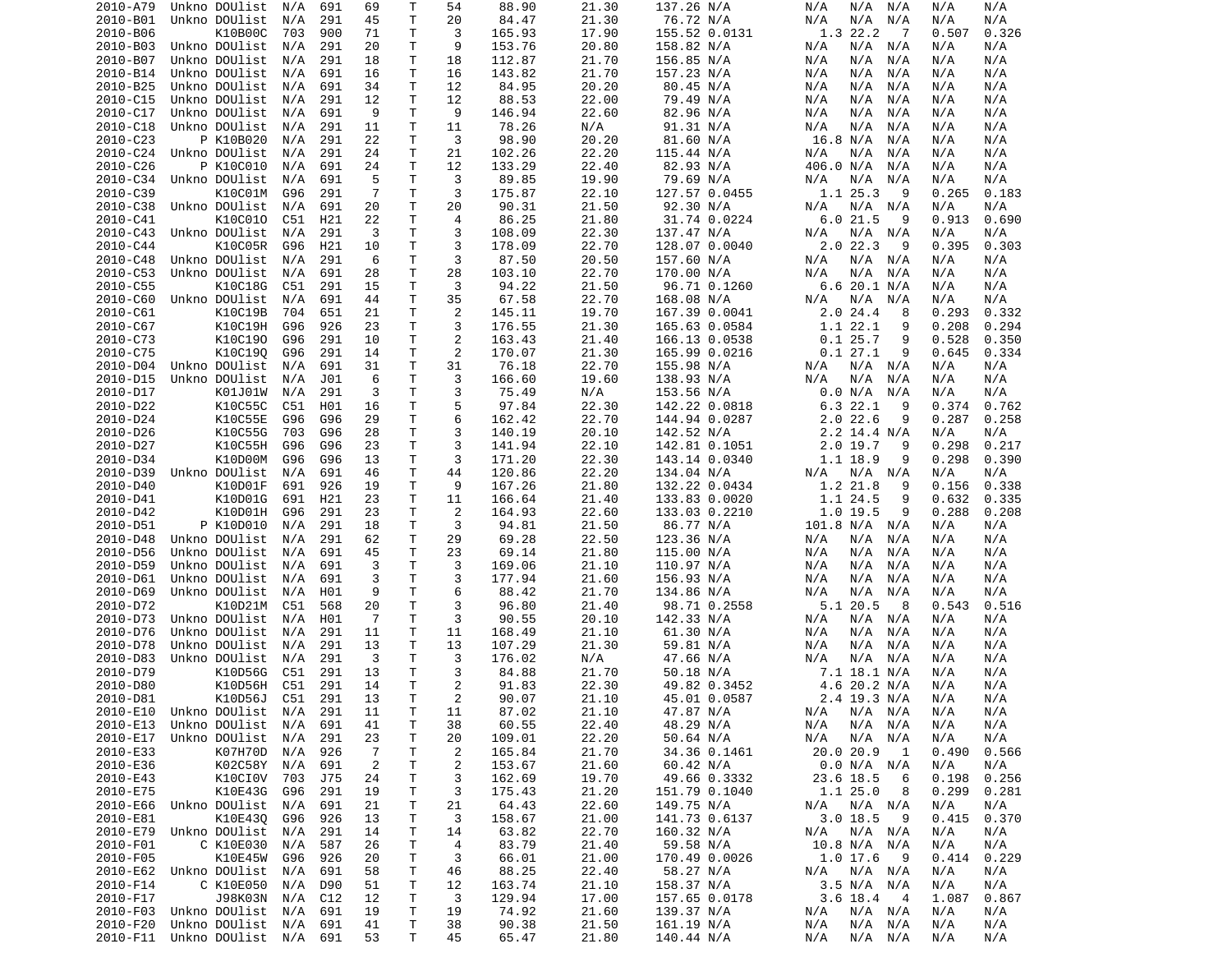| | | | | | | | | | | | | | | | | |
|---|---|---|---|---|---|---|---|---|---|---|---|---|---|---|---|---|
| 2010-A79 | Unkno | DOUlist | N/A | 691 | 69 | T | 54 | 88.90 | 21.30 | 137.26 | N/A | N/A | N/A | N/A | N/A | N/A |
| 2010-B01 | Unkno | DOUlist | N/A | 291 | 45 | T | 20 | 84.47 | 21.30 | 76.72 | N/A | N/A | N/A | N/A | N/A | N/A |
| 2010-B06 | | K10B00C | 703 | 900 | 71 | T | 3 | 165.93 | 17.90 | 155.52 | 0.0131 | 1.3 | 22.2 | 7 | 0.507 | 0.326 |
| 2010-B03 | Unkno | DOUlist | N/A | 291 | 20 | T | 9 | 153.76 | 20.80 | 158.82 | N/A | N/A | N/A | N/A | N/A | N/A |
| 2010-B07 | Unkno | DOUlist | N/A | 291 | 18 | T | 18 | 112.87 | 21.70 | 156.85 | N/A | N/A | N/A | N/A | N/A | N/A |
| 2010-B14 | Unkno | DOUlist | N/A | 691 | 16 | T | 16 | 143.82 | 21.70 | 157.23 | N/A | N/A | N/A | N/A | N/A | N/A |
| 2010-B25 | Unkno | DOUlist | N/A | 691 | 34 | T | 12 | 84.95 | 20.20 | 80.45 | N/A | N/A | N/A | N/A | N/A | N/A |
| 2010-C15 | Unkno | DOUlist | N/A | 291 | 12 | T | 12 | 88.53 | 22.00 | 79.49 | N/A | N/A | N/A | N/A | N/A | N/A |
| 2010-C17 | Unkno | DOUlist | N/A | 691 | 9 | T | 9 | 146.94 | 22.60 | 82.96 | N/A | N/A | N/A | N/A | N/A | N/A |
| 2010-C18 | Unkno | DOUlist | N/A | 291 | 11 | T | 11 | 78.26 | N/A | 91.31 | N/A | N/A | N/A | N/A | N/A | N/A |
| 2010-C23 | P | K10B020 | N/A | 291 | 22 | T | 3 | 98.90 | 20.20 | 81.60 | N/A | 16.8 | N/A | N/A | N/A | N/A |
| 2010-C24 | Unkno | DOUlist | N/A | 291 | 24 | T | 21 | 102.26 | 22.20 | 115.44 | N/A | N/A | N/A | N/A | N/A | N/A |
| 2010-C26 | P | K10C010 | N/A | 691 | 24 | T | 12 | 133.29 | 22.40 | 82.93 | N/A | 406.0 | N/A | N/A | N/A | N/A |
| 2010-C34 | Unkno | DOUlist | N/A | 691 | 5 | T | 3 | 89.85 | 19.90 | 79.69 | N/A | N/A | N/A | N/A | N/A | N/A |
| 2010-C39 | | K10C01M | G96 | 291 | 7 | T | 3 | 175.87 | 22.10 | 127.57 | 0.0455 | 1.1 | 25.3 | 9 | 0.265 | 0.183 |
| 2010-C38 | Unkno | DOUlist | N/A | 691 | 20 | T | 20 | 90.31 | 21.50 | 92.30 | N/A | N/A | N/A | N/A | N/A | N/A |
| 2010-C41 | | K10C01O | C51 | H21 | 22 | T | 4 | 86.25 | 21.80 | 31.74 | 0.0224 | 6.0 | 21.5 | 9 | 0.913 | 0.690 |
| 2010-C43 | Unkno | DOUlist | N/A | 291 | 3 | T | 3 | 108.09 | 22.30 | 137.47 | N/A | N/A | N/A | N/A | N/A | N/A |
| 2010-C44 | | K10C05R | G96 | H21 | 10 | T | 3 | 178.09 | 22.70 | 128.07 | 0.0040 | 2.0 | 22.3 | 9 | 0.395 | 0.303 |
| 2010-C48 | Unkno | DOUlist | N/A | 291 | 6 | T | 3 | 87.50 | 20.50 | 157.60 | N/A | N/A | N/A | N/A | N/A | N/A |
| 2010-C53 | Unkno | DOUlist | N/A | 691 | 28 | T | 28 | 103.10 | 22.70 | 170.00 | N/A | N/A | N/A | N/A | N/A | N/A |
| 2010-C55 | | K10C18G | C51 | 291 | 15 | T | 3 | 94.22 | 21.50 | 96.71 | 0.1260 | 6.6 | 20.1 | N/A | N/A | N/A |
| 2010-C60 | Unkno | DOUlist | N/A | 691 | 44 | T | 35 | 67.58 | 22.70 | 168.08 | N/A | N/A | N/A | N/A | N/A | N/A |
| 2010-C61 | | K10C19B | 704 | 651 | 21 | T | 2 | 145.11 | 19.70 | 167.39 | 0.0041 | 2.0 | 24.4 | 8 | 0.293 | 0.332 |
| 2010-C67 | | K10C19H | G96 | 926 | 23 | T | 3 | 176.55 | 21.30 | 165.63 | 0.0584 | 1.1 | 22.1 | 9 | 0.208 | 0.294 |
| 2010-C73 | | K10C19O | G96 | 291 | 10 | T | 2 | 163.43 | 21.40 | 166.13 | 0.0538 | 0.1 | 25.7 | 9 | 0.528 | 0.350 |
| 2010-C75 | | K10C19Q | G96 | 291 | 14 | T | 2 | 170.07 | 21.30 | 165.99 | 0.0216 | 0.1 | 27.1 | 9 | 0.645 | 0.334 |
| 2010-D04 | Unkno | DOUlist | N/A | 691 | 31 | T | 31 | 76.18 | 22.70 | 155.98 | N/A | N/A | N/A | N/A | N/A | N/A |
| 2010-D15 | Unkno | DOUlist | N/A | J01 | 6 | T | 3 | 166.60 | 19.60 | 138.93 | N/A | N/A | N/A | N/A | N/A | N/A |
| 2010-D17 | | K01J01W | N/A | 291 | 3 | T | 3 | 75.49 | N/A | 153.56 | N/A | 0.0 | N/A | N/A | N/A | N/A |
| 2010-D22 | | K10C55C | C51 | H01 | 16 | T | 5 | 97.84 | 22.30 | 142.22 | 0.0818 | 6.3 | 22.1 | 9 | 0.374 | 0.762 |
| 2010-D24 | | K10C55E | G96 | G96 | 29 | T | 6 | 162.42 | 22.70 | 144.94 | 0.0287 | 2.0 | 22.6 | 9 | 0.287 | 0.258 |
| 2010-D26 | | K10C55G | 703 | G96 | 28 | T | 3 | 140.19 | 20.10 | 142.52 | N/A | 2.2 | 14.4 | N/A | N/A | N/A |
| 2010-D27 | | K10C55H | G96 | G96 | 23 | T | 3 | 141.94 | 22.10 | 142.81 | 0.1051 | 2.0 | 19.7 | 9 | 0.298 | 0.217 |
| 2010-D34 | | K10D00M | G96 | G96 | 13 | T | 3 | 171.20 | 22.30 | 143.14 | 0.0340 | 1.1 | 18.9 | 9 | 0.298 | 0.390 |
| 2010-D39 | Unkno | DOUlist | N/A | 691 | 46 | T | 44 | 120.86 | 22.20 | 134.04 | N/A | N/A | N/A | N/A | N/A | N/A |
| 2010-D40 | | K10D01F | 691 | 926 | 19 | T | 9 | 167.26 | 21.80 | 132.22 | 0.0434 | 1.2 | 21.8 | 9 | 0.156 | 0.338 |
| 2010-D41 | | K10D01G | 691 | H21 | 23 | T | 11 | 166.64 | 21.40 | 133.83 | 0.0020 | 1.1 | 24.5 | 9 | 0.632 | 0.335 |
| 2010-D42 | | K10D01H | G96 | 291 | 23 | T | 2 | 164.93 | 22.60 | 133.03 | 0.2210 | 1.0 | 19.5 | 9 | 0.288 | 0.208 |
| 2010-D51 | P | K10D010 | N/A | 291 | 18 | T | 3 | 94.81 | 21.50 | 86.77 | N/A | 101.8 | N/A | N/A | N/A | N/A |
| 2010-D48 | Unkno | DOUlist | N/A | 291 | 62 | T | 29 | 69.28 | 22.50 | 123.36 | N/A | N/A | N/A | N/A | N/A | N/A |
| 2010-D56 | Unkno | DOUlist | N/A | 691 | 45 | T | 23 | 69.14 | 21.80 | 115.00 | N/A | N/A | N/A | N/A | N/A | N/A |
| 2010-D59 | Unkno | DOUlist | N/A | 691 | 3 | T | 3 | 169.06 | 21.10 | 110.97 | N/A | N/A | N/A | N/A | N/A | N/A |
| 2010-D61 | Unkno | DOUlist | N/A | 691 | 3 | T | 3 | 177.94 | 21.60 | 156.93 | N/A | N/A | N/A | N/A | N/A | N/A |
| 2010-D69 | Unkno | DOUlist | N/A | H01 | 9 | T | 6 | 88.42 | 21.70 | 134.86 | N/A | N/A | N/A | N/A | N/A | N/A |
| 2010-D72 | | K10D21M | C51 | 568 | 20 | T | 3 | 96.80 | 21.40 | 98.71 | 0.2558 | 5.1 | 20.5 | 8 | 0.543 | 0.516 |
| 2010-D73 | Unkno | DOUlist | N/A | H01 | 7 | T | 3 | 90.55 | 20.10 | 142.33 | N/A | N/A | N/A | N/A | N/A | N/A |
| 2010-D76 | Unkno | DOUlist | N/A | 291 | 11 | T | 11 | 168.49 | 21.10 | 61.30 | N/A | N/A | N/A | N/A | N/A | N/A |
| 2010-D78 | Unkno | DOUlist | N/A | 291 | 13 | T | 13 | 107.29 | 21.30 | 59.81 | N/A | N/A | N/A | N/A | N/A | N/A |
| 2010-D83 | Unkno | DOUlist | N/A | 291 | 3 | T | 3 | 176.02 | N/A | 47.66 | N/A | N/A | N/A | N/A | N/A | N/A |
| 2010-D79 | | K10D56G | C51 | 291 | 13 | T | 3 | 84.88 | 21.70 | 50.18 | N/A | 7.1 | 18.1 | N/A | N/A | N/A |
| 2010-D80 | | K10D56H | C51 | 291 | 14 | T | 2 | 91.83 | 22.30 | 49.82 | 0.3452 | 4.6 | 20.2 | N/A | N/A | N/A |
| 2010-D81 | | K10D56J | C51 | 291 | 13 | T | 2 | 90.07 | 21.10 | 45.01 | 0.0587 | 2.4 | 19.3 | N/A | N/A | N/A |
| 2010-E10 | Unkno | DOUlist | N/A | 291 | 11 | T | 11 | 87.02 | 21.10 | 47.87 | N/A | N/A | N/A | N/A | N/A | N/A |
| 2010-E13 | Unkno | DOUlist | N/A | 691 | 41 | T | 38 | 60.55 | 22.40 | 48.29 | N/A | N/A | N/A | N/A | N/A | N/A |
| 2010-E17 | Unkno | DOUlist | N/A | 291 | 23 | T | 20 | 109.01 | 22.20 | 50.64 | N/A | N/A | N/A | N/A | N/A | N/A |
| 2010-E33 | | K07H70D | N/A | 926 | 7 | T | 2 | 165.84 | 21.70 | 34.36 | 0.1461 | 20.0 | 20.9 | 1 | 0.490 | 0.566 |
| 2010-E36 | | K02C58Y | N/A | 691 | 2 | T | 2 | 153.67 | 21.60 | 60.42 | N/A | 0.0 | N/A | N/A | N/A | N/A |
| 2010-E43 | | K10CI0V | 703 | J75 | 24 | T | 3 | 162.69 | 19.70 | 49.66 | 0.3332 | 23.6 | 18.5 | 6 | 0.198 | 0.256 |
| 2010-E75 | | K10E43G | G96 | 291 | 19 | T | 3 | 175.43 | 21.20 | 151.79 | 0.1040 | 1.1 | 25.0 | 8 | 0.299 | 0.281 |
| 2010-E66 | Unkno | DOUlist | N/A | 691 | 21 | T | 21 | 64.43 | 22.60 | 149.75 | N/A | N/A | N/A | N/A | N/A | N/A |
| 2010-E81 | | K10E43Q | G96 | 926 | 13 | T | 3 | 158.67 | 21.00 | 141.73 | 0.6137 | 3.0 | 18.5 | 9 | 0.415 | 0.370 |
| 2010-E79 | Unkno | DOUlist | N/A | 291 | 14 | T | 14 | 63.82 | 22.70 | 160.32 | N/A | N/A | N/A | N/A | N/A | N/A |
| 2010-F01 | C | K10E030 | N/A | 587 | 26 | T | 4 | 83.79 | 21.40 | 59.58 | N/A | 10.8 | N/A | N/A | N/A | N/A |
| 2010-F05 | | K10E45W | G96 | 926 | 20 | T | 3 | 66.01 | 21.00 | 170.49 | 0.0026 | 1.0 | 17.6 | 9 | 0.414 | 0.229 |
| 2010-E62 | Unkno | DOUlist | N/A | 691 | 58 | T | 46 | 88.25 | 22.40 | 58.27 | N/A | N/A | N/A | N/A | N/A | N/A |
| 2010-F14 | C | K10E050 | N/A | D90 | 51 | T | 12 | 163.74 | 21.10 | 158.37 | N/A | 3.5 | N/A | N/A | N/A | N/A |
| 2010-F17 | | J98K03N | N/A | C12 | 12 | T | 3 | 129.94 | 17.00 | 157.65 | 0.0178 | 3.6 | 18.4 | 4 | 1.087 | 0.867 |
| 2010-F03 | Unkno | DOUlist | N/A | 691 | 19 | T | 19 | 74.92 | 21.60 | 139.37 | N/A | N/A | N/A | N/A | N/A | N/A |
| 2010-F20 | Unkno | DOUlist | N/A | 691 | 41 | T | 38 | 90.38 | 21.50 | 161.19 | N/A | N/A | N/A | N/A | N/A | N/A |
| 2010-F11 | Unkno | DOUlist | N/A | 691 | 53 | T | 45 | 65.47 | 21.80 | 140.44 | N/A | N/A | N/A | N/A | N/A | N/A |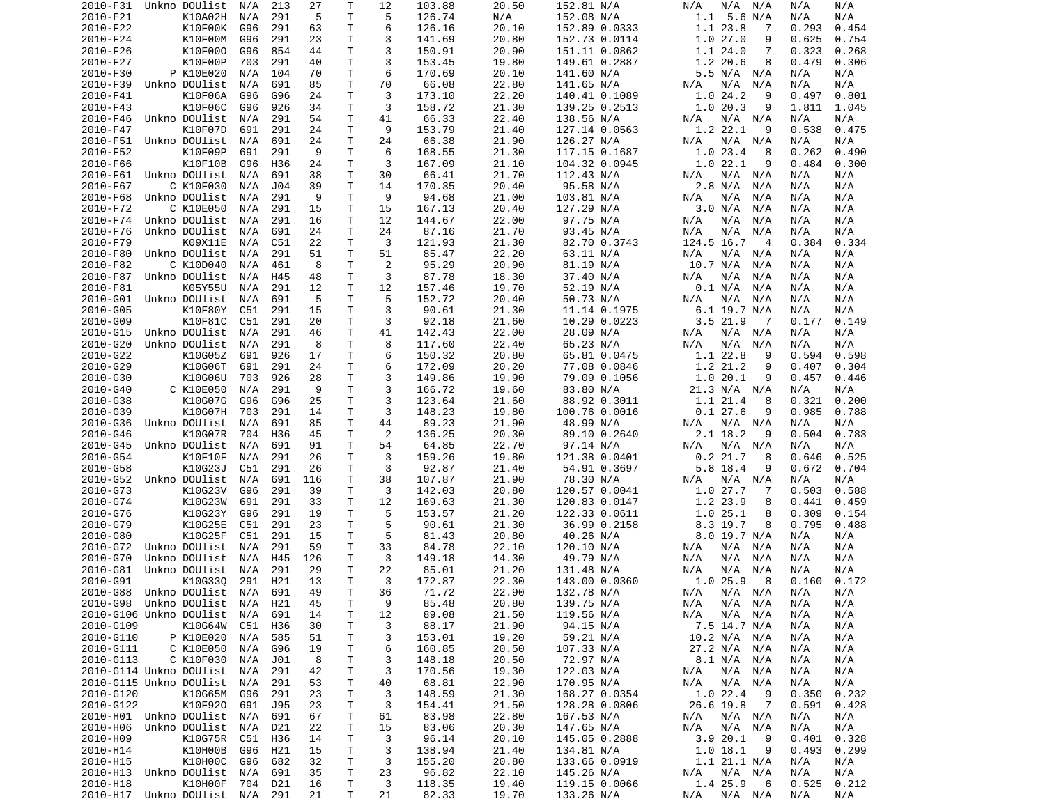```
2010-F31  Unkno DOUlist  N/A  213  27    T    12    103.88      20.50     152.81 N/A        N/A   N/A  N/A   N/A    N/A
2010-F21        K10A02H  N/A  291   5    T     5    126.74      N/A       152.08 N/A          1.1  5.6 N/A   N/A    N/A
2010-F22        K10F00K  G96  291  63    T     6    126.16      20.10     152.89 0.0333       1.1 23.8   7   0.293  0.454
2010-F24        K10F00M  G96  291  23    T     3    141.69      20.80     152.73 0.0114       1.0 27.0   9   0.625  0.754
2010-F26        K10F00O  G96  854  44    T     3    150.91      20.90     151.11 0.0862       1.1 24.0   7   0.323  0.268
2010-F27        K10F00P  703  291  40    T     3    153.45      19.80     149.61 0.2887       1.2 20.6   8   0.479  0.306
2010-F30      P K10E020  N/A  104  70    T     6    170.69      20.10     141.60 N/A          5.5 N/A  N/A   N/A    N/A
2010-F39  Unkno DOUlist  N/A  691  85    T    70     66.08      22.80     141.65 N/A        N/A   N/A  N/A   N/A    N/A
2010-F41        K10F06A  G96  G96  24    T     3    173.10      22.20     140.41 0.1089       1.0 24.2   9   0.497  0.801
2010-F43        K10F06C  G96  926  34    T     3    158.72      21.30     139.25 0.2513       1.0 20.3   9   1.811  1.045
2010-F46  Unkno DOUlist  N/A  291  54    T    41     66.33      22.40     138.56 N/A        N/A   N/A  N/A   N/A    N/A
2010-F47        K10F07D  691  291  24    T     9    153.79      21.40     127.14 0.0563       1.2 22.1   9   0.538  0.475
2010-F51  Unkno DOUlist  N/A  691  24    T    24     66.38      21.90     126.27 N/A        N/A   N/A  N/A   N/A    N/A
2010-F52        K10F09P  691  291   9    T     6    168.55      21.30     117.15 0.1687       1.0 23.4   8   0.262  0.490
2010-F66        K10F10B  G96  H36  24    T     3    167.09      21.10     104.32 0.0945       1.0 22.1   9   0.484  0.300
2010-F61  Unkno DOUlist  N/A  691  38    T    30     66.41      21.70     112.43 N/A        N/A   N/A  N/A   N/A    N/A
2010-F67      C K10F030  N/A  J04  39    T    14    170.35      20.40      95.58 N/A          2.8 N/A  N/A   N/A    N/A
2010-F68  Unkno DOUlist  N/A  291   9    T     9     94.68      21.00     103.81 N/A        N/A   N/A  N/A   N/A    N/A
2010-F72      C K10E050  N/A  291  15    T    15    167.13      20.40     127.29 N/A          3.0 N/A  N/A   N/A    N/A
2010-F74  Unkno DOUlist  N/A  291  16    T    12    144.67      22.00      97.75 N/A        N/A   N/A  N/A   N/A    N/A
2010-F76  Unkno DOUlist  N/A  691  24    T    24     87.16      21.70      93.45 N/A        N/A   N/A  N/A   N/A    N/A
2010-F79        K09X11E  N/A  C51  22    T     3    121.93      21.30      82.70 0.3743     124.5 16.7   4   0.384  0.334
2010-F80  Unkno DOUlist  N/A  291  51    T    51     85.47      22.20      63.11 N/A        N/A   N/A  N/A   N/A    N/A
2010-F82      C K10D040  N/A  461   8    T     2     95.29      20.90      81.19 N/A         10.7 N/A  N/A   N/A    N/A
2010-F87  Unkno DOUlist  N/A  H45  48    T     3     87.78      18.30      37.40 N/A        N/A   N/A  N/A   N/A    N/A
2010-F81        K05Y55U  N/A  291  12    T    12    157.46      19.70      52.19 N/A          0.1 N/A  N/A   N/A    N/A
2010-G01  Unkno DOUlist  N/A  691   5    T     5    152.72      20.40      50.73 N/A        N/A   N/A  N/A   N/A    N/A
2010-G05        K10F80Y  C51  291  15    T     3     90.61      21.30      11.14 0.1975       6.1 19.7 N/A   N/A    N/A
2010-G09        K10F81C  C51  291  20    T     3     92.18      21.60      10.29 0.0223       3.5 21.9   7   0.177  0.149
2010-G15  Unkno DOUlist  N/A  291  46    T    41    142.43      22.00      28.09 N/A        N/A   N/A  N/A   N/A    N/A
2010-G20  Unkno DOUlist  N/A  291   8    T     8    117.60      22.40      65.23 N/A        N/A   N/A  N/A   N/A    N/A
2010-G22        K10G05Z  691  926  17    T     6    150.32      20.80      65.81 0.0475       1.1 22.8   9   0.594  0.598
2010-G29        K10G06T  691  291  24    T     6    172.09      20.20      77.08 0.0846       1.2 21.2   9   0.407  0.304
2010-G30        K10G06U  703  926  28    T     3    149.86      19.90      79.09 0.1056       1.0 20.1   9   0.457  0.446
2010-G40      C K10E050  N/A  291   9    T     3    166.72      19.60      83.80 N/A         21.3 N/A  N/A   N/A    N/A
2010-G38        K10G07G  G96  G96  25    T     3    123.64      21.60      88.92 0.3011       1.1 21.4   8   0.321  0.200
2010-G39        K10G07H  703  291  14    T     3    148.23      19.80     100.76 0.0016       0.1 27.6   9   0.985  0.788
2010-G36  Unkno DOUlist  N/A  691  85    T    44     89.23      21.90      48.99 N/A        N/A   N/A  N/A   N/A    N/A
2010-G46        K10G07R  704  H36  45    T     2    136.25      20.30      89.10 0.2640       2.1 18.2   9   0.504  0.783
2010-G45  Unkno DOUlist  N/A  691  91    T    54     64.85      22.70      97.14 N/A        N/A   N/A  N/A   N/A    N/A
2010-G54        K10F10F  N/A  291  26    T     3    159.26      19.80     121.38 0.0401       0.2 21.7   8   0.646  0.525
2010-G58        K10G23J  C51  291  26    T     3     92.87      21.40      54.91 0.3697       5.8 18.4   9   0.672  0.704
2010-G52  Unkno DOUlist  N/A  691 116    T    38    107.87      21.90      78.30 N/A        N/A   N/A  N/A   N/A    N/A
2010-G73        K10G23V  G96  291  39    T     3    142.03      20.80     120.57 0.0041       1.0 27.7   7   0.503  0.588
2010-G74        K10G23W  691  291  33    T    12    169.63      21.30     120.83 0.0147       1.2 23.9   8   0.441  0.459
2010-G76        K10G23Y  G96  291  19    T     5    153.57      21.20     122.33 0.0611       1.0 25.1   8   0.309  0.154
2010-G79        K10G25E  C51  291  23    T     5     90.61      21.30      36.99 0.2158       8.3 19.7   8   0.795  0.488
2010-G80        K10G25F  C51  291  15    T     5     81.43      20.80      40.26 N/A          8.0 19.7 N/A   N/A    N/A
2010-G72  Unkno DOUlist  N/A  291  59    T    33     84.78      22.10     120.10 N/A        N/A   N/A  N/A   N/A    N/A
2010-G70  Unkno DOUlist  N/A  H45 126    T     3    149.18      14.30      49.79 N/A        N/A   N/A  N/A   N/A    N/A
2010-G81  Unkno DOUlist  N/A  291  29    T    22     85.01      21.20     131.48 N/A        N/A   N/A  N/A   N/A    N/A
2010-G91        K10G33Q  291  H21  13    T     3    172.87      22.30     143.00 0.0360       1.0 25.9   8   0.160  0.172
2010-G88  Unkno DOUlist  N/A  691  49    T    36     71.72      22.90     132.78 N/A        N/A   N/A  N/A   N/A    N/A
2010-G98  Unkno DOUlist  N/A  H21  45    T     9     85.48      20.80     139.75 N/A        N/A   N/A  N/A   N/A    N/A
2010-G106 Unkno DOUlist  N/A  691  14    T    12     89.08      21.50     119.56 N/A        N/A   N/A  N/A   N/A    N/A
2010-G109       K10G64W  C51  H36  30    T     3     88.17      21.90      94.15 N/A          7.5 14.7 N/A   N/A    N/A
2010-G110     P K10E020  N/A  585  51    T     3    153.01      19.20      59.21 N/A         10.2 N/A  N/A   N/A    N/A
2010-G111     C K10E050  N/A  G96  19    T     6    160.85      20.50     107.33 N/A         27.2 N/A  N/A   N/A    N/A
2010-G113     C K10F030  N/A  J01   8    T     3    148.18      20.50      72.97 N/A          8.1 N/A  N/A   N/A    N/A
2010-G114 Unkno DOUlist  N/A  291  42    T     3    170.56      19.30     122.03 N/A        N/A   N/A  N/A   N/A    N/A
2010-G115 Unkno DOUlist  N/A  291  53    T    40     68.81      22.90     170.95 N/A        N/A   N/A  N/A   N/A    N/A
2010-G120       K10G65M  G96  291  23    T     3    148.59      21.30     168.27 0.0354       1.0 22.4   9   0.350  0.232
2010-G122       K10F92O  691  J95  23    T     3    154.41      21.50     128.28 0.0806      26.6 19.8   7   0.591  0.428
2010-H01  Unkno DOUlist  N/A  691  67    T    61     83.98      22.80     167.53 N/A        N/A   N/A  N/A   N/A    N/A
2010-H06  Unkno DOUlist  N/A  D21  22    T    15     83.06      20.30     147.65 N/A        N/A   N/A  N/A   N/A    N/A
2010-H09        K10G75R  C51  H36  14    T     3     96.14      20.10     145.05 0.2888       3.9 20.1   9   0.401  0.328
2010-H14        K10H00B  G96  H21  15    T     3    138.94      21.40     134.81 N/A          1.0 18.1   9   0.493  0.299
2010-H15        K10H00C  G96  682  32    T     3    155.20      20.80     133.66 0.0919       1.1 21.1 N/A   N/A    N/A
2010-H13  Unkno DOUlist  N/A  691  35    T    23     96.82      22.10     145.26 N/A        N/A   N/A  N/A   N/A    N/A
2010-H18        K10H00F  704  D21  16    T     3    118.35      19.40     119.15 0.0066       1.4 25.9   6   0.525  0.212
2010-H17  Unkno DOUlist  N/A  291  21    T    21     82.33      19.70     133.26 N/A        N/A   N/A  N/A   N/A    N/A
```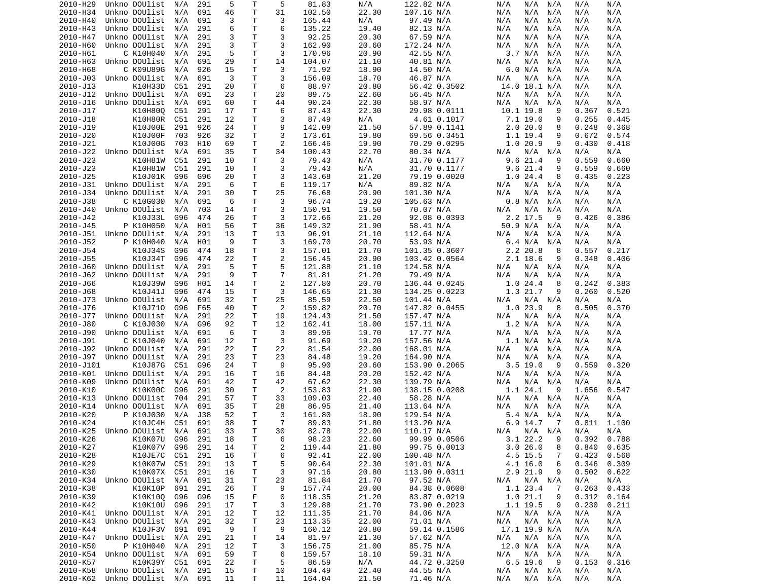| | | | | | | | | | | | | | | | | |
|---|---|---|---|---|---|---|---|---|---|---|---|---|---|---|---|---|
| 2010-H29 | Unkno | DOUlist | N/A | 291 | 5 | T | 5 | 81.83 | N/A | 122.82 | N/A | N/A | N/A | N/A | N/A | N/A |
| 2010-H34 | Unkno | DOUlist | N/A | 691 | 46 | T | 31 | 102.50 | 22.30 | 107.16 | N/A | N/A | N/A | N/A | N/A | N/A |
| 2010-H40 | Unkno | DOUlist | N/A | 691 | 3 | T | 3 | 165.44 | N/A | 97.49 | N/A | N/A | N/A | N/A | N/A | N/A |
| 2010-H43 | Unkno | DOUlist | N/A | 291 | 6 | T | 6 | 135.22 | 19.40 | 82.13 | N/A | N/A | N/A | N/A | N/A | N/A |
| 2010-H47 | Unkno | DOUlist | N/A | 291 | 3 | T | 3 | 92.25 | 20.30 | 67.59 | N/A | N/A | N/A | N/A | N/A | N/A |
| 2010-H60 | Unkno | DOUlist | N/A | 291 | 3 | T | 3 | 162.90 | 20.60 | 172.24 | N/A | N/A | N/A | N/A | N/A | N/A |
| 2010-H61 | C | K10H040 | N/A | 291 | 5 | T | 3 | 170.96 | 20.90 | 42.55 | N/A | 3.7 | N/A | N/A | N/A | N/A |
| 2010-H63 | Unkno | DOUlist | N/A | 691 | 29 | T | 14 | 104.07 | 21.10 | 40.81 | N/A | N/A | N/A | N/A | N/A | N/A |
| 2010-H68 | C | K09U89G | N/A | 926 | 15 | T | 3 | 71.92 | 18.90 | 14.50 | N/A | 6.0 | N/A | N/A | N/A | N/A |
| 2010-J03 | Unkno | DOUlist | N/A | 691 | 3 | T | 3 | 156.09 | 18.70 | 46.87 | N/A | N/A | N/A | N/A | N/A | N/A |
| 2010-J13 | | K10H33D | C51 | 291 | 20 | T | 6 | 88.97 | 20.80 | 56.42 | 0.3502 | 14.0 | 18.1 | N/A | N/A | N/A |
| 2010-J12 | Unkno | DOUlist | N/A | 691 | 23 | T | 20 | 89.75 | 22.60 | 56.45 | N/A | N/A | N/A | N/A | N/A | N/A |
| 2010-J16 | Unkno | DOUlist | N/A | 691 | 60 | T | 44 | 90.24 | 22.30 | 58.97 | N/A | N/A | N/A | N/A | N/A | N/A |
| 2010-J17 | | K10H80Q | C51 | 291 | 17 | T | 6 | 87.43 | 22.30 | 29.98 | 0.0111 | 10.1 | 19.8 | 9 | 0.367 | 0.521 |
| 2010-J18 | | K10H80R | C51 | 291 | 12 | T | 3 | 87.49 | N/A | 4.61 | 0.1017 | 7.1 | 19.0 | 9 | 0.255 | 0.445 |
| 2010-J19 | | K10J00E | 291 | 926 | 24 | T | 9 | 142.09 | 21.50 | 57.89 | 0.1141 | 2.0 | 20.0 | 8 | 0.248 | 0.368 |
| 2010-J20 | | K10J00F | 703 | 926 | 32 | T | 3 | 173.61 | 19.80 | 69.56 | 0.3451 | 1.1 | 19.4 | 9 | 0.672 | 0.574 |
| 2010-J21 | | K10J00G | 703 | H10 | 69 | T | 2 | 166.46 | 19.90 | 70.29 | 0.0295 | 1.0 | 20.9 | 9 | 0.430 | 0.418 |
| 2010-J22 | Unkno | DOUlist | N/A | 691 | 35 | T | 34 | 100.43 | 22.70 | 80.34 | N/A | N/A | N/A | N/A | N/A | N/A |
| 2010-J23 | | K10H81W | C51 | 291 | 10 | T | 3 | 79.43 | N/A | 31.70 | 0.1177 | 9.6 | 21.4 | 9 | 0.559 | 0.660 |
| 2010-J23 | | K10H81W | C51 | 291 | 10 | T | 3 | 79.43 | N/A | 31.70 | 0.1177 | 9.6 | 21.4 | 9 | 0.559 | 0.660 |
| 2010-J25 | | K10J01K | G96 | G96 | 20 | T | 3 | 143.68 | 21.20 | 79.19 | 0.0020 | 1.0 | 24.4 | 8 | 0.435 | 0.223 |
| 2010-J31 | Unkno | DOUlist | N/A | 291 | 6 | T | 6 | 119.17 | N/A | 89.82 | N/A | N/A | N/A | N/A | N/A | N/A |
| 2010-J34 | Unkno | DOUlist | N/A | 291 | 30 | T | 25 | 76.68 | 20.90 | 101.30 | N/A | N/A | N/A | N/A | N/A | N/A |
| 2010-J38 | C | K10G030 | N/A | 691 | 6 | T | 3 | 96.74 | 19.20 | 105.63 | N/A | 0.8 | N/A | N/A | N/A | N/A |
| 2010-J40 | Unkno | DOUlist | N/A | 703 | 14 | T | 3 | 150.91 | 19.50 | 70.07 | N/A | N/A | N/A | N/A | N/A | N/A |
| 2010-J42 | | K10J33L | G96 | 474 | 26 | T | 3 | 172.66 | 21.20 | 92.08 | 0.0393 | 2.2 | 17.5 | 9 | 0.426 | 0.386 |
| 2010-J45 | P | K10H050 | N/A | H01 | 56 | T | 36 | 149.32 | 21.90 | 58.41 | N/A | 50.9 | N/A | N/A | N/A | N/A |
| 2010-J51 | Unkno | DOUlist | N/A | 291 | 13 | T | 13 | 96.91 | 21.10 | 112.64 | N/A | N/A | N/A | N/A | N/A | N/A |
| 2010-J52 | P | K10H040 | N/A | H01 | 9 | T | 3 | 169.70 | 20.70 | 53.93 | N/A | 6.4 | N/A | N/A | N/A | N/A |
| 2010-J54 | | K10J34S | G96 | 474 | 18 | T | 3 | 157.01 | 21.70 | 101.35 | 0.3607 | 2.2 | 20.8 | 8 | 0.557 | 0.217 |
| 2010-J55 | | K10J34T | G96 | 474 | 22 | T | 2 | 156.45 | 20.90 | 103.42 | 0.0564 | 2.1 | 18.6 | 9 | 0.348 | 0.406 |
| 2010-J60 | Unkno | DOUlist | N/A | 291 | 5 | T | 5 | 121.88 | 21.10 | 124.58 | N/A | N/A | N/A | N/A | N/A | N/A |
| 2010-J62 | Unkno | DOUlist | N/A | 291 | 9 | T | 7 | 81.81 | 21.20 | 79.49 | N/A | N/A | N/A | N/A | N/A | N/A |
| 2010-J66 | | K10J39W | G96 | H01 | 14 | T | 2 | 127.80 | 20.70 | 136.44 | 0.0245 | 1.0 | 24.4 | 8 | 0.242 | 0.383 |
| 2010-J68 | | K10J41J | G96 | 474 | 15 | T | 3 | 146.65 | 21.30 | 134.25 | 0.0223 | 1.3 | 21.7 | 9 | 0.260 | 0.520 |
| 2010-J73 | Unkno | DOUlist | N/A | 691 | 32 | T | 25 | 85.59 | 22.50 | 101.44 | N/A | N/A | N/A | N/A | N/A | N/A |
| 2010-J76 | | K10J71O | G96 | F65 | 40 | T | 2 | 159.82 | 20.70 | 147.82 | 0.0455 | 1.0 | 23.9 | 8 | 0.505 | 0.370 |
| 2010-J77 | Unkno | DOUlist | N/A | 291 | 22 | T | 19 | 124.43 | 21.50 | 157.47 | N/A | N/A | N/A | N/A | N/A | N/A |
| 2010-J80 | C | K10J030 | N/A | G96 | 92 | T | 12 | 162.41 | 18.00 | 157.11 | N/A | 1.2 | N/A | N/A | N/A | N/A |
| 2010-J90 | Unkno | DOUlist | N/A | 691 | 6 | T | 3 | 89.96 | 19.70 | 17.77 | N/A | N/A | N/A | N/A | N/A | N/A |
| 2010-J91 | C | K10J040 | N/A | 691 | 12 | T | 3 | 91.69 | 19.20 | 157.56 | N/A | 1.1 | N/A | N/A | N/A | N/A |
| 2010-J92 | Unkno | DOUlist | N/A | 291 | 22 | T | 22 | 81.54 | 22.00 | 168.01 | N/A | N/A | N/A | N/A | N/A | N/A |
| 2010-J97 | Unkno | DOUlist | N/A | 291 | 23 | T | 23 | 84.48 | 19.20 | 164.90 | N/A | N/A | N/A | N/A | N/A | N/A |
| 2010-J101 | | K10J87G | C51 | G96 | 24 | T | 9 | 95.90 | 20.60 | 153.90 | 0.2065 | 3.5 | 19.0 | 9 | 0.559 | 0.320 |
| 2010-K01 | Unkno | DOUlist | N/A | 291 | 16 | T | 16 | 84.48 | 20.20 | 152.42 | N/A | N/A | N/A | N/A | N/A | N/A |
| 2010-K09 | Unkno | DOUlist | N/A | 691 | 42 | T | 42 | 67.62 | 22.30 | 139.79 | N/A | N/A | N/A | N/A | N/A | N/A |
| 2010-K10 | | K10K00C | G96 | 291 | 30 | T | 2 | 153.83 | 21.90 | 138.15 | 0.0208 | 1.1 | 24.1 | 9 | 1.656 | 0.547 |
| 2010-K13 | Unkno | DOUlist | 704 | 291 | 57 | T | 33 | 109.03 | 22.40 | 58.28 | N/A | N/A | N/A | N/A | N/A | N/A |
| 2010-K14 | Unkno | DOUlist | N/A | 691 | 35 | T | 28 | 86.95 | 21.40 | 113.64 | N/A | N/A | N/A | N/A | N/A | N/A |
| 2010-K20 | P | K10J030 | N/A | J38 | 52 | T | 3 | 161.80 | 18.90 | 129.54 | N/A | 5.4 | N/A | N/A | N/A | N/A |
| 2010-K24 | | K10JC4H | C51 | 691 | 38 | T | 7 | 89.83 | 21.80 | 113.20 | N/A | 6.9 | 14.7 | 7 | 0.811 | 1.100 |
| 2010-K25 | Unkno | DOUlist | N/A | 691 | 33 | T | 30 | 82.78 | 22.00 | 110.17 | N/A | N/A | N/A | N/A | N/A | N/A |
| 2010-K26 | | K10K07U | G96 | 291 | 18 | T | 6 | 98.23 | 22.60 | 99.99 | 0.0506 | 3.1 | 22.2 | 9 | 0.392 | 0.788 |
| 2010-K27 | | K10K07V | G96 | 291 | 14 | T | 2 | 119.44 | 21.80 | 99.75 | 0.0013 | 3.0 | 26.0 | 8 | 0.840 | 0.635 |
| 2010-K28 | | K10JE7C | C51 | 291 | 16 | T | 6 | 92.41 | 22.00 | 100.48 | N/A | 4.5 | 15.5 | 7 | 0.423 | 0.568 |
| 2010-K29 | | K10K07W | C51 | 291 | 13 | T | 5 | 90.64 | 22.30 | 101.01 | N/A | 4.1 | 16.0 | 6 | 0.346 | 0.309 |
| 2010-K30 | | K10K07X | C51 | 291 | 16 | T | 3 | 97.16 | 20.80 | 113.90 | 0.0311 | 2.9 | 21.9 | 9 | 0.502 | 0.622 |
| 2010-K34 | Unkno | DOUlist | N/A | 691 | 31 | T | 23 | 81.84 | 21.70 | 97.52 | N/A | N/A | N/A | N/A | N/A | N/A |
| 2010-K38 | | K10K10P | 691 | 291 | 26 | T | 9 | 157.74 | 20.00 | 84.38 | 0.0608 | 1.1 | 23.4 | 7 | 0.263 | 0.433 |
| 2010-K39 | | K10K10Q | G96 | G96 | 15 | F | 0 | 118.35 | 21.20 | 83.87 | 0.0219 | 1.0 | 21.1 | 9 | 0.312 | 0.164 |
| 2010-K42 | | K10K10U | G96 | 291 | 17 | T | 3 | 129.88 | 21.70 | 73.90 | 0.2023 | 1.1 | 19.5 | 9 | 0.230 | 0.211 |
| 2010-K41 | Unkno | DOUlist | N/A | 291 | 12 | T | 12 | 111.35 | 21.70 | 84.06 | N/A | N/A | N/A | N/A | N/A | N/A |
| 2010-K43 | Unkno | DOUlist | N/A | 291 | 32 | T | 23 | 113.35 | 22.00 | 71.01 | N/A | N/A | N/A | N/A | N/A | N/A |
| 2010-K44 | | K10JF3V | 691 | 691 | 9 | T | 9 | 160.12 | 20.80 | 59.14 | 0.1586 | 17.1 | 19.9 | N/A | N/A | N/A |
| 2010-K47 | Unkno | DOUlist | N/A | 291 | 21 | T | 14 | 81.97 | 21.30 | 57.62 | N/A | N/A | N/A | N/A | N/A | N/A |
| 2010-K50 | P | K10H040 | N/A | 291 | 12 | T | 3 | 156.75 | 21.00 | 85.75 | N/A | 12.0 | N/A | N/A | N/A | N/A |
| 2010-K54 | Unkno | DOUlist | N/A | 691 | 59 | T | 6 | 159.57 | 18.10 | 59.31 | N/A | N/A | N/A | N/A | N/A | N/A |
| 2010-K57 | | K10K39Y | C51 | 691 | 22 | T | 5 | 86.59 | N/A | 44.72 | 0.3250 | 6.5 | 19.6 | 9 | 0.153 | 0.316 |
| 2010-K58 | Unkno | DOUlist | N/A | 291 | 15 | T | 10 | 104.49 | 22.40 | 44.55 | N/A | N/A | N/A | N/A | N/A | N/A |
| 2010-K62 | Unkno | DOUlist | N/A | 691 | 11 | T | 11 | 164.04 | 21.50 | 71.46 | N/A | N/A | N/A | N/A | N/A | N/A |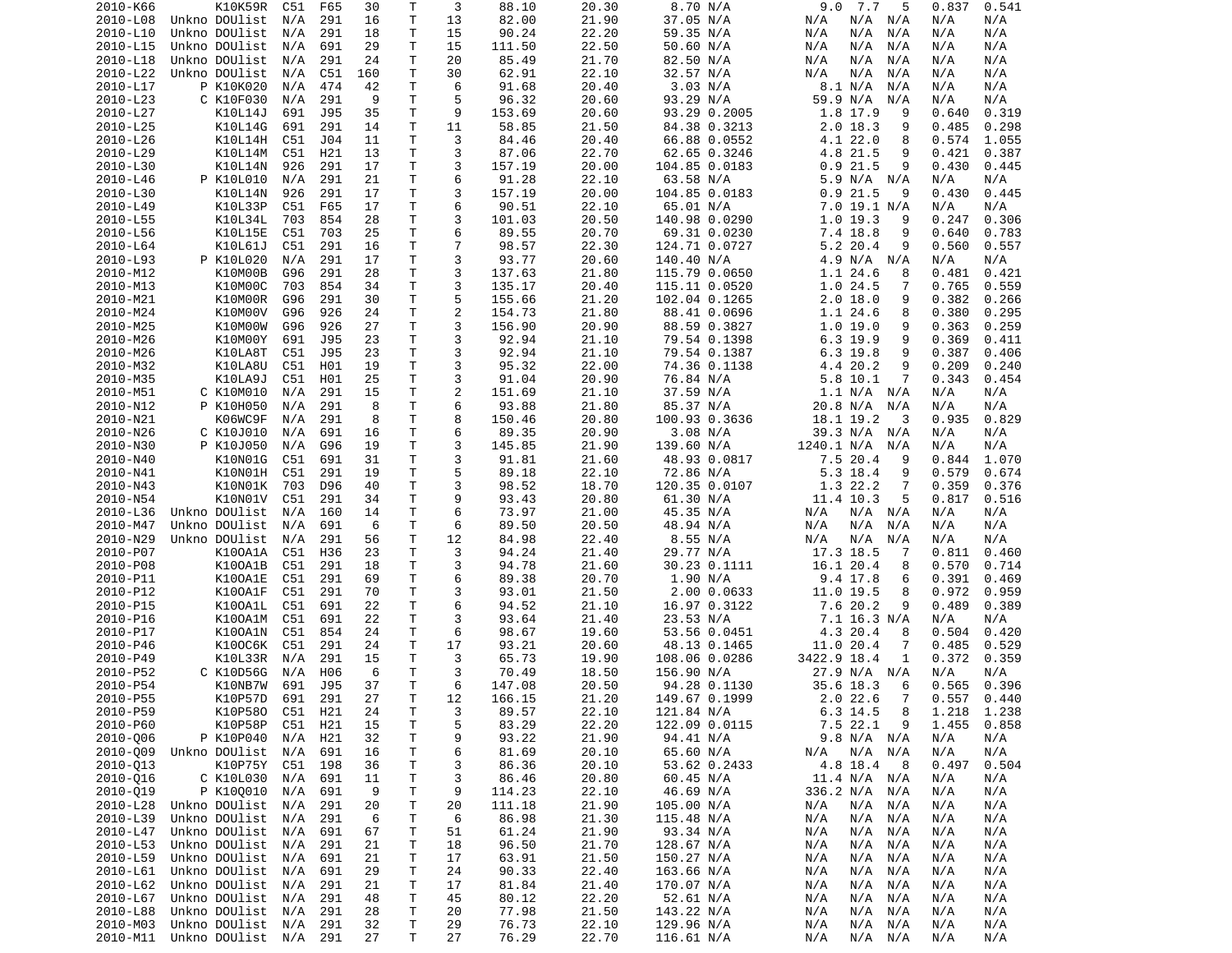```
  2010-K66        K10K59R  C51  F65   30     T     3     88.10       20.30       8.70 N/A          9.0  7.7   5   0.837  0.541
  2010-L08  Unkno DOUlist  N/A  291   16     T    13     82.00       21.90      37.05 N/A         N/A   N/A  N/A   N/A    N/A
  2010-L10  Unkno DOUlist  N/A  291   18     T    15     90.24       22.20      59.35 N/A         N/A   N/A  N/A   N/A    N/A
  2010-L15  Unkno DOUlist  N/A  691   29     T    15    111.50       22.50      50.60 N/A         N/A   N/A  N/A   N/A    N/A
  2010-L18  Unkno DOUlist  N/A  291   24     T    20     85.49       21.70      82.50 N/A         N/A   N/A  N/A   N/A    N/A
  2010-L22  Unkno DOUlist  N/A  C51  160     T    30     62.91       22.10      32.57 N/A         N/A   N/A  N/A   N/A    N/A
  2010-L17      P K10K020  N/A  474   42     T     6     91.68       20.40       3.03 N/A          8.1 N/A  N/A   N/A    N/A
  2010-L23      C K10F030  N/A  291    9     T     5     96.32       20.60      93.29 N/A         59.9 N/A  N/A   N/A    N/A
  2010-L27        K10L14J  691  J95   35     T     9    153.69       20.60      93.29 0.2005       1.8 17.9   9   0.640  0.319
  2010-L25        K10L14G  691  291   14     T    11     58.85       21.50      84.38 0.3213       2.0 18.3   9   0.485  0.298
  2010-L26        K10L14H  C51  J04   11     T     3     84.46       20.40      66.88 0.0552       4.1 22.0   8   0.574  1.055
  2010-L29        K10L14M  C51  H21   13     T     3     87.06       22.70      62.65 0.3246       4.8 21.5   9   0.421  0.387
  2010-L30        K10L14N  926  291   17     T     3    157.19       20.00     104.85 0.0183       0.9 21.5   9   0.430  0.445
  2010-L46      P K10L010  N/A  291   21     T     6     91.28       22.10      63.58 N/A          5.9 N/A  N/A   N/A    N/A
  2010-L30        K10L14N  926  291   17     T     3    157.19       20.00     104.85 0.0183       0.9 21.5   9   0.430  0.445
  2010-L49        K10L33P  C51  F65   17     T     6     90.51       22.10      65.01 N/A          7.0 19.1 N/A   N/A    N/A
  2010-L55        K10L34L  703  854   28     T     3    101.03       20.50     140.98 0.0290       1.0 19.3   9   0.247  0.306
  2010-L56        K10L15E  C51  703   25     T     6     89.55       20.70      69.31 0.0230       7.4 18.8   9   0.640  0.783
  2010-L64        K10L61J  C51  291   16     T     7     98.57       22.30     124.71 0.0727       5.2 20.4   9   0.560  0.557
  2010-L93      P K10L020  N/A  291   17     T     3     93.77       20.60     140.40 N/A          4.9 N/A  N/A   N/A    N/A
  2010-M12        K10M00B  G96  291   28     T     3    137.63       21.80     115.79 0.0650       1.1 24.6   8   0.481  0.421
  2010-M13        K10M00C  703  854   34     T     3    135.17       20.40     115.11 0.0520       1.0 24.5   7   0.765  0.559
  2010-M21        K10M00R  G96  291   30     T     5    155.66       21.20     102.04 0.1265       2.0 18.0   9   0.382  0.266
  2010-M24        K10M00V  G96  926   24     T     2    154.73       21.80      88.41 0.0696       1.1 24.6   8   0.380  0.295
  2010-M25        K10M00W  G96  926   27     T     3    156.90       20.90      88.59 0.3827       1.0 19.0   9   0.363  0.259
  2010-M26        K10M00Y  691  J95   23     T     3     92.94       21.10      79.54 0.1398       6.3 19.9   9   0.369  0.411
  2010-M26        K10LA8T  C51  J95   23     T     3     92.94       21.10      79.54 0.1387       6.3 19.8   9   0.387  0.406
  2010-M32        K10LA8U  C51  H01   19     T     3     95.32       22.00      74.36 0.1138       4.4 20.2   9   0.209  0.240
  2010-M35        K10LA9J  C51  H01   25     T     3     91.04       20.90      76.84 N/A          5.8 10.1   7   0.343  0.454
  2010-M51      C K10M010  N/A  291   15     T     2    151.69       21.10      37.59 N/A          1.1 N/A  N/A   N/A    N/A
  2010-N12      P K10H050  N/A  291    8     T     6     93.88       21.80      85.37 N/A         20.8 N/A  N/A   N/A    N/A
  2010-N21        K06WC9F  N/A  291    8     T     8    150.46       20.80     100.93 0.3636      18.1 19.2   3   0.935  0.829
  2010-N26      C K10J010  N/A  691   16     T     6     89.35       20.90       3.08 N/A         39.3 N/A  N/A   N/A    N/A
  2010-N30      P K10J050  N/A  G96   19     T     3    145.85       21.90     139.60 N/A       1240.1 N/A  N/A   N/A    N/A
  2010-N40        K10N01G  C51  691   31     T     3     91.81       21.60      48.93 0.0817       7.5 20.4   9   0.844  1.070
  2010-N41        K10N01H  C51  291   19     T     5     89.18       22.10      72.86 N/A          5.3 18.4   9   0.579  0.674
  2010-N43        K10N01K  703  D96   40     T     3     98.52       18.70     120.35 0.0107       1.3 22.2   7   0.359  0.376
  2010-N54        K10N01V  C51  291   34     T     9     93.43       20.80      61.30 N/A         11.4 10.3   5   0.817  0.516
  2010-L36  Unkno DOUlist  N/A  160   14     T     6     73.97       21.00      45.35 N/A         N/A   N/A  N/A   N/A    N/A
  2010-M47  Unkno DOUlist  N/A  691    6     T     6     89.50       20.50      48.94 N/A         N/A   N/A  N/A   N/A    N/A
  2010-N29  Unkno DOUlist  N/A  291   56     T    12     84.98       22.40       8.55 N/A         N/A   N/A  N/A   N/A    N/A
  2010-P07        K10OA1A  C51  H36   23     T     3     94.24       21.40      29.77 N/A         17.3 18.5   7   0.811  0.460
  2010-P08        K10OA1B  C51  291   18     T     3     94.78       21.60      30.23 0.1111      16.1 20.4   8   0.570  0.714
  2010-P11        K10OA1E  C51  291   69     T     6     89.38       20.70       1.90 N/A          9.4 17.8   6   0.391  0.469
  2010-P12        K10OA1F  C51  291   70     T     3     93.01       21.50       2.00 0.0633      11.0 19.5   8   0.972  0.959
  2010-P15        K10OA1L  C51  691   22     T     6     94.52       21.10      16.97 0.3122       7.6 20.2   9   0.489  0.389
  2010-P16        K10OA1M  C51  691   22     T     3     93.64       21.40      23.53 N/A          7.1 16.3 N/A   N/A    N/A
  2010-P17        K10OA1N  C51  854   24     T     6     98.67       19.60      53.56 0.0451       4.3 20.4   8   0.504  0.420
  2010-P46        K10OC6K  C51  291   24     T    17     93.21       20.60      48.13 0.1465      11.0 20.4   7   0.485  0.529
  2010-P49        K10L33R  N/A  291   15     T     3     65.73       19.90     108.06 0.0286    3422.9 18.4   1   0.372  0.359
  2010-P52      C K10D56G  N/A  H06    6     T     3     70.49       18.50     156.90 N/A         27.9 N/A  N/A   N/A    N/A
  2010-P54        K10NB7W  691  J95   37     T     6    147.08       20.50      94.28 0.1130      35.6 18.3   6   0.565  0.396
  2010-P55        K10P57D  691  291   27     T    12    166.15       21.20     149.67 0.1999       2.0 22.6   7   0.557  0.440
  2010-P59        K10P58O  C51  H21   24     T     3     89.57       22.10     121.84 N/A          6.3 14.5   8   1.218  1.238
  2010-P60        K10P58P  C51  H21   15     T     5     83.29       22.20     122.09 0.0115       7.5 22.1   9   1.455  0.858
  2010-Q06      P K10P040  N/A  H21   32     T     9     93.22       21.90      94.41 N/A          9.8 N/A  N/A   N/A    N/A
  2010-Q09  Unkno DOUlist  N/A  691   16     T     6     81.69       20.10      65.60 N/A         N/A   N/A  N/A   N/A    N/A
  2010-Q13        K10P75Y  C51  198   36     T     3     86.36       20.10      53.62 0.2433       4.8 18.4   8   0.497  0.504
  2010-Q16      C K10L030  N/A  691   11     T     3     86.46       20.80      60.45 N/A         11.4 N/A  N/A   N/A    N/A
  2010-Q19      P K10Q010  N/A  691    9     T     9    114.23       22.10      46.69 N/A        336.2 N/A  N/A   N/A    N/A
  2010-L28  Unkno DOUlist  N/A  291   20     T    20    111.18       21.90     105.00 N/A         N/A   N/A  N/A   N/A    N/A
  2010-L39  Unkno DOUlist  N/A  291    6     T     6     86.98       21.30     115.48 N/A         N/A   N/A  N/A   N/A    N/A
  2010-L47  Unkno DOUlist  N/A  691   67     T    51     61.24       21.90      93.34 N/A         N/A   N/A  N/A   N/A    N/A
  2010-L53  Unkno DOUlist  N/A  291   21     T    18     96.50       21.70     128.67 N/A         N/A   N/A  N/A   N/A    N/A
  2010-L59  Unkno DOUlist  N/A  691   21     T    17     63.91       21.50     150.27 N/A         N/A   N/A  N/A   N/A    N/A
  2010-L61  Unkno DOUlist  N/A  691   29     T    24     90.33       22.40     163.66 N/A         N/A   N/A  N/A   N/A    N/A
  2010-L62  Unkno DOUlist  N/A  291   21     T    17     81.84       21.40     170.07 N/A         N/A   N/A  N/A   N/A    N/A
  2010-L67  Unkno DOUlist  N/A  291   48     T    45     80.12       22.20      52.61 N/A         N/A   N/A  N/A   N/A    N/A
  2010-L88  Unkno DOUlist  N/A  291   28     T    20     77.98       21.50     143.22 N/A         N/A   N/A  N/A   N/A    N/A
  2010-M03  Unkno DOUlist  N/A  291   32     T    29     76.73       22.10     129.96 N/A         N/A   N/A  N/A   N/A    N/A
  2010-M11  Unkno DOUlist  N/A  291   27     T    27     76.29       22.70     116.61 N/A         N/A   N/A  N/A   N/A    N/A
```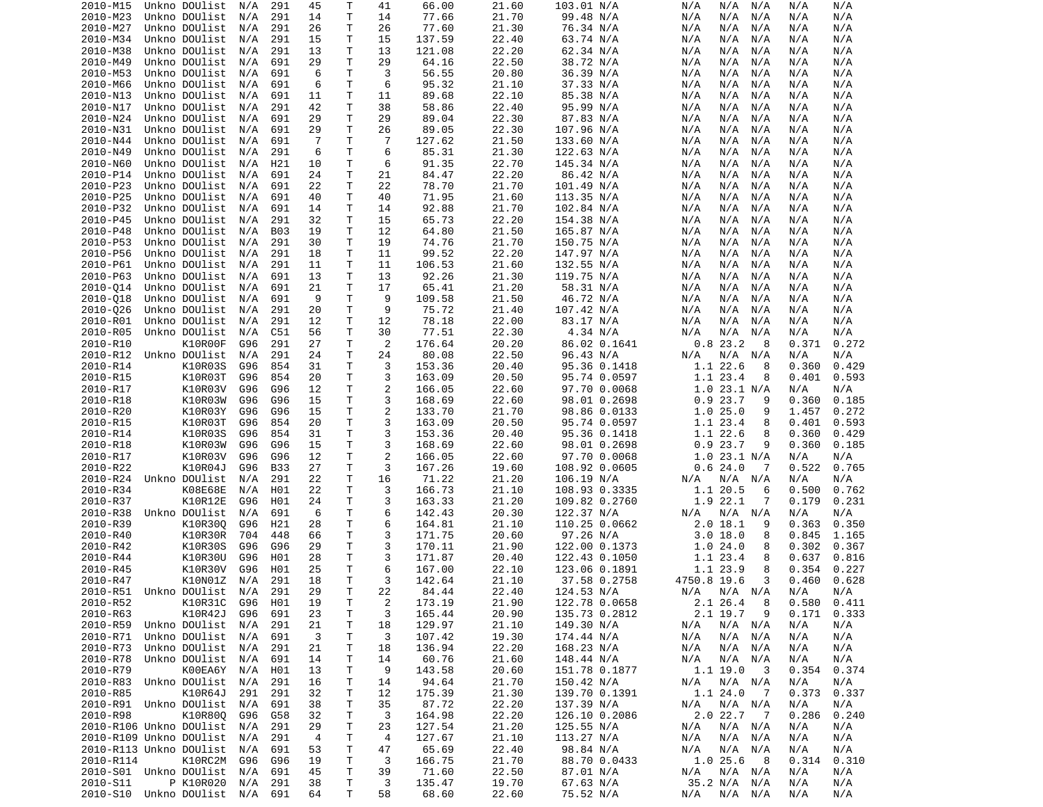```
2010-M15  Unkno DOUlist  N/A  291  45   T   41    66.00    21.60    103.01 N/A        N/A   N/A  N/A   N/A    N/A
2010-M23  Unkno DOUlist  N/A  291  14   T   14    77.66    21.70     99.48 N/A        N/A   N/A  N/A   N/A    N/A
2010-M27  Unkno DOUlist  N/A  291  26   T   26    77.60    21.30     76.34 N/A        N/A   N/A  N/A   N/A    N/A
2010-M34  Unkno DOUlist  N/A  291  15   T   15   137.59    22.40     63.74 N/A        N/A   N/A  N/A   N/A    N/A
2010-M38  Unkno DOUlist  N/A  291  13   T   13   121.08    22.20     62.34 N/A        N/A   N/A  N/A   N/A    N/A
2010-M49  Unkno DOUlist  N/A  691  29   T   29    64.16    22.50     38.72 N/A        N/A   N/A  N/A   N/A    N/A
2010-M53  Unkno DOUlist  N/A  691   6   T    3    56.55    20.80     36.39 N/A        N/A   N/A  N/A   N/A    N/A
2010-M66  Unkno DOUlist  N/A  691   6   T    6    95.32    21.10     37.33 N/A        N/A   N/A  N/A   N/A    N/A
2010-N13  Unkno DOUlist  N/A  691  11   T   11    89.68    22.10     85.38 N/A        N/A   N/A  N/A   N/A    N/A
2010-N17  Unkno DOUlist  N/A  291  42   T   38    58.86    22.40     95.99 N/A        N/A   N/A  N/A   N/A    N/A
2010-N24  Unkno DOUlist  N/A  691  29   T   29    89.04    22.30     87.83 N/A        N/A   N/A  N/A   N/A    N/A
2010-N31  Unkno DOUlist  N/A  691  29   T   26    89.05    22.30    107.96 N/A        N/A   N/A  N/A   N/A    N/A
2010-N44  Unkno DOUlist  N/A  691   7   T    7   127.62    21.50    133.60 N/A        N/A   N/A  N/A   N/A    N/A
2010-N49  Unkno DOUlist  N/A  291   6   T    6    85.31    21.30    122.63 N/A        N/A   N/A  N/A   N/A    N/A
2010-N60  Unkno DOUlist  N/A  H21  10   T    6    91.35    22.70    145.34 N/A        N/A   N/A  N/A   N/A    N/A
2010-P14  Unkno DOUlist  N/A  691  24   T   21    84.47    22.20     86.42 N/A        N/A   N/A  N/A   N/A    N/A
2010-P23  Unkno DOUlist  N/A  691  22   T   22    78.70    21.70    101.49 N/A        N/A   N/A  N/A   N/A    N/A
2010-P25  Unkno DOUlist  N/A  691  40   T   40    71.95    21.60    113.35 N/A        N/A   N/A  N/A   N/A    N/A
2010-P32  Unkno DOUlist  N/A  691  14   T   14    92.88    21.70    102.84 N/A        N/A   N/A  N/A   N/A    N/A
2010-P45  Unkno DOUlist  N/A  291  32   T   15    65.73    22.20    154.38 N/A        N/A   N/A  N/A   N/A    N/A
2010-P48  Unkno DOUlist  N/A  B03  19   T   12    64.80    21.50    165.87 N/A        N/A   N/A  N/A   N/A    N/A
2010-P53  Unkno DOUlist  N/A  291  30   T   19    74.76    21.70    150.75 N/A        N/A   N/A  N/A   N/A    N/A
2010-P56  Unkno DOUlist  N/A  291  18   T   11    99.52    22.20    147.97 N/A        N/A   N/A  N/A   N/A    N/A
2010-P61  Unkno DOUlist  N/A  291  11   T   11   106.53    21.60    132.55 N/A        N/A   N/A  N/A   N/A    N/A
2010-P63  Unkno DOUlist  N/A  691  13   T   13    92.26    21.30    119.75 N/A        N/A   N/A  N/A   N/A    N/A
2010-Q14  Unkno DOUlist  N/A  691  21   T   17    65.41    21.20     58.31 N/A        N/A   N/A  N/A   N/A    N/A
2010-Q18  Unkno DOUlist  N/A  691   9   T    9   109.58    21.50     46.72 N/A        N/A   N/A  N/A   N/A    N/A
2010-Q26  Unkno DOUlist  N/A  291  20   T    9    75.72    21.40    107.42 N/A        N/A   N/A  N/A   N/A    N/A
2010-R01  Unkno DOUlist  N/A  291  12   T   12    78.18    22.00     83.17 N/A        N/A   N/A  N/A   N/A    N/A
2010-R05  Unkno DOUlist  N/A  C51  56   T   30    77.51    22.30      4.34 N/A        N/A   N/A  N/A   N/A    N/A
2010-R10        K10R00F  G96  291  27   T    2   176.64    20.20     86.02 0.1641       0.8 23.2   8   0.371  0.272
2010-R12  Unkno DOUlist  N/A  291  24   T   24    80.08    22.50     96.43 N/A        N/A   N/A  N/A   N/A    N/A
2010-R14        K10R03S  G96  854  31   T    3   153.36    20.40     95.36 0.1418       1.1 22.6   8   0.360  0.429
2010-R15        K10R03T  G96  854  20   T    3   163.09    20.50     95.74 0.0597       1.1 23.4   8   0.401  0.593
2010-R17        K10R03V  G96  G96  12   T    2   166.05    22.60     97.70 0.0068       1.0 23.1 N/A   N/A    N/A
2010-R18        K10R03W  G96  G96  15   T    3   168.69    22.60     98.01 0.2698       0.9 23.7   9   0.360  0.185
2010-R20        K10R03Y  G96  G96  15   T    2   133.70    21.70     98.86 0.0133       1.0 25.0   9   1.457  0.272
2010-R15        K10R03T  G96  854  20   T    3   163.09    20.50     95.74 0.0597       1.1 23.4   8   0.401  0.593
2010-R14        K10R03S  G96  854  31   T    3   153.36    20.40     95.36 0.1418       1.1 22.6   8   0.360  0.429
2010-R18        K10R03W  G96  G96  15   T    3   168.69    22.60     98.01 0.2698       0.9 23.7   9   0.360  0.185
2010-R17        K10R03V  G96  G96  12   T    2   166.05    22.60     97.70 0.0068       1.0 23.1 N/A   N/A    N/A
2010-R22        K10R04J  G96  B33  27   T    3   167.26    19.60    108.92 0.0605       0.6 24.0   7   0.522  0.765
2010-R24  Unkno DOUlist  N/A  291  22   T   16    71.22    21.20    106.19 N/A        N/A   N/A  N/A   N/A    N/A
2010-R34        K08E68E  N/A  H01  22   T    3   166.73    21.10    108.93 0.3335       1.1 20.5   6   0.500  0.762
2010-R37        K10R12E  G96  H01  24   T    3   163.33    21.20    109.82 0.2760       1.9 22.1   7   0.179  0.231
2010-R38  Unkno DOUlist  N/A  691   6   T    6   142.43    20.30    122.37 N/A        N/A   N/A  N/A   N/A    N/A
2010-R39        K10R30Q  G96  H21  28   T    6   164.81    21.10    110.25 0.0662       2.0 18.1   9   0.363  0.350
2010-R40        K10R30R  704  448  66   T    3   171.75    20.60     97.26 N/A          3.0 18.0   8   0.845  1.165
2010-R42        K10R30S  G96  G96  29   T    3   170.11    21.90    122.00 0.1373       1.0 24.0   8   0.302  0.367
2010-R44        K10R30U  G96  H01  28   T    3   171.87    20.40    122.43 0.1050       1.1 23.4   8   0.637  0.816
2010-R45        K10R30V  G96  H01  25   T    6   167.00    22.10    123.06 0.1891       1.1 23.9   8   0.354  0.227
2010-R47        K10N01Z  N/A  291  18   T    3   142.64    21.10     37.58 0.2758    4750.8 19.6   3   0.460  0.628
2010-R51  Unkno DOUlist  N/A  291  29   T   22    84.44    22.40    124.53 N/A        N/A   N/A  N/A   N/A    N/A
2010-R52        K10R31C  G96  H01  19   T    2   173.19    21.90    122.78 0.0658       2.1 26.4   8   0.580  0.411
2010-R63        K10R42J  G96  691  23   T    3   165.44    20.90    135.73 0.2812       2.1 19.7   9   0.171  0.333
2010-R59  Unkno DOUlist  N/A  291  21   T   18   129.97    21.10    149.30 N/A        N/A   N/A  N/A   N/A    N/A
2010-R71  Unkno DOUlist  N/A  691   3   T    3   107.42    19.30    174.44 N/A        N/A   N/A  N/A   N/A    N/A
2010-R73  Unkno DOUlist  N/A  291  21   T   18   136.94    22.20    168.23 N/A        N/A   N/A  N/A   N/A    N/A
2010-R78  Unkno DOUlist  N/A  691  14   T   14    60.76    21.60    148.44 N/A        N/A   N/A  N/A   N/A    N/A
2010-R79        K00EA6Y  N/A  H01  13   T    9   143.58    20.60    151.78 0.1877       1.1 19.0   3   0.354  0.374
2010-R83  Unkno DOUlist  N/A  291  16   T   14    94.64    21.70    150.42 N/A        N/A   N/A  N/A   N/A    N/A
2010-R85        K10R64J  291  291  32   T   12   175.39    21.30    139.70 0.1391       1.1 24.0   7   0.373  0.337
2010-R91  Unkno DOUlist  N/A  691  38   T   35    87.72    22.20    137.39 N/A        N/A   N/A  N/A   N/A    N/A
2010-R98        K10R80Q  G96  G58  32   T    3   164.98    22.20    126.10 0.2086       2.0 22.7   7   0.286  0.240
2010-R106 Unkno DOUlist  N/A  291  29   T   23   127.55    21.20    125.55 N/A        N/A   N/A  N/A   N/A    N/A
2010-R109 Unkno DOUlist  N/A  291   4   T    4   127.67    21.10    113.27 N/A        N/A   N/A  N/A   N/A    N/A
2010-R113 Unkno DOUlist  N/A  691  53   T   47    65.69    22.40     98.84 N/A        N/A   N/A  N/A   N/A    N/A
2010-R114       K10RC2M  G96  G96  19   T    3   166.75    21.70     88.70 0.0433       1.0 25.6   8   0.314  0.310
2010-S01  Unkno DOUlist  N/A  691  45   T   39    71.60    22.50     87.01 N/A        N/A   N/A  N/A   N/A    N/A
2010-S11      P K10R020  N/A  291  38   T    3   135.47    19.70     67.63 N/A         35.2 N/A  N/A   N/A    N/A
2010-S10  Unkno DOUlist  N/A  691  64   T   58    68.60    22.60     75.52 N/A        N/A   N/A  N/A   N/A    N/A
```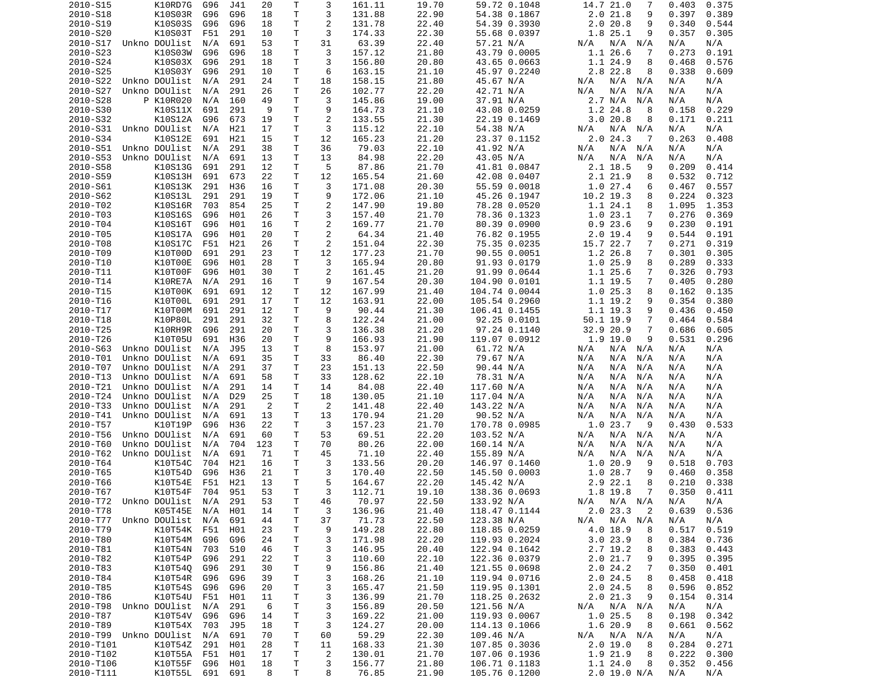| | | | | | | | | | | | | | | | | |
|---|---|---|---|---|---|---|---|---|---|---|---|---|---|---|---|---|
| 2010-S15 | | K10RD7G | G96 | J41 | 20 | T | 3 | 161.11 | 19.70 | 59.72 | 0.1048 | 14.7 | 21.0 | 7 | 0.403 | 0.375 |
| 2010-S18 | | K10S03R | G96 | G96 | 18 | T | 3 | 131.88 | 22.90 | 54.38 | 0.1867 | 2.0 | 21.8 | 9 | 0.397 | 0.389 |
| 2010-S19 | | K10S03S | G96 | G96 | 18 | T | 2 | 131.78 | 22.40 | 54.39 | 0.3930 | 2.0 | 20.8 | 9 | 0.340 | 0.544 |
| 2010-S20 | | K10S03T | F51 | 291 | 10 | T | 3 | 174.33 | 22.30 | 55.68 | 0.0397 | 1.8 | 25.1 | 9 | 0.357 | 0.305 |
| 2010-S17 | Unkno | DOUlist | N/A | 691 | 53 | T | 31 | 63.39 | 22.40 | 57.21 | N/A | N/A | N/A | N/A | N/A | N/A |
| 2010-S23 | | K10S03W | G96 | G96 | 18 | T | 3 | 157.12 | 21.80 | 43.79 | 0.0005 | 1.1 | 26.6 | 7 | 0.273 | 0.191 |
| 2010-S24 | | K10S03X | G96 | 291 | 18 | T | 3 | 156.80 | 20.80 | 43.65 | 0.0663 | 1.1 | 24.9 | 8 | 0.468 | 0.576 |
| 2010-S25 | | K10S03Y | G96 | 291 | 10 | T | 6 | 163.15 | 21.10 | 45.97 | 0.2240 | 2.8 | 22.8 | 8 | 0.338 | 0.609 |
| 2010-S22 | Unkno | DOUlist | N/A | 291 | 24 | T | 18 | 158.15 | 21.80 | 45.67 | N/A | N/A | N/A | N/A | N/A | N/A |
| 2010-S27 | Unkno | DOUlist | N/A | 291 | 26 | T | 26 | 102.77 | 22.20 | 42.71 | N/A | N/A | N/A | N/A | N/A | N/A |
| 2010-S28 | P | K10R020 | N/A | 160 | 49 | T | 3 | 145.86 | 19.00 | 37.91 | N/A | 2.7 | N/A | N/A | N/A | N/A |
| 2010-S30 | | K10S11X | 691 | 291 | 9 | T | 9 | 164.73 | 21.10 | 43.08 | 0.0259 | 1.2 | 24.8 | 8 | 0.158 | 0.229 |
| 2010-S32 | | K10S12A | G96 | 673 | 19 | T | 2 | 133.55 | 21.30 | 22.19 | 0.1469 | 3.0 | 20.8 | 8 | 0.171 | 0.211 |
| 2010-S31 | Unkno | DOUlist | N/A | H21 | 17 | T | 3 | 115.12 | 22.10 | 54.38 | N/A | N/A | N/A | N/A | N/A | N/A |
| 2010-S34 | | K10S12E | 691 | H21 | 15 | T | 12 | 165.23 | 21.20 | 23.37 | 0.1152 | 2.0 | 24.3 | 7 | 0.263 | 0.408 |
| 2010-S51 | Unkno | DOUlist | N/A | 291 | 38 | T | 36 | 79.03 | 22.10 | 41.92 | N/A | N/A | N/A | N/A | N/A | N/A |
| 2010-S53 | Unkno | DOUlist | N/A | 691 | 13 | T | 13 | 84.98 | 22.20 | 43.05 | N/A | N/A | N/A | N/A | N/A | N/A |
| 2010-S58 | | K10S13G | 691 | 291 | 12 | T | 5 | 87.86 | 21.70 | 41.81 | 0.0847 | 2.1 | 18.5 | 9 | 0.209 | 0.414 |
| 2010-S59 | | K10S13H | 691 | 673 | 22 | T | 12 | 165.54 | 21.60 | 42.08 | 0.0407 | 2.1 | 21.9 | 8 | 0.532 | 0.712 |
| 2010-S61 | | K10S13K | 291 | H36 | 16 | T | 3 | 171.08 | 20.30 | 55.59 | 0.0018 | 1.0 | 27.4 | 6 | 0.467 | 0.557 |
| 2010-S62 | | K10S13L | 291 | 291 | 19 | T | 9 | 172.06 | 21.10 | 45.26 | 0.1947 | 10.2 | 19.3 | 8 | 0.224 | 0.323 |
| 2010-T02 | | K10S16R | 703 | 854 | 25 | T | 2 | 147.90 | 19.80 | 78.28 | 0.0520 | 1.1 | 24.1 | 8 | 1.095 | 1.353 |
| 2010-T03 | | K10S16S | G96 | H01 | 26 | T | 3 | 157.40 | 21.70 | 78.36 | 0.1323 | 1.0 | 23.1 | 7 | 0.276 | 0.369 |
| 2010-T04 | | K10S16T | G96 | H01 | 16 | T | 2 | 169.77 | 21.70 | 80.39 | 0.0900 | 0.9 | 23.6 | 9 | 0.230 | 0.191 |
| 2010-T05 | | K10S17A | G96 | H01 | 20 | T | 2 | 64.34 | 21.40 | 76.82 | 0.1955 | 2.0 | 19.4 | 9 | 0.544 | 0.191 |
| 2010-T08 | | K10S17C | F51 | H21 | 26 | T | 2 | 151.04 | 22.30 | 75.35 | 0.0235 | 15.7 | 22.7 | 7 | 0.271 | 0.319 |
| 2010-T09 | | K10T00D | 691 | 291 | 23 | T | 12 | 177.23 | 21.70 | 90.55 | 0.0051 | 1.2 | 26.8 | 7 | 0.301 | 0.305 |
| 2010-T10 | | K10T00E | G96 | H01 | 28 | T | 3 | 165.94 | 20.80 | 91.93 | 0.0179 | 1.0 | 25.9 | 8 | 0.289 | 0.333 |
| 2010-T11 | | K10T00F | G96 | H01 | 30 | T | 2 | 161.45 | 21.20 | 91.99 | 0.0644 | 1.1 | 25.6 | 7 | 0.326 | 0.793 |
| 2010-T14 | | K10RE7A | N/A | 291 | 16 | T | 9 | 167.54 | 20.30 | 104.90 | 0.0101 | 1.1 | 19.5 | 7 | 0.405 | 0.280 |
| 2010-T15 | | K10T00K | 691 | 691 | 12 | T | 12 | 167.99 | 21.40 | 104.74 | 0.0044 | 1.0 | 25.3 | 8 | 0.162 | 0.135 |
| 2010-T16 | | K10T00L | 691 | 291 | 17 | T | 12 | 163.91 | 22.00 | 105.54 | 0.2960 | 1.1 | 19.2 | 9 | 0.354 | 0.380 |
| 2010-T17 | | K10T00M | 691 | 291 | 12 | T | 9 | 90.44 | 21.30 | 106.41 | 0.1455 | 1.1 | 19.3 | 9 | 0.436 | 0.450 |
| 2010-T18 | | K10P80L | 291 | 291 | 32 | T | 8 | 122.24 | 21.00 | 92.25 | 0.0101 | 50.1 | 19.9 | 7 | 0.464 | 0.584 |
| 2010-T25 | | K10RH9R | G96 | 291 | 20 | T | 3 | 136.38 | 21.20 | 97.24 | 0.1140 | 32.9 | 20.9 | 7 | 0.686 | 0.605 |
| 2010-T26 | | K10T05U | 691 | H36 | 20 | T | 9 | 166.93 | 21.90 | 119.07 | 0.0912 | 1.9 | 19.0 | 9 | 0.531 | 0.296 |
| 2010-S63 | Unkno | DOUlist | N/A | J95 | 13 | T | 8 | 153.97 | 21.00 | 61.72 | N/A | N/A | N/A | N/A | N/A | N/A |
| 2010-T01 | Unkno | DOUlist | N/A | 691 | 35 | T | 33 | 86.40 | 22.30 | 79.67 | N/A | N/A | N/A | N/A | N/A | N/A |
| 2010-T07 | Unkno | DOUlist | N/A | 291 | 37 | T | 23 | 151.13 | 22.50 | 90.44 | N/A | N/A | N/A | N/A | N/A | N/A |
| 2010-T13 | Unkno | DOUlist | N/A | 691 | 58 | T | 33 | 128.62 | 22.10 | 78.31 | N/A | N/A | N/A | N/A | N/A | N/A |
| 2010-T21 | Unkno | DOUlist | N/A | 291 | 14 | T | 14 | 84.08 | 22.40 | 117.60 | N/A | N/A | N/A | N/A | N/A | N/A |
| 2010-T24 | Unkno | DOUlist | N/A | D29 | 25 | T | 18 | 130.05 | 21.10 | 117.04 | N/A | N/A | N/A | N/A | N/A | N/A |
| 2010-T33 | Unkno | DOUlist | N/A | 291 | 2 | T | 2 | 141.48 | 22.40 | 143.22 | N/A | N/A | N/A | N/A | N/A | N/A |
| 2010-T41 | Unkno | DOUlist | N/A | 691 | 13 | T | 13 | 170.94 | 21.20 | 90.52 | N/A | N/A | N/A | N/A | N/A | N/A |
| 2010-T57 | | K10T19P | G96 | H36 | 22 | T | 3 | 157.23 | 21.70 | 170.78 | 0.0985 | 1.0 | 23.7 | 9 | 0.430 | 0.533 |
| 2010-T56 | Unkno | DOUlist | N/A | 691 | 60 | T | 53 | 69.51 | 22.20 | 103.52 | N/A | N/A | N/A | N/A | N/A | N/A |
| 2010-T60 | Unkno | DOUlist | N/A | 704 | 123 | T | 70 | 80.26 | 22.00 | 160.14 | N/A | N/A | N/A | N/A | N/A | N/A |
| 2010-T62 | Unkno | DOUlist | N/A | 691 | 71 | T | 45 | 71.10 | 22.40 | 155.89 | N/A | N/A | N/A | N/A | N/A | N/A |
| 2010-T64 | | K10T54C | 704 | H21 | 16 | T | 3 | 133.56 | 20.20 | 146.97 | 0.1460 | 1.0 | 20.9 | 9 | 0.518 | 0.703 |
| 2010-T65 | | K10T54D | G96 | H36 | 21 | T | 3 | 170.40 | 22.50 | 145.50 | 0.0003 | 1.0 | 28.7 | 9 | 0.460 | 0.358 |
| 2010-T66 | | K10T54E | F51 | H21 | 13 | T | 5 | 164.67 | 22.20 | 145.42 | N/A | 2.9 | 22.1 | 8 | 0.210 | 0.338 |
| 2010-T67 | | K10T54F | 704 | 951 | 53 | T | 3 | 112.71 | 19.10 | 138.36 | 0.0693 | 1.8 | 19.8 | 7 | 0.350 | 0.411 |
| 2010-T72 | Unkno | DOUlist | N/A | 291 | 53 | T | 46 | 70.97 | 22.50 | 133.92 | N/A | N/A | N/A | N/A | N/A | N/A |
| 2010-T78 | | K05T45E | N/A | H01 | 14 | T | 3 | 136.96 | 21.40 | 118.47 | 0.1144 | 2.0 | 23.3 | 2 | 0.639 | 0.536 |
| 2010-T77 | Unkno | DOUlist | N/A | 691 | 44 | T | 37 | 71.73 | 22.50 | 123.38 | N/A | N/A | N/A | N/A | N/A | N/A |
| 2010-T79 | | K10T54K | F51 | H01 | 23 | T | 9 | 149.28 | 22.80 | 118.85 | 0.0259 | 4.0 | 18.9 | 8 | 0.517 | 0.519 |
| 2010-T80 | | K10T54M | G96 | G96 | 24 | T | 3 | 171.98 | 22.20 | 119.93 | 0.2024 | 3.0 | 23.9 | 8 | 0.384 | 0.736 |
| 2010-T81 | | K10T54N | 703 | 510 | 46 | T | 3 | 146.95 | 20.40 | 122.94 | 0.1642 | 2.7 | 19.2 | 8 | 0.383 | 0.443 |
| 2010-T82 | | K10T54P | G96 | 291 | 22 | T | 3 | 110.60 | 22.10 | 122.36 | 0.0379 | 2.0 | 21.7 | 9 | 0.395 | 0.395 |
| 2010-T83 | | K10T54Q | G96 | 291 | 30 | T | 9 | 156.86 | 21.40 | 121.55 | 0.0698 | 2.0 | 24.2 | 7 | 0.350 | 0.401 |
| 2010-T84 | | K10T54R | G96 | G96 | 39 | T | 3 | 168.26 | 21.10 | 119.94 | 0.0716 | 2.0 | 24.5 | 8 | 0.458 | 0.418 |
| 2010-T85 | | K10T54S | G96 | G96 | 20 | T | 3 | 165.47 | 21.50 | 119.95 | 0.1301 | 2.0 | 24.5 | 8 | 0.596 | 0.852 |
| 2010-T86 | | K10T54U | F51 | H01 | 11 | T | 3 | 136.99 | 21.70 | 118.25 | 0.2632 | 2.0 | 21.3 | 9 | 0.154 | 0.314 |
| 2010-T98 | Unkno | DOUlist | N/A | 291 | 6 | T | 3 | 156.89 | 20.50 | 121.56 | N/A | N/A | N/A | N/A | N/A | N/A |
| 2010-T87 | | K10T54V | G96 | G96 | 14 | T | 3 | 169.22 | 21.00 | 119.93 | 0.0067 | 1.0 | 25.5 | 8 | 0.198 | 0.342 |
| 2010-T89 | | K10T54X | 703 | J95 | 18 | T | 3 | 124.27 | 20.00 | 114.13 | 0.1066 | 1.6 | 20.9 | 8 | 0.661 | 0.562 |
| 2010-T99 | Unkno | DOUlist | N/A | 691 | 70 | T | 60 | 59.29 | 22.30 | 109.46 | N/A | N/A | N/A | N/A | N/A | N/A |
| 2010-T101 | | K10T54Z | 291 | H01 | 28 | T | 11 | 168.33 | 21.30 | 107.85 | 0.3036 | 2.0 | 19.0 | 8 | 0.284 | 0.271 |
| 2010-T102 | | K10T55A | F51 | H01 | 17 | T | 2 | 130.01 | 21.70 | 107.06 | 0.1936 | 1.9 | 21.9 | 8 | 0.222 | 0.300 |
| 2010-T106 | | K10T55F | G96 | H01 | 18 | T | 3 | 156.77 | 21.80 | 106.71 | 0.1183 | 1.1 | 24.0 | 8 | 0.352 | 0.456 |
| 2010-T111 | | K10T55L | 691 | 691 | 8 | T | 8 | 76.85 | 21.90 | 105.76 | 0.1200 | 2.0 | 19.0 | N/A | N/A | N/A |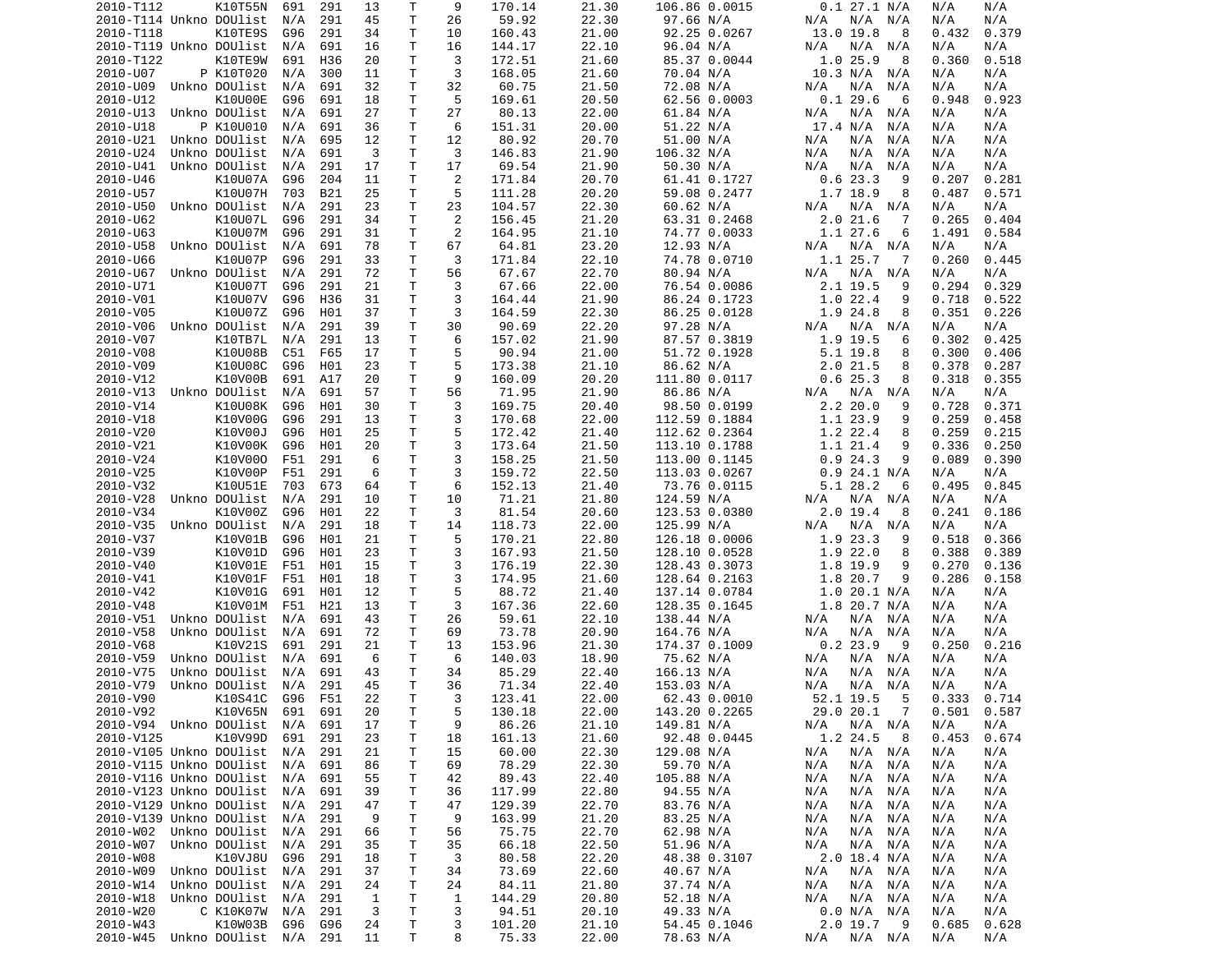| | | | | | | | | | | | | | | | | |
|---|---|---|---|---|---|---|---|---|---|---|---|---|---|---|---|---|
| 2010-T112 | | K10T55N | 691 | 291 | 13 | T | 9 | 170.14 | 21.30 | 106.86 | 0.0015 | 0.1 | 27.1 | N/A | N/A | N/A |
| 2010-T114 | Unkno | DOUlist | N/A | 291 | 45 | T | 26 | 59.92 | 22.30 | 97.66 | N/A | N/A | N/A | N/A | N/A | N/A |
| 2010-T118 | | K10TE9S | G96 | 291 | 34 | T | 10 | 160.43 | 21.00 | 92.25 | 0.0267 | 13.0 | 19.8 | 8 | 0.432 | 0.379 |
| 2010-T119 | Unkno | DOUlist | N/A | 691 | 16 | T | 16 | 144.17 | 22.10 | 96.04 | N/A | N/A | N/A | N/A | N/A | N/A |
| 2010-T122 | | K10TE9W | 691 | H36 | 20 | T | 3 | 172.51 | 21.60 | 85.37 | 0.0044 | 1.0 | 25.9 | 8 | 0.360 | 0.518 |
| 2010-U07 | P | K10T020 | N/A | 300 | 11 | T | 3 | 168.05 | 21.60 | 70.04 | N/A | 10.3 | N/A | N/A | N/A | N/A |
| 2010-U09 | Unkno | DOUlist | N/A | 691 | 32 | T | 32 | 60.75 | 21.50 | 72.08 | N/A | N/A | N/A | N/A | N/A | N/A |
| 2010-U12 | | K10U00E | G96 | 691 | 18 | T | 5 | 169.61 | 20.50 | 62.56 | 0.0003 | 0.1 | 29.6 | 6 | 0.948 | 0.923 |
| 2010-U13 | Unkno | DOUlist | N/A | 691 | 27 | T | 27 | 80.13 | 22.00 | 61.84 | N/A | N/A | N/A | N/A | N/A | N/A |
| 2010-U18 | P | K10U010 | N/A | 691 | 36 | T | 6 | 151.31 | 20.00 | 51.22 | N/A | 17.4 | N/A | N/A | N/A | N/A |
| 2010-U21 | Unkno | DOUlist | N/A | 695 | 12 | T | 12 | 80.92 | 20.70 | 51.00 | N/A | N/A | N/A | N/A | N/A | N/A |
| 2010-U24 | Unkno | DOUlist | N/A | 691 | 3 | T | 3 | 146.83 | 21.90 | 106.32 | N/A | N/A | N/A | N/A | N/A | N/A |
| 2010-U41 | Unkno | DOUlist | N/A | 291 | 17 | T | 17 | 69.54 | 21.90 | 50.30 | N/A | N/A | N/A | N/A | N/A | N/A |
| 2010-U46 | | K10U07A | G96 | 204 | 11 | T | 2 | 171.84 | 20.70 | 61.41 | 0.1727 | 0.6 | 23.3 | 9 | 0.207 | 0.281 |
| 2010-U57 | | K10U07H | 703 | B21 | 25 | T | 5 | 111.28 | 20.20 | 59.08 | 0.2477 | 1.7 | 18.9 | 8 | 0.487 | 0.571 |
| 2010-U50 | Unkno | DOUlist | N/A | 291 | 23 | T | 23 | 104.57 | 22.30 | 60.62 | N/A | N/A | N/A | N/A | N/A | N/A |
| 2010-U62 | | K10U07L | G96 | 291 | 34 | T | 2 | 156.45 | 21.20 | 63.31 | 0.2468 | 2.0 | 21.6 | 7 | 0.265 | 0.404 |
| 2010-U63 | | K10U07M | G96 | 291 | 31 | T | 2 | 164.95 | 21.10 | 74.77 | 0.0033 | 1.1 | 27.6 | 6 | 1.491 | 0.584 |
| 2010-U58 | Unkno | DOUlist | N/A | 691 | 78 | T | 67 | 64.81 | 23.20 | 12.93 | N/A | N/A | N/A | N/A | N/A | N/A |
| 2010-U66 | | K10U07P | G96 | 291 | 33 | T | 3 | 171.84 | 22.10 | 74.78 | 0.0710 | 1.1 | 25.7 | 7 | 0.260 | 0.445 |
| 2010-U67 | Unkno | DOUlist | N/A | 291 | 72 | T | 56 | 67.67 | 22.70 | 80.94 | N/A | N/A | N/A | N/A | N/A | N/A |
| 2010-U71 | | K10U07T | G96 | 291 | 21 | T | 3 | 67.66 | 22.00 | 76.54 | 0.0086 | 2.1 | 19.5 | 9 | 0.294 | 0.329 |
| 2010-V01 | | K10U07V | G96 | H36 | 31 | T | 3 | 164.44 | 21.90 | 86.24 | 0.1723 | 1.0 | 22.4 | 9 | 0.718 | 0.522 |
| 2010-V05 | | K10U07Z | G96 | H01 | 37 | T | 3 | 164.59 | 22.30 | 86.25 | 0.0128 | 1.9 | 24.8 | 8 | 0.351 | 0.226 |
| 2010-V06 | Unkno | DOUlist | N/A | 291 | 39 | T | 30 | 90.69 | 22.20 | 97.28 | N/A | N/A | N/A | N/A | N/A | N/A |
| 2010-V07 | | K10TB7L | N/A | 291 | 13 | T | 6 | 157.02 | 21.90 | 87.57 | 0.3819 | 1.9 | 19.5 | 6 | 0.302 | 0.425 |
| 2010-V08 | | K10U08B | C51 | F65 | 17 | T | 5 | 90.94 | 21.00 | 51.72 | 0.1928 | 5.1 | 19.8 | 8 | 0.300 | 0.406 |
| 2010-V09 | | K10U08C | G96 | H01 | 23 | T | 5 | 173.38 | 21.10 | 86.62 | N/A | 2.0 | 21.5 | 8 | 0.378 | 0.287 |
| 2010-V12 | | K10V00B | 691 | A17 | 20 | T | 9 | 160.09 | 20.20 | 111.80 | 0.0117 | 0.6 | 25.3 | 8 | 0.318 | 0.355 |
| 2010-V13 | Unkno | DOUlist | N/A | 691 | 57 | T | 56 | 71.95 | 21.90 | 86.86 | N/A | N/A | N/A | N/A | N/A | N/A |
| 2010-V14 | | K10U08K | G96 | H01 | 30 | T | 3 | 169.75 | 20.40 | 98.50 | 0.0199 | 2.2 | 20.0 | 9 | 0.728 | 0.371 |
| 2010-V18 | | K10V00G | G96 | 291 | 13 | T | 3 | 170.68 | 22.00 | 112.59 | 0.1884 | 1.1 | 23.9 | 9 | 0.259 | 0.458 |
| 2010-V20 | | K10V00J | G96 | H01 | 25 | T | 5 | 172.42 | 21.40 | 112.62 | 0.2364 | 1.2 | 22.4 | 8 | 0.259 | 0.215 |
| 2010-V21 | | K10V00K | G96 | H01 | 20 | T | 3 | 173.64 | 21.50 | 113.10 | 0.1788 | 1.1 | 21.4 | 9 | 0.336 | 0.250 |
| 2010-V24 | | K10V00O | F51 | 291 | 6 | T | 3 | 158.25 | 21.50 | 113.00 | 0.1145 | 0.9 | 24.3 | 9 | 0.089 | 0.390 |
| 2010-V25 | | K10V00P | F51 | 291 | 6 | T | 3 | 159.72 | 22.50 | 113.03 | 0.0267 | 0.9 | 24.1 | N/A | N/A | N/A |
| 2010-V32 | | K10U51E | 703 | 673 | 64 | T | 6 | 152.13 | 21.40 | 73.76 | 0.0115 | 5.1 | 28.2 | 6 | 0.495 | 0.845 |
| 2010-V28 | Unkno | DOUlist | N/A | 291 | 10 | T | 10 | 71.21 | 21.80 | 124.59 | N/A | N/A | N/A | N/A | N/A | N/A |
| 2010-V34 | | K10V00Z | G96 | H01 | 22 | T | 3 | 81.54 | 20.60 | 123.53 | 0.0380 | 2.0 | 19.4 | 8 | 0.241 | 0.186 |
| 2010-V35 | Unkno | DOUlist | N/A | 291 | 18 | T | 14 | 118.73 | 22.00 | 125.99 | N/A | N/A | N/A | N/A | N/A | N/A |
| 2010-V37 | | K10V01B | G96 | H01 | 21 | T | 5 | 170.21 | 22.80 | 126.18 | 0.0006 | 1.9 | 23.3 | 9 | 0.518 | 0.366 |
| 2010-V39 | | K10V01D | G96 | H01 | 23 | T | 3 | 167.93 | 21.50 | 128.10 | 0.0528 | 1.9 | 22.0 | 8 | 0.388 | 0.389 |
| 2010-V40 | | K10V01E | F51 | H01 | 15 | T | 3 | 176.19 | 22.30 | 128.43 | 0.3073 | 1.8 | 19.9 | 9 | 0.270 | 0.136 |
| 2010-V41 | | K10V01F | F51 | H01 | 18 | T | 3 | 174.95 | 21.60 | 128.64 | 0.2163 | 1.8 | 20.7 | 9 | 0.286 | 0.158 |
| 2010-V42 | | K10V01G | 691 | H01 | 12 | T | 5 | 88.72 | 21.40 | 137.14 | 0.0784 | 1.0 | 20.1 | N/A | N/A | N/A |
| 2010-V48 | | K10V01M | F51 | H21 | 13 | T | 3 | 167.36 | 22.60 | 128.35 | 0.1645 | 1.8 | 20.7 | N/A | N/A | N/A |
| 2010-V51 | Unkno | DOUlist | N/A | 691 | 43 | T | 26 | 59.61 | 22.10 | 138.44 | N/A | N/A | N/A | N/A | N/A | N/A |
| 2010-V58 | Unkno | DOUlist | N/A | 691 | 72 | T | 69 | 73.78 | 20.90 | 164.76 | N/A | N/A | N/A | N/A | N/A | N/A |
| 2010-V68 | | K10V21S | 691 | 291 | 21 | T | 13 | 153.96 | 21.30 | 174.37 | 0.1009 | 0.2 | 23.9 | 9 | 0.250 | 0.216 |
| 2010-V59 | Unkno | DOUlist | N/A | 691 | 6 | T | 6 | 140.03 | 18.90 | 75.62 | N/A | N/A | N/A | N/A | N/A | N/A |
| 2010-V75 | Unkno | DOUlist | N/A | 691 | 43 | T | 34 | 85.29 | 22.40 | 166.13 | N/A | N/A | N/A | N/A | N/A | N/A |
| 2010-V79 | Unkno | DOUlist | N/A | 291 | 45 | T | 36 | 71.34 | 22.40 | 153.03 | N/A | N/A | N/A | N/A | N/A | N/A |
| 2010-V90 | | K10S41C | G96 | F51 | 22 | T | 3 | 123.41 | 22.00 | 62.43 | 0.0010 | 52.1 | 19.5 | 5 | 0.333 | 0.714 |
| 2010-V92 | | K10V65N | 691 | 691 | 20 | T | 5 | 130.18 | 22.00 | 143.20 | 0.2265 | 29.0 | 20.1 | 7 | 0.501 | 0.587 |
| 2010-V94 | Unkno | DOUlist | N/A | 691 | 17 | T | 9 | 86.26 | 21.10 | 149.81 | N/A | N/A | N/A | N/A | N/A | N/A |
| 2010-V125 | | K10V99D | 691 | 291 | 23 | T | 18 | 161.13 | 21.60 | 92.48 | 0.0445 | 1.2 | 24.5 | 8 | 0.453 | 0.674 |
| 2010-V105 | Unkno | DOUlist | N/A | 291 | 21 | T | 15 | 60.00 | 22.30 | 129.08 | N/A | N/A | N/A | N/A | N/A | N/A |
| 2010-V115 | Unkno | DOUlist | N/A | 691 | 86 | T | 69 | 78.29 | 22.30 | 59.70 | N/A | N/A | N/A | N/A | N/A | N/A |
| 2010-V116 | Unkno | DOUlist | N/A | 691 | 55 | T | 42 | 89.43 | 22.40 | 105.88 | N/A | N/A | N/A | N/A | N/A | N/A |
| 2010-V123 | Unkno | DOUlist | N/A | 691 | 39 | T | 36 | 117.99 | 22.80 | 94.55 | N/A | N/A | N/A | N/A | N/A | N/A |
| 2010-V129 | Unkno | DOUlist | N/A | 291 | 47 | T | 47 | 129.39 | 22.70 | 83.76 | N/A | N/A | N/A | N/A | N/A | N/A |
| 2010-V139 | Unkno | DOUlist | N/A | 291 | 9 | T | 9 | 163.99 | 21.20 | 83.25 | N/A | N/A | N/A | N/A | N/A | N/A |
| 2010-W02 | Unkno | DOUlist | N/A | 291 | 66 | T | 56 | 75.75 | 22.70 | 62.98 | N/A | N/A | N/A | N/A | N/A | N/A |
| 2010-W07 | Unkno | DOUlist | N/A | 291 | 35 | T | 35 | 66.18 | 22.50 | 51.96 | N/A | N/A | N/A | N/A | N/A | N/A |
| 2010-W08 | | K10VJ8U | G96 | 291 | 18 | T | 3 | 80.58 | 22.20 | 48.38 | 0.3107 | 2.0 | 18.4 | N/A | N/A | N/A |
| 2010-W09 | Unkno | DOUlist | N/A | 291 | 37 | T | 34 | 73.69 | 22.60 | 40.67 | N/A | N/A | N/A | N/A | N/A | N/A |
| 2010-W14 | Unkno | DOUlist | N/A | 291 | 24 | T | 24 | 84.11 | 21.80 | 37.74 | N/A | N/A | N/A | N/A | N/A | N/A |
| 2010-W18 | Unkno | DOUlist | N/A | 291 | 1 | T | 1 | 144.29 | 20.80 | 52.18 | N/A | N/A | N/A | N/A | N/A | N/A |
| 2010-W20 | C | K10K07W | N/A | 291 | 3 | T | 3 | 94.51 | 20.10 | 49.33 | N/A | 0.0 | N/A | N/A | N/A | N/A |
| 2010-W43 | | K10W03B | G96 | G96 | 24 | T | 3 | 101.20 | 21.10 | 54.45 | 0.1046 | 2.0 | 19.7 | 9 | 0.685 | 0.628 |
| 2010-W45 | Unkno | DOUlist | N/A | 291 | 11 | T | 8 | 75.33 | 22.00 | 78.63 | N/A | N/A | N/A | N/A | N/A | N/A |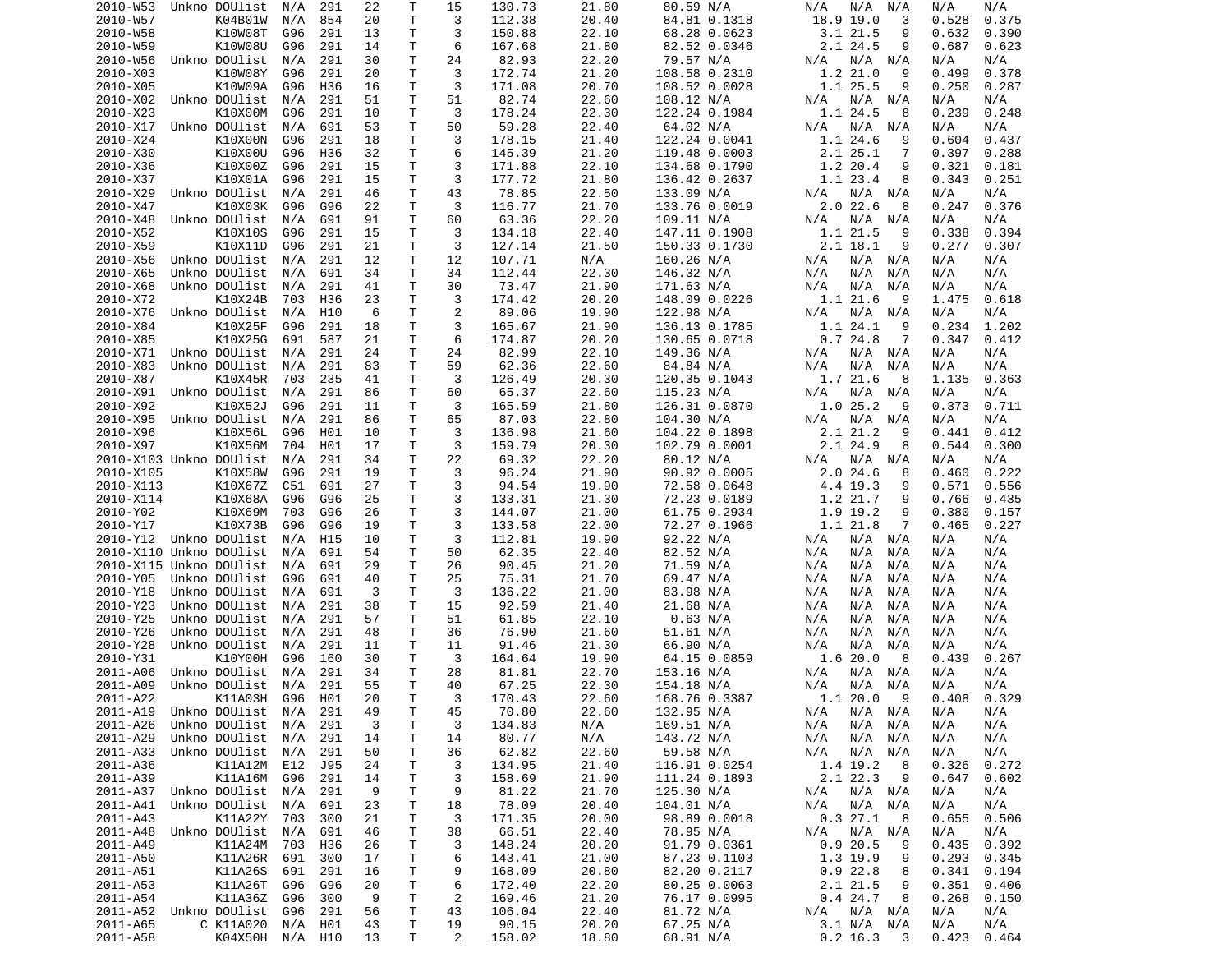```
2010-W53  Unkno DOUlist  N/A  291   22    T    15    130.73     21.80     80.59 N/A        N/A   N/A  N/A    N/A    N/A
2010-W57        K04B01W  N/A  854   20    T     3    112.38     20.40     84.81 0.1318      18.9 19.0   3    0.528  0.375
2010-W58        K10W08T  G96  291   13    T     3    150.88     22.10     68.28 0.0623       3.1 21.5   9    0.632  0.390
2010-W59        K10W08U  G96  291   14    T     6    167.68     21.80     82.52 0.0346       2.1 24.5   9    0.687  0.623
2010-W56  Unkno DOUlist  N/A  291   30    T    24     82.93     22.20     79.57 N/A        N/A   N/A  N/A    N/A    N/A
2010-X03        K10W08Y  G96  291   20    T     3    172.74     21.20    108.58 0.2310       1.2 21.0   9    0.499  0.378
2010-X05        K10W09A  G96  H36   16    T     3    171.08     20.70    108.52 0.0028       1.1 25.5   9    0.250  0.287
2010-X02  Unkno DOUlist  N/A  291   51    T    51     82.74     22.60    108.12 N/A        N/A   N/A  N/A    N/A    N/A
2010-X23        K10X00M  G96  291   10    T     3    178.24     22.30    122.24 0.1984       1.1 24.5   8    0.239  0.248
2010-X17  Unkno DOUlist  N/A  691   53    T    50     59.28     22.40     64.02 N/A        N/A   N/A  N/A    N/A    N/A
2010-X24        K10X00N  G96  291   18    T     3    178.15     21.40    122.24 0.0041       1.1 24.6   9    0.604  0.437
2010-X30        K10X00U  G96  H36   32    T     6    145.39     21.20    119.48 0.0003       2.1 25.1   7    0.397  0.288
2010-X36        K10X00Z  G96  291   15    T     3    171.88     22.10    134.68 0.1790       1.2 20.4   9    0.321  0.181
2010-X37        K10X01A  G96  291   15    T     3    177.72     21.80    136.42 0.2637       1.1 23.4   8    0.343  0.251
2010-X29  Unkno DOUlist  N/A  291   46    T    43     78.85     22.50    133.09 N/A        N/A   N/A  N/A    N/A    N/A
2010-X47        K10X03K  G96  G96   22    T     3    116.77     21.70    133.76 0.0019       2.0 22.6   8    0.247  0.376
2010-X48  Unkno DOUlist  N/A  691   91    T    60     63.36     22.20    109.11 N/A        N/A   N/A  N/A    N/A    N/A
2010-X52        K10X10S  G96  291   15    T     3    134.18     22.40    147.11 0.1908       1.1 21.5   9    0.338  0.394
2010-X59        K10X11D  G96  291   21    T     3    127.14     21.50    150.33 0.1730       2.1 18.1   9    0.277  0.307
2010-X56  Unkno DOUlist  N/A  291   12    T    12    107.71     N/A      160.26 N/A        N/A   N/A  N/A    N/A    N/A
2010-X65  Unkno DOUlist  N/A  691   34    T    34    112.44     22.30    146.32 N/A        N/A   N/A  N/A    N/A    N/A
2010-X68  Unkno DOUlist  N/A  291   41    T    30     73.47     21.90    171.63 N/A        N/A   N/A  N/A    N/A    N/A
2010-X72        K10X24B  703  H36   23    T     3    174.42     20.20    148.09 0.0226       1.1 21.6   9    1.475  0.618
2010-X76  Unkno DOUlist  N/A  H10    6    T     2     89.06     19.90    122.98 N/A        N/A   N/A  N/A    N/A    N/A
2010-X84        K10X25F  G96  291   18    T     3    165.67     21.90    136.13 0.1785       1.1 24.1   9    0.234  1.202
2010-X85        K10X25G  691  587   21    T     6    174.87     20.20    130.65 0.0718       0.7 24.8   7    0.347  0.412
2010-X71  Unkno DOUlist  N/A  291   24    T    24     82.99     22.10    149.36 N/A        N/A   N/A  N/A    N/A    N/A
2010-X83  Unkno DOUlist  N/A  291   83    T    59     62.36     22.60     84.84 N/A        N/A   N/A  N/A    N/A    N/A
2010-X87        K10X45R  703  235   41    T     3    126.49     20.30    120.35 0.1043       1.7 21.6   8    1.135  0.363
2010-X91  Unkno DOUlist  N/A  291   86    T    60     65.37     22.60    115.23 N/A        N/A   N/A  N/A    N/A    N/A
2010-X92        K10X52J  G96  291   11    T     3    165.59     21.80    126.31 0.0870       1.0 25.2   9    0.373  0.711
2010-X95  Unkno DOUlist  N/A  291   86    T    65     87.03     22.80    104.30 N/A        N/A   N/A  N/A    N/A    N/A
2010-X96        K10X56L  G96  H01   10    T     3    136.98     21.60    104.22 0.1898       2.1 21.2   9    0.441  0.412
2010-X97        K10X56M  704  H01   17    T     3    159.79     20.30    102.79 0.0001       2.1 24.9   8    0.544  0.300
2010-X103 Unkno DOUlist  N/A  291   34    T    22     69.32     22.20     80.12 N/A        N/A   N/A  N/A    N/A    N/A
2010-X105       K10X58W  G96  291   19    T     3     96.24     21.90     90.92 0.0005       2.0 24.6   8    0.460  0.222
2010-X113       K10X67Z  C51  691   27    T     3     94.54     19.90     72.58 0.0648       4.4 19.3   9    0.571  0.556
2010-X114       K10X68A  G96  G96   25    T     3    133.31     21.30     72.23 0.0189       1.2 21.7   9    0.766  0.435
2010-Y02        K10X69M  703  G96   26    T     3    144.07     21.00     61.75 0.2934       1.9 19.2   9    0.380  0.157
2010-Y17        K10X73B  G96  G96   19    T     3    133.58     22.00     72.27 0.1966       1.1 21.8   7    0.465  0.227
2010-Y12  Unkno DOUlist  N/A  H15   10    T     3    112.81     19.90     92.22 N/A        N/A   N/A  N/A    N/A    N/A
2010-X110 Unkno DOUlist  N/A  691   54    T    50     62.35     22.40     82.52 N/A        N/A   N/A  N/A    N/A    N/A
2010-X115 Unkno DOUlist  N/A  691   29    T    26     90.45     21.20     71.59 N/A        N/A   N/A  N/A    N/A    N/A
2010-Y05  Unkno DOUlist  G96  691   40    T    25     75.31     21.70     69.47 N/A        N/A   N/A  N/A    N/A    N/A
2010-Y18  Unkno DOUlist  N/A  691    3    T     3    136.22     21.00     83.98 N/A        N/A   N/A  N/A    N/A    N/A
2010-Y23  Unkno DOUlist  N/A  291   38    T    15     92.59     21.40     21.68 N/A        N/A   N/A  N/A    N/A    N/A
2010-Y25  Unkno DOUlist  N/A  291   57    T    51     61.85     22.10      0.63 N/A        N/A   N/A  N/A    N/A    N/A
2010-Y26  Unkno DOUlist  N/A  291   48    T    36     76.90     21.60     51.61 N/A        N/A   N/A  N/A    N/A    N/A
2010-Y28  Unkno DOUlist  N/A  291   11    T    11     91.46     21.30     66.90 N/A        N/A   N/A  N/A    N/A    N/A
2010-Y31        K10Y00H  G96  160   30    T     3    164.64     19.90     64.15 0.0859       1.6 20.0   8    0.439  0.267
2011-A06  Unkno DOUlist  N/A  291   34    T    28     81.81     22.70    153.16 N/A        N/A   N/A  N/A    N/A    N/A
2011-A09  Unkno DOUlist  N/A  291   55    T    40     67.25     22.30    154.18 N/A        N/A   N/A  N/A    N/A    N/A
2011-A22        K11A03H  G96  H01   20    T     3    170.43     22.60    168.76 0.3387       1.1 20.0   9    0.408  0.329
2011-A19  Unkno DOUlist  N/A  291   49    T    45     70.80     22.60    132.95 N/A        N/A   N/A  N/A    N/A    N/A
2011-A26  Unkno DOUlist  N/A  291    3    T     3    134.83     N/A      169.51 N/A        N/A   N/A  N/A    N/A    N/A
2011-A29  Unkno DOUlist  N/A  291   14    T    14     80.77     N/A      143.72 N/A        N/A   N/A  N/A    N/A    N/A
2011-A33  Unkno DOUlist  N/A  291   50    T    36     62.82     22.60     59.58 N/A        N/A   N/A  N/A    N/A    N/A
2011-A36        K11A12M  E12  J95   24    T     3    134.95     21.40    116.91 0.0254       1.4 19.2   8    0.326  0.272
2011-A39        K11A16M  G96  291   14    T     3    158.69     21.90    111.24 0.1893       2.1 22.3   9    0.647  0.602
2011-A37  Unkno DOUlist  N/A  291    9    T     9     81.22     21.70    125.30 N/A        N/A   N/A  N/A    N/A    N/A
2011-A41  Unkno DOUlist  N/A  691   23    T    18     78.09     20.40    104.01 N/A        N/A   N/A  N/A    N/A    N/A
2011-A43        K11A22Y  703  300   21    T     3    171.35     20.00     98.89 0.0018       0.3 27.1   8    0.655  0.506
2011-A48  Unkno DOUlist  N/A  691   46    T    38     66.51     22.40     78.95 N/A        N/A   N/A  N/A    N/A    N/A
2011-A49        K11A24M  703  H36   26    T     3    148.24     20.20     91.79 0.0361       0.9 20.5   9    0.435  0.392
2011-A50        K11A26R  691  300   17    T     6    143.41     21.00     87.23 0.1103       1.3 19.9   9    0.293  0.345
2011-A51        K11A26S  691  291   16    T     9    168.09     20.80     82.20 0.2117       0.9 22.8   8    0.341  0.194
2011-A53        K11A26T  G96  G96   20    T     6    172.40     22.20     80.25 0.0063       2.1 21.5   9    0.351  0.406
2011-A54        K11A36Z  G96  300    9    T     2    169.46     21.20     76.17 0.0995       0.4 24.7   8    0.268  0.150
2011-A52  Unkno DOUlist  G96  291   56    T    43    106.04     22.40     81.72 N/A        N/A   N/A  N/A    N/A    N/A
2011-A65      C K11A020  N/A  H01   43    T    19     90.15     20.20     67.25 N/A         3.1 N/A  N/A    N/A    N/A
2011-A58        K04X50H  N/A  H10   13    T     2    158.02     18.80     68.91 N/A         0.2 16.3   3    0.423  0.464
```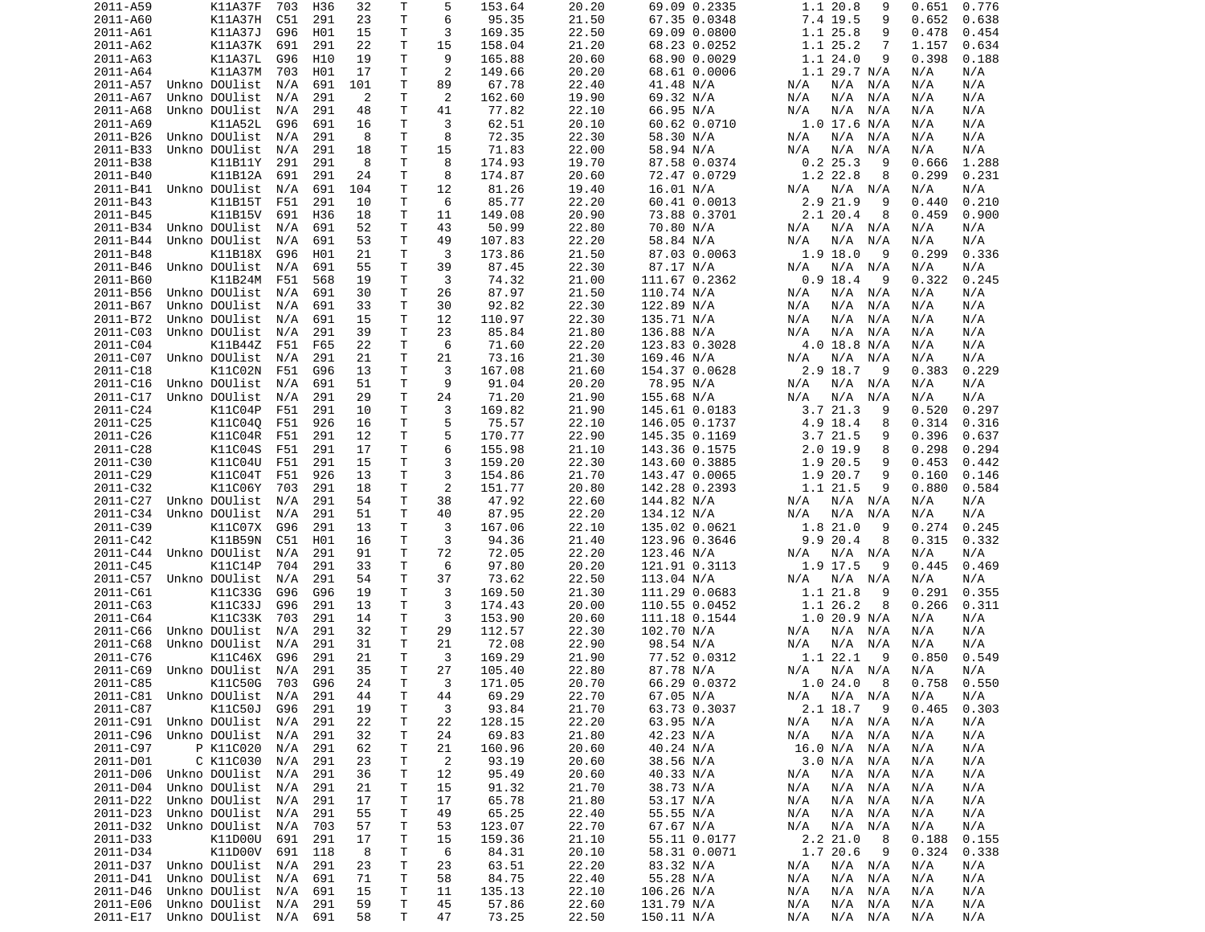| | | | | | | | | | | | | | | | | |
|---|---|---|---|---|---|---|---|---|---|---|---|---|---|---|---|---|
| 2011-A59 | | K11A37F | 703 | H36 | 32 | T | 5 | 153.64 | 20.20 | 69.09 | 0.2335 | 1.1 | 20.8 | 9 | 0.651 | 0.776 |
| 2011-A60 | | K11A37H | C51 | 291 | 23 | T | 6 | 95.35 | 21.50 | 67.35 | 0.0348 | 7.4 | 19.5 | 9 | 0.652 | 0.638 |
| 2011-A61 | | K11A37J | G96 | H01 | 15 | T | 3 | 169.35 | 22.50 | 69.09 | 0.0800 | 1.1 | 25.8 | 9 | 0.478 | 0.454 |
| 2011-A62 | | K11A37K | 691 | 291 | 22 | T | 15 | 158.04 | 21.20 | 68.23 | 0.0252 | 1.1 | 25.2 | 7 | 1.157 | 0.634 |
| 2011-A63 | | K11A37L | G96 | H10 | 19 | T | 9 | 165.88 | 20.60 | 68.90 | 0.0029 | 1.1 | 24.0 | 9 | 0.398 | 0.188 |
| 2011-A64 | | K11A37M | 703 | H01 | 17 | T | 2 | 149.66 | 20.20 | 68.61 | 0.0006 | 1.1 | 29.7 | N/A | N/A | N/A |
| 2011-A57 | Unkno | DOUlist | N/A | 691 | 101 | T | 89 | 67.78 | 22.40 | 41.48 | N/A | N/A | N/A | N/A | N/A | N/A |
| 2011-A67 | Unkno | DOUlist | N/A | 291 | 2 | T | 2 | 162.60 | 19.90 | 69.32 | N/A | N/A | N/A | N/A | N/A | N/A |
| 2011-A68 | Unkno | DOUlist | N/A | 291 | 48 | T | 41 | 77.82 | 22.10 | 66.95 | N/A | N/A | N/A | N/A | N/A | N/A |
| 2011-A69 | | K11A52L | G96 | 691 | 16 | T | 3 | 62.51 | 20.10 | 60.62 | 0.0710 | 1.0 | 17.6 | N/A | N/A | N/A |
| 2011-B26 | Unkno | DOUlist | N/A | 291 | 8 | T | 8 | 72.35 | 22.30 | 58.30 | N/A | N/A | N/A | N/A | N/A | N/A |
| 2011-B33 | Unkno | DOUlist | N/A | 291 | 18 | T | 15 | 71.83 | 22.00 | 58.94 | N/A | N/A | N/A | N/A | N/A | N/A |
| 2011-B38 | | K11B11Y | 291 | 291 | 8 | T | 8 | 174.93 | 19.70 | 87.58 | 0.0374 | 0.2 | 25.3 | 9 | 0.666 | 1.288 |
| 2011-B40 | | K11B12A | 691 | 291 | 24 | T | 8 | 174.87 | 20.60 | 72.47 | 0.0729 | 1.2 | 22.8 | 8 | 0.299 | 0.231 |
| 2011-B41 | Unkno | DOUlist | N/A | 691 | 104 | T | 12 | 81.26 | 19.40 | 16.01 | N/A | N/A | N/A | N/A | N/A | N/A |
| 2011-B43 | | K11B15T | F51 | 291 | 10 | T | 6 | 85.77 | 22.20 | 60.41 | 0.0013 | 2.9 | 21.9 | 9 | 0.440 | 0.210 |
| 2011-B45 | | K11B15V | 691 | H36 | 18 | T | 11 | 149.08 | 20.90 | 73.88 | 0.3701 | 2.1 | 20.4 | 8 | 0.459 | 0.900 |
| 2011-B34 | Unkno | DOUlist | N/A | 691 | 52 | T | 43 | 50.99 | 22.80 | 70.80 | N/A | N/A | N/A | N/A | N/A | N/A |
| 2011-B44 | Unkno | DOUlist | N/A | 691 | 53 | T | 49 | 107.83 | 22.20 | 58.84 | N/A | N/A | N/A | N/A | N/A | N/A |
| 2011-B48 | | K11B18X | G96 | H01 | 21 | T | 3 | 173.86 | 21.50 | 87.03 | 0.0063 | 1.9 | 18.0 | 9 | 0.299 | 0.336 |
| 2011-B46 | Unkno | DOUlist | N/A | 691 | 55 | T | 39 | 87.45 | 22.30 | 87.17 | N/A | N/A | N/A | N/A | N/A | N/A |
| 2011-B60 | | K11B24M | F51 | 568 | 19 | T | 3 | 74.32 | 21.00 | 111.67 | 0.2362 | 0.9 | 18.4 | 9 | 0.322 | 0.245 |
| 2011-B56 | Unkno | DOUlist | N/A | 691 | 30 | T | 26 | 87.97 | 21.50 | 110.74 | N/A | N/A | N/A | N/A | N/A | N/A |
| 2011-B67 | Unkno | DOUlist | N/A | 691 | 33 | T | 30 | 92.82 | 22.30 | 122.89 | N/A | N/A | N/A | N/A | N/A | N/A |
| 2011-B72 | Unkno | DOUlist | N/A | 691 | 15 | T | 12 | 110.97 | 22.30 | 135.71 | N/A | N/A | N/A | N/A | N/A | N/A |
| 2011-C03 | Unkno | DOUlist | N/A | 291 | 39 | T | 23 | 85.84 | 21.80 | 136.88 | N/A | N/A | N/A | N/A | N/A | N/A |
| 2011-C04 | | K11B44Z | F51 | F65 | 22 | T | 6 | 71.60 | 22.20 | 123.83 | 0.3028 | 4.0 | 18.8 | N/A | N/A | N/A |
| 2011-C07 | Unkno | DOUlist | N/A | 291 | 21 | T | 21 | 73.16 | 21.30 | 169.46 | N/A | N/A | N/A | N/A | N/A | N/A |
| 2011-C18 | | K11C02N | F51 | G96 | 13 | T | 3 | 167.08 | 21.60 | 154.37 | 0.0628 | 2.9 | 18.7 | 9 | 0.383 | 0.229 |
| 2011-C16 | Unkno | DOUlist | N/A | 691 | 51 | T | 9 | 91.04 | 20.20 | 78.95 | N/A | N/A | N/A | N/A | N/A | N/A |
| 2011-C17 | Unkno | DOUlist | N/A | 291 | 29 | T | 24 | 71.20 | 21.90 | 155.68 | N/A | N/A | N/A | N/A | N/A | N/A |
| 2011-C24 | | K11C04P | F51 | 291 | 10 | T | 3 | 169.82 | 21.90 | 145.61 | 0.0183 | 3.7 | 21.3 | 9 | 0.520 | 0.297 |
| 2011-C25 | | K11C04Q | F51 | 926 | 16 | T | 5 | 75.57 | 22.10 | 146.05 | 0.1737 | 4.9 | 18.4 | 8 | 0.314 | 0.316 |
| 2011-C26 | | K11C04R | F51 | 291 | 12 | T | 5 | 170.77 | 22.90 | 145.35 | 0.1169 | 3.7 | 21.5 | 9 | 0.396 | 0.637 |
| 2011-C28 | | K11C04S | F51 | 291 | 17 | T | 6 | 155.98 | 21.10 | 143.36 | 0.1575 | 2.0 | 19.9 | 8 | 0.298 | 0.294 |
| 2011-C30 | | K11C04U | F51 | 291 | 15 | T | 3 | 159.20 | 22.30 | 143.60 | 0.3885 | 1.9 | 20.5 | 9 | 0.453 | 0.442 |
| 2011-C29 | | K11C04T | F51 | 926 | 13 | T | 3 | 154.86 | 21.70 | 143.47 | 0.0065 | 1.9 | 20.7 | 9 | 0.160 | 0.146 |
| 2011-C32 | | K11C06Y | 703 | 291 | 18 | T | 2 | 151.77 | 20.80 | 142.28 | 0.2393 | 1.1 | 21.5 | 9 | 0.880 | 0.584 |
| 2011-C27 | Unkno | DOUlist | N/A | 291 | 54 | T | 38 | 47.92 | 22.60 | 144.82 | N/A | N/A | N/A | N/A | N/A | N/A |
| 2011-C34 | Unkno | DOUlist | N/A | 291 | 51 | T | 40 | 87.95 | 22.20 | 134.12 | N/A | N/A | N/A | N/A | N/A | N/A |
| 2011-C39 | | K11C07X | G96 | 291 | 13 | T | 3 | 167.06 | 22.10 | 135.02 | 0.0621 | 1.8 | 21.0 | 9 | 0.274 | 0.245 |
| 2011-C42 | | K11B59N | C51 | H01 | 16 | T | 3 | 94.36 | 21.40 | 123.96 | 0.3646 | 9.9 | 20.4 | 8 | 0.315 | 0.332 |
| 2011-C44 | Unkno | DOUlist | N/A | 291 | 91 | T | 72 | 72.05 | 22.20 | 123.46 | N/A | N/A | N/A | N/A | N/A | N/A |
| 2011-C45 | | K11C14P | 704 | 291 | 33 | T | 6 | 97.80 | 20.20 | 121.91 | 0.3113 | 1.9 | 17.5 | 9 | 0.445 | 0.469 |
| 2011-C57 | Unkno | DOUlist | N/A | 291 | 54 | T | 37 | 73.62 | 22.50 | 113.04 | N/A | N/A | N/A | N/A | N/A | N/A |
| 2011-C61 | | K11C33G | G96 | G96 | 19 | T | 3 | 169.50 | 21.30 | 111.29 | 0.0683 | 1.1 | 21.8 | 9 | 0.291 | 0.355 |
| 2011-C63 | | K11C33J | G96 | 291 | 13 | T | 3 | 174.43 | 20.00 | 110.55 | 0.0452 | 1.1 | 26.2 | 8 | 0.266 | 0.311 |
| 2011-C64 | | K11C33K | 703 | 291 | 14 | T | 3 | 153.90 | 20.60 | 111.18 | 0.1544 | 1.0 | 20.9 | N/A | N/A | N/A |
| 2011-C66 | Unkno | DOUlist | N/A | 291 | 32 | T | 29 | 112.57 | 22.30 | 102.70 | N/A | N/A | N/A | N/A | N/A | N/A |
| 2011-C68 | Unkno | DOUlist | N/A | 291 | 31 | T | 21 | 72.08 | 22.90 | 98.54 | N/A | N/A | N/A | N/A | N/A | N/A |
| 2011-C76 | | K11C46X | G96 | 291 | 21 | T | 3 | 169.29 | 21.90 | 77.52 | 0.0312 | 1.1 | 22.1 | 9 | 0.850 | 0.549 |
| 2011-C69 | Unkno | DOUlist | N/A | 291 | 35 | T | 27 | 105.40 | 22.80 | 87.78 | N/A | N/A | N/A | N/A | N/A | N/A |
| 2011-C85 | | K11C50G | 703 | G96 | 24 | T | 3 | 171.05 | 20.70 | 66.29 | 0.0372 | 1.0 | 24.0 | 8 | 0.758 | 0.550 |
| 2011-C81 | Unkno | DOUlist | N/A | 291 | 44 | T | 44 | 69.29 | 22.70 | 67.05 | N/A | N/A | N/A | N/A | N/A | N/A |
| 2011-C87 | | K11C50J | G96 | 291 | 19 | T | 3 | 93.84 | 21.70 | 63.73 | 0.3037 | 2.1 | 18.7 | 9 | 0.465 | 0.303 |
| 2011-C91 | Unkno | DOUlist | N/A | 291 | 22 | T | 22 | 128.15 | 22.20 | 63.95 | N/A | N/A | N/A | N/A | N/A | N/A |
| 2011-C96 | Unkno | DOUlist | N/A | 291 | 32 | T | 24 | 69.83 | 21.80 | 42.23 | N/A | N/A | N/A | N/A | N/A | N/A |
| 2011-C97 | P | K11C020 | N/A | 291 | 62 | T | 21 | 160.96 | 20.60 | 40.24 | N/A | 16.0 | N/A | N/A | N/A | N/A |
| 2011-D01 | C | K11C030 | N/A | 291 | 23 | T | 2 | 93.19 | 20.60 | 38.56 | N/A | 3.0 | N/A | N/A | N/A | N/A |
| 2011-D06 | Unkno | DOUlist | N/A | 291 | 36 | T | 12 | 95.49 | 20.60 | 40.33 | N/A | N/A | N/A | N/A | N/A | N/A |
| 2011-D04 | Unkno | DOUlist | N/A | 291 | 21 | T | 15 | 91.32 | 21.70 | 38.73 | N/A | N/A | N/A | N/A | N/A | N/A |
| 2011-D22 | Unkno | DOUlist | N/A | 291 | 17 | T | 17 | 65.78 | 21.80 | 53.17 | N/A | N/A | N/A | N/A | N/A | N/A |
| 2011-D23 | Unkno | DOUlist | N/A | 291 | 55 | T | 49 | 65.25 | 22.40 | 55.55 | N/A | N/A | N/A | N/A | N/A | N/A |
| 2011-D32 | Unkno | DOUlist | N/A | 703 | 57 | T | 53 | 123.07 | 22.70 | 67.67 | N/A | N/A | N/A | N/A | N/A | N/A |
| 2011-D33 | | K11D00U | 691 | 291 | 17 | T | 15 | 159.36 | 21.10 | 55.11 | 0.0177 | 2.2 | 21.0 | 8 | 0.188 | 0.155 |
| 2011-D34 | | K11D00V | 691 | 118 | 8 | T | 6 | 84.31 | 20.10 | 58.31 | 0.0071 | 1.7 | 20.6 | 9 | 0.324 | 0.338 |
| 2011-D37 | Unkno | DOUlist | N/A | 291 | 23 | T | 23 | 63.51 | 22.20 | 83.32 | N/A | N/A | N/A | N/A | N/A | N/A |
| 2011-D41 | Unkno | DOUlist | N/A | 691 | 71 | T | 58 | 84.75 | 22.40 | 55.28 | N/A | N/A | N/A | N/A | N/A | N/A |
| 2011-D46 | Unkno | DOUlist | N/A | 691 | 15 | T | 11 | 135.13 | 22.10 | 106.26 | N/A | N/A | N/A | N/A | N/A | N/A |
| 2011-E06 | Unkno | DOUlist | N/A | 291 | 59 | T | 45 | 57.86 | 22.60 | 131.79 | N/A | N/A | N/A | N/A | N/A | N/A |
| 2011-E17 | Unkno | DOUlist | N/A | 691 | 58 | T | 47 | 73.25 | 22.50 | 150.11 | N/A | N/A | N/A | N/A | N/A | N/A |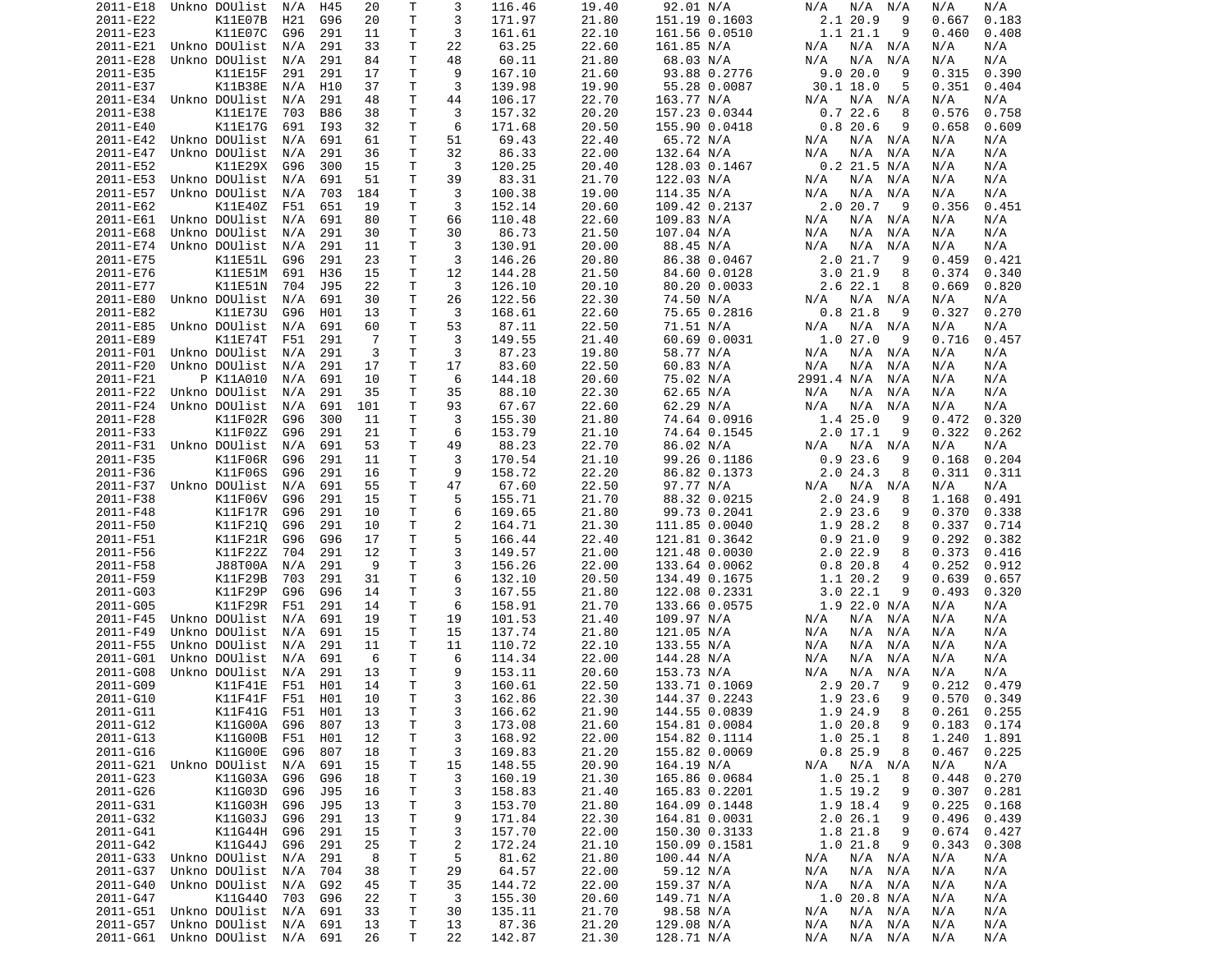| | | | | | | | | | | | | | | | |
|---|---|---|---|---|---|---|---|---|---|---|---|---|---|---|---|
| 2011-E18 | Unkno | DOUlist | N/A | H45 | 20 | T | 3 | 116.46 | 19.40 | 92.01 | N/A | N/A | N/A | N/A | N/A | N/A |
| 2011-E22 | | K11E07B | H21 | G96 | 20 | T | 3 | 171.97 | 21.80 | 151.19 | 0.1603 | 2.1 | 20.9 | 9 | 0.667 | 0.183 |
| 2011-E23 | | K11E07C | G96 | 291 | 11 | T | 3 | 161.61 | 22.10 | 161.56 | 0.0510 | 1.1 | 21.1 | 9 | 0.460 | 0.408 |
| 2011-E21 | Unkno | DOUlist | N/A | 291 | 33 | T | 22 | 63.25 | 22.60 | 161.85 | N/A | N/A | N/A | N/A | N/A | N/A |
| 2011-E28 | Unkno | DOUlist | N/A | 291 | 84 | T | 48 | 60.11 | 21.80 | 68.03 | N/A | N/A | N/A | N/A | N/A | N/A |
| 2011-E35 | | K11E15F | 291 | 291 | 17 | T | 9 | 167.10 | 21.60 | 93.88 | 0.2776 | 9.0 | 20.0 | 9 | 0.315 | 0.390 |
| 2011-E37 | | K11B38E | N/A | H10 | 37 | T | 3 | 139.98 | 19.90 | 55.28 | 0.0087 | 30.1 | 18.0 | 5 | 0.351 | 0.404 |
| 2011-E34 | Unkno | DOUlist | N/A | 291 | 48 | T | 44 | 106.17 | 22.70 | 163.77 | N/A | N/A | N/A | N/A | N/A | N/A |
| 2011-E38 | | K11E17E | 703 | B86 | 38 | T | 3 | 157.32 | 20.20 | 157.23 | 0.0344 | 0.7 | 22.6 | 8 | 0.576 | 0.758 |
| 2011-E40 | | K11E17G | 691 | I93 | 32 | T | 6 | 171.68 | 20.50 | 155.90 | 0.0418 | 0.8 | 20.6 | 9 | 0.658 | 0.609 |
| 2011-E42 | Unkno | DOUlist | N/A | 691 | 61 | T | 51 | 69.43 | 22.40 | 65.72 | N/A | N/A | N/A | N/A | N/A | N/A |
| 2011-E47 | Unkno | DOUlist | N/A | 291 | 36 | T | 32 | 86.33 | 22.00 | 132.64 | N/A | N/A | N/A | N/A | N/A | N/A |
| 2011-E52 | | K11E29X | G96 | 300 | 15 | T | 3 | 120.25 | 20.40 | 128.03 | 0.1467 | 0.2 | 21.5 | N/A | N/A | N/A |
| 2011-E53 | Unkno | DOUlist | N/A | 691 | 51 | T | 39 | 83.31 | 21.70 | 122.03 | N/A | N/A | N/A | N/A | N/A | N/A |
| 2011-E57 | Unkno | DOUlist | N/A | 703 | 184 | T | 3 | 100.38 | 19.00 | 114.35 | N/A | N/A | N/A | N/A | N/A | N/A |
| 2011-E62 | | K11E40Z | F51 | 651 | 19 | T | 3 | 152.14 | 20.60 | 109.42 | 0.2137 | 2.0 | 20.7 | 9 | 0.356 | 0.451 |
| 2011-E61 | Unkno | DOUlist | N/A | 691 | 80 | T | 66 | 110.48 | 22.60 | 109.83 | N/A | N/A | N/A | N/A | N/A | N/A |
| 2011-E68 | Unkno | DOUlist | N/A | 291 | 30 | T | 30 | 86.73 | 21.50 | 107.04 | N/A | N/A | N/A | N/A | N/A | N/A |
| 2011-E74 | Unkno | DOUlist | N/A | 291 | 11 | T | 3 | 130.91 | 20.00 | 88.45 | N/A | N/A | N/A | N/A | N/A | N/A |
| 2011-E75 | | K11E51L | G96 | 291 | 23 | T | 3 | 146.26 | 20.80 | 86.38 | 0.0467 | 2.0 | 21.7 | 9 | 0.459 | 0.421 |
| 2011-E76 | | K11E51M | 691 | H36 | 15 | T | 12 | 144.28 | 21.50 | 84.60 | 0.0128 | 3.0 | 21.9 | 8 | 0.374 | 0.340 |
| 2011-E77 | | K11E51N | 704 | J95 | 22 | T | 3 | 126.10 | 20.10 | 80.20 | 0.0033 | 2.6 | 22.1 | 8 | 0.669 | 0.820 |
| 2011-E80 | Unkno | DOUlist | N/A | 691 | 30 | T | 26 | 122.56 | 22.30 | 74.50 | N/A | N/A | N/A | N/A | N/A | N/A |
| 2011-E82 | | K11E73U | G96 | H01 | 13 | T | 3 | 168.61 | 22.60 | 75.65 | 0.2816 | 0.8 | 21.8 | 9 | 0.327 | 0.270 |
| 2011-E85 | Unkno | DOUlist | N/A | 691 | 60 | T | 53 | 87.11 | 22.50 | 71.51 | N/A | N/A | N/A | N/A | N/A | N/A |
| 2011-E89 | | K11E74T | F51 | 291 | 7 | T | 3 | 149.55 | 21.40 | 60.69 | 0.0031 | 1.0 | 27.0 | 9 | 0.716 | 0.457 |
| 2011-F01 | Unkno | DOUlist | N/A | 291 | 3 | T | 3 | 87.23 | 19.80 | 58.77 | N/A | N/A | N/A | N/A | N/A | N/A |
| 2011-F20 | Unkno | DOUlist | N/A | 291 | 17 | T | 17 | 83.60 | 22.50 | 60.83 | N/A | N/A | N/A | N/A | N/A | N/A |
| 2011-F21 | P | K11A010 | N/A | 691 | 10 | T | 6 | 144.18 | 20.60 | 75.02 | N/A | 2991.4 | N/A | N/A | N/A | N/A |
| 2011-F22 | Unkno | DOUlist | N/A | 291 | 35 | T | 35 | 88.10 | 22.30 | 62.65 | N/A | N/A | N/A | N/A | N/A | N/A |
| 2011-F24 | Unkno | DOUlist | N/A | 691 | 101 | T | 93 | 67.67 | 22.60 | 62.29 | N/A | N/A | N/A | N/A | N/A | N/A |
| 2011-F28 | | K11F02R | G96 | 300 | 11 | T | 3 | 155.30 | 21.80 | 74.64 | 0.0916 | 1.4 | 25.0 | 9 | 0.472 | 0.320 |
| 2011-F33 | | K11F02Z | G96 | 291 | 21 | T | 6 | 153.79 | 21.10 | 74.64 | 0.1545 | 2.0 | 17.1 | 9 | 0.322 | 0.262 |
| 2011-F31 | Unkno | DOUlist | N/A | 691 | 53 | T | 49 | 88.23 | 22.70 | 86.02 | N/A | N/A | N/A | N/A | N/A | N/A |
| 2011-F35 | | K11F06R | G96 | 291 | 11 | T | 3 | 170.54 | 21.10 | 99.26 | 0.1186 | 0.9 | 23.6 | 9 | 0.168 | 0.204 |
| 2011-F36 | | K11F06S | G96 | 291 | 16 | T | 9 | 158.72 | 22.20 | 86.82 | 0.1373 | 2.0 | 24.3 | 8 | 0.311 | 0.311 |
| 2011-F37 | Unkno | DOUlist | N/A | 691 | 55 | T | 47 | 67.60 | 22.50 | 97.77 | N/A | N/A | N/A | N/A | N/A | N/A |
| 2011-F38 | | K11F06V | G96 | 291 | 15 | T | 5 | 155.71 | 21.70 | 88.32 | 0.0215 | 2.0 | 24.9 | 8 | 1.168 | 0.491 |
| 2011-F48 | | K11F17R | G96 | 291 | 10 | T | 6 | 169.65 | 21.80 | 99.73 | 0.2041 | 2.9 | 23.6 | 9 | 0.370 | 0.338 |
| 2011-F50 | | K11F21Q | G96 | 291 | 10 | T | 2 | 164.71 | 21.30 | 111.85 | 0.0040 | 1.9 | 28.2 | 8 | 0.337 | 0.714 |
| 2011-F51 | | K11F21R | G96 | G96 | 17 | T | 5 | 166.44 | 22.40 | 121.81 | 0.3642 | 0.9 | 21.0 | 9 | 0.292 | 0.382 |
| 2011-F56 | | K11F22Z | 704 | 291 | 12 | T | 3 | 149.57 | 21.00 | 121.48 | 0.0030 | 2.0 | 22.9 | 8 | 0.373 | 0.416 |
| 2011-F58 | | J88T00A | N/A | 291 | 9 | T | 3 | 156.26 | 22.00 | 133.64 | 0.0062 | 0.8 | 20.8 | 4 | 0.252 | 0.912 |
| 2011-F59 | | K11F29B | 703 | 291 | 31 | T | 6 | 132.10 | 20.50 | 134.49 | 0.1675 | 1.1 | 20.2 | 9 | 0.639 | 0.657 |
| 2011-G03 | | K11F29P | G96 | G96 | 14 | T | 3 | 167.55 | 21.80 | 122.08 | 0.2331 | 3.0 | 22.1 | 9 | 0.493 | 0.320 |
| 2011-G05 | | K11F29R | F51 | 291 | 14 | T | 6 | 158.91 | 21.70 | 133.66 | 0.0575 | 1.9 | 22.0 | N/A | N/A | N/A |
| 2011-F45 | Unkno | DOUlist | N/A | 691 | 19 | T | 19 | 101.53 | 21.40 | 109.97 | N/A | N/A | N/A | N/A | N/A | N/A |
| 2011-F49 | Unkno | DOUlist | N/A | 691 | 15 | T | 15 | 137.74 | 21.80 | 121.05 | N/A | N/A | N/A | N/A | N/A | N/A |
| 2011-F55 | Unkno | DOUlist | N/A | 291 | 11 | T | 11 | 110.72 | 22.10 | 133.55 | N/A | N/A | N/A | N/A | N/A | N/A |
| 2011-G01 | Unkno | DOUlist | N/A | 691 | 6 | T | 6 | 114.34 | 22.00 | 144.28 | N/A | N/A | N/A | N/A | N/A | N/A |
| 2011-G08 | Unkno | DOUlist | N/A | 291 | 13 | T | 9 | 153.11 | 20.60 | 153.73 | N/A | N/A | N/A | N/A | N/A | N/A |
| 2011-G09 | | K11F41E | F51 | H01 | 14 | T | 3 | 160.61 | 22.50 | 133.71 | 0.1069 | 2.9 | 20.7 | 9 | 0.212 | 0.479 |
| 2011-G10 | | K11F41F | F51 | H01 | 10 | T | 3 | 162.86 | 22.30 | 144.37 | 0.2243 | 1.9 | 23.6 | 9 | 0.570 | 0.349 |
| 2011-G11 | | K11F41G | F51 | H01 | 13 | T | 3 | 166.62 | 21.90 | 144.55 | 0.0839 | 1.9 | 24.9 | 8 | 0.261 | 0.255 |
| 2011-G12 | | K11G00A | G96 | 807 | 13 | T | 3 | 173.08 | 21.60 | 154.81 | 0.0084 | 1.0 | 20.8 | 9 | 0.183 | 0.174 |
| 2011-G13 | | K11G00B | F51 | H01 | 12 | T | 3 | 168.92 | 22.00 | 154.82 | 0.1114 | 1.0 | 25.1 | 8 | 1.240 | 1.891 |
| 2011-G16 | | K11G00E | G96 | 807 | 18 | T | 3 | 169.83 | 21.20 | 155.82 | 0.0069 | 0.8 | 25.9 | 8 | 0.467 | 0.225 |
| 2011-G21 | Unkno | DOUlist | N/A | 691 | 15 | T | 15 | 148.55 | 20.90 | 164.19 | N/A | N/A | N/A | N/A | N/A | N/A |
| 2011-G23 | | K11G03A | G96 | G96 | 18 | T | 3 | 160.19 | 21.30 | 165.86 | 0.0684 | 1.0 | 25.1 | 8 | 0.448 | 0.270 |
| 2011-G26 | | K11G03D | G96 | J95 | 16 | T | 3 | 158.83 | 21.40 | 165.83 | 0.2201 | 1.5 | 19.2 | 9 | 0.307 | 0.281 |
| 2011-G31 | | K11G03H | G96 | J95 | 13 | T | 3 | 153.70 | 21.80 | 164.09 | 0.1448 | 1.9 | 18.4 | 9 | 0.225 | 0.168 |
| 2011-G32 | | K11G03J | G96 | 291 | 13 | T | 9 | 171.84 | 22.30 | 164.81 | 0.0031 | 2.0 | 26.1 | 9 | 0.496 | 0.439 |
| 2011-G41 | | K11G44H | G96 | 291 | 15 | T | 3 | 157.70 | 22.00 | 150.30 | 0.3133 | 1.8 | 21.8 | 9 | 0.674 | 0.427 |
| 2011-G42 | | K11G44J | G96 | 291 | 25 | T | 2 | 172.24 | 21.10 | 150.09 | 0.1581 | 1.0 | 21.8 | 9 | 0.343 | 0.308 |
| 2011-G33 | Unkno | DOUlist | N/A | 291 | 8 | T | 5 | 81.62 | 21.80 | 100.44 | N/A | N/A | N/A | N/A | N/A | N/A |
| 2011-G37 | Unkno | DOUlist | N/A | 704 | 38 | T | 29 | 64.57 | 22.00 | 59.12 | N/A | N/A | N/A | N/A | N/A | N/A |
| 2011-G40 | Unkno | DOUlist | N/A | G92 | 45 | T | 35 | 144.72 | 22.00 | 159.37 | N/A | N/A | N/A | N/A | N/A | N/A |
| 2011-G47 | | K11G44O | 703 | G96 | 22 | T | 3 | 155.30 | 20.60 | 149.71 | N/A | 1.0 | 20.8 | N/A | N/A | N/A |
| 2011-G51 | Unkno | DOUlist | N/A | 691 | 33 | T | 30 | 135.11 | 21.70 | 98.58 | N/A | N/A | N/A | N/A | N/A | N/A |
| 2011-G57 | Unkno | DOUlist | N/A | 691 | 13 | T | 13 | 87.36 | 21.20 | 129.08 | N/A | N/A | N/A | N/A | N/A | N/A |
| 2011-G61 | Unkno | DOUlist | N/A | 691 | 26 | T | 22 | 142.87 | 21.30 | 128.71 | N/A | N/A | N/A | N/A | N/A | N/A |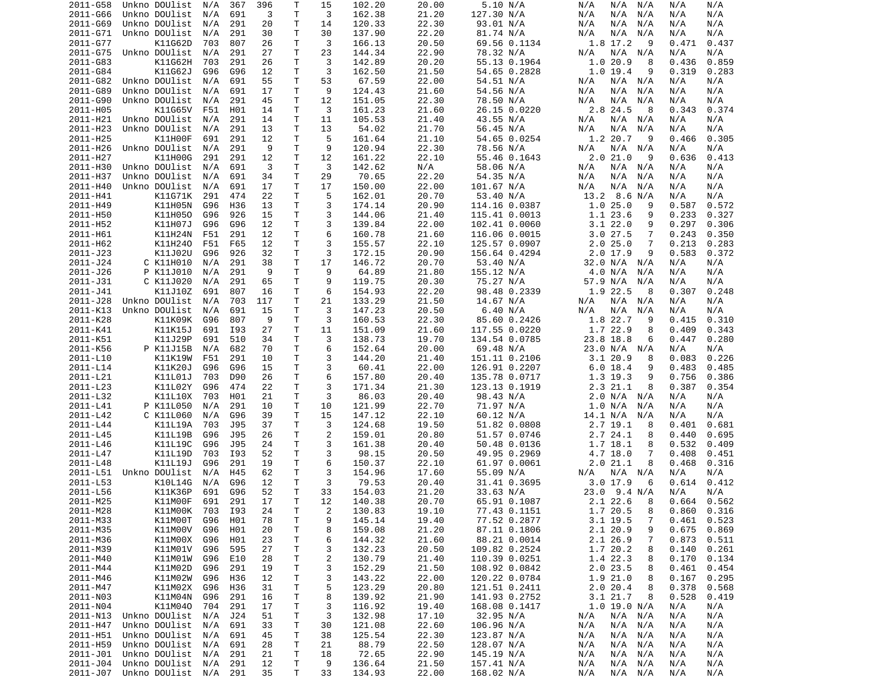| | | | | | | | | | | | | | | | | |
|---|---|---|---|---|---|---|---|---|---|---|---|---|---|---|---|---|
| 2011-G58 | Unkno | DOUlist | N/A | 367 | 396 | T | 15 | 102.20 | 20.00 | 5.10 | N/A | N/A | N/A | N/A | N/A | N/A |
| 2011-G66 | Unkno | DOUlist | N/A | 691 | 3 | T | 3 | 162.38 | 21.20 | 127.30 | N/A | N/A | N/A | N/A | N/A | N/A |
| 2011-G69 | Unkno | DOUlist | N/A | 291 | 20 | T | 14 | 120.33 | 22.30 | 93.01 | N/A | N/A | N/A | N/A | N/A | N/A |
| 2011-G71 | Unkno | DOUlist | N/A | 291 | 30 | T | 30 | 137.90 | 22.20 | 81.74 | N/A | N/A | N/A | N/A | N/A | N/A |
| 2011-G77 | | K11G62D | 703 | 807 | 26 | T | 3 | 166.13 | 20.50 | 69.56 | 0.1134 | 1.8 | 17.2 | 9 | 0.471 | 0.437 |
| 2011-G75 | Unkno | DOUlist | N/A | 291 | 27 | T | 23 | 144.34 | 22.90 | 78.32 | N/A | N/A | N/A | N/A | N/A | N/A |
| 2011-G83 | | K11G62H | 703 | 291 | 26 | T | 3 | 142.89 | 20.20 | 55.13 | 0.1964 | 1.0 | 20.9 | 8 | 0.436 | 0.859 |
| 2011-G84 | | K11G62J | G96 | G96 | 12 | T | 3 | 162.50 | 21.50 | 54.65 | 0.2828 | 1.0 | 19.4 | 9 | 0.319 | 0.283 |
| 2011-G82 | Unkno | DOUlist | N/A | 691 | 55 | T | 53 | 67.59 | 22.00 | 54.51 | N/A | N/A | N/A | N/A | N/A | N/A |
| 2011-G89 | Unkno | DOUlist | N/A | 691 | 17 | T | 9 | 124.43 | 21.60 | 54.56 | N/A | N/A | N/A | N/A | N/A | N/A |
| 2011-G90 | Unkno | DOUlist | N/A | 291 | 45 | T | 12 | 151.05 | 22.30 | 78.50 | N/A | N/A | N/A | N/A | N/A | N/A |
| 2011-H05 | | K11G65V | F51 | H01 | 14 | T | 3 | 161.23 | 21.60 | 26.15 | 0.0220 | 2.8 | 24.5 | 8 | 0.343 | 0.374 |
| 2011-H21 | Unkno | DOUlist | N/A | 291 | 14 | T | 11 | 105.53 | 21.40 | 43.55 | N/A | N/A | N/A | N/A | N/A | N/A |
| 2011-H23 | Unkno | DOUlist | N/A | 291 | 13 | T | 13 | 54.02 | 21.70 | 56.45 | N/A | N/A | N/A | N/A | N/A | N/A |
| 2011-H25 | | K11H00F | 691 | 291 | 12 | T | 5 | 161.64 | 21.10 | 54.65 | 0.0254 | 1.2 | 20.7 | 9 | 0.466 | 0.305 |
| 2011-H26 | Unkno | DOUlist | N/A | 291 | 9 | T | 9 | 120.94 | 22.30 | 78.56 | N/A | N/A | N/A | N/A | N/A | N/A |
| 2011-H27 | | K11H00G | 291 | 291 | 12 | T | 12 | 161.22 | 22.10 | 55.46 | 0.1643 | 2.0 | 21.0 | 9 | 0.636 | 0.413 |
| 2011-H30 | Unkno | DOUlist | N/A | 691 | 3 | T | 3 | 142.62 | N/A | 58.06 | N/A | N/A | N/A | N/A | N/A | N/A |
| 2011-H37 | Unkno | DOUlist | N/A | 691 | 34 | T | 29 | 70.65 | 22.20 | 54.35 | N/A | N/A | N/A | N/A | N/A | N/A |
| 2011-H40 | Unkno | DOUlist | N/A | 691 | 17 | T | 17 | 150.00 | 22.00 | 101.67 | N/A | N/A | N/A | N/A | N/A | N/A |
| 2011-H41 | | K11G71K | 291 | 474 | 22 | T | 5 | 162.01 | 20.70 | 53.40 | N/A | 13.2 | 8.6 | N/A | N/A | N/A |
| 2011-H49 | | K11H05N | G96 | H36 | 13 | T | 3 | 174.14 | 20.90 | 114.16 | 0.0387 | 1.0 | 25.0 | 9 | 0.587 | 0.572 |
| 2011-H50 | | K11H05O | G96 | 926 | 15 | T | 3 | 144.06 | 21.40 | 115.41 | 0.0013 | 1.1 | 23.6 | 9 | 0.233 | 0.327 |
| 2011-H52 | | K11H07J | G96 | G96 | 12 | T | 3 | 139.84 | 22.00 | 102.41 | 0.0060 | 3.1 | 22.0 | 9 | 0.297 | 0.306 |
| 2011-H61 | | K11H24N | F51 | 291 | 12 | T | 6 | 160.78 | 21.60 | 116.06 | 0.0015 | 3.0 | 27.5 | 7 | 0.243 | 0.350 |
| 2011-H62 | | K11H24O | F51 | F65 | 12 | T | 3 | 155.57 | 22.10 | 125.57 | 0.0907 | 2.0 | 25.0 | 7 | 0.213 | 0.283 |
| 2011-J23 | | K11J02U | G96 | 926 | 32 | T | 3 | 172.15 | 20.90 | 156.64 | 0.4294 | 2.0 | 17.9 | 9 | 0.583 | 0.372 |
| 2011-J24 | C | K11H010 | N/A | 291 | 38 | T | 17 | 146.72 | 20.70 | 53.40 | N/A | 32.0 | N/A | N/A | N/A | N/A |
| 2011-J26 | P | K11J010 | N/A | 291 | 9 | T | 9 | 64.89 | 21.80 | 155.12 | N/A | 4.0 | N/A | N/A | N/A | N/A |
| 2011-J31 | C | K11J020 | N/A | 291 | 65 | T | 9 | 119.75 | 20.30 | 75.27 | N/A | 57.9 | N/A | N/A | N/A | N/A |
| 2011-J41 | | K11J10Z | 691 | 807 | 16 | T | 6 | 154.93 | 22.20 | 98.48 | 0.2339 | 1.9 | 22.5 | 8 | 0.307 | 0.248 |
| 2011-J28 | Unkno | DOUlist | N/A | 703 | 117 | T | 21 | 133.29 | 21.50 | 14.67 | N/A | N/A | N/A | N/A | N/A | N/A |
| 2011-K13 | Unkno | DOUlist | N/A | 691 | 15 | T | 3 | 147.23 | 20.50 | 6.40 | N/A | N/A | N/A | N/A | N/A | N/A |
| 2011-K28 | | K11K09K | G96 | 807 | 9 | T | 3 | 160.53 | 22.30 | 85.60 | 0.2426 | 1.8 | 22.7 | 9 | 0.415 | 0.310 |
| 2011-K41 | | K11K15J | 691 | I93 | 27 | T | 11 | 151.09 | 21.60 | 117.55 | 0.0220 | 1.7 | 22.9 | 8 | 0.409 | 0.343 |
| 2011-K51 | | K11J29P | 691 | 510 | 34 | T | 3 | 138.73 | 19.70 | 134.54 | 0.0785 | 23.8 | 18.8 | 6 | 0.447 | 0.280 |
| 2011-K56 | P | K11J15B | N/A | 682 | 70 | T | 6 | 152.64 | 20.00 | 69.48 | N/A | 23.0 | N/A | N/A | N/A | N/A |
| 2011-L10 | | K11K19W | F51 | 291 | 10 | T | 3 | 144.20 | 21.40 | 151.11 | 0.2106 | 3.1 | 20.9 | 8 | 0.083 | 0.226 |
| 2011-L14 | | K11K20J | G96 | G96 | 15 | T | 3 | 60.41 | 22.00 | 126.91 | 0.2207 | 6.0 | 18.4 | 9 | 0.483 | 0.485 |
| 2011-L21 | | K11L01J | 703 | D90 | 26 | T | 6 | 157.80 | 20.40 | 135.78 | 0.0717 | 1.3 | 19.3 | 9 | 0.756 | 0.386 |
| 2011-L23 | | K11L02Y | G96 | 474 | 22 | T | 3 | 171.34 | 21.30 | 123.13 | 0.1919 | 2.3 | 21.1 | 8 | 0.387 | 0.354 |
| 2011-L32 | | K11L10X | 703 | H01 | 21 | T | 3 | 86.03 | 20.40 | 98.43 | N/A | 2.0 | N/A | N/A | N/A | N/A |
| 2011-L41 | P | K11L050 | N/A | 291 | 10 | T | 10 | 121.99 | 22.70 | 71.97 | N/A | 1.0 | N/A | N/A | N/A | N/A |
| 2011-L42 | C | K11L060 | N/A | G96 | 39 | T | 15 | 147.12 | 22.10 | 60.12 | N/A | 14.1 | N/A | N/A | N/A | N/A |
| 2011-L44 | | K11L19A | 703 | J95 | 37 | T | 3 | 124.68 | 19.50 | 51.82 | 0.0808 | 2.7 | 19.1 | 8 | 0.401 | 0.681 |
| 2011-L45 | | K11L19B | G96 | J95 | 26 | T | 2 | 159.01 | 20.80 | 51.57 | 0.0746 | 2.7 | 24.1 | 8 | 0.440 | 0.695 |
| 2011-L46 | | K11L19C | G96 | J95 | 24 | T | 3 | 161.38 | 20.40 | 50.48 | 0.0136 | 1.7 | 18.1 | 8 | 0.532 | 0.409 |
| 2011-L47 | | K11L19D | 703 | I93 | 52 | T | 3 | 98.15 | 20.50 | 49.95 | 0.2969 | 4.7 | 18.0 | 7 | 0.408 | 0.451 |
| 2011-L48 | | K11L19J | G96 | 291 | 19 | T | 6 | 150.37 | 22.10 | 61.97 | 0.0061 | 2.0 | 21.1 | 8 | 0.468 | 0.316 |
| 2011-L51 | Unkno | DOUlist | N/A | H45 | 62 | T | 3 | 154.96 | 17.60 | 55.09 | N/A | N/A | N/A | N/A | N/A | N/A |
| 2011-L53 | | K10L14G | N/A | G96 | 12 | T | 3 | 79.53 | 20.40 | 31.41 | 0.3695 | 3.0 | 17.9 | 6 | 0.614 | 0.412 |
| 2011-L56 | | K11K36P | 691 | G96 | 52 | T | 33 | 154.03 | 21.20 | 33.63 | N/A | 23.0 | 9.4 | N/A | N/A | N/A |
| 2011-M25 | | K11M00F | 691 | 291 | 17 | T | 12 | 140.38 | 20.70 | 65.91 | 0.1087 | 2.1 | 22.6 | 8 | 0.664 | 0.562 |
| 2011-M28 | | K11M00K | 703 | I93 | 24 | T | 2 | 130.83 | 19.10 | 77.43 | 0.1151 | 1.7 | 20.5 | 8 | 0.860 | 0.316 |
| 2011-M33 | | K11M00T | G96 | H01 | 78 | T | 9 | 145.14 | 19.40 | 77.52 | 0.2877 | 3.1 | 19.5 | 7 | 0.461 | 0.523 |
| 2011-M35 | | K11M00V | G96 | H01 | 20 | T | 8 | 159.08 | 21.20 | 87.11 | 0.1806 | 2.1 | 20.9 | 9 | 0.675 | 0.869 |
| 2011-M36 | | K11M00X | G96 | H01 | 23 | T | 6 | 144.32 | 21.60 | 88.21 | 0.0014 | 2.1 | 26.9 | 7 | 0.873 | 0.511 |
| 2011-M39 | | K11M01V | G96 | 595 | 27 | T | 3 | 132.23 | 20.50 | 109.82 | 0.2524 | 1.7 | 20.2 | 8 | 0.140 | 0.261 |
| 2011-M40 | | K11M01W | G96 | E10 | 28 | T | 2 | 130.79 | 21.40 | 110.39 | 0.0251 | 1.4 | 22.3 | 8 | 0.170 | 0.134 |
| 2011-M44 | | K11M02D | G96 | 291 | 19 | T | 3 | 152.29 | 21.50 | 108.92 | 0.0842 | 2.0 | 23.5 | 8 | 0.461 | 0.454 |
| 2011-M46 | | K11M02W | G96 | H36 | 12 | T | 3 | 143.22 | 22.00 | 120.22 | 0.0784 | 1.9 | 21.0 | 8 | 0.167 | 0.295 |
| 2011-M47 | | K11M02X | G96 | H36 | 31 | T | 5 | 123.29 | 20.80 | 121.51 | 0.2411 | 2.0 | 20.4 | 8 | 0.378 | 0.568 |
| 2011-N03 | | K11M04N | G96 | 291 | 16 | T | 8 | 139.92 | 21.90 | 141.93 | 0.2752 | 3.1 | 21.7 | 8 | 0.528 | 0.419 |
| 2011-N04 | | K11M04O | 704 | 291 | 17 | T | 3 | 116.92 | 19.40 | 168.08 | 0.1417 | 1.0 | 19.0 | N/A | N/A | N/A |
| 2011-N13 | Unkno | DOUlist | N/A | J24 | 51 | T | 3 | 132.98 | 17.10 | 32.95 | N/A | N/A | N/A | N/A | N/A | N/A |
| 2011-H47 | Unkno | DOUlist | N/A | 691 | 33 | T | 30 | 121.08 | 22.60 | 106.96 | N/A | N/A | N/A | N/A | N/A | N/A |
| 2011-H51 | Unkno | DOUlist | N/A | 691 | 45 | T | 38 | 125.54 | 22.30 | 123.87 | N/A | N/A | N/A | N/A | N/A | N/A |
| 2011-H59 | Unkno | DOUlist | N/A | 691 | 28 | T | 21 | 88.79 | 22.50 | 128.07 | N/A | N/A | N/A | N/A | N/A | N/A |
| 2011-J01 | Unkno | DOUlist | N/A | 291 | 21 | T | 18 | 72.65 | 22.90 | 145.19 | N/A | N/A | N/A | N/A | N/A | N/A |
| 2011-J04 | Unkno | DOUlist | N/A | 291 | 12 | T | 9 | 136.64 | 21.50 | 157.41 | N/A | N/A | N/A | N/A | N/A | N/A |
| 2011-J07 | Unkno | DOUlist | N/A | 291 | 35 | T | 33 | 134.93 | 22.00 | 168.02 | N/A | N/A | N/A | N/A | N/A | N/A |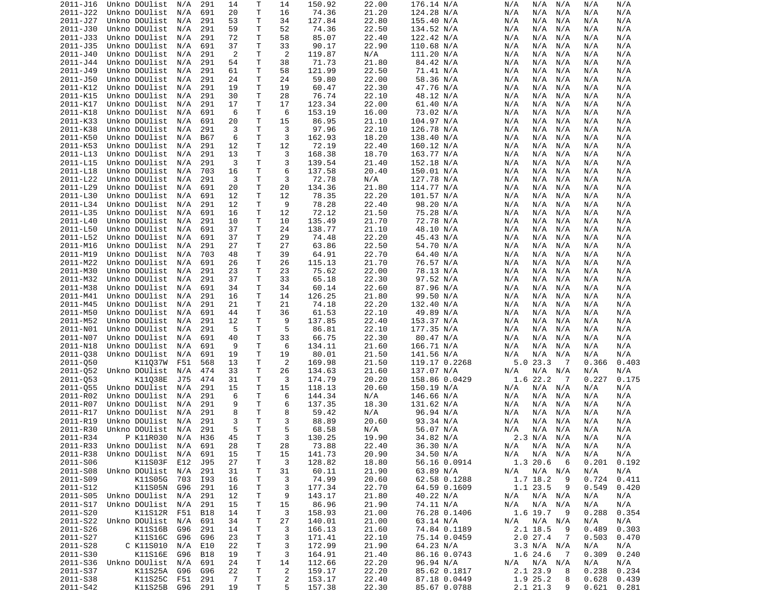| | | | | | | | | | | | | | | | | |
|---|---|---|---|---|---|---|---|---|---|---|---|---|---|---|---|---|
| 2011-J16 | Unkno | DOUlist | N/A | 291 | 14 | T | 14 | 150.92 | 22.00 | 176.14 | N/A | N/A | N/A | N/A | N/A | N/A |
| 2011-J22 | Unkno | DOUlist | N/A | 691 | 20 | T | 16 | 74.36 | 21.20 | 124.28 | N/A | N/A | N/A | N/A | N/A | N/A |
| 2011-J27 | Unkno | DOUlist | N/A | 291 | 53 | T | 34 | 127.84 | 22.80 | 155.40 | N/A | N/A | N/A | N/A | N/A | N/A |
| 2011-J30 | Unkno | DOUlist | N/A | 291 | 59 | T | 52 | 74.36 | 22.50 | 134.52 | N/A | N/A | N/A | N/A | N/A | N/A |
| 2011-J33 | Unkno | DOUlist | N/A | 291 | 72 | T | 58 | 85.07 | 22.40 | 122.42 | N/A | N/A | N/A | N/A | N/A | N/A |
| 2011-J35 | Unkno | DOUlist | N/A | 691 | 37 | T | 33 | 90.17 | 22.90 | 110.68 | N/A | N/A | N/A | N/A | N/A | N/A |
| 2011-J40 | Unkno | DOUlist | N/A | 291 | 2 | T | 2 | 119.87 | N/A | 111.20 | N/A | N/A | N/A | N/A | N/A | N/A |
| 2011-J44 | Unkno | DOUlist | N/A | 291 | 54 | T | 38 | 71.73 | 21.80 | 84.42 | N/A | N/A | N/A | N/A | N/A | N/A |
| 2011-J49 | Unkno | DOUlist | N/A | 291 | 61 | T | 58 | 121.99 | 22.50 | 71.41 | N/A | N/A | N/A | N/A | N/A | N/A |
| 2011-J50 | Unkno | DOUlist | N/A | 291 | 24 | T | 24 | 59.80 | 22.00 | 58.36 | N/A | N/A | N/A | N/A | N/A | N/A |
| 2011-K12 | Unkno | DOUlist | N/A | 291 | 19 | T | 19 | 60.47 | 22.30 | 47.76 | N/A | N/A | N/A | N/A | N/A | N/A |
| 2011-K15 | Unkno | DOUlist | N/A | 291 | 30 | T | 28 | 76.74 | 22.10 | 48.12 | N/A | N/A | N/A | N/A | N/A | N/A |
| 2011-K17 | Unkno | DOUlist | N/A | 291 | 17 | T | 17 | 123.34 | 22.00 | 61.40 | N/A | N/A | N/A | N/A | N/A | N/A |
| 2011-K18 | Unkno | DOUlist | N/A | 691 | 6 | T | 6 | 153.19 | 16.00 | 73.02 | N/A | N/A | N/A | N/A | N/A | N/A |
| 2011-K33 | Unkno | DOUlist | N/A | 691 | 20 | T | 15 | 86.95 | 21.10 | 104.97 | N/A | N/A | N/A | N/A | N/A | N/A |
| 2011-K38 | Unkno | DOUlist | N/A | 291 | 3 | T | 3 | 97.96 | 22.10 | 126.78 | N/A | N/A | N/A | N/A | N/A | N/A |
| 2011-K50 | Unkno | DOUlist | N/A | B67 | 6 | T | 3 | 162.93 | 18.20 | 138.40 | N/A | N/A | N/A | N/A | N/A | N/A |
| 2011-K53 | Unkno | DOUlist | N/A | 291 | 12 | T | 12 | 72.19 | 22.40 | 160.12 | N/A | N/A | N/A | N/A | N/A | N/A |
| 2011-L13 | Unkno | DOUlist | N/A | 291 | 13 | T | 3 | 168.38 | 18.70 | 163.77 | N/A | N/A | N/A | N/A | N/A | N/A |
| 2011-L15 | Unkno | DOUlist | N/A | 291 | 3 | T | 3 | 139.54 | 21.40 | 152.18 | N/A | N/A | N/A | N/A | N/A | N/A |
| 2011-L18 | Unkno | DOUlist | N/A | 703 | 16 | T | 6 | 137.58 | 20.40 | 150.01 | N/A | N/A | N/A | N/A | N/A | N/A |
| 2011-L22 | Unkno | DOUlist | N/A | 291 | 3 | T | 3 | 72.78 | N/A | 127.78 | N/A | N/A | N/A | N/A | N/A | N/A |
| 2011-L29 | Unkno | DOUlist | N/A | 691 | 20 | T | 20 | 134.36 | 21.80 | 114.77 | N/A | N/A | N/A | N/A | N/A | N/A |
| 2011-L30 | Unkno | DOUlist | N/A | 691 | 12 | T | 12 | 78.35 | 22.20 | 101.57 | N/A | N/A | N/A | N/A | N/A | N/A |
| 2011-L34 | Unkno | DOUlist | N/A | 291 | 12 | T | 9 | 78.28 | 22.40 | 98.20 | N/A | N/A | N/A | N/A | N/A | N/A |
| 2011-L35 | Unkno | DOUlist | N/A | 691 | 16 | T | 12 | 72.12 | 21.50 | 75.28 | N/A | N/A | N/A | N/A | N/A | N/A |
| 2011-L40 | Unkno | DOUlist | N/A | 291 | 10 | T | 10 | 135.49 | 21.70 | 72.78 | N/A | N/A | N/A | N/A | N/A | N/A |
| 2011-L50 | Unkno | DOUlist | N/A | 691 | 37 | T | 24 | 138.77 | 21.10 | 48.10 | N/A | N/A | N/A | N/A | N/A | N/A |
| 2011-L52 | Unkno | DOUlist | N/A | 691 | 37 | T | 29 | 74.48 | 22.20 | 45.43 | N/A | N/A | N/A | N/A | N/A | N/A |
| 2011-M16 | Unkno | DOUlist | N/A | 291 | 27 | T | 27 | 63.86 | 22.50 | 54.70 | N/A | N/A | N/A | N/A | N/A | N/A |
| 2011-M19 | Unkno | DOUlist | N/A | 703 | 48 | T | 39 | 64.91 | 22.70 | 64.40 | N/A | N/A | N/A | N/A | N/A | N/A |
| 2011-M22 | Unkno | DOUlist | N/A | 691 | 26 | T | 26 | 115.13 | 21.70 | 76.57 | N/A | N/A | N/A | N/A | N/A | N/A |
| 2011-M30 | Unkno | DOUlist | N/A | 291 | 23 | T | 23 | 75.62 | 22.00 | 78.13 | N/A | N/A | N/A | N/A | N/A | N/A |
| 2011-M32 | Unkno | DOUlist | N/A | 291 | 37 | T | 33 | 65.18 | 22.30 | 97.52 | N/A | N/A | N/A | N/A | N/A | N/A |
| 2011-M38 | Unkno | DOUlist | N/A | 691 | 34 | T | 34 | 60.14 | 22.60 | 87.96 | N/A | N/A | N/A | N/A | N/A | N/A |
| 2011-M41 | Unkno | DOUlist | N/A | 291 | 16 | T | 14 | 126.25 | 21.80 | 99.50 | N/A | N/A | N/A | N/A | N/A | N/A |
| 2011-M45 | Unkno | DOUlist | N/A | 291 | 21 | T | 21 | 74.18 | 22.20 | 132.40 | N/A | N/A | N/A | N/A | N/A | N/A |
| 2011-M50 | Unkno | DOUlist | N/A | 691 | 44 | T | 36 | 61.53 | 22.10 | 49.89 | N/A | N/A | N/A | N/A | N/A | N/A |
| 2011-M52 | Unkno | DOUlist | N/A | 291 | 12 | T | 9 | 137.85 | 22.40 | 153.37 | N/A | N/A | N/A | N/A | N/A | N/A |
| 2011-N01 | Unkno | DOUlist | N/A | 291 | 5 | T | 5 | 86.81 | 22.10 | 177.35 | N/A | N/A | N/A | N/A | N/A | N/A |
| 2011-N07 | Unkno | DOUlist | N/A | 691 | 40 | T | 33 | 66.75 | 22.30 | 80.47 | N/A | N/A | N/A | N/A | N/A | N/A |
| 2011-N18 | Unkno | DOUlist | N/A | 691 | 9 | T | 6 | 134.11 | 21.60 | 166.71 | N/A | N/A | N/A | N/A | N/A | N/A |
| 2011-Q38 | Unkno | DOUlist | N/A | 691 | 19 | T | 19 | 80.01 | 21.50 | 141.56 | N/A | N/A | N/A | N/A | N/A | N/A |
| 2011-Q50 | | K11Q37W | F51 | 568 | 13 | T | 2 | 169.98 | 21.50 | 119.17 | 0.2268 | 5.0 | 23.3 | 7 | 0.366 | 0.403 |
| 2011-Q52 | Unkno | DOUlist | N/A | 474 | 33 | T | 26 | 134.63 | 21.60 | 137.07 | N/A | N/A | N/A | N/A | N/A | N/A |
| 2011-Q53 | | K11Q38E | J75 | 474 | 31 | T | 3 | 174.79 | 20.20 | 158.86 | 0.0429 | 1.6 | 22.2 | 7 | 0.227 | 0.175 |
| 2011-Q55 | Unkno | DOUlist | N/A | 291 | 15 | T | 15 | 118.13 | 20.60 | 150.19 | N/A | N/A | N/A | N/A | N/A | N/A |
| 2011-R02 | Unkno | DOUlist | N/A | 291 | 6 | T | 6 | 144.34 | N/A | 146.66 | N/A | N/A | N/A | N/A | N/A | N/A |
| 2011-R07 | Unkno | DOUlist | N/A | 291 | 9 | T | 6 | 137.35 | 18.30 | 131.62 | N/A | N/A | N/A | N/A | N/A | N/A |
| 2011-R17 | Unkno | DOUlist | N/A | 291 | 8 | T | 8 | 59.42 | N/A | 96.94 | N/A | N/A | N/A | N/A | N/A | N/A |
| 2011-R19 | Unkno | DOUlist | N/A | 291 | 3 | T | 3 | 88.89 | 20.60 | 93.34 | N/A | N/A | N/A | N/A | N/A | N/A |
| 2011-R30 | Unkno | DOUlist | N/A | 291 | 5 | T | 5 | 68.58 | N/A | 56.07 | N/A | N/A | N/A | N/A | N/A | N/A |
| 2011-R34 | P | K11R030 | N/A | H36 | 45 | T | 3 | 130.25 | 19.90 | 34.82 | N/A | 2.3 | N/A | N/A | N/A | N/A |
| 2011-R33 | Unkno | DOUlist | N/A | 691 | 28 | T | 28 | 73.88 | 22.40 | 36.30 | N/A | N/A | N/A | N/A | N/A | N/A |
| 2011-R38 | Unkno | DOUlist | N/A | 691 | 15 | T | 15 | 141.73 | 20.90 | 34.50 | N/A | N/A | N/A | N/A | N/A | N/A |
| 2011-S06 | | K11S03F | E12 | J95 | 27 | T | 3 | 128.82 | 18.80 | 56.16 | 0.0914 | 1.3 | 20.6 | 6 | 0.201 | 0.192 |
| 2011-S08 | Unkno | DOUlist | N/A | 291 | 31 | T | 31 | 60.11 | 21.90 | 63.89 | N/A | N/A | N/A | N/A | N/A | N/A |
| 2011-S09 | | K11S05G | 703 | I93 | 16 | T | 3 | 74.99 | 20.60 | 62.58 | 0.1288 | 1.7 | 18.2 | 9 | 0.724 | 0.411 |
| 2011-S12 | | K11S05N | G96 | 291 | 16 | T | 3 | 177.34 | 22.70 | 64.59 | 0.1609 | 1.1 | 23.5 | 9 | 0.549 | 0.420 |
| 2011-S05 | Unkno | DOUlist | N/A | 291 | 12 | T | 9 | 143.17 | 21.80 | 40.22 | N/A | N/A | N/A | N/A | N/A | N/A |
| 2011-S17 | Unkno | DOUlist | N/A | 291 | 15 | T | 15 | 86.96 | 21.90 | 74.11 | N/A | N/A | N/A | N/A | N/A | N/A |
| 2011-S20 | | K11S12R | F51 | B18 | 14 | T | 3 | 158.93 | 21.00 | 76.28 | 0.1406 | 1.6 | 19.7 | 9 | 0.288 | 0.354 |
| 2011-S22 | Unkno | DOUlist | N/A | 691 | 34 | T | 27 | 140.01 | 21.00 | 63.14 | N/A | N/A | N/A | N/A | N/A | N/A |
| 2011-S26 | | K11S16B | G96 | 291 | 14 | T | 3 | 166.13 | 21.60 | 74.84 | 0.1189 | 2.1 | 18.5 | 9 | 0.489 | 0.303 |
| 2011-S27 | | K11S16C | G96 | G96 | 23 | T | 3 | 171.41 | 22.10 | 75.14 | 0.0459 | 2.0 | 27.4 | 7 | 0.503 | 0.470 |
| 2011-S28 | C | K11S010 | N/A | E10 | 22 | T | 3 | 172.99 | 21.90 | 64.23 | N/A | 3.3 | N/A | N/A | N/A | N/A |
| 2011-S30 | | K11S16E | G96 | B18 | 19 | T | 3 | 164.91 | 21.40 | 86.16 | 0.0743 | 1.6 | 24.6 | 7 | 0.309 | 0.240 |
| 2011-S36 | Unkno | DOUlist | N/A | 691 | 24 | T | 14 | 112.66 | 22.20 | 96.94 | N/A | N/A | N/A | N/A | N/A | N/A |
| 2011-S37 | | K11S25A | G96 | G96 | 22 | T | 2 | 159.17 | 22.20 | 85.62 | 0.1817 | 2.1 | 23.9 | 8 | 0.238 | 0.234 |
| 2011-S38 | | K11S25C | F51 | 291 | 7 | T | 2 | 153.17 | 22.40 | 87.18 | 0.0449 | 1.9 | 25.2 | 8 | 0.628 | 0.439 |
| 2011-S42 | | K11S25B | G96 | 291 | 19 | T | 5 | 157.38 | 22.30 | 85.67 | 0.0788 | 2.1 | 21.3 | 9 | 0.621 | 0.281 |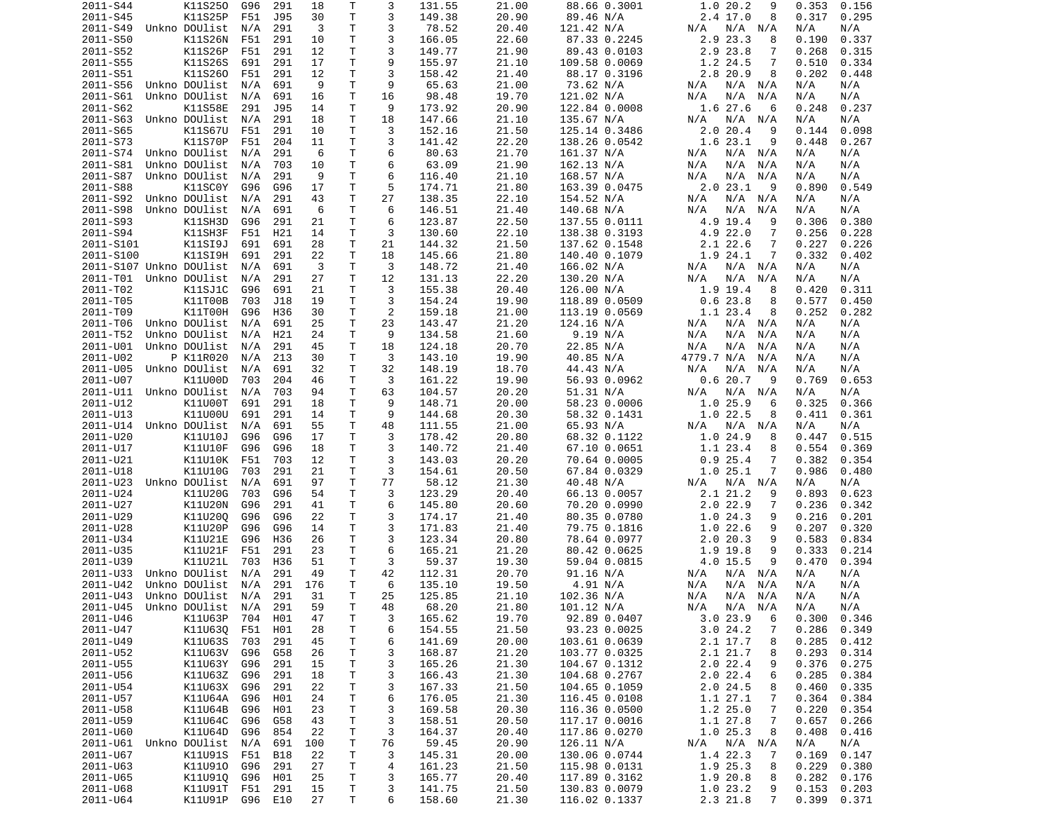| | | | | | | | | | | | | | | | | |
|---|---|---|---|---|---|---|---|---|---|---|---|---|---|---|---|---|
| 2011-S44 | | K11S25O | G96 | 291 | 18 | T | 3 | 131.55 | 21.00 | 88.66 | 0.3001 | 1.0 | 20.2 | 9 | 0.353 | 0.156 |
| 2011-S45 | | K11S25P | F51 | J95 | 30 | T | 3 | 149.38 | 20.90 | 89.46 | N/A | 2.4 | 17.0 | 8 | 0.317 | 0.295 |
| 2011-S49 | Unkno | DOUlist | N/A | 291 | 3 | T | 3 | 78.52 | 20.40 | 121.42 | N/A | N/A | N/A | N/A | N/A | N/A |
| 2011-S50 | | K11S26N | F51 | 291 | 10 | T | 3 | 166.05 | 22.60 | 87.33 | 0.2245 | 2.9 | 23.3 | 8 | 0.190 | 0.337 |
| 2011-S52 | | K11S26P | F51 | 291 | 12 | T | 3 | 149.77 | 21.90 | 89.43 | 0.0103 | 2.9 | 23.8 | 7 | 0.268 | 0.315 |
| 2011-S55 | | K11S26S | 691 | 291 | 17 | T | 9 | 155.97 | 21.10 | 109.58 | 0.0069 | 1.2 | 24.5 | 7 | 0.510 | 0.334 |
| 2011-S51 | | K11S26O | F51 | 291 | 12 | T | 3 | 158.42 | 21.40 | 88.17 | 0.3196 | 2.8 | 20.9 | 8 | 0.202 | 0.448 |
| 2011-S56 | Unkno | DOUlist | N/A | 691 | 9 | T | 9 | 65.63 | 21.00 | 73.62 | N/A | N/A | N/A | N/A | N/A | N/A |
| 2011-S61 | Unkno | DOUlist | N/A | 691 | 16 | T | 16 | 98.48 | 19.70 | 121.02 | N/A | N/A | N/A | N/A | N/A | N/A |
| 2011-S62 | | K11S58E | 291 | J95 | 14 | T | 9 | 173.92 | 20.90 | 122.84 | 0.0008 | 1.6 | 27.6 | 6 | 0.248 | 0.237 |
| 2011-S63 | Unkno | DOUlist | N/A | 291 | 18 | T | 18 | 147.66 | 21.10 | 135.67 | N/A | N/A | N/A | N/A | N/A | N/A |
| 2011-S65 | | K11S67U | F51 | 291 | 10 | T | 3 | 152.16 | 21.50 | 125.14 | 0.3486 | 2.0 | 20.4 | 9 | 0.144 | 0.098 |
| 2011-S73 | | K11S70P | F51 | 204 | 11 | T | 3 | 141.42 | 22.20 | 138.26 | 0.0542 | 1.6 | 23.1 | 9 | 0.448 | 0.267 |
| 2011-S74 | Unkno | DOUlist | N/A | 291 | 6 | T | 6 | 80.63 | 21.70 | 161.37 | N/A | N/A | N/A | N/A | N/A | N/A |
| 2011-S81 | Unkno | DOUlist | N/A | 703 | 10 | T | 6 | 63.09 | 21.90 | 162.13 | N/A | N/A | N/A | N/A | N/A | N/A |
| 2011-S87 | Unkno | DOUlist | N/A | 291 | 9 | T | 6 | 116.40 | 21.10 | 168.57 | N/A | N/A | N/A | N/A | N/A | N/A |
| 2011-S88 | | K11SC0Y | G96 | G96 | 17 | T | 5 | 174.71 | 21.80 | 163.39 | 0.0475 | 2.0 | 23.1 | 9 | 0.890 | 0.549 |
| 2011-S92 | Unkno | DOUlist | N/A | 291 | 43 | T | 27 | 138.35 | 22.10 | 154.52 | N/A | N/A | N/A | N/A | N/A | N/A |
| 2011-S98 | Unkno | DOUlist | N/A | 691 | 6 | T | 6 | 146.51 | 21.40 | 140.68 | N/A | N/A | N/A | N/A | N/A | N/A |
| 2011-S93 | | K11SH3D | G96 | 291 | 21 | T | 6 | 123.87 | 22.50 | 137.55 | 0.0111 | 4.9 | 19.4 | 9 | 0.306 | 0.380 |
| 2011-S94 | | K11SH3F | F51 | H21 | 14 | T | 3 | 130.60 | 22.10 | 138.38 | 0.3193 | 4.9 | 22.0 | 7 | 0.256 | 0.228 |
| 2011-S101 | | K11SI9J | 691 | 691 | 28 | T | 21 | 144.32 | 21.50 | 137.62 | 0.1548 | 2.1 | 22.6 | 7 | 0.227 | 0.226 |
| 2011-S100 | | K11SI9H | 691 | 291 | 22 | T | 18 | 145.66 | 21.80 | 140.40 | 0.1079 | 1.9 | 24.1 | 7 | 0.332 | 0.402 |
| 2011-S107 | Unkno | DOUlist | N/A | 691 | 3 | T | 3 | 148.72 | 21.40 | 166.02 | N/A | N/A | N/A | N/A | N/A | N/A |
| 2011-T01 | Unkno | DOUlist | N/A | 291 | 27 | T | 12 | 131.13 | 22.20 | 130.20 | N/A | N/A | N/A | N/A | N/A | N/A |
| 2011-T02 | | K11SJ1C | G96 | 691 | 21 | T | 3 | 155.38 | 20.40 | 126.00 | N/A | 1.9 | 19.4 | 8 | 0.420 | 0.311 |
| 2011-T05 | | K11T00B | 703 | J18 | 19 | T | 3 | 154.24 | 19.90 | 118.89 | 0.0509 | 0.6 | 23.8 | 8 | 0.577 | 0.450 |
| 2011-T09 | | K11T00H | G96 | H36 | 30 | T | 2 | 159.18 | 21.00 | 113.19 | 0.0569 | 1.1 | 23.4 | 8 | 0.252 | 0.282 |
| 2011-T06 | Unkno | DOUlist | N/A | 691 | 25 | T | 23 | 143.47 | 21.20 | 124.16 | N/A | N/A | N/A | N/A | N/A | N/A |
| 2011-T52 | Unkno | DOUlist | N/A | H21 | 24 | T | 9 | 134.58 | 21.60 | 9.19 | N/A | N/A | N/A | N/A | N/A | N/A |
| 2011-U01 | Unkno | DOUlist | N/A | 291 | 45 | T | 18 | 124.18 | 20.70 | 22.85 | N/A | N/A | N/A | N/A | N/A | N/A |
| 2011-U02 | P | K11R020 | N/A | 213 | 30 | T | 3 | 143.10 | 19.90 | 40.85 | N/A | 4779.7 | N/A | N/A | N/A | N/A |
| 2011-U05 | Unkno | DOUlist | N/A | 691 | 32 | T | 32 | 148.19 | 18.70 | 44.43 | N/A | N/A | N/A | N/A | N/A | N/A |
| 2011-U07 | | K11U00D | 703 | 204 | 46 | T | 3 | 161.22 | 19.90 | 56.93 | 0.0962 | 0.6 | 20.7 | 9 | 0.769 | 0.653 |
| 2011-U11 | Unkno | DOUlist | N/A | 703 | 94 | T | 63 | 104.57 | 20.20 | 51.31 | N/A | N/A | N/A | N/A | N/A | N/A |
| 2011-U12 | | K11U00T | 691 | 291 | 18 | T | 9 | 148.71 | 20.00 | 58.23 | 0.0006 | 1.0 | 25.9 | 6 | 0.325 | 0.366 |
| 2011-U13 | | K11U00U | 691 | 291 | 14 | T | 9 | 144.68 | 20.30 | 58.32 | 0.1431 | 1.0 | 22.5 | 8 | 0.411 | 0.361 |
| 2011-U14 | Unkno | DOUlist | N/A | 691 | 55 | T | 48 | 111.55 | 21.00 | 65.93 | N/A | N/A | N/A | N/A | N/A | N/A |
| 2011-U20 | | K11U10J | G96 | G96 | 17 | T | 3 | 178.42 | 20.80 | 68.32 | 0.1122 | 1.0 | 24.9 | 8 | 0.447 | 0.515 |
| 2011-U17 | | K11U10F | G96 | G96 | 18 | T | 3 | 140.72 | 21.40 | 67.10 | 0.0651 | 1.1 | 23.4 | 8 | 0.554 | 0.369 |
| 2011-U21 | | K11U10K | F51 | 703 | 12 | T | 3 | 143.03 | 20.20 | 70.64 | 0.0005 | 0.9 | 25.4 | 7 | 0.382 | 0.354 |
| 2011-U18 | | K11U10G | 703 | 291 | 21 | T | 3 | 154.61 | 20.50 | 67.84 | 0.0329 | 1.0 | 25.1 | 7 | 0.986 | 0.480 |
| 2011-U23 | Unkno | DOUlist | N/A | 691 | 97 | T | 77 | 58.12 | 21.30 | 40.48 | N/A | N/A | N/A | N/A | N/A | N/A |
| 2011-U24 | | K11U20G | 703 | G96 | 54 | T | 3 | 123.29 | 20.40 | 66.13 | 0.0057 | 2.1 | 21.2 | 9 | 0.893 | 0.623 |
| 2011-U27 | | K11U20N | G96 | 291 | 41 | T | 6 | 145.80 | 20.60 | 70.20 | 0.0990 | 2.0 | 22.9 | 7 | 0.236 | 0.342 |
| 2011-U29 | | K11U20Q | G96 | G96 | 22 | T | 3 | 174.17 | 21.40 | 80.35 | 0.0780 | 1.0 | 24.3 | 9 | 0.216 | 0.201 |
| 2011-U28 | | K11U20P | G96 | G96 | 14 | T | 3 | 171.83 | 21.40 | 79.75 | 0.1816 | 1.0 | 22.6 | 9 | 0.207 | 0.320 |
| 2011-U34 | | K11U21E | G96 | H36 | 26 | T | 3 | 123.34 | 20.80 | 78.64 | 0.0977 | 2.0 | 20.3 | 9 | 0.583 | 0.834 |
| 2011-U35 | | K11U21F | F51 | 291 | 23 | T | 6 | 165.21 | 21.20 | 80.42 | 0.0625 | 1.9 | 19.8 | 9 | 0.333 | 0.214 |
| 2011-U39 | | K11U21L | 703 | H36 | 51 | T | 3 | 59.37 | 19.30 | 59.04 | 0.0815 | 4.0 | 15.5 | 9 | 0.470 | 0.394 |
| 2011-U33 | Unkno | DOUlist | N/A | 291 | 49 | T | 42 | 112.31 | 20.70 | 91.16 | N/A | N/A | N/A | N/A | N/A | N/A |
| 2011-U42 | Unkno | DOUlist | N/A | 291 | 176 | T | 6 | 135.10 | 19.50 | 4.91 | N/A | N/A | N/A | N/A | N/A | N/A |
| 2011-U43 | Unkno | DOUlist | N/A | 291 | 31 | T | 25 | 125.85 | 21.10 | 102.36 | N/A | N/A | N/A | N/A | N/A | N/A |
| 2011-U45 | Unkno | DOUlist | N/A | 291 | 59 | T | 48 | 68.20 | 21.80 | 101.12 | N/A | N/A | N/A | N/A | N/A | N/A |
| 2011-U46 | | K11U63P | 704 | H01 | 47 | T | 3 | 165.62 | 19.70 | 92.89 | 0.0407 | 3.0 | 23.9 | 6 | 0.300 | 0.346 |
| 2011-U47 | | K11U63Q | F51 | H01 | 28 | T | 6 | 154.55 | 21.50 | 93.23 | 0.0025 | 3.0 | 24.2 | 7 | 0.286 | 0.349 |
| 2011-U49 | | K11U63S | 703 | 291 | 45 | T | 6 | 141.69 | 20.00 | 103.61 | 0.0639 | 2.1 | 17.7 | 8 | 0.285 | 0.412 |
| 2011-U52 | | K11U63V | G96 | G58 | 26 | T | 3 | 168.87 | 21.20 | 103.77 | 0.0325 | 2.1 | 21.7 | 8 | 0.293 | 0.314 |
| 2011-U55 | | K11U63Y | G96 | 291 | 15 | T | 3 | 165.26 | 21.30 | 104.67 | 0.1312 | 2.0 | 22.4 | 9 | 0.376 | 0.275 |
| 2011-U56 | | K11U63Z | G96 | 291 | 18 | T | 3 | 166.43 | 21.30 | 104.68 | 0.2767 | 2.0 | 22.4 | 6 | 0.285 | 0.384 |
| 2011-U54 | | K11U63X | G96 | 291 | 22 | T | 3 | 167.33 | 21.50 | 104.65 | 0.1059 | 2.0 | 24.5 | 8 | 0.460 | 0.335 |
| 2011-U57 | | K11U64A | G96 | H01 | 24 | T | 6 | 176.05 | 21.30 | 116.45 | 0.0108 | 1.1 | 27.1 | 7 | 0.364 | 0.384 |
| 2011-U58 | | K11U64B | G96 | H01 | 23 | T | 3 | 169.58 | 20.30 | 116.36 | 0.0500 | 1.2 | 25.0 | 7 | 0.220 | 0.354 |
| 2011-U59 | | K11U64C | G96 | G58 | 43 | T | 3 | 158.51 | 20.50 | 117.17 | 0.0016 | 1.1 | 27.8 | 7 | 0.657 | 0.266 |
| 2011-U60 | | K11U64D | G96 | 854 | 22 | T | 3 | 164.37 | 20.40 | 117.86 | 0.0270 | 1.0 | 25.3 | 8 | 0.408 | 0.416 |
| 2011-U61 | Unkno | DOUlist | N/A | 691 | 100 | T | 76 | 59.45 | 20.90 | 126.11 | N/A | N/A | N/A | N/A | N/A | N/A |
| 2011-U67 | | K11U91S | F51 | B18 | 22 | T | 3 | 145.31 | 20.00 | 130.06 | 0.0744 | 1.4 | 22.3 | 7 | 0.169 | 0.147 |
| 2011-U63 | | K11U91O | G96 | 291 | 27 | T | 4 | 161.23 | 21.50 | 115.98 | 0.0131 | 1.9 | 25.3 | 8 | 0.229 | 0.380 |
| 2011-U65 | | K11U91Q | G96 | H01 | 25 | T | 3 | 165.77 | 20.40 | 117.89 | 0.3162 | 1.9 | 20.8 | 8 | 0.282 | 0.176 |
| 2011-U68 | | K11U91T | F51 | 291 | 15 | T | 3 | 141.75 | 21.50 | 130.83 | 0.0079 | 1.0 | 23.2 | 9 | 0.153 | 0.203 |
| 2011-U64 | | K11U91P | G96 | E10 | 27 | T | 6 | 158.60 | 21.30 | 116.02 | 0.1337 | 2.3 | 21.8 | 7 | 0.399 | 0.371 |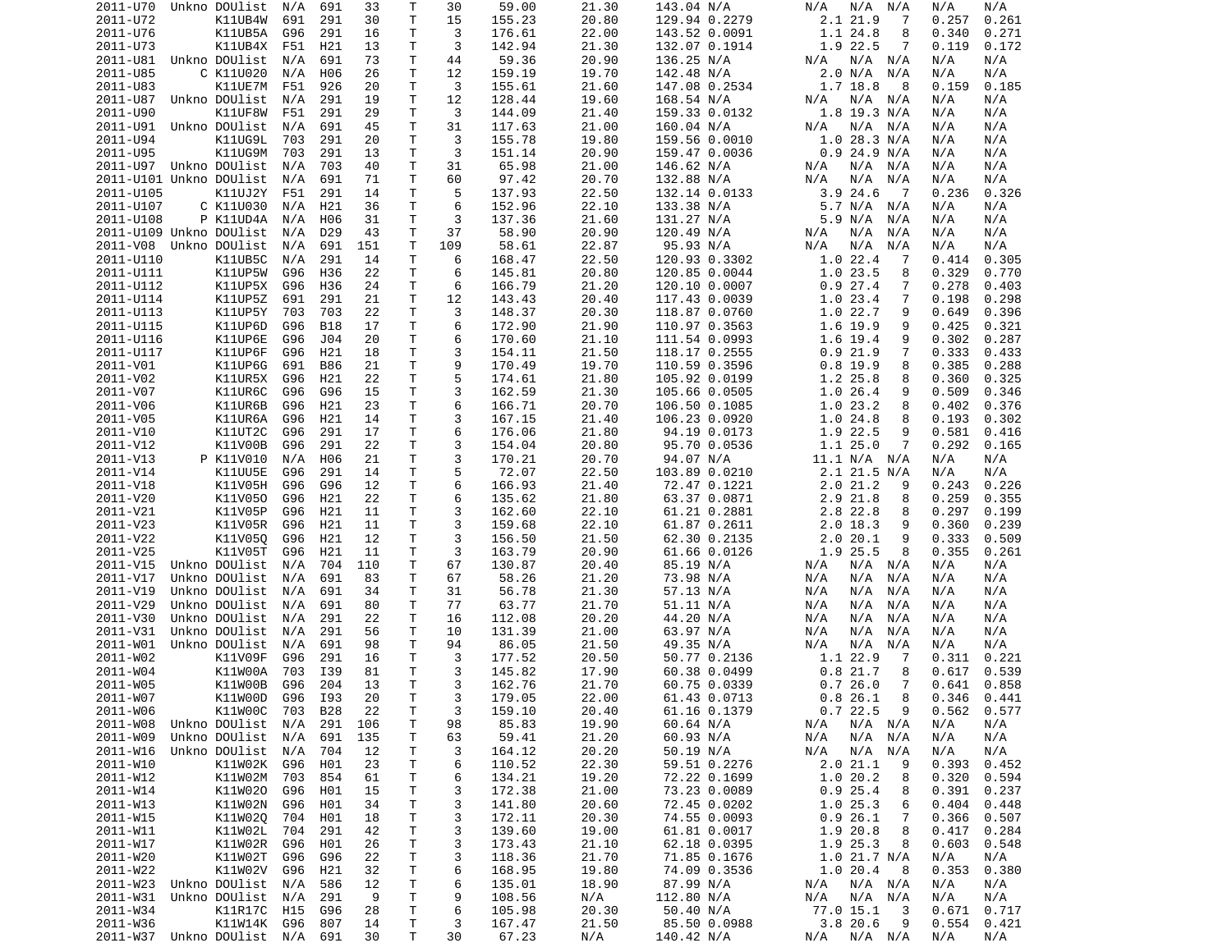| | | | | | | | | | | | | | | | | |
|---|---|---|---|---|---|---|---|---|---|---|---|---|---|---|---|---|
| 2011-U70 | Unkno | DOUlist | N/A | 691 | 33 | T | 30 | 59.00 | 21.30 | 143.04 | N/A | N/A | N/A | N/A | N/A | N/A |
| 2011-U72 | | K11UB4W | 691 | 291 | 30 | T | 15 | 155.23 | 20.80 | 129.94 | 0.2279 | 2.1 | 21.9 | 7 | 0.257 | 0.261 |
| 2011-U76 | | K11UB5A | G96 | 291 | 16 | T | 3 | 176.61 | 22.00 | 143.52 | 0.0091 | 1.1 | 24.8 | 8 | 0.340 | 0.271 |
| 2011-U73 | | K11UB4X | F51 | H21 | 13 | T | 3 | 142.94 | 21.30 | 132.07 | 0.1914 | 1.9 | 22.5 | 7 | 0.119 | 0.172 |
| 2011-U81 | Unkno | DOUlist | N/A | 691 | 73 | T | 44 | 59.36 | 20.90 | 136.25 | N/A | N/A | N/A | N/A | N/A | N/A |
| 2011-U85 | C | K11U020 | N/A | H06 | 26 | T | 12 | 159.19 | 19.70 | 142.48 | N/A | 2.0 | N/A | N/A | N/A | N/A |
| 2011-U83 | | K11UE7M | F51 | 926 | 20 | T | 3 | 155.61 | 21.60 | 147.08 | 0.2534 | 1.7 | 18.8 | 8 | 0.159 | 0.185 |
| 2011-U87 | Unkno | DOUlist | N/A | 291 | 19 | T | 12 | 128.44 | 19.60 | 168.54 | N/A | N/A | N/A | N/A | N/A | N/A |
| 2011-U90 | | K11UF8W | F51 | 291 | 29 | T | 3 | 144.09 | 21.40 | 159.33 | 0.0132 | 1.8 | 19.3 | N/A | N/A | N/A |
| 2011-U91 | Unkno | DOUlist | N/A | 691 | 45 | T | 31 | 117.63 | 21.00 | 160.04 | N/A | N/A | N/A | N/A | N/A | N/A |
| 2011-U94 | | K11UG9L | 703 | 291 | 20 | T | 3 | 155.78 | 19.80 | 159.56 | 0.0010 | 1.0 | 28.3 | N/A | N/A | N/A |
| 2011-U95 | | K11UG9M | 703 | 291 | 13 | T | 3 | 151.14 | 20.90 | 159.47 | 0.0036 | 0.9 | 24.9 | N/A | N/A | N/A |
| 2011-U97 | Unkno | DOUlist | N/A | 703 | 40 | T | 31 | 65.98 | 21.00 | 146.62 | N/A | N/A | N/A | N/A | N/A | N/A |
| 2011-U101 | Unkno | DOUlist | N/A | 691 | 71 | T | 60 | 97.42 | 20.70 | 132.88 | N/A | N/A | N/A | N/A | N/A | N/A |
| 2011-U105 | | K11UJ2Y | F51 | 291 | 14 | T | 5 | 137.93 | 22.50 | 132.14 | 0.0133 | 3.9 | 24.6 | 7 | 0.236 | 0.326 |
| 2011-U107 | C | K11U030 | N/A | H21 | 36 | T | 6 | 152.96 | 22.10 | 133.38 | N/A | 5.7 | N/A | N/A | N/A | N/A |
| 2011-U108 | P | K11UD4A | N/A | H06 | 31 | T | 3 | 137.36 | 21.60 | 131.27 | N/A | 5.9 | N/A | N/A | N/A | N/A |
| 2011-U109 | Unkno | DOUlist | N/A | D29 | 43 | T | 37 | 58.90 | 20.90 | 120.49 | N/A | N/A | N/A | N/A | N/A | N/A |
| 2011-V08 | Unkno | DOUlist | N/A | 691 | 151 | T | 109 | 58.61 | 22.87 | 95.93 | N/A | N/A | N/A | N/A | N/A | N/A |
| 2011-U110 | | K11UB5C | N/A | 291 | 14 | T | 6 | 168.47 | 22.50 | 120.93 | 0.3302 | 1.0 | 22.4 | 7 | 0.414 | 0.305 |
| 2011-U111 | | K11UP5W | G96 | H36 | 22 | T | 6 | 145.81 | 20.80 | 120.85 | 0.0044 | 1.0 | 23.5 | 8 | 0.329 | 0.770 |
| 2011-U112 | | K11UP5X | G96 | H36 | 24 | T | 6 | 166.79 | 21.20 | 120.10 | 0.0007 | 0.9 | 27.4 | 7 | 0.278 | 0.403 |
| 2011-U114 | | K11UP5Z | 691 | 291 | 21 | T | 12 | 143.43 | 20.40 | 117.43 | 0.0039 | 1.0 | 23.4 | 7 | 0.198 | 0.298 |
| 2011-U113 | | K11UP5Y | 703 | 703 | 22 | T | 3 | 148.37 | 20.30 | 118.87 | 0.0760 | 1.0 | 22.7 | 9 | 0.649 | 0.396 |
| 2011-U115 | | K11UP6D | G96 | B18 | 17 | T | 6 | 172.90 | 21.90 | 110.97 | 0.3563 | 1.6 | 19.9 | 9 | 0.425 | 0.321 |
| 2011-U116 | | K11UP6E | G96 | J04 | 20 | T | 6 | 170.60 | 21.10 | 111.54 | 0.0993 | 1.6 | 19.4 | 9 | 0.302 | 0.287 |
| 2011-U117 | | K11UP6F | G96 | H21 | 18 | T | 3 | 154.11 | 21.50 | 118.17 | 0.2555 | 0.9 | 21.9 | 7 | 0.333 | 0.433 |
| 2011-V01 | | K11UP6G | 691 | B86 | 21 | T | 9 | 170.49 | 19.70 | 110.59 | 0.3596 | 0.8 | 19.9 | 8 | 0.385 | 0.288 |
| 2011-V02 | | K11UR5X | G96 | H21 | 22 | T | 5 | 174.61 | 21.80 | 105.92 | 0.0199 | 1.2 | 25.8 | 8 | 0.360 | 0.325 |
| 2011-V07 | | K11UR6C | G96 | G96 | 15 | T | 3 | 162.59 | 21.30 | 105.66 | 0.0505 | 1.0 | 26.4 | 9 | 0.509 | 0.346 |
| 2011-V06 | | K11UR6B | G96 | H21 | 23 | T | 6 | 166.71 | 20.70 | 106.50 | 0.1085 | 1.0 | 23.2 | 8 | 0.402 | 0.376 |
| 2011-V05 | | K11UR6A | G96 | H21 | 14 | T | 3 | 167.15 | 21.40 | 106.23 | 0.0920 | 1.0 | 24.8 | 8 | 0.193 | 0.302 |
| 2011-V10 | | K11UT2C | G96 | 291 | 17 | T | 6 | 176.06 | 21.80 | 94.19 | 0.0173 | 1.9 | 22.5 | 9 | 0.581 | 0.416 |
| 2011-V12 | | K11V00B | G96 | 291 | 22 | T | 3 | 154.04 | 20.80 | 95.70 | 0.0536 | 1.1 | 25.0 | 7 | 0.292 | 0.165 |
| 2011-V13 | P | K11V010 | N/A | H06 | 21 | T | 3 | 170.21 | 20.70 | 94.07 | N/A | 11.1 | N/A | N/A | N/A | N/A |
| 2011-V14 | | K11UU5E | G96 | 291 | 14 | T | 5 | 72.07 | 22.50 | 103.89 | 0.0210 | 2.1 | 21.5 | N/A | N/A | N/A |
| 2011-V18 | | K11V05H | G96 | G96 | 12 | T | 6 | 166.93 | 21.40 | 72.47 | 0.1221 | 2.0 | 21.2 | 9 | 0.243 | 0.226 |
| 2011-V20 | | K11V05O | G96 | H21 | 22 | T | 6 | 135.62 | 21.80 | 63.37 | 0.0871 | 2.9 | 21.8 | 8 | 0.259 | 0.355 |
| 2011-V21 | | K11V05P | G96 | H21 | 11 | T | 3 | 162.60 | 22.10 | 61.21 | 0.2881 | 2.8 | 22.8 | 8 | 0.297 | 0.199 |
| 2011-V23 | | K11V05R | G96 | H21 | 11 | T | 3 | 159.68 | 22.10 | 61.87 | 0.2611 | 2.0 | 18.3 | 9 | 0.360 | 0.239 |
| 2011-V22 | | K11V05Q | G96 | H21 | 12 | T | 3 | 156.50 | 21.50 | 62.30 | 0.2135 | 2.0 | 20.1 | 9 | 0.333 | 0.509 |
| 2011-V25 | | K11V05T | G96 | H21 | 11 | T | 3 | 163.79 | 20.90 | 61.66 | 0.0126 | 1.9 | 25.5 | 8 | 0.355 | 0.261 |
| 2011-V15 | Unkno | DOUlist | N/A | 704 | 110 | T | 67 | 130.87 | 20.40 | 85.19 | N/A | N/A | N/A | N/A | N/A | N/A |
| 2011-V17 | Unkno | DOUlist | N/A | 691 | 83 | T | 67 | 58.26 | 21.20 | 73.98 | N/A | N/A | N/A | N/A | N/A | N/A |
| 2011-V19 | Unkno | DOUlist | N/A | 691 | 34 | T | 31 | 56.78 | 21.30 | 57.13 | N/A | N/A | N/A | N/A | N/A | N/A |
| 2011-V29 | Unkno | DOUlist | N/A | 691 | 80 | T | 77 | 63.77 | 21.70 | 51.11 | N/A | N/A | N/A | N/A | N/A | N/A |
| 2011-V30 | Unkno | DOUlist | N/A | 291 | 22 | T | 16 | 112.08 | 20.20 | 44.20 | N/A | N/A | N/A | N/A | N/A | N/A |
| 2011-V31 | Unkno | DOUlist | N/A | 291 | 56 | T | 10 | 131.39 | 21.00 | 63.97 | N/A | N/A | N/A | N/A | N/A | N/A |
| 2011-W01 | Unkno | DOUlist | N/A | 691 | 98 | T | 94 | 86.05 | 21.50 | 49.35 | N/A | N/A | N/A | N/A | N/A | N/A |
| 2011-W02 | | K11V09F | G96 | 291 | 16 | T | 3 | 177.52 | 20.50 | 50.77 | 0.2136 | 1.1 | 22.9 | 7 | 0.311 | 0.221 |
| 2011-W04 | | K11W00A | 703 | I39 | 81 | T | 3 | 145.82 | 17.90 | 60.38 | 0.0499 | 0.8 | 21.7 | 8 | 0.617 | 0.539 |
| 2011-W05 | | K11W00B | G96 | 204 | 13 | T | 3 | 162.76 | 21.70 | 60.75 | 0.0339 | 0.7 | 26.0 | 7 | 0.641 | 0.858 |
| 2011-W07 | | K11W00D | G96 | I93 | 20 | T | 3 | 179.05 | 22.00 | 61.43 | 0.0713 | 0.8 | 26.1 | 8 | 0.346 | 0.441 |
| 2011-W06 | | K11W00C | 703 | B28 | 22 | T | 3 | 159.10 | 20.40 | 61.16 | 0.1379 | 0.7 | 22.5 | 9 | 0.562 | 0.577 |
| 2011-W08 | Unkno | DOUlist | N/A | 291 | 106 | T | 98 | 85.83 | 19.90 | 60.64 | N/A | N/A | N/A | N/A | N/A | N/A |
| 2011-W09 | Unkno | DOUlist | N/A | 691 | 135 | T | 63 | 59.41 | 21.20 | 60.93 | N/A | N/A | N/A | N/A | N/A | N/A |
| 2011-W16 | Unkno | DOUlist | N/A | 704 | 12 | T | 3 | 164.12 | 20.20 | 50.19 | N/A | N/A | N/A | N/A | N/A | N/A |
| 2011-W10 | | K11W02K | G96 | H01 | 23 | T | 6 | 110.52 | 22.30 | 59.51 | 0.2276 | 2.0 | 21.1 | 9 | 0.393 | 0.452 |
| 2011-W12 | | K11W02M | 703 | 854 | 61 | T | 6 | 134.21 | 19.20 | 72.22 | 0.1699 | 1.0 | 20.2 | 8 | 0.320 | 0.594 |
| 2011-W14 | | K11W02O | G96 | H01 | 15 | T | 3 | 172.38 | 21.00 | 73.23 | 0.0089 | 0.9 | 25.4 | 8 | 0.391 | 0.237 |
| 2011-W13 | | K11W02N | G96 | H01 | 34 | T | 3 | 141.80 | 20.60 | 72.45 | 0.0202 | 1.0 | 25.3 | 6 | 0.404 | 0.448 |
| 2011-W15 | | K11W02Q | 704 | H01 | 18 | T | 3 | 172.11 | 20.30 | 74.55 | 0.0093 | 0.9 | 26.1 | 7 | 0.366 | 0.507 |
| 2011-W11 | | K11W02L | 704 | 291 | 42 | T | 3 | 139.60 | 19.00 | 61.81 | 0.0017 | 1.9 | 20.8 | 8 | 0.417 | 0.284 |
| 2011-W17 | | K11W02R | G96 | H01 | 26 | T | 3 | 173.43 | 21.10 | 62.18 | 0.0395 | 1.9 | 25.3 | 8 | 0.603 | 0.548 |
| 2011-W20 | | K11W02T | G96 | G96 | 22 | T | 3 | 118.36 | 21.70 | 71.85 | 0.1676 | 1.0 | 21.7 | N/A | N/A | N/A |
| 2011-W22 | | K11W02V | G96 | H21 | 32 | T | 6 | 168.95 | 19.80 | 74.09 | 0.3536 | 1.0 | 20.4 | 8 | 0.353 | 0.380 |
| 2011-W23 | Unkno | DOUlist | N/A | 586 | 12 | T | 6 | 135.01 | 18.90 | 87.99 | N/A | N/A | N/A | N/A | N/A | N/A |
| 2011-W31 | Unkno | DOUlist | N/A | 291 | 9 | T | 9 | 108.56 | N/A | 112.80 | N/A | N/A | N/A | N/A | N/A | N/A |
| 2011-W34 | | K11R17C | H15 | G96 | 28 | T | 6 | 105.98 | 20.30 | 50.40 | N/A | 77.0 | 15.1 | 3 | 0.671 | 0.717 |
| 2011-W36 | | K11W14K | G96 | 807 | 14 | T | 3 | 167.47 | 21.50 | 85.50 | 0.0988 | 3.8 | 20.6 | 9 | 0.554 | 0.421 |
| 2011-W37 | Unkno | DOUlist | N/A | 691 | 30 | T | 30 | 67.23 | N/A | 140.42 | N/A | N/A | N/A | N/A | N/A | N/A |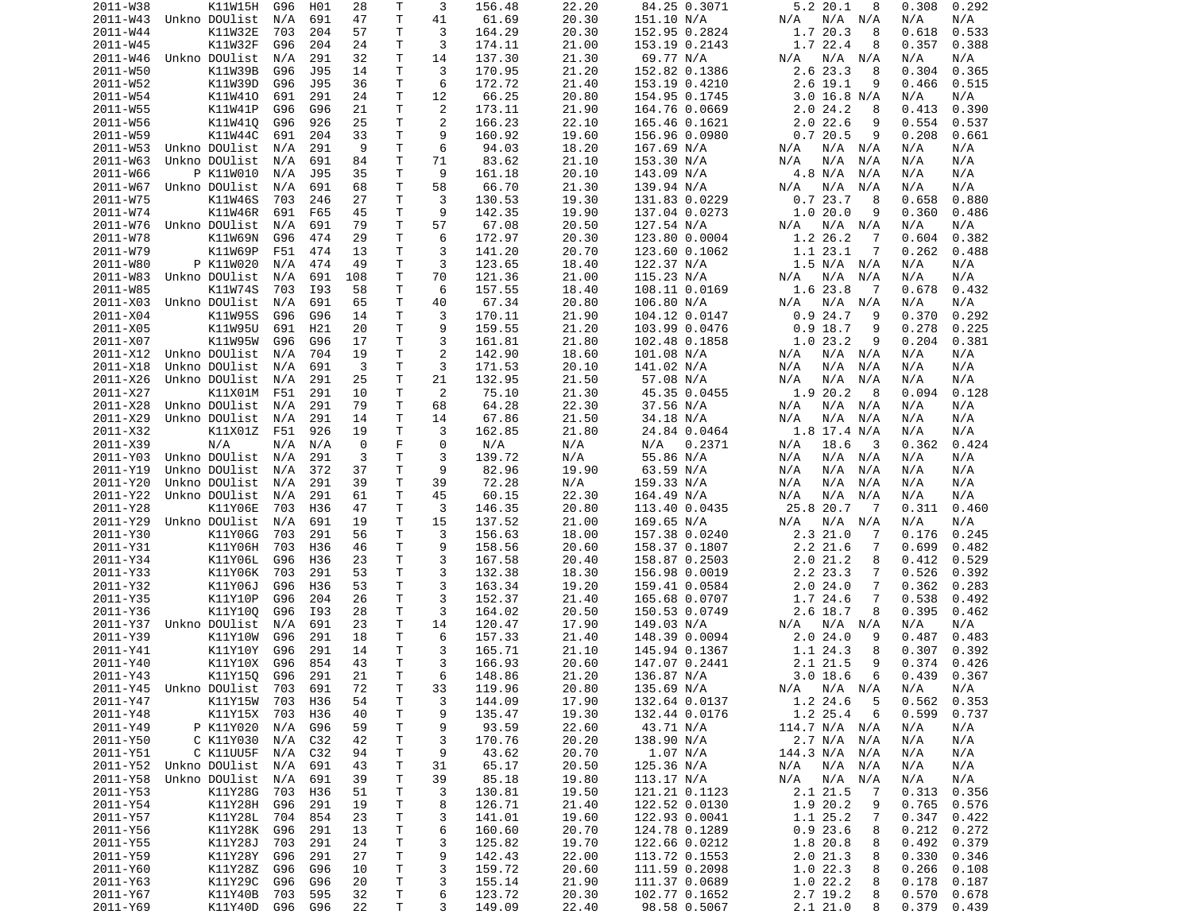| | | | | | | | | | | | | | | | | |
|---|---|---|---|---|---|---|---|---|---|---|---|---|---|---|---|---|
| 2011-W38 | | K11W15H | G96 | H01 | 28 | T | 3 | 156.48 | 22.20 | 84.25 | 0.3071 | 5.2 | 20.1 | 8 | 0.308 | 0.292 |
| 2011-W43 | Unkno | DOUlist | N/A | 691 | 47 | T | 41 | 61.69 | 20.30 | 151.10 | N/A | N/A | N/A | N/A | N/A | N/A |
| 2011-W44 | | K11W32E | 703 | 204 | 57 | T | 3 | 164.29 | 20.30 | 152.95 | 0.2824 | 1.7 | 20.3 | 8 | 0.618 | 0.533 |
| 2011-W45 | | K11W32F | G96 | 204 | 24 | T | 3 | 174.11 | 21.00 | 153.19 | 0.2143 | 1.7 | 22.4 | 8 | 0.357 | 0.388 |
| 2011-W46 | Unkno | DOUlist | N/A | 291 | 32 | T | 14 | 137.30 | 21.30 | 69.77 | N/A | N/A | N/A | N/A | N/A | N/A |
| 2011-W50 | | K11W39B | G96 | J95 | 14 | T | 3 | 170.95 | 21.20 | 152.82 | 0.1386 | 2.6 | 23.3 | 8 | 0.304 | 0.365 |
| 2011-W52 | | K11W39D | G96 | J95 | 36 | T | 6 | 172.72 | 21.40 | 153.19 | 0.4210 | 2.6 | 19.1 | 9 | 0.466 | 0.515 |
| 2011-W54 | | K11W41O | 691 | 291 | 24 | T | 12 | 66.25 | 20.80 | 154.95 | 0.1745 | 3.0 | 16.8 | N/A | N/A | N/A |
| 2011-W55 | | K11W41P | G96 | G96 | 21 | T | 2 | 173.11 | 21.90 | 164.76 | 0.0669 | 2.0 | 24.2 | 8 | 0.413 | 0.390 |
| 2011-W56 | | K11W41Q | G96 | 926 | 25 | T | 2 | 166.23 | 22.10 | 165.46 | 0.1621 | 2.0 | 22.6 | 9 | 0.554 | 0.537 |
| 2011-W59 | | K11W44C | 691 | 204 | 33 | T | 9 | 160.92 | 19.60 | 156.96 | 0.0980 | 0.7 | 20.5 | 9 | 0.208 | 0.661 |
| 2011-W53 | Unkno | DOUlist | N/A | 291 | 9 | T | 6 | 94.03 | 18.20 | 167.69 | N/A | N/A | N/A | N/A | N/A | N/A |
| 2011-W63 | Unkno | DOUlist | N/A | 691 | 84 | T | 71 | 83.62 | 21.10 | 153.30 | N/A | N/A | N/A | N/A | N/A | N/A |
| 2011-W66 | P | K11W010 | N/A | J95 | 35 | T | 9 | 161.18 | 20.10 | 143.09 | N/A | 4.8 | N/A | N/A | N/A | N/A |
| 2011-W67 | Unkno | DOUlist | N/A | 691 | 68 | T | 58 | 66.70 | 21.30 | 139.94 | N/A | N/A | N/A | N/A | N/A | N/A |
| 2011-W75 | | K11W46S | 703 | 246 | 27 | T | 3 | 130.53 | 19.30 | 131.83 | 0.0229 | 0.7 | 23.7 | 8 | 0.658 | 0.880 |
| 2011-W74 | | K11W46R | 691 | F65 | 45 | T | 9 | 142.35 | 19.90 | 137.04 | 0.0273 | 1.0 | 20.0 | 9 | 0.360 | 0.486 |
| 2011-W76 | Unkno | DOUlist | N/A | 691 | 79 | T | 57 | 67.08 | 20.50 | 127.54 | N/A | N/A | N/A | N/A | N/A | N/A |
| 2011-W78 | | K11W69N | G96 | 474 | 29 | T | 6 | 172.97 | 20.30 | 123.80 | 0.0004 | 1.2 | 26.2 | 7 | 0.604 | 0.382 |
| 2011-W79 | | K11W69P | F51 | 474 | 13 | T | 3 | 141.20 | 20.70 | 123.60 | 0.1062 | 1.1 | 23.1 | 7 | 0.262 | 0.488 |
| 2011-W80 | P | K11W020 | N/A | 474 | 49 | T | 3 | 123.65 | 18.40 | 122.37 | N/A | 1.5 | N/A | N/A | N/A | N/A |
| 2011-W83 | Unkno | DOUlist | N/A | 691 | 108 | T | 70 | 121.36 | 21.00 | 115.23 | N/A | N/A | N/A | N/A | N/A | N/A |
| 2011-W85 | | K11W74S | 703 | I93 | 58 | T | 6 | 157.55 | 18.40 | 108.11 | 0.0169 | 1.6 | 23.8 | 7 | 0.678 | 0.432 |
| 2011-X03 | Unkno | DOUlist | N/A | 691 | 65 | T | 40 | 67.34 | 20.80 | 106.80 | N/A | N/A | N/A | N/A | N/A | N/A |
| 2011-X04 | | K11W95S | G96 | G96 | 14 | T | 3 | 170.11 | 21.90 | 104.12 | 0.0147 | 0.9 | 24.7 | 9 | 0.370 | 0.292 |
| 2011-X05 | | K11W95U | 691 | H21 | 20 | T | 9 | 159.55 | 21.20 | 103.99 | 0.0476 | 0.9 | 18.7 | 9 | 0.278 | 0.225 |
| 2011-X07 | | K11W95W | G96 | G96 | 17 | T | 3 | 161.81 | 21.80 | 102.48 | 0.1858 | 1.0 | 23.2 | 9 | 0.204 | 0.381 |
| 2011-X12 | Unkno | DOUlist | N/A | 704 | 19 | T | 2 | 142.90 | 18.60 | 101.08 | N/A | N/A | N/A | N/A | N/A | N/A |
| 2011-X18 | Unkno | DOUlist | N/A | 691 | 3 | T | 3 | 171.53 | 20.10 | 141.02 | N/A | N/A | N/A | N/A | N/A | N/A |
| 2011-X26 | Unkno | DOUlist | N/A | 291 | 25 | T | 21 | 132.95 | 21.50 | 57.08 | N/A | N/A | N/A | N/A | N/A | N/A |
| 2011-X27 | | K11X01M | F51 | 291 | 10 | T | 2 | 75.10 | 21.30 | 45.35 | 0.0455 | 1.9 | 20.2 | 8 | 0.094 | 0.128 |
| 2011-X28 | Unkno | DOUlist | N/A | 291 | 79 | T | 68 | 64.28 | 22.30 | 37.56 | N/A | N/A | N/A | N/A | N/A | N/A |
| 2011-X29 | Unkno | DOUlist | N/A | 291 | 14 | T | 14 | 67.86 | 21.50 | 34.18 | N/A | N/A | N/A | N/A | N/A | N/A |
| 2011-X32 | | K11X01Z | F51 | 926 | 19 | T | 3 | 162.85 | 21.80 | 24.84 | 0.0464 | 1.8 | 17.4 | N/A | N/A | N/A |
| 2011-X39 | | N/A | N/A | N/A | 0 | F | 0 | N/A | N/A | N/A | 0.2371 | N/A | 18.6 | 3 | 0.362 | 0.424 |
| 2011-Y03 | Unkno | DOUlist | N/A | 291 | 3 | T | 3 | 139.72 | N/A | 55.86 | N/A | N/A | N/A | N/A | N/A | N/A |
| 2011-Y19 | Unkno | DOUlist | N/A | 372 | 37 | T | 9 | 82.96 | 19.90 | 63.59 | N/A | N/A | N/A | N/A | N/A | N/A |
| 2011-Y20 | Unkno | DOUlist | N/A | 291 | 39 | T | 39 | 72.28 | N/A | 159.33 | N/A | N/A | N/A | N/A | N/A | N/A |
| 2011-Y22 | Unkno | DOUlist | N/A | 291 | 61 | T | 45 | 60.15 | 22.30 | 164.49 | N/A | N/A | N/A | N/A | N/A | N/A |
| 2011-Y28 | | K11Y06E | 703 | H36 | 47 | T | 3 | 146.35 | 20.80 | 113.40 | 0.0435 | 25.8 | 20.7 | 7 | 0.311 | 0.460 |
| 2011-Y29 | Unkno | DOUlist | N/A | 691 | 19 | T | 15 | 137.52 | 21.00 | 169.65 | N/A | N/A | N/A | N/A | N/A | N/A |
| 2011-Y30 | | K11Y06G | 703 | 291 | 56 | T | 3 | 156.63 | 18.00 | 157.38 | 0.0240 | 2.3 | 21.0 | 7 | 0.176 | 0.245 |
| 2011-Y31 | | K11Y06H | 703 | H36 | 46 | T | 9 | 158.56 | 20.60 | 158.37 | 0.1807 | 2.2 | 21.6 | 7 | 0.699 | 0.482 |
| 2011-Y34 | | K11Y06L | G96 | H36 | 23 | T | 3 | 167.58 | 20.40 | 158.87 | 0.2503 | 2.0 | 21.2 | 8 | 0.412 | 0.529 |
| 2011-Y33 | | K11Y06K | 703 | 291 | 53 | T | 3 | 132.38 | 18.30 | 156.98 | 0.0019 | 2.2 | 23.3 | 7 | 0.526 | 0.392 |
| 2011-Y32 | | K11Y06J | G96 | H36 | 53 | T | 3 | 163.34 | 19.20 | 159.41 | 0.0584 | 2.0 | 24.0 | 7 | 0.362 | 0.283 |
| 2011-Y35 | | K11Y10P | G96 | 204 | 26 | T | 3 | 152.37 | 21.40 | 165.68 | 0.0707 | 1.7 | 24.6 | 7 | 0.538 | 0.492 |
| 2011-Y36 | | K11Y10Q | G96 | I93 | 28 | T | 3 | 164.02 | 20.50 | 150.53 | 0.0749 | 2.6 | 18.7 | 8 | 0.395 | 0.462 |
| 2011-Y37 | Unkno | DOUlist | N/A | 691 | 23 | T | 14 | 120.47 | 17.90 | 149.03 | N/A | N/A | N/A | N/A | N/A | N/A |
| 2011-Y39 | | K11Y10W | G96 | 291 | 18 | T | 6 | 157.33 | 21.40 | 148.39 | 0.0094 | 2.0 | 24.0 | 9 | 0.487 | 0.483 |
| 2011-Y41 | | K11Y10Y | G96 | 291 | 14 | T | 3 | 165.71 | 21.10 | 145.94 | 0.1367 | 1.1 | 24.3 | 8 | 0.307 | 0.392 |
| 2011-Y40 | | K11Y10X | G96 | 854 | 43 | T | 3 | 166.93 | 20.60 | 147.07 | 0.2441 | 2.1 | 21.5 | 9 | 0.374 | 0.426 |
| 2011-Y43 | | K11Y15Q | G96 | 291 | 21 | T | 6 | 148.86 | 21.20 | 136.87 | N/A | 3.0 | 18.6 | 6 | 0.439 | 0.367 |
| 2011-Y45 | Unkno | DOUlist | 703 | 691 | 72 | T | 33 | 119.96 | 20.80 | 135.69 | N/A | N/A | N/A | N/A | N/A | N/A |
| 2011-Y47 | | K11Y15W | 703 | H36 | 54 | T | 3 | 144.09 | 17.90 | 132.64 | 0.0137 | 1.2 | 24.6 | 5 | 0.562 | 0.353 |
| 2011-Y48 | | K11Y15X | 703 | H36 | 40 | T | 9 | 135.47 | 19.30 | 132.44 | 0.0176 | 1.2 | 25.4 | 6 | 0.599 | 0.737 |
| 2011-Y49 | P | K11Y020 | N/A | G96 | 59 | T | 9 | 93.59 | 22.60 | 43.71 | N/A | 114.7 | N/A | N/A | N/A | N/A |
| 2011-Y50 | C | K11Y030 | N/A | C32 | 42 | T | 3 | 170.76 | 20.20 | 138.90 | N/A | 2.7 | N/A | N/A | N/A | N/A |
| 2011-Y51 | C | K11UU5F | N/A | C32 | 94 | T | 9 | 43.62 | 20.70 | 1.07 | N/A | 144.3 | N/A | N/A | N/A | N/A |
| 2011-Y52 | Unkno | DOUlist | N/A | 691 | 43 | T | 31 | 65.17 | 20.50 | 125.36 | N/A | N/A | N/A | N/A | N/A | N/A |
| 2011-Y58 | Unkno | DOUlist | N/A | 691 | 39 | T | 39 | 85.18 | 19.80 | 113.17 | N/A | N/A | N/A | N/A | N/A | N/A |
| 2011-Y53 | | K11Y28G | 703 | H36 | 51 | T | 3 | 130.81 | 19.50 | 121.21 | 0.1123 | 2.1 | 21.5 | 7 | 0.313 | 0.356 |
| 2011-Y54 | | K11Y28H | G96 | 291 | 19 | T | 8 | 126.71 | 21.40 | 122.52 | 0.0130 | 1.9 | 20.2 | 9 | 0.765 | 0.576 |
| 2011-Y57 | | K11Y28L | 704 | 854 | 23 | T | 3 | 141.01 | 19.60 | 122.93 | 0.0041 | 1.1 | 25.2 | 7 | 0.347 | 0.422 |
| 2011-Y56 | | K11Y28K | G96 | 291 | 13 | T | 6 | 160.60 | 20.70 | 124.78 | 0.1289 | 0.9 | 23.6 | 8 | 0.212 | 0.272 |
| 2011-Y55 | | K11Y28J | 703 | 291 | 24 | T | 3 | 125.82 | 19.70 | 122.66 | 0.0212 | 1.8 | 20.8 | 8 | 0.492 | 0.379 |
| 2011-Y59 | | K11Y28Y | G96 | 291 | 27 | T | 9 | 142.43 | 22.00 | 113.72 | 0.1553 | 2.0 | 21.3 | 8 | 0.330 | 0.346 |
| 2011-Y60 | | K11Y28Z | G96 | G96 | 10 | T | 3 | 159.72 | 20.60 | 111.59 | 0.2098 | 1.0 | 22.3 | 8 | 0.266 | 0.108 |
| 2011-Y63 | | K11Y29C | G96 | G96 | 20 | T | 3 | 155.14 | 21.90 | 111.37 | 0.0689 | 1.0 | 22.2 | 8 | 0.178 | 0.187 |
| 2011-Y67 | | K11Y40B | 703 | 595 | 32 | T | 6 | 123.72 | 20.30 | 102.77 | 0.1652 | 2.7 | 19.2 | 8 | 0.570 | 0.678 |
| 2011-Y69 | | K11Y40D | G96 | G96 | 22 | T | 3 | 149.09 | 22.40 | 98.58 | 0.5067 | 2.1 | 21.0 | 8 | 0.379 | 0.439 |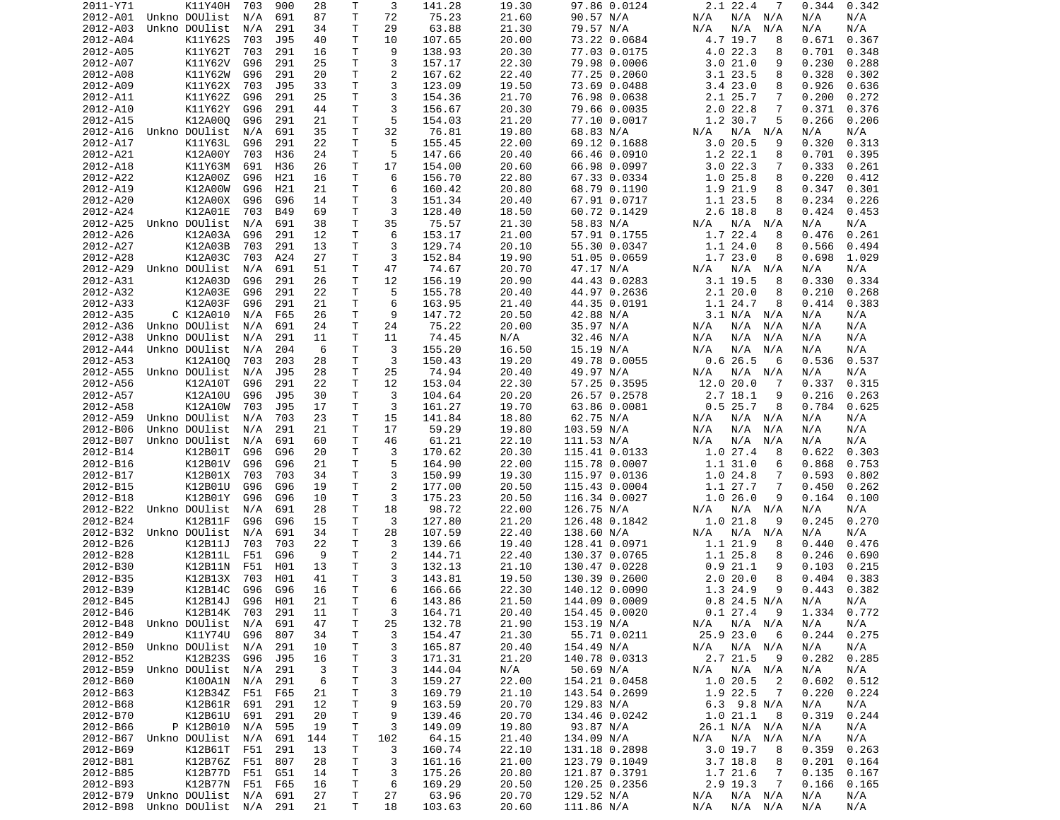| | | | | | | | | | | | | | | | | |
|---|---|---|---|---|---|---|---|---|---|---|---|---|---|---|---|---|
| 2011-Y71 | | K11Y40H | 703 | 900 | 28 | T | 3 | 141.28 | 19.30 | 97.86 | 0.0124 | 2.1 | 22.4 | 7 | 0.344 | 0.342 |
| 2012-A01 | Unkno | DOUlist | N/A | 691 | 87 | T | 72 | 75.23 | 21.60 | 90.57 | N/A | N/A | N/A | N/A | N/A | N/A |
| 2012-A03 | Unkno | DOUlist | N/A | 291 | 34 | T | 29 | 63.88 | 21.30 | 79.57 | N/A | N/A | N/A | N/A | N/A | N/A |
| 2012-A04 | | K11Y62S | 703 | J95 | 40 | T | 10 | 107.65 | 20.00 | 73.22 | 0.0684 | 4.7 | 19.7 | 8 | 0.671 | 0.367 |
| 2012-A05 | | K11Y62T | 703 | 291 | 16 | T | 9 | 138.93 | 20.30 | 77.03 | 0.0175 | 4.0 | 22.3 | 8 | 0.701 | 0.348 |
| 2012-A07 | | K11Y62V | G96 | 291 | 25 | T | 3 | 157.17 | 22.30 | 79.98 | 0.0006 | 3.0 | 21.0 | 9 | 0.230 | 0.288 |
| 2012-A08 | | K11Y62W | G96 | 291 | 20 | T | 2 | 167.62 | 22.40 | 77.25 | 0.2060 | 3.1 | 23.5 | 8 | 0.328 | 0.302 |
| 2012-A09 | | K11Y62X | 703 | J95 | 33 | T | 3 | 123.09 | 19.50 | 73.69 | 0.0488 | 3.4 | 23.0 | 8 | 0.926 | 0.636 |
| 2012-A11 | | K11Y62Z | G96 | 291 | 25 | T | 3 | 154.36 | 21.70 | 76.98 | 0.0638 | 2.1 | 25.7 | 7 | 0.200 | 0.272 |
| 2012-A10 | | K11Y62Y | G96 | 291 | 44 | T | 3 | 156.67 | 20.30 | 79.66 | 0.0035 | 2.0 | 22.8 | 7 | 0.371 | 0.376 |
| 2012-A15 | | K12A00Q | G96 | 291 | 21 | T | 5 | 154.03 | 21.20 | 77.10 | 0.0017 | 1.2 | 30.7 | 5 | 0.266 | 0.206 |
| 2012-A16 | Unkno | DOUlist | N/A | 691 | 35 | T | 32 | 76.81 | 19.80 | 68.83 | N/A | N/A | N/A | N/A | N/A | N/A |
| 2012-A17 | | K11Y63L | G96 | 291 | 22 | T | 5 | 155.45 | 22.00 | 69.12 | 0.1688 | 3.0 | 20.5 | 9 | 0.320 | 0.313 |
| 2012-A21 | | K12A00Y | 703 | H36 | 24 | T | 5 | 147.66 | 20.40 | 66.46 | 0.0910 | 1.2 | 22.1 | 8 | 0.701 | 0.395 |
| 2012-A18 | | K11Y63M | 691 | H36 | 26 | T | 17 | 154.00 | 20.60 | 66.98 | 0.0997 | 3.0 | 22.3 | 7 | 0.333 | 0.261 |
| 2012-A22 | | K12A00Z | G96 | H21 | 16 | T | 6 | 156.70 | 22.80 | 67.33 | 0.0334 | 1.0 | 25.8 | 8 | 0.220 | 0.412 |
| 2012-A19 | | K12A00W | G96 | H21 | 21 | T | 6 | 160.42 | 20.80 | 68.79 | 0.1190 | 1.9 | 21.9 | 8 | 0.347 | 0.301 |
| 2012-A20 | | K12A00X | G96 | G96 | 14 | T | 3 | 151.34 | 20.40 | 67.91 | 0.0717 | 1.1 | 23.5 | 8 | 0.234 | 0.226 |
| 2012-A24 | | K12A01E | 703 | B49 | 69 | T | 3 | 128.40 | 18.50 | 60.72 | 0.1429 | 2.6 | 18.8 | 8 | 0.424 | 0.453 |
| 2012-A25 | Unkno | DOUlist | N/A | 691 | 38 | T | 35 | 75.57 | 21.30 | 58.83 | N/A | N/A | N/A | N/A | N/A | N/A |
| 2012-A26 | | K12A03A | G96 | 291 | 12 | T | 6 | 153.17 | 21.00 | 57.91 | 0.1755 | 1.7 | 22.4 | 8 | 0.476 | 0.261 |
| 2012-A27 | | K12A03B | 703 | 291 | 13 | T | 3 | 129.74 | 20.10 | 55.30 | 0.0347 | 1.1 | 24.0 | 8 | 0.566 | 0.494 |
| 2012-A28 | | K12A03C | 703 | A24 | 27 | T | 3 | 152.84 | 19.90 | 51.05 | 0.0659 | 1.7 | 23.0 | 8 | 0.698 | 1.029 |
| 2012-A29 | Unkno | DOUlist | N/A | 691 | 51 | T | 47 | 74.67 | 20.70 | 47.17 | N/A | N/A | N/A | N/A | N/A | N/A |
| 2012-A31 | | K12A03D | G96 | 291 | 26 | T | 12 | 156.19 | 20.90 | 44.43 | 0.0283 | 3.1 | 19.5 | 8 | 0.330 | 0.334 |
| 2012-A32 | | K12A03E | G96 | 291 | 22 | T | 5 | 155.78 | 20.40 | 44.97 | 0.2636 | 2.1 | 20.0 | 8 | 0.210 | 0.268 |
| 2012-A33 | | K12A03F | G96 | 291 | 21 | T | 6 | 163.95 | 21.40 | 44.35 | 0.0191 | 1.1 | 24.7 | 8 | 0.414 | 0.383 |
| 2012-A35 | C | K12A010 | N/A | F65 | 26 | T | 9 | 147.72 | 20.50 | 42.88 | N/A | 3.1 | N/A | N/A | N/A | N/A |
| 2012-A36 | Unkno | DOUlist | N/A | 691 | 24 | T | 24 | 75.22 | 20.00 | 35.97 | N/A | N/A | N/A | N/A | N/A | N/A |
| 2012-A38 | Unkno | DOUlist | N/A | 291 | 11 | T | 11 | 74.45 | N/A | 32.46 | N/A | N/A | N/A | N/A | N/A | N/A |
| 2012-A44 | Unkno | DOUlist | N/A | 204 | 6 | T | 3 | 155.20 | 16.50 | 15.19 | N/A | N/A | N/A | N/A | N/A | N/A |
| 2012-A53 | | K12A10Q | 703 | 203 | 28 | T | 3 | 150.43 | 19.20 | 49.78 | 0.0055 | 0.6 | 26.5 | 6 | 0.536 | 0.537 |
| 2012-A55 | Unkno | DOUlist | N/A | J95 | 28 | T | 25 | 74.94 | 20.40 | 49.97 | N/A | N/A | N/A | N/A | N/A | N/A |
| 2012-A56 | | K12A10T | G96 | 291 | 22 | T | 12 | 153.04 | 22.30 | 57.25 | 0.3595 | 12.0 | 20.0 | 7 | 0.337 | 0.315 |
| 2012-A57 | | K12A10U | G96 | J95 | 30 | T | 3 | 104.64 | 20.20 | 26.57 | 0.2578 | 2.7 | 18.1 | 9 | 0.216 | 0.263 |
| 2012-A58 | | K12A10W | 703 | J95 | 17 | T | 3 | 161.27 | 19.70 | 63.86 | 0.0081 | 0.5 | 25.7 | 8 | 0.784 | 0.625 |
| 2012-A59 | Unkno | DOUlist | N/A | 703 | 23 | T | 15 | 141.84 | 18.80 | 62.75 | N/A | N/A | N/A | N/A | N/A | N/A |
| 2012-B06 | Unkno | DOUlist | N/A | 291 | 21 | T | 17 | 59.29 | 19.80 | 103.59 | N/A | N/A | N/A | N/A | N/A | N/A |
| 2012-B07 | Unkno | DOUlist | N/A | 691 | 60 | T | 46 | 61.21 | 22.10 | 111.53 | N/A | N/A | N/A | N/A | N/A | N/A |
| 2012-B14 | | K12B01T | G96 | G96 | 20 | T | 3 | 170.62 | 20.30 | 115.41 | 0.0133 | 1.0 | 27.4 | 8 | 0.622 | 0.303 |
| 2012-B16 | | K12B01V | G96 | G96 | 21 | T | 5 | 164.90 | 22.00 | 115.78 | 0.0007 | 1.1 | 31.0 | 6 | 0.868 | 0.753 |
| 2012-B17 | | K12B01X | 703 | 703 | 34 | T | 3 | 150.99 | 19.30 | 115.97 | 0.0136 | 1.0 | 24.8 | 7 | 0.593 | 0.802 |
| 2012-B15 | | K12B01U | G96 | G96 | 19 | T | 2 | 177.00 | 20.50 | 115.43 | 0.0004 | 1.1 | 27.7 | 7 | 0.450 | 0.262 |
| 2012-B18 | | K12B01Y | G96 | G96 | 10 | T | 3 | 175.23 | 20.50 | 116.34 | 0.0027 | 1.0 | 26.0 | 9 | 0.164 | 0.100 |
| 2012-B22 | Unkno | DOUlist | N/A | 691 | 28 | T | 18 | 98.72 | 22.00 | 126.75 | N/A | N/A | N/A | N/A | N/A | N/A |
| 2012-B24 | | K12B11F | G96 | G96 | 15 | T | 3 | 127.80 | 21.20 | 126.48 | 0.1842 | 1.0 | 21.8 | 9 | 0.245 | 0.270 |
| 2012-B32 | Unkno | DOUlist | N/A | 691 | 34 | T | 28 | 107.59 | 22.40 | 138.60 | N/A | N/A | N/A | N/A | N/A | N/A |
| 2012-B26 | | K12B11J | 703 | 703 | 22 | T | 3 | 139.66 | 19.40 | 128.41 | 0.0971 | 1.1 | 21.9 | 8 | 0.440 | 0.476 |
| 2012-B28 | | K12B11L | F51 | G96 | 9 | T | 2 | 144.71 | 22.40 | 130.37 | 0.0765 | 1.1 | 25.8 | 8 | 0.246 | 0.690 |
| 2012-B30 | | K12B11N | F51 | H01 | 13 | T | 3 | 132.13 | 21.10 | 130.47 | 0.0228 | 0.9 | 21.1 | 9 | 0.103 | 0.215 |
| 2012-B35 | | K12B13X | 703 | H01 | 41 | T | 3 | 143.81 | 19.50 | 130.39 | 0.2600 | 2.0 | 20.0 | 8 | 0.404 | 0.383 |
| 2012-B39 | | K12B14C | G96 | G96 | 16 | T | 6 | 166.66 | 22.30 | 140.12 | 0.0090 | 1.3 | 24.9 | 9 | 0.443 | 0.382 |
| 2012-B45 | | K12B14J | G96 | H01 | 21 | T | 6 | 143.86 | 21.50 | 144.09 | 0.0009 | 0.8 | 24.5 | N/A | N/A | N/A |
| 2012-B46 | | K12B14K | 703 | 291 | 11 | T | 3 | 164.71 | 20.40 | 154.45 | 0.0020 | 0.1 | 27.4 | 9 | 1.334 | 0.772 |
| 2012-B48 | Unkno | DOUlist | N/A | 691 | 47 | T | 25 | 132.78 | 21.90 | 153.19 | N/A | N/A | N/A | N/A | N/A | N/A |
| 2012-B49 | | K11Y74U | G96 | 807 | 34 | T | 3 | 154.47 | 21.30 | 55.71 | 0.0211 | 25.9 | 23.0 | 6 | 0.244 | 0.275 |
| 2012-B50 | Unkno | DOUlist | N/A | 291 | 10 | T | 3 | 165.87 | 20.40 | 154.49 | N/A | N/A | N/A | N/A | N/A | N/A |
| 2012-B52 | | K12B23S | G96 | J95 | 16 | T | 3 | 171.31 | 21.20 | 140.78 | 0.0313 | 2.7 | 21.5 | 9 | 0.282 | 0.285 |
| 2012-B59 | Unkno | DOUlist | N/A | 291 | 3 | T | 3 | 144.04 | N/A | 50.69 | N/A | N/A | N/A | N/A | N/A | N/A |
| 2012-B60 | | K10OA1N | N/A | 291 | 6 | T | 3 | 159.27 | 22.00 | 154.21 | 0.0458 | 1.0 | 20.5 | 2 | 0.602 | 0.512 |
| 2012-B63 | | K12B34Z | F51 | F65 | 21 | T | 3 | 169.79 | 21.10 | 143.54 | 0.2699 | 1.9 | 22.5 | 7 | 0.220 | 0.224 |
| 2012-B68 | | K12B61R | 691 | 291 | 12 | T | 9 | 163.59 | 20.70 | 129.83 | N/A | 6.3 | 9.8 | N/A | N/A | N/A |
| 2012-B70 | | K12B61U | 691 | 291 | 20 | T | 9 | 139.46 | 20.70 | 134.46 | 0.0242 | 1.0 | 21.1 | 8 | 0.319 | 0.244 |
| 2012-B66 | P | K12B010 | N/A | 595 | 19 | T | 3 | 149.09 | 19.80 | 93.87 | N/A | 26.1 | N/A | N/A | N/A | N/A |
| 2012-B67 | Unkno | DOUlist | N/A | 691 | 144 | T | 102 | 64.15 | 21.40 | 134.09 | N/A | N/A | N/A | N/A | N/A | N/A |
| 2012-B69 | | K12B61T | F51 | 291 | 13 | T | 3 | 160.74 | 22.10 | 131.18 | 0.2898 | 3.0 | 19.7 | 8 | 0.359 | 0.263 |
| 2012-B81 | | K12B76Z | F51 | 807 | 28 | T | 3 | 161.16 | 21.00 | 123.79 | 0.1049 | 3.7 | 18.8 | 8 | 0.201 | 0.164 |
| 2012-B85 | | K12B77D | F51 | G51 | 14 | T | 3 | 175.26 | 20.80 | 121.87 | 0.3791 | 1.7 | 21.6 | 7 | 0.135 | 0.167 |
| 2012-B93 | | K12B77N | F51 | F65 | 16 | T | 6 | 169.29 | 20.50 | 120.25 | 0.2356 | 2.9 | 19.3 | 7 | 0.166 | 0.165 |
| 2012-B79 | Unkno | DOUlist | N/A | 691 | 27 | T | 27 | 63.96 | 20.70 | 129.52 | N/A | N/A | N/A | N/A | N/A | N/A |
| 2012-B98 | Unkno | DOUlist | N/A | 291 | 21 | T | 18 | 103.63 | 20.60 | 111.86 | N/A | N/A | N/A | N/A | N/A | N/A |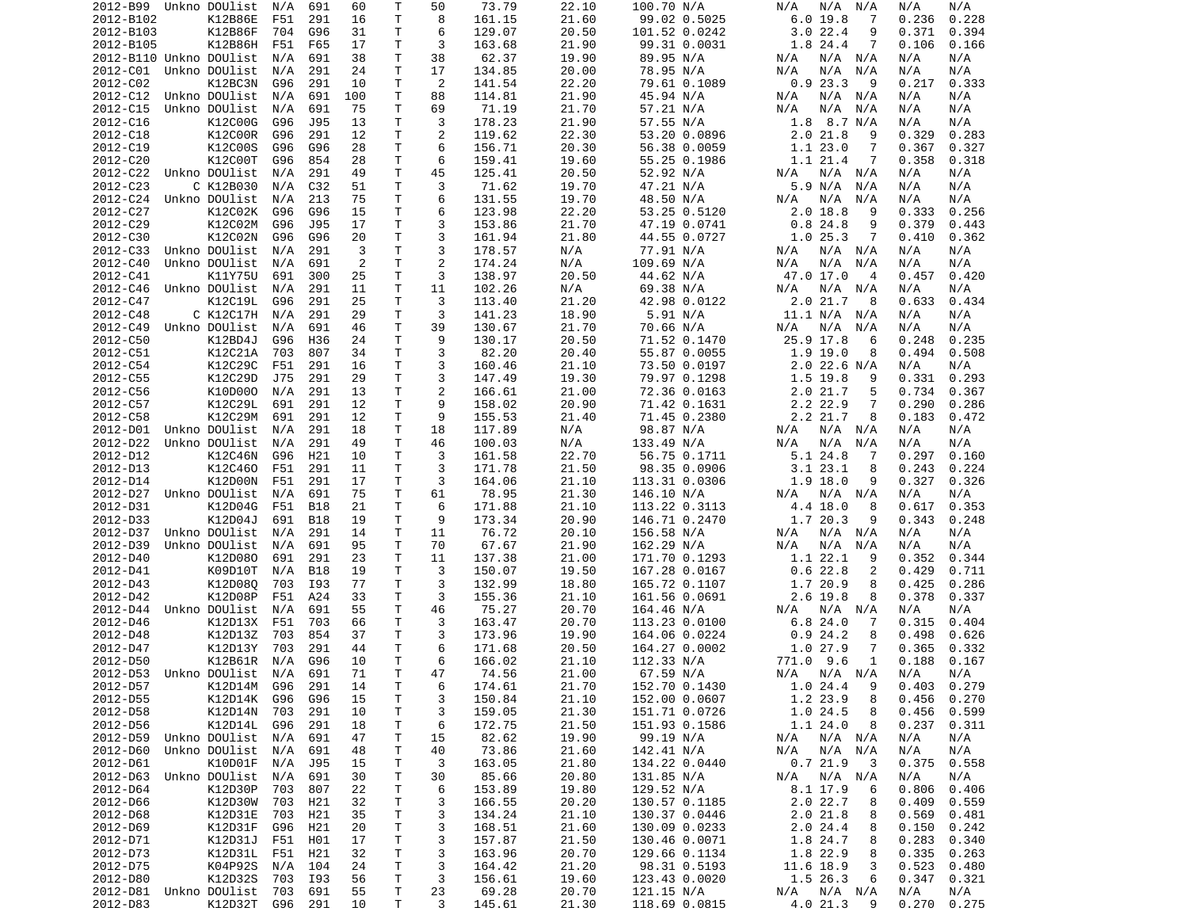```
2012-B99  Unkno DOUlist  N/A  691   60    T    50    73.79     22.10     100.70 N/A       N/A  N/A  N/A   N/A    N/A
2012-B102       K12B86E  F51  291   16    T     8   161.15     21.60      99.02 0.5025      6.0 19.8   7   0.236  0.228
2012-B103       K12B86F  704  G96   31    T     6   129.07     20.50     101.52 0.0242      3.0 22.4   9   0.371  0.394
2012-B105       K12B86H  F51  F65   17    T     3   163.68     21.90      99.31 0.0031      1.8 24.4   7   0.106  0.166
2012-B110 Unkno DOUlist  N/A  691   38    T    38    62.37     19.90      89.95 N/A       N/A  N/A  N/A   N/A    N/A
2012-C01  Unkno DOUlist  N/A  291   24    T    17   134.85     20.00      78.95 N/A       N/A  N/A  N/A   N/A    N/A
2012-C02        K12BC3N  G96  291   10    T     2   141.54     22.20      79.61 0.1089      0.9 23.3   9   0.217  0.333
2012-C12  Unkno DOUlist  N/A  691  100    T    88   114.81     21.90      45.94 N/A       N/A  N/A  N/A   N/A    N/A
2012-C15  Unkno DOUlist  N/A  691   75    T    69    71.19     21.70      57.21 N/A       N/A  N/A  N/A   N/A    N/A
2012-C16        K12C00G  G96  J95   13    T     3   178.23     21.90      57.55 N/A         1.8  8.7 N/A   N/A    N/A
2012-C18        K12C00R  G96  291   12    T     2   119.62     22.30      53.20 0.0896      2.0 21.8   9   0.329  0.283
2012-C19        K12C00S  G96  G96   28    T     6   156.71     20.30      56.38 0.0059      1.1 23.0   7   0.367  0.327
2012-C20        K12C00T  G96  854   28    T     6   159.41     19.60      55.25 0.1986      1.1 21.4   7   0.358  0.318
2012-C22  Unkno DOUlist  N/A  291   49    T    45   125.41     20.50      52.92 N/A       N/A  N/A  N/A   N/A    N/A
2012-C23      C K12B030  N/A  C32   51    T     3    71.62     19.70      47.21 N/A         5.9 N/A  N/A   N/A    N/A
2012-C24  Unkno DOUlist  N/A  213   75    T     6   131.55     19.70      48.50 N/A       N/A  N/A  N/A   N/A    N/A
2012-C27        K12C02K  G96  G96   15    T     6   123.98     22.20      53.25 0.5120      2.0 18.8   9   0.333  0.256
2012-C29        K12C02M  G96  J95   17    T     3   153.86     21.70      47.19 0.0741      0.8 24.8   9   0.379  0.443
2012-C30        K12C02N  G96  G96   20    T     3   161.94     21.80      44.55 0.0727      1.0 25.3   7   0.410  0.362
2012-C33  Unkno DOUlist  N/A  291    3    T     3   178.57     N/A        77.91 N/A       N/A  N/A  N/A   N/A    N/A
2012-C40  Unkno DOUlist  N/A  691    2    T     2   174.24     N/A       109.69 N/A       N/A  N/A  N/A   N/A    N/A
2012-C41        K11Y75U  691  300   25    T     3   138.97     20.50      44.62 N/A        47.0 17.0   4   0.457  0.420
2012-C46  Unkno DOUlist  N/A  291   11    T    11   102.26     N/A        69.38 N/A       N/A  N/A  N/A   N/A    N/A
2012-C47        K12C19L  G96  291   25    T     3   113.40     21.20      42.98 0.0122      2.0 21.7   8   0.633  0.434
2012-C48      C K12C17H  N/A  291   29    T     3   141.23     18.90       5.91 N/A        11.1 N/A  N/A   N/A    N/A
2012-C49  Unkno DOUlist  N/A  691   46    T    39   130.67     21.70      70.66 N/A       N/A  N/A  N/A   N/A    N/A
2012-C50        K12BD4J  G96  H36   24    T     9   130.17     20.50      71.52 0.1470     25.9 17.8   6   0.248  0.235
2012-C51        K12C21A  703  807   34    T     3    82.20     20.40      55.87 0.0055      1.9 19.0   8   0.494  0.508
2012-C54        K12C29C  F51  291   16    T     3   160.46     21.10      73.50 0.0197      2.0 22.6 N/A   N/A    N/A
2012-C55        K12C29D  J75  291   29    T     3   147.49     19.30      79.97 0.1298      1.5 19.8   9   0.331  0.293
2012-C56        K10D00O  N/A  291   13    T     2   166.61     21.00      72.36 0.0163      2.0 21.7   5   0.734  0.367
2012-C57        K12C29L  691  291   12    T     9   158.02     20.90      71.42 0.1631      2.2 22.9   7   0.290  0.286
2012-C58        K12C29M  691  291   12    T     9   155.53     21.40      71.45 0.2380      2.2 21.7   8   0.183  0.472
2012-D01  Unkno DOUlist  N/A  291   18    T    18   117.89     N/A        98.87 N/A       N/A  N/A  N/A   N/A    N/A
2012-D22  Unkno DOUlist  N/A  291   49    T    46   100.03     N/A       133.49 N/A       N/A  N/A  N/A   N/A    N/A
2012-D12        K12C46N  G96  H21   10    T     3   161.58     22.70      56.75 0.1711      5.1 24.8   7   0.297  0.160
2012-D13        K12C46O  F51  291   11    T     3   171.78     21.50      98.35 0.0906      3.1 23.1   8   0.243  0.224
2012-D14        K12D00N  F51  291   17    T     3   164.06     21.10     113.31 0.0306      1.9 18.0   9   0.327  0.326
2012-D27  Unkno DOUlist  N/A  691   75    T    61    78.95     21.30     146.10 N/A       N/A  N/A  N/A   N/A    N/A
2012-D31        K12D04G  F51  B18   21    T     6   171.88     21.10     113.22 0.3113      4.4 18.0   8   0.617  0.353
2012-D33        K12D04J  691  B18   19    T     9   173.34     20.90     146.71 0.2470      1.7 20.3   9   0.343  0.248
2012-D37  Unkno DOUlist  N/A  291   14    T    11    76.72     20.10     156.58 N/A       N/A  N/A  N/A   N/A    N/A
2012-D39  Unkno DOUlist  N/A  691   95    T    70    67.67     21.90     162.29 N/A       N/A  N/A  N/A   N/A    N/A
2012-D40        K12D08O  691  291   23    T    11   137.38     21.00     171.70 0.1293      1.1 22.1   9   0.352  0.344
2012-D41        K09D10T  N/A  B18   19    T     3   150.07     19.50     167.28 0.0167      0.6 22.8   2   0.429  0.711
2012-D43        K12D08Q  703  I93   77    T     3   132.99     18.80     165.72 0.1107      1.7 20.9   8   0.425  0.286
2012-D42        K12D08P  F51  A24   33    T     3   155.36     21.10     161.56 0.0691      2.6 19.8   8   0.378  0.337
2012-D44  Unkno DOUlist  N/A  691   55    T    46    75.27     20.70     164.46 N/A       N/A  N/A  N/A   N/A    N/A
2012-D46        K12D13X  F51  703   66    T     3   163.47     20.70     113.23 0.0100      6.8 24.0   7   0.315  0.404
2012-D48        K12D13Z  703  854   37    T     3   173.96     19.90     164.06 0.0224      0.9 24.2   8   0.498  0.626
2012-D47        K12D13Y  703  291   44    T     6   171.68     20.50     164.27 0.0002      1.0 27.9   7   0.365  0.332
2012-D50        K12B61R  N/A  G96   10    T     6   166.02     21.10     112.33 N/A       771.0  9.6   1   0.188  0.167
2012-D53  Unkno DOUlist  N/A  691   71    T    47    74.56     21.00      67.59 N/A       N/A  N/A  N/A   N/A    N/A
2012-D57        K12D14M  G96  291   14    T     6   174.61     21.70     152.70 0.1430      1.0 24.4   9   0.403  0.279
2012-D55        K12D14K  G96  G96   15    T     3   150.84     21.10     152.00 0.0607      1.2 23.9   8   0.456  0.270
2012-D58        K12D14N  703  291   10    T     3   159.05     21.30     151.71 0.0726      1.0 24.5   8   0.456  0.599
2012-D56        K12D14L  G96  291   18    T     6   172.75     21.50     151.93 0.1586      1.1 24.0   8   0.237  0.311
2012-D59  Unkno DOUlist  N/A  691   47    T    15    82.62     19.90      99.19 N/A       N/A  N/A  N/A   N/A    N/A
2012-D60  Unkno DOUlist  N/A  691   48    T    40    73.86     21.60     142.41 N/A       N/A  N/A  N/A   N/A    N/A
2012-D61        K10D01F  N/A  J95   15    T     3   163.05     21.80     134.22 0.0440      0.7 21.9   3   0.375  0.558
2012-D63  Unkno DOUlist  N/A  691   30    T    30    85.66     20.80     131.85 N/A       N/A  N/A  N/A   N/A    N/A
2012-D64        K12D30P  703  807   22    T     6   153.89     19.80     129.52 N/A         8.1 17.9   6   0.806  0.406
2012-D66        K12D30W  703  H21   32    T     3   166.55     20.20     130.57 0.1185      2.0 22.7   8   0.409  0.559
2012-D68        K12D31E  703  H21   35    T     3   134.24     21.10     130.37 0.0446      2.0 21.8   8   0.569  0.481
2012-D69        K12D31F  G96  H21   20    T     3   168.51     21.60     130.09 0.0233      2.0 24.4   8   0.150  0.242
2012-D71        K12D31J  F51  H01   17    T     3   157.87     21.50     130.46 0.0071      1.8 24.7   8   0.283  0.340
2012-D73        K12D31L  F51  H21   32    T     3   163.96     20.70     129.66 0.1134      1.8 22.9   8   0.335  0.263
2012-D75        K04P92S  N/A  104   24    T     3   164.42     21.20      98.31 0.5193     11.6 18.9   3   0.523  0.480
2012-D80        K12D32S  703  I93   56    T     3   156.61     19.60     123.43 0.0020      1.5 26.3   6   0.347  0.321
2012-D81  Unkno DOUlist  703  691   55    T    23    69.28     20.70     121.15 N/A       N/A  N/A  N/A   N/A    N/A
2012-D83        K12D32T  G96  291   10    T     3   145.61     21.30     118.69 0.0815      4.0 21.3   9   0.270  0.275
```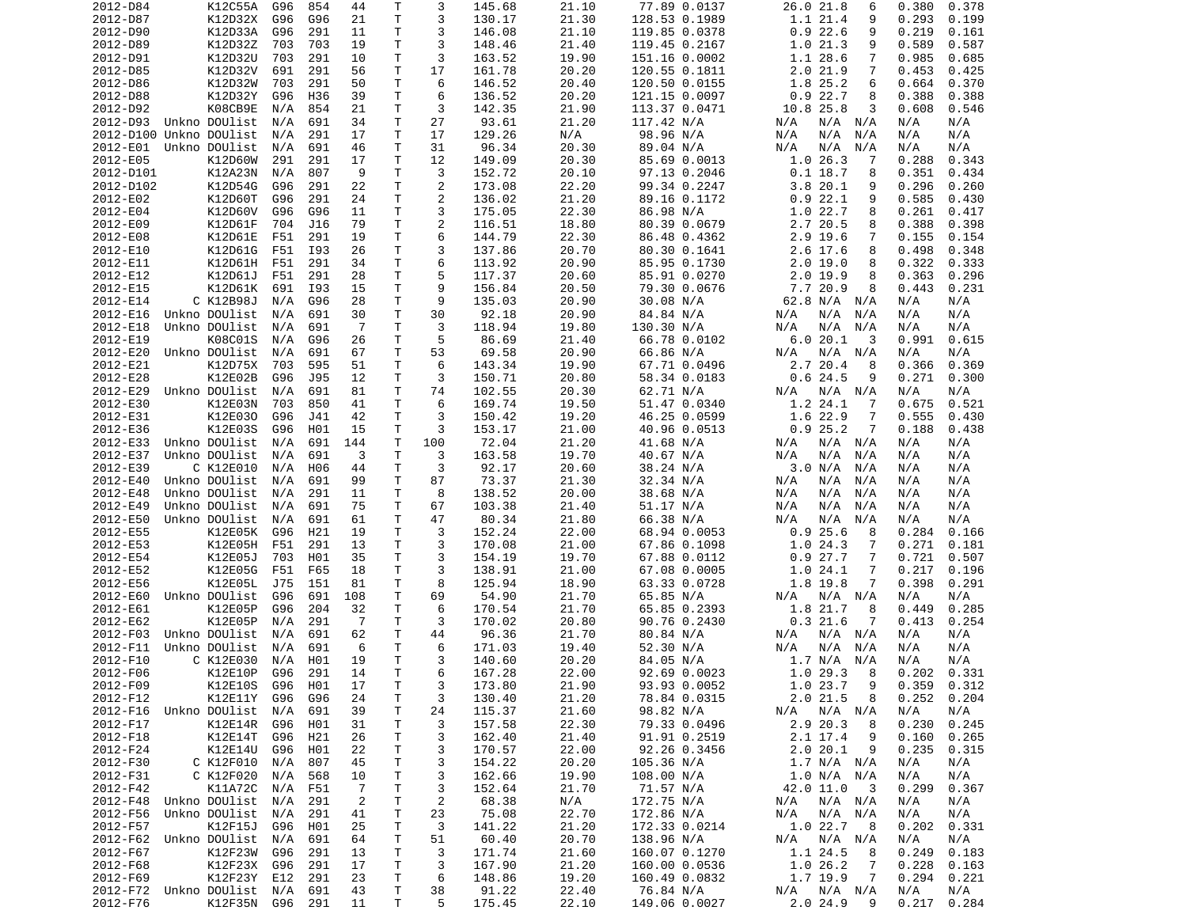| | | | | | | | | | | | | | | | | |
|---|---|---|---|---|---|---|---|---|---|---|---|---|---|---|---|---|
| 2012-D84 | | K12C55A | G96 | 854 | 44 | T | 3 | 145.68 | 21.10 | 77.89 | 0.0137 | 26.0 | 21.8 | 6 | 0.380 | 0.378 |
| 2012-D87 | | K12D32X | G96 | G96 | 21 | T | 3 | 130.17 | 21.30 | 128.53 | 0.1989 | 1.1 | 21.4 | 9 | 0.293 | 0.199 |
| 2012-D90 | | K12D33A | G96 | 291 | 11 | T | 3 | 146.08 | 21.10 | 119.85 | 0.0378 | 0.9 | 22.6 | 9 | 0.219 | 0.161 |
| 2012-D89 | | K12D32Z | 703 | 703 | 19 | T | 3 | 148.46 | 21.40 | 119.45 | 0.2167 | 1.0 | 21.3 | 9 | 0.589 | 0.587 |
| 2012-D91 | | K12D32U | 703 | 291 | 10 | T | 3 | 163.52 | 19.90 | 151.16 | 0.0002 | 1.1 | 28.6 | 7 | 0.985 | 0.685 |
| 2012-D85 | | K12D32V | 691 | 291 | 56 | T | 17 | 161.78 | 20.20 | 120.55 | 0.1811 | 2.0 | 21.9 | 7 | 0.453 | 0.425 |
| 2012-D86 | | K12D32W | 703 | 291 | 50 | T | 6 | 146.52 | 20.40 | 120.50 | 0.0155 | 1.8 | 25.2 | 6 | 0.664 | 0.370 |
| 2012-D88 | | K12D32Y | G96 | H36 | 39 | T | 6 | 136.52 | 20.20 | 121.15 | 0.0097 | 0.9 | 22.7 | 8 | 0.388 | 0.388 |
| 2012-D92 | | K08CB9E | N/A | 854 | 21 | T | 3 | 142.35 | 21.90 | 113.37 | 0.0471 | 10.8 | 25.8 | 3 | 0.608 | 0.546 |
| 2012-D93 | Unkno | DOUlist | N/A | 691 | 34 | T | 27 | 93.61 | 21.20 | 117.42 | N/A | N/A | N/A | N/A | N/A | N/A |
| 2012-D100 | Unkno | DOUlist | N/A | 291 | 17 | T | 17 | 129.26 | N/A | 98.96 | N/A | N/A | N/A | N/A | N/A | N/A |
| 2012-E01 | Unkno | DOUlist | N/A | 691 | 46 | T | 31 | 96.34 | 20.30 | 89.04 | N/A | N/A | N/A | N/A | N/A | N/A |
| 2012-E05 | | K12D60W | 291 | 291 | 17 | T | 12 | 149.09 | 20.30 | 85.69 | 0.0013 | 1.0 | 26.3 | 7 | 0.288 | 0.343 |
| 2012-D101 | | K12A23N | N/A | 807 | 9 | T | 3 | 152.72 | 20.10 | 97.13 | 0.2046 | 0.1 | 18.7 | 8 | 0.351 | 0.434 |
| 2012-D102 | | K12D54G | G96 | 291 | 22 | T | 2 | 173.08 | 22.20 | 99.34 | 0.2247 | 3.8 | 20.1 | 9 | 0.296 | 0.260 |
| 2012-E02 | | K12D60T | G96 | 291 | 24 | T | 2 | 136.02 | 21.20 | 89.16 | 0.1172 | 0.9 | 22.1 | 9 | 0.585 | 0.430 |
| 2012-E04 | | K12D60V | G96 | G96 | 11 | T | 3 | 175.05 | 22.30 | 86.98 | N/A | 1.0 | 22.7 | 8 | 0.261 | 0.417 |
| 2012-E09 | | K12D61F | 704 | J16 | 79 | T | 2 | 116.51 | 18.80 | 80.39 | 0.0679 | 2.7 | 20.5 | 8 | 0.388 | 0.398 |
| 2012-E08 | | K12D61E | F51 | 291 | 19 | T | 6 | 144.79 | 22.30 | 86.48 | 0.4362 | 2.9 | 19.6 | 7 | 0.155 | 0.154 |
| 2012-E10 | | K12D61G | F51 | I93 | 26 | T | 3 | 137.86 | 20.70 | 80.30 | 0.1641 | 2.6 | 17.6 | 8 | 0.498 | 0.348 |
| 2012-E11 | | K12D61H | F51 | 291 | 34 | T | 6 | 113.92 | 20.90 | 85.95 | 0.1730 | 2.0 | 19.0 | 8 | 0.322 | 0.333 |
| 2012-E12 | | K12D61J | F51 | 291 | 28 | T | 5 | 117.37 | 20.60 | 85.91 | 0.0270 | 2.0 | 19.9 | 8 | 0.363 | 0.296 |
| 2012-E15 | | K12D61K | 691 | I93 | 15 | T | 9 | 156.84 | 20.50 | 79.30 | 0.0676 | 7.7 | 20.9 | 8 | 0.443 | 0.231 |
| 2012-E14 | C | K12B98J | N/A | G96 | 28 | T | 9 | 135.03 | 20.90 | 30.08 | N/A | 62.8 | N/A | N/A | N/A | N/A |
| 2012-E16 | Unkno | DOUlist | N/A | 691 | 30 | T | 30 | 92.18 | 20.90 | 84.84 | N/A | N/A | N/A | N/A | N/A | N/A |
| 2012-E18 | Unkno | DOUlist | N/A | 691 | 7 | T | 3 | 118.94 | 19.80 | 130.30 | N/A | N/A | N/A | N/A | N/A | N/A |
| 2012-E19 | | K08C01S | N/A | G96 | 26 | T | 5 | 86.69 | 21.40 | 66.78 | 0.0102 | 6.0 | 20.1 | 3 | 0.991 | 0.615 |
| 2012-E20 | Unkno | DOUlist | N/A | 691 | 67 | T | 53 | 69.58 | 20.90 | 66.86 | N/A | N/A | N/A | N/A | N/A | N/A |
| 2012-E21 | | K12D75X | 703 | 595 | 51 | T | 6 | 143.34 | 19.90 | 67.71 | 0.0496 | 2.7 | 20.4 | 8 | 0.366 | 0.369 |
| 2012-E28 | | K12E02B | G96 | J95 | 12 | T | 3 | 150.71 | 20.80 | 58.34 | 0.0183 | 0.6 | 24.5 | 9 | 0.271 | 0.300 |
| 2012-E29 | Unkno | DOUlist | N/A | 691 | 81 | T | 74 | 102.55 | 20.30 | 62.71 | N/A | N/A | N/A | N/A | N/A | N/A |
| 2012-E30 | | K12E03N | 703 | 850 | 41 | T | 6 | 169.74 | 19.50 | 51.47 | 0.0340 | 1.2 | 24.1 | 7 | 0.675 | 0.521 |
| 2012-E31 | | K12E03O | G96 | J41 | 42 | T | 3 | 150.42 | 19.20 | 46.25 | 0.0599 | 1.6 | 22.9 | 7 | 0.555 | 0.430 |
| 2012-E36 | | K12E03S | G96 | H01 | 15 | T | 3 | 153.17 | 21.00 | 40.96 | 0.0513 | 0.9 | 25.2 | 7 | 0.188 | 0.438 |
| 2012-E33 | Unkno | DOUlist | N/A | 691 | 144 | T | 100 | 72.04 | 21.20 | 41.68 | N/A | N/A | N/A | N/A | N/A | N/A |
| 2012-E37 | Unkno | DOUlist | N/A | 691 | 3 | T | 3 | 163.58 | 19.70 | 40.67 | N/A | N/A | N/A | N/A | N/A | N/A |
| 2012-E39 | C | K12E010 | N/A | H06 | 44 | T | 3 | 92.17 | 20.60 | 38.24 | N/A | 3.0 | N/A | N/A | N/A | N/A |
| 2012-E40 | Unkno | DOUlist | N/A | 691 | 99 | T | 87 | 73.37 | 21.30 | 32.34 | N/A | N/A | N/A | N/A | N/A | N/A |
| 2012-E48 | Unkno | DOUlist | N/A | 291 | 11 | T | 8 | 138.52 | 20.00 | 38.68 | N/A | N/A | N/A | N/A | N/A | N/A |
| 2012-E49 | Unkno | DOUlist | N/A | 691 | 75 | T | 67 | 103.38 | 21.40 | 51.17 | N/A | N/A | N/A | N/A | N/A | N/A |
| 2012-E50 | Unkno | DOUlist | N/A | 691 | 61 | T | 47 | 80.34 | 21.80 | 66.38 | N/A | N/A | N/A | N/A | N/A | N/A |
| 2012-E55 | | K12E05K | G96 | H21 | 19 | T | 3 | 152.24 | 22.00 | 68.94 | 0.0053 | 0.9 | 25.6 | 8 | 0.284 | 0.166 |
| 2012-E53 | | K12E05H | F51 | 291 | 13 | T | 3 | 170.08 | 21.00 | 67.86 | 0.1098 | 1.0 | 24.3 | 7 | 0.271 | 0.181 |
| 2012-E54 | | K12E05J | 703 | H01 | 35 | T | 3 | 154.19 | 19.70 | 67.88 | 0.0112 | 0.9 | 27.7 | 7 | 0.721 | 0.507 |
| 2012-E52 | | K12E05G | F51 | F65 | 18 | T | 3 | 138.91 | 21.00 | 67.08 | 0.0005 | 1.0 | 24.1 | 7 | 0.217 | 0.196 |
| 2012-E56 | | K12E05L | J75 | 151 | 81 | T | 8 | 125.94 | 18.90 | 63.33 | 0.0728 | 1.8 | 19.8 | 7 | 0.398 | 0.291 |
| 2012-E60 | Unkno | DOUlist | G96 | 691 | 108 | T | 69 | 54.90 | 21.70 | 65.85 | N/A | N/A | N/A | N/A | N/A | N/A |
| 2012-E61 | | K12E05P | G96 | 204 | 32 | T | 6 | 170.54 | 21.70 | 65.85 | 0.2393 | 1.8 | 21.7 | 8 | 0.449 | 0.285 |
| 2012-E62 | | K12E05P | N/A | 291 | 7 | T | 3 | 170.02 | 20.80 | 90.76 | 0.2430 | 0.3 | 21.6 | 7 | 0.413 | 0.254 |
| 2012-F03 | Unkno | DOUlist | N/A | 691 | 62 | T | 44 | 96.36 | 21.70 | 80.84 | N/A | N/A | N/A | N/A | N/A | N/A |
| 2012-F11 | Unkno | DOUlist | N/A | 691 | 6 | T | 6 | 171.03 | 19.40 | 52.30 | N/A | N/A | N/A | N/A | N/A | N/A |
| 2012-F10 | C | K12E030 | N/A | H01 | 19 | T | 3 | 140.60 | 20.20 | 84.05 | N/A | 1.7 | N/A | N/A | N/A | N/A |
| 2012-F06 | | K12E10P | G96 | 291 | 14 | T | 6 | 167.28 | 22.00 | 92.69 | 0.0023 | 1.0 | 29.3 | 8 | 0.202 | 0.331 |
| 2012-F09 | | K12E10S | G96 | H01 | 17 | T | 3 | 173.80 | 21.90 | 93.94 | 0.0052 | 1.0 | 23.7 | 9 | 0.359 | 0.312 |
| 2012-F12 | | K12E11Y | G96 | G96 | 24 | T | 3 | 130.40 | 21.20 | 78.84 | 0.0315 | 2.0 | 21.5 | 8 | 0.252 | 0.204 |
| 2012-F16 | Unkno | DOUlist | N/A | 691 | 39 | T | 24 | 115.37 | 21.60 | 98.82 | N/A | N/A | N/A | N/A | N/A | N/A |
| 2012-F17 | | K12E14R | G96 | H01 | 31 | T | 3 | 157.58 | 22.30 | 79.33 | 0.0496 | 2.9 | 20.3 | 8 | 0.230 | 0.245 |
| 2012-F18 | | K12E14T | G96 | H21 | 26 | T | 3 | 162.40 | 21.40 | 91.91 | 0.2519 | 2.1 | 17.4 | 9 | 0.160 | 0.265 |
| 2012-F24 | | K12E14U | G96 | H01 | 22 | T | 3 | 170.57 | 22.00 | 92.26 | 0.3456 | 2.0 | 20.1 | 9 | 0.235 | 0.315 |
| 2012-F30 | C | K12F010 | N/A | 807 | 45 | T | 3 | 154.22 | 20.20 | 105.36 | N/A | 1.7 | N/A | N/A | N/A | N/A |
| 2012-F31 | C | K12F020 | N/A | 568 | 10 | T | 3 | 162.66 | 19.90 | 108.00 | N/A | 1.0 | N/A | N/A | N/A | N/A |
| 2012-F42 | | K11A72C | N/A | F51 | 7 | T | 3 | 152.64 | 21.70 | 71.57 | N/A | 42.0 | 11.0 | 3 | 0.299 | 0.367 |
| 2012-F48 | Unkno | DOUlist | N/A | 291 | 2 | T | 2 | 68.38 | N/A | 172.75 | N/A | N/A | N/A | N/A | N/A | N/A |
| 2012-F56 | Unkno | DOUlist | N/A | 291 | 41 | T | 23 | 75.08 | 22.70 | 172.86 | N/A | N/A | N/A | N/A | N/A | N/A |
| 2012-F57 | | K12F15J | G96 | H01 | 25 | T | 3 | 141.22 | 21.20 | 172.33 | 0.0214 | 1.0 | 22.7 | 8 | 0.202 | 0.331 |
| 2012-F62 | Unkno | DOUlist | N/A | 691 | 64 | T | 51 | 60.40 | 20.70 | 138.96 | N/A | N/A | N/A | N/A | N/A | N/A |
| 2012-F67 | | K12F23W | G96 | 291 | 13 | T | 3 | 171.74 | 21.60 | 160.07 | 0.1270 | 1.1 | 24.5 | 8 | 0.249 | 0.183 |
| 2012-F68 | | K12F23X | G96 | 291 | 17 | T | 3 | 167.90 | 21.20 | 160.00 | 0.0536 | 1.0 | 26.2 | 7 | 0.228 | 0.163 |
| 2012-F69 | | K12F23Y | E12 | 291 | 23 | T | 6 | 148.86 | 19.20 | 160.49 | 0.0832 | 1.7 | 19.9 | 7 | 0.294 | 0.221 |
| 2012-F72 | Unkno | DOUlist | N/A | 691 | 43 | T | 38 | 91.22 | 22.40 | 76.84 | N/A | N/A | N/A | N/A | N/A | N/A |
| 2012-F76 | | K12F35N | G96 | 291 | 11 | T | 5 | 175.45 | 22.10 | 149.06 | 0.0027 | 2.0 | 24.9 | 9 | 0.217 | 0.284 |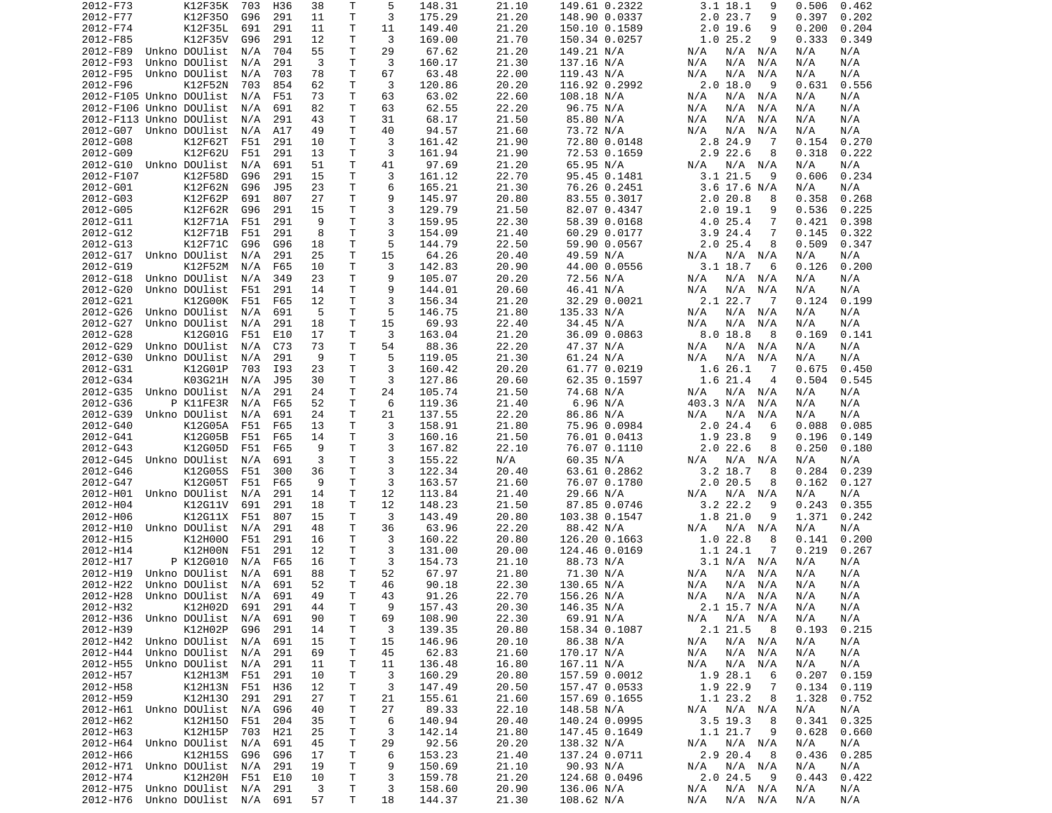| | | | | | | | | | | | | | | | | |
|---|---|---|---|---|---|---|---|---|---|---|---|---|---|---|---|---|
| 2012-F73 | | K12F35K | 703 | H36 | 38 | T | 5 | 148.31 | 21.10 | 149.61 | 0.2322 | 3.1 | 18.1 | 9 | 0.506 | 0.462 |
| 2012-F77 | | K12F35O | G96 | 291 | 11 | T | 3 | 175.29 | 21.20 | 148.90 | 0.0337 | 2.0 | 23.7 | 9 | 0.397 | 0.202 |
| 2012-F74 | | K12F35L | 691 | 291 | 11 | T | 11 | 149.40 | 21.20 | 150.10 | 0.1589 | 2.0 | 19.6 | 9 | 0.200 | 0.204 |
| 2012-F85 | | K12F35V | G96 | 291 | 12 | T | 3 | 169.00 | 21.70 | 150.34 | 0.0257 | 1.0 | 25.2 | 9 | 0.333 | 0.349 |
| 2012-F89 | Unkno | DOUlist | N/A | 704 | 55 | T | 29 | 67.62 | 21.20 | 149.21 | N/A | N/A | N/A | N/A | N/A | N/A |
| 2012-F93 | Unkno | DOUlist | N/A | 291 | 3 | T | 3 | 160.17 | 21.30 | 137.16 | N/A | N/A | N/A | N/A | N/A | N/A |
| 2012-F95 | Unkno | DOUlist | N/A | 703 | 78 | T | 67 | 63.48 | 22.00 | 119.43 | N/A | N/A | N/A | N/A | N/A | N/A |
| 2012-F96 | | K12F52N | 703 | 854 | 62 | T | 3 | 120.86 | 20.20 | 116.92 | 0.2992 | 2.0 | 18.0 | 9 | 0.631 | 0.556 |
| 2012-F105 | Unkno | DOUlist | N/A | F51 | 73 | T | 63 | 63.02 | 22.60 | 108.18 | N/A | N/A | N/A | N/A | N/A | N/A |
| 2012-F106 | Unkno | DOUlist | N/A | 691 | 82 | T | 63 | 62.55 | 22.20 | 96.75 | N/A | N/A | N/A | N/A | N/A | N/A |
| 2012-F113 | Unkno | DOUlist | N/A | 291 | 43 | T | 31 | 68.17 | 21.50 | 85.80 | N/A | N/A | N/A | N/A | N/A | N/A |
| 2012-G07 | Unkno | DOUlist | N/A | A17 | 49 | T | 40 | 94.57 | 21.60 | 73.72 | N/A | N/A | N/A | N/A | N/A | N/A |
| 2012-G08 | | K12F62T | F51 | 291 | 10 | T | 3 | 161.42 | 21.90 | 72.80 | 0.0148 | 2.8 | 24.9 | 7 | 0.154 | 0.270 |
| 2012-G09 | | K12F62U | F51 | 291 | 13 | T | 3 | 161.94 | 21.90 | 72.53 | 0.1659 | 2.9 | 22.6 | 8 | 0.318 | 0.222 |
| 2012-G10 | Unkno | DOUlist | N/A | 691 | 51 | T | 41 | 97.69 | 21.20 | 65.95 | N/A | N/A | N/A | N/A | N/A | N/A |
| 2012-F107 | | K12F58D | G96 | 291 | 15 | T | 3 | 161.12 | 22.70 | 95.45 | 0.1481 | 3.1 | 21.5 | 9 | 0.606 | 0.234 |
| 2012-G01 | | K12F62N | G96 | J95 | 23 | T | 6 | 165.21 | 21.30 | 76.26 | 0.2451 | 3.6 | 17.6 | N/A | N/A | N/A |
| 2012-G03 | | K12F62P | 691 | 807 | 27 | T | 9 | 145.97 | 20.80 | 83.55 | 0.3017 | 2.0 | 20.8 | 8 | 0.358 | 0.268 |
| 2012-G05 | | K12F62R | G96 | 291 | 15 | T | 3 | 129.79 | 21.50 | 82.07 | 0.4347 | 2.0 | 19.1 | 9 | 0.536 | 0.225 |
| 2012-G11 | | K12F71A | F51 | 291 | 9 | T | 3 | 159.95 | 22.30 | 58.39 | 0.0168 | 4.0 | 25.4 | 7 | 0.421 | 0.398 |
| 2012-G12 | | K12F71B | F51 | 291 | 8 | T | 3 | 154.09 | 21.40 | 60.29 | 0.0177 | 3.9 | 24.4 | 7 | 0.145 | 0.322 |
| 2012-G13 | | K12F71C | G96 | G96 | 18 | T | 5 | 144.79 | 22.50 | 59.90 | 0.0567 | 2.0 | 25.4 | 8 | 0.509 | 0.347 |
| 2012-G17 | Unkno | DOUlist | N/A | 291 | 25 | T | 15 | 64.26 | 20.40 | 49.59 | N/A | N/A | N/A | N/A | N/A | N/A |
| 2012-G19 | | K12F52M | N/A | F65 | 10 | T | 3 | 142.83 | 20.90 | 44.00 | 0.0556 | 3.1 | 18.7 | 6 | 0.126 | 0.200 |
| 2012-G18 | Unkno | DOUlist | N/A | 349 | 23 | T | 9 | 105.07 | 20.20 | 72.56 | N/A | N/A | N/A | N/A | N/A | N/A |
| 2012-G20 | Unkno | DOUlist | F51 | 291 | 14 | T | 9 | 144.01 | 20.60 | 46.41 | N/A | N/A | N/A | N/A | N/A | N/A |
| 2012-G21 | | K12G00K | F51 | F65 | 12 | T | 3 | 156.34 | 21.20 | 32.29 | 0.0021 | 2.1 | 22.7 | 7 | 0.124 | 0.199 |
| 2012-G26 | Unkno | DOUlist | N/A | 691 | 5 | T | 5 | 146.75 | 21.80 | 135.33 | N/A | N/A | N/A | N/A | N/A | N/A |
| 2012-G27 | Unkno | DOUlist | N/A | 291 | 18 | T | 15 | 69.93 | 22.40 | 34.45 | N/A | N/A | N/A | N/A | N/A | N/A |
| 2012-G28 | | K12G01G | F51 | E10 | 17 | T | 3 | 163.04 | 21.20 | 36.09 | 0.0863 | 8.0 | 18.8 | 8 | 0.169 | 0.141 |
| 2012-G29 | Unkno | DOUlist | N/A | C73 | 73 | T | 54 | 88.36 | 22.20 | 47.37 | N/A | N/A | N/A | N/A | N/A | N/A |
| 2012-G30 | Unkno | DOUlist | N/A | 291 | 9 | T | 5 | 119.05 | 21.30 | 61.24 | N/A | N/A | N/A | N/A | N/A | N/A |
| 2012-G31 | | K12G01P | 703 | I93 | 23 | T | 3 | 160.42 | 20.20 | 61.77 | 0.0219 | 1.6 | 26.1 | 7 | 0.675 | 0.450 |
| 2012-G34 | | K03G21H | N/A | J95 | 30 | T | 3 | 127.86 | 20.60 | 62.35 | 0.1597 | 1.6 | 21.4 | 4 | 0.504 | 0.545 |
| 2012-G35 | Unkno | DOUlist | N/A | 291 | 24 | T | 24 | 105.74 | 21.50 | 74.68 | N/A | N/A | N/A | N/A | N/A | N/A |
| 2012-G36 | P | K11FE3R | N/A | F65 | 52 | T | 6 | 119.36 | 21.40 | 6.96 | N/A | 403.3 | N/A | N/A | N/A | N/A |
| 2012-G39 | Unkno | DOUlist | N/A | 691 | 24 | T | 21 | 137.55 | 22.20 | 86.86 | N/A | N/A | N/A | N/A | N/A | N/A |
| 2012-G40 | | K12G05A | F51 | F65 | 13 | T | 3 | 158.91 | 21.80 | 75.96 | 0.0984 | 2.0 | 24.4 | 6 | 0.088 | 0.085 |
| 2012-G41 | | K12G05B | F51 | F65 | 14 | T | 3 | 160.16 | 21.50 | 76.01 | 0.0413 | 1.9 | 23.8 | 9 | 0.196 | 0.149 |
| 2012-G43 | | K12G05D | F51 | F65 | 9 | T | 3 | 167.82 | 22.10 | 76.07 | 0.1110 | 2.0 | 22.6 | 8 | 0.250 | 0.180 |
| 2012-G45 | Unkno | DOUlist | N/A | 691 | 3 | T | 3 | 155.22 | N/A | 60.35 | N/A | N/A | N/A | N/A | N/A | N/A |
| 2012-G46 | | K12G05S | F51 | 300 | 36 | T | 3 | 122.34 | 20.40 | 63.61 | 0.2862 | 3.2 | 18.7 | 8 | 0.284 | 0.239 |
| 2012-G47 | | K12G05T | F51 | F65 | 9 | T | 3 | 163.57 | 21.60 | 76.07 | 0.1780 | 2.0 | 20.5 | 8 | 0.162 | 0.127 |
| 2012-H01 | Unkno | DOUlist | N/A | 291 | 14 | T | 12 | 113.84 | 21.40 | 29.66 | N/A | N/A | N/A | N/A | N/A | N/A |
| 2012-H04 | | K12G11V | 691 | 291 | 18 | T | 12 | 148.23 | 21.50 | 87.85 | 0.0746 | 3.2 | 22.2 | 9 | 0.243 | 0.355 |
| 2012-H06 | | K12G11X | F51 | 807 | 15 | T | 3 | 143.49 | 20.80 | 103.38 | 0.1547 | 1.8 | 21.0 | 9 | 1.371 | 0.242 |
| 2012-H10 | Unkno | DOUlist | N/A | 291 | 48 | T | 36 | 63.96 | 22.20 | 88.42 | N/A | N/A | N/A | N/A | N/A | N/A |
| 2012-H15 | | K12H00O | F51 | 291 | 16 | T | 3 | 160.22 | 20.80 | 126.20 | 0.1663 | 1.0 | 22.8 | 8 | 0.141 | 0.200 |
| 2012-H14 | | K12H00N | F51 | 291 | 12 | T | 3 | 131.00 | 20.00 | 124.46 | 0.0169 | 1.1 | 24.1 | 7 | 0.219 | 0.267 |
| 2012-H17 | P | K12G010 | N/A | F65 | 16 | T | 3 | 154.73 | 21.10 | 88.73 | N/A | 3.1 | N/A | N/A | N/A | N/A |
| 2012-H19 | Unkno | DOUlist | N/A | 691 | 88 | T | 52 | 67.97 | 21.80 | 71.30 | N/A | N/A | N/A | N/A | N/A | N/A |
| 2012-H22 | Unkno | DOUlist | N/A | 691 | 52 | T | 46 | 90.18 | 22.30 | 130.65 | N/A | N/A | N/A | N/A | N/A | N/A |
| 2012-H28 | Unkno | DOUlist | N/A | 691 | 49 | T | 43 | 91.26 | 22.70 | 156.26 | N/A | N/A | N/A | N/A | N/A | N/A |
| 2012-H32 | | K12H02D | 691 | 291 | 44 | T | 9 | 157.43 | 20.30 | 146.35 | N/A | 2.1 | 15.7 | N/A | N/A | N/A |
| 2012-H36 | Unkno | DOUlist | N/A | 691 | 90 | T | 69 | 108.90 | 22.30 | 69.91 | N/A | N/A | N/A | N/A | N/A | N/A |
| 2012-H39 | | K12H02P | G96 | 291 | 14 | T | 3 | 139.35 | 20.80 | 158.34 | 0.1087 | 2.1 | 21.5 | 8 | 0.193 | 0.215 |
| 2012-H42 | Unkno | DOUlist | N/A | 691 | 15 | T | 15 | 146.96 | 20.10 | 86.38 | N/A | N/A | N/A | N/A | N/A | N/A |
| 2012-H44 | Unkno | DOUlist | N/A | 291 | 69 | T | 45 | 62.83 | 21.60 | 170.17 | N/A | N/A | N/A | N/A | N/A | N/A |
| 2012-H55 | Unkno | DOUlist | N/A | 291 | 11 | T | 11 | 136.48 | 16.80 | 167.11 | N/A | N/A | N/A | N/A | N/A | N/A |
| 2012-H57 | | K12H13M | F51 | 291 | 10 | T | 3 | 160.29 | 20.80 | 157.59 | 0.0012 | 1.9 | 28.1 | 6 | 0.207 | 0.159 |
| 2012-H58 | | K12H13N | F51 | H36 | 12 | T | 3 | 147.49 | 20.50 | 157.47 | 0.0533 | 1.9 | 22.9 | 7 | 0.134 | 0.119 |
| 2012-H59 | | K12H13O | 291 | 291 | 27 | T | 21 | 155.61 | 21.60 | 157.69 | 0.1655 | 1.1 | 23.2 | 8 | 1.328 | 0.752 |
| 2012-H61 | Unkno | DOUlist | N/A | G96 | 40 | T | 27 | 89.33 | 22.10 | 148.58 | N/A | N/A | N/A | N/A | N/A | N/A |
| 2012-H62 | | K12H15O | F51 | 204 | 35 | T | 6 | 140.94 | 20.40 | 140.24 | 0.0995 | 3.5 | 19.3 | 8 | 0.341 | 0.325 |
| 2012-H63 | | K12H15P | 703 | H21 | 25 | T | 3 | 142.14 | 21.80 | 147.45 | 0.1649 | 1.1 | 21.7 | 9 | 0.628 | 0.660 |
| 2012-H64 | Unkno | DOUlist | N/A | 691 | 45 | T | 29 | 92.56 | 20.20 | 138.32 | N/A | N/A | N/A | N/A | N/A | N/A |
| 2012-H66 | | K12H15S | G96 | G96 | 17 | T | 6 | 153.23 | 21.40 | 137.24 | 0.0711 | 2.9 | 20.4 | 8 | 0.436 | 0.285 |
| 2012-H71 | Unkno | DOUlist | N/A | 291 | 19 | T | 9 | 150.69 | 21.10 | 90.93 | N/A | N/A | N/A | N/A | N/A | N/A |
| 2012-H74 | | K12H20H | F51 | E10 | 10 | T | 3 | 159.78 | 21.20 | 124.68 | 0.0496 | 2.0 | 24.5 | 9 | 0.443 | 0.422 |
| 2012-H75 | Unkno | DOUlist | N/A | 291 | 3 | T | 3 | 158.60 | 20.90 | 136.06 | N/A | N/A | N/A | N/A | N/A | N/A |
| 2012-H76 | Unkno | DOUlist | N/A | 691 | 57 | T | 18 | 144.37 | 21.30 | 108.62 | N/A | N/A | N/A | N/A | N/A | N/A |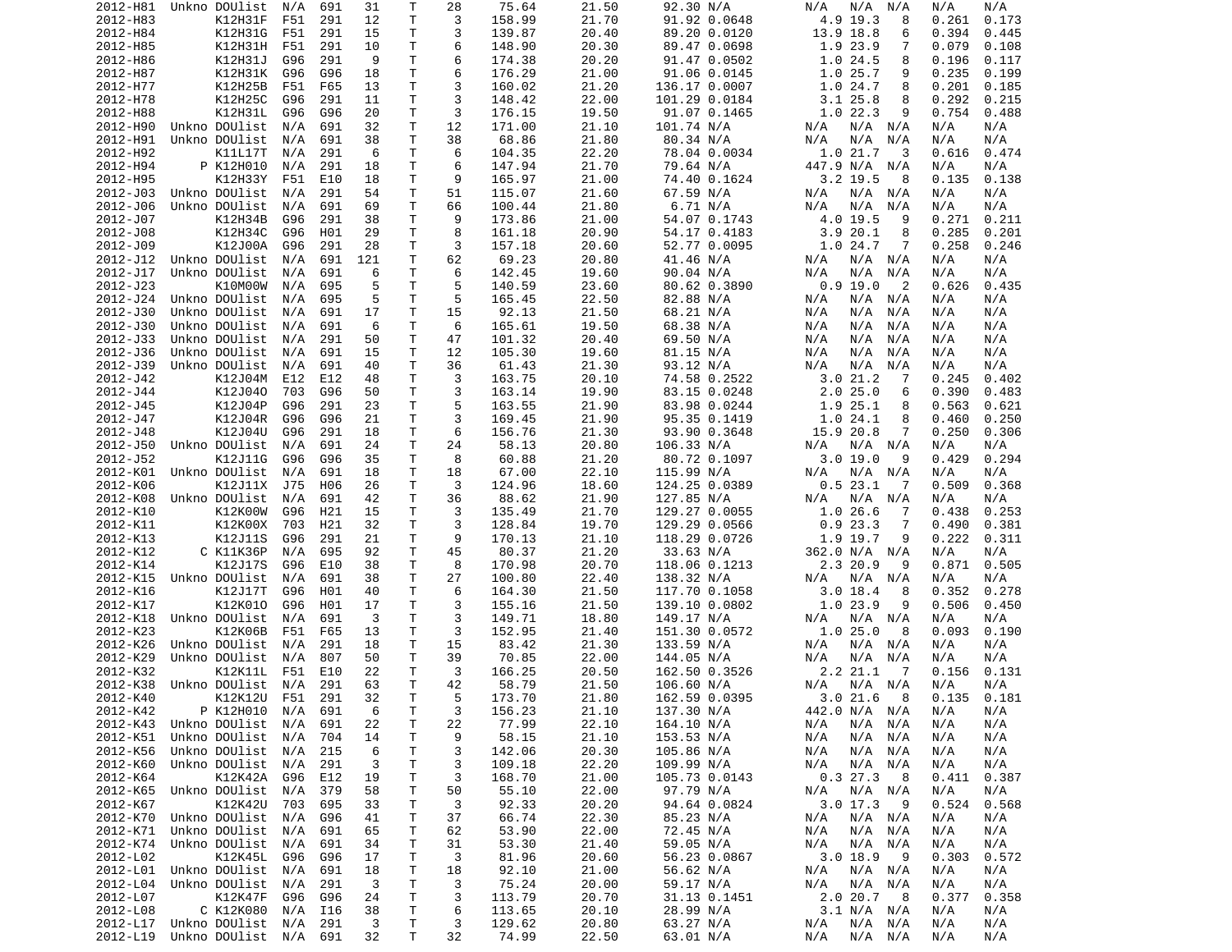| | | | | | | | | | | | | | | | | |
|---|---|---|---|---|---|---|---|---|---|---|---|---|---|---|---|---|
| 2012-H81 | Unkno | DOUlist | N/A | 691 | 31 | T | 28 | 75.64 | 21.50 | 92.30 | N/A | N/A | N/A | N/A | N/A | N/A |
| 2012-H83 | | K12H31F | F51 | 291 | 12 | T | 3 | 158.99 | 21.70 | 91.92 | 0.0648 | 4.9 | 19.3 | 8 | 0.261 | 0.173 |
| 2012-H84 | | K12H31G | F51 | 291 | 15 | T | 3 | 139.87 | 20.40 | 89.20 | 0.0120 | 13.9 | 18.8 | 6 | 0.394 | 0.445 |
| 2012-H85 | | K12H31H | F51 | 291 | 10 | T | 6 | 148.90 | 20.30 | 89.47 | 0.0698 | 1.9 | 23.9 | 7 | 0.079 | 0.108 |
| 2012-H86 | | K12H31J | G96 | 291 | 9 | T | 6 | 174.38 | 20.20 | 91.47 | 0.0502 | 1.0 | 24.5 | 8 | 0.196 | 0.117 |
| 2012-H87 | | K12H31K | G96 | G96 | 18 | T | 6 | 176.29 | 21.00 | 91.06 | 0.0145 | 1.0 | 25.7 | 9 | 0.235 | 0.199 |
| 2012-H77 | | K12H25B | F51 | F65 | 13 | T | 3 | 160.02 | 21.20 | 136.17 | 0.0007 | 1.0 | 24.7 | 8 | 0.201 | 0.185 |
| 2012-H78 | | K12H25C | G96 | 291 | 11 | T | 3 | 148.42 | 22.00 | 101.29 | 0.0184 | 3.1 | 25.8 | 8 | 0.292 | 0.215 |
| 2012-H88 | | K12H31L | G96 | G96 | 20 | T | 3 | 176.15 | 19.50 | 91.07 | 0.1465 | 1.0 | 22.3 | 9 | 0.754 | 0.488 |
| 2012-H90 | Unkno | DOUlist | N/A | 691 | 32 | T | 12 | 171.00 | 21.10 | 101.74 | N/A | N/A | N/A | N/A | N/A | N/A |
| 2012-H91 | Unkno | DOUlist | N/A | 691 | 38 | T | 38 | 68.86 | 21.80 | 80.34 | N/A | N/A | N/A | N/A | N/A | N/A |
| 2012-H92 | | K11L17T | N/A | 291 | 6 | T | 6 | 104.35 | 22.20 | 78.04 | 0.0034 | 1.0 | 21.7 | 3 | 0.616 | 0.474 |
| 2012-H94 | P | K12H010 | N/A | 291 | 18 | T | 6 | 147.94 | 21.70 | 79.64 | N/A | 447.9 | N/A | N/A | N/A | N/A |
| 2012-H95 | | K12H33Y | F51 | E10 | 18 | T | 9 | 165.97 | 21.00 | 74.40 | 0.1624 | 3.2 | 19.5 | 8 | 0.135 | 0.138 |
| 2012-J03 | Unkno | DOUlist | N/A | 291 | 54 | T | 51 | 115.07 | 21.60 | 67.59 | N/A | N/A | N/A | N/A | N/A | N/A |
| 2012-J06 | Unkno | DOUlist | N/A | 691 | 69 | T | 66 | 100.44 | 21.80 | 6.71 | N/A | N/A | N/A | N/A | N/A | N/A |
| 2012-J07 | | K12H34B | G96 | 291 | 38 | T | 9 | 173.86 | 21.00 | 54.07 | 0.1743 | 4.0 | 19.5 | 9 | 0.271 | 0.211 |
| 2012-J08 | | K12H34C | G96 | H01 | 29 | T | 8 | 161.18 | 20.90 | 54.17 | 0.4183 | 3.9 | 20.1 | 8 | 0.285 | 0.201 |
| 2012-J09 | | K12J00A | G96 | 291 | 28 | T | 3 | 157.18 | 20.60 | 52.77 | 0.0095 | 1.0 | 24.7 | 7 | 0.258 | 0.246 |
| 2012-J12 | Unkno | DOUlist | N/A | 691 | 121 | T | 62 | 69.23 | 20.80 | 41.46 | N/A | N/A | N/A | N/A | N/A | N/A |
| 2012-J17 | Unkno | DOUlist | N/A | 691 | 6 | T | 6 | 142.45 | 19.60 | 90.04 | N/A | N/A | N/A | N/A | N/A | N/A |
| 2012-J23 | | K10M00W | N/A | 695 | 5 | T | 5 | 140.59 | 23.60 | 80.62 | 0.3890 | 0.9 | 19.0 | 2 | 0.626 | 0.435 |
| 2012-J24 | Unkno | DOUlist | N/A | 695 | 5 | T | 5 | 165.45 | 22.50 | 82.88 | N/A | N/A | N/A | N/A | N/A | N/A |
| 2012-J30 | Unkno | DOUlist | N/A | 691 | 17 | T | 15 | 92.13 | 21.50 | 68.21 | N/A | N/A | N/A | N/A | N/A | N/A |
| 2012-J30 | Unkno | DOUlist | N/A | 691 | 6 | T | 6 | 165.61 | 19.50 | 68.38 | N/A | N/A | N/A | N/A | N/A | N/A |
| 2012-J33 | Unkno | DOUlist | N/A | 291 | 50 | T | 47 | 101.32 | 20.40 | 69.50 | N/A | N/A | N/A | N/A | N/A | N/A |
| 2012-J36 | Unkno | DOUlist | N/A | 691 | 15 | T | 12 | 105.30 | 19.60 | 81.15 | N/A | N/A | N/A | N/A | N/A | N/A |
| 2012-J39 | Unkno | DOUlist | N/A | 691 | 40 | T | 36 | 61.43 | 21.30 | 93.12 | N/A | N/A | N/A | N/A | N/A | N/A |
| 2012-J42 | | K12J04M | E12 | E12 | 48 | T | 3 | 163.75 | 20.10 | 74.58 | 0.2522 | 3.0 | 21.2 | 7 | 0.245 | 0.402 |
| 2012-J44 | | K12J04O | 703 | G96 | 50 | T | 3 | 163.14 | 19.90 | 83.15 | 0.0248 | 2.0 | 25.0 | 6 | 0.390 | 0.483 |
| 2012-J45 | | K12J04P | G96 | 291 | 23 | T | 5 | 163.55 | 21.90 | 83.98 | 0.0244 | 1.9 | 25.1 | 8 | 0.563 | 0.621 |
| 2012-J47 | | K12J04R | G96 | G96 | 21 | T | 3 | 169.45 | 21.90 | 95.35 | 0.1419 | 1.0 | 24.1 | 8 | 0.460 | 0.250 |
| 2012-J48 | | K12J04U | G96 | 291 | 18 | T | 6 | 156.76 | 21.30 | 93.90 | 0.3648 | 15.9 | 20.8 | 7 | 0.250 | 0.306 |
| 2012-J50 | Unkno | DOUlist | N/A | 691 | 24 | T | 24 | 58.13 | 20.80 | 106.33 | N/A | N/A | N/A | N/A | N/A | N/A |
| 2012-J52 | | K12J11G | G96 | G96 | 35 | T | 8 | 60.88 | 21.20 | 80.72 | 0.1097 | 3.0 | 19.0 | 9 | 0.429 | 0.294 |
| 2012-K01 | Unkno | DOUlist | N/A | 691 | 18 | T | 18 | 67.00 | 22.10 | 115.99 | N/A | N/A | N/A | N/A | N/A | N/A |
| 2012-K06 | | K12J11X | J75 | H06 | 26 | T | 3 | 124.96 | 18.60 | 124.25 | 0.0389 | 0.5 | 23.1 | 7 | 0.509 | 0.368 |
| 2012-K08 | Unkno | DOUlist | N/A | 691 | 42 | T | 36 | 88.62 | 21.90 | 127.85 | N/A | N/A | N/A | N/A | N/A | N/A |
| 2012-K10 | | K12K00W | G96 | H21 | 15 | T | 3 | 135.49 | 21.70 | 129.27 | 0.0055 | 1.0 | 26.6 | 7 | 0.438 | 0.253 |
| 2012-K11 | | K12K00X | 703 | H21 | 32 | T | 3 | 128.84 | 19.70 | 129.29 | 0.0566 | 0.9 | 23.3 | 7 | 0.490 | 0.381 |
| 2012-K13 | | K12J11S | G96 | 291 | 21 | T | 9 | 170.13 | 21.10 | 118.29 | 0.0726 | 1.9 | 19.7 | 9 | 0.222 | 0.311 |
| 2012-K12 | C | K11K36P | N/A | 695 | 92 | T | 45 | 80.37 | 21.20 | 33.63 | N/A | 362.0 | N/A | N/A | N/A | N/A |
| 2012-K14 | | K12J17S | G96 | E10 | 38 | T | 8 | 170.98 | 20.70 | 118.06 | 0.1213 | 2.3 | 20.9 | 9 | 0.871 | 0.505 |
| 2012-K15 | Unkno | DOUlist | N/A | 691 | 38 | T | 27 | 100.80 | 22.40 | 138.32 | N/A | N/A | N/A | N/A | N/A | N/A |
| 2012-K16 | | K12J17T | G96 | H01 | 40 | T | 6 | 164.30 | 21.50 | 117.70 | 0.1058 | 3.0 | 18.4 | 8 | 0.352 | 0.278 |
| 2012-K17 | | K12K01O | G96 | H01 | 17 | T | 3 | 155.16 | 21.50 | 139.10 | 0.0802 | 1.0 | 23.9 | 9 | 0.506 | 0.450 |
| 2012-K18 | Unkno | DOUlist | N/A | 691 | 3 | T | 3 | 149.71 | 18.80 | 149.17 | N/A | N/A | N/A | N/A | N/A | N/A |
| 2012-K23 | | K12K06B | F51 | F65 | 13 | T | 3 | 152.95 | 21.40 | 151.30 | 0.0572 | 1.0 | 25.0 | 8 | 0.093 | 0.190 |
| 2012-K26 | Unkno | DOUlist | N/A | 291 | 18 | T | 15 | 83.42 | 21.30 | 133.59 | N/A | N/A | N/A | N/A | N/A | N/A |
| 2012-K29 | Unkno | DOUlist | N/A | 807 | 50 | T | 39 | 70.85 | 22.00 | 144.05 | N/A | N/A | N/A | N/A | N/A | N/A |
| 2012-K32 | | K12K11L | F51 | E10 | 22 | T | 3 | 166.25 | 20.50 | 162.50 | 0.3526 | 2.2 | 21.1 | 7 | 0.156 | 0.131 |
| 2012-K38 | Unkno | DOUlist | N/A | 291 | 63 | T | 42 | 58.79 | 21.50 | 106.60 | N/A | N/A | N/A | N/A | N/A | N/A |
| 2012-K40 | | K12K12U | F51 | 291 | 32 | T | 5 | 173.70 | 21.80 | 162.59 | 0.0395 | 3.0 | 21.6 | 8 | 0.135 | 0.181 |
| 2012-K42 | P | K12H010 | N/A | 691 | 6 | T | 3 | 156.23 | 21.10 | 137.30 | N/A | 442.0 | N/A | N/A | N/A | N/A |
| 2012-K43 | Unkno | DOUlist | N/A | 691 | 22 | T | 22 | 77.99 | 22.10 | 164.10 | N/A | N/A | N/A | N/A | N/A | N/A |
| 2012-K51 | Unkno | DOUlist | N/A | 704 | 14 | T | 9 | 58.15 | 21.10 | 153.53 | N/A | N/A | N/A | N/A | N/A | N/A |
| 2012-K56 | Unkno | DOUlist | N/A | 215 | 6 | T | 3 | 142.06 | 20.30 | 105.86 | N/A | N/A | N/A | N/A | N/A | N/A |
| 2012-K60 | Unkno | DOUlist | N/A | 291 | 3 | T | 3 | 109.18 | 22.20 | 109.99 | N/A | N/A | N/A | N/A | N/A | N/A |
| 2012-K64 | | K12K42A | G96 | E12 | 19 | T | 3 | 168.70 | 21.00 | 105.73 | 0.0143 | 0.3 | 27.3 | 8 | 0.411 | 0.387 |
| 2012-K65 | Unkno | DOUlist | N/A | 379 | 58 | T | 50 | 55.10 | 22.00 | 97.79 | N/A | N/A | N/A | N/A | N/A | N/A |
| 2012-K67 | | K12K42U | 703 | 695 | 33 | T | 3 | 92.33 | 20.20 | 94.64 | 0.0824 | 3.0 | 17.3 | 9 | 0.524 | 0.568 |
| 2012-K70 | Unkno | DOUlist | N/A | G96 | 41 | T | 37 | 66.74 | 22.30 | 85.23 | N/A | N/A | N/A | N/A | N/A | N/A |
| 2012-K71 | Unkno | DOUlist | N/A | 691 | 65 | T | 62 | 53.90 | 22.00 | 72.45 | N/A | N/A | N/A | N/A | N/A | N/A |
| 2012-K74 | Unkno | DOUlist | N/A | 691 | 34 | T | 31 | 53.30 | 21.40 | 59.05 | N/A | N/A | N/A | N/A | N/A | N/A |
| 2012-L02 | | K12K45L | G96 | G96 | 17 | T | 3 | 81.96 | 20.60 | 56.23 | 0.0867 | 3.0 | 18.9 | 9 | 0.303 | 0.572 |
| 2012-L01 | Unkno | DOUlist | N/A | 691 | 18 | T | 18 | 92.10 | 21.00 | 56.62 | N/A | N/A | N/A | N/A | N/A | N/A |
| 2012-L04 | Unkno | DOUlist | N/A | 291 | 3 | T | 3 | 75.24 | 20.00 | 59.17 | N/A | N/A | N/A | N/A | N/A | N/A |
| 2012-L07 | | K12K47F | G96 | G96 | 24 | T | 3 | 113.79 | 20.70 | 31.13 | 0.1451 | 2.0 | 20.7 | 8 | 0.377 | 0.358 |
| 2012-L08 | C | K12K080 | N/A | I16 | 38 | T | 6 | 113.65 | 20.10 | 28.99 | N/A | 3.1 | N/A | N/A | N/A | N/A |
| 2012-L17 | Unkno | DOUlist | N/A | 291 | 3 | T | 3 | 129.62 | 20.80 | 63.27 | N/A | N/A | N/A | N/A | N/A | N/A |
| 2012-L19 | Unkno | DOUlist | N/A | 691 | 32 | T | 32 | 74.99 | 22.50 | 63.01 | N/A | N/A | N/A | N/A | N/A | N/A |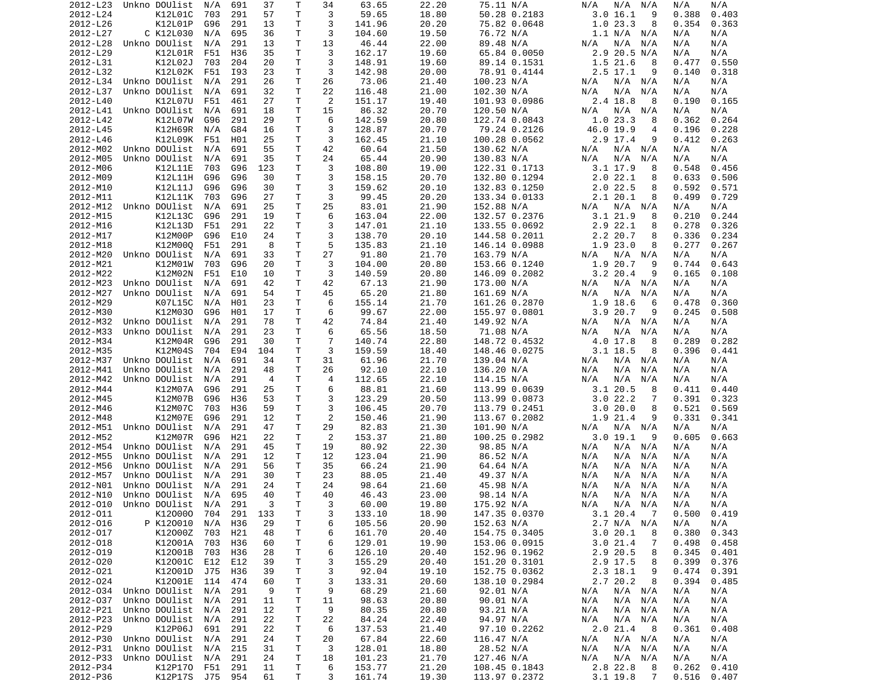| | | | | | | | | | | | | | | | | |
|---|---|---|---|---|---|---|---|---|---|---|---|---|---|---|---|---|
| 2012-L23 | Unkno | DOUlist | N/A | 691 | 37 | T | 34 | 63.65 | 22.20 | 75.11 | N/A | N/A | N/A | N/A | N/A | N/A |
| 2012-L24 | | K12L01C | 703 | 291 | 57 | T | 3 | 59.65 | 18.80 | 50.28 | 0.2183 | 3.0 | 16.1 | 9 | 0.388 | 0.403 |
| 2012-L26 | | K12L01P | G96 | 291 | 13 | T | 3 | 141.96 | 20.20 | 75.82 | 0.0648 | 1.0 | 23.3 | 8 | 0.354 | 0.363 |
| 2012-L27 | C | K12L030 | N/A | 695 | 36 | T | 3 | 104.60 | 19.50 | 76.72 | N/A | 1.1 | N/A | N/A | N/A | N/A |
| 2012-L28 | Unkno | DOUlist | N/A | 291 | 13 | T | 13 | 46.44 | 22.00 | 89.48 | N/A | N/A | N/A | N/A | N/A | N/A |
| 2012-L29 | | K12L01R | F51 | H36 | 35 | T | 3 | 162.17 | 19.60 | 65.84 | 0.0050 | 2.9 | 20.5 | N/A | N/A | N/A |
| 2012-L31 | | K12L02J | 703 | 204 | 20 | T | 3 | 148.91 | 19.60 | 89.14 | 0.1531 | 1.5 | 21.6 | 8 | 0.477 | 0.550 |
| 2012-L32 | | K12L02K | F51 | I93 | 23 | T | 3 | 142.98 | 20.00 | 78.91 | 0.4144 | 2.5 | 17.1 | 9 | 0.140 | 0.318 |
| 2012-L34 | Unkno | DOUlist | N/A | 291 | 26 | T | 26 | 73.06 | 21.40 | 100.23 | N/A | N/A | N/A | N/A | N/A | N/A |
| 2012-L37 | Unkno | DOUlist | N/A | 691 | 32 | T | 22 | 116.48 | 21.00 | 102.30 | N/A | N/A | N/A | N/A | N/A | N/A |
| 2012-L40 | | K12L07U | F51 | 461 | 27 | T | 2 | 151.17 | 19.40 | 101.93 | 0.0986 | 2.4 | 18.8 | 8 | 0.190 | 0.165 |
| 2012-L41 | Unkno | DOUlist | N/A | 691 | 18 | T | 15 | 86.32 | 20.70 | 120.50 | N/A | N/A | N/A | N/A | N/A | N/A |
| 2012-L42 | | K12L07W | G96 | 291 | 29 | T | 6 | 142.59 | 20.80 | 122.74 | 0.0843 | 1.0 | 23.3 | 8 | 0.362 | 0.264 |
| 2012-L45 | | K12H69R | N/A | G84 | 16 | T | 3 | 128.87 | 20.70 | 79.24 | 0.2126 | 46.0 | 19.9 | 4 | 0.196 | 0.228 |
| 2012-L46 | | K12L09K | F51 | H01 | 25 | T | 3 | 162.45 | 21.10 | 100.28 | 0.0562 | 2.9 | 17.4 | 9 | 0.412 | 0.263 |
| 2012-M02 | Unkno | DOUlist | N/A | 691 | 55 | T | 42 | 60.64 | 21.50 | 130.62 | N/A | N/A | N/A | N/A | N/A | N/A |
| 2012-M05 | Unkno | DOUlist | N/A | 691 | 35 | T | 24 | 65.44 | 20.90 | 130.83 | N/A | N/A | N/A | N/A | N/A | N/A |
| 2012-M06 | | K12L11E | 703 | G96 | 123 | T | 3 | 108.80 | 19.00 | 122.31 | 0.1713 | 3.1 | 17.9 | 8 | 0.548 | 0.456 |
| 2012-M09 | | K12L11H | G96 | G96 | 30 | T | 3 | 158.15 | 20.70 | 132.80 | 0.1294 | 2.0 | 22.1 | 8 | 0.633 | 0.506 |
| 2012-M10 | | K12L11J | G96 | G96 | 30 | T | 3 | 159.62 | 20.10 | 132.83 | 0.1250 | 2.0 | 22.5 | 8 | 0.592 | 0.571 |
| 2012-M11 | | K12L11K | 703 | G96 | 27 | T | 3 | 99.45 | 20.20 | 133.34 | 0.0133 | 2.1 | 20.1 | 8 | 0.499 | 0.729 |
| 2012-M12 | Unkno | DOUlist | N/A | 691 | 25 | T | 25 | 83.01 | 21.90 | 152.88 | N/A | N/A | N/A | N/A | N/A | N/A |
| 2012-M15 | | K12L13C | G96 | 291 | 19 | T | 6 | 163.04 | 22.00 | 132.57 | 0.2376 | 3.1 | 21.9 | 8 | 0.210 | 0.244 |
| 2012-M16 | | K12L13D | F51 | 291 | 22 | T | 3 | 147.01 | 21.10 | 133.55 | 0.0692 | 2.9 | 22.1 | 8 | 0.278 | 0.326 |
| 2012-M17 | | K12M00P | G96 | E10 | 24 | T | 3 | 138.70 | 20.10 | 144.58 | 0.2011 | 2.2 | 20.7 | 8 | 0.336 | 0.234 |
| 2012-M18 | | K12M00Q | F51 | 291 | 8 | T | 5 | 135.83 | 21.10 | 146.14 | 0.0988 | 1.9 | 23.0 | 8 | 0.277 | 0.267 |
| 2012-M20 | Unkno | DOUlist | N/A | 691 | 33 | T | 27 | 91.80 | 21.70 | 163.79 | N/A | N/A | N/A | N/A | N/A | N/A |
| 2012-M21 | | K12M01W | 703 | G96 | 20 | T | 3 | 104.00 | 20.80 | 153.66 | 0.1240 | 1.9 | 20.7 | 9 | 0.744 | 0.643 |
| 2012-M22 | | K12M02N | F51 | E10 | 10 | T | 3 | 140.59 | 20.80 | 146.09 | 0.2082 | 3.2 | 20.4 | 9 | 0.165 | 0.108 |
| 2012-M23 | Unkno | DOUlist | N/A | 691 | 42 | T | 42 | 67.13 | 21.90 | 173.00 | N/A | N/A | N/A | N/A | N/A | N/A |
| 2012-M27 | Unkno | DOUlist | N/A | 691 | 54 | T | 45 | 65.20 | 21.80 | 161.69 | N/A | N/A | N/A | N/A | N/A | N/A |
| 2012-M29 | | K07L15C | N/A | H01 | 23 | T | 6 | 155.14 | 21.70 | 161.26 | 0.2870 | 1.9 | 18.6 | 6 | 0.478 | 0.360 |
| 2012-M30 | | K12M03O | G96 | H01 | 17 | T | 6 | 99.67 | 22.00 | 155.97 | 0.0801 | 3.9 | 20.7 | 9 | 0.245 | 0.508 |
| 2012-M32 | Unkno | DOUlist | N/A | 291 | 78 | T | 42 | 74.84 | 21.40 | 149.92 | N/A | N/A | N/A | N/A | N/A | N/A |
| 2012-M33 | Unkno | DOUlist | N/A | 291 | 23 | T | 6 | 65.56 | 18.50 | 71.08 | N/A | N/A | N/A | N/A | N/A | N/A |
| 2012-M34 | | K12M04R | G96 | 291 | 30 | T | 7 | 140.74 | 22.80 | 148.72 | 0.4532 | 4.0 | 17.8 | 8 | 0.289 | 0.282 |
| 2012-M35 | | K12M04S | 704 | E94 | 104 | T | 3 | 159.59 | 18.40 | 148.46 | 0.0275 | 3.1 | 18.5 | 8 | 0.396 | 0.441 |
| 2012-M37 | Unkno | DOUlist | N/A | 691 | 34 | T | 31 | 61.96 | 21.70 | 139.04 | N/A | N/A | N/A | N/A | N/A | N/A |
| 2012-M41 | Unkno | DOUlist | N/A | 291 | 48 | T | 26 | 92.10 | 22.10 | 136.20 | N/A | N/A | N/A | N/A | N/A | N/A |
| 2012-M42 | Unkno | DOUlist | N/A | 291 | 4 | T | 4 | 112.65 | 22.10 | 114.15 | N/A | N/A | N/A | N/A | N/A | N/A |
| 2012-M44 | | K12M07A | G96 | 291 | 25 | T | 6 | 88.81 | 21.60 | 113.99 | 0.0639 | 3.1 | 20.5 | 8 | 0.411 | 0.440 |
| 2012-M45 | | K12M07B | G96 | H36 | 53 | T | 3 | 123.29 | 20.50 | 113.99 | 0.0873 | 3.0 | 22.2 | 7 | 0.391 | 0.323 |
| 2012-M46 | | K12M07C | 703 | H36 | 59 | T | 3 | 106.45 | 20.70 | 113.79 | 0.2451 | 3.0 | 20.0 | 8 | 0.521 | 0.569 |
| 2012-M48 | | K12M07E | G96 | 291 | 12 | T | 2 | 150.46 | 21.90 | 113.67 | 0.2082 | 1.9 | 21.4 | 9 | 0.331 | 0.341 |
| 2012-M51 | Unkno | DOUlist | N/A | 291 | 47 | T | 29 | 82.83 | 21.30 | 101.90 | N/A | N/A | N/A | N/A | N/A | N/A |
| 2012-M52 | | K12M07R | G96 | H21 | 22 | T | 2 | 153.37 | 21.80 | 100.25 | 0.2982 | 3.0 | 19.1 | 9 | 0.605 | 0.663 |
| 2012-M54 | Unkno | DOUlist | N/A | 291 | 45 | T | 19 | 80.92 | 22.30 | 98.85 | N/A | N/A | N/A | N/A | N/A | N/A |
| 2012-M55 | Unkno | DOUlist | N/A | 291 | 12 | T | 12 | 123.04 | 21.90 | 86.52 | N/A | N/A | N/A | N/A | N/A | N/A |
| 2012-M56 | Unkno | DOUlist | N/A | 291 | 56 | T | 35 | 66.24 | 21.90 | 64.64 | N/A | N/A | N/A | N/A | N/A | N/A |
| 2012-M57 | Unkno | DOUlist | N/A | 291 | 30 | T | 23 | 88.05 | 21.40 | 49.37 | N/A | N/A | N/A | N/A | N/A | N/A |
| 2012-N01 | Unkno | DOUlist | N/A | 291 | 24 | T | 24 | 98.64 | 21.60 | 45.98 | N/A | N/A | N/A | N/A | N/A | N/A |
| 2012-N10 | Unkno | DOUlist | N/A | 695 | 40 | T | 40 | 46.43 | 23.00 | 98.14 | N/A | N/A | N/A | N/A | N/A | N/A |
| 2012-O10 | Unkno | DOUlist | N/A | 291 | 3 | T | 3 | 60.00 | 19.80 | 175.92 | N/A | N/A | N/A | N/A | N/A | N/A |
| 2012-O11 | | K12O00O | 704 | 291 | 133 | T | 3 | 133.10 | 18.90 | 147.35 | 0.0370 | 3.1 | 20.4 | 7 | 0.500 | 0.419 |
| 2012-O16 | P | K12O010 | N/A | H36 | 29 | T | 6 | 105.56 | 20.90 | 152.63 | N/A | 2.7 | N/A | N/A | N/A | N/A |
| 2012-O17 | | K12O00Z | 703 | H21 | 48 | T | 6 | 161.70 | 20.40 | 154.75 | 0.3405 | 3.0 | 20.1 | 8 | 0.380 | 0.343 |
| 2012-O18 | | K12O01A | 703 | H36 | 60 | T | 6 | 129.01 | 19.90 | 153.06 | 0.0915 | 3.0 | 21.4 | 7 | 0.498 | 0.458 |
| 2012-O19 | | K12O01B | 703 | H36 | 28 | T | 6 | 126.10 | 20.40 | 152.96 | 0.1962 | 2.9 | 20.5 | 8 | 0.345 | 0.401 |
| 2012-O20 | | K12O01C | E12 | E12 | 39 | T | 3 | 155.29 | 20.40 | 151.20 | 0.3101 | 2.9 | 17.5 | 8 | 0.399 | 0.376 |
| 2012-O21 | | K12O01D | J75 | H36 | 39 | T | 3 | 92.04 | 19.10 | 152.75 | 0.0362 | 2.3 | 18.1 | 9 | 0.474 | 0.391 |
| 2012-O24 | | K12O01E | 114 | 474 | 60 | T | 3 | 133.31 | 20.60 | 138.10 | 0.2984 | 2.7 | 20.2 | 8 | 0.394 | 0.485 |
| 2012-O34 | Unkno | DOUlist | N/A | 291 | 9 | T | 9 | 68.29 | 21.60 | 92.01 | N/A | N/A | N/A | N/A | N/A | N/A |
| 2012-O37 | Unkno | DOUlist | N/A | 291 | 11 | T | 11 | 98.63 | 20.80 | 90.01 | N/A | N/A | N/A | N/A | N/A | N/A |
| 2012-P21 | Unkno | DOUlist | N/A | 291 | 12 | T | 9 | 80.35 | 20.80 | 93.21 | N/A | N/A | N/A | N/A | N/A | N/A |
| 2012-P23 | Unkno | DOUlist | N/A | 291 | 22 | T | 22 | 84.24 | 22.40 | 94.97 | N/A | N/A | N/A | N/A | N/A | N/A |
| 2012-P29 | | K12P06J | 691 | 291 | 22 | T | 6 | 137.53 | 21.40 | 97.10 | 0.2262 | 2.0 | 21.4 | 8 | 0.361 | 0.408 |
| 2012-P30 | Unkno | DOUlist | N/A | 291 | 24 | T | 20 | 67.84 | 22.60 | 116.47 | N/A | N/A | N/A | N/A | N/A | N/A |
| 2012-P31 | Unkno | DOUlist | N/A | 215 | 31 | T | 3 | 128.01 | 18.80 | 28.52 | N/A | N/A | N/A | N/A | N/A | N/A |
| 2012-P33 | Unkno | DOUlist | N/A | 291 | 24 | T | 18 | 101.23 | 21.70 | 127.46 | N/A | N/A | N/A | N/A | N/A | N/A |
| 2012-P34 | | K12P17O | F51 | 291 | 11 | T | 6 | 153.77 | 21.20 | 108.45 | 0.1843 | 2.8 | 22.8 | 8 | 0.262 | 0.410 |
| 2012-P36 | | K12P17S | J75 | 954 | 61 | T | 3 | 161.74 | 19.30 | 113.97 | 0.2372 | 3.1 | 19.8 | 7 | 0.516 | 0.407 |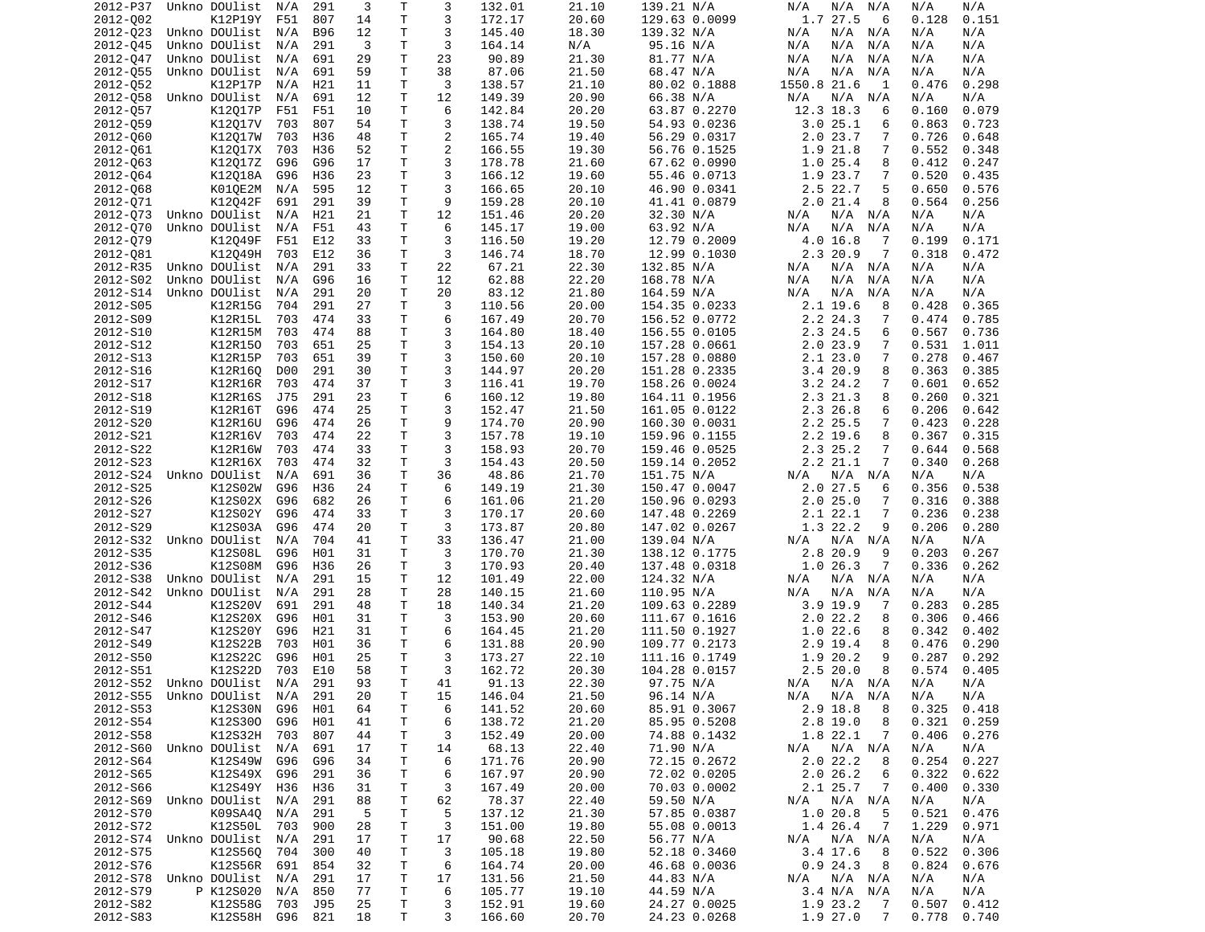| | | | | | | | | | | | | | | | | |
|---|---|---|---|---|---|---|---|---|---|---|---|---|---|---|---|---|
| 2012-P37 | Unkno | DOUlist | N/A | 291 | 3 | T | 3 | 132.01 | 21.10 | 139.21 | N/A | N/A | N/A | N/A | N/A | N/A |
| 2012-Q02 | | K12P19Y | F51 | 807 | 14 | T | 3 | 172.17 | 20.60 | 129.63 | 0.0099 | 1.7 | 27.5 | 6 | 0.128 | 0.151 |
| 2012-Q23 | Unkno | DOUlist | N/A | B96 | 12 | T | 3 | 145.40 | 18.30 | 139.32 | N/A | N/A | N/A | N/A | N/A | N/A |
| 2012-Q45 | Unkno | DOUlist | N/A | 291 | 3 | T | 3 | 164.14 | N/A | 95.16 | N/A | N/A | N/A | N/A | N/A | N/A |
| 2012-Q47 | Unkno | DOUlist | N/A | 691 | 29 | T | 23 | 90.89 | 21.30 | 81.77 | N/A | N/A | N/A | N/A | N/A | N/A |
| 2012-Q55 | Unkno | DOUlist | N/A | 691 | 59 | T | 38 | 87.06 | 21.50 | 68.47 | N/A | N/A | N/A | N/A | N/A | N/A |
| 2012-Q52 | | K12P17P | N/A | H21 | 11 | T | 3 | 138.57 | 21.10 | 80.02 | 0.1888 | 1550.8 | 21.6 | 1 | 0.476 | 0.298 |
| 2012-Q58 | Unkno | DOUlist | N/A | 691 | 12 | T | 12 | 149.39 | 20.90 | 66.38 | N/A | N/A | N/A | N/A | N/A | N/A |
| 2012-Q57 | | K12Q17P | F51 | F51 | 10 | T | 6 | 142.84 | 20.20 | 63.87 | 0.2270 | 12.3 | 18.3 | 6 | 0.160 | 0.079 |
| 2012-Q59 | | K12Q17V | 703 | 807 | 54 | T | 3 | 138.74 | 19.50 | 54.93 | 0.0236 | 3.0 | 25.1 | 6 | 0.863 | 0.723 |
| 2012-Q60 | | K12Q17W | 703 | H36 | 48 | T | 2 | 165.74 | 19.40 | 56.29 | 0.0317 | 2.0 | 23.7 | 7 | 0.726 | 0.648 |
| 2012-Q61 | | K12Q17X | 703 | H36 | 52 | T | 2 | 166.55 | 19.30 | 56.76 | 0.1525 | 1.9 | 21.8 | 7 | 0.552 | 0.348 |
| 2012-Q63 | | K12Q17Z | G96 | G96 | 17 | T | 3 | 178.78 | 21.60 | 67.62 | 0.0990 | 1.0 | 25.4 | 8 | 0.412 | 0.247 |
| 2012-Q64 | | K12Q18A | G96 | H36 | 23 | T | 3 | 166.12 | 19.60 | 55.46 | 0.0713 | 1.9 | 23.7 | 7 | 0.520 | 0.435 |
| 2012-Q68 | | K01QE2M | N/A | 595 | 12 | T | 3 | 166.65 | 20.10 | 46.90 | 0.0341 | 2.5 | 22.7 | 5 | 0.650 | 0.576 |
| 2012-Q71 | | K12Q42F | 691 | 291 | 39 | T | 9 | 159.28 | 20.10 | 41.41 | 0.0879 | 2.0 | 21.4 | 8 | 0.564 | 0.256 |
| 2012-Q73 | Unkno | DOUlist | N/A | H21 | 21 | T | 12 | 151.46 | 20.20 | 32.30 | N/A | N/A | N/A | N/A | N/A | N/A |
| 2012-Q70 | Unkno | DOUlist | N/A | F51 | 43 | T | 6 | 145.17 | 19.00 | 63.92 | N/A | N/A | N/A | N/A | N/A | N/A |
| 2012-Q79 | | K12Q49F | F51 | E12 | 33 | T | 3 | 116.50 | 19.20 | 12.79 | 0.2009 | 4.0 | 16.8 | 7 | 0.199 | 0.171 |
| 2012-Q81 | | K12Q49H | 703 | E12 | 36 | T | 3 | 146.74 | 18.70 | 12.99 | 0.1030 | 2.3 | 20.9 | 7 | 0.318 | 0.472 |
| 2012-R35 | Unkno | DOUlist | N/A | 291 | 33 | T | 22 | 67.21 | 22.30 | 132.85 | N/A | N/A | N/A | N/A | N/A | N/A |
| 2012-S02 | Unkno | DOUlist | N/A | G96 | 16 | T | 12 | 62.88 | 22.20 | 168.78 | N/A | N/A | N/A | N/A | N/A | N/A |
| 2012-S14 | Unkno | DOUlist | N/A | 291 | 20 | T | 20 | 83.12 | 21.80 | 164.59 | N/A | N/A | N/A | N/A | N/A | N/A |
| 2012-S05 | | K12R15G | 704 | 291 | 27 | T | 3 | 110.56 | 20.00 | 154.35 | 0.0233 | 2.1 | 19.6 | 8 | 0.428 | 0.365 |
| 2012-S09 | | K12R15L | 703 | 474 | 33 | T | 6 | 167.49 | 20.70 | 156.52 | 0.0772 | 2.2 | 24.3 | 7 | 0.474 | 0.785 |
| 2012-S10 | | K12R15M | 703 | 474 | 88 | T | 3 | 164.80 | 18.40 | 156.55 | 0.0105 | 2.3 | 24.5 | 6 | 0.567 | 0.736 |
| 2012-S12 | | K12R15O | 703 | 651 | 25 | T | 3 | 154.13 | 20.10 | 157.28 | 0.0661 | 2.0 | 23.9 | 7 | 0.531 | 1.011 |
| 2012-S13 | | K12R15P | 703 | 651 | 39 | T | 3 | 150.60 | 20.10 | 157.28 | 0.0880 | 2.1 | 23.0 | 7 | 0.278 | 0.467 |
| 2012-S16 | | K12R16Q | D00 | 291 | 30 | T | 3 | 144.97 | 20.20 | 151.28 | 0.2335 | 3.4 | 20.9 | 8 | 0.363 | 0.385 |
| 2012-S17 | | K12R16R | 703 | 474 | 37 | T | 3 | 116.41 | 19.70 | 158.26 | 0.0024 | 3.2 | 24.2 | 7 | 0.601 | 0.652 |
| 2012-S18 | | K12R16S | J75 | 291 | 23 | T | 6 | 160.12 | 19.80 | 164.11 | 0.1956 | 2.3 | 21.3 | 8 | 0.260 | 0.321 |
| 2012-S19 | | K12R16T | G96 | 474 | 25 | T | 3 | 152.47 | 21.50 | 161.05 | 0.0122 | 2.3 | 26.8 | 6 | 0.206 | 0.642 |
| 2012-S20 | | K12R16U | G96 | 474 | 26 | T | 9 | 174.70 | 20.90 | 160.30 | 0.0031 | 2.2 | 25.5 | 7 | 0.423 | 0.228 |
| 2012-S21 | | K12R16V | 703 | 474 | 22 | T | 3 | 157.78 | 19.10 | 159.96 | 0.1155 | 2.2 | 19.6 | 8 | 0.367 | 0.315 |
| 2012-S22 | | K12R16W | 703 | 474 | 33 | T | 3 | 158.93 | 20.70 | 159.46 | 0.0525 | 2.3 | 25.2 | 7 | 0.644 | 0.568 |
| 2012-S23 | | K12R16X | 703 | 474 | 32 | T | 3 | 154.43 | 20.50 | 159.14 | 0.2052 | 2.2 | 21.1 | 7 | 0.340 | 0.268 |
| 2012-S24 | Unkno | DOUlist | N/A | 691 | 36 | T | 36 | 48.86 | 21.70 | 151.75 | N/A | N/A | N/A | N/A | N/A | N/A |
| 2012-S25 | | K12S02W | G96 | H36 | 24 | T | 6 | 149.19 | 21.30 | 150.47 | 0.0047 | 2.0 | 27.5 | 6 | 0.356 | 0.538 |
| 2012-S26 | | K12S02X | G96 | 682 | 26 | T | 6 | 161.06 | 21.20 | 150.96 | 0.0293 | 2.0 | 25.0 | 7 | 0.316 | 0.388 |
| 2012-S27 | | K12S02Y | G96 | 474 | 33 | T | 3 | 170.17 | 20.60 | 147.48 | 0.2269 | 2.1 | 22.1 | 7 | 0.236 | 0.238 |
| 2012-S29 | | K12S03A | G96 | 474 | 20 | T | 3 | 173.87 | 20.80 | 147.02 | 0.0267 | 1.3 | 22.2 | 9 | 0.206 | 0.280 |
| 2012-S32 | Unkno | DOUlist | N/A | 704 | 41 | T | 33 | 136.47 | 21.00 | 139.04 | N/A | N/A | N/A | N/A | N/A | N/A |
| 2012-S35 | | K12S08L | G96 | H01 | 31 | T | 3 | 170.70 | 21.30 | 138.12 | 0.1775 | 2.8 | 20.9 | 9 | 0.203 | 0.267 |
| 2012-S36 | | K12S08M | G96 | H36 | 26 | T | 3 | 170.93 | 20.40 | 137.48 | 0.0318 | 1.0 | 26.3 | 7 | 0.336 | 0.262 |
| 2012-S38 | Unkno | DOUlist | N/A | 291 | 15 | T | 12 | 101.49 | 22.00 | 124.32 | N/A | N/A | N/A | N/A | N/A | N/A |
| 2012-S42 | Unkno | DOUlist | N/A | 291 | 28 | T | 28 | 140.15 | 21.60 | 110.95 | N/A | N/A | N/A | N/A | N/A | N/A |
| 2012-S44 | | K12S20V | 691 | 291 | 48 | T | 18 | 140.34 | 21.20 | 109.63 | 0.2289 | 3.9 | 19.9 | 7 | 0.283 | 0.285 |
| 2012-S46 | | K12S20X | G96 | H01 | 31 | T | 3 | 153.90 | 20.60 | 111.67 | 0.1616 | 2.0 | 22.2 | 8 | 0.306 | 0.466 |
| 2012-S47 | | K12S20Y | G96 | H21 | 31 | T | 6 | 164.45 | 21.20 | 111.50 | 0.1927 | 1.0 | 22.6 | 8 | 0.342 | 0.402 |
| 2012-S49 | | K12S22B | 703 | H01 | 36 | T | 6 | 131.88 | 20.90 | 109.77 | 0.2173 | 2.9 | 19.4 | 8 | 0.476 | 0.290 |
| 2012-S50 | | K12S22C | G96 | H01 | 25 | T | 3 | 173.27 | 22.10 | 111.16 | 0.1749 | 1.9 | 20.2 | 9 | 0.287 | 0.292 |
| 2012-S51 | | K12S22D | 703 | E10 | 58 | T | 3 | 162.72 | 20.30 | 104.28 | 0.0157 | 2.5 | 20.0 | 8 | 0.574 | 0.405 |
| 2012-S52 | Unkno | DOUlist | N/A | 291 | 93 | T | 41 | 91.13 | 22.30 | 97.75 | N/A | N/A | N/A | N/A | N/A | N/A |
| 2012-S55 | Unkno | DOUlist | N/A | 291 | 20 | T | 15 | 146.04 | 21.50 | 96.14 | N/A | N/A | N/A | N/A | N/A | N/A |
| 2012-S53 | | K12S30N | G96 | H01 | 64 | T | 6 | 141.52 | 20.60 | 85.91 | 0.3067 | 2.9 | 18.8 | 8 | 0.325 | 0.418 |
| 2012-S54 | | K12S30O | G96 | H01 | 41 | T | 6 | 138.72 | 21.20 | 85.95 | 0.5208 | 2.8 | 19.0 | 8 | 0.321 | 0.259 |
| 2012-S58 | | K12S32H | 703 | 807 | 44 | T | 3 | 152.49 | 20.00 | 74.88 | 0.1432 | 1.8 | 22.1 | 7 | 0.406 | 0.276 |
| 2012-S60 | Unkno | DOUlist | N/A | 691 | 17 | T | 14 | 68.13 | 22.40 | 71.90 | N/A | N/A | N/A | N/A | N/A | N/A |
| 2012-S64 | | K12S49W | G96 | G96 | 34 | T | 6 | 171.76 | 20.90 | 72.15 | 0.2672 | 2.0 | 22.2 | 8 | 0.254 | 0.227 |
| 2012-S65 | | K12S49X | G96 | 291 | 36 | T | 6 | 167.97 | 20.90 | 72.02 | 0.0205 | 2.0 | 26.2 | 6 | 0.322 | 0.622 |
| 2012-S66 | | K12S49Y | H36 | H36 | 31 | T | 3 | 167.49 | 20.00 | 70.03 | 0.0002 | 2.1 | 25.7 | 7 | 0.400 | 0.330 |
| 2012-S69 | Unkno | DOUlist | N/A | 291 | 88 | T | 62 | 78.37 | 22.40 | 59.50 | N/A | N/A | N/A | N/A | N/A | N/A |
| 2012-S70 | | K09SA4Q | N/A | 291 | 5 | T | 5 | 137.12 | 21.30 | 57.85 | 0.0387 | 1.0 | 20.8 | 5 | 0.521 | 0.476 |
| 2012-S72 | | K12S50L | 703 | 900 | 28 | T | 3 | 151.00 | 19.80 | 55.08 | 0.0013 | 1.4 | 26.4 | 7 | 1.229 | 0.971 |
| 2012-S74 | Unkno | DOUlist | N/A | 291 | 17 | T | 17 | 90.68 | 22.50 | 56.77 | N/A | N/A | N/A | N/A | N/A | N/A |
| 2012-S75 | | K12S56Q | 704 | 300 | 40 | T | 3 | 105.18 | 19.80 | 52.18 | 0.3460 | 3.4 | 17.6 | 8 | 0.522 | 0.306 |
| 2012-S76 | | K12S56R | 691 | 854 | 32 | T | 6 | 164.74 | 20.00 | 46.68 | 0.0036 | 0.9 | 24.3 | 8 | 0.824 | 0.676 |
| 2012-S78 | Unkno | DOUlist | N/A | 291 | 17 | T | 17 | 131.56 | 21.50 | 44.83 | N/A | N/A | N/A | N/A | N/A | N/A |
| 2012-S79 | P | K12S020 | N/A | 850 | 77 | T | 6 | 105.77 | 19.10 | 44.59 | N/A | 3.4 | N/A | N/A | N/A | N/A |
| 2012-S82 | | K12S58G | 703 | J95 | 25 | T | 3 | 152.91 | 19.60 | 24.27 | 0.0025 | 1.9 | 23.2 | 7 | 0.507 | 0.412 |
| 2012-S83 | | K12S58H | G96 | 821 | 18 | T | 3 | 166.60 | 20.70 | 24.23 | 0.0268 | 1.9 | 27.0 | 7 | 0.778 | 0.740 |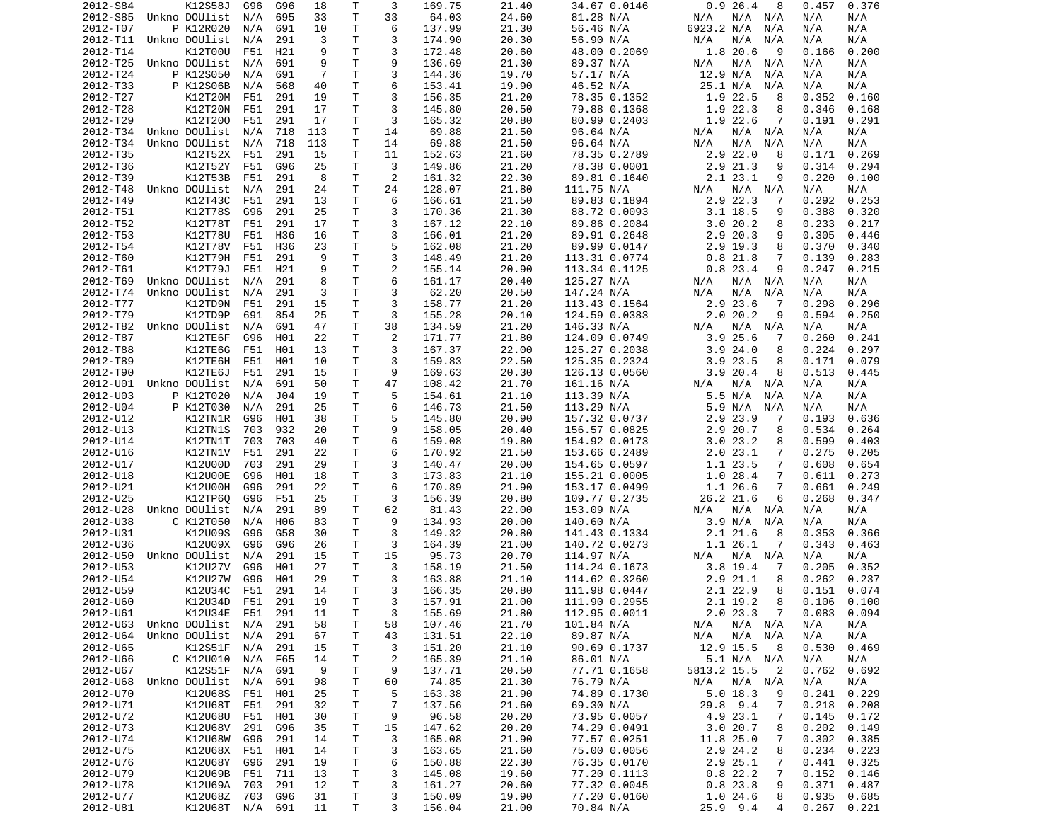| | | | | | | | | | | | | | | | | |
|---|---|---|---|---|---|---|---|---|---|---|---|---|---|---|---|---|
| 2012-S84 | | K12S58J | G96 | G96 | 18 | T | 3 | 169.75 | 21.40 | 34.67 | 0.0146 | 0.9 | 26.4 | 8 | 0.457 | 0.376 |
| 2012-S85 | Unkno | DOUlist | N/A | 695 | 33 | T | 33 | 64.03 | 24.60 | 81.28 | N/A | N/A | N/A | N/A | N/A | N/A |
| 2012-T07 | P | K12R020 | N/A | 691 | 10 | T | 6 | 137.99 | 21.30 | 56.46 | N/A | 6923.2 | N/A | N/A | N/A | N/A |
| 2012-T11 | Unkno | DOUlist | N/A | 291 | 3 | T | 3 | 174.90 | 20.30 | 56.90 | N/A | N/A | N/A | N/A | N/A | N/A |
| 2012-T14 | | K12T00U | F51 | H21 | 9 | T | 3 | 172.48 | 20.60 | 48.00 | 0.2069 | 1.8 | 20.6 | 9 | 0.166 | 0.200 |
| 2012-T25 | Unkno | DOUlist | N/A | 691 | 9 | T | 9 | 136.69 | 21.30 | 89.37 | N/A | N/A | N/A | N/A | N/A | N/A |
| 2012-T24 | P | K12S050 | N/A | 691 | 7 | T | 3 | 144.36 | 19.70 | 57.17 | N/A | 12.9 | N/A | N/A | N/A | N/A |
| 2012-T33 | P | K12S06B | N/A | 568 | 40 | T | 6 | 153.41 | 19.90 | 46.52 | N/A | 25.1 | N/A | N/A | N/A | N/A |
| 2012-T27 | | K12T20M | F51 | 291 | 19 | T | 3 | 156.35 | 21.20 | 78.35 | 0.1352 | 1.9 | 22.5 | 8 | 0.352 | 0.160 |
| 2012-T28 | | K12T20N | F51 | 291 | 17 | T | 3 | 145.80 | 20.50 | 79.88 | 0.1368 | 1.9 | 22.3 | 8 | 0.346 | 0.168 |
| 2012-T29 | | K12T20O | F51 | 291 | 17 | T | 3 | 165.32 | 20.80 | 80.99 | 0.2403 | 1.9 | 22.6 | 7 | 0.191 | 0.291 |
| 2012-T34 | Unkno | DOUlist | N/A | 718 | 113 | T | 14 | 69.88 | 21.50 | 96.64 | N/A | N/A | N/A | N/A | N/A | N/A |
| 2012-T34 | Unkno | DOUlist | N/A | 718 | 113 | T | 14 | 69.88 | 21.50 | 96.64 | N/A | N/A | N/A | N/A | N/A | N/A |
| 2012-T35 | | K12T52X | F51 | 291 | 15 | T | 11 | 152.63 | 21.60 | 78.35 | 0.2789 | 2.9 | 22.0 | 8 | 0.171 | 0.269 |
| 2012-T36 | | K12T52Y | F51 | G96 | 25 | T | 3 | 149.86 | 21.20 | 78.38 | 0.0001 | 2.9 | 21.3 | 9 | 0.314 | 0.294 |
| 2012-T39 | | K12T53B | F51 | 291 | 8 | T | 2 | 161.32 | 22.30 | 89.81 | 0.1640 | 2.1 | 23.1 | 9 | 0.220 | 0.100 |
| 2012-T48 | Unkno | DOUlist | N/A | 291 | 24 | T | 24 | 128.07 | 21.80 | 111.75 | N/A | N/A | N/A | N/A | N/A | N/A |
| 2012-T49 | | K12T43C | F51 | 291 | 13 | T | 6 | 166.61 | 21.50 | 89.83 | 0.1894 | 2.9 | 22.3 | 7 | 0.292 | 0.253 |
| 2012-T51 | | K12T78S | G96 | 291 | 25 | T | 3 | 170.36 | 21.30 | 88.72 | 0.0093 | 3.1 | 18.5 | 9 | 0.388 | 0.320 |
| 2012-T52 | | K12T78T | F51 | 291 | 17 | T | 3 | 167.12 | 22.10 | 89.86 | 0.2084 | 3.0 | 20.2 | 8 | 0.233 | 0.217 |
| 2012-T53 | | K12T78U | F51 | H36 | 16 | T | 3 | 166.01 | 21.20 | 89.91 | 0.2648 | 2.9 | 20.3 | 9 | 0.305 | 0.446 |
| 2012-T54 | | K12T78V | F51 | H36 | 23 | T | 5 | 162.08 | 21.20 | 89.99 | 0.0147 | 2.9 | 19.3 | 8 | 0.370 | 0.340 |
| 2012-T60 | | K12T79H | F51 | 291 | 9 | T | 3 | 148.49 | 21.20 | 113.31 | 0.0774 | 0.8 | 21.8 | 7 | 0.139 | 0.283 |
| 2012-T61 | | K12T79J | F51 | H21 | 9 | T | 2 | 155.14 | 20.90 | 113.34 | 0.1125 | 0.8 | 23.4 | 9 | 0.247 | 0.215 |
| 2012-T69 | Unkno | DOUlist | N/A | 291 | 8 | T | 6 | 161.17 | 20.40 | 125.27 | N/A | N/A | N/A | N/A | N/A | N/A |
| 2012-T74 | Unkno | DOUlist | N/A | 291 | 3 | T | 3 | 62.20 | 20.50 | 147.24 | N/A | N/A | N/A | N/A | N/A | N/A |
| 2012-T77 | | K12TD9N | F51 | 291 | 15 | T | 3 | 158.77 | 21.20 | 113.43 | 0.1564 | 2.9 | 23.6 | 7 | 0.298 | 0.296 |
| 2012-T79 | | K12TD9P | 691 | 854 | 25 | T | 3 | 155.28 | 20.10 | 124.59 | 0.0383 | 2.0 | 20.2 | 9 | 0.594 | 0.250 |
| 2012-T82 | Unkno | DOUlist | N/A | 691 | 47 | T | 38 | 134.59 | 21.20 | 146.33 | N/A | N/A | N/A | N/A | N/A | N/A |
| 2012-T87 | | K12TE6F | G96 | H01 | 22 | T | 2 | 171.77 | 21.80 | 124.09 | 0.0749 | 3.9 | 25.6 | 7 | 0.260 | 0.241 |
| 2012-T88 | | K12TE6G | F51 | H01 | 13 | T | 3 | 167.37 | 22.00 | 125.27 | 0.2038 | 3.9 | 24.0 | 8 | 0.224 | 0.297 |
| 2012-T89 | | K12TE6H | F51 | H01 | 10 | T | 3 | 159.83 | 22.50 | 125.35 | 0.2324 | 3.9 | 23.5 | 8 | 0.171 | 0.079 |
| 2012-T90 | | K12TE6J | F51 | 291 | 15 | T | 9 | 169.63 | 20.30 | 126.13 | 0.0560 | 3.9 | 20.4 | 8 | 0.513 | 0.445 |
| 2012-U01 | Unkno | DOUlist | N/A | 691 | 50 | T | 47 | 108.42 | 21.70 | 161.16 | N/A | N/A | N/A | N/A | N/A | N/A |
| 2012-U03 | P | K12T020 | N/A | J04 | 19 | T | 5 | 154.61 | 21.10 | 113.39 | N/A | 5.5 | N/A | N/A | N/A | N/A |
| 2012-U04 | P | K12T030 | N/A | 291 | 25 | T | 6 | 146.73 | 21.50 | 113.29 | N/A | 5.9 | N/A | N/A | N/A | N/A |
| 2012-U12 | | K12TN1R | G96 | H01 | 38 | T | 5 | 145.80 | 20.90 | 157.32 | 0.0737 | 2.9 | 23.9 | 7 | 0.193 | 0.636 |
| 2012-U13 | | K12TN1S | 703 | 932 | 20 | T | 9 | 158.05 | 20.40 | 156.57 | 0.0825 | 2.9 | 20.7 | 8 | 0.534 | 0.264 |
| 2012-U14 | | K12TN1T | 703 | 703 | 40 | T | 6 | 159.08 | 19.80 | 154.92 | 0.0173 | 3.0 | 23.2 | 8 | 0.599 | 0.403 |
| 2012-U16 | | K12TN1V | F51 | 291 | 22 | T | 6 | 170.92 | 21.50 | 153.66 | 0.2489 | 2.0 | 23.1 | 7 | 0.275 | 0.205 |
| 2012-U17 | | K12U00D | 703 | 291 | 29 | T | 3 | 140.47 | 20.00 | 154.65 | 0.0597 | 1.1 | 23.5 | 7 | 0.608 | 0.654 |
| 2012-U18 | | K12U00E | G96 | H01 | 18 | T | 3 | 173.83 | 21.10 | 155.21 | 0.0005 | 1.0 | 28.4 | 7 | 0.611 | 0.273 |
| 2012-U21 | | K12U00H | G96 | 291 | 22 | T | 6 | 170.89 | 21.90 | 153.17 | 0.0499 | 1.1 | 26.6 | 7 | 0.661 | 0.249 |
| 2012-U25 | | K12TP6Q | G96 | F51 | 25 | T | 3 | 156.39 | 20.80 | 109.77 | 0.2735 | 26.2 | 21.6 | 6 | 0.268 | 0.347 |
| 2012-U28 | Unkno | DOUlist | N/A | 291 | 89 | T | 62 | 81.43 | 22.00 | 153.09 | N/A | N/A | N/A | N/A | N/A | N/A |
| 2012-U38 | C | K12T050 | N/A | H06 | 83 | T | 9 | 134.93 | 20.00 | 140.60 | N/A | 3.9 | N/A | N/A | N/A | N/A |
| 2012-U31 | | K12U09S | G96 | G58 | 30 | T | 3 | 149.32 | 20.80 | 141.43 | 0.1334 | 2.1 | 21.6 | 8 | 0.353 | 0.366 |
| 2012-U36 | | K12U09X | G96 | G96 | 26 | T | 3 | 164.39 | 21.00 | 140.72 | 0.0273 | 1.1 | 26.1 | 7 | 0.343 | 0.463 |
| 2012-U50 | Unkno | DOUlist | N/A | 291 | 15 | T | 15 | 95.73 | 20.70 | 114.97 | N/A | N/A | N/A | N/A | N/A | N/A |
| 2012-U53 | | K12U27V | G96 | H01 | 27 | T | 3 | 158.19 | 21.50 | 114.24 | 0.1673 | 3.8 | 19.4 | 7 | 0.205 | 0.352 |
| 2012-U54 | | K12U27W | G96 | H01 | 29 | T | 3 | 163.88 | 21.10 | 114.62 | 0.3260 | 2.9 | 21.1 | 8 | 0.262 | 0.237 |
| 2012-U59 | | K12U34C | F51 | 291 | 14 | T | 3 | 166.35 | 20.80 | 111.98 | 0.0447 | 2.1 | 22.9 | 8 | 0.151 | 0.074 |
| 2012-U60 | | K12U34D | F51 | 291 | 19 | T | 3 | 157.91 | 21.00 | 111.90 | 0.2955 | 2.1 | 19.2 | 8 | 0.106 | 0.100 |
| 2012-U61 | | K12U34E | F51 | 291 | 11 | T | 3 | 155.69 | 21.80 | 112.95 | 0.0011 | 2.0 | 23.3 | 7 | 0.083 | 0.094 |
| 2012-U63 | Unkno | DOUlist | N/A | 291 | 58 | T | 58 | 107.46 | 21.70 | 101.84 | N/A | N/A | N/A | N/A | N/A | N/A |
| 2012-U64 | Unkno | DOUlist | N/A | 291 | 67 | T | 43 | 131.51 | 22.10 | 89.87 | N/A | N/A | N/A | N/A | N/A | N/A |
| 2012-U65 | | K12S51F | N/A | 291 | 15 | T | 3 | 151.20 | 21.10 | 90.69 | 0.1737 | 12.9 | 15.5 | 8 | 0.530 | 0.469 |
| 2012-U66 | C | K12U010 | N/A | F65 | 14 | T | 2 | 165.39 | 21.10 | 86.01 | N/A | 5.1 | N/A | N/A | N/A | N/A |
| 2012-U67 | | K12S51F | N/A | 691 | 9 | T | 9 | 137.71 | 20.50 | 77.71 | 0.1658 | 5813.2 | 15.5 | 2 | 0.762 | 0.692 |
| 2012-U68 | Unkno | DOUlist | N/A | 691 | 98 | T | 60 | 74.85 | 21.30 | 76.79 | N/A | N/A | N/A | N/A | N/A | N/A |
| 2012-U70 | | K12U68S | F51 | H01 | 25 | T | 5 | 163.38 | 21.90 | 74.89 | 0.1730 | 5.0 | 18.3 | 9 | 0.241 | 0.229 |
| 2012-U71 | | K12U68T | F51 | 291 | 32 | T | 7 | 137.56 | 21.60 | 69.30 | N/A | 29.8 | 9.4 | 7 | 0.218 | 0.208 |
| 2012-U72 | | K12U68U | F51 | H01 | 30 | T | 9 | 96.58 | 20.20 | 73.95 | 0.0057 | 4.9 | 23.1 | 7 | 0.145 | 0.172 |
| 2012-U73 | | K12U68V | 291 | G96 | 35 | T | 15 | 147.62 | 20.20 | 74.29 | 0.0491 | 3.0 | 20.7 | 8 | 0.202 | 0.149 |
| 2012-U74 | | K12U68W | G96 | 291 | 14 | T | 3 | 165.08 | 21.90 | 77.57 | 0.0251 | 11.8 | 25.0 | 7 | 0.302 | 0.385 |
| 2012-U75 | | K12U68X | F51 | H01 | 14 | T | 3 | 163.65 | 21.60 | 75.00 | 0.0056 | 2.9 | 24.2 | 8 | 0.234 | 0.223 |
| 2012-U76 | | K12U68Y | G96 | 291 | 19 | T | 6 | 150.88 | 22.30 | 76.35 | 0.0170 | 2.9 | 25.1 | 7 | 0.441 | 0.325 |
| 2012-U79 | | K12U69B | F51 | 711 | 13 | T | 3 | 145.08 | 19.60 | 77.20 | 0.1113 | 0.8 | 22.2 | 7 | 0.152 | 0.146 |
| 2012-U78 | | K12U69A | 703 | 291 | 12 | T | 3 | 161.27 | 20.60 | 77.32 | 0.0045 | 0.8 | 23.8 | 9 | 0.371 | 0.487 |
| 2012-U77 | | K12U68Z | 703 | G96 | 31 | T | 3 | 150.09 | 19.90 | 77.20 | 0.0160 | 1.0 | 24.6 | 8 | 0.935 | 0.685 |
| 2012-U81 | | K12U68T | N/A | 691 | 11 | T | 3 | 156.04 | 21.00 | 70.84 | N/A | 25.9 | 9.4 | 4 | 0.267 | 0.221 |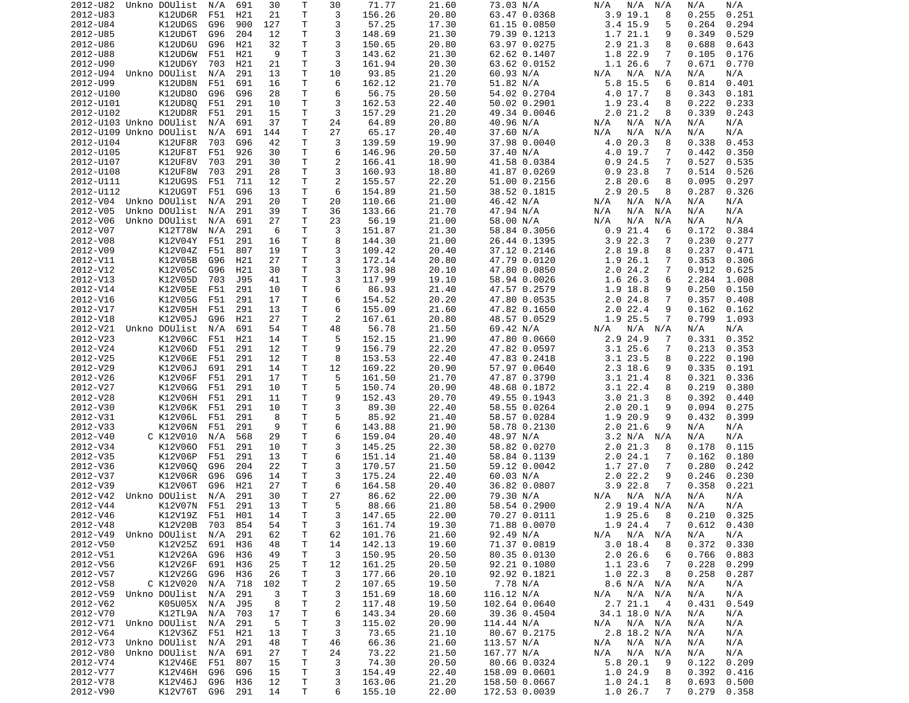| | | | | | | | | | | | | | | | | |
|---|---|---|---|---|---|---|---|---|---|---|---|---|---|---|---|---|
| 2012-U82 | Unkno | DOUlist | N/A | 691 | 30 | T | 30 | 71.77 | 21.60 | 73.03 | N/A | N/A | N/A | N/A | N/A | N/A |
| 2012-U83 | | K12UD6R | F51 | H21 | 21 | T | 3 | 156.26 | 20.80 | 63.47 | 0.0368 | 3.9 | 19.1 | 8 | 0.255 | 0.251 |
| 2012-U84 | | K12UD6S | G96 | 900 | 127 | T | 3 | 57.25 | 17.30 | 61.15 | 0.0850 | 3.4 | 15.9 | 5 | 0.264 | 0.294 |
| 2012-U85 | | K12UD6T | G96 | 204 | 12 | T | 3 | 148.69 | 21.30 | 79.39 | 0.1213 | 1.7 | 21.1 | 9 | 0.349 | 0.529 |
| 2012-U86 | | K12UD6U | G96 | H21 | 32 | T | 3 | 150.65 | 20.80 | 63.97 | 0.0275 | 2.9 | 21.3 | 8 | 0.688 | 0.643 |
| 2012-U88 | | K12UD6W | F51 | H21 | 9 | T | 3 | 143.62 | 21.30 | 62.62 | 0.1407 | 1.8 | 22.9 | 7 | 0.105 | 0.176 |
| 2012-U90 | | K12UD6Y | 703 | H21 | 21 | T | 3 | 161.94 | 20.30 | 63.62 | 0.0152 | 1.1 | 26.6 | 7 | 0.671 | 0.770 |
| 2012-U94 | Unkno | DOUlist | N/A | 291 | 13 | T | 10 | 93.85 | 21.20 | 60.93 | N/A | N/A | N/A | N/A | N/A | N/A |
| 2012-U99 | | K12UD8N | F51 | 691 | 16 | T | 6 | 162.12 | 21.70 | 51.82 | N/A | 5.8 | 15.5 | 6 | 0.814 | 0.401 |
| 2012-U100 | | K12UD8O | G96 | G96 | 28 | T | 6 | 56.75 | 20.50 | 54.02 | 0.2704 | 4.0 | 17.7 | 8 | 0.343 | 0.181 |
| 2012-U101 | | K12UD8Q | F51 | 291 | 10 | T | 3 | 162.53 | 22.40 | 50.02 | 0.2901 | 1.9 | 23.4 | 8 | 0.222 | 0.233 |
| 2012-U102 | | K12UD8R | F51 | 291 | 15 | T | 3 | 157.29 | 21.20 | 49.34 | 0.0046 | 2.0 | 21.2 | 8 | 0.339 | 0.243 |
| 2012-U103 | Unkno | DOUlist | N/A | 691 | 37 | T | 24 | 64.89 | 20.80 | 40.96 | N/A | N/A | N/A | N/A | N/A | N/A |
| 2012-U109 | Unkno | DOUlist | N/A | 691 | 144 | T | 27 | 65.17 | 20.40 | 37.60 | N/A | N/A | N/A | N/A | N/A | N/A |
| 2012-U104 | | K12UF8R | 703 | G96 | 42 | T | 3 | 139.59 | 19.90 | 37.98 | 0.0040 | 4.0 | 20.3 | 8 | 0.338 | 0.453 |
| 2012-U105 | | K12UF8T | F51 | 926 | 30 | T | 6 | 146.96 | 20.50 | 37.40 | N/A | 4.0 | 19.7 | 7 | 0.442 | 0.350 |
| 2012-U107 | | K12UF8V | 703 | 291 | 30 | T | 2 | 166.41 | 18.90 | 41.58 | 0.0384 | 0.9 | 24.5 | 7 | 0.527 | 0.535 |
| 2012-U108 | | K12UF8W | 703 | 291 | 28 | T | 3 | 160.93 | 18.80 | 41.87 | 0.0269 | 0.9 | 23.8 | 7 | 0.514 | 0.526 |
| 2012-U111 | | K12UG9S | F51 | 711 | 12 | T | 2 | 155.57 | 22.20 | 51.00 | 0.2156 | 2.8 | 20.6 | 8 | 0.095 | 0.297 |
| 2012-U112 | | K12UG9T | F51 | G96 | 13 | T | 6 | 154.89 | 21.50 | 38.52 | 0.1815 | 2.9 | 20.5 | 8 | 0.287 | 0.326 |
| 2012-V04 | Unkno | DOUlist | N/A | 291 | 20 | T | 20 | 110.66 | 21.00 | 46.42 | N/A | N/A | N/A | N/A | N/A | N/A |
| 2012-V05 | Unkno | DOUlist | N/A | 291 | 39 | T | 36 | 133.66 | 21.70 | 47.94 | N/A | N/A | N/A | N/A | N/A | N/A |
| 2012-V06 | Unkno | DOUlist | N/A | 691 | 27 | T | 23 | 56.19 | 21.00 | 58.00 | N/A | N/A | N/A | N/A | N/A | N/A |
| 2012-V07 | | K12T78W | N/A | 291 | 6 | T | 3 | 151.87 | 21.30 | 58.84 | 0.3056 | 0.9 | 21.4 | 6 | 0.172 | 0.384 |
| 2012-V08 | | K12V04Y | F51 | 291 | 16 | T | 8 | 144.30 | 21.00 | 26.44 | 0.1395 | 3.9 | 22.3 | 7 | 0.230 | 0.277 |
| 2012-V09 | | K12V04Z | F51 | 807 | 19 | T | 3 | 109.42 | 20.40 | 37.12 | 0.2146 | 2.8 | 19.8 | 8 | 0.237 | 0.471 |
| 2012-V11 | | K12V05B | G96 | H21 | 27 | T | 3 | 172.14 | 20.80 | 47.79 | 0.0120 | 1.9 | 26.1 | 7 | 0.353 | 0.306 |
| 2012-V12 | | K12V05C | G96 | H21 | 30 | T | 3 | 173.98 | 20.10 | 47.80 | 0.0850 | 2.0 | 24.2 | 7 | 0.912 | 0.625 |
| 2012-V13 | | K12V05D | 703 | J95 | 41 | T | 3 | 117.99 | 19.10 | 58.94 | 0.0026 | 1.6 | 26.3 | 6 | 2.284 | 1.008 |
| 2012-V14 | | K12V05E | F51 | 291 | 10 | T | 6 | 86.93 | 21.40 | 47.57 | 0.2579 | 1.9 | 18.8 | 9 | 0.250 | 0.150 |
| 2012-V16 | | K12V05G | F51 | 291 | 17 | T | 6 | 154.52 | 20.20 | 47.80 | 0.0535 | 2.0 | 24.8 | 7 | 0.357 | 0.408 |
| 2012-V17 | | K12V05H | F51 | 291 | 13 | T | 6 | 155.09 | 21.60 | 47.82 | 0.1650 | 2.0 | 22.4 | 9 | 0.162 | 0.162 |
| 2012-V18 | | K12V05J | G96 | H21 | 27 | T | 2 | 167.61 | 20.80 | 48.57 | 0.0529 | 1.9 | 25.5 | 7 | 0.799 | 1.093 |
| 2012-V21 | Unkno | DOUlist | N/A | 691 | 54 | T | 48 | 56.78 | 21.50 | 69.42 | N/A | N/A | N/A | N/A | N/A | N/A |
| 2012-V23 | | K12V06C | F51 | H21 | 14 | T | 5 | 152.15 | 21.90 | 47.80 | 0.0660 | 2.9 | 24.9 | 7 | 0.331 | 0.352 |
| 2012-V24 | | K12V06D | F51 | 291 | 12 | T | 9 | 156.79 | 22.20 | 47.82 | 0.0597 | 3.1 | 25.6 | 7 | 0.213 | 0.353 |
| 2012-V25 | | K12V06E | F51 | 291 | 12 | T | 8 | 153.53 | 22.40 | 47.83 | 0.2418 | 3.1 | 23.5 | 8 | 0.222 | 0.190 |
| 2012-V29 | | K12V06J | 691 | 291 | 14 | T | 12 | 169.22 | 20.90 | 57.97 | 0.0640 | 2.3 | 18.6 | 9 | 0.335 | 0.191 |
| 2012-V26 | | K12V06F | F51 | 291 | 17 | T | 5 | 161.50 | 21.70 | 47.87 | 0.3790 | 3.1 | 21.4 | 8 | 0.321 | 0.336 |
| 2012-V27 | | K12V06G | F51 | 291 | 10 | T | 5 | 150.74 | 20.90 | 48.68 | 0.1872 | 3.1 | 22.4 | 8 | 0.219 | 0.380 |
| 2012-V28 | | K12V06H | F51 | 291 | 11 | T | 9 | 152.43 | 20.70 | 49.55 | 0.1943 | 3.0 | 21.3 | 8 | 0.392 | 0.440 |
| 2012-V30 | | K12V06K | F51 | 291 | 10 | T | 3 | 89.30 | 22.40 | 58.55 | 0.0264 | 2.0 | 20.1 | 9 | 0.094 | 0.275 |
| 2012-V31 | | K12V06L | F51 | 291 | 8 | T | 5 | 85.92 | 21.40 | 58.57 | 0.0284 | 1.9 | 20.9 | 9 | 0.432 | 0.399 |
| 2012-V33 | | K12V06N | F51 | 291 | 9 | T | 6 | 143.88 | 21.90 | 58.78 | 0.2130 | 2.0 | 21.6 | 9 | N/A | N/A |
| 2012-V40 | C | K12V010 | N/A | 568 | 29 | T | 6 | 159.04 | 20.40 | 48.97 | N/A | 3.2 | N/A | N/A | N/A | N/A |
| 2012-V34 | | K12V06O | F51 | 291 | 10 | T | 3 | 145.25 | 22.30 | 58.82 | 0.0270 | 2.0 | 21.3 | 8 | 0.178 | 0.115 |
| 2012-V35 | | K12V06P | F51 | 291 | 13 | T | 6 | 151.14 | 21.40 | 58.84 | 0.1139 | 2.0 | 24.1 | 7 | 0.162 | 0.180 |
| 2012-V36 | | K12V06Q | G96 | 204 | 22 | T | 3 | 170.57 | 21.50 | 59.12 | 0.0042 | 1.7 | 27.0 | 7 | 0.280 | 0.242 |
| 2012-V37 | | K12V06R | G96 | G96 | 14 | T | 3 | 175.24 | 22.40 | 60.03 | N/A | 2.0 | 22.2 | 9 | 0.246 | 0.230 |
| 2012-V39 | | K12V06T | G96 | H21 | 27 | T | 6 | 164.58 | 20.40 | 36.82 | 0.0807 | 3.9 | 22.8 | 7 | 0.358 | 0.221 |
| 2012-V42 | Unkno | DOUlist | N/A | 291 | 30 | T | 27 | 86.62 | 22.00 | 79.30 | N/A | N/A | N/A | N/A | N/A | N/A |
| 2012-V44 | | K12V07N | F51 | 291 | 13 | T | 5 | 88.66 | 21.80 | 58.54 | 0.2900 | 2.9 | 19.4 | N/A | N/A | N/A |
| 2012-V46 | | K12V19Z | F51 | H01 | 14 | T | 3 | 147.65 | 22.00 | 70.27 | 0.0111 | 1.9 | 25.6 | 8 | 0.210 | 0.325 |
| 2012-V48 | | K12V20B | 703 | 854 | 54 | T | 3 | 161.74 | 19.30 | 71.88 | 0.0070 | 1.9 | 24.4 | 7 | 0.612 | 0.430 |
| 2012-V49 | Unkno | DOUlist | N/A | 291 | 62 | T | 62 | 101.76 | 21.60 | 92.49 | N/A | N/A | N/A | N/A | N/A | N/A |
| 2012-V50 | | K12V25Z | 691 | H36 | 48 | T | 14 | 142.13 | 19.60 | 71.37 | 0.0819 | 3.0 | 18.4 | 8 | 0.372 | 0.330 |
| 2012-V51 | | K12V26A | G96 | H36 | 49 | T | 3 | 150.95 | 20.50 | 80.35 | 0.0130 | 2.0 | 26.6 | 6 | 0.766 | 0.883 |
| 2012-V56 | | K12V26F | 691 | H36 | 25 | T | 12 | 161.25 | 20.50 | 92.21 | 0.1080 | 1.1 | 23.6 | 7 | 0.228 | 0.299 |
| 2012-V57 | | K12V26G | G96 | H36 | 26 | T | 3 | 177.66 | 20.10 | 92.92 | 0.1821 | 1.0 | 22.3 | 8 | 0.258 | 0.287 |
| 2012-V58 | C | K12V020 | N/A | 718 | 102 | T | 2 | 107.65 | 19.50 | 7.78 | N/A | 8.6 | N/A | N/A | N/A | N/A |
| 2012-V59 | Unkno | DOUlist | N/A | 291 | 3 | T | 3 | 151.69 | 18.60 | 116.12 | N/A | N/A | N/A | N/A | N/A | N/A |
| 2012-V62 | | K05U05X | N/A | J95 | 8 | T | 2 | 117.48 | 19.50 | 102.64 | 0.0640 | 2.7 | 21.1 | 4 | 0.431 | 0.549 |
| 2012-V70 | | K12TL9A | N/A | 703 | 17 | T | 6 | 143.34 | 20.60 | 39.36 | 0.4504 | 34.1 | 18.0 | N/A | N/A | N/A |
| 2012-V71 | Unkno | DOUlist | N/A | 291 | 5 | T | 3 | 115.02 | 20.90 | 114.44 | N/A | N/A | N/A | N/A | N/A | N/A |
| 2012-V64 | | K12V36Z | F51 | H21 | 13 | T | 3 | 73.65 | 21.10 | 80.67 | 0.2175 | 2.8 | 18.2 | N/A | N/A | N/A |
| 2012-V73 | Unkno | DOUlist | N/A | 291 | 48 | T | 46 | 66.36 | 21.60 | 113.57 | N/A | N/A | N/A | N/A | N/A | N/A |
| 2012-V80 | Unkno | DOUlist | N/A | 691 | 27 | T | 24 | 73.22 | 21.50 | 167.77 | N/A | N/A | N/A | N/A | N/A | N/A |
| 2012-V74 | | K12V46E | F51 | 807 | 15 | T | 3 | 74.30 | 20.50 | 80.66 | 0.0324 | 5.8 | 20.1 | 9 | 0.122 | 0.209 |
| 2012-V77 | | K12V46H | G96 | G96 | 15 | T | 3 | 154.49 | 22.40 | 158.09 | 0.0601 | 1.0 | 24.9 | 8 | 0.392 | 0.416 |
| 2012-V78 | | K12V46J | G96 | H36 | 12 | T | 3 | 163.06 | 21.20 | 158.50 | 0.0667 | 1.0 | 24.1 | 8 | 0.693 | 0.500 |
| 2012-V90 | | K12V76T | G96 | 291 | 14 | T | 6 | 155.10 | 22.00 | 172.53 | 0.0039 | 1.0 | 26.7 | 7 | 0.279 | 0.358 |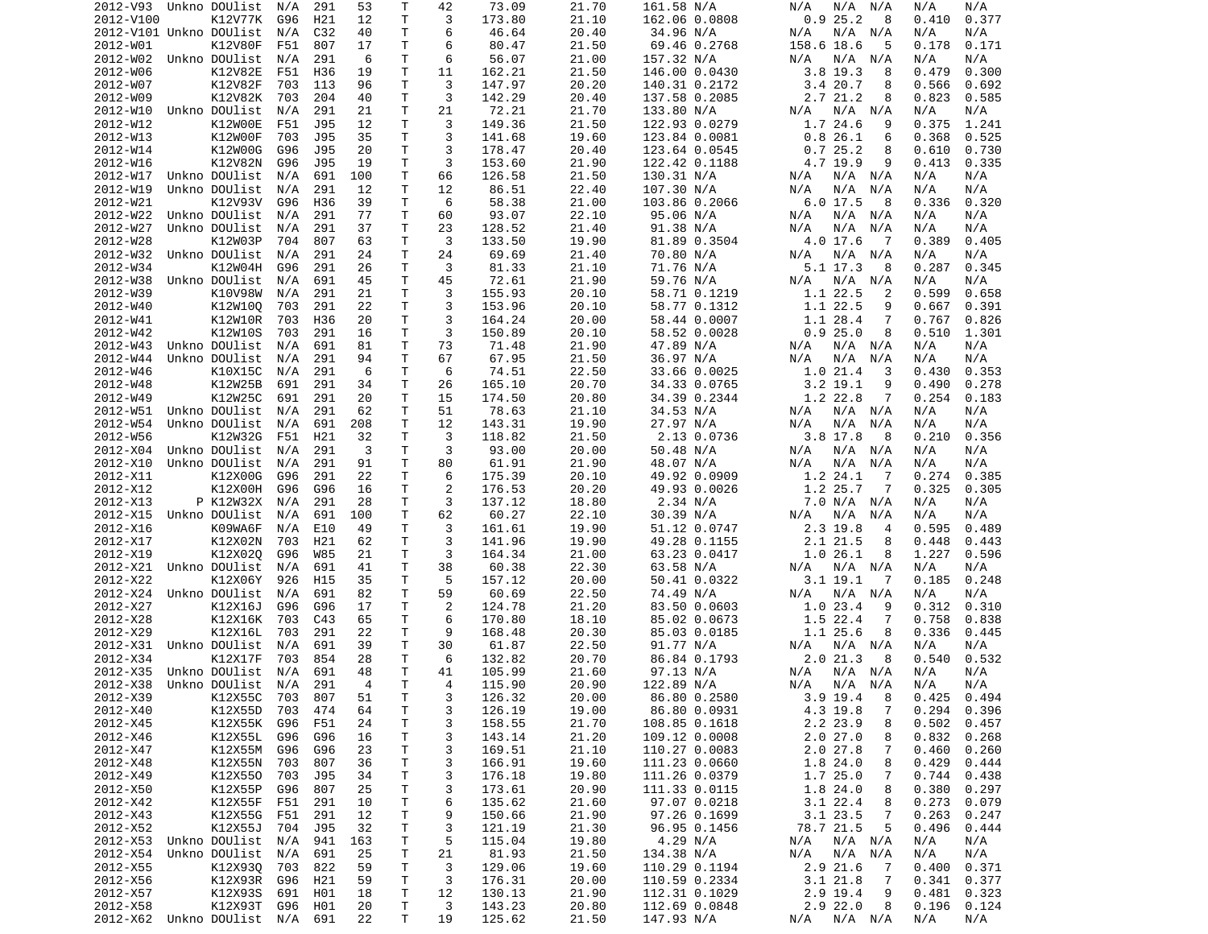```
2012-V93  Unkno DOUlist  N/A  291   53    T    42    73.09       21.70       161.58 N/A          N/A  N/A  N/A    N/A    N/A
2012-V100       K12V77K  G96  H21   12    T     3   173.80       21.10       162.06 0.0808        0.9 25.2   8    0.410  0.377
2012-V101 Unkno DOUlist  N/A  C32   40    T     6    46.64       20.40        34.96 N/A          N/A  N/A  N/A    N/A    N/A
2012-W01        K12V80F  F51  807   17    T     6    80.47       21.50        69.46 0.2768      158.6 18.6   5    0.178  0.171
2012-W02  Unkno DOUlist  N/A  291    6    T     6    56.07       21.00       157.32 N/A          N/A  N/A  N/A    N/A    N/A
2012-W06        K12V82E  F51  H36   19    T    11   162.21       21.50       146.00 0.0430        3.8 19.3   8    0.479  0.300
2012-W07        K12V82F  703  113   96    T     3   147.97       20.20       140.31 0.2172        3.4 20.7   8    0.566  0.692
2012-W09        K12V82K  703  204   40    T     3   142.29       20.40       137.58 0.2085        2.7 21.2   8    0.823  0.585
2012-W10  Unkno DOUlist  N/A  291   21    T    21    72.21       21.70       133.80 N/A          N/A  N/A  N/A    N/A    N/A
2012-W12        K12W00E  F51  J95   12    T     3   149.36       21.50       122.93 0.0279        1.7 24.6   9    0.375  1.241
2012-W13        K12W00F  703  J95   35    T     3   141.68       19.60       123.84 0.0081        0.8 26.1   6    0.368  0.525
2012-W14        K12W00G  G96  J95   20    T     3   178.47       20.40       123.64 0.0545        0.7 25.2   8    0.610  0.730
2012-W16        K12V82N  G96  J95   19    T     3   153.60       21.90       122.42 0.1188        4.7 19.9   9    0.413  0.335
2012-W17  Unkno DOUlist  N/A  691  100    T    66   126.58       21.50       130.31 N/A          N/A  N/A  N/A    N/A    N/A
2012-W19  Unkno DOUlist  N/A  291   12    T    12    86.51       22.40       107.30 N/A          N/A  N/A  N/A    N/A    N/A
2012-W21        K12V93V  G96  H36   39    T     6    58.38       21.00       103.86 0.2066        6.0 17.5   8    0.336  0.320
2012-W22  Unkno DOUlist  N/A  291   77    T    60    93.07       22.10        95.06 N/A          N/A  N/A  N/A    N/A    N/A
2012-W27  Unkno DOUlist  N/A  291   37    T    23   128.52       21.40        91.38 N/A          N/A  N/A  N/A    N/A    N/A
2012-W28        K12W03P  704  807   63    T     3   133.50       19.90        81.89 0.3504        4.0 17.6   7    0.389  0.405
2012-W32  Unkno DOUlist  N/A  291   24    T    24    69.69       21.40        70.80 N/A          N/A  N/A  N/A    N/A    N/A
2012-W34        K12W04H  G96  291   26    T     3    81.33       21.10        71.76 N/A          5.1 17.3   8    0.287  0.345
2012-W38  Unkno DOUlist  N/A  691   45    T    45    72.61       21.90        59.76 N/A          N/A  N/A  N/A    N/A    N/A
2012-W39        K10V98W  N/A  291   21    T     3   155.93       20.10        58.71 0.1219        1.1 22.5   2    0.599  0.658
2012-W40        K12W10Q  703  291   22    T     3   153.96       20.10        58.77 0.1312        1.1 22.5   9    0.667  0.391
2012-W41        K12W10R  703  H36   20    T     3   164.24       20.00        58.44 0.0007        1.1 28.4   7    0.767  0.826
2012-W42        K12W10S  703  291   16    T     3   150.89       20.10        58.52 0.0028        0.9 25.0   8    0.510  1.301
2012-W43  Unkno DOUlist  N/A  691   81    T    73    71.48       21.90        47.89 N/A          N/A  N/A  N/A    N/A    N/A
2012-W44  Unkno DOUlist  N/A  291   94    T    67    67.95       21.50        36.97 N/A          N/A  N/A  N/A    N/A    N/A
2012-W46        K10X15C  N/A  291    6    T     6    74.51       22.50        33.66 0.0025        1.0 21.4   3    0.430  0.353
2012-W48        K12W25B  691  291   34    T    26   165.10       20.70        34.33 0.0765        3.2 19.1   9    0.490  0.278
2012-W49        K12W25C  691  291   20    T    15   174.50       20.80        34.39 0.2344        1.2 22.8   7    0.254  0.183
2012-W51  Unkno DOUlist  N/A  291   62    T    51    78.63       21.10        34.53 N/A          N/A  N/A  N/A    N/A    N/A
2012-W54  Unkno DOUlist  N/A  691  208    T    12   143.31       19.90        27.97 N/A          N/A  N/A  N/A    N/A    N/A
2012-W56        K12W32G  F51  H21   32    T     3   118.82       21.50         2.13 0.0736        3.8 17.8   8    0.210  0.356
2012-X04  Unkno DOUlist  N/A  291    3    T     3    93.00       20.00        50.48 N/A          N/A  N/A  N/A    N/A    N/A
2012-X10  Unkno DOUlist  N/A  291   91    T    80    61.91       21.90        48.07 N/A          N/A  N/A  N/A    N/A    N/A
2012-X11        K12X00G  G96  291   22    T     6   175.39       20.10        49.92 0.0909        1.2 24.1   7    0.274  0.385
2012-X12        K12X00H  G96  G96   16    T     2   176.53       20.20        49.93 0.0026        1.2 25.7   7    0.325  0.305
2012-X13      P K12W32X  N/A  291   28    T     3   137.12       18.80         2.34 N/A          7.0 N/A  N/A    N/A    N/A
2012-X15  Unkno DOUlist  N/A  691  100    T    62    60.27       22.10        30.39 N/A          N/A  N/A  N/A    N/A    N/A
2012-X16        K09WA6F  N/A  E10   49    T     3   161.61       19.90        51.12 0.0747        2.3 19.8   4    0.595  0.489
2012-X17        K12X02N  703  H21   62    T     3   141.96       19.90        49.28 0.1155        2.1 21.5   8    0.448  0.443
2012-X19        K12X02Q  G96  W85   21    T     3   164.34       21.00        63.23 0.0417        1.0 26.1   8    1.227  0.596
2012-X21  Unkno DOUlist  N/A  691   41    T    38    60.38       22.30        63.58 N/A          N/A  N/A  N/A    N/A    N/A
2012-X22        K12X06Y  926  H15   35    T     5   157.12       20.00        50.41 0.0322        3.1 19.1   7    0.185  0.248
2012-X24  Unkno DOUlist  N/A  691   82    T    59    60.69       22.50        74.49 N/A          N/A  N/A  N/A    N/A    N/A
2012-X27        K12X16J  G96  G96   17    T     2   124.78       21.20        83.50 0.0603        1.0 23.4   9    0.312  0.310
2012-X28        K12X16K  703  C43   65    T     6   170.80       18.10        85.02 0.0673        1.5 22.4   7    0.758  0.838
2012-X29        K12X16L  703  291   22    T     9   168.48       20.30        85.03 0.0185        1.1 25.6   8    0.336  0.445
2012-X31  Unkno DOUlist  N/A  691   39    T    30    61.87       22.50        91.77 N/A          N/A  N/A  N/A    N/A    N/A
2012-X34        K12X17F  703  854   28    T     6   132.82       20.70        86.84 0.1793        2.0 21.3   8    0.540  0.532
2012-X35  Unkno DOUlist  N/A  691   48    T    41   105.99       21.60        97.13 N/A          N/A  N/A  N/A    N/A    N/A
2012-X38  Unkno DOUlist  N/A  291    4    T     4   115.90       20.90       122.89 N/A          N/A  N/A  N/A    N/A    N/A
2012-X39        K12X55C  703  807   51    T     3   126.32       20.00        86.80 0.2580        3.9 19.4   8    0.425  0.494
2012-X40        K12X55D  703  474   64    T     3   126.19       19.00        86.80 0.0931        4.3 19.8   7    0.294  0.396
2012-X45        K12X55K  G96  F51   24    T     3   158.55       21.70       108.85 0.1618        2.2 23.9   8    0.502  0.457
2012-X46        K12X55L  G96  G96   16    T     3   143.14       21.20       109.12 0.0008        2.0 27.0   8    0.832  0.268
2012-X47        K12X55M  G96  G96   23    T     3   169.51       21.10       110.27 0.0083        2.0 27.8   7    0.460  0.260
2012-X48        K12X55N  703  807   36    T     3   166.91       19.60       111.23 0.0660        1.8 24.0   8    0.429  0.444
2012-X49        K12X55O  703  J95   34    T     3   176.18       19.80       111.26 0.0379        1.7 25.0   7    0.744  0.438
2012-X50        K12X55P  G96  807   25    T     3   173.61       20.90       111.33 0.0115        1.8 24.0   8    0.380  0.297
2012-X42        K12X55F  F51  291   10    T     6   135.62       21.60        97.07 0.0218        3.1 22.4   8    0.273  0.079
2012-X43        K12X55G  F51  291   12    T     9   150.66       21.90        97.26 0.1699        3.1 23.5   7    0.263  0.247
2012-X52        K12X55J  704  J95   32    T     3   121.19       21.30        96.95 0.1456       78.7 21.5   5    0.496  0.444
2012-X53  Unkno DOUlist  N/A  941  163    T     5   115.04       19.80         4.29 N/A          N/A  N/A  N/A    N/A    N/A
2012-X54  Unkno DOUlist  N/A  691   25    T    21    81.93       21.50       134.38 N/A          N/A  N/A  N/A    N/A    N/A
2012-X55        K12X93Q  703  822   59    T     3   129.06       19.60       110.29 0.1194        2.9 21.6   7    0.400  0.371
2012-X56        K12X93R  G96  H21   59    T     3   176.31       20.00       110.59 0.2334        3.1 21.8   7    0.341  0.377
2012-X57        K12X93S  691  H01   18    T    12   130.13       21.90       112.31 0.1029        2.9 19.4   9    0.481  0.323
2012-X58        K12X93T  G96  H01   20    T     3   143.23       20.80       112.69 0.0848        2.9 22.0   8    0.196  0.124
2012-X62  Unkno DOUlist  N/A  691   22    T    19   125.62       21.50       147.93 N/A          N/A  N/A  N/A    N/A    N/A
```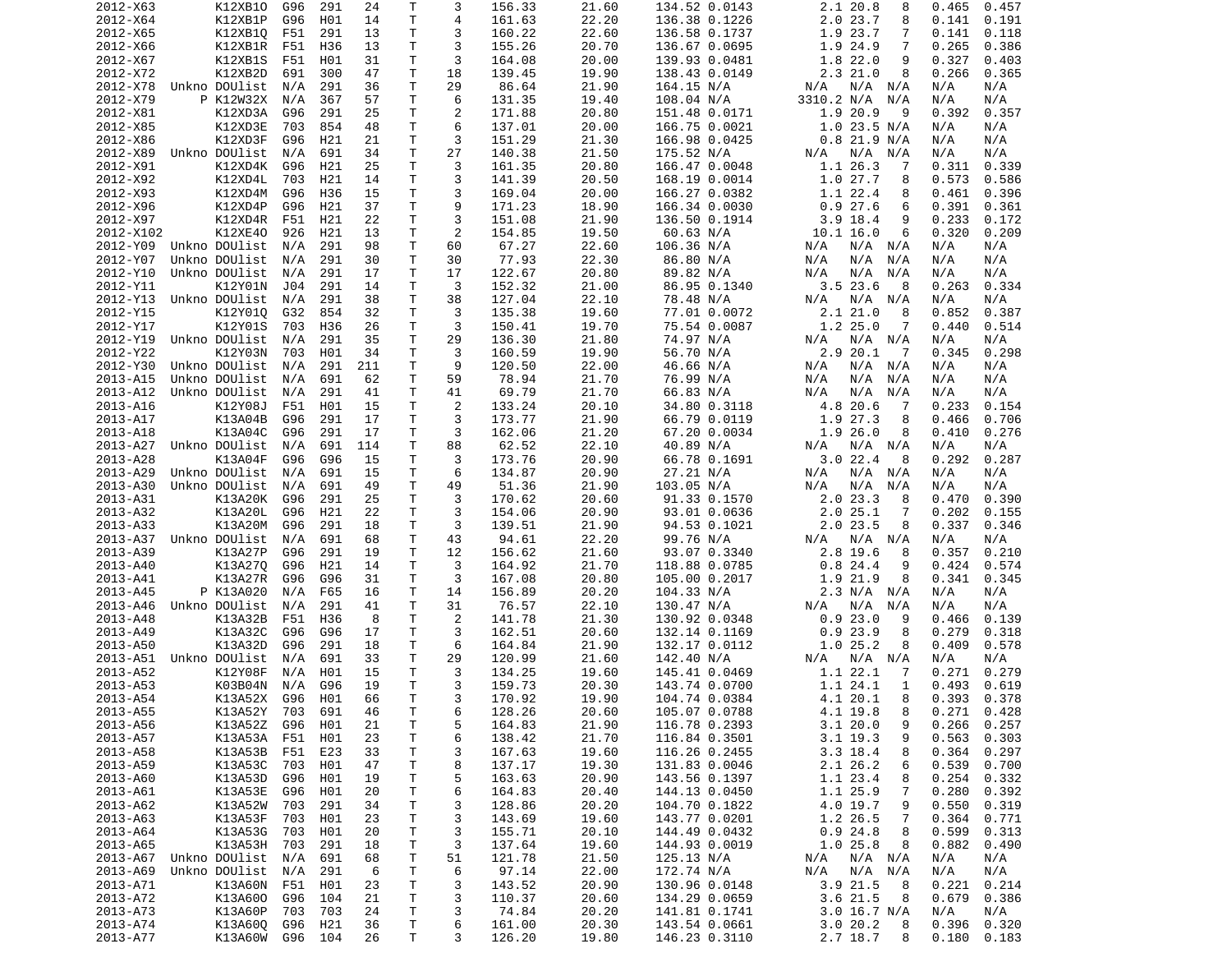| | | | | | | | | | | | | | | | | |
|---|---|---|---|---|---|---|---|---|---|---|---|---|---|---|---|---|
| 2012-X63 | | K12XB1O | G96 | 291 | 24 | T | 3 | 156.33 | 21.60 | 134.52 | 0.0143 | 2.1 | 20.8 | 8 | 0.465 | 0.457 |
| 2012-X64 | | K12XB1P | G96 | H01 | 14 | T | 4 | 161.63 | 22.20 | 136.38 | 0.1226 | 2.0 | 23.7 | 8 | 0.141 | 0.191 |
| 2012-X65 | | K12XB1Q | F51 | 291 | 13 | T | 3 | 160.22 | 22.60 | 136.58 | 0.1737 | 1.9 | 23.7 | 7 | 0.141 | 0.118 |
| 2012-X66 | | K12XB1R | F51 | H36 | 13 | T | 3 | 155.26 | 20.70 | 136.67 | 0.0695 | 1.9 | 24.9 | 7 | 0.265 | 0.386 |
| 2012-X67 | | K12XB1S | F51 | H01 | 31 | T | 3 | 164.08 | 20.00 | 139.93 | 0.0481 | 1.8 | 22.0 | 9 | 0.327 | 0.403 |
| 2012-X72 | | K12XB2D | 691 | 300 | 47 | T | 18 | 139.45 | 19.90 | 138.43 | 0.0149 | 2.3 | 21.0 | 8 | 0.266 | 0.365 |
| 2012-X78 | Unkno | DOUlist | N/A | 291 | 36 | T | 29 | 86.64 | 21.90 | 164.15 | N/A | N/A | N/A | N/A | N/A | N/A |
| 2012-X79 | P | K12W32X | N/A | 367 | 57 | T | 6 | 131.35 | 19.40 | 108.04 | N/A | 3310.2 | N/A | N/A | N/A | N/A |
| 2012-X81 | | K12XD3A | G96 | 291 | 25 | T | 2 | 171.88 | 20.80 | 151.48 | 0.0171 | 1.9 | 20.9 | 9 | 0.392 | 0.357 |
| 2012-X85 | | K12XD3E | 703 | 854 | 48 | T | 6 | 137.01 | 20.00 | 166.75 | 0.0021 | 1.0 | 23.5 | N/A | N/A | N/A |
| 2012-X86 | | K12XD3F | G96 | H21 | 21 | T | 3 | 151.29 | 21.30 | 166.98 | 0.0425 | 0.8 | 21.9 | N/A | N/A | N/A |
| 2012-X89 | Unkno | DOUlist | N/A | 691 | 34 | T | 27 | 140.38 | 21.50 | 175.52 | N/A | N/A | N/A | N/A | N/A | N/A |
| 2012-X91 | | K12XD4K | G96 | H21 | 25 | T | 3 | 161.35 | 20.80 | 166.47 | 0.0048 | 1.1 | 26.3 | 7 | 0.311 | 0.339 |
| 2012-X92 | | K12XD4L | 703 | H21 | 14 | T | 3 | 141.39 | 20.50 | 168.19 | 0.0014 | 1.0 | 27.7 | 8 | 0.573 | 0.586 |
| 2012-X93 | | K12XD4M | G96 | H36 | 15 | T | 3 | 169.04 | 20.00 | 166.27 | 0.0382 | 1.1 | 22.4 | 8 | 0.461 | 0.396 |
| 2012-X96 | | K12XD4P | G96 | H21 | 37 | T | 9 | 171.23 | 18.90 | 166.34 | 0.0030 | 0.9 | 27.6 | 6 | 0.391 | 0.361 |
| 2012-X97 | | K12XD4R | F51 | H21 | 22 | T | 3 | 151.08 | 21.90 | 136.50 | 0.1914 | 3.9 | 18.4 | 9 | 0.233 | 0.172 |
| 2012-X102 | | K12XE4O | 926 | H21 | 13 | T | 2 | 154.85 | 19.50 | 60.63 | N/A | 10.1 | 16.0 | 6 | 0.320 | 0.209 |
| 2012-Y09 | Unkno | DOUlist | N/A | 291 | 98 | T | 60 | 67.27 | 22.60 | 106.36 | N/A | N/A | N/A | N/A | N/A | N/A |
| 2012-Y07 | Unkno | DOUlist | N/A | 291 | 30 | T | 30 | 77.93 | 22.30 | 86.80 | N/A | N/A | N/A | N/A | N/A | N/A |
| 2012-Y10 | Unkno | DOUlist | N/A | 291 | 17 | T | 17 | 122.67 | 20.80 | 89.82 | N/A | N/A | N/A | N/A | N/A | N/A |
| 2012-Y11 | | K12Y01N | J04 | 291 | 14 | T | 3 | 152.32 | 21.00 | 86.95 | 0.1340 | 3.5 | 23.6 | 8 | 0.263 | 0.334 |
| 2012-Y13 | Unkno | DOUlist | N/A | 291 | 38 | T | 38 | 127.04 | 22.10 | 78.48 | N/A | N/A | N/A | N/A | N/A | N/A |
| 2012-Y15 | | K12Y01Q | G32 | 854 | 32 | T | 3 | 135.38 | 19.60 | 77.01 | 0.0072 | 2.1 | 21.0 | 8 | 0.852 | 0.387 |
| 2012-Y17 | | K12Y01S | 703 | H36 | 26 | T | 3 | 150.41 | 19.70 | 75.54 | 0.0087 | 1.2 | 25.0 | 7 | 0.440 | 0.514 |
| 2012-Y19 | Unkno | DOUlist | N/A | 291 | 35 | T | 29 | 136.30 | 21.80 | 74.97 | N/A | N/A | N/A | N/A | N/A | N/A |
| 2012-Y22 | | K12Y03N | 703 | H01 | 34 | T | 3 | 160.59 | 19.90 | 56.70 | N/A | 2.9 | 20.1 | 7 | 0.345 | 0.298 |
| 2012-Y30 | Unkno | DOUlist | N/A | 291 | 211 | T | 9 | 120.50 | 22.00 | 46.66 | N/A | N/A | N/A | N/A | N/A | N/A |
| 2013-A15 | Unkno | DOUlist | N/A | 691 | 62 | T | 59 | 78.94 | 21.70 | 76.99 | N/A | N/A | N/A | N/A | N/A | N/A |
| 2013-A12 | Unkno | DOUlist | N/A | 291 | 41 | T | 41 | 69.79 | 21.70 | 66.83 | N/A | N/A | N/A | N/A | N/A | N/A |
| 2013-A16 | | K12Y08J | F51 | H01 | 15 | T | 2 | 133.24 | 20.10 | 34.80 | 0.3118 | 4.8 | 20.6 | 7 | 0.233 | 0.154 |
| 2013-A17 | | K13A04B | G96 | 291 | 17 | T | 3 | 173.77 | 21.90 | 66.79 | 0.0119 | 1.9 | 27.3 | 8 | 0.466 | 0.706 |
| 2013-A18 | | K13A04C | G96 | 291 | 17 | T | 3 | 162.06 | 21.20 | 67.20 | 0.0034 | 1.9 | 26.0 | 8 | 0.410 | 0.276 |
| 2013-A27 | Unkno | DOUlist | N/A | 691 | 114 | T | 88 | 62.52 | 22.10 | 40.89 | N/A | N/A | N/A | N/A | N/A | N/A |
| 2013-A28 | | K13A04F | G96 | G96 | 15 | T | 3 | 173.76 | 20.90 | 66.78 | 0.1691 | 3.0 | 22.4 | 8 | 0.292 | 0.287 |
| 2013-A29 | Unkno | DOUlist | N/A | 691 | 15 | T | 6 | 134.87 | 20.90 | 27.21 | N/A | N/A | N/A | N/A | N/A | N/A |
| 2013-A30 | Unkno | DOUlist | N/A | 691 | 49 | T | 49 | 51.36 | 21.90 | 103.05 | N/A | N/A | N/A | N/A | N/A | N/A |
| 2013-A31 | | K13A20K | G96 | 291 | 25 | T | 3 | 170.62 | 20.60 | 91.33 | 0.1570 | 2.0 | 23.3 | 8 | 0.470 | 0.390 |
| 2013-A32 | | K13A20L | G96 | H21 | 22 | T | 3 | 154.06 | 20.90 | 93.01 | 0.0636 | 2.0 | 25.1 | 7 | 0.202 | 0.155 |
| 2013-A33 | | K13A20M | G96 | 291 | 18 | T | 3 | 139.51 | 21.90 | 94.53 | 0.1021 | 2.0 | 23.5 | 8 | 0.337 | 0.346 |
| 2013-A37 | Unkno | DOUlist | N/A | 691 | 68 | T | 43 | 94.61 | 22.20 | 99.76 | N/A | N/A | N/A | N/A | N/A | N/A |
| 2013-A39 | | K13A27P | G96 | 291 | 19 | T | 12 | 156.62 | 21.60 | 93.07 | 0.3340 | 2.8 | 19.6 | 8 | 0.357 | 0.210 |
| 2013-A40 | | K13A27Q | G96 | H21 | 14 | T | 3 | 164.92 | 21.70 | 118.88 | 0.0785 | 0.8 | 24.4 | 9 | 0.424 | 0.574 |
| 2013-A41 | | K13A27R | G96 | G96 | 31 | T | 3 | 167.08 | 20.80 | 105.00 | 0.2017 | 1.9 | 21.9 | 8 | 0.341 | 0.345 |
| 2013-A45 | P | K13A020 | N/A | F65 | 16 | T | 14 | 156.89 | 20.20 | 104.33 | N/A | 2.3 | N/A | N/A | N/A | N/A |
| 2013-A46 | Unkno | DOUlist | N/A | 291 | 41 | T | 31 | 76.57 | 22.10 | 130.47 | N/A | N/A | N/A | N/A | N/A | N/A |
| 2013-A48 | | K13A32B | F51 | H36 | 8 | T | 2 | 141.78 | 21.30 | 130.92 | 0.0348 | 0.9 | 23.0 | 9 | 0.466 | 0.139 |
| 2013-A49 | | K13A32C | G96 | G96 | 17 | T | 3 | 162.51 | 20.60 | 132.14 | 0.1169 | 0.9 | 23.9 | 8 | 0.279 | 0.318 |
| 2013-A50 | | K13A32D | G96 | 291 | 18 | T | 6 | 164.84 | 21.60 | 132.17 | 0.0112 | 1.0 | 25.2 | 8 | 0.409 | 0.578 |
| 2013-A51 | Unkno | DOUlist | N/A | 691 | 33 | T | 29 | 120.99 | 21.60 | 142.40 | N/A | N/A | N/A | N/A | N/A | N/A |
| 2013-A52 | | K12Y08F | N/A | H01 | 15 | T | 3 | 134.25 | 19.60 | 145.41 | 0.0469 | 1.1 | 22.1 | 7 | 0.271 | 0.279 |
| 2013-A53 | | K03B04N | N/A | G96 | 19 | T | 3 | 159.73 | 20.30 | 143.74 | 0.0700 | 1.1 | 24.1 | 1 | 0.493 | 0.619 |
| 2013-A54 | | K13A52X | G96 | H01 | 66 | T | 3 | 170.92 | 19.90 | 104.74 | 0.0384 | 4.1 | 20.1 | 8 | 0.393 | 0.378 |
| 2013-A55 | | K13A52Y | 703 | 691 | 46 | T | 6 | 128.26 | 20.60 | 105.07 | 0.0788 | 4.1 | 19.8 | 8 | 0.271 | 0.428 |
| 2013-A56 | | K13A52Z | G96 | H01 | 21 | T | 5 | 164.83 | 21.90 | 116.78 | 0.2393 | 3.1 | 20.0 | 9 | 0.266 | 0.257 |
| 2013-A57 | | K13A53A | F51 | H01 | 23 | T | 6 | 138.42 | 21.70 | 116.84 | 0.3501 | 3.1 | 19.3 | 9 | 0.563 | 0.303 |
| 2013-A58 | | K13A53B | F51 | E23 | 33 | T | 3 | 167.63 | 19.60 | 116.26 | 0.2455 | 3.3 | 18.4 | 8 | 0.364 | 0.297 |
| 2013-A59 | | K13A53C | 703 | H01 | 47 | T | 8 | 137.17 | 19.30 | 131.83 | 0.0046 | 2.1 | 26.2 | 6 | 0.539 | 0.700 |
| 2013-A60 | | K13A53D | G96 | H01 | 19 | T | 5 | 163.63 | 20.90 | 143.56 | 0.1397 | 1.1 | 23.4 | 8 | 0.254 | 0.332 |
| 2013-A61 | | K13A53E | G96 | H01 | 20 | T | 6 | 164.83 | 20.40 | 144.13 | 0.0450 | 1.1 | 25.9 | 7 | 0.280 | 0.392 |
| 2013-A62 | | K13A52W | 703 | 291 | 34 | T | 3 | 128.86 | 20.20 | 104.70 | 0.1822 | 4.0 | 19.7 | 9 | 0.550 | 0.319 |
| 2013-A63 | | K13A53F | 703 | H01 | 23 | T | 3 | 143.69 | 19.60 | 143.77 | 0.0201 | 1.2 | 26.5 | 7 | 0.364 | 0.771 |
| 2013-A64 | | K13A53G | 703 | H01 | 20 | T | 3 | 155.71 | 20.10 | 144.49 | 0.0432 | 0.9 | 24.8 | 8 | 0.599 | 0.313 |
| 2013-A65 | | K13A53H | 703 | 291 | 18 | T | 3 | 137.64 | 19.60 | 144.93 | 0.0019 | 1.0 | 25.8 | 8 | 0.882 | 0.490 |
| 2013-A67 | Unkno | DOUlist | N/A | 691 | 68 | T | 51 | 121.78 | 21.50 | 125.13 | N/A | N/A | N/A | N/A | N/A | N/A |
| 2013-A69 | Unkno | DOUlist | N/A | 291 | 6 | T | 6 | 97.14 | 22.00 | 172.74 | N/A | N/A | N/A | N/A | N/A | N/A |
| 2013-A71 | | K13A60N | F51 | H01 | 23 | T | 3 | 143.52 | 20.90 | 130.96 | 0.0148 | 3.9 | 21.5 | 8 | 0.221 | 0.214 |
| 2013-A72 | | K13A60O | G96 | 104 | 21 | T | 3 | 110.37 | 20.60 | 134.29 | 0.0659 | 3.6 | 21.5 | 8 | 0.679 | 0.386 |
| 2013-A73 | | K13A60P | 703 | 703 | 24 | T | 3 | 74.84 | 20.20 | 141.81 | 0.1741 | 3.0 | 16.7 | N/A | N/A | N/A |
| 2013-A74 | | K13A60Q | G96 | H21 | 36 | T | 6 | 161.00 | 20.30 | 143.54 | 0.0661 | 3.0 | 20.2 | 8 | 0.396 | 0.320 |
| 2013-A77 | | K13A60W | G96 | 104 | 26 | T | 3 | 126.20 | 19.80 | 146.23 | 0.3110 | 2.7 | 18.7 | 8 | 0.180 | 0.183 |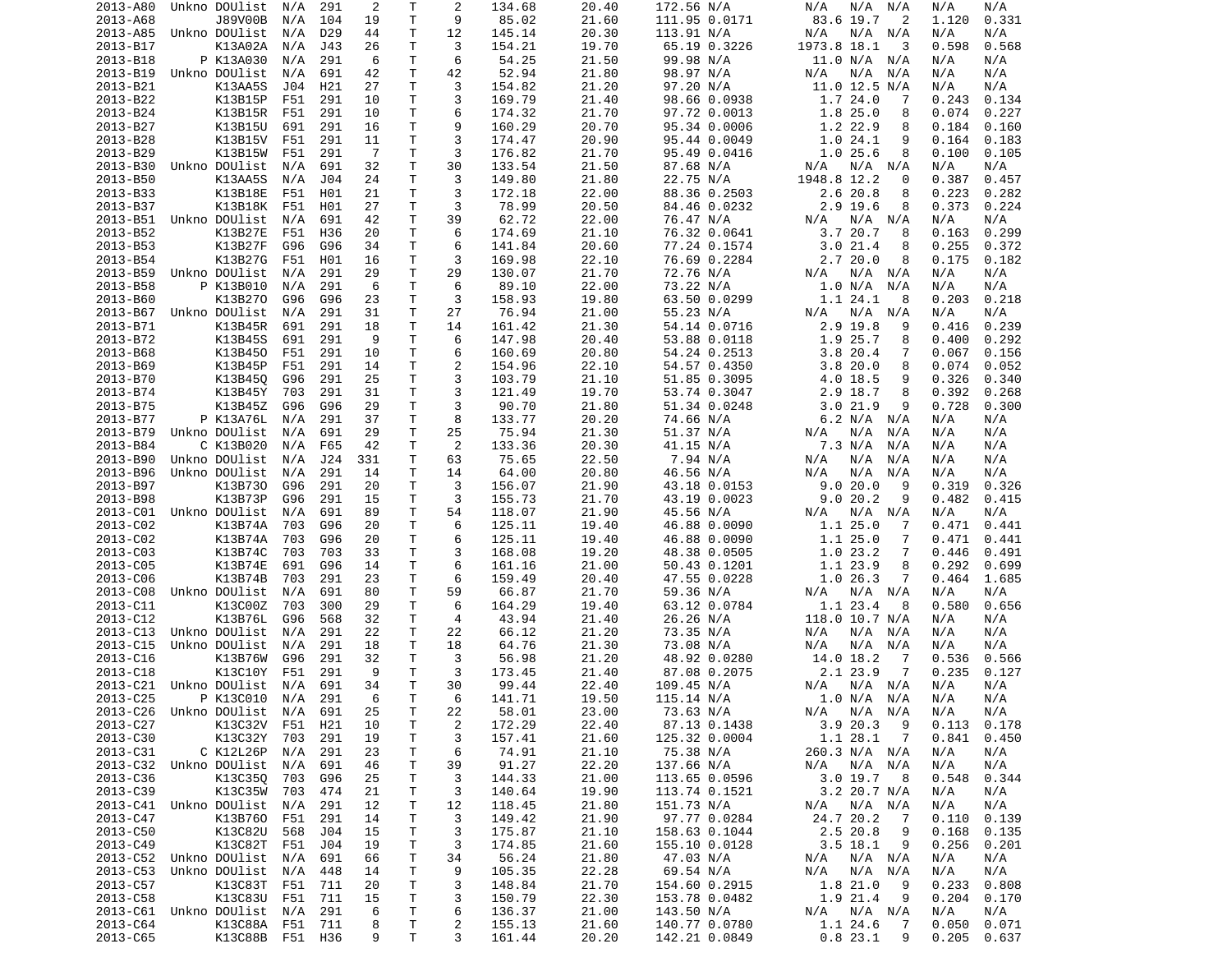```
2013-A80  Unkno DOUlist  N/A  291    2    T     2    134.68       20.40       172.56 N/A          N/A  N/A  N/A    N/A    N/A
2013-A68        J89V00B  N/A  104   19    T     9     85.02       21.60       111.95 0.0171      83.6 19.7   2    1.120  0.331
2013-A85  Unkno DOUlist  N/A  D29   44    T    12    145.14       20.30       113.91 N/A          N/A  N/A  N/A    N/A    N/A
2013-B17        K13A02A  N/A  J43   26    T     3    154.21       19.70        65.19 0.3226    1973.8 18.1   3    0.598  0.568
2013-B18      P K13A030  N/A  291    6    T     6     54.25       21.50        99.98 N/A         11.0 N/A  N/A    N/A    N/A
2013-B19  Unkno DOUlist  N/A  691   42    T    42     52.94       21.80        98.97 N/A          N/A  N/A  N/A    N/A    N/A
2013-B21        K13AA5S  J04  H21   27    T     3    154.82       21.20        97.20 N/A         11.0 12.5 N/A    N/A    N/A
2013-B22        K13B15P  F51  291   10    T     3    169.79       21.40        98.66 0.0938       1.7 24.0   7    0.243  0.134
2013-B24        K13B15R  F51  291   10    T     6    174.32       21.70        97.72 0.0013       1.8 25.0   8    0.074  0.227
2013-B27        K13B15U  691  291   16    T     9    160.29       20.70        95.34 0.0006       1.2 22.9   8    0.184  0.160
2013-B28        K13B15V  F51  291   11    T     3    174.47       20.90        95.44 0.0049       1.0 24.1   9    0.164  0.183
2013-B29        K13B15W  F51  291    7    T     3    176.82       21.70        95.49 0.0416       1.0 25.6   8    0.100  0.105
2013-B30  Unkno DOUlist  N/A  691   32    T    30    133.54       21.50        87.68 N/A          N/A  N/A  N/A    N/A    N/A
2013-B50        K13AA5S  N/A  J04   24    T     3    149.80       21.80        22.75 N/A       1948.8 12.2   0    0.387  0.457
2013-B33        K13B18E  F51  H01   21    T     3    172.18       22.00        88.36 0.2503       2.6 20.8   8    0.223  0.282
2013-B37        K13B18K  F51  H01   27    T     3     78.99       20.50        84.46 0.0232       2.9 19.6   8    0.373  0.224
2013-B51  Unkno DOUlist  N/A  691   42    T    39     62.72       22.00        76.47 N/A          N/A  N/A  N/A    N/A    N/A
2013-B52        K13B27E  F51  H36   20    T     6    174.69       21.10        76.32 0.0641       3.7 20.7   8    0.163  0.299
2013-B53        K13B27F  G96  G96   34    T     6    141.84       20.60        77.24 0.1574       3.0 21.4   8    0.255  0.372
2013-B54        K13B27G  F51  H01   16    T     3    169.98       22.10        76.69 0.2284       2.7 20.0   8    0.175  0.182
2013-B59  Unkno DOUlist  N/A  291   29    T    29    130.07       21.70        72.76 N/A          N/A  N/A  N/A    N/A    N/A
2013-B58      P K13B010  N/A  291    6    T     6     89.10       22.00        73.22 N/A          1.0 N/A  N/A    N/A    N/A
2013-B60        K13B27O  G96  G96   23    T     3    158.93       19.80        63.50 0.0299       1.1 24.1   8    0.203  0.218
2013-B67  Unkno DOUlist  N/A  291   31    T    27     76.94       21.00        55.23 N/A          N/A  N/A  N/A    N/A    N/A
2013-B71        K13B45R  691  291   18    T    14    161.42       21.30        54.14 0.0716       2.9 19.8   9    0.416  0.239
2013-B72        K13B45S  691  291    9    T     6    147.98       20.40        53.88 0.0118       1.9 25.7   8    0.400  0.292
2013-B68        K13B45O  F51  291   10    T     6    160.69       20.80        54.24 0.2513       3.8 20.4   7    0.067  0.156
2013-B69        K13B45P  F51  291   14    T     2    154.96       22.10        54.57 0.4350       3.8 20.0   8    0.074  0.052
2013-B70        K13B45Q  G96  291   25    T     3    103.79       21.10        51.85 0.3095       4.0 18.5   9    0.326  0.340
2013-B74        K13B45Y  703  291   31    T     3    121.49       19.70        53.74 0.3047       2.9 18.7   8    0.392  0.268
2013-B75        K13B45Z  G96  G96   29    T     3     90.70       21.80        51.34 0.0248       3.0 21.9   9    0.728  0.300
2013-B77      P K13A76L  N/A  291   37    T     8    133.77       20.20        74.66 N/A          6.2 N/A  N/A    N/A    N/A
2013-B79  Unkno DOUlist  N/A  691   29    T    25     75.94       21.30        51.37 N/A          N/A  N/A  N/A    N/A    N/A
2013-B84      C K13B020  N/A  F65   42    T     2    133.36       20.30        41.15 N/A          7.3 N/A  N/A    N/A    N/A
2013-B90  Unkno DOUlist  N/A  J24  331    T    63     75.65       22.50         7.94 N/A          N/A  N/A  N/A    N/A    N/A
2013-B96  Unkno DOUlist  N/A  291   14    T    14     64.00       20.80        46.56 N/A          N/A  N/A  N/A    N/A    N/A
2013-B97        K13B73O  G96  291   20    T     3    156.07       21.90        43.18 0.0153       9.0 20.0   9    0.319  0.326
2013-B98        K13B73P  G96  291   15    T     3    155.73       21.70        43.19 0.0023       9.0 20.2   9    0.482  0.415
2013-C01  Unkno DOUlist  N/A  691   89    T    54    118.07       21.90        45.56 N/A          N/A  N/A  N/A    N/A    N/A
2013-C02        K13B74A  703  G96   20    T     6    125.11       19.40        46.88 0.0090       1.1 25.0   7    0.471  0.441
2013-C02        K13B74A  703  G96   20    T     6    125.11       19.40        46.88 0.0090       1.1 25.0   7    0.471  0.441
2013-C03        K13B74C  703  703   33    T     3    168.08       19.20        48.38 0.0505       1.0 23.2   7    0.446  0.491
2013-C05        K13B74E  691  G96   14    T     6    161.16       21.00        50.43 0.1201       1.1 23.9   8    0.292  0.699
2013-C06        K13B74B  703  291   23    T     6    159.49       20.40        47.55 0.0228       1.0 26.3   7    0.464  1.685
2013-C08  Unkno DOUlist  N/A  691   80    T    59     66.87       21.70        59.36 N/A          N/A  N/A  N/A    N/A    N/A
2013-C11        K13C00Z  703  300   29    T     6    164.29       19.40        63.12 0.0784       1.1 23.4   8    0.580  0.656
2013-C12        K13B76L  G96  568   32    T     4     43.94       21.40        26.26 N/A        118.0 10.7 N/A    N/A    N/A
2013-C13  Unkno DOUlist  N/A  291   22    T    22     66.12       21.20        73.35 N/A          N/A  N/A  N/A    N/A    N/A
2013-C15  Unkno DOUlist  N/A  291   18    T    18     64.76       21.30        73.08 N/A          N/A  N/A  N/A    N/A    N/A
2013-C16        K13B76W  G96  291   32    T     3     56.98       21.20        48.92 0.0280      14.0 18.2   7    0.536  0.566
2013-C18        K13C10Y  F51  291    9    T     3    173.45       21.40        87.08 0.2075       2.1 23.9   7    0.235  0.127
2013-C21  Unkno DOUlist  N/A  691   34    T    30     99.44       22.40       109.45 N/A          N/A  N/A  N/A    N/A    N/A
2013-C25      P K13C010  N/A  291    6    T     6    141.71       19.50       115.14 N/A          1.0 N/A  N/A    N/A    N/A
2013-C26  Unkno DOUlist  N/A  691   25    T    22     58.01       23.00        73.63 N/A          N/A  N/A  N/A    N/A    N/A
2013-C27        K13C32V  F51  H21   10    T     2    172.29       22.40        87.13 0.1438       3.9 20.3   9    0.113  0.178
2013-C30        K13C32Y  703  291   19    T     3    157.41       21.60       125.32 0.0004       1.1 28.1   7    0.841  0.450
2013-C31      C K12L26P  N/A  291   23    T     6     74.91       21.10        75.38 N/A        260.3 N/A  N/A    N/A    N/A
2013-C32  Unkno DOUlist  N/A  691   46    T    39     91.27       22.20       137.66 N/A          N/A  N/A  N/A    N/A    N/A
2013-C36        K13C35Q  703  G96   25    T     3    144.33       21.00       113.65 0.0596       3.0 19.7   8    0.548  0.344
2013-C39        K13C35W  703  474   21    T     3    140.64       19.90       113.74 0.1521       3.2 20.7 N/A    N/A    N/A
2013-C41  Unkno DOUlist  N/A  291   12    T    12    118.45       21.80       151.73 N/A          N/A  N/A  N/A    N/A    N/A
2013-C47        K13B76O  F51  291   14    T     3    149.42       21.90        97.77 0.0284      24.7 20.2   7    0.110  0.139
2013-C50        K13C82U  568  J04   15    T     3    175.87       21.10       158.63 0.1044       2.5 20.8   9    0.168  0.135
2013-C49        K13C82T  F51  J04   19    T     3    174.85       21.60       155.10 0.0128       3.5 18.1   9    0.256  0.201
2013-C52  Unkno DOUlist  N/A  691   66    T    34     56.24       21.80        47.03 N/A          N/A  N/A  N/A    N/A    N/A
2013-C53  Unkno DOUlist  N/A  448   14    T     9    105.35       22.28        69.54 N/A          N/A  N/A  N/A    N/A    N/A
2013-C57        K13C83T  F51  711   20    T     3    148.84       21.70       154.60 0.2915       1.8 21.0   9    0.233  0.808
2013-C58        K13C83U  F51  711   15    T     3    150.79       22.30       153.78 0.0482       1.9 21.4   9    0.204  0.170
2013-C61  Unkno DOUlist  N/A  291    6    T     6    136.37       21.00       143.50 N/A          N/A  N/A  N/A    N/A    N/A
2013-C64        K13C88A  F51  711    8    T     2    155.13       21.60       140.77 0.0780       1.1 24.6   7    0.050  0.071
2013-C65        K13C88B  F51  H36    9    T     3    161.44       20.20       142.21 0.0849       0.8 23.1   9    0.205  0.637
```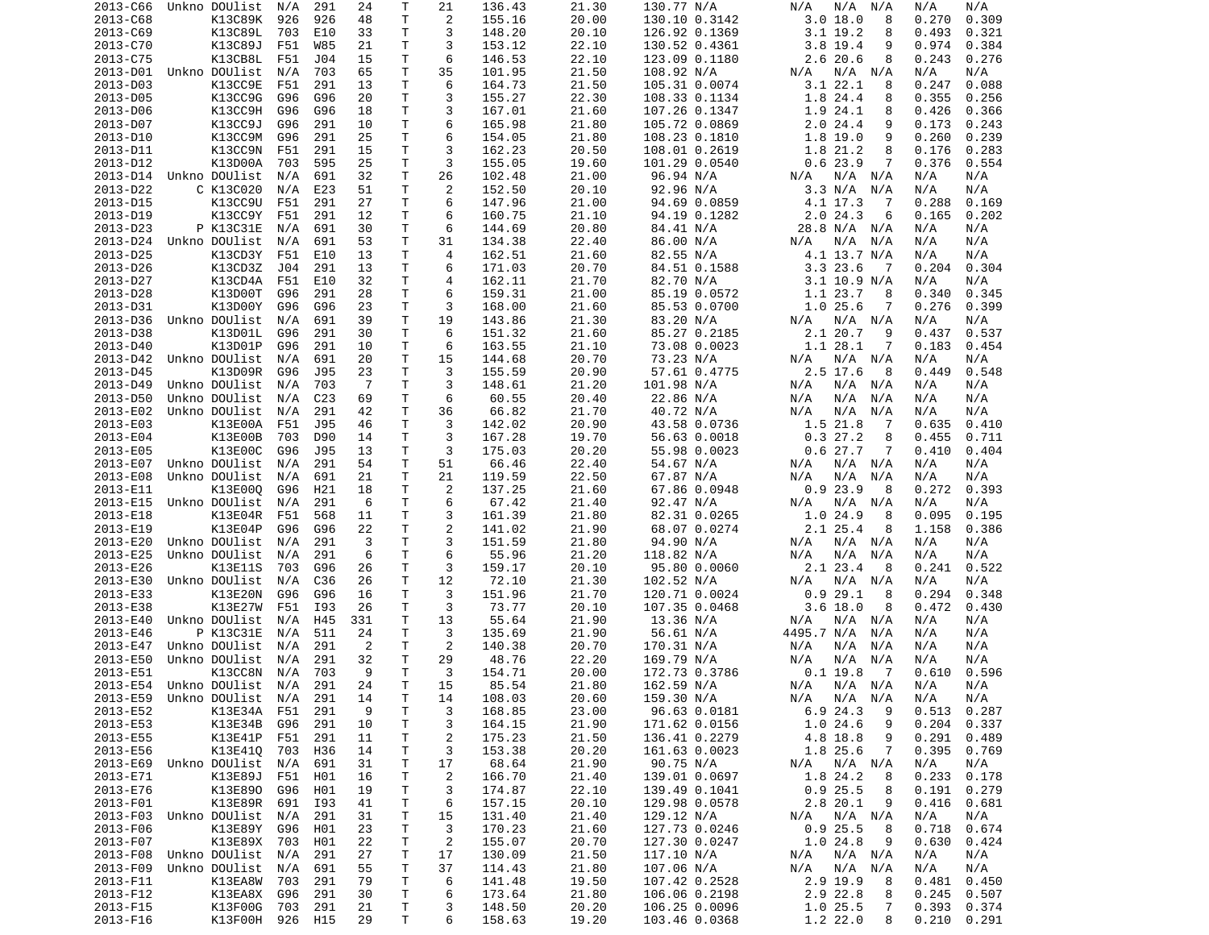| | | | | | | | | | | | | | | | | |
|---|---|---|---|---|---|---|---|---|---|---|---|---|---|---|---|---|
| 2013-C66 | Unkno | DOUlist | N/A | 291 | 24 | T | 21 | 136.43 | 21.30 | 130.77 | N/A | N/A | N/A | N/A | N/A | N/A |
| 2013-C68 | | K13C89K | 926 | 926 | 48 | T | 2 | 155.16 | 20.00 | 130.10 | 0.3142 | 3.0 | 18.0 | 8 | 0.270 | 0.309 |
| 2013-C69 | | K13C89L | 703 | E10 | 33 | T | 3 | 148.20 | 20.10 | 126.92 | 0.1369 | 3.1 | 19.2 | 8 | 0.493 | 0.321 |
| 2013-C70 | | K13C89J | F51 | W85 | 21 | T | 3 | 153.12 | 22.10 | 130.52 | 0.4361 | 3.8 | 19.4 | 9 | 0.974 | 0.384 |
| 2013-C75 | | K13CB8L | F51 | J04 | 15 | T | 6 | 146.53 | 22.10 | 123.09 | 0.1180 | 2.6 | 20.6 | 8 | 0.243 | 0.276 |
| 2013-D01 | Unkno | DOUlist | N/A | 703 | 65 | T | 35 | 101.95 | 21.50 | 108.92 | N/A | N/A | N/A | N/A | N/A | N/A |
| 2013-D03 | | K13CC9E | F51 | 291 | 13 | T | 6 | 164.73 | 21.50 | 105.31 | 0.0074 | 3.1 | 22.1 | 8 | 0.247 | 0.088 |
| 2013-D05 | | K13CC9G | G96 | G96 | 20 | T | 3 | 155.27 | 22.30 | 108.33 | 0.1134 | 1.8 | 24.4 | 8 | 0.355 | 0.256 |
| 2013-D06 | | K13CC9H | G96 | G96 | 18 | T | 3 | 167.01 | 21.60 | 107.26 | 0.1347 | 1.9 | 24.1 | 8 | 0.426 | 0.366 |
| 2013-D07 | | K13CC9J | G96 | 291 | 10 | T | 6 | 165.98 | 21.80 | 105.72 | 0.0869 | 2.0 | 24.4 | 9 | 0.173 | 0.243 |
| 2013-D10 | | K13CC9M | G96 | 291 | 25 | T | 6 | 154.05 | 21.80 | 108.23 | 0.1810 | 1.8 | 19.0 | 9 | 0.260 | 0.239 |
| 2013-D11 | | K13CC9N | F51 | 291 | 15 | T | 3 | 162.23 | 20.50 | 108.01 | 0.2619 | 1.8 | 21.2 | 8 | 0.176 | 0.283 |
| 2013-D12 | | K13D00A | 703 | 595 | 25 | T | 3 | 155.05 | 19.60 | 101.29 | 0.0540 | 0.6 | 23.9 | 7 | 0.376 | 0.554 |
| 2013-D14 | Unkno | DOUlist | N/A | 691 | 32 | T | 26 | 102.48 | 21.00 | 96.94 | N/A | N/A | N/A | N/A | N/A | N/A |
| 2013-D22 | C | K13C020 | N/A | E23 | 51 | T | 2 | 152.50 | 20.10 | 92.96 | N/A | 3.3 | N/A | N/A | N/A | N/A |
| 2013-D15 | | K13CC9U | F51 | 291 | 27 | T | 6 | 147.96 | 21.00 | 94.69 | 0.0859 | 4.1 | 17.3 | 7 | 0.288 | 0.169 |
| 2013-D19 | | K13CC9Y | F51 | 291 | 12 | T | 6 | 160.75 | 21.10 | 94.19 | 0.1282 | 2.0 | 24.3 | 6 | 0.165 | 0.202 |
| 2013-D23 | P | K13C31E | N/A | 691 | 30 | T | 6 | 144.69 | 20.80 | 84.41 | N/A | 28.8 | N/A | N/A | N/A | N/A |
| 2013-D24 | Unkno | DOUlist | N/A | 691 | 53 | T | 31 | 134.38 | 22.40 | 86.00 | N/A | N/A | N/A | N/A | N/A | N/A |
| 2013-D25 | | K13CD3Y | F51 | E10 | 13 | T | 4 | 162.51 | 21.60 | 82.55 | N/A | 4.1 | 13.7 | N/A | N/A | N/A |
| 2013-D26 | | K13CD3Z | J04 | 291 | 13 | T | 6 | 171.03 | 20.70 | 84.51 | 0.1588 | 3.3 | 23.6 | 7 | 0.204 | 0.304 |
| 2013-D27 | | K13CD4A | F51 | E10 | 32 | T | 4 | 162.11 | 21.70 | 82.70 | N/A | 3.1 | 10.9 | N/A | N/A | N/A |
| 2013-D28 | | K13D00T | G96 | 291 | 28 | T | 6 | 159.31 | 21.00 | 85.19 | 0.0572 | 1.1 | 23.7 | 8 | 0.340 | 0.345 |
| 2013-D31 | | K13D00Y | G96 | G96 | 23 | T | 3 | 168.00 | 21.60 | 85.53 | 0.0700 | 1.0 | 25.6 | 7 | 0.276 | 0.399 |
| 2013-D36 | Unkno | DOUlist | N/A | 691 | 39 | T | 19 | 143.86 | 21.30 | 83.20 | N/A | N/A | N/A | N/A | N/A | N/A |
| 2013-D38 | | K13D01L | G96 | 291 | 30 | T | 6 | 151.32 | 21.60 | 85.27 | 0.2185 | 2.1 | 20.7 | 9 | 0.437 | 0.537 |
| 2013-D40 | | K13D01P | G96 | 291 | 10 | T | 6 | 163.55 | 21.10 | 73.08 | 0.0023 | 1.1 | 28.1 | 7 | 0.183 | 0.454 |
| 2013-D42 | Unkno | DOUlist | N/A | 691 | 20 | T | 15 | 144.68 | 20.70 | 73.23 | N/A | N/A | N/A | N/A | N/A | N/A |
| 2013-D45 | | K13D09R | G96 | J95 | 23 | T | 3 | 155.59 | 20.90 | 57.61 | 0.4775 | 2.5 | 17.6 | 8 | 0.449 | 0.548 |
| 2013-D49 | Unkno | DOUlist | N/A | 703 | 7 | T | 3 | 148.61 | 21.20 | 101.98 | N/A | N/A | N/A | N/A | N/A | N/A |
| 2013-D50 | Unkno | DOUlist | N/A | C23 | 69 | T | 6 | 60.55 | 20.40 | 22.86 | N/A | N/A | N/A | N/A | N/A | N/A |
| 2013-E02 | Unkno | DOUlist | N/A | 291 | 42 | T | 36 | 66.82 | 21.70 | 40.72 | N/A | N/A | N/A | N/A | N/A | N/A |
| 2013-E03 | | K13E00A | F51 | J95 | 46 | T | 3 | 142.02 | 20.90 | 43.58 | 0.0736 | 1.5 | 21.8 | 7 | 0.635 | 0.410 |
| 2013-E04 | | K13E00B | 703 | D90 | 14 | T | 3 | 167.28 | 19.70 | 56.63 | 0.0018 | 0.3 | 27.2 | 8 | 0.455 | 0.711 |
| 2013-E05 | | K13E00C | G96 | J95 | 13 | T | 3 | 175.03 | 20.20 | 55.98 | 0.0023 | 0.6 | 27.7 | 7 | 0.410 | 0.404 |
| 2013-E07 | Unkno | DOUlist | N/A | 291 | 54 | T | 51 | 66.46 | 22.40 | 54.67 | N/A | N/A | N/A | N/A | N/A | N/A |
| 2013-E08 | Unkno | DOUlist | N/A | 691 | 21 | T | 21 | 119.59 | 22.50 | 67.87 | N/A | N/A | N/A | N/A | N/A | N/A |
| 2013-E11 | | K13E00Q | G96 | H21 | 18 | T | 2 | 137.25 | 21.60 | 67.86 | 0.0948 | 0.9 | 23.9 | 8 | 0.272 | 0.393 |
| 2013-E15 | Unkno | DOUlist | N/A | 291 | 6 | T | 6 | 67.42 | 21.40 | 92.47 | N/A | N/A | N/A | N/A | N/A | N/A |
| 2013-E18 | | K13E04R | F51 | 568 | 11 | T | 3 | 161.39 | 21.80 | 82.31 | 0.0265 | 1.0 | 24.9 | 8 | 0.095 | 0.195 |
| 2013-E19 | | K13E04P | G96 | G96 | 22 | T | 2 | 141.02 | 21.90 | 68.07 | 0.0274 | 2.1 | 25.4 | 8 | 1.158 | 0.386 |
| 2013-E20 | Unkno | DOUlist | N/A | 291 | 3 | T | 3 | 151.59 | 21.80 | 94.90 | N/A | N/A | N/A | N/A | N/A | N/A |
| 2013-E25 | Unkno | DOUlist | N/A | 291 | 6 | T | 6 | 55.96 | 21.20 | 118.82 | N/A | N/A | N/A | N/A | N/A | N/A |
| 2013-E26 | | K13E11S | 703 | G96 | 26 | T | 3 | 159.17 | 20.10 | 95.80 | 0.0060 | 2.1 | 23.4 | 8 | 0.241 | 0.522 |
| 2013-E30 | Unkno | DOUlist | N/A | C36 | 26 | T | 12 | 72.10 | 21.30 | 102.52 | N/A | N/A | N/A | N/A | N/A | N/A |
| 2013-E33 | | K13E20N | G96 | G96 | 16 | T | 3 | 151.96 | 21.70 | 120.71 | 0.0024 | 0.9 | 29.1 | 8 | 0.294 | 0.348 |
| 2013-E38 | | K13E27W | F51 | I93 | 26 | T | 3 | 73.77 | 20.10 | 107.35 | 0.0468 | 3.6 | 18.0 | 8 | 0.472 | 0.430 |
| 2013-E40 | Unkno | DOUlist | N/A | H45 | 331 | T | 13 | 55.64 | 21.90 | 13.36 | N/A | N/A | N/A | N/A | N/A | N/A |
| 2013-E46 | P | K13C31E | N/A | 511 | 24 | T | 3 | 135.69 | 21.90 | 56.61 | N/A | 4495.7 | N/A | N/A | N/A | N/A |
| 2013-E47 | Unkno | DOUlist | N/A | 291 | 2 | T | 2 | 140.38 | 20.70 | 170.31 | N/A | N/A | N/A | N/A | N/A | N/A |
| 2013-E50 | Unkno | DOUlist | N/A | 291 | 32 | T | 29 | 48.76 | 22.20 | 169.79 | N/A | N/A | N/A | N/A | N/A | N/A |
| 2013-E51 | | K13CC8N | N/A | 703 | 9 | T | 3 | 154.71 | 20.00 | 172.73 | 0.3786 | 0.1 | 19.8 | 7 | 0.610 | 0.596 |
| 2013-E54 | Unkno | DOUlist | N/A | 291 | 24 | T | 15 | 85.54 | 21.80 | 162.59 | N/A | N/A | N/A | N/A | N/A | N/A |
| 2013-E59 | Unkno | DOUlist | N/A | 291 | 14 | T | 14 | 108.03 | 20.60 | 159.30 | N/A | N/A | N/A | N/A | N/A | N/A |
| 2013-E52 | | K13E34A | F51 | 291 | 9 | T | 3 | 168.85 | 23.00 | 96.63 | 0.0181 | 6.9 | 24.3 | 9 | 0.513 | 0.287 |
| 2013-E53 | | K13E34B | G96 | 291 | 10 | T | 3 | 164.15 | 21.90 | 171.62 | 0.0156 | 1.0 | 24.6 | 9 | 0.204 | 0.337 |
| 2013-E55 | | K13E41P | F51 | 291 | 11 | T | 2 | 175.23 | 21.50 | 136.41 | 0.2279 | 4.8 | 18.8 | 9 | 0.291 | 0.489 |
| 2013-E56 | | K13E41Q | 703 | H36 | 14 | T | 3 | 153.38 | 20.20 | 161.63 | 0.0023 | 1.8 | 25.6 | 7 | 0.395 | 0.769 |
| 2013-E69 | Unkno | DOUlist | N/A | 691 | 31 | T | 17 | 68.64 | 21.90 | 90.75 | N/A | N/A | N/A | N/A | N/A | N/A |
| 2013-E71 | | K13E89J | F51 | H01 | 16 | T | 2 | 166.70 | 21.40 | 139.01 | 0.0697 | 1.8 | 24.2 | 8 | 0.233 | 0.178 |
| 2013-E76 | | K13E89O | G96 | H01 | 19 | T | 3 | 174.87 | 22.10 | 139.49 | 0.1041 | 0.9 | 25.5 | 8 | 0.191 | 0.279 |
| 2013-F01 | | K13E89R | 691 | I93 | 41 | T | 6 | 157.15 | 20.10 | 129.98 | 0.0578 | 2.8 | 20.1 | 9 | 0.416 | 0.681 |
| 2013-F03 | Unkno | DOUlist | N/A | 291 | 31 | T | 15 | 131.40 | 21.40 | 129.12 | N/A | N/A | N/A | N/A | N/A | N/A |
| 2013-F06 | | K13E89Y | G96 | H01 | 23 | T | 3 | 170.23 | 21.60 | 127.73 | 0.0246 | 0.9 | 25.5 | 8 | 0.718 | 0.674 |
| 2013-F07 | | K13E89X | 703 | H01 | 22 | T | 2 | 155.07 | 20.70 | 127.30 | 0.0247 | 1.0 | 24.8 | 9 | 0.630 | 0.424 |
| 2013-F08 | Unkno | DOUlist | N/A | 291 | 27 | T | 17 | 130.09 | 21.50 | 117.10 | N/A | N/A | N/A | N/A | N/A | N/A |
| 2013-F09 | Unkno | DOUlist | N/A | 691 | 55 | T | 37 | 114.43 | 21.80 | 107.06 | N/A | N/A | N/A | N/A | N/A | N/A |
| 2013-F11 | | K13EA8W | 703 | 291 | 79 | T | 6 | 141.48 | 19.50 | 107.42 | 0.2528 | 2.9 | 19.9 | 8 | 0.481 | 0.450 |
| 2013-F12 | | K13EA8X | G96 | 291 | 30 | T | 6 | 173.64 | 21.80 | 106.06 | 0.2198 | 2.9 | 22.8 | 8 | 0.245 | 0.507 |
| 2013-F15 | | K13F00G | 703 | 291 | 21 | T | 3 | 148.50 | 20.20 | 106.25 | 0.0096 | 1.0 | 25.5 | 7 | 0.393 | 0.374 |
| 2013-F16 | | K13F00H | 926 | H15 | 29 | T | 6 | 158.63 | 19.20 | 103.46 | 0.0368 | 1.2 | 22.0 | 8 | 0.210 | 0.291 |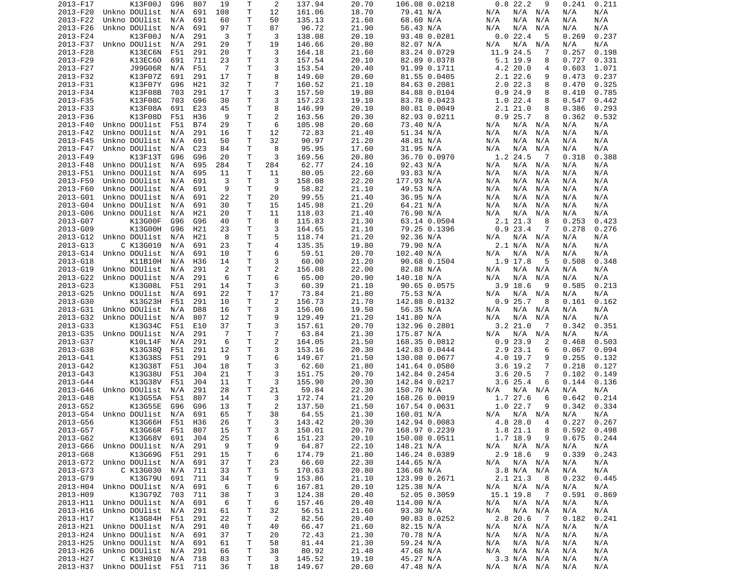| | | | | | | | | | | | | | | | | |
|---|---|---|---|---|---|---|---|---|---|---|---|---|---|---|---|---|
| 2013-F17 | | K13F00J | G96 | 807 | 19 | T | 2 | 137.94 | 20.70 | 106.08 | 0.0218 | 0.8 | 22.2 | 9 | 0.241 | 0.211 |
| 2013-F20 | Unkno | DOUlist | N/A | 691 | 108 | T | 12 | 161.06 | 18.70 | 79.41 | N/A | N/A | N/A | N/A | N/A | N/A |
| 2013-F22 | Unkno | DOUlist | N/A | 691 | 60 | T | 50 | 135.13 | 21.60 | 68.60 | N/A | N/A | N/A | N/A | N/A | N/A |
| 2013-F26 | Unkno | DOUlist | N/A | 691 | 97 | T | 87 | 96.72 | 21.90 | 56.43 | N/A | N/A | N/A | N/A | N/A | N/A |
| 2013-F24 | | K13F00J | N/A | 291 | 3 | T | 3 | 138.08 | 20.10 | 93.48 | 0.0281 | 0.0 | 22.4 | 5 | 0.269 | 0.237 |
| 2013-F37 | Unkno | DOUlist | N/A | 291 | 29 | T | 19 | 146.66 | 20.80 | 82.07 | N/A | N/A | N/A | N/A | N/A | N/A |
| 2013-F28 | | K13EC6N | F51 | 291 | 20 | T | 3 | 164.18 | 21.60 | 83.24 | 0.0729 | 11.9 | 24.5 | 7 | 0.257 | 0.198 |
| 2013-F29 | | K13EC6O | 691 | 711 | 23 | T | 3 | 157.54 | 20.10 | 82.89 | 0.0378 | 5.1 | 19.9 | 8 | 0.727 | 0.331 |
| 2013-F27 | | J99G06R | N/A | F51 | 7 | T | 3 | 153.54 | 20.40 | 91.99 | 0.1711 | 4.2 | 20.0 | 4 | 0.603 | 1.071 |
| 2013-F32 | | K13F07Z | 691 | 291 | 17 | T | 8 | 149.60 | 20.60 | 81.55 | 0.0405 | 2.1 | 22.6 | 9 | 0.473 | 0.237 |
| 2013-F31 | | K13F07Y | G96 | H21 | 32 | T | 7 | 160.52 | 21.10 | 84.63 | 0.2081 | 2.0 | 22.3 | 8 | 0.470 | 0.325 |
| 2013-F34 | | K13F08B | 703 | 291 | 17 | T | 3 | 157.50 | 19.80 | 84.88 | 0.0104 | 0.9 | 24.9 | 8 | 0.410 | 0.785 |
| 2013-F35 | | K13F08C | 703 | G96 | 30 | T | 3 | 157.23 | 19.10 | 83.78 | 0.0423 | 1.0 | 22.4 | 8 | 0.547 | 0.442 |
| 2013-F33 | | K13F08A | 691 | E23 | 45 | T | 8 | 146.99 | 20.10 | 80.81 | 0.0049 | 2.1 | 21.0 | 8 | 0.386 | 0.293 |
| 2013-F36 | | K13F08D | F51 | H36 | 9 | T | 2 | 163.56 | 20.30 | 82.93 | 0.0211 | 0.9 | 25.7 | 8 | 0.362 | 0.532 |
| 2013-F40 | Unkno | DOUlist | F51 | B74 | 29 | T | 6 | 105.98 | 20.60 | 73.40 | N/A | N/A | N/A | N/A | N/A | N/A |
| 2013-F42 | Unkno | DOUlist | N/A | 291 | 16 | T | 12 | 72.83 | 21.40 | 51.34 | N/A | N/A | N/A | N/A | N/A | N/A |
| 2013-F45 | Unkno | DOUlist | N/A | 691 | 50 | T | 32 | 90.97 | 21.20 | 48.81 | N/A | N/A | N/A | N/A | N/A | N/A |
| 2013-F47 | Unkno | DOUlist | N/A | C23 | 84 | T | 8 | 95.95 | 17.60 | 31.95 | N/A | N/A | N/A | N/A | N/A | N/A |
| 2013-F49 | | K13F13T | G96 | G96 | 20 | T | 3 | 169.56 | 20.80 | 36.70 | 0.0970 | 1.2 | 24.5 | 7 | 0.318 | 0.388 |
| 2013-F48 | Unkno | DOUlist | N/A | 695 | 284 | T | 284 | 62.77 | 24.10 | 92.43 | N/A | N/A | N/A | N/A | N/A | N/A |
| 2013-F51 | Unkno | DOUlist | N/A | 695 | 11 | T | 11 | 80.05 | 22.60 | 93.83 | N/A | N/A | N/A | N/A | N/A | N/A |
| 2013-F59 | Unkno | DOUlist | N/A | 691 | 3 | T | 3 | 158.08 | 22.20 | 177.93 | N/A | N/A | N/A | N/A | N/A | N/A |
| 2013-F60 | Unkno | DOUlist | N/A | 691 | 9 | T | 9 | 58.82 | 21.10 | 49.53 | N/A | N/A | N/A | N/A | N/A | N/A |
| 2013-G01 | Unkno | DOUlist | N/A | 691 | 22 | T | 20 | 99.55 | 21.40 | 36.95 | N/A | N/A | N/A | N/A | N/A | N/A |
| 2013-G04 | Unkno | DOUlist | N/A | 691 | 30 | T | 15 | 145.98 | 21.20 | 64.21 | N/A | N/A | N/A | N/A | N/A | N/A |
| 2013-G06 | Unkno | DOUlist | N/A | H21 | 20 | T | 11 | 118.03 | 21.40 | 76.90 | N/A | N/A | N/A | N/A | N/A | N/A |
| 2013-G07 | | K13G00F | G96 | G96 | 40 | T | 8 | 115.83 | 21.30 | 63.14 | 0.0504 | 2.1 | 21.3 | 8 | 0.253 | 0.423 |
| 2013-G09 | | K13G00H | G96 | H21 | 23 | T | 3 | 164.65 | 21.10 | 79.25 | 0.1396 | 0.9 | 23.4 | 7 | 0.278 | 0.276 |
| 2013-G12 | Unkno | DOUlist | N/A | H21 | 8 | T | 5 | 118.74 | 21.20 | 92.36 | N/A | N/A | N/A | N/A | N/A | N/A |
| 2013-G13 | C | K13G010 | N/A | 691 | 23 | T | 4 | 135.35 | 19.80 | 79.90 | N/A | 2.1 | N/A | N/A | N/A | N/A |
| 2013-G14 | Unkno | DOUlist | N/A | 691 | 10 | T | 6 | 59.51 | 20.70 | 102.40 | N/A | N/A | N/A | N/A | N/A | N/A |
| 2013-G18 | | K11B10H | N/A | H36 | 14 | T | 3 | 60.00 | 21.20 | 90.68 | 0.1504 | 1.9 | 17.8 | 5 | 0.508 | 0.348 |
| 2013-G19 | Unkno | DOUlist | N/A | 291 | 2 | T | 2 | 156.08 | 22.00 | 82.88 | N/A | N/A | N/A | N/A | N/A | N/A |
| 2013-G22 | Unkno | DOUlist | N/A | 291 | 6 | T | 6 | 65.00 | 20.90 | 140.18 | N/A | N/A | N/A | N/A | N/A | N/A |
| 2013-G23 | | K13G08L | F51 | 291 | 14 | T | 3 | 60.39 | 21.10 | 90.65 | 0.0575 | 3.9 | 18.6 | 9 | 0.585 | 0.213 |
| 2013-G25 | Unkno | DOUlist | N/A | 691 | 22 | T | 17 | 73.84 | 21.80 | 75.53 | N/A | N/A | N/A | N/A | N/A | N/A |
| 2013-G30 | | K13G23H | F51 | 291 | 10 | T | 2 | 156.73 | 21.70 | 142.88 | 0.0132 | 0.9 | 25.7 | 8 | 0.161 | 0.162 |
| 2013-G31 | Unkno | DOUlist | N/A | D88 | 16 | T | 3 | 156.06 | 19.50 | 56.35 | N/A | N/A | N/A | N/A | N/A | N/A |
| 2013-G32 | Unkno | DOUlist | N/A | 807 | 12 | T | 9 | 129.49 | 21.20 | 141.80 | N/A | N/A | N/A | N/A | N/A | N/A |
| 2013-G33 | | K13G34C | F51 | E10 | 37 | T | 3 | 157.61 | 20.70 | 132.96 | 0.2801 | 3.2 | 21.0 | 7 | 0.342 | 0.351 |
| 2013-G35 | Unkno | DOUlist | N/A | 291 | 7 | T | 7 | 63.84 | 21.30 | 175.87 | N/A | N/A | N/A | N/A | N/A | N/A |
| 2013-G37 | | K10L14F | N/A | 291 | 6 | T | 2 | 164.05 | 21.50 | 168.35 | 0.0812 | 0.9 | 23.9 | 2 | 0.468 | 0.503 |
| 2013-G38 | | K13G38Q | F51 | 291 | 12 | T | 3 | 153.16 | 20.30 | 142.83 | 0.0444 | 2.9 | 23.1 | 6 | 0.067 | 0.094 |
| 2013-G41 | | K13G38S | F51 | 291 | 9 | T | 6 | 149.67 | 21.50 | 130.08 | 0.0677 | 4.0 | 19.7 | 9 | 0.255 | 0.132 |
| 2013-G42 | | K13G38T | F51 | J04 | 18 | T | 3 | 62.60 | 21.80 | 141.64 | 0.0580 | 3.6 | 19.2 | 7 | 0.218 | 0.127 |
| 2013-G43 | | K13G38U | F51 | J04 | 21 | T | 3 | 151.75 | 20.70 | 142.84 | 0.2454 | 3.6 | 20.5 | 7 | 0.102 | 0.149 |
| 2013-G44 | | K13G38V | F51 | J04 | 11 | T | 3 | 155.90 | 20.30 | 142.84 | 0.0217 | 3.6 | 25.4 | 6 | 0.144 | 0.136 |
| 2013-G46 | Unkno | DOUlist | N/A | 291 | 28 | T | 21 | 59.84 | 22.30 | 150.70 | N/A | N/A | N/A | N/A | N/A | N/A |
| 2013-G48 | | K13G55A | F51 | 807 | 14 | T | 3 | 172.74 | 21.20 | 168.26 | 0.0019 | 1.7 | 27.6 | 6 | 0.642 | 0.214 |
| 2013-G52 | | K13G55E | G96 | G96 | 13 | T | 2 | 137.50 | 21.50 | 167.54 | 0.0631 | 1.0 | 22.7 | 9 | 0.342 | 0.334 |
| 2013-G54 | Unkno | DOUlist | N/A | 691 | 65 | T | 38 | 64.55 | 21.30 | 160.01 | N/A | N/A | N/A | N/A | N/A | N/A |
| 2013-G56 | | K13G66H | F51 | H36 | 26 | T | 3 | 143.42 | 20.30 | 142.94 | 0.0083 | 4.8 | 28.0 | 4 | 0.227 | 0.267 |
| 2013-G57 | | K13G66R | F51 | 807 | 15 | T | 3 | 150.01 | 20.70 | 168.97 | 0.2239 | 1.8 | 21.1 | 8 | 0.592 | 0.498 |
| 2013-G62 | | K13G68V | 691 | J04 | 25 | T | 6 | 151.23 | 20.10 | 150.08 | 0.0511 | 1.7 | 18.9 | 9 | 0.675 | 0.244 |
| 2013-G66 | Unkno | DOUlist | N/A | 291 | 9 | T | 9 | 64.87 | 22.10 | 148.21 | N/A | N/A | N/A | N/A | N/A | N/A |
| 2013-G68 | | K13G69G | F51 | 291 | 15 | T | 6 | 174.79 | 21.80 | 146.24 | 0.0389 | 2.9 | 18.6 | 9 | 0.339 | 0.243 |
| 2013-G72 | Unkno | DOUlist | N/A | 691 | 37 | T | 23 | 66.60 | 22.30 | 144.65 | N/A | N/A | N/A | N/A | N/A | N/A |
| 2013-G73 | C | K13G030 | N/A | 711 | 33 | T | 5 | 170.63 | 20.80 | 136.68 | N/A | 3.8 | N/A | N/A | N/A | N/A |
| 2013-G79 | | K13G79U | 691 | 711 | 34 | T | 9 | 153.86 | 21.10 | 123.99 | 0.2671 | 2.1 | 21.3 | 8 | 0.232 | 0.445 |
| 2013-H04 | Unkno | DOUlist | N/A | 691 | 6 | T | 6 | 167.81 | 20.10 | 125.38 | N/A | N/A | N/A | N/A | N/A | N/A |
| 2013-H09 | | K13G79Z | 703 | 711 | 38 | T | 3 | 124.38 | 20.40 | 52.05 | 0.3059 | 15.1 | 19.8 | 7 | 0.591 | 0.869 |
| 2013-H11 | Unkno | DOUlist | N/A | 691 | 6 | T | 6 | 157.46 | 20.40 | 114.00 | N/A | N/A | N/A | N/A | N/A | N/A |
| 2013-H16 | Unkno | DOUlist | N/A | 291 | 61 | T | 32 | 56.51 | 21.60 | 93.30 | N/A | N/A | N/A | N/A | N/A | N/A |
| 2013-H17 | | K13G84H | F51 | 291 | 22 | T | 2 | 82.56 | 20.40 | 90.83 | 0.0252 | 2.8 | 20.6 | 7 | 0.182 | 0.241 |
| 2013-H21 | Unkno | DOUlist | N/A | 291 | 40 | T | 40 | 66.47 | 21.60 | 82.15 | N/A | N/A | N/A | N/A | N/A | N/A |
| 2013-H24 | Unkno | DOUlist | N/A | 691 | 37 | T | 20 | 72.43 | 21.30 | 70.78 | N/A | N/A | N/A | N/A | N/A | N/A |
| 2013-H25 | Unkno | DOUlist | N/A | 691 | 61 | T | 58 | 81.44 | 21.30 | 59.24 | N/A | N/A | N/A | N/A | N/A | N/A |
| 2013-H26 | Unkno | DOUlist | N/A | 291 | 66 | T | 38 | 80.92 | 21.40 | 47.68 | N/A | N/A | N/A | N/A | N/A | N/A |
| 2013-H27 | C | K13H010 | N/A | 718 | 83 | T | 3 | 145.52 | 19.10 | 45.27 | N/A | 3.3 | N/A | N/A | N/A | N/A |
| 2013-H37 | Unkno | DOUlist | F51 | 711 | 36 | T | 18 | 149.67 | 20.60 | 47.48 | N/A | N/A | N/A | N/A | N/A | N/A |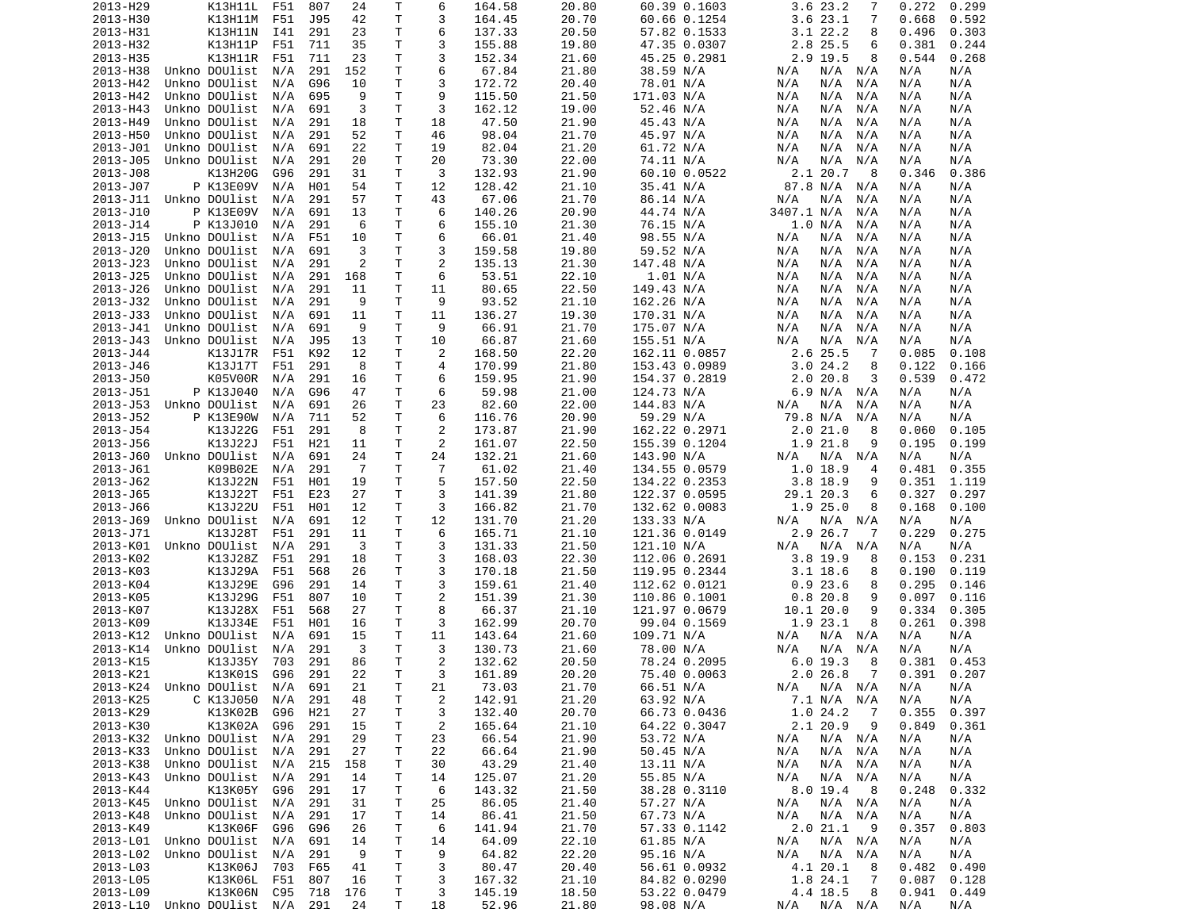| | | | | | | | | | | | | | | | | |
|---|---|---|---|---|---|---|---|---|---|---|---|---|---|---|---|---|
| 2013-H29 | | K13H11L | F51 | 807 | 24 | T | 6 | 164.58 | 20.80 | 60.39 | 0.1603 | 3.6 | 23.2 | 7 | 0.272 | 0.299 |
| 2013-H30 | | K13H11M | F51 | J95 | 42 | T | 3 | 164.45 | 20.70 | 60.66 | 0.1254 | 3.6 | 23.1 | 7 | 0.668 | 0.592 |
| 2013-H31 | | K13H11N | I41 | 291 | 23 | T | 6 | 137.33 | 20.50 | 57.82 | 0.1533 | 3.1 | 22.2 | 8 | 0.496 | 0.303 |
| 2013-H32 | | K13H11P | F51 | 711 | 35 | T | 3 | 155.88 | 19.80 | 47.35 | 0.0307 | 2.8 | 25.5 | 6 | 0.381 | 0.244 |
| 2013-H35 | | K13H11R | F51 | 711 | 23 | T | 3 | 152.34 | 21.60 | 45.25 | 0.2981 | 2.9 | 19.5 | 8 | 0.544 | 0.268 |
| 2013-H38 | Unkno | DOUlist | N/A | 291 | 152 | T | 6 | 67.84 | 21.80 | 38.59 | N/A | N/A | N/A | N/A | N/A | N/A |
| 2013-H42 | Unkno | DOUlist | N/A | G96 | 10 | T | 3 | 172.72 | 20.40 | 78.01 | N/A | N/A | N/A | N/A | N/A | N/A |
| 2013-H42 | Unkno | DOUlist | N/A | 695 | 9 | T | 9 | 115.50 | 21.50 | 171.03 | N/A | N/A | N/A | N/A | N/A | N/A |
| 2013-H43 | Unkno | DOUlist | N/A | 691 | 3 | T | 3 | 162.12 | 19.00 | 52.46 | N/A | N/A | N/A | N/A | N/A | N/A |
| 2013-H49 | Unkno | DOUlist | N/A | 291 | 18 | T | 18 | 47.50 | 21.90 | 45.43 | N/A | N/A | N/A | N/A | N/A | N/A |
| 2013-H50 | Unkno | DOUlist | N/A | 291 | 52 | T | 46 | 98.04 | 21.70 | 45.97 | N/A | N/A | N/A | N/A | N/A | N/A |
| 2013-J01 | Unkno | DOUlist | N/A | 691 | 22 | T | 19 | 82.04 | 21.20 | 61.72 | N/A | N/A | N/A | N/A | N/A | N/A |
| 2013-J05 | Unkno | DOUlist | N/A | 291 | 20 | T | 20 | 73.30 | 22.00 | 74.11 | N/A | N/A | N/A | N/A | N/A | N/A |
| 2013-J08 | | K13H20G | G96 | 291 | 31 | T | 3 | 132.93 | 21.90 | 60.10 | 0.0522 | 2.1 | 20.7 | 8 | 0.346 | 0.386 |
| 2013-J07 | P | K13E09V | N/A | H01 | 54 | T | 12 | 128.42 | 21.10 | 35.41 | N/A | 87.8 | N/A | N/A | N/A | N/A |
| 2013-J11 | Unkno | DOUlist | N/A | 291 | 57 | T | 43 | 67.06 | 21.70 | 86.14 | N/A | N/A | N/A | N/A | N/A | N/A |
| 2013-J10 | P | K13E09V | N/A | 691 | 13 | T | 6 | 140.26 | 20.90 | 44.74 | N/A | 3407.1 | N/A | N/A | N/A | N/A |
| 2013-J14 | P | K13J010 | N/A | 291 | 6 | T | 6 | 155.10 | 21.30 | 76.15 | N/A | 1.0 | N/A | N/A | N/A | N/A |
| 2013-J15 | Unkno | DOUlist | N/A | F51 | 10 | T | 6 | 66.01 | 21.40 | 98.55 | N/A | N/A | N/A | N/A | N/A | N/A |
| 2013-J20 | Unkno | DOUlist | N/A | 691 | 3 | T | 3 | 159.58 | 19.80 | 59.52 | N/A | N/A | N/A | N/A | N/A | N/A |
| 2013-J23 | Unkno | DOUlist | N/A | 291 | 2 | T | 2 | 135.13 | 21.30 | 147.48 | N/A | N/A | N/A | N/A | N/A | N/A |
| 2013-J25 | Unkno | DOUlist | N/A | 291 | 168 | T | 6 | 53.51 | 22.10 | 1.01 | N/A | N/A | N/A | N/A | N/A | N/A |
| 2013-J26 | Unkno | DOUlist | N/A | 291 | 11 | T | 11 | 80.65 | 22.50 | 149.43 | N/A | N/A | N/A | N/A | N/A | N/A |
| 2013-J32 | Unkno | DOUlist | N/A | 291 | 9 | T | 9 | 93.52 | 21.10 | 162.26 | N/A | N/A | N/A | N/A | N/A | N/A |
| 2013-J33 | Unkno | DOUlist | N/A | 691 | 11 | T | 11 | 136.27 | 19.30 | 170.31 | N/A | N/A | N/A | N/A | N/A | N/A |
| 2013-J41 | Unkno | DOUlist | N/A | 691 | 9 | T | 9 | 66.91 | 21.70 | 175.07 | N/A | N/A | N/A | N/A | N/A | N/A |
| 2013-J43 | Unkno | DOUlist | N/A | J95 | 13 | T | 10 | 66.87 | 21.60 | 155.51 | N/A | N/A | N/A | N/A | N/A | N/A |
| 2013-J44 | | K13J17R | F51 | K92 | 12 | T | 2 | 168.50 | 22.20 | 162.11 | 0.0857 | 2.6 | 25.5 | 7 | 0.085 | 0.108 |
| 2013-J46 | | K13J17T | F51 | 291 | 8 | T | 4 | 170.99 | 21.80 | 153.43 | 0.0989 | 3.0 | 24.2 | 8 | 0.122 | 0.166 |
| 2013-J50 | | K05V00R | N/A | 291 | 16 | T | 6 | 159.95 | 21.90 | 154.37 | 0.2819 | 2.0 | 20.8 | 3 | 0.539 | 0.472 |
| 2013-J51 | P | K13J040 | N/A | G96 | 47 | T | 6 | 59.98 | 21.00 | 124.73 | N/A | 6.9 | N/A | N/A | N/A | N/A |
| 2013-J53 | Unkno | DOUlist | N/A | 691 | 26 | T | 23 | 82.60 | 22.00 | 144.83 | N/A | N/A | N/A | N/A | N/A | N/A |
| 2013-J52 | P | K13E90W | N/A | 711 | 52 | T | 6 | 116.76 | 20.90 | 59.29 | N/A | 79.8 | N/A | N/A | N/A | N/A |
| 2013-J54 | | K13J22G | F51 | 291 | 8 | T | 2 | 173.87 | 21.90 | 162.22 | 0.2971 | 2.0 | 21.0 | 8 | 0.060 | 0.105 |
| 2013-J56 | | K13J22J | F51 | H21 | 11 | T | 2 | 161.07 | 22.50 | 155.39 | 0.1204 | 1.9 | 21.8 | 9 | 0.195 | 0.199 |
| 2013-J60 | Unkno | DOUlist | N/A | 691 | 24 | T | 24 | 132.21 | 21.60 | 143.90 | N/A | N/A | N/A | N/A | N/A | N/A |
| 2013-J61 | | K09B02E | N/A | 291 | 7 | T | 7 | 61.02 | 21.40 | 134.55 | 0.0579 | 1.0 | 18.9 | 4 | 0.481 | 0.355 |
| 2013-J62 | | K13J22N | F51 | H01 | 19 | T | 5 | 157.50 | 22.50 | 134.22 | 0.2353 | 3.8 | 18.9 | 9 | 0.351 | 1.119 |
| 2013-J65 | | K13J22T | F51 | E23 | 27 | T | 3 | 141.39 | 21.80 | 122.37 | 0.0595 | 29.1 | 20.3 | 6 | 0.327 | 0.297 |
| 2013-J66 | | K13J22U | F51 | H01 | 12 | T | 3 | 166.82 | 21.70 | 132.62 | 0.0083 | 1.9 | 25.0 | 8 | 0.168 | 0.100 |
| 2013-J69 | Unkno | DOUlist | N/A | 691 | 12 | T | 12 | 131.70 | 21.20 | 133.33 | N/A | N/A | N/A | N/A | N/A | N/A |
| 2013-J71 | | K13J28T | F51 | 291 | 11 | T | 6 | 165.71 | 21.10 | 121.36 | 0.0149 | 2.9 | 26.7 | 7 | 0.229 | 0.275 |
| 2013-K01 | Unkno | DOUlist | N/A | 291 | 3 | T | 3 | 131.33 | 21.50 | 121.10 | N/A | N/A | N/A | N/A | N/A | N/A |
| 2013-K02 | | K13J28Z | F51 | 291 | 18 | T | 3 | 168.03 | 22.30 | 112.06 | 0.2691 | 3.8 | 19.9 | 8 | 0.153 | 0.231 |
| 2013-K03 | | K13J29A | F51 | 568 | 26 | T | 3 | 170.18 | 21.50 | 119.95 | 0.2344 | 3.1 | 18.6 | 8 | 0.190 | 0.119 |
| 2013-K04 | | K13J29E | G96 | 291 | 14 | T | 3 | 159.61 | 21.40 | 112.62 | 0.0121 | 0.9 | 23.6 | 8 | 0.295 | 0.146 |
| 2013-K05 | | K13J29G | F51 | 807 | 10 | T | 2 | 151.39 | 21.30 | 110.86 | 0.1001 | 0.8 | 20.8 | 9 | 0.097 | 0.116 |
| 2013-K07 | | K13J28X | F51 | 568 | 27 | T | 8 | 66.37 | 21.10 | 121.97 | 0.0679 | 10.1 | 20.0 | 9 | 0.334 | 0.305 |
| 2013-K09 | | K13J34E | F51 | H01 | 16 | T | 3 | 162.99 | 20.70 | 99.04 | 0.1569 | 1.9 | 23.1 | 8 | 0.261 | 0.398 |
| 2013-K12 | Unkno | DOUlist | N/A | 691 | 15 | T | 11 | 143.64 | 21.60 | 109.71 | N/A | N/A | N/A | N/A | N/A | N/A |
| 2013-K14 | Unkno | DOUlist | N/A | 291 | 3 | T | 3 | 130.73 | 21.60 | 78.00 | N/A | N/A | N/A | N/A | N/A | N/A |
| 2013-K15 | | K13J35Y | 703 | 291 | 86 | T | 2 | 132.62 | 20.50 | 78.24 | 0.2095 | 6.0 | 19.3 | 8 | 0.381 | 0.453 |
| 2013-K21 | | K13K01S | G96 | 291 | 22 | T | 3 | 161.89 | 20.20 | 75.40 | 0.0063 | 2.0 | 26.8 | 7 | 0.391 | 0.207 |
| 2013-K24 | Unkno | DOUlist | N/A | 691 | 21 | T | 21 | 73.03 | 21.70 | 66.51 | N/A | N/A | N/A | N/A | N/A | N/A |
| 2013-K25 | C | K13J050 | N/A | 291 | 48 | T | 2 | 142.91 | 21.20 | 63.92 | N/A | 7.1 | N/A | N/A | N/A | N/A |
| 2013-K29 | | K13K02B | G96 | H21 | 27 | T | 3 | 132.40 | 20.70 | 66.73 | 0.0436 | 1.0 | 24.2 | 7 | 0.355 | 0.397 |
| 2013-K30 | | K13K02A | G96 | 291 | 15 | T | 2 | 165.64 | 21.10 | 64.22 | 0.3047 | 2.1 | 20.9 | 9 | 0.849 | 0.361 |
| 2013-K32 | Unkno | DOUlist | N/A | 291 | 29 | T | 23 | 66.54 | 21.90 | 53.72 | N/A | N/A | N/A | N/A | N/A | N/A |
| 2013-K33 | Unkno | DOUlist | N/A | 291 | 27 | T | 22 | 66.64 | 21.90 | 50.45 | N/A | N/A | N/A | N/A | N/A | N/A |
| 2013-K38 | Unkno | DOUlist | N/A | 215 | 158 | T | 30 | 43.29 | 21.40 | 13.11 | N/A | N/A | N/A | N/A | N/A | N/A |
| 2013-K43 | Unkno | DOUlist | N/A | 291 | 14 | T | 14 | 125.07 | 21.20 | 55.85 | N/A | N/A | N/A | N/A | N/A | N/A |
| 2013-K44 | | K13K05Y | G96 | 291 | 17 | T | 6 | 143.32 | 21.50 | 38.28 | 0.3110 | 8.0 | 19.4 | 8 | 0.248 | 0.332 |
| 2013-K45 | Unkno | DOUlist | N/A | 291 | 31 | T | 25 | 86.05 | 21.40 | 57.27 | N/A | N/A | N/A | N/A | N/A | N/A |
| 2013-K48 | Unkno | DOUlist | N/A | 291 | 17 | T | 14 | 86.41 | 21.50 | 67.73 | N/A | N/A | N/A | N/A | N/A | N/A |
| 2013-K49 | | K13K06F | G96 | G96 | 26 | T | 6 | 141.94 | 21.70 | 57.33 | 0.1142 | 2.0 | 21.1 | 9 | 0.357 | 0.803 |
| 2013-L01 | Unkno | DOUlist | N/A | 691 | 14 | T | 14 | 64.09 | 22.10 | 61.85 | N/A | N/A | N/A | N/A | N/A | N/A |
| 2013-L02 | Unkno | DOUlist | N/A | 291 | 9 | T | 9 | 64.82 | 22.20 | 95.16 | N/A | N/A | N/A | N/A | N/A | N/A |
| 2013-L03 | | K13K06J | 703 | F65 | 41 | T | 3 | 80.47 | 20.40 | 56.61 | 0.0932 | 4.1 | 20.1 | 8 | 0.482 | 0.490 |
| 2013-L05 | | K13K06L | F51 | 807 | 16 | T | 3 | 167.32 | 21.10 | 84.82 | 0.0290 | 1.8 | 24.1 | 7 | 0.087 | 0.128 |
| 2013-L09 | | K13K06N | C95 | 718 | 176 | T | 3 | 145.19 | 18.50 | 53.22 | 0.0479 | 4.4 | 18.5 | 8 | 0.941 | 0.449 |
| 2013-L10 | Unkno | DOUlist | N/A | 291 | 24 | T | 18 | 52.96 | 21.80 | 98.08 | N/A | N/A | N/A | N/A | N/A | N/A |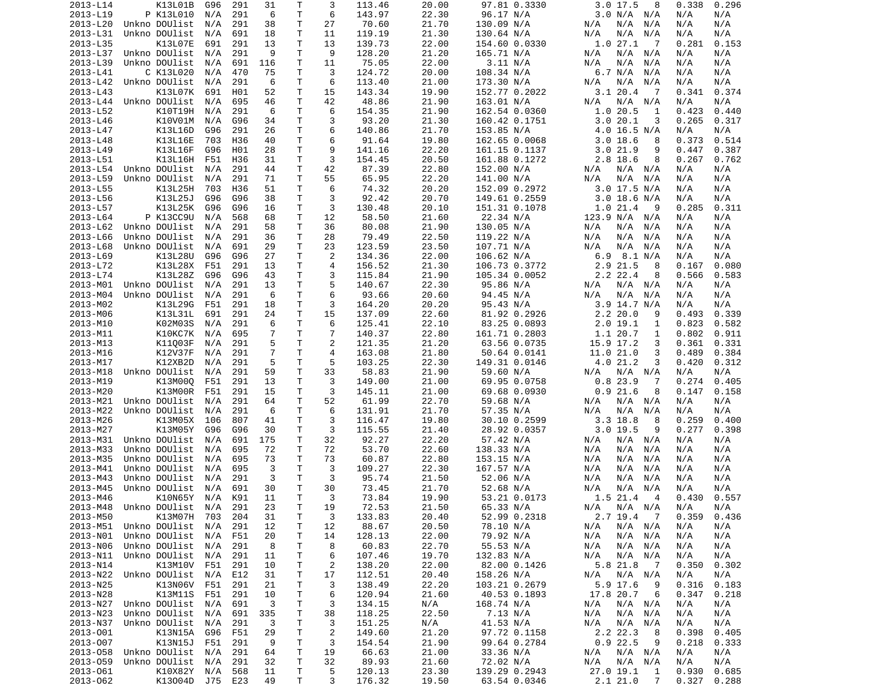| | | | | | | | | | | | | | | | | |
|---|---|---|---|---|---|---|---|---|---|---|---|---|---|---|---|---|
| 2013-L14 | | K13L01B | G96 | 291 | 31 | T | 3 | 113.46 | 20.00 | 97.81 | 0.3330 | 3.0 | 17.5 | 8 | 0.338 | 0.296 |
| 2013-L19 | P | K13L010 | N/A | 291 | 6 | T | 6 | 143.97 | 22.30 | 96.17 | N/A | 3.0 | N/A | N/A | N/A | N/A |
| 2013-L20 | Unkno | DOUlist | N/A | 291 | 38 | T | 27 | 70.60 | 21.70 | 130.09 | N/A | N/A | N/A | N/A | N/A | N/A |
| 2013-L31 | Unkno | DOUlist | N/A | 691 | 18 | T | 11 | 119.19 | 21.30 | 130.64 | N/A | N/A | N/A | N/A | N/A | N/A |
| 2013-L35 | | K13L07E | 691 | 291 | 13 | T | 13 | 139.73 | 22.00 | 154.60 | 0.0330 | 1.0 | 27.1 | 7 | 0.281 | 0.153 |
| 2013-L37 | Unkno | DOUlist | N/A | 291 | 9 | T | 9 | 128.20 | 21.20 | 165.71 | N/A | N/A | N/A | N/A | N/A | N/A |
| 2013-L39 | Unkno | DOUlist | N/A | 691 | 116 | T | 11 | 75.05 | 22.00 | 3.11 | N/A | N/A | N/A | N/A | N/A | N/A |
| 2013-L41 | C | K13L020 | N/A | 470 | 75 | T | 3 | 124.72 | 20.00 | 108.34 | N/A | 6.7 | N/A | N/A | N/A | N/A |
| 2013-L42 | Unkno | DOUlist | N/A | 291 | 6 | T | 6 | 113.40 | 21.00 | 173.30 | N/A | N/A | N/A | N/A | N/A | N/A |
| 2013-L43 | | K13L07K | 691 | H01 | 52 | T | 15 | 143.34 | 19.90 | 152.77 | 0.2022 | 3.1 | 20.4 | 7 | 0.341 | 0.374 |
| 2013-L44 | Unkno | DOUlist | N/A | 695 | 46 | T | 42 | 48.86 | 21.90 | 163.01 | N/A | N/A | N/A | N/A | N/A | N/A |
| 2013-L52 | | K10T19H | N/A | 291 | 6 | T | 6 | 154.35 | 21.90 | 162.54 | 0.0360 | 1.0 | 20.5 | 1 | 0.423 | 0.440 |
| 2013-L46 | | K10V01M | N/A | G96 | 34 | T | 3 | 93.20 | 21.30 | 160.42 | 0.1751 | 3.0 | 20.1 | 3 | 0.265 | 0.317 |
| 2013-L47 | | K13L16D | G96 | 291 | 26 | T | 6 | 140.86 | 21.70 | 153.85 | N/A | 4.0 | 16.5 | N/A | N/A | N/A |
| 2013-L48 | | K13L16E | 703 | H36 | 40 | T | 6 | 91.64 | 19.80 | 162.65 | 0.0068 | 3.0 | 18.6 | 8 | 0.373 | 0.514 |
| 2013-L49 | | K13L16F | G96 | H01 | 28 | T | 9 | 141.16 | 22.20 | 161.15 | 0.1137 | 3.0 | 21.9 | 9 | 0.447 | 0.387 |
| 2013-L51 | | K13L16H | F51 | H36 | 31 | T | 3 | 154.45 | 20.50 | 161.88 | 0.1272 | 2.8 | 18.6 | 8 | 0.267 | 0.762 |
| 2013-L54 | Unkno | DOUlist | N/A | 291 | 44 | T | 42 | 87.39 | 22.80 | 152.00 | N/A | N/A | N/A | N/A | N/A | N/A |
| 2013-L59 | Unkno | DOUlist | N/A | 291 | 71 | T | 55 | 65.95 | 22.20 | 141.00 | N/A | N/A | N/A | N/A | N/A | N/A |
| 2013-L55 | | K13L25H | 703 | H36 | 51 | T | 6 | 74.32 | 20.20 | 152.09 | 0.2972 | 3.0 | 17.5 | N/A | N/A | N/A |
| 2013-L56 | | K13L25J | G96 | G96 | 38 | T | 3 | 92.42 | 20.70 | 149.61 | 0.2559 | 3.0 | 18.6 | N/A | N/A | N/A |
| 2013-L57 | | K13L25K | G96 | G96 | 16 | T | 3 | 130.48 | 20.10 | 151.31 | 0.1078 | 1.0 | 21.4 | 9 | 0.285 | 0.311 |
| 2013-L64 | P | K13CC9U | N/A | 568 | 68 | T | 12 | 58.50 | 21.60 | 22.34 | N/A | 123.9 | N/A | N/A | N/A | N/A |
| 2013-L62 | Unkno | DOUlist | N/A | 291 | 58 | T | 36 | 80.08 | 21.90 | 130.05 | N/A | N/A | N/A | N/A | N/A | N/A |
| 2013-L66 | Unkno | DOUlist | N/A | 291 | 36 | T | 28 | 79.49 | 22.50 | 119.22 | N/A | N/A | N/A | N/A | N/A | N/A |
| 2013-L68 | Unkno | DOUlist | N/A | 691 | 29 | T | 23 | 123.59 | 23.50 | 107.71 | N/A | N/A | N/A | N/A | N/A | N/A |
| 2013-L69 | | K13L28U | G96 | G96 | 27 | T | 2 | 134.36 | 22.00 | 106.62 | N/A | 6.9 | 8.1 | N/A | N/A | N/A |
| 2013-L72 | | K13L28X | F51 | 291 | 13 | T | 4 | 156.52 | 21.30 | 106.73 | 0.3772 | 2.9 | 21.5 | 8 | 0.167 | 0.080 |
| 2013-L74 | | K13L28Z | G96 | G96 | 43 | T | 3 | 115.84 | 21.90 | 105.34 | 0.0052 | 2.2 | 22.4 | 8 | 0.566 | 0.583 |
| 2013-M01 | Unkno | DOUlist | N/A | 291 | 13 | T | 5 | 140.67 | 22.30 | 95.86 | N/A | N/A | N/A | N/A | N/A | N/A |
| 2013-M04 | Unkno | DOUlist | N/A | 291 | 6 | T | 6 | 93.66 | 20.60 | 94.45 | N/A | N/A | N/A | N/A | N/A | N/A |
| 2013-M02 | | K13L29G | F51 | 291 | 18 | T | 3 | 164.20 | 20.20 | 95.43 | N/A | 3.9 | 14.7 | N/A | N/A | N/A |
| 2013-M06 | | K13L31L | 691 | 291 | 24 | T | 15 | 137.09 | 22.60 | 81.92 | 0.2926 | 2.2 | 20.0 | 9 | 0.493 | 0.339 |
| 2013-M10 | | K02M03S | N/A | 291 | 6 | T | 6 | 125.41 | 22.10 | 83.25 | 0.0893 | 2.0 | 19.1 | 1 | 0.823 | 0.582 |
| 2013-M11 | | K10KC7K | N/A | 695 | 7 | T | 7 | 140.37 | 22.80 | 161.71 | 0.2803 | 1.1 | 20.7 | 1 | 0.802 | 0.911 |
| 2013-M13 | | K11Q03F | N/A | 291 | 5 | T | 2 | 121.35 | 21.20 | 63.56 | 0.0735 | 15.9 | 17.2 | 3 | 0.361 | 0.331 |
| 2013-M16 | | K12V37F | N/A | 291 | 7 | T | 4 | 163.08 | 21.80 | 50.64 | 0.0141 | 11.0 | 21.0 | 3 | 0.489 | 0.384 |
| 2013-M17 | | K12XB2D | N/A | 291 | 5 | T | 5 | 103.25 | 22.30 | 149.31 | 0.0146 | 4.0 | 21.2 | 3 | 0.420 | 0.312 |
| 2013-M18 | Unkno | DOUlist | N/A | 291 | 59 | T | 33 | 58.83 | 21.90 | 59.60 | N/A | N/A | N/A | N/A | N/A | N/A |
| 2013-M19 | | K13M00Q | F51 | 291 | 13 | T | 3 | 149.00 | 21.00 | 69.95 | 0.0758 | 0.8 | 23.9 | 7 | 0.274 | 0.405 |
| 2013-M20 | | K13M00R | F51 | 291 | 15 | T | 3 | 145.11 | 21.00 | 69.68 | 0.0930 | 0.9 | 21.6 | 8 | 0.147 | 0.158 |
| 2013-M21 | Unkno | DOUlist | N/A | 291 | 64 | T | 52 | 61.99 | 22.70 | 59.68 | N/A | N/A | N/A | N/A | N/A | N/A |
| 2013-M22 | Unkno | DOUlist | N/A | 291 | 6 | T | 6 | 131.91 | 21.70 | 57.35 | N/A | N/A | N/A | N/A | N/A | N/A |
| 2013-M26 | | K13M05X | 106 | 807 | 41 | T | 3 | 116.47 | 19.80 | 30.10 | 0.2599 | 3.3 | 18.8 | 8 | 0.259 | 0.400 |
| 2013-M27 | | K13M05Y | G96 | G96 | 30 | T | 3 | 115.55 | 21.40 | 28.92 | 0.0357 | 3.0 | 19.5 | 9 | 0.277 | 0.398 |
| 2013-M31 | Unkno | DOUlist | N/A | 691 | 175 | T | 32 | 92.27 | 22.20 | 57.42 | N/A | N/A | N/A | N/A | N/A | N/A |
| 2013-M33 | Unkno | DOUlist | N/A | 695 | 72 | T | 72 | 53.70 | 22.60 | 138.33 | N/A | N/A | N/A | N/A | N/A | N/A |
| 2013-M35 | Unkno | DOUlist | N/A | 695 | 73 | T | 73 | 60.87 | 22.80 | 153.15 | N/A | N/A | N/A | N/A | N/A | N/A |
| 2013-M41 | Unkno | DOUlist | N/A | 695 | 3 | T | 3 | 109.27 | 22.30 | 167.57 | N/A | N/A | N/A | N/A | N/A | N/A |
| 2013-M43 | Unkno | DOUlist | N/A | 291 | 3 | T | 3 | 95.74 | 21.50 | 52.06 | N/A | N/A | N/A | N/A | N/A | N/A |
| 2013-M45 | Unkno | DOUlist | N/A | 691 | 30 | T | 30 | 73.45 | 21.70 | 52.68 | N/A | N/A | N/A | N/A | N/A | N/A |
| 2013-M46 | | K10N65Y | N/A | K91 | 11 | T | 3 | 73.84 | 19.90 | 53.21 | 0.0173 | 1.5 | 21.4 | 4 | 0.430 | 0.557 |
| 2013-M48 | Unkno | DOUlist | N/A | 291 | 23 | T | 19 | 72.53 | 21.50 | 65.33 | N/A | N/A | N/A | N/A | N/A | N/A |
| 2013-M50 | | K13M07H | 703 | 204 | 31 | T | 3 | 133.83 | 20.40 | 52.99 | 0.2318 | 2.7 | 19.4 | 7 | 0.359 | 0.436 |
| 2013-M51 | Unkno | DOUlist | N/A | 291 | 12 | T | 12 | 88.67 | 20.50 | 78.10 | N/A | N/A | N/A | N/A | N/A | N/A |
| 2013-N01 | Unkno | DOUlist | N/A | F51 | 20 | T | 14 | 128.13 | 22.00 | 79.92 | N/A | N/A | N/A | N/A | N/A | N/A |
| 2013-N06 | Unkno | DOUlist | N/A | 291 | 8 | T | 8 | 60.83 | 22.70 | 55.53 | N/A | N/A | N/A | N/A | N/A | N/A |
| 2013-N11 | Unkno | DOUlist | N/A | 291 | 11 | T | 6 | 107.46 | 19.70 | 132.83 | N/A | N/A | N/A | N/A | N/A | N/A |
| 2013-N14 | | K13M10V | F51 | 291 | 10 | T | 2 | 138.20 | 22.00 | 82.00 | 0.1426 | 5.8 | 21.8 | 7 | 0.350 | 0.302 |
| 2013-N22 | Unkno | DOUlist | N/A | E12 | 31 | T | 17 | 112.51 | 20.40 | 158.26 | N/A | N/A | N/A | N/A | N/A | N/A |
| 2013-N25 | | K13N06V | F51 | 291 | 21 | T | 3 | 138.49 | 22.20 | 103.21 | 0.2679 | 5.9 | 17.6 | 9 | 0.316 | 0.183 |
| 2013-N28 | | K13M11S | F51 | 291 | 10 | T | 6 | 120.94 | 21.60 | 40.53 | 0.1893 | 17.8 | 20.7 | 6 | 0.347 | 0.218 |
| 2013-N27 | Unkno | DOUlist | N/A | 691 | 3 | T | 3 | 134.15 | N/A | 168.74 | N/A | N/A | N/A | N/A | N/A | N/A |
| 2013-N23 | Unkno | DOUlist | N/A | 691 | 335 | T | 38 | 118.25 | 22.50 | 7.13 | N/A | N/A | N/A | N/A | N/A | N/A |
| 2013-N37 | Unkno | DOUlist | N/A | 291 | 3 | T | 3 | 151.25 | N/A | 41.53 | N/A | N/A | N/A | N/A | N/A | N/A |
| 2013-O01 | | K13N15A | G96 | F51 | 29 | T | 2 | 149.60 | 21.20 | 97.72 | 0.1158 | 2.2 | 22.3 | 8 | 0.398 | 0.405 |
| 2013-O07 | | K13N15J | F51 | 291 | 9 | T | 3 | 154.54 | 21.90 | 99.64 | 0.2784 | 0.9 | 22.5 | 9 | 0.218 | 0.333 |
| 2013-O58 | Unkno | DOUlist | N/A | 291 | 64 | T | 19 | 66.63 | 21.00 | 33.36 | N/A | N/A | N/A | N/A | N/A | N/A |
| 2013-O59 | Unkno | DOUlist | N/A | 291 | 32 | T | 32 | 89.93 | 21.60 | 72.02 | N/A | N/A | N/A | N/A | N/A | N/A |
| 2013-O61 | | K10X82Y | N/A | 568 | 11 | T | 5 | 120.13 | 23.30 | 139.29 | 0.2943 | 27.0 | 19.1 | 1 | 0.930 | 0.685 |
| 2013-O62 | | K13O04D | J75 | E23 | 49 | T | 3 | 176.32 | 19.50 | 63.54 | 0.0346 | 2.1 | 21.0 | 7 | 0.327 | 0.288 |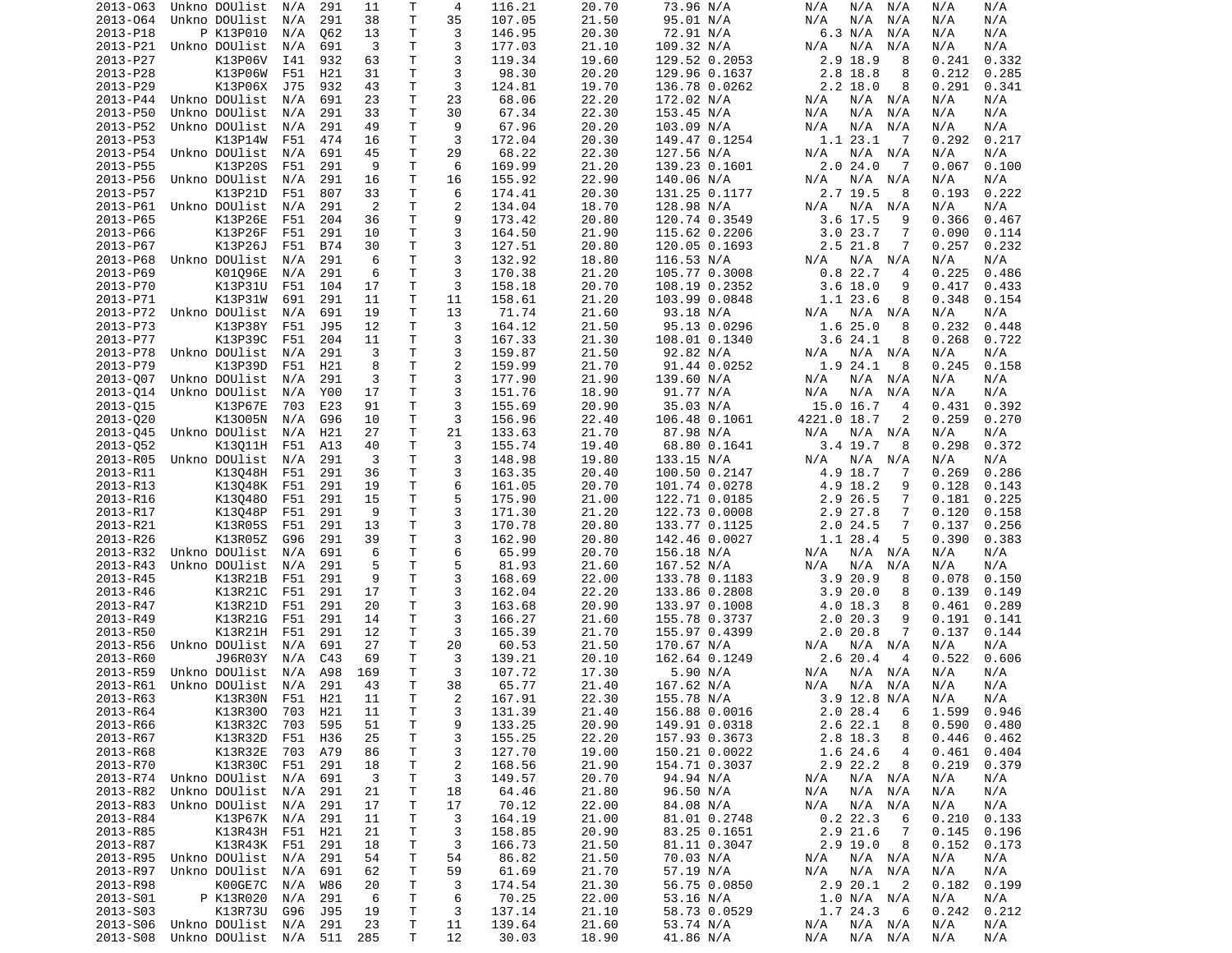| | | | | | | | | | | | | | | | | |
|---|---|---|---|---|---|---|---|---|---|---|---|---|---|---|---|---|
| 2013-O63 | Unkno | DOUlist | N/A | 291 | 11 | T | 4 | 116.21 | 20.70 | 73.96 | N/A | N/A | N/A | N/A | N/A | N/A |
| 2013-O64 | Unkno | DOUlist | N/A | 291 | 38 | T | 35 | 107.05 | 21.50 | 95.01 | N/A | N/A | N/A | N/A | N/A | N/A |
| 2013-P18 | P | K13P010 | N/A | Q62 | 13 | T | 3 | 146.95 | 20.30 | 72.91 | N/A | 6.3 | N/A | N/A | N/A | N/A |
| 2013-P21 | Unkno | DOUlist | N/A | 691 | 3 | T | 3 | 177.03 | 21.10 | 109.32 | N/A | N/A | N/A | N/A | N/A | N/A |
| 2013-P27 | | K13P06V | I41 | 932 | 63 | T | 3 | 119.34 | 19.60 | 129.52 | 0.2053 | 2.9 | 18.9 | 8 | 0.241 | 0.332 |
| 2013-P28 | | K13P06W | F51 | H21 | 31 | T | 3 | 98.30 | 20.20 | 129.96 | 0.1637 | 2.8 | 18.8 | 8 | 0.212 | 0.285 |
| 2013-P29 | | K13P06X | J75 | 932 | 43 | T | 3 | 124.81 | 19.70 | 136.78 | 0.0262 | 2.2 | 18.0 | 8 | 0.291 | 0.341 |
| 2013-P44 | Unkno | DOUlist | N/A | 691 | 23 | T | 23 | 68.06 | 22.20 | 172.02 | N/A | N/A | N/A | N/A | N/A | N/A |
| 2013-P50 | Unkno | DOUlist | N/A | 291 | 33 | T | 30 | 67.34 | 22.30 | 153.45 | N/A | N/A | N/A | N/A | N/A | N/A |
| 2013-P52 | Unkno | DOUlist | N/A | 291 | 49 | T | 9 | 67.96 | 20.20 | 103.09 | N/A | N/A | N/A | N/A | N/A | N/A |
| 2013-P53 | | K13P14W | F51 | 474 | 16 | T | 3 | 172.04 | 20.30 | 149.47 | 0.1254 | 1.1 | 23.1 | 7 | 0.292 | 0.217 |
| 2013-P54 | Unkno | DOUlist | N/A | 691 | 45 | T | 29 | 68.22 | 22.30 | 127.56 | N/A | N/A | N/A | N/A | N/A | N/A |
| 2013-P55 | | K13P20S | F51 | 291 | 9 | T | 6 | 169.99 | 21.20 | 139.23 | 0.1601 | 2.0 | 24.0 | 7 | 0.067 | 0.100 |
| 2013-P56 | Unkno | DOUlist | N/A | 291 | 16 | T | 16 | 155.92 | 22.90 | 140.06 | N/A | N/A | N/A | N/A | N/A | N/A |
| 2013-P57 | | K13P21D | F51 | 807 | 33 | T | 6 | 174.41 | 20.30 | 131.25 | 0.1177 | 2.7 | 19.5 | 8 | 0.193 | 0.222 |
| 2013-P61 | Unkno | DOUlist | N/A | 291 | 2 | T | 2 | 134.04 | 18.70 | 128.98 | N/A | N/A | N/A | N/A | N/A | N/A |
| 2013-P65 | | K13P26E | F51 | 204 | 36 | T | 9 | 173.42 | 20.80 | 120.74 | 0.3549 | 3.6 | 17.5 | 9 | 0.366 | 0.467 |
| 2013-P66 | | K13P26F | F51 | 291 | 10 | T | 3 | 164.50 | 21.90 | 115.62 | 0.2206 | 3.0 | 23.7 | 7 | 0.090 | 0.114 |
| 2013-P67 | | K13P26J | F51 | B74 | 30 | T | 3 | 127.51 | 20.80 | 120.05 | 0.1693 | 2.5 | 21.8 | 7 | 0.257 | 0.232 |
| 2013-P68 | Unkno | DOUlist | N/A | 291 | 6 | T | 3 | 132.92 | 18.80 | 116.53 | N/A | N/A | N/A | N/A | N/A | N/A |
| 2013-P69 | | K01Q96E | N/A | 291 | 6 | T | 3 | 170.38 | 21.20 | 105.77 | 0.3008 | 0.8 | 22.7 | 4 | 0.225 | 0.486 |
| 2013-P70 | | K13P31U | F51 | 104 | 17 | T | 3 | 158.18 | 20.70 | 108.19 | 0.2352 | 3.6 | 18.0 | 9 | 0.417 | 0.433 |
| 2013-P71 | | K13P31W | 691 | 291 | 11 | T | 11 | 158.61 | 21.20 | 103.99 | 0.0848 | 1.1 | 23.6 | 8 | 0.348 | 0.154 |
| 2013-P72 | Unkno | DOUlist | N/A | 691 | 19 | T | 13 | 71.74 | 21.60 | 93.18 | N/A | N/A | N/A | N/A | N/A | N/A |
| 2013-P73 | | K13P38Y | F51 | J95 | 12 | T | 3 | 164.12 | 21.50 | 95.13 | 0.0296 | 1.6 | 25.0 | 8 | 0.232 | 0.448 |
| 2013-P77 | | K13P39C | F51 | 204 | 11 | T | 3 | 167.33 | 21.30 | 108.01 | 0.1340 | 3.6 | 24.1 | 8 | 0.268 | 0.722 |
| 2013-P78 | Unkno | DOUlist | N/A | 291 | 3 | T | 3 | 159.87 | 21.50 | 92.82 | N/A | N/A | N/A | N/A | N/A | N/A |
| 2013-P79 | | K13P39D | F51 | H21 | 8 | T | 2 | 159.99 | 21.70 | 91.44 | 0.0252 | 1.9 | 24.1 | 8 | 0.245 | 0.158 |
| 2013-Q07 | Unkno | DOUlist | N/A | 291 | 3 | T | 3 | 177.90 | 21.90 | 139.60 | N/A | N/A | N/A | N/A | N/A | N/A |
| 2013-Q14 | Unkno | DOUlist | N/A | Y00 | 17 | T | 3 | 151.76 | 18.90 | 91.77 | N/A | N/A | N/A | N/A | N/A | N/A |
| 2013-Q15 | | K13P67E | 703 | E23 | 91 | T | 3 | 155.69 | 20.90 | 35.03 | N/A | 15.0 | 16.7 | 4 | 0.431 | 0.392 |
| 2013-Q20 | | K13O05N | N/A | G96 | 10 | T | 3 | 156.96 | 22.40 | 106.48 | 0.1061 | 4221.0 | 18.7 | 2 | 0.259 | 0.270 |
| 2013-Q45 | Unkno | DOUlist | N/A | H21 | 27 | T | 21 | 133.63 | 21.70 | 87.98 | N/A | N/A | N/A | N/A | N/A | N/A |
| 2013-Q52 | | K13Q11H | F51 | A13 | 40 | T | 3 | 155.74 | 19.40 | 68.80 | 0.1641 | 3.4 | 19.7 | 8 | 0.298 | 0.372 |
| 2013-R05 | Unkno | DOUlist | N/A | 291 | 3 | T | 3 | 148.98 | 19.80 | 133.15 | N/A | N/A | N/A | N/A | N/A | N/A |
| 2013-R11 | | K13Q48H | F51 | 291 | 36 | T | 3 | 163.35 | 20.40 | 100.50 | 0.2147 | 4.9 | 18.7 | 7 | 0.269 | 0.286 |
| 2013-R13 | | K13Q48K | F51 | 291 | 19 | T | 6 | 161.05 | 20.70 | 101.74 | 0.0278 | 4.9 | 18.2 | 9 | 0.128 | 0.143 |
| 2013-R16 | | K13Q48O | F51 | 291 | 15 | T | 5 | 175.90 | 21.00 | 122.71 | 0.0185 | 2.9 | 26.5 | 7 | 0.181 | 0.225 |
| 2013-R17 | | K13Q48P | F51 | 291 | 9 | T | 3 | 171.30 | 21.20 | 122.73 | 0.0008 | 2.9 | 27.8 | 7 | 0.120 | 0.158 |
| 2013-R21 | | K13R05S | F51 | 291 | 13 | T | 3 | 170.78 | 20.80 | 133.77 | 0.1125 | 2.0 | 24.5 | 7 | 0.137 | 0.256 |
| 2013-R26 | | K13R05Z | G96 | 291 | 39 | T | 3 | 162.90 | 20.80 | 142.46 | 0.0027 | 1.1 | 28.4 | 5 | 0.390 | 0.383 |
| 2013-R32 | Unkno | DOUlist | N/A | 691 | 6 | T | 6 | 65.99 | 20.70 | 156.18 | N/A | N/A | N/A | N/A | N/A | N/A |
| 2013-R43 | Unkno | DOUlist | N/A | 291 | 5 | T | 5 | 81.93 | 21.60 | 167.52 | N/A | N/A | N/A | N/A | N/A | N/A |
| 2013-R45 | | K13R21B | F51 | 291 | 9 | T | 3 | 168.69 | 22.00 | 133.78 | 0.1183 | 3.9 | 20.9 | 8 | 0.078 | 0.150 |
| 2013-R46 | | K13R21C | F51 | 291 | 17 | T | 3 | 162.04 | 22.20 | 133.86 | 0.2808 | 3.9 | 20.0 | 8 | 0.139 | 0.149 |
| 2013-R47 | | K13R21D | F51 | 291 | 20 | T | 3 | 163.68 | 20.90 | 133.97 | 0.1008 | 4.0 | 18.3 | 8 | 0.461 | 0.289 |
| 2013-R49 | | K13R21G | F51 | 291 | 14 | T | 3 | 166.27 | 21.60 | 155.78 | 0.3737 | 2.0 | 20.3 | 9 | 0.191 | 0.141 |
| 2013-R50 | | K13R21H | F51 | 291 | 12 | T | 3 | 165.39 | 21.70 | 155.97 | 0.4399 | 2.0 | 20.8 | 7 | 0.137 | 0.144 |
| 2013-R56 | Unkno | DOUlist | N/A | 691 | 27 | T | 20 | 60.53 | 21.50 | 170.67 | N/A | N/A | N/A | N/A | N/A | N/A |
| 2013-R60 | | J96R03Y | N/A | C43 | 69 | T | 3 | 139.21 | 20.10 | 162.64 | 0.1249 | 2.6 | 20.4 | 4 | 0.522 | 0.606 |
| 2013-R59 | Unkno | DOUlist | N/A | A98 | 169 | T | 3 | 107.72 | 17.30 | 5.90 | N/A | N/A | N/A | N/A | N/A | N/A |
| 2013-R61 | Unkno | DOUlist | N/A | 291 | 43 | T | 38 | 65.77 | 21.40 | 167.62 | N/A | N/A | N/A | N/A | N/A | N/A |
| 2013-R63 | | K13R30N | F51 | H21 | 11 | T | 2 | 167.91 | 22.30 | 155.78 | N/A | 3.9 | 12.8 | N/A | N/A | N/A |
| 2013-R64 | | K13R30O | 703 | H21 | 11 | T | 3 | 131.39 | 21.40 | 156.88 | 0.0016 | 2.0 | 28.4 | 6 | 1.599 | 0.946 |
| 2013-R66 | | K13R32C | 703 | 595 | 51 | T | 9 | 133.25 | 20.90 | 149.91 | 0.0318 | 2.6 | 22.1 | 8 | 0.590 | 0.480 |
| 2013-R67 | | K13R32D | F51 | H36 | 25 | T | 3 | 155.25 | 22.20 | 157.93 | 0.3673 | 2.8 | 18.3 | 8 | 0.446 | 0.462 |
| 2013-R68 | | K13R32E | 703 | A79 | 86 | T | 3 | 127.70 | 19.00 | 150.21 | 0.0022 | 1.6 | 24.6 | 4 | 0.461 | 0.404 |
| 2013-R70 | | K13R30C | F51 | 291 | 18 | T | 2 | 168.56 | 21.90 | 154.71 | 0.3037 | 2.9 | 22.2 | 8 | 0.219 | 0.379 |
| 2013-R74 | Unkno | DOUlist | N/A | 691 | 3 | T | 3 | 149.57 | 20.70 | 94.94 | N/A | N/A | N/A | N/A | N/A | N/A |
| 2013-R82 | Unkno | DOUlist | N/A | 291 | 21 | T | 18 | 64.46 | 21.80 | 96.50 | N/A | N/A | N/A | N/A | N/A | N/A |
| 2013-R83 | Unkno | DOUlist | N/A | 291 | 17 | T | 17 | 70.12 | 22.00 | 84.08 | N/A | N/A | N/A | N/A | N/A | N/A |
| 2013-R84 | | K13P67K | N/A | 291 | 11 | T | 3 | 164.19 | 21.00 | 81.01 | 0.2748 | 0.2 | 22.3 | 6 | 0.210 | 0.133 |
| 2013-R85 | | K13R43H | F51 | H21 | 21 | T | 3 | 158.85 | 20.90 | 83.25 | 0.1651 | 2.9 | 21.6 | 7 | 0.145 | 0.196 |
| 2013-R87 | | K13R43K | F51 | 291 | 18 | T | 3 | 166.73 | 21.50 | 81.11 | 0.3047 | 2.9 | 19.0 | 8 | 0.152 | 0.173 |
| 2013-R95 | Unkno | DOUlist | N/A | 291 | 54 | T | 54 | 86.82 | 21.50 | 70.03 | N/A | N/A | N/A | N/A | N/A | N/A |
| 2013-R97 | Unkno | DOUlist | N/A | 691 | 62 | T | 59 | 61.69 | 21.70 | 57.19 | N/A | N/A | N/A | N/A | N/A | N/A |
| 2013-R98 | | K00GE7C | N/A | W86 | 20 | T | 3 | 174.54 | 21.30 | 56.75 | 0.0850 | 2.9 | 20.1 | 2 | 0.182 | 0.199 |
| 2013-S01 | P | K13R020 | N/A | 291 | 6 | T | 6 | 70.25 | 22.00 | 53.16 | N/A | 1.0 | N/A | N/A | N/A | N/A |
| 2013-S03 | | K13R73U | G96 | J95 | 19 | T | 3 | 137.14 | 21.10 | 58.73 | 0.0529 | 1.7 | 24.3 | 6 | 0.242 | 0.212 |
| 2013-S06 | Unkno | DOUlist | N/A | 291 | 23 | T | 11 | 139.64 | 21.60 | 53.74 | N/A | N/A | N/A | N/A | N/A | N/A |
| 2013-S08 | Unkno | DOUlist | N/A | 511 | 285 | T | 12 | 30.03 | 18.90 | 41.86 | N/A | N/A | N/A | N/A | N/A | N/A |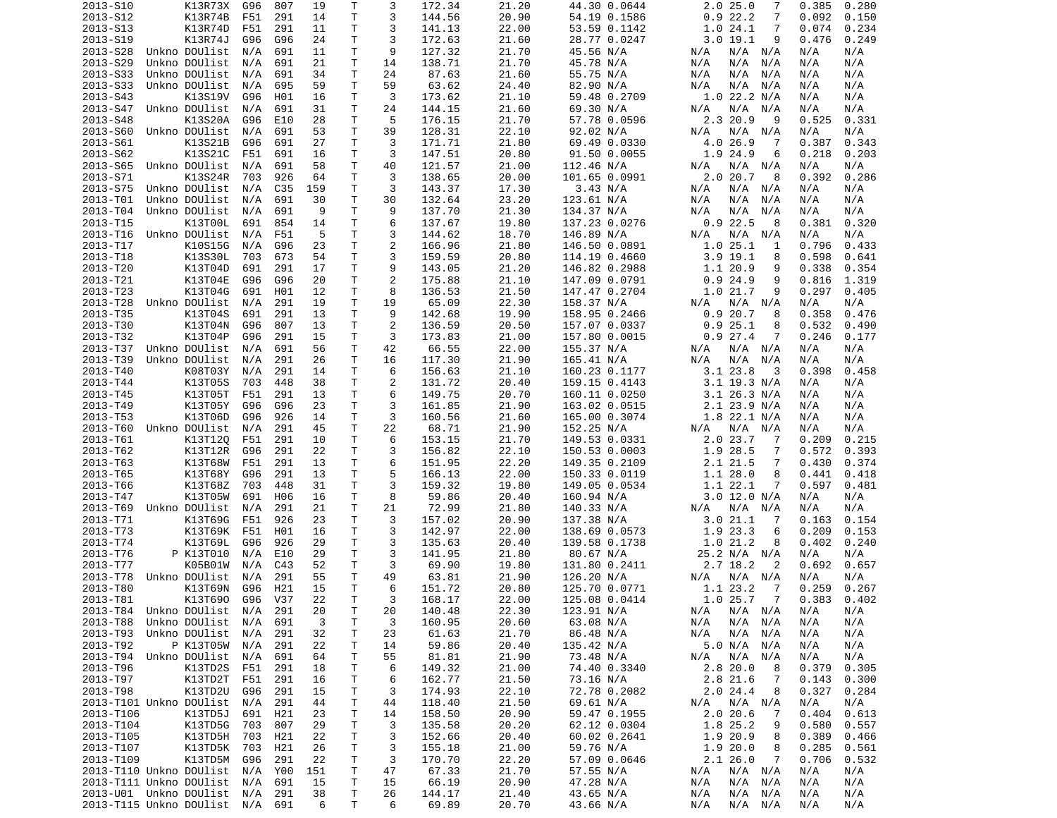| | | | | | | | | | | | | | | | | |
|---|---|---|---|---|---|---|---|---|---|---|---|---|---|---|---|---|
| 2013-S10 | | K13R73X | G96 | 807 | 19 | T | 3 | 172.34 | 21.20 | 44.30 | 0.0644 | 2.0 | 25.0 | 7 | 0.385 | 0.280 |
| 2013-S12 | | K13R74B | F51 | 291 | 14 | T | 3 | 144.56 | 20.90 | 54.19 | 0.1586 | 0.9 | 22.2 | 7 | 0.092 | 0.150 |
| 2013-S13 | | K13R74D | F51 | 291 | 11 | T | 3 | 141.13 | 22.00 | 53.59 | 0.1142 | 1.0 | 24.1 | 7 | 0.074 | 0.234 |
| 2013-S19 | | K13R74J | G96 | G96 | 24 | T | 3 | 172.63 | 21.60 | 28.77 | 0.0247 | 3.0 | 19.1 | 9 | 0.476 | 0.249 |
| 2013-S28 | Unkno | DOUlist | N/A | 691 | 11 | T | 9 | 127.32 | 21.70 | 45.56 | N/A | N/A | N/A | N/A | N/A | N/A |
| 2013-S29 | Unkno | DOUlist | N/A | 691 | 21 | T | 14 | 138.71 | 21.70 | 45.78 | N/A | N/A | N/A | N/A | N/A | N/A |
| 2013-S33 | Unkno | DOUlist | N/A | 691 | 34 | T | 24 | 87.63 | 21.60 | 55.75 | N/A | N/A | N/A | N/A | N/A | N/A |
| 2013-S33 | Unkno | DOUlist | N/A | 695 | 59 | T | 59 | 63.62 | 24.40 | 82.90 | N/A | N/A | N/A | N/A | N/A | N/A |
| 2013-S43 | | K13S19V | G96 | H01 | 16 | T | 3 | 173.62 | 21.10 | 59.48 | 0.2709 | 1.0 | 22.2 | N/A | N/A | N/A |
| 2013-S47 | Unkno | DOUlist | N/A | 691 | 31 | T | 24 | 144.15 | 21.60 | 69.30 | N/A | N/A | N/A | N/A | N/A | N/A |
| 2013-S48 | | K13S20A | G96 | E10 | 28 | T | 5 | 176.15 | 21.70 | 57.78 | 0.0596 | 2.3 | 20.9 | 9 | 0.525 | 0.331 |
| 2013-S60 | Unkno | DOUlist | N/A | 691 | 53 | T | 39 | 128.31 | 22.10 | 92.02 | N/A | N/A | N/A | N/A | N/A | N/A |
| 2013-S61 | | K13S21B | G96 | 691 | 27 | T | 3 | 171.71 | 21.80 | 69.49 | 0.0330 | 4.0 | 26.9 | 7 | 0.387 | 0.343 |
| 2013-S62 | | K13S21C | F51 | 691 | 16 | T | 3 | 147.51 | 20.80 | 91.50 | 0.0055 | 1.9 | 24.9 | 6 | 0.218 | 0.203 |
| 2013-S65 | Unkno | DOUlist | N/A | 691 | 58 | T | 40 | 121.57 | 21.00 | 112.46 | N/A | N/A | N/A | N/A | N/A | N/A |
| 2013-S71 | | K13S24R | 703 | 926 | 64 | T | 3 | 138.65 | 20.00 | 101.65 | 0.0991 | 2.0 | 20.7 | 8 | 0.392 | 0.286 |
| 2013-S75 | Unkno | DOUlist | N/A | C35 | 159 | T | 3 | 143.37 | 17.30 | 3.43 | N/A | N/A | N/A | N/A | N/A | N/A |
| 2013-T01 | Unkno | DOUlist | N/A | 691 | 30 | T | 30 | 132.64 | 23.20 | 123.61 | N/A | N/A | N/A | N/A | N/A | N/A |
| 2013-T04 | Unkno | DOUlist | N/A | 691 | 9 | T | 9 | 137.70 | 21.30 | 134.37 | N/A | N/A | N/A | N/A | N/A | N/A |
| 2013-T15 | | K13T00L | 691 | 854 | 14 | T | 6 | 137.67 | 19.80 | 137.23 | 0.0276 | 0.9 | 22.5 | 8 | 0.381 | 0.320 |
| 2013-T16 | Unkno | DOUlist | N/A | F51 | 5 | T | 3 | 144.62 | 18.70 | 146.89 | N/A | N/A | N/A | N/A | N/A | N/A |
| 2013-T17 | | K10S15G | N/A | G96 | 23 | T | 2 | 166.96 | 21.80 | 146.50 | 0.0891 | 1.0 | 25.1 | 1 | 0.796 | 0.433 |
| 2013-T18 | | K13S30L | 703 | 673 | 54 | T | 3 | 159.59 | 20.80 | 114.19 | 0.4660 | 3.9 | 19.1 | 8 | 0.598 | 0.641 |
| 2013-T20 | | K13T04D | 691 | 291 | 17 | T | 9 | 143.05 | 21.20 | 146.82 | 0.2988 | 1.1 | 20.9 | 9 | 0.338 | 0.354 |
| 2013-T21 | | K13T04E | G96 | G96 | 20 | T | 2 | 175.88 | 21.10 | 147.09 | 0.0791 | 0.9 | 24.9 | 9 | 0.816 | 1.319 |
| 2013-T23 | | K13T04G | 691 | H01 | 12 | T | 8 | 136.53 | 21.50 | 147.47 | 0.2704 | 1.0 | 21.7 | 9 | 0.297 | 0.405 |
| 2013-T28 | Unkno | DOUlist | N/A | 291 | 19 | T | 19 | 65.09 | 22.30 | 158.37 | N/A | N/A | N/A | N/A | N/A | N/A |
| 2013-T35 | | K13T04S | 691 | 291 | 13 | T | 9 | 142.68 | 19.90 | 158.95 | 0.2466 | 0.9 | 20.7 | 8 | 0.358 | 0.476 |
| 2013-T30 | | K13T04N | G96 | 807 | 13 | T | 2 | 136.59 | 20.50 | 157.07 | 0.0337 | 0.9 | 25.1 | 8 | 0.532 | 0.490 |
| 2013-T32 | | K13T04P | G96 | 291 | 15 | T | 3 | 173.83 | 21.00 | 157.80 | 0.0015 | 0.9 | 27.4 | 7 | 0.246 | 0.177 |
| 2013-T37 | Unkno | DOUlist | N/A | 691 | 56 | T | 42 | 66.55 | 22.00 | 155.37 | N/A | N/A | N/A | N/A | N/A | N/A |
| 2013-T39 | Unkno | DOUlist | N/A | 291 | 26 | T | 16 | 117.30 | 21.90 | 165.41 | N/A | N/A | N/A | N/A | N/A | N/A |
| 2013-T40 | | K08T03Y | N/A | 291 | 14 | T | 6 | 156.63 | 21.10 | 160.23 | 0.1177 | 3.1 | 23.8 | 3 | 0.398 | 0.458 |
| 2013-T44 | | K13T05S | 703 | 448 | 38 | T | 2 | 131.72 | 20.40 | 159.15 | 0.4143 | 3.1 | 19.3 | N/A | N/A | N/A |
| 2013-T45 | | K13T05T | F51 | 291 | 13 | T | 6 | 149.75 | 20.70 | 160.11 | 0.0250 | 3.1 | 26.3 | N/A | N/A | N/A |
| 2013-T49 | | K13T05Y | G96 | G96 | 23 | T | 3 | 161.85 | 21.90 | 163.02 | 0.0515 | 2.1 | 23.9 | N/A | N/A | N/A |
| 2013-T53 | | K13T06D | G96 | 926 | 14 | T | 3 | 160.56 | 21.60 | 165.00 | 0.3074 | 1.8 | 22.1 | N/A | N/A | N/A |
| 2013-T60 | Unkno | DOUlist | N/A | 291 | 45 | T | 22 | 68.71 | 21.90 | 152.25 | N/A | N/A | N/A | N/A | N/A | N/A |
| 2013-T61 | | K13T12Q | F51 | 291 | 10 | T | 6 | 153.15 | 21.70 | 149.53 | 0.0331 | 2.0 | 23.7 | 7 | 0.209 | 0.215 |
| 2013-T62 | | K13T12R | G96 | 291 | 22 | T | 3 | 156.82 | 22.10 | 150.53 | 0.0003 | 1.9 | 28.5 | 7 | 0.572 | 0.393 |
| 2013-T63 | | K13T68W | F51 | 291 | 13 | T | 6 | 151.95 | 22.20 | 149.35 | 0.2109 | 2.1 | 21.5 | 7 | 0.430 | 0.374 |
| 2013-T65 | | K13T68Y | G96 | 291 | 13 | T | 5 | 166.13 | 22.00 | 150.33 | 0.0119 | 1.1 | 28.0 | 8 | 0.441 | 0.418 |
| 2013-T66 | | K13T68Z | 703 | 448 | 31 | T | 3 | 159.32 | 19.80 | 149.05 | 0.0534 | 1.1 | 22.1 | 7 | 0.597 | 0.481 |
| 2013-T47 | | K13T05W | 691 | H06 | 16 | T | 8 | 59.86 | 20.40 | 160.94 | N/A | 3.0 | 12.0 | N/A | N/A | N/A |
| 2013-T69 | Unkno | DOUlist | N/A | 291 | 21 | T | 21 | 72.99 | 21.80 | 140.33 | N/A | N/A | N/A | N/A | N/A | N/A |
| 2013-T71 | | K13T69G | F51 | 926 | 23 | T | 3 | 157.02 | 20.90 | 137.38 | N/A | 3.0 | 21.1 | 7 | 0.163 | 0.154 |
| 2013-T73 | | K13T69K | F51 | H01 | 16 | T | 3 | 142.97 | 22.00 | 138.69 | 0.0573 | 1.9 | 23.3 | 6 | 0.209 | 0.153 |
| 2013-T74 | | K13T69L | G96 | 926 | 29 | T | 3 | 135.63 | 20.40 | 139.58 | 0.1738 | 1.0 | 21.2 | 8 | 0.402 | 0.240 |
| 2013-T76 | P | K13T010 | N/A | E10 | 29 | T | 3 | 141.95 | 21.80 | 80.67 | N/A | 25.2 | N/A | N/A | N/A | N/A |
| 2013-T77 | | K05B01W | N/A | C43 | 52 | T | 3 | 69.90 | 19.80 | 131.80 | 0.2411 | 2.7 | 18.2 | 2 | 0.692 | 0.657 |
| 2013-T78 | Unkno | DOUlist | N/A | 291 | 55 | T | 49 | 63.81 | 21.90 | 126.20 | N/A | N/A | N/A | N/A | N/A | N/A |
| 2013-T80 | | K13T69N | G96 | H21 | 15 | T | 6 | 151.72 | 20.80 | 125.70 | 0.0771 | 1.1 | 23.2 | 7 | 0.259 | 0.267 |
| 2013-T81 | | K13T69O | G96 | V37 | 22 | T | 3 | 168.17 | 22.00 | 125.08 | 0.0414 | 1.0 | 25.7 | 7 | 0.383 | 0.402 |
| 2013-T84 | Unkno | DOUlist | N/A | 291 | 20 | T | 20 | 140.48 | 22.30 | 123.91 | N/A | N/A | N/A | N/A | N/A | N/A |
| 2013-T88 | Unkno | DOUlist | N/A | 691 | 3 | T | 3 | 160.95 | 20.60 | 63.08 | N/A | N/A | N/A | N/A | N/A | N/A |
| 2013-T93 | Unkno | DOUlist | N/A | 291 | 32 | T | 23 | 61.63 | 21.70 | 86.48 | N/A | N/A | N/A | N/A | N/A | N/A |
| 2013-T92 | P | K13T05W | N/A | 291 | 22 | T | 14 | 59.86 | 20.40 | 135.42 | N/A | 5.0 | N/A | N/A | N/A | N/A |
| 2013-T94 | Unkno | DOUlist | N/A | 691 | 64 | T | 55 | 81.81 | 21.90 | 73.48 | N/A | N/A | N/A | N/A | N/A | N/A |
| 2013-T96 | | K13TD2S | F51 | 291 | 18 | T | 6 | 149.32 | 21.00 | 74.40 | 0.3340 | 2.8 | 20.0 | 8 | 0.379 | 0.305 |
| 2013-T97 | | K13TD2T | F51 | 291 | 16 | T | 6 | 162.77 | 21.50 | 73.16 | N/A | 2.8 | 21.6 | 7 | 0.143 | 0.300 |
| 2013-T98 | | K13TD2U | G96 | 291 | 15 | T | 3 | 174.93 | 22.10 | 72.78 | 0.2082 | 2.0 | 24.4 | 8 | 0.327 | 0.284 |
| 2013-T101 | Unkno | DOUlist | N/A | 291 | 44 | T | 44 | 118.40 | 21.50 | 69.61 | N/A | N/A | N/A | N/A | N/A | N/A |
| 2013-T106 | | K13TD5J | 691 | H21 | 23 | T | 14 | 158.50 | 20.90 | 59.47 | 0.1955 | 2.0 | 20.6 | 7 | 0.404 | 0.613 |
| 2013-T104 | | K13TD5G | 703 | 807 | 29 | T | 3 | 135.58 | 20.20 | 62.12 | 0.0304 | 1.8 | 25.2 | 9 | 0.580 | 0.557 |
| 2013-T105 | | K13TD5H | 703 | H21 | 22 | T | 3 | 152.66 | 20.40 | 60.02 | 0.2641 | 1.9 | 20.9 | 8 | 0.389 | 0.466 |
| 2013-T107 | | K13TD5K | 703 | H21 | 26 | T | 3 | 155.18 | 21.00 | 59.76 | N/A | 1.9 | 20.0 | 8 | 0.285 | 0.561 |
| 2013-T109 | | K13TD5M | G96 | 291 | 22 | T | 3 | 170.70 | 22.20 | 57.09 | 0.0646 | 2.1 | 26.0 | 7 | 0.706 | 0.532 |
| 2013-T110 | Unkno | DOUlist | N/A | Y00 | 151 | T | 47 | 67.33 | 21.70 | 57.55 | N/A | N/A | N/A | N/A | N/A | N/A |
| 2013-T111 | Unkno | DOUlist | N/A | 691 | 15 | T | 15 | 66.19 | 20.90 | 47.28 | N/A | N/A | N/A | N/A | N/A | N/A |
| 2013-U01 | Unkno | DOUlist | N/A | 291 | 38 | T | 26 | 144.17 | 21.40 | 43.65 | N/A | N/A | N/A | N/A | N/A | N/A |
| 2013-T115 | Unkno | DOUlist | N/A | 691 | 6 | T | 6 | 69.89 | 20.70 | 43.66 | N/A | N/A | N/A | N/A | N/A | N/A |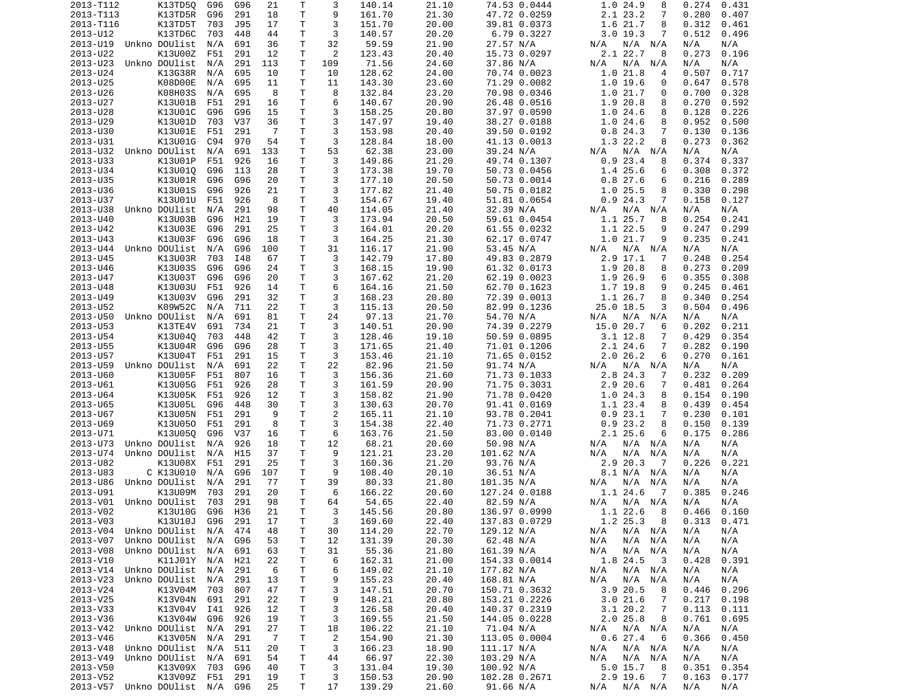```
2013-T112       K13TD5Q  G96  G96   21    T     3     140.14      21.10      74.53 0.0444       1.0 24.9   8    0.274  0.431
2013-T113       K13TD5R  G96  291   18    T     9     161.70      21.30      47.72 0.0259       2.1 23.2   7    0.280  0.407
2013-T116       K13TD5T  703  J95   17    T     3     151.70      20.00      39.81 0.0373       1.6 21.7   8    0.312  0.461
2013-U12        K13TD6C  703  448   44    T     3     140.57      20.20       6.79 0.3227       3.0 19.3   7    0.512  0.496
2013-U19  Unkno DOUlist  N/A  691   36    T    32      59.59      21.90      27.57 N/A        N/A  N/A  N/A    N/A    N/A
2013-U22        K13U00Z  F51  291   12    T     2     123.43      20.40      15.73 0.0297       2.1 22.7   8    0.273  0.196
2013-U23  Unkno DOUlist  N/A  291  113    T   109      71.56      24.60      37.86 N/A        N/A  N/A  N/A    N/A    N/A
2013-U24        K13G38R  N/A  695   10    T    10     128.62      24.00      70.74 0.0023       1.0 21.8   4    0.507  0.717
2013-U25        K08D00E  N/A  695   11    T    11     143.30      23.60      71.29 0.0082       1.0 19.6   0    0.647  0.578
2013-U26        K08H03S  N/A  695    8    T     8     132.84      23.20      70.98 0.0346       1.0 21.7   0    0.700  0.328
2013-U27        K13U01B  F51  291   16    T     6     140.67      20.90      26.48 0.0516       1.9 20.8   8    0.270  0.592
2013-U28        K13U01C  G96  G96   15    T     3     158.25      20.80      37.97 0.0590       1.0 24.6   8    0.128  0.226
2013-U29        K13U01D  703  V37   36    T     3     147.97      19.40      38.27 0.0188       1.0 24.6   8    0.952  0.500
2013-U30        K13U01E  F51  291    7    T     3     153.98      20.40      39.50 0.0192       0.8 24.3   7    0.130  0.136
2013-U31        K13U01G  C94  970   54    T     3     128.84      18.00      41.13 0.0013       1.3 22.2   8    0.273  0.362
2013-U32  Unkno DOUlist  N/A  691  133    T    53      62.38      23.00      39.24 N/A        N/A  N/A  N/A    N/A    N/A
2013-U33        K13U01P  F51  926   16    T     3     149.86      21.20      49.74 0.1307       0.9 23.4   8    0.374  0.337
2013-U34        K13U01Q  G96  113   28    T     3     173.38      19.70      50.73 0.0456       1.4 25.6   6    0.308  0.372
2013-U35        K13U01R  G96  G96   20    T     3     177.10      20.50      50.73 0.0014       0.8 27.6   6    0.216  0.289
2013-U36        K13U01S  G96  926   21    T     3     177.82      21.40      50.75 0.0182       1.0 25.5   8    0.330  0.298
2013-U37        K13U01U  F51  926    8    T     3     154.67      19.40      51.81 0.0654       0.9 24.3   7    0.158  0.127
2013-U38  Unkno DOUlist  N/A  291   98    T    40     114.05      21.40      32.39 N/A        N/A  N/A  N/A    N/A    N/A
2013-U40        K13U03B  G96  H21   19    T     3     173.94      20.50      59.61 0.0454       1.1 25.7   8    0.254  0.241
2013-U42        K13U03E  G96  291   25    T     3     164.01      20.20      61.55 0.0232       1.1 22.5   9    0.247  0.299
2013-U43        K13U03F  G96  G96   18    T     3     164.25      21.30      62.17 0.0747       1.0 21.7   9    0.235  0.241
2013-U44  Unkno DOUlist  N/A  G96  100    T    31     116.17      21.90      53.45 N/A        N/A  N/A  N/A    N/A    N/A
2013-U45        K13U03R  703  I48   67    T     3     142.79      17.80      49.83 0.2879       2.9 17.1   7    0.248  0.254
2013-U46        K13U03S  G96  G96   24    T     3     168.15      19.90      61.32 0.0173       1.9 20.8   8    0.273  0.209
2013-U47        K13U03T  G96  G96   20    T     3     167.62      21.20      62.19 0.0023       1.9 26.9   6    0.355  0.308
2013-U48        K13U03U  F51  926   14    T     6     164.16      21.50      62.70 0.1623       1.7 19.8   9    0.245  0.461
2013-U49        K13U03V  G96  291   32    T     3     168.23      20.80      72.39 0.0013       1.1 26.7   8    0.340  0.254
2013-U52        K09W52C  N/A  711   22    T     3     115.13      20.50      82.99 0.1236      25.0 18.5   3    0.504  0.496
2013-U50  Unkno DOUlist  N/A  691   81    T    24      97.13      21.70      54.70 N/A        N/A  N/A  N/A    N/A    N/A
2013-U53        K13TE4V  691  734   21    T     3     140.51      20.90      74.39 0.2279      15.0 20.7   6    0.202  0.211
2013-U54        K13U04Q  703  448   42    T     3     128.46      19.10      50.59 0.0895       3.1 12.8   7    0.429  0.354
2013-U55        K13U04R  G96  G96   28    T     3     171.65      21.40      71.01 0.1206       2.1 24.6   7    0.282  0.190
2013-U57        K13U04T  F51  291   15    T     3     153.46      21.10      71.65 0.0152       2.0 26.2   6    0.270  0.161
2013-U59  Unkno DOUlist  N/A  691   22    T    22      82.96      21.50      91.74 N/A        N/A  N/A  N/A    N/A    N/A
2013-U60        K13U05F  F51  807   16    T     3     156.36      21.60      71.73 0.1033       2.8 24.3   7    0.232  0.209
2013-U61        K13U05G  F51  926   28    T     3     161.59      20.90      71.75 0.3031       2.9 20.6   7    0.481  0.264
2013-U64        K13U05K  F51  926   12    T     3     158.82      21.90      71.78 0.0420       1.0 24.3   8    0.154  0.190
2013-U65        K13U05L  G96  448   30    T     3     130.63      20.70      91.41 0.0169       1.1 23.4   8    0.439  0.454
2013-U67        K13U05N  F51  291    9    T     2     165.11      21.10      93.78 0.2041       0.9 23.1   7    0.230  0.101
2013-U69        K13U05O  F51  291    8    T     3     154.38      22.40      71.73 0.2771       0.9 23.2   8    0.150  0.139
2013-U71        K13U05Q  G96  V37   16    T     6     163.76      21.50      83.00 0.0140       2.1 25.6   6    0.175  0.286
2013-U73  Unkno DOUlist  N/A  926   18    T    12      68.21      20.60      50.98 N/A        N/A  N/A  N/A    N/A    N/A
2013-U74  Unkno DOUlist  N/A  H15   37    T     9     121.21      23.20     101.62 N/A        N/A  N/A  N/A    N/A    N/A
2013-U82        K13U08X  F51  291   25    T     3     160.36      21.20      93.76 N/A          2.9 20.3   7    0.226  0.221
2013-U83      C K13U010  N/A  G96  107    T     9     108.40      20.10      36.51 N/A          8.1 N/A  N/A    N/A    N/A
2013-U86  Unkno DOUlist  N/A  291   77    T    39      80.33      21.80     101.35 N/A        N/A  N/A  N/A    N/A    N/A
2013-U91        K13U09M  703  291   20    T     6     166.22      20.60     127.24 0.0188       1.1 24.6   7    0.385  0.246
2013-V01  Unkno DOUlist  703  291   98    T    64      54.65      22.40      82.59 N/A        N/A  N/A  N/A    N/A    N/A
2013-V02        K13U10G  G96  H36   21    T     3     145.56      20.80     136.97 0.0990       1.1 22.6   8    0.466  0.160
2013-V03        K13U10J  G96  291   17    T     3     169.60      22.40     137.83 0.0729       1.2 25.3   8    0.313  0.471
2013-V04  Unkno DOUlist  N/A  474   48    T    30     114.20      22.70     129.12 N/A        N/A  N/A  N/A    N/A    N/A
2013-V07  Unkno DOUlist  N/A  G96   53    T    12     131.39      20.30      62.48 N/A        N/A  N/A  N/A    N/A    N/A
2013-V08  Unkno DOUlist  N/A  691   63    T    31      55.36      21.80     161.39 N/A        N/A  N/A  N/A    N/A    N/A
2013-V10        K11J01Y  N/A  H21   22    T     6     162.31      21.00     154.33 0.0014       1.8 24.5   3    0.428  0.391
2013-V14  Unkno DOUlist  N/A  291    6    T     6     149.02      21.10     177.82 N/A        N/A  N/A  N/A    N/A    N/A
2013-V23  Unkno DOUlist  N/A  291   13    T     9     155.23      20.40     168.81 N/A        N/A  N/A  N/A    N/A    N/A
2013-V24        K13V04M  703  807   47    T     3     147.51      20.70     150.71 0.3632       3.9 20.5   8    0.446  0.296
2013-V25        K13V04N  691  291   22    T     9     148.21      20.80     153.21 0.2226       3.0 21.6   7    0.217  0.198
2013-V33        K13V04V  I41  926   12    T     3     126.58      20.40     140.37 0.2319       3.1 20.2   7    0.113  0.111
2013-V36        K13V04W  G96  926   19    T     3     169.55      21.50     144.05 0.0228       2.0 25.8   8    0.761  0.695
2013-V42  Unkno DOUlist  N/A  291   27    T    18     106.22      21.10      71.04 N/A        N/A  N/A  N/A    N/A    N/A
2013-V46        K13V05N  N/A  291    7    T     2     154.90      21.30     113.05 0.0004       0.6 27.4   6    0.366  0.450
2013-V48  Unkno DOUlist  N/A  511   20    T     3     166.23      18.90     111.17 N/A        N/A  N/A  N/A    N/A    N/A
2013-V49  Unkno DOUlist  N/A  691   54    T    44      66.97      22.30     103.29 N/A        N/A  N/A  N/A    N/A    N/A
2013-V50        K13V09X  703  G96   40    T     3     131.04      19.30     100.92 N/A          5.0 15.7   8    0.351  0.354
2013-V52        K13V09Z  F51  291   19    T     3     150.53      20.90     102.28 0.2671       2.9 19.6   7    0.163  0.177
2013-V57  Unkno DOUlist  N/A  G96   25    T    17     139.29      21.60      91.66 N/A        N/A  N/A  N/A    N/A    N/A
```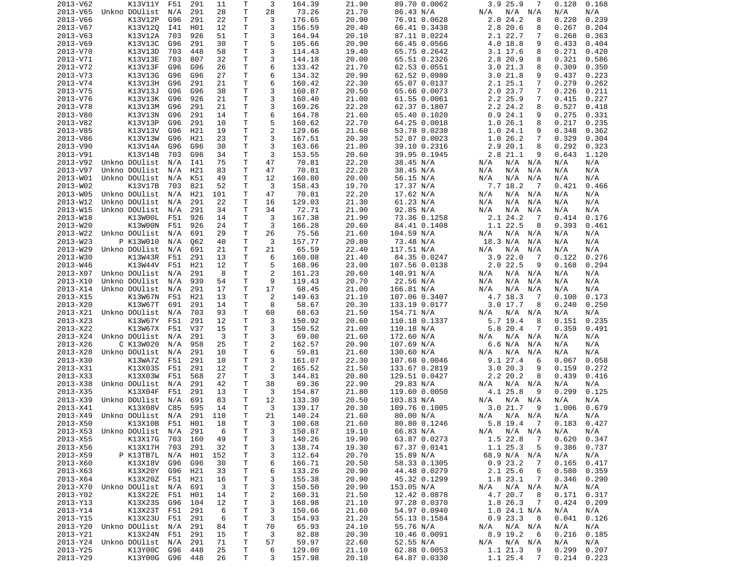| | | | | | | | | | | | | | | | | |
|---|---|---|---|---|---|---|---|---|---|---|---|---|---|---|---|---|
| 2013-V62 | | K13V11Y | F51 | 291 | 11 | T | 3 | 164.39 | 21.90 | 89.70 | 0.0062 | 3.9 | 25.9 | 7 | 0.128 | 0.168 |
| 2013-V65 | Unkno | DOUlist | N/A | 291 | 28 | T | 28 | 73.26 | 21.70 | 86.43 | N/A | N/A | N/A | N/A | N/A | N/A |
| 2013-V66 | | K13V12P | G96 | 291 | 22 | T | 3 | 176.65 | 20.90 | 76.91 | 0.0628 | 2.0 | 24.2 | 8 | 0.220 | 0.239 |
| 2013-V67 | | K13V12Q | I41 | H01 | 12 | T | 3 | 156.59 | 20.40 | 66.41 | 0.3438 | 2.8 | 20.6 | 8 | 0.267 | 0.204 |
| 2013-V63 | | K13V12A | 703 | 926 | 51 | T | 3 | 164.94 | 20.10 | 87.11 | 0.0224 | 2.1 | 22.7 | 7 | 0.268 | 0.363 |
| 2013-V69 | | K13V13C | G96 | 291 | 30 | T | 5 | 105.66 | 20.90 | 66.45 | 0.0566 | 4.0 | 18.8 | 9 | 0.433 | 0.404 |
| 2013-V70 | | K13V13D | 703 | 448 | 58 | T | 3 | 114.43 | 19.40 | 65.75 | 0.2642 | 3.1 | 17.6 | 8 | 0.271 | 0.420 |
| 2013-V71 | | K13V13E | 703 | 807 | 32 | T | 3 | 144.18 | 20.00 | 65.51 | 0.2326 | 2.8 | 20.9 | 8 | 0.321 | 0.586 |
| 2013-V72 | | K13V13F | G96 | G96 | 26 | T | 6 | 133.42 | 21.70 | 62.53 | 0.0551 | 3.0 | 21.3 | 8 | 0.309 | 0.350 |
| 2013-V73 | | K13V13G | G96 | G96 | 27 | T | 6 | 134.32 | 20.90 | 62.52 | 0.0980 | 3.0 | 21.8 | 9 | 0.437 | 0.223 |
| 2013-V74 | | K13V13H | G96 | 291 | 21 | T | 6 | 160.42 | 22.30 | 65.07 | 0.0137 | 2.1 | 25.1 | 7 | 0.279 | 0.262 |
| 2013-V75 | | K13V13J | G96 | G96 | 38 | T | 3 | 160.87 | 20.50 | 65.66 | 0.0073 | 2.0 | 23.7 | 7 | 0.226 | 0.211 |
| 2013-V76 | | K13V13K | G96 | 926 | 21 | T | 3 | 160.40 | 21.00 | 61.55 | 0.0061 | 2.2 | 25.9 | 7 | 0.415 | 0.227 |
| 2013-V78 | | K13V13M | G96 | 291 | 21 | T | 3 | 169.26 | 22.20 | 62.37 | 0.1807 | 2.2 | 24.2 | 8 | 0.527 | 0.418 |
| 2013-V80 | | K13V13N | G96 | 291 | 14 | T | 6 | 164.78 | 21.60 | 65.40 | 0.1020 | 0.9 | 24.1 | 9 | 0.275 | 0.331 |
| 2013-V82 | | K13V13P | G96 | 291 | 10 | T | 5 | 160.62 | 22.70 | 64.25 | 0.0018 | 1.0 | 26.1 | 8 | 0.217 | 0.235 |
| 2013-V85 | | K13V13V | G96 | H21 | 19 | T | 2 | 129.66 | 21.60 | 53.78 | 0.0230 | 1.0 | 24.1 | 9 | 0.348 | 0.362 |
| 2013-V86 | | K13V13W | G96 | H21 | 23 | T | 3 | 167.51 | 20.30 | 52.87 | 0.0023 | 1.0 | 26.2 | 7 | 0.329 | 0.304 |
| 2013-V90 | | K13V14A | G96 | G96 | 30 | T | 3 | 163.66 | 21.80 | 39.10 | 0.2316 | 2.9 | 20.1 | 8 | 0.292 | 0.323 |
| 2013-V91 | | K13V14B | 703 | G96 | 34 | T | 3 | 153.55 | 20.60 | 39.95 | 0.1945 | 2.8 | 21.1 | 9 | 0.643 | 1.120 |
| 2013-V92 | Unkno | DOUlist | N/A | I41 | 75 | T | 47 | 70.81 | 22.20 | 38.45 | N/A | N/A | N/A | N/A | N/A | N/A |
| 2013-V97 | Unkno | DOUlist | N/A | H21 | 83 | T | 47 | 70.81 | 22.20 | 38.45 | N/A | N/A | N/A | N/A | N/A | N/A |
| 2013-W01 | Unkno | DOUlist | N/A | K51 | 49 | T | 12 | 160.80 | 20.00 | 56.15 | N/A | N/A | N/A | N/A | N/A | N/A |
| 2013-W02 | | K13V17B | 703 | 821 | 52 | T | 3 | 158.43 | 19.70 | 17.37 | N/A | 7.7 | 18.2 | 7 | 0.421 | 0.466 |
| 2013-W05 | Unkno | DOUlist | N/A | H21 | 101 | T | 47 | 70.81 | 22.20 | 17.62 | N/A | N/A | N/A | N/A | N/A | N/A |
| 2013-W12 | Unkno | DOUlist | N/A | 291 | 22 | T | 16 | 129.03 | 21.30 | 61.23 | N/A | N/A | N/A | N/A | N/A | N/A |
| 2013-W15 | Unkno | DOUlist | N/A | 291 | 34 | T | 34 | 72.71 | 21.90 | 92.85 | N/A | N/A | N/A | N/A | N/A | N/A |
| 2013-W18 | | K13W00L | F51 | 926 | 14 | T | 3 | 167.38 | 21.90 | 73.36 | 0.1258 | 2.1 | 24.2 | 7 | 0.414 | 0.176 |
| 2013-W20 | | K13W00N | F51 | 926 | 24 | T | 3 | 166.28 | 20.60 | 84.41 | 0.1408 | 1.1 | 22.5 | 8 | 0.393 | 0.461 |
| 2013-W22 | Unkno | DOUlist | N/A | 691 | 29 | T | 26 | 75.56 | 21.60 | 104.59 | N/A | N/A | N/A | N/A | N/A | N/A |
| 2013-W23 | P | K13W010 | N/A | Q62 | 40 | T | 3 | 157.77 | 20.80 | 73.48 | N/A | 18.3 | N/A | N/A | N/A | N/A |
| 2013-W29 | Unkno | DOUlist | N/A | 691 | 21 | T | 21 | 65.59 | 22.40 | 117.51 | N/A | N/A | N/A | N/A | N/A | N/A |
| 2013-W30 | | K13W43R | F51 | 291 | 13 | T | 6 | 160.08 | 21.40 | 84.35 | 0.0247 | 3.9 | 22.0 | 7 | 0.122 | 0.276 |
| 2013-W46 | | K13W44V | F51 | H21 | 12 | T | 5 | 168.96 | 23.00 | 107.56 | 0.0138 | 2.0 | 22.5 | 9 | 0.168 | 0.294 |
| 2013-X07 | Unkno | DOUlist | N/A | 291 | 8 | T | 2 | 161.23 | 20.60 | 140.91 | N/A | N/A | N/A | N/A | N/A | N/A |
| 2013-X10 | Unkno | DOUlist | N/A | 939 | 54 | T | 9 | 119.43 | 20.70 | 22.56 | N/A | N/A | N/A | N/A | N/A | N/A |
| 2013-X14 | Unkno | DOUlist | N/A | 291 | 17 | T | 17 | 68.45 | 21.00 | 166.81 | N/A | N/A | N/A | N/A | N/A | N/A |
| 2013-X15 | | K13W67N | F51 | H21 | 13 | T | 2 | 149.63 | 21.10 | 107.06 | 0.3407 | 4.7 | 18.3 | 7 | 0.100 | 0.173 |
| 2013-X20 | | K13W67T | 691 | 291 | 14 | T | 8 | 58.67 | 20.30 | 133.19 | 0.0177 | 3.0 | 17.7 | 8 | 0.240 | 0.250 |
| 2013-X21 | Unkno | DOUlist | N/A | 703 | 93 | T | 60 | 68.63 | 21.50 | 154.71 | N/A | N/A | N/A | N/A | N/A | N/A |
| 2013-X23 | | K13W67Y | F51 | 291 | 12 | T | 3 | 150.92 | 20.60 | 110.18 | 0.1337 | 5.7 | 19.4 | 8 | 0.151 | 0.235 |
| 2013-X22 | | K13W67X | F51 | V37 | 15 | T | 3 | 150.52 | 21.00 | 110.18 | N/A | 5.8 | 20.4 | 7 | 0.359 | 0.491 |
| 2013-X24 | Unkno | DOUlist | N/A | 291 | 3 | T | 3 | 69.00 | 21.60 | 172.60 | N/A | N/A | N/A | N/A | N/A | N/A |
| 2013-X26 | C | K13W020 | N/A | 958 | 25 | T | 2 | 162.57 | 20.90 | 107.69 | N/A | 6.6 | N/A | N/A | N/A | N/A |
| 2013-X28 | Unkno | DOUlist | N/A | 291 | 10 | T | 6 | 59.81 | 21.60 | 130.60 | N/A | N/A | N/A | N/A | N/A | N/A |
| 2013-X30 | | K13WA7Z | F51 | 291 | 10 | T | 3 | 161.07 | 22.30 | 107.68 | 0.0046 | 9.1 | 27.4 | 6 | 0.067 | 0.058 |
| 2013-X31 | | K13X03S | F51 | 291 | 12 | T | 2 | 165.52 | 21.50 | 133.67 | 0.2819 | 3.0 | 20.3 | 9 | 0.159 | 0.272 |
| 2013-X33 | | K13X03W | F51 | 568 | 27 | T | 3 | 144.81 | 20.80 | 129.51 | 0.0427 | 2.2 | 20.2 | 8 | 0.439 | 0.416 |
| 2013-X38 | Unkno | DOUlist | N/A | 291 | 42 | T | 38 | 69.36 | 22.90 | 29.83 | N/A | N/A | N/A | N/A | N/A | N/A |
| 2013-X35 | | K13X04F | F51 | 291 | 13 | T | 3 | 154.87 | 21.80 | 119.60 | 0.0050 | 4.1 | 25.8 | 9 | 0.299 | 0.125 |
| 2013-X39 | Unkno | DOUlist | N/A | 691 | 83 | T | 12 | 133.30 | 20.50 | 103.83 | N/A | N/A | N/A | N/A | N/A | N/A |
| 2013-X41 | | K13X08V | C85 | 595 | 14 | T | 3 | 139.17 | 20.30 | 109.76 | 0.1005 | 3.0 | 21.7 | 9 | 1.006 | 0.679 |
| 2013-X49 | Unkno | DOUlist | N/A | 291 | 110 | T | 21 | 140.24 | 21.60 | 80.00 | N/A | N/A | N/A | N/A | N/A | N/A |
| 2013-X50 | | K13X10B | F51 | H01 | 18 | T | 3 | 100.68 | 21.60 | 80.80 | 0.1246 | 5.8 | 19.4 | 7 | 0.183 | 0.427 |
| 2013-X53 | Unkno | DOUlist | N/A | 291 | 6 | T | 3 | 150.87 | 19.10 | 66.83 | N/A | N/A | N/A | N/A | N/A | N/A |
| 2013-X55 | | K13X17G | 703 | 160 | 49 | T | 3 | 140.26 | 19.90 | 63.87 | 0.0273 | 1.5 | 22.8 | 7 | 0.620 | 0.347 |
| 2013-X56 | | K13X17H | 703 | 291 | 32 | T | 3 | 138.74 | 19.30 | 67.37 | 0.0141 | 1.1 | 25.3 | 5 | 0.386 | 0.737 |
| 2013-X59 | P | K13TB7L | N/A | H01 | 152 | T | 3 | 112.64 | 20.70 | 15.89 | N/A | 68.9 | N/A | N/A | N/A | N/A |
| 2013-X60 | | K13X18V | G96 | G96 | 30 | T | 6 | 166.71 | 20.50 | 58.33 | 0.1305 | 0.9 | 23.2 | 7 | 0.165 | 0.417 |
| 2013-X63 | | K13X20Y | G96 | H21 | 33 | T | 6 | 133.26 | 20.90 | 44.48 | 0.0279 | 2.1 | 25.6 | 6 | 0.580 | 0.359 |
| 2013-X64 | | K13X20Z | F51 | H21 | 16 | T | 3 | 155.38 | 20.90 | 45.32 | 0.1299 | 1.8 | 23.1 | 7 | 0.346 | 0.290 |
| 2013-X70 | Unkno | DOUlist | N/A | 691 | 3 | T | 3 | 150.50 | 20.90 | 153.05 | N/A | N/A | N/A | N/A | N/A | N/A |
| 2013-Y02 | | K13X22E | F51 | H01 | 14 | T | 2 | 160.31 | 21.50 | 12.42 | 0.0878 | 4.7 | 20.7 | 8 | 0.171 | 0.317 |
| 2013-Y13 | | K13X23S | G96 | 104 | 12 | T | 3 | 168.98 | 21.10 | 97.28 | 0.0370 | 1.8 | 26.3 | 7 | 0.424 | 0.209 |
| 2013-Y14 | | K13X23T | F51 | 291 | 6 | T | 3 | 150.66 | 21.60 | 54.97 | 0.0940 | 1.0 | 24.1 | N/A | N/A | N/A |
| 2013-Y15 | | K13X23U | F51 | 291 | 6 | T | 3 | 154.93 | 21.20 | 55.13 | 0.1584 | 0.9 | 23.3 | 8 | 0.041 | 0.126 |
| 2013-Y20 | Unkno | DOUlist | N/A | 291 | 84 | T | 70 | 65.93 | 24.10 | 55.76 | N/A | N/A | N/A | N/A | N/A | N/A |
| 2013-Y21 | | K13X24N | F51 | 291 | 15 | T | 3 | 82.88 | 20.30 | 10.46 | 0.0091 | 8.9 | 19.2 | 6 | 0.216 | 0.185 |
| 2013-Y24 | Unkno | DOUlist | N/A | 291 | 71 | T | 57 | 59.97 | 22.60 | 52.55 | N/A | N/A | N/A | N/A | N/A | N/A |
| 2013-Y25 | | K13Y00C | G96 | 448 | 25 | T | 6 | 129.00 | 21.10 | 62.88 | 0.0053 | 1.1 | 21.3 | 9 | 0.299 | 0.207 |
| 2013-Y29 | | K13Y00G | G96 | 448 | 26 | T | 3 | 157.98 | 20.10 | 64.87 | 0.0330 | 1.1 | 25.4 | 7 | 0.214 | 0.223 |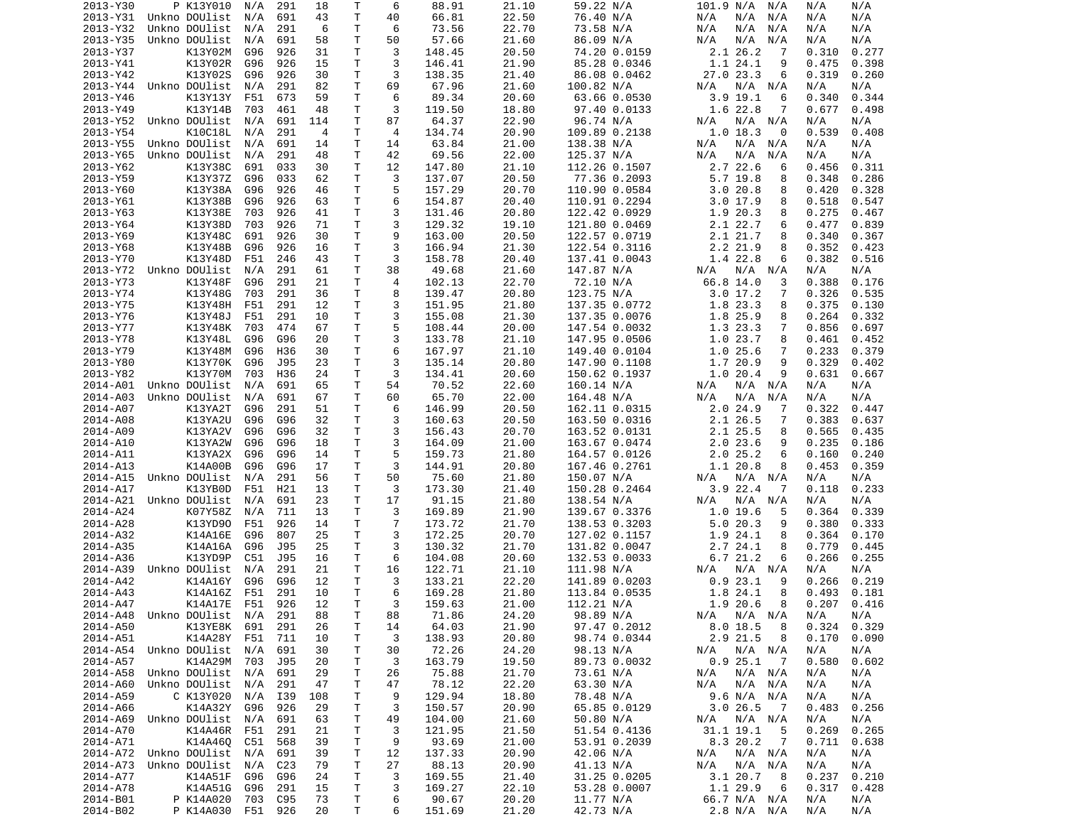| | | | | | | | | | | | | | | | | |
|---|---|---|---|---|---|---|---|---|---|---|---|---|---|---|---|---|
| 2013-Y30 | P | K13Y010 | N/A | 291 | 18 | T | 6 | 88.91 | 21.10 | 59.22 | N/A | 101.9 | N/A | N/A | N/A | N/A |
| 2013-Y31 | Unkno | DOUlist | N/A | 691 | 43 | T | 40 | 66.81 | 22.50 | 76.40 | N/A | N/A | N/A | N/A | N/A | N/A |
| 2013-Y32 | Unkno | DOUlist | N/A | 291 | 6 | T | 6 | 73.56 | 22.70 | 73.58 | N/A | N/A | N/A | N/A | N/A | N/A |
| 2013-Y35 | Unkno | DOUlist | N/A | 691 | 58 | T | 50 | 57.66 | 21.60 | 86.09 | N/A | N/A | N/A | N/A | N/A | N/A |
| 2013-Y37 | | K13Y02M | G96 | 926 | 31 | T | 3 | 148.45 | 20.50 | 74.20 | 0.0159 | 2.1 | 26.2 | 7 | 0.310 | 0.277 |
| 2013-Y41 | | K13Y02R | G96 | 926 | 15 | T | 3 | 146.41 | 21.90 | 85.28 | 0.0346 | 1.1 | 24.1 | 9 | 0.475 | 0.398 |
| 2013-Y42 | | K13Y02S | G96 | 926 | 30 | T | 3 | 138.35 | 21.40 | 86.08 | 0.0462 | 27.0 | 23.3 | 6 | 0.319 | 0.260 |
| 2013-Y44 | Unkno | DOUlist | N/A | 291 | 82 | T | 69 | 67.96 | 21.60 | 100.82 | N/A | N/A | N/A | N/A | N/A | N/A |
| 2013-Y46 | | K13Y13Y | F51 | 673 | 59 | T | 6 | 89.34 | 20.60 | 63.66 | 0.0530 | 3.9 | 19.1 | 6 | 0.340 | 0.344 |
| 2013-Y49 | | K13Y14B | 703 | 461 | 48 | T | 3 | 119.50 | 18.80 | 97.40 | 0.0133 | 1.6 | 22.8 | 7 | 0.677 | 0.498 |
| 2013-Y52 | Unkno | DOUlist | N/A | 691 | 114 | T | 87 | 64.37 | 22.90 | 96.74 | N/A | N/A | N/A | N/A | N/A | N/A |
| 2013-Y54 | | K10C18L | N/A | 291 | 4 | T | 4 | 134.74 | 20.90 | 109.89 | 0.2138 | 1.0 | 18.3 | 0 | 0.539 | 0.408 |
| 2013-Y55 | Unkno | DOUlist | N/A | 691 | 14 | T | 14 | 63.84 | 21.00 | 138.38 | N/A | N/A | N/A | N/A | N/A | N/A |
| 2013-Y65 | Unkno | DOUlist | N/A | 291 | 48 | T | 42 | 69.56 | 22.00 | 125.37 | N/A | N/A | N/A | N/A | N/A | N/A |
| 2013-Y62 | | K13Y38C | 691 | 033 | 30 | T | 12 | 147.80 | 21.10 | 112.26 | 0.1507 | 2.7 | 22.6 | 6 | 0.456 | 0.311 |
| 2013-Y59 | | K13Y37Z | G96 | 033 | 62 | T | 3 | 137.07 | 20.50 | 77.36 | 0.2093 | 5.7 | 19.8 | 8 | 0.348 | 0.286 |
| 2013-Y60 | | K13Y38A | G96 | 926 | 46 | T | 5 | 157.29 | 20.70 | 110.90 | 0.0584 | 3.0 | 20.8 | 8 | 0.420 | 0.328 |
| 2013-Y61 | | K13Y38B | G96 | 926 | 63 | T | 6 | 154.87 | 20.40 | 110.91 | 0.2294 | 3.0 | 17.9 | 8 | 0.518 | 0.547 |
| 2013-Y63 | | K13Y38E | 703 | 926 | 41 | T | 3 | 131.46 | 20.80 | 122.42 | 0.0929 | 1.9 | 20.3 | 8 | 0.275 | 0.467 |
| 2013-Y64 | | K13Y38D | 703 | 926 | 71 | T | 3 | 129.32 | 19.10 | 121.80 | 0.0469 | 2.1 | 22.7 | 6 | 0.477 | 0.839 |
| 2013-Y69 | | K13Y48C | 691 | 926 | 30 | T | 9 | 163.00 | 20.50 | 122.57 | 0.0719 | 2.1 | 21.7 | 8 | 0.340 | 0.367 |
| 2013-Y68 | | K13Y48B | G96 | 926 | 16 | T | 3 | 166.94 | 21.30 | 122.54 | 0.3116 | 2.2 | 21.9 | 8 | 0.352 | 0.423 |
| 2013-Y70 | | K13Y48D | F51 | 246 | 43 | T | 3 | 158.78 | 20.40 | 137.41 | 0.0043 | 1.4 | 22.8 | 6 | 0.382 | 0.516 |
| 2013-Y72 | Unkno | DOUlist | N/A | 291 | 61 | T | 38 | 49.68 | 21.60 | 147.87 | N/A | N/A | N/A | N/A | N/A | N/A |
| 2013-Y73 | | K13Y48F | G96 | 291 | 21 | T | 4 | 102.13 | 22.70 | 72.10 | N/A | 66.8 | 14.0 | 3 | 0.388 | 0.176 |
| 2013-Y74 | | K13Y48G | 703 | 291 | 36 | T | 8 | 139.47 | 20.80 | 123.75 | N/A | 3.0 | 17.2 | 7 | 0.326 | 0.535 |
| 2013-Y75 | | K13Y48H | F51 | 291 | 12 | T | 3 | 151.95 | 21.80 | 137.35 | 0.0772 | 1.8 | 23.3 | 8 | 0.375 | 0.130 |
| 2013-Y76 | | K13Y48J | F51 | 291 | 10 | T | 3 | 155.08 | 21.30 | 137.35 | 0.0076 | 1.8 | 25.9 | 8 | 0.264 | 0.332 |
| 2013-Y77 | | K13Y48K | 703 | 474 | 67 | T | 5 | 108.44 | 20.00 | 147.54 | 0.0032 | 1.3 | 23.3 | 7 | 0.856 | 0.697 |
| 2013-Y78 | | K13Y48L | G96 | G96 | 20 | T | 3 | 133.78 | 21.10 | 147.95 | 0.0506 | 1.0 | 23.7 | 8 | 0.461 | 0.452 |
| 2013-Y79 | | K13Y48M | G96 | H36 | 30 | T | 6 | 167.97 | 21.10 | 149.40 | 0.0104 | 1.0 | 25.6 | 7 | 0.233 | 0.379 |
| 2013-Y80 | | K13Y70K | G96 | J95 | 23 | T | 3 | 135.14 | 20.80 | 147.90 | 0.1108 | 1.7 | 20.9 | 9 | 0.329 | 0.402 |
| 2013-Y82 | | K13Y70M | 703 | H36 | 24 | T | 3 | 134.41 | 20.60 | 150.62 | 0.1937 | 1.0 | 20.4 | 9 | 0.631 | 0.667 |
| 2014-A01 | Unkno | DOUlist | N/A | 691 | 65 | T | 54 | 70.52 | 22.60 | 160.14 | N/A | N/A | N/A | N/A | N/A | N/A |
| 2014-A03 | Unkno | DOUlist | N/A | 691 | 67 | T | 60 | 65.70 | 22.00 | 164.48 | N/A | N/A | N/A | N/A | N/A | N/A |
| 2014-A07 | | K13YA2T | G96 | 291 | 51 | T | 6 | 146.99 | 20.50 | 162.11 | 0.0315 | 2.0 | 24.9 | 7 | 0.322 | 0.447 |
| 2014-A08 | | K13YA2U | G96 | G96 | 32 | T | 3 | 160.63 | 20.50 | 163.50 | 0.0316 | 2.1 | 26.5 | 7 | 0.383 | 0.637 |
| 2014-A09 | | K13YA2V | G96 | G96 | 32 | T | 3 | 156.43 | 20.70 | 163.52 | 0.0131 | 2.1 | 25.5 | 8 | 0.565 | 0.435 |
| 2014-A10 | | K13YA2W | G96 | G96 | 18 | T | 3 | 164.09 | 21.00 | 163.67 | 0.0474 | 2.0 | 23.6 | 9 | 0.235 | 0.186 |
| 2014-A11 | | K13YA2X | G96 | G96 | 14 | T | 5 | 159.73 | 21.80 | 164.57 | 0.0126 | 2.0 | 25.2 | 6 | 0.160 | 0.240 |
| 2014-A13 | | K14A00B | G96 | G96 | 17 | T | 3 | 144.91 | 20.80 | 167.46 | 0.2761 | 1.1 | 20.8 | 8 | 0.453 | 0.359 |
| 2014-A15 | Unkno | DOUlist | N/A | 291 | 56 | T | 50 | 75.60 | 21.80 | 150.07 | N/A | N/A | N/A | N/A | N/A | N/A |
| 2014-A17 | | K13YB0D | F51 | H21 | 13 | T | 3 | 173.30 | 21.40 | 150.28 | 0.2464 | 3.9 | 22.4 | 7 | 0.118 | 0.233 |
| 2014-A21 | Unkno | DOUlist | N/A | 691 | 23 | T | 17 | 91.15 | 21.80 | 138.54 | N/A | N/A | N/A | N/A | N/A | N/A |
| 2014-A24 | | K07Y58Z | N/A | 711 | 13 | T | 3 | 169.89 | 21.90 | 139.67 | 0.3376 | 1.0 | 19.6 | 5 | 0.364 | 0.339 |
| 2014-A28 | | K13YD9O | F51 | 926 | 14 | T | 7 | 173.72 | 21.70 | 138.53 | 0.3203 | 5.0 | 20.3 | 9 | 0.380 | 0.333 |
| 2014-A32 | | K14A16E | G96 | 807 | 25 | T | 3 | 172.25 | 20.70 | 127.02 | 0.1157 | 1.9 | 24.1 | 8 | 0.364 | 0.170 |
| 2014-A35 | | K14A16A | G96 | J95 | 25 | T | 3 | 130.32 | 21.70 | 131.82 | 0.0047 | 2.7 | 24.1 | 8 | 0.779 | 0.445 |
| 2014-A36 | | K13YD9P | C51 | J95 | 16 | T | 6 | 104.08 | 20.60 | 132.53 | 0.0033 | 6.7 | 21.2 | 6 | 0.266 | 0.255 |
| 2014-A39 | Unkno | DOUlist | N/A | 291 | 21 | T | 16 | 122.71 | 21.10 | 111.98 | N/A | N/A | N/A | N/A | N/A | N/A |
| 2014-A42 | | K14A16Y | G96 | G96 | 12 | T | 3 | 133.21 | 22.20 | 141.89 | 0.0203 | 0.9 | 23.1 | 9 | 0.266 | 0.219 |
| 2014-A43 | | K14A16Z | F51 | 291 | 10 | T | 6 | 169.28 | 21.80 | 113.84 | 0.0535 | 1.8 | 24.1 | 8 | 0.493 | 0.181 |
| 2014-A47 | | K14A17E | F51 | 926 | 12 | T | 3 | 159.63 | 21.00 | 112.21 | N/A | 1.9 | 20.6 | 8 | 0.207 | 0.416 |
| 2014-A48 | Unkno | DOUlist | N/A | 291 | 88 | T | 88 | 71.86 | 24.20 | 98.89 | N/A | N/A | N/A | N/A | N/A | N/A |
| 2014-A50 | | K13YE8K | 691 | 291 | 26 | T | 14 | 64.03 | 21.90 | 97.47 | 0.2012 | 8.0 | 18.5 | 8 | 0.324 | 0.329 |
| 2014-A51 | | K14A28Y | F51 | 711 | 10 | T | 3 | 138.93 | 20.80 | 98.74 | 0.0344 | 2.9 | 21.5 | 8 | 0.170 | 0.090 |
| 2014-A54 | Unkno | DOUlist | N/A | 691 | 30 | T | 30 | 72.26 | 24.20 | 98.13 | N/A | N/A | N/A | N/A | N/A | N/A |
| 2014-A57 | | K14A29M | 703 | J95 | 20 | T | 3 | 163.79 | 19.50 | 89.73 | 0.0032 | 0.9 | 25.1 | 7 | 0.580 | 0.602 |
| 2014-A58 | Unkno | DOUlist | N/A | 691 | 29 | T | 26 | 75.88 | 21.70 | 73.61 | N/A | N/A | N/A | N/A | N/A | N/A |
| 2014-A60 | Unkno | DOUlist | N/A | 291 | 47 | T | 47 | 78.12 | 22.20 | 63.30 | N/A | N/A | N/A | N/A | N/A | N/A |
| 2014-A59 | C | K13Y020 | N/A | I39 | 108 | T | 9 | 129.94 | 18.80 | 78.48 | N/A | 9.6 | N/A | N/A | N/A | N/A |
| 2014-A66 | | K14A32Y | G96 | 926 | 29 | T | 3 | 150.57 | 20.90 | 65.85 | 0.0129 | 3.0 | 26.5 | 7 | 0.483 | 0.256 |
| 2014-A69 | Unkno | DOUlist | N/A | 691 | 63 | T | 49 | 104.00 | 21.60 | 50.80 | N/A | N/A | N/A | N/A | N/A | N/A |
| 2014-A70 | | K14A46R | F51 | 291 | 21 | T | 3 | 121.95 | 21.50 | 51.54 | 0.4136 | 31.1 | 19.1 | 5 | 0.269 | 0.265 |
| 2014-A71 | | K14A46Q | C51 | 568 | 39 | T | 9 | 93.69 | 21.00 | 53.91 | 0.2039 | 8.3 | 20.2 | 7 | 0.711 | 0.638 |
| 2014-A72 | Unkno | DOUlist | N/A | 691 | 39 | T | 12 | 137.33 | 20.90 | 42.06 | N/A | N/A | N/A | N/A | N/A | N/A |
| 2014-A73 | Unkno | DOUlist | N/A | C23 | 79 | T | 27 | 88.13 | 20.90 | 41.13 | N/A | N/A | N/A | N/A | N/A | N/A |
| 2014-A77 | | K14A51F | G96 | G96 | 24 | T | 3 | 169.55 | 21.40 | 31.25 | 0.0205 | 3.1 | 20.7 | 8 | 0.237 | 0.210 |
| 2014-A78 | | K14A51G | G96 | 291 | 15 | T | 3 | 169.27 | 22.10 | 53.28 | 0.0007 | 1.1 | 29.9 | 6 | 0.317 | 0.428 |
| 2014-B01 | P | K14A020 | 703 | C95 | 73 | T | 6 | 90.67 | 20.20 | 11.77 | N/A | 66.7 | N/A | N/A | N/A | N/A |
| 2014-B02 | P | K14A030 | F51 | 926 | 20 | T | 6 | 151.69 | 21.20 | 42.73 | N/A | 2.8 | N/A | N/A | N/A | N/A |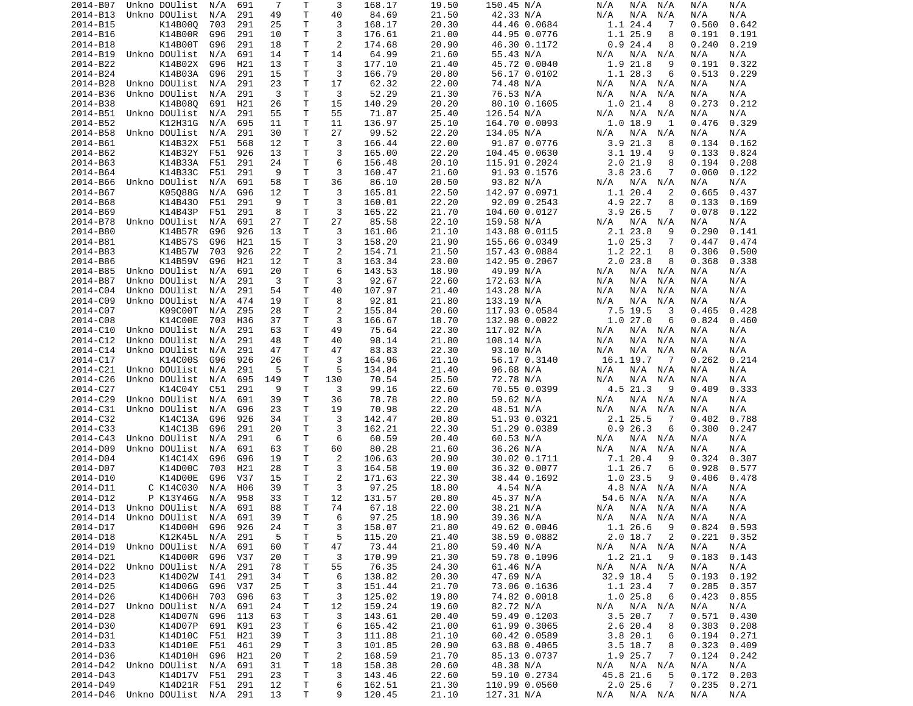| | | | | | | | | | | | | | | | | |
|---|---|---|---|---|---|---|---|---|---|---|---|---|---|---|---|---|
| 2014-B07 | Unkno | DOUlist | N/A | 691 | 7 | T | 3 | 168.17 | 19.50 | 150.45 | N/A | N/A | N/A | N/A | N/A | N/A |
| 2014-B13 | Unkno | DOUlist | N/A | 291 | 49 | T | 40 | 84.69 | 21.50 | 42.33 | N/A | N/A | N/A | N/A | N/A | N/A |
| 2014-B15 | | K14B00Q | 703 | 291 | 25 | T | 3 | 168.17 | 20.30 | 44.46 | 0.0684 | 1.1 | 24.4 | 7 | 0.560 | 0.642 |
| 2014-B16 | | K14B00R | G96 | 291 | 10 | T | 3 | 176.61 | 21.00 | 44.95 | 0.0776 | 1.1 | 25.9 | 8 | 0.191 | 0.191 |
| 2014-B18 | | K14B00T | G96 | 291 | 18 | T | 2 | 174.68 | 20.90 | 46.30 | 0.1172 | 0.9 | 24.4 | 8 | 0.240 | 0.219 |
| 2014-B19 | Unkno | DOUlist | N/A | 691 | 14 | T | 14 | 64.99 | 21.60 | 55.43 | N/A | N/A | N/A | N/A | N/A | N/A |
| 2014-B22 | | K14B02X | G96 | H21 | 13 | T | 3 | 177.10 | 21.40 | 45.72 | 0.0040 | 1.9 | 21.8 | 9 | 0.191 | 0.322 |
| 2014-B24 | | K14B03A | G96 | 291 | 15 | T | 3 | 166.79 | 20.80 | 56.17 | 0.0102 | 1.1 | 28.3 | 6 | 0.513 | 0.229 |
| 2014-B28 | Unkno | DOUlist | N/A | 291 | 23 | T | 17 | 62.32 | 22.00 | 74.48 | N/A | N/A | N/A | N/A | N/A | N/A |
| 2014-B36 | Unkno | DOUlist | N/A | 291 | 3 | T | 3 | 52.29 | 21.30 | 76.53 | N/A | N/A | N/A | N/A | N/A | N/A |
| 2014-B38 | | K14B08Q | 691 | H21 | 26 | T | 15 | 140.29 | 20.20 | 80.10 | 0.1605 | 1.0 | 21.4 | 8 | 0.273 | 0.212 |
| 2014-B51 | Unkno | DOUlist | N/A | 291 | 55 | T | 55 | 71.87 | 25.40 | 126.54 | N/A | N/A | N/A | N/A | N/A | N/A |
| 2014-B52 | | K12H31G | N/A | 695 | 11 | T | 11 | 136.97 | 25.10 | 164.70 | 0.0093 | 1.0 | 18.9 | 1 | 0.476 | 0.329 |
| 2014-B58 | Unkno | DOUlist | N/A | 291 | 30 | T | 27 | 99.52 | 22.20 | 134.05 | N/A | N/A | N/A | N/A | N/A | N/A |
| 2014-B61 | | K14B32X | F51 | 568 | 12 | T | 3 | 166.44 | 22.00 | 91.87 | 0.0776 | 3.9 | 21.3 | 8 | 0.134 | 0.162 |
| 2014-B62 | | K14B32Y | F51 | 926 | 13 | T | 3 | 165.00 | 22.20 | 104.45 | 0.0630 | 3.1 | 19.4 | 9 | 0.133 | 0.824 |
| 2014-B63 | | K14B33A | F51 | 291 | 24 | T | 6 | 156.48 | 20.10 | 115.91 | 0.2024 | 2.0 | 21.9 | 8 | 0.194 | 0.208 |
| 2014-B64 | | K14B33C | F51 | 291 | 9 | T | 3 | 160.47 | 21.60 | 91.93 | 0.1576 | 3.8 | 23.6 | 7 | 0.060 | 0.122 |
| 2014-B66 | Unkno | DOUlist | N/A | 691 | 58 | T | 36 | 86.10 | 20.50 | 93.82 | N/A | N/A | N/A | N/A | N/A | N/A |
| 2014-B67 | | K05Q88G | N/A | G96 | 12 | T | 3 | 165.81 | 22.50 | 142.97 | 0.0971 | 1.1 | 20.4 | 2 | 0.665 | 0.437 |
| 2014-B68 | | K14B43O | F51 | 291 | 9 | T | 3 | 160.01 | 22.20 | 92.09 | 0.2543 | 4.9 | 22.7 | 8 | 0.133 | 0.169 |
| 2014-B69 | | K14B43P | F51 | 291 | 8 | T | 3 | 165.22 | 21.70 | 104.60 | 0.0127 | 3.9 | 26.5 | 7 | 0.078 | 0.122 |
| 2014-B78 | Unkno | DOUlist | N/A | 691 | 27 | T | 27 | 85.58 | 22.10 | 159.58 | N/A | N/A | N/A | N/A | N/A | N/A |
| 2014-B80 | | K14B57R | G96 | 926 | 13 | T | 3 | 161.06 | 21.10 | 143.88 | 0.0115 | 2.1 | 23.8 | 9 | 0.290 | 0.141 |
| 2014-B81 | | K14B57S | G96 | H21 | 15 | T | 3 | 158.20 | 21.90 | 155.66 | 0.0349 | 1.0 | 25.3 | 7 | 0.447 | 0.474 |
| 2014-B83 | | K14B57W | 703 | 926 | 22 | T | 2 | 154.71 | 21.50 | 157.43 | 0.0884 | 1.2 | 22.1 | 8 | 0.306 | 0.500 |
| 2014-B86 | | K14B59V | G96 | H21 | 12 | T | 3 | 163.34 | 23.00 | 142.95 | 0.2067 | 2.0 | 23.8 | 8 | 0.368 | 0.338 |
| 2014-B85 | Unkno | DOUlist | N/A | 691 | 20 | T | 6 | 143.53 | 18.90 | 49.99 | N/A | N/A | N/A | N/A | N/A | N/A |
| 2014-B87 | Unkno | DOUlist | N/A | 291 | 3 | T | 3 | 92.67 | 22.60 | 172.63 | N/A | N/A | N/A | N/A | N/A | N/A |
| 2014-C04 | Unkno | DOUlist | N/A | 291 | 54 | T | 40 | 107.97 | 21.40 | 143.28 | N/A | N/A | N/A | N/A | N/A | N/A |
| 2014-C09 | Unkno | DOUlist | N/A | 474 | 19 | T | 8 | 92.81 | 21.80 | 133.19 | N/A | N/A | N/A | N/A | N/A | N/A |
| 2014-C07 | | K09C00T | N/A | Z95 | 28 | T | 2 | 155.84 | 20.60 | 117.93 | 0.0584 | 7.5 | 19.5 | 3 | 0.465 | 0.428 |
| 2014-C08 | | K14C00E | 703 | H36 | 37 | T | 3 | 166.67 | 18.70 | 132.98 | 0.0022 | 1.0 | 27.0 | 6 | 0.824 | 0.460 |
| 2014-C10 | Unkno | DOUlist | N/A | 291 | 63 | T | 49 | 75.64 | 22.30 | 117.02 | N/A | N/A | N/A | N/A | N/A | N/A |
| 2014-C12 | Unkno | DOUlist | N/A | 291 | 48 | T | 40 | 98.14 | 21.80 | 108.14 | N/A | N/A | N/A | N/A | N/A | N/A |
| 2014-C14 | Unkno | DOUlist | N/A | 291 | 47 | T | 47 | 83.83 | 22.30 | 93.10 | N/A | N/A | N/A | N/A | N/A | N/A |
| 2014-C17 | | K14C00S | G96 | 926 | 26 | T | 3 | 164.96 | 21.10 | 56.17 | 0.3140 | 16.1 | 19.7 | 7 | 0.262 | 0.214 |
| 2014-C21 | Unkno | DOUlist | N/A | 291 | 5 | T | 5 | 134.84 | 21.40 | 96.68 | N/A | N/A | N/A | N/A | N/A | N/A |
| 2014-C26 | Unkno | DOUlist | N/A | 695 | 149 | T | 130 | 70.54 | 25.50 | 72.78 | N/A | N/A | N/A | N/A | N/A | N/A |
| 2014-C27 | | K14C04Y | C51 | 291 | 9 | T | 3 | 99.16 | 22.60 | 70.55 | 0.0399 | 4.5 | 21.3 | 9 | 0.409 | 0.333 |
| 2014-C29 | Unkno | DOUlist | N/A | 691 | 39 | T | 36 | 78.78 | 22.80 | 59.62 | N/A | N/A | N/A | N/A | N/A | N/A |
| 2014-C31 | Unkno | DOUlist | N/A | G96 | 23 | T | 19 | 70.98 | 22.20 | 48.51 | N/A | N/A | N/A | N/A | N/A | N/A |
| 2014-C32 | | K14C13A | G96 | 926 | 34 | T | 3 | 142.47 | 20.80 | 51.93 | 0.0321 | 2.1 | 25.5 | 7 | 0.402 | 0.788 |
| 2014-C33 | | K14C13B | G96 | 291 | 20 | T | 3 | 162.21 | 22.30 | 51.29 | 0.0389 | 0.9 | 26.3 | 6 | 0.300 | 0.247 |
| 2014-C43 | Unkno | DOUlist | N/A | 291 | 6 | T | 6 | 60.59 | 20.40 | 60.53 | N/A | N/A | N/A | N/A | N/A | N/A |
| 2014-D09 | Unkno | DOUlist | N/A | 691 | 63 | T | 60 | 80.28 | 21.60 | 36.26 | N/A | N/A | N/A | N/A | N/A | N/A |
| 2014-D04 | | K14C14X | G96 | G96 | 19 | T | 2 | 106.63 | 20.90 | 30.02 | 0.1711 | 7.1 | 20.4 | 9 | 0.324 | 0.307 |
| 2014-D07 | | K14D00C | 703 | H21 | 28 | T | 3 | 164.58 | 19.00 | 36.32 | 0.0077 | 1.1 | 26.7 | 6 | 0.928 | 0.577 |
| 2014-D10 | | K14D00E | G96 | V37 | 15 | T | 2 | 171.63 | 22.30 | 38.44 | 0.1692 | 1.0 | 23.5 | 9 | 0.406 | 0.478 |
| 2014-D11 | C | K14C030 | N/A | H06 | 39 | T | 3 | 97.25 | 18.80 | 4.54 | N/A | 4.8 | N/A | N/A | N/A | N/A |
| 2014-D12 | P | K13Y46G | N/A | 958 | 33 | T | 12 | 131.57 | 20.80 | 45.37 | N/A | 54.6 | N/A | N/A | N/A | N/A |
| 2014-D13 | Unkno | DOUlist | N/A | 691 | 88 | T | 74 | 67.18 | 22.00 | 38.21 | N/A | N/A | N/A | N/A | N/A | N/A |
| 2014-D14 | Unkno | DOUlist | N/A | 691 | 39 | T | 6 | 97.25 | 18.90 | 39.36 | N/A | N/A | N/A | N/A | N/A | N/A |
| 2014-D17 | | K14D00H | G96 | 926 | 24 | T | 3 | 158.07 | 21.80 | 49.62 | 0.0046 | 1.1 | 26.6 | 9 | 0.824 | 0.593 |
| 2014-D18 | | K12K45L | N/A | 291 | 5 | T | 5 | 115.20 | 21.40 | 38.59 | 0.0882 | 2.0 | 18.7 | 2 | 0.221 | 0.352 |
| 2014-D19 | Unkno | DOUlist | N/A | 691 | 60 | T | 47 | 73.44 | 21.80 | 59.40 | N/A | N/A | N/A | N/A | N/A | N/A |
| 2014-D21 | | K14D00R | G96 | V37 | 20 | T | 3 | 170.99 | 21.30 | 59.78 | 0.1096 | 1.2 | 21.1 | 9 | 0.183 | 0.143 |
| 2014-D22 | Unkno | DOUlist | N/A | 291 | 78 | T | 55 | 76.35 | 24.30 | 61.46 | N/A | N/A | N/A | N/A | N/A | N/A |
| 2014-D23 | | K14D02W | I41 | 291 | 34 | T | 6 | 138.82 | 20.30 | 47.69 | N/A | 32.9 | 18.4 | 5 | 0.193 | 0.192 |
| 2014-D25 | | K14D06G | G96 | V37 | 25 | T | 3 | 151.44 | 21.70 | 73.06 | 0.1636 | 1.1 | 23.4 | 7 | 0.285 | 0.357 |
| 2014-D26 | | K14D06H | 703 | G96 | 63 | T | 3 | 125.02 | 19.80 | 74.82 | 0.0018 | 1.0 | 25.8 | 6 | 0.423 | 0.855 |
| 2014-D27 | Unkno | DOUlist | N/A | 691 | 24 | T | 12 | 159.24 | 19.60 | 82.72 | N/A | N/A | N/A | N/A | N/A | N/A |
| 2014-D28 | | K14D07N | G96 | 113 | 63 | T | 3 | 143.61 | 20.40 | 59.49 | 0.1203 | 3.5 | 20.7 | 7 | 0.571 | 0.430 |
| 2014-D30 | | K14D07P | 691 | K91 | 23 | T | 6 | 165.42 | 21.00 | 61.99 | 0.3065 | 2.6 | 20.4 | 8 | 0.303 | 0.208 |
| 2014-D31 | | K14D10C | F51 | H21 | 39 | T | 3 | 111.88 | 21.10 | 60.42 | 0.0589 | 3.8 | 20.1 | 6 | 0.194 | 0.271 |
| 2014-D33 | | K14D10E | F51 | 461 | 29 | T | 3 | 101.85 | 20.90 | 63.88 | 0.4065 | 3.5 | 18.7 | 8 | 0.323 | 0.409 |
| 2014-D36 | | K14D10H | G96 | H21 | 20 | T | 2 | 168.59 | 21.70 | 85.13 | 0.0737 | 1.9 | 25.7 | 7 | 0.124 | 0.242 |
| 2014-D42 | Unkno | DOUlist | N/A | 691 | 31 | T | 18 | 158.38 | 20.60 | 48.38 | N/A | N/A | N/A | N/A | N/A | N/A |
| 2014-D43 | | K14D17V | F51 | 291 | 23 | T | 3 | 143.46 | 22.60 | 59.10 | 0.2734 | 45.8 | 21.6 | 5 | 0.172 | 0.203 |
| 2014-D49 | | K14D21R | F51 | 291 | 12 | T | 6 | 162.51 | 21.30 | 110.99 | 0.0560 | 2.0 | 25.6 | 7 | 0.235 | 0.271 |
| 2014-D46 | Unkno | DOUlist | N/A | 291 | 13 | T | 9 | 120.45 | 21.10 | 127.31 | N/A | N/A | N/A | N/A | N/A | N/A |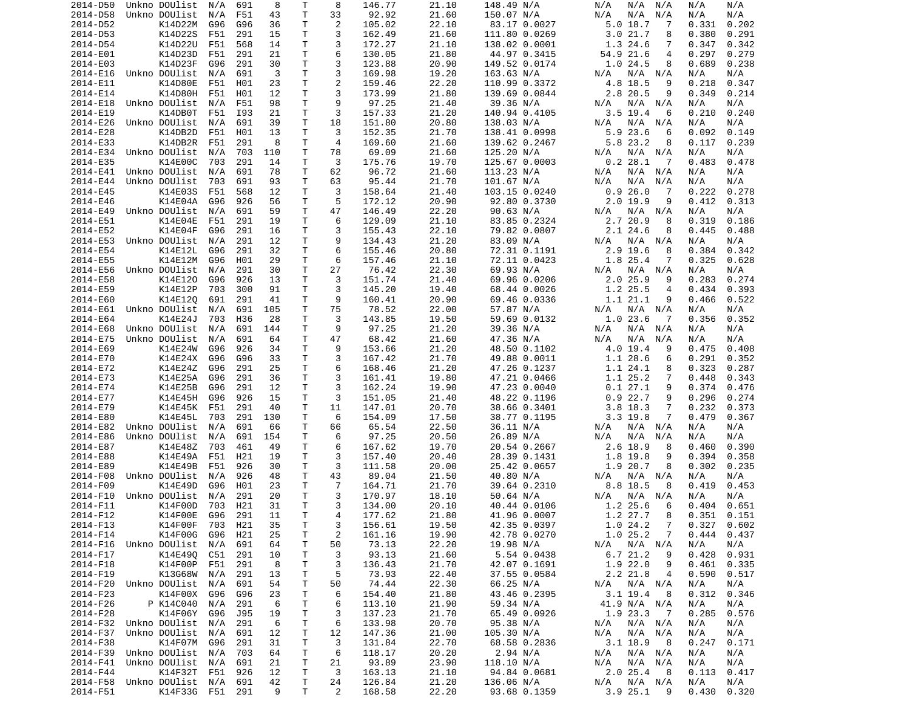```
2014-D50  Unkno DOUlist  N/A  691    8     T     8    146.77      21.10     148.49 N/A      N/A  N/A  N/A   N/A    N/A
2014-D58  Unkno DOUlist  N/A  F51   43     T    33     92.92      21.60     150.07 N/A      N/A  N/A  N/A   N/A    N/A
2014-D52        K14D22M  G96  G96   36     T     2    105.02      22.10      83.17 0.0027     5.0 18.7   7   0.331  0.202
2014-D53        K14D22S  F51  291   15     T     3    162.49      21.60     111.80 0.0269     3.0 21.7   8   0.380  0.291
2014-D54        K14D22U  F51  568   14     T     3    172.27      21.10     138.02 0.0001     1.3 24.6   7   0.347  0.342
2014-E01        K14D23D  F51  291   21     T     6    130.05      21.80      44.97 0.3415    54.9 21.6   4   0.297  0.279
2014-E03        K14D23F  G96  291   30     T     3    123.88      20.90     149.52 0.0174     1.0 24.5   8   0.689  0.238
2014-E16  Unkno DOUlist  N/A  691    3     T     3    169.98      19.20     163.63 N/A      N/A  N/A  N/A   N/A    N/A
2014-E11        K14D80E  F51  H01   23     T     2    159.46      22.20     110.99 0.3372     4.8 18.5   9   0.218  0.347
2014-E14        K14D80H  F51  H01   12     T     3    173.99      21.80     139.69 0.0844     2.8 20.5   9   0.349  0.214
2014-E18  Unkno DOUlist  N/A  F51   98     T     9     97.25      21.40      39.36 N/A      N/A  N/A  N/A   N/A    N/A
2014-E19        K14DB0T  F51  I93   21     T     3    157.33      21.20     140.94 0.4105     3.5 19.4   6   0.210  0.240
2014-E26  Unkno DOUlist  N/A  691   39     T    18    151.80      20.80     138.03 N/A      N/A  N/A  N/A   N/A    N/A
2014-E28        K14DB2D  F51  H01   13     T     3    152.35      21.70     138.41 0.0998     5.9 23.6   6   0.092  0.149
2014-E33        K14DB2R  F51  291    8     T     4    169.60      21.60     139.62 0.2467     5.8 23.2   8   0.117  0.239
2014-E34  Unkno DOUlist  N/A  703  110     T    78     69.09      21.60     125.20 N/A      N/A  N/A  N/A   N/A    N/A
2014-E35        K14E00C  703  291   14     T     3    175.76      19.70     125.67 0.0003     0.2 28.1   7   0.483  0.478
2014-E41  Unkno DOUlist  N/A  691   78     T    62     96.72      21.60     113.23 N/A      N/A  N/A  N/A   N/A    N/A
2014-E44  Unkno DOUlist  703  691   93     T    63     95.44      21.70     101.67 N/A      N/A  N/A  N/A   N/A    N/A
2014-E45        K14E03S  F51  568   12     T     3    158.64      21.40     103.15 0.0240     0.9 26.0   7   0.222  0.278
2014-E46        K14E04A  G96  926   56     T     5    172.12      20.90      92.80 0.3730     2.0 19.9   9   0.412  0.313
2014-E49  Unkno DOUlist  N/A  691   59     T    47    146.49      22.20      90.63 N/A      N/A  N/A  N/A   N/A    N/A
2014-E51        K14E04E  F51  291   19     T     6    129.09      21.10      83.85 0.2324     2.7 20.9   8   0.319  0.186
2014-E52        K14E04F  G96  291   16     T     3    155.43      22.10      79.82 0.0807     2.1 24.6   8   0.445  0.488
2014-E53  Unkno DOUlist  N/A  291   12     T     9    134.43      21.20      83.09 N/A      N/A  N/A  N/A   N/A    N/A
2014-E54        K14E12L  G96  291   32     T     6    155.46      20.80      72.31 0.1191     2.9 19.6   8   0.384  0.342
2014-E55        K14E12M  G96  H01   29     T     6    157.46      21.10      72.11 0.0423     1.8 25.4   7   0.325  0.628
2014-E56  Unkno DOUlist  N/A  291   30     T    27     76.42      22.30      69.93 N/A      N/A  N/A  N/A   N/A    N/A
2014-E58        K14E12O  G96  926   13     T     3    151.74      21.40      69.96 0.0206     2.0 25.9   9   0.283  0.274
2014-E59        K14E12P  703  300   91     T     3    145.20      19.40      68.44 0.0026     1.2 25.5   4   0.434  0.393
2014-E60        K14E12Q  691  291   41     T     9    160.41      20.90      69.46 0.0336     1.1 21.1   9   0.466  0.522
2014-E61  Unkno DOUlist  N/A  691  105     T    75     78.52      22.00      57.87 N/A      N/A  N/A  N/A   N/A    N/A
2014-E64        K14E24J  703  H36   28     T     3    143.85      19.50      59.69 0.0132     1.0 23.6   7   0.356  0.352
2014-E68  Unkno DOUlist  N/A  691  144     T     9     97.25      21.20      39.36 N/A      N/A  N/A  N/A   N/A    N/A
2014-E75  Unkno DOUlist  N/A  691   64     T    47     68.42      21.60      47.36 N/A      N/A  N/A  N/A   N/A    N/A
2014-E69        K14E24W  G96  926   34     T     9    153.66      21.20      48.50 0.1102     4.0 19.4   9   0.475  0.408
2014-E70        K14E24X  G96  G96   33     T     3    167.42      21.70      49.88 0.0011     1.1 28.6   6   0.291  0.352
2014-E72        K14E24Z  G96  291   25     T     6    168.46      21.20      47.26 0.1237     1.1 24.1   8   0.323  0.287
2014-E73        K14E25A  G96  291   36     T     3    161.41      19.80      47.21 0.0466     1.1 25.2   7   0.448  0.343
2014-E74        K14E25B  G96  291   12     T     3    162.24      19.90      47.23 0.0040     0.1 27.1   9   0.374  0.476
2014-E77        K14E45H  G96  926   15     T     3    151.05      21.40      48.22 0.1196     0.9 22.7   9   0.296  0.274
2014-E79        K14E45K  F51  291   40     T    11    147.01      20.70      38.66 0.3401     3.8 18.3   7   0.232  0.373
2014-E80        K14E45L  703  291  130     T     6    154.09      17.50      38.77 0.1195     3.3 19.8   7   0.479  0.367
2014-E82  Unkno DOUlist  N/A  691   66     T    66     65.54      22.50      36.11 N/A      N/A  N/A  N/A   N/A    N/A
2014-E86  Unkno DOUlist  N/A  691  154     T     6     97.25      20.50      26.89 N/A      N/A  N/A  N/A   N/A    N/A
2014-E87        K14E48Z  703  461   49     T     6    167.62      19.70      20.54 0.2667     2.6 18.9   8   0.460  0.390
2014-E88        K14E49A  F51  H21   19     T     3    157.40      20.40      28.39 0.1431     1.8 19.8   9   0.394  0.358
2014-E89        K14E49B  F51  926   30     T     3    111.58      20.00      25.42 0.0657     1.9 20.7   8   0.302  0.235
2014-F08  Unkno DOUlist  N/A  926   48     T    43     89.04      21.50      40.80 N/A      N/A  N/A  N/A   N/A    N/A
2014-F09        K14E49D  G96  H01   23     T     7    164.71      21.70      39.64 0.2310     8.8 18.5   8   0.419  0.453
2014-F10  Unkno DOUlist  N/A  291   20     T     3    170.97      18.10      50.64 N/A      N/A  N/A  N/A   N/A    N/A
2014-F11        K14F00D  703  H21   31     T     3    134.00      20.10      40.44 0.0106     1.2 25.6   6   0.404  0.651
2014-F12        K14F00E  G96  291   11     T     4    177.62      21.80      41.96 0.0007     1.2 27.7   8   0.351  0.151
2014-F13        K14F00F  703  H21   35     T     3    156.61      19.50      42.35 0.0397     1.0 24.2   7   0.327  0.602
2014-F14        K14F00G  G96  H21   25     T     2    161.16      19.90      42.78 0.0270     1.0 25.2   7   0.444  0.437
2014-F16  Unkno DOUlist  N/A  691   64     T    50     73.13      22.20      19.98 N/A      N/A  N/A  N/A   N/A    N/A
2014-F17        K14E49Q  C51  291   10     T     3     93.13      21.60       5.54 0.0438     6.7 21.2   9   0.428  0.931
2014-F18        K14F00P  F51  291    8     T     3    136.43      21.70      42.07 0.1691     1.9 22.0   9   0.461  0.335
2014-F19        K13G68W  N/A  291   13     T     5     73.93      22.40      37.55 0.0584     2.2 21.8   4   0.590  0.517
2014-F20  Unkno DOUlist  N/A  691   54     T    50     74.44      22.30      66.25 N/A      N/A  N/A  N/A   N/A    N/A
2014-F23        K14F00X  G96  G96   23     T     6    154.40      21.80      43.46 0.2395     3.1 19.4   8   0.312  0.346
2014-F26      P K14C040  N/A  291    6     T     6    113.10      21.90      59.34 N/A      41.9 N/A  N/A   N/A    N/A
2014-F28        K14F06Y  G96  J95   19     T     3    137.23      21.70      65.49 0.0926     1.9 23.3   7   0.285  0.576
2014-F32  Unkno DOUlist  N/A  291    6     T     6    133.98      20.70      95.38 N/A      N/A  N/A  N/A   N/A    N/A
2014-F37  Unkno DOUlist  N/A  691   12     T    12    147.36      21.00     105.30 N/A      N/A  N/A  N/A   N/A    N/A
2014-F38        K14F07M  G96  291   31     T     3    131.84      22.70      68.58 0.2836     3.1 18.9   8   0.247  0.171
2014-F39  Unkno DOUlist  N/A  703   64     T     6    118.17      20.20       2.94 N/A      N/A  N/A  N/A   N/A    N/A
2014-F41  Unkno DOUlist  N/A  691   21     T    21     93.89      23.90     118.10 N/A      N/A  N/A  N/A   N/A    N/A
2014-F44        K14F32T  F51  926   12     T     3    163.13      21.10      94.84 0.0681     2.0 25.4   8   0.113  0.417
2014-F58  Unkno DOUlist  N/A  691   42     T    24    126.84      21.20     136.06 N/A      N/A  N/A  N/A   N/A    N/A
2014-F51        K14F33G  F51  291    9     T     2    168.58      22.20      93.68 0.1359     3.9 25.1   9   0.430  0.320
```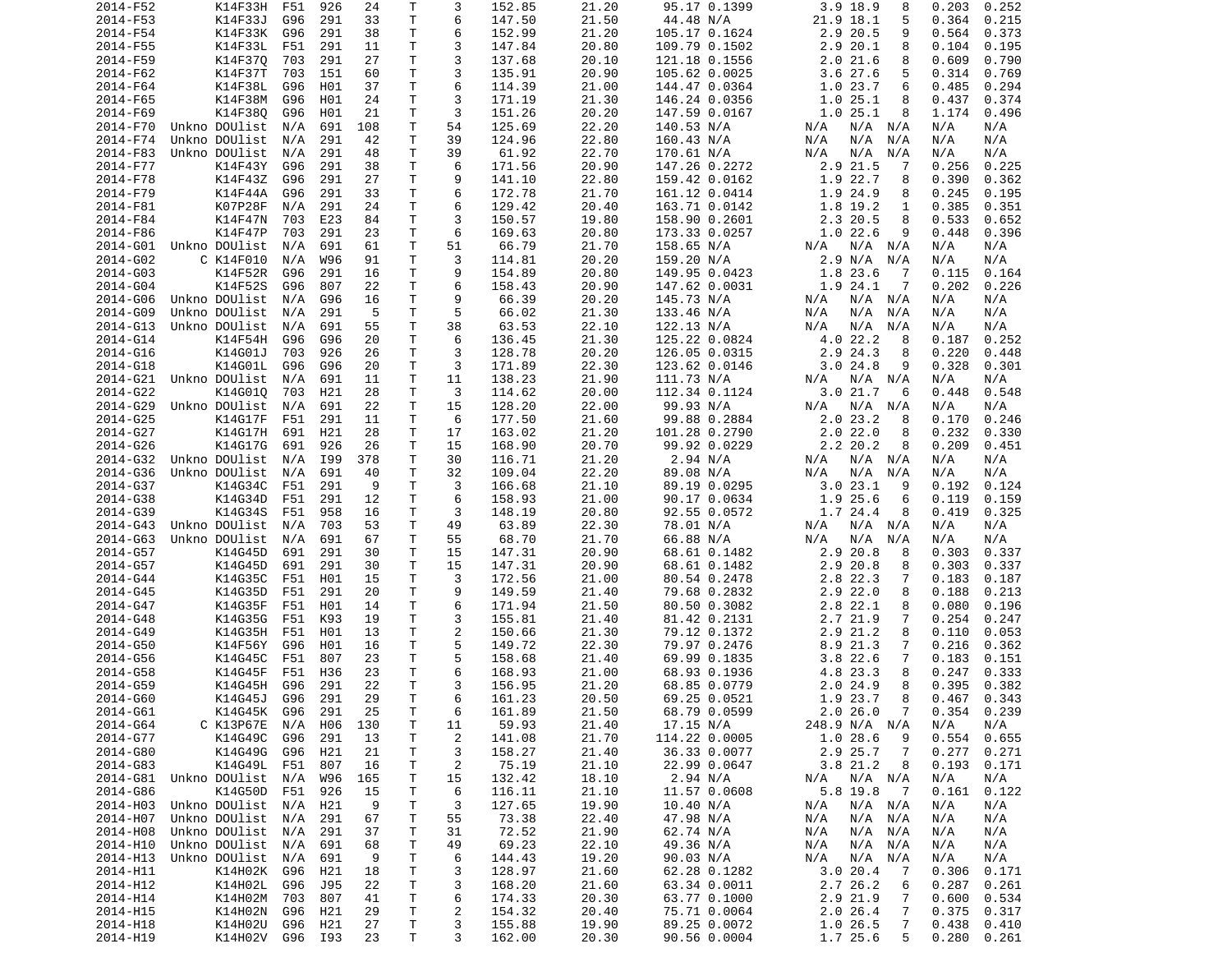| | | | | | | | | | | | | | | | |
|---|---|---|---|---|---|---|---|---|---|---|---|---|---|---|---|
| 2014-F52 | | K14F33H | F51 | 926 | 24 | T | 3 | 152.85 | 21.20 | 95.17 | 0.1399 | 3.9 | 18.9 | 8 | 0.203 | 0.252 |
| 2014-F53 | | K14F33J | G96 | 291 | 33 | T | 6 | 147.50 | 21.50 | 44.48 | N/A | 21.9 | 18.1 | 5 | 0.364 | 0.215 |
| 2014-F54 | | K14F33K | G96 | 291 | 38 | T | 6 | 152.99 | 21.20 | 105.17 | 0.1624 | 2.9 | 20.5 | 9 | 0.564 | 0.373 |
| 2014-F55 | | K14F33L | F51 | 291 | 11 | T | 3 | 147.84 | 20.80 | 109.79 | 0.1502 | 2.9 | 20.1 | 8 | 0.104 | 0.195 |
| 2014-F59 | | K14F37Q | 703 | 291 | 27 | T | 3 | 137.68 | 20.10 | 121.18 | 0.1556 | 2.0 | 21.6 | 8 | 0.609 | 0.790 |
| 2014-F62 | | K14F37T | 703 | 151 | 60 | T | 3 | 135.91 | 20.90 | 105.62 | 0.0025 | 3.6 | 27.6 | 5 | 0.314 | 0.769 |
| 2014-F64 | | K14F38L | G96 | H01 | 37 | T | 6 | 114.39 | 21.00 | 144.47 | 0.0364 | 1.0 | 23.7 | 6 | 0.485 | 0.294 |
| 2014-F65 | | K14F38M | G96 | H01 | 24 | T | 3 | 171.19 | 21.30 | 146.24 | 0.0356 | 1.0 | 25.1 | 8 | 0.437 | 0.374 |
| 2014-F69 | | K14F38Q | G96 | H01 | 21 | T | 3 | 151.26 | 20.20 | 147.59 | 0.0167 | 1.0 | 25.1 | 8 | 1.174 | 0.496 |
| 2014-F70 | Unkno | DOUlist | N/A | 691 | 108 | T | 54 | 125.69 | 22.20 | 140.53 | N/A | N/A | N/A | N/A | N/A | N/A |
| 2014-F74 | Unkno | DOUlist | N/A | 291 | 42 | T | 39 | 124.96 | 22.80 | 160.43 | N/A | N/A | N/A | N/A | N/A | N/A |
| 2014-F83 | Unkno | DOUlist | N/A | 291 | 48 | T | 39 | 61.92 | 22.70 | 170.61 | N/A | N/A | N/A | N/A | N/A | N/A |
| 2014-F77 | | K14F43Y | G96 | 291 | 38 | T | 6 | 171.56 | 20.90 | 147.26 | 0.2272 | 2.9 | 21.5 | 7 | 0.256 | 0.225 |
| 2014-F78 | | K14F43Z | G96 | 291 | 27 | T | 9 | 141.10 | 22.80 | 159.42 | 0.0162 | 1.9 | 22.7 | 8 | 0.390 | 0.362 |
| 2014-F79 | | K14F44A | G96 | 291 | 33 | T | 6 | 172.78 | 21.70 | 161.12 | 0.0414 | 1.9 | 24.9 | 8 | 0.245 | 0.195 |
| 2014-F81 | | K07P28F | N/A | 291 | 24 | T | 6 | 129.42 | 20.40 | 163.71 | 0.0142 | 1.8 | 19.2 | 1 | 0.385 | 0.351 |
| 2014-F84 | | K14F47N | 703 | E23 | 84 | T | 3 | 150.57 | 19.80 | 158.90 | 0.2601 | 2.3 | 20.5 | 8 | 0.533 | 0.652 |
| 2014-F86 | | K14F47P | 703 | 291 | 23 | T | 6 | 169.63 | 20.80 | 173.33 | 0.0257 | 1.0 | 22.6 | 9 | 0.448 | 0.396 |
| 2014-G01 | Unkno | DOUlist | N/A | 691 | 61 | T | 51 | 66.79 | 21.70 | 158.65 | N/A | N/A | N/A | N/A | N/A | N/A |
| 2014-G02 | C | K14F010 | N/A | W96 | 91 | T | 3 | 114.81 | 20.20 | 159.20 | N/A | 2.9 | N/A | N/A | N/A | N/A |
| 2014-G03 | | K14F52R | G96 | 291 | 16 | T | 9 | 154.89 | 20.80 | 149.95 | 0.0423 | 1.8 | 23.6 | 7 | 0.115 | 0.164 |
| 2014-G04 | | K14F52S | G96 | 807 | 22 | T | 6 | 158.43 | 20.90 | 147.62 | 0.0031 | 1.9 | 24.1 | 7 | 0.202 | 0.226 |
| 2014-G06 | Unkno | DOUlist | N/A | G96 | 16 | T | 9 | 66.39 | 20.20 | 145.73 | N/A | N/A | N/A | N/A | N/A | N/A |
| 2014-G09 | Unkno | DOUlist | N/A | 291 | 5 | T | 5 | 66.02 | 21.30 | 133.46 | N/A | N/A | N/A | N/A | N/A | N/A |
| 2014-G13 | Unkno | DOUlist | N/A | 691 | 55 | T | 38 | 63.53 | 22.10 | 122.13 | N/A | N/A | N/A | N/A | N/A | N/A |
| 2014-G14 | | K14F54H | G96 | G96 | 20 | T | 6 | 136.45 | 21.30 | 125.22 | 0.0824 | 4.0 | 22.2 | 8 | 0.187 | 0.252 |
| 2014-G16 | | K14G01J | 703 | 926 | 26 | T | 3 | 128.78 | 20.20 | 126.05 | 0.0315 | 2.9 | 24.3 | 8 | 0.220 | 0.448 |
| 2014-G18 | | K14G01L | G96 | G96 | 20 | T | 3 | 171.89 | 22.30 | 123.62 | 0.0146 | 3.0 | 24.8 | 9 | 0.328 | 0.301 |
| 2014-G21 | Unkno | DOUlist | N/A | 691 | 11 | T | 11 | 138.23 | 21.90 | 111.73 | N/A | N/A | N/A | N/A | N/A | N/A |
| 2014-G22 | | K14G01Q | 703 | H21 | 28 | T | 3 | 114.62 | 20.00 | 112.34 | 0.1124 | 3.0 | 21.7 | 6 | 0.448 | 0.548 |
| 2014-G29 | Unkno | DOUlist | N/A | 691 | 22 | T | 15 | 128.20 | 22.00 | 99.93 | N/A | N/A | N/A | N/A | N/A | N/A |
| 2014-G25 | | K14G17F | F51 | 291 | 11 | T | 6 | 177.50 | 21.60 | 99.88 | 0.2884 | 2.0 | 23.2 | 8 | 0.170 | 0.246 |
| 2014-G27 | | K14G17H | 691 | H21 | 28 | T | 17 | 163.02 | 21.20 | 101.28 | 0.2790 | 2.0 | 22.0 | 8 | 0.232 | 0.330 |
| 2014-G26 | | K14G17G | 691 | 926 | 26 | T | 15 | 168.90 | 20.70 | 99.92 | 0.0229 | 2.2 | 20.2 | 8 | 0.209 | 0.451 |
| 2014-G32 | Unkno | DOUlist | N/A | I99 | 378 | T | 30 | 116.71 | 21.20 | 2.94 | N/A | N/A | N/A | N/A | N/A | N/A |
| 2014-G36 | Unkno | DOUlist | N/A | 691 | 40 | T | 32 | 109.04 | 22.20 | 89.08 | N/A | N/A | N/A | N/A | N/A | N/A |
| 2014-G37 | | K14G34C | F51 | 291 | 9 | T | 3 | 166.68 | 21.10 | 89.19 | 0.0295 | 3.0 | 23.1 | 9 | 0.192 | 0.124 |
| 2014-G38 | | K14G34D | F51 | 291 | 12 | T | 6 | 158.93 | 21.00 | 90.17 | 0.0634 | 1.9 | 25.6 | 6 | 0.119 | 0.159 |
| 2014-G39 | | K14G34S | F51 | 958 | 16 | T | 3 | 148.19 | 20.80 | 92.55 | 0.0572 | 1.7 | 24.4 | 8 | 0.419 | 0.325 |
| 2014-G43 | Unkno | DOUlist | N/A | 703 | 53 | T | 49 | 63.89 | 22.30 | 78.01 | N/A | N/A | N/A | N/A | N/A | N/A |
| 2014-G63 | Unkno | DOUlist | N/A | 691 | 67 | T | 55 | 68.70 | 21.70 | 66.88 | N/A | N/A | N/A | N/A | N/A | N/A |
| 2014-G57 | | K14G45D | 691 | 291 | 30 | T | 15 | 147.31 | 20.90 | 68.61 | 0.1482 | 2.9 | 20.8 | 8 | 0.303 | 0.337 |
| 2014-G57 | | K14G45D | 691 | 291 | 30 | T | 15 | 147.31 | 20.90 | 68.61 | 0.1482 | 2.9 | 20.8 | 8 | 0.303 | 0.337 |
| 2014-G44 | | K14G35C | F51 | H01 | 15 | T | 3 | 172.56 | 21.00 | 80.54 | 0.2478 | 2.8 | 22.3 | 7 | 0.183 | 0.187 |
| 2014-G45 | | K14G35D | F51 | 291 | 20 | T | 9 | 149.59 | 21.40 | 79.68 | 0.2832 | 2.9 | 22.0 | 8 | 0.188 | 0.213 |
| 2014-G47 | | K14G35F | F51 | H01 | 14 | T | 6 | 171.94 | 21.50 | 80.50 | 0.3082 | 2.8 | 22.1 | 8 | 0.080 | 0.196 |
| 2014-G48 | | K14G35G | F51 | K93 | 19 | T | 3 | 155.81 | 21.40 | 81.42 | 0.2131 | 2.7 | 21.9 | 7 | 0.254 | 0.247 |
| 2014-G49 | | K14G35H | F51 | H01 | 13 | T | 2 | 150.66 | 21.30 | 79.12 | 0.1372 | 2.9 | 21.2 | 8 | 0.110 | 0.053 |
| 2014-G50 | | K14F56Y | G96 | H01 | 16 | T | 5 | 149.72 | 22.30 | 79.97 | 0.2476 | 8.9 | 21.3 | 7 | 0.216 | 0.362 |
| 2014-G56 | | K14G45C | F51 | 807 | 23 | T | 5 | 158.68 | 21.40 | 69.99 | 0.1835 | 3.8 | 22.6 | 7 | 0.183 | 0.151 |
| 2014-G58 | | K14G45F | F51 | H36 | 23 | T | 6 | 168.93 | 21.00 | 68.93 | 0.1936 | 4.8 | 23.3 | 8 | 0.247 | 0.333 |
| 2014-G59 | | K14G45H | G96 | 291 | 22 | T | 3 | 156.95 | 21.20 | 68.85 | 0.0779 | 2.0 | 24.9 | 8 | 0.395 | 0.382 |
| 2014-G60 | | K14G45J | G96 | 291 | 29 | T | 6 | 161.23 | 20.50 | 69.25 | 0.0521 | 1.9 | 23.7 | 8 | 0.467 | 0.343 |
| 2014-G61 | | K14G45K | G96 | 291 | 25 | T | 6 | 161.89 | 21.50 | 68.79 | 0.0599 | 2.0 | 26.0 | 7 | 0.354 | 0.239 |
| 2014-G64 | C | K13P67E | N/A | H06 | 130 | T | 11 | 59.93 | 21.40 | 17.15 | N/A | 248.9 | N/A | N/A | N/A | N/A |
| 2014-G77 | | K14G49C | G96 | 291 | 13 | T | 2 | 141.08 | 21.70 | 114.22 | 0.0005 | 1.0 | 28.6 | 9 | 0.554 | 0.655 |
| 2014-G80 | | K14G49G | G96 | H21 | 21 | T | 3 | 158.27 | 21.40 | 36.33 | 0.0077 | 2.9 | 25.7 | 7 | 0.277 | 0.271 |
| 2014-G83 | | K14G49L | F51 | 807 | 16 | T | 2 | 75.19 | 21.10 | 22.99 | 0.0647 | 3.8 | 21.2 | 8 | 0.193 | 0.171 |
| 2014-G81 | Unkno | DOUlist | N/A | W96 | 165 | T | 15 | 132.42 | 18.10 | 2.94 | N/A | N/A | N/A | N/A | N/A | N/A |
| 2014-G86 | | K14G50D | F51 | 926 | 15 | T | 6 | 116.11 | 21.10 | 11.57 | 0.0608 | 5.8 | 19.8 | 7 | 0.161 | 0.122 |
| 2014-H03 | Unkno | DOUlist | N/A | H21 | 9 | T | 3 | 127.65 | 19.90 | 10.40 | N/A | N/A | N/A | N/A | N/A | N/A |
| 2014-H07 | Unkno | DOUlist | N/A | 291 | 67 | T | 55 | 73.38 | 22.40 | 47.98 | N/A | N/A | N/A | N/A | N/A | N/A |
| 2014-H08 | Unkno | DOUlist | N/A | 291 | 37 | T | 31 | 72.52 | 21.90 | 62.74 | N/A | N/A | N/A | N/A | N/A | N/A |
| 2014-H10 | Unkno | DOUlist | N/A | 691 | 68 | T | 49 | 69.23 | 22.10 | 49.36 | N/A | N/A | N/A | N/A | N/A | N/A |
| 2014-H13 | Unkno | DOUlist | N/A | 691 | 9 | T | 6 | 144.43 | 19.20 | 90.03 | N/A | N/A | N/A | N/A | N/A | N/A |
| 2014-H11 | | K14H02K | G96 | H21 | 18 | T | 3 | 128.97 | 21.60 | 62.28 | 0.1282 | 3.0 | 20.4 | 7 | 0.306 | 0.171 |
| 2014-H12 | | K14H02L | G96 | J95 | 22 | T | 3 | 168.20 | 21.60 | 63.34 | 0.0011 | 2.7 | 26.2 | 6 | 0.287 | 0.261 |
| 2014-H14 | | K14H02M | 703 | 807 | 41 | T | 6 | 174.33 | 20.30 | 63.77 | 0.1000 | 2.9 | 21.9 | 7 | 0.600 | 0.534 |
| 2014-H15 | | K14H02N | G96 | H21 | 29 | T | 2 | 154.32 | 20.40 | 75.71 | 0.0064 | 2.0 | 26.4 | 7 | 0.375 | 0.317 |
| 2014-H18 | | K14H02U | G96 | H21 | 27 | T | 3 | 155.88 | 19.90 | 89.25 | 0.0072 | 1.0 | 26.5 | 7 | 0.438 | 0.410 |
| 2014-H19 | | K14H02V | G96 | I93 | 23 | T | 3 | 162.00 | 20.30 | 90.56 | 0.0004 | 1.7 | 25.6 | 5 | 0.280 | 0.261 |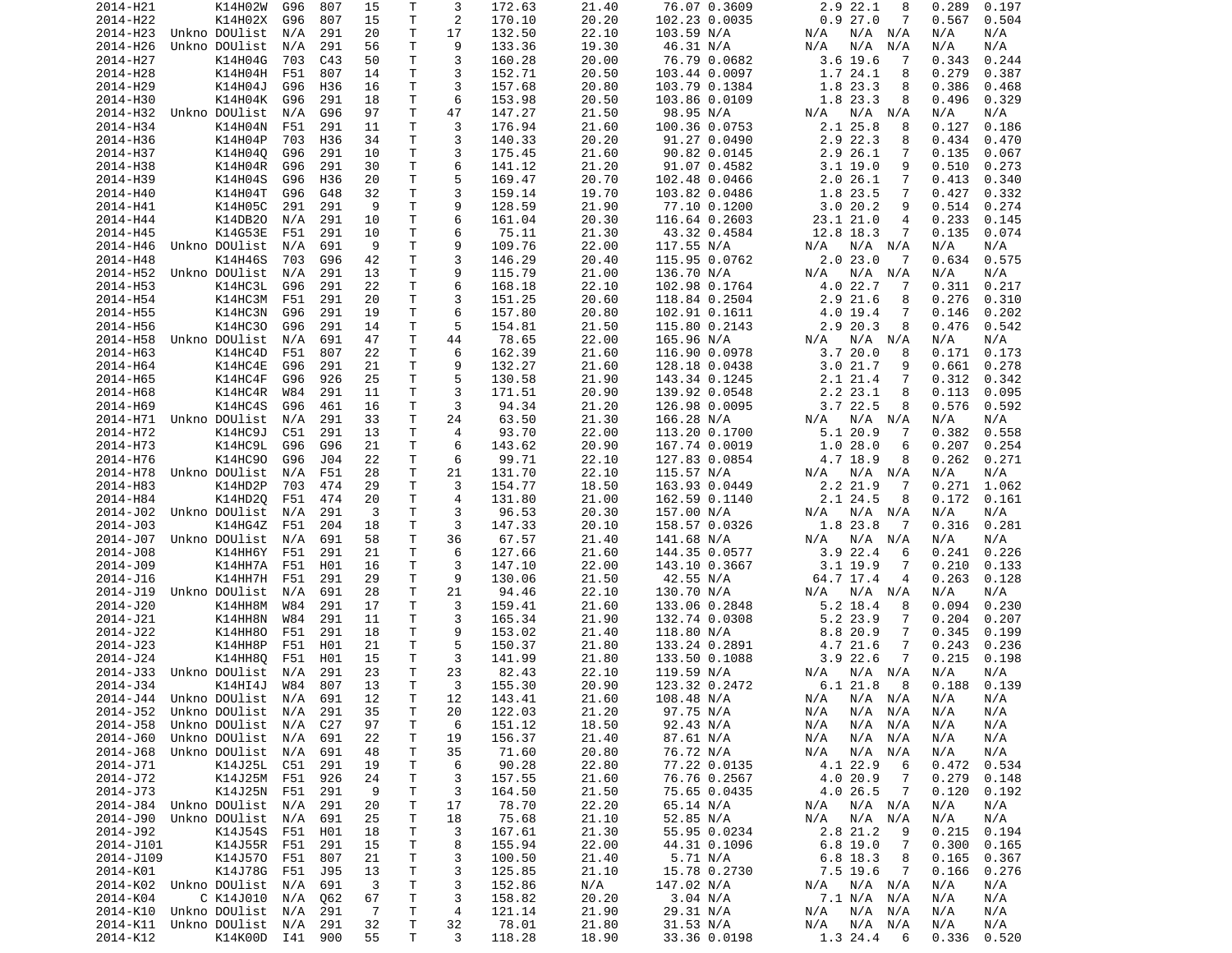| | | | | | | | | | | | | | | |
|---|---|---|---|---|---|---|---|---|---|---|---|---|---|---|
| 2014-H21 | K14H02W | G96 | 807 | 15 | T | 3 | 172.63 | 21.40 | 76.07 | 0.3609 | 2.9 | 22.1 | 8 | 0.289 | 0.197 |
| 2014-H22 | K14H02X | G96 | 807 | 15 | T | 2 | 170.10 | 20.20 | 102.23 | 0.0035 | 0.9 | 27.0 | 7 | 0.567 | 0.504 |
| 2014-H23 | Unkno DOUlist | N/A | 291 | 20 | T | 17 | 132.50 | 22.10 | 103.59 | N/A | N/A | N/A | N/A | N/A | N/A |
| 2014-H26 | Unkno DOUlist | N/A | 291 | 56 | T | 9 | 133.36 | 19.30 | 46.31 | N/A | N/A | N/A | N/A | N/A | N/A |
| 2014-H27 | K14H04G | 703 | C43 | 50 | T | 3 | 160.28 | 20.00 | 76.79 | 0.0682 | 3.6 | 19.6 | 7 | 0.343 | 0.244 |
| 2014-H28 | K14H04H | F51 | 807 | 14 | T | 3 | 152.71 | 20.50 | 103.44 | 0.0097 | 1.7 | 24.1 | 8 | 0.279 | 0.387 |
| 2014-H29 | K14H04J | G96 | H36 | 16 | T | 3 | 157.68 | 20.80 | 103.79 | 0.1384 | 1.8 | 23.3 | 8 | 0.386 | 0.468 |
| 2014-H30 | K14H04K | G96 | 291 | 18 | T | 6 | 153.98 | 20.50 | 103.86 | 0.0109 | 1.8 | 23.3 | 8 | 0.496 | 0.329 |
| 2014-H32 | Unkno DOUlist | N/A | G96 | 97 | T | 47 | 147.27 | 21.50 | 98.95 | N/A | N/A | N/A | N/A | N/A | N/A |
| 2014-H34 | K14H04N | F51 | 291 | 11 | T | 3 | 176.94 | 21.60 | 100.36 | 0.0753 | 2.1 | 25.8 | 8 | 0.127 | 0.186 |
| 2014-H36 | K14H04P | 703 | H36 | 34 | T | 3 | 140.33 | 20.20 | 91.27 | 0.0490 | 2.9 | 22.3 | 8 | 0.434 | 0.470 |
| 2014-H37 | K14H04Q | G96 | 291 | 10 | T | 3 | 175.45 | 21.60 | 90.82 | 0.0145 | 2.9 | 26.1 | 7 | 0.135 | 0.067 |
| 2014-H38 | K14H04R | G96 | 291 | 30 | T | 6 | 141.12 | 21.20 | 91.07 | 0.4582 | 3.1 | 19.0 | 9 | 0.510 | 0.273 |
| 2014-H39 | K14H04S | G96 | H36 | 20 | T | 5 | 169.47 | 20.70 | 102.48 | 0.0466 | 2.0 | 26.1 | 7 | 0.413 | 0.340 |
| 2014-H40 | K14H04T | G96 | G48 | 32 | T | 3 | 159.14 | 19.70 | 103.82 | 0.0486 | 1.8 | 23.5 | 7 | 0.427 | 0.332 |
| 2014-H41 | K14H05C | 291 | 291 | 9 | T | 9 | 128.59 | 21.90 | 77.10 | 0.1200 | 3.0 | 20.2 | 9 | 0.514 | 0.274 |
| 2014-H44 | K14DB2O | N/A | 291 | 10 | T | 6 | 161.04 | 20.30 | 116.64 | 0.2603 | 23.1 | 21.0 | 4 | 0.233 | 0.145 |
| 2014-H45 | K14G53E | F51 | 291 | 10 | T | 6 | 75.11 | 21.30 | 43.32 | 0.4584 | 12.8 | 18.3 | 7 | 0.135 | 0.074 |
| 2014-H46 | Unkno DOUlist | N/A | 691 | 9 | T | 9 | 109.76 | 22.00 | 117.55 | N/A | N/A | N/A | N/A | N/A | N/A |
| 2014-H48 | K14H46S | 703 | G96 | 42 | T | 3 | 146.29 | 20.40 | 115.95 | 0.0762 | 2.0 | 23.0 | 7 | 0.634 | 0.575 |
| 2014-H52 | Unkno DOUlist | N/A | 291 | 13 | T | 9 | 115.79 | 21.00 | 136.70 | N/A | N/A | N/A | N/A | N/A | N/A |
| 2014-H53 | K14HC3L | G96 | 291 | 22 | T | 6 | 168.18 | 22.10 | 102.98 | 0.1764 | 4.0 | 22.7 | 7 | 0.311 | 0.217 |
| 2014-H54 | K14HC3M | F51 | 291 | 20 | T | 3 | 151.25 | 20.60 | 118.84 | 0.2504 | 2.9 | 21.6 | 8 | 0.276 | 0.310 |
| 2014-H55 | K14HC3N | G96 | 291 | 19 | T | 6 | 157.80 | 20.80 | 102.91 | 0.1611 | 4.0 | 19.4 | 7 | 0.146 | 0.202 |
| 2014-H56 | K14HC3O | G96 | 291 | 14 | T | 5 | 154.81 | 21.50 | 115.80 | 0.2143 | 2.9 | 20.3 | 8 | 0.476 | 0.542 |
| 2014-H58 | Unkno DOUlist | N/A | 691 | 47 | T | 44 | 78.65 | 22.00 | 165.96 | N/A | N/A | N/A | N/A | N/A | N/A |
| 2014-H63 | K14HC4D | F51 | 807 | 22 | T | 6 | 162.39 | 21.60 | 116.90 | 0.0978 | 3.7 | 20.0 | 8 | 0.171 | 0.173 |
| 2014-H64 | K14HC4E | G96 | 291 | 21 | T | 9 | 132.27 | 21.60 | 128.18 | 0.0438 | 3.0 | 21.7 | 9 | 0.661 | 0.278 |
| 2014-H65 | K14HC4F | G96 | 926 | 25 | T | 5 | 130.58 | 21.90 | 143.34 | 0.1245 | 2.1 | 21.4 | 7 | 0.312 | 0.342 |
| 2014-H68 | K14HC4R | W84 | 291 | 11 | T | 3 | 171.51 | 20.90 | 139.92 | 0.0548 | 2.2 | 23.1 | 8 | 0.113 | 0.095 |
| 2014-H69 | K14HC4S | G96 | 461 | 16 | T | 3 | 94.34 | 21.20 | 126.98 | 0.0095 | 3.7 | 22.5 | 8 | 0.576 | 0.592 |
| 2014-H71 | Unkno DOUlist | N/A | 291 | 33 | T | 24 | 63.50 | 21.30 | 166.28 | N/A | N/A | N/A | N/A | N/A | N/A |
| 2014-H72 | K14HC9J | C51 | 291 | 13 | T | 4 | 93.70 | 22.00 | 113.20 | 0.1700 | 5.1 | 20.9 | 7 | 0.382 | 0.558 |
| 2014-H73 | K14HC9L | G96 | G96 | 21 | T | 6 | 143.62 | 20.90 | 167.74 | 0.0019 | 1.0 | 28.0 | 6 | 0.207 | 0.254 |
| 2014-H76 | K14HC9O | G96 | J04 | 22 | T | 6 | 99.71 | 22.10 | 127.83 | 0.0854 | 4.7 | 18.9 | 8 | 0.262 | 0.271 |
| 2014-H78 | Unkno DOUlist | N/A | F51 | 28 | T | 21 | 131.70 | 22.10 | 115.57 | N/A | N/A | N/A | N/A | N/A | N/A |
| 2014-H83 | K14HD2P | 703 | 474 | 29 | T | 3 | 154.77 | 18.50 | 163.93 | 0.0449 | 2.2 | 21.9 | 7 | 0.271 | 1.062 |
| 2014-H84 | K14HD2Q | F51 | 474 | 20 | T | 4 | 131.80 | 21.00 | 162.59 | 0.1140 | 2.1 | 24.5 | 8 | 0.172 | 0.161 |
| 2014-J02 | Unkno DOUlist | N/A | 291 | 3 | T | 3 | 96.53 | 20.30 | 157.00 | N/A | N/A | N/A | N/A | N/A | N/A |
| 2014-J03 | K14HG4Z | F51 | 204 | 18 | T | 3 | 147.33 | 20.10 | 158.57 | 0.0326 | 1.8 | 23.8 | 7 | 0.316 | 0.281 |
| 2014-J07 | Unkno DOUlist | N/A | 691 | 58 | T | 36 | 67.57 | 21.40 | 141.68 | N/A | N/A | N/A | N/A | N/A | N/A |
| 2014-J08 | K14HH6Y | F51 | 291 | 21 | T | 6 | 127.66 | 21.60 | 144.35 | 0.0577 | 3.9 | 22.4 | 6 | 0.241 | 0.226 |
| 2014-J09 | K14HH7A | F51 | H01 | 16 | T | 3 | 147.10 | 22.00 | 143.10 | 0.3667 | 3.1 | 19.9 | 7 | 0.210 | 0.133 |
| 2014-J16 | K14HH7H | F51 | 291 | 29 | T | 9 | 130.06 | 21.50 | 42.55 | N/A | 64.7 | 17.4 | 4 | 0.263 | 0.128 |
| 2014-J19 | Unkno DOUlist | N/A | 691 | 28 | T | 21 | 94.46 | 22.10 | 130.70 | N/A | N/A | N/A | N/A | N/A | N/A |
| 2014-J20 | K14HH8M | W84 | 291 | 17 | T | 3 | 159.41 | 21.60 | 133.06 | 0.2848 | 5.2 | 18.4 | 8 | 0.094 | 0.230 |
| 2014-J21 | K14HH8N | W84 | 291 | 11 | T | 3 | 165.34 | 21.90 | 132.74 | 0.0308 | 5.2 | 23.9 | 7 | 0.204 | 0.207 |
| 2014-J22 | K14HH8O | F51 | 291 | 18 | T | 9 | 153.02 | 21.40 | 118.80 | N/A | 8.8 | 20.9 | 7 | 0.345 | 0.199 |
| 2014-J23 | K14HH8P | F51 | H01 | 21 | T | 5 | 150.37 | 21.80 | 133.24 | 0.2891 | 4.7 | 21.6 | 7 | 0.243 | 0.236 |
| 2014-J24 | K14HH8Q | F51 | H01 | 15 | T | 3 | 141.99 | 21.80 | 133.50 | 0.1088 | 3.9 | 22.6 | 7 | 0.215 | 0.198 |
| 2014-J33 | Unkno DOUlist | N/A | 291 | 23 | T | 23 | 82.43 | 22.10 | 119.59 | N/A | N/A | N/A | N/A | N/A | N/A |
| 2014-J34 | K14HI4J | W84 | 807 | 13 | T | 3 | 155.30 | 20.90 | 123.32 | 0.2472 | 6.1 | 21.8 | 8 | 0.188 | 0.139 |
| 2014-J44 | Unkno DOUlist | N/A | 691 | 12 | T | 12 | 143.41 | 21.60 | 108.48 | N/A | N/A | N/A | N/A | N/A | N/A |
| 2014-J52 | Unkno DOUlist | N/A | 291 | 35 | T | 20 | 122.03 | 21.20 | 97.75 | N/A | N/A | N/A | N/A | N/A | N/A |
| 2014-J58 | Unkno DOUlist | N/A | C27 | 97 | T | 6 | 151.12 | 18.50 | 92.43 | N/A | N/A | N/A | N/A | N/A | N/A |
| 2014-J60 | Unkno DOUlist | N/A | 691 | 22 | T | 19 | 156.37 | 21.40 | 87.61 | N/A | N/A | N/A | N/A | N/A | N/A |
| 2014-J68 | Unkno DOUlist | N/A | 691 | 48 | T | 35 | 71.60 | 20.80 | 76.72 | N/A | N/A | N/A | N/A | N/A | N/A |
| 2014-J71 | K14J25L | C51 | 291 | 19 | T | 6 | 90.28 | 22.80 | 77.22 | 0.0135 | 4.1 | 22.9 | 6 | 0.472 | 0.534 |
| 2014-J72 | K14J25M | F51 | 926 | 24 | T | 3 | 157.55 | 21.60 | 76.76 | 0.2567 | 4.0 | 20.9 | 7 | 0.279 | 0.148 |
| 2014-J73 | K14J25N | F51 | 291 | 9 | T | 3 | 164.50 | 21.50 | 75.65 | 0.0435 | 4.0 | 26.5 | 7 | 0.120 | 0.192 |
| 2014-J84 | Unkno DOUlist | N/A | 291 | 20 | T | 17 | 78.70 | 22.20 | 65.14 | N/A | N/A | N/A | N/A | N/A | N/A |
| 2014-J90 | Unkno DOUlist | N/A | 691 | 25 | T | 18 | 75.68 | 21.10 | 52.85 | N/A | N/A | N/A | N/A | N/A | N/A |
| 2014-J92 | K14J54S | F51 | H01 | 18 | T | 3 | 167.61 | 21.30 | 55.95 | 0.0234 | 2.8 | 21.2 | 9 | 0.215 | 0.194 |
| 2014-J101 | K14J55R | F51 | 291 | 15 | T | 8 | 155.94 | 22.00 | 44.31 | 0.1096 | 6.8 | 19.0 | 7 | 0.300 | 0.165 |
| 2014-J109 | K14J57O | F51 | 807 | 21 | T | 3 | 100.50 | 21.40 | 5.71 | N/A | 6.8 | 18.3 | 8 | 0.165 | 0.367 |
| 2014-K01 | K14J78G | F51 | J95 | 13 | T | 3 | 125.85 | 21.10 | 15.78 | 0.2730 | 7.5 | 19.6 | 7 | 0.166 | 0.276 |
| 2014-K02 | Unkno DOUlist | N/A | 691 | 3 | T | 3 | 152.86 | N/A | 147.02 | N/A | N/A | N/A | N/A | N/A | N/A |
| 2014-K04 | C K14J010 | N/A | Q62 | 67 | T | 3 | 158.82 | 20.20 | 3.04 | N/A | 7.1 | N/A | N/A | N/A | N/A |
| 2014-K10 | Unkno DOUlist | N/A | 291 | 7 | T | 4 | 121.14 | 21.90 | 29.31 | N/A | N/A | N/A | N/A | N/A | N/A |
| 2014-K11 | Unkno DOUlist | N/A | 291 | 32 | T | 32 | 78.01 | 21.80 | 31.53 | N/A | N/A | N/A | N/A | N/A | N/A |
| 2014-K12 | K14K00D | I41 | 900 | 55 | T | 3 | 118.28 | 18.90 | 33.36 | 0.0198 | 1.3 | 24.4 | 6 | 0.336 | 0.520 |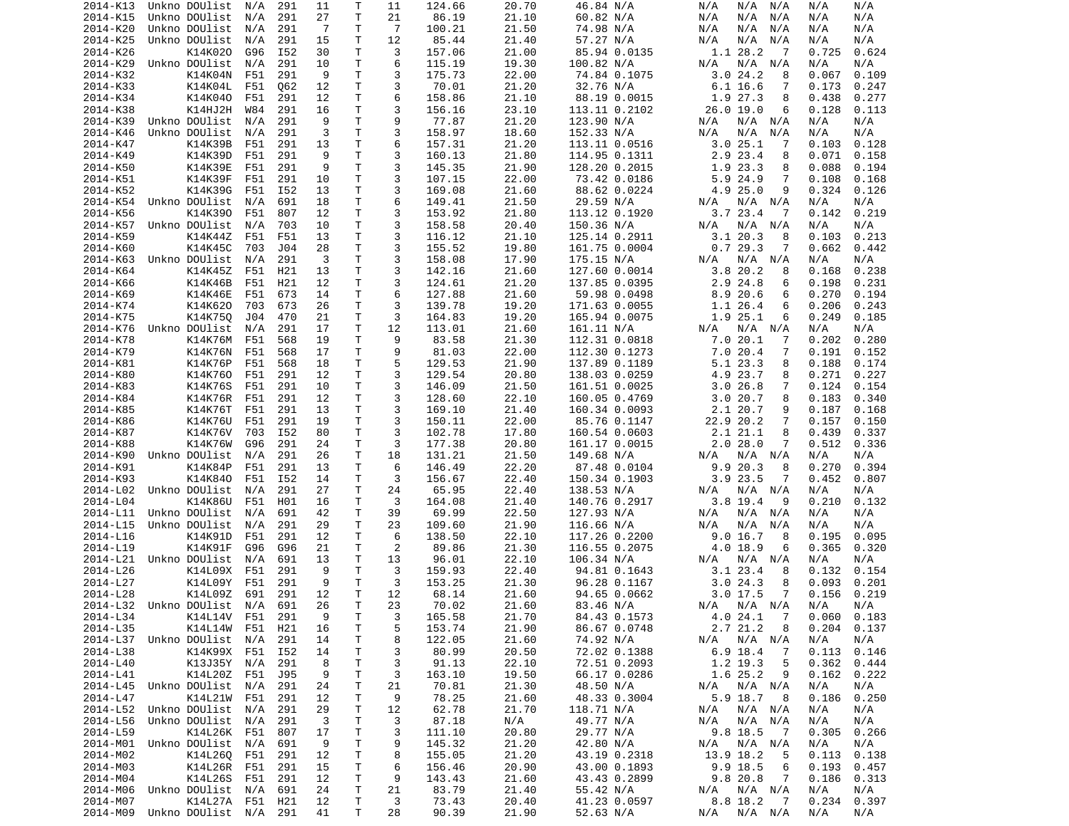| | | | | | | | | | | | | | | | | |
|---|---|---|---|---|---|---|---|---|---|---|---|---|---|---|---|---|
| 2014-K13 | Unkno | DOUlist | N/A | 291 | 11 | T | 11 | 124.66 | 20.70 | 46.84 | N/A | N/A | N/A | N/A | N/A | N/A |
| 2014-K15 | Unkno | DOUlist | N/A | 291 | 27 | T | 21 | 86.19 | 21.10 | 60.82 | N/A | N/A | N/A | N/A | N/A | N/A |
| 2014-K20 | Unkno | DOUlist | N/A | 291 | 7 | T | 7 | 100.21 | 21.50 | 74.98 | N/A | N/A | N/A | N/A | N/A | N/A |
| 2014-K25 | Unkno | DOUlist | N/A | 291 | 15 | T | 12 | 85.44 | 21.40 | 57.27 | N/A | N/A | N/A | N/A | N/A | N/A |
| 2014-K26 | | K14K02O | G96 | I52 | 30 | T | 3 | 157.06 | 21.00 | 85.94 | 0.0135 | 1.1 | 28.2 | 7 | 0.725 | 0.624 |
| 2014-K29 | Unkno | DOUlist | N/A | 291 | 10 | T | 6 | 115.19 | 19.30 | 100.82 | N/A | N/A | N/A | N/A | N/A | N/A |
| 2014-K32 | | K14K04N | F51 | 291 | 9 | T | 3 | 175.73 | 22.00 | 74.84 | 0.1075 | 3.0 | 24.2 | 8 | 0.067 | 0.109 |
| 2014-K33 | | K14K04L | F51 | Q62 | 12 | T | 3 | 70.01 | 21.20 | 32.76 | N/A | 6.1 | 16.6 | 7 | 0.173 | 0.247 |
| 2014-K34 | | K14K04O | F51 | 291 | 12 | T | 6 | 158.86 | 21.10 | 88.19 | 0.0015 | 1.9 | 27.3 | 8 | 0.438 | 0.277 |
| 2014-K38 | | K14HJ2H | W84 | 291 | 16 | T | 3 | 156.16 | 23.10 | 113.11 | 0.2102 | 26.0 | 19.0 | 6 | 0.128 | 0.113 |
| 2014-K39 | Unkno | DOUlist | N/A | 291 | 9 | T | 9 | 77.87 | 21.20 | 123.90 | N/A | N/A | N/A | N/A | N/A | N/A |
| 2014-K46 | Unkno | DOUlist | N/A | 291 | 3 | T | 3 | 158.97 | 18.60 | 152.33 | N/A | N/A | N/A | N/A | N/A | N/A |
| 2014-K47 | | K14K39B | F51 | 291 | 13 | T | 6 | 157.31 | 21.20 | 113.11 | 0.0516 | 3.0 | 25.1 | 7 | 0.103 | 0.128 |
| 2014-K49 | | K14K39D | F51 | 291 | 9 | T | 3 | 160.13 | 21.80 | 114.95 | 0.1311 | 2.9 | 23.4 | 8 | 0.071 | 0.158 |
| 2014-K50 | | K14K39E | F51 | 291 | 9 | T | 3 | 145.35 | 21.90 | 128.20 | 0.2015 | 1.9 | 23.3 | 8 | 0.088 | 0.194 |
| 2014-K51 | | K14K39F | F51 | 291 | 10 | T | 3 | 107.15 | 22.00 | 73.42 | 0.0186 | 5.9 | 24.9 | 7 | 0.108 | 0.168 |
| 2014-K52 | | K14K39G | F51 | I52 | 13 | T | 3 | 169.08 | 21.60 | 88.62 | 0.0224 | 4.9 | 25.0 | 9 | 0.324 | 0.126 |
| 2014-K54 | Unkno | DOUlist | N/A | 691 | 18 | T | 6 | 149.41 | 21.50 | 29.59 | N/A | N/A | N/A | N/A | N/A | N/A |
| 2014-K56 | | K14K39O | F51 | 807 | 12 | T | 3 | 153.92 | 21.80 | 113.12 | 0.1920 | 3.7 | 23.4 | 7 | 0.142 | 0.219 |
| 2014-K57 | Unkno | DOUlist | N/A | 703 | 10 | T | 3 | 158.58 | 20.40 | 150.36 | N/A | N/A | N/A | N/A | N/A | N/A |
| 2014-K59 | | K14K44Z | F51 | F51 | 13 | T | 3 | 116.12 | 21.10 | 125.14 | 0.2911 | 3.1 | 20.3 | 8 | 0.103 | 0.213 |
| 2014-K60 | | K14K45C | 703 | J04 | 28 | T | 3 | 155.52 | 19.80 | 161.75 | 0.0004 | 0.7 | 29.3 | 7 | 0.662 | 0.442 |
| 2014-K63 | Unkno | DOUlist | N/A | 291 | 3 | T | 3 | 158.08 | 17.90 | 175.15 | N/A | N/A | N/A | N/A | N/A | N/A |
| 2014-K64 | | K14K45Z | F51 | H21 | 13 | T | 3 | 142.16 | 21.60 | 127.60 | 0.0014 | 3.8 | 20.2 | 8 | 0.168 | 0.238 |
| 2014-K66 | | K14K46B | F51 | H21 | 12 | T | 3 | 124.61 | 21.20 | 137.85 | 0.0395 | 2.9 | 24.8 | 6 | 0.198 | 0.231 |
| 2014-K69 | | K14K46E | F51 | 673 | 14 | T | 6 | 127.88 | 21.60 | 59.98 | 0.0498 | 8.9 | 20.6 | 6 | 0.270 | 0.194 |
| 2014-K74 | | K14K62O | 703 | 673 | 26 | T | 3 | 139.78 | 19.20 | 171.63 | 0.0055 | 1.1 | 26.4 | 6 | 0.206 | 0.243 |
| 2014-K75 | | K14K75Q | J04 | 470 | 21 | T | 3 | 164.83 | 19.20 | 165.94 | 0.0075 | 1.9 | 25.1 | 6 | 0.249 | 0.185 |
| 2014-K76 | Unkno | DOUlist | N/A | 291 | 17 | T | 12 | 113.01 | 21.60 | 161.11 | N/A | N/A | N/A | N/A | N/A | N/A |
| 2014-K78 | | K14K76M | F51 | 568 | 19 | T | 9 | 83.58 | 21.30 | 112.31 | 0.0818 | 7.0 | 20.1 | 7 | 0.202 | 0.280 |
| 2014-K79 | | K14K76N | F51 | 568 | 17 | T | 9 | 81.03 | 22.00 | 112.30 | 0.1273 | 7.0 | 20.4 | 7 | 0.191 | 0.152 |
| 2014-K81 | | K14K76P | F51 | 568 | 18 | T | 5 | 129.53 | 21.90 | 137.89 | 0.1189 | 5.1 | 23.3 | 8 | 0.188 | 0.174 |
| 2014-K80 | | K14K76O | F51 | 291 | 12 | T | 3 | 129.54 | 20.80 | 138.03 | 0.0259 | 4.9 | 23.7 | 8 | 0.271 | 0.227 |
| 2014-K83 | | K14K76S | F51 | 291 | 10 | T | 3 | 146.09 | 21.50 | 161.50 | 0.0025 | 3.0 | 26.8 | 7 | 0.124 | 0.154 |
| 2014-K84 | | K14K76R | F51 | 291 | 12 | T | 3 | 128.60 | 22.10 | 160.05 | 0.4769 | 3.0 | 20.7 | 8 | 0.183 | 0.340 |
| 2014-K85 | | K14K76T | F51 | 291 | 13 | T | 3 | 169.10 | 21.40 | 160.34 | 0.0093 | 2.1 | 20.7 | 9 | 0.187 | 0.168 |
| 2014-K86 | | K14K76U | F51 | 291 | 19 | T | 3 | 150.11 | 22.00 | 85.76 | 0.1147 | 22.9 | 20.2 | 7 | 0.157 | 0.150 |
| 2014-K87 | | K14K76V | 703 | I52 | 80 | T | 3 | 102.78 | 17.80 | 160.54 | 0.0603 | 2.1 | 21.1 | 8 | 0.439 | 0.337 |
| 2014-K88 | | K14K76W | G96 | 291 | 24 | T | 3 | 177.38 | 20.80 | 161.17 | 0.0015 | 2.0 | 28.0 | 7 | 0.512 | 0.336 |
| 2014-K90 | Unkno | DOUlist | N/A | 291 | 26 | T | 18 | 131.21 | 21.50 | 149.68 | N/A | N/A | N/A | N/A | N/A | N/A |
| 2014-K91 | | K14K84P | F51 | 291 | 13 | T | 6 | 146.49 | 22.20 | 87.48 | 0.0104 | 9.9 | 20.3 | 8 | 0.270 | 0.394 |
| 2014-K93 | | K14K84O | F51 | I52 | 14 | T | 3 | 156.67 | 22.40 | 150.34 | 0.1903 | 3.9 | 23.5 | 7 | 0.452 | 0.807 |
| 2014-L02 | Unkno | DOUlist | N/A | 291 | 27 | T | 24 | 65.95 | 22.40 | 138.53 | N/A | N/A | N/A | N/A | N/A | N/A |
| 2014-L04 | | K14K86U | F51 | H01 | 16 | T | 3 | 164.08 | 21.40 | 140.76 | 0.2917 | 3.8 | 19.4 | 9 | 0.210 | 0.132 |
| 2014-L11 | Unkno | DOUlist | N/A | 691 | 42 | T | 39 | 69.99 | 22.50 | 127.93 | N/A | N/A | N/A | N/A | N/A | N/A |
| 2014-L15 | Unkno | DOUlist | N/A | 291 | 29 | T | 23 | 109.60 | 21.90 | 116.66 | N/A | N/A | N/A | N/A | N/A | N/A |
| 2014-L16 | | K14K91D | F51 | 291 | 12 | T | 6 | 138.50 | 22.10 | 117.26 | 0.2200 | 9.0 | 16.7 | 8 | 0.195 | 0.095 |
| 2014-L19 | | K14K91F | G96 | G96 | 21 | T | 2 | 89.86 | 21.30 | 116.55 | 0.2075 | 4.0 | 18.9 | 6 | 0.365 | 0.320 |
| 2014-L21 | Unkno | DOUlist | N/A | 691 | 13 | T | 13 | 96.01 | 22.10 | 106.34 | N/A | N/A | N/A | N/A | N/A | N/A |
| 2014-L26 | | K14L09X | F51 | 291 | 9 | T | 3 | 159.93 | 22.40 | 94.81 | 0.1643 | 3.1 | 23.4 | 8 | 0.132 | 0.154 |
| 2014-L27 | | K14L09Y | F51 | 291 | 9 | T | 3 | 153.25 | 21.30 | 96.28 | 0.1167 | 3.0 | 24.3 | 8 | 0.093 | 0.201 |
| 2014-L28 | | K14L09Z | 691 | 291 | 12 | T | 12 | 68.14 | 21.60 | 94.65 | 0.0662 | 3.0 | 17.5 | 7 | 0.156 | 0.219 |
| 2014-L32 | Unkno | DOUlist | N/A | 691 | 26 | T | 23 | 70.02 | 21.60 | 83.46 | N/A | N/A | N/A | N/A | N/A | N/A |
| 2014-L34 | | K14L14V | F51 | 291 | 9 | T | 3 | 165.58 | 21.70 | 84.43 | 0.1573 | 4.0 | 24.1 | 7 | 0.060 | 0.183 |
| 2014-L35 | | K14L14W | F51 | H21 | 16 | T | 5 | 153.74 | 21.90 | 86.67 | 0.0748 | 2.7 | 21.2 | 8 | 0.204 | 0.137 |
| 2014-L37 | Unkno | DOUlist | N/A | 291 | 14 | T | 8 | 122.05 | 21.60 | 74.92 | N/A | N/A | N/A | N/A | N/A | N/A |
| 2014-L38 | | K14K99X | F51 | I52 | 14 | T | 3 | 80.99 | 20.50 | 72.02 | 0.1388 | 6.9 | 18.4 | 7 | 0.113 | 0.146 |
| 2014-L40 | | K13J35Y | N/A | 291 | 8 | T | 3 | 91.13 | 22.10 | 72.51 | 0.2093 | 1.2 | 19.3 | 5 | 0.362 | 0.444 |
| 2014-L41 | | K14L20Z | F51 | J95 | 9 | T | 3 | 163.10 | 19.50 | 66.17 | 0.0286 | 1.6 | 25.2 | 9 | 0.162 | 0.222 |
| 2014-L45 | Unkno | DOUlist | N/A | 291 | 24 | T | 21 | 70.81 | 21.30 | 48.50 | N/A | N/A | N/A | N/A | N/A | N/A |
| 2014-L47 | | K14L21W | F51 | 291 | 12 | T | 9 | 78.25 | 21.60 | 48.33 | 0.3004 | 5.9 | 18.7 | 8 | 0.186 | 0.250 |
| 2014-L52 | Unkno | DOUlist | N/A | 291 | 29 | T | 12 | 62.78 | 21.70 | 118.71 | N/A | N/A | N/A | N/A | N/A | N/A |
| 2014-L56 | Unkno | DOUlist | N/A | 291 | 3 | T | 3 | 87.18 | N/A | 49.77 | N/A | N/A | N/A | N/A | N/A | N/A |
| 2014-L59 | | K14L26K | F51 | 807 | 17 | T | 3 | 111.10 | 20.80 | 29.77 | N/A | 9.8 | 18.5 | 7 | 0.305 | 0.266 |
| 2014-M01 | Unkno | DOUlist | N/A | 691 | 9 | T | 9 | 145.32 | 21.20 | 42.80 | N/A | N/A | N/A | N/A | N/A | N/A |
| 2014-M02 | | K14L26Q | F51 | 291 | 12 | T | 8 | 155.05 | 21.20 | 43.19 | 0.2318 | 13.9 | 18.2 | 5 | 0.113 | 0.138 |
| 2014-M03 | | K14L26R | F51 | 291 | 15 | T | 6 | 156.46 | 20.90 | 43.00 | 0.1893 | 9.9 | 18.5 | 6 | 0.193 | 0.457 |
| 2014-M04 | | K14L26S | F51 | 291 | 12 | T | 9 | 143.43 | 21.60 | 43.43 | 0.2899 | 9.8 | 20.8 | 7 | 0.186 | 0.313 |
| 2014-M06 | Unkno | DOUlist | N/A | 691 | 24 | T | 21 | 83.79 | 21.40 | 55.42 | N/A | N/A | N/A | N/A | N/A | N/A |
| 2014-M07 | | K14L27A | F51 | H21 | 12 | T | 3 | 73.43 | 20.40 | 41.23 | 0.0597 | 8.8 | 18.2 | 7 | 0.234 | 0.397 |
| 2014-M09 | Unkno | DOUlist | N/A | 291 | 41 | T | 28 | 90.39 | 21.90 | 52.63 | N/A | N/A | N/A | N/A | N/A | N/A |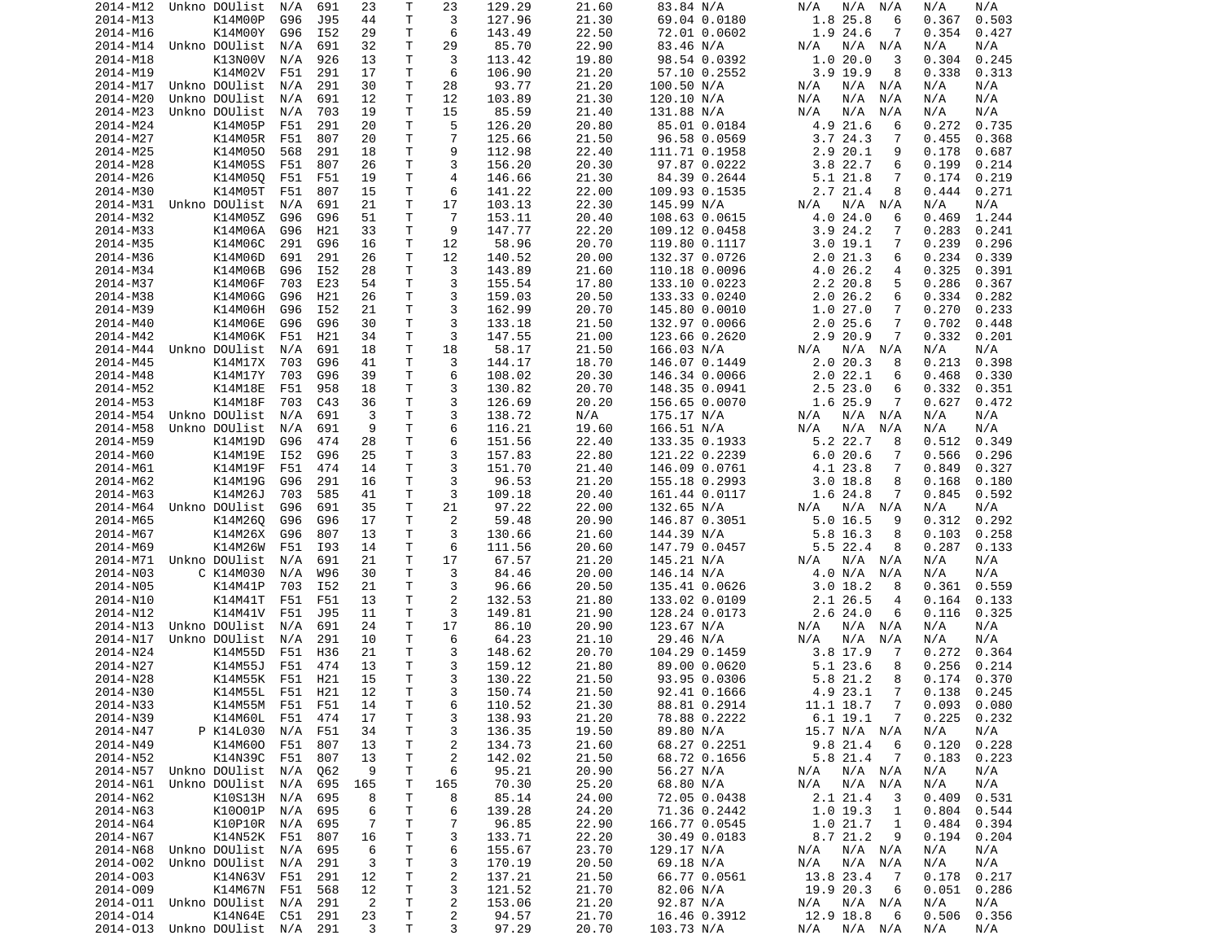```
2014-M12  Unkno DOUlist  N/A  691   23    T    23    129.29      21.60     83.84 N/A         N/A   N/A  N/A    N/A    N/A
2014-M13        K14M00P  G96  J95   44    T     3    127.96      21.30     69.04 0.0180      1.8 25.8    6   0.367  0.503
2014-M16        K14M00Y  G96  I52   29    T     6    143.49      22.50     72.01 0.0602      1.9 24.6    7   0.354  0.427
2014-M14  Unkno DOUlist  N/A  691   32    T    29     85.70      22.90     83.46 N/A         N/A   N/A  N/A    N/A    N/A
2014-M18        K13N00V  N/A  926   13    T     3    113.42      19.80     98.54 0.0392      1.0 20.0    3   0.304  0.245
2014-M19        K14M02V  F51  291   17    T     6    106.90      21.20     57.10 0.2552      3.9 19.9    8   0.338  0.313
2014-M17  Unkno DOUlist  N/A  291   30    T    28     93.77      21.20    100.50 N/A         N/A   N/A  N/A    N/A    N/A
2014-M20  Unkno DOUlist  N/A  691   12    T    12    103.89      21.30    120.10 N/A         N/A   N/A  N/A    N/A    N/A
2014-M23  Unkno DOUlist  N/A  703   19    T    15     85.59      21.40    131.88 N/A         N/A   N/A  N/A    N/A    N/A
2014-M24        K14M05P  F51  291   20    T     5    126.20      20.80     85.01 0.0184      4.9 21.6    6   0.272  0.735
2014-M27        K14M05R  F51  807   20    T     7    125.66      21.50     96.58 0.0569      3.7 24.3    7   0.455  0.368
2014-M25        K14M05O  568  291   18    T     9    112.98      22.40    111.71 0.1958      2.9 20.1    9   0.178  0.687
2014-M28        K14M05S  F51  807   26    T     3    156.20      20.30     97.87 0.0222      3.8 22.7    6   0.199  0.214
2014-M26        K14M05Q  F51  F51   19    T     4    146.66      21.30     84.39 0.2644      5.1 21.8    7   0.174  0.219
2014-M30        K14M05T  F51  807   15    T     6    141.22      22.00    109.93 0.1535      2.7 21.4    8   0.444  0.271
2014-M31  Unkno DOUlist  N/A  691   21    T    17    103.13      22.30    145.99 N/A         N/A   N/A  N/A    N/A    N/A
2014-M32        K14M05Z  G96  G96   51    T     7    153.11      20.40    108.63 0.0615      4.0 24.0    6   0.469  1.244
2014-M33        K14M06A  G96  H21   33    T     9    147.77      22.20    109.12 0.0458      3.9 24.2    7   0.283  0.241
2014-M35        K14M06C  291  G96   16    T    12     58.96      20.70    119.80 0.1117      3.0 19.1    7   0.239  0.296
2014-M36        K14M06D  691  291   26    T    12    140.52      20.00    132.37 0.0726      2.0 21.3    6   0.234  0.339
2014-M34        K14M06B  G96  I52   28    T     3    143.89      21.60    110.18 0.0096      4.0 26.2    4   0.325  0.391
2014-M37        K14M06F  703  E23   54    T     3    155.54      17.80    133.10 0.0223      2.2 20.8    5   0.286  0.367
2014-M38        K14M06G  G96  H21   26    T     3    159.03      20.50    133.33 0.0240      2.0 26.2    6   0.334  0.282
2014-M39        K14M06H  G96  I52   21    T     3    162.99      20.70    145.80 0.0010      1.0 27.0    7   0.270  0.233
2014-M40        K14M06E  G96  G96   30    T     3    133.18      21.50    132.97 0.0066      2.0 25.6    7   0.702  0.448
2014-M42        K14M06K  F51  H21   34    T     3    147.55      21.00    123.66 0.2620      2.9 20.9    7   0.332  0.201
2014-M44  Unkno DOUlist  N/A  691   18    T    18     58.17      21.50    166.03 N/A         N/A   N/A  N/A    N/A    N/A
2014-M45        K14M17X  703  G96   41    T     3    144.17      18.70    146.07 0.1449      2.0 20.3    8   0.213  0.398
2014-M48        K14M17Y  703  G96   39    T     6    108.02      20.30    146.34 0.0066      2.0 22.1    6   0.468  0.330
2014-M52        K14M18E  F51  958   18    T     3    130.82      20.70    148.35 0.0941      2.5 23.0    6   0.332  0.351
2014-M53        K14M18F  703  C43   36    T     3    126.69      20.20    156.65 0.0070      1.6 25.9    7   0.627  0.472
2014-M54  Unkno DOUlist  N/A  691    3    T     3    138.72      N/A      175.17 N/A         N/A   N/A  N/A    N/A    N/A
2014-M58  Unkno DOUlist  N/A  691    9    T     6    116.21      19.60    166.51 N/A         N/A   N/A  N/A    N/A    N/A
2014-M59        K14M19D  G96  474   28    T     6    151.56      22.40    133.35 0.1933      5.2 22.7    8   0.512  0.349
2014-M60        K14M19E  I52  G96   25    T     3    157.83      22.80    121.22 0.2239      6.0 20.6    7   0.566  0.296
2014-M61        K14M19F  F51  474   14    T     3    151.70      21.40    146.09 0.0761      4.1 23.8    7   0.849  0.327
2014-M62        K14M19G  G96  291   16    T     3     96.53      21.20    155.18 0.2993      3.0 18.8    8   0.168  0.180
2014-M63        K14M26J  703  585   41    T     3    109.18      20.40    161.44 0.0117      1.6 24.8    7   0.845  0.592
2014-M64  Unkno DOUlist  G96  691   35    T    21     97.22      22.00    132.65 N/A         N/A   N/A  N/A    N/A    N/A
2014-M65        K14M26Q  G96  G96   17    T     2     59.48      20.90    146.87 0.3051      5.0 16.5    9   0.312  0.292
2014-M67        K14M26X  G96  807   13    T     3    130.66      21.60    144.39 N/A         5.8 16.3    8   0.103  0.258
2014-M69        K14M26W  F51  I93   14    T     6    111.56      20.60    147.79 0.0457      5.5 22.4    8   0.287  0.133
2014-M71  Unkno DOUlist  N/A  691   21    T    17     67.57      21.20    145.21 N/A         N/A   N/A  N/A    N/A    N/A
2014-N03      C K14M030  N/A  W96   30    T     3     84.46      20.00    146.14 N/A         4.0 N/A  N/A    N/A    N/A
2014-N05        K14M41P  703  I52   21    T     3     96.66      20.50    135.41 0.0626      3.0 18.2    8   0.361  0.559
2014-N10        K14M41T  F51  F51   13    T     2    132.53      21.80    133.02 0.0109      2.1 26.5    4   0.164  0.133
2014-N12        K14M41V  F51  J95   11    T     3    149.81      21.90    128.24 0.0173      2.6 24.0    6   0.116  0.325
2014-N13  Unkno DOUlist  N/A  691   24    T    17     86.10      20.90    123.67 N/A         N/A   N/A  N/A    N/A    N/A
2014-N17  Unkno DOUlist  N/A  291   10    T     6     64.23      21.10     29.46 N/A         N/A   N/A  N/A    N/A    N/A
2014-N24        K14M55D  F51  H36   21    T     3    148.62      20.70    104.29 0.1459      3.8 17.9    7   0.272  0.364
2014-N27        K14M55J  F51  474   13    T     3    159.12      21.80     89.00 0.0620      5.1 23.6    8   0.256  0.214
2014-N28        K14M55K  F51  H21   15    T     3    130.22      21.50     93.95 0.0306      5.8 21.2    8   0.174  0.370
2014-N30        K14M55L  F51  H21   12    T     3    150.74      21.50     92.41 0.1666      4.9 23.1    7   0.138  0.245
2014-N33        K14M55M  F51  F51   14    T     6    110.52      21.30     88.81 0.2914     11.1 18.7    7   0.093  0.080
2014-N39        K14M60L  F51  474   17    T     3    138.93      21.20     78.88 0.2222      6.1 19.1    7   0.225  0.232
2014-N47      P K14L030  N/A  F51   34    T     3    136.35      19.50     89.80 N/A        15.7 N/A  N/A    N/A    N/A
2014-N49        K14M60O  F51  807   13    T     2    134.73      21.60     68.27 0.2251      9.8 21.4    6   0.120  0.228
2014-N52        K14N39C  F51  807   13    T     2    142.02      21.50     68.72 0.1656      5.8 21.4    7   0.183  0.223
2014-N57  Unkno DOUlist  N/A  Q62    9    T     6     95.21      20.90     56.27 N/A         N/A   N/A  N/A    N/A    N/A
2014-N61  Unkno DOUlist  N/A  695  165    T   165     70.30      25.20     68.80 N/A         N/A   N/A  N/A    N/A    N/A
2014-N62        K10S13H  N/A  695    8    T     8     85.14      24.00     72.05 0.0438      2.1 21.4    3   0.409  0.531
2014-N63        K10O01P  N/A  695    6    T     6    139.28      24.20     71.36 0.2442      1.0 19.3    1   0.804  0.544
2014-N64        K10P10R  N/A  695    7    T     7     96.85      22.90    166.77 0.0545      1.0 21.7    1   0.484  0.394
2014-N67        K14N52K  F51  807   16    T     3    133.71      22.20     30.49 0.0183      8.7 21.2    9   0.194  0.204
2014-N68  Unkno DOUlist  N/A  695    6    T     6    155.67      23.70    129.17 N/A         N/A   N/A  N/A    N/A    N/A
2014-O02  Unkno DOUlist  N/A  291    3    T     3    170.19      20.50     69.18 N/A         N/A   N/A  N/A    N/A    N/A
2014-O03        K14N63V  F51  291   12    T     2    137.21      21.50     66.77 0.0561     13.8 23.4    7   0.178  0.217
2014-O09        K14M67N  F51  568   12    T     3    121.52      21.70     82.06 N/A        19.9 20.3    6   0.051  0.286
2014-O11  Unkno DOUlist  N/A  291    2    T     2    153.06      21.20     92.87 N/A         N/A   N/A  N/A    N/A    N/A
2014-O14        K14N64E  C51  291   23    T     2     94.57      21.70     16.46 0.3912     12.9 18.8    6   0.506  0.356
2014-O13  Unkno DOUlist  N/A  291    3    T     3     97.29      20.70    103.73 N/A         N/A   N/A  N/A    N/A    N/A
```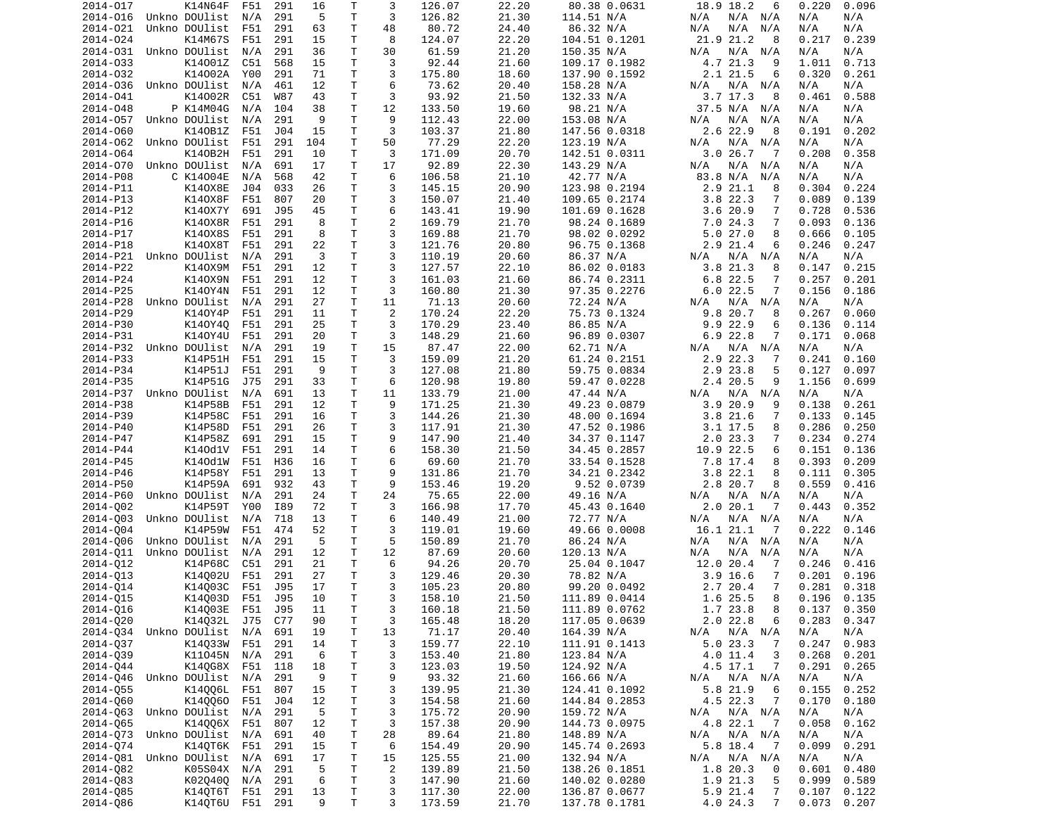```
 2014-O17        K14N64F  F51  291   16    T    3   126.07       22.20       80.38 0.0631       18.9 18.2   6   0.220  0.096
 2014-O16  Unkno DOUlist  N/A  291    5    T    3   126.82       21.30      114.51 N/A         N/A  N/A  N/A  N/A    N/A
 2014-O21  Unkno DOUlist  F51  291   63    T   48    80.72       24.40       86.32 N/A         N/A  N/A  N/A  N/A    N/A
 2014-O24        K14M67S  F51  291   15    T    8   124.07       22.20      104.51 0.1201       21.9 21.2   8   0.217  0.239
 2014-O31  Unkno DOUlist  N/A  291   36    T   30    61.59       21.20      150.35 N/A         N/A  N/A  N/A  N/A    N/A
 2014-O33        K14O01Z  C51  568   15    T    3    92.44       21.60      109.17 0.1982        4.7 21.3   9   1.011  0.713
 2014-O32        K14O02A  Y00  291   71    T    3   175.80       18.60      137.90 0.1592        2.1 21.5   6   0.320  0.261
 2014-O36  Unkno DOUlist  N/A  461   12    T    6    73.62       20.40      158.28 N/A         N/A  N/A  N/A  N/A    N/A
 2014-O41        K14O02R  C51  W87   43    T    3    93.92       21.50      132.33 N/A          3.7 17.3   8   0.461  0.588
 2014-O48      P K14M04G  N/A  104   38    T   12   133.50       19.60       98.21 N/A         37.5 N/A  N/A  N/A    N/A
 2014-O57  Unkno DOUlist  N/A  291    9    T    9   112.43       22.00      153.08 N/A         N/A  N/A  N/A  N/A    N/A
 2014-O60        K14OB1Z  F51  J04   15    T    3   103.37       21.80      147.56 0.0318        2.6 22.9   8   0.191  0.202
 2014-O62  Unkno DOUlist  F51  291  104    T   50    77.29       22.20      123.19 N/A         N/A  N/A  N/A  N/A    N/A
 2014-O64        K14OB2H  F51  291   10    T    3   171.09       20.70      142.51 0.0311        3.0 26.7   7   0.208  0.358
 2014-O70  Unkno DOUlist  N/A  691   17    T   17    92.89       22.30      143.29 N/A         N/A  N/A  N/A  N/A    N/A
 2014-P08      C K14O04E  N/A  568   42    T    6   106.58       21.10       42.77 N/A         83.8 N/A  N/A  N/A    N/A
 2014-P11        K14OX8E  J04  033   26    T    3   145.15       20.90      123.98 0.2194        2.9 21.1   8   0.304  0.224
 2014-P13        K14OX8F  F51  807   20    T    3   150.07       21.40      109.65 0.2174        3.8 22.3   7   0.089  0.139
 2014-P12        K14OX7Y  691  J95   45    T    6   143.41       19.90      101.69 0.1628        3.6 20.9   7   0.728  0.536
 2014-P16        K14OX8R  F51  291    8    T    2   169.79       21.70       98.24 0.1689        7.0 24.3   7   0.093  0.136
 2014-P17        K14OX8S  F51  291    8    T    3   169.88       21.70       98.02 0.0292        5.0 27.0   8   0.666  0.105
 2014-P18        K14OX8T  F51  291   22    T    3   121.76       20.80       96.75 0.1368        2.9 21.4   6   0.246  0.247
 2014-P21  Unkno DOUlist  N/A  291    3    T    3   110.19       20.60       86.37 N/A         N/A  N/A  N/A  N/A    N/A
 2014-P22        K14OX9M  F51  291   12    T    3   127.57       22.10       86.02 0.0183        3.8 21.3   8   0.147  0.215
 2014-P24        K14OX9N  F51  291   12    T    3   161.03       21.60       86.74 0.2311        6.8 22.5   7   0.257  0.201
 2014-P25        K14OY4N  F51  291   12    T    3   160.80       21.30       97.35 0.2276        6.0 22.5   7   0.156  0.186
 2014-P28  Unkno DOUlist  N/A  291   27    T   11    71.13       20.60       72.24 N/A         N/A  N/A  N/A  N/A    N/A
 2014-P29        K14OY4P  F51  291   11    T    2   170.24       22.20       75.73 0.1324        9.8 20.7   8   0.267  0.060
 2014-P30        K14OY4Q  F51  291   25    T    3   170.29       23.40       86.85 N/A          9.9 22.9   6   0.136  0.114
 2014-P31        K14OY4U  F51  291   20    T    3   148.29       21.60       96.89 0.0307        6.9 22.8   7   0.171  0.068
 2014-P32  Unkno DOUlist  N/A  291   19    T   15    87.47       22.00       62.71 N/A         N/A  N/A  N/A  N/A    N/A
 2014-P33        K14P51H  F51  291   15    T    3   159.09       21.20       61.24 0.2151        2.9 22.3   7   0.241  0.160
 2014-P34        K14P51J  F51  291    9    T    3   127.08       21.80       59.75 0.0834        2.9 23.8   5   0.127  0.097
 2014-P35        K14P51G  J75  291   33    T    6   120.98       19.80       59.47 0.0228        2.4 20.5   9   1.156  0.699
 2014-P37  Unkno DOUlist  N/A  691   13    T   11   133.79       21.00       47.44 N/A         N/A  N/A  N/A  N/A    N/A
 2014-P38        K14P58B  F51  291   12    T    9   171.25       21.30       49.23 0.0879        3.9 20.9   9   0.138  0.261
 2014-P39        K14P58C  F51  291   16    T    3   144.26       21.30       48.00 0.1694        3.8 21.6   7   0.133  0.145
 2014-P40        K14P58D  F51  291   26    T    3   117.91       21.30       47.52 0.1986        3.1 17.5   8   0.286  0.250
 2014-P47        K14P58Z  691  291   15    T    9   147.90       21.40       34.37 0.1147        2.0 23.3   7   0.234  0.274
 2014-P44        K14Od1V  F51  291   14    T    6   158.30       21.50       34.45 0.2857       10.9 22.5   6   0.151  0.136
 2014-P45        K14Od1W  F51  H36   16    T    6    69.60       21.70       33.54 0.1528        7.8 17.4   8   0.393  0.209
 2014-P46        K14P58Y  F51  291   13    T    9   131.86       21.70       34.21 0.2342        3.8 22.1   8   0.111  0.305
 2014-P50        K14P59A  691  932   43    T    9   153.46       19.20        9.52 0.0739        2.8 20.7   8   0.559  0.416
 2014-P60  Unkno DOUlist  N/A  291   24    T   24    75.65       22.00       49.16 N/A         N/A  N/A  N/A  N/A    N/A
 2014-Q02        K14P59T  Y00  I89   72    T    3   166.98       17.70       45.43 0.1640        2.0 20.1   7   0.443  0.352
 2014-Q03  Unkno DOUlist  N/A  718   13    T    6   140.49       21.00       72.77 N/A         N/A  N/A  N/A  N/A    N/A
 2014-Q04        K14P59W  F51  474   52    T    3   119.01       19.60       49.66 0.0008       16.1 21.1   7   0.222  0.146
 2014-Q06  Unkno DOUlist  N/A  291    5    T    5   150.89       21.70       86.24 N/A         N/A  N/A  N/A  N/A    N/A
 2014-Q11  Unkno DOUlist  N/A  291   12    T   12    87.69       20.60      120.13 N/A         N/A  N/A  N/A  N/A    N/A
 2014-Q12        K14P68C  C51  291   21    T    6    94.26       20.70       25.04 0.1047       12.0 20.4   7   0.246  0.416
 2014-Q13        K14Q02U  F51  291   27    T    3   129.46       20.30       78.82 N/A          3.9 16.6   7   0.201  0.196
 2014-Q14        K14Q03C  F51  J95   17    T    3   105.23       20.80       99.20 0.0492        2.7 20.4   7   0.281  0.318
 2014-Q15        K14Q03D  F51  J95   10    T    3   158.10       21.50      111.89 0.0414        1.6 25.5   8   0.196  0.135
 2014-Q16        K14Q03E  F51  J95   11    T    3   160.18       21.50      111.89 0.0762        1.7 23.8   8   0.137  0.350
 2014-Q20        K14Q32L  J75  C77   90    T    3   165.48       18.20      117.05 0.0639        2.0 22.8   6   0.283  0.347
 2014-Q34  Unkno DOUlist  N/A  691   19    T   13    71.17       20.40      164.39 N/A         N/A  N/A  N/A  N/A    N/A
 2014-Q37        K14Q33W  F51  291   14    T    3   159.77       22.10      111.91 0.1413        5.0 23.3   7   0.247  0.983
 2014-Q39        K11O45N  N/A  291    6    T    3   153.40       21.80      123.84 N/A          4.0 11.4   3   0.268  0.201
 2014-Q44        K14QG8X  F51  118   18    T    3   123.03       19.50      124.92 N/A          4.5 17.1   7   0.291  0.265
 2014-Q46  Unkno DOUlist  N/A  291    9    T    9    93.32       21.60      166.66 N/A         N/A  N/A  N/A  N/A    N/A
 2014-Q55        K14QQ6L  F51  807   15    T    3   139.95       21.30      124.41 0.1092        5.8 21.9   6   0.155  0.252
 2014-Q60        K14QQ6O  F51  J04   12    T    3   154.58       21.60      144.84 0.2853        4.5 22.3   7   0.170  0.180
 2014-Q63  Unkno DOUlist  N/A  291    5    T    3   175.72       20.90      159.72 N/A         N/A  N/A  N/A  N/A    N/A
 2014-Q65        K14QQ6X  F51  807   12    T    3   157.38       20.90      144.73 0.0975        4.8 22.1   7   0.058  0.162
 2014-Q73  Unkno DOUlist  N/A  691   40    T   28    89.64       21.80      148.89 N/A         N/A  N/A  N/A  N/A    N/A
 2014-Q74        K14QT6K  F51  291   15    T    6   154.49       20.90      145.74 0.2693        5.8 18.4   7   0.099  0.291
 2014-Q81  Unkno DOUlist  N/A  691   17    T   15   125.55       21.00      132.94 N/A         N/A  N/A  N/A  N/A    N/A
 2014-Q82        K05S04X  N/A  291    5    T    2   139.89       21.50      138.26 0.1851        1.8 20.3   0   0.601  0.480
 2014-Q83        K02Q40Q  N/A  291    6    T    3   147.90       21.60      140.02 0.0280        1.9 21.3   5   0.999  0.589
 2014-Q85        K14QT6T  F51  291   13    T    3   117.30       22.00      136.87 0.0677        5.9 21.4   7   0.107  0.122
 2014-Q86        K14QT6U  F51  291    9    T    3   173.59       21.70      137.78 0.1781        4.0 24.3   7   0.073  0.207
```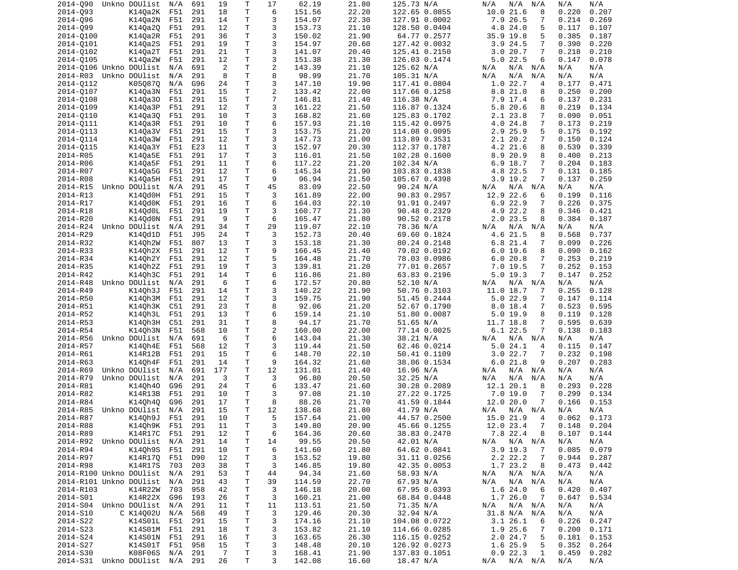| | | | | | | | | | | | | | | | | |
|---|---|---|---|---|---|---|---|---|---|---|---|---|---|---|---|---|
| 2014-Q90 | Unkno | DOUlist | N/A | 691 | 19 | T | 17 | 62.19 | 21.80 | 125.73 | N/A | N/A | N/A | N/A | N/A | N/A |
| 2014-Q93 | | K14Qa2K | F51 | 291 | 18 | T | 6 | 151.56 | 22.20 | 122.65 | 0.0855 | 10.0 | 21.6 | 8 | 0.220 | 0.207 |
| 2014-Q96 | | K14Qa2N | F51 | 291 | 14 | T | 3 | 154.07 | 22.30 | 127.91 | 0.0002 | 7.9 | 26.5 | 7 | 0.214 | 0.269 |
| 2014-Q99 | | K14Qa2Q | F51 | 291 | 12 | T | 3 | 153.73 | 21.10 | 128.50 | 0.0404 | 4.8 | 24.0 | 5 | 0.117 | 0.107 |
| 2014-Q100 | | K14Qa2R | F51 | 291 | 36 | T | 3 | 150.02 | 21.90 | 64.77 | 0.2577 | 35.9 | 19.8 | 5 | 0.385 | 0.187 |
| 2014-Q101 | | K14Qa2S | F51 | 291 | 19 | T | 3 | 154.97 | 20.60 | 127.42 | 0.0032 | 3.9 | 24.5 | 7 | 0.390 | 0.220 |
| 2014-Q102 | | K14Qa2T | F51 | 291 | 21 | T | 3 | 141.07 | 20.40 | 125.41 | 0.2150 | 3.0 | 20.7 | 7 | 0.218 | 0.210 |
| 2014-Q105 | | K14Qa2W | F51 | 291 | 12 | T | 3 | 151.38 | 21.30 | 126.03 | 0.1474 | 5.0 | 22.5 | 6 | 0.147 | 0.078 |
| 2014-Q106 | Unkno | DOUlist | N/A | 691 | 2 | T | 2 | 143.39 | 21.10 | 125.62 | N/A | N/A | N/A | N/A | N/A | N/A |
| 2014-R03 | Unkno | DOUlist | N/A | 291 | 8 | T | 8 | 98.99 | 21.70 | 105.31 | N/A | N/A | N/A | N/A | N/A | N/A |
| 2014-Q112 | | K05Q87Q | N/A | G96 | 24 | T | 3 | 147.10 | 19.90 | 117.41 | 0.0804 | 1.0 | 22.7 | 4 | 0.177 | 0.471 |
| 2014-Q107 | | K14Qa3N | F51 | 291 | 15 | T | 2 | 133.42 | 22.00 | 117.66 | 0.1258 | 8.8 | 21.0 | 8 | 0.250 | 0.200 |
| 2014-Q108 | | K14Qa3O | F51 | 291 | 15 | T | 7 | 146.81 | 21.40 | 116.38 | N/A | 7.9 | 17.4 | 6 | 0.137 | 0.231 |
| 2014-Q109 | | K14Qa3P | F51 | 291 | 12 | T | 3 | 161.22 | 21.50 | 116.87 | 0.1324 | 5.8 | 20.6 | 8 | 0.219 | 0.134 |
| 2014-Q110 | | K14Qa3Q | F51 | 291 | 10 | T | 3 | 168.82 | 21.60 | 125.83 | 0.1702 | 2.1 | 23.8 | 7 | 0.090 | 0.051 |
| 2014-Q111 | | K14Qa3R | F51 | 291 | 10 | T | 6 | 157.93 | 21.10 | 115.42 | 0.0975 | 4.0 | 24.8 | 7 | 0.173 | 0.219 |
| 2014-Q113 | | K14Qa3V | F51 | 291 | 15 | T | 3 | 153.75 | 21.20 | 114.08 | 0.0095 | 2.9 | 25.9 | 5 | 0.175 | 0.192 |
| 2014-Q114 | | K14Qa3W | F51 | 291 | 12 | T | 3 | 147.73 | 21.00 | 113.89 | 0.3531 | 2.1 | 20.2 | 7 | 0.150 | 0.124 |
| 2014-Q115 | | K14Qa3Y | F51 | E23 | 11 | T | 3 | 152.97 | 20.30 | 112.37 | 0.1787 | 4.2 | 21.6 | 8 | 0.539 | 0.339 |
| 2014-R05 | | K14Qa5E | F51 | 291 | 17 | T | 3 | 116.01 | 21.50 | 102.28 | 0.1600 | 8.9 | 20.9 | 8 | 0.400 | 0.213 |
| 2014-R06 | | K14Qa5F | F51 | 291 | 11 | T | 6 | 117.22 | 21.20 | 102.34 | N/A | 6.9 | 18.7 | 7 | 0.204 | 0.183 |
| 2014-R07 | | K14Qa5G | F51 | 291 | 12 | T | 6 | 145.34 | 21.90 | 103.83 | 0.1838 | 4.8 | 22.5 | 7 | 0.131 | 0.185 |
| 2014-R08 | | K14Qa5H | F51 | 291 | 17 | T | 9 | 96.94 | 21.50 | 105.67 | 0.4398 | 3.9 | 19.2 | 7 | 0.137 | 0.259 |
| 2014-R15 | Unkno | DOUlist | N/A | 291 | 45 | T | 45 | 83.09 | 22.50 | 90.24 | N/A | N/A | N/A | N/A | N/A | N/A |
| 2014-R13 | | K14Qd0H | F51 | 291 | 15 | T | 3 | 161.89 | 22.00 | 90.83 | 0.2957 | 12.9 | 22.6 | 6 | 0.199 | 0.116 |
| 2014-R17 | | K14Qd0K | F51 | 291 | 16 | T | 6 | 164.03 | 22.10 | 91.91 | 0.2497 | 6.9 | 22.9 | 7 | 0.226 | 0.375 |
| 2014-R18 | | K14Qd0L | F51 | 291 | 19 | T | 3 | 160.77 | 21.30 | 90.48 | 0.2329 | 4.9 | 22.2 | 8 | 0.346 | 0.421 |
| 2014-R20 | | K14Qd0N | F51 | 291 | 9 | T | 6 | 165.47 | 21.80 | 90.52 | 0.2178 | 2.0 | 23.5 | 8 | 0.384 | 0.187 |
| 2014-R24 | Unkno | DOUlist | N/A | 291 | 34 | T | 29 | 119.07 | 22.10 | 78.36 | N/A | N/A | N/A | N/A | N/A | N/A |
| 2014-R29 | | K14Qd1D | F51 | J95 | 24 | T | 3 | 152.73 | 20.40 | 69.60 | 0.1824 | 4.6 | 21.5 | 8 | 0.568 | 0.737 |
| 2014-R32 | | K14Qh2W | F51 | 807 | 13 | T | 3 | 153.18 | 21.30 | 80.24 | 0.2148 | 6.8 | 21.4 | 7 | 0.099 | 0.226 |
| 2014-R33 | | K14Qh2X | F51 | 291 | 12 | T | 9 | 166.45 | 21.40 | 79.02 | 0.0192 | 6.0 | 19.6 | 8 | 0.090 | 0.162 |
| 2014-R34 | | K14Qh2Y | F51 | 291 | 12 | T | 5 | 164.48 | 21.70 | 78.03 | 0.0986 | 6.0 | 20.8 | 7 | 0.253 | 0.219 |
| 2014-R35 | | K14Qh2Z | F51 | 291 | 19 | T | 3 | 139.81 | 21.20 | 77.01 | 0.2657 | 7.0 | 19.5 | 7 | 0.252 | 0.153 |
| 2014-R42 | | K14Qh3C | F51 | 291 | 14 | T | 6 | 116.86 | 21.80 | 63.83 | 0.2196 | 5.0 | 19.3 | 7 | 0.147 | 0.252 |
| 2014-R48 | Unkno | DOUlist | N/A | 291 | 6 | T | 6 | 172.57 | 20.80 | 52.10 | N/A | N/A | N/A | N/A | N/A | N/A |
| 2014-R49 | | K14Qh3J | F51 | 291 | 14 | T | 3 | 140.22 | 21.90 | 50.76 | 0.3103 | 11.0 | 18.7 | 7 | 0.255 | 0.128 |
| 2014-R50 | | K14Qh3M | F51 | 291 | 12 | T | 3 | 159.75 | 21.90 | 51.45 | 0.2444 | 5.0 | 22.9 | 7 | 0.147 | 0.114 |
| 2014-R51 | | K14Qh3K | C51 | 291 | 23 | T | 8 | 92.06 | 21.20 | 52.67 | 0.1790 | 8.0 | 18.4 | 7 | 0.523 | 0.595 |
| 2014-R52 | | K14Qh3L | F51 | 291 | 13 | T | 6 | 159.14 | 21.10 | 51.80 | 0.0087 | 5.0 | 19.9 | 8 | 0.119 | 0.128 |
| 2014-R53 | | K14Qh3H | C51 | 291 | 31 | T | 8 | 94.17 | 21.70 | 51.65 | N/A | 11.7 | 18.8 | 7 | 0.595 | 0.639 |
| 2014-R54 | | K14Qh3N | F51 | 568 | 10 | T | 2 | 160.00 | 22.00 | 77.14 | 0.0025 | 6.1 | 22.5 | 7 | 0.138 | 0.183 |
| 2014-R56 | Unkno | DOUlist | N/A | 691 | 6 | T | 6 | 143.04 | 21.30 | 38.21 | N/A | N/A | N/A | N/A | N/A | N/A |
| 2014-R57 | | K14Qh4E | F51 | 568 | 12 | T | 3 | 119.44 | 21.50 | 62.46 | 0.0214 | 5.0 | 24.1 | 4 | 0.115 | 0.147 |
| 2014-R61 | | K14R12B | F51 | 291 | 15 | T | 6 | 148.70 | 22.10 | 50.41 | 0.1109 | 3.0 | 22.7 | 7 | 0.232 | 0.198 |
| 2014-R63 | | K14Qh4F | F51 | 291 | 14 | T | 9 | 164.32 | 21.60 | 38.06 | 0.1534 | 6.0 | 21.8 | 9 | 0.207 | 0.283 |
| 2014-R69 | Unkno | DOUlist | N/A | 691 | 177 | T | 12 | 131.01 | 21.40 | 16.96 | N/A | N/A | N/A | N/A | N/A | N/A |
| 2014-R79 | Unkno | DOUlist | N/A | 291 | 3 | T | 3 | 96.80 | 20.50 | 32.25 | N/A | N/A | N/A | N/A | N/A | N/A |
| 2014-R81 | | K14Qh4O | G96 | 291 | 24 | T | 6 | 133.47 | 21.60 | 30.28 | 0.2089 | 12.1 | 20.1 | 8 | 0.293 | 0.228 |
| 2014-R82 | | K14R13B | F51 | 291 | 10 | T | 3 | 97.08 | 21.10 | 27.22 | 0.1725 | 7.0 | 19.0 | 7 | 0.299 | 0.134 |
| 2014-R84 | | K14Qh4Q | G96 | 291 | 17 | T | 8 | 88.26 | 21.70 | 41.59 | 0.1844 | 12.0 | 20.0 | 7 | 0.166 | 0.153 |
| 2014-R85 | Unkno | DOUlist | N/A | 291 | 15 | T | 12 | 138.68 | 21.80 | 41.79 | N/A | N/A | N/A | N/A | N/A | N/A |
| 2014-R87 | | K14Qh9J | F51 | 291 | 10 | T | 5 | 157.64 | 21.00 | 44.57 | 0.2500 | 15.0 | 21.9 | 4 | 0.062 | 0.173 |
| 2014-R88 | | K14Qh9K | F51 | 291 | 11 | T | 3 | 149.80 | 20.90 | 45.66 | 0.1255 | 12.0 | 23.4 | 7 | 0.148 | 0.204 |
| 2014-R89 | | K14R17C | F51 | 291 | 12 | T | 6 | 164.36 | 20.60 | 38.83 | 0.2470 | 7.8 | 22.4 | 8 | 0.107 | 0.144 |
| 2014-R92 | Unkno | DOUlist | N/A | 291 | 14 | T | 14 | 99.55 | 20.50 | 42.01 | N/A | N/A | N/A | N/A | N/A | N/A |
| 2014-R94 | | K14Qh9S | F51 | 291 | 10 | T | 6 | 141.60 | 21.80 | 64.62 | 0.0841 | 3.9 | 19.3 | 7 | 0.085 | 0.079 |
| 2014-R97 | | K14R17Q | F51 | D90 | 12 | T | 3 | 153.52 | 19.80 | 31.11 | 0.0256 | 2.2 | 22.2 | 7 | 0.944 | 0.287 |
| 2014-R98 | | K14R17S | 703 | 203 | 38 | T | 3 | 146.85 | 19.80 | 42.35 | 0.0053 | 1.7 | 23.2 | 8 | 0.473 | 0.442 |
| 2014-R100 | Unkno | DOUlist | N/A | 291 | 53 | T | 44 | 94.34 | 21.60 | 58.93 | N/A | N/A | N/A | N/A | N/A | N/A |
| 2014-R101 | Unkno | DOUlist | N/A | 291 | 43 | T | 39 | 114.59 | 22.70 | 67.93 | N/A | N/A | N/A | N/A | N/A | N/A |
| 2014-R103 | | K14R22W | 703 | 958 | 42 | T | 3 | 146.18 | 20.00 | 67.95 | 0.0393 | 1.6 | 24.0 | 6 | 0.420 | 0.407 |
| 2014-S01 | | K14R22X | G96 | I93 | 26 | T | 3 | 160.21 | 21.00 | 68.84 | 0.0448 | 1.7 | 26.0 | 7 | 0.647 | 0.534 |
| 2014-S04 | Unkno | DOUlist | N/A | 291 | 11 | T | 11 | 113.51 | 21.50 | 71.35 | N/A | N/A | N/A | N/A | N/A | N/A |
| 2014-S10 | C | K14Q02U | N/A | 568 | 49 | T | 3 | 129.46 | 20.30 | 32.94 | N/A | 31.8 | N/A | N/A | N/A | N/A |
| 2014-S22 | | K14S01L | F51 | 291 | 15 | T | 3 | 174.16 | 21.10 | 104.08 | 0.0722 | 3.1 | 26.1 | 6 | 0.226 | 0.247 |
| 2014-S23 | | K14S01M | F51 | 291 | 18 | T | 3 | 153.82 | 21.10 | 114.66 | 0.0285 | 1.9 | 25.6 | 7 | 0.200 | 0.171 |
| 2014-S24 | | K14S01N | F51 | 291 | 16 | T | 3 | 163.65 | 26.30 | 116.15 | 0.0252 | 2.0 | 24.7 | 5 | 0.181 | 0.153 |
| 2014-S27 | | K14S01T | F51 | 958 | 15 | T | 3 | 148.48 | 20.10 | 126.92 | 0.0273 | 1.6 | 25.9 | 5 | 0.352 | 0.264 |
| 2014-S30 | | K08F06S | N/A | 291 | 7 | T | 3 | 168.41 | 21.90 | 137.83 | 0.1051 | 0.9 | 22.3 | 1 | 0.459 | 0.282 |
| 2014-S31 | Unkno | DOUlist | N/A | 291 | 26 | T | 3 | 142.08 | 16.60 | 18.47 | N/A | N/A | N/A | N/A | N/A | N/A |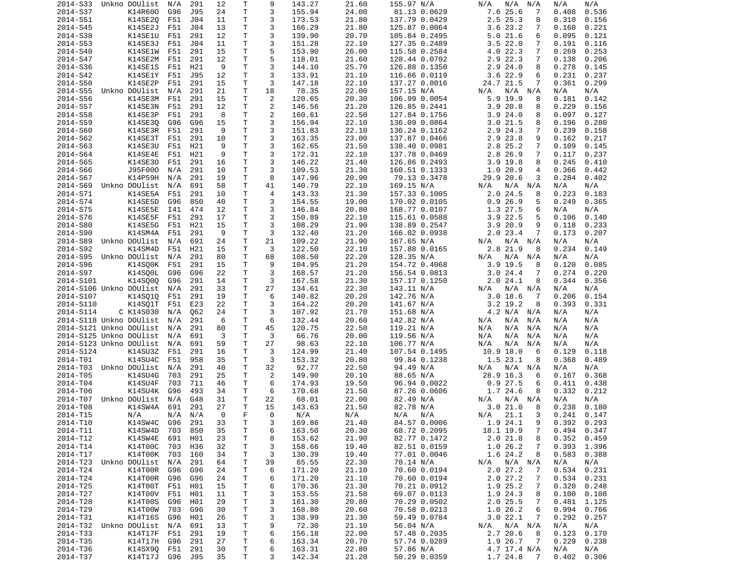| | | | | | | | | | | | | | | | | | |
|---|---|---|---|---|---|---|---|---|---|---|---|---|---|---|---|---|---|
| 2014-S33 | Unkno | DOUlist | N/A | 291 | 12 | T | 9 | 143.27 | 21.60 | 155.97 | N/A | N/A | N/A | N/A | N/A | N/A |
| 2014-S37 | | K14R60O | G96 | J95 | 24 | T | 3 | 155.94 | 24.00 | 81.13 | 0.0629 | 7.6 | 25.6 | 7 | 0.408 | 0.536 |
| 2014-S51 | | K14SE2Q | F51 | J04 | 11 | T | 3 | 173.53 | 21.80 | 137.79 | 0.0429 | 2.5 | 25.3 | 8 | 0.310 | 0.156 |
| 2014-S45 | | K14SE2J | F51 | J04 | 13 | T | 3 | 166.29 | 21.80 | 125.87 | 0.0064 | 3.6 | 23.2 | 7 | 0.160 | 0.221 |
| 2014-S38 | | K14SE1U | F51 | 291 | 12 | T | 3 | 139.90 | 20.70 | 105.84 | 0.2495 | 5.0 | 21.6 | 6 | 0.095 | 0.121 |
| 2014-S53 | | K14SE3J | F51 | J04 | 11 | T | 3 | 151.28 | 22.10 | 127.35 | 0.2489 | 3.5 | 22.0 | 7 | 0.191 | 0.116 |
| 2014-S40 | | K14SE1W | F51 | 291 | 15 | T | 5 | 153.90 | 26.00 | 115.58 | 0.2584 | 4.0 | 22.3 | 7 | 0.269 | 0.253 |
| 2014-S47 | | K14SE2M | F51 | 291 | 12 | T | 5 | 118.01 | 21.60 | 128.44 | 0.0702 | 2.9 | 22.3 | 7 | 0.138 | 0.206 |
| 2014-S36 | | K14SE1S | F51 | H21 | 9 | T | 3 | 144.10 | 25.70 | 126.88 | 0.1350 | 2.9 | 24.0 | 8 | 0.278 | 0.145 |
| 2014-S42 | | K14SE1Y | F51 | J95 | 12 | T | 3 | 133.91 | 21.10 | 116.66 | 0.0119 | 3.6 | 22.9 | 6 | 0.231 | 0.237 |
| 2014-S50 | | K14SE2P | F51 | 291 | 15 | T | 3 | 147.18 | 22.10 | 137.27 | 0.0016 | 24.7 | 21.5 | 7 | 0.361 | 0.299 |
| 2014-S55 | Unkno | DOUlist | N/A | 291 | 21 | T | 18 | 78.35 | 22.00 | 157.15 | N/A | N/A | N/A | N/A | N/A | N/A |
| 2014-S56 | | K14SE3M | F51 | 291 | 15 | T | 2 | 120.65 | 20.30 | 106.99 | 0.0054 | 5.9 | 19.9 | 8 | 0.181 | 0.142 |
| 2014-S57 | | K14SE3N | F51 | 291 | 12 | T | 2 | 146.56 | 21.20 | 126.85 | 0.2441 | 3.9 | 20.8 | 8 | 0.229 | 0.156 |
| 2014-S58 | | K14SE3P | F51 | 291 | 8 | T | 2 | 160.61 | 22.50 | 127.84 | 0.1756 | 3.9 | 24.0 | 8 | 0.097 | 0.127 |
| 2014-S59 | | K14SE3Q | G96 | G96 | 15 | T | 3 | 156.94 | 22.10 | 136.09 | 0.0864 | 3.0 | 21.5 | 8 | 0.196 | 0.280 |
| 2014-S60 | | K14SE3R | F51 | 291 | 9 | T | 3 | 151.83 | 22.10 | 136.24 | 0.1162 | 2.9 | 24.3 | 7 | 0.239 | 0.158 |
| 2014-S62 | | K14SE3T | F51 | 291 | 10 | T | 3 | 163.35 | 23.00 | 137.87 | 0.0466 | 2.9 | 23.8 | 9 | 0.162 | 0.217 |
| 2014-S63 | | K14SE3U | F51 | H21 | 9 | T | 3 | 162.65 | 21.50 | 138.40 | 0.0981 | 2.8 | 25.2 | 7 | 0.109 | 0.145 |
| 2014-S64 | | K14SE4E | F51 | H21 | 9 | T | 3 | 172.31 | 22.10 | 137.78 | 0.0469 | 2.8 | 26.9 | 7 | 0.117 | 0.237 |
| 2014-S65 | | K14SE3O | F51 | 291 | 16 | T | 3 | 146.22 | 21.40 | 126.86 | 0.2493 | 3.9 | 19.8 | 8 | 0.245 | 0.410 |
| 2014-S66 | | J95F00O | N/A | 291 | 10 | T | 3 | 109.53 | 21.30 | 160.51 | 0.1333 | 1.0 | 20.9 | 4 | 0.366 | 0.442 |
| 2014-S67 | | K14P59H | N/A | 291 | 19 | T | 8 | 147.96 | 20.90 | 79.13 | 0.3478 | 29.9 | 20.6 | 3 | 0.284 | 0.402 |
| 2014-S69 | Unkno | DOUlist | N/A | 691 | 58 | T | 41 | 140.79 | 22.10 | 169.15 | N/A | N/A | N/A | N/A | N/A | N/A |
| 2014-S71 | | K14SE5A | F51 | 291 | 10 | T | 4 | 143.33 | 21.30 | 157.33 | 0.1005 | 2.0 | 24.5 | 8 | 0.223 | 0.183 |
| 2014-S74 | | K14SE5D | G96 | 850 | 40 | T | 3 | 154.55 | 19.00 | 170.02 | 0.0105 | 0.9 | 26.9 | 5 | 0.249 | 0.365 |
| 2014-S75 | | K14SE5E | I41 | 474 | 12 | T | 3 | 146.84 | 20.80 | 168.77 | 0.0107 | 1.3 | 27.5 | 6 | N/A | N/A |
| 2014-S76 | | K14SE5F | F51 | 291 | 17 | T | 3 | 150.89 | 22.10 | 115.61 | 0.0588 | 3.9 | 22.5 | 5 | 0.106 | 0.140 |
| 2014-S80 | | K14SE5G | F51 | H21 | 15 | T | 3 | 108.29 | 21.90 | 138.89 | 0.2547 | 3.9 | 20.9 | 9 | 0.118 | 0.233 |
| 2014-S90 | | K14SM4A | F51 | 291 | 9 | T | 3 | 132.40 | 21.20 | 166.02 | 0.0938 | 2.0 | 23.4 | 7 | 0.173 | 0.207 |
| 2014-S89 | Unkno | DOUlist | N/A | 691 | 24 | T | 21 | 109.22 | 21.90 | 167.65 | N/A | N/A | N/A | N/A | N/A | N/A |
| 2014-S92 | | K14SM4D | F51 | H21 | 15 | T | 3 | 122.50 | 22.10 | 157.88 | 0.0165 | 2.8 | 21.9 | 8 | 0.234 | 0.149 |
| 2014-S95 | Unkno | DOUlist | N/A | 291 | 80 | T | 68 | 108.50 | 22.20 | 128.35 | N/A | N/A | N/A | N/A | N/A | N/A |
| 2014-S96 | | K14SQ0K | F51 | 291 | 15 | T | 9 | 104.95 | 21.20 | 154.72 | 0.4068 | 3.9 | 19.5 | 8 | 0.120 | 0.085 |
| 2014-S97 | | K14SQ0L | G96 | G96 | 22 | T | 3 | 168.57 | 21.20 | 156.54 | 0.0813 | 3.0 | 24.4 | 7 | 0.274 | 0.220 |
| 2014-S101 | | K14SQ0Q | G96 | 291 | 14 | T | 3 | 167.58 | 21.30 | 157.17 | 0.1250 | 2.0 | 24.1 | 8 | 0.344 | 0.356 |
| 2014-S106 | Unkno | DOUlist | N/A | 291 | 33 | T | 27 | 134.61 | 22.30 | 143.11 | N/A | N/A | N/A | N/A | N/A | N/A |
| 2014-S107 | | K14SQ1Q | F51 | 291 | 19 | T | 6 | 140.82 | 20.20 | 142.76 | N/A | 3.0 | 18.6 | 7 | 0.206 | 0.154 |
| 2014-S110 | | K14SQ1T | F51 | E23 | 22 | T | 3 | 164.22 | 20.20 | 141.67 | N/A | 3.2 | 19.2 | 8 | 0.393 | 0.331 |
| 2014-S114 | C | K14S030 | N/A | Q62 | 24 | T | 3 | 107.92 | 21.70 | 151.68 | N/A | 4.2 | N/A | N/A | N/A | N/A |
| 2014-S118 | Unkno | DOUlist | N/A | 291 | 6 | T | 6 | 132.44 | 20.60 | 142.82 | N/A | N/A | N/A | N/A | N/A | N/A |
| 2014-S121 | Unkno | DOUlist | N/A | 291 | 80 | T | 45 | 120.75 | 22.50 | 119.21 | N/A | N/A | N/A | N/A | N/A | N/A |
| 2014-S125 | Unkno | DOUlist | N/A | 691 | 3 | T | 3 | 66.76 | 20.00 | 119.56 | N/A | N/A | N/A | N/A | N/A | N/A |
| 2014-S123 | Unkno | DOUlist | N/A | 691 | 59 | T | 27 | 98.63 | 22.10 | 106.77 | N/A | N/A | N/A | N/A | N/A | N/A |
| 2014-S124 | | K14SU3Z | F51 | 291 | 16 | T | 3 | 124.99 | 21.40 | 107.54 | 0.1495 | 10.9 | 18.0 | 6 | 0.129 | 0.118 |
| 2014-T01 | | K14SU4C | F51 | 958 | 35 | T | 3 | 153.32 | 20.80 | 99.84 | 0.1238 | 1.5 | 23.1 | 8 | 0.368 | 0.489 |
| 2014-T03 | Unkno | DOUlist | N/A | 291 | 40 | T | 32 | 92.77 | 22.50 | 94.49 | N/A | N/A | N/A | N/A | N/A | N/A |
| 2014-T05 | | K14SU4G | 703 | 291 | 25 | T | 2 | 149.90 | 20.10 | 88.65 | N/A | 28.9 | 16.3 | 6 | 0.167 | 0.368 |
| 2014-T04 | | K14SU4F | 703 | 711 | 46 | T | 6 | 174.93 | 19.50 | 96.94 | 0.0022 | 0.9 | 27.5 | 6 | 0.411 | 0.438 |
| 2014-T06 | | K14SU4K | G96 | 493 | 34 | T | 6 | 170.68 | 21.50 | 87.26 | 0.0606 | 1.7 | 24.6 | 8 | 0.332 | 0.212 |
| 2014-T07 | Unkno | DOUlist | N/A | G48 | 31 | T | 22 | 68.01 | 22.00 | 82.49 | N/A | N/A | N/A | N/A | N/A | N/A |
| 2014-T08 | | K14SW4A | 691 | 291 | 27 | T | 15 | 143.63 | 21.50 | 82.78 | N/A | 3.0 | 21.0 | 8 | 0.238 | 0.180 |
| 2014-T15 | | N/A | N/A | N/A | 0 | F | 0 | N/A | N/A | N/A | N/A | N/A | 21.1 | 3 | 0.241 | 0.147 |
| 2014-T10 | | K14SW4C | G96 | 291 | 33 | T | 3 | 169.86 | 21.40 | 84.57 | 0.0006 | 1.9 | 24.1 | 9 | 0.392 | 0.293 |
| 2014-T11 | | K14SW4D | 703 | 850 | 35 | T | 6 | 163.50 | 20.30 | 68.72 | 0.2095 | 18.1 | 19.9 | 7 | 0.494 | 0.347 |
| 2014-T12 | | K14SW4E | 691 | H01 | 23 | T | 8 | 153.62 | 21.90 | 82.77 | 0.1472 | 2.0 | 21.8 | 8 | 0.352 | 0.459 |
| 2014-T14 | | K14T00C | 703 | H36 | 32 | T | 3 | 158.66 | 19.40 | 82.51 | 0.0159 | 1.0 | 26.2 | 7 | 0.393 | 1.396 |
| 2014-T17 | | K14T00K | 703 | 160 | 34 | T | 3 | 130.39 | 19.40 | 77.01 | 0.0046 | 1.6 | 24.2 | 8 | 0.583 | 0.388 |
| 2014-T23 | Unkno | DOUlist | N/A | 291 | 64 | T | 39 | 65.55 | 22.30 | 70.14 | N/A | N/A | N/A | N/A | N/A | N/A |
| 2014-T24 | | K14T00R | G96 | G96 | 24 | T | 6 | 171.20 | 21.10 | 70.60 | 0.0194 | 2.0 | 27.2 | 7 | 0.534 | 0.231 |
| 2014-T24 | | K14T00R | G96 | G96 | 24 | T | 6 | 171.20 | 21.10 | 70.60 | 0.0194 | 2.0 | 27.2 | 7 | 0.534 | 0.231 |
| 2014-T25 | | K14T00T | F51 | H01 | 15 | T | 6 | 170.36 | 21.30 | 70.21 | 0.0912 | 1.9 | 25.2 | 7 | 0.320 | 0.248 |
| 2014-T27 | | K14T00V | F51 | H01 | 11 | T | 3 | 153.55 | 21.50 | 69.07 | 0.0113 | 1.9 | 24.3 | 8 | 0.100 | 0.108 |
| 2014-T28 | | K14T00S | G96 | H01 | 29 | T | 3 | 161.30 | 20.80 | 70.29 | 0.0502 | 2.0 | 25.5 | 7 | 0.481 | 1.125 |
| 2014-T29 | | K14T00W | 703 | G96 | 30 | T | 3 | 168.80 | 20.60 | 70.58 | 0.0213 | 1.0 | 26.2 | 6 | 0.994 | 0.766 |
| 2014-T31 | | K14T16S | G96 | H01 | 26 | T | 3 | 138.99 | 21.30 | 59.49 | 0.0784 | 3.0 | 22.1 | 7 | 0.292 | 0.257 |
| 2014-T32 | Unkno | DOUlist | N/A | 691 | 13 | T | 9 | 72.30 | 21.10 | 56.04 | N/A | N/A | N/A | N/A | N/A | N/A |
| 2014-T33 | | K14T17F | F51 | 291 | 19 | T | 6 | 156.18 | 22.00 | 57.48 | 0.2035 | 2.7 | 20.6 | 8 | 0.123 | 0.170 |
| 2014-T35 | | K14T17H | G96 | 291 | 27 | T | 6 | 163.34 | 20.70 | 57.74 | 0.0289 | 1.9 | 26.7 | 7 | 0.229 | 0.238 |
| 2014-T36 | | K14SX9Q | F51 | 291 | 30 | T | 6 | 163.31 | 22.80 | 57.86 | N/A | 4.7 | 17.4 | N/A | N/A | N/A |
| 2014-T37 | | K14T17J | G96 | J95 | 35 | T | 3 | 142.34 | 21.20 | 50.29 | 0.0359 | 1.7 | 24.8 | 7 | 0.402 | 0.306 |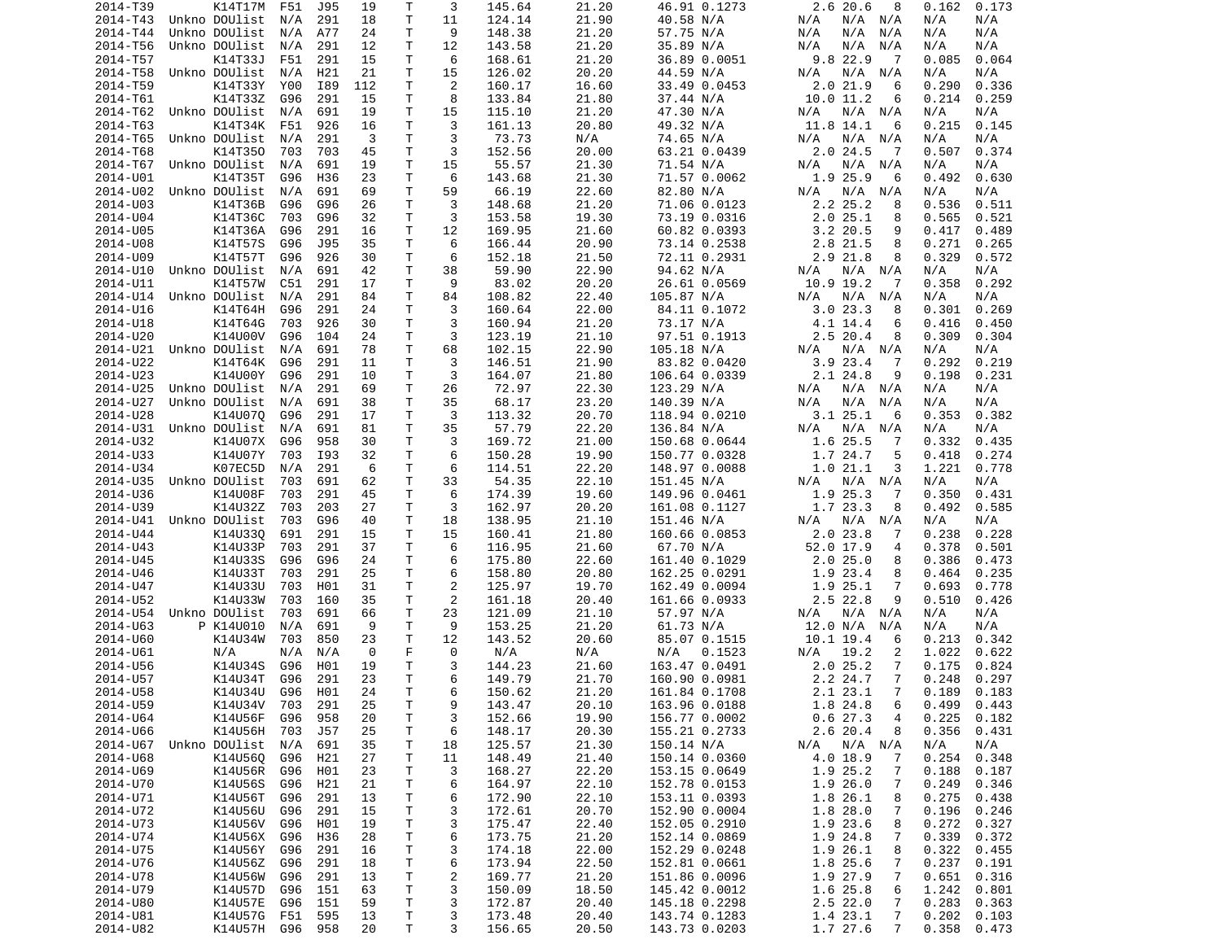| | | | | | | | | | | | | | | | | |
|---|---|---|---|---|---|---|---|---|---|---|---|---|---|---|---|---|
| 2014-T39 | | K14T17M | F51 | J95 | 19 | T | 3 | 145.64 | 21.20 | 46.91 | 0.1273 | 2.6 | 20.6 | 8 | 0.162 | 0.173 |
| 2014-T43 | Unkno | DOUlist | N/A | 291 | 18 | T | 11 | 124.14 | 21.90 | 40.58 | N/A | N/A | N/A | N/A | N/A | N/A |
| 2014-T44 | Unkno | DOUlist | N/A | A77 | 24 | T | 9 | 148.38 | 21.20 | 57.75 | N/A | N/A | N/A | N/A | N/A | N/A |
| 2014-T56 | Unkno | DOUlist | N/A | 291 | 12 | T | 12 | 143.58 | 21.20 | 35.89 | N/A | N/A | N/A | N/A | N/A | N/A |
| 2014-T57 | | K14T33J | F51 | 291 | 15 | T | 6 | 168.61 | 21.20 | 36.89 | 0.0051 | 9.8 | 22.9 | 7 | 0.085 | 0.064 |
| 2014-T58 | Unkno | DOUlist | N/A | H21 | 21 | T | 15 | 126.02 | 20.20 | 44.59 | N/A | N/A | N/A | N/A | N/A | N/A |
| 2014-T59 | | K14T33Y | Y00 | I89 | 112 | T | 2 | 160.17 | 16.60 | 33.49 | 0.0453 | 2.0 | 21.9 | 6 | 0.290 | 0.336 |
| 2014-T61 | | K14T33Z | G96 | 291 | 15 | T | 8 | 133.84 | 21.80 | 37.44 | N/A | 10.0 | 11.2 | 6 | 0.214 | 0.259 |
| 2014-T62 | Unkno | DOUlist | N/A | 691 | 19 | T | 15 | 115.10 | 21.20 | 47.30 | N/A | N/A | N/A | N/A | N/A | N/A |
| 2014-T63 | | K14T34K | F51 | 926 | 16 | T | 3 | 161.13 | 20.80 | 49.32 | N/A | 11.8 | 14.1 | 6 | 0.215 | 0.145 |
| 2014-T65 | Unkno | DOUlist | N/A | 291 | 3 | T | 3 | 73.73 | N/A | 74.65 | N/A | N/A | N/A | N/A | N/A | N/A |
| 2014-T68 | | K14T35O | 703 | 703 | 45 | T | 3 | 152.56 | 20.00 | 63.21 | 0.0439 | 2.0 | 24.5 | 7 | 0.507 | 0.374 |
| 2014-T67 | Unkno | DOUlist | N/A | 691 | 19 | T | 15 | 55.57 | 21.30 | 71.54 | N/A | N/A | N/A | N/A | N/A | N/A |
| 2014-U01 | | K14T35T | G96 | H36 | 23 | T | 6 | 143.68 | 21.30 | 71.57 | 0.0062 | 1.9 | 25.9 | 6 | 0.492 | 0.630 |
| 2014-U02 | Unkno | DOUlist | N/A | 691 | 69 | T | 59 | 66.19 | 22.60 | 82.80 | N/A | N/A | N/A | N/A | N/A | N/A |
| 2014-U03 | | K14T36B | G96 | G96 | 26 | T | 3 | 148.68 | 21.20 | 71.06 | 0.0123 | 2.2 | 25.2 | 8 | 0.536 | 0.511 |
| 2014-U04 | | K14T36C | 703 | G96 | 32 | T | 3 | 153.58 | 19.30 | 73.19 | 0.0316 | 2.0 | 25.1 | 8 | 0.565 | 0.521 |
| 2014-U05 | | K14T36A | G96 | 291 | 16 | T | 12 | 169.95 | 21.60 | 60.82 | 0.0393 | 3.2 | 20.5 | 9 | 0.417 | 0.489 |
| 2014-U08 | | K14T57S | G96 | J95 | 35 | T | 6 | 166.44 | 20.90 | 73.14 | 0.2538 | 2.8 | 21.5 | 8 | 0.271 | 0.265 |
| 2014-U09 | | K14T57T | G96 | 926 | 30 | T | 6 | 152.18 | 21.50 | 72.11 | 0.2931 | 2.9 | 21.8 | 8 | 0.329 | 0.572 |
| 2014-U10 | Unkno | DOUlist | N/A | 691 | 42 | T | 38 | 59.90 | 22.90 | 94.62 | N/A | N/A | N/A | N/A | N/A | N/A |
| 2014-U11 | | K14T57W | C51 | 291 | 17 | T | 9 | 83.02 | 20.20 | 26.61 | 0.0569 | 10.9 | 19.2 | 7 | 0.358 | 0.292 |
| 2014-U14 | Unkno | DOUlist | N/A | 291 | 84 | T | 84 | 108.82 | 22.40 | 105.87 | N/A | N/A | N/A | N/A | N/A | N/A |
| 2014-U16 | | K14T64H | G96 | 291 | 24 | T | 3 | 160.64 | 22.00 | 84.11 | 0.1072 | 3.0 | 23.3 | 8 | 0.301 | 0.269 |
| 2014-U18 | | K14T64G | 703 | 926 | 30 | T | 3 | 160.94 | 21.20 | 73.17 | N/A | 4.1 | 14.4 | 6 | 0.416 | 0.450 |
| 2014-U20 | | K14U00V | G96 | 104 | 24 | T | 3 | 123.19 | 21.10 | 97.51 | 0.1913 | 2.5 | 20.4 | 8 | 0.309 | 0.304 |
| 2014-U21 | Unkno | DOUlist | N/A | 691 | 78 | T | 68 | 102.15 | 22.90 | 105.18 | N/A | N/A | N/A | N/A | N/A | N/A |
| 2014-U22 | | K14T64K | G96 | 291 | 11 | T | 3 | 146.51 | 21.90 | 83.82 | 0.0420 | 3.9 | 23.4 | 7 | 0.292 | 0.219 |
| 2014-U23 | | K14U00Y | G96 | 291 | 10 | T | 3 | 164.07 | 21.80 | 106.64 | 0.0339 | 2.1 | 24.8 | 9 | 0.198 | 0.231 |
| 2014-U25 | Unkno | DOUlist | N/A | 291 | 69 | T | 26 | 72.97 | 22.30 | 123.29 | N/A | N/A | N/A | N/A | N/A | N/A |
| 2014-U27 | Unkno | DOUlist | N/A | 691 | 38 | T | 35 | 68.17 | 23.20 | 140.39 | N/A | N/A | N/A | N/A | N/A | N/A |
| 2014-U28 | | K14U07Q | G96 | 291 | 17 | T | 3 | 113.32 | 20.70 | 118.94 | 0.0210 | 3.1 | 25.1 | 6 | 0.353 | 0.382 |
| 2014-U31 | Unkno | DOUlist | N/A | 691 | 81 | T | 35 | 57.79 | 22.20 | 136.84 | N/A | N/A | N/A | N/A | N/A | N/A |
| 2014-U32 | | K14U07X | G96 | 958 | 30 | T | 3 | 169.72 | 21.00 | 150.68 | 0.0644 | 1.6 | 25.5 | 7 | 0.332 | 0.435 |
| 2014-U33 | | K14U07Y | 703 | I93 | 32 | T | 6 | 150.28 | 19.90 | 150.77 | 0.0328 | 1.7 | 24.7 | 5 | 0.418 | 0.274 |
| 2014-U34 | | K07EC5D | N/A | 291 | 6 | T | 6 | 114.51 | 22.20 | 148.97 | 0.0088 | 1.0 | 21.1 | 3 | 1.221 | 0.778 |
| 2014-U35 | Unkno | DOUlist | 703 | 691 | 62 | T | 33 | 54.35 | 22.10 | 151.45 | N/A | N/A | N/A | N/A | N/A | N/A |
| 2014-U36 | | K14U08F | 703 | 291 | 45 | T | 6 | 174.39 | 19.60 | 149.96 | 0.0461 | 1.9 | 25.3 | 7 | 0.350 | 0.431 |
| 2014-U39 | | K14U32Z | 703 | 203 | 27 | T | 3 | 162.97 | 20.20 | 161.08 | 0.1127 | 1.7 | 23.3 | 8 | 0.492 | 0.585 |
| 2014-U41 | Unkno | DOUlist | 703 | G96 | 40 | T | 18 | 138.95 | 21.10 | 151.46 | N/A | N/A | N/A | N/A | N/A | N/A |
| 2014-U44 | | K14U33Q | 691 | 291 | 15 | T | 15 | 160.41 | 21.80 | 160.66 | 0.0853 | 2.0 | 23.8 | 7 | 0.238 | 0.228 |
| 2014-U43 | | K14U33P | 703 | 291 | 37 | T | 6 | 116.95 | 21.60 | 67.70 | N/A | 52.0 | 17.9 | 4 | 0.378 | 0.501 |
| 2014-U45 | | K14U33S | G96 | G96 | 24 | T | 6 | 175.80 | 22.60 | 161.40 | 0.1029 | 2.0 | 25.0 | 8 | 0.386 | 0.473 |
| 2014-U46 | | K14U33T | 703 | 291 | 25 | T | 6 | 158.80 | 20.80 | 162.25 | 0.0291 | 1.9 | 23.4 | 8 | 0.464 | 0.235 |
| 2014-U47 | | K14U33U | 703 | H01 | 31 | T | 2 | 125.97 | 19.70 | 162.49 | 0.0094 | 1.9 | 25.1 | 7 | 0.693 | 0.778 |
| 2014-U52 | | K14U33W | 703 | 160 | 35 | T | 2 | 161.18 | 20.40 | 161.66 | 0.0933 | 2.5 | 22.8 | 9 | 0.510 | 0.426 |
| 2014-U54 | Unkno | DOUlist | 703 | 691 | 66 | T | 23 | 121.09 | 21.10 | 57.97 | N/A | N/A | N/A | N/A | N/A | N/A |
| 2014-U63 | P | K14U010 | N/A | 691 | 9 | T | 9 | 153.25 | 21.20 | 61.73 | N/A | 12.0 | N/A | N/A | N/A | N/A |
| 2014-U60 | | K14U34W | 703 | 850 | 23 | T | 12 | 143.52 | 20.60 | 85.07 | 0.1515 | 10.1 | 19.4 | 6 | 0.213 | 0.342 |
| 2014-U61 | | N/A | N/A | N/A | 0 | F | 0 | N/A | N/A | N/A | 0.1523 | N/A | 19.2 | 2 | 1.022 | 0.622 |
| 2014-U56 | | K14U34S | G96 | H01 | 19 | T | 3 | 144.23 | 21.60 | 163.47 | 0.0491 | 2.0 | 25.2 | 7 | 0.175 | 0.824 |
| 2014-U57 | | K14U34T | G96 | 291 | 23 | T | 6 | 149.79 | 21.70 | 160.90 | 0.0981 | 2.2 | 24.7 | 7 | 0.248 | 0.297 |
| 2014-U58 | | K14U34U | G96 | H01 | 24 | T | 6 | 150.62 | 21.20 | 161.84 | 0.1708 | 2.1 | 23.1 | 7 | 0.189 | 0.183 |
| 2014-U59 | | K14U34V | 703 | 291 | 25 | T | 9 | 143.47 | 20.10 | 163.96 | 0.0188 | 1.8 | 24.8 | 6 | 0.499 | 0.443 |
| 2014-U64 | | K14U56F | G96 | 958 | 20 | T | 3 | 152.66 | 19.90 | 156.77 | 0.0002 | 0.6 | 27.3 | 4 | 0.225 | 0.182 |
| 2014-U66 | | K14U56H | 703 | J57 | 25 | T | 6 | 148.17 | 20.30 | 155.21 | 0.2733 | 2.6 | 20.4 | 8 | 0.356 | 0.431 |
| 2014-U67 | Unkno | DOUlist | N/A | 691 | 35 | T | 18 | 125.57 | 21.30 | 150.14 | N/A | N/A | N/A | N/A | N/A | N/A |
| 2014-U68 | | K14U56Q | G96 | H21 | 27 | T | 11 | 148.49 | 21.40 | 150.14 | 0.0360 | 4.0 | 18.9 | 7 | 0.254 | 0.348 |
| 2014-U69 | | K14U56R | G96 | H01 | 23 | T | 3 | 168.27 | 22.20 | 153.15 | 0.0649 | 1.9 | 25.2 | 7 | 0.188 | 0.187 |
| 2014-U70 | | K14U56S | G96 | H21 | 21 | T | 6 | 164.97 | 22.10 | 152.78 | 0.0153 | 1.9 | 26.0 | 7 | 0.249 | 0.346 |
| 2014-U71 | | K14U56T | G96 | 291 | 13 | T | 6 | 172.90 | 22.10 | 153.11 | 0.0393 | 1.8 | 26.1 | 8 | 0.275 | 0.438 |
| 2014-U72 | | K14U56U | G96 | 291 | 15 | T | 3 | 172.61 | 20.70 | 152.90 | 0.0004 | 1.8 | 28.0 | 7 | 0.196 | 0.246 |
| 2014-U73 | | K14U56V | G96 | H01 | 19 | T | 3 | 175.47 | 22.40 | 152.05 | 0.2910 | 1.9 | 23.6 | 8 | 0.272 | 0.327 |
| 2014-U74 | | K14U56X | G96 | H36 | 28 | T | 6 | 173.75 | 21.20 | 152.14 | 0.0869 | 1.9 | 24.8 | 7 | 0.339 | 0.372 |
| 2014-U75 | | K14U56Y | G96 | 291 | 16 | T | 3 | 174.18 | 22.00 | 152.29 | 0.0248 | 1.9 | 26.1 | 8 | 0.322 | 0.455 |
| 2014-U76 | | K14U56Z | G96 | 291 | 18 | T | 6 | 173.94 | 22.50 | 152.81 | 0.0661 | 1.8 | 25.6 | 7 | 0.237 | 0.191 |
| 2014-U78 | | K14U56W | G96 | 291 | 13 | T | 2 | 169.77 | 21.20 | 151.86 | 0.0096 | 1.9 | 27.9 | 7 | 0.651 | 0.316 |
| 2014-U79 | | K14U57D | G96 | 151 | 63 | T | 3 | 150.09 | 18.50 | 145.42 | 0.0012 | 1.6 | 25.8 | 6 | 1.242 | 0.801 |
| 2014-U80 | | K14U57E | G96 | 151 | 59 | T | 3 | 172.87 | 20.40 | 145.18 | 0.2298 | 2.5 | 22.0 | 7 | 0.283 | 0.363 |
| 2014-U81 | | K14U57G | F51 | 595 | 13 | T | 3 | 173.48 | 20.40 | 143.74 | 0.1283 | 1.4 | 23.1 | 7 | 0.202 | 0.103 |
| 2014-U82 | | K14U57H | G96 | 958 | 20 | T | 3 | 156.65 | 20.50 | 143.73 | 0.0203 | 1.7 | 27.6 | 7 | 0.358 | 0.473 |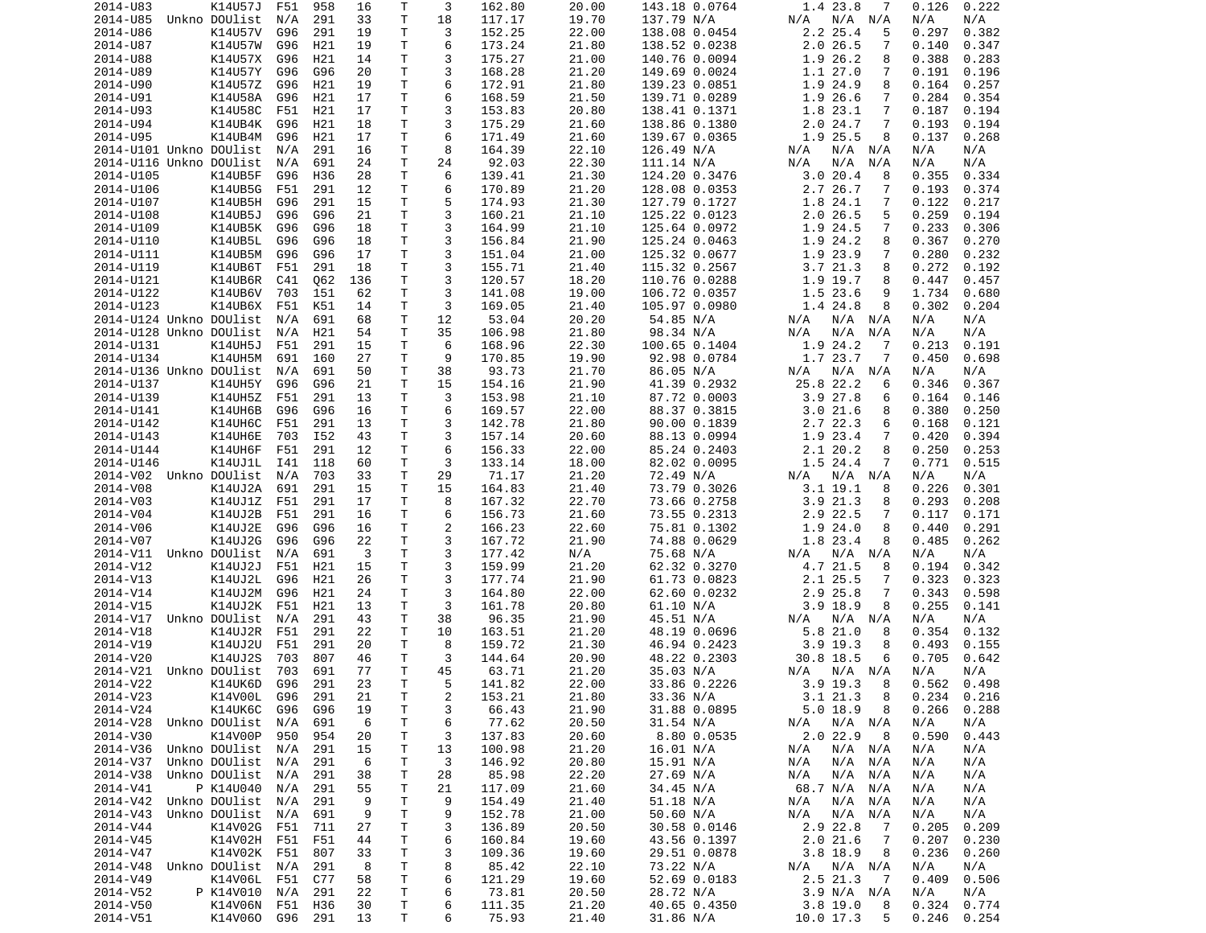| | | | | | | | | | | | | | | | | |
|---|---|---|---|---|---|---|---|---|---|---|---|---|---|---|---|---|
| 2014-U83 | | K14U57J | F51 | 958 | 16 | T | 3 | 162.80 | 20.00 | 143.18 | 0.0764 | 1.4 | 23.8 | 7 | 0.126 | 0.222 |
| 2014-U85 | Unkno | DOUlist | N/A | 291 | 33 | T | 18 | 117.17 | 19.70 | 137.79 | N/A | N/A | N/A | N/A | N/A | N/A |
| 2014-U86 | | K14U57V | G96 | 291 | 19 | T | 3 | 152.25 | 22.00 | 138.08 | 0.0454 | 2.2 | 25.4 | 5 | 0.297 | 0.382 |
| 2014-U87 | | K14U57W | G96 | H21 | 19 | T | 6 | 173.24 | 21.80 | 138.52 | 0.0238 | 2.0 | 26.5 | 7 | 0.140 | 0.347 |
| 2014-U88 | | K14U57X | G96 | H21 | 14 | T | 3 | 175.27 | 21.00 | 140.76 | 0.0094 | 1.9 | 26.2 | 8 | 0.388 | 0.283 |
| 2014-U89 | | K14U57Y | G96 | G96 | 20 | T | 3 | 168.28 | 21.20 | 149.69 | 0.0024 | 1.1 | 27.0 | 7 | 0.191 | 0.196 |
| 2014-U90 | | K14U57Z | G96 | H21 | 19 | T | 6 | 172.91 | 21.80 | 139.23 | 0.0851 | 1.9 | 24.9 | 8 | 0.164 | 0.257 |
| 2014-U91 | | K14U58A | G96 | H21 | 17 | T | 6 | 168.59 | 21.50 | 139.71 | 0.0289 | 1.9 | 26.6 | 7 | 0.284 | 0.354 |
| 2014-U93 | | K14U58C | F51 | H21 | 17 | T | 3 | 153.83 | 20.80 | 138.41 | 0.1371 | 1.8 | 23.1 | 7 | 0.187 | 0.194 |
| 2014-U94 | | K14UB4K | G96 | H21 | 18 | T | 3 | 175.29 | 21.60 | 138.86 | 0.1380 | 2.0 | 24.7 | 7 | 0.193 | 0.194 |
| 2014-U95 | | K14UB4M | G96 | H21 | 17 | T | 6 | 171.49 | 21.60 | 139.67 | 0.0365 | 1.9 | 25.5 | 8 | 0.137 | 0.268 |
| 2014-U101 | Unkno | DOUlist | N/A | 291 | 16 | T | 8 | 164.39 | 22.10 | 126.49 | N/A | N/A | N/A | N/A | N/A | N/A |
| 2014-U116 | Unkno | DOUlist | N/A | 691 | 24 | T | 24 | 92.03 | 22.30 | 111.14 | N/A | N/A | N/A | N/A | N/A | N/A |
| 2014-U105 | | K14UB5F | G96 | H36 | 28 | T | 6 | 139.41 | 21.30 | 124.20 | 0.3476 | 3.0 | 20.4 | 8 | 0.355 | 0.334 |
| 2014-U106 | | K14UB5G | F51 | 291 | 12 | T | 6 | 170.89 | 21.20 | 128.08 | 0.0353 | 2.7 | 26.7 | 7 | 0.193 | 0.374 |
| 2014-U107 | | K14UB5H | G96 | 291 | 15 | T | 5 | 174.93 | 21.30 | 127.79 | 0.1727 | 1.8 | 24.1 | 7 | 0.122 | 0.217 |
| 2014-U108 | | K14UB5J | G96 | G96 | 21 | T | 3 | 160.21 | 21.10 | 125.22 | 0.0123 | 2.0 | 26.5 | 5 | 0.259 | 0.194 |
| 2014-U109 | | K14UB5K | G96 | G96 | 18 | T | 3 | 164.99 | 21.10 | 125.64 | 0.0972 | 1.9 | 24.5 | 7 | 0.233 | 0.306 |
| 2014-U110 | | K14UB5L | G96 | G96 | 18 | T | 3 | 156.84 | 21.90 | 125.24 | 0.0463 | 1.9 | 24.2 | 8 | 0.367 | 0.270 |
| 2014-U111 | | K14UB5M | G96 | G96 | 17 | T | 3 | 151.04 | 21.00 | 125.32 | 0.0677 | 1.9 | 23.9 | 7 | 0.280 | 0.232 |
| 2014-U119 | | K14UB6T | F51 | 291 | 18 | T | 3 | 155.71 | 21.40 | 115.32 | 0.2567 | 3.7 | 21.3 | 8 | 0.272 | 0.192 |
| 2014-U121 | | K14UB6R | C41 | Q62 | 136 | T | 3 | 120.57 | 18.20 | 110.76 | 0.0288 | 1.9 | 19.7 | 8 | 0.447 | 0.457 |
| 2014-U122 | | K14UB6V | 703 | 151 | 62 | T | 3 | 141.08 | 19.00 | 106.72 | 0.0357 | 1.5 | 23.6 | 9 | 1.734 | 0.680 |
| 2014-U123 | | K14UB6X | F51 | K51 | 14 | T | 3 | 169.05 | 21.40 | 105.97 | 0.0980 | 1.4 | 24.8 | 8 | 0.302 | 0.204 |
| 2014-U124 | Unkno | DOUlist | N/A | 691 | 68 | T | 12 | 53.04 | 20.20 | 54.85 | N/A | N/A | N/A | N/A | N/A | N/A |
| 2014-U128 | Unkno | DOUlist | N/A | H21 | 54 | T | 35 | 106.98 | 21.80 | 98.34 | N/A | N/A | N/A | N/A | N/A | N/A |
| 2014-U131 | | K14UH5J | F51 | 291 | 15 | T | 6 | 168.96 | 22.30 | 100.65 | 0.1404 | 1.9 | 24.2 | 7 | 0.213 | 0.191 |
| 2014-U134 | | K14UH5M | 691 | 160 | 27 | T | 9 | 170.85 | 19.90 | 92.98 | 0.0784 | 1.7 | 23.7 | 7 | 0.450 | 0.698 |
| 2014-U136 | Unkno | DOUlist | N/A | 691 | 50 | T | 38 | 93.73 | 21.70 | 86.05 | N/A | N/A | N/A | N/A | N/A | N/A |
| 2014-U137 | | K14UH5Y | G96 | G96 | 21 | T | 15 | 154.16 | 21.90 | 41.39 | 0.2932 | 25.8 | 22.2 | 6 | 0.346 | 0.367 |
| 2014-U139 | | K14UH5Z | F51 | 291 | 13 | T | 3 | 153.98 | 21.10 | 87.72 | 0.0003 | 3.9 | 27.8 | 6 | 0.164 | 0.146 |
| 2014-U141 | | K14UH6B | G96 | G96 | 16 | T | 6 | 169.57 | 22.00 | 88.37 | 0.3815 | 3.0 | 21.6 | 8 | 0.380 | 0.250 |
| 2014-U142 | | K14UH6C | F51 | 291 | 13 | T | 3 | 142.78 | 21.80 | 90.00 | 0.1839 | 2.7 | 22.3 | 6 | 0.168 | 0.121 |
| 2014-U143 | | K14UH6E | 703 | I52 | 43 | T | 3 | 157.14 | 20.60 | 88.13 | 0.0994 | 1.9 | 23.4 | 7 | 0.420 | 0.394 |
| 2014-U144 | | K14UH6F | F51 | 291 | 12 | T | 6 | 156.33 | 22.00 | 85.24 | 0.2403 | 2.1 | 20.2 | 8 | 0.250 | 0.253 |
| 2014-U146 | | K14UJ1L | I41 | 118 | 60 | T | 3 | 133.14 | 18.00 | 82.02 | 0.0095 | 1.5 | 24.4 | 7 | 0.771 | 0.515 |
| 2014-V02 | Unkno | DOUlist | N/A | 703 | 33 | T | 29 | 71.17 | 21.20 | 72.49 | N/A | N/A | N/A | N/A | N/A | N/A |
| 2014-V08 | | K14UJ2A | 691 | 291 | 15 | T | 15 | 164.83 | 21.40 | 73.79 | 0.3026 | 3.1 | 19.1 | 8 | 0.226 | 0.301 |
| 2014-V03 | | K14UJ1Z | F51 | 291 | 17 | T | 8 | 167.32 | 22.70 | 73.66 | 0.2758 | 3.9 | 21.3 | 8 | 0.293 | 0.208 |
| 2014-V04 | | K14UJ2B | F51 | 291 | 16 | T | 6 | 156.73 | 21.60 | 73.55 | 0.2313 | 2.9 | 22.5 | 7 | 0.117 | 0.171 |
| 2014-V06 | | K14UJ2E | G96 | G96 | 16 | T | 2 | 166.23 | 22.60 | 75.81 | 0.1302 | 1.9 | 24.0 | 8 | 0.440 | 0.291 |
| 2014-V07 | | K14UJ2G | G96 | G96 | 22 | T | 3 | 167.72 | 21.90 | 74.88 | 0.0629 | 1.8 | 23.4 | 8 | 0.485 | 0.262 |
| 2014-V11 | Unkno | DOUlist | N/A | 691 | 3 | T | 3 | 177.42 | N/A | 75.68 | N/A | N/A | N/A | N/A | N/A | N/A |
| 2014-V12 | | K14UJ2J | F51 | H21 | 15 | T | 3 | 159.99 | 21.20 | 62.32 | 0.3270 | 4.7 | 21.5 | 8 | 0.194 | 0.342 |
| 2014-V13 | | K14UJ2L | G96 | H21 | 26 | T | 3 | 177.74 | 21.90 | 61.73 | 0.0823 | 2.1 | 25.5 | 7 | 0.323 | 0.323 |
| 2014-V14 | | K14UJ2M | G96 | H21 | 24 | T | 3 | 164.80 | 22.00 | 62.60 | 0.0232 | 2.9 | 25.8 | 7 | 0.343 | 0.598 |
| 2014-V15 | | K14UJ2K | F51 | H21 | 13 | T | 3 | 161.78 | 20.80 | 61.10 | N/A | 3.9 | 18.9 | 8 | 0.255 | 0.141 |
| 2014-V17 | Unkno | DOUlist | N/A | 291 | 43 | T | 38 | 96.35 | 21.90 | 45.51 | N/A | N/A | N/A | N/A | N/A | N/A |
| 2014-V18 | | K14UJ2R | F51 | 291 | 22 | T | 10 | 163.51 | 21.20 | 48.19 | 0.0696 | 5.8 | 21.0 | 8 | 0.354 | 0.132 |
| 2014-V19 | | K14UJ2U | F51 | 291 | 20 | T | 8 | 159.72 | 21.30 | 46.94 | 0.2423 | 3.9 | 19.3 | 8 | 0.493 | 0.155 |
| 2014-V20 | | K14UJ2S | 703 | 807 | 46 | T | 3 | 144.64 | 20.90 | 48.22 | 0.2303 | 30.8 | 18.5 | 6 | 0.705 | 0.642 |
| 2014-V21 | Unkno | DOUlist | 703 | 691 | 77 | T | 45 | 63.71 | 21.20 | 35.03 | N/A | N/A | N/A | N/A | N/A | N/A |
| 2014-V22 | | K14UK6D | G96 | 291 | 23 | T | 5 | 141.82 | 22.00 | 33.86 | 0.2226 | 3.9 | 19.3 | 8 | 0.562 | 0.498 |
| 2014-V23 | | K14V00L | G96 | 291 | 21 | T | 2 | 153.21 | 21.80 | 33.36 | N/A | 3.1 | 21.3 | 8 | 0.234 | 0.216 |
| 2014-V24 | | K14UK6C | G96 | G96 | 19 | T | 3 | 66.43 | 21.90 | 31.88 | 0.0895 | 5.0 | 18.9 | 8 | 0.266 | 0.288 |
| 2014-V28 | Unkno | DOUlist | N/A | 691 | 6 | T | 6 | 77.62 | 20.50 | 31.54 | N/A | N/A | N/A | N/A | N/A | N/A |
| 2014-V30 | | K14V00P | 950 | 954 | 20 | T | 3 | 137.83 | 20.60 | 8.80 | 0.0535 | 2.0 | 22.9 | 8 | 0.590 | 0.443 |
| 2014-V36 | Unkno | DOUlist | N/A | 291 | 15 | T | 13 | 100.98 | 21.20 | 16.01 | N/A | N/A | N/A | N/A | N/A | N/A |
| 2014-V37 | Unkno | DOUlist | N/A | 291 | 6 | T | 3 | 146.92 | 20.80 | 15.91 | N/A | N/A | N/A | N/A | N/A | N/A |
| 2014-V38 | Unkno | DOUlist | N/A | 291 | 38 | T | 28 | 85.98 | 22.20 | 27.69 | N/A | N/A | N/A | N/A | N/A | N/A |
| 2014-V41 | P | K14U040 | N/A | 291 | 55 | T | 21 | 117.09 | 21.60 | 34.45 | N/A | 68.7 | N/A | N/A | N/A | N/A |
| 2014-V42 | Unkno | DOUlist | N/A | 291 | 9 | T | 9 | 154.49 | 21.40 | 51.18 | N/A | N/A | N/A | N/A | N/A | N/A |
| 2014-V43 | Unkno | DOUlist | N/A | 691 | 9 | T | 9 | 152.78 | 21.00 | 50.60 | N/A | N/A | N/A | N/A | N/A | N/A |
| 2014-V44 | | K14V02G | F51 | 711 | 27 | T | 3 | 136.89 | 20.50 | 30.58 | 0.0146 | 2.9 | 22.8 | 7 | 0.205 | 0.209 |
| 2014-V45 | | K14V02H | F51 | F51 | 44 | T | 6 | 160.84 | 19.60 | 43.56 | 0.1397 | 2.0 | 21.6 | 7 | 0.207 | 0.230 |
| 2014-V47 | | K14V02K | F51 | 807 | 33 | T | 3 | 109.36 | 19.60 | 29.51 | 0.0878 | 3.8 | 18.9 | 8 | 0.236 | 0.260 |
| 2014-V48 | Unkno | DOUlist | N/A | 291 | 8 | T | 8 | 85.42 | 22.10 | 73.22 | N/A | N/A | N/A | N/A | N/A | N/A |
| 2014-V49 | | K14V06L | F51 | C77 | 58 | T | 6 | 121.29 | 19.60 | 52.69 | 0.0183 | 2.5 | 21.3 | 7 | 0.409 | 0.506 |
| 2014-V52 | P | K14V010 | N/A | 291 | 22 | T | 6 | 73.81 | 20.50 | 28.72 | N/A | 3.9 | N/A | N/A | N/A | N/A |
| 2014-V50 | | K14V06N | F51 | H36 | 30 | T | 6 | 111.35 | 21.20 | 40.65 | 0.4350 | 3.8 | 19.0 | 8 | 0.324 | 0.774 |
| 2014-V51 | | K14V06O | G96 | 291 | 13 | T | 6 | 75.93 | 21.40 | 31.86 | N/A | 10.0 | 17.3 | 5 | 0.246 | 0.254 |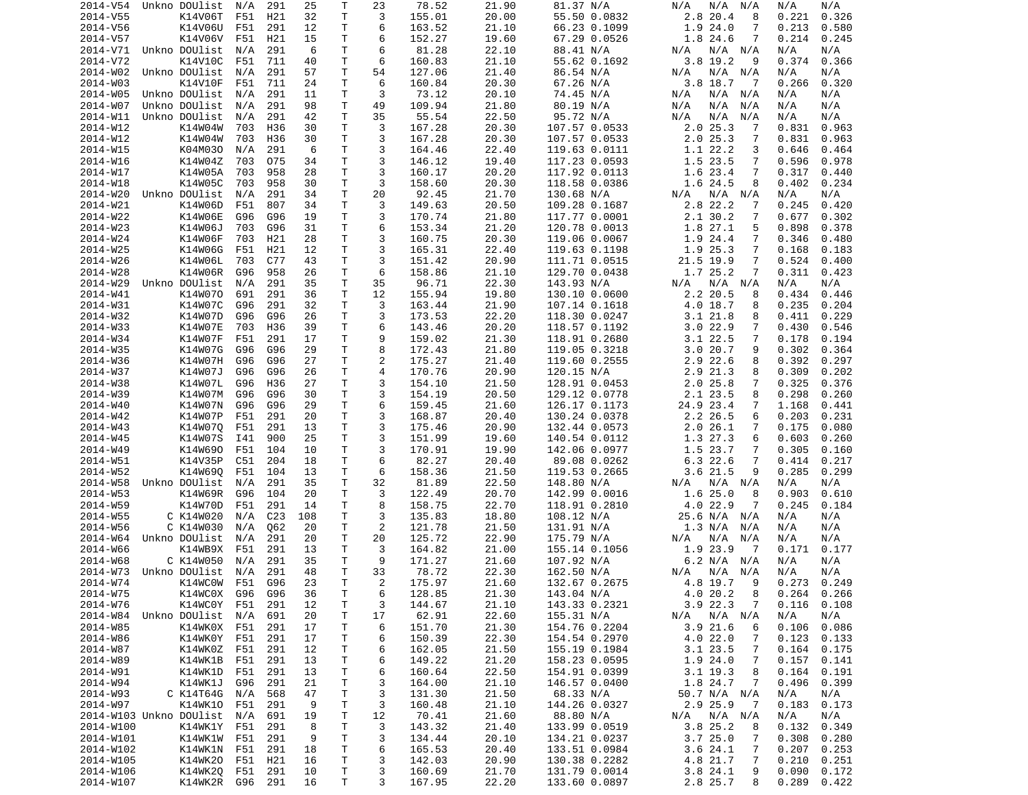| | | | | | | | | | | | | | | | | |
|---|---|---|---|---|---|---|---|---|---|---|---|---|---|---|---|---|
| 2014-V54 | Unkno | DOUlist | N/A | 291 | 25 | T | 23 | 78.52 | 21.90 | 81.37 | N/A | N/A | N/A | N/A | N/A | N/A |
| 2014-V55 | | K14V06T | F51 | H21 | 32 | T | 3 | 155.01 | 20.00 | 55.50 | 0.0832 | 2.8 | 20.4 | 8 | 0.221 | 0.326 |
| 2014-V56 | | K14V06U | F51 | 291 | 12 | T | 6 | 163.52 | 21.10 | 66.23 | 0.1099 | 1.9 | 24.0 | 7 | 0.213 | 0.580 |
| 2014-V57 | | K14V06V | F51 | H21 | 15 | T | 6 | 152.27 | 19.60 | 67.29 | 0.0526 | 1.8 | 24.6 | 7 | 0.214 | 0.245 |
| 2014-V71 | Unkno | DOUlist | N/A | 291 | 6 | T | 6 | 81.28 | 22.10 | 88.41 | N/A | N/A | N/A | N/A | N/A | N/A |
| 2014-V72 | | K14V10C | F51 | 711 | 40 | T | 6 | 160.83 | 21.10 | 55.62 | 0.1692 | 3.8 | 19.2 | 9 | 0.374 | 0.366 |
| 2014-W02 | Unkno | DOUlist | N/A | 291 | 57 | T | 54 | 127.06 | 21.40 | 86.54 | N/A | N/A | N/A | N/A | N/A | N/A |
| 2014-W03 | | K14V10F | F51 | 711 | 24 | T | 6 | 160.84 | 20.30 | 67.26 | N/A | 3.8 | 18.7 | 7 | 0.266 | 0.320 |
| 2014-W05 | Unkno | DOUlist | N/A | 291 | 11 | T | 3 | 73.12 | 20.10 | 74.45 | N/A | N/A | N/A | N/A | N/A | N/A |
| 2014-W07 | Unkno | DOUlist | N/A | 291 | 98 | T | 49 | 109.94 | 21.80 | 80.19 | N/A | N/A | N/A | N/A | N/A | N/A |
| 2014-W11 | Unkno | DOUlist | N/A | 291 | 42 | T | 35 | 55.54 | 22.50 | 95.72 | N/A | N/A | N/A | N/A | N/A | N/A |
| 2014-W12 | | K14W04W | 703 | H36 | 30 | T | 3 | 167.28 | 20.30 | 107.57 | 0.0533 | 2.0 | 25.3 | 7 | 0.831 | 0.963 |
| 2014-W12 | | K14W04W | 703 | H36 | 30 | T | 3 | 167.28 | 20.30 | 107.57 | 0.0533 | 2.0 | 25.3 | 7 | 0.831 | 0.963 |
| 2014-W15 | | K04M03O | N/A | 291 | 6 | T | 3 | 164.46 | 22.40 | 119.63 | 0.0111 | 1.1 | 22.2 | 3 | 0.646 | 0.464 |
| 2014-W16 | | K14W04Z | 703 | 075 | 34 | T | 3 | 146.12 | 19.40 | 117.23 | 0.0593 | 1.5 | 23.5 | 7 | 0.596 | 0.978 |
| 2014-W17 | | K14W05A | 703 | 958 | 28 | T | 3 | 160.17 | 20.20 | 117.92 | 0.0113 | 1.6 | 23.4 | 7 | 0.317 | 0.440 |
| 2014-W18 | | K14W05C | 703 | 958 | 30 | T | 3 | 158.60 | 20.30 | 118.58 | 0.0386 | 1.6 | 24.5 | 8 | 0.402 | 0.234 |
| 2014-W20 | Unkno | DOUlist | N/A | 291 | 34 | T | 20 | 92.45 | 21.70 | 130.68 | N/A | N/A | N/A | N/A | N/A | N/A |
| 2014-W21 | | K14W06D | F51 | 807 | 34 | T | 3 | 149.63 | 20.50 | 109.28 | 0.1687 | 2.8 | 22.2 | 7 | 0.245 | 0.420 |
| 2014-W22 | | K14W06E | G96 | G96 | 19 | T | 3 | 170.74 | 21.80 | 117.77 | 0.0001 | 2.1 | 30.2 | 7 | 0.677 | 0.302 |
| 2014-W23 | | K14W06J | 703 | G96 | 31 | T | 6 | 153.34 | 21.20 | 120.78 | 0.0013 | 1.8 | 27.1 | 5 | 0.898 | 0.378 |
| 2014-W24 | | K14W06F | 703 | H21 | 28 | T | 3 | 160.75 | 20.30 | 119.06 | 0.0067 | 1.9 | 24.4 | 7 | 0.346 | 0.480 |
| 2014-W25 | | K14W06G | F51 | H21 | 12 | T | 3 | 165.31 | 22.40 | 119.63 | 0.1198 | 1.9 | 25.3 | 7 | 0.168 | 0.183 |
| 2014-W26 | | K14W06L | 703 | C77 | 43 | T | 3 | 151.42 | 20.90 | 111.71 | 0.0515 | 21.5 | 19.9 | 7 | 0.524 | 0.400 |
| 2014-W28 | | K14W06R | G96 | 958 | 26 | T | 6 | 158.86 | 21.10 | 129.70 | 0.0438 | 1.7 | 25.2 | 7 | 0.311 | 0.423 |
| 2014-W29 | Unkno | DOUlist | N/A | 291 | 35 | T | 35 | 96.71 | 22.30 | 143.93 | N/A | N/A | N/A | N/A | N/A | N/A |
| 2014-W41 | | K14W07O | 691 | 291 | 36 | T | 12 | 155.94 | 19.80 | 130.10 | 0.0600 | 2.2 | 20.5 | 8 | 0.434 | 0.446 |
| 2014-W31 | | K14W07C | G96 | 291 | 32 | T | 3 | 163.44 | 21.90 | 107.14 | 0.1618 | 4.0 | 18.7 | 8 | 0.235 | 0.204 |
| 2014-W32 | | K14W07D | G96 | G96 | 26 | T | 3 | 173.53 | 22.20 | 118.30 | 0.0247 | 3.1 | 21.8 | 8 | 0.411 | 0.229 |
| 2014-W33 | | K14W07E | 703 | H36 | 39 | T | 6 | 143.46 | 20.20 | 118.57 | 0.1192 | 3.0 | 22.9 | 7 | 0.430 | 0.546 |
| 2014-W34 | | K14W07F | F51 | 291 | 17 | T | 9 | 159.02 | 21.30 | 118.91 | 0.2680 | 3.1 | 22.5 | 7 | 0.178 | 0.194 |
| 2014-W35 | | K14W07G | G96 | G96 | 29 | T | 8 | 172.43 | 21.80 | 119.05 | 0.3218 | 3.0 | 20.7 | 9 | 0.302 | 0.364 |
| 2014-W36 | | K14W07H | G96 | G96 | 27 | T | 2 | 175.27 | 21.40 | 119.60 | 0.2555 | 2.9 | 22.6 | 8 | 0.392 | 0.297 |
| 2014-W37 | | K14W07J | G96 | G96 | 26 | T | 4 | 170.76 | 20.90 | 120.15 | N/A | 2.9 | 21.3 | 8 | 0.309 | 0.202 |
| 2014-W38 | | K14W07L | G96 | H36 | 27 | T | 3 | 154.10 | 21.50 | 128.91 | 0.0453 | 2.0 | 25.8 | 7 | 0.325 | 0.376 |
| 2014-W39 | | K14W07M | G96 | G96 | 30 | T | 3 | 154.19 | 20.50 | 129.12 | 0.0778 | 2.1 | 23.5 | 8 | 0.298 | 0.260 |
| 2014-W40 | | K14W07N | G96 | G96 | 29 | T | 6 | 159.45 | 21.60 | 126.17 | 0.1173 | 24.9 | 23.4 | 7 | 1.168 | 0.441 |
| 2014-W42 | | K14W07P | F51 | 291 | 20 | T | 3 | 168.87 | 20.40 | 130.24 | 0.0378 | 2.2 | 26.5 | 6 | 0.203 | 0.231 |
| 2014-W43 | | K14W07Q | F51 | 291 | 13 | T | 3 | 175.46 | 20.90 | 132.44 | 0.0573 | 2.0 | 26.1 | 7 | 0.175 | 0.080 |
| 2014-W45 | | K14W07S | I41 | 900 | 25 | T | 3 | 151.99 | 19.60 | 140.54 | 0.0112 | 1.3 | 27.3 | 6 | 0.603 | 0.260 |
| 2014-W49 | | K14W69O | F51 | 104 | 10 | T | 3 | 170.91 | 19.90 | 142.06 | 0.0977 | 1.5 | 23.7 | 7 | 0.305 | 0.160 |
| 2014-W51 | | K14V35P | C51 | 204 | 18 | T | 6 | 82.27 | 20.40 | 89.08 | 0.0262 | 6.3 | 22.6 | 7 | 0.414 | 0.217 |
| 2014-W52 | | K14W69Q | F51 | 104 | 13 | T | 6 | 158.36 | 21.50 | 119.53 | 0.2665 | 3.6 | 21.5 | 9 | 0.285 | 0.299 |
| 2014-W58 | Unkno | DOUlist | N/A | 291 | 35 | T | 32 | 81.89 | 22.50 | 148.80 | N/A | N/A | N/A | N/A | N/A | N/A |
| 2014-W53 | | K14W69R | G96 | 104 | 20 | T | 3 | 122.49 | 20.70 | 142.99 | 0.0016 | 1.6 | 25.0 | 8 | 0.903 | 0.610 |
| 2014-W59 | | K14W70D | F51 | 291 | 14 | T | 8 | 158.75 | 22.70 | 118.91 | 0.2810 | 4.0 | 22.9 | 7 | 0.245 | 0.184 |
| 2014-W55 | C | K14W020 | N/A | C23 | 108 | T | 3 | 135.83 | 18.80 | 108.12 | N/A | 25.6 | N/A | N/A | N/A | N/A |
| 2014-W56 | C | K14W030 | N/A | Q62 | 20 | T | 2 | 121.78 | 21.50 | 131.91 | N/A | 1.3 | N/A | N/A | N/A | N/A |
| 2014-W64 | Unkno | DOUlist | N/A | 291 | 20 | T | 20 | 125.72 | 22.90 | 175.79 | N/A | N/A | N/A | N/A | N/A | N/A |
| 2014-W66 | | K14WB9X | F51 | 291 | 13 | T | 3 | 164.82 | 21.00 | 155.14 | 0.1056 | 1.9 | 23.9 | 7 | 0.171 | 0.177 |
| 2014-W68 | C | K14W050 | N/A | 291 | 35 | T | 9 | 171.27 | 21.60 | 107.92 | N/A | 6.2 | N/A | N/A | N/A | N/A |
| 2014-W73 | Unkno | DOUlist | N/A | 291 | 48 | T | 33 | 78.72 | 22.30 | 162.50 | N/A | N/A | N/A | N/A | N/A | N/A |
| 2014-W74 | | K14WC0W | F51 | G96 | 23 | T | 2 | 175.97 | 21.60 | 132.67 | 0.2675 | 4.8 | 19.7 | 9 | 0.273 | 0.249 |
| 2014-W75 | | K14WC0X | G96 | G96 | 36 | T | 6 | 128.85 | 21.30 | 143.04 | N/A | 4.0 | 20.2 | 8 | 0.264 | 0.266 |
| 2014-W76 | | K14WC0Y | F51 | 291 | 12 | T | 3 | 144.67 | 21.10 | 143.33 | 0.2321 | 3.9 | 22.3 | 7 | 0.116 | 0.108 |
| 2014-W84 | Unkno | DOUlist | N/A | 691 | 20 | T | 17 | 62.91 | 22.60 | 155.31 | N/A | N/A | N/A | N/A | N/A | N/A |
| 2014-W85 | | K14WK0X | F51 | 291 | 17 | T | 6 | 151.70 | 21.30 | 154.76 | 0.2204 | 3.9 | 21.6 | 6 | 0.106 | 0.086 |
| 2014-W86 | | K14WK0Y | F51 | 291 | 17 | T | 6 | 150.39 | 22.30 | 154.54 | 0.2970 | 4.0 | 22.0 | 7 | 0.123 | 0.133 |
| 2014-W87 | | K14WK0Z | F51 | 291 | 12 | T | 6 | 162.05 | 21.50 | 155.19 | 0.1984 | 3.1 | 23.5 | 7 | 0.164 | 0.175 |
| 2014-W89 | | K14WK1B | F51 | 291 | 13 | T | 6 | 149.22 | 21.20 | 158.23 | 0.0595 | 1.9 | 24.0 | 7 | 0.157 | 0.141 |
| 2014-W91 | | K14WK1D | F51 | 291 | 13 | T | 6 | 160.64 | 22.50 | 154.91 | 0.0399 | 3.1 | 19.3 | 8 | 0.164 | 0.191 |
| 2014-W94 | | K14WK1J | G96 | 291 | 21 | T | 3 | 164.00 | 21.10 | 146.57 | 0.0400 | 1.8 | 24.7 | 7 | 0.496 | 0.399 |
| 2014-W93 | C | K14T64G | N/A | 568 | 47 | T | 3 | 131.30 | 21.50 | 68.33 | N/A | 50.7 | N/A | N/A | N/A | N/A |
| 2014-W97 | | K14WK1O | F51 | 291 | 9 | T | 3 | 160.48 | 21.10 | 144.26 | 0.0327 | 2.9 | 25.9 | 7 | 0.183 | 0.173 |
| 2014-W103 | Unkno | DOUlist | N/A | 691 | 19 | T | 12 | 70.41 | 21.60 | 88.80 | N/A | N/A | N/A | N/A | N/A | N/A |
| 2014-W100 | | K14WK1Y | F51 | 291 | 8 | T | 3 | 143.32 | 21.40 | 133.99 | 0.0519 | 3.8 | 25.2 | 8 | 0.132 | 0.349 |
| 2014-W101 | | K14WK1W | F51 | 291 | 9 | T | 3 | 134.44 | 20.10 | 134.21 | 0.0237 | 3.7 | 25.0 | 7 | 0.308 | 0.280 |
| 2014-W102 | | K14WK1N | F51 | 291 | 18 | T | 6 | 165.53 | 20.40 | 133.51 | 0.0984 | 3.6 | 24.1 | 7 | 0.207 | 0.253 |
| 2014-W105 | | K14WK2O | F51 | H21 | 16 | T | 3 | 142.03 | 20.90 | 130.38 | 0.2282 | 4.8 | 21.7 | 7 | 0.210 | 0.251 |
| 2014-W106 | | K14WK2Q | F51 | 291 | 10 | T | 3 | 160.69 | 21.70 | 131.79 | 0.0014 | 3.8 | 24.1 | 9 | 0.090 | 0.172 |
| 2014-W107 | | K14WK2R | G96 | 291 | 16 | T | 3 | 167.95 | 22.20 | 133.60 | 0.0897 | 2.8 | 25.7 | 8 | 0.289 | 0.422 |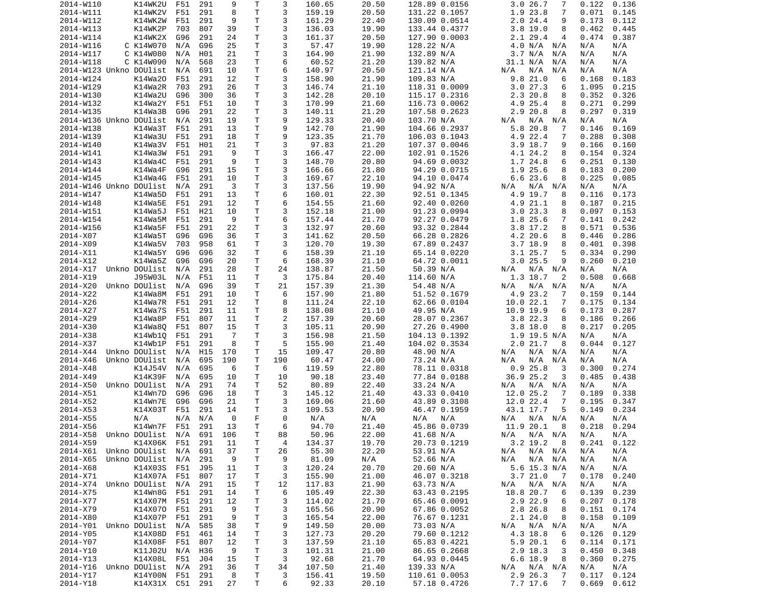| | | | | | | | | | | | | | | | | |
|---|---|---|---|---|---|---|---|---|---|---|---|---|---|---|---|---|
| 2014-W110 | | K14WK2U | F51 | 291 | 9 | T | 3 | 160.65 | 20.50 | 128.89 | 0.0156 | 3.0 | 26.7 | 7 | 0.122 | 0.136 |
| 2014-W111 | | K14WK2V | F51 | 291 | 8 | T | 3 | 159.19 | 20.50 | 131.22 | 0.1057 | 1.9 | 23.8 | 7 | 0.071 | 0.145 |
| 2014-W112 | | K14WK2W | F51 | 291 | 9 | T | 3 | 161.29 | 22.40 | 130.09 | 0.0514 | 2.0 | 24.4 | 9 | 0.173 | 0.112 |
| 2014-W113 | | K14WK2P | 703 | 807 | 39 | T | 3 | 136.03 | 19.90 | 133.44 | 0.4377 | 3.8 | 19.0 | 8 | 0.462 | 0.445 |
| 2014-W114 | | K14WK2X | G96 | 291 | 24 | T | 3 | 161.37 | 20.50 | 127.90 | 0.0003 | 2.1 | 29.4 | 4 | 0.474 | 0.387 |
| 2014-W116 | C | K14W070 | N/A | G96 | 25 | T | 3 | 57.47 | 19.90 | 128.22 | N/A | 4.0 | N/A | N/A | N/A | N/A |
| 2014-W117 | C | K14W080 | N/A | H01 | 21 | T | 3 | 164.90 | 21.90 | 132.89 | N/A | 3.7 | N/A | N/A | N/A | N/A |
| 2014-W118 | C | K14W090 | N/A | 568 | 23 | T | 6 | 60.52 | 21.20 | 139.82 | N/A | 31.1 | N/A | N/A | N/A | N/A |
| 2014-W123 | Unkno | DOUlist | N/A | 691 | 10 | T | 6 | 140.97 | 20.50 | 121.14 | N/A | N/A | N/A | N/A | N/A | N/A |
| 2014-W124 | | K14Wa2O | F51 | 291 | 12 | T | 3 | 158.90 | 21.90 | 109.83 | N/A | 9.8 | 21.0 | 6 | 0.168 | 0.183 |
| 2014-W129 | | K14Wa2R | 703 | 291 | 26 | T | 3 | 146.74 | 21.10 | 118.31 | 0.0009 | 3.0 | 27.3 | 6 | 1.095 | 0.215 |
| 2014-W130 | | K14Wa2U | G96 | 300 | 36 | T | 3 | 142.28 | 20.10 | 115.17 | 0.2316 | 2.3 | 20.8 | 8 | 0.352 | 0.326 |
| 2014-W132 | | K14Wa2Y | F51 | F51 | 10 | T | 3 | 170.99 | 21.60 | 116.73 | 0.0062 | 4.9 | 25.4 | 8 | 0.271 | 0.299 |
| 2014-W135 | | K14Wa3B | G96 | 291 | 22 | T | 3 | 140.11 | 21.20 | 107.58 | 0.2623 | 2.9 | 20.8 | 8 | 0.297 | 0.319 |
| 2014-W136 | Unkno | DOUlist | N/A | 291 | 19 | T | 9 | 129.33 | 20.40 | 103.70 | N/A | N/A | N/A | N/A | N/A | N/A |
| 2014-W138 | | K14Wa3T | F51 | 291 | 13 | T | 9 | 142.70 | 21.90 | 104.66 | 0.2937 | 5.8 | 20.8 | 7 | 0.146 | 0.169 |
| 2014-W139 | | K14Wa3U | F51 | 291 | 18 | T | 9 | 123.35 | 21.70 | 106.03 | 0.1043 | 4.9 | 22.4 | 7 | 0.288 | 0.308 |
| 2014-W140 | | K14Wa3V | F51 | H01 | 21 | T | 3 | 97.83 | 21.20 | 107.37 | 0.0046 | 3.9 | 18.7 | 9 | 0.166 | 0.160 |
| 2014-W141 | | K14Wa3W | F51 | 291 | 9 | T | 3 | 166.47 | 22.00 | 102.91 | 0.1526 | 4.1 | 24.2 | 8 | 0.154 | 0.324 |
| 2014-W143 | | K14Wa4C | F51 | 291 | 9 | T | 3 | 148.70 | 20.80 | 94.69 | 0.0032 | 1.7 | 24.8 | 6 | 0.251 | 0.130 |
| 2014-W144 | | K14Wa4F | G96 | 291 | 15 | T | 3 | 166.66 | 21.80 | 94.29 | 0.0715 | 1.9 | 25.6 | 8 | 0.183 | 0.200 |
| 2014-W145 | | K14Wa4G | F51 | 291 | 10 | T | 3 | 169.67 | 22.10 | 94.10 | 0.0474 | 6.6 | 23.6 | 8 | 0.225 | 0.085 |
| 2014-W146 | Unkno | DOUlist | N/A | 291 | 3 | T | 3 | 137.56 | 19.90 | 94.92 | N/A | N/A | N/A | N/A | N/A | N/A |
| 2014-W147 | | K14Wa5D | F51 | 291 | 13 | T | 6 | 160.01 | 22.30 | 92.51 | 0.1345 | 4.9 | 19.7 | 8 | 0.116 | 0.173 |
| 2014-W148 | | K14Wa5E | F51 | 291 | 12 | T | 6 | 154.55 | 21.60 | 92.40 | 0.0260 | 4.9 | 21.1 | 8 | 0.187 | 0.215 |
| 2014-W151 | | K14Wa5J | F51 | H21 | 10 | T | 3 | 152.18 | 21.00 | 91.23 | 0.0994 | 3.0 | 23.3 | 8 | 0.097 | 0.153 |
| 2014-W154 | | K14Wa5M | F51 | 291 | 9 | T | 6 | 157.44 | 21.70 | 92.27 | 0.0479 | 1.8 | 25.6 | 7 | 0.141 | 0.242 |
| 2014-W156 | | K14Wa5F | F51 | 291 | 22 | T | 3 | 132.97 | 20.60 | 93.32 | 0.2844 | 3.8 | 17.2 | 8 | 0.571 | 0.536 |
| 2014-X07 | | K14Wa5T | G96 | G96 | 36 | T | 3 | 141.62 | 20.50 | 66.28 | 0.2826 | 4.2 | 20.6 | 8 | 0.446 | 0.286 |
| 2014-X09 | | K14Wa5V | 703 | 958 | 61 | T | 3 | 120.70 | 19.30 | 67.89 | 0.2437 | 3.7 | 18.9 | 8 | 0.401 | 0.398 |
| 2014-X11 | | K14Wa5Y | G96 | G96 | 32 | T | 6 | 158.39 | 21.10 | 65.14 | 0.0220 | 3.1 | 25.7 | 5 | 0.334 | 0.290 |
| 2014-X12 | | K14Wa5Z | G96 | G96 | 20 | T | 6 | 168.39 | 21.10 | 64.72 | 0.0011 | 3.0 | 25.5 | 9 | 0.260 | 0.210 |
| 2014-X17 | Unkno | DOUlist | N/A | 291 | 28 | T | 24 | 138.87 | 21.50 | 50.39 | N/A | N/A | N/A | N/A | N/A | N/A |
| 2014-X19 | | J95W03L | N/A | F51 | 11 | T | 3 | 175.84 | 20.40 | 114.60 | N/A | 1.3 | 18.7 | 2 | 0.508 | 0.668 |
| 2014-X20 | Unkno | DOUlist | N/A | G96 | 39 | T | 21 | 157.39 | 21.30 | 54.48 | N/A | N/A | N/A | N/A | N/A | N/A |
| 2014-X22 | | K14Wa8M | F51 | 291 | 10 | T | 6 | 157.90 | 21.80 | 51.52 | 0.1679 | 4.9 | 23.2 | 7 | 0.159 | 0.144 |
| 2014-X26 | | K14Wa7R | F51 | 291 | 12 | T | 8 | 111.24 | 22.10 | 62.66 | 0.0104 | 10.0 | 22.1 | 7 | 0.175 | 0.134 |
| 2014-X27 | | K14Wa7S | F51 | 291 | 11 | T | 8 | 138.08 | 21.10 | 49.95 | N/A | 10.9 | 19.9 | 6 | 0.173 | 0.287 |
| 2014-X29 | | K14Wa8P | F51 | 807 | 11 | T | 2 | 157.39 | 20.60 | 28.07 | 0.2367 | 3.8 | 22.3 | 8 | 0.186 | 0.266 |
| 2014-X30 | | K14Wa8Q | F51 | 807 | 15 | T | 3 | 105.11 | 20.90 | 27.26 | 0.4900 | 3.8 | 18.0 | 8 | 0.217 | 0.205 |
| 2014-X38 | | K14Wb1Q | F51 | 291 | 7 | T | 3 | 156.98 | 21.50 | 104.13 | 0.1392 | 1.9 | 19.5 | N/A | N/A | N/A |
| 2014-X37 | | K14Wb1P | F51 | 291 | 8 | T | 5 | 155.90 | 21.40 | 104.02 | 0.3534 | 2.0 | 21.7 | 8 | 0.044 | 0.127 |
| 2014-X44 | Unkno | DOUlist | N/A | H15 | 170 | T | 15 | 109.47 | 20.80 | 48.90 | N/A | N/A | N/A | N/A | N/A | N/A |
| 2014-X46 | Unkno | DOUlist | N/A | 695 | 190 | T | 190 | 60.47 | 24.00 | 73.24 | N/A | N/A | N/A | N/A | N/A | N/A |
| 2014-X48 | | K14J54V | N/A | 695 | 6 | T | 6 | 119.59 | 22.80 | 78.11 | 0.0318 | 0.9 | 25.8 | 3 | 0.300 | 0.274 |
| 2014-X49 | | K14K39F | N/A | 695 | 10 | T | 10 | 90.18 | 23.40 | 77.84 | 0.0188 | 36.9 | 25.2 | 3 | 0.485 | 0.438 |
| 2014-X50 | Unkno | DOUlist | N/A | 291 | 74 | T | 52 | 80.89 | 22.40 | 33.24 | N/A | N/A | N/A | N/A | N/A | N/A |
| 2014-X51 | | K14Wn7D | G96 | G96 | 18 | T | 3 | 145.12 | 21.40 | 43.33 | 0.0410 | 12.0 | 25.2 | 7 | 0.189 | 0.338 |
| 2014-X52 | | K14Wn7E | G96 | G96 | 21 | T | 3 | 169.06 | 21.60 | 43.89 | 0.3108 | 12.0 | 22.4 | 7 | 0.195 | 0.347 |
| 2014-X53 | | K14X03T | F51 | 291 | 14 | T | 3 | 109.53 | 20.90 | 46.47 | 0.1959 | 43.1 | 17.7 | 5 | 0.149 | 0.234 |
| 2014-X55 | | N/A | N/A | N/A | 0 | F | 0 | N/A | N/A | N/A | N/A | N/A | N/A | N/A | N/A | N/A |
| 2014-X56 | | K14Wn7F | F51 | 291 | 13 | T | 6 | 94.70 | 21.40 | 45.86 | 0.0739 | 11.9 | 20.1 | 8 | 0.218 | 0.294 |
| 2014-X58 | Unkno | DOUlist | N/A | 691 | 106 | T | 88 | 50.96 | 22.00 | 41.68 | N/A | N/A | N/A | N/A | N/A | N/A |
| 2014-X59 | | K14X06K | F51 | 291 | 11 | T | 4 | 134.37 | 19.70 | 20.73 | 0.1219 | 3.2 | 19.2 | 8 | 0.241 | 0.122 |
| 2014-X61 | Unkno | DOUlist | N/A | 691 | 37 | T | 26 | 55.30 | 22.20 | 53.91 | N/A | N/A | N/A | N/A | N/A | N/A |
| 2014-X65 | Unkno | DOUlist | N/A | 291 | 9 | T | 9 | 81.09 | N/A | 52.66 | N/A | N/A | N/A | N/A | N/A | N/A |
| 2014-X68 | | K14X03S | F51 | J95 | 11 | T | 3 | 120.24 | 20.70 | 20.60 | N/A | 5.6 | 15.3 | N/A | N/A | N/A |
| 2014-X71 | | K14X07A | F51 | 807 | 17 | T | 3 | 155.90 | 21.00 | 46.07 | 0.3218 | 3.7 | 21.0 | 7 | 0.178 | 0.240 |
| 2014-X74 | Unkno | DOUlist | N/A | 291 | 15 | T | 12 | 117.83 | 21.90 | 63.73 | N/A | N/A | N/A | N/A | N/A | N/A |
| 2014-X75 | | K14Wn8G | F51 | 291 | 14 | T | 6 | 105.49 | 22.30 | 63.43 | 0.2195 | 18.8 | 20.7 | 6 | 0.139 | 0.239 |
| 2014-X77 | | K14X07M | F51 | 291 | 12 | T | 3 | 114.02 | 21.70 | 65.46 | 0.0091 | 2.9 | 22.9 | 6 | 0.207 | 0.178 |
| 2014-X79 | | K14X07O | F51 | 291 | 9 | T | 3 | 165.56 | 20.90 | 67.86 | 0.0052 | 2.8 | 26.8 | 8 | 0.151 | 0.174 |
| 2014-X80 | | K14X07P | F51 | 291 | 9 | T | 3 | 165.54 | 22.00 | 76.67 | 0.1231 | 2.1 | 24.0 | 8 | 0.158 | 0.109 |
| 2014-Y01 | Unkno | DOUlist | N/A | 585 | 38 | T | 9 | 149.50 | 20.00 | 73.03 | N/A | N/A | N/A | N/A | N/A | N/A |
| 2014-Y05 | | K14X08D | F51 | 461 | 14 | T | 3 | 127.73 | 20.20 | 79.60 | 0.1212 | 4.3 | 18.8 | 6 | 0.126 | 0.129 |
| 2014-Y07 | | K14X08F | F51 | 807 | 12 | T | 3 | 137.59 | 21.10 | 65.83 | 0.4221 | 5.9 | 20.1 | 6 | 0.114 | 0.171 |
| 2014-Y10 | | K11J02U | N/A | H36 | 9 | T | 3 | 101.31 | 21.00 | 86.65 | 0.2668 | 2.9 | 18.3 | 3 | 0.450 | 0.348 |
| 2014-Y13 | | K14X08L | F51 | J04 | 15 | T | 3 | 92.68 | 21.70 | 64.93 | 0.0445 | 6.6 | 18.9 | 8 | 0.360 | 0.275 |
| 2014-Y16 | Unkno | DOUlist | N/A | 291 | 36 | T | 34 | 107.50 | 21.40 | 139.33 | N/A | N/A | N/A | N/A | N/A | N/A |
| 2014-Y17 | | K14Y00N | F51 | 291 | 8 | T | 3 | 156.41 | 19.50 | 110.61 | 0.0053 | 2.9 | 26.3 | 7 | 0.117 | 0.124 |
| 2014-Y18 | | K14X31X | C51 | 291 | 27 | T | 6 | 92.33 | 20.10 | 57.18 | 0.4726 | 7.7 | 17.6 | 7 | 0.669 | 0.612 |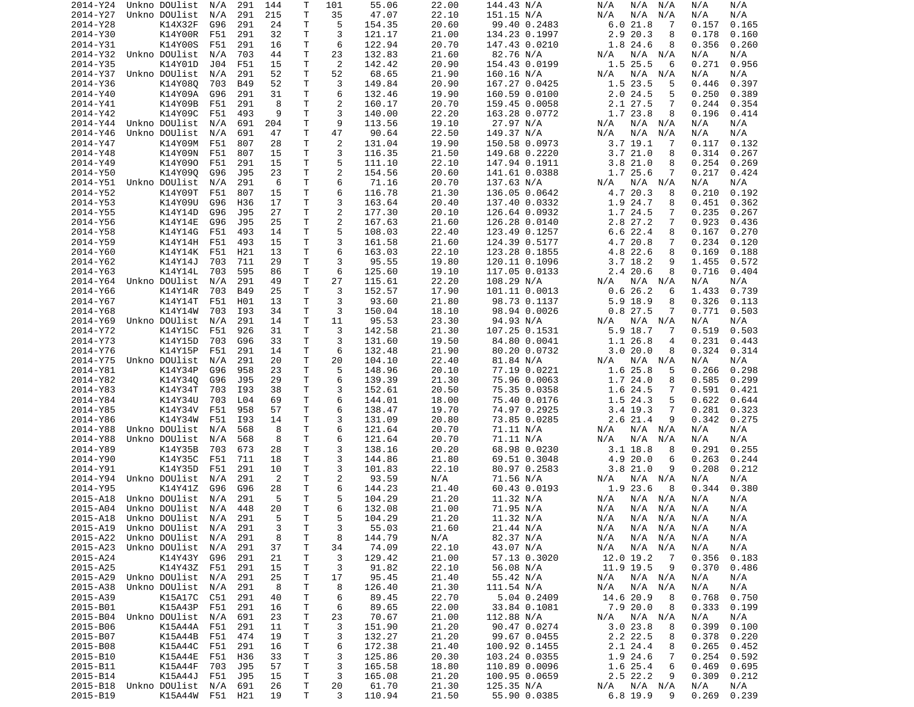| | | | | | | | | | | | | | | | | | |
|---|---|---|---|---|---|---|---|---|---|---|---|---|---|---|---|---|---|
| 2014-Y24 | Unkno | DOUlist | N/A | 291 | 144 | T | 101 | 55.06 | 22.00 | 144.43 | N/A | N/A | N/A | N/A | N/A | N/A |
| 2014-Y27 | Unkno | DOUlist | N/A | 291 | 215 | T | 35 | 47.07 | 22.10 | 151.15 | N/A | N/A | N/A | N/A | N/A | N/A |
| 2014-Y28 | | K14X32F | G96 | 291 | 24 | T | 5 | 154.35 | 20.60 | 99.40 | 0.2483 | 6.0 | 21.8 | 7 | 0.157 | 0.165 |
| 2014-Y30 | | K14Y00R | F51 | 291 | 32 | T | 3 | 121.17 | 21.00 | 134.23 | 0.1997 | 2.9 | 20.3 | 8 | 0.178 | 0.160 |
| 2014-Y31 | | K14Y00S | F51 | 291 | 16 | T | 6 | 122.94 | 20.70 | 147.43 | 0.0210 | 1.8 | 24.6 | 8 | 0.356 | 0.260 |
| 2014-Y32 | Unkno | DOUlist | N/A | 703 | 44 | T | 23 | 132.83 | 21.60 | 82.76 | N/A | N/A | N/A | N/A | N/A | N/A |
| 2014-Y35 | | K14Y01D | J04 | F51 | 15 | T | 2 | 142.42 | 20.90 | 154.43 | 0.0199 | 1.5 | 25.5 | 6 | 0.271 | 0.956 |
| 2014-Y37 | Unkno | DOUlist | N/A | 291 | 52 | T | 52 | 68.65 | 21.90 | 160.16 | N/A | N/A | N/A | N/A | N/A | N/A |
| 2014-Y36 | | K14Y08Q | 703 | B49 | 52 | T | 3 | 149.84 | 20.90 | 167.27 | 0.0425 | 1.5 | 23.5 | 5 | 0.446 | 0.397 |
| 2014-Y40 | | K14Y09A | G96 | 291 | 31 | T | 6 | 132.46 | 19.90 | 160.59 | 0.0100 | 2.0 | 24.5 | 5 | 0.250 | 0.389 |
| 2014-Y41 | | K14Y09B | F51 | 291 | 8 | T | 2 | 160.17 | 20.70 | 159.45 | 0.0058 | 2.1 | 27.5 | 7 | 0.244 | 0.354 |
| 2014-Y42 | | K14Y09C | F51 | 493 | 9 | T | 3 | 140.00 | 22.20 | 163.28 | 0.0772 | 1.7 | 23.8 | 8 | 0.196 | 0.414 |
| 2014-Y44 | Unkno | DOUlist | N/A | 691 | 204 | T | 9 | 113.56 | 19.10 | 27.97 | N/A | N/A | N/A | N/A | N/A | N/A |
| 2014-Y46 | Unkno | DOUlist | N/A | 691 | 47 | T | 47 | 90.64 | 22.50 | 149.37 | N/A | N/A | N/A | N/A | N/A | N/A |
| 2014-Y47 | | K14Y09M | F51 | 807 | 28 | T | 2 | 131.04 | 19.90 | 150.58 | 0.0973 | 3.7 | 19.1 | 7 | 0.117 | 0.132 |
| 2014-Y48 | | K14Y09N | F51 | 807 | 15 | T | 3 | 116.35 | 21.50 | 149.68 | 0.2220 | 3.7 | 21.0 | 8 | 0.314 | 0.267 |
| 2014-Y49 | | K14Y09O | F51 | 291 | 15 | T | 5 | 111.10 | 22.10 | 147.94 | 0.1911 | 3.8 | 21.0 | 8 | 0.254 | 0.269 |
| 2014-Y50 | | K14Y09Q | G96 | J95 | 23 | T | 2 | 154.56 | 20.60 | 141.61 | 0.0388 | 1.7 | 25.6 | 7 | 0.217 | 0.424 |
| 2014-Y51 | Unkno | DOUlist | N/A | 291 | 6 | T | 6 | 71.16 | 20.70 | 137.63 | N/A | N/A | N/A | N/A | N/A | N/A |
| 2014-Y52 | | K14Y09T | F51 | 807 | 15 | T | 6 | 116.78 | 21.30 | 136.05 | 0.0642 | 4.7 | 20.3 | 8 | 0.210 | 0.192 |
| 2014-Y53 | | K14Y09U | G96 | H36 | 17 | T | 3 | 163.64 | 20.40 | 137.40 | 0.0332 | 1.9 | 24.7 | 8 | 0.451 | 0.362 |
| 2014-Y55 | | K14Y14D | G96 | J95 | 27 | T | 2 | 177.30 | 20.10 | 126.64 | 0.0932 | 1.7 | 24.5 | 7 | 0.235 | 0.267 |
| 2014-Y56 | | K14Y14E | G96 | J95 | 25 | T | 2 | 167.63 | 21.60 | 126.28 | 0.0140 | 2.8 | 27.2 | 7 | 0.923 | 0.436 |
| 2014-Y58 | | K14Y14G | F51 | 493 | 14 | T | 5 | 108.03 | 22.40 | 123.49 | 0.1257 | 6.6 | 22.4 | 8 | 0.167 | 0.270 |
| 2014-Y59 | | K14Y14H | F51 | 493 | 15 | T | 3 | 161.58 | 21.60 | 124.39 | 0.5177 | 4.7 | 20.8 | 7 | 0.234 | 0.120 |
| 2014-Y60 | | K14Y14K | F51 | H21 | 13 | T | 6 | 163.03 | 22.10 | 123.28 | 0.1855 | 4.8 | 22.6 | 8 | 0.169 | 0.188 |
| 2014-Y62 | | K14Y14J | 703 | 711 | 29 | T | 3 | 95.55 | 19.80 | 120.11 | 0.1096 | 3.7 | 18.2 | 9 | 1.455 | 0.572 |
| 2014-Y63 | | K14Y14L | 703 | 595 | 86 | T | 6 | 125.60 | 19.10 | 117.05 | 0.0133 | 2.4 | 20.6 | 8 | 0.716 | 0.404 |
| 2014-Y64 | Unkno | DOUlist | N/A | 291 | 49 | T | 27 | 115.61 | 22.20 | 108.29 | N/A | N/A | N/A | N/A | N/A | N/A |
| 2014-Y66 | | K14Y14R | 703 | B49 | 25 | T | 3 | 152.57 | 17.90 | 101.11 | 0.0013 | 0.6 | 26.2 | 6 | 1.433 | 0.739 |
| 2014-Y67 | | K14Y14T | F51 | H01 | 13 | T | 3 | 93.60 | 21.80 | 98.73 | 0.1137 | 5.9 | 18.9 | 8 | 0.326 | 0.113 |
| 2014-Y68 | | K14Y14W | 703 | I93 | 34 | T | 3 | 150.04 | 18.10 | 98.94 | 0.0026 | 0.8 | 27.5 | 7 | 0.771 | 0.503 |
| 2014-Y69 | Unkno | DOUlist | N/A | 291 | 14 | T | 11 | 95.53 | 23.30 | 94.93 | N/A | N/A | N/A | N/A | N/A | N/A |
| 2014-Y72 | | K14Y15C | F51 | 926 | 31 | T | 3 | 142.58 | 21.30 | 107.25 | 0.1531 | 5.9 | 18.7 | 7 | 0.519 | 0.503 |
| 2014-Y73 | | K14Y15D | 703 | G96 | 33 | T | 3 | 131.60 | 19.50 | 84.80 | 0.0041 | 1.1 | 26.8 | 4 | 0.231 | 0.443 |
| 2014-Y76 | | K14Y15P | F51 | 291 | 14 | T | 6 | 132.48 | 21.90 | 80.20 | 0.0732 | 3.0 | 20.0 | 8 | 0.324 | 0.314 |
| 2014-Y75 | Unkno | DOUlist | N/A | 291 | 20 | T | 20 | 104.10 | 22.40 | 81.84 | N/A | N/A | N/A | N/A | N/A | N/A |
| 2014-Y81 | | K14Y34P | G96 | 958 | 23 | T | 5 | 148.96 | 20.10 | 77.19 | 0.0221 | 1.6 | 25.8 | 5 | 0.266 | 0.298 |
| 2014-Y82 | | K14Y34Q | G96 | J95 | 29 | T | 6 | 139.39 | 21.30 | 75.96 | 0.0063 | 1.7 | 24.0 | 8 | 0.585 | 0.299 |
| 2014-Y83 | | K14Y34T | 703 | I93 | 38 | T | 3 | 152.61 | 20.50 | 75.35 | 0.0358 | 1.6 | 24.5 | 7 | 0.591 | 0.421 |
| 2014-Y84 | | K14Y34U | 703 | L04 | 69 | T | 6 | 144.01 | 18.00 | 75.40 | 0.0176 | 1.5 | 24.3 | 5 | 0.622 | 0.644 |
| 2014-Y85 | | K14Y34V | F51 | 958 | 57 | T | 6 | 138.47 | 19.70 | 74.97 | 0.2925 | 3.4 | 19.3 | 7 | 0.281 | 0.323 |
| 2014-Y86 | | K14Y34W | F51 | I93 | 14 | T | 3 | 131.09 | 20.80 | 73.85 | 0.0285 | 2.6 | 21.4 | 9 | 0.342 | 0.275 |
| 2014-Y88 | Unkno | DOUlist | N/A | 568 | 8 | T | 6 | 121.64 | 20.70 | 71.11 | N/A | N/A | N/A | N/A | N/A | N/A |
| 2014-Y88 | Unkno | DOUlist | N/A | 568 | 8 | T | 6 | 121.64 | 20.70 | 71.11 | N/A | N/A | N/A | N/A | N/A | N/A |
| 2014-Y89 | | K14Y35B | 703 | 673 | 28 | T | 3 | 138.16 | 20.20 | 68.98 | 0.0230 | 3.1 | 18.8 | 8 | 0.291 | 0.255 |
| 2014-Y90 | | K14Y35C | F51 | 711 | 18 | T | 3 | 144.86 | 21.80 | 69.51 | 0.3048 | 4.9 | 20.0 | 6 | 0.263 | 0.244 |
| 2014-Y91 | | K14Y35D | F51 | 291 | 10 | T | 3 | 101.83 | 22.10 | 80.97 | 0.2583 | 3.8 | 21.0 | 9 | 0.208 | 0.212 |
| 2014-Y94 | Unkno | DOUlist | N/A | 291 | 2 | T | 2 | 93.59 | N/A | 71.56 | N/A | N/A | N/A | N/A | N/A | N/A |
| 2014-Y95 | | K14Y41Z | G96 | G96 | 28 | T | 6 | 144.23 | 21.40 | 60.43 | 0.0193 | 1.9 | 23.6 | 8 | 0.344 | 0.380 |
| 2015-A18 | Unkno | DOUlist | N/A | 291 | 5 | T | 5 | 104.29 | 21.20 | 11.32 | N/A | N/A | N/A | N/A | N/A | N/A |
| 2015-A04 | Unkno | DOUlist | N/A | 448 | 20 | T | 6 | 132.08 | 21.00 | 71.95 | N/A | N/A | N/A | N/A | N/A | N/A |
| 2015-A18 | Unkno | DOUlist | N/A | 291 | 5 | T | 5 | 104.29 | 21.20 | 11.32 | N/A | N/A | N/A | N/A | N/A | N/A |
| 2015-A19 | Unkno | DOUlist | N/A | 291 | 3 | T | 3 | 55.03 | 21.60 | 21.44 | N/A | N/A | N/A | N/A | N/A | N/A |
| 2015-A22 | Unkno | DOUlist | N/A | 291 | 8 | T | 8 | 144.79 | N/A | 82.37 | N/A | N/A | N/A | N/A | N/A | N/A |
| 2015-A23 | Unkno | DOUlist | N/A | 291 | 37 | T | 34 | 74.09 | 22.10 | 43.07 | N/A | N/A | N/A | N/A | N/A | N/A |
| 2015-A24 | | K14Y43Y | G96 | 291 | 21 | T | 3 | 129.42 | 21.00 | 57.13 | 0.3020 | 12.0 | 19.2 | 7 | 0.356 | 0.183 |
| 2015-A25 | | K14Y43Z | F51 | 291 | 15 | T | 3 | 91.82 | 22.10 | 56.08 | N/A | 11.9 | 19.5 | 9 | 0.370 | 0.486 |
| 2015-A29 | Unkno | DOUlist | N/A | 291 | 25 | T | 17 | 95.45 | 21.40 | 55.42 | N/A | N/A | N/A | N/A | N/A | N/A |
| 2015-A38 | Unkno | DOUlist | N/A | 291 | 8 | T | 8 | 126.40 | 21.30 | 111.54 | N/A | N/A | N/A | N/A | N/A | N/A |
| 2015-A39 | | K15A17C | C51 | 291 | 40 | T | 6 | 89.45 | 22.70 | 5.04 | 0.2409 | 14.6 | 20.9 | 8 | 0.768 | 0.750 |
| 2015-B01 | | K15A43P | F51 | 291 | 16 | T | 6 | 89.65 | 22.00 | 33.84 | 0.1081 | 7.9 | 20.0 | 8 | 0.333 | 0.199 |
| 2015-B04 | Unkno | DOUlist | N/A | 691 | 23 | T | 23 | 70.67 | 21.00 | 112.88 | N/A | N/A | N/A | N/A | N/A | N/A |
| 2015-B06 | | K15A44A | F51 | 291 | 11 | T | 3 | 151.90 | 21.20 | 90.47 | 0.0274 | 3.0 | 23.8 | 8 | 0.399 | 0.100 |
| 2015-B07 | | K15A44B | F51 | 474 | 19 | T | 3 | 132.27 | 21.20 | 99.67 | 0.0455 | 2.2 | 22.5 | 8 | 0.378 | 0.220 |
| 2015-B08 | | K15A44C | F51 | 291 | 16 | T | 6 | 172.38 | 21.40 | 100.92 | 0.1455 | 2.1 | 24.4 | 8 | 0.265 | 0.452 |
| 2015-B10 | | K15A44E | F51 | H36 | 33 | T | 3 | 125.86 | 20.30 | 103.24 | 0.0355 | 1.9 | 24.6 | 7 | 0.254 | 0.592 |
| 2015-B11 | | K15A44F | 703 | J95 | 57 | T | 3 | 165.58 | 18.80 | 110.89 | 0.0096 | 1.6 | 25.4 | 6 | 0.469 | 0.695 |
| 2015-B14 | | K15A44J | F51 | J95 | 15 | T | 3 | 165.08 | 21.20 | 100.95 | 0.0659 | 2.5 | 22.2 | 9 | 0.309 | 0.212 |
| 2015-B18 | Unkno | DOUlist | N/A | 691 | 26 | T | 20 | 61.70 | 21.30 | 125.35 | N/A | N/A | N/A | N/A | N/A | N/A |
| 2015-B19 | | K15A44W | F51 | H21 | 19 | T | 3 | 110.94 | 21.50 | 55.90 | 0.0385 | 6.8 | 19.9 | 9 | 0.269 | 0.239 |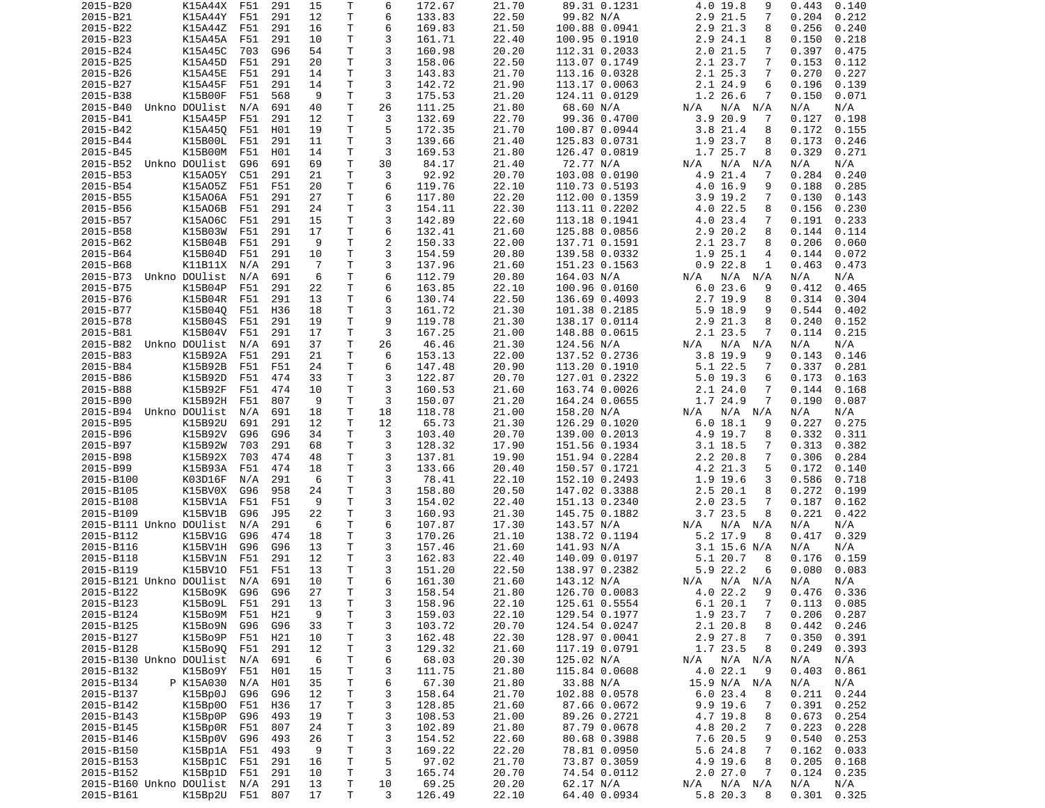| | | | | | | | | | | | | | | | | |
|---|---|---|---|---|---|---|---|---|---|---|---|---|---|---|---|---|
| 2015-B20 | | K15A44X | F51 | 291 | 15 | T | 6 | 172.67 | 21.70 | 89.31 | 0.1231 | 4.0 | 19.8 | 9 | 0.443 | 0.140 |
| 2015-B21 | | K15A44Y | F51 | 291 | 12 | T | 6 | 133.83 | 22.50 | 99.82 | N/A | 2.9 | 21.5 | 7 | 0.204 | 0.212 |
| 2015-B22 | | K15A44Z | F51 | 291 | 16 | T | 6 | 169.83 | 21.50 | 100.88 | 0.0941 | 2.9 | 21.3 | 8 | 0.256 | 0.240 |
| 2015-B23 | | K15A45A | F51 | 291 | 10 | T | 3 | 161.71 | 22.40 | 100.95 | 0.1910 | 2.9 | 24.1 | 8 | 0.150 | 0.218 |
| 2015-B24 | | K15A45C | 703 | G96 | 54 | T | 3 | 160.98 | 20.20 | 112.31 | 0.2033 | 2.0 | 21.5 | 7 | 0.397 | 0.475 |
| 2015-B25 | | K15A45D | F51 | 291 | 20 | T | 3 | 158.06 | 22.50 | 113.07 | 0.1749 | 2.1 | 23.7 | 7 | 0.153 | 0.112 |
| 2015-B26 | | K15A45E | F51 | 291 | 14 | T | 3 | 143.83 | 21.70 | 113.16 | 0.0328 | 2.1 | 25.3 | 7 | 0.270 | 0.227 |
| 2015-B27 | | K15A45F | F51 | 291 | 14 | T | 3 | 142.72 | 21.90 | 113.17 | 0.0063 | 2.1 | 24.9 | 6 | 0.196 | 0.139 |
| 2015-B38 | | K15B00F | F51 | 568 | 9 | T | 3 | 175.53 | 21.20 | 124.11 | 0.0129 | 1.2 | 26.6 | 7 | 0.150 | 0.071 |
| 2015-B40 | Unkno | DOUlist | N/A | 691 | 40 | T | 26 | 111.25 | 21.80 | 68.60 | N/A | N/A | N/A | N/A | N/A | N/A |
| 2015-B41 | | K15A45P | F51 | 291 | 12 | T | 3 | 132.69 | 22.70 | 99.36 | 0.4700 | 3.9 | 20.9 | 7 | 0.127 | 0.198 |
| 2015-B42 | | K15A45Q | F51 | H01 | 19 | T | 5 | 172.35 | 21.70 | 100.87 | 0.0944 | 3.8 | 21.4 | 8 | 0.172 | 0.155 |
| 2015-B44 | | K15B00L | F51 | 291 | 11 | T | 3 | 139.66 | 21.40 | 125.83 | 0.0731 | 1.9 | 23.7 | 8 | 0.173 | 0.246 |
| 2015-B45 | | K15B00M | F51 | H01 | 14 | T | 3 | 169.53 | 21.80 | 126.47 | 0.0819 | 1.7 | 25.7 | 8 | 0.329 | 0.271 |
| 2015-B52 | Unkno | DOUlist | G96 | 691 | 69 | T | 30 | 84.17 | 21.40 | 72.77 | N/A | N/A | N/A | N/A | N/A | N/A |
| 2015-B53 | | K15AO5Y | C51 | 291 | 21 | T | 3 | 92.92 | 20.70 | 103.08 | 0.0190 | 4.9 | 21.4 | 7 | 0.284 | 0.240 |
| 2015-B54 | | K15AO5Z | F51 | F51 | 20 | T | 6 | 119.76 | 22.10 | 110.73 | 0.5193 | 4.0 | 16.9 | 9 | 0.188 | 0.285 |
| 2015-B55 | | K15AO6A | F51 | 291 | 27 | T | 6 | 117.80 | 22.20 | 112.00 | 0.1359 | 3.9 | 19.2 | 7 | 0.130 | 0.143 |
| 2015-B56 | | K15AO6B | F51 | 291 | 24 | T | 3 | 154.11 | 22.30 | 113.11 | 0.2202 | 4.0 | 22.5 | 8 | 0.156 | 0.230 |
| 2015-B57 | | K15AO6C | F51 | 291 | 15 | T | 3 | 142.89 | 22.60 | 113.18 | 0.1941 | 4.0 | 23.4 | 7 | 0.191 | 0.233 |
| 2015-B58 | | K15B03W | F51 | 291 | 17 | T | 6 | 132.41 | 21.60 | 125.88 | 0.0856 | 2.9 | 20.2 | 8 | 0.144 | 0.114 |
| 2015-B62 | | K15B04B | F51 | 291 | 9 | T | 2 | 150.33 | 22.00 | 137.71 | 0.1591 | 2.1 | 23.7 | 8 | 0.206 | 0.060 |
| 2015-B64 | | K15B04D | F51 | 291 | 10 | T | 3 | 154.59 | 20.80 | 139.58 | 0.0332 | 1.9 | 25.1 | 4 | 0.144 | 0.072 |
| 2015-B68 | | K11B11X | N/A | 291 | 7 | T | 3 | 137.96 | 21.60 | 151.23 | 0.1563 | 0.9 | 22.8 | 1 | 0.463 | 0.473 |
| 2015-B73 | Unkno | DOUlist | N/A | 691 | 6 | T | 6 | 112.79 | 20.80 | 164.03 | N/A | N/A | N/A | N/A | N/A | N/A |
| 2015-B75 | | K15B04P | F51 | 291 | 22 | T | 6 | 163.85 | 22.10 | 100.96 | 0.0160 | 6.0 | 23.6 | 9 | 0.412 | 0.465 |
| 2015-B76 | | K15B04R | F51 | 291 | 13 | T | 6 | 130.74 | 22.50 | 136.69 | 0.4093 | 2.7 | 19.9 | 8 | 0.314 | 0.304 |
| 2015-B77 | | K15B04Q | F51 | H36 | 18 | T | 3 | 161.72 | 21.30 | 101.38 | 0.2185 | 5.9 | 18.9 | 9 | 0.544 | 0.402 |
| 2015-B78 | | K15B04S | F51 | 291 | 19 | T | 9 | 119.78 | 21.30 | 138.17 | 0.0114 | 2.9 | 21.3 | 8 | 0.240 | 0.152 |
| 2015-B81 | | K15B04V | F51 | 291 | 17 | T | 3 | 167.25 | 21.00 | 148.88 | 0.0615 | 2.1 | 23.5 | 7 | 0.114 | 0.215 |
| 2015-B82 | Unkno | DOUlist | N/A | 691 | 37 | T | 26 | 46.46 | 21.30 | 124.56 | N/A | N/A | N/A | N/A | N/A | N/A |
| 2015-B83 | | K15B92A | F51 | 291 | 21 | T | 6 | 153.13 | 22.00 | 137.52 | 0.2736 | 3.8 | 19.9 | 9 | 0.143 | 0.146 |
| 2015-B84 | | K15B92B | F51 | F51 | 24 | T | 6 | 147.48 | 20.90 | 113.20 | 0.1910 | 5.1 | 22.5 | 7 | 0.337 | 0.281 |
| 2015-B86 | | K15B92D | F51 | 474 | 33 | T | 3 | 122.87 | 20.70 | 127.01 | 0.2322 | 5.0 | 19.3 | 6 | 0.173 | 0.163 |
| 2015-B88 | | K15B92F | F51 | 474 | 10 | T | 3 | 160.53 | 21.60 | 163.74 | 0.0026 | 2.1 | 24.0 | 7 | 0.144 | 0.168 |
| 2015-B90 | | K15B92H | F51 | 807 | 9 | T | 3 | 150.07 | 21.20 | 164.24 | 0.0655 | 1.7 | 24.9 | 7 | 0.190 | 0.087 |
| 2015-B94 | Unkno | DOUlist | N/A | 691 | 18 | T | 18 | 118.78 | 21.00 | 158.20 | N/A | N/A | N/A | N/A | N/A | N/A |
| 2015-B95 | | K15B92U | 691 | 291 | 12 | T | 12 | 65.73 | 21.30 | 126.29 | 0.1020 | 6.0 | 18.1 | 9 | 0.227 | 0.275 |
| 2015-B96 | | K15B92V | G96 | G96 | 34 | T | 3 | 103.40 | 20.70 | 139.00 | 0.2013 | 4.9 | 19.7 | 8 | 0.332 | 0.311 |
| 2015-B97 | | K15B92W | 703 | 291 | 68 | T | 3 | 128.32 | 17.90 | 151.56 | 0.1934 | 3.1 | 18.5 | 7 | 0.313 | 0.382 |
| 2015-B98 | | K15B92X | 703 | 474 | 48 | T | 3 | 137.81 | 19.90 | 151.94 | 0.2284 | 2.2 | 20.8 | 7 | 0.306 | 0.284 |
| 2015-B99 | | K15B93A | F51 | 474 | 18 | T | 3 | 133.66 | 20.40 | 150.57 | 0.1721 | 4.2 | 21.3 | 5 | 0.172 | 0.140 |
| 2015-B100 | | K03D16F | N/A | 291 | 6 | T | 3 | 78.41 | 22.10 | 152.10 | 0.2493 | 1.9 | 19.6 | 3 | 0.586 | 0.718 |
| 2015-B105 | | K15BV0X | G96 | 958 | 24 | T | 3 | 158.80 | 20.50 | 147.02 | 0.3388 | 2.5 | 20.1 | 8 | 0.272 | 0.199 |
| 2015-B108 | | K15BV1A | F51 | F51 | 9 | T | 3 | 154.02 | 22.40 | 151.13 | 0.2340 | 2.0 | 23.5 | 7 | 0.187 | 0.162 |
| 2015-B109 | | K15BV1B | G96 | J95 | 22 | T | 3 | 160.93 | 21.30 | 145.75 | 0.1882 | 3.7 | 23.5 | 8 | 0.221 | 0.422 |
| 2015-B111 | Unkno | DOUlist | N/A | 291 | 6 | T | 6 | 107.87 | 17.30 | 143.57 | N/A | N/A | N/A | N/A | N/A | N/A |
| 2015-B112 | | K15BV1G | G96 | 474 | 18 | T | 3 | 170.26 | 21.10 | 138.72 | 0.1194 | 5.2 | 17.9 | 8 | 0.417 | 0.329 |
| 2015-B116 | | K15BV1H | G96 | G96 | 13 | T | 3 | 157.46 | 21.60 | 141.93 | N/A | 3.1 | 15.6 | N/A | N/A | N/A |
| 2015-B118 | | K15BV1N | F51 | 291 | 12 | T | 3 | 162.83 | 22.40 | 140.09 | 0.0197 | 5.1 | 20.7 | 8 | 0.176 | 0.159 |
| 2015-B119 | | K15BV1O | F51 | F51 | 13 | T | 3 | 151.20 | 22.50 | 138.97 | 0.2382 | 5.9 | 22.2 | 6 | 0.080 | 0.083 |
| 2015-B121 | Unkno | DOUlist | N/A | 691 | 10 | T | 6 | 161.30 | 21.60 | 143.12 | N/A | N/A | N/A | N/A | N/A | N/A |
| 2015-B122 | | K15Bo9K | G96 | G96 | 27 | T | 3 | 158.54 | 21.80 | 126.70 | 0.0083 | 4.0 | 22.2 | 9 | 0.476 | 0.336 |
| 2015-B123 | | K15Bo9L | F51 | 291 | 13 | T | 3 | 158.96 | 22.10 | 125.61 | 0.5554 | 6.1 | 20.1 | 7 | 0.113 | 0.085 |
| 2015-B124 | | K15Bo9M | F51 | H21 | 9 | T | 3 | 159.03 | 22.10 | 129.54 | 0.1977 | 1.9 | 23.7 | 7 | 0.206 | 0.287 |
| 2015-B125 | | K15Bo9N | G96 | G96 | 33 | T | 3 | 103.72 | 20.70 | 124.54 | 0.0247 | 2.1 | 20.8 | 8 | 0.442 | 0.246 |
| 2015-B127 | | K15Bo9P | F51 | H21 | 10 | T | 3 | 162.48 | 22.30 | 128.97 | 0.0041 | 2.9 | 27.8 | 7 | 0.350 | 0.391 |
| 2015-B128 | | K15Bo9Q | F51 | 291 | 12 | T | 3 | 129.32 | 21.60 | 117.19 | 0.0791 | 1.7 | 23.5 | 8 | 0.249 | 0.393 |
| 2015-B130 | Unkno | DOUlist | N/A | 691 | 6 | T | 6 | 68.03 | 20.30 | 125.02 | N/A | N/A | N/A | N/A | N/A | N/A |
| 2015-B132 | | K15Bo9Y | F51 | H01 | 15 | T | 3 | 111.75 | 21.80 | 115.84 | 0.0608 | 4.0 | 22.1 | 9 | 0.403 | 0.861 |
| 2015-B134 | P | K15A030 | N/A | H01 | 35 | T | 6 | 67.30 | 21.80 | 33.88 | N/A | 15.9 | N/A | N/A | N/A | N/A |
| 2015-B137 | | K15Bp0J | G96 | G96 | 12 | T | 3 | 158.64 | 21.70 | 102.88 | 0.0578 | 6.0 | 23.4 | 8 | 0.211 | 0.244 |
| 2015-B142 | | K15Bp0O | F51 | H36 | 17 | T | 3 | 128.85 | 21.60 | 87.66 | 0.0672 | 9.9 | 19.6 | 7 | 0.391 | 0.252 |
| 2015-B143 | | K15Bp0P | G96 | 493 | 19 | T | 3 | 108.53 | 21.00 | 89.26 | 0.2721 | 4.7 | 19.8 | 8 | 0.673 | 0.254 |
| 2015-B145 | | K15Bp0R | F51 | 807 | 24 | T | 3 | 102.89 | 21.80 | 87.79 | 0.0678 | 4.8 | 20.2 | 7 | 0.223 | 0.228 |
| 2015-B146 | | K15Bp0V | G96 | 493 | 26 | T | 3 | 154.52 | 22.60 | 80.68 | 0.3988 | 7.6 | 20.5 | 9 | 0.540 | 0.253 |
| 2015-B150 | | K15Bp1A | F51 | 493 | 9 | T | 3 | 169.22 | 22.20 | 78.81 | 0.0950 | 5.6 | 24.8 | 7 | 0.162 | 0.033 |
| 2015-B153 | | K15Bp1C | F51 | 291 | 16 | T | 5 | 97.02 | 21.70 | 73.87 | 0.3059 | 4.9 | 19.6 | 8 | 0.205 | 0.168 |
| 2015-B152 | | K15Bp1D | F51 | 291 | 10 | T | 3 | 165.74 | 20.70 | 74.54 | 0.0112 | 2.0 | 27.0 | 7 | 0.124 | 0.235 |
| 2015-B160 | Unkno | DOUlist | N/A | 291 | 13 | T | 10 | 69.25 | 20.20 | 62.17 | N/A | N/A | N/A | N/A | N/A | N/A |
| 2015-B161 | | K15Bp2U | F51 | 807 | 17 | T | 3 | 126.49 | 22.10 | 64.40 | 0.0934 | 5.8 | 20.3 | 8 | 0.301 | 0.325 |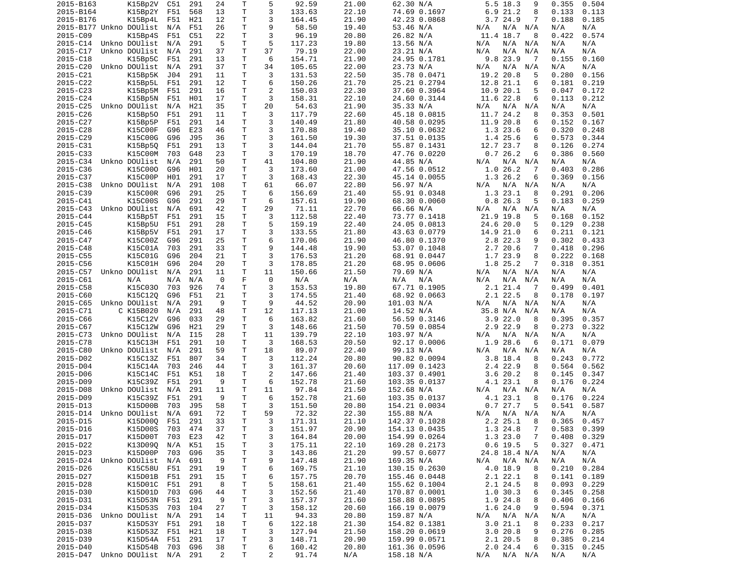| | | | | | | | | | | | | | | | | |
|---|---|---|---|---|---|---|---|---|---|---|---|---|---|---|---|---|
| 2015-B163 | | K15Bp2V | C51 | 291 | 24 | T | 5 | 92.59 | 21.00 | 62.30 | N/A | 5.5 | 18.3 | 9 | 0.355 | 0.504 |
| 2015-B164 | | K15Bp2Y | F51 | 568 | 13 | T | 3 | 133.63 | 22.10 | 74.69 | 0.1697 | 6.9 | 21.2 | 8 | 0.133 | 0.113 |
| 2015-B176 | | K15Bp4L | F51 | H21 | 12 | T | 3 | 164.45 | 21.90 | 42.23 | 0.0868 | 3.7 | 24.9 | 7 | 0.188 | 0.185 |
| 2015-B177 | Unkno | DOUlist | N/A | F51 | 26 | T | 9 | 58.50 | 19.40 | 53.46 | N/A | N/A | N/A | N/A | N/A | N/A |
| 2015-C09 | | K15Bp4S | F51 | C51 | 22 | T | 3 | 96.19 | 20.80 | 26.82 | N/A | 11.4 | 18.7 | 8 | 0.422 | 0.574 |
| 2015-C14 | Unkno | DOUlist | N/A | 291 | 5 | T | 5 | 117.23 | 19.80 | 13.56 | N/A | N/A | N/A | N/A | N/A | N/A |
| 2015-C17 | Unkno | DOUlist | N/A | 291 | 37 | T | 37 | 79.19 | 22.00 | 23.21 | N/A | N/A | N/A | N/A | N/A | N/A |
| 2015-C18 | | K15Bp5C | F51 | 291 | 13 | T | 6 | 154.71 | 21.90 | 24.95 | 0.1781 | 9.8 | 23.9 | 7 | 0.155 | 0.160 |
| 2015-C20 | Unkno | DOUlist | N/A | 291 | 37 | T | 34 | 105.65 | 22.00 | 23.73 | N/A | N/A | N/A | N/A | N/A | N/A |
| 2015-C21 | | K15Bp5K | J04 | 291 | 11 | T | 3 | 131.53 | 22.50 | 35.78 | 0.0471 | 19.2 | 20.8 | 5 | 0.280 | 0.156 |
| 2015-C22 | | K15Bp5L | F51 | 291 | 12 | T | 6 | 150.26 | 21.70 | 25.21 | 0.2794 | 12.8 | 21.1 | 6 | 0.181 | 0.219 |
| 2015-C23 | | K15Bp5M | F51 | 291 | 16 | T | 2 | 150.03 | 22.30 | 37.60 | 0.3964 | 10.9 | 20.1 | 5 | 0.047 | 0.172 |
| 2015-C24 | | K15Bp5N | F51 | H01 | 17 | T | 3 | 158.31 | 22.10 | 24.60 | 0.3144 | 11.6 | 22.8 | 6 | 0.113 | 0.212 |
| 2015-C25 | Unkno | DOUlist | N/A | H21 | 35 | T | 20 | 54.63 | 21.90 | 35.33 | N/A | N/A | N/A | N/A | N/A | N/A |
| 2015-C26 | | K15Bp5O | F51 | 291 | 11 | T | 3 | 117.79 | 22.60 | 45.18 | 0.0815 | 11.7 | 24.2 | 8 | 0.353 | 0.501 |
| 2015-C27 | | K15Bp5P | F51 | 291 | 14 | T | 3 | 140.49 | 21.80 | 40.58 | 0.0295 | 11.9 | 20.8 | 6 | 0.152 | 0.167 |
| 2015-C28 | | K15C00F | G96 | E23 | 46 | T | 3 | 170.88 | 19.40 | 35.10 | 0.0632 | 1.3 | 23.6 | 6 | 0.320 | 0.248 |
| 2015-C29 | | K15C00G | G96 | J95 | 36 | T | 3 | 161.50 | 19.30 | 37.51 | 0.0135 | 1.4 | 25.6 | 6 | 0.573 | 0.344 |
| 2015-C31 | | K15Bp5Q | F51 | 291 | 13 | T | 3 | 144.04 | 21.70 | 55.87 | 0.1431 | 12.7 | 23.7 | 8 | 0.126 | 0.274 |
| 2015-C33 | | K15C00M | 703 | G48 | 23 | T | 3 | 170.19 | 18.70 | 47.76 | 0.0220 | 0.7 | 26.2 | 6 | 0.386 | 0.560 |
| 2015-C34 | Unkno | DOUlist | N/A | 291 | 50 | T | 41 | 104.80 | 21.90 | 44.85 | N/A | N/A | N/A | N/A | N/A | N/A |
| 2015-C36 | | K15C00O | G96 | H01 | 20 | T | 3 | 173.60 | 21.00 | 47.56 | 0.0512 | 1.0 | 26.2 | 7 | 0.403 | 0.286 |
| 2015-C37 | | K15C00P | H01 | 291 | 17 | T | 3 | 168.43 | 22.30 | 45.14 | 0.0055 | 1.3 | 26.2 | 6 | 0.369 | 0.156 |
| 2015-C38 | Unkno | DOUlist | N/A | 291 | 108 | T | 61 | 66.07 | 22.80 | 56.97 | N/A | N/A | N/A | N/A | N/A | N/A |
| 2015-C39 | | K15C00R | G96 | 291 | 25 | T | 6 | 156.69 | 21.40 | 55.91 | 0.0348 | 1.3 | 23.1 | 8 | 0.291 | 0.206 |
| 2015-C41 | | K15C00S | G96 | 291 | 29 | T | 6 | 157.61 | 19.90 | 68.30 | 0.0060 | 0.8 | 26.3 | 5 | 0.183 | 0.259 |
| 2015-C43 | Unkno | DOUlist | N/A | 691 | 42 | T | 29 | 71.11 | 22.70 | 66.66 | N/A | N/A | N/A | N/A | N/A | N/A |
| 2015-C44 | | K15Bp5T | F51 | 291 | 15 | T | 3 | 112.58 | 22.40 | 73.77 | 0.1418 | 21.9 | 19.8 | 5 | 0.168 | 0.152 |
| 2015-C45 | | K15Bp5U | F51 | 291 | 28 | T | 5 | 159.19 | 22.40 | 24.05 | 0.0813 | 24.6 | 20.0 | 5 | 0.129 | 0.238 |
| 2015-C46 | | K15Bp5V | F51 | 291 | 17 | T | 3 | 133.55 | 21.80 | 43.63 | 0.0779 | 14.9 | 21.0 | 6 | 0.211 | 0.121 |
| 2015-C47 | | K15C00Z | G96 | 291 | 25 | T | 6 | 170.06 | 21.90 | 46.80 | 0.1370 | 2.8 | 22.3 | 9 | 0.302 | 0.433 |
| 2015-C48 | | K15C01A | 703 | 291 | 33 | T | 9 | 144.48 | 19.90 | 53.07 | 0.1048 | 2.7 | 20.6 | 7 | 0.418 | 0.296 |
| 2015-C55 | | K15C01G | G96 | 204 | 21 | T | 3 | 176.53 | 21.20 | 68.91 | 0.0447 | 1.7 | 23.9 | 8 | 0.222 | 0.168 |
| 2015-C56 | | K15C01H | G96 | 204 | 20 | T | 3 | 178.85 | 21.20 | 68.95 | 0.0606 | 1.8 | 25.2 | 7 | 0.318 | 0.351 |
| 2015-C57 | Unkno | DOUlist | N/A | 291 | 11 | T | 11 | 150.66 | 21.50 | 79.69 | N/A | N/A | N/A | N/A | N/A | N/A |
| 2015-C61 | | N/A | N/A | N/A | 0 | F | 0 | N/A | N/A | N/A | N/A | N/A | N/A | N/A | N/A | N/A |
| 2015-C58 | | K15C03O | 703 | 926 | 74 | T | 3 | 153.53 | 19.80 | 67.71 | 0.1905 | 2.1 | 21.4 | 7 | 0.499 | 0.401 |
| 2015-C60 | | K15C12Q | G96 | F51 | 21 | T | 3 | 174.55 | 21.40 | 68.92 | 0.0663 | 2.1 | 22.5 | 8 | 0.178 | 0.197 |
| 2015-C65 | Unkno | DOUlist | N/A | 291 | 9 | T | 9 | 44.52 | 20.90 | 101.03 | N/A | N/A | N/A | N/A | N/A | N/A |
| 2015-C71 | C | K15B020 | N/A | 291 | 48 | T | 12 | 117.13 | 21.00 | 14.52 | N/A | 35.8 | N/A | N/A | N/A | N/A |
| 2015-C66 | | K15C12V | G96 | 033 | 29 | T | 6 | 163.82 | 21.60 | 56.59 | 0.3146 | 3.9 | 22.0 | 8 | 0.395 | 0.357 |
| 2015-C67 | | K15C12W | G96 | H21 | 29 | T | 3 | 148.66 | 21.50 | 70.59 | 0.0854 | 2.9 | 22.9 | 8 | 0.273 | 0.322 |
| 2015-C73 | Unkno | DOUlist | N/A | I15 | 28 | T | 11 | 139.79 | 22.10 | 103.97 | N/A | N/A | N/A | N/A | N/A | N/A |
| 2015-C78 | | K15C13H | F51 | 291 | 10 | T | 3 | 168.53 | 20.50 | 92.17 | 0.0006 | 1.9 | 28.6 | 6 | 0.171 | 0.079 |
| 2015-C80 | Unkno | DOUlist | N/A | 291 | 59 | T | 18 | 89.07 | 22.40 | 99.13 | N/A | N/A | N/A | N/A | N/A | N/A |
| 2015-D02 | | K15C13Z | F51 | 807 | 34 | T | 3 | 112.24 | 20.80 | 90.82 | 0.0094 | 3.8 | 18.4 | 8 | 0.243 | 0.772 |
| 2015-D04 | | K15C14A | 703 | 246 | 44 | T | 3 | 161.37 | 20.60 | 117.09 | 0.1423 | 2.4 | 22.9 | 8 | 0.564 | 0.562 |
| 2015-D06 | | K15C14C | F51 | K51 | 18 | T | 2 | 147.66 | 21.40 | 103.37 | 0.4901 | 3.6 | 20.2 | 8 | 0.145 | 0.347 |
| 2015-D09 | | K15C39Z | F51 | 291 | 9 | T | 6 | 152.78 | 21.60 | 103.35 | 0.0137 | 4.1 | 23.1 | 8 | 0.176 | 0.224 |
| 2015-D08 | Unkno | DOUlist | N/A | 291 | 11 | T | 11 | 97.84 | 21.50 | 152.68 | N/A | N/A | N/A | N/A | N/A | N/A |
| 2015-D09 | | K15C39Z | F51 | 291 | 9 | T | 6 | 152.78 | 21.60 | 103.35 | 0.0137 | 4.1 | 23.1 | 8 | 0.176 | 0.224 |
| 2015-D13 | | K15D00B | 703 | J95 | 58 | T | 3 | 151.50 | 20.80 | 154.21 | 0.0034 | 0.7 | 27.7 | 5 | 0.541 | 0.587 |
| 2015-D14 | Unkno | DOUlist | N/A | 691 | 72 | T | 59 | 72.32 | 22.30 | 155.88 | N/A | N/A | N/A | N/A | N/A | N/A |
| 2015-D15 | | K15D00Q | F51 | 291 | 33 | T | 3 | 171.31 | 21.10 | 142.37 | 0.1028 | 2.2 | 25.1 | 8 | 0.365 | 0.457 |
| 2015-D16 | | K15D00S | 703 | 474 | 37 | T | 3 | 151.97 | 20.90 | 154.13 | 0.0435 | 1.3 | 24.8 | 7 | 0.583 | 0.399 |
| 2015-D17 | | K15D00T | 703 | E23 | 42 | T | 3 | 164.84 | 20.00 | 154.99 | 0.0264 | 1.3 | 23.0 | 7 | 0.408 | 0.329 |
| 2015-D22 | | K13D09Q | N/A | K51 | 15 | T | 3 | 175.11 | 22.10 | 169.28 | 0.2173 | 0.6 | 19.5 | 5 | 0.327 | 0.471 |
| 2015-D23 | | K15D00P | 703 | G96 | 35 | T | 3 | 143.86 | 21.20 | 99.57 | 0.6077 | 24.8 | 18.4 | N/A | N/A | N/A |
| 2015-D24 | Unkno | DOUlist | N/A | 691 | 9 | T | 9 | 147.48 | 21.90 | 169.35 | N/A | N/A | N/A | N/A | N/A | N/A |
| 2015-D26 | | K15C58U | F51 | 291 | 19 | T | 6 | 169.75 | 21.10 | 130.15 | 0.2630 | 4.0 | 18.9 | 8 | 0.210 | 0.284 |
| 2015-D27 | | K15D01B | F51 | 291 | 15 | T | 6 | 157.75 | 20.70 | 155.46 | 0.0448 | 2.1 | 22.1 | 8 | 0.141 | 0.189 |
| 2015-D28 | | K15D01C | F51 | 291 | 8 | T | 5 | 158.61 | 21.40 | 155.62 | 0.1004 | 2.1 | 24.5 | 8 | 0.093 | 0.229 |
| 2015-D30 | | K15D01D | 703 | G96 | 44 | T | 3 | 152.56 | 21.40 | 170.87 | 0.0001 | 1.0 | 30.3 | 6 | 0.345 | 0.258 |
| 2015-D31 | | K15D53N | F51 | 291 | 9 | T | 3 | 157.37 | 21.60 | 158.88 | 0.0895 | 1.9 | 24.8 | 8 | 0.406 | 0.166 |
| 2015-D34 | | K15D53S | 703 | 104 | 27 | T | 3 | 158.12 | 20.60 | 166.19 | 0.0079 | 1.6 | 24.0 | 9 | 0.594 | 0.371 |
| 2015-D36 | Unkno | DOUlist | N/A | 291 | 14 | T | 11 | 94.33 | 20.80 | 159.87 | N/A | N/A | N/A | N/A | N/A | N/A |
| 2015-D37 | | K15D53Y | F51 | 291 | 18 | T | 6 | 122.18 | 21.30 | 154.82 | 0.1381 | 3.0 | 21.1 | 8 | 0.233 | 0.217 |
| 2015-D38 | | K15D53Z | F51 | H21 | 18 | T | 3 | 127.94 | 21.50 | 158.20 | 0.0619 | 3.0 | 20.8 | 9 | 0.276 | 0.285 |
| 2015-D39 | | K15D54A | F51 | 291 | 17 | T | 3 | 148.71 | 20.90 | 159.99 | 0.0571 | 2.1 | 20.5 | 8 | 0.385 | 0.214 |
| 2015-D40 | | K15D54B | 703 | G96 | 38 | T | 6 | 160.42 | 20.80 | 161.36 | 0.0596 | 2.0 | 24.4 | 6 | 0.315 | 0.245 |
| 2015-D47 | Unkno | DOUlist | N/A | 291 | 2 | T | 2 | 91.74 | N/A | 158.18 | N/A | N/A | N/A | N/A | N/A | N/A |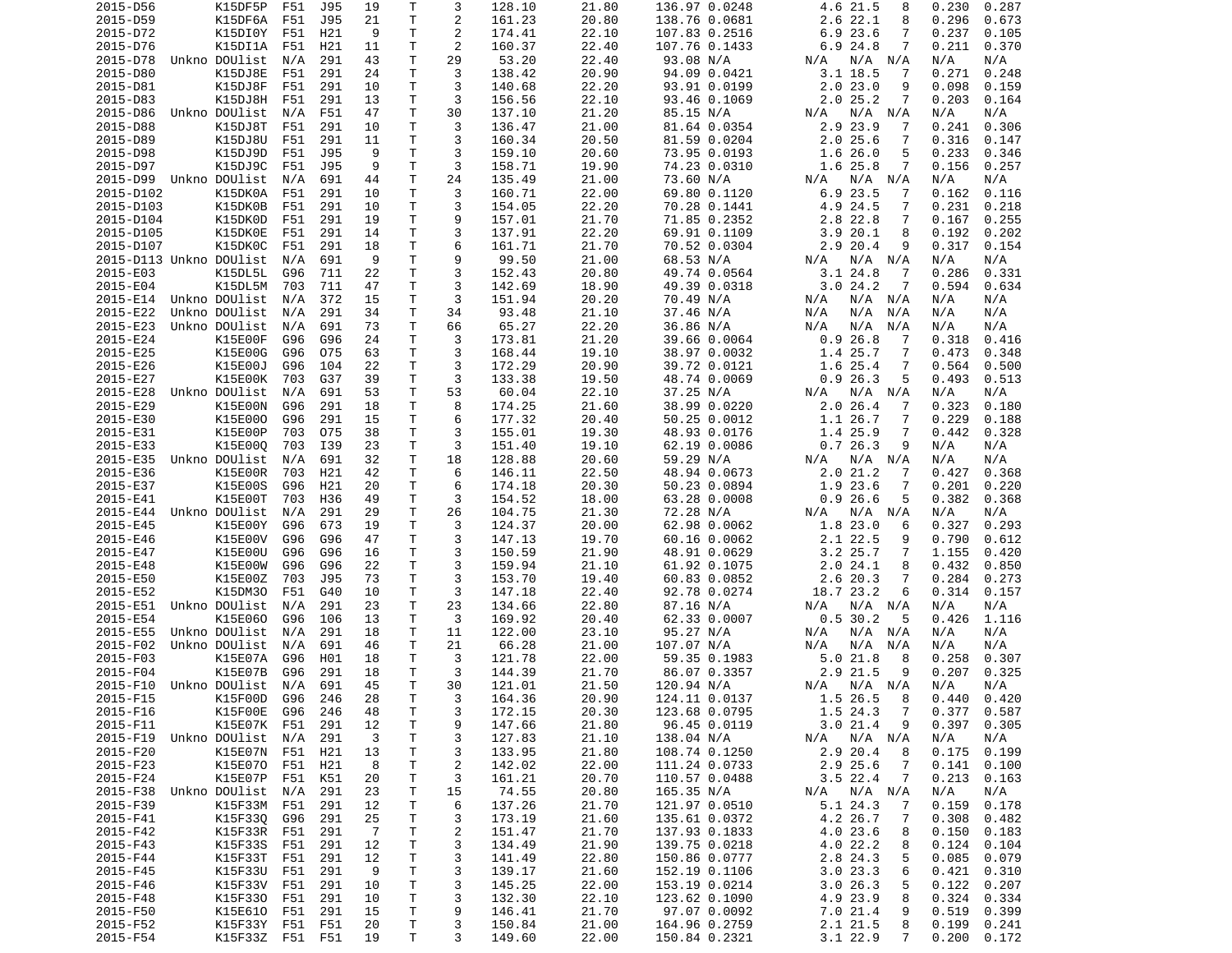| | | | | | | | | | | | | | | | |
|---|---|---|---|---|---|---|---|---|---|---|---|---|---|---|---|
| 2015-D56 | | K15DF5P | F51 | J95 | 19 | T | 3 | 128.10 | 21.80 | 136.97 | 0.0248 | 4.6 | 21.5 | 8 | 0.230 | 0.287 |
| 2015-D59 | | K15DF6A | F51 | J95 | 21 | T | 2 | 161.23 | 20.80 | 138.76 | 0.0681 | 2.6 | 22.1 | 8 | 0.296 | 0.673 |
| 2015-D72 | | K15DI0Y | F51 | H21 | 9 | T | 2 | 174.41 | 22.10 | 107.83 | 0.2516 | 6.9 | 23.6 | 7 | 0.237 | 0.105 |
| 2015-D76 | | K15DI1A | F51 | H21 | 11 | T | 2 | 160.37 | 22.40 | 107.76 | 0.1433 | 6.9 | 24.8 | 7 | 0.211 | 0.370 |
| 2015-D78 | Unkno | DOUlist | N/A | 291 | 43 | T | 29 | 53.20 | 22.40 | 93.08 | N/A | N/A | N/A | N/A | N/A | N/A |
| 2015-D80 | | K15DJ8E | F51 | 291 | 24 | T | 3 | 138.42 | 20.90 | 94.09 | 0.0421 | 3.1 | 18.5 | 7 | 0.271 | 0.248 |
| 2015-D81 | | K15DJ8F | F51 | 291 | 10 | T | 3 | 140.68 | 22.20 | 93.91 | 0.0199 | 2.0 | 23.0 | 9 | 0.098 | 0.159 |
| 2015-D83 | | K15DJ8H | F51 | 291 | 13 | T | 3 | 156.56 | 22.10 | 93.46 | 0.1069 | 2.0 | 25.2 | 7 | 0.203 | 0.164 |
| 2015-D86 | Unkno | DOUlist | N/A | F51 | 47 | T | 30 | 137.10 | 21.20 | 85.15 | N/A | N/A | N/A | N/A | N/A | N/A |
| 2015-D88 | | K15DJ8T | F51 | 291 | 10 | T | 3 | 136.47 | 21.00 | 81.64 | 0.0354 | 2.9 | 23.9 | 7 | 0.241 | 0.306 |
| 2015-D89 | | K15DJ8U | F51 | 291 | 11 | T | 3 | 160.34 | 20.50 | 81.59 | 0.0204 | 2.0 | 25.6 | 7 | 0.316 | 0.147 |
| 2015-D98 | | K15DJ9D | F51 | J95 | 9 | T | 3 | 159.10 | 20.60 | 73.95 | 0.0193 | 1.6 | 26.0 | 5 | 0.233 | 0.346 |
| 2015-D97 | | K15DJ9C | F51 | J95 | 9 | T | 3 | 158.71 | 19.90 | 74.23 | 0.0310 | 1.6 | 25.8 | 7 | 0.156 | 0.257 |
| 2015-D99 | Unkno | DOUlist | N/A | 691 | 44 | T | 24 | 135.49 | 21.00 | 73.60 | N/A | N/A | N/A | N/A | N/A | N/A |
| 2015-D102 | | K15DK0A | F51 | 291 | 10 | T | 3 | 160.71 | 22.00 | 69.80 | 0.1120 | 6.9 | 23.5 | 7 | 0.162 | 0.116 |
| 2015-D103 | | K15DK0B | F51 | 291 | 10 | T | 3 | 154.05 | 22.20 | 70.28 | 0.1441 | 4.9 | 24.5 | 7 | 0.231 | 0.218 |
| 2015-D104 | | K15DK0D | F51 | 291 | 19 | T | 9 | 157.01 | 21.70 | 71.85 | 0.2352 | 2.8 | 22.8 | 7 | 0.167 | 0.255 |
| 2015-D105 | | K15DK0E | F51 | 291 | 14 | T | 3 | 137.91 | 22.20 | 69.91 | 0.1109 | 3.9 | 20.1 | 8 | 0.192 | 0.202 |
| 2015-D107 | | K15DK0C | F51 | 291 | 18 | T | 6 | 161.71 | 21.70 | 70.52 | 0.0304 | 2.9 | 20.4 | 9 | 0.317 | 0.154 |
| 2015-D113 | Unkno | DOUlist | N/A | 691 | 9 | T | 9 | 99.50 | 21.00 | 68.53 | N/A | N/A | N/A | N/A | N/A | N/A |
| 2015-E03 | | K15DL5L | G96 | 711 | 22 | T | 3 | 152.43 | 20.80 | 49.74 | 0.0564 | 3.1 | 24.8 | 7 | 0.286 | 0.331 |
| 2015-E04 | | K15DL5M | 703 | 711 | 47 | T | 3 | 142.69 | 18.90 | 49.39 | 0.0318 | 3.0 | 24.2 | 7 | 0.594 | 0.634 |
| 2015-E14 | Unkno | DOUlist | N/A | 372 | 15 | T | 3 | 151.94 | 20.20 | 70.49 | N/A | N/A | N/A | N/A | N/A | N/A |
| 2015-E22 | Unkno | DOUlist | N/A | 291 | 34 | T | 34 | 93.48 | 21.10 | 37.46 | N/A | N/A | N/A | N/A | N/A | N/A |
| 2015-E23 | Unkno | DOUlist | N/A | 691 | 73 | T | 66 | 65.27 | 22.20 | 36.86 | N/A | N/A | N/A | N/A | N/A | N/A |
| 2015-E24 | | K15E00F | G96 | G96 | 24 | T | 3 | 173.81 | 21.20 | 39.66 | 0.0064 | 0.9 | 26.8 | 7 | 0.318 | 0.416 |
| 2015-E25 | | K15E00G | G96 | 075 | 63 | T | 3 | 168.44 | 19.10 | 38.97 | 0.0032 | 1.4 | 25.7 | 7 | 0.473 | 0.348 |
| 2015-E26 | | K15E00J | G96 | 104 | 22 | T | 3 | 172.29 | 20.90 | 39.72 | 0.0121 | 1.6 | 25.4 | 7 | 0.564 | 0.500 |
| 2015-E27 | | K15E00K | 703 | G37 | 39 | T | 3 | 133.38 | 19.50 | 48.74 | 0.0069 | 0.9 | 26.3 | 5 | 0.493 | 0.513 |
| 2015-E28 | Unkno | DOUlist | N/A | 691 | 53 | T | 53 | 60.04 | 22.10 | 37.25 | N/A | N/A | N/A | N/A | N/A | N/A |
| 2015-E29 | | K15E00N | G96 | 291 | 18 | T | 8 | 174.25 | 21.60 | 38.99 | 0.0220 | 2.0 | 26.4 | 7 | 0.323 | 0.180 |
| 2015-E30 | | K15E00O | G96 | 291 | 15 | T | 6 | 177.32 | 20.40 | 50.25 | 0.0012 | 1.1 | 26.7 | 7 | 0.229 | 0.188 |
| 2015-E31 | | K15E00P | 703 | 075 | 38 | T | 3 | 155.01 | 19.30 | 48.93 | 0.0176 | 1.4 | 25.9 | 7 | 0.442 | 0.328 |
| 2015-E33 | | K15E00Q | 703 | I39 | 23 | T | 3 | 151.40 | 19.10 | 62.19 | 0.0086 | 0.7 | 26.3 | 9 | N/A | N/A |
| 2015-E35 | Unkno | DOUlist | N/A | 691 | 32 | T | 18 | 128.88 | 20.60 | 59.29 | N/A | N/A | N/A | N/A | N/A | N/A |
| 2015-E36 | | K15E00R | 703 | H21 | 42 | T | 6 | 146.11 | 22.50 | 48.94 | 0.0673 | 2.0 | 21.2 | 7 | 0.427 | 0.368 |
| 2015-E37 | | K15E00S | G96 | H21 | 20 | T | 6 | 174.18 | 20.30 | 50.23 | 0.0894 | 1.9 | 23.6 | 7 | 0.201 | 0.220 |
| 2015-E41 | | K15E00T | 703 | H36 | 49 | T | 3 | 154.52 | 18.00 | 63.28 | 0.0008 | 0.9 | 26.6 | 5 | 0.382 | 0.368 |
| 2015-E44 | Unkno | DOUlist | N/A | 291 | 29 | T | 26 | 104.75 | 21.30 | 72.28 | N/A | N/A | N/A | N/A | N/A | N/A |
| 2015-E45 | | K15E00Y | G96 | 673 | 19 | T | 3 | 124.37 | 20.00 | 62.98 | 0.0062 | 1.8 | 23.0 | 6 | 0.327 | 0.293 |
| 2015-E46 | | K15E00V | G96 | G96 | 47 | T | 3 | 147.13 | 19.70 | 60.16 | 0.0062 | 2.1 | 22.5 | 9 | 0.790 | 0.612 |
| 2015-E47 | | K15E00U | G96 | G96 | 16 | T | 3 | 150.59 | 21.90 | 48.91 | 0.0629 | 3.2 | 25.7 | 7 | 1.155 | 0.420 |
| 2015-E48 | | K15E00W | G96 | G96 | 22 | T | 3 | 159.94 | 21.10 | 61.92 | 0.1075 | 2.0 | 24.1 | 8 | 0.432 | 0.850 |
| 2015-E50 | | K15E00Z | 703 | J95 | 73 | T | 3 | 153.70 | 19.40 | 60.83 | 0.0852 | 2.6 | 20.3 | 7 | 0.284 | 0.273 |
| 2015-E52 | | K15DM3O | F51 | G40 | 10 | T | 3 | 147.18 | 22.40 | 92.78 | 0.0274 | 18.7 | 23.2 | 6 | 0.314 | 0.157 |
| 2015-E51 | Unkno | DOUlist | N/A | 291 | 23 | T | 23 | 134.66 | 22.80 | 87.16 | N/A | N/A | N/A | N/A | N/A | N/A |
| 2015-E54 | | K15E06O | G96 | 106 | 13 | T | 3 | 169.92 | 20.40 | 62.33 | 0.0007 | 0.5 | 30.2 | 5 | 0.426 | 1.116 |
| 2015-E55 | Unkno | DOUlist | N/A | 291 | 18 | T | 11 | 122.00 | 23.10 | 95.27 | N/A | N/A | N/A | N/A | N/A | N/A |
| 2015-F02 | Unkno | DOUlist | N/A | 691 | 46 | T | 21 | 66.28 | 21.00 | 107.07 | N/A | N/A | N/A | N/A | N/A | N/A |
| 2015-F03 | | K15E07A | G96 | H01 | 18 | T | 3 | 121.78 | 22.00 | 59.35 | 0.1983 | 5.0 | 21.8 | 8 | 0.258 | 0.307 |
| 2015-F04 | | K15E07B | G96 | 291 | 18 | T | 3 | 144.39 | 21.70 | 86.07 | 0.3357 | 2.9 | 21.5 | 9 | 0.207 | 0.325 |
| 2015-F10 | Unkno | DOUlist | N/A | 691 | 45 | T | 30 | 121.01 | 21.50 | 120.94 | N/A | N/A | N/A | N/A | N/A | N/A |
| 2015-F15 | | K15F00D | G96 | 246 | 28 | T | 3 | 164.36 | 20.90 | 124.11 | 0.0137 | 1.5 | 26.5 | 8 | 0.440 | 0.420 |
| 2015-F16 | | K15F00E | G96 | 246 | 48 | T | 3 | 172.15 | 20.30 | 123.68 | 0.0795 | 1.5 | 24.3 | 7 | 0.377 | 0.587 |
| 2015-F11 | | K15E07K | F51 | 291 | 12 | T | 9 | 147.66 | 21.80 | 96.45 | 0.0119 | 3.0 | 21.4 | 9 | 0.397 | 0.305 |
| 2015-F19 | Unkno | DOUlist | N/A | 291 | 3 | T | 3 | 127.83 | 21.10 | 138.04 | N/A | N/A | N/A | N/A | N/A | N/A |
| 2015-F20 | | K15E07N | F51 | H21 | 13 | T | 3 | 133.95 | 21.80 | 108.74 | 0.1250 | 2.9 | 20.4 | 8 | 0.175 | 0.199 |
| 2015-F23 | | K15E07O | F51 | H21 | 8 | T | 2 | 142.02 | 22.00 | 111.24 | 0.0733 | 2.9 | 25.6 | 7 | 0.141 | 0.100 |
| 2015-F24 | | K15E07P | F51 | K51 | 20 | T | 3 | 161.21 | 20.70 | 110.57 | 0.0488 | 3.5 | 22.4 | 7 | 0.213 | 0.163 |
| 2015-F38 | Unkno | DOUlist | N/A | 291 | 23 | T | 15 | 74.55 | 20.80 | 165.35 | N/A | N/A | N/A | N/A | N/A | N/A |
| 2015-F39 | | K15F33M | F51 | 291 | 12 | T | 6 | 137.26 | 21.70 | 121.97 | 0.0510 | 5.1 | 24.3 | 7 | 0.159 | 0.178 |
| 2015-F41 | | K15F33Q | G96 | 291 | 25 | T | 3 | 173.19 | 21.60 | 135.61 | 0.0372 | 4.2 | 26.7 | 7 | 0.308 | 0.482 |
| 2015-F42 | | K15F33R | F51 | 291 | 7 | T | 2 | 151.47 | 21.70 | 137.93 | 0.1833 | 4.0 | 23.6 | 8 | 0.150 | 0.183 |
| 2015-F43 | | K15F33S | F51 | 291 | 12 | T | 3 | 134.49 | 21.90 | 139.75 | 0.0218 | 4.0 | 22.2 | 8 | 0.124 | 0.104 |
| 2015-F44 | | K15F33T | F51 | 291 | 12 | T | 3 | 141.49 | 22.80 | 150.86 | 0.0777 | 2.8 | 24.3 | 5 | 0.085 | 0.079 |
| 2015-F45 | | K15F33U | F51 | 291 | 9 | T | 3 | 139.17 | 21.60 | 152.19 | 0.1106 | 3.0 | 23.3 | 6 | 0.421 | 0.310 |
| 2015-F46 | | K15F33V | F51 | 291 | 10 | T | 3 | 145.25 | 22.00 | 153.19 | 0.0214 | 3.0 | 26.3 | 5 | 0.122 | 0.207 |
| 2015-F48 | | K15F33O | F51 | 291 | 10 | T | 3 | 132.30 | 22.10 | 123.62 | 0.1090 | 4.9 | 23.9 | 8 | 0.324 | 0.334 |
| 2015-F50 | | K15E61O | F51 | 291 | 15 | T | 9 | 146.41 | 21.70 | 97.07 | 0.0092 | 7.0 | 21.4 | 9 | 0.519 | 0.399 |
| 2015-F52 | | K15F33Y | F51 | F51 | 20 | T | 3 | 150.84 | 21.00 | 164.96 | 0.2759 | 2.1 | 21.5 | 8 | 0.199 | 0.241 |
| 2015-F54 | | K15F33Z | F51 | F51 | 19 | T | 3 | 149.60 | 22.00 | 150.84 | 0.2321 | 3.1 | 22.9 | 7 | 0.200 | 0.172 |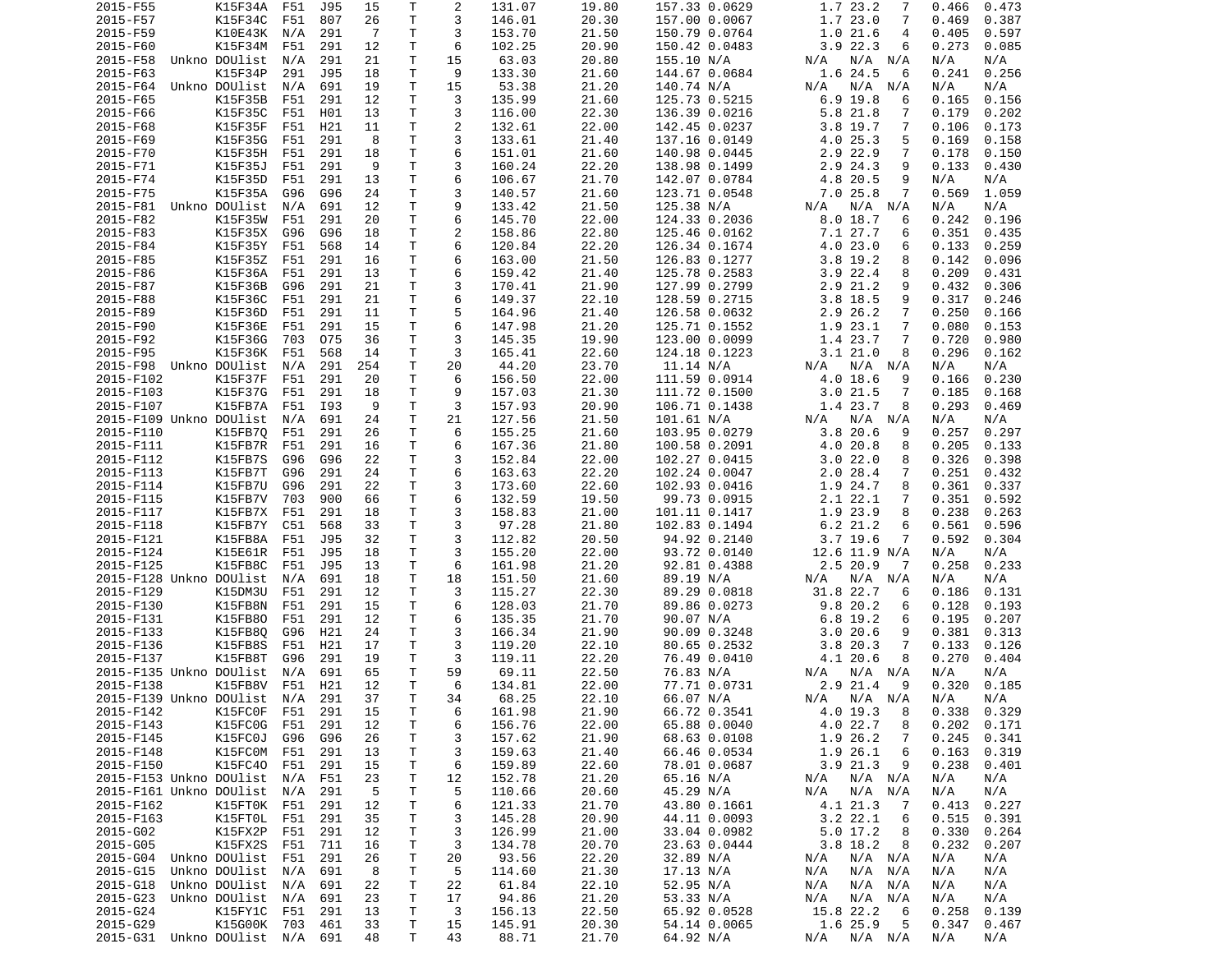| | | | | | | | | | | | | | | | |
|---|---|---|---|---|---|---|---|---|---|---|---|---|---|---|---|
| 2015-F55 | K15F34A | F51 | J95 | 15 | T | 2 | 131.07 | 19.80 | 157.33 | 0.0629 | 1.7 | 23.2 | 7 | 0.466 | 0.473 |
| 2015-F57 | K15F34C | F51 | 807 | 26 | T | 3 | 146.01 | 20.30 | 157.00 | 0.0067 | 1.7 | 23.0 | 7 | 0.469 | 0.387 |
| 2015-F59 | K10E43K | N/A | 291 | 7 | T | 3 | 153.70 | 21.50 | 150.79 | 0.0764 | 1.0 | 21.6 | 4 | 0.405 | 0.597 |
| 2015-F60 | K15F34M | F51 | 291 | 12 | T | 6 | 102.25 | 20.90 | 150.42 | 0.0483 | 3.9 | 22.3 | 6 | 0.273 | 0.085 |
| 2015-F58 | Unkno DOUlist | N/A | 291 | 21 | T | 15 | 63.03 | 20.80 | 155.10 | N/A | N/A | N/A | N/A | N/A | N/A |
| 2015-F63 | K15F34P | 291 | J95 | 18 | T | 9 | 133.30 | 21.60 | 144.67 | 0.0684 | 1.6 | 24.5 | 6 | 0.241 | 0.256 |
| 2015-F64 | Unkno DOUlist | N/A | 691 | 19 | T | 15 | 53.38 | 21.20 | 140.74 | N/A | N/A | N/A | N/A | N/A | N/A |
| 2015-F65 | K15F35B | F51 | 291 | 12 | T | 3 | 135.99 | 21.60 | 125.73 | 0.5215 | 6.9 | 19.8 | 6 | 0.165 | 0.156 |
| 2015-F66 | K15F35C | F51 | H01 | 13 | T | 3 | 116.00 | 22.30 | 136.39 | 0.0216 | 5.8 | 21.8 | 7 | 0.179 | 0.202 |
| 2015-F68 | K15F35F | F51 | H21 | 11 | T | 2 | 132.61 | 22.00 | 142.45 | 0.0237 | 3.8 | 19.7 | 7 | 0.106 | 0.173 |
| 2015-F69 | K15F35G | F51 | 291 | 8 | T | 3 | 133.61 | 21.40 | 137.16 | 0.0149 | 4.0 | 25.3 | 5 | 0.169 | 0.158 |
| 2015-F70 | K15F35H | F51 | 291 | 18 | T | 6 | 151.01 | 21.60 | 140.98 | 0.0445 | 2.9 | 22.9 | 7 | 0.178 | 0.150 |
| 2015-F71 | K15F35J | F51 | 291 | 9 | T | 3 | 160.24 | 22.20 | 138.98 | 0.1499 | 2.9 | 24.3 | 9 | 0.133 | 0.430 |
| 2015-F74 | K15F35D | F51 | 291 | 13 | T | 6 | 106.67 | 21.70 | 142.07 | 0.0784 | 4.8 | 20.5 | 9 | N/A | N/A |
| 2015-F75 | K15F35A | G96 | G96 | 24 | T | 3 | 140.57 | 21.60 | 123.71 | 0.0548 | 7.0 | 25.8 | 7 | 0.569 | 1.059 |
| 2015-F81 | Unkno DOUlist | N/A | 691 | 12 | T | 9 | 133.42 | 21.50 | 125.38 | N/A | N/A | N/A | N/A | N/A | N/A |
| 2015-F82 | K15F35W | F51 | 291 | 20 | T | 6 | 145.70 | 22.00 | 124.33 | 0.2036 | 8.0 | 18.7 | 6 | 0.242 | 0.196 |
| 2015-F83 | K15F35X | G96 | G96 | 18 | T | 2 | 158.86 | 22.80 | 125.46 | 0.0162 | 7.1 | 27.7 | 6 | 0.351 | 0.435 |
| 2015-F84 | K15F35Y | F51 | 568 | 14 | T | 6 | 120.84 | 22.20 | 126.34 | 0.1674 | 4.0 | 23.0 | 6 | 0.133 | 0.259 |
| 2015-F85 | K15F35Z | F51 | 291 | 16 | T | 6 | 163.00 | 21.50 | 126.83 | 0.1277 | 3.8 | 19.2 | 8 | 0.142 | 0.096 |
| 2015-F86 | K15F36A | F51 | 291 | 13 | T | 6 | 159.42 | 21.40 | 125.78 | 0.2583 | 3.9 | 22.4 | 8 | 0.209 | 0.431 |
| 2015-F87 | K15F36B | G96 | 291 | 21 | T | 3 | 170.41 | 21.90 | 127.99 | 0.2799 | 2.9 | 21.2 | 9 | 0.432 | 0.306 |
| 2015-F88 | K15F36C | F51 | 291 | 21 | T | 6 | 149.37 | 22.10 | 128.59 | 0.2715 | 3.8 | 18.5 | 9 | 0.317 | 0.246 |
| 2015-F89 | K15F36D | F51 | 291 | 11 | T | 5 | 164.96 | 21.40 | 126.58 | 0.0632 | 2.9 | 26.2 | 7 | 0.250 | 0.166 |
| 2015-F90 | K15F36E | F51 | 291 | 15 | T | 6 | 147.98 | 21.20 | 125.71 | 0.1552 | 1.9 | 23.1 | 7 | 0.080 | 0.153 |
| 2015-F92 | K15F36G | 703 | 075 | 36 | T | 3 | 145.35 | 19.90 | 123.00 | 0.0099 | 1.4 | 23.7 | 7 | 0.720 | 0.980 |
| 2015-F95 | K15F36K | F51 | 568 | 14 | T | 3 | 165.41 | 22.60 | 124.18 | 0.1223 | 3.1 | 21.0 | 8 | 0.296 | 0.162 |
| 2015-F98 | Unkno DOUlist | N/A | 291 | 254 | T | 20 | 44.20 | 23.70 | 11.14 | N/A | N/A | N/A | N/A | N/A | N/A |
| 2015-F102 | K15F37F | F51 | 291 | 20 | T | 6 | 156.50 | 22.00 | 111.59 | 0.0914 | 4.0 | 18.6 | 9 | 0.166 | 0.230 |
| 2015-F103 | K15F37G | F51 | 291 | 18 | T | 9 | 157.03 | 21.30 | 111.72 | 0.1500 | 3.0 | 21.5 | 7 | 0.185 | 0.168 |
| 2015-F107 | K15FB7A | F51 | I93 | 9 | T | 3 | 157.93 | 20.90 | 106.71 | 0.1438 | 1.4 | 23.7 | 8 | 0.293 | 0.469 |
| 2015-F109 | Unkno DOUlist | N/A | 691 | 24 | T | 21 | 127.56 | 21.50 | 101.61 | N/A | N/A | N/A | N/A | N/A | N/A |
| 2015-F110 | K15FB7Q | F51 | 291 | 26 | T | 6 | 155.25 | 21.60 | 103.95 | 0.0279 | 3.8 | 20.6 | 9 | 0.257 | 0.297 |
| 2015-F111 | K15FB7R | F51 | 291 | 16 | T | 6 | 167.36 | 21.80 | 100.58 | 0.2091 | 4.0 | 20.8 | 8 | 0.205 | 0.133 |
| 2015-F112 | K15FB7S | G96 | G96 | 22 | T | 3 | 152.84 | 22.00 | 102.27 | 0.0415 | 3.0 | 22.0 | 8 | 0.326 | 0.398 |
| 2015-F113 | K15FB7T | G96 | 291 | 24 | T | 6 | 163.63 | 22.20 | 102.24 | 0.0047 | 2.0 | 28.4 | 7 | 0.251 | 0.432 |
| 2015-F114 | K15FB7U | G96 | 291 | 22 | T | 3 | 173.60 | 22.60 | 102.93 | 0.0416 | 1.9 | 24.7 | 8 | 0.361 | 0.337 |
| 2015-F115 | K15FB7V | 703 | 900 | 66 | T | 6 | 132.59 | 19.50 | 99.73 | 0.0915 | 2.1 | 22.1 | 7 | 0.351 | 0.592 |
| 2015-F117 | K15FB7X | F51 | 291 | 18 | T | 3 | 158.83 | 21.00 | 101.11 | 0.1417 | 1.9 | 23.9 | 8 | 0.238 | 0.263 |
| 2015-F118 | K15FB7Y | C51 | 568 | 33 | T | 3 | 97.28 | 21.80 | 102.83 | 0.1494 | 6.2 | 21.2 | 6 | 0.561 | 0.596 |
| 2015-F121 | K15FB8A | F51 | J95 | 32 | T | 3 | 112.82 | 20.50 | 94.92 | 0.2140 | 3.7 | 19.6 | 7 | 0.592 | 0.304 |
| 2015-F124 | K15E61R | F51 | J95 | 18 | T | 3 | 155.20 | 22.00 | 93.72 | 0.0140 | 12.6 | 11.9 | N/A | N/A | N/A |
| 2015-F125 | K15FB8C | F51 | J95 | 13 | T | 6 | 161.98 | 21.20 | 92.81 | 0.4388 | 2.5 | 20.9 | 7 | 0.258 | 0.233 |
| 2015-F128 | Unkno DOUlist | N/A | 691 | 18 | T | 18 | 151.50 | 21.60 | 89.19 | N/A | N/A | N/A | N/A | N/A | N/A |
| 2015-F129 | K15DM3U | F51 | 291 | 12 | T | 3 | 115.27 | 22.30 | 89.29 | 0.0818 | 31.8 | 22.7 | 6 | 0.186 | 0.131 |
| 2015-F130 | K15FB8N | F51 | 291 | 15 | T | 6 | 128.03 | 21.70 | 89.86 | 0.0273 | 9.8 | 20.2 | 6 | 0.128 | 0.193 |
| 2015-F131 | K15FB8O | F51 | 291 | 12 | T | 6 | 135.35 | 21.70 | 90.07 | N/A | 6.8 | 19.2 | 6 | 0.195 | 0.207 |
| 2015-F133 | K15FB8Q | G96 | H21 | 24 | T | 3 | 166.34 | 21.90 | 90.09 | 0.3248 | 3.0 | 20.6 | 9 | 0.381 | 0.313 |
| 2015-F136 | K15FB8S | F51 | H21 | 17 | T | 3 | 119.20 | 22.10 | 80.65 | 0.2532 | 3.8 | 20.3 | 7 | 0.133 | 0.126 |
| 2015-F137 | K15FB8T | G96 | 291 | 19 | T | 3 | 119.11 | 22.20 | 76.49 | 0.0410 | 4.1 | 20.6 | 8 | 0.270 | 0.404 |
| 2015-F135 | Unkno DOUlist | N/A | 691 | 65 | T | 59 | 69.11 | 22.50 | 76.83 | N/A | N/A | N/A | N/A | N/A | N/A |
| 2015-F138 | K15FB8V | F51 | H21 | 12 | T | 6 | 134.81 | 22.00 | 77.71 | 0.0731 | 2.9 | 21.4 | 9 | 0.320 | 0.185 |
| 2015-F139 | Unkno DOUlist | N/A | 291 | 37 | T | 34 | 68.25 | 22.10 | 66.07 | N/A | N/A | N/A | N/A | N/A | N/A |
| 2015-F142 | K15FC0F | F51 | 291 | 15 | T | 6 | 161.98 | 21.90 | 66.72 | 0.3541 | 4.0 | 19.3 | 8 | 0.338 | 0.329 |
| 2015-F143 | K15FC0G | F51 | 291 | 12 | T | 6 | 156.76 | 22.00 | 65.88 | 0.0040 | 4.0 | 22.7 | 8 | 0.202 | 0.171 |
| 2015-F145 | K15FC0J | G96 | G96 | 26 | T | 3 | 157.62 | 21.90 | 68.63 | 0.0108 | 1.9 | 26.2 | 7 | 0.245 | 0.341 |
| 2015-F148 | K15FC0M | F51 | 291 | 13 | T | 3 | 159.63 | 21.40 | 66.46 | 0.0534 | 1.9 | 26.1 | 6 | 0.163 | 0.319 |
| 2015-F150 | K15FC4O | F51 | 291 | 15 | T | 6 | 159.89 | 22.60 | 78.01 | 0.0687 | 3.9 | 21.3 | 9 | 0.238 | 0.401 |
| 2015-F153 | Unkno DOUlist | N/A | F51 | 23 | T | 12 | 152.78 | 21.20 | 65.16 | N/A | N/A | N/A | N/A | N/A | N/A |
| 2015-F161 | Unkno DOUlist | N/A | 291 | 5 | T | 5 | 110.66 | 20.60 | 45.29 | N/A | N/A | N/A | N/A | N/A | N/A |
| 2015-F162 | K15FT0K | F51 | 291 | 12 | T | 6 | 121.33 | 21.70 | 43.80 | 0.1661 | 4.1 | 21.3 | 7 | 0.413 | 0.227 |
| 2015-F163 | K15FT0L | F51 | 291 | 35 | T | 3 | 145.28 | 20.90 | 44.11 | 0.0093 | 3.2 | 22.1 | 6 | 0.515 | 0.391 |
| 2015-G02 | K15FX2P | F51 | 291 | 12 | T | 3 | 126.99 | 21.00 | 33.04 | 0.0982 | 5.0 | 17.2 | 8 | 0.330 | 0.264 |
| 2015-G05 | K15FX2S | F51 | 711 | 16 | T | 3 | 134.78 | 20.70 | 23.63 | 0.0444 | 3.8 | 18.2 | 8 | 0.232 | 0.207 |
| 2015-G04 | Unkno DOUlist | F51 | 291 | 26 | T | 20 | 93.56 | 22.20 | 32.89 | N/A | N/A | N/A | N/A | N/A | N/A |
| 2015-G15 | Unkno DOUlist | N/A | 691 | 8 | T | 5 | 114.60 | 21.30 | 17.13 | N/A | N/A | N/A | N/A | N/A | N/A |
| 2015-G18 | Unkno DOUlist | N/A | 691 | 22 | T | 22 | 61.84 | 22.10 | 52.95 | N/A | N/A | N/A | N/A | N/A | N/A |
| 2015-G23 | Unkno DOUlist | N/A | 691 | 23 | T | 17 | 94.86 | 21.20 | 53.33 | N/A | N/A | N/A | N/A | N/A | N/A |
| 2015-G24 | K15FY1C | F51 | 291 | 13 | T | 3 | 156.13 | 22.50 | 65.92 | 0.0528 | 15.8 | 22.2 | 6 | 0.258 | 0.139 |
| 2015-G29 | K15G00K | 703 | 461 | 33 | T | 15 | 145.91 | 20.30 | 54.14 | 0.0065 | 1.6 | 25.9 | 5 | 0.347 | 0.467 |
| 2015-G31 | Unkno DOUlist | N/A | 691 | 48 | T | 43 | 88.71 | 21.70 | 64.92 | N/A | N/A | N/A | N/A | N/A | N/A |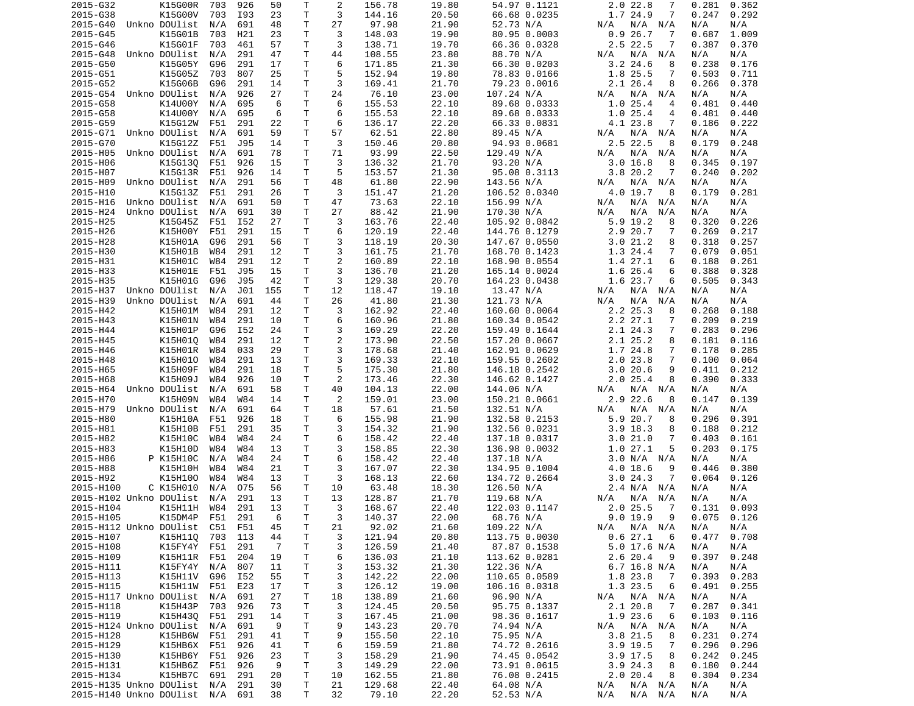| | | | | | | | | | | | | | | | | |
|---|---|---|---|---|---|---|---|---|---|---|---|---|---|---|---|---|
| 2015-G32 | | K15G00R | 703 | 926 | 50 | T | 2 | 156.78 | 19.80 | 54.97 | 0.1121 | 2.0 | 22.8 | 7 | 0.281 | 0.362 |
| 2015-G38 | | K15G00V | 703 | I93 | 23 | T | 3 | 144.16 | 20.50 | 66.68 | 0.0235 | 1.7 | 24.9 | 7 | 0.247 | 0.292 |
| 2015-G40 | Unkno | DOUlist | N/A | 691 | 48 | T | 27 | 97.98 | 21.90 | 52.73 | N/A | N/A | N/A | N/A | N/A | N/A |
| 2015-G45 | | K15G01B | 703 | H21 | 23 | T | 3 | 148.03 | 19.90 | 80.95 | 0.0003 | 0.9 | 26.7 | 7 | 0.687 | 1.009 |
| 2015-G46 | | K15G01F | 703 | 461 | 57 | T | 3 | 138.71 | 19.70 | 66.36 | 0.0328 | 2.5 | 22.5 | 7 | 0.387 | 0.370 |
| 2015-G48 | Unkno | DOUlist | N/A | 291 | 47 | T | 44 | 108.55 | 23.80 | 88.70 | N/A | N/A | N/A | N/A | N/A | N/A |
| 2015-G50 | | K15G05Y | G96 | 291 | 17 | T | 6 | 171.85 | 21.30 | 66.30 | 0.0203 | 3.2 | 24.6 | 8 | 0.238 | 0.176 |
| 2015-G51 | | K15G05Z | 703 | 807 | 25 | T | 5 | 152.94 | 19.80 | 78.83 | 0.0166 | 1.8 | 25.5 | 7 | 0.503 | 0.711 |
| 2015-G52 | | K15G06B | G96 | 291 | 14 | T | 3 | 169.41 | 21.70 | 79.23 | 0.0016 | 2.1 | 26.4 | 8 | 0.266 | 0.378 |
| 2015-G54 | Unkno | DOUlist | N/A | 926 | 27 | T | 24 | 76.10 | 23.00 | 107.24 | N/A | N/A | N/A | N/A | N/A | N/A |
| 2015-G58 | | K14U00Y | N/A | 695 | 6 | T | 6 | 155.53 | 22.10 | 89.68 | 0.0333 | 1.0 | 25.4 | 4 | 0.481 | 0.440 |
| 2015-G58 | | K14U00Y | N/A | 695 | 6 | T | 6 | 155.53 | 22.10 | 89.68 | 0.0333 | 1.0 | 25.4 | 4 | 0.481 | 0.440 |
| 2015-G59 | | K15G12W | F51 | 291 | 22 | T | 6 | 136.17 | 22.20 | 66.33 | 0.0831 | 4.1 | 23.8 | 7 | 0.186 | 0.222 |
| 2015-G71 | Unkno | DOUlist | N/A | 691 | 59 | T | 57 | 62.51 | 22.80 | 89.45 | N/A | N/A | N/A | N/A | N/A | N/A |
| 2015-G70 | | K15G12Z | F51 | J95 | 14 | T | 3 | 150.46 | 20.80 | 94.93 | 0.0681 | 2.5 | 22.5 | 8 | 0.179 | 0.248 |
| 2015-H05 | Unkno | DOUlist | N/A | 691 | 78 | T | 71 | 93.99 | 22.50 | 129.49 | N/A | N/A | N/A | N/A | N/A | N/A |
| 2015-H06 | | K15G13Q | F51 | 926 | 15 | T | 3 | 136.32 | 21.70 | 93.20 | N/A | 3.0 | 16.8 | 8 | 0.345 | 0.197 |
| 2015-H07 | | K15G13R | F51 | 926 | 14 | T | 5 | 153.57 | 21.30 | 95.08 | 0.3113 | 3.8 | 20.2 | 7 | 0.240 | 0.202 |
| 2015-H09 | Unkno | DOUlist | N/A | 291 | 56 | T | 48 | 61.80 | 22.90 | 143.56 | N/A | N/A | N/A | N/A | N/A | N/A |
| 2015-H10 | | K15G13Z | F51 | 291 | 26 | T | 3 | 151.47 | 21.20 | 106.52 | 0.0340 | 4.0 | 19.7 | 8 | 0.179 | 0.281 |
| 2015-H16 | Unkno | DOUlist | N/A | 691 | 50 | T | 47 | 73.63 | 22.10 | 156.99 | N/A | N/A | N/A | N/A | N/A | N/A |
| 2015-H24 | Unkno | DOUlist | N/A | 691 | 30 | T | 27 | 88.42 | 21.90 | 170.30 | N/A | N/A | N/A | N/A | N/A | N/A |
| 2015-H25 | | K15G45Z | F51 | I52 | 27 | T | 3 | 163.76 | 22.40 | 105.92 | 0.0842 | 5.9 | 19.2 | 8 | 0.320 | 0.226 |
| 2015-H26 | | K15H00Y | F51 | 291 | 15 | T | 6 | 120.19 | 22.40 | 144.76 | 0.1279 | 2.9 | 20.7 | 7 | 0.269 | 0.217 |
| 2015-H28 | | K15H01A | G96 | 291 | 56 | T | 3 | 118.19 | 20.30 | 147.67 | 0.0550 | 3.0 | 21.2 | 8 | 0.318 | 0.257 |
| 2015-H30 | | K15H01B | W84 | 291 | 12 | T | 3 | 161.75 | 21.70 | 168.70 | 0.1423 | 1.3 | 24.4 | 7 | 0.079 | 0.051 |
| 2015-H31 | | K15H01C | W84 | 291 | 12 | T | 2 | 160.89 | 22.10 | 168.90 | 0.0554 | 1.4 | 27.1 | 6 | 0.188 | 0.261 |
| 2015-H33 | | K15H01E | F51 | J95 | 15 | T | 3 | 136.70 | 21.20 | 165.14 | 0.0024 | 1.6 | 26.4 | 6 | 0.388 | 0.328 |
| 2015-H35 | | K15H01G | G96 | J95 | 42 | T | 3 | 129.38 | 20.70 | 164.23 | 0.0438 | 1.6 | 23.7 | 6 | 0.505 | 0.343 |
| 2015-H37 | Unkno | DOUlist | N/A | J01 | 155 | T | 12 | 118.47 | 19.10 | 13.47 | N/A | N/A | N/A | N/A | N/A | N/A |
| 2015-H39 | Unkno | DOUlist | N/A | 691 | 44 | T | 26 | 41.80 | 21.30 | 121.73 | N/A | N/A | N/A | N/A | N/A | N/A |
| 2015-H42 | | K15H01M | W84 | 291 | 12 | T | 3 | 162.92 | 22.40 | 160.60 | 0.0064 | 2.2 | 25.3 | 8 | 0.268 | 0.188 |
| 2015-H43 | | K15H01N | W84 | 291 | 10 | T | 6 | 160.96 | 21.80 | 160.34 | 0.0542 | 2.2 | 27.1 | 7 | 0.209 | 0.219 |
| 2015-H44 | | K15H01P | G96 | I52 | 24 | T | 3 | 169.29 | 22.20 | 159.49 | 0.1644 | 2.1 | 24.3 | 7 | 0.283 | 0.296 |
| 2015-H45 | | K15H01Q | W84 | 291 | 12 | T | 2 | 173.90 | 22.50 | 157.20 | 0.0667 | 2.1 | 25.2 | 8 | 0.181 | 0.116 |
| 2015-H46 | | K15H01R | W84 | 033 | 29 | T | 3 | 178.68 | 21.40 | 162.91 | 0.0629 | 1.7 | 24.8 | 7 | 0.178 | 0.285 |
| 2015-H48 | | K15H01O | W84 | 291 | 13 | T | 3 | 169.33 | 22.10 | 159.55 | 0.2602 | 2.0 | 23.8 | 7 | 0.100 | 0.064 |
| 2015-H65 | | K15H09F | W84 | 291 | 18 | T | 5 | 175.30 | 21.80 | 146.18 | 0.2542 | 3.0 | 20.6 | 9 | 0.411 | 0.212 |
| 2015-H68 | | K15H09J | W84 | 926 | 10 | T | 2 | 173.46 | 22.30 | 146.62 | 0.1427 | 2.0 | 25.4 | 8 | 0.390 | 0.333 |
| 2015-H64 | Unkno | DOUlist | N/A | 691 | 58 | T | 40 | 104.13 | 22.00 | 144.06 | N/A | N/A | N/A | N/A | N/A | N/A |
| 2015-H70 | | K15H09N | W84 | W84 | 14 | T | 2 | 159.01 | 23.00 | 150.21 | 0.0661 | 2.9 | 22.6 | 8 | 0.147 | 0.139 |
| 2015-H79 | Unkno | DOUlist | N/A | 691 | 64 | T | 18 | 57.61 | 21.50 | 132.51 | N/A | N/A | N/A | N/A | N/A | N/A |
| 2015-H80 | | K15H10A | F51 | 926 | 18 | T | 6 | 155.98 | 21.90 | 132.58 | 0.2153 | 5.9 | 20.7 | 8 | 0.296 | 0.391 |
| 2015-H81 | | K15H10B | F51 | 291 | 35 | T | 3 | 154.32 | 21.90 | 132.56 | 0.0231 | 3.9 | 18.3 | 8 | 0.188 | 0.212 |
| 2015-H82 | | K15H10C | W84 | W84 | 24 | T | 6 | 158.42 | 22.40 | 137.18 | 0.0317 | 3.0 | 21.0 | 7 | 0.403 | 0.161 |
| 2015-H83 | | K15H10D | W84 | W84 | 13 | T | 3 | 158.85 | 22.30 | 136.98 | 0.0032 | 1.0 | 27.1 | 5 | 0.203 | 0.175 |
| 2015-H86 | P | K15H10C | N/A | W84 | 24 | T | 6 | 158.42 | 22.40 | 137.18 | N/A | 3.0 | N/A | N/A | N/A | N/A |
| 2015-H88 | | K15H10H | W84 | W84 | 21 | T | 3 | 167.07 | 22.30 | 134.95 | 0.1004 | 4.0 | 18.6 | 9 | 0.446 | 0.380 |
| 2015-H92 | | K15H10O | W84 | W84 | 13 | T | 3 | 168.13 | 22.60 | 134.72 | 0.2664 | 3.0 | 24.3 | 7 | 0.064 | 0.126 |
| 2015-H100 | C | K15H010 | N/A | O75 | 56 | T | 10 | 63.48 | 18.30 | 126.50 | N/A | 2.4 | N/A | N/A | N/A | N/A |
| 2015-H102 | Unkno | DOUlist | N/A | 291 | 13 | T | 13 | 128.87 | 21.70 | 119.68 | N/A | N/A | N/A | N/A | N/A | N/A |
| 2015-H104 | | K15H11H | W84 | 291 | 13 | T | 3 | 168.67 | 22.40 | 122.03 | 0.1147 | 2.0 | 25.5 | 7 | 0.131 | 0.093 |
| 2015-H105 | | K15DM4P | F51 | 291 | 6 | T | 3 | 140.37 | 22.00 | 68.76 | N/A | 9.0 | 19.9 | 9 | 0.075 | 0.126 |
| 2015-H112 | Unkno | DOUlist | C51 | F51 | 45 | T | 21 | 92.02 | 21.60 | 109.22 | N/A | N/A | N/A | N/A | N/A | N/A |
| 2015-H107 | | K15H11Q | 703 | 113 | 44 | T | 3 | 121.94 | 20.80 | 113.75 | 0.0030 | 0.6 | 27.1 | 6 | 0.477 | 0.708 |
| 2015-H108 | | K15FY4Y | F51 | 291 | 7 | T | 3 | 126.59 | 21.40 | 87.87 | 0.1538 | 5.0 | 17.6 | N/A | N/A | N/A |
| 2015-H109 | | K15H11R | F51 | 204 | 19 | T | 6 | 136.03 | 21.10 | 113.62 | 0.0281 | 2.6 | 20.4 | 9 | 0.397 | 0.248 |
| 2015-H111 | | K15FY4Y | N/A | 807 | 11 | T | 3 | 153.32 | 21.30 | 122.36 | N/A | 6.7 | 16.8 | N/A | N/A | N/A |
| 2015-H113 | | K15H11V | G96 | I52 | 55 | T | 3 | 142.22 | 22.00 | 110.65 | 0.0589 | 1.8 | 23.8 | 7 | 0.393 | 0.283 |
| 2015-H115 | | K15H11W | F51 | E23 | 17 | T | 3 | 126.12 | 19.00 | 106.16 | 0.0318 | 1.3 | 23.5 | 6 | 0.491 | 0.255 |
| 2015-H117 | Unkno | DOUlist | N/A | 691 | 27 | T | 18 | 138.89 | 21.60 | 96.90 | N/A | N/A | N/A | N/A | N/A | N/A |
| 2015-H118 | | K15H43P | 703 | 926 | 73 | T | 3 | 124.45 | 20.50 | 95.75 | 0.1337 | 2.1 | 20.8 | 7 | 0.287 | 0.341 |
| 2015-H119 | | K15H43Q | F51 | 291 | 14 | T | 3 | 167.45 | 21.00 | 98.36 | 0.1617 | 1.9 | 23.6 | 6 | 0.103 | 0.116 |
| 2015-H124 | Unkno | DOUlist | N/A | 691 | 9 | T | 9 | 143.23 | 20.70 | 74.94 | N/A | N/A | N/A | N/A | N/A | N/A |
| 2015-H128 | | K15HB6W | F51 | 291 | 41 | T | 9 | 155.50 | 22.10 | 75.95 | N/A | 3.8 | 21.5 | 8 | 0.231 | 0.274 |
| 2015-H129 | | K15HB6X | F51 | 926 | 41 | T | 6 | 159.59 | 21.80 | 74.72 | 0.2616 | 3.9 | 19.5 | 7 | 0.296 | 0.296 |
| 2015-H130 | | K15HB6Y | F51 | 926 | 23 | T | 3 | 158.29 | 21.90 | 74.45 | 0.0542 | 3.9 | 17.5 | 8 | 0.242 | 0.245 |
| 2015-H131 | | K15HB6Z | F51 | 926 | 9 | T | 3 | 149.29 | 22.00 | 73.91 | 0.0615 | 3.9 | 24.3 | 8 | 0.180 | 0.244 |
| 2015-H134 | | K15HB7C | 691 | 291 | 20 | T | 10 | 162.55 | 21.80 | 76.08 | 0.2415 | 2.0 | 20.4 | 8 | 0.304 | 0.234 |
| 2015-H135 | Unkno | DOUlist | N/A | 291 | 30 | T | 21 | 129.68 | 22.40 | 64.08 | N/A | N/A | N/A | N/A | N/A | N/A |
| 2015-H140 | Unkno | DOUlist | N/A | 691 | 38 | T | 32 | 79.10 | 22.20 | 52.53 | N/A | N/A | N/A | N/A | N/A | N/A |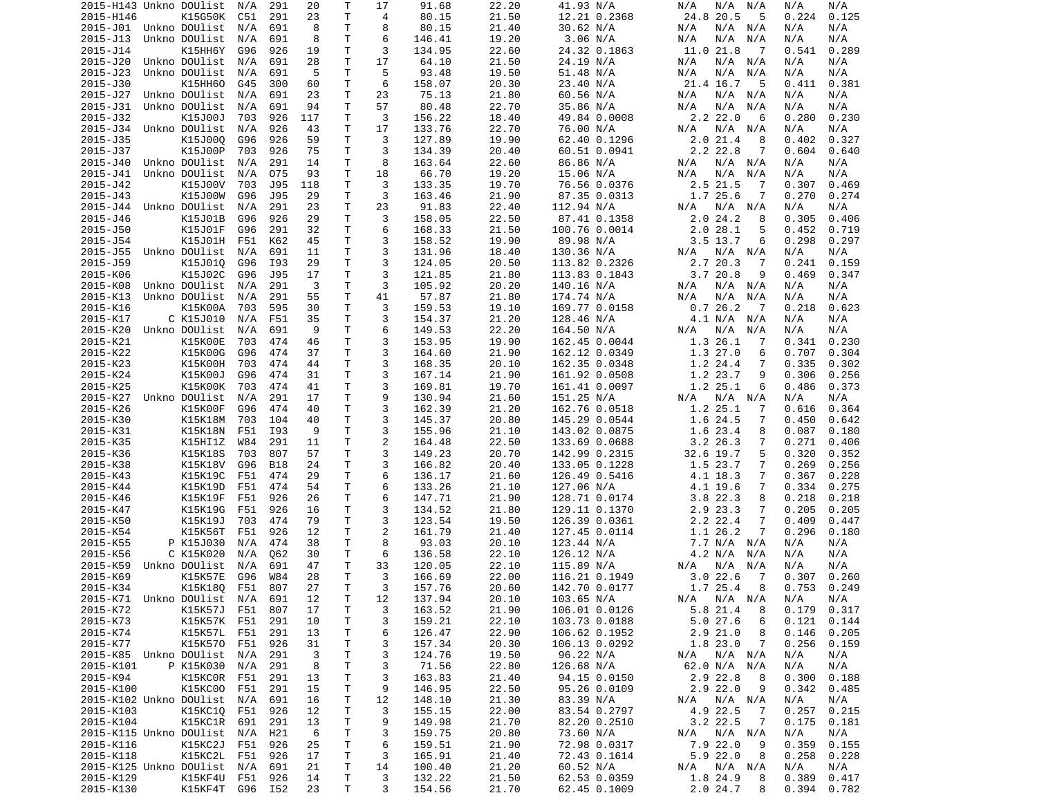```
2015-H143 Unkno DOUlist  N/A  291   20    T    17     91.68       22.20       41.93 N/A         N/A  N/A  N/A    N/A    N/A
2015-H146       K15G50K  C51  291   23    T     4     80.15       21.50       12.21 0.2368       24.8 20.5   5    0.224  0.125
2015-J01  Unkno DOUlist  N/A  691    8    T     8     80.15       21.40       30.62 N/A         N/A  N/A  N/A    N/A    N/A
2015-J13  Unkno DOUlist  N/A  691    8    T     6    146.41       19.20        3.06 N/A         N/A  N/A  N/A    N/A    N/A
2015-J14        K15HH6Y  G96  926   19    T     3    134.95       22.60       24.32 0.1863       11.0 21.8   7    0.541  0.289
2015-J20  Unkno DOUlist  N/A  691   28    T    17     64.10       21.50       24.19 N/A         N/A  N/A  N/A    N/A    N/A
2015-J23  Unkno DOUlist  N/A  691    5    T     5     93.48       19.50       51.48 N/A         N/A  N/A  N/A    N/A    N/A
2015-J30        K15HH6O  G45  300   60    T     6    158.07       20.30       23.40 N/A          21.4 16.7   5    0.411  0.381
2015-J27  Unkno DOUlist  N/A  691   23    T    23     75.13       21.80       60.56 N/A         N/A  N/A  N/A    N/A    N/A
2015-J31  Unkno DOUlist  N/A  691   94    T    57     80.48       22.70       35.86 N/A         N/A  N/A  N/A    N/A    N/A
2015-J32        K15J00J  703  926  117    T     3    156.22       18.40       49.84 0.0008        2.2 22.0   6    0.280  0.230
2015-J34  Unkno DOUlist  N/A  926   43    T    17    133.76       22.70       76.00 N/A         N/A  N/A  N/A    N/A    N/A
2015-J35        K15J00Q  G96  926   59    T     3    127.89       19.90       62.40 0.1296        2.0 21.4   8    0.402  0.327
2015-J37        K15J00P  703  926   75    T     3    134.39       20.40       60.51 0.0941        2.2 22.8   7    0.604  0.640
2015-J40  Unkno DOUlist  N/A  291   14    T     8    163.64       22.60       86.86 N/A         N/A  N/A  N/A    N/A    N/A
2015-J41  Unkno DOUlist  N/A  075   93    T    18     66.70       19.20       15.06 N/A         N/A  N/A  N/A    N/A    N/A
2015-J42        K15J00V  703  J95  118    T     3    133.35       19.70       76.56 0.0376        2.5 21.5   7    0.307  0.469
2015-J43        K15J00W  G96  J95   29    T     3    163.46       21.90       87.35 0.0313        1.7 25.6   7    0.270  0.274
2015-J44  Unkno DOUlist  N/A  291   23    T    23     91.83       22.40      112.94 N/A         N/A  N/A  N/A    N/A    N/A
2015-J46        K15J01B  G96  926   29    T     3    158.05       22.50       87.41 0.1358        2.0 24.2   8    0.305  0.406
2015-J50        K15J01F  G96  291   32    T     6    168.33       21.50      100.76 0.0014        2.0 28.1   5    0.452  0.719
2015-J54        K15J01H  F51  K62   45    T     3    158.52       19.90       89.98 N/A          3.5 13.7   6    0.298  0.297
2015-J55  Unkno DOUlist  N/A  691   11    T     3    131.96       18.40      130.36 N/A         N/A  N/A  N/A    N/A    N/A
2015-J59        K15J01Q  G96  I93   29    T     3    124.05       20.50      113.82 0.2326        2.7 20.3   7    0.241  0.159
2015-K06        K15J02C  G96  J95   17    T     3    121.85       21.80      113.83 0.1843        3.7 20.8   9    0.469  0.347
2015-K08  Unkno DOUlist  N/A  291    3    T     3    105.92       20.20      140.16 N/A         N/A  N/A  N/A    N/A    N/A
2015-K13  Unkno DOUlist  N/A  291   55    T    41     57.87       21.80      174.74 N/A         N/A  N/A  N/A    N/A    N/A
2015-K16        K15K00A  703  595   30    T     3    159.53       19.10      169.77 0.0158        0.7 26.2   7    0.218  0.623
2015-K17      C K15J010  N/A  F51   35    T     3    154.37       21.20      128.46 N/A          4.1 N/A  N/A    N/A    N/A
2015-K20  Unkno DOUlist  N/A  691    9    T     6    149.53       22.20      164.50 N/A         N/A  N/A  N/A    N/A    N/A
2015-K21        K15K00E  703  474   46    T     3    153.95       19.90      162.45 0.0044        1.3 26.1   7    0.341  0.230
2015-K22        K15K00G  G96  474   37    T     3    164.60       21.90      162.12 0.0349        1.3 27.0   6    0.707  0.304
2015-K23        K15K00H  703  474   44    T     3    168.35       20.10      162.35 0.0348        1.2 24.4   7    0.335  0.302
2015-K24        K15K00J  G96  474   31    T     3    167.14       21.90      161.92 0.0508        1.2 23.7   9    0.306  0.256
2015-K25        K15K00K  703  474   41    T     3    169.81       19.70      161.41 0.0097        1.2 25.1   6    0.486  0.373
2015-K27  Unkno DOUlist  N/A  291   17    T     9    130.94       21.60      151.25 N/A         N/A  N/A  N/A    N/A    N/A
2015-K26        K15K00F  G96  474   40    T     3    162.39       21.20      162.76 0.0518        1.2 25.1   7    0.616  0.364
2015-K30        K15K18M  703  104   40    T     3    145.37       20.80      145.29 0.0544        1.6 24.5   7    0.450  0.642
2015-K31        K15K18N  F51  I93    9    T     3    155.96       21.10      143.02 0.0875        1.6 23.4   8    0.087  0.180
2015-K35        K15HI1Z  W84  291   11    T     2    164.48       22.50      133.69 0.0688        3.2 26.3   7    0.271  0.406
2015-K36        K15K18S  703  807   57    T     3    149.23       20.70      142.99 0.2315       32.6 19.7   5    0.320  0.352
2015-K38        K15K18V  G96  B18   24    T     3    166.82       20.40      133.05 0.1228        1.5 23.7   7    0.269  0.256
2015-K43        K15K19C  F51  474   29    T     6    136.17       21.60      126.49 0.5416        4.1 18.3   7    0.367  0.228
2015-K44        K15K19D  F51  474   54    T     6    133.26       21.10      127.06 N/A          4.1 19.6   7    0.334  0.275
2015-K46        K15K19F  F51  926   26    T     6    147.71       21.90      128.71 0.0174        3.8 22.3   8    0.218  0.218
2015-K47        K15K19G  F51  926   16    T     3    134.52       21.80      129.11 0.1370        2.9 23.3   7    0.205  0.205
2015-K50        K15K19J  703  474   79    T     3    123.54       19.50      126.39 0.0361        2.2 22.4   7    0.409  0.447
2015-K54        K15K56T  F51  926   12    T     2    161.79       21.40      127.45 0.0114        1.1 26.2   7    0.296  0.180
2015-K55      P K15J030  N/A  474   38    T     8     93.03       20.10      123.44 N/A          7.7 N/A  N/A    N/A    N/A
2015-K56      C K15K020  N/A  Q62   30    T     6    136.58       22.10      126.12 N/A          4.2 N/A  N/A    N/A    N/A
2015-K59  Unkno DOUlist  N/A  691   47    T    33    120.05       22.10      115.89 N/A         N/A  N/A  N/A    N/A    N/A
2015-K69        K15K57E  G96  W84   28    T     3    166.69       22.00      116.21 0.1949        3.0 22.6   7    0.307  0.260
2015-K34        K15K18Q  F51  807   27    T     3    157.76       20.60      142.70 0.0177        1.7 25.4   8    0.753  0.249
2015-K71  Unkno DOUlist  N/A  691   12    T    12    137.94       20.10      103.65 N/A         N/A  N/A  N/A    N/A    N/A
2015-K72        K15K57J  F51  807   17    T     3    163.52       21.90      106.01 0.0126        5.8 21.4   8    0.179  0.317
2015-K73        K15K57K  F51  291   10    T     3    159.21       22.10      103.73 0.0188        5.0 27.6   6    0.121  0.144
2015-K74        K15K57L  F51  291   13    T     6    126.47       22.90      106.62 0.1952        2.9 21.0   8    0.146  0.205
2015-K77        K15K57O  F51  926   31    T     3    157.34       20.30      106.13 0.0292        1.8 23.0   7    0.256  0.159
2015-K85  Unkno DOUlist  N/A  291    3    T     3    124.76       19.50       96.22 N/A         N/A  N/A  N/A    N/A    N/A
2015-K101     P K15K030  N/A  291    8    T     3     71.56       22.80      126.68 N/A         62.0 N/A  N/A    N/A    N/A
2015-K94        K15KC0R  F51  291   13    T     3    163.83       21.40       94.15 0.0150        2.9 22.8   8    0.300  0.188
2015-K100       K15KC0O  F51  291   15    T     9    146.95       22.50       95.26 0.0109        2.9 22.0   9    0.342  0.485
2015-K102 Unkno DOUlist  N/A  691   16    T    12    148.10       21.30       83.39 N/A         N/A  N/A  N/A    N/A    N/A
2015-K103       K15KC1Q  F51  926   12    T     3    155.15       22.00       83.54 0.2797        4.9 22.5   7    0.257  0.215
2015-K104       K15KC1R  691  291   13    T     9    149.98       21.70       82.20 0.2510        3.2 22.5   7    0.175  0.181
2015-K115 Unkno DOUlist  N/A  H21    6    T     3    159.75       20.80       73.60 N/A         N/A  N/A  N/A    N/A    N/A
2015-K116       K15KC2J  F51  926   25    T     6    159.51       21.90       72.98 0.0317        7.9 22.0   9    0.359  0.155
2015-K118       K15KC2L  F51  926   17    T     3    165.91       21.40       72.43 0.1614        5.9 22.0   8    0.258  0.228
2015-K125 Unkno DOUlist  N/A  691   21    T    14    100.40       21.20       60.52 N/A         N/A  N/A  N/A    N/A    N/A
2015-K129       K15KF4U  F51  926   14    T     3    132.22       21.50       62.53 0.0359        1.8 24.9   8    0.389  0.417
2015-K130       K15KF4T  G96  I52   23    T     3    154.56       21.70       62.45 0.1009        2.0 24.7   8    0.394  0.782
```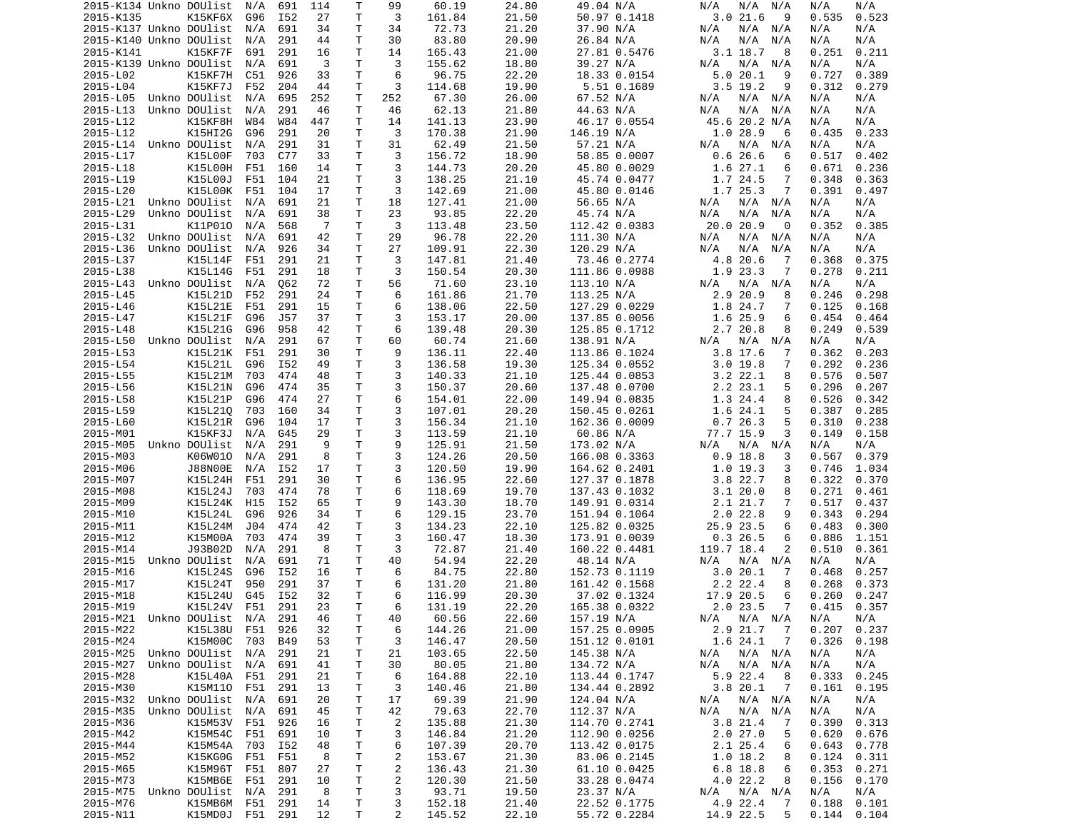| | | | | | | | | | | | | | | | | |
|---|---|---|---|---|---|---|---|---|---|---|---|---|---|---|---|---|
| 2015-K134 | Unkno | DOUlist | N/A | 691 | 114 | T | 99 | 60.19 | 24.80 | 49.04 | N/A | N/A | N/A | N/A | N/A | N/A |
| 2015-K135 | | K15KF6X | G96 | I52 | 27 | T | 3 | 161.84 | 21.50 | 50.97 | 0.1418 | 3.0 | 21.6 | 9 | 0.535 | 0.523 |
| 2015-K137 | Unkno | DOUlist | N/A | 691 | 34 | T | 34 | 72.73 | 21.20 | 37.90 | N/A | N/A | N/A | N/A | N/A | N/A |
| 2015-K140 | Unkno | DOUlist | N/A | 291 | 44 | T | 30 | 83.80 | 20.90 | 26.84 | N/A | N/A | N/A | N/A | N/A | N/A |
| 2015-K141 | | K15KF7F | 691 | 291 | 16 | T | 14 | 165.43 | 21.00 | 27.81 | 0.5476 | 3.1 | 18.7 | 8 | 0.251 | 0.211 |
| 2015-K139 | Unkno | DOUlist | N/A | 691 | 3 | T | 3 | 155.62 | 18.80 | 39.27 | N/A | N/A | N/A | N/A | N/A | N/A |
| 2015-L02 | | K15KF7H | C51 | 926 | 33 | T | 6 | 96.75 | 22.20 | 18.33 | 0.0154 | 5.0 | 20.1 | 9 | 0.727 | 0.389 |
| 2015-L04 | | K15KF7J | F52 | 204 | 44 | T | 3 | 114.68 | 19.90 | 5.51 | 0.1689 | 3.5 | 19.2 | 9 | 0.312 | 0.279 |
| 2015-L05 | Unkno | DOUlist | N/A | 695 | 252 | T | 252 | 67.30 | 26.00 | 67.52 | N/A | N/A | N/A | N/A | N/A | N/A |
| 2015-L13 | Unkno | DOUlist | N/A | 291 | 46 | T | 46 | 62.13 | 21.80 | 44.63 | N/A | N/A | N/A | N/A | N/A | N/A |
| 2015-L12 | | K15KF8H | W84 | W84 | 447 | T | 14 | 141.13 | 23.90 | 46.17 | 0.0554 | 45.6 | 20.2 | N/A | N/A | N/A |
| 2015-L12 | | K15HI2G | G96 | 291 | 20 | T | 3 | 170.38 | 21.90 | 146.19 | N/A | 1.0 | 28.9 | 6 | 0.435 | 0.233 |
| 2015-L14 | Unkno | DOUlist | N/A | 291 | 31 | T | 31 | 62.49 | 21.50 | 57.21 | N/A | N/A | N/A | N/A | N/A | N/A |
| 2015-L17 | | K15L00F | 703 | C77 | 33 | T | 3 | 156.72 | 18.90 | 58.85 | 0.0007 | 0.6 | 26.6 | 6 | 0.517 | 0.402 |
| 2015-L18 | | K15L00H | F51 | 160 | 14 | T | 3 | 144.73 | 20.20 | 45.80 | 0.0029 | 1.6 | 27.1 | 6 | 0.671 | 0.236 |
| 2015-L19 | | K15L00J | F51 | 104 | 21 | T | 3 | 138.25 | 21.10 | 45.74 | 0.0477 | 1.7 | 24.5 | 7 | 0.348 | 0.363 |
| 2015-L20 | | K15L00K | F51 | 104 | 17 | T | 3 | 142.69 | 21.00 | 45.80 | 0.0146 | 1.7 | 25.3 | 7 | 0.391 | 0.497 |
| 2015-L21 | Unkno | DOUlist | N/A | 691 | 21 | T | 18 | 127.41 | 21.00 | 56.65 | N/A | N/A | N/A | N/A | N/A | N/A |
| 2015-L29 | Unkno | DOUlist | N/A | 691 | 38 | T | 23 | 93.85 | 22.20 | 45.74 | N/A | N/A | N/A | N/A | N/A | N/A |
| 2015-L31 | | K11P01O | N/A | 568 | 7 | T | 3 | 113.48 | 23.50 | 112.42 | 0.0383 | 20.0 | 20.9 | 0 | 0.352 | 0.385 |
| 2015-L32 | Unkno | DOUlist | N/A | 691 | 42 | T | 29 | 96.78 | 22.20 | 111.30 | N/A | N/A | N/A | N/A | N/A | N/A |
| 2015-L36 | Unkno | DOUlist | N/A | 926 | 34 | T | 27 | 109.91 | 22.30 | 120.29 | N/A | N/A | N/A | N/A | N/A | N/A |
| 2015-L37 | | K15L14F | F51 | 291 | 21 | T | 3 | 147.81 | 21.40 | 73.46 | 0.2774 | 4.8 | 20.6 | 7 | 0.368 | 0.375 |
| 2015-L38 | | K15L14G | F51 | 291 | 18 | T | 3 | 150.54 | 20.30 | 111.86 | 0.0988 | 1.9 | 23.3 | 7 | 0.278 | 0.211 |
| 2015-L43 | Unkno | DOUlist | N/A | Q62 | 72 | T | 56 | 71.60 | 23.10 | 113.10 | N/A | N/A | N/A | N/A | N/A | N/A |
| 2015-L45 | | K15L21D | F52 | 291 | 24 | T | 6 | 161.86 | 21.70 | 113.25 | N/A | 2.9 | 20.9 | 8 | 0.246 | 0.298 |
| 2015-L46 | | K15L21E | F51 | 291 | 15 | T | 6 | 138.06 | 22.50 | 127.29 | 0.0229 | 1.8 | 24.7 | 7 | 0.125 | 0.168 |
| 2015-L47 | | K15L21F | G96 | J57 | 37 | T | 3 | 153.17 | 20.00 | 137.85 | 0.0056 | 1.6 | 25.9 | 6 | 0.454 | 0.464 |
| 2015-L48 | | K15L21G | G96 | 958 | 42 | T | 6 | 139.48 | 20.30 | 125.85 | 0.1712 | 2.7 | 20.8 | 8 | 0.249 | 0.539 |
| 2015-L50 | Unkno | DOUlist | N/A | 291 | 67 | T | 60 | 60.74 | 21.60 | 138.91 | N/A | N/A | N/A | N/A | N/A | N/A |
| 2015-L53 | | K15L21K | F51 | 291 | 30 | T | 9 | 136.11 | 22.40 | 113.86 | 0.1024 | 3.8 | 17.6 | 7 | 0.362 | 0.203 |
| 2015-L54 | | K15L21L | G96 | I52 | 49 | T | 3 | 136.58 | 19.30 | 125.34 | 0.0552 | 3.0 | 19.8 | 7 | 0.292 | 0.236 |
| 2015-L55 | | K15L21M | 703 | 474 | 48 | T | 3 | 140.33 | 21.10 | 125.44 | 0.0853 | 3.2 | 22.1 | 8 | 0.576 | 0.507 |
| 2015-L56 | | K15L21N | G96 | 474 | 35 | T | 3 | 150.37 | 20.60 | 137.48 | 0.0700 | 2.2 | 23.1 | 5 | 0.296 | 0.207 |
| 2015-L58 | | K15L21P | G96 | 474 | 27 | T | 6 | 154.01 | 22.00 | 149.94 | 0.0835 | 1.3 | 24.4 | 8 | 0.526 | 0.342 |
| 2015-L59 | | K15L21Q | 703 | 160 | 34 | T | 3 | 107.01 | 20.20 | 150.45 | 0.0261 | 1.6 | 24.1 | 5 | 0.387 | 0.285 |
| 2015-L60 | | K15L21R | G96 | 104 | 17 | T | 3 | 156.34 | 21.10 | 162.36 | 0.0009 | 0.7 | 26.3 | 5 | 0.310 | 0.238 |
| 2015-M01 | | K15KF3J | N/A | G45 | 29 | T | 3 | 113.59 | 21.10 | 60.86 | N/A | 77.7 | 15.9 | 3 | 0.149 | 0.158 |
| 2015-M05 | Unkno | DOUlist | N/A | 291 | 9 | T | 9 | 125.91 | 21.50 | 173.02 | N/A | N/A | N/A | N/A | N/A | N/A |
| 2015-M03 | | K06W01O | N/A | 291 | 8 | T | 3 | 124.26 | 20.50 | 166.08 | 0.3363 | 0.9 | 18.8 | 3 | 0.567 | 0.379 |
| 2015-M06 | | J88N00E | N/A | I52 | 17 | T | 3 | 120.50 | 19.90 | 164.62 | 0.2401 | 1.0 | 19.3 | 3 | 0.746 | 1.034 |
| 2015-M07 | | K15L24H | F51 | 291 | 30 | T | 6 | 136.95 | 22.60 | 127.37 | 0.1878 | 3.8 | 22.7 | 8 | 0.322 | 0.370 |
| 2015-M08 | | K15L24J | 703 | 474 | 78 | T | 6 | 118.69 | 19.70 | 137.43 | 0.1032 | 3.1 | 20.0 | 8 | 0.271 | 0.461 |
| 2015-M09 | | K15L24K | H15 | I52 | 65 | T | 9 | 143.30 | 18.70 | 149.91 | 0.0314 | 2.1 | 21.7 | 7 | 0.517 | 0.437 |
| 2015-M10 | | K15L24L | G96 | 926 | 34 | T | 6 | 129.15 | 23.70 | 151.94 | 0.1064 | 2.0 | 22.8 | 9 | 0.343 | 0.294 |
| 2015-M11 | | K15L24M | J04 | 474 | 42 | T | 3 | 134.23 | 22.10 | 125.82 | 0.0325 | 25.9 | 23.5 | 6 | 0.483 | 0.300 |
| 2015-M12 | | K15M00A | 703 | 474 | 39 | T | 3 | 160.47 | 18.30 | 173.91 | 0.0039 | 0.3 | 26.5 | 6 | 0.886 | 1.151 |
| 2015-M14 | | J93B02D | N/A | 291 | 8 | T | 3 | 72.87 | 21.40 | 160.22 | 0.4481 | 119.7 | 18.4 | 2 | 0.510 | 0.361 |
| 2015-M15 | Unkno | DOUlist | N/A | 691 | 71 | T | 40 | 54.94 | 22.20 | 48.14 | N/A | N/A | N/A | N/A | N/A | N/A |
| 2015-M16 | | K15L24S | G96 | I52 | 16 | T | 6 | 84.75 | 22.80 | 152.73 | 0.1119 | 3.0 | 20.1 | 7 | 0.468 | 0.257 |
| 2015-M17 | | K15L24T | 950 | 291 | 37 | T | 6 | 131.20 | 21.80 | 161.42 | 0.1568 | 2.2 | 22.4 | 8 | 0.268 | 0.373 |
| 2015-M18 | | K15L24U | G45 | I52 | 32 | T | 6 | 116.99 | 20.30 | 37.02 | 0.1324 | 17.9 | 20.5 | 6 | 0.260 | 0.247 |
| 2015-M19 | | K15L24V | F51 | 291 | 23 | T | 6 | 131.19 | 22.20 | 165.38 | 0.0322 | 2.0 | 23.5 | 7 | 0.415 | 0.357 |
| 2015-M21 | Unkno | DOUlist | N/A | 291 | 46 | T | 40 | 60.56 | 22.60 | 157.19 | N/A | N/A | N/A | N/A | N/A | N/A |
| 2015-M22 | | K15L38U | F51 | 926 | 32 | T | 6 | 144.26 | 21.00 | 157.25 | 0.0905 | 2.9 | 21.7 | 7 | 0.207 | 0.237 |
| 2015-M24 | | K15M00C | 703 | B49 | 53 | T | 3 | 146.47 | 20.50 | 151.12 | 0.0101 | 1.6 | 24.1 | 7 | 0.326 | 0.198 |
| 2015-M25 | Unkno | DOUlist | N/A | 291 | 21 | T | 21 | 103.65 | 22.50 | 145.38 | N/A | N/A | N/A | N/A | N/A | N/A |
| 2015-M27 | Unkno | DOUlist | N/A | 691 | 41 | T | 30 | 80.05 | 21.80 | 134.72 | N/A | N/A | N/A | N/A | N/A | N/A |
| 2015-M28 | | K15L40A | F51 | 291 | 21 | T | 6 | 164.88 | 22.10 | 113.44 | 0.1747 | 5.9 | 22.4 | 8 | 0.333 | 0.245 |
| 2015-M30 | | K15M11O | F51 | 291 | 13 | T | 3 | 140.46 | 21.80 | 134.44 | 0.2892 | 3.8 | 20.1 | 7 | 0.161 | 0.195 |
| 2015-M32 | Unkno | DOUlist | N/A | 691 | 20 | T | 17 | 69.39 | 21.90 | 124.04 | N/A | N/A | N/A | N/A | N/A | N/A |
| 2015-M35 | Unkno | DOUlist | N/A | 691 | 45 | T | 42 | 79.63 | 22.70 | 112.37 | N/A | N/A | N/A | N/A | N/A | N/A |
| 2015-M36 | | K15M53V | F51 | 926 | 16 | T | 2 | 135.88 | 21.30 | 114.70 | 0.2741 | 3.8 | 21.4 | 7 | 0.390 | 0.313 |
| 2015-M42 | | K15M54C | F51 | 691 | 10 | T | 3 | 146.84 | 21.20 | 112.90 | 0.0256 | 2.0 | 27.0 | 5 | 0.620 | 0.676 |
| 2015-M44 | | K15M54A | 703 | I52 | 48 | T | 6 | 107.39 | 20.70 | 113.42 | 0.0175 | 2.1 | 25.4 | 6 | 0.643 | 0.778 |
| 2015-M52 | | K15KG0G | F51 | F51 | 8 | T | 2 | 153.67 | 21.30 | 83.06 | 0.2145 | 1.0 | 18.2 | 8 | 0.124 | 0.311 |
| 2015-M65 | | K15M96T | F51 | 807 | 27 | T | 2 | 136.43 | 21.30 | 61.10 | 0.0425 | 6.8 | 18.8 | 6 | 0.353 | 0.271 |
| 2015-M73 | | K15MB6E | F51 | 291 | 10 | T | 2 | 120.30 | 21.50 | 33.28 | 0.0474 | 4.0 | 22.2 | 8 | 0.156 | 0.170 |
| 2015-M75 | Unkno | DOUlist | N/A | 291 | 8 | T | 3 | 93.71 | 19.50 | 23.37 | N/A | N/A | N/A | N/A | N/A | N/A |
| 2015-M76 | | K15MB6M | F51 | 291 | 14 | T | 3 | 152.18 | 21.40 | 22.52 | 0.1775 | 4.9 | 22.4 | 7 | 0.188 | 0.101 |
| 2015-N11 | | K15MD0J | F51 | 291 | 12 | T | 2 | 145.52 | 22.10 | 55.72 | 0.2284 | 14.9 | 22.5 | 5 | 0.144 | 0.104 |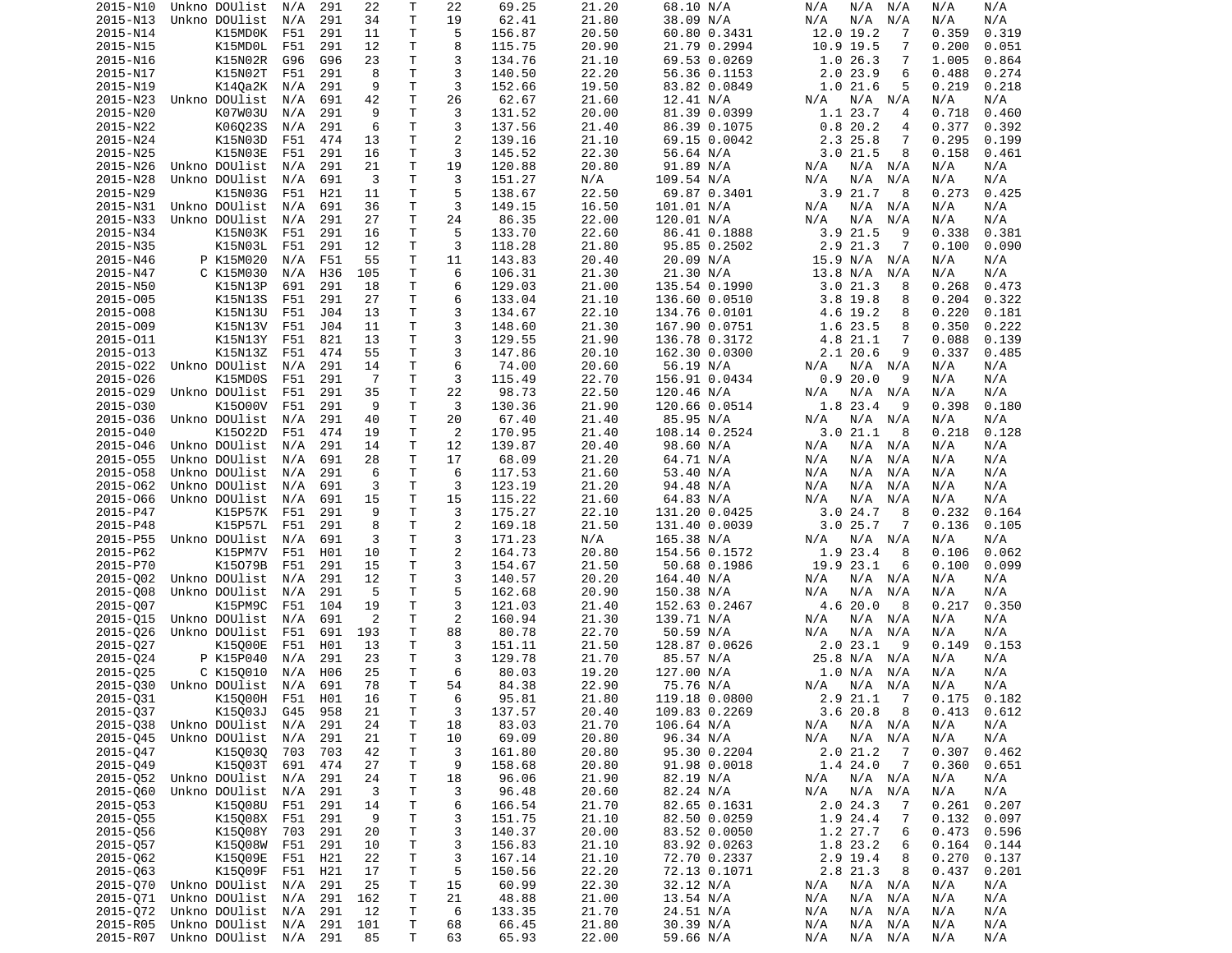| | | | | | | | | | | | | | | | | |
|---|---|---|---|---|---|---|---|---|---|---|---|---|---|---|---|---|
| 2015-N10 | Unkno | DOUlist | N/A | 291 | 22 | T | 22 | 69.25 | 21.20 | 68.10 | N/A | N/A | N/A | N/A | N/A | N/A |
| 2015-N13 | Unkno | DOUlist | N/A | 291 | 34 | T | 19 | 62.41 | 21.80 | 38.09 | N/A | N/A | N/A | N/A | N/A | N/A |
| 2015-N14 | | K15MD0K | F51 | 291 | 11 | T | 5 | 156.87 | 20.50 | 60.80 | 0.3431 | 12.0 | 19.2 | 7 | 0.359 | 0.319 |
| 2015-N15 | | K15MD0L | F51 | 291 | 12 | T | 8 | 115.75 | 20.90 | 21.79 | 0.2994 | 10.9 | 19.5 | 7 | 0.200 | 0.051 |
| 2015-N16 | | K15N02R | G96 | G96 | 23 | T | 3 | 134.76 | 21.10 | 69.53 | 0.0269 | 1.0 | 26.3 | 7 | 1.005 | 0.864 |
| 2015-N17 | | K15N02T | F51 | 291 | 8 | T | 3 | 140.50 | 22.20 | 56.36 | 0.1153 | 2.0 | 23.9 | 6 | 0.488 | 0.274 |
| 2015-N19 | | K14Qa2K | N/A | 291 | 9 | T | 3 | 152.66 | 19.50 | 83.82 | 0.0849 | 1.0 | 21.6 | 5 | 0.219 | 0.218 |
| 2015-N23 | Unkno | DOUlist | N/A | 691 | 42 | T | 26 | 62.67 | 21.60 | 12.41 | N/A | N/A | N/A | N/A | N/A | N/A |
| 2015-N20 | | K07W03U | N/A | 291 | 9 | T | 3 | 131.52 | 20.00 | 81.39 | 0.0399 | 1.1 | 23.7 | 4 | 0.718 | 0.460 |
| 2015-N22 | | K06Q23S | N/A | 291 | 6 | T | 3 | 137.56 | 21.40 | 86.39 | 0.1075 | 0.8 | 20.2 | 4 | 0.377 | 0.392 |
| 2015-N24 | | K15N03D | F51 | 474 | 13 | T | 2 | 139.16 | 21.10 | 69.15 | 0.0042 | 2.3 | 25.8 | 7 | 0.295 | 0.199 |
| 2015-N25 | | K15N03E | F51 | 291 | 16 | T | 3 | 145.52 | 22.30 | 56.64 | N/A | 3.0 | 21.5 | 8 | 0.158 | 0.461 |
| 2015-N26 | Unkno | DOUlist | N/A | 291 | 21 | T | 19 | 120.88 | 20.80 | 91.89 | N/A | N/A | N/A | N/A | N/A | N/A |
| 2015-N28 | Unkno | DOUlist | N/A | 691 | 3 | T | 3 | 151.27 | N/A | 109.54 | N/A | N/A | N/A | N/A | N/A | N/A |
| 2015-N29 | | K15N03G | F51 | H21 | 11 | T | 5 | 138.67 | 22.50 | 69.87 | 0.3401 | 3.9 | 21.7 | 8 | 0.273 | 0.425 |
| 2015-N31 | Unkno | DOUlist | N/A | 691 | 36 | T | 3 | 149.15 | 16.50 | 101.01 | N/A | N/A | N/A | N/A | N/A | N/A |
| 2015-N33 | Unkno | DOUlist | N/A | 291 | 27 | T | 24 | 86.35 | 22.00 | 120.01 | N/A | N/A | N/A | N/A | N/A | N/A |
| 2015-N34 | | K15N03K | F51 | 291 | 16 | T | 5 | 133.70 | 22.60 | 86.41 | 0.1888 | 3.9 | 21.5 | 9 | 0.338 | 0.381 |
| 2015-N35 | | K15N03L | F51 | 291 | 12 | T | 3 | 118.28 | 21.80 | 95.85 | 0.2502 | 2.9 | 21.3 | 7 | 0.100 | 0.090 |
| 2015-N46 | P | K15M020 | N/A | F51 | 55 | T | 11 | 143.83 | 20.40 | 20.09 | N/A | 15.9 | N/A | N/A | N/A | N/A |
| 2015-N47 | C | K15M030 | N/A | H36 | 105 | T | 6 | 106.31 | 21.30 | 21.30 | N/A | 13.8 | N/A | N/A | N/A | N/A |
| 2015-N50 | | K15N13P | 691 | 291 | 18 | T | 6 | 129.03 | 21.00 | 135.54 | 0.1990 | 3.0 | 21.3 | 8 | 0.268 | 0.473 |
| 2015-O05 | | K15N13S | F51 | 291 | 27 | T | 6 | 133.04 | 21.10 | 136.60 | 0.0510 | 3.8 | 19.8 | 8 | 0.204 | 0.322 |
| 2015-O08 | | K15N13U | F51 | J04 | 13 | T | 3 | 134.67 | 22.10 | 134.76 | 0.0101 | 4.6 | 19.2 | 8 | 0.220 | 0.181 |
| 2015-O09 | | K15N13V | F51 | J04 | 11 | T | 3 | 148.60 | 21.30 | 167.90 | 0.0751 | 1.6 | 23.5 | 8 | 0.350 | 0.222 |
| 2015-O11 | | K15N13Y | F51 | 821 | 13 | T | 3 | 129.55 | 21.90 | 136.78 | 0.3172 | 4.8 | 21.1 | 7 | 0.088 | 0.139 |
| 2015-O13 | | K15N13Z | F51 | 474 | 55 | T | 3 | 147.86 | 20.10 | 162.30 | 0.0300 | 2.1 | 20.6 | 9 | 0.337 | 0.485 |
| 2015-O22 | Unkno | DOUlist | N/A | 291 | 14 | T | 6 | 74.00 | 20.60 | 56.19 | N/A | N/A | N/A | N/A | N/A | N/A |
| 2015-O26 | | K15MD0S | F51 | 291 | 7 | T | 3 | 115.49 | 22.70 | 156.91 | 0.0434 | 0.9 | 20.0 | 9 | N/A | N/A |
| 2015-O29 | Unkno | DOUlist | F51 | 291 | 35 | T | 22 | 98.73 | 22.50 | 120.46 | N/A | N/A | N/A | N/A | N/A | N/A |
| 2015-O30 | | K15O00V | F51 | 291 | 9 | T | 3 | 130.36 | 21.90 | 120.66 | 0.0514 | 1.8 | 23.4 | 9 | 0.398 | 0.180 |
| 2015-O36 | Unkno | DOUlist | N/A | 291 | 40 | T | 20 | 67.40 | 21.40 | 85.95 | N/A | N/A | N/A | N/A | N/A | N/A |
| 2015-O40 | | K15O22D | F51 | 474 | 19 | T | 2 | 170.95 | 21.40 | 108.14 | 0.2524 | 3.0 | 21.1 | 8 | 0.218 | 0.128 |
| 2015-O46 | Unkno | DOUlist | N/A | 291 | 14 | T | 12 | 139.87 | 20.40 | 98.60 | N/A | N/A | N/A | N/A | N/A | N/A |
| 2015-O55 | Unkno | DOUlist | N/A | 691 | 28 | T | 17 | 68.09 | 21.20 | 64.71 | N/A | N/A | N/A | N/A | N/A | N/A |
| 2015-O58 | Unkno | DOUlist | N/A | 291 | 6 | T | 6 | 117.53 | 21.60 | 53.40 | N/A | N/A | N/A | N/A | N/A | N/A |
| 2015-O62 | Unkno | DOUlist | N/A | 691 | 3 | T | 3 | 123.19 | 21.20 | 94.48 | N/A | N/A | N/A | N/A | N/A | N/A |
| 2015-O66 | Unkno | DOUlist | N/A | 691 | 15 | T | 15 | 115.22 | 21.60 | 64.83 | N/A | N/A | N/A | N/A | N/A | N/A |
| 2015-P47 | | K15P57K | F51 | 291 | 9 | T | 3 | 175.27 | 22.10 | 131.20 | 0.0425 | 3.0 | 24.7 | 8 | 0.232 | 0.164 |
| 2015-P48 | | K15P57L | F51 | 291 | 8 | T | 2 | 169.18 | 21.50 | 131.40 | 0.0039 | 3.0 | 25.7 | 7 | 0.136 | 0.105 |
| 2015-P55 | Unkno | DOUlist | N/A | 691 | 3 | T | 3 | 171.23 | N/A | 165.38 | N/A | N/A | N/A | N/A | N/A | N/A |
| 2015-P62 | | K15PM7V | F51 | H01 | 10 | T | 2 | 164.73 | 20.80 | 154.56 | 0.1572 | 1.9 | 23.4 | 8 | 0.106 | 0.062 |
| 2015-P70 | | K15O79B | F51 | 291 | 15 | T | 3 | 154.67 | 21.50 | 50.68 | 0.1986 | 19.9 | 23.1 | 6 | 0.100 | 0.099 |
| 2015-Q02 | Unkno | DOUlist | N/A | 291 | 12 | T | 3 | 140.57 | 20.20 | 164.40 | N/A | N/A | N/A | N/A | N/A | N/A |
| 2015-Q08 | Unkno | DOUlist | N/A | 291 | 5 | T | 5 | 162.68 | 20.90 | 150.38 | N/A | N/A | N/A | N/A | N/A | N/A |
| 2015-Q07 | | K15PM9C | F51 | 104 | 19 | T | 3 | 121.03 | 21.40 | 152.63 | 0.2467 | 4.6 | 20.0 | 8 | 0.217 | 0.350 |
| 2015-Q15 | Unkno | DOUlist | N/A | 691 | 2 | T | 2 | 160.94 | 21.30 | 139.71 | N/A | N/A | N/A | N/A | N/A | N/A |
| 2015-Q26 | Unkno | DOUlist | F51 | 691 | 193 | T | 88 | 80.78 | 22.70 | 50.59 | N/A | N/A | N/A | N/A | N/A | N/A |
| 2015-Q27 | | K15Q00E | F51 | H01 | 13 | T | 3 | 151.11 | 21.50 | 128.87 | 0.0626 | 2.0 | 23.1 | 9 | 0.149 | 0.153 |
| 2015-Q24 | P | K15P040 | N/A | 291 | 23 | T | 3 | 129.78 | 21.70 | 85.57 | N/A | 25.8 | N/A | N/A | N/A | N/A |
| 2015-Q25 | C | K15Q010 | N/A | H06 | 25 | T | 6 | 80.03 | 19.20 | 127.00 | N/A | 1.0 | N/A | N/A | N/A | N/A |
| 2015-Q30 | Unkno | DOUlist | N/A | 691 | 78 | T | 54 | 84.38 | 22.90 | 75.76 | N/A | N/A | N/A | N/A | N/A | N/A |
| 2015-Q31 | | K15Q00H | F51 | H01 | 16 | T | 6 | 95.81 | 21.80 | 119.18 | 0.0800 | 2.9 | 21.1 | 7 | 0.175 | 0.182 |
| 2015-Q37 | | K15Q03J | G45 | 958 | 21 | T | 3 | 137.57 | 20.40 | 109.83 | 0.2269 | 3.6 | 20.8 | 8 | 0.413 | 0.612 |
| 2015-Q38 | Unkno | DOUlist | N/A | 291 | 24 | T | 18 | 83.03 | 21.70 | 106.64 | N/A | N/A | N/A | N/A | N/A | N/A |
| 2015-Q45 | Unkno | DOUlist | N/A | 291 | 21 | T | 10 | 69.09 | 20.80 | 96.34 | N/A | N/A | N/A | N/A | N/A | N/A |
| 2015-Q47 | | K15Q03Q | 703 | 703 | 42 | T | 3 | 161.80 | 20.80 | 95.30 | 0.2204 | 2.0 | 21.2 | 7 | 0.307 | 0.462 |
| 2015-Q49 | | K15Q03T | 691 | 474 | 27 | T | 9 | 158.68 | 20.80 | 91.98 | 0.0018 | 1.4 | 24.0 | 7 | 0.360 | 0.651 |
| 2015-Q52 | Unkno | DOUlist | N/A | 291 | 24 | T | 18 | 96.06 | 21.90 | 82.19 | N/A | N/A | N/A | N/A | N/A | N/A |
| 2015-Q60 | Unkno | DOUlist | N/A | 291 | 3 | T | 3 | 96.48 | 20.60 | 82.24 | N/A | N/A | N/A | N/A | N/A | N/A |
| 2015-Q53 | | K15Q08U | F51 | 291 | 14 | T | 6 | 166.54 | 21.70 | 82.65 | 0.1631 | 2.0 | 24.3 | 7 | 0.261 | 0.207 |
| 2015-Q55 | | K15Q08X | F51 | 291 | 9 | T | 3 | 151.75 | 21.10 | 82.50 | 0.0259 | 1.9 | 24.4 | 7 | 0.132 | 0.097 |
| 2015-Q56 | | K15Q08Y | 703 | 291 | 20 | T | 3 | 140.37 | 20.00 | 83.52 | 0.0050 | 1.2 | 27.7 | 6 | 0.473 | 0.596 |
| 2015-Q57 | | K15Q08W | F51 | 291 | 10 | T | 3 | 156.83 | 21.10 | 83.92 | 0.0263 | 1.8 | 23.2 | 6 | 0.164 | 0.144 |
| 2015-Q62 | | K15Q09E | F51 | H21 | 22 | T | 3 | 167.14 | 21.10 | 72.70 | 0.2337 | 2.9 | 19.4 | 8 | 0.270 | 0.137 |
| 2015-Q63 | | K15Q09F | F51 | H21 | 17 | T | 5 | 150.56 | 22.20 | 72.13 | 0.1071 | 2.8 | 21.3 | 8 | 0.437 | 0.201 |
| 2015-Q70 | Unkno | DOUlist | N/A | 291 | 25 | T | 15 | 60.99 | 22.30 | 32.12 | N/A | N/A | N/A | N/A | N/A | N/A |
| 2015-Q71 | Unkno | DOUlist | N/A | 291 | 162 | T | 21 | 48.88 | 21.00 | 13.54 | N/A | N/A | N/A | N/A | N/A | N/A |
| 2015-Q72 | Unkno | DOUlist | N/A | 291 | 12 | T | 6 | 133.35 | 21.70 | 24.51 | N/A | N/A | N/A | N/A | N/A | N/A |
| 2015-R05 | Unkno | DOUlist | N/A | 291 | 101 | T | 68 | 66.45 | 21.80 | 30.39 | N/A | N/A | N/A | N/A | N/A | N/A |
| 2015-R07 | Unkno | DOUlist | N/A | 291 | 85 | T | 63 | 65.93 | 22.00 | 59.66 | N/A | N/A | N/A | N/A | N/A | N/A |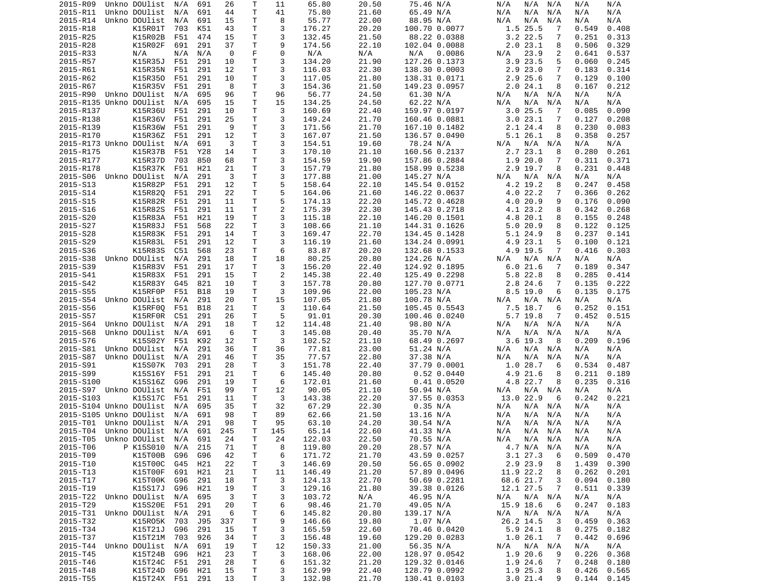| | | | | | | | | | | | | | | | | |
|---|---|---|---|---|---|---|---|---|---|---|---|---|---|---|---|---|
| 2015-R09 | Unkno | DOUlist | N/A | 691 | 26 | T | 11 | 65.80 | 20.50 | 75.46 | N/A | N/A | N/A | N/A | N/A | N/A |
| 2015-R11 | Unkno | DOUlist | N/A | 691 | 44 | T | 41 | 75.80 | 21.60 | 65.49 | N/A | N/A | N/A | N/A | N/A | N/A |
| 2015-R14 | Unkno | DOUlist | N/A | 691 | 15 | T | 8 | 55.77 | 22.00 | 88.95 | N/A | N/A | N/A | N/A | N/A | N/A |
| 2015-R18 | | K15R01T | 703 | K51 | 43 | T | 3 | 176.27 | 20.20 | 100.70 | 0.0077 | 1.5 | 25.5 | 7 | 0.549 | 0.408 |
| 2015-R25 | | K15R02B | F51 | 474 | 15 | T | 3 | 132.45 | 21.50 | 88.22 | 0.0388 | 3.2 | 22.5 | 7 | 0.251 | 0.313 |
| 2015-R28 | | K15R02F | 691 | 291 | 37 | T | 9 | 174.56 | 22.10 | 102.04 | 0.0088 | 2.0 | 23.1 | 8 | 0.506 | 0.329 |
| 2015-R33 | | N/A | N/A | N/A | 0 | F | 0 | N/A | N/A | N/A | 0.0086 | N/A | 23.9 | 2 | 0.641 | 0.537 |
| 2015-R57 | | K15R35J | F51 | 291 | 10 | T | 3 | 134.20 | 21.90 | 127.26 | 0.1373 | 3.9 | 23.5 | 5 | 0.060 | 0.245 |
| 2015-R61 | | K15R35N | F51 | 291 | 12 | T | 3 | 116.03 | 22.30 | 138.30 | 0.0003 | 2.9 | 23.0 | 7 | 0.183 | 0.314 |
| 2015-R62 | | K15R35O | F51 | 291 | 10 | T | 3 | 117.05 | 21.80 | 138.31 | 0.0171 | 2.9 | 25.6 | 7 | 0.129 | 0.100 |
| 2015-R67 | | K15R35V | F51 | 291 | 8 | T | 3 | 154.36 | 21.50 | 149.23 | 0.0957 | 2.0 | 24.1 | 8 | 0.167 | 0.212 |
| 2015-R90 | Unkno | DOUlist | N/A | 695 | 96 | T | 96 | 56.77 | 24.50 | 61.30 | N/A | N/A | N/A | N/A | N/A | N/A |
| 2015-R135 | Unkno | DOUlist | N/A | 695 | 15 | T | 15 | 134.25 | 24.50 | 62.22 | N/A | N/A | N/A | N/A | N/A | N/A |
| 2015-R137 | | K15R36U | F51 | 291 | 10 | T | 3 | 160.69 | 22.40 | 159.97 | 0.0197 | 3.0 | 25.5 | 7 | 0.085 | 0.090 |
| 2015-R138 | | K15R36V | F51 | 291 | 25 | T | 3 | 149.24 | 21.70 | 160.46 | 0.0881 | 3.0 | 23.1 | 7 | 0.127 | 0.208 |
| 2015-R139 | | K15R36W | F51 | 291 | 9 | T | 3 | 171.56 | 21.70 | 167.10 | 0.1482 | 2.1 | 24.4 | 8 | 0.230 | 0.083 |
| 2015-R170 | | K15R36Z | F51 | 291 | 12 | T | 3 | 167.07 | 21.50 | 136.57 | 0.0490 | 5.1 | 26.1 | 8 | 0.358 | 0.257 |
| 2015-R173 | Unkno | DOUlist | N/A | 691 | 3 | T | 3 | 154.51 | 19.60 | 78.24 | N/A | N/A | N/A | N/A | N/A | N/A |
| 2015-R175 | | K15R37B | F51 | Y28 | 14 | T | 3 | 170.10 | 21.10 | 160.56 | 0.2137 | 2.7 | 23.1 | 8 | 0.280 | 0.261 |
| 2015-R177 | | K15R37D | 703 | 850 | 68 | T | 3 | 154.59 | 19.90 | 157.86 | 0.2884 | 1.9 | 20.0 | 7 | 0.311 | 0.371 |
| 2015-R178 | | K15R37K | F51 | H21 | 21 | T | 3 | 157.79 | 21.80 | 158.99 | 0.5238 | 2.9 | 19.7 | 8 | 0.231 | 0.448 |
| 2015-S06 | Unkno | DOUlist | N/A | 291 | 3 | T | 3 | 177.88 | 21.00 | 145.27 | N/A | N/A | N/A | N/A | N/A | N/A |
| 2015-S13 | | K15R82P | F51 | 291 | 12 | T | 5 | 158.64 | 22.10 | 145.54 | 0.0152 | 4.2 | 19.2 | 8 | 0.247 | 0.458 |
| 2015-S14 | | K15R82Q | F51 | 291 | 22 | T | 5 | 164.06 | 21.60 | 146.22 | 0.0637 | 4.0 | 22.2 | 7 | 0.366 | 0.262 |
| 2015-S15 | | K15R82R | F51 | 291 | 11 | T | 5 | 174.13 | 22.20 | 145.72 | 0.4628 | 4.0 | 20.9 | 9 | 0.176 | 0.090 |
| 2015-S16 | | K15R82S | F51 | 291 | 11 | T | 2 | 175.39 | 22.30 | 145.43 | 0.2718 | 4.1 | 23.2 | 8 | 0.342 | 0.268 |
| 2015-S20 | | K15R83A | F51 | H21 | 19 | T | 3 | 115.18 | 22.10 | 146.20 | 0.1501 | 4.8 | 20.1 | 8 | 0.155 | 0.248 |
| 2015-S27 | | K15R83J | F51 | 568 | 22 | T | 3 | 108.66 | 21.10 | 144.31 | 0.1626 | 5.0 | 20.9 | 8 | 0.122 | 0.125 |
| 2015-S28 | | K15R83K | F51 | 291 | 14 | T | 3 | 169.47 | 22.70 | 134.45 | 0.1428 | 5.1 | 24.9 | 8 | 0.237 | 0.141 |
| 2015-S29 | | K15R83L | F51 | 291 | 12 | T | 3 | 116.19 | 21.60 | 134.24 | 0.0991 | 4.9 | 23.1 | 5 | 0.100 | 0.121 |
| 2015-S36 | | K15R83S | C51 | 568 | 23 | T | 6 | 83.87 | 20.20 | 132.68 | 0.1533 | 4.9 | 19.5 | 7 | 0.416 | 0.303 |
| 2015-S38 | Unkno | DOUlist | N/A | 291 | 18 | T | 18 | 80.25 | 20.80 | 124.26 | N/A | N/A | N/A | N/A | N/A | N/A |
| 2015-S39 | | K15R83V | F51 | 291 | 17 | T | 3 | 156.20 | 22.40 | 124.92 | 0.1895 | 6.0 | 21.6 | 7 | 0.189 | 0.347 |
| 2015-S41 | | K15R83X | F51 | 291 | 15 | T | 2 | 145.38 | 22.40 | 125.49 | 0.2298 | 5.8 | 22.8 | 8 | 0.285 | 0.414 |
| 2015-S42 | | K15R83Y | G45 | 821 | 10 | T | 3 | 157.78 | 20.80 | 127.70 | 0.0771 | 2.8 | 24.6 | 7 | 0.135 | 0.222 |
| 2015-S55 | | K15RF0P | F51 | B18 | 19 | T | 3 | 109.96 | 22.00 | 105.23 | N/A | 8.5 | 19.0 | 6 | 0.135 | 0.175 |
| 2015-S54 | Unkno | DOUlist | N/A | 291 | 20 | T | 15 | 107.05 | 21.80 | 100.78 | N/A | N/A | N/A | N/A | N/A | N/A |
| 2015-S56 | | K15RF0Q | F51 | B18 | 21 | T | 3 | 110.64 | 21.50 | 105.45 | 0.5543 | 7.5 | 18.7 | 6 | 0.252 | 0.151 |
| 2015-S57 | | K15RF0R | C51 | 291 | 26 | T | 5 | 91.01 | 20.30 | 100.46 | 0.0240 | 5.7 | 19.8 | 7 | 0.452 | 0.515 |
| 2015-S64 | Unkno | DOUlist | N/A | 291 | 18 | T | 12 | 114.48 | 21.40 | 98.80 | N/A | N/A | N/A | N/A | N/A | N/A |
| 2015-S68 | Unkno | DOUlist | N/A | 691 | 6 | T | 3 | 145.08 | 20.40 | 35.70 | N/A | N/A | N/A | N/A | N/A | N/A |
| 2015-S76 | | K15S02Y | F51 | K92 | 12 | T | 3 | 102.52 | 21.10 | 68.49 | 0.2697 | 3.6 | 19.3 | 8 | 0.209 | 0.196 |
| 2015-S81 | Unkno | DOUlist | N/A | 291 | 36 | T | 36 | 77.81 | 23.00 | 51.24 | N/A | N/A | N/A | N/A | N/A | N/A |
| 2015-S87 | Unkno | DOUlist | N/A | 291 | 46 | T | 35 | 77.57 | 22.80 | 37.38 | N/A | N/A | N/A | N/A | N/A | N/A |
| 2015-S91 | | K15S07K | 703 | 291 | 28 | T | 3 | 151.78 | 22.40 | 37.79 | 0.0001 | 1.0 | 28.7 | 6 | 0.534 | 0.487 |
| 2015-S99 | | K15S16Y | F51 | 291 | 21 | T | 6 | 145.40 | 20.80 | 0.52 | 0.0440 | 4.9 | 21.6 | 8 | 0.211 | 0.189 |
| 2015-S100 | | K15S16Z | G96 | 291 | 19 | T | 6 | 172.01 | 21.60 | 0.41 | 0.0520 | 4.8 | 22.7 | 8 | 0.235 | 0.316 |
| 2015-S97 | Unkno | DOUlist | N/A | F51 | 99 | T | 12 | 90.05 | 21.10 | 50.94 | N/A | N/A | N/A | N/A | N/A | N/A |
| 2015-S103 | | K15S17C | F51 | 291 | 11 | T | 3 | 143.38 | 22.20 | 37.55 | 0.0353 | 13.0 | 22.9 | 6 | 0.242 | 0.221 |
| 2015-S104 | Unkno | DOUlist | N/A | 695 | 35 | T | 32 | 67.29 | 22.30 | 0.35 | N/A | N/A | N/A | N/A | N/A | N/A |
| 2015-S105 | Unkno | DOUlist | N/A | 691 | 98 | T | 89 | 62.66 | 21.50 | 13.16 | N/A | N/A | N/A | N/A | N/A | N/A |
| 2015-T01 | Unkno | DOUlist | N/A | 291 | 98 | T | 95 | 63.10 | 24.20 | 30.54 | N/A | N/A | N/A | N/A | N/A | N/A |
| 2015-T04 | Unkno | DOUlist | N/A | 691 | 245 | T | 145 | 65.14 | 22.60 | 41.33 | N/A | N/A | N/A | N/A | N/A | N/A |
| 2015-T05 | Unkno | DOUlist | N/A | 691 | 24 | T | 24 | 122.03 | 22.50 | 70.55 | N/A | N/A | N/A | N/A | N/A | N/A |
| 2015-T06 | P | K15S010 | N/A | 215 | 71 | T | 8 | 119.80 | 20.20 | 28.57 | N/A | 4.7 | N/A | N/A | N/A | N/A |
| 2015-T09 | | K15T00B | G96 | G96 | 42 | T | 6 | 171.72 | 21.70 | 43.59 | 0.0257 | 3.1 | 27.3 | 6 | 0.509 | 0.470 |
| 2015-T10 | | K15T00C | G45 | H21 | 22 | T | 3 | 146.69 | 20.50 | 56.65 | 0.0902 | 2.9 | 23.9 | 8 | 1.439 | 0.390 |
| 2015-T13 | | K15T00F | 691 | H21 | 21 | T | 11 | 146.49 | 21.20 | 57.89 | 0.0496 | 11.9 | 22.2 | 8 | 0.262 | 0.201 |
| 2015-T17 | | K15T00K | G96 | 291 | 18 | T | 3 | 124.13 | 22.70 | 50.69 | 0.2281 | 68.6 | 21.7 | 3 | 0.094 | 0.180 |
| 2015-T19 | | K15S17J | G96 | H21 | 19 | T | 3 | 129.16 | 21.80 | 39.38 | 0.0126 | 12.1 | 27.5 | 7 | 0.511 | 0.339 |
| 2015-T22 | Unkno | DOUlist | N/A | 695 | 3 | T | 3 | 103.72 | N/A | 46.95 | N/A | N/A | N/A | N/A | N/A | N/A |
| 2015-T29 | | K15S20E | F51 | 291 | 20 | T | 6 | 98.46 | 21.70 | 49.05 | N/A | 15.9 | 18.6 | 6 | 0.247 | 0.183 |
| 2015-T31 | Unkno | DOUlist | N/A | 291 | 6 | T | 6 | 145.82 | 20.80 | 139.17 | N/A | N/A | N/A | N/A | N/A | N/A |
| 2015-T32 | | K15RO5K | 703 | J95 | 337 | T | 9 | 146.66 | 19.80 | 1.07 | N/A | 26.2 | 14.5 | 3 | 0.459 | 0.363 |
| 2015-T34 | | K15T21J | G96 | 291 | 15 | T | 3 | 165.59 | 22.60 | 70.46 | 0.0420 | 5.9 | 24.1 | 8 | 0.275 | 0.182 |
| 2015-T37 | | K15T21M | 703 | 926 | 34 | T | 3 | 156.48 | 19.60 | 129.20 | 0.0283 | 1.0 | 26.1 | 7 | 0.442 | 0.696 |
| 2015-T44 | Unkno | DOUlist | N/A | 691 | 19 | T | 12 | 150.33 | 21.00 | 56.35 | N/A | N/A | N/A | N/A | N/A | N/A |
| 2015-T45 | | K15T24B | G96 | H21 | 23 | T | 3 | 168.06 | 22.00 | 128.97 | 0.0542 | 1.9 | 20.6 | 9 | 0.226 | 0.368 |
| 2015-T46 | | K15T24C | F51 | 291 | 28 | T | 6 | 151.32 | 21.20 | 129.32 | 0.0146 | 1.9 | 24.6 | 7 | 0.248 | 0.180 |
| 2015-T48 | | K15T24D | G96 | H21 | 15 | T | 3 | 162.99 | 22.40 | 128.79 | 0.0992 | 1.9 | 25.3 | 8 | 0.426 | 0.565 |
| 2015-T55 | | K15T24X | F51 | 291 | 13 | T | 3 | 132.98 | 21.70 | 130.41 | 0.0103 | 3.0 | 21.4 | 9 | 0.144 | 0.145 |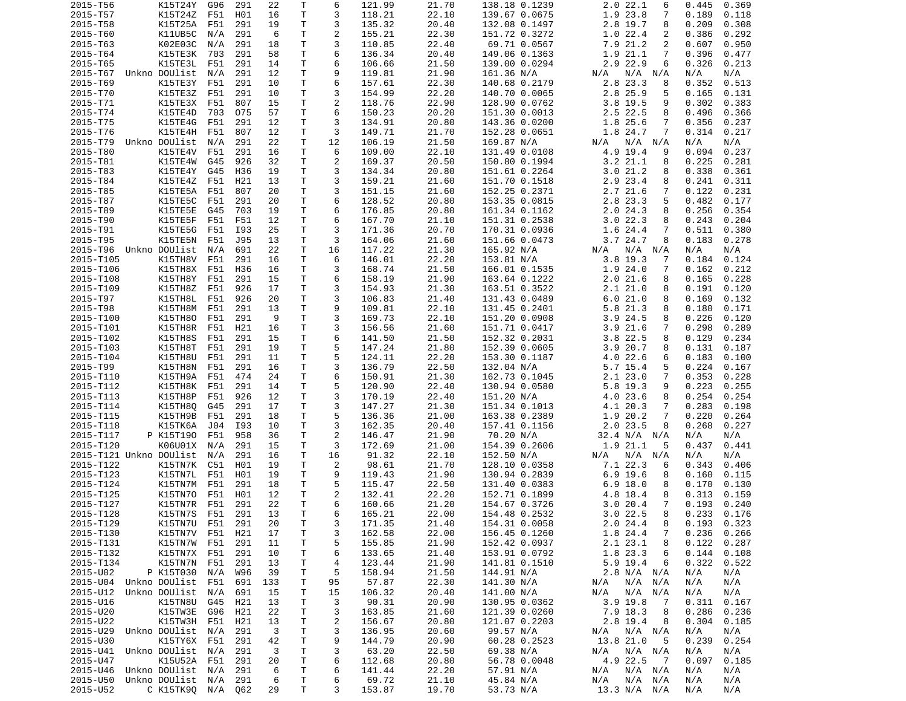```
2015-T56        K15T24Y  G96  291   22    T    6    121.99      21.70     138.18 0.1239      2.0 22.1   6   0.445  0.369
2015-T57        K15T24Z  F51  H01   16    T    3    118.21      22.10     139.67 0.0675      1.9 23.8   7   0.189  0.118
2015-T58        K15T25A  F51  291   19    T    3    135.32      20.40     132.08 0.1497      2.8 19.7   8   0.209  0.308
2015-T60        K11UB5C  N/A  291    6    T    2    155.21      22.30     151.72 0.3272      1.0 22.4   2   0.386  0.292
2015-T63        K02E03C  N/A  291   18    T    3    110.85      22.40      69.71 0.0567      7.9 21.2   2   0.607  0.950
2015-T64        K15TE3K  703  291   58    T    6    136.34      20.40     149.06 0.1363      1.9 21.1   7   0.396  0.477
2015-T65        K15TE3L  F51  291   14    T    6    106.66      21.50     139.00 0.0294      2.9 22.9   6   0.326  0.213
2015-T67  Unkno DOUlist  N/A  291   12    T    9    119.81      21.90     161.36 N/A       N/A   N/A  N/A   N/A    N/A
2015-T69        K15TE3Y  F51  291   10    T    6    157.61      22.30     140.68 0.2179      2.8 23.3   8   0.352  0.513
2015-T70        K15TE3Z  F51  291   10    T    3    154.99      22.20     140.70 0.0065      2.8 25.9   5   0.165  0.131
2015-T71        K15TE3X  F51  807   15    T    2    118.76      22.90     128.90 0.0762      3.8 19.5   9   0.302  0.383
2015-T74        K15TE4D  703  075   57    T    6    150.23      20.20     151.30 0.0013      2.5 22.5   8   0.496  0.366
2015-T75        K15TE4G  F51  291   12    T    3    134.91      20.80     143.36 0.0200      1.8 25.6   7   0.356  0.237
2015-T76        K15TE4H  F51  807   12    T    3    149.71      21.70     152.28 0.0651      1.8 24.7   7   0.314  0.217
2015-T79  Unkno DOUlist  N/A  291   22    T   12    106.19      21.50     169.87 N/A       N/A   N/A  N/A   N/A    N/A
2015-T80        K15TE4V  F51  291   16    T    6    109.00      22.10     131.49 0.0108      4.9 19.4   9   0.094  0.237
2015-T81        K15TE4W  G45  926   32    T    2    169.37      20.50     150.80 0.1994      3.2 21.1   8   0.225  0.281
2015-T83        K15TE4Y  G45  H36   19    T    3    134.34      20.80     151.61 0.2264      3.0 21.2   8   0.338  0.361
2015-T84        K15TE4Z  F51  H21   13    T    3    159.21      21.60     151.70 0.1518      2.9 23.4   8   0.241  0.311
2015-T85        K15TE5A  F51  807   20    T    3    151.15      21.60     152.25 0.2371      2.7 21.6   7   0.122  0.231
2015-T87        K15TE5C  F51  291   20    T    6    128.52      20.80     153.35 0.0815      2.8 23.3   5   0.482  0.177
2015-T89        K15TE5E  G45  703   19    T    6    176.85      20.80     161.34 0.1162      2.0 24.3   8   0.256  0.354
2015-T90        K15TE5F  F51  F51   12    T    6    167.70      21.10     151.31 0.2538      3.0 22.3   8   0.243  0.204
2015-T91        K15TE5G  F51  I93   25    T    3    171.36      20.70     170.31 0.0936      1.6 24.4   7   0.511  0.380
2015-T95        K15TE5N  F51  J95   13    T    3    164.06      21.60     151.66 0.0473      3.7 24.7   8   0.183  0.278
2015-T96  Unkno DOUlist  N/A  691   22    T   16    117.22      21.30     165.92 N/A       N/A   N/A  N/A   N/A    N/A
2015-T105       K15TH8V  F51  291   16    T    6    146.01      22.20     153.81 N/A       3.8 19.3   7   0.184  0.124
2015-T106       K15TH8X  F51  H36   16    T    3    168.74      21.50     166.01 0.1535      1.9 24.0   7   0.162  0.212
2015-T108       K15TH8Y  F51  291   15    T    6    158.19      21.90     163.64 0.1222      2.0 21.6   8   0.165  0.228
2015-T109       K15TH8Z  F51  926   17    T    3    154.93      21.30     163.51 0.3522      2.1 21.0   8   0.191  0.120
2015-T97        K15TH8L  F51  926   20    T    3    106.83      21.40     131.43 0.0489      6.0 21.0   8   0.169  0.132
2015-T98        K15TH8M  F51  291   13    T    9    109.81      22.10     131.45 0.2401      5.8 21.3   8   0.180  0.171
2015-T100       K15TH8O  F51  291    9    T    3    169.73      22.10     151.20 0.0908      3.9 24.5   8   0.226  0.120
2015-T101       K15TH8R  F51  H21   16    T    3    156.56      21.60     151.71 0.0417      3.9 21.6   7   0.298  0.289
2015-T102       K15TH8S  F51  291   15    T    6    141.50      21.50     152.32 0.2031      3.8 22.5   8   0.129  0.234
2015-T103       K15TH8T  F51  291   19    T    5    147.24      21.80     152.39 0.0605      3.9 20.7   8   0.131  0.187
2015-T104       K15TH8U  F51  291   11    T    5    124.11      22.20     153.30 0.1187      4.0 22.6   6   0.183  0.100
2015-T99        K15TH8N  F51  291   16    T    3    136.79      22.50     132.04 N/A       5.7 15.4   5   0.224  0.167
2015-T110       K15TH9A  F51  474   24    T    6    150.91      21.30     162.73 0.1045      2.1 23.0   7   0.353  0.228
2015-T112       K15TH8K  F51  291   14    T    5    120.90      22.40     130.94 0.0580      5.8 19.3   9   0.223  0.255
2015-T113       K15TH8P  F51  926   12    T    3    170.19      22.40     151.20 N/A       4.0 23.6   8   0.254  0.254
2015-T114       K15TH8Q  G45  291   17    T    3    147.27      21.30     151.34 0.1013      4.1 20.3   7   0.283  0.198
2015-T115       K15TH9B  F51  291   18    T    5    136.36      21.00     163.38 0.2389      1.9 20.2   7   0.220  0.264
2015-T118       K15TK6A  J04  I93   10    T    3    162.35      20.40     157.41 0.1156      2.0 23.5   8   0.268  0.227
2015-T117     P K15T19O  F51  958   36    T    2    146.47      21.90      70.20 N/A      32.4 N/A   N/A   N/A    N/A
2015-T120       K06U01X  N/A  291   15    T    3    172.69      21.00     154.39 0.2606      1.9 21.1   5   0.437  0.441
2015-T121 Unkno DOUlist  N/A  291   16    T   16     91.32      22.10     152.50 N/A       N/A   N/A  N/A   N/A    N/A
2015-T122       K15TN7K  C51  H01   19    T    2     98.61      21.70     128.10 0.0358      7.1 22.3   6   0.343  0.406
2015-T123       K15TN7L  F51  H01   19    T    9    119.43      21.90     130.94 0.2839      6.9 19.6   8   0.160  0.115
2015-T124       K15TN7M  F51  291   18    T    5    115.47      22.50     131.40 0.0383      6.9 18.0   8   0.170  0.130
2015-T125       K15TN7O  F51  H01   12    T    2    132.41      22.20     152.71 0.1899      4.8 18.4   8   0.313  0.159
2015-T127       K15TN7R  F51  291   22    T    6    160.66      21.20     154.67 0.3726      3.0 20.4   7   0.193  0.240
2015-T128       K15TN7S  F51  291   13    T    6    165.21      22.00     154.48 0.2532      3.0 22.5   8   0.233  0.176
2015-T129       K15TN7U  F51  291   20    T    3    171.35      21.40     154.31 0.0058      2.0 24.4   8   0.193  0.323
2015-T130       K15TN7V  F51  H21   17    T    3    162.58      22.00     156.45 0.1260      1.8 24.4   7   0.236  0.266
2015-T131       K15TN7W  F51  291   11    T    5    155.85      21.90     152.42 0.0937      2.1 23.1   8   0.122  0.287
2015-T132       K15TN7X  F51  291   10    T    6    133.65      21.40     153.91 0.0792      1.8 23.3   6   0.144  0.108
2015-T134       K15TN7N  F51  291   13    T    4    123.44      21.90     141.81 0.1510      5.9 19.4   6   0.322  0.522
2015-U02      P K15T030  N/A  W96   39    T    5    158.94      21.50     144.91 N/A       2.8 N/A   N/A   N/A    N/A
2015-U04  Unkno DOUlist  F51  691  133    T   95     57.87      22.30     141.30 N/A       N/A   N/A  N/A   N/A    N/A
2015-U12  Unkno DOUlist  N/A  691   15    T   15    106.32      20.40     141.00 N/A       N/A   N/A  N/A   N/A    N/A
2015-U16        K15TN8U  G45  H21   13    T    3     90.31      20.90     130.95 0.0362      3.9 19.8   7   0.311  0.167
2015-U20        K15TW3E  G96  H21   22    T    3    163.85      21.60     121.39 0.0260      7.9 18.3   8   0.286  0.236
2015-U22        K15TW3H  F51  H21   13    T    2    156.67      20.80     121.07 0.2203      2.8 19.4   8   0.304  0.185
2015-U29  Unkno DOUlist  N/A  291    3    T    3    136.95      20.60      99.57 N/A       N/A   N/A  N/A   N/A    N/A
2015-U30        K15TY6X  F51  291   42    T    9    144.79      20.90      60.28 0.2523     13.8 21.0   5   0.239  0.254
2015-U41  Unkno DOUlist  N/A  291    3    T    3     63.20      22.50      69.38 N/A       N/A   N/A  N/A   N/A    N/A
2015-U47        K15U52A  F51  291   20    T    6    112.68      20.80      56.78 0.0048      4.9 22.5   7   0.097  0.185
2015-U46  Unkno DOUlist  N/A  291    6    T    6    141.44      22.20      57.91 N/A       N/A   N/A  N/A   N/A    N/A
2015-U50  Unkno DOUlist  N/A  291    6    T    6     69.72      21.10      45.84 N/A       N/A   N/A  N/A   N/A    N/A
2015-U52      C K15TK9Q  N/A  Q62   29    T    3    153.87      19.70      53.73 N/A      13.3 N/A   N/A   N/A    N/A
```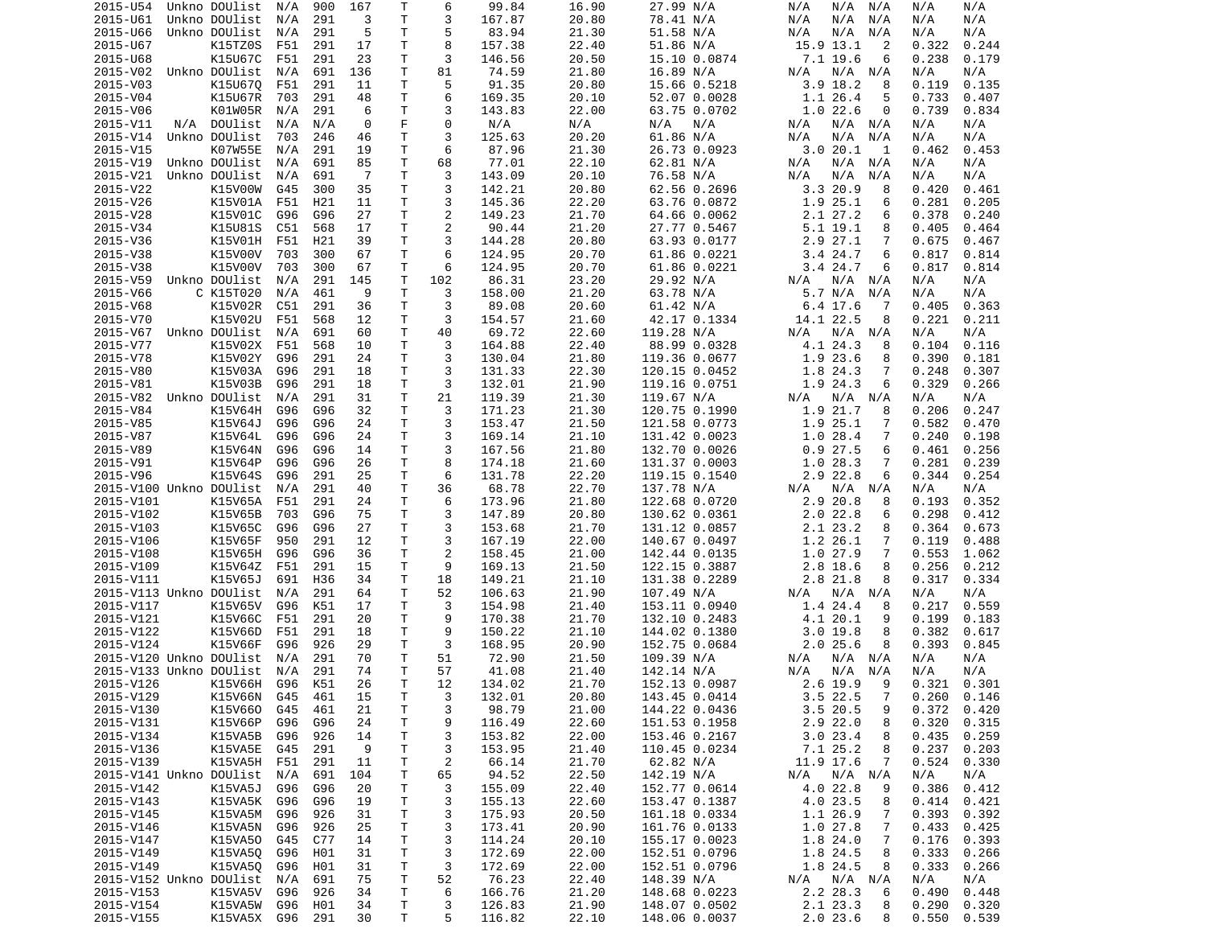```
2015-U54  Unkno DOUlist  N/A  900  167    T    6    99.84     16.90     27.99 N/A        N/A  N/A  N/A   N/A    N/A
2015-U61  Unkno DOUlist  N/A  291    3    T    3   167.87     20.80     78.41 N/A        N/A  N/A  N/A   N/A    N/A
2015-U66  Unkno DOUlist  N/A  291    5    T    5    83.94     21.30     51.58 N/A        N/A  N/A  N/A   N/A    N/A
2015-U67        K15TZ0S  F51  291   17    T    8   157.38     22.40     51.86 N/A       15.9 13.1   2   0.322  0.244
2015-U68        K15U67C  F51  291   23    T    3   146.56     20.50     15.10 0.0874     7.1 19.6   6   0.238  0.179
2015-V02  Unkno DOUlist  N/A  691  136    T   81    74.59     21.80     16.89 N/A        N/A  N/A  N/A   N/A    N/A
2015-V03        K15U67Q  F51  291   11    T    5    91.35     20.80     15.66 0.5218     3.9 18.2   8   0.119  0.135
2015-V04        K15U67R  703  291   48    T    6   169.35     20.10     52.07 0.0028     1.1 26.4   5   0.733  0.407
2015-V06        K01W05R  N/A  291    6    T    3   143.83     22.00     63.75 0.0702     1.0 22.6   0   0.739  0.834
2015-V11   N/A  DOUlist  N/A  N/A    0    F    0    N/A       N/A       N/A  N/A        N/A  N/A  N/A   N/A    N/A
2015-V14  Unkno DOUlist  703  246   46    T    3   125.63     20.20     61.86 N/A        N/A  N/A  N/A   N/A    N/A
2015-V15        K07W55E  N/A  291   19    T    6    87.96     21.30     26.73 0.0923     3.0 20.1   1   0.462  0.453
2015-V19  Unkno DOUlist  N/A  691   85    T   68    77.01     22.10     62.81 N/A        N/A  N/A  N/A   N/A    N/A
2015-V21  Unkno DOUlist  N/A  691    7    T    3   143.09     20.10     76.58 N/A        N/A  N/A  N/A   N/A    N/A
2015-V22        K15V00W  G45  300   35    T    3   142.21     20.80     62.56 0.2696     3.3 20.9   8   0.420  0.461
2015-V26        K15V01A  F51  H21   11    T    3   145.36     22.20     63.76 0.0872     1.9 25.1   6   0.281  0.205
2015-V28        K15V01C  G96  G96   27    T    2   149.23     21.70     64.66 0.0062     2.1 27.2   6   0.378  0.240
2015-V34        K15U81S  C51  568   17    T    2    90.44     21.20     27.77 0.5467     5.1 19.1   8   0.405  0.464
2015-V36        K15V01H  F51  H21   39    T    3   144.28     20.80     63.93 0.0177     2.9 27.1   7   0.675  0.467
2015-V38        K15V00V  703  300   67    T    6   124.95     20.70     61.86 0.0221     3.4 24.7   6   0.817  0.814
2015-V38        K15V00V  703  300   67    T    6   124.95     20.70     61.86 0.0221     3.4 24.7   6   0.817  0.814
2015-V59  Unkno DOUlist  N/A  291  145    T  102    86.31     23.20     29.92 N/A        N/A  N/A  N/A   N/A    N/A
2015-V66      C K15T020  N/A  461    9    T    3   158.00     21.20     63.78 N/A        5.7 N/A  N/A   N/A    N/A
2015-V68        K15V02R  C51  291   36    T    3    89.08     20.60     61.42 N/A        6.4 17.6   7   0.405  0.363
2015-V70        K15V02U  F51  568   12    T    3   154.57     21.60     42.17 0.1334    14.1 22.5   8   0.221  0.211
2015-V67  Unkno DOUlist  N/A  691   60    T   40    69.72     22.60    119.28 N/A        N/A  N/A  N/A   N/A    N/A
2015-V77        K15V02X  F51  568   10    T    3   164.88     22.40     88.99 0.0328     4.1 24.3   8   0.104  0.116
2015-V78        K15V02Y  G96  291   24    T    3   130.04     21.80    119.36 0.0677     1.9 23.6   8   0.390  0.181
2015-V80        K15V03A  G96  291   18    T    3   131.33     22.30    120.15 0.0452     1.8 24.3   7   0.248  0.307
2015-V81        K15V03B  G96  291   18    T    3   132.01     21.90    119.16 0.0751     1.9 24.3   6   0.329  0.266
2015-V82  Unkno DOUlist  N/A  291   31    T   21   119.39     21.30    119.67 N/A        N/A  N/A  N/A   N/A    N/A
2015-V84        K15V64H  G96  G96   32    T    3   171.23     21.30    120.75 0.1990     1.9 21.7   8   0.206  0.247
2015-V85        K15V64J  G96  G96   24    T    3   153.47     21.50    121.58 0.0773     1.9 25.1   7   0.582  0.470
2015-V87        K15V64L  G96  G96   24    T    3   169.14     21.10    131.42 0.0023     1.0 28.4   7   0.240  0.198
2015-V89        K15V64N  G96  G96   14    T    3   167.56     21.80    132.70 0.0026     0.9 27.5   6   0.461  0.256
2015-V91        K15V64P  G96  G96   26    T    8   174.18     21.60    131.37 0.0003     1.0 28.3   7   0.281  0.239
2015-V96        K15V64S  G96  291   25    T    6   131.78     22.20    119.15 0.1540     2.9 22.8   6   0.344  0.254
2015-V100 Unkno DOUlist  N/A  291   40    T   36    68.78     22.70    137.78 N/A        N/A  N/A  N/A   N/A    N/A
2015-V101       K15V65A  F51  291   24    T    6   173.96     21.80    122.68 0.0720     2.9 20.8   8   0.193  0.352
2015-V102       K15V65B  703  G96   75    T    3   147.89     20.80    130.62 0.0361     2.0 22.8   6   0.298  0.412
2015-V103       K15V65C  G96  G96   27    T    3   153.68     21.70    131.12 0.0857     2.1 23.2   8   0.364  0.673
2015-V106       K15V65F  950  291   12    T    3   167.19     22.00    140.67 0.0497     1.2 26.1   7   0.119  0.488
2015-V108       K15V65H  G96  G96   36    T    2   158.45     21.00    142.44 0.0135     1.0 27.9   7   0.553  1.062
2015-V109       K15V64Z  F51  291   15    T    9   169.13     21.50    122.15 0.3887     2.8 18.6   8   0.256  0.212
2015-V111       K15V65J  691  H36   34    T   18   149.21     21.10    131.38 0.2289     2.8 21.8   8   0.317  0.334
2015-V113 Unkno DOUlist  N/A  291   64    T   52   106.63     21.90    107.49 N/A        N/A  N/A  N/A   N/A    N/A
2015-V117       K15V65V  G96  K51   17    T    3   154.98     21.40    153.11 0.0940     1.4 24.4   8   0.217  0.559
2015-V121       K15V66C  F51  291   20    T    9   170.38     21.70    132.10 0.2483     4.1 20.1   9   0.199  0.183
2015-V122       K15V66D  F51  291   18    T    9   150.22     21.10    144.02 0.1380     3.0 19.8   8   0.382  0.617
2015-V124       K15V66F  G96  926   29    T    3   168.95     20.90    152.75 0.0684     2.0 25.6   8   0.393  0.845
2015-V120 Unkno DOUlist  N/A  291   70    T   51    72.90     21.50    109.39 N/A        N/A  N/A  N/A   N/A    N/A
2015-V133 Unkno DOUlist  N/A  291   74    T   57    41.08     21.40    142.14 N/A        N/A  N/A  N/A   N/A    N/A
2015-V126       K15V66H  G96  K51   26    T   12   134.02     21.70    152.13 0.0987     2.6 19.9   9   0.321  0.301
2015-V129       K15V66N  G45  461   15    T    3   132.01     20.80    143.45 0.0414     3.5 22.5   7   0.260  0.146
2015-V130       K15V66O  G45  461   21    T    3    98.79     21.00    144.22 0.0436     3.5 20.5   9   0.372  0.420
2015-V131       K15V66P  G96  G96   24    T    9   116.49     22.60    151.53 0.1958     2.9 22.0   8   0.320  0.315
2015-V134       K15VA5B  G96  926   14    T    3   153.82     22.00    153.46 0.2167     3.0 23.4   8   0.435  0.259
2015-V136       K15VA5E  G45  291    9    T    3   153.95     21.40    110.45 0.0234     7.1 25.2   8   0.237  0.203
2015-V139       K15VA5H  F51  291   11    T    2    66.14     21.70     62.82 N/A       11.9 17.6   7   0.524  0.330
2015-V141 Unkno DOUlist  N/A  691  104    T   65    94.52     22.50    142.19 N/A        N/A  N/A  N/A   N/A    N/A
2015-V142       K15VA5J  G96  G96   20    T    3   155.09     22.40    152.77 0.0614     4.0 22.8   9   0.386  0.412
2015-V143       K15VA5K  G96  G96   19    T    3   155.13     22.60    153.47 0.1387     4.0 23.5   8   0.414  0.421
2015-V145       K15VA5M  G96  926   31    T    3   175.93     20.50    161.18 0.0334     1.1 26.9   7   0.393  0.392
2015-V146       K15VA5N  G96  926   25    T    3   173.41     20.90    161.76 0.0133     1.0 27.8   7   0.433  0.425
2015-V147       K15VA5O  G45  C77   14    T    3   114.24     20.10    155.17 0.0023     1.8 24.0   7   0.176  0.393
2015-V149       K15VA5Q  G96  H01   31    T    3   172.69     22.00    152.51 0.0796     1.8 24.5   8   0.333  0.266
2015-V149       K15VA5Q  G96  H01   31    T    3   172.69     22.00    152.51 0.0796     1.8 24.5   8   0.333  0.266
2015-V152 Unkno DOUlist  N/A  691   75    T   52    76.23     22.40    148.39 N/A        N/A  N/A  N/A   N/A    N/A
2015-V153       K15VA5V  G96  926   34    T    6   166.76     21.20    148.68 0.0223     2.2 28.3   6   0.490  0.448
2015-V154       K15VA5W  G96  H01   34    T    3   126.83     21.90    148.07 0.0502     2.1 23.3   8   0.290  0.320
2015-V155       K15VA5X  G96  291   30    T    5   116.82     22.10    148.06 0.0037     2.0 23.6   8   0.550  0.539
```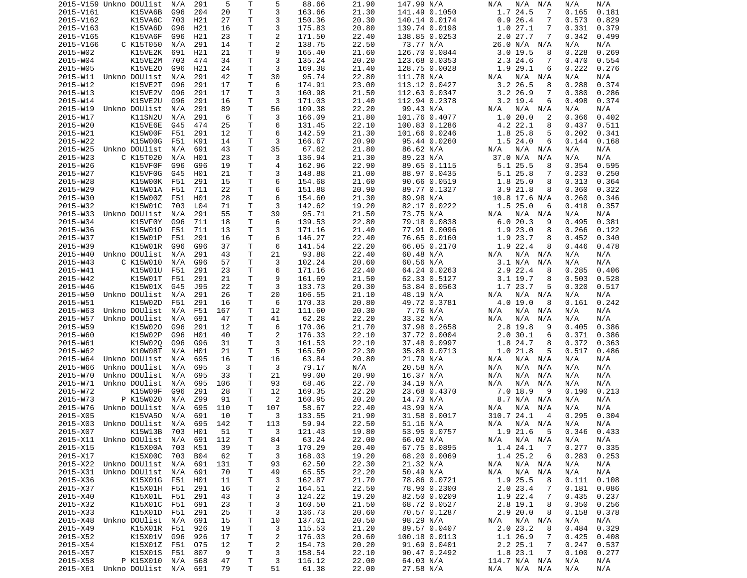| | | | | | | | | | | | | | | | | | |
|---|---|---|---|---|---|---|---|---|---|---|---|---|---|---|---|---|---|
| 2015-V159 | Unkno | DOUlist | N/A | 291 | 5 | T | 5 | 88.66 | 21.90 | 147.99 | N/A | N/A | N/A | N/A | N/A | N/A | |
| 2015-V161 | | K15VA6B | G96 | 204 | 20 | T | 3 | 163.66 | 21.30 | 141.49 | 0.1050 | 1.7 | 24.5 | 7 | 0.165 | 0.181 | |
| 2015-V162 | | K15VA6C | 703 | H21 | 27 | T | 3 | 150.36 | 20.30 | 140.14 | 0.0174 | 0.9 | 26.4 | 7 | 0.573 | 0.829 | |
| 2015-V163 | | K15VA6D | G96 | H21 | 16 | T | 3 | 175.83 | 20.80 | 139.74 | 0.0198 | 1.0 | 27.1 | 7 | 0.331 | 0.379 | |
| 2015-V165 | | K15VA6F | G96 | H21 | 23 | T | 2 | 171.50 | 22.40 | 138.85 | 0.0253 | 2.0 | 27.7 | 7 | 0.342 | 0.499 | |
| 2015-V166 | C | K15T050 | N/A | 291 | 14 | T | 2 | 138.75 | 22.50 | 73.77 | N/A | 26.0 | N/A | N/A | N/A | N/A | |
| 2015-W02 | | K15VE2K | 691 | H21 | 21 | T | 9 | 165.40 | 21.60 | 126.70 | 0.0844 | 3.0 | 19.5 | 8 | 0.228 | 0.269 | |
| 2015-W04 | | K15VE2M | 703 | 474 | 34 | T | 3 | 135.24 | 20.20 | 123.68 | 0.0353 | 2.3 | 24.6 | 7 | 0.470 | 0.554 | |
| 2015-W05 | | K15VE2O | G96 | H21 | 24 | T | 3 | 169.38 | 21.40 | 128.75 | 0.0028 | 1.9 | 29.1 | 6 | 0.222 | 0.276 | |
| 2015-W11 | Unkno | DOUlist | N/A | 291 | 42 | T | 30 | 95.74 | 22.80 | 111.78 | N/A | N/A | N/A | N/A | N/A | N/A | |
| 2015-W12 | | K15VE2T | G96 | 291 | 17 | T | 6 | 174.91 | 23.00 | 113.12 | 0.0427 | 3.2 | 26.5 | 8 | 0.288 | 0.374 | |
| 2015-W13 | | K15VE2V | G96 | 291 | 17 | T | 3 | 160.98 | 21.50 | 112.63 | 0.0347 | 3.2 | 26.9 | 7 | 0.380 | 0.286 | |
| 2015-W14 | | K15VE2U | G96 | 291 | 16 | T | 3 | 171.03 | 21.40 | 112.94 | 0.2378 | 3.2 | 19.4 | 6 | 0.498 | 0.374 | |
| 2015-W19 | Unkno | DOUlist | N/A | 291 | 89 | T | 56 | 109.38 | 22.20 | 99.43 | N/A | N/A | N/A | N/A | N/A | N/A | |
| 2015-W17 | | K11SN2U | N/A | 291 | 6 | T | 3 | 166.09 | 21.80 | 101.76 | 0.4077 | 1.0 | 20.0 | 2 | 0.366 | 0.402 | |
| 2015-W20 | | K15VE6E | G45 | 474 | 25 | T | 6 | 131.45 | 22.10 | 100.83 | 0.1286 | 4.2 | 22.1 | 8 | 0.437 | 0.511 | |
| 2015-W21 | | K15W00F | F51 | 291 | 12 | T | 6 | 142.59 | 21.30 | 101.66 | 0.0246 | 1.8 | 25.8 | 5 | 0.202 | 0.341 | |
| 2015-W22 | | K15W00G | F51 | K91 | 14 | T | 3 | 166.67 | 20.90 | 95.44 | 0.0260 | 1.5 | 24.0 | 6 | 0.144 | 0.168 | |
| 2015-W25 | Unkno | DOUlist | N/A | 691 | 43 | T | 35 | 67.62 | 21.80 | 86.62 | N/A | N/A | N/A | N/A | N/A | N/A | |
| 2015-W23 | C | K15T020 | N/A | H01 | 23 | T | 3 | 136.94 | 21.30 | 89.23 | N/A | 37.0 | N/A | N/A | N/A | N/A | |
| 2015-W26 | | K15VF0F | G96 | G96 | 19 | T | 4 | 162.96 | 22.90 | 89.65 | 0.1115 | 5.1 | 25.5 | 8 | 0.354 | 0.595 | |
| 2015-W27 | | K15VF0G | G45 | H01 | 21 | T | 3 | 148.88 | 21.00 | 88.97 | 0.0435 | 5.1 | 25.8 | 7 | 0.233 | 0.250 | |
| 2015-W28 | | K15W00K | F51 | 291 | 15 | T | 6 | 154.68 | 21.60 | 90.66 | 0.0519 | 1.8 | 25.0 | 8 | 0.313 | 0.364 | |
| 2015-W29 | | K15W01A | F51 | 711 | 22 | T | 6 | 151.88 | 20.90 | 89.77 | 0.1327 | 3.9 | 21.8 | 8 | 0.360 | 0.322 | |
| 2015-W30 | | K15W00Z | F51 | H01 | 28 | T | 6 | 154.60 | 21.30 | 89.98 | N/A | 10.8 | 17.6 | N/A | 0.260 | 0.346 | |
| 2015-W32 | | K15W01C | 703 | L04 | 71 | T | 3 | 142.62 | 19.20 | 82.17 | 0.0222 | 1.5 | 25.0 | 6 | 0.418 | 0.357 | |
| 2015-W33 | Unkno | DOUlist | N/A | 291 | 55 | T | 39 | 95.71 | 21.50 | 73.75 | N/A | N/A | N/A | N/A | N/A | N/A | |
| 2015-W34 | | K15VF0Y | G96 | 711 | 18 | T | 6 | 139.53 | 22.80 | 79.18 | 0.0838 | 6.0 | 20.3 | 9 | 0.495 | 0.381 | |
| 2015-W36 | | K15W01O | F51 | 711 | 13 | T | 3 | 171.16 | 21.40 | 77.91 | 0.0096 | 1.9 | 23.0 | 8 | 0.266 | 0.122 | |
| 2015-W37 | | K15W01P | F51 | 291 | 16 | T | 6 | 146.27 | 22.40 | 76.65 | 0.0160 | 1.9 | 23.7 | 8 | 0.452 | 0.340 | |
| 2015-W39 | | K15W01R | G96 | G96 | 37 | T | 6 | 141.54 | 22.20 | 66.05 | 0.2170 | 1.9 | 22.4 | 8 | 0.446 | 0.478 | |
| 2015-W40 | Unkno | DOUlist | N/A | 291 | 43 | T | 21 | 93.88 | 22.40 | 60.48 | N/A | N/A | N/A | N/A | N/A | N/A | |
| 2015-W43 | C | K15W010 | N/A | G96 | 57 | T | 3 | 102.24 | 20.60 | 60.56 | N/A | 3.1 | N/A | N/A | N/A | N/A | |
| 2015-W41 | | K15W01U | F51 | 291 | 23 | T | 6 | 171.16 | 22.40 | 64.24 | 0.0263 | 2.9 | 22.4 | 8 | 0.285 | 0.406 | |
| 2015-W42 | | K15W01T | F51 | 291 | 21 | T | 9 | 161.69 | 21.50 | 62.33 | 0.5127 | 3.1 | 19.7 | 8 | 0.503 | 0.528 | |
| 2015-W46 | | K15W01X | G45 | J95 | 22 | T | 3 | 133.73 | 20.30 | 53.84 | 0.0563 | 1.7 | 23.7 | 5 | 0.320 | 0.517 | |
| 2015-W50 | Unkno | DOUlist | N/A | 291 | 26 | T | 20 | 106.55 | 21.10 | 48.19 | N/A | N/A | N/A | N/A | N/A | N/A | |
| 2015-W51 | | K15W02D | F51 | 291 | 16 | T | 6 | 170.33 | 20.80 | 49.72 | 0.3781 | 4.0 | 19.0 | 8 | 0.161 | 0.242 | |
| 2015-W63 | Unkno | DOUlist | N/A | F51 | 167 | T | 12 | 111.60 | 20.30 | 7.76 | N/A | N/A | N/A | N/A | N/A | N/A | |
| 2015-W57 | Unkno | DOUlist | N/A | 691 | 47 | T | 41 | 62.28 | 22.20 | 33.32 | N/A | N/A | N/A | N/A | N/A | N/A | |
| 2015-W59 | | K15W02O | G96 | 291 | 12 | T | 6 | 170.06 | 21.70 | 37.98 | 0.2658 | 2.8 | 19.8 | 9 | 0.405 | 0.386 | |
| 2015-W60 | | K15W02P | G96 | H01 | 40 | T | 2 | 176.33 | 22.10 | 37.72 | 0.0004 | 2.0 | 30.1 | 6 | 0.371 | 0.386 | |
| 2015-W61 | | K15W02Q | G96 | G96 | 31 | T | 3 | 161.53 | 22.10 | 37.48 | 0.0997 | 1.8 | 24.7 | 8 | 0.372 | 0.363 | |
| 2015-W62 | | K10W08T | N/A | H01 | 21 | T | 5 | 165.50 | 22.30 | 35.88 | 0.0713 | 1.0 | 21.8 | 5 | 0.517 | 0.486 | |
| 2015-W64 | Unkno | DOUlist | N/A | 695 | 16 | T | 16 | 63.84 | 20.80 | 21.79 | N/A | N/A | N/A | N/A | N/A | N/A | |
| 2015-W66 | Unkno | DOUlist | N/A | 695 | 3 | T | 3 | 79.17 | N/A | 20.58 | N/A | N/A | N/A | N/A | N/A | N/A | |
| 2015-W70 | Unkno | DOUlist | N/A | 695 | 33 | T | 21 | 99.00 | 20.90 | 16.37 | N/A | N/A | N/A | N/A | N/A | N/A | |
| 2015-W71 | Unkno | DOUlist | N/A | 695 | 106 | T | 93 | 68.46 | 22.70 | 34.19 | N/A | N/A | N/A | N/A | N/A | N/A | |
| 2015-W72 | | K15W09F | G96 | 291 | 28 | T | 12 | 169.35 | 22.20 | 23.68 | 0.4370 | 7.0 | 18.9 | 9 | 0.190 | 0.213 | |
| 2015-W73 | P | K15W020 | N/A | Z99 | 91 | T | 2 | 160.95 | 20.20 | 14.73 | N/A | 8.7 | N/A | N/A | N/A | N/A | |
| 2015-W76 | Unkno | DOUlist | N/A | 695 | 110 | T | 107 | 58.67 | 22.40 | 43.99 | N/A | N/A | N/A | N/A | N/A | N/A | |
| 2015-X05 | | K15VA5O | N/A | 691 | 10 | T | 3 | 133.55 | 21.90 | 31.58 | 0.0017 | 310.7 | 24.1 | 4 | 0.295 | 0.304 | |
| 2015-X03 | Unkno | DOUlist | N/A | 695 | 142 | T | 113 | 59.94 | 22.50 | 51.16 | N/A | N/A | N/A | N/A | N/A | N/A | |
| 2015-X07 | | K15W13B | 703 | H01 | 51 | T | 3 | 121.43 | 19.80 | 53.95 | 0.0757 | 1.9 | 21.6 | 5 | 0.346 | 0.433 | |
| 2015-X11 | Unkno | DOUlist | N/A | 691 | 112 | T | 84 | 63.24 | 22.00 | 66.02 | N/A | N/A | N/A | N/A | N/A | N/A | |
| 2015-X15 | | K15X00A | 703 | K51 | 39 | T | 3 | 170.29 | 20.40 | 67.75 | 0.0895 | 1.4 | 24.1 | 7 | 0.277 | 0.335 | |
| 2015-X17 | | K15X00C | 703 | B04 | 62 | T | 3 | 168.03 | 19.20 | 68.20 | 0.0069 | 1.4 | 25.2 | 6 | 0.283 | 0.253 | |
| 2015-X22 | Unkno | DOUlist | N/A | 691 | 131 | T | 93 | 62.50 | 22.30 | 21.32 | N/A | N/A | N/A | N/A | N/A | N/A | |
| 2015-X31 | Unkno | DOUlist | N/A | 691 | 70 | T | 49 | 65.55 | 22.20 | 50.49 | N/A | N/A | N/A | N/A | N/A | N/A | |
| 2015-X36 | | K15X01G | F51 | H01 | 11 | T | 3 | 162.87 | 21.70 | 78.86 | 0.0721 | 1.9 | 25.5 | 8 | 0.111 | 0.108 | |
| 2015-X37 | | K15X01H | F51 | 291 | 16 | T | 2 | 164.51 | 22.50 | 78.90 | 0.2300 | 2.0 | 23.4 | 7 | 0.181 | 0.086 | |
| 2015-X40 | | K15X01L | F51 | 291 | 43 | T | 3 | 124.22 | 19.20 | 82.50 | 0.0209 | 1.9 | 22.4 | 7 | 0.435 | 0.237 | |
| 2015-X32 | | K15X01C | F51 | 691 | 23 | T | 3 | 160.50 | 21.50 | 68.72 | 0.0527 | 2.8 | 19.1 | 8 | 0.350 | 0.256 | |
| 2015-X33 | | K15X01D | F51 | 291 | 25 | T | 3 | 136.73 | 20.60 | 70.57 | 0.1287 | 2.9 | 20.0 | 8 | 0.158 | 0.378 | |
| 2015-X48 | Unkno | DOUlist | N/A | 691 | 15 | T | 10 | 137.01 | 20.50 | 98.29 | N/A | N/A | N/A | N/A | N/A | N/A | |
| 2015-X49 | | K15X01R | F51 | 926 | 19 | T | 3 | 115.53 | 21.20 | 89.57 | 0.0407 | 2.0 | 23.2 | 8 | 0.484 | 0.329 | |
| 2015-X52 | | K15X01V | G96 | 926 | 17 | T | 2 | 176.03 | 20.60 | 100.18 | 0.0113 | 1.1 | 26.9 | 7 | 0.425 | 0.408 | |
| 2015-X54 | | K15X01Z | F51 | 075 | 12 | T | 2 | 154.73 | 20.20 | 91.69 | 0.0401 | 2.2 | 25.1 | 7 | 0.247 | 0.537 | |
| 2015-X57 | | K15X01S | F51 | 807 | 9 | T | 3 | 158.54 | 22.10 | 90.47 | 0.2492 | 1.8 | 23.1 | 7 | 0.100 | 0.277 | |
| 2015-X58 | P | K15X010 | N/A | 568 | 47 | T | 3 | 116.12 | 22.00 | 64.03 | N/A | 114.7 | N/A | N/A | N/A | N/A | |
| 2015-X61 | Unkno | DOUlist | N/A | 691 | 79 | T | 51 | 61.38 | 22.00 | 27.58 | N/A | N/A | N/A | N/A | N/A | N/A | |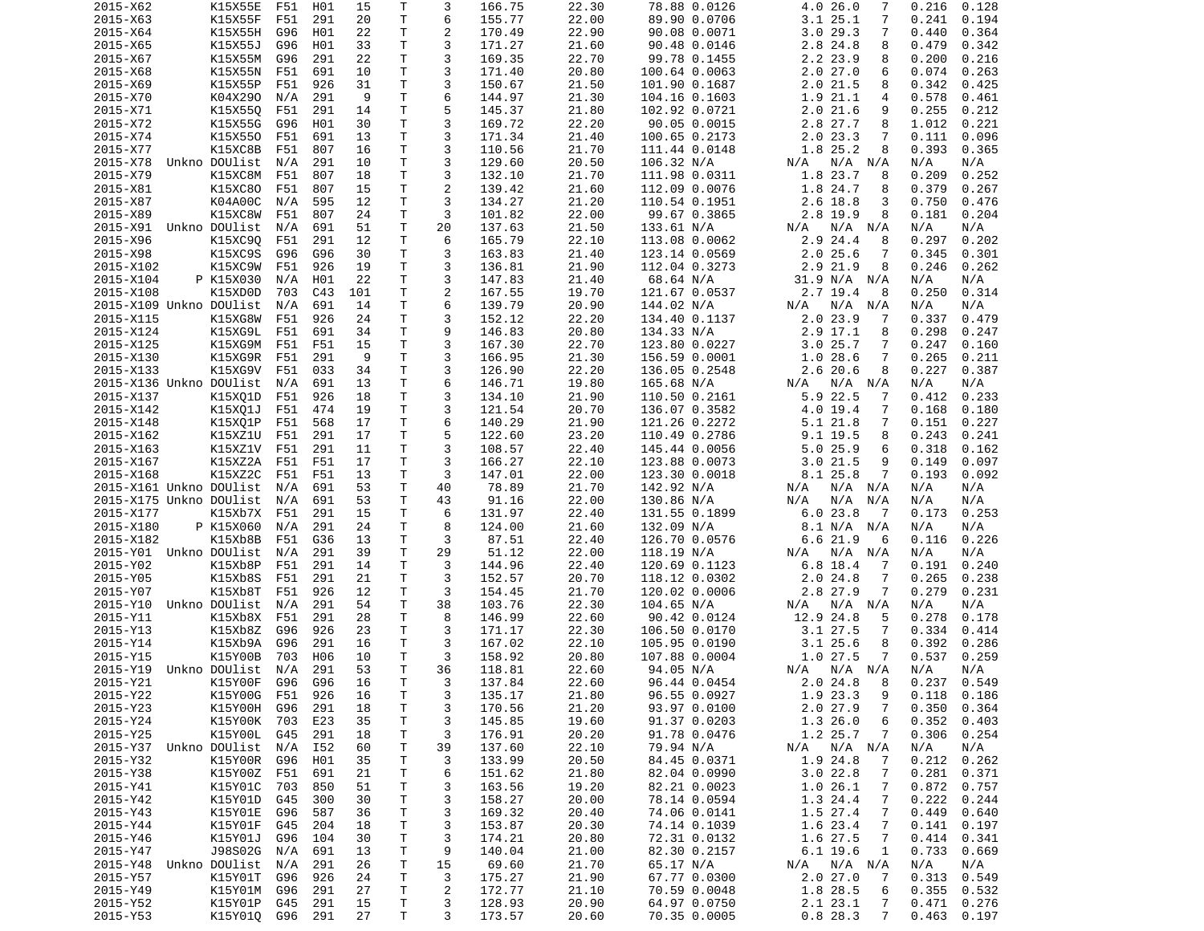| | | | | | | | | | | | | | | | | |
|---|---|---|---|---|---|---|---|---|---|---|---|---|---|---|---|---|
| 2015-X62 | | K15X55E | F51 | H01 | 15 | T | 3 | 166.75 | 22.30 | 78.88 | 0.0126 | 4.0 | 26.0 | 7 | 0.216 | 0.128 |
| 2015-X63 | | K15X55F | F51 | 291 | 20 | T | 6 | 155.77 | 22.00 | 89.90 | 0.0706 | 3.1 | 25.1 | 7 | 0.241 | 0.194 |
| 2015-X64 | | K15X55H | G96 | H01 | 22 | T | 2 | 170.49 | 22.90 | 90.08 | 0.0071 | 3.0 | 29.3 | 7 | 0.440 | 0.364 |
| 2015-X65 | | K15X55J | G96 | H01 | 33 | T | 3 | 171.27 | 21.60 | 90.48 | 0.0146 | 2.8 | 24.8 | 8 | 0.479 | 0.342 |
| 2015-X67 | | K15X55M | G96 | 291 | 22 | T | 3 | 169.35 | 22.70 | 99.78 | 0.1455 | 2.2 | 23.9 | 8 | 0.200 | 0.216 |
| 2015-X68 | | K15X55N | F51 | 691 | 10 | T | 3 | 171.40 | 20.80 | 100.64 | 0.0063 | 2.0 | 27.0 | 6 | 0.074 | 0.263 |
| 2015-X69 | | K15X55P | F51 | 926 | 31 | T | 3 | 150.67 | 21.50 | 101.90 | 0.1687 | 2.0 | 21.5 | 8 | 0.342 | 0.425 |
| 2015-X70 | | K04X29O | N/A | 291 | 9 | T | 6 | 144.97 | 21.30 | 104.16 | 0.1603 | 1.9 | 21.1 | 4 | 0.578 | 0.461 |
| 2015-X71 | | K15X55Q | F51 | 291 | 14 | T | 5 | 145.37 | 21.80 | 102.92 | 0.0721 | 2.0 | 21.6 | 9 | 0.255 | 0.212 |
| 2015-X72 | | K15X55G | G96 | H01 | 30 | T | 3 | 169.72 | 22.20 | 90.05 | 0.0015 | 2.8 | 27.7 | 8 | 1.012 | 0.221 |
| 2015-X74 | | K15X55O | F51 | 691 | 13 | T | 3 | 171.34 | 21.40 | 100.65 | 0.2173 | 2.0 | 23.3 | 7 | 0.111 | 0.096 |
| 2015-X77 | | K15XC8B | F51 | 807 | 16 | T | 3 | 110.56 | 21.70 | 111.44 | 0.0148 | 1.8 | 25.2 | 8 | 0.393 | 0.365 |
| 2015-X78 | Unkno | DOUlist | N/A | 291 | 10 | T | 3 | 129.60 | 20.50 | 106.32 | N/A | N/A | N/A | N/A | N/A | N/A |
| 2015-X79 | | K15XC8M | F51 | 807 | 18 | T | 3 | 132.10 | 21.70 | 111.98 | 0.0311 | 1.8 | 23.7 | 8 | 0.209 | 0.252 |
| 2015-X81 | | K15XC8O | F51 | 807 | 15 | T | 2 | 139.42 | 21.60 | 112.09 | 0.0076 | 1.8 | 24.7 | 8 | 0.379 | 0.267 |
| 2015-X87 | | K04A00C | N/A | 595 | 12 | T | 3 | 134.27 | 21.20 | 110.54 | 0.1951 | 2.6 | 18.8 | 3 | 0.750 | 0.476 |
| 2015-X89 | | K15XC8W | F51 | 807 | 24 | T | 3 | 101.82 | 22.00 | 99.67 | 0.3865 | 2.8 | 19.9 | 8 | 0.181 | 0.204 |
| 2015-X91 | Unkno | DOUlist | N/A | 691 | 51 | T | 20 | 137.63 | 21.50 | 133.61 | N/A | N/A | N/A | N/A | N/A | N/A |
| 2015-X96 | | K15XC9Q | F51 | 291 | 12 | T | 6 | 165.79 | 22.10 | 113.08 | 0.0062 | 2.9 | 24.4 | 8 | 0.297 | 0.202 |
| 2015-X98 | | K15XC9S | G96 | G96 | 30 | T | 3 | 163.83 | 21.40 | 123.14 | 0.0569 | 2.0 | 25.6 | 7 | 0.345 | 0.301 |
| 2015-X102 | | K15XC9W | F51 | 926 | 19 | T | 3 | 136.81 | 21.90 | 112.04 | 0.3273 | 2.9 | 21.9 | 8 | 0.246 | 0.262 |
| 2015-X104 | P | K15X030 | N/A | H01 | 22 | T | 3 | 147.83 | 21.40 | 68.64 | N/A | 31.9 | N/A | N/A | N/A | N/A |
| 2015-X108 | | K15XD0D | 703 | C43 | 101 | T | 2 | 167.55 | 19.70 | 121.67 | 0.0537 | 2.7 | 19.4 | 8 | 0.250 | 0.314 |
| 2015-X109 | Unkno | DOUlist | N/A | 691 | 14 | T | 6 | 139.79 | 20.90 | 144.02 | N/A | N/A | N/A | N/A | N/A | N/A |
| 2015-X115 | | K15XG8W | F51 | 926 | 24 | T | 3 | 152.12 | 22.20 | 134.40 | 0.1137 | 2.0 | 23.9 | 7 | 0.337 | 0.479 |
| 2015-X124 | | K15XG9L | F51 | 691 | 34 | T | 9 | 146.83 | 20.80 | 134.33 | N/A | 2.9 | 17.1 | 8 | 0.298 | 0.247 |
| 2015-X125 | | K15XG9M | F51 | F51 | 15 | T | 3 | 167.30 | 22.70 | 123.80 | 0.0227 | 3.0 | 25.7 | 7 | 0.247 | 0.160 |
| 2015-X130 | | K15XG9R | F51 | 291 | 9 | T | 3 | 166.95 | 21.30 | 156.59 | 0.0001 | 1.0 | 28.6 | 7 | 0.265 | 0.211 |
| 2015-X133 | | K15XG9V | F51 | 033 | 34 | T | 3 | 126.90 | 22.20 | 136.05 | 0.2548 | 2.6 | 20.6 | 8 | 0.227 | 0.387 |
| 2015-X136 | Unkno | DOUlist | N/A | 691 | 13 | T | 6 | 146.71 | 19.80 | 165.68 | N/A | N/A | N/A | N/A | N/A | N/A |
| 2015-X137 | | K15XQ1D | F51 | 926 | 18 | T | 3 | 134.10 | 21.90 | 110.50 | 0.2161 | 5.9 | 22.5 | 7 | 0.412 | 0.233 |
| 2015-X142 | | K15XQ1J | F51 | 474 | 19 | T | 3 | 121.54 | 20.70 | 136.07 | 0.3582 | 4.0 | 19.4 | 7 | 0.168 | 0.180 |
| 2015-X148 | | K15XQ1P | F51 | 568 | 17 | T | 6 | 140.29 | 21.90 | 121.26 | 0.2272 | 5.1 | 21.8 | 7 | 0.151 | 0.227 |
| 2015-X162 | | K15XZ1U | F51 | 291 | 17 | T | 5 | 122.60 | 23.20 | 110.49 | 0.2786 | 9.1 | 19.5 | 8 | 0.243 | 0.241 |
| 2015-X163 | | K15XZ1V | F51 | 291 | 11 | T | 3 | 108.57 | 22.40 | 145.44 | 0.0056 | 5.0 | 25.9 | 6 | 0.318 | 0.162 |
| 2015-X167 | | K15XZ2A | F51 | F51 | 17 | T | 3 | 166.27 | 22.10 | 123.88 | 0.0073 | 3.0 | 21.5 | 9 | 0.149 | 0.097 |
| 2015-X168 | | K15XZ2C | F51 | F51 | 13 | T | 3 | 147.01 | 22.00 | 123.30 | 0.0018 | 8.1 | 25.8 | 7 | 0.193 | 0.092 |
| 2015-X161 | Unkno | DOUlist | N/A | 691 | 53 | T | 40 | 78.89 | 21.70 | 142.92 | N/A | N/A | N/A | N/A | N/A | N/A |
| 2015-X175 | Unkno | DOUlist | N/A | 691 | 53 | T | 43 | 91.16 | 22.00 | 130.86 | N/A | N/A | N/A | N/A | N/A | N/A |
| 2015-X177 | | K15Xb7X | F51 | 291 | 15 | T | 6 | 131.97 | 22.40 | 131.55 | 0.1899 | 6.0 | 23.8 | 7 | 0.173 | 0.253 |
| 2015-X180 | P | K15X060 | N/A | 291 | 24 | T | 8 | 124.00 | 21.60 | 132.09 | N/A | 8.1 | N/A | N/A | N/A | N/A |
| 2015-X182 | | K15Xb8B | F51 | G36 | 13 | T | 3 | 87.51 | 22.40 | 126.70 | 0.0576 | 6.6 | 21.9 | 6 | 0.116 | 0.226 |
| 2015-Y01 | Unkno | DOUlist | N/A | 291 | 39 | T | 29 | 51.12 | 22.00 | 118.19 | N/A | N/A | N/A | N/A | N/A | N/A |
| 2015-Y02 | | K15Xb8P | F51 | 291 | 14 | T | 3 | 144.96 | 22.40 | 120.69 | 0.1123 | 6.8 | 18.4 | 7 | 0.191 | 0.240 |
| 2015-Y05 | | K15Xb8S | F51 | 291 | 21 | T | 3 | 152.57 | 20.70 | 118.12 | 0.0302 | 2.0 | 24.8 | 7 | 0.265 | 0.238 |
| 2015-Y07 | | K15Xb8T | F51 | 926 | 12 | T | 3 | 154.45 | 21.70 | 120.02 | 0.0006 | 2.8 | 27.9 | 7 | 0.279 | 0.231 |
| 2015-Y10 | Unkno | DOUlist | N/A | 291 | 54 | T | 38 | 103.76 | 22.30 | 104.65 | N/A | N/A | N/A | N/A | N/A | N/A |
| 2015-Y11 | | K15Xb8X | F51 | 291 | 28 | T | 8 | 146.99 | 22.60 | 90.42 | 0.0124 | 12.9 | 24.8 | 5 | 0.278 | 0.178 |
| 2015-Y13 | | K15Xb8Z | G96 | 926 | 23 | T | 3 | 171.17 | 22.30 | 106.50 | 0.0170 | 3.1 | 27.5 | 7 | 0.334 | 0.414 |
| 2015-Y14 | | K15Xb9A | G96 | 291 | 16 | T | 3 | 167.02 | 22.10 | 105.95 | 0.0190 | 3.1 | 25.6 | 8 | 0.392 | 0.286 |
| 2015-Y15 | | K15Y00B | 703 | H06 | 10 | T | 3 | 158.92 | 20.80 | 107.88 | 0.0004 | 1.0 | 27.5 | 7 | 0.537 | 0.259 |
| 2015-Y19 | Unkno | DOUlist | N/A | 291 | 53 | T | 36 | 118.81 | 22.60 | 94.05 | N/A | N/A | N/A | N/A | N/A | N/A |
| 2015-Y21 | | K15Y00F | G96 | G96 | 16 | T | 3 | 137.84 | 22.60 | 96.44 | 0.0454 | 2.0 | 24.8 | 8 | 0.237 | 0.549 |
| 2015-Y22 | | K15Y00G | F51 | 926 | 16 | T | 3 | 135.17 | 21.80 | 96.55 | 0.0927 | 1.9 | 23.3 | 9 | 0.118 | 0.186 |
| 2015-Y23 | | K15Y00H | G96 | 291 | 18 | T | 3 | 170.56 | 21.20 | 93.97 | 0.0100 | 2.0 | 27.9 | 7 | 0.350 | 0.364 |
| 2015-Y24 | | K15Y00K | 703 | E23 | 35 | T | 3 | 145.85 | 19.60 | 91.37 | 0.0203 | 1.3 | 26.0 | 6 | 0.352 | 0.403 |
| 2015-Y25 | | K15Y00L | G45 | 291 | 18 | T | 3 | 176.91 | 20.20 | 91.78 | 0.0476 | 1.2 | 25.7 | 7 | 0.306 | 0.254 |
| 2015-Y37 | Unkno | DOUlist | N/A | I52 | 60 | T | 39 | 137.60 | 22.10 | 79.94 | N/A | N/A | N/A | N/A | N/A | N/A |
| 2015-Y32 | | K15Y00R | G96 | H01 | 35 | T | 3 | 133.99 | 20.50 | 84.45 | 0.0371 | 1.9 | 24.8 | 7 | 0.212 | 0.262 |
| 2015-Y38 | | K15Y00Z | F51 | 691 | 21 | T | 6 | 151.62 | 21.80 | 82.04 | 0.0990 | 3.0 | 22.8 | 7 | 0.281 | 0.371 |
| 2015-Y41 | | K15Y01C | 703 | 850 | 51 | T | 3 | 163.56 | 19.20 | 82.21 | 0.0023 | 1.0 | 26.1 | 7 | 0.872 | 0.757 |
| 2015-Y42 | | K15Y01D | G45 | 300 | 30 | T | 3 | 158.27 | 20.00 | 78.14 | 0.0594 | 1.3 | 24.4 | 7 | 0.222 | 0.244 |
| 2015-Y43 | | K15Y01E | G96 | 587 | 36 | T | 3 | 169.32 | 20.40 | 74.06 | 0.0141 | 1.5 | 27.4 | 7 | 0.449 | 0.640 |
| 2015-Y44 | | K15Y01F | G45 | 204 | 18 | T | 3 | 153.87 | 20.30 | 74.14 | 0.1039 | 1.6 | 23.4 | 7 | 0.141 | 0.197 |
| 2015-Y46 | | K15Y01J | G96 | 104 | 30 | T | 3 | 174.21 | 20.80 | 72.31 | 0.0132 | 1.6 | 27.5 | 7 | 0.414 | 0.341 |
| 2015-Y47 | | J98S02G | N/A | 691 | 13 | T | 9 | 140.04 | 21.00 | 82.30 | 0.2157 | 6.1 | 19.6 | 1 | 0.733 | 0.669 |
| 2015-Y48 | Unkno | DOUlist | N/A | 291 | 26 | T | 15 | 69.60 | 21.70 | 65.17 | N/A | N/A | N/A | N/A | N/A | N/A |
| 2015-Y57 | | K15Y01T | G96 | 926 | 24 | T | 3 | 175.27 | 21.90 | 67.77 | 0.0300 | 2.0 | 27.0 | 7 | 0.313 | 0.549 |
| 2015-Y49 | | K15Y01M | G96 | 291 | 27 | T | 2 | 172.77 | 21.10 | 70.59 | 0.0048 | 1.8 | 28.5 | 6 | 0.355 | 0.532 |
| 2015-Y52 | | K15Y01P | G45 | 291 | 15 | T | 3 | 128.93 | 20.90 | 64.97 | 0.0750 | 2.1 | 23.1 | 7 | 0.471 | 0.276 |
| 2015-Y53 | | K15Y01Q | G96 | 291 | 27 | T | 3 | 173.57 | 20.60 | 70.35 | 0.0005 | 0.8 | 28.3 | 7 | 0.463 | 0.197 |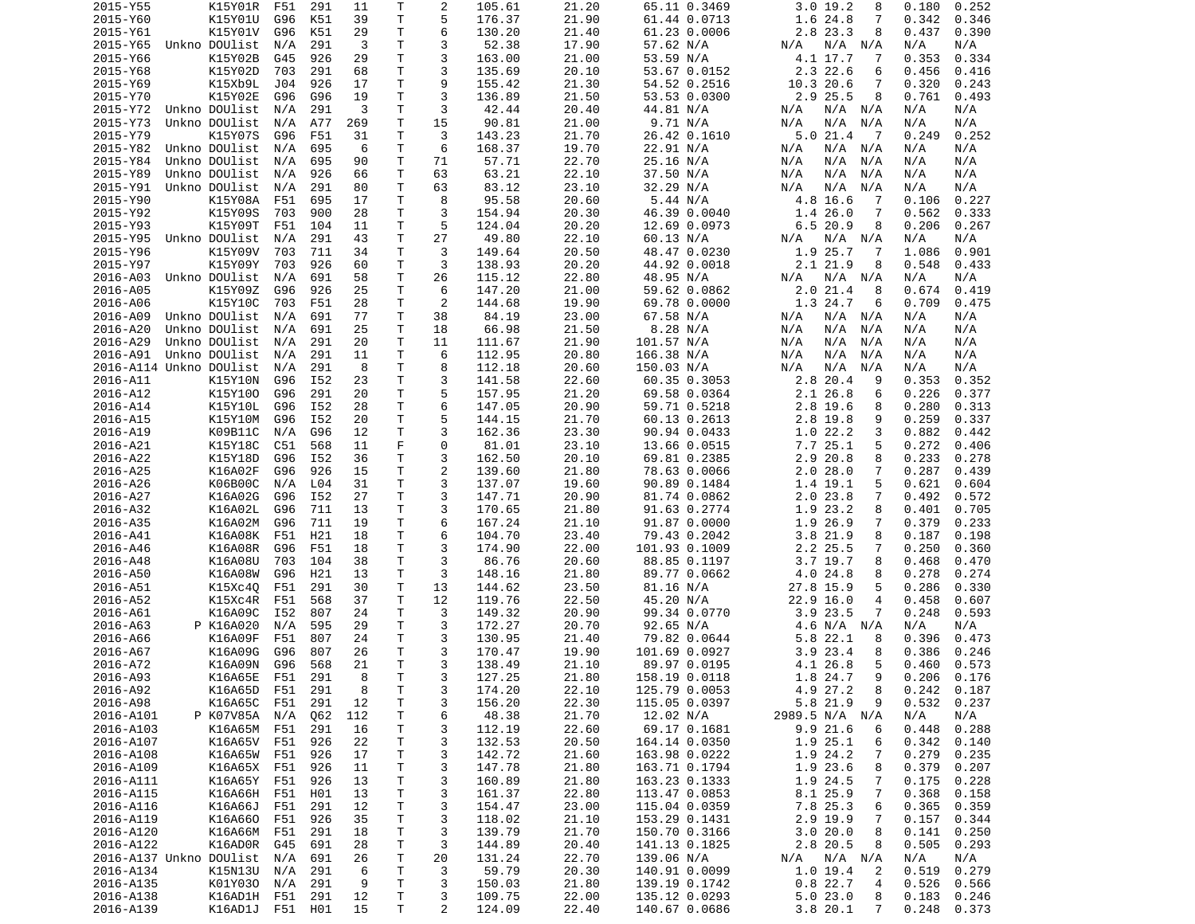| | | | | | | | | | | | | | | | |
|---|---|---|---|---|---|---|---|---|---|---|---|---|---|---|---|
| 2015-Y55 | | K15Y01R | F51 | 291 | 11 | T | 2 | 105.61 | 21.20 | 65.11 | 0.3469 | 3.0 | 19.2 | 8 | 0.180 | 0.252 |
| 2015-Y60 | | K15Y01U | G96 | K51 | 39 | T | 5 | 176.37 | 21.90 | 61.44 | 0.0713 | 1.6 | 24.8 | 7 | 0.342 | 0.346 |
| 2015-Y61 | | K15Y01V | G96 | K51 | 29 | T | 6 | 130.20 | 21.40 | 61.23 | 0.0006 | 2.8 | 23.3 | 8 | 0.437 | 0.390 |
| 2015-Y65 | Unkno | DOUlist | N/A | 291 | 3 | T | 3 | 52.38 | 17.90 | 57.62 | N/A | N/A | N/A | N/A | N/A | N/A |
| 2015-Y66 | | K15Y02B | G45 | 926 | 29 | T | 3 | 163.00 | 21.00 | 53.59 | N/A | 4.1 | 17.7 | 7 | 0.353 | 0.334 |
| 2015-Y68 | | K15Y02D | 703 | 291 | 68 | T | 3 | 135.69 | 20.10 | 53.67 | 0.0152 | 2.3 | 22.6 | 6 | 0.456 | 0.416 |
| 2015-Y69 | | K15Xb9L | J04 | 926 | 17 | T | 9 | 155.42 | 21.30 | 54.52 | 0.2516 | 10.3 | 20.6 | 7 | 0.320 | 0.243 |
| 2015-Y70 | | K15Y02E | G96 | G96 | 19 | T | 3 | 136.89 | 21.50 | 53.53 | 0.0300 | 2.9 | 25.5 | 8 | 0.761 | 0.493 |
| 2015-Y72 | Unkno | DOUlist | N/A | 291 | 3 | T | 3 | 42.44 | 20.40 | 44.81 | N/A | N/A | N/A | N/A | N/A | N/A |
| 2015-Y73 | Unkno | DOUlist | N/A | A77 | 269 | T | 15 | 90.81 | 21.00 | 9.71 | N/A | N/A | N/A | N/A | N/A | N/A |
| 2015-Y79 | | K15Y07S | G96 | F51 | 31 | T | 3 | 143.23 | 21.70 | 26.42 | 0.1610 | 5.0 | 21.4 | 7 | 0.249 | 0.252 |
| 2015-Y82 | Unkno | DOUlist | N/A | 695 | 6 | T | 6 | 168.37 | 19.70 | 22.91 | N/A | N/A | N/A | N/A | N/A | N/A |
| 2015-Y84 | Unkno | DOUlist | N/A | 695 | 90 | T | 71 | 57.71 | 22.70 | 25.16 | N/A | N/A | N/A | N/A | N/A | N/A |
| 2015-Y89 | Unkno | DOUlist | N/A | 926 | 66 | T | 63 | 63.21 | 22.10 | 37.50 | N/A | N/A | N/A | N/A | N/A | N/A |
| 2015-Y91 | Unkno | DOUlist | N/A | 291 | 80 | T | 63 | 83.12 | 23.10 | 32.29 | N/A | N/A | N/A | N/A | N/A | N/A |
| 2015-Y90 | | K15Y08A | F51 | 695 | 17 | T | 8 | 95.58 | 20.60 | 5.44 | N/A | 4.8 | 16.6 | 7 | 0.106 | 0.227 |
| 2015-Y92 | | K15Y09S | 703 | 900 | 28 | T | 3 | 154.94 | 20.30 | 46.39 | 0.0040 | 1.4 | 26.0 | 7 | 0.562 | 0.333 |
| 2015-Y93 | | K15Y09T | F51 | 104 | 11 | T | 5 | 124.04 | 20.20 | 12.69 | 0.0973 | 6.5 | 20.9 | 8 | 0.206 | 0.267 |
| 2015-Y95 | Unkno | DOUlist | N/A | 291 | 43 | T | 27 | 49.80 | 22.10 | 60.13 | N/A | N/A | N/A | N/A | N/A | N/A |
| 2015-Y96 | | K15Y09V | 703 | 711 | 34 | T | 3 | 149.64 | 20.50 | 48.47 | 0.0230 | 1.9 | 25.7 | 7 | 1.086 | 0.901 |
| 2015-Y97 | | K15Y09Y | 703 | 926 | 60 | T | 3 | 138.93 | 20.20 | 44.92 | 0.0018 | 2.1 | 21.9 | 8 | 0.548 | 0.433 |
| 2016-A03 | Unkno | DOUlist | N/A | 691 | 58 | T | 26 | 115.12 | 22.80 | 48.95 | N/A | N/A | N/A | N/A | N/A | N/A |
| 2016-A05 | | K15Y09Z | G96 | 926 | 25 | T | 6 | 147.20 | 21.00 | 59.62 | 0.0862 | 2.0 | 21.4 | 8 | 0.674 | 0.419 |
| 2016-A06 | | K15Y10C | 703 | F51 | 28 | T | 2 | 144.68 | 19.90 | 69.78 | 0.0000 | 1.3 | 24.7 | 6 | 0.709 | 0.475 |
| 2016-A09 | Unkno | DOUlist | N/A | 691 | 77 | T | 38 | 84.19 | 23.00 | 67.58 | N/A | N/A | N/A | N/A | N/A | N/A |
| 2016-A20 | Unkno | DOUlist | N/A | 691 | 25 | T | 18 | 66.98 | 21.50 | 8.28 | N/A | N/A | N/A | N/A | N/A | N/A |
| 2016-A29 | Unkno | DOUlist | N/A | 291 | 20 | T | 11 | 111.67 | 21.90 | 101.57 | N/A | N/A | N/A | N/A | N/A | N/A |
| 2016-A91 | Unkno | DOUlist | N/A | 291 | 11 | T | 6 | 112.95 | 20.80 | 166.38 | N/A | N/A | N/A | N/A | N/A | N/A |
| 2016-A114 | Unkno | DOUlist | N/A | 291 | 8 | T | 8 | 112.18 | 20.60 | 150.03 | N/A | N/A | N/A | N/A | N/A | N/A |
| 2016-A11 | | K15Y10N | G96 | I52 | 23 | T | 3 | 141.58 | 22.60 | 60.35 | 0.3053 | 2.8 | 20.4 | 9 | 0.353 | 0.352 |
| 2016-A12 | | K15Y10O | G96 | 291 | 20 | T | 5 | 157.95 | 21.20 | 69.58 | 0.0364 | 2.1 | 26.8 | 6 | 0.226 | 0.377 |
| 2016-A14 | | K15Y10L | G96 | I52 | 28 | T | 6 | 147.05 | 20.90 | 59.71 | 0.5218 | 2.8 | 19.6 | 8 | 0.280 | 0.313 |
| 2016-A15 | | K15Y10M | G96 | I52 | 20 | T | 5 | 144.15 | 21.70 | 60.13 | 0.2613 | 2.8 | 19.8 | 9 | 0.259 | 0.337 |
| 2016-A19 | | K09B11C | N/A | G96 | 12 | T | 3 | 162.36 | 23.30 | 90.94 | 0.0433 | 1.0 | 22.2 | 3 | 0.882 | 0.442 |
| 2016-A21 | | K15Y18C | C51 | 568 | 11 | F | 0 | 81.01 | 23.10 | 13.66 | 0.0515 | 7.7 | 25.1 | 5 | 0.272 | 0.406 |
| 2016-A22 | | K15Y18D | G96 | I52 | 36 | T | 3 | 162.50 | 20.10 | 69.81 | 0.2385 | 2.9 | 20.8 | 8 | 0.233 | 0.278 |
| 2016-A25 | | K16A02F | G96 | 926 | 15 | T | 2 | 139.60 | 21.80 | 78.63 | 0.0066 | 2.0 | 28.0 | 7 | 0.287 | 0.439 |
| 2016-A26 | | K06B00C | N/A | L04 | 31 | T | 3 | 137.07 | 19.60 | 90.89 | 0.1484 | 1.4 | 19.1 | 5 | 0.621 | 0.604 |
| 2016-A27 | | K16A02G | G96 | I52 | 27 | T | 3 | 147.71 | 20.90 | 81.74 | 0.0862 | 2.0 | 23.8 | 7 | 0.492 | 0.572 |
| 2016-A32 | | K16A02L | G96 | 711 | 13 | T | 3 | 170.65 | 21.80 | 91.63 | 0.2774 | 1.9 | 23.2 | 8 | 0.401 | 0.705 |
| 2016-A35 | | K16A02M | G96 | 711 | 19 | T | 6 | 167.24 | 21.10 | 91.87 | 0.0000 | 1.9 | 26.9 | 7 | 0.379 | 0.233 |
| 2016-A41 | | K16A08K | F51 | H21 | 18 | T | 6 | 104.70 | 23.40 | 79.43 | 0.2042 | 3.8 | 21.9 | 8 | 0.187 | 0.198 |
| 2016-A46 | | K16A08R | G96 | F51 | 18 | T | 3 | 174.90 | 22.00 | 101.93 | 0.1009 | 2.2 | 25.5 | 7 | 0.250 | 0.360 |
| 2016-A48 | | K16A08U | 703 | 104 | 38 | T | 3 | 86.76 | 20.60 | 88.85 | 0.1197 | 3.7 | 19.7 | 8 | 0.468 | 0.470 |
| 2016-A50 | | K16A08W | G96 | H21 | 13 | T | 3 | 148.16 | 21.80 | 89.77 | 0.0662 | 4.0 | 24.8 | 8 | 0.278 | 0.274 |
| 2016-A51 | | K15Xc4Q | F51 | 291 | 30 | T | 13 | 144.62 | 23.50 | 81.16 | N/A | 27.8 | 15.9 | 5 | 0.286 | 0.330 |
| 2016-A52 | | K15Xc4R | F51 | 568 | 37 | T | 12 | 119.76 | 22.50 | 45.20 | N/A | 22.9 | 16.0 | 4 | 0.458 | 0.607 |
| 2016-A61 | | K16A09C | I52 | 807 | 24 | T | 3 | 149.32 | 20.90 | 99.34 | 0.0770 | 3.9 | 23.5 | 7 | 0.248 | 0.593 |
| 2016-A63 | P | K16A020 | N/A | 595 | 29 | T | 3 | 172.27 | 20.70 | 92.65 | N/A | 4.6 | N/A | N/A | N/A | N/A |
| 2016-A66 | | K16A09F | F51 | 807 | 24 | T | 3 | 130.95 | 21.40 | 79.82 | 0.0644 | 5.8 | 22.1 | 8 | 0.396 | 0.473 |
| 2016-A67 | | K16A09G | G96 | 807 | 26 | T | 3 | 170.47 | 19.90 | 101.69 | 0.0927 | 3.9 | 23.4 | 8 | 0.386 | 0.246 |
| 2016-A72 | | K16A09N | G96 | 568 | 21 | T | 3 | 138.49 | 21.10 | 89.97 | 0.0195 | 4.1 | 26.8 | 5 | 0.460 | 0.573 |
| 2016-A93 | | K16A65E | F51 | 291 | 8 | T | 3 | 127.25 | 21.80 | 158.19 | 0.0118 | 1.8 | 24.7 | 9 | 0.206 | 0.176 |
| 2016-A92 | | K16A65D | F51 | 291 | 8 | T | 3 | 174.20 | 22.10 | 125.79 | 0.0053 | 4.9 | 27.2 | 8 | 0.242 | 0.187 |
| 2016-A98 | | K16A65C | F51 | 291 | 12 | T | 3 | 156.20 | 22.30 | 115.05 | 0.0397 | 5.8 | 21.9 | 9 | 0.532 | 0.237 |
| 2016-A101 | P | K07V85A | N/A | Q62 | 112 | T | 6 | 48.38 | 21.70 | 12.02 | N/A | 2989.5 | N/A | N/A | N/A | N/A |
| 2016-A103 | | K16A65M | F51 | 291 | 16 | T | 3 | 112.19 | 22.60 | 69.17 | 0.1681 | 9.9 | 21.6 | 6 | 0.448 | 0.288 |
| 2016-A107 | | K16A65V | F51 | 926 | 22 | T | 3 | 132.53 | 20.50 | 164.14 | 0.0350 | 1.9 | 25.1 | 6 | 0.342 | 0.140 |
| 2016-A108 | | K16A65W | F51 | 926 | 17 | T | 3 | 142.72 | 21.60 | 163.98 | 0.0222 | 1.9 | 24.2 | 7 | 0.279 | 0.235 |
| 2016-A109 | | K16A65X | F51 | 926 | 11 | T | 3 | 147.78 | 21.80 | 163.71 | 0.1794 | 1.9 | 23.6 | 8 | 0.379 | 0.207 |
| 2016-A111 | | K16A65Y | F51 | 926 | 13 | T | 3 | 160.89 | 21.80 | 163.23 | 0.1333 | 1.9 | 24.5 | 7 | 0.175 | 0.228 |
| 2016-A115 | | K16A66H | F51 | H01 | 13 | T | 3 | 161.37 | 22.80 | 113.47 | 0.0853 | 8.1 | 25.9 | 7 | 0.368 | 0.158 |
| 2016-A116 | | K16A66J | F51 | 291 | 12 | T | 3 | 154.47 | 23.00 | 115.04 | 0.0359 | 7.8 | 25.3 | 6 | 0.365 | 0.359 |
| 2016-A119 | | K16A66O | F51 | 926 | 35 | T | 3 | 118.02 | 21.10 | 153.29 | 0.1431 | 2.9 | 19.9 | 7 | 0.157 | 0.344 |
| 2016-A120 | | K16A66M | F51 | 291 | 18 | T | 3 | 139.79 | 21.70 | 150.70 | 0.3166 | 3.0 | 20.0 | 8 | 0.141 | 0.250 |
| 2016-A122 | | K16AD0R | G45 | 691 | 28 | T | 3 | 144.89 | 20.40 | 141.13 | 0.1825 | 2.8 | 20.5 | 8 | 0.505 | 0.293 |
| 2016-A137 | Unkno | DOUlist | N/A | 691 | 26 | T | 20 | 131.24 | 22.70 | 139.06 | N/A | N/A | N/A | N/A | N/A | N/A |
| 2016-A134 | | K15N13U | N/A | 291 | 6 | T | 3 | 59.79 | 20.30 | 140.91 | 0.0099 | 1.0 | 19.4 | 2 | 0.519 | 0.279 |
| 2016-A135 | | K01Y03O | N/A | 291 | 9 | T | 3 | 150.03 | 21.80 | 139.19 | 0.1742 | 0.8 | 22.7 | 4 | 0.526 | 0.566 |
| 2016-A138 | | K16AD1H | F51 | 291 | 12 | T | 3 | 109.75 | 22.00 | 135.12 | 0.0293 | 5.0 | 23.0 | 8 | 0.183 | 0.246 |
| 2016-A139 | | K16AD1J | F51 | H01 | 15 | T | 2 | 124.09 | 22.40 | 140.67 | 0.0686 | 3.8 | 20.1 | 7 | 0.248 | 0.373 |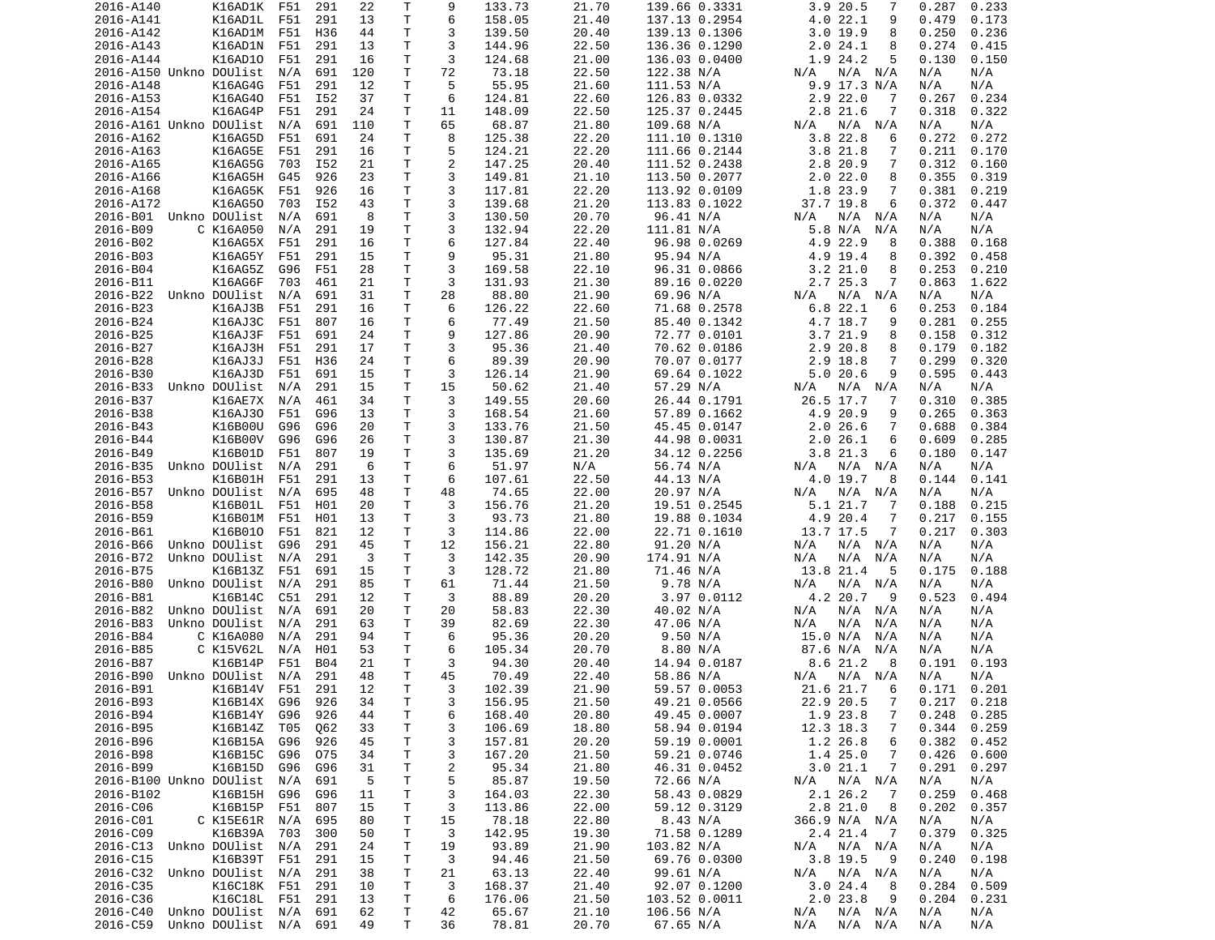```
2016-A140        K16AD1K  F51  291   22    T     9    133.73      21.70     139.66 0.3331       3.9 20.5   7    0.287  0.233
2016-A141        K16AD1L  F51  291   13    T     6    158.05      21.40     137.13 0.2954       4.0 22.1   9    0.479  0.173
2016-A142        K16AD1M  F51  H36   44    T     3    139.50      20.40     139.13 0.1306       3.0 19.9   8    0.250  0.236
2016-A143        K16AD1N  F51  291   13    T     3    144.96      22.50     136.36 0.1290       2.0 24.1   8    0.274  0.415
2016-A144        K16AD1O  F51  291   16    T     3    124.68      21.00     136.03 0.0400       1.9 24.2   5    0.130  0.150
2016-A150 Unkno DOUlist  N/A  691  120    T    72     73.18      22.50     122.38 N/A         N/A  N/A  N/A   N/A    N/A
2016-A148        K16AG4G  F51  291   12    T     5     55.95      21.60     111.53 N/A          9.9 17.3 N/A   N/A    N/A
2016-A153        K16AG4O  F51  I52   37    T     6    124.81      22.60     126.83 0.0332       2.9 22.0   7    0.267  0.234
2016-A154        K16AG4P  F51  291   24    T    11    148.09      22.50     125.37 0.2445       2.8 21.6   7    0.318  0.322
2016-A161 Unkno DOUlist  N/A  691  110    T    65     68.87      21.80     109.68 N/A         N/A  N/A  N/A   N/A    N/A
2016-A162        K16AG5D  F51  691   24    T     8    125.38      22.20     111.10 0.1310       3.8 22.8   6    0.272  0.272
2016-A163        K16AG5E  F51  291   16    T     5    124.21      22.20     111.66 0.2144       3.8 21.8   7    0.211  0.170
2016-A165        K16AG5G  703  I52   21    T     2    147.25      20.40     111.52 0.2438       2.8 20.9   7    0.312  0.160
2016-A166        K16AG5H  G45  926   23    T     3    149.81      21.10     113.50 0.2077       2.0 22.0   8    0.355  0.319
2016-A168        K16AG5K  F51  926   16    T     3    117.81      22.20     113.92 0.0109       1.8 23.9   7    0.381  0.219
2016-A172        K16AG5O  703  I52   43    T     3    139.68      21.20     113.83 0.1022      37.7 19.8   6    0.372  0.447
2016-B01  Unkno DOUlist  N/A  691    8    T     3    130.50      20.70      96.41 N/A         N/A  N/A  N/A   N/A    N/A
2016-B09       C K16A050  N/A  291   19    T     3    132.94      22.20     111.81 N/A          5.8 N/A  N/A   N/A    N/A
2016-B02         K16AG5X  F51  291   16    T     6    127.84      22.40      96.98 0.0269       4.9 22.9   8    0.388  0.168
2016-B03         K16AG5Y  F51  291   15    T     9     95.31      21.80      95.94 N/A          4.9 19.4   8    0.392  0.458
2016-B04         K16AG5Z  G96  F51   28    T     3    169.58      22.10      96.31 0.0866       3.2 21.0   8    0.253  0.210
2016-B11         K16AG6F  703  461   21    T     3    131.93      21.30      89.16 0.0220       2.7 25.3   7    0.863  1.622
2016-B22  Unkno DOUlist  N/A  691   31    T    28     88.80      21.90      69.96 N/A         N/A  N/A  N/A   N/A    N/A
2016-B23         K16AJ3B  F51  291   16    T     6    126.22      22.60      71.68 0.2578       6.8 22.1   6    0.253  0.184
2016-B24         K16AJ3C  F51  807   16    T     6     77.49      21.50      85.40 0.1342       4.7 18.7   9    0.281  0.255
2016-B25         K16AJ3F  F51  691   24    T     9    127.86      20.90      72.77 0.0101       3.7 21.9   8    0.158  0.312
2016-B27         K16AJ3H  F51  291   17    T     3     95.36      21.40      70.62 0.0186       2.9 20.8   8    0.179  0.182
2016-B28         K16AJ3J  F51  H36   24    T     6     89.39      20.90      70.07 0.0177       2.9 18.8   7    0.299  0.320
2016-B30         K16AJ3D  F51  691   15    T     3    126.14      21.90      69.64 0.1022       5.0 20.6   9    0.595  0.443
2016-B33  Unkno DOUlist  N/A  291   15    T    15     50.62      21.40      57.29 N/A         N/A  N/A  N/A   N/A    N/A
2016-B37         K16AE7X  N/A  461   34    T     3    149.55      20.60      26.44 0.1791      26.5 17.7   7    0.310  0.385
2016-B38         K16AJ3O  F51  G96   13    T     3    168.54      21.60      57.89 0.1662       4.9 20.9   9    0.265  0.363
2016-B43         K16B00U  G96  G96   20    T     3    133.76      21.50      45.45 0.0147       2.0 26.6   7    0.688  0.384
2016-B44         K16B00V  G96  G96   26    T     3    130.87      21.30      44.98 0.0031       2.0 26.1   6    0.609  0.285
2016-B49         K16B01D  F51  807   19    T     3    135.69      21.20      34.12 0.2256       3.8 21.3   6    0.180  0.147
2016-B35  Unkno DOUlist  N/A  291    6    T     6     51.97      N/A        56.74 N/A         N/A  N/A  N/A   N/A    N/A
2016-B53         K16B01H  F51  291   13    T     6    107.61      22.50      44.13 N/A          4.0 19.7   8    0.144  0.141
2016-B57  Unkno DOUlist  N/A  695   48    T    48     74.65      22.00      20.97 N/A         N/A  N/A  N/A   N/A    N/A
2016-B58         K16B01L  F51  H01   20    T     3    156.76      21.20      19.51 0.2545       5.1 21.7   7    0.188  0.215
2016-B59         K16B01M  F51  H01   13    T     3     93.73      21.80      19.88 0.1034       4.9 20.4   7    0.217  0.155
2016-B61         K16B01O  F51  821   12    T     3    114.86      22.00      22.71 0.1610      13.7 17.5   7    0.217  0.303
2016-B66  Unkno DOUlist  G96  291   45    T    12    156.21      22.80      91.20 N/A         N/A  N/A  N/A   N/A    N/A
2016-B72  Unkno DOUlist  N/A  291    3    T     3    142.35      20.90     174.91 N/A         N/A  N/A  N/A   N/A    N/A
2016-B75         K16B13Z  F51  691   15    T     3    128.72      21.80      71.46 N/A         13.8 21.4   5    0.175  0.188
2016-B80  Unkno DOUlist  N/A  291   85    T    61     71.44      21.50       9.78 N/A         N/A  N/A  N/A   N/A    N/A
2016-B81         K16B14C  C51  291   12    T     3     88.89      20.20       3.97 0.0112       4.2 20.7   9    0.523  0.494
2016-B82  Unkno DOUlist  N/A  691   20    T    20     58.83      22.30      40.02 N/A         N/A  N/A  N/A   N/A    N/A
2016-B83  Unkno DOUlist  N/A  291   63    T    39     82.69      22.30      47.06 N/A         N/A  N/A  N/A   N/A    N/A
2016-B84       C K16A080  N/A  291   94    T     6     95.36      20.20       9.50 N/A         15.0 N/A  N/A   N/A    N/A
2016-B85       C K15V62L  N/A  H01   53    T     6    105.34      20.70       8.80 N/A         87.6 N/A  N/A   N/A    N/A
2016-B87         K16B14P  F51  B04   21    T     3     94.30      20.40      14.94 0.0187       8.6 21.2   8    0.191  0.193
2016-B90  Unkno DOUlist  N/A  291   48    T    45     70.49      22.40      58.86 N/A         N/A  N/A  N/A   N/A    N/A
2016-B91         K16B14V  F51  291   12    T     3    102.39      21.90      59.57 0.0053      21.6 21.7   6    0.171  0.201
2016-B93         K16B14X  G96  926   34    T     3    156.95      21.50      49.21 0.0566      22.9 20.5   7    0.217  0.218
2016-B94         K16B14Y  G96  926   44    T     6    168.40      20.80      49.45 0.0007       1.9 23.8   7    0.248  0.285
2016-B95         K16B14Z  T05  Q62   33    T     3    106.69      18.80      58.94 0.0194      12.3 18.3   7    0.344  0.259
2016-B96         K16B15A  G96  926   45    T     3    157.81      20.20      59.19 0.0001       1.2 26.8   6    0.382  0.452
2016-B98         K16B15C  G96  O75   34    T     3    167.20      21.50      59.21 0.0746       1.4 25.0   7    0.426  0.600
2016-B99         K16B15D  G96  G96   31    T     2     95.34      21.80      46.31 0.0452       3.0 21.1   7    0.291  0.297
2016-B100 Unkno DOUlist  N/A  691    5    T     5     85.87      19.50      72.66 N/A         N/A  N/A  N/A   N/A    N/A
2016-B102        K16B15H  G96  G96   11    T     3    164.03      22.30      58.43 0.0829       2.1 26.2   7    0.259  0.468
2016-C06         K16B15P  F51  807   15    T     3    113.86      22.00      59.12 0.3129       2.8 21.0   8    0.202  0.357
2016-C01       C K15E61R  N/A  695   80    T    15     78.18      22.80       8.43 N/A        366.9 N/A  N/A   N/A    N/A
2016-C09         K16B39A  703  300   50    T     3    142.95      19.30      71.58 0.1289       2.4 21.4   7    0.379  0.325
2016-C13  Unkno DOUlist  N/A  291   24    T    19     93.89      21.90     103.82 N/A         N/A  N/A  N/A   N/A    N/A
2016-C15         K16B39T  F51  291   15    T     3     94.46      21.50      69.76 0.0300       3.8 19.5   9    0.240  0.198
2016-C32  Unkno DOUlist  N/A  291   38    T    21     63.13      22.40      99.61 N/A         N/A  N/A  N/A   N/A    N/A
2016-C35         K16C18K  F51  291   10    T     3    168.37      21.40      92.07 0.1200       3.0 24.4   8    0.284  0.509
2016-C36         K16C18L  F51  291   13    T     6    176.06      21.50     103.52 0.0011       2.0 23.8   9    0.204  0.231
2016-C40  Unkno DOUlist  N/A  691   62    T    42     65.67      21.10     106.56 N/A         N/A  N/A  N/A   N/A    N/A
2016-C59  Unkno DOUlist  N/A  691   49    T    36     78.81      20.70      67.65 N/A         N/A  N/A  N/A   N/A    N/A
```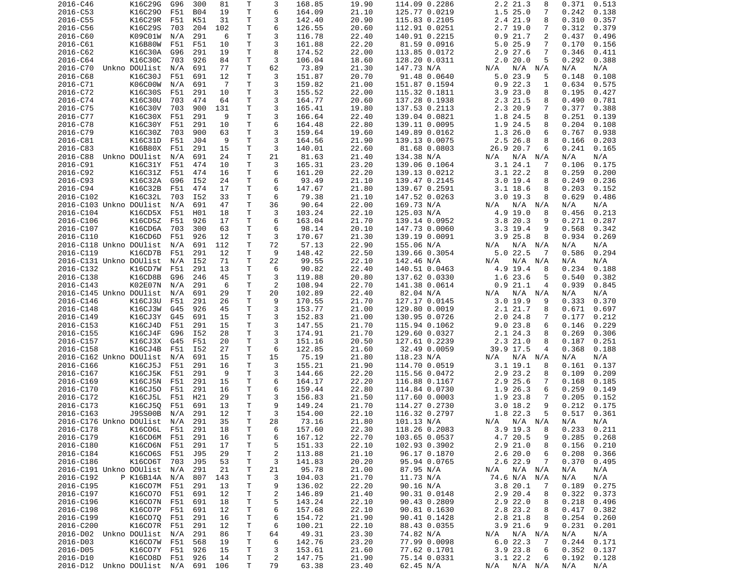| | | | | | | | | | | | | | | | |
|---|---|---|---|---|---|---|---|---|---|---|---|---|---|---|---|
| 2016-C46 | | K16C29G | G96 | 300 | 81 | T | 3 | 168.85 | 19.90 | 114.09 | 0.2286 | 2.2 | 21.3 | 8 | 0.371 | 0.513 |
| 2016-C53 | | K16C29O | F51 | B04 | 19 | T | 6 | 164.09 | 21.10 | 125.77 | 0.0219 | 1.5 | 25.0 | 7 | 0.242 | 0.138 |
| 2016-C55 | | K16C29R | F51 | K51 | 31 | T | 3 | 142.40 | 20.90 | 115.83 | 0.2105 | 2.4 | 21.9 | 8 | 0.310 | 0.357 |
| 2016-C56 | | K16C29S | 703 | 204 | 102 | T | 6 | 126.55 | 20.60 | 112.91 | 0.0251 | 2.7 | 19.0 | 7 | 0.312 | 0.379 |
| 2016-C60 | | K09C01W | N/A | 291 | 6 | T | 3 | 116.78 | 22.40 | 140.91 | 0.2215 | 0.9 | 21.7 | 2 | 0.437 | 0.496 |
| 2016-C61 | | K16B80W | F51 | F51 | 10 | T | 3 | 161.88 | 22.20 | 81.59 | 0.0916 | 5.0 | 25.9 | 7 | 0.170 | 0.156 |
| 2016-C62 | | K16C30A | G96 | 291 | 19 | T | 8 | 174.52 | 22.00 | 113.85 | 0.0172 | 2.9 | 27.6 | 7 | 0.346 | 0.411 |
| 2016-C64 | | K16C30C | 703 | 926 | 84 | T | 3 | 106.04 | 18.60 | 128.20 | 0.0311 | 2.0 | 20.0 | 5 | 0.292 | 0.388 |
| 2016-C70 | Unkno | DOUlist | N/A | 691 | 77 | T | 62 | 73.89 | 21.30 | 147.73 | N/A | N/A | N/A | N/A | N/A | N/A |
| 2016-C68 | | K16C30J | F51 | 691 | 12 | T | 3 | 151.87 | 20.70 | 91.48 | 0.0640 | 5.0 | 23.9 | 5 | 0.148 | 0.108 |
| 2016-C71 | | K06C00W | N/A | 691 | 7 | T | 3 | 159.82 | 21.00 | 151.87 | 0.1594 | 0.9 | 22.3 | 1 | 0.634 | 0.575 |
| 2016-C72 | | K16C30S | F51 | 291 | 10 | T | 3 | 155.52 | 22.00 | 115.32 | 0.1811 | 3.9 | 23.0 | 8 | 0.195 | 0.427 |
| 2016-C74 | | K16C30U | 703 | 474 | 64 | T | 3 | 164.77 | 20.60 | 137.28 | 0.1938 | 2.3 | 21.5 | 8 | 0.490 | 0.781 |
| 2016-C75 | | K16C30V | 703 | 900 | 131 | T | 3 | 165.41 | 19.80 | 137.53 | 0.2113 | 2.3 | 20.9 | 7 | 0.377 | 0.388 |
| 2016-C77 | | K16C30X | F51 | 291 | 9 | T | 3 | 166.64 | 22.40 | 139.04 | 0.0821 | 1.8 | 24.5 | 8 | 0.251 | 0.139 |
| 2016-C78 | | K16C30Y | F51 | 291 | 10 | T | 6 | 164.48 | 22.80 | 139.11 | 0.0095 | 1.9 | 24.5 | 8 | 0.204 | 0.108 |
| 2016-C79 | | K16C30Z | 703 | 900 | 63 | T | 3 | 159.64 | 19.60 | 149.89 | 0.0162 | 1.3 | 26.0 | 6 | 0.767 | 0.938 |
| 2016-C81 | | K16C31D | F51 | J04 | 9 | T | 3 | 164.56 | 21.90 | 139.13 | 0.0075 | 2.5 | 26.8 | 8 | 0.166 | 0.203 |
| 2016-C83 | | K16B80X | F51 | 291 | 15 | T | 3 | 140.01 | 22.60 | 81.68 | 0.0803 | 26.9 | 20.7 | 6 | 0.241 | 0.165 |
| 2016-C88 | Unkno | DOUlist | N/A | 691 | 24 | T | 21 | 81.63 | 21.40 | 134.38 | N/A | N/A | N/A | N/A | N/A | N/A |
| 2016-C91 | | K16C31Y | F51 | 474 | 10 | T | 3 | 165.31 | 23.20 | 139.06 | 0.1064 | 3.1 | 24.1 | 7 | 0.106 | 0.175 |
| 2016-C92 | | K16C31Z | F51 | 474 | 16 | T | 6 | 161.20 | 22.20 | 139.13 | 0.0212 | 3.1 | 22.2 | 8 | 0.259 | 0.200 |
| 2016-C93 | | K16C32A | G96 | I52 | 24 | T | 6 | 93.49 | 21.10 | 139.47 | 0.2145 | 3.0 | 19.4 | 8 | 0.249 | 0.236 |
| 2016-C94 | | K16C32B | F51 | 474 | 17 | T | 6 | 147.67 | 21.80 | 139.67 | 0.2591 | 3.1 | 18.6 | 8 | 0.203 | 0.152 |
| 2016-C102 | | K16C32L | 703 | I52 | 33 | T | 6 | 79.38 | 21.10 | 147.52 | 0.0263 | 3.0 | 19.3 | 8 | 0.629 | 0.486 |
| 2016-C103 | Unkno | DOUlist | N/A | 691 | 47 | T | 36 | 90.64 | 22.00 | 169.73 | N/A | N/A | N/A | N/A | N/A | N/A |
| 2016-C104 | | K16CD5X | F51 | H01 | 18 | T | 3 | 103.24 | 22.10 | 125.03 | N/A | 4.9 | 19.0 | 8 | 0.456 | 0.213 |
| 2016-C106 | | K16CD5Z | F51 | 926 | 17 | T | 6 | 163.04 | 21.70 | 139.14 | 0.0952 | 3.8 | 20.3 | 9 | 0.271 | 0.287 |
| 2016-C107 | | K16CD6A | 703 | 300 | 63 | T | 6 | 98.14 | 20.10 | 147.73 | 0.0060 | 3.3 | 19.4 | 9 | 0.568 | 0.342 |
| 2016-C110 | | K16CD6D | F51 | 926 | 12 | T | 3 | 170.67 | 21.30 | 139.19 | 0.0091 | 3.9 | 25.8 | 8 | 0.934 | 0.269 |
| 2016-C118 | Unkno | DOUlist | N/A | 691 | 112 | T | 72 | 57.13 | 22.90 | 155.06 | N/A | N/A | N/A | N/A | N/A | N/A |
| 2016-C119 | | K16CD7B | F51 | 291 | 12 | T | 9 | 148.42 | 22.50 | 139.66 | 0.3054 | 5.0 | 22.5 | 7 | 0.586 | 0.294 |
| 2016-C131 | Unkno | DOUlist | N/A | I52 | 71 | T | 22 | 99.55 | 22.10 | 142.46 | N/A | N/A | N/A | N/A | N/A | N/A |
| 2016-C132 | | K16CD7W | F51 | 291 | 13 | T | 6 | 90.82 | 22.40 | 140.51 | 0.0463 | 4.9 | 19.4 | 8 | 0.234 | 0.188 |
| 2016-C138 | | K16CD8B | G96 | 246 | 45 | T | 3 | 119.88 | 20.80 | 137.62 | 0.0330 | 1.6 | 23.6 | 5 | 0.540 | 0.382 |
| 2016-C143 | | K02E07N | N/A | 291 | 6 | T | 2 | 108.94 | 22.70 | 141.38 | 0.0614 | 0.9 | 21.1 | 4 | 0.939 | 0.845 |
| 2016-C145 | Unkno | DOUlist | N/A | 691 | 29 | T | 20 | 102.89 | 22.40 | 82.04 | N/A | N/A | N/A | N/A | N/A | N/A |
| 2016-C146 | | K16CJ3U | F51 | 291 | 26 | T | 9 | 170.55 | 21.70 | 127.17 | 0.0145 | 3.0 | 19.9 | 9 | 0.333 | 0.370 |
| 2016-C148 | | K16CJ3W | G45 | 926 | 45 | T | 3 | 153.77 | 21.00 | 129.80 | 0.0019 | 2.1 | 21.7 | 8 | 0.671 | 0.697 |
| 2016-C149 | | K16CJ3Y | G45 | 691 | 15 | T | 3 | 152.83 | 21.00 | 130.95 | 0.0726 | 2.0 | 24.8 | 7 | 0.177 | 0.212 |
| 2016-C153 | | K16CJ4D | F51 | 291 | 15 | T | 3 | 147.55 | 21.70 | 115.94 | 0.1062 | 9.0 | 23.8 | 6 | 0.146 | 0.229 |
| 2016-C155 | | K16CJ4F | G96 | I52 | 28 | T | 3 | 174.91 | 21.70 | 129.60 | 0.0327 | 2.1 | 24.3 | 8 | 0.269 | 0.306 |
| 2016-C157 | | K16CJ3X | G45 | F51 | 20 | T | 3 | 151.16 | 20.50 | 127.61 | 0.2239 | 2.3 | 21.0 | 8 | 0.187 | 0.251 |
| 2016-C158 | | K16CJ4B | F51 | I52 | 27 | T | 6 | 122.85 | 21.60 | 32.49 | 0.0059 | 39.9 | 17.5 | 4 | 0.368 | 0.188 |
| 2016-C162 | Unkno | DOUlist | N/A | 691 | 15 | T | 15 | 75.19 | 21.80 | 118.23 | N/A | N/A | N/A | N/A | N/A | N/A |
| 2016-C166 | | K16CJ5J | F51 | 291 | 16 | T | 3 | 155.21 | 21.90 | 114.70 | 0.0519 | 3.1 | 19.1 | 8 | 0.161 | 0.137 |
| 2016-C167 | | K16CJ5K | F51 | 291 | 9 | T | 3 | 144.66 | 22.20 | 115.56 | 0.0472 | 2.9 | 23.2 | 8 | 0.109 | 0.209 |
| 2016-C169 | | K16CJ5N | F51 | 291 | 15 | T | 6 | 164.17 | 22.20 | 116.88 | 0.1167 | 2.9 | 25.6 | 7 | 0.168 | 0.185 |
| 2016-C170 | | K16CJ5O | F51 | 291 | 16 | T | 6 | 159.44 | 22.80 | 114.84 | 0.0730 | 1.9 | 26.3 | 6 | 0.259 | 0.149 |
| 2016-C172 | | K16CJ5L | F51 | H21 | 29 | T | 3 | 156.83 | 21.50 | 117.60 | 0.0003 | 1.9 | 23.8 | 7 | 0.205 | 0.152 |
| 2016-C173 | | K16CJ5Q | F51 | 691 | 13 | T | 9 | 149.24 | 21.70 | 114.27 | 0.2730 | 3.0 | 18.2 | 9 | 0.212 | 0.175 |
| 2016-C163 | | J95S00B | N/A | 291 | 12 | T | 3 | 154.00 | 22.10 | 116.32 | 0.2797 | 1.8 | 22.3 | 5 | 0.517 | 0.361 |
| 2016-C176 | Unkno | DOUlist | N/A | 291 | 35 | T | 28 | 73.16 | 21.80 | 101.13 | N/A | N/A | N/A | N/A | N/A | N/A |
| 2016-C178 | | K16CO6L | F51 | 291 | 18 | T | 6 | 177.60 | 22.30 | 118.26 | 0.2083 | 3.9 | 19.3 | 8 | 0.233 | 0.211 |
| 2016-C179 | | K16CO6M | F51 | 291 | 16 | T | 6 | 167.12 | 22.70 | 103.65 | 0.0537 | 4.7 | 20.5 | 9 | 0.285 | 0.268 |
| 2016-C180 | | K16CO6N | F51 | 291 | 17 | T | 5 | 151.33 | 22.10 | 102.93 | 0.3902 | 2.9 | 21.0 | 8 | 0.156 | 0.210 |
| 2016-C184 | | K16CO6S | F51 | J95 | 29 | T | 2 | 113.88 | 21.10 | 96.17 | 0.1870 | 2.6 | 20.0 | 6 | 0.208 | 0.366 |
| 2016-C186 | | K16CO6T | 703 | J95 | 53 | T | 3 | 141.83 | 20.20 | 95.94 | 0.0765 | 2.6 | 22.9 | 7 | 0.370 | 0.495 |
| 2016-C191 | Unkno | DOUlist | N/A | 291 | 21 | T | 21 | 95.78 | 21.00 | 87.95 | N/A | N/A | N/A | N/A | N/A | N/A |
| 2016-C192 | P | K16B14A | N/A | 807 | 143 | T | 3 | 104.03 | 21.70 | 11.73 | N/A | 74.6 | N/A | N/A | N/A | N/A |
| 2016-C195 | | K16CO7M | F51 | 291 | 13 | T | 9 | 136.02 | 22.20 | 90.16 | N/A | 3.8 | 20.1 | 7 | 0.189 | 0.275 |
| 2016-C197 | | K16CO7O | F51 | 691 | 12 | T | 2 | 146.89 | 21.40 | 90.31 | 0.0148 | 2.9 | 20.4 | 8 | 0.322 | 0.373 |
| 2016-C196 | | K16CO7N | F51 | 691 | 18 | T | 5 | 143.24 | 22.10 | 90.43 | 0.2809 | 2.9 | 22.0 | 8 | 0.218 | 0.496 |
| 2016-C198 | | K16CO7P | F51 | 691 | 12 | T | 6 | 157.68 | 22.10 | 90.81 | 0.1630 | 2.8 | 23.2 | 8 | 0.417 | 0.382 |
| 2016-C199 | | K16CO7Q | F51 | 291 | 16 | T | 6 | 154.72 | 21.90 | 90.41 | 0.1428 | 2.8 | 21.8 | 8 | 0.254 | 0.260 |
| 2016-C200 | | K16CO7R | F51 | 291 | 12 | T | 6 | 100.21 | 22.10 | 88.43 | 0.0355 | 3.9 | 21.6 | 9 | 0.231 | 0.201 |
| 2016-D02 | Unkno | DOUlist | N/A | 291 | 86 | T | 64 | 49.31 | 23.30 | 74.82 | N/A | N/A | N/A | N/A | N/A | N/A |
| 2016-D03 | | K16CO7W | F51 | 568 | 19 | T | 6 | 142.76 | 23.20 | 77.99 | 0.0098 | 6.0 | 22.3 | 7 | 0.244 | 0.171 |
| 2016-D05 | | K16CO7Y | F51 | 926 | 15 | T | 3 | 153.61 | 21.60 | 77.62 | 0.1701 | 3.9 | 23.8 | 6 | 0.352 | 0.137 |
| 2016-D10 | | K16CO8D | F51 | 926 | 14 | T | 2 | 147.75 | 21.90 | 75.14 | 0.0331 | 3.1 | 22.2 | 6 | 0.192 | 0.128 |
| 2016-D12 | Unkno | DOUlist | N/A | 691 | 106 | T | 79 | 63.38 | 23.40 | 62.45 | N/A | N/A | N/A | N/A | N/A | N/A |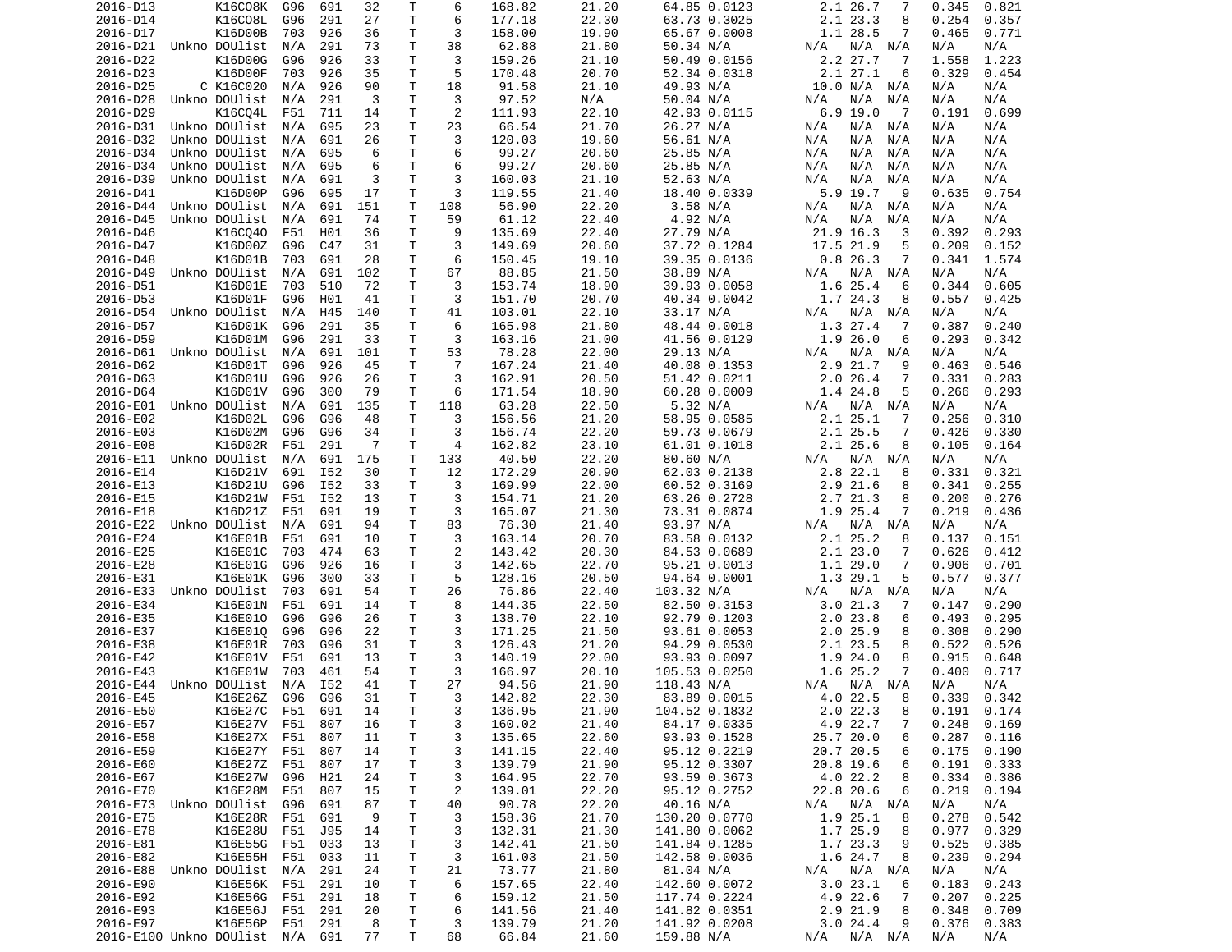| | | | | | | | | | | | | | | | |
|---|---|---|---|---|---|---|---|---|---|---|---|---|---|---|---|
| 2016-D13 | | K16C08K | G96 | 691 | 32 | T | 6 | 168.82 | 21.20 | 64.85 | 0.0123 | 2.1 | 26.7 | 7 | 0.345 | 0.821 |
| 2016-D14 | | K16C08L | G96 | 291 | 27 | T | 6 | 177.18 | 22.30 | 63.73 | 0.3025 | 2.1 | 23.3 | 8 | 0.254 | 0.357 |
| 2016-D17 | | K16D00B | 703 | 926 | 36 | T | 3 | 158.00 | 19.90 | 65.67 | 0.0008 | 1.1 | 28.5 | 7 | 0.465 | 0.771 |
| 2016-D21 | Unkno | DOUlist | N/A | 291 | 73 | T | 38 | 62.88 | 21.80 | 50.34 | N/A | N/A | N/A | N/A | N/A | N/A |
| 2016-D22 | | K16D00G | G96 | 926 | 33 | T | 3 | 159.26 | 21.10 | 50.49 | 0.0156 | 2.2 | 27.7 | 7 | 1.558 | 1.223 |
| 2016-D23 | | K16D00F | 703 | 926 | 35 | T | 5 | 170.48 | 20.70 | 52.34 | 0.0318 | 2.1 | 27.1 | 6 | 0.329 | 0.454 |
| 2016-D25 | C | K16C020 | N/A | 926 | 90 | T | 18 | 91.58 | 21.10 | 49.93 | N/A | 10.0 | N/A | N/A | N/A | N/A |
| 2016-D28 | Unkno | DOUlist | N/A | 291 | 3 | T | 3 | 97.52 | N/A | 50.04 | N/A | N/A | N/A | N/A | N/A | N/A |
| 2016-D29 | | K16CQ4L | F51 | 711 | 14 | T | 2 | 111.93 | 22.10 | 42.93 | 0.0115 | 6.9 | 19.0 | 7 | 0.191 | 0.699 |
| 2016-D31 | Unkno | DOUlist | N/A | 695 | 23 | T | 23 | 66.54 | 21.70 | 26.27 | N/A | N/A | N/A | N/A | N/A | N/A |
| 2016-D32 | Unkno | DOUlist | N/A | 691 | 26 | T | 3 | 120.03 | 19.60 | 56.61 | N/A | N/A | N/A | N/A | N/A | N/A |
| 2016-D34 | Unkno | DOUlist | N/A | 695 | 6 | T | 6 | 99.27 | 20.60 | 25.85 | N/A | N/A | N/A | N/A | N/A | N/A |
| 2016-D34 | Unkno | DOUlist | N/A | 695 | 6 | T | 6 | 99.27 | 20.60 | 25.85 | N/A | N/A | N/A | N/A | N/A | N/A |
| 2016-D39 | Unkno | DOUlist | N/A | 691 | 3 | T | 3 | 160.03 | 21.10 | 52.63 | N/A | N/A | N/A | N/A | N/A | N/A |
| 2016-D41 | | K16D00P | G96 | 695 | 17 | T | 3 | 119.55 | 21.40 | 18.40 | 0.0339 | 5.9 | 19.7 | 9 | 0.635 | 0.754 |
| 2016-D44 | Unkno | DOUlist | N/A | 691 | 151 | T | 108 | 56.90 | 22.20 | 3.58 | N/A | N/A | N/A | N/A | N/A | N/A |
| 2016-D45 | Unkno | DOUlist | N/A | 691 | 74 | T | 59 | 61.12 | 22.40 | 4.92 | N/A | N/A | N/A | N/A | N/A | N/A |
| 2016-D46 | | K16CQ4O | F51 | H01 | 36 | T | 9 | 135.69 | 22.40 | 27.79 | N/A | 21.9 | 16.3 | 3 | 0.392 | 0.293 |
| 2016-D47 | | K16D00Z | G96 | C47 | 31 | T | 3 | 149.69 | 20.60 | 37.72 | 0.1284 | 17.5 | 21.9 | 5 | 0.209 | 0.152 |
| 2016-D48 | | K16D01B | 703 | 691 | 28 | T | 6 | 150.45 | 19.10 | 39.35 | 0.0136 | 0.8 | 26.3 | 7 | 0.341 | 1.574 |
| 2016-D49 | Unkno | DOUlist | N/A | 691 | 102 | T | 67 | 88.85 | 21.50 | 38.89 | N/A | N/A | N/A | N/A | N/A | N/A |
| 2016-D51 | | K16D01E | 703 | 510 | 72 | T | 3 | 153.74 | 18.90 | 39.93 | 0.0058 | 1.6 | 25.4 | 6 | 0.344 | 0.605 |
| 2016-D53 | | K16D01F | G96 | H01 | 41 | T | 3 | 151.70 | 20.70 | 40.34 | 0.0042 | 1.7 | 24.3 | 8 | 0.557 | 0.425 |
| 2016-D54 | Unkno | DOUlist | N/A | H45 | 140 | T | 41 | 103.01 | 22.10 | 33.17 | N/A | N/A | N/A | N/A | N/A | N/A |
| 2016-D57 | | K16D01K | G96 | 291 | 35 | T | 6 | 165.98 | 21.80 | 48.44 | 0.0018 | 1.3 | 27.4 | 7 | 0.387 | 0.240 |
| 2016-D59 | | K16D01M | G96 | 291 | 33 | T | 3 | 163.16 | 21.00 | 41.56 | 0.0129 | 1.9 | 26.0 | 6 | 0.293 | 0.342 |
| 2016-D61 | Unkno | DOUlist | N/A | 691 | 101 | T | 53 | 78.28 | 22.00 | 29.13 | N/A | N/A | N/A | N/A | N/A | N/A |
| 2016-D62 | | K16D01T | G96 | 926 | 45 | T | 7 | 167.24 | 21.40 | 40.08 | 0.1353 | 2.9 | 21.7 | 9 | 0.463 | 0.546 |
| 2016-D63 | | K16D01U | G96 | 926 | 26 | T | 3 | 162.91 | 20.50 | 51.42 | 0.0211 | 2.0 | 26.4 | 7 | 0.331 | 0.283 |
| 2016-D64 | | K16D01V | G96 | 300 | 79 | T | 6 | 171.54 | 18.90 | 60.28 | 0.0009 | 1.4 | 24.8 | 5 | 0.266 | 0.293 |
| 2016-E01 | Unkno | DOUlist | N/A | 691 | 135 | T | 118 | 63.28 | 22.50 | 5.32 | N/A | N/A | N/A | N/A | N/A | N/A |
| 2016-E02 | | K16D02L | G96 | G96 | 48 | T | 3 | 156.56 | 21.20 | 58.95 | 0.0585 | 2.1 | 25.1 | 7 | 0.256 | 0.310 |
| 2016-E03 | | K16D02M | G96 | G96 | 34 | T | 3 | 156.74 | 22.20 | 59.73 | 0.0679 | 2.1 | 25.5 | 7 | 0.426 | 0.330 |
| 2016-E08 | | K16D02R | F51 | 291 | 7 | T | 4 | 162.82 | 23.10 | 61.01 | 0.1018 | 2.1 | 25.6 | 8 | 0.105 | 0.164 |
| 2016-E11 | Unkno | DOUlist | N/A | 691 | 175 | T | 133 | 40.50 | 22.20 | 80.60 | N/A | N/A | N/A | N/A | N/A | N/A |
| 2016-E14 | | K16D21V | 691 | I52 | 30 | T | 12 | 172.29 | 20.90 | 62.03 | 0.2138 | 2.8 | 22.1 | 8 | 0.331 | 0.321 |
| 2016-E13 | | K16D21U | G96 | I52 | 33 | T | 3 | 169.99 | 22.00 | 60.52 | 0.3169 | 2.9 | 21.6 | 8 | 0.341 | 0.255 |
| 2016-E15 | | K16D21W | F51 | I52 | 13 | T | 3 | 154.71 | 21.20 | 63.26 | 0.2728 | 2.7 | 21.3 | 8 | 0.200 | 0.276 |
| 2016-E18 | | K16D21Z | F51 | 691 | 19 | T | 3 | 165.07 | 21.30 | 73.31 | 0.0874 | 1.9 | 25.4 | 7 | 0.219 | 0.436 |
| 2016-E22 | Unkno | DOUlist | N/A | 691 | 94 | T | 83 | 76.30 | 21.40 | 93.97 | N/A | N/A | N/A | N/A | N/A | N/A |
| 2016-E24 | | K16E01B | F51 | 691 | 10 | T | 3 | 163.14 | 20.70 | 83.58 | 0.0132 | 2.1 | 25.2 | 8 | 0.137 | 0.151 |
| 2016-E25 | | K16E01C | 703 | 474 | 63 | T | 2 | 143.42 | 20.30 | 84.53 | 0.0689 | 2.1 | 23.0 | 7 | 0.626 | 0.412 |
| 2016-E28 | | K16E01G | G96 | 926 | 16 | T | 3 | 142.65 | 22.70 | 95.21 | 0.0013 | 1.1 | 29.0 | 7 | 0.906 | 0.701 |
| 2016-E31 | | K16E01K | G96 | 300 | 33 | T | 5 | 128.16 | 20.50 | 94.64 | 0.0001 | 1.3 | 29.1 | 5 | 0.577 | 0.377 |
| 2016-E33 | Unkno | DOUlist | 703 | 691 | 54 | T | 26 | 76.86 | 22.40 | 103.32 | N/A | N/A | N/A | N/A | N/A | N/A |
| 2016-E34 | | K16E01N | F51 | 691 | 14 | T | 8 | 144.35 | 22.50 | 82.50 | 0.3153 | 3.0 | 21.3 | 7 | 0.147 | 0.290 |
| 2016-E35 | | K16E01O | G96 | G96 | 26 | T | 3 | 138.70 | 22.10 | 92.79 | 0.1203 | 2.0 | 23.8 | 6 | 0.493 | 0.295 |
| 2016-E37 | | K16E01Q | G96 | G96 | 22 | T | 3 | 171.25 | 21.50 | 93.61 | 0.0053 | 2.0 | 25.9 | 8 | 0.308 | 0.290 |
| 2016-E38 | | K16E01R | 703 | G96 | 31 | T | 3 | 126.43 | 21.20 | 94.29 | 0.0530 | 2.1 | 23.5 | 8 | 0.522 | 0.526 |
| 2016-E42 | | K16E01V | F51 | 691 | 13 | T | 3 | 140.19 | 22.00 | 93.93 | 0.0097 | 1.9 | 24.0 | 8 | 0.915 | 0.648 |
| 2016-E43 | | K16E01W | 703 | 461 | 54 | T | 3 | 166.97 | 20.10 | 105.53 | 0.0250 | 1.6 | 25.2 | 7 | 0.400 | 0.717 |
| 2016-E44 | Unkno | DOUlist | N/A | I52 | 41 | T | 27 | 94.56 | 21.90 | 118.43 | N/A | N/A | N/A | N/A | N/A | N/A |
| 2016-E45 | | K16E26Z | G96 | G96 | 31 | T | 3 | 142.82 | 22.30 | 83.89 | 0.0015 | 4.0 | 22.5 | 8 | 0.339 | 0.342 |
| 2016-E50 | | K16E27C | F51 | 691 | 14 | T | 3 | 136.95 | 21.90 | 104.52 | 0.1832 | 2.0 | 22.3 | 8 | 0.191 | 0.174 |
| 2016-E57 | | K16E27V | F51 | 807 | 16 | T | 3 | 160.02 | 21.40 | 84.17 | 0.0335 | 4.9 | 22.7 | 7 | 0.248 | 0.169 |
| 2016-E58 | | K16E27X | F51 | 807 | 11 | T | 3 | 135.65 | 22.60 | 93.93 | 0.1528 | 25.7 | 20.0 | 6 | 0.287 | 0.116 |
| 2016-E59 | | K16E27Y | F51 | 807 | 14 | T | 3 | 141.15 | 22.40 | 95.12 | 0.2219 | 20.7 | 20.5 | 6 | 0.175 | 0.190 |
| 2016-E60 | | K16E27Z | F51 | 807 | 17 | T | 3 | 139.79 | 21.90 | 95.12 | 0.3307 | 20.8 | 19.6 | 6 | 0.191 | 0.333 |
| 2016-E67 | | K16E27W | G96 | H21 | 24 | T | 3 | 164.95 | 22.70 | 93.59 | 0.3673 | 4.0 | 22.2 | 8 | 0.334 | 0.386 |
| 2016-E70 | | K16E28M | F51 | 807 | 15 | T | 2 | 139.01 | 22.20 | 95.12 | 0.2752 | 22.8 | 20.6 | 6 | 0.219 | 0.194 |
| 2016-E73 | Unkno | DOUlist | G96 | 691 | 87 | T | 40 | 90.78 | 22.20 | 40.16 | N/A | N/A | N/A | N/A | N/A | N/A |
| 2016-E75 | | K16E28R | F51 | 691 | 9 | T | 3 | 158.36 | 21.70 | 130.20 | 0.0770 | 1.9 | 25.1 | 8 | 0.278 | 0.542 |
| 2016-E78 | | K16E28U | F51 | J95 | 14 | T | 3 | 132.31 | 21.30 | 141.80 | 0.0062 | 1.7 | 25.9 | 8 | 0.977 | 0.329 |
| 2016-E81 | | K16E55G | F51 | 033 | 13 | T | 3 | 142.41 | 21.50 | 141.84 | 0.1285 | 1.7 | 23.3 | 9 | 0.525 | 0.385 |
| 2016-E82 | | K16E55H | F51 | 033 | 11 | T | 3 | 161.03 | 21.50 | 142.58 | 0.0036 | 1.6 | 24.7 | 8 | 0.239 | 0.294 |
| 2016-E88 | Unkno | DOUlist | N/A | 291 | 24 | T | 21 | 73.77 | 21.80 | 81.04 | N/A | N/A | N/A | N/A | N/A | N/A |
| 2016-E90 | | K16E56K | F51 | 291 | 10 | T | 6 | 157.65 | 22.40 | 142.60 | 0.0072 | 3.0 | 23.1 | 6 | 0.183 | 0.243 |
| 2016-E92 | | K16E56G | F51 | 291 | 18 | T | 6 | 159.12 | 21.50 | 117.74 | 0.2224 | 4.9 | 22.6 | 7 | 0.207 | 0.225 |
| 2016-E93 | | K16E56J | F51 | 291 | 20 | T | 6 | 141.56 | 21.40 | 141.82 | 0.0351 | 2.9 | 21.9 | 8 | 0.348 | 0.709 |
| 2016-E97 | | K16E56P | F51 | 291 | 8 | T | 3 | 139.79 | 21.20 | 141.92 | 0.0208 | 3.0 | 24.4 | 9 | 0.376 | 0.383 |
| 2016-E100 | Unkno | DOUlist | N/A | 691 | 77 | T | 68 | 66.84 | 21.60 | 159.88 | N/A | N/A | N/A | N/A | N/A | N/A |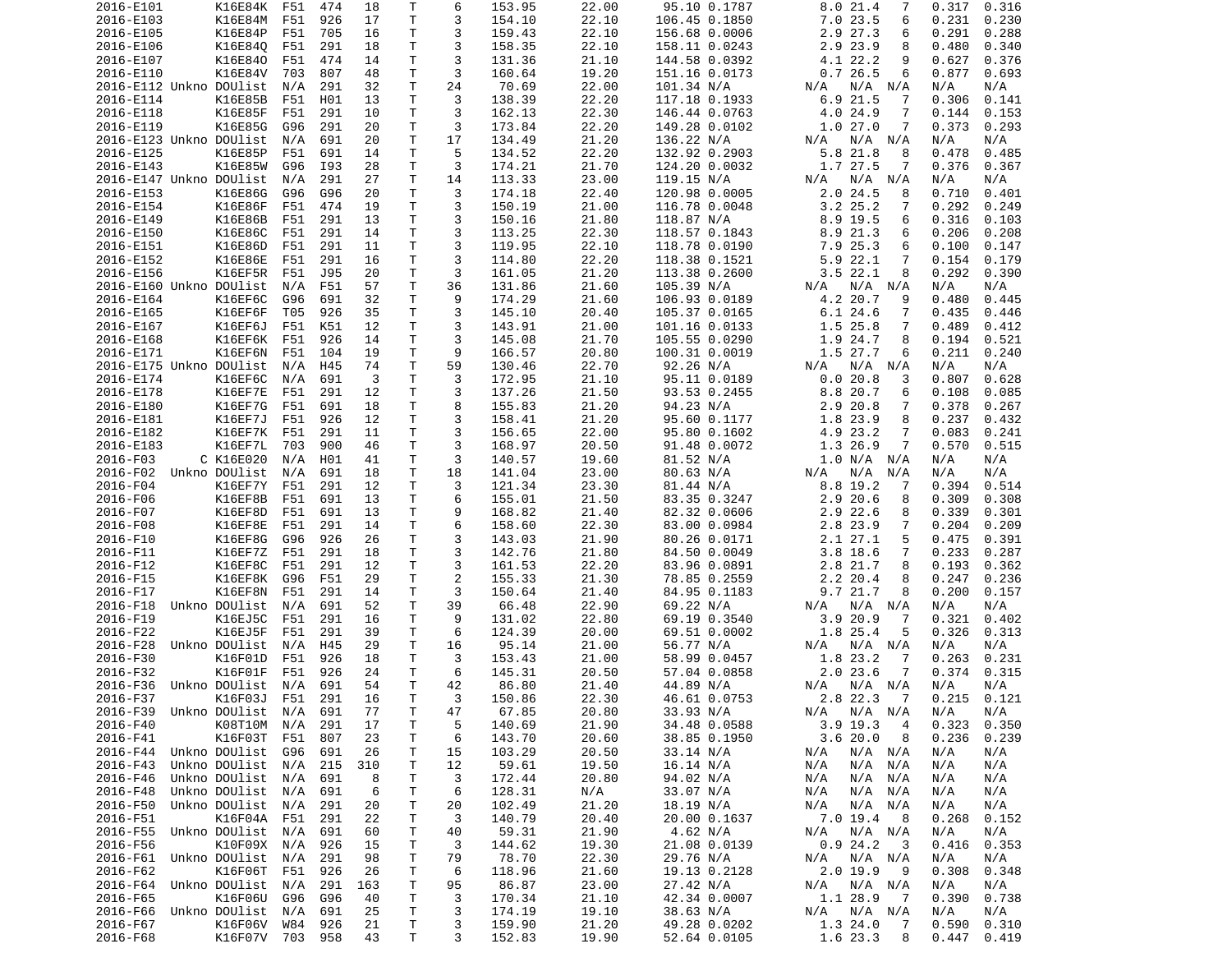| | | | | | | | | | | | | | | |
|---|---|---|---|---|---|---|---|---|---|---|---|---|---|---|
| 2016-E101 | K16E84K | F51 | 474 | 18 | T | 6 | 153.95 | 22.00 | 95.10 | 0.1787 | 8.0 | 21.4 | 7 | 0.317 | 0.316 |
| 2016-E103 | K16E84M | F51 | 926 | 17 | T | 3 | 154.10 | 22.10 | 106.45 | 0.1850 | 7.0 | 23.5 | 6 | 0.231 | 0.230 |
| 2016-E105 | K16E84P | F51 | 705 | 16 | T | 3 | 159.43 | 22.10 | 156.68 | 0.0006 | 2.9 | 27.3 | 6 | 0.291 | 0.288 |
| 2016-E106 | K16E84Q | F51 | 291 | 18 | T | 3 | 158.35 | 22.10 | 158.11 | 0.0243 | 2.9 | 23.9 | 8 | 0.480 | 0.340 |
| 2016-E107 | K16E84O | F51 | 474 | 14 | T | 3 | 131.36 | 21.10 | 144.58 | 0.0392 | 4.1 | 22.2 | 9 | 0.627 | 0.376 |
| 2016-E110 | K16E84V | 703 | 807 | 48 | T | 3 | 160.64 | 19.20 | 151.16 | 0.0173 | 0.7 | 26.5 | 6 | 0.877 | 0.693 |
| 2016-E112 Unkno | DOUlist | N/A | 291 | 32 | T | 24 | 70.69 | 22.00 | 101.34 | N/A | N/A | N/A | N/A | N/A | N/A |
| 2016-E114 | K16E85B | F51 | H01 | 13 | T | 3 | 138.39 | 22.20 | 117.18 | 0.1933 | 6.9 | 21.5 | 7 | 0.306 | 0.141 |
| 2016-E118 | K16E85F | F51 | 291 | 10 | T | 3 | 162.13 | 22.30 | 146.44 | 0.0763 | 4.0 | 24.9 | 7 | 0.144 | 0.153 |
| 2016-E119 | K16E85G | G96 | 291 | 20 | T | 3 | 173.84 | 22.20 | 149.28 | 0.0102 | 1.0 | 27.0 | 7 | 0.373 | 0.293 |
| 2016-E123 Unkno | DOUlist | N/A | 691 | 20 | T | 17 | 134.49 | 21.20 | 136.22 | N/A | N/A | N/A | N/A | N/A | N/A |
| 2016-E125 | K16E85P | F51 | 691 | 14 | T | 5 | 134.52 | 22.20 | 132.92 | 0.2903 | 5.8 | 21.8 | 8 | 0.478 | 0.485 |
| 2016-E143 | K16E85W | G96 | I93 | 28 | T | 3 | 174.21 | 21.70 | 124.20 | 0.0032 | 1.7 | 27.5 | 7 | 0.376 | 0.367 |
| 2016-E147 Unkno | DOUlist | N/A | 291 | 27 | T | 14 | 113.33 | 23.00 | 119.15 | N/A | N/A | N/A | N/A | N/A | N/A |
| 2016-E153 | K16E86G | G96 | G96 | 20 | T | 3 | 174.18 | 22.40 | 120.98 | 0.0005 | 2.0 | 24.5 | 8 | 0.710 | 0.401 |
| 2016-E154 | K16E86F | F51 | 474 | 19 | T | 3 | 150.19 | 21.00 | 116.78 | 0.0048 | 3.2 | 25.2 | 7 | 0.292 | 0.249 |
| 2016-E149 | K16E86B | F51 | 291 | 13 | T | 3 | 150.16 | 21.80 | 118.87 | N/A | 8.9 | 19.5 | 6 | 0.316 | 0.103 |
| 2016-E150 | K16E86C | F51 | 291 | 14 | T | 3 | 113.25 | 22.30 | 118.57 | 0.1843 | 8.9 | 21.3 | 6 | 0.206 | 0.208 |
| 2016-E151 | K16E86D | F51 | 291 | 11 | T | 3 | 119.95 | 22.10 | 118.78 | 0.0190 | 7.9 | 25.3 | 6 | 0.100 | 0.147 |
| 2016-E152 | K16E86E | F51 | 291 | 16 | T | 3 | 114.80 | 22.20 | 118.38 | 0.1521 | 5.9 | 22.1 | 7 | 0.154 | 0.179 |
| 2016-E156 | K16EF5R | F51 | J95 | 20 | T | 3 | 161.05 | 21.20 | 113.38 | 0.2600 | 3.5 | 22.1 | 8 | 0.292 | 0.390 |
| 2016-E160 Unkno | DOUlist | N/A | F51 | 57 | T | 36 | 131.86 | 21.60 | 105.39 | N/A | N/A | N/A | N/A | N/A | N/A |
| 2016-E164 | K16EF6C | G96 | 691 | 32 | T | 9 | 174.29 | 21.60 | 106.93 | 0.0189 | 4.2 | 20.7 | 9 | 0.480 | 0.445 |
| 2016-E165 | K16EF6F | T05 | 926 | 35 | T | 3 | 145.10 | 20.40 | 105.37 | 0.0165 | 6.1 | 24.6 | 7 | 0.435 | 0.446 |
| 2016-E167 | K16EF6J | F51 | K51 | 12 | T | 3 | 143.91 | 21.00 | 101.16 | 0.0133 | 1.5 | 25.8 | 7 | 0.489 | 0.412 |
| 2016-E168 | K16EF6K | F51 | 926 | 14 | T | 3 | 145.08 | 21.70 | 105.55 | 0.0290 | 1.9 | 24.7 | 8 | 0.194 | 0.521 |
| 2016-E171 | K16EF6N | F51 | 104 | 19 | T | 9 | 166.57 | 20.80 | 100.31 | 0.0019 | 1.5 | 27.7 | 6 | 0.211 | 0.240 |
| 2016-E175 Unkno | DOUlist | N/A | H45 | 74 | T | 59 | 130.46 | 22.70 | 92.26 | N/A | N/A | N/A | N/A | N/A | N/A |
| 2016-E174 | K16EF6C | N/A | 691 | 3 | T | 3 | 172.95 | 21.10 | 95.11 | 0.0189 | 0.0 | 20.8 | 3 | 0.807 | 0.628 |
| 2016-E178 | K16EF7E | F51 | 291 | 12 | T | 3 | 137.26 | 21.50 | 93.53 | 0.2455 | 8.8 | 20.7 | 6 | 0.108 | 0.085 |
| 2016-E180 | K16EF7G | F51 | 691 | 18 | T | 8 | 155.83 | 21.20 | 94.23 | N/A | 2.9 | 20.8 | 7 | 0.378 | 0.267 |
| 2016-E181 | K16EF7J | F51 | 926 | 12 | T | 3 | 158.41 | 21.20 | 95.60 | 0.1177 | 1.8 | 23.9 | 8 | 0.237 | 0.432 |
| 2016-E182 | K16EF7K | F51 | 291 | 11 | T | 3 | 156.65 | 22.00 | 95.80 | 0.1602 | 4.9 | 23.2 | 7 | 0.083 | 0.241 |
| 2016-E183 | K16EF7L | 703 | 900 | 46 | T | 3 | 168.97 | 20.50 | 91.48 | 0.0072 | 1.3 | 26.9 | 7 | 0.570 | 0.515 |
| 2016-F03 C | K16E020 | N/A | H01 | 41 | T | 3 | 140.57 | 19.60 | 81.52 | N/A | 1.0 | N/A | N/A | N/A | N/A |
| 2016-F02 Unkno | DOUlist | N/A | 691 | 18 | T | 18 | 141.04 | 23.00 | 80.63 | N/A | N/A | N/A | N/A | N/A | N/A |
| 2016-F04 | K16EF7Y | F51 | 291 | 12 | T | 3 | 121.34 | 23.30 | 81.44 | N/A | 8.8 | 19.2 | 7 | 0.394 | 0.514 |
| 2016-F06 | K16EF8B | F51 | 691 | 13 | T | 6 | 155.01 | 21.50 | 83.35 | 0.3247 | 2.9 | 20.6 | 8 | 0.309 | 0.308 |
| 2016-F07 | K16EF8D | F51 | 691 | 13 | T | 9 | 168.82 | 21.40 | 82.32 | 0.0606 | 2.9 | 22.6 | 8 | 0.339 | 0.301 |
| 2016-F08 | K16EF8E | F51 | 291 | 14 | T | 6 | 158.60 | 22.30 | 83.00 | 0.0984 | 2.8 | 23.9 | 7 | 0.204 | 0.209 |
| 2016-F10 | K16EF8G | G96 | 926 | 26 | T | 3 | 143.03 | 21.90 | 80.26 | 0.0171 | 2.1 | 27.1 | 5 | 0.475 | 0.391 |
| 2016-F11 | K16EF7Z | F51 | 291 | 18 | T | 3 | 142.76 | 21.80 | 84.50 | 0.0049 | 3.8 | 18.6 | 7 | 0.233 | 0.287 |
| 2016-F12 | K16EF8C | F51 | 291 | 12 | T | 3 | 161.53 | 22.20 | 83.96 | 0.0891 | 2.8 | 21.7 | 8 | 0.193 | 0.362 |
| 2016-F15 | K16EF8K | G96 | F51 | 29 | T | 2 | 155.33 | 21.30 | 78.85 | 0.2559 | 2.2 | 20.4 | 8 | 0.247 | 0.236 |
| 2016-F17 | K16EF8N | F51 | 291 | 14 | T | 3 | 150.64 | 21.40 | 84.95 | 0.1183 | 9.7 | 21.7 | 8 | 0.200 | 0.157 |
| 2016-F18 Unkno | DOUlist | N/A | 691 | 52 | T | 39 | 66.48 | 22.90 | 69.22 | N/A | N/A | N/A | N/A | N/A | N/A |
| 2016-F19 | K16EJ5C | F51 | 291 | 16 | T | 9 | 131.02 | 22.80 | 69.19 | 0.3540 | 3.9 | 20.9 | 7 | 0.321 | 0.402 |
| 2016-F22 | K16EJ5F | F51 | 291 | 39 | T | 6 | 124.39 | 20.00 | 69.51 | 0.0002 | 1.8 | 25.4 | 5 | 0.326 | 0.313 |
| 2016-F28 Unkno | DOUlist | N/A | H45 | 29 | T | 16 | 95.14 | 21.00 | 56.77 | N/A | N/A | N/A | N/A | N/A | N/A |
| 2016-F30 | K16F01D | F51 | 926 | 18 | T | 3 | 153.43 | 21.00 | 58.99 | 0.0457 | 1.8 | 23.2 | 7 | 0.263 | 0.231 |
| 2016-F32 | K16F01F | F51 | 926 | 24 | T | 6 | 145.31 | 20.50 | 57.04 | 0.0858 | 2.0 | 23.6 | 7 | 0.374 | 0.315 |
| 2016-F36 Unkno | DOUlist | N/A | 691 | 54 | T | 42 | 86.80 | 21.40 | 44.89 | N/A | N/A | N/A | N/A | N/A | N/A |
| 2016-F37 | K16F03J | F51 | 291 | 16 | T | 3 | 150.86 | 22.30 | 46.61 | 0.0753 | 2.8 | 22.3 | 7 | 0.215 | 0.121 |
| 2016-F39 Unkno | DOUlist | N/A | 691 | 77 | T | 47 | 67.85 | 20.80 | 33.93 | N/A | N/A | N/A | N/A | N/A | N/A |
| 2016-F40 | K08T10M | N/A | 291 | 17 | T | 5 | 140.69 | 21.90 | 34.48 | 0.0588 | 3.9 | 19.3 | 4 | 0.323 | 0.350 |
| 2016-F41 | K16F03T | F51 | 807 | 23 | T | 6 | 143.70 | 20.60 | 38.85 | 0.1950 | 3.6 | 20.0 | 8 | 0.236 | 0.239 |
| 2016-F44 Unkno | DOUlist | G96 | 691 | 26 | T | 15 | 103.29 | 20.50 | 33.14 | N/A | N/A | N/A | N/A | N/A | N/A |
| 2016-F43 Unkno | DOUlist | N/A | 215 | 310 | T | 12 | 59.61 | 19.50 | 16.14 | N/A | N/A | N/A | N/A | N/A | N/A |
| 2016-F46 Unkno | DOUlist | N/A | 691 | 8 | T | 3 | 172.44 | 20.80 | 94.02 | N/A | N/A | N/A | N/A | N/A | N/A |
| 2016-F48 Unkno | DOUlist | N/A | 691 | 6 | T | 6 | 128.31 | N/A | 33.07 | N/A | N/A | N/A | N/A | N/A | N/A |
| 2016-F50 Unkno | DOUlist | N/A | 291 | 20 | T | 20 | 102.49 | 21.20 | 18.19 | N/A | N/A | N/A | N/A | N/A | N/A |
| 2016-F51 | K16F04A | F51 | 291 | 22 | T | 3 | 140.79 | 20.40 | 20.00 | 0.1637 | 7.0 | 19.4 | 8 | 0.268 | 0.152 |
| 2016-F55 Unkno | DOUlist | N/A | 691 | 60 | T | 40 | 59.31 | 21.90 | 4.62 | N/A | N/A | N/A | N/A | N/A | N/A |
| 2016-F56 | K10F09X | N/A | 926 | 15 | T | 3 | 144.62 | 19.30 | 21.08 | 0.0139 | 0.9 | 24.2 | 3 | 0.416 | 0.353 |
| 2016-F61 Unkno | DOUlist | N/A | 291 | 98 | T | 79 | 78.70 | 22.30 | 29.76 | N/A | N/A | N/A | N/A | N/A | N/A |
| 2016-F62 | K16F06T | F51 | 926 | 26 | T | 6 | 118.96 | 21.60 | 19.13 | 0.2128 | 2.0 | 19.9 | 9 | 0.308 | 0.348 |
| 2016-F64 Unkno | DOUlist | N/A | 291 | 163 | T | 95 | 86.87 | 23.00 | 27.42 | N/A | N/A | N/A | N/A | N/A | N/A |
| 2016-F65 | K16F06U | G96 | G96 | 40 | T | 3 | 170.34 | 21.10 | 42.34 | 0.0007 | 1.1 | 28.9 | 7 | 0.390 | 0.738 |
| 2016-F66 Unkno | DOUlist | N/A | 691 | 25 | T | 3 | 174.19 | 19.10 | 38.63 | N/A | N/A | N/A | N/A | N/A | N/A |
| 2016-F67 | K16F06V | W84 | 926 | 21 | T | 3 | 159.90 | 21.20 | 49.28 | 0.0202 | 1.3 | 24.0 | 7 | 0.590 | 0.310 |
| 2016-F68 | K16F07V | 703 | 958 | 43 | T | 3 | 152.83 | 19.90 | 52.64 | 0.0105 | 1.6 | 23.3 | 8 | 0.447 | 0.419 |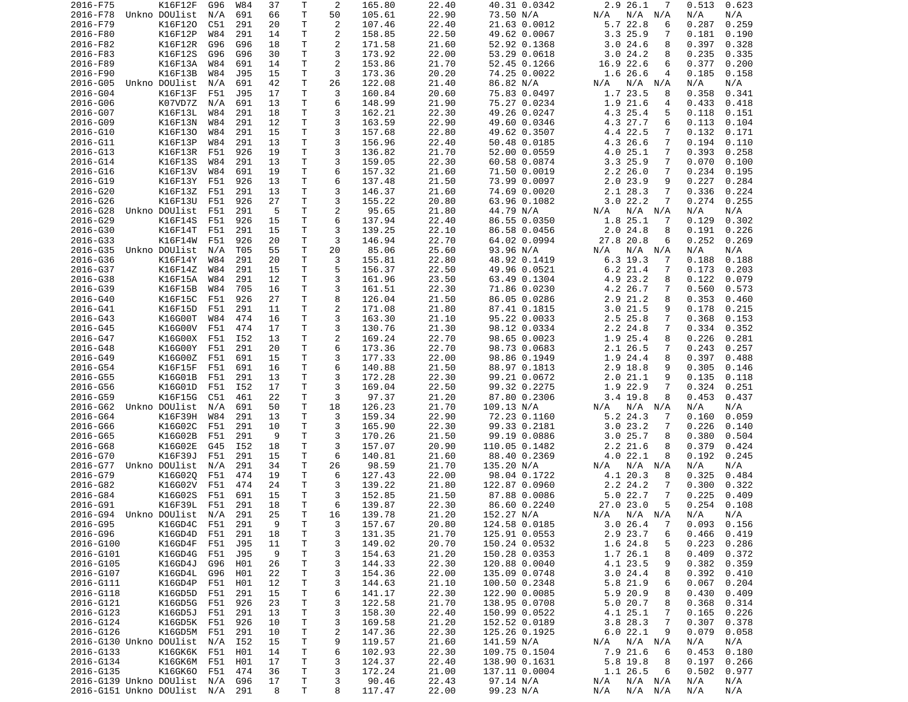| | | | | | | | | | | | | | | | |
|---|---|---|---|---|---|---|---|---|---|---|---|---|---|---|---|
| 2016-F75 | | K16F12F | G96 | W84 | 37 | T | 2 | 165.80 | 22.40 | 40.31 | 0.0342 | 2.9 | 26.1 | 7 | 0.513 | 0.623 |
| 2016-F78 | Unkno | DOUlist | N/A | 691 | 66 | T | 50 | 105.61 | 22.90 | 73.50 | N/A | N/A | N/A | N/A | N/A | N/A |
| 2016-F79 | | K16F12O | C51 | 291 | 20 | T | 2 | 107.46 | 22.40 | 21.63 | 0.0012 | 5.7 | 22.8 | 6 | 0.287 | 0.259 |
| 2016-F80 | | K16F12P | W84 | 291 | 14 | T | 2 | 158.85 | 22.50 | 49.62 | 0.0067 | 3.3 | 25.9 | 7 | 0.181 | 0.190 |
| 2016-F82 | | K16F12R | G96 | G96 | 18 | T | 2 | 171.58 | 21.60 | 52.92 | 0.1368 | 3.0 | 24.6 | 8 | 0.397 | 0.328 |
| 2016-F83 | | K16F12S | G96 | G96 | 30 | T | 3 | 173.92 | 22.00 | 53.29 | 0.0618 | 3.0 | 24.2 | 8 | 0.235 | 0.335 |
| 2016-F89 | | K16F13A | W84 | 691 | 14 | T | 2 | 153.86 | 21.70 | 52.45 | 0.1266 | 16.9 | 22.6 | 6 | 0.377 | 0.200 |
| 2016-F90 | | K16F13B | W84 | J95 | 15 | T | 3 | 173.36 | 20.20 | 74.25 | 0.0022 | 1.6 | 26.6 | 4 | 0.185 | 0.158 |
| 2016-G05 | Unkno | DOUlist | N/A | 691 | 42 | T | 26 | 122.08 | 21.40 | 86.82 | N/A | N/A | N/A | N/A | N/A | N/A |
| 2016-G04 | | K16F13F | F51 | J95 | 17 | T | 3 | 160.84 | 20.60 | 75.83 | 0.0497 | 1.7 | 23.5 | 8 | 0.358 | 0.341 |
| 2016-G06 | | K07VD7Z | N/A | 691 | 13 | T | 6 | 148.99 | 21.90 | 75.27 | 0.0234 | 1.9 | 21.6 | 4 | 0.433 | 0.418 |
| 2016-G07 | | K16F13L | W84 | 291 | 18 | T | 3 | 162.21 | 22.30 | 49.26 | 0.0247 | 4.3 | 25.4 | 5 | 0.118 | 0.151 |
| 2016-G09 | | K16F13N | W84 | 291 | 12 | T | 3 | 163.59 | 22.90 | 49.60 | 0.0346 | 4.3 | 27.7 | 6 | 0.113 | 0.104 |
| 2016-G10 | | K16F13O | W84 | 291 | 15 | T | 3 | 157.68 | 22.80 | 49.62 | 0.3507 | 4.4 | 22.5 | 7 | 0.132 | 0.171 |
| 2016-G11 | | K16F13P | W84 | 291 | 13 | T | 3 | 156.96 | 22.40 | 50.48 | 0.0185 | 4.3 | 26.6 | 7 | 0.194 | 0.110 |
| 2016-G13 | | K16F13R | F51 | 926 | 19 | T | 3 | 136.82 | 21.70 | 52.00 | 0.0559 | 4.0 | 25.1 | 7 | 0.393 | 0.258 |
| 2016-G14 | | K16F13S | W84 | 291 | 13 | T | 3 | 159.05 | 22.30 | 60.58 | 0.0874 | 3.3 | 25.9 | 7 | 0.070 | 0.100 |
| 2016-G16 | | K16F13V | W84 | 691 | 19 | T | 6 | 157.32 | 21.60 | 71.50 | 0.0019 | 2.2 | 26.0 | 7 | 0.234 | 0.195 |
| 2016-G19 | | K16F13Y | F51 | 926 | 13 | T | 6 | 137.48 | 21.50 | 73.99 | 0.0097 | 2.0 | 23.9 | 9 | 0.227 | 0.284 |
| 2016-G20 | | K16F13Z | F51 | 291 | 13 | T | 3 | 146.37 | 21.60 | 74.69 | 0.0020 | 2.1 | 28.3 | 7 | 0.336 | 0.224 |
| 2016-G26 | | K16F13U | F51 | 926 | 27 | T | 3 | 155.22 | 20.80 | 63.96 | 0.1082 | 3.0 | 22.2 | 7 | 0.274 | 0.255 |
| 2016-G28 | Unkno | DOUlist | F51 | 291 | 5 | T | 2 | 95.65 | 21.80 | 44.79 | N/A | N/A | N/A | N/A | N/A | N/A |
| 2016-G29 | | K16F14S | F51 | 926 | 15 | T | 6 | 137.94 | 22.40 | 86.55 | 0.0350 | 1.8 | 25.1 | 7 | 0.129 | 0.302 |
| 2016-G30 | | K16F14T | F51 | 291 | 15 | T | 3 | 139.25 | 22.10 | 86.58 | 0.0456 | 2.0 | 24.8 | 8 | 0.191 | 0.226 |
| 2016-G33 | | K16F14W | F51 | 926 | 20 | T | 3 | 146.94 | 22.70 | 64.02 | 0.0994 | 27.8 | 20.8 | 6 | 0.252 | 0.269 |
| 2016-G35 | Unkno | DOUlist | N/A | T05 | 55 | T | 20 | 85.06 | 25.60 | 93.96 | N/A | N/A | N/A | N/A | N/A | N/A |
| 2016-G36 | | K16F14Y | W84 | 291 | 20 | T | 3 | 155.81 | 22.80 | 48.92 | 0.1419 | 6.3 | 19.3 | 7 | 0.188 | 0.188 |
| 2016-G37 | | K16F14Z | W84 | 291 | 15 | T | 5 | 156.37 | 22.50 | 49.96 | 0.0521 | 6.2 | 21.4 | 7 | 0.173 | 0.203 |
| 2016-G38 | | K16F15A | W84 | 291 | 12 | T | 3 | 161.96 | 23.50 | 63.49 | 0.1304 | 4.9 | 23.2 | 8 | 0.122 | 0.079 |
| 2016-G39 | | K16F15B | W84 | 705 | 16 | T | 3 | 161.51 | 22.30 | 71.86 | 0.0230 | 4.2 | 26.7 | 7 | 0.560 | 0.573 |
| 2016-G40 | | K16F15C | F51 | 926 | 27 | T | 8 | 126.04 | 21.50 | 86.05 | 0.0286 | 2.9 | 21.2 | 8 | 0.353 | 0.460 |
| 2016-G41 | | K16F15D | F51 | 291 | 11 | T | 2 | 171.08 | 21.80 | 87.41 | 0.1815 | 3.0 | 21.5 | 9 | 0.178 | 0.215 |
| 2016-G43 | | K16G00T | W84 | 474 | 16 | T | 3 | 163.30 | 21.10 | 95.22 | 0.0033 | 2.5 | 25.8 | 7 | 0.368 | 0.153 |
| 2016-G45 | | K16G00V | F51 | 474 | 17 | T | 3 | 130.76 | 21.30 | 98.12 | 0.0334 | 2.2 | 24.8 | 7 | 0.334 | 0.352 |
| 2016-G47 | | K16G00X | F51 | I52 | 13 | T | 2 | 169.24 | 22.70 | 98.65 | 0.0023 | 1.9 | 25.4 | 8 | 0.226 | 0.281 |
| 2016-G48 | | K16G00Y | F51 | 291 | 20 | T | 6 | 173.36 | 22.70 | 98.73 | 0.0683 | 2.1 | 26.5 | 7 | 0.243 | 0.257 |
| 2016-G49 | | K16G00Z | F51 | 691 | 15 | T | 3 | 177.33 | 22.00 | 98.86 | 0.1949 | 1.9 | 24.4 | 8 | 0.397 | 0.488 |
| 2016-G54 | | K16F15F | F51 | 691 | 16 | T | 6 | 140.88 | 21.50 | 88.97 | 0.1813 | 2.9 | 18.8 | 9 | 0.305 | 0.146 |
| 2016-G55 | | K16G01B | F51 | 291 | 13 | T | 3 | 172.28 | 22.30 | 99.21 | 0.0672 | 2.0 | 21.1 | 9 | 0.135 | 0.118 |
| 2016-G56 | | K16G01D | F51 | I52 | 17 | T | 3 | 169.04 | 22.50 | 99.32 | 0.2275 | 1.9 | 22.9 | 7 | 0.324 | 0.251 |
| 2016-G59 | | K16F15G | C51 | 461 | 22 | T | 3 | 97.37 | 21.20 | 87.80 | 0.2306 | 3.4 | 19.8 | 8 | 0.453 | 0.437 |
| 2016-G62 | Unkno | DOUlist | N/A | 691 | 50 | T | 18 | 126.23 | 21.70 | 109.13 | N/A | N/A | N/A | N/A | N/A | N/A |
| 2016-G64 | | K16F39H | W84 | 291 | 13 | T | 3 | 159.34 | 22.90 | 72.23 | 0.1160 | 5.2 | 24.3 | 7 | 0.160 | 0.059 |
| 2016-G66 | | K16G02C | F51 | 291 | 10 | T | 3 | 165.90 | 22.30 | 99.33 | 0.2181 | 3.0 | 23.2 | 7 | 0.226 | 0.140 |
| 2016-G65 | | K16G02B | F51 | 291 | 9 | T | 3 | 170.26 | 21.50 | 99.19 | 0.0886 | 3.0 | 25.7 | 8 | 0.380 | 0.504 |
| 2016-G68 | | K16G02E | G45 | I52 | 18 | T | 3 | 157.07 | 20.90 | 110.05 | 0.1482 | 2.2 | 21.6 | 8 | 0.379 | 0.424 |
| 2016-G70 | | K16F39J | F51 | 291 | 15 | T | 6 | 140.81 | 21.60 | 88.40 | 0.2369 | 4.0 | 22.1 | 8 | 0.192 | 0.245 |
| 2016-G77 | Unkno | DOUlist | N/A | 291 | 34 | T | 26 | 98.59 | 21.70 | 135.20 | N/A | N/A | N/A | N/A | N/A | N/A |
| 2016-G79 | | K16G02Q | F51 | 474 | 19 | T | 6 | 127.43 | 22.00 | 98.04 | 0.1722 | 4.1 | 20.3 | 8 | 0.325 | 0.484 |
| 2016-G82 | | K16G02V | F51 | 474 | 24 | T | 3 | 139.22 | 21.80 | 122.87 | 0.0960 | 2.2 | 24.2 | 7 | 0.300 | 0.322 |
| 2016-G84 | | K16G02S | F51 | 691 | 15 | T | 3 | 152.85 | 21.50 | 87.88 | 0.0086 | 5.0 | 22.7 | 7 | 0.225 | 0.409 |
| 2016-G91 | | K16F39L | F51 | 291 | 18 | T | 6 | 139.87 | 22.30 | 86.60 | 0.2240 | 27.0 | 23.0 | 5 | 0.254 | 0.108 |
| 2016-G94 | Unkno | DOUlist | N/A | 291 | 25 | T | 16 | 139.78 | 21.20 | 152.27 | N/A | N/A | N/A | N/A | N/A | N/A |
| 2016-G95 | | K16GD4C | F51 | 291 | 9 | T | 3 | 157.67 | 20.80 | 124.58 | 0.0185 | 3.0 | 26.4 | 7 | 0.093 | 0.156 |
| 2016-G96 | | K16GD4D | F51 | 291 | 18 | T | 3 | 131.35 | 21.70 | 125.91 | 0.0553 | 2.9 | 23.7 | 6 | 0.466 | 0.419 |
| 2016-G100 | | K16GD4F | F51 | J95 | 11 | T | 3 | 149.02 | 20.70 | 150.24 | 0.0532 | 1.6 | 24.8 | 5 | 0.223 | 0.286 |
| 2016-G101 | | K16GD4G | F51 | J95 | 9 | T | 3 | 154.63 | 21.20 | 150.28 | 0.0353 | 1.7 | 26.1 | 8 | 0.409 | 0.372 |
| 2016-G105 | | K16GD4J | G96 | H01 | 26 | T | 3 | 144.33 | 22.30 | 120.88 | 0.0040 | 4.1 | 23.5 | 9 | 0.382 | 0.359 |
| 2016-G107 | | K16GD4L | G96 | H01 | 22 | T | 3 | 154.36 | 22.00 | 135.09 | 0.0748 | 3.0 | 24.4 | 8 | 0.392 | 0.410 |
| 2016-G111 | | K16GD4P | F51 | H01 | 12 | T | 3 | 144.63 | 21.10 | 100.50 | 0.2348 | 5.8 | 21.9 | 6 | 0.067 | 0.204 |
| 2016-G118 | | K16GD5D | F51 | 291 | 15 | T | 6 | 141.17 | 22.30 | 122.90 | 0.0085 | 5.9 | 20.9 | 8 | 0.430 | 0.409 |
| 2016-G121 | | K16GD5G | F51 | 926 | 23 | T | 3 | 122.58 | 21.70 | 138.95 | 0.0708 | 5.0 | 20.7 | 8 | 0.368 | 0.314 |
| 2016-G123 | | K16GD5J | F51 | 291 | 13 | T | 3 | 158.30 | 22.40 | 150.99 | 0.0522 | 4.1 | 25.1 | 7 | 0.165 | 0.226 |
| 2016-G124 | | K16GD5K | F51 | 926 | 10 | T | 3 | 169.58 | 21.20 | 152.52 | 0.0189 | 3.8 | 28.3 | 7 | 0.307 | 0.378 |
| 2016-G126 | | K16GD5M | F51 | 291 | 10 | T | 2 | 147.36 | 22.30 | 125.26 | 0.1925 | 6.0 | 22.1 | 9 | 0.079 | 0.058 |
| 2016-G130 | Unkno | DOUlist | N/A | I52 | 15 | T | 9 | 119.57 | 21.60 | 141.59 | N/A | N/A | N/A | N/A | N/A | N/A |
| 2016-G133 | | K16GK6K | F51 | H01 | 14 | T | 6 | 102.93 | 22.30 | 109.75 | 0.1504 | 7.9 | 21.6 | 6 | 0.453 | 0.180 |
| 2016-G134 | | K16GK6M | F51 | H01 | 17 | T | 3 | 124.37 | 22.40 | 138.90 | 0.1631 | 5.8 | 19.8 | 8 | 0.197 | 0.266 |
| 2016-G135 | | K16GK6O | F51 | 474 | 36 | T | 3 | 172.24 | 21.00 | 137.11 | 0.0004 | 1.1 | 26.5 | 6 | 0.502 | 0.977 |
| 2016-G139 | Unkno | DOUlist | N/A | G96 | 17 | T | 3 | 90.46 | 22.43 | 97.14 | N/A | N/A | N/A | N/A | N/A | N/A |
| 2016-G151 | Unkno | DOUlist | N/A | 291 | 8 | T | 8 | 117.47 | 22.00 | 99.23 | N/A | N/A | N/A | N/A | N/A | N/A |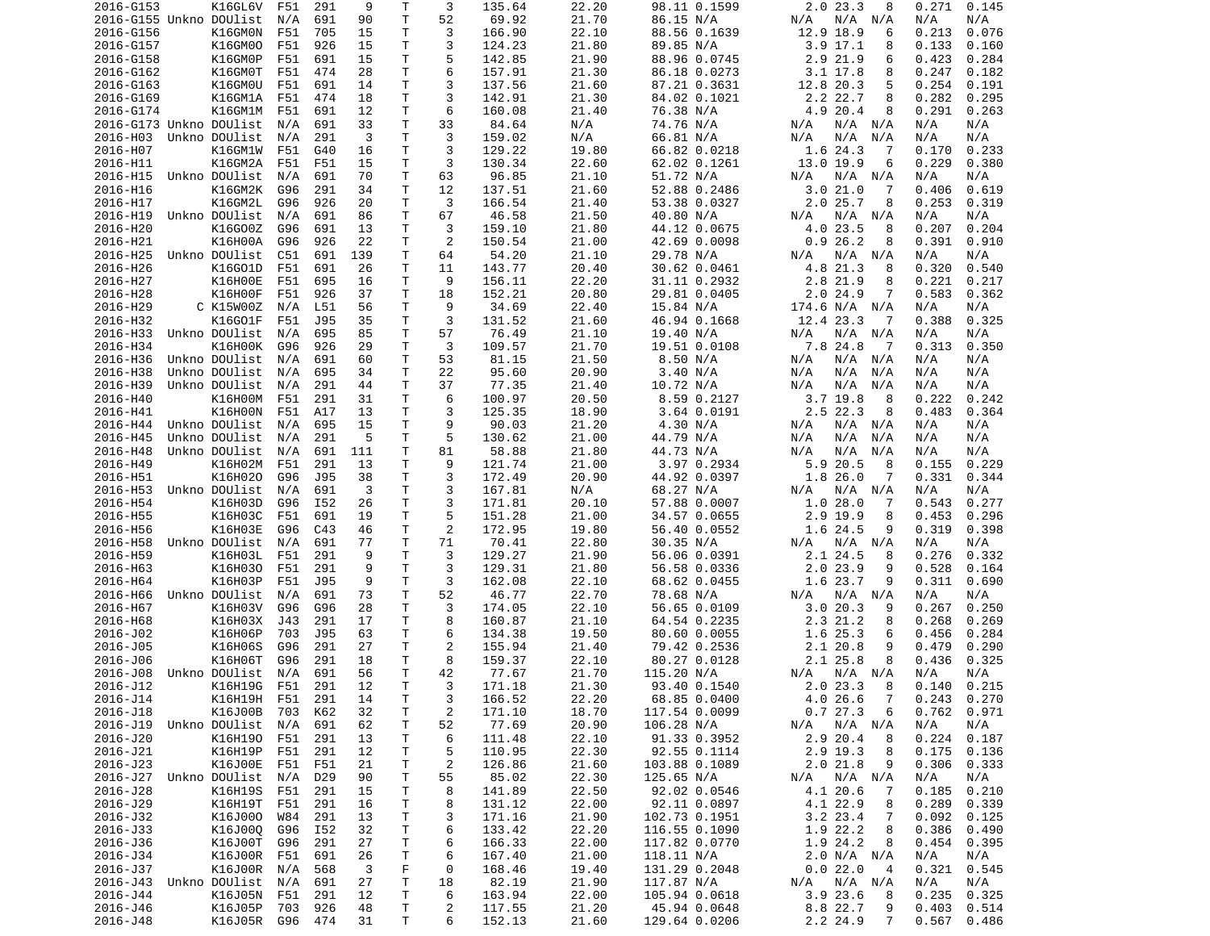| | | | | | | | | | | | | | | | | |
|---|---|---|---|---|---|---|---|---|---|---|---|---|---|---|---|---|
| 2016-G153 | | K16GL6V | F51 | 291 | 9 | T | 3 | 135.64 | 22.20 | 98.11 | 0.1599 | 2.0 | 23.3 | 8 | 0.271 | 0.145 |
| 2016-G155 | Unkno | DOUlist | N/A | 691 | 90 | T | 52 | 69.92 | 21.70 | 86.15 | N/A | N/A | N/A | N/A | N/A | N/A |
| 2016-G156 | | K16GM0N | F51 | 705 | 15 | T | 3 | 166.90 | 22.10 | 88.56 | 0.1639 | 12.9 | 18.9 | 6 | 0.213 | 0.076 |
| 2016-G157 | | K16GM0O | F51 | 926 | 15 | T | 3 | 124.23 | 21.80 | 89.85 | N/A | 3.9 | 17.1 | 8 | 0.133 | 0.160 |
| 2016-G158 | | K16GM0P | F51 | 691 | 15 | T | 5 | 142.85 | 21.90 | 88.96 | 0.0745 | 2.9 | 21.9 | 6 | 0.423 | 0.284 |
| 2016-G162 | | K16GM0T | F51 | 474 | 28 | T | 6 | 157.91 | 21.30 | 86.18 | 0.0273 | 3.1 | 17.8 | 8 | 0.247 | 0.182 |
| 2016-G163 | | K16GM0U | F51 | 691 | 14 | T | 3 | 137.56 | 21.60 | 87.21 | 0.3631 | 12.8 | 20.3 | 5 | 0.254 | 0.191 |
| 2016-G169 | | K16GM1A | F51 | 474 | 18 | T | 3 | 142.91 | 21.30 | 84.02 | 0.1021 | 2.2 | 22.7 | 8 | 0.282 | 0.295 |
| 2016-G174 | | K16GM1M | F51 | 691 | 12 | T | 6 | 160.08 | 21.40 | 76.38 | N/A | 4.9 | 20.4 | 8 | 0.291 | 0.263 |
| 2016-G173 | Unkno | DOUlist | N/A | 691 | 33 | T | 33 | 84.64 | N/A | 74.76 | N/A | N/A | N/A | N/A | N/A | N/A |
| 2016-H03 | Unkno | DOUlist | N/A | 291 | 3 | T | 3 | 159.02 | N/A | 66.81 | N/A | N/A | N/A | N/A | N/A | N/A |
| 2016-H07 | | K16GM1W | F51 | G40 | 16 | T | 3 | 129.22 | 19.80 | 66.82 | 0.0218 | 1.6 | 24.3 | 7 | 0.170 | 0.233 |
| 2016-H11 | | K16GM2A | F51 | F51 | 15 | T | 3 | 130.34 | 22.60 | 62.02 | 0.1261 | 13.0 | 19.9 | 6 | 0.229 | 0.380 |
| 2016-H15 | Unkno | DOUlist | N/A | 691 | 70 | T | 63 | 96.85 | 21.10 | 51.72 | N/A | N/A | N/A | N/A | N/A | N/A |
| 2016-H16 | | K16GM2K | G96 | 291 | 34 | T | 12 | 137.51 | 21.60 | 52.88 | 0.2486 | 3.0 | 21.0 | 7 | 0.406 | 0.619 |
| 2016-H17 | | K16GM2L | G96 | 926 | 20 | T | 3 | 166.54 | 21.40 | 53.38 | 0.0327 | 2.0 | 25.7 | 8 | 0.253 | 0.319 |
| 2016-H19 | Unkno | DOUlist | N/A | 691 | 86 | T | 67 | 46.58 | 21.50 | 40.80 | N/A | N/A | N/A | N/A | N/A | N/A |
| 2016-H20 | | K16GO0Z | G96 | 691 | 13 | T | 3 | 159.10 | 21.80 | 44.12 | 0.0675 | 4.0 | 23.5 | 8 | 0.207 | 0.204 |
| 2016-H21 | | K16H00A | G96 | 926 | 22 | T | 2 | 150.54 | 21.00 | 42.69 | 0.0098 | 0.9 | 26.2 | 8 | 0.391 | 0.910 |
| 2016-H25 | Unkno | DOUlist | C51 | 691 | 139 | T | 64 | 54.20 | 21.10 | 29.78 | N/A | N/A | N/A | N/A | N/A | N/A |
| 2016-H26 | | K16GO1D | F51 | 691 | 26 | T | 11 | 143.77 | 20.40 | 30.62 | 0.0461 | 4.8 | 21.3 | 8 | 0.320 | 0.540 |
| 2016-H27 | | K16H00E | F51 | 695 | 16 | T | 9 | 156.11 | 22.20 | 31.11 | 0.2932 | 2.8 | 21.9 | 8 | 0.221 | 0.217 |
| 2016-H28 | | K16H00F | F51 | 926 | 37 | T | 18 | 152.21 | 20.80 | 29.81 | 0.0405 | 2.0 | 24.9 | 7 | 0.583 | 0.362 |
| 2016-H29 | C | K15W00Z | N/A | L51 | 56 | T | 9 | 34.69 | 22.40 | 15.84 | N/A | 174.6 | N/A | N/A | N/A | N/A |
| 2016-H32 | | K16GO1F | F51 | J95 | 35 | T | 3 | 131.52 | 21.60 | 46.94 | 0.1668 | 12.4 | 23.3 | 7 | 0.388 | 0.325 |
| 2016-H33 | Unkno | DOUlist | N/A | 695 | 85 | T | 57 | 76.49 | 21.10 | 19.40 | N/A | N/A | N/A | N/A | N/A | N/A |
| 2016-H34 | | K16H00K | G96 | 926 | 29 | T | 3 | 109.57 | 21.70 | 19.51 | 0.0108 | 7.8 | 24.8 | 7 | 0.313 | 0.350 |
| 2016-H36 | Unkno | DOUlist | N/A | 691 | 60 | T | 53 | 81.15 | 21.50 | 8.50 | N/A | N/A | N/A | N/A | N/A | N/A |
| 2016-H38 | Unkno | DOUlist | N/A | 695 | 34 | T | 22 | 95.60 | 20.90 | 3.40 | N/A | N/A | N/A | N/A | N/A | N/A |
| 2016-H39 | Unkno | DOUlist | N/A | 291 | 44 | T | 37 | 77.35 | 21.40 | 10.72 | N/A | N/A | N/A | N/A | N/A | N/A |
| 2016-H40 | | K16H00M | F51 | 291 | 31 | T | 6 | 100.97 | 20.50 | 8.59 | 0.2127 | 3.7 | 19.8 | 8 | 0.222 | 0.242 |
| 2016-H41 | | K16H00N | F51 | A17 | 13 | T | 3 | 125.35 | 18.90 | 3.64 | 0.0191 | 2.5 | 22.3 | 8 | 0.483 | 0.364 |
| 2016-H44 | Unkno | DOUlist | N/A | 695 | 15 | T | 9 | 90.03 | 21.20 | 4.30 | N/A | N/A | N/A | N/A | N/A | N/A |
| 2016-H45 | Unkno | DOUlist | N/A | 291 | 5 | T | 5 | 130.62 | 21.00 | 44.79 | N/A | N/A | N/A | N/A | N/A | N/A |
| 2016-H48 | Unkno | DOUlist | N/A | 691 | 111 | T | 81 | 58.88 | 21.80 | 44.73 | N/A | N/A | N/A | N/A | N/A | N/A |
| 2016-H49 | | K16H02M | F51 | 291 | 13 | T | 9 | 121.74 | 21.00 | 3.97 | 0.2934 | 5.9 | 20.5 | 8 | 0.155 | 0.229 |
| 2016-H51 | | K16H02O | G96 | J95 | 38 | T | 3 | 172.49 | 20.90 | 44.92 | 0.0397 | 1.8 | 26.0 | 7 | 0.331 | 0.344 |
| 2016-H53 | Unkno | DOUlist | N/A | 691 | 3 | T | 3 | 167.81 | N/A | 68.27 | N/A | N/A | N/A | N/A | N/A | N/A |
| 2016-H54 | | K16H03D | G96 | I52 | 26 | T | 3 | 171.81 | 20.10 | 57.88 | 0.0007 | 1.0 | 28.0 | 7 | 0.543 | 0.277 |
| 2016-H55 | | K16H03C | F51 | 691 | 19 | T | 5 | 151.28 | 21.00 | 34.57 | 0.0655 | 2.9 | 19.9 | 8 | 0.453 | 0.296 |
| 2016-H56 | | K16H03E | G96 | C43 | 46 | T | 2 | 172.95 | 19.80 | 56.40 | 0.0552 | 1.6 | 24.5 | 9 | 0.319 | 0.398 |
| 2016-H58 | Unkno | DOUlist | N/A | 691 | 77 | T | 71 | 70.41 | 22.80 | 30.35 | N/A | N/A | N/A | N/A | N/A | N/A |
| 2016-H59 | | K16H03L | F51 | 291 | 9 | T | 3 | 129.27 | 21.90 | 56.06 | 0.0391 | 2.1 | 24.5 | 8 | 0.276 | 0.332 |
| 2016-H63 | | K16H03O | F51 | 291 | 9 | T | 3 | 129.31 | 21.80 | 56.58 | 0.0336 | 2.0 | 23.9 | 9 | 0.528 | 0.164 |
| 2016-H64 | | K16H03P | F51 | J95 | 9 | T | 3 | 162.08 | 22.10 | 68.62 | 0.0455 | 1.6 | 23.7 | 9 | 0.311 | 0.690 |
| 2016-H66 | Unkno | DOUlist | N/A | 691 | 73 | T | 52 | 46.77 | 22.70 | 78.68 | N/A | N/A | N/A | N/A | N/A | N/A |
| 2016-H67 | | K16H03V | G96 | G96 | 28 | T | 3 | 174.05 | 22.10 | 56.65 | 0.0109 | 3.0 | 20.3 | 9 | 0.267 | 0.250 |
| 2016-H68 | | K16H03X | J43 | 291 | 17 | T | 8 | 160.87 | 21.10 | 64.54 | 0.2235 | 2.3 | 21.2 | 8 | 0.268 | 0.269 |
| 2016-J02 | | K16H06P | 703 | J95 | 63 | T | 6 | 134.38 | 19.50 | 80.60 | 0.0055 | 1.6 | 25.3 | 6 | 0.456 | 0.284 |
| 2016-J05 | | K16H06S | G96 | 291 | 27 | T | 2 | 155.94 | 21.40 | 79.42 | 0.2536 | 2.1 | 20.8 | 9 | 0.479 | 0.290 |
| 2016-J06 | | K16H06T | G96 | 291 | 18 | T | 8 | 159.37 | 22.10 | 80.27 | 0.0128 | 2.1 | 25.8 | 8 | 0.436 | 0.325 |
| 2016-J08 | Unkno | DOUlist | N/A | 691 | 56 | T | 42 | 77.67 | 21.70 | 115.20 | N/A | N/A | N/A | N/A | N/A | N/A |
| 2016-J12 | | K16H19G | F51 | 291 | 12 | T | 3 | 171.18 | 21.30 | 93.40 | 0.1540 | 2.0 | 23.3 | 8 | 0.140 | 0.215 |
| 2016-J14 | | K16H19H | F51 | 291 | 14 | T | 3 | 166.52 | 22.20 | 68.85 | 0.0400 | 4.0 | 26.6 | 7 | 0.243 | 0.270 |
| 2016-J18 | | K16J00B | 703 | K62 | 32 | T | 2 | 171.10 | 18.70 | 117.54 | 0.0099 | 0.7 | 27.3 | 6 | 0.762 | 0.971 |
| 2016-J19 | Unkno | DOUlist | N/A | 691 | 62 | T | 52 | 77.69 | 20.90 | 106.28 | N/A | N/A | N/A | N/A | N/A | N/A |
| 2016-J20 | | K16H19O | F51 | 291 | 13 | T | 6 | 111.48 | 22.10 | 91.33 | 0.3952 | 2.9 | 20.4 | 8 | 0.224 | 0.187 |
| 2016-J21 | | K16H19P | F51 | 291 | 12 | T | 5 | 110.95 | 22.30 | 92.55 | 0.1114 | 2.9 | 19.3 | 8 | 0.175 | 0.136 |
| 2016-J23 | | K16J00E | F51 | F51 | 21 | T | 2 | 126.86 | 21.60 | 103.88 | 0.1089 | 2.0 | 21.8 | 9 | 0.306 | 0.333 |
| 2016-J27 | Unkno | DOUlist | N/A | D29 | 90 | T | 55 | 85.02 | 22.30 | 125.65 | N/A | N/A | N/A | N/A | N/A | N/A |
| 2016-J28 | | K16H19S | F51 | 291 | 15 | T | 8 | 141.89 | 22.50 | 92.02 | 0.0546 | 4.1 | 20.6 | 7 | 0.185 | 0.210 |
| 2016-J29 | | K16H19T | F51 | 291 | 16 | T | 8 | 131.12 | 22.00 | 92.11 | 0.0897 | 4.1 | 22.9 | 8 | 0.289 | 0.339 |
| 2016-J32 | | K16J00O | W84 | 291 | 13 | T | 3 | 171.16 | 21.90 | 102.73 | 0.1951 | 3.2 | 23.4 | 7 | 0.092 | 0.125 |
| 2016-J33 | | K16J00Q | G96 | I52 | 32 | T | 6 | 133.42 | 22.20 | 116.55 | 0.1090 | 1.9 | 22.2 | 8 | 0.386 | 0.490 |
| 2016-J36 | | K16J00T | G96 | 291 | 27 | T | 6 | 166.33 | 22.00 | 117.82 | 0.0770 | 1.9 | 24.2 | 8 | 0.454 | 0.395 |
| 2016-J34 | | K16J00R | F51 | 691 | 26 | T | 6 | 167.40 | 21.00 | 118.11 | N/A | 2.0 | N/A | N/A | N/A | N/A |
| 2016-J37 | | K16J00R | N/A | 568 | 3 | F | 0 | 168.46 | 19.40 | 131.29 | 0.2048 | 0.0 | 22.0 | 4 | 0.321 | 0.545 |
| 2016-J43 | Unkno | DOUlist | N/A | 691 | 27 | T | 18 | 82.19 | 21.90 | 117.87 | N/A | N/A | N/A | N/A | N/A | N/A |
| 2016-J44 | | K16J05N | F51 | 291 | 12 | T | 6 | 163.94 | 22.00 | 105.94 | 0.0618 | 3.9 | 23.6 | 8 | 0.235 | 0.325 |
| 2016-J46 | | K16J05P | 703 | 926 | 48 | T | 2 | 117.55 | 21.20 | 45.94 | 0.0648 | 8.8 | 22.7 | 9 | 0.403 | 0.514 |
| 2016-J48 | | K16J05R | G96 | 474 | 31 | T | 6 | 152.13 | 21.60 | 129.64 | 0.0206 | 2.2 | 24.9 | 7 | 0.567 | 0.486 |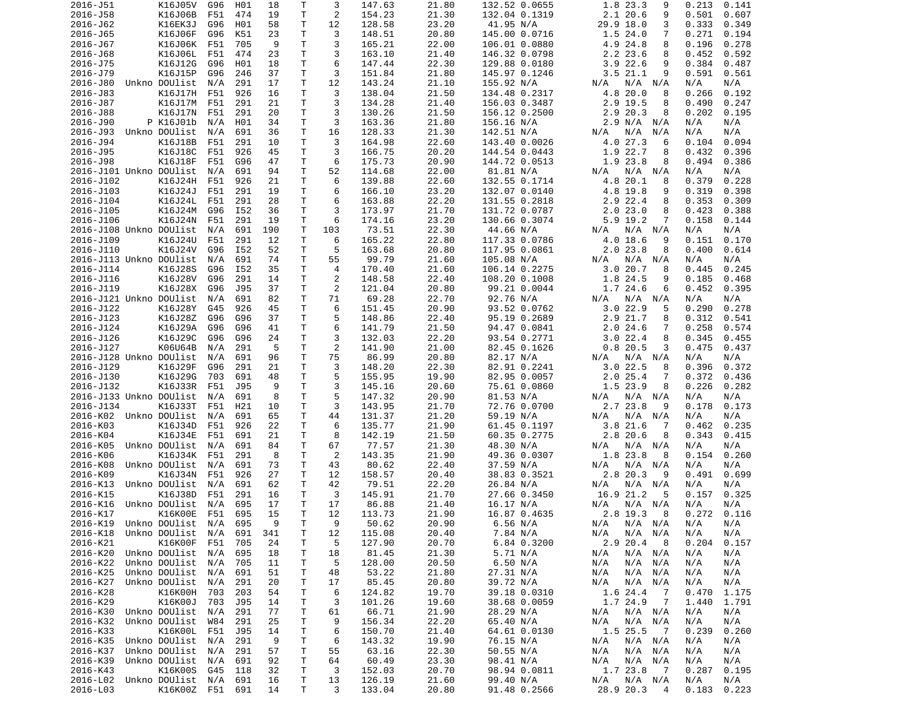| | | | | | | | | | | | | | | | |
|---|---|---|---|---|---|---|---|---|---|---|---|---|---|---|---|
| 2016-J51 | K16J05V | G96 | H01 | 18 | T | 3 | 147.63 | 21.80 | 132.52 | 0.0655 | 1.8 | 23.3 | 9 | 0.213 | 0.141 |
| 2016-J58 | K16J06B | F51 | 474 | 19 | T | 2 | 154.23 | 21.30 | 132.04 | 0.1319 | 2.1 | 20.6 | 9 | 0.501 | 0.607 |
| 2016-J62 | K16EK3J | G96 | H01 | 58 | T | 12 | 128.58 | 23.20 | 41.95 | N/A | 29.9 | 18.0 | 3 | 0.333 | 0.349 |
| 2016-J65 | K16J06F | G96 | K51 | 23 | T | 3 | 148.51 | 20.80 | 145.00 | 0.0716 | 1.5 | 24.0 | 7 | 0.271 | 0.194 |
| 2016-J67 | K16J06K | F51 | 705 | 9 | T | 3 | 165.21 | 22.00 | 106.01 | 0.0880 | 4.9 | 24.8 | 8 | 0.196 | 0.278 |
| 2016-J68 | K16J06L | F51 | 474 | 23 | T | 3 | 163.10 | 21.40 | 146.32 | 0.0798 | 2.2 | 23.6 | 8 | 0.452 | 0.592 |
| 2016-J75 | K16J12G | G96 | H01 | 18 | T | 6 | 147.44 | 22.30 | 129.88 | 0.0180 | 3.9 | 22.6 | 9 | 0.384 | 0.487 |
| 2016-J79 | K16J15P | G96 | 246 | 37 | T | 3 | 151.84 | 21.80 | 145.97 | 0.1246 | 3.5 | 21.1 | 9 | 0.591 | 0.561 |
| 2016-J80 Unkno | DOUlist | N/A | 291 | 17 | T | 12 | 143.24 | 21.10 | 155.92 | N/A | N/A | N/A | N/A | N/A | N/A |
| 2016-J83 | K16J17H | F51 | 926 | 16 | T | 3 | 138.04 | 21.50 | 134.48 | 0.2317 | 4.8 | 20.0 | 8 | 0.266 | 0.192 |
| 2016-J87 | K16J17M | F51 | 291 | 21 | T | 3 | 134.28 | 21.40 | 156.03 | 0.3487 | 2.9 | 19.5 | 8 | 0.490 | 0.247 |
| 2016-J88 | K16J17N | F51 | 291 | 20 | T | 3 | 130.26 | 21.50 | 156.12 | 0.2500 | 2.9 | 20.3 | 8 | 0.202 | 0.195 |
| 2016-J90 P | K16J01b | N/A | H01 | 34 | T | 3 | 163.36 | 21.80 | 156.16 | N/A | 2.9 | N/A | N/A | N/A | N/A |
| 2016-J93 Unkno | DOUlist | N/A | 691 | 36 | T | 16 | 128.33 | 21.30 | 142.51 | N/A | N/A | N/A | N/A | N/A | N/A |
| 2016-J94 | K16J18B | F51 | 291 | 10 | T | 3 | 164.98 | 22.60 | 143.40 | 0.0026 | 4.0 | 27.3 | 6 | 0.104 | 0.094 |
| 2016-J95 | K16J18C | F51 | 926 | 45 | T | 3 | 166.75 | 20.20 | 144.54 | 0.0443 | 1.9 | 22.7 | 8 | 0.432 | 0.396 |
| 2016-J98 | K16J18F | F51 | G96 | 47 | T | 6 | 175.73 | 20.90 | 144.72 | 0.0513 | 1.9 | 23.8 | 8 | 0.494 | 0.386 |
| 2016-J101 Unkno | DOUlist | N/A | 691 | 94 | T | 52 | 114.68 | 22.00 | 81.81 | N/A | N/A | N/A | N/A | N/A | N/A |
| 2016-J102 | K16J24H | F51 | 926 | 21 | T | 6 | 139.88 | 22.60 | 132.55 | 0.1714 | 4.8 | 20.1 | 8 | 0.379 | 0.228 |
| 2016-J103 | K16J24J | F51 | 291 | 19 | T | 6 | 166.10 | 23.20 | 132.07 | 0.0140 | 4.8 | 19.8 | 9 | 0.319 | 0.398 |
| 2016-J104 | K16J24L | F51 | 291 | 28 | T | 6 | 163.88 | 22.20 | 131.55 | 0.2818 | 2.9 | 22.4 | 8 | 0.353 | 0.309 |
| 2016-J105 | K16J24M | G96 | I52 | 36 | T | 3 | 173.97 | 21.70 | 131.72 | 0.0787 | 2.0 | 23.0 | 8 | 0.423 | 0.388 |
| 2016-J106 | K16J24N | F51 | 291 | 19 | T | 6 | 174.16 | 23.20 | 130.66 | 0.3074 | 5.9 | 19.2 | 7 | 0.158 | 0.144 |
| 2016-J108 Unkno | DOUlist | N/A | 691 | 190 | T | 103 | 73.51 | 22.30 | 44.66 | N/A | N/A | N/A | N/A | N/A | N/A |
| 2016-J109 | K16J24U | F51 | 291 | 12 | T | 6 | 165.22 | 22.80 | 117.33 | 0.0786 | 4.0 | 18.6 | 9 | 0.151 | 0.170 |
| 2016-J110 | K16J24V | G96 | I52 | 52 | T | 5 | 163.68 | 20.80 | 117.95 | 0.0861 | 2.0 | 23.8 | 8 | 0.400 | 0.614 |
| 2016-J113 Unkno | DOUlist | N/A | 691 | 74 | T | 55 | 99.79 | 21.60 | 105.08 | N/A | N/A | N/A | N/A | N/A | N/A |
| 2016-J114 | K16J28S | G96 | I52 | 35 | T | 4 | 170.40 | 21.60 | 106.14 | 0.2275 | 3.0 | 20.7 | 8 | 0.445 | 0.245 |
| 2016-J116 | K16J28V | G96 | 291 | 14 | T | 2 | 148.58 | 22.40 | 108.20 | 0.1008 | 1.8 | 24.5 | 9 | 0.185 | 0.468 |
| 2016-J119 | K16J28X | G96 | J95 | 37 | T | 2 | 121.04 | 20.80 | 99.21 | 0.0044 | 1.7 | 24.6 | 6 | 0.452 | 0.395 |
| 2016-J121 Unkno | DOUlist | N/A | 691 | 82 | T | 71 | 69.28 | 22.70 | 92.76 | N/A | N/A | N/A | N/A | N/A | N/A |
| 2016-J122 | K16J28Y | G45 | 926 | 45 | T | 6 | 151.45 | 20.90 | 93.52 | 0.0762 | 3.0 | 22.9 | 5 | 0.290 | 0.278 |
| 2016-J123 | K16J28Z | G96 | G96 | 37 | T | 5 | 148.86 | 22.40 | 95.19 | 0.2689 | 2.9 | 21.7 | 8 | 0.312 | 0.541 |
| 2016-J124 | K16J29A | G96 | G96 | 41 | T | 6 | 141.79 | 21.50 | 94.47 | 0.0841 | 2.0 | 24.6 | 7 | 0.258 | 0.574 |
| 2016-J126 | K16J29C | G96 | G96 | 24 | T | 3 | 132.03 | 22.20 | 93.54 | 0.2771 | 3.0 | 22.4 | 8 | 0.345 | 0.455 |
| 2016-J127 | K06U64B | N/A | 291 | 5 | T | 2 | 141.90 | 21.00 | 82.45 | 0.1626 | 0.8 | 20.5 | 3 | 0.475 | 0.437 |
| 2016-J128 Unkno | DOUlist | N/A | 691 | 96 | T | 75 | 86.99 | 20.80 | 82.17 | N/A | N/A | N/A | N/A | N/A | N/A |
| 2016-J129 | K16J29F | G96 | 291 | 21 | T | 3 | 148.20 | 22.30 | 82.91 | 0.2241 | 3.0 | 22.5 | 8 | 0.396 | 0.372 |
| 2016-J130 | K16J29G | 703 | 691 | 48 | T | 5 | 155.95 | 19.90 | 82.95 | 0.0057 | 2.0 | 25.4 | 7 | 0.372 | 0.436 |
| 2016-J132 | K16J33R | F51 | J95 | 9 | T | 3 | 145.16 | 20.60 | 75.61 | 0.0860 | 1.5 | 23.9 | 8 | 0.226 | 0.282 |
| 2016-J133 Unkno | DOUlist | N/A | 691 | 8 | T | 5 | 147.32 | 20.90 | 81.53 | N/A | N/A | N/A | N/A | N/A | N/A |
| 2016-J134 | K16J33T | F51 | H21 | 10 | T | 3 | 143.95 | 21.70 | 72.76 | 0.0700 | 2.7 | 23.8 | 9 | 0.178 | 0.173 |
| 2016-K02 Unkno | DOUlist | N/A | 691 | 65 | T | 44 | 131.37 | 21.20 | 59.19 | N/A | N/A | N/A | N/A | N/A | N/A |
| 2016-K03 | K16J34D | F51 | 926 | 22 | T | 6 | 135.77 | 21.90 | 61.45 | 0.1197 | 3.8 | 21.6 | 7 | 0.462 | 0.235 |
| 2016-K04 | K16J34E | F51 | 691 | 21 | T | 8 | 142.19 | 21.50 | 60.35 | 0.2775 | 2.8 | 20.6 | 8 | 0.343 | 0.415 |
| 2016-K05 Unkno | DOUlist | N/A | 691 | 84 | T | 67 | 77.57 | 21.30 | 48.30 | N/A | N/A | N/A | N/A | N/A | N/A |
| 2016-K06 | K16J34K | F51 | 291 | 8 | T | 2 | 143.35 | 21.90 | 49.36 | 0.0307 | 1.8 | 23.8 | 8 | 0.154 | 0.260 |
| 2016-K08 Unkno | DOUlist | N/A | 691 | 73 | T | 43 | 80.62 | 22.40 | 37.59 | N/A | N/A | N/A | N/A | N/A | N/A |
| 2016-K09 | K16J34N | F51 | 926 | 27 | T | 12 | 158.57 | 20.40 | 38.83 | 0.3521 | 2.8 | 20.3 | 9 | 0.491 | 0.699 |
| 2016-K13 Unkno | DOUlist | N/A | 691 | 62 | T | 42 | 79.51 | 22.20 | 26.84 | N/A | N/A | N/A | N/A | N/A | N/A |
| 2016-K15 | K16J38D | F51 | 291 | 16 | T | 3 | 145.91 | 21.70 | 27.66 | 0.3450 | 16.9 | 21.2 | 5 | 0.157 | 0.325 |
| 2016-K16 Unkno | DOUlist | N/A | 695 | 17 | T | 17 | 86.88 | 21.40 | 16.17 | N/A | N/A | N/A | N/A | N/A | N/A |
| 2016-K17 | K16K00E | F51 | 695 | 15 | T | 12 | 113.73 | 21.90 | 16.87 | 0.4635 | 2.8 | 19.3 | 8 | 0.272 | 0.116 |
| 2016-K19 Unkno | DOUlist | N/A | 695 | 9 | T | 9 | 50.62 | 20.90 | 6.56 | N/A | N/A | N/A | N/A | N/A | N/A |
| 2016-K18 Unkno | DOUlist | N/A | 691 | 341 | T | 12 | 115.08 | 20.40 | 7.84 | N/A | N/A | N/A | N/A | N/A | N/A |
| 2016-K21 | K16K00F | F51 | 705 | 24 | T | 5 | 127.90 | 20.70 | 6.84 | 0.3200 | 2.9 | 20.4 | 8 | 0.204 | 0.157 |
| 2016-K20 Unkno | DOUlist | N/A | 695 | 18 | T | 18 | 81.45 | 21.30 | 5.71 | N/A | N/A | N/A | N/A | N/A | N/A |
| 2016-K22 Unkno | DOUlist | N/A | 705 | 11 | T | 5 | 128.00 | 20.50 | 6.50 | N/A | N/A | N/A | N/A | N/A | N/A |
| 2016-K25 Unkno | DOUlist | N/A | 691 | 51 | T | 48 | 53.22 | 21.80 | 27.31 | N/A | N/A | N/A | N/A | N/A | N/A |
| 2016-K27 Unkno | DOUlist | N/A | 291 | 20 | T | 17 | 85.45 | 20.80 | 39.72 | N/A | N/A | N/A | N/A | N/A | N/A |
| 2016-K28 | K16K00H | 703 | 203 | 54 | T | 6 | 124.82 | 19.70 | 39.18 | 0.0310 | 1.6 | 24.4 | 7 | 0.470 | 1.175 |
| 2016-K29 | K16K00J | 703 | J95 | 14 | T | 3 | 101.26 | 19.60 | 38.68 | 0.0059 | 1.7 | 24.9 | 7 | 1.440 | 1.791 |
| 2016-K30 Unkno | DOUlist | N/A | 291 | 77 | T | 61 | 66.71 | 21.90 | 28.29 | N/A | N/A | N/A | N/A | N/A | N/A |
| 2016-K32 Unkno | DOUlist | W84 | 291 | 25 | T | 9 | 156.34 | 22.20 | 65.40 | N/A | N/A | N/A | N/A | N/A | N/A |
| 2016-K33 | K16K00L | F51 | J95 | 14 | T | 6 | 150.70 | 21.40 | 64.61 | 0.0130 | 1.5 | 25.5 | 7 | 0.239 | 0.260 |
| 2016-K35 Unkno | DOUlist | N/A | 291 | 9 | T | 6 | 143.32 | 19.90 | 76.15 | N/A | N/A | N/A | N/A | N/A | N/A |
| 2016-K37 Unkno | DOUlist | N/A | 291 | 57 | T | 55 | 63.16 | 22.30 | 50.55 | N/A | N/A | N/A | N/A | N/A | N/A |
| 2016-K39 Unkno | DOUlist | N/A | 691 | 92 | T | 64 | 60.49 | 23.30 | 98.41 | N/A | N/A | N/A | N/A | N/A | N/A |
| 2016-K43 | K16K00S | G45 | 118 | 32 | T | 3 | 152.03 | 20.70 | 98.94 | 0.0811 | 1.7 | 23.8 | 7 | 0.287 | 0.195 |
| 2016-L02 Unkno | DOUlist | N/A | 691 | 16 | T | 13 | 126.19 | 21.60 | 99.40 | N/A | N/A | N/A | N/A | N/A | N/A |
| 2016-L03 | K16K00Z | F51 | 691 | 14 | T | 3 | 133.04 | 20.80 | 91.48 | 0.2566 | 28.9 | 20.3 | 4 | 0.183 | 0.223 |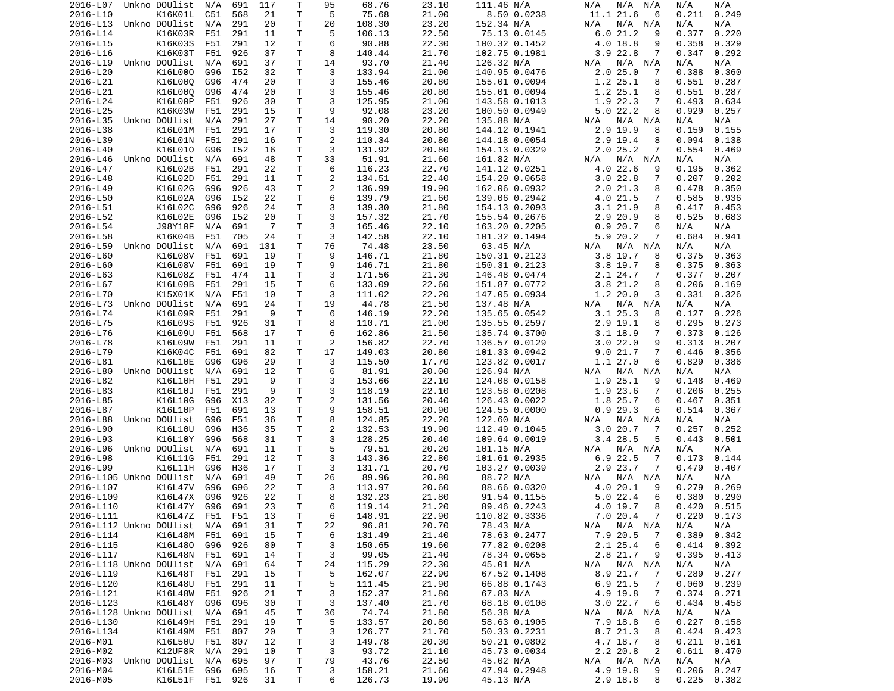| | | | | | | | | | | | | | | | |
|---|---|---|---|---|---|---|---|---|---|---|---|---|---|---|---|
| 2016-L07 | Unkno DOUlist | N/A | 691 | 117 | T | 95 | 68.76 | 23.10 | 111.46 | N/A | N/A | N/A | N/A | N/A | N/A |
| 2016-L10 | K16K01L | C51 | 568 | 21 | T | 5 | 75.68 | 21.00 | 8.50 | 0.0238 | 11.1 | 21.6 | 6 | 0.211 | 0.249 |
| 2016-L13 | Unkno DOUlist | N/A | 291 | 20 | T | 20 | 108.30 | 23.20 | 152.34 | N/A | N/A | N/A | N/A | N/A | N/A |
| 2016-L14 | K16K03R | F51 | 291 | 11 | T | 5 | 106.13 | 22.50 | 75.13 | 0.0145 | 6.0 | 21.2 | 9 | 0.377 | 0.220 |
| 2016-L15 | K16K03S | F51 | 291 | 12 | T | 6 | 90.88 | 22.30 | 100.32 | 0.1452 | 4.0 | 18.8 | 9 | 0.358 | 0.329 |
| 2016-L16 | K16K03T | F51 | 926 | 37 | T | 8 | 140.44 | 21.70 | 102.75 | 0.1981 | 3.9 | 22.8 | 7 | 0.347 | 0.292 |
| 2016-L19 | Unkno DOUlist | N/A | 691 | 37 | T | 14 | 93.70 | 21.40 | 126.32 | N/A | N/A | N/A | N/A | N/A | N/A |
| 2016-L20 | K16L00O | G96 | I52 | 32 | T | 3 | 133.94 | 21.00 | 140.95 | 0.0476 | 2.0 | 25.0 | 7 | 0.388 | 0.360 |
| 2016-L21 | K16L00Q | G96 | 474 | 20 | T | 3 | 155.46 | 20.80 | 155.01 | 0.0094 | 1.2 | 25.1 | 8 | 0.551 | 0.287 |
| 2016-L21 | K16L00Q | G96 | 474 | 20 | T | 3 | 155.46 | 20.80 | 155.01 | 0.0094 | 1.2 | 25.1 | 8 | 0.551 | 0.287 |
| 2016-L24 | K16L00P | F51 | 926 | 30 | T | 3 | 125.95 | 21.00 | 143.58 | 0.1013 | 1.9 | 22.3 | 7 | 0.493 | 0.634 |
| 2016-L25 | K16K03W | F51 | 291 | 15 | T | 9 | 92.08 | 23.20 | 100.50 | 0.0949 | 5.0 | 22.2 | 8 | 0.929 | 0.257 |
| 2016-L35 | Unkno DOUlist | N/A | 291 | 27 | T | 14 | 90.20 | 22.20 | 135.88 | N/A | N/A | N/A | N/A | N/A | N/A |
| 2016-L38 | K16L01M | F51 | 291 | 17 | T | 3 | 119.30 | 20.80 | 144.12 | 0.1941 | 2.9 | 19.9 | 8 | 0.159 | 0.155 |
| 2016-L39 | K16L01N | F51 | 291 | 16 | T | 2 | 110.34 | 20.80 | 144.18 | 0.0054 | 2.9 | 19.4 | 8 | 0.094 | 0.138 |
| 2016-L40 | K16L01O | G96 | I52 | 16 | T | 3 | 131.92 | 20.80 | 154.13 | 0.0329 | 2.0 | 25.2 | 7 | 0.554 | 0.469 |
| 2016-L46 | Unkno DOUlist | N/A | 691 | 48 | T | 33 | 51.91 | 21.60 | 161.82 | N/A | N/A | N/A | N/A | N/A | N/A |
| 2016-L47 | K16L02B | F51 | 291 | 22 | T | 6 | 116.23 | 22.70 | 141.12 | 0.0251 | 4.0 | 22.6 | 9 | 0.195 | 0.362 |
| 2016-L48 | K16L02D | F51 | 291 | 11 | T | 2 | 134.51 | 22.40 | 154.20 | 0.0658 | 3.0 | 22.8 | 7 | 0.207 | 0.202 |
| 2016-L49 | K16L02G | G96 | 926 | 43 | T | 2 | 136.99 | 19.90 | 162.06 | 0.0932 | 2.0 | 21.3 | 8 | 0.478 | 0.350 |
| 2016-L50 | K16L02A | G96 | I52 | 22 | T | 6 | 139.79 | 21.60 | 139.06 | 0.2942 | 4.0 | 21.5 | 7 | 0.585 | 0.936 |
| 2016-L51 | K16L02C | G96 | 926 | 24 | T | 3 | 139.30 | 21.80 | 154.13 | 0.2093 | 3.1 | 21.9 | 8 | 0.417 | 0.453 |
| 2016-L52 | K16L02E | G96 | I52 | 20 | T | 3 | 157.32 | 21.70 | 155.54 | 0.2676 | 2.9 | 20.9 | 8 | 0.525 | 0.683 |
| 2016-L54 | J98Y10F | N/A | 691 | 7 | T | 3 | 165.46 | 22.10 | 163.20 | 0.2205 | 0.9 | 20.7 | 6 | N/A | N/A |
| 2016-L58 | K16K04B | F51 | 705 | 24 | T | 3 | 142.58 | 22.10 | 101.32 | 0.1494 | 5.9 | 20.2 | 7 | 0.684 | 0.941 |
| 2016-L59 | Unkno DOUlist | N/A | 691 | 131 | T | 76 | 74.48 | 23.50 | 63.45 | N/A | N/A | N/A | N/A | N/A | N/A |
| 2016-L60 | K16L08V | F51 | 691 | 19 | T | 9 | 146.71 | 21.80 | 150.31 | 0.2123 | 3.8 | 19.7 | 8 | 0.375 | 0.363 |
| 2016-L60 | K16L08V | F51 | 691 | 19 | T | 9 | 146.71 | 21.80 | 150.31 | 0.2123 | 3.8 | 19.7 | 8 | 0.375 | 0.363 |
| 2016-L63 | K16L08Z | F51 | 474 | 11 | T | 3 | 171.56 | 21.30 | 146.48 | 0.0474 | 2.1 | 24.7 | 7 | 0.377 | 0.207 |
| 2016-L67 | K16L09B | F51 | 291 | 15 | T | 6 | 133.09 | 22.60 | 151.87 | 0.0772 | 3.8 | 21.2 | 8 | 0.206 | 0.169 |
| 2016-L70 | K15X01K | N/A | F51 | 10 | T | 3 | 111.02 | 22.20 | 147.05 | 0.0934 | 1.2 | 20.0 | 3 | 0.331 | 0.326 |
| 2016-L73 | Unkno DOUlist | N/A | 691 | 24 | T | 19 | 44.78 | 21.50 | 137.48 | N/A | N/A | N/A | N/A | N/A | N/A |
| 2016-L74 | K16L09R | F51 | 291 | 9 | T | 6 | 146.19 | 22.20 | 135.65 | 0.0542 | 3.1 | 25.3 | 8 | 0.127 | 0.226 |
| 2016-L75 | K16L09S | F51 | 926 | 31 | T | 8 | 110.71 | 21.00 | 135.55 | 0.2597 | 2.9 | 19.1 | 8 | 0.295 | 0.273 |
| 2016-L76 | K16L09U | F51 | 568 | 17 | T | 6 | 162.86 | 21.50 | 135.74 | 0.3700 | 3.1 | 18.9 | 7 | 0.373 | 0.126 |
| 2016-L78 | K16L09W | F51 | 291 | 11 | T | 2 | 156.82 | 22.70 | 136.57 | 0.0129 | 3.0 | 22.0 | 9 | 0.313 | 0.207 |
| 2016-L79 | K16K04C | F51 | 691 | 82 | T | 17 | 149.03 | 20.80 | 101.33 | 0.0942 | 9.0 | 21.7 | 7 | 0.446 | 0.356 |
| 2016-L81 | K16L10E | G96 | G96 | 29 | T | 3 | 115.50 | 17.70 | 123.82 | 0.0017 | 1.1 | 27.0 | 6 | 0.829 | 0.386 |
| 2016-L80 | Unkno DOUlist | N/A | 691 | 12 | T | 6 | 81.91 | 20.00 | 126.94 | N/A | N/A | N/A | N/A | N/A | N/A |
| 2016-L82 | K16L10H | F51 | 291 | 9 | T | 3 | 153.66 | 22.10 | 124.08 | 0.0158 | 1.9 | 25.1 | 9 | 0.148 | 0.469 |
| 2016-L83 | K16L10J | F51 | 291 | 9 | T | 3 | 118.19 | 22.10 | 123.58 | 0.0208 | 1.9 | 23.6 | 7 | 0.206 | 0.255 |
| 2016-L85 | K16L10G | G96 | X13 | 32 | T | 2 | 131.56 | 20.40 | 126.43 | 0.0022 | 1.8 | 25.7 | 6 | 0.467 | 0.351 |
| 2016-L87 | K16L10P | F51 | 691 | 13 | T | 9 | 158.51 | 20.90 | 124.55 | 0.0000 | 0.9 | 29.3 | 6 | 0.514 | 0.367 |
| 2016-L88 | Unkno DOUlist | G96 | F51 | 36 | T | 8 | 124.85 | 22.20 | 122.60 | N/A | N/A | N/A | N/A | N/A | N/A |
| 2016-L90 | K16L10U | G96 | H36 | 35 | T | 2 | 132.53 | 19.90 | 112.49 | 0.1045 | 3.0 | 20.7 | 7 | 0.257 | 0.252 |
| 2016-L93 | K16L10Y | G96 | 568 | 31 | T | 3 | 128.25 | 20.40 | 109.64 | 0.0019 | 3.4 | 28.5 | 5 | 0.443 | 0.501 |
| 2016-L96 | Unkno DOUlist | N/A | 691 | 11 | T | 5 | 79.51 | 20.20 | 101.15 | N/A | N/A | N/A | N/A | N/A | N/A |
| 2016-L98 | K16L11G | F51 | 291 | 12 | T | 3 | 143.36 | 22.80 | 101.61 | 0.2935 | 6.9 | 22.5 | 7 | 0.173 | 0.144 |
| 2016-L99 | K16L11H | G96 | H36 | 17 | T | 3 | 131.71 | 20.70 | 103.27 | 0.0039 | 2.9 | 23.7 | 7 | 0.479 | 0.407 |
| 2016-L105 | Unkno DOUlist | N/A | 691 | 49 | T | 26 | 89.96 | 20.80 | 88.72 | N/A | N/A | N/A | N/A | N/A | N/A |
| 2016-L107 | K16L47V | G96 | G96 | 22 | T | 3 | 113.97 | 20.60 | 88.66 | 0.0320 | 4.0 | 20.1 | 9 | 0.279 | 0.269 |
| 2016-L109 | K16L47X | G96 | 926 | 22 | T | 8 | 132.23 | 21.80 | 91.54 | 0.1155 | 5.0 | 22.4 | 6 | 0.380 | 0.290 |
| 2016-L110 | K16L47Y | G96 | 691 | 23 | T | 6 | 119.14 | 21.20 | 89.46 | 0.2243 | 4.0 | 19.7 | 8 | 0.420 | 0.515 |
| 2016-L111 | K16L47Z | F51 | F51 | 13 | T | 6 | 148.91 | 22.90 | 110.82 | 0.3336 | 7.0 | 20.4 | 7 | 0.220 | 0.173 |
| 2016-L112 | Unkno DOUlist | N/A | 691 | 31 | T | 22 | 96.81 | 20.70 | 78.43 | N/A | N/A | N/A | N/A | N/A | N/A |
| 2016-L114 | K16L48M | F51 | 691 | 15 | T | 6 | 131.49 | 21.40 | 78.63 | 0.2477 | 7.9 | 20.5 | 7 | 0.389 | 0.342 |
| 2016-L115 | K16L48O | G96 | 926 | 80 | T | 3 | 150.65 | 19.60 | 77.82 | 0.0208 | 2.1 | 25.4 | 6 | 0.414 | 0.392 |
| 2016-L117 | K16L48N | F51 | 691 | 14 | T | 3 | 99.05 | 21.40 | 78.34 | 0.0655 | 2.8 | 21.7 | 9 | 0.395 | 0.413 |
| 2016-L118 | Unkno DOUlist | N/A | 691 | 64 | T | 24 | 115.29 | 22.30 | 45.01 | N/A | N/A | N/A | N/A | N/A | N/A |
| 2016-L119 | K16L48T | F51 | 291 | 15 | T | 5 | 162.07 | 22.90 | 67.52 | 0.1408 | 8.9 | 21.7 | 7 | 0.289 | 0.277 |
| 2016-L120 | K16L48U | F51 | 291 | 11 | T | 5 | 111.45 | 21.90 | 66.88 | 0.1743 | 6.9 | 21.5 | 7 | 0.060 | 0.239 |
| 2016-L121 | K16L48W | F51 | 926 | 21 | T | 3 | 152.37 | 21.80 | 67.83 | N/A | 4.9 | 19.8 | 7 | 0.374 | 0.271 |
| 2016-L123 | K16L48Y | G96 | G96 | 30 | T | 3 | 137.40 | 21.70 | 68.18 | 0.0108 | 3.0 | 22.7 | 6 | 0.434 | 0.458 |
| 2016-L128 | Unkno DOUlist | N/A | 691 | 45 | T | 36 | 74.74 | 21.80 | 56.38 | N/A | N/A | N/A | N/A | N/A | N/A |
| 2016-L130 | K16L49H | F51 | 291 | 19 | T | 5 | 133.57 | 20.80 | 58.63 | 0.1905 | 7.9 | 18.8 | 6 | 0.227 | 0.158 |
| 2016-L134 | K16L49M | F51 | 807 | 20 | T | 3 | 126.77 | 21.70 | 50.33 | 0.2231 | 8.7 | 21.3 | 8 | 0.424 | 0.423 |
| 2016-M01 | K16L50U | F51 | 807 | 12 | T | 3 | 149.78 | 20.30 | 50.21 | 0.0802 | 4.7 | 18.7 | 8 | 0.211 | 0.161 |
| 2016-M02 | K12UF8R | N/A | 291 | 10 | T | 3 | 93.72 | 21.10 | 45.73 | 0.0034 | 2.2 | 20.8 | 2 | 0.611 | 0.470 |
| 2016-M03 | Unkno DOUlist | N/A | 695 | 97 | T | 79 | 43.76 | 22.50 | 45.02 | N/A | N/A | N/A | N/A | N/A | N/A |
| 2016-M04 | K16L51E | G96 | 695 | 16 | T | 3 | 158.21 | 21.60 | 47.94 | 0.2948 | 4.9 | 19.8 | 9 | 0.206 | 0.247 |
| 2016-M05 | K16L51F | F51 | 926 | 31 | T | 6 | 126.73 | 19.90 | 45.13 | N/A | 2.9 | 18.8 | 8 | 0.225 | 0.382 |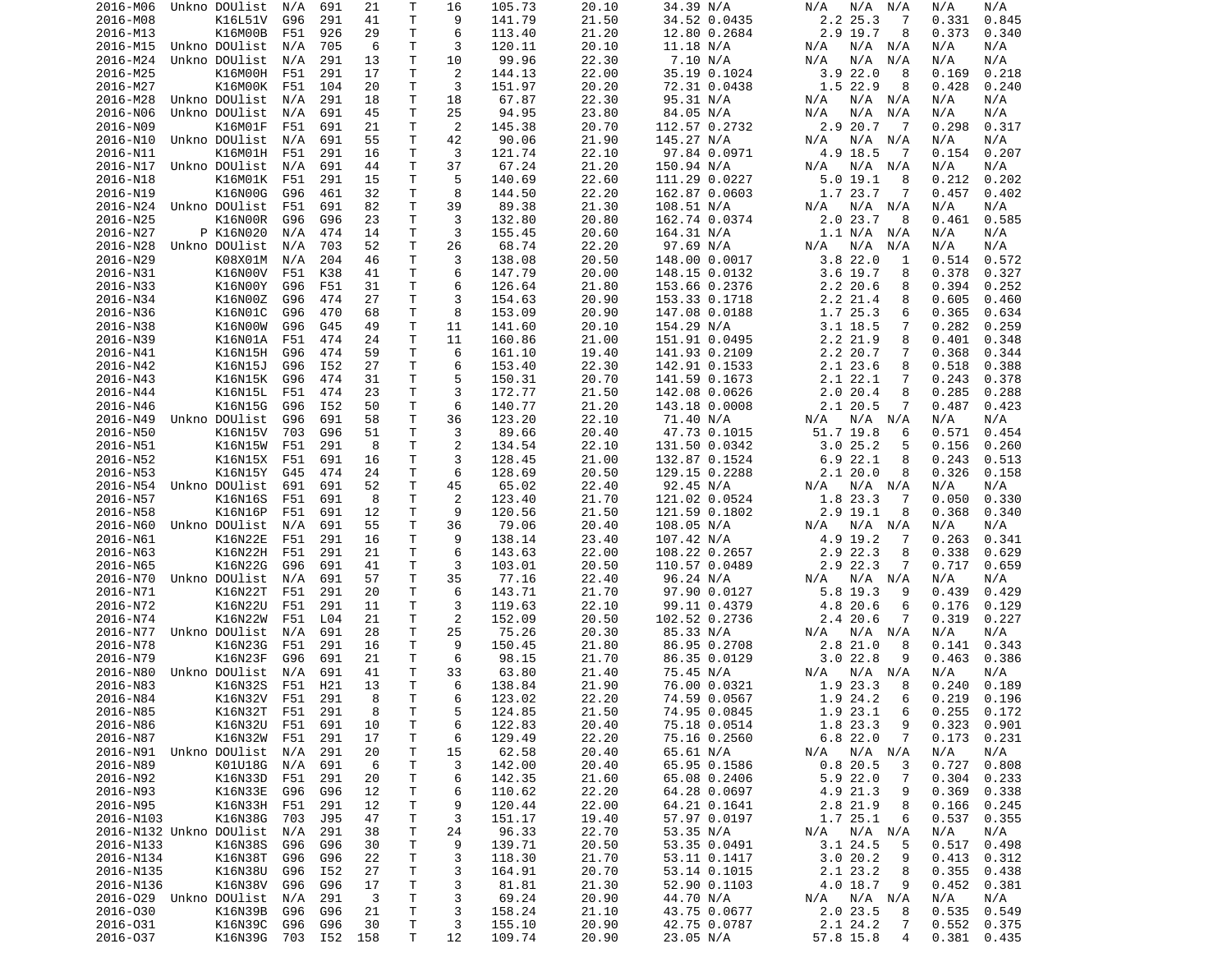```
2016-M06  Unkno DOUlist  N/A  691   21    T    16    105.73      20.10      34.39 N/A        N/A  N/A  N/A    N/A   N/A
2016-M08        K16L51V  G96  291   41    T     9    141.79      21.50      34.52 0.0435       2.2 25.3   7    0.331  0.845
2016-M13        K16M00B  F51  926   29    T     6    113.40      21.20      12.80 0.2684       2.9 19.7   8    0.373  0.340
2016-M15  Unkno DOUlist  N/A  705    6    T     3    120.11      20.10      11.18 N/A        N/A  N/A  N/A    N/A   N/A
2016-M24  Unkno DOUlist  N/A  291   13    T    10     99.96      22.30       7.10 N/A        N/A  N/A  N/A    N/A   N/A
2016-M25        K16M00H  F51  291   17    T     2    144.13      22.00      35.19 0.1024       3.9 22.0   8    0.169  0.218
2016-M27        K16M00K  F51  104   20    T     3    151.97      20.20      72.31 0.0438       1.5 22.9   8    0.428  0.240
2016-M28  Unkno DOUlist  N/A  291   18    T    18     67.87      22.30      95.31 N/A        N/A  N/A  N/A    N/A   N/A
2016-N06  Unkno DOUlist  N/A  691   45    T    25     94.95      23.80      84.05 N/A        N/A  N/A  N/A    N/A   N/A
2016-N09        K16M01F  F51  691   21    T     2    145.38      20.70     112.57 0.2732       2.9 20.7   7    0.298  0.317
2016-N10  Unkno DOUlist  N/A  691   55    T    42     90.06      21.90     145.27 N/A        N/A  N/A  N/A    N/A   N/A
2016-N11        K16M01H  F51  291   16    T     3    121.74      22.10      97.84 0.0971       4.9 18.5   7    0.154  0.207
2016-N17  Unkno DOUlist  N/A  691   44    T    37     67.24      21.20     150.94 N/A        N/A  N/A  N/A    N/A   N/A
2016-N18        K16M01K  F51  291   15    T     5    140.69      22.60     111.29 0.0227       5.0 19.1   8    0.212  0.202
2016-N19        K16N00G  G96  461   32    T     8    144.50      22.20     162.87 0.0603       1.7 23.7   7    0.457  0.402
2016-N24  Unkno DOUlist  F51  691   82    T    39     89.38      21.30     108.51 N/A        N/A  N/A  N/A    N/A   N/A
2016-N25        K16N00R  G96  G96   23    T     3    132.80      20.80     162.74 0.0374       2.0 23.7   8    0.461  0.585
2016-N27      P K16N020  N/A  474   14    T     3    155.45      20.60     164.31 N/A          1.1 N/A  N/A    N/A   N/A
2016-N28  Unkno DOUlist  N/A  703   52    T    26     68.74      22.20      97.69 N/A        N/A  N/A  N/A    N/A   N/A
2016-N29        K08X01M  N/A  204   46    T     3    138.08      20.50     148.00 0.0017       3.8 22.0   1    0.514  0.572
2016-N31        K16N00V  F51  K38   41    T     6    147.79      20.00     148.15 0.0132       3.6 19.7   8    0.378  0.327
2016-N33        K16N00Y  G96  F51   31    T     6    126.64      21.80     153.66 0.2376       2.2 20.6   8    0.394  0.252
2016-N34        K16N00Z  G96  474   27    T     3    154.63      20.90     153.33 0.1718       2.2 21.4   8    0.605  0.460
2016-N36        K16N01C  G96  470   68    T     8    153.09      20.90     147.08 0.0188       1.7 25.3   6    0.365  0.634
2016-N38        K16N00W  G96  G45   49    T    11    141.60      20.10     154.29 N/A          3.1 18.5   7    0.282  0.259
2016-N39        K16N01A  F51  474   24    T    11    160.86      21.00     151.91 0.0495       2.2 21.9   8    0.401  0.348
2016-N41        K16N15H  G96  474   59    T     6    161.10      19.40     141.93 0.2109       2.2 20.7   7    0.368  0.344
2016-N42        K16N15J  G96  I52   27    T     6    153.40      22.30     142.91 0.1533       2.1 23.6   8    0.518  0.388
2016-N43        K16N15K  G96  474   31    T     5    150.31      20.70     141.59 0.1673       2.1 22.1   7    0.243  0.378
2016-N44        K16N15L  F51  474   23    T     3    172.77      21.50     142.08 0.0626       2.0 20.4   8    0.285  0.288
2016-N46        K16N15G  G96  I52   50    T     6    140.77      21.20     143.18 0.0008       2.1 20.5   7    0.487  0.423
2016-N49  Unkno DOUlist  G96  691   58    T    36    123.20      22.10      71.40 N/A        N/A  N/A  N/A    N/A   N/A
2016-N50        K16N15V  703  G96   51    T     3     89.66      20.40      47.73 0.1015      51.7 19.8   6    0.571  0.454
2016-N51        K16N15W  F51  291    8    T     2    134.54      22.10     131.50 0.0342       3.0 25.2   5    0.156  0.260
2016-N52        K16N15X  F51  691   16    T     3    128.45      21.00     132.87 0.1524       6.9 22.1   8    0.243  0.513
2016-N53        K16N15Y  G45  474   24    T     6    128.69      20.50     129.15 0.2288       2.1 20.0   8    0.326  0.158
2016-N54  Unkno DOUlist  691  691   52    T    45     65.02      22.40      92.45 N/A        N/A  N/A  N/A    N/A   N/A
2016-N57        K16N16S  F51  691    8    T     2    123.40      21.70     121.02 0.0524       1.8 23.3   7    0.050  0.330
2016-N58        K16N16P  F51  691   12    T     9    120.56      21.50     121.59 0.1802       2.9 19.1   8    0.368  0.340
2016-N60  Unkno DOUlist  N/A  691   55    T    36     79.06      20.40     108.05 N/A        N/A  N/A  N/A    N/A   N/A
2016-N61        K16N22E  F51  291   16    T     9    138.14      23.40     107.42 N/A          4.9 19.2   7    0.263  0.341
2016-N63        K16N22H  F51  291   21    T     6    143.63      22.00     108.22 0.2657       2.9 22.3   8    0.338  0.629
2016-N65        K16N22G  G96  691   41    T     3    103.01      20.50     110.57 0.0489       2.9 22.3   7    0.717  0.659
2016-N70  Unkno DOUlist  N/A  691   57    T    35     77.16      22.40      96.24 N/A        N/A  N/A  N/A    N/A   N/A
2016-N71        K16N22T  F51  291   20    T     6    143.71      21.70      97.90 0.0127       5.8 19.3   9    0.439  0.429
2016-N72        K16N22U  F51  291   11    T     3    119.63      22.10      99.11 0.4379       4.8 20.6   6    0.176  0.129
2016-N74        K16N22W  F51  L04   21    T     2    152.09      20.50     102.52 0.2736       2.4 20.6   7    0.319  0.227
2016-N77  Unkno DOUlist  N/A  691   28    T    25     75.26      20.30      85.33 N/A        N/A  N/A  N/A    N/A   N/A
2016-N78        K16N23G  F51  291   16    T     9    150.45      21.80      86.95 0.2708       2.8 21.0   8    0.141  0.343
2016-N79        K16N23F  G96  691   21    T     6     98.15      21.70      86.35 0.0129       3.0 22.8   9    0.463  0.386
2016-N80  Unkno DOUlist  N/A  691   41    T    33     63.80      21.40      75.45 N/A        N/A  N/A  N/A    N/A   N/A
2016-N83        K16N32S  F51  H21   13    T     6    138.84      21.90      76.00 0.0321       1.9 23.3   8    0.240  0.189
2016-N84        K16N32V  F51  291    8    T     6    123.02      22.20      74.59 0.0567       1.9 24.2   6    0.219  0.196
2016-N85        K16N32T  F51  291    8    T     5    124.85      21.50      74.95 0.0845       1.9 23.1   6    0.255  0.172
2016-N86        K16N32U  F51  691   10    T     6    122.83      20.40      75.18 0.0514       1.8 23.3   9    0.323  0.901
2016-N87        K16N32W  F51  291   17    T     6    129.49      22.20      75.16 0.2560       6.8 22.0   7    0.173  0.231
2016-N91  Unkno DOUlist  N/A  291   20    T    15     62.58      20.40      65.61 N/A        N/A  N/A  N/A    N/A   N/A
2016-N89        K01U18G  N/A  691    6    T     3    142.00      20.40      65.95 0.1586       0.8 20.5   3    0.727  0.808
2016-N92        K16N33D  F51  291   20    T     6    142.35      21.60      65.08 0.2406       5.9 22.0   7    0.304  0.233
2016-N93        K16N33E  G96  G96   12    T     6    110.62      22.20      64.28 0.0697       4.9 21.3   9    0.369  0.338
2016-N95        K16N33H  F51  291   12    T     9    120.44      22.00      64.21 0.1641       2.8 21.9   8    0.166  0.245
2016-N103       K16N38G  703  J95   47    T     3    151.17      19.40      57.97 0.0197       1.7 25.1   6    0.537  0.355
2016-N132 Unkno DOUlist  N/A  291   38    T    24     96.33      22.70      53.35 N/A        N/A  N/A  N/A    N/A   N/A
2016-N133       K16N38S  G96  G96   30    T     9    139.71      20.50      53.35 0.0491       3.1 24.5   5    0.517  0.498
2016-N134       K16N38T  G96  G96   22    T     3    118.30      21.70      53.11 0.1417       3.0 20.2   9    0.413  0.312
2016-N135       K16N38U  G96  I52   27    T     3    164.91      20.70      53.14 0.1015       2.1 23.2   8    0.355  0.438
2016-N136       K16N38V  G96  G96   17    T     3     81.81      21.30      52.90 0.1103       4.0 18.7   9    0.452  0.381
2016-O29  Unkno DOUlist  N/A  291    3    T     3     69.24      20.90      44.70 N/A        N/A  N/A  N/A    N/A   N/A
2016-O30        K16N39B  G96  G96   21    T     3    158.24      21.10      43.75 0.0677       2.0 23.5   8    0.535  0.549
2016-O31        K16N39C  G96  G96   30    T     3    155.10      20.90      42.75 0.0787       2.1 24.2   7    0.552  0.375
2016-O37        K16N39G  703  I52  158    T    12    109.74      20.90      23.05 N/A         57.8 15.8   4    0.381  0.435
```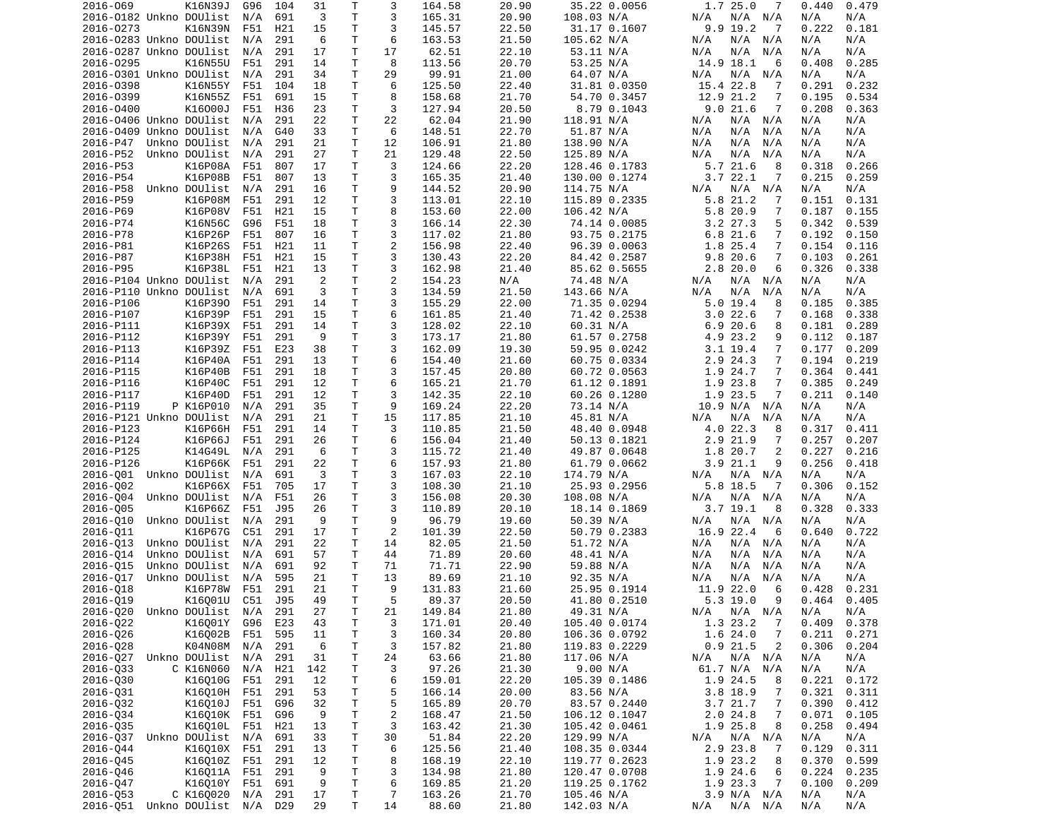| | | | | | | | | | | | | | | | | |
|---|---|---|---|---|---|---|---|---|---|---|---|---|---|---|---|---|
| 2016-O69 | | K16N39J | G96 | 104 | 31 | T | 3 | 164.58 | 20.90 | 35.22 | 0.0056 | 1.7 | 25.0 | 7 | 0.440 | 0.479 |
| 2016-O182 | Unkno | DOUlist | N/A | 691 | 3 | T | 3 | 165.31 | 20.90 | 108.03 | N/A | N/A | N/A | N/A | N/A | N/A |
| 2016-O273 | | K16N39N | F51 | H21 | 15 | T | 3 | 145.57 | 22.50 | 31.17 | 0.1607 | 9.9 | 19.2 | 7 | 0.222 | 0.181 |
| 2016-O283 | Unkno | DOUlist | N/A | 291 | 6 | T | 6 | 163.53 | 21.50 | 105.62 | N/A | N/A | N/A | N/A | N/A | N/A |
| 2016-O287 | Unkno | DOUlist | N/A | 291 | 17 | T | 17 | 62.51 | 22.10 | 53.11 | N/A | N/A | N/A | N/A | N/A | N/A |
| 2016-O295 | | K16N55U | F51 | 291 | 14 | T | 8 | 113.56 | 20.70 | 53.25 | N/A | 14.9 | 18.1 | 6 | 0.408 | 0.285 |
| 2016-O301 | Unkno | DOUlist | N/A | 291 | 34 | T | 29 | 99.91 | 21.00 | 64.07 | N/A | N/A | N/A | N/A | N/A | N/A |
| 2016-O398 | | K16N55Y | F51 | 104 | 18 | T | 6 | 125.50 | 22.40 | 31.81 | 0.0350 | 15.4 | 22.8 | 7 | 0.291 | 0.232 |
| 2016-O399 | | K16N55Z | F51 | 691 | 15 | T | 8 | 158.68 | 21.70 | 54.70 | 0.3457 | 12.9 | 21.2 | 7 | 0.195 | 0.534 |
| 2016-O400 | | K16O00J | F51 | H36 | 23 | T | 3 | 127.94 | 20.50 | 8.79 | 0.1043 | 9.0 | 21.6 | 7 | 0.208 | 0.363 |
| 2016-O406 | Unkno | DOUlist | N/A | 291 | 22 | T | 22 | 62.04 | 21.90 | 118.91 | N/A | N/A | N/A | N/A | N/A | N/A |
| 2016-O409 | Unkno | DOUlist | N/A | G40 | 33 | T | 6 | 148.51 | 22.70 | 51.87 | N/A | N/A | N/A | N/A | N/A | N/A |
| 2016-P47 | Unkno | DOUlist | N/A | 291 | 21 | T | 12 | 106.91 | 21.80 | 138.90 | N/A | N/A | N/A | N/A | N/A | N/A |
| 2016-P52 | Unkno | DOUlist | N/A | 291 | 27 | T | 21 | 129.48 | 22.50 | 125.89 | N/A | N/A | N/A | N/A | N/A | N/A |
| 2016-P53 | | K16P08A | F51 | 807 | 17 | T | 3 | 124.66 | 22.20 | 128.46 | 0.1783 | 5.7 | 21.6 | 8 | 0.318 | 0.266 |
| 2016-P54 | | K16P08B | F51 | 807 | 13 | T | 3 | 165.35 | 21.40 | 130.00 | 0.1274 | 3.7 | 22.1 | 7 | 0.215 | 0.259 |
| 2016-P58 | Unkno | DOUlist | N/A | 291 | 16 | T | 9 | 144.52 | 20.90 | 114.75 | N/A | N/A | N/A | N/A | N/A | N/A |
| 2016-P59 | | K16P08M | F51 | 291 | 12 | T | 3 | 113.01 | 22.10 | 115.89 | 0.2335 | 5.8 | 21.2 | 7 | 0.151 | 0.131 |
| 2016-P69 | | K16P08V | F51 | H21 | 15 | T | 8 | 153.60 | 22.00 | 106.42 | N/A | 5.8 | 20.9 | 7 | 0.187 | 0.155 |
| 2016-P74 | | K16N56C | G96 | F51 | 18 | T | 3 | 166.14 | 22.30 | 74.14 | 0.0085 | 3.2 | 27.3 | 5 | 0.342 | 0.539 |
| 2016-P78 | | K16P26P | F51 | 807 | 16 | T | 3 | 117.02 | 21.80 | 93.75 | 0.2175 | 6.8 | 21.6 | 7 | 0.192 | 0.150 |
| 2016-P81 | | K16P26S | F51 | H21 | 11 | T | 2 | 156.98 | 22.40 | 96.39 | 0.0063 | 1.8 | 25.4 | 7 | 0.154 | 0.116 |
| 2016-P87 | | K16P38H | F51 | H21 | 15 | T | 3 | 130.43 | 22.20 | 84.42 | 0.2587 | 9.8 | 20.6 | 7 | 0.103 | 0.261 |
| 2016-P95 | | K16P38L | F51 | H21 | 13 | T | 3 | 162.98 | 21.40 | 85.62 | 0.5655 | 2.8 | 20.0 | 6 | 0.326 | 0.338 |
| 2016-P104 | Unkno | DOUlist | N/A | 291 | 2 | T | 2 | 154.23 | N/A | 74.48 | N/A | N/A | N/A | N/A | N/A | N/A |
| 2016-P110 | Unkno | DOUlist | N/A | 691 | 3 | T | 3 | 134.59 | 21.50 | 143.66 | N/A | N/A | N/A | N/A | N/A | N/A |
| 2016-P106 | | K16P39O | F51 | 291 | 14 | T | 3 | 155.29 | 22.00 | 71.35 | 0.0294 | 5.0 | 19.4 | 8 | 0.185 | 0.385 |
| 2016-P107 | | K16P39P | F51 | 291 | 15 | T | 6 | 161.85 | 21.40 | 71.42 | 0.2538 | 3.0 | 22.6 | 7 | 0.168 | 0.338 |
| 2016-P111 | | K16P39X | F51 | 291 | 14 | T | 3 | 128.02 | 22.10 | 60.31 | N/A | 6.9 | 20.6 | 8 | 0.181 | 0.289 |
| 2016-P112 | | K16P39Y | F51 | 291 | 9 | T | 3 | 173.17 | 21.80 | 61.57 | 0.2758 | 4.9 | 23.2 | 9 | 0.112 | 0.187 |
| 2016-P113 | | K16P39Z | F51 | E23 | 38 | T | 3 | 162.09 | 19.30 | 59.95 | 0.0242 | 3.1 | 19.4 | 7 | 0.177 | 0.209 |
| 2016-P114 | | K16P40A | F51 | 291 | 13 | T | 6 | 154.40 | 21.60 | 60.75 | 0.0334 | 2.9 | 24.3 | 7 | 0.194 | 0.219 |
| 2016-P115 | | K16P40B | F51 | 291 | 18 | T | 3 | 157.45 | 20.80 | 60.72 | 0.0563 | 1.9 | 24.7 | 7 | 0.364 | 0.441 |
| 2016-P116 | | K16P40C | F51 | 291 | 12 | T | 6 | 165.21 | 21.70 | 61.12 | 0.1891 | 1.9 | 23.8 | 7 | 0.385 | 0.249 |
| 2016-P117 | | K16P40D | F51 | 291 | 12 | T | 3 | 142.35 | 22.10 | 60.26 | 0.1280 | 1.9 | 23.5 | 7 | 0.211 | 0.140 |
| 2016-P119 | P | K16P010 | N/A | 291 | 35 | T | 9 | 169.24 | 22.20 | 73.14 | N/A | 10.9 | N/A | N/A | N/A | N/A |
| 2016-P121 | Unkno | DOUlist | N/A | 291 | 21 | T | 15 | 117.85 | 21.10 | 45.81 | N/A | N/A | N/A | N/A | N/A | N/A |
| 2016-P123 | | K16P66H | F51 | 291 | 14 | T | 3 | 110.85 | 21.50 | 48.40 | 0.0948 | 4.0 | 22.3 | 8 | 0.317 | 0.411 |
| 2016-P124 | | K16P66J | F51 | 291 | 26 | T | 6 | 156.04 | 21.40 | 50.13 | 0.1821 | 2.9 | 21.9 | 7 | 0.257 | 0.207 |
| 2016-P125 | | K14G49L | N/A | 291 | 6 | T | 3 | 115.72 | 21.40 | 49.87 | 0.0648 | 1.8 | 20.7 | 2 | 0.227 | 0.216 |
| 2016-P126 | | K16P66K | F51 | 291 | 22 | T | 6 | 157.93 | 21.80 | 61.79 | 0.0662 | 3.9 | 21.1 | 9 | 0.256 | 0.418 |
| 2016-Q01 | Unkno | DOUlist | N/A | 691 | 3 | T | 3 | 167.03 | 22.10 | 174.79 | N/A | N/A | N/A | N/A | N/A | N/A |
| 2016-Q02 | | K16P66X | F51 | 705 | 17 | T | 3 | 108.30 | 21.10 | 25.93 | 0.2956 | 5.8 | 18.5 | 7 | 0.306 | 0.152 |
| 2016-Q04 | Unkno | DOUlist | N/A | F51 | 26 | T | 3 | 156.08 | 20.30 | 108.08 | N/A | N/A | N/A | N/A | N/A | N/A |
| 2016-Q05 | | K16P66Z | F51 | J95 | 26 | T | 3 | 110.89 | 20.10 | 18.14 | 0.1869 | 3.7 | 19.1 | 8 | 0.328 | 0.333 |
| 2016-Q10 | Unkno | DOUlist | N/A | 291 | 9 | T | 9 | 96.79 | 19.60 | 50.39 | N/A | N/A | N/A | N/A | N/A | N/A |
| 2016-Q11 | | K16P67G | C51 | 291 | 17 | T | 2 | 101.39 | 22.50 | 50.79 | 0.2383 | 16.9 | 22.4 | 6 | 0.640 | 0.722 |
| 2016-Q13 | Unkno | DOUlist | N/A | 291 | 22 | T | 14 | 82.05 | 21.50 | 51.72 | N/A | N/A | N/A | N/A | N/A | N/A |
| 2016-Q14 | Unkno | DOUlist | N/A | 691 | 57 | T | 44 | 71.89 | 20.60 | 48.41 | N/A | N/A | N/A | N/A | N/A | N/A |
| 2016-Q15 | Unkno | DOUlist | N/A | 691 | 92 | T | 71 | 71.71 | 22.90 | 59.88 | N/A | N/A | N/A | N/A | N/A | N/A |
| 2016-Q17 | Unkno | DOUlist | N/A | 595 | 21 | T | 13 | 89.69 | 21.10 | 92.35 | N/A | N/A | N/A | N/A | N/A | N/A |
| 2016-Q18 | | K16P78W | F51 | 291 | 21 | T | 9 | 131.83 | 21.60 | 25.95 | 0.1914 | 11.9 | 22.0 | 6 | 0.428 | 0.231 |
| 2016-Q19 | | K16Q01U | C51 | J95 | 49 | T | 5 | 89.37 | 20.50 | 41.80 | 0.2510 | 5.3 | 19.0 | 9 | 0.464 | 0.405 |
| 2016-Q20 | Unkno | DOUlist | N/A | 291 | 27 | T | 21 | 149.84 | 21.80 | 49.31 | N/A | N/A | N/A | N/A | N/A | N/A |
| 2016-Q22 | | K16Q01Y | G96 | E23 | 43 | T | 3 | 171.01 | 20.40 | 105.40 | 0.0174 | 1.3 | 23.2 | 7 | 0.409 | 0.378 |
| 2016-Q26 | | K16Q02B | F51 | 595 | 11 | T | 3 | 160.34 | 20.80 | 106.36 | 0.0792 | 1.6 | 24.0 | 7 | 0.211 | 0.271 |
| 2016-Q28 | | K04N08M | N/A | 291 | 6 | T | 3 | 157.82 | 21.80 | 119.83 | 0.2229 | 0.9 | 21.5 | 2 | 0.306 | 0.204 |
| 2016-Q27 | Unkno | DOUlist | N/A | 291 | 31 | T | 24 | 63.66 | 21.80 | 117.06 | N/A | N/A | N/A | N/A | N/A | N/A |
| 2016-Q33 | C | K16N060 | N/A | H21 | 142 | T | 3 | 97.26 | 21.30 | 9.00 | N/A | 61.7 | N/A | N/A | N/A | N/A |
| 2016-Q30 | | K16Q10G | F51 | 291 | 12 | T | 6 | 159.01 | 22.20 | 105.39 | 0.1486 | 1.9 | 24.5 | 8 | 0.221 | 0.172 |
| 2016-Q31 | | K16Q10H | F51 | 291 | 53 | T | 5 | 166.14 | 20.00 | 83.56 | N/A | 3.8 | 18.9 | 7 | 0.321 | 0.311 |
| 2016-Q32 | | K16Q10J | F51 | G96 | 32 | T | 5 | 165.89 | 20.70 | 83.57 | 0.2440 | 3.7 | 21.7 | 7 | 0.390 | 0.412 |
| 2016-Q34 | | K16Q10K | F51 | G96 | 9 | T | 2 | 168.47 | 21.50 | 106.12 | 0.1047 | 2.0 | 24.8 | 7 | 0.071 | 0.105 |
| 2016-Q35 | | K16Q10L | F51 | H21 | 13 | T | 3 | 163.42 | 21.30 | 105.42 | 0.0461 | 1.9 | 25.8 | 8 | 0.258 | 0.494 |
| 2016-Q37 | Unkno | DOUlist | N/A | 691 | 33 | T | 30 | 51.84 | 22.20 | 129.99 | N/A | N/A | N/A | N/A | N/A | N/A |
| 2016-Q44 | | K16Q10X | F51 | 291 | 13 | T | 6 | 125.56 | 21.40 | 108.35 | 0.0344 | 2.9 | 23.8 | 7 | 0.129 | 0.311 |
| 2016-Q45 | | K16Q10Z | F51 | 291 | 12 | T | 8 | 168.19 | 22.10 | 119.77 | 0.2623 | 1.9 | 23.2 | 8 | 0.370 | 0.599 |
| 2016-Q46 | | K16Q11A | F51 | 291 | 9 | T | 3 | 134.98 | 21.80 | 120.47 | 0.0708 | 1.9 | 24.6 | 6 | 0.224 | 0.235 |
| 2016-Q47 | | K16Q10Y | F51 | 691 | 9 | T | 6 | 169.85 | 21.20 | 119.25 | 0.1762 | 1.9 | 23.3 | 7 | 0.100 | 0.209 |
| 2016-Q53 | C | K16Q020 | N/A | 291 | 17 | T | 7 | 163.26 | 21.70 | 105.46 | N/A | 3.9 | N/A | N/A | N/A | N/A |
| 2016-Q51 | Unkno | DOUlist | N/A | D29 | 29 | T | 14 | 88.60 | 21.80 | 142.03 | N/A | N/A | N/A | N/A | N/A | N/A |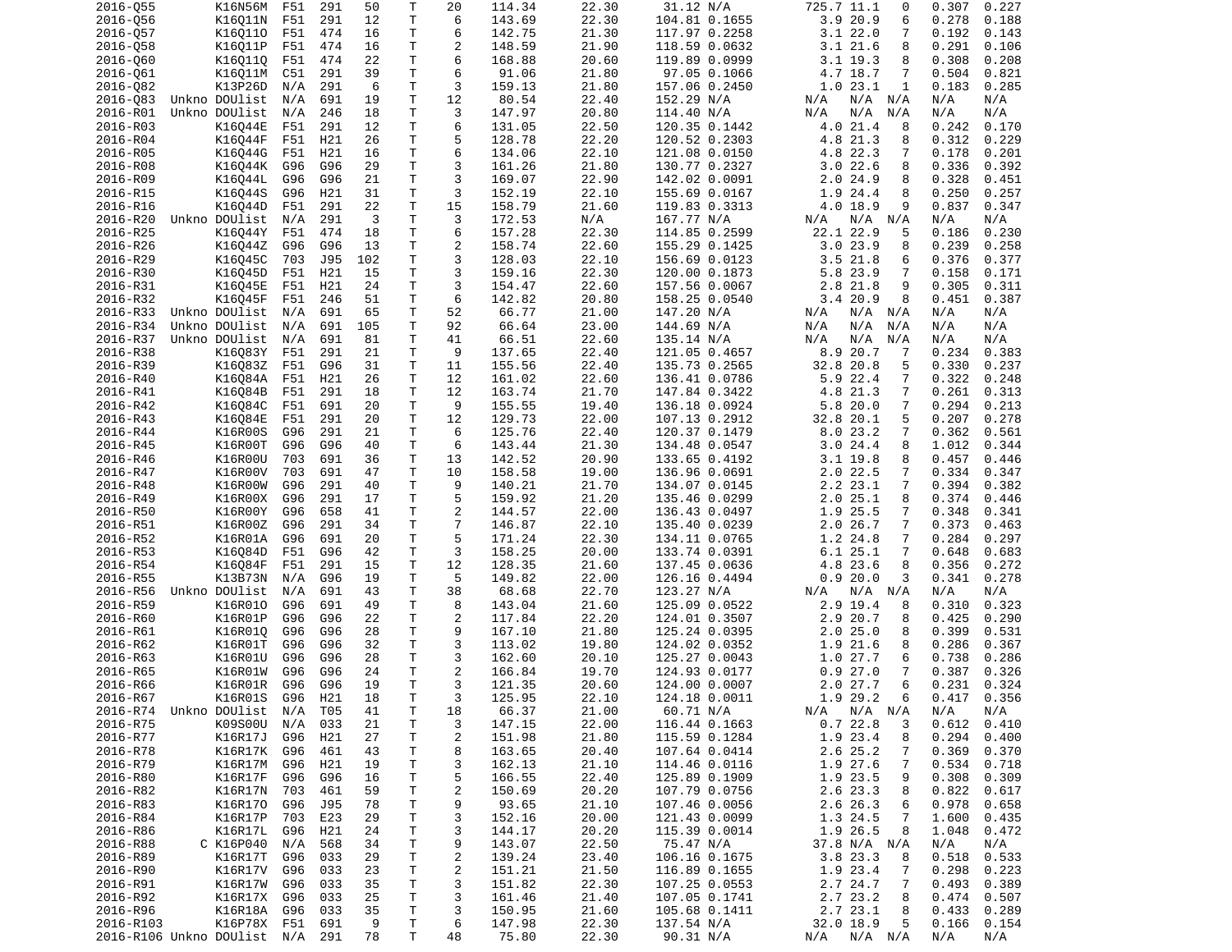| | | | | | | | | | | | | | | | | |
|---|---|---|---|---|---|---|---|---|---|---|---|---|---|---|---|---|
| 2016-Q55 | | K16N56M | F51 | 291 | 50 | T | 20 | 114.34 | 22.30 | 31.12 | N/A | 725.7 | 11.1 | 0 | 0.307 | 0.227 |
| 2016-Q56 | | K16Q11N | F51 | 291 | 12 | T | 6 | 143.69 | 22.30 | 104.81 | 0.1655 | 3.9 | 20.9 | 6 | 0.278 | 0.188 |
| 2016-Q57 | | K16Q11O | F51 | 474 | 16 | T | 6 | 142.75 | 21.30 | 117.97 | 0.2258 | 3.1 | 22.0 | 7 | 0.192 | 0.143 |
| 2016-Q58 | | K16Q11P | F51 | 474 | 16 | T | 2 | 148.59 | 21.90 | 118.59 | 0.0632 | 3.1 | 21.6 | 8 | 0.291 | 0.106 |
| 2016-Q60 | | K16Q11Q | F51 | 474 | 22 | T | 6 | 168.88 | 20.60 | 119.89 | 0.0999 | 3.1 | 19.3 | 8 | 0.308 | 0.208 |
| 2016-Q61 | | K16Q11M | C51 | 291 | 39 | T | 6 | 91.06 | 21.80 | 97.05 | 0.1066 | 4.7 | 18.7 | 7 | 0.504 | 0.821 |
| 2016-Q82 | | K13P26D | N/A | 291 | 6 | T | 3 | 159.13 | 21.80 | 157.06 | 0.2450 | 1.0 | 23.1 | 1 | 0.183 | 0.285 |
| 2016-Q83 | Unkno | DOUlist | N/A | 691 | 19 | T | 12 | 80.54 | 22.40 | 152.29 | N/A | N/A | N/A | N/A | N/A | N/A |
| 2016-R01 | Unkno | DOUlist | N/A | 246 | 18 | T | 3 | 147.97 | 20.80 | 114.40 | N/A | N/A | N/A | N/A | N/A | N/A |
| 2016-R03 | | K16Q44E | F51 | 291 | 12 | T | 6 | 131.05 | 22.50 | 120.35 | 0.1442 | 4.0 | 21.4 | 8 | 0.242 | 0.170 |
| 2016-R04 | | K16Q44F | F51 | H21 | 26 | T | 5 | 128.78 | 22.20 | 120.52 | 0.2303 | 4.8 | 21.3 | 8 | 0.312 | 0.229 |
| 2016-R05 | | K16Q44G | F51 | H21 | 16 | T | 6 | 134.06 | 22.10 | 121.08 | 0.0150 | 4.8 | 22.3 | 7 | 0.178 | 0.201 |
| 2016-R08 | | K16Q44K | G96 | G96 | 29 | T | 3 | 161.26 | 21.80 | 130.77 | 0.2327 | 3.0 | 22.6 | 8 | 0.336 | 0.392 |
| 2016-R09 | | K16Q44L | G96 | G96 | 21 | T | 3 | 169.07 | 22.90 | 142.02 | 0.0091 | 2.0 | 24.9 | 8 | 0.328 | 0.451 |
| 2016-R15 | | K16Q44S | G96 | H21 | 31 | T | 3 | 152.19 | 22.10 | 155.69 | 0.0167 | 1.9 | 24.4 | 8 | 0.250 | 0.257 |
| 2016-R16 | | K16Q44D | F51 | 291 | 22 | T | 15 | 158.79 | 21.60 | 119.83 | 0.3313 | 4.0 | 18.9 | 9 | 0.837 | 0.347 |
| 2016-R20 | Unkno | DOUlist | N/A | 291 | 3 | T | 3 | 172.53 | N/A | 167.77 | N/A | N/A | N/A | N/A | N/A | N/A |
| 2016-R25 | | K16Q44Y | F51 | 474 | 18 | T | 6 | 157.28 | 22.30 | 114.85 | 0.2599 | 22.1 | 22.9 | 5 | 0.186 | 0.230 |
| 2016-R26 | | K16Q44Z | G96 | G96 | 13 | T | 2 | 158.74 | 22.60 | 155.29 | 0.1425 | 3.0 | 23.9 | 8 | 0.239 | 0.258 |
| 2016-R29 | | K16Q45C | 703 | J95 | 102 | T | 3 | 128.03 | 22.10 | 156.69 | 0.0123 | 3.5 | 21.8 | 6 | 0.376 | 0.377 |
| 2016-R30 | | K16Q45D | F51 | H21 | 15 | T | 3 | 159.16 | 22.30 | 120.00 | 0.1873 | 5.8 | 23.9 | 7 | 0.158 | 0.171 |
| 2016-R31 | | K16Q45E | F51 | H21 | 24 | T | 3 | 154.47 | 22.60 | 157.56 | 0.0067 | 2.8 | 21.8 | 9 | 0.305 | 0.311 |
| 2016-R32 | | K16Q45F | F51 | 246 | 51 | T | 6 | 142.82 | 20.80 | 158.25 | 0.0540 | 3.4 | 20.9 | 8 | 0.451 | 0.387 |
| 2016-R33 | Unkno | DOUlist | N/A | 691 | 65 | T | 52 | 66.77 | 21.00 | 147.20 | N/A | N/A | N/A | N/A | N/A | N/A |
| 2016-R34 | Unkno | DOUlist | N/A | 691 | 105 | T | 92 | 66.64 | 23.00 | 144.69 | N/A | N/A | N/A | N/A | N/A | N/A |
| 2016-R37 | Unkno | DOUlist | N/A | 691 | 81 | T | 41 | 66.51 | 22.60 | 135.14 | N/A | N/A | N/A | N/A | N/A | N/A |
| 2016-R38 | | K16Q83Y | F51 | 291 | 21 | T | 9 | 137.65 | 22.40 | 121.05 | 0.4657 | 8.9 | 20.7 | 7 | 0.234 | 0.383 |
| 2016-R39 | | K16Q83Z | F51 | G96 | 31 | T | 11 | 155.56 | 22.40 | 135.73 | 0.2565 | 32.8 | 20.8 | 5 | 0.330 | 0.237 |
| 2016-R40 | | K16Q84A | F51 | H21 | 26 | T | 12 | 161.02 | 22.60 | 136.41 | 0.0786 | 5.9 | 22.4 | 7 | 0.322 | 0.248 |
| 2016-R41 | | K16Q84B | F51 | 291 | 18 | T | 12 | 163.74 | 21.70 | 147.84 | 0.3422 | 4.8 | 21.3 | 7 | 0.261 | 0.313 |
| 2016-R42 | | K16Q84C | F51 | 691 | 20 | T | 9 | 155.55 | 19.40 | 136.18 | 0.0924 | 5.8 | 20.0 | 7 | 0.294 | 0.213 |
| 2016-R43 | | K16Q84E | F51 | 291 | 20 | T | 12 | 129.73 | 22.00 | 107.13 | 0.2912 | 32.8 | 20.1 | 5 | 0.207 | 0.278 |
| 2016-R44 | | K16R00S | G96 | 291 | 21 | T | 6 | 125.76 | 22.40 | 120.37 | 0.1479 | 8.0 | 23.2 | 7 | 0.362 | 0.561 |
| 2016-R45 | | K16R00T | G96 | G96 | 40 | T | 6 | 143.44 | 21.30 | 134.48 | 0.0547 | 3.0 | 24.4 | 8 | 1.012 | 0.344 |
| 2016-R46 | | K16R00U | 703 | 691 | 36 | T | 13 | 142.52 | 20.90 | 133.65 | 0.4192 | 3.1 | 19.8 | 8 | 0.457 | 0.446 |
| 2016-R47 | | K16R00V | 703 | 691 | 47 | T | 10 | 158.58 | 19.00 | 136.96 | 0.0691 | 2.0 | 22.5 | 7 | 0.334 | 0.347 |
| 2016-R48 | | K16R00W | G96 | 291 | 40 | T | 9 | 140.21 | 21.70 | 134.07 | 0.0145 | 2.2 | 23.1 | 7 | 0.394 | 0.382 |
| 2016-R49 | | K16R00X | G96 | 291 | 17 | T | 5 | 159.92 | 21.20 | 135.46 | 0.0299 | 2.0 | 25.1 | 8 | 0.374 | 0.446 |
| 2016-R50 | | K16R00Y | G96 | 658 | 41 | T | 2 | 144.57 | 22.00 | 136.43 | 0.0497 | 1.9 | 25.5 | 7 | 0.348 | 0.341 |
| 2016-R51 | | K16R00Z | G96 | 291 | 34 | T | 7 | 146.87 | 22.10 | 135.40 | 0.0239 | 2.0 | 26.7 | 7 | 0.373 | 0.463 |
| 2016-R52 | | K16R01A | G96 | 691 | 20 | T | 5 | 171.24 | 22.30 | 134.11 | 0.0765 | 1.2 | 24.8 | 7 | 0.284 | 0.297 |
| 2016-R53 | | K16Q84D | F51 | G96 | 42 | T | 3 | 158.25 | 20.00 | 133.74 | 0.0391 | 6.1 | 25.1 | 7 | 0.648 | 0.683 |
| 2016-R54 | | K16Q84F | F51 | 291 | 15 | T | 12 | 128.35 | 21.60 | 137.45 | 0.0636 | 4.8 | 23.6 | 8 | 0.356 | 0.272 |
| 2016-R55 | | K13B73N | N/A | G96 | 19 | T | 5 | 149.82 | 22.00 | 126.16 | 0.4494 | 0.9 | 20.0 | 3 | 0.341 | 0.278 |
| 2016-R56 | Unkno | DOUlist | N/A | 691 | 43 | T | 38 | 68.68 | 22.70 | 123.27 | N/A | N/A | N/A | N/A | N/A | N/A |
| 2016-R59 | | K16R01O | G96 | 691 | 49 | T | 8 | 143.04 | 21.60 | 125.09 | 0.0522 | 2.9 | 19.4 | 8 | 0.310 | 0.323 |
| 2016-R60 | | K16R01P | G96 | G96 | 22 | T | 2 | 117.84 | 22.20 | 124.01 | 0.3507 | 2.9 | 20.7 | 8 | 0.425 | 0.290 |
| 2016-R61 | | K16R01Q | G96 | G96 | 28 | T | 9 | 167.10 | 21.80 | 125.24 | 0.0395 | 2.0 | 25.0 | 8 | 0.399 | 0.531 |
| 2016-R62 | | K16R01T | G96 | G96 | 32 | T | 3 | 113.02 | 19.80 | 124.02 | 0.0352 | 1.9 | 21.6 | 8 | 0.286 | 0.367 |
| 2016-R63 | | K16R01U | G96 | G96 | 28 | T | 3 | 162.60 | 20.10 | 125.27 | 0.0043 | 1.0 | 27.7 | 6 | 0.738 | 0.286 |
| 2016-R65 | | K16R01W | G96 | G96 | 24 | T | 2 | 166.84 | 19.70 | 124.93 | 0.0177 | 0.9 | 27.0 | 7 | 0.387 | 0.326 |
| 2016-R66 | | K16R01R | G96 | G96 | 19 | T | 3 | 121.35 | 20.60 | 124.00 | 0.0007 | 2.0 | 27.7 | 6 | 0.231 | 0.324 |
| 2016-R67 | | K16R01S | G96 | H21 | 18 | T | 3 | 125.95 | 22.10 | 124.18 | 0.0011 | 1.9 | 29.2 | 6 | 0.417 | 0.356 |
| 2016-R74 | Unkno | DOUlist | N/A | T05 | 41 | T | 18 | 66.37 | 21.00 | 60.71 | N/A | N/A | N/A | N/A | N/A | N/A |
| 2016-R75 | | K09S00U | N/A | 033 | 21 | T | 3 | 147.15 | 22.00 | 116.44 | 0.1663 | 0.7 | 22.8 | 3 | 0.612 | 0.410 |
| 2016-R77 | | K16R17J | G96 | H21 | 27 | T | 2 | 151.98 | 21.80 | 115.59 | 0.1284 | 1.9 | 23.4 | 8 | 0.294 | 0.400 |
| 2016-R78 | | K16R17K | G96 | 461 | 43 | T | 8 | 163.65 | 20.40 | 107.64 | 0.0414 | 2.6 | 25.2 | 7 | 0.369 | 0.370 |
| 2016-R79 | | K16R17M | G96 | H21 | 19 | T | 3 | 162.13 | 21.10 | 114.46 | 0.0116 | 1.9 | 27.6 | 7 | 0.534 | 0.718 |
| 2016-R80 | | K16R17F | G96 | G96 | 16 | T | 5 | 166.55 | 22.40 | 125.89 | 0.1909 | 1.9 | 23.5 | 9 | 0.308 | 0.309 |
| 2016-R82 | | K16R17N | 703 | 461 | 59 | T | 2 | 150.69 | 20.20 | 107.79 | 0.0756 | 2.6 | 23.3 | 8 | 0.822 | 0.617 |
| 2016-R83 | | K16R17O | G96 | J95 | 78 | T | 9 | 93.65 | 21.10 | 107.46 | 0.0056 | 2.6 | 26.3 | 6 | 0.978 | 0.658 |
| 2016-R84 | | K16R17P | 703 | E23 | 29 | T | 3 | 152.16 | 20.00 | 121.43 | 0.0099 | 1.3 | 24.5 | 7 | 1.600 | 0.435 |
| 2016-R86 | | K16R17L | G96 | H21 | 24 | T | 3 | 144.17 | 20.20 | 115.39 | 0.0014 | 1.9 | 26.5 | 8 | 1.048 | 0.472 |
| 2016-R88 | C | K16P040 | N/A | 568 | 34 | T | 9 | 143.07 | 22.50 | 75.47 | N/A | 37.8 | N/A | N/A | N/A | N/A |
| 2016-R89 | | K16R17T | G96 | 033 | 29 | T | 2 | 139.24 | 23.40 | 106.16 | 0.1675 | 3.8 | 23.3 | 8 | 0.518 | 0.533 |
| 2016-R90 | | K16R17V | G96 | 033 | 23 | T | 2 | 151.21 | 21.50 | 116.89 | 0.1655 | 1.9 | 23.4 | 7 | 0.298 | 0.223 |
| 2016-R91 | | K16R17W | G96 | 033 | 35 | T | 3 | 151.82 | 22.30 | 107.25 | 0.0553 | 2.7 | 24.7 | 7 | 0.493 | 0.389 |
| 2016-R92 | | K16R17X | G96 | 033 | 25 | T | 3 | 161.46 | 21.40 | 107.05 | 0.1741 | 2.7 | 23.2 | 8 | 0.474 | 0.507 |
| 2016-R96 | | K16R18A | G96 | 033 | 35 | T | 3 | 150.95 | 21.60 | 105.68 | 0.1411 | 2.7 | 23.1 | 8 | 0.433 | 0.289 |
| 2016-R103 | | K16P78X | F51 | 691 | 9 | T | 6 | 147.98 | 22.30 | 137.54 | N/A | 32.0 | 18.9 | 5 | 0.166 | 0.154 |
| 2016-R106 | Unkno | DOUlist | N/A | 291 | 78 | T | 48 | 75.80 | 22.30 | 90.31 | N/A | N/A | N/A | N/A | N/A | N/A |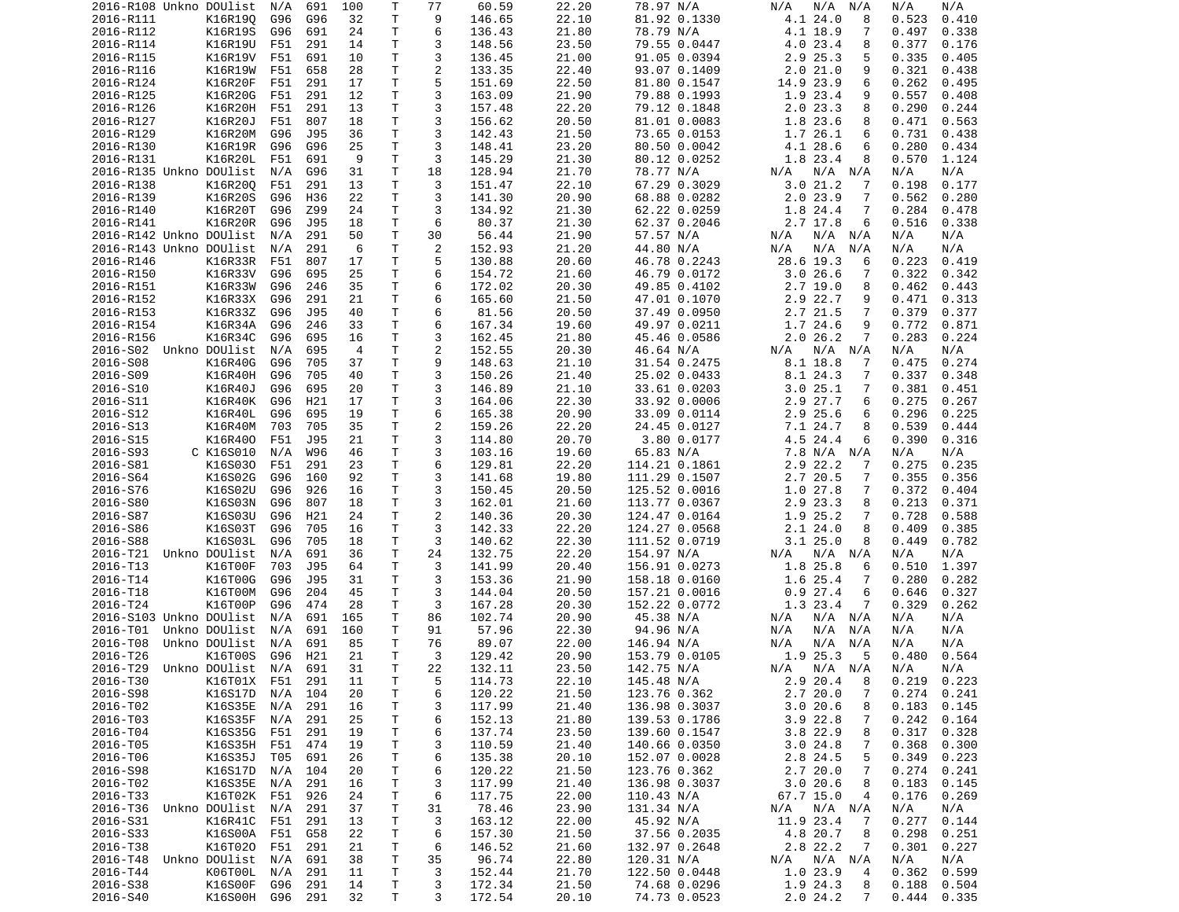| | | | | | | | | | | | | | | | |
|---|---|---|---|---|---|---|---|---|---|---|---|---|---|---|---|
| 2016-R108 | Unkno DOUlist | N/A | 691 | 100 | T | 77 | 60.59 | 22.20 | 78.97 | N/A | N/A | N/A | N/A | N/A | N/A |
| 2016-R111 | K16R19Q | G96 | G96 | 32 | T | 9 | 146.65 | 22.10 | 81.92 | 0.1330 | 4.1 | 24.0 | 8 | 0.523 | 0.410 |
| 2016-R112 | K16R19S | G96 | 691 | 24 | T | 6 | 136.43 | 21.80 | 78.79 | N/A | 4.1 | 18.9 | 7 | 0.497 | 0.338 |
| 2016-R114 | K16R19U | F51 | 291 | 14 | T | 3 | 148.56 | 23.50 | 79.55 | 0.0447 | 4.0 | 23.4 | 8 | 0.377 | 0.176 |
| 2016-R115 | K16R19V | F51 | 691 | 10 | T | 3 | 136.45 | 21.00 | 91.05 | 0.0394 | 2.9 | 25.3 | 5 | 0.335 | 0.405 |
| 2016-R116 | K16R19W | F51 | 658 | 28 | T | 2 | 133.35 | 22.40 | 93.07 | 0.1409 | 2.0 | 21.0 | 9 | 0.321 | 0.438 |
| 2016-R124 | K16R20F | F51 | 291 | 17 | T | 5 | 151.69 | 22.50 | 81.80 | 0.1547 | 14.9 | 23.9 | 6 | 0.262 | 0.495 |
| 2016-R125 | K16R20G | F51 | 291 | 12 | T | 3 | 163.09 | 21.90 | 79.88 | 0.1993 | 1.9 | 23.4 | 9 | 0.557 | 0.408 |
| 2016-R126 | K16R20H | F51 | 291 | 13 | T | 3 | 157.48 | 22.20 | 79.12 | 0.1848 | 2.0 | 23.3 | 8 | 0.290 | 0.244 |
| 2016-R127 | K16R20J | F51 | 807 | 18 | T | 3 | 156.62 | 20.50 | 81.01 | 0.0083 | 1.8 | 23.6 | 8 | 0.471 | 0.563 |
| 2016-R129 | K16R20M | G96 | J95 | 36 | T | 3 | 142.43 | 21.50 | 73.65 | 0.0153 | 1.7 | 26.1 | 6 | 0.731 | 0.438 |
| 2016-R130 | K16R19R | G96 | G96 | 25 | T | 3 | 148.41 | 23.20 | 80.50 | 0.0042 | 4.1 | 28.6 | 6 | 0.280 | 0.434 |
| 2016-R131 | K16R20L | F51 | 691 | 9 | T | 3 | 145.29 | 21.30 | 80.12 | 0.0252 | 1.8 | 23.4 | 8 | 0.570 | 1.124 |
| 2016-R135 | Unkno DOUlist | N/A | G96 | 31 | T | 18 | 128.94 | 21.70 | 78.77 | N/A | N/A | N/A | N/A | N/A | N/A |
| 2016-R138 | K16R20Q | F51 | 291 | 13 | T | 3 | 151.47 | 22.10 | 67.29 | 0.3029 | 3.0 | 21.2 | 7 | 0.198 | 0.177 |
| 2016-R139 | K16R20S | G96 | H36 | 22 | T | 3 | 141.30 | 20.90 | 68.88 | 0.0282 | 2.0 | 23.9 | 7 | 0.562 | 0.280 |
| 2016-R140 | K16R20T | G96 | Z99 | 24 | T | 3 | 134.92 | 21.30 | 62.22 | 0.0259 | 1.8 | 24.4 | 7 | 0.284 | 0.478 |
| 2016-R141 | K16R20R | G96 | J95 | 18 | T | 6 | 80.37 | 21.30 | 62.37 | 0.2046 | 2.7 | 17.8 | 6 | 0.516 | 0.338 |
| 2016-R142 | Unkno DOUlist | N/A | 291 | 50 | T | 30 | 56.44 | 21.90 | 57.57 | N/A | N/A | N/A | N/A | N/A | N/A |
| 2016-R143 | Unkno DOUlist | N/A | 291 | 6 | T | 2 | 152.93 | 21.20 | 44.80 | N/A | N/A | N/A | N/A | N/A | N/A |
| 2016-R146 | K16R33R | F51 | 807 | 17 | T | 5 | 130.88 | 20.60 | 46.78 | 0.2243 | 28.6 | 19.3 | 6 | 0.223 | 0.419 |
| 2016-R150 | K16R33V | G96 | 695 | 25 | T | 6 | 154.72 | 21.60 | 46.79 | 0.0172 | 3.0 | 26.6 | 7 | 0.322 | 0.342 |
| 2016-R151 | K16R33W | G96 | 246 | 35 | T | 6 | 172.02 | 20.30 | 49.85 | 0.4102 | 2.7 | 19.0 | 8 | 0.462 | 0.443 |
| 2016-R152 | K16R33X | G96 | 291 | 21 | T | 6 | 165.60 | 21.50 | 47.01 | 0.1070 | 2.9 | 22.7 | 9 | 0.471 | 0.313 |
| 2016-R153 | K16R33Z | G96 | J95 | 40 | T | 6 | 81.56 | 20.50 | 37.49 | 0.0950 | 2.7 | 21.5 | 7 | 0.379 | 0.377 |
| 2016-R154 | K16R34A | G96 | 246 | 33 | T | 6 | 167.34 | 19.60 | 49.97 | 0.0211 | 1.7 | 24.6 | 9 | 0.772 | 0.871 |
| 2016-R156 | K16R34C | G96 | 695 | 16 | T | 3 | 162.45 | 21.80 | 45.46 | 0.0586 | 2.0 | 26.2 | 7 | 0.283 | 0.224 |
| 2016-S02 | Unkno DOUlist | N/A | 695 | 4 | T | 2 | 152.55 | 20.30 | 46.64 | N/A | N/A | N/A | N/A | N/A | N/A |
| 2016-S08 | K16R40G | G96 | 705 | 37 | T | 9 | 148.63 | 21.10 | 31.54 | 0.2475 | 8.1 | 18.8 | 7 | 0.475 | 0.274 |
| 2016-S09 | K16R40H | G96 | 705 | 40 | T | 3 | 150.26 | 21.40 | 25.02 | 0.0433 | 8.1 | 24.3 | 7 | 0.337 | 0.348 |
| 2016-S10 | K16R40J | G96 | 695 | 20 | T | 3 | 146.89 | 21.10 | 33.61 | 0.0203 | 3.0 | 25.1 | 7 | 0.381 | 0.451 |
| 2016-S11 | K16R40K | G96 | H21 | 17 | T | 3 | 164.06 | 22.30 | 33.92 | 0.0006 | 2.9 | 27.7 | 6 | 0.275 | 0.267 |
| 2016-S12 | K16R40L | G96 | 695 | 19 | T | 6 | 165.38 | 20.90 | 33.09 | 0.0114 | 2.9 | 25.6 | 6 | 0.296 | 0.225 |
| 2016-S13 | K16R40M | 703 | 705 | 35 | T | 2 | 159.26 | 22.20 | 24.45 | 0.0127 | 7.1 | 24.7 | 8 | 0.539 | 0.444 |
| 2016-S15 | K16R40O | F51 | J95 | 21 | T | 3 | 114.80 | 20.70 | 3.80 | 0.0177 | 4.5 | 24.4 | 6 | 0.390 | 0.316 |
| 2016-S93 | C K16S010 | N/A | W96 | 46 | T | 3 | 103.16 | 19.60 | 65.83 | N/A | 7.8 | N/A | N/A | N/A | N/A |
| 2016-S81 | K16S03O | F51 | 291 | 23 | T | 6 | 129.81 | 22.20 | 114.21 | 0.1861 | 2.9 | 22.2 | 7 | 0.275 | 0.235 |
| 2016-S64 | K16S02G | G96 | 160 | 92 | T | 3 | 141.68 | 19.80 | 111.29 | 0.1507 | 2.7 | 20.5 | 7 | 0.355 | 0.356 |
| 2016-S76 | K16S02U | G96 | 926 | 16 | T | 3 | 150.45 | 20.50 | 125.52 | 0.0016 | 1.0 | 27.8 | 7 | 0.372 | 0.404 |
| 2016-S80 | K16S03N | G96 | 807 | 18 | T | 3 | 162.01 | 21.60 | 113.77 | 0.0367 | 2.9 | 23.3 | 8 | 0.213 | 0.371 |
| 2016-S87 | K16S03U | G96 | H21 | 24 | T | 2 | 140.36 | 20.30 | 124.47 | 0.0164 | 1.9 | 25.2 | 7 | 0.728 | 0.588 |
| 2016-S86 | K16S03T | G96 | 705 | 16 | T | 3 | 142.33 | 22.20 | 124.27 | 0.0568 | 2.1 | 24.0 | 8 | 0.409 | 0.385 |
| 2016-S88 | K16S03L | G96 | 705 | 18 | T | 3 | 140.62 | 22.30 | 111.52 | 0.0719 | 3.1 | 25.0 | 8 | 0.449 | 0.782 |
| 2016-T21 | Unkno DOUlist | N/A | 691 | 36 | T | 24 | 132.75 | 22.20 | 154.97 | N/A | N/A | N/A | N/A | N/A | N/A |
| 2016-T13 | K16T00F | 703 | J95 | 64 | T | 3 | 141.99 | 20.40 | 156.91 | 0.0273 | 1.8 | 25.8 | 6 | 0.510 | 1.397 |
| 2016-T14 | K16T00G | G96 | J95 | 31 | T | 3 | 153.36 | 21.90 | 158.18 | 0.0160 | 1.6 | 25.4 | 7 | 0.280 | 0.282 |
| 2016-T18 | K16T00M | G96 | 204 | 45 | T | 3 | 144.04 | 20.50 | 157.21 | 0.0016 | 0.9 | 27.4 | 6 | 0.646 | 0.327 |
| 2016-T24 | K16T00P | G96 | 474 | 28 | T | 3 | 167.28 | 20.30 | 152.22 | 0.0772 | 1.3 | 23.4 | 7 | 0.329 | 0.262 |
| 2016-S103 | Unkno DOUlist | N/A | 691 | 165 | T | 86 | 102.74 | 20.90 | 45.38 | N/A | N/A | N/A | N/A | N/A | N/A |
| 2016-T01 | Unkno DOUlist | N/A | 691 | 160 | T | 91 | 57.96 | 22.30 | 94.96 | N/A | N/A | N/A | N/A | N/A | N/A |
| 2016-T08 | Unkno DOUlist | N/A | 691 | 85 | T | 76 | 89.07 | 22.00 | 146.94 | N/A | N/A | N/A | N/A | N/A | N/A |
| 2016-T26 | K16T00S | G96 | H21 | 21 | T | 3 | 129.42 | 20.90 | 153.79 | 0.0105 | 1.9 | 25.3 | 5 | 0.480 | 0.564 |
| 2016-T29 | Unkno DOUlist | N/A | 691 | 31 | T | 22 | 132.11 | 23.50 | 142.75 | N/A | N/A | N/A | N/A | N/A | N/A |
| 2016-T30 | K16T01X | F51 | 291 | 11 | T | 5 | 114.73 | 22.10 | 145.48 | N/A | 2.9 | 20.4 | 8 | 0.219 | 0.223 |
| 2016-S98 | K16S17D | N/A | 104 | 20 | T | 6 | 120.22 | 21.50 | 123.76 | 0.362 | 2.7 | 20.0 | 7 | 0.274 | 0.241 |
| 2016-T02 | K16S35E | N/A | 291 | 16 | T | 3 | 117.99 | 21.40 | 136.98 | 0.3037 | 3.0 | 20.6 | 8 | 0.183 | 0.145 |
| 2016-T03 | K16S35F | N/A | 291 | 25 | T | 6 | 152.13 | 21.80 | 139.53 | 0.1786 | 3.9 | 22.8 | 7 | 0.242 | 0.164 |
| 2016-T04 | K16S35G | F51 | 291 | 19 | T | 6 | 137.74 | 23.50 | 139.60 | 0.1547 | 3.8 | 22.9 | 8 | 0.317 | 0.328 |
| 2016-T05 | K16S35H | F51 | 474 | 19 | T | 3 | 110.59 | 21.40 | 140.66 | 0.0350 | 3.0 | 24.8 | 7 | 0.368 | 0.300 |
| 2016-T06 | K16S35J | T05 | 691 | 26 | T | 6 | 135.38 | 20.10 | 152.07 | 0.0028 | 2.8 | 24.5 | 5 | 0.349 | 0.223 |
| 2016-S98 | K16S17D | N/A | 104 | 20 | T | 6 | 120.22 | 21.50 | 123.76 | 0.362 | 2.7 | 20.0 | 7 | 0.274 | 0.241 |
| 2016-T02 | K16S35E | N/A | 291 | 16 | T | 3 | 117.99 | 21.40 | 136.98 | 0.3037 | 3.0 | 20.6 | 8 | 0.183 | 0.145 |
| 2016-T33 | K16T02K | F51 | 926 | 24 | T | 6 | 117.75 | 22.00 | 110.43 | N/A | 67.7 | 15.0 | 4 | 0.176 | 0.269 |
| 2016-T36 | Unkno DOUlist | N/A | 291 | 37 | T | 31 | 78.46 | 23.90 | 131.34 | N/A | N/A | N/A | N/A | N/A | N/A |
| 2016-S31 | K16R41C | F51 | 291 | 13 | T | 3 | 163.12 | 22.00 | 45.92 | N/A | 11.9 | 23.4 | 7 | 0.277 | 0.144 |
| 2016-S33 | K16S00A | F51 | G58 | 22 | T | 6 | 157.30 | 21.50 | 37.56 | 0.2035 | 4.8 | 20.7 | 8 | 0.298 | 0.251 |
| 2016-T38 | K16T02O | F51 | 291 | 21 | T | 6 | 146.52 | 21.60 | 132.97 | 0.2648 | 2.8 | 22.2 | 7 | 0.301 | 0.227 |
| 2016-T48 | Unkno DOUlist | N/A | 691 | 38 | T | 35 | 96.74 | 22.80 | 120.31 | N/A | N/A | N/A | N/A | N/A | N/A |
| 2016-T44 | K06T00L | N/A | 291 | 11 | T | 3 | 152.44 | 21.70 | 122.50 | 0.0448 | 1.0 | 23.9 | 4 | 0.362 | 0.599 |
| 2016-S38 | K16S00F | G96 | 291 | 14 | T | 3 | 172.34 | 21.50 | 74.68 | 0.0296 | 1.9 | 24.3 | 8 | 0.188 | 0.504 |
| 2016-S40 | K16S00H | G96 | 291 | 32 | T | 3 | 172.54 | 20.10 | 74.73 | 0.0523 | 2.0 | 24.2 | 7 | 0.444 | 0.335 |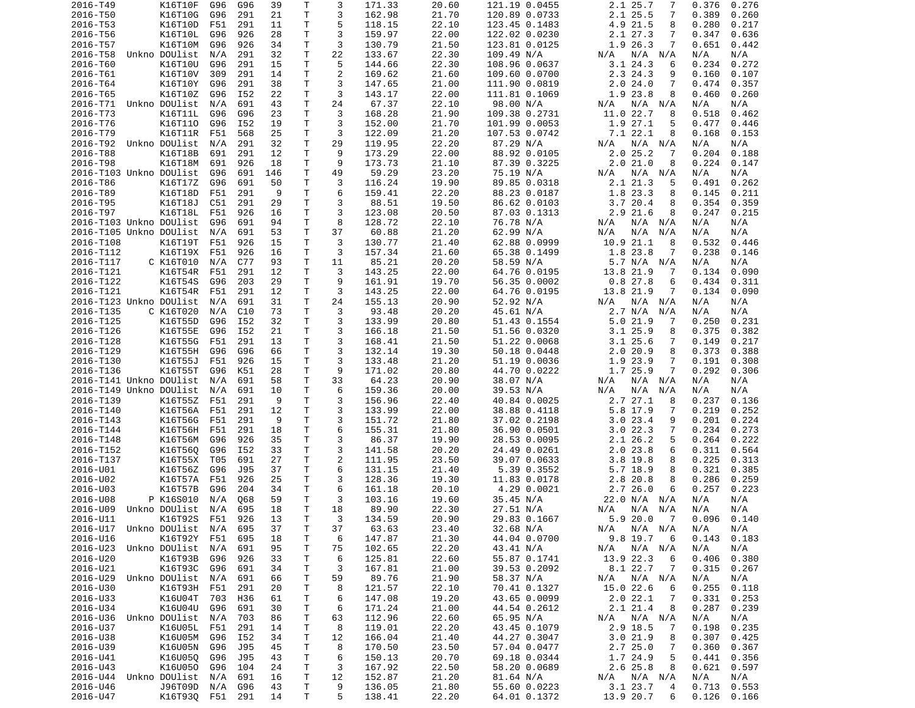| | | | | | | | | | | | | | | | | |
|---|---|---|---|---|---|---|---|---|---|---|---|---|---|---|---|---|
| 2016-T49 | | K16T10F | G96 | G96 | 39 | T | 3 | 171.33 | 20.60 | 121.19 | 0.0455 | 2.1 | 25.7 | 7 | 0.376 | 0.276 |
| 2016-T50 | | K16T10G | G96 | 291 | 21 | T | 3 | 162.98 | 21.70 | 120.89 | 0.0733 | 2.1 | 25.5 | 7 | 0.389 | 0.260 |
| 2016-T53 | | K16T10D | F51 | 291 | 11 | T | 5 | 118.15 | 22.10 | 123.45 | 0.1483 | 4.9 | 21.5 | 8 | 0.280 | 0.217 |
| 2016-T56 | | K16T10L | G96 | 926 | 28 | T | 3 | 159.97 | 22.00 | 122.02 | 0.0230 | 2.1 | 27.3 | 7 | 0.347 | 0.636 |
| 2016-T57 | | K16T10M | G96 | 926 | 34 | T | 3 | 130.79 | 21.50 | 123.81 | 0.0125 | 1.9 | 26.3 | 7 | 0.651 | 0.442 |
| 2016-T58 | Unkno | DOUlist | N/A | 291 | 32 | T | 22 | 133.67 | 22.30 | 109.49 | N/A | N/A | N/A | N/A | N/A | N/A |
| 2016-T60 | | K16T10U | G96 | 291 | 15 | T | 5 | 144.66 | 22.30 | 108.96 | 0.0637 | 3.1 | 24.3 | 6 | 0.234 | 0.272 |
| 2016-T61 | | K16T10V | 309 | 291 | 14 | T | 2 | 169.62 | 21.60 | 109.60 | 0.0700 | 2.3 | 24.3 | 9 | 0.160 | 0.107 |
| 2016-T64 | | K16T10Y | G96 | 291 | 38 | T | 3 | 147.65 | 21.00 | 111.90 | 0.0819 | 2.0 | 24.0 | 7 | 0.474 | 0.357 |
| 2016-T65 | | K16T10Z | G96 | I52 | 22 | T | 3 | 143.17 | 22.00 | 111.81 | 0.1069 | 1.9 | 23.8 | 8 | 0.460 | 0.260 |
| 2016-T71 | Unkno | DOUlist | N/A | 691 | 43 | T | 24 | 67.37 | 22.10 | 98.00 | N/A | N/A | N/A | N/A | N/A | N/A |
| 2016-T73 | | K16T11L | G96 | G96 | 23 | T | 3 | 168.28 | 21.90 | 109.38 | 0.2731 | 11.0 | 22.7 | 8 | 0.518 | 0.462 |
| 2016-T76 | | K16T11O | G96 | I52 | 19 | T | 3 | 152.00 | 21.70 | 101.99 | 0.0053 | 1.9 | 27.1 | 5 | 0.477 | 0.446 |
| 2016-T79 | | K16T11R | F51 | 568 | 25 | T | 3 | 122.09 | 21.20 | 107.53 | 0.0742 | 7.1 | 22.1 | 8 | 0.168 | 0.153 |
| 2016-T92 | Unkno | DOUlist | N/A | 291 | 32 | T | 29 | 119.95 | 22.20 | 87.29 | N/A | N/A | N/A | N/A | N/A | N/A |
| 2016-T88 | | K16T18B | 691 | 291 | 12 | T | 9 | 173.29 | 22.00 | 88.92 | 0.0105 | 2.0 | 25.2 | 7 | 0.204 | 0.188 |
| 2016-T98 | | K16T18M | 691 | 926 | 18 | T | 9 | 173.73 | 21.10 | 87.39 | 0.3225 | 2.0 | 21.0 | 8 | 0.224 | 0.147 |
| 2016-T103 | Unkno | DOUlist | G96 | 691 | 146 | T | 49 | 59.29 | 23.20 | 75.19 | N/A | N/A | N/A | N/A | N/A | N/A |
| 2016-T86 | | K16T17Z | G96 | 691 | 50 | T | 3 | 116.24 | 19.90 | 89.85 | 0.0318 | 2.1 | 21.3 | 5 | 0.491 | 0.262 |
| 2016-T89 | | K16T18D | F51 | 291 | 9 | T | 6 | 159.41 | 22.20 | 88.23 | 0.0187 | 1.8 | 23.3 | 8 | 0.145 | 0.211 |
| 2016-T95 | | K16T18J | C51 | 291 | 29 | T | 3 | 88.51 | 19.50 | 86.62 | 0.0103 | 3.7 | 20.4 | 8 | 0.354 | 0.359 |
| 2016-T97 | | K16T18L | F51 | 926 | 16 | T | 3 | 123.08 | 20.50 | 87.03 | 0.1313 | 2.9 | 21.6 | 8 | 0.247 | 0.215 |
| 2016-T103 | Unkno | DOUlist | G96 | 691 | 94 | T | 8 | 128.72 | 22.10 | 76.78 | N/A | N/A | N/A | N/A | N/A | N/A |
| 2016-T105 | Unkno | DOUlist | N/A | 691 | 53 | T | 37 | 60.88 | 21.20 | 62.99 | N/A | N/A | N/A | N/A | N/A | N/A |
| 2016-T108 | | K16T19T | F51 | 926 | 15 | T | 3 | 130.77 | 21.40 | 62.88 | 0.0999 | 10.9 | 21.1 | 8 | 0.532 | 0.446 |
| 2016-T112 | | K16T19X | F51 | 926 | 16 | T | 3 | 157.34 | 21.60 | 65.38 | 0.1499 | 1.8 | 23.8 | 7 | 0.238 | 0.146 |
| 2016-T117 | C | K16T010 | N/A | C77 | 93 | T | 11 | 85.21 | 20.20 | 58.59 | N/A | 5.7 | N/A | N/A | N/A | N/A |
| 2016-T121 | | K16T54R | F51 | 291 | 12 | T | 3 | 143.25 | 22.00 | 64.76 | 0.0195 | 13.8 | 21.9 | 7 | 0.134 | 0.090 |
| 2016-T122 | | K16T54S | G96 | 203 | 29 | T | 9 | 161.91 | 19.70 | 56.35 | 0.0002 | 0.8 | 27.8 | 6 | 0.434 | 0.311 |
| 2016-T121 | | K16T54R | F51 | 291 | 12 | T | 3 | 143.25 | 22.00 | 64.76 | 0.0195 | 13.8 | 21.9 | 7 | 0.134 | 0.090 |
| 2016-T123 | Unkno | DOUlist | N/A | 691 | 31 | T | 24 | 155.13 | 20.90 | 52.92 | N/A | N/A | N/A | N/A | N/A | N/A |
| 2016-T135 | C | K16T020 | N/A | C10 | 73 | T | 3 | 93.48 | 20.20 | 45.61 | N/A | 2.7 | N/A | N/A | N/A | N/A |
| 2016-T125 | | K16T55D | G96 | I52 | 32 | T | 3 | 133.99 | 20.80 | 51.43 | 0.1554 | 5.0 | 21.9 | 7 | 0.250 | 0.231 |
| 2016-T126 | | K16T55E | G96 | I52 | 21 | T | 3 | 166.18 | 21.50 | 51.56 | 0.0320 | 3.1 | 25.9 | 8 | 0.375 | 0.382 |
| 2016-T128 | | K16T55G | F51 | 291 | 13 | T | 3 | 168.41 | 21.50 | 51.22 | 0.0068 | 3.1 | 25.6 | 7 | 0.149 | 0.217 |
| 2016-T129 | | K16T55H | G96 | G96 | 66 | T | 3 | 132.14 | 19.30 | 50.18 | 0.0448 | 2.0 | 20.9 | 8 | 0.373 | 0.388 |
| 2016-T130 | | K16T55J | F51 | 926 | 15 | T | 3 | 133.48 | 21.20 | 51.19 | 0.0036 | 1.9 | 23.9 | 7 | 0.191 | 0.308 |
| 2016-T136 | | K16T55T | G96 | K51 | 28 | T | 9 | 171.02 | 20.80 | 44.70 | 0.0222 | 1.7 | 25.9 | 7 | 0.292 | 0.306 |
| 2016-T141 | Unkno | DOUlist | N/A | 691 | 58 | T | 33 | 64.23 | 20.90 | 38.07 | N/A | N/A | N/A | N/A | N/A | N/A |
| 2016-T149 | Unkno | DOUlist | N/A | 691 | 10 | T | 6 | 159.36 | 20.00 | 39.53 | N/A | N/A | N/A | N/A | N/A | N/A |
| 2016-T139 | | K16T55Z | F51 | 291 | 9 | T | 3 | 156.96 | 22.40 | 40.84 | 0.0025 | 2.7 | 27.1 | 8 | 0.237 | 0.136 |
| 2016-T140 | | K16T56A | F51 | 291 | 12 | T | 3 | 133.99 | 22.00 | 38.88 | 0.4118 | 5.8 | 17.9 | 7 | 0.219 | 0.252 |
| 2016-T143 | | K16T56G | F51 | 291 | 9 | T | 3 | 151.72 | 21.80 | 37.02 | 0.2198 | 3.0 | 23.4 | 9 | 0.201 | 0.224 |
| 2016-T144 | | K16T56H | F51 | 291 | 18 | T | 6 | 155.31 | 21.80 | 36.90 | 0.0501 | 3.0 | 22.3 | 7 | 0.234 | 0.273 |
| 2016-T148 | | K16T56M | G96 | 926 | 35 | T | 3 | 86.37 | 19.90 | 28.53 | 0.0095 | 2.1 | 26.2 | 5 | 0.264 | 0.222 |
| 2016-T152 | | K16T56Q | G96 | I52 | 33 | T | 3 | 141.58 | 20.20 | 24.49 | 0.0261 | 2.0 | 23.8 | 6 | 0.311 | 0.564 |
| 2016-T137 | | K16T55X | T05 | 691 | 27 | T | 2 | 111.95 | 23.50 | 39.07 | 0.0633 | 3.8 | 19.8 | 8 | 0.225 | 0.313 |
| 2016-U01 | | K16T56Z | G96 | J95 | 37 | T | 6 | 131.15 | 21.40 | 5.39 | 0.3552 | 5.7 | 18.9 | 8 | 0.321 | 0.385 |
| 2016-U02 | | K16T57A | F51 | 926 | 25 | T | 3 | 128.36 | 19.30 | 11.83 | 0.0178 | 2.8 | 20.8 | 8 | 0.286 | 0.259 |
| 2016-U03 | | K16T57B | G96 | 204 | 34 | T | 6 | 161.18 | 20.10 | 4.29 | 0.0021 | 2.7 | 26.0 | 6 | 0.257 | 0.223 |
| 2016-U08 | P | K16S010 | N/A | Q68 | 59 | T | 3 | 103.16 | 19.60 | 35.45 | N/A | 22.0 | N/A | N/A | N/A | N/A |
| 2016-U09 | Unkno | DOUlist | N/A | 695 | 18 | T | 18 | 89.90 | 22.30 | 27.51 | N/A | N/A | N/A | N/A | N/A | N/A |
| 2016-U11 | | K16T92S | F51 | 926 | 13 | T | 3 | 134.59 | 20.90 | 29.83 | 0.1667 | 5.9 | 20.0 | 7 | 0.096 | 0.140 |
| 2016-U17 | Unkno | DOUlist | N/A | 695 | 37 | T | 37 | 63.63 | 23.40 | 32.68 | N/A | N/A | N/A | N/A | N/A | N/A |
| 2016-U16 | | K16T92Y | F51 | 695 | 18 | T | 6 | 147.87 | 21.30 | 44.04 | 0.0700 | 9.8 | 19.7 | 6 | 0.143 | 0.183 |
| 2016-U23 | Unkno | DOUlist | N/A | 691 | 95 | T | 75 | 102.65 | 22.20 | 43.41 | N/A | N/A | N/A | N/A | N/A | N/A |
| 2016-U20 | | K16T93B | G96 | 926 | 33 | T | 6 | 125.81 | 22.60 | 55.87 | 0.1741 | 13.9 | 22.3 | 6 | 0.406 | 0.380 |
| 2016-U21 | | K16T93C | G96 | 691 | 34 | T | 3 | 167.81 | 21.00 | 39.53 | 0.2092 | 8.1 | 22.7 | 7 | 0.315 | 0.267 |
| 2016-U29 | Unkno | DOUlist | N/A | 691 | 66 | T | 59 | 89.76 | 21.90 | 58.37 | N/A | N/A | N/A | N/A | N/A | N/A |
| 2016-U30 | | K16T93H | F51 | 291 | 20 | T | 8 | 121.57 | 22.10 | 70.41 | 0.1327 | 15.0 | 22.6 | 6 | 0.255 | 0.118 |
| 2016-U33 | | K16U04T | 703 | H36 | 61 | T | 6 | 147.08 | 19.20 | 43.65 | 0.0099 | 2.0 | 22.1 | 7 | 0.331 | 0.253 |
| 2016-U34 | | K16U04U | G96 | 691 | 30 | T | 6 | 171.24 | 21.00 | 44.54 | 0.2612 | 2.1 | 21.4 | 8 | 0.287 | 0.239 |
| 2016-U36 | Unkno | DOUlist | N/A | 703 | 86 | T | 63 | 112.96 | 22.60 | 65.95 | N/A | N/A | N/A | N/A | N/A | N/A |
| 2016-U37 | | K16U05L | F51 | 291 | 14 | T | 8 | 119.01 | 22.20 | 43.45 | 0.1079 | 2.9 | 18.5 | 7 | 0.198 | 0.235 |
| 2016-U38 | | K16U05M | G96 | I52 | 34 | T | 12 | 166.04 | 21.40 | 44.27 | 0.3047 | 3.0 | 21.9 | 8 | 0.307 | 0.425 |
| 2016-U39 | | K16U05N | G96 | J95 | 45 | T | 8 | 170.50 | 23.50 | 57.04 | 0.0477 | 2.7 | 25.0 | 7 | 0.360 | 0.367 |
| 2016-U41 | | K16U05Q | G96 | J95 | 43 | T | 6 | 150.13 | 20.70 | 69.18 | 0.0344 | 1.7 | 24.9 | 5 | 0.441 | 0.356 |
| 2016-U43 | | K16U05O | G96 | 104 | 24 | T | 3 | 167.92 | 22.50 | 58.20 | 0.0689 | 2.6 | 25.8 | 8 | 0.621 | 0.597 |
| 2016-U44 | Unkno | DOUlist | N/A | 691 | 16 | T | 12 | 152.87 | 21.20 | 81.64 | N/A | N/A | N/A | N/A | N/A | N/A |
| 2016-U46 | | J96T09D | N/A | G96 | 43 | T | 9 | 136.05 | 21.80 | 55.60 | 0.0223 | 3.1 | 23.7 | 4 | 0.713 | 0.553 |
| 2016-U47 | | K16T93Q | F51 | 291 | 14 | T | 5 | 138.41 | 22.20 | 64.01 | 0.1372 | 13.9 | 20.7 | 6 | 0.126 | 0.166 |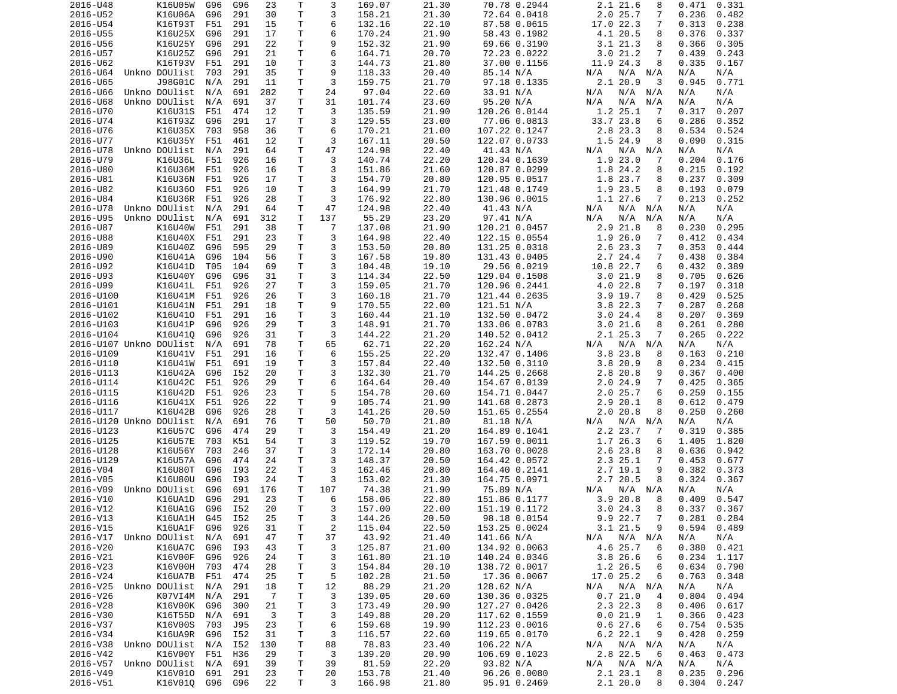| | | | | | | | | | | | | | | | | |
|---|---|---|---|---|---|---|---|---|---|---|---|---|---|---|---|---|
| 2016-U48 | | K16U05W | G96 | G96 | 23 | T | 3 | 169.07 | 21.30 | 70.78 | 0.2944 | 2.1 | 21.6 | 8 | 0.471 | 0.331 |
| 2016-U52 | | K16U06A | G96 | 291 | 30 | T | 3 | 158.21 | 21.30 | 72.64 | 0.0418 | 2.0 | 25.7 | 7 | 0.236 | 0.482 |
| 2016-U54 | | K16T93T | F51 | 291 | 15 | T | 6 | 132.16 | 22.10 | 87.58 | 0.0615 | 17.0 | 22.3 | 7 | 0.313 | 0.238 |
| 2016-U55 | | K16U25X | G96 | 291 | 17 | T | 6 | 170.24 | 21.90 | 58.43 | 0.1982 | 4.1 | 20.5 | 8 | 0.376 | 0.337 |
| 2016-U56 | | K16U25Y | G96 | 291 | 22 | T | 9 | 152.32 | 21.90 | 69.66 | 0.3190 | 3.1 | 21.3 | 8 | 0.366 | 0.305 |
| 2016-U57 | | K16U25Z | G96 | 291 | 21 | T | 6 | 164.71 | 20.70 | 72.23 | 0.0222 | 3.0 | 21.2 | 7 | 0.439 | 0.243 |
| 2016-U62 | | K16T93V | F51 | 291 | 10 | T | 3 | 144.73 | 21.80 | 37.00 | 0.1156 | 11.9 | 24.3 | 8 | 0.335 | 0.167 |
| 2016-U64 | Unkno | DOUlist | 703 | 291 | 35 | T | 9 | 118.33 | 20.40 | 85.14 | N/A | N/A | N/A | N/A | N/A | N/A |
| 2016-U65 | | J98G01C | N/A | 291 | 11 | T | 3 | 159.75 | 21.70 | 97.18 | 0.1335 | 2.1 | 20.9 | 3 | 0.945 | 0.771 |
| 2016-U66 | Unkno | DOUlist | N/A | 691 | 282 | T | 24 | 97.04 | 22.60 | 33.91 | N/A | N/A | N/A | N/A | N/A | N/A |
| 2016-U68 | Unkno | DOUlist | N/A | 691 | 37 | T | 31 | 101.74 | 23.60 | 95.20 | N/A | N/A | N/A | N/A | N/A | N/A |
| 2016-U70 | | K16U31S | F51 | 474 | 12 | T | 3 | 135.59 | 21.90 | 120.26 | 0.0144 | 1.2 | 25.1 | 7 | 0.317 | 0.207 |
| 2016-U74 | | K16T93Z | G96 | 291 | 17 | T | 3 | 129.55 | 23.00 | 77.06 | 0.0813 | 33.7 | 23.8 | 6 | 0.286 | 0.352 |
| 2016-U76 | | K16U35X | 703 | 958 | 36 | T | 6 | 170.21 | 21.00 | 107.22 | 0.1247 | 2.8 | 23.3 | 8 | 0.534 | 0.524 |
| 2016-U77 | | K16U35Y | F51 | 461 | 12 | T | 3 | 167.11 | 20.50 | 122.07 | 0.0733 | 1.5 | 24.9 | 8 | 0.090 | 0.315 |
| 2016-U78 | Unkno | DOUlist | N/A | 291 | 64 | T | 47 | 124.98 | 22.40 | 41.43 | N/A | N/A | N/A | N/A | N/A | N/A |
| 2016-U79 | | K16U36L | F51 | 926 | 16 | T | 3 | 140.74 | 22.20 | 120.34 | 0.1639 | 1.9 | 23.0 | 7 | 0.204 | 0.176 |
| 2016-U80 | | K16U36M | F51 | 926 | 16 | T | 3 | 151.86 | 21.60 | 120.87 | 0.0299 | 1.8 | 24.2 | 8 | 0.215 | 0.192 |
| 2016-U81 | | K16U36N | F51 | 926 | 17 | T | 3 | 154.70 | 20.80 | 120.95 | 0.0517 | 1.8 | 23.7 | 8 | 0.237 | 0.309 |
| 2016-U82 | | K16U36O | F51 | 926 | 10 | T | 3 | 164.99 | 21.70 | 121.48 | 0.1749 | 1.9 | 23.5 | 8 | 0.193 | 0.079 |
| 2016-U84 | | K16U36R | F51 | 926 | 28 | T | 3 | 176.92 | 22.80 | 130.96 | 0.0015 | 1.1 | 27.6 | 7 | 0.213 | 0.252 |
| 2016-U78 | Unkno | DOUlist | N/A | 291 | 64 | T | 47 | 124.98 | 22.40 | 41.43 | N/A | N/A | N/A | N/A | N/A | N/A |
| 2016-U95 | Unkno | DOUlist | N/A | 691 | 312 | T | 137 | 55.29 | 23.20 | 97.41 | N/A | N/A | N/A | N/A | N/A | N/A |
| 2016-U87 | | K16U40W | F51 | 291 | 38 | T | 7 | 137.08 | 21.90 | 120.21 | 0.0457 | 2.9 | 21.8 | 8 | 0.230 | 0.295 |
| 2016-U88 | | K16U40X | F51 | 291 | 23 | T | 3 | 164.98 | 22.40 | 122.15 | 0.0554 | 1.9 | 26.0 | 7 | 0.412 | 0.434 |
| 2016-U89 | | K16U40Z | G96 | 595 | 29 | T | 3 | 153.50 | 20.80 | 131.25 | 0.0318 | 2.6 | 23.3 | 7 | 0.353 | 0.444 |
| 2016-U90 | | K16U41A | G96 | 104 | 56 | T | 3 | 167.58 | 19.80 | 131.43 | 0.0405 | 2.7 | 24.4 | 7 | 0.438 | 0.384 |
| 2016-U92 | | K16U41D | T05 | 104 | 69 | T | 3 | 104.48 | 19.10 | 29.56 | 0.0219 | 10.8 | 22.7 | 6 | 0.432 | 0.389 |
| 2016-U93 | | K16U40Y | G96 | G96 | 31 | T | 3 | 114.34 | 22.50 | 129.04 | 0.1508 | 3.0 | 21.9 | 8 | 0.705 | 0.626 |
| 2016-U99 | | K16U41L | F51 | 926 | 27 | T | 3 | 159.05 | 21.70 | 120.96 | 0.2441 | 4.0 | 22.8 | 7 | 0.197 | 0.318 |
| 2016-U100 | | K16U41M | F51 | 926 | 26 | T | 3 | 160.18 | 21.70 | 121.44 | 0.2635 | 3.9 | 19.7 | 8 | 0.429 | 0.525 |
| 2016-U101 | | K16U41N | F51 | 291 | 18 | T | 9 | 170.55 | 22.00 | 121.51 | N/A | 3.8 | 22.3 | 7 | 0.287 | 0.268 |
| 2016-U102 | | K16U41O | F51 | 291 | 16 | T | 3 | 160.44 | 21.10 | 132.50 | 0.0472 | 3.0 | 24.4 | 8 | 0.207 | 0.369 |
| 2016-U103 | | K16U41P | G96 | 926 | 29 | T | 3 | 148.91 | 21.70 | 133.06 | 0.0783 | 3.0 | 21.6 | 8 | 0.261 | 0.280 |
| 2016-U104 | | K16U41Q | G96 | 926 | 31 | T | 3 | 144.22 | 21.20 | 140.52 | 0.0412 | 2.1 | 25.3 | 7 | 0.265 | 0.222 |
| 2016-U107 | Unkno | DOUlist | N/A | 691 | 78 | T | 65 | 62.71 | 22.20 | 162.24 | N/A | N/A | N/A | N/A | N/A | N/A |
| 2016-U109 | | K16U41V | F51 | 291 | 16 | T | 6 | 155.25 | 22.20 | 132.47 | 0.1406 | 3.8 | 23.8 | 8 | 0.163 | 0.210 |
| 2016-U110 | | K16U41W | F51 | 691 | 19 | T | 3 | 157.84 | 22.40 | 132.50 | 0.3110 | 3.8 | 20.9 | 8 | 0.234 | 0.415 |
| 2016-U113 | | K16U42A | G96 | I52 | 20 | T | 3 | 132.30 | 21.70 | 144.25 | 0.2668 | 2.8 | 20.8 | 9 | 0.367 | 0.400 |
| 2016-U114 | | K16U42C | F51 | 926 | 29 | T | 6 | 164.64 | 20.40 | 154.67 | 0.0139 | 2.0 | 24.9 | 7 | 0.425 | 0.365 |
| 2016-U115 | | K16U42D | F51 | 926 | 23 | T | 5 | 154.78 | 20.60 | 154.71 | 0.0447 | 2.0 | 25.7 | 6 | 0.259 | 0.155 |
| 2016-U116 | | K16U41X | F51 | 926 | 22 | T | 9 | 105.74 | 21.90 | 141.68 | 0.2873 | 2.9 | 20.1 | 8 | 0.612 | 0.479 |
| 2016-U117 | | K16U42B | G96 | 926 | 28 | T | 3 | 141.26 | 20.50 | 151.65 | 0.2554 | 2.0 | 20.8 | 8 | 0.250 | 0.260 |
| 2016-U120 | Unkno | DOUlist | N/A | 691 | 76 | T | 50 | 50.70 | 21.80 | 81.18 | N/A | N/A | N/A | N/A | N/A | N/A |
| 2016-U123 | | K16U57C | G96 | 474 | 29 | T | 3 | 154.49 | 21.20 | 164.89 | 0.1041 | 2.2 | 23.7 | 7 | 0.319 | 0.385 |
| 2016-U125 | | K16U57E | 703 | K51 | 54 | T | 3 | 119.52 | 19.70 | 167.59 | 0.0011 | 1.7 | 26.3 | 6 | 1.405 | 1.820 |
| 2016-U128 | | K16U56Y | 703 | 246 | 37 | T | 3 | 172.14 | 20.80 | 163.70 | 0.0028 | 2.6 | 23.8 | 8 | 0.636 | 0.942 |
| 2016-U129 | | K16U57A | G96 | 474 | 24 | T | 3 | 148.37 | 20.50 | 164.42 | 0.0572 | 2.3 | 25.1 | 7 | 0.453 | 0.677 |
| 2016-V04 | | K16U80T | G96 | I93 | 22 | T | 3 | 162.46 | 20.80 | 164.40 | 0.2141 | 2.7 | 19.1 | 9 | 0.382 | 0.373 |
| 2016-V05 | | K16U80U | G96 | I93 | 24 | T | 3 | 153.02 | 21.30 | 164.75 | 0.0971 | 2.7 | 20.5 | 8 | 0.324 | 0.367 |
| 2016-V09 | Unkno | DOUlist | G96 | 691 | 176 | T | 107 | 74.38 | 21.90 | 75.89 | N/A | N/A | N/A | N/A | N/A | N/A |
| 2016-V10 | | K16UA1D | G96 | 291 | 23 | T | 6 | 158.06 | 22.80 | 151.86 | 0.1177 | 3.9 | 20.8 | 8 | 0.409 | 0.547 |
| 2016-V12 | | K16UA1G | G96 | I52 | 20 | T | 3 | 157.00 | 22.00 | 151.19 | 0.1172 | 3.0 | 24.3 | 8 | 0.337 | 0.367 |
| 2016-V13 | | K16UA1H | G45 | I52 | 25 | T | 3 | 144.26 | 20.50 | 98.18 | 0.0154 | 9.9 | 22.7 | 7 | 0.281 | 0.284 |
| 2016-V15 | | K16UA1F | G96 | 926 | 31 | T | 2 | 115.04 | 22.50 | 153.25 | 0.0024 | 3.1 | 21.5 | 9 | 0.594 | 0.489 |
| 2016-V17 | Unkno | DOUlist | N/A | 691 | 47 | T | 37 | 43.92 | 21.40 | 141.66 | N/A | N/A | N/A | N/A | N/A | N/A |
| 2016-V20 | | K16UA7C | G96 | I93 | 43 | T | 3 | 125.87 | 21.00 | 134.92 | 0.0063 | 4.6 | 25.7 | 6 | 0.380 | 0.421 |
| 2016-V21 | | K16V00F | G96 | 926 | 24 | T | 3 | 161.80 | 21.10 | 140.24 | 0.0346 | 3.8 | 26.6 | 6 | 0.234 | 1.117 |
| 2016-V23 | | K16V00H | 703 | 474 | 28 | T | 3 | 154.84 | 20.10 | 138.72 | 0.0017 | 1.2 | 26.5 | 6 | 0.634 | 0.790 |
| 2016-V24 | | K16UA7B | F51 | 474 | 25 | T | 5 | 102.28 | 21.50 | 17.36 | 0.0067 | 17.0 | 25.2 | 6 | 0.763 | 0.348 |
| 2016-V25 | Unkno | DOUlist | N/A | 291 | 18 | T | 12 | 88.29 | 21.20 | 128.62 | N/A | N/A | N/A | N/A | N/A | N/A |
| 2016-V26 | | K07VI4M | N/A | 291 | 7 | T | 3 | 139.05 | 20.60 | 130.36 | 0.0325 | 0.7 | 21.0 | 4 | 0.804 | 0.494 |
| 2016-V28 | | K16V00K | G96 | 300 | 21 | T | 3 | 173.49 | 20.90 | 127.27 | 0.0426 | 2.3 | 22.3 | 8 | 0.406 | 0.617 |
| 2016-V30 | | K16T55D | N/A | 691 | 3 | T | 3 | 149.88 | 20.20 | 117.62 | 0.1559 | 0.0 | 21.9 | 1 | 0.366 | 0.423 |
| 2016-V37 | | K16V00S | 703 | J95 | 23 | T | 6 | 159.68 | 19.90 | 112.23 | 0.0016 | 0.6 | 27.6 | 6 | 0.754 | 0.535 |
| 2016-V34 | | K16UA9R | G96 | I52 | 31 | T | 3 | 116.57 | 22.60 | 119.65 | 0.0170 | 6.2 | 22.1 | 9 | 0.428 | 0.259 |
| 2016-V38 | Unkno | DOUlist | N/A | I52 | 130 | T | 88 | 78.83 | 23.40 | 106.22 | N/A | N/A | N/A | N/A | N/A | N/A |
| 2016-V42 | | K16V00Y | F51 | H36 | 29 | T | 3 | 139.20 | 20.90 | 106.69 | 0.1023 | 2.8 | 22.5 | 6 | 0.463 | 0.473 |
| 2016-V57 | Unkno | DOUlist | N/A | 691 | 39 | T | 39 | 81.59 | 22.20 | 93.82 | N/A | N/A | N/A | N/A | N/A | N/A |
| 2016-V49 | | K16V01O | 691 | 291 | 23 | T | 20 | 153.78 | 21.40 | 96.26 | 0.0080 | 2.1 | 23.1 | 8 | 0.235 | 0.296 |
| 2016-V51 | | K16V01Q | G96 | G96 | 22 | T | 3 | 166.98 | 21.80 | 95.91 | 0.2469 | 2.1 | 20.0 | 8 | 0.304 | 0.247 |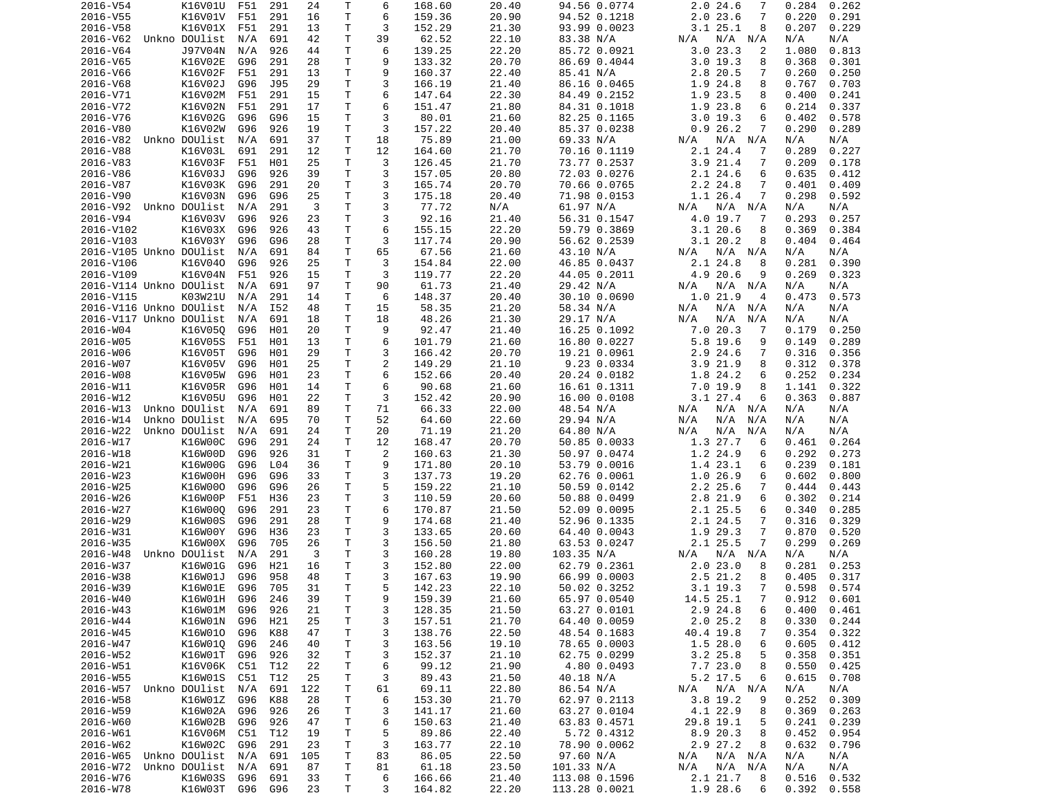| | | | | | | | | | | | | | | | |
|---|---|---|---|---|---|---|---|---|---|---|---|---|---|---|---|
| 2016-V54 | | K16V01U | F51 | 291 | 24 | T | 6 | 168.60 | 20.40 | 94.56 | 0.0774 | 2.0 | 24.6 | 7 | 0.284 | 0.262 |
| 2016-V55 | | K16V01V | F51 | 291 | 16 | T | 6 | 159.36 | 20.90 | 94.52 | 0.1218 | 2.0 | 23.6 | 7 | 0.220 | 0.291 |
| 2016-V58 | | K16V01X | F51 | 291 | 13 | T | 3 | 152.29 | 21.30 | 93.99 | 0.0023 | 3.1 | 25.1 | 8 | 0.207 | 0.229 |
| 2016-V62 | Unkno | DOUlist | N/A | 691 | 42 | T | 39 | 62.52 | 22.10 | 83.38 | N/A | N/A | N/A | N/A | N/A | N/A |
| 2016-V64 | | J97V04N | N/A | 926 | 44 | T | 6 | 139.25 | 22.20 | 85.72 | 0.0921 | 3.0 | 23.3 | 2 | 1.080 | 0.813 |
| 2016-V65 | | K16V02E | G96 | 291 | 28 | T | 9 | 133.32 | 20.70 | 86.69 | 0.4044 | 3.0 | 19.3 | 8 | 0.368 | 0.301 |
| 2016-V66 | | K16V02F | F51 | 291 | 13 | T | 9 | 160.37 | 22.40 | 85.41 | N/A | 2.8 | 20.5 | 7 | 0.260 | 0.250 |
| 2016-V68 | | K16V02J | G96 | J95 | 29 | T | 3 | 166.19 | 21.40 | 86.16 | 0.0465 | 1.9 | 24.8 | 8 | 0.767 | 0.703 |
| 2016-V71 | | K16V02M | F51 | 291 | 15 | T | 6 | 147.64 | 22.30 | 84.49 | 0.2152 | 1.9 | 23.5 | 8 | 0.400 | 0.241 |
| 2016-V72 | | K16V02N | F51 | 291 | 17 | T | 6 | 151.47 | 21.80 | 84.31 | 0.1018 | 1.9 | 23.8 | 6 | 0.214 | 0.337 |
| 2016-V76 | | K16V02G | G96 | G96 | 15 | T | 3 | 80.01 | 21.60 | 82.25 | 0.1165 | 3.0 | 19.3 | 6 | 0.402 | 0.578 |
| 2016-V80 | | K16V02W | G96 | 926 | 19 | T | 3 | 157.22 | 20.40 | 85.37 | 0.0238 | 0.9 | 26.2 | 7 | 0.290 | 0.289 |
| 2016-V82 | Unkno | DOUlist | N/A | 691 | 37 | T | 18 | 75.89 | 21.00 | 69.33 | N/A | N/A | N/A | N/A | N/A | N/A |
| 2016-V88 | | K16V03L | 691 | 291 | 12 | T | 12 | 164.60 | 21.70 | 70.16 | 0.1119 | 2.1 | 24.4 | 7 | 0.289 | 0.227 |
| 2016-V83 | | K16V03F | F51 | H01 | 25 | T | 3 | 126.45 | 21.70 | 73.77 | 0.2537 | 3.9 | 21.4 | 7 | 0.209 | 0.178 |
| 2016-V86 | | K16V03J | G96 | 926 | 39 | T | 3 | 157.05 | 20.80 | 72.03 | 0.0276 | 2.1 | 24.6 | 6 | 0.635 | 0.412 |
| 2016-V87 | | K16V03K | G96 | 291 | 20 | T | 3 | 165.74 | 20.70 | 70.66 | 0.0765 | 2.2 | 24.8 | 7 | 0.401 | 0.409 |
| 2016-V90 | | K16V03N | G96 | G96 | 25 | T | 3 | 175.18 | 20.40 | 71.98 | 0.0153 | 1.1 | 26.4 | 7 | 0.298 | 0.592 |
| 2016-V92 | Unkno | DOUlist | N/A | 291 | 3 | T | 3 | 77.72 | N/A | 61.97 | N/A | N/A | N/A | N/A | N/A | N/A |
| 2016-V94 | | K16V03V | G96 | 926 | 23 | T | 3 | 92.16 | 21.40 | 56.31 | 0.1547 | 4.0 | 19.7 | 7 | 0.293 | 0.257 |
| 2016-V102 | | K16V03X | G96 | 926 | 43 | T | 6 | 155.15 | 22.20 | 59.79 | 0.3869 | 3.1 | 20.6 | 8 | 0.369 | 0.384 |
| 2016-V103 | | K16V03Y | G96 | G96 | 28 | T | 3 | 117.74 | 20.90 | 56.62 | 0.2539 | 3.1 | 20.2 | 8 | 0.404 | 0.464 |
| 2016-V105 | Unkno | DOUlist | N/A | 691 | 84 | T | 65 | 67.56 | 21.60 | 43.10 | N/A | N/A | N/A | N/A | N/A | N/A |
| 2016-V106 | | K16V04O | G96 | 926 | 25 | T | 3 | 154.84 | 22.00 | 46.85 | 0.0437 | 2.1 | 24.8 | 8 | 0.281 | 0.390 |
| 2016-V109 | | K16V04N | F51 | 926 | 15 | T | 3 | 119.77 | 22.20 | 44.05 | 0.2011 | 4.9 | 20.6 | 9 | 0.269 | 0.323 |
| 2016-V114 | Unkno | DOUlist | N/A | 691 | 97 | T | 90 | 61.73 | 21.40 | 29.42 | N/A | N/A | N/A | N/A | N/A | N/A |
| 2016-V115 | | K03W21U | N/A | 291 | 14 | T | 6 | 148.37 | 20.40 | 30.10 | 0.0690 | 1.0 | 21.9 | 4 | 0.473 | 0.573 |
| 2016-V116 | Unkno | DOUlist | N/A | I52 | 48 | T | 15 | 58.35 | 21.20 | 58.34 | N/A | N/A | N/A | N/A | N/A | N/A |
| 2016-V117 | Unkno | DOUlist | N/A | 691 | 18 | T | 18 | 48.26 | 21.30 | 29.17 | N/A | N/A | N/A | N/A | N/A | N/A |
| 2016-W04 | | K16V05Q | G96 | H01 | 20 | T | 9 | 92.47 | 21.40 | 16.25 | 0.1092 | 7.0 | 20.3 | 7 | 0.179 | 0.250 |
| 2016-W05 | | K16V05S | F51 | H01 | 13 | T | 6 | 101.79 | 21.60 | 16.80 | 0.0227 | 5.8 | 19.6 | 9 | 0.149 | 0.289 |
| 2016-W06 | | K16V05T | G96 | H01 | 29 | T | 3 | 166.42 | 20.70 | 19.21 | 0.0961 | 2.9 | 24.6 | 7 | 0.316 | 0.356 |
| 2016-W07 | | K16V05V | G96 | H01 | 25 | T | 2 | 149.29 | 21.10 | 9.23 | 0.0334 | 3.9 | 21.9 | 8 | 0.312 | 0.378 |
| 2016-W08 | | K16V05W | G96 | H01 | 23 | T | 6 | 152.66 | 20.40 | 20.24 | 0.0182 | 1.8 | 24.2 | 6 | 0.252 | 0.234 |
| 2016-W11 | | K16V05R | G96 | H01 | 14 | T | 6 | 90.68 | 21.60 | 16.61 | 0.1311 | 7.0 | 19.9 | 8 | 1.141 | 0.322 |
| 2016-W12 | | K16V05U | G96 | H01 | 22 | T | 3 | 152.42 | 20.90 | 16.00 | 0.0108 | 3.1 | 27.4 | 6 | 0.363 | 0.887 |
| 2016-W13 | Unkno | DOUlist | N/A | 691 | 89 | T | 71 | 66.33 | 22.00 | 48.54 | N/A | N/A | N/A | N/A | N/A | N/A |
| 2016-W14 | Unkno | DOUlist | N/A | 695 | 70 | T | 52 | 64.60 | 22.60 | 29.94 | N/A | N/A | N/A | N/A | N/A | N/A |
| 2016-W22 | Unkno | DOUlist | N/A | 691 | 24 | T | 20 | 71.19 | 21.20 | 64.80 | N/A | N/A | N/A | N/A | N/A | N/A |
| 2016-W17 | | K16W00C | G96 | 291 | 24 | T | 12 | 168.47 | 20.70 | 50.85 | 0.0033 | 1.3 | 27.7 | 6 | 0.461 | 0.264 |
| 2016-W18 | | K16W00D | G96 | 926 | 31 | T | 2 | 160.63 | 21.30 | 50.97 | 0.0474 | 1.2 | 24.9 | 6 | 0.292 | 0.273 |
| 2016-W21 | | K16W00G | G96 | L04 | 36 | T | 9 | 171.80 | 20.10 | 53.79 | 0.0016 | 1.4 | 23.1 | 6 | 0.239 | 0.181 |
| 2016-W23 | | K16W00H | G96 | G96 | 33 | T | 3 | 137.73 | 19.20 | 62.76 | 0.0061 | 1.0 | 26.9 | 6 | 0.602 | 0.800 |
| 2016-W25 | | K16W00O | G96 | G96 | 26 | T | 5 | 159.22 | 21.10 | 50.59 | 0.0142 | 2.2 | 25.6 | 7 | 0.444 | 0.443 |
| 2016-W26 | | K16W00P | F51 | H36 | 23 | T | 3 | 110.59 | 20.60 | 50.88 | 0.0499 | 2.8 | 21.9 | 6 | 0.302 | 0.214 |
| 2016-W27 | | K16W00Q | G96 | 291 | 23 | T | 6 | 170.87 | 21.50 | 52.09 | 0.0095 | 2.1 | 25.5 | 6 | 0.340 | 0.285 |
| 2016-W29 | | K16W00S | G96 | 291 | 28 | T | 9 | 174.68 | 21.40 | 52.96 | 0.1335 | 2.1 | 24.5 | 7 | 0.316 | 0.329 |
| 2016-W31 | | K16W00Y | G96 | H36 | 23 | T | 3 | 133.65 | 20.60 | 64.40 | 0.0043 | 1.9 | 29.3 | 7 | 0.870 | 0.520 |
| 2016-W35 | | K16W00X | G96 | 705 | 26 | T | 3 | 156.50 | 21.80 | 63.53 | 0.0247 | 2.1 | 25.5 | 7 | 0.299 | 0.269 |
| 2016-W48 | Unkno | DOUlist | N/A | 291 | 3 | T | 3 | 160.28 | 19.80 | 103.35 | N/A | N/A | N/A | N/A | N/A | N/A |
| 2016-W37 | | K16W01G | G96 | H21 | 16 | T | 3 | 152.80 | 22.00 | 62.79 | 0.2361 | 2.0 | 23.0 | 8 | 0.281 | 0.253 |
| 2016-W38 | | K16W01J | G96 | 958 | 48 | T | 3 | 167.63 | 19.90 | 66.99 | 0.0003 | 2.5 | 21.2 | 8 | 0.405 | 0.317 |
| 2016-W39 | | K16W01E | G96 | 705 | 31 | T | 5 | 142.23 | 22.10 | 50.02 | 0.3252 | 3.1 | 19.3 | 7 | 0.598 | 0.574 |
| 2016-W40 | | K16W01H | G96 | 246 | 39 | T | 9 | 159.39 | 21.60 | 65.97 | 0.0540 | 14.5 | 25.1 | 7 | 0.912 | 0.601 |
| 2016-W43 | | K16W01M | G96 | 926 | 21 | T | 3 | 128.35 | 21.50 | 63.27 | 0.0101 | 2.9 | 24.8 | 6 | 0.400 | 0.461 |
| 2016-W44 | | K16W01N | G96 | H21 | 25 | T | 3 | 157.51 | 21.70 | 64.40 | 0.0059 | 2.0 | 25.2 | 8 | 0.330 | 0.244 |
| 2016-W45 | | K16W01O | G96 | K88 | 47 | T | 3 | 138.76 | 22.50 | 48.54 | 0.1683 | 40.4 | 19.8 | 7 | 0.354 | 0.322 |
| 2016-W47 | | K16W01Q | G96 | 246 | 40 | T | 3 | 163.56 | 19.10 | 78.65 | 0.0003 | 1.5 | 28.0 | 6 | 0.605 | 0.412 |
| 2016-W52 | | K16W01T | G96 | 926 | 32 | T | 3 | 152.37 | 21.10 | 62.75 | 0.0299 | 3.2 | 25.8 | 5 | 0.358 | 0.351 |
| 2016-W51 | | K16V06K | C51 | T12 | 22 | T | 6 | 99.12 | 21.90 | 4.80 | 0.0493 | 7.7 | 23.0 | 8 | 0.550 | 0.425 |
| 2016-W55 | | K16W01S | C51 | T12 | 25 | T | 3 | 89.43 | 21.50 | 40.18 | N/A | 5.2 | 17.5 | 6 | 0.615 | 0.708 |
| 2016-W57 | Unkno | DOUlist | N/A | 691 | 122 | T | 61 | 69.11 | 22.80 | 86.54 | N/A | N/A | N/A | N/A | N/A | N/A |
| 2016-W58 | | K16W01Z | G96 | K88 | 28 | T | 6 | 153.30 | 21.70 | 62.97 | 0.2113 | 3.8 | 19.2 | 9 | 0.252 | 0.309 |
| 2016-W59 | | K16W02A | G96 | 926 | 26 | T | 3 | 141.17 | 21.60 | 63.27 | 0.0104 | 4.1 | 22.9 | 8 | 0.369 | 0.263 |
| 2016-W60 | | K16W02B | G96 | 926 | 47 | T | 6 | 150.63 | 21.40 | 63.83 | 0.4571 | 29.8 | 19.1 | 5 | 0.241 | 0.239 |
| 2016-W61 | | K16V06M | C51 | T12 | 19 | T | 5 | 89.86 | 22.40 | 5.72 | 0.4312 | 8.9 | 20.3 | 8 | 0.452 | 0.954 |
| 2016-W62 | | K16W02C | G96 | 291 | 23 | T | 3 | 163.77 | 22.10 | 78.90 | 0.0062 | 2.9 | 27.2 | 8 | 0.632 | 0.796 |
| 2016-W65 | Unkno | DOUlist | N/A | 691 | 105 | T | 83 | 86.05 | 22.50 | 97.60 | N/A | N/A | N/A | N/A | N/A | N/A |
| 2016-W72 | Unkno | DOUlist | N/A | 691 | 87 | T | 81 | 61.18 | 23.50 | 101.33 | N/A | N/A | N/A | N/A | N/A | N/A |
| 2016-W76 | | K16W03S | G96 | 691 | 33 | T | 6 | 166.66 | 21.40 | 113.08 | 0.1596 | 2.1 | 21.7 | 8 | 0.516 | 0.532 |
| 2016-W78 | | K16W03T | G96 | G96 | 23 | T | 3 | 164.82 | 22.20 | 113.28 | 0.0021 | 1.9 | 28.6 | 6 | 0.392 | 0.558 |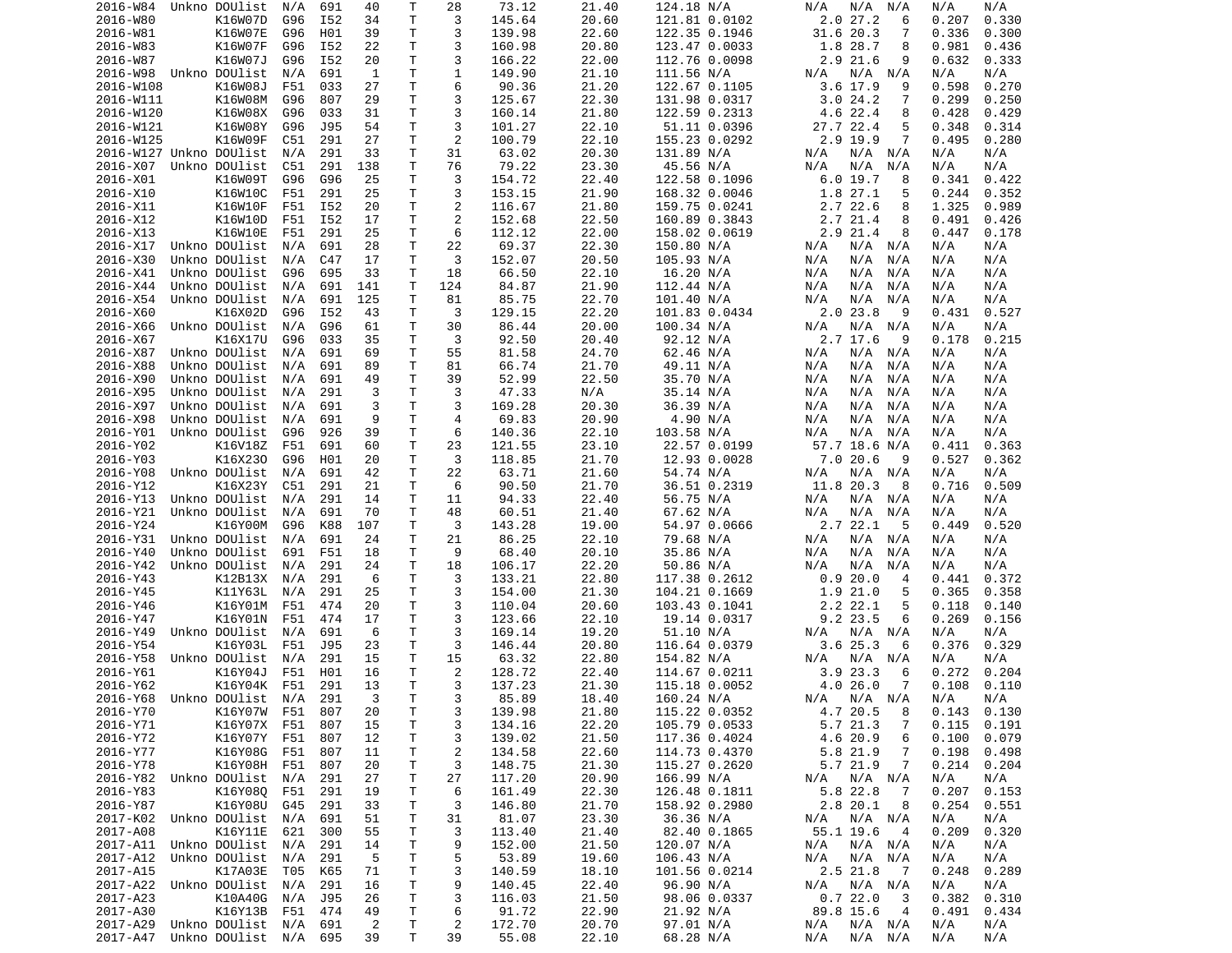| | | | | | | | | | | | | | | | | |
|---|---|---|---|---|---|---|---|---|---|---|---|---|---|---|---|---|
| 2016-W84 | Unkno | DOUlist | N/A | 691 | 40 | T | 28 | 73.12 | 21.40 | 124.18 | N/A | N/A | N/A | N/A | N/A | N/A |
| 2016-W80 | | K16W07D | G96 | I52 | 34 | T | 3 | 145.64 | 20.60 | 121.81 | 0.0102 | 2.0 | 27.2 | 6 | 0.207 | 0.330 |
| 2016-W81 | | K16W07E | G96 | H01 | 39 | T | 3 | 139.98 | 22.60 | 122.35 | 0.1946 | 31.6 | 20.3 | 7 | 0.336 | 0.300 |
| 2016-W83 | | K16W07F | G96 | I52 | 22 | T | 3 | 160.98 | 20.80 | 123.47 | 0.0033 | 1.8 | 28.7 | 8 | 0.981 | 0.436 |
| 2016-W87 | | K16W07J | G96 | I52 | 20 | T | 3 | 166.22 | 22.00 | 112.76 | 0.0098 | 2.9 | 21.6 | 9 | 0.632 | 0.333 |
| 2016-W98 | Unkno | DOUlist | N/A | 691 | 1 | T | 1 | 149.90 | 21.10 | 111.56 | N/A | N/A | N/A | N/A | N/A | N/A |
| 2016-W108 | | K16W08J | F51 | 033 | 27 | T | 6 | 90.36 | 21.20 | 122.67 | 0.1105 | 3.6 | 17.9 | 9 | 0.598 | 0.270 |
| 2016-W111 | | K16W08M | G96 | 807 | 29 | T | 3 | 125.67 | 22.30 | 131.98 | 0.0317 | 3.0 | 24.2 | 7 | 0.299 | 0.250 |
| 2016-W120 | | K16W08X | G96 | 033 | 31 | T | 3 | 160.14 | 21.80 | 122.59 | 0.2313 | 4.6 | 22.4 | 8 | 0.428 | 0.429 |
| 2016-W121 | | K16W08Y | G96 | J95 | 54 | T | 3 | 101.27 | 22.10 | 51.11 | 0.0396 | 27.7 | 22.4 | 5 | 0.348 | 0.314 |
| 2016-W125 | | K16W09F | C51 | 291 | 27 | T | 2 | 100.79 | 22.10 | 155.23 | 0.0292 | 2.9 | 19.9 | 7 | 0.495 | 0.280 |
| 2016-W127 | Unkno | DOUlist | N/A | 291 | 33 | T | 31 | 63.02 | 20.30 | 131.89 | N/A | N/A | N/A | N/A | N/A | N/A |
| 2016-X07 | Unkno | DOUlist | C51 | 291 | 138 | T | 76 | 79.22 | 23.30 | 45.56 | N/A | N/A | N/A | N/A | N/A | N/A |
| 2016-X01 | | K16W09T | G96 | G96 | 25 | T | 3 | 154.72 | 22.40 | 122.58 | 0.1096 | 6.0 | 19.7 | 8 | 0.341 | 0.422 |
| 2016-X10 | | K16W10C | F51 | 291 | 25 | T | 3 | 153.15 | 21.90 | 168.32 | 0.0046 | 1.8 | 27.1 | 5 | 0.244 | 0.352 |
| 2016-X11 | | K16W10F | F51 | I52 | 20 | T | 2 | 116.67 | 21.80 | 159.75 | 0.0241 | 2.7 | 22.6 | 8 | 1.325 | 0.989 |
| 2016-X12 | | K16W10D | F51 | I52 | 17 | T | 2 | 152.68 | 22.50 | 160.89 | 0.3843 | 2.7 | 21.4 | 8 | 0.491 | 0.426 |
| 2016-X13 | | K16W10E | F51 | 291 | 25 | T | 6 | 112.12 | 22.00 | 158.02 | 0.0619 | 2.9 | 21.4 | 8 | 0.447 | 0.178 |
| 2016-X17 | Unkno | DOUlist | N/A | 691 | 28 | T | 22 | 69.37 | 22.30 | 150.80 | N/A | N/A | N/A | N/A | N/A | N/A |
| 2016-X30 | Unkno | DOUlist | N/A | C47 | 17 | T | 3 | 152.07 | 20.50 | 105.93 | N/A | N/A | N/A | N/A | N/A | N/A |
| 2016-X41 | Unkno | DOUlist | G96 | 695 | 33 | T | 18 | 66.50 | 22.10 | 16.20 | N/A | N/A | N/A | N/A | N/A | N/A |
| 2016-X44 | Unkno | DOUlist | N/A | 691 | 141 | T | 124 | 84.87 | 21.90 | 112.44 | N/A | N/A | N/A | N/A | N/A | N/A |
| 2016-X54 | Unkno | DOUlist | N/A | 691 | 125 | T | 81 | 85.75 | 22.70 | 101.40 | N/A | N/A | N/A | N/A | N/A | N/A |
| 2016-X60 | | K16X02D | G96 | I52 | 43 | T | 3 | 129.15 | 22.20 | 101.83 | 0.0434 | 2.0 | 23.8 | 9 | 0.431 | 0.527 |
| 2016-X66 | Unkno | DOUlist | N/A | G96 | 61 | T | 30 | 86.44 | 20.00 | 100.34 | N/A | N/A | N/A | N/A | N/A | N/A |
| 2016-X67 | | K16X17U | G96 | 033 | 35 | T | 3 | 92.50 | 20.40 | 92.12 | N/A | 2.7 | 17.6 | 9 | 0.178 | 0.215 |
| 2016-X87 | Unkno | DOUlist | N/A | 691 | 69 | T | 55 | 81.58 | 24.70 | 62.46 | N/A | N/A | N/A | N/A | N/A | N/A |
| 2016-X88 | Unkno | DOUlist | N/A | 691 | 89 | T | 81 | 66.74 | 21.70 | 49.11 | N/A | N/A | N/A | N/A | N/A | N/A |
| 2016-X90 | Unkno | DOUlist | N/A | 691 | 49 | T | 39 | 52.99 | 22.50 | 35.70 | N/A | N/A | N/A | N/A | N/A | N/A |
| 2016-X95 | Unkno | DOUlist | N/A | 291 | 3 | T | 3 | 47.33 | N/A | 35.14 | N/A | N/A | N/A | N/A | N/A | N/A |
| 2016-X97 | Unkno | DOUlist | N/A | 691 | 3 | T | 3 | 169.28 | 20.30 | 36.39 | N/A | N/A | N/A | N/A | N/A | N/A |
| 2016-X98 | Unkno | DOUlist | N/A | 691 | 9 | T | 4 | 69.83 | 20.90 | 4.90 | N/A | N/A | N/A | N/A | N/A | N/A |
| 2016-Y01 | Unkno | DOUlist | G96 | 926 | 39 | T | 6 | 140.36 | 22.10 | 103.58 | N/A | N/A | N/A | N/A | N/A | N/A |
| 2016-Y02 | | K16V18Z | F51 | 691 | 60 | T | 23 | 121.55 | 23.10 | 22.57 | 0.0199 | 57.7 | 18.6 | N/A | 0.411 | 0.363 |
| 2016-Y03 | | K16X23O | G96 | H01 | 20 | T | 3 | 118.85 | 21.70 | 12.93 | 0.0028 | 7.0 | 20.6 | 9 | 0.527 | 0.362 |
| 2016-Y08 | Unkno | DOUlist | N/A | 691 | 42 | T | 22 | 63.71 | 21.60 | 54.74 | N/A | N/A | N/A | N/A | N/A | N/A |
| 2016-Y12 | | K16X23Y | C51 | 291 | 21 | T | 6 | 90.50 | 21.70 | 36.51 | 0.2319 | 11.8 | 20.3 | 8 | 0.716 | 0.509 |
| 2016-Y13 | Unkno | DOUlist | N/A | 291 | 14 | T | 11 | 94.33 | 22.40 | 56.75 | N/A | N/A | N/A | N/A | N/A | N/A |
| 2016-Y21 | Unkno | DOUlist | N/A | 691 | 70 | T | 48 | 60.51 | 21.40 | 67.62 | N/A | N/A | N/A | N/A | N/A | N/A |
| 2016-Y24 | | K16Y00M | G96 | K88 | 107 | T | 3 | 143.28 | 19.00 | 54.97 | 0.0666 | 2.7 | 22.1 | 5 | 0.449 | 0.520 |
| 2016-Y31 | Unkno | DOUlist | N/A | 691 | 24 | T | 21 | 86.25 | 22.10 | 79.68 | N/A | N/A | N/A | N/A | N/A | N/A |
| 2016-Y40 | Unkno | DOUlist | 691 | F51 | 18 | T | 9 | 68.40 | 20.10 | 35.86 | N/A | N/A | N/A | N/A | N/A | N/A |
| 2016-Y42 | Unkno | DOUlist | N/A | 291 | 24 | T | 18 | 106.17 | 22.20 | 50.86 | N/A | N/A | N/A | N/A | N/A | N/A |
| 2016-Y43 | | K12B13X | N/A | 291 | 6 | T | 3 | 133.21 | 22.80 | 117.38 | 0.2612 | 0.9 | 20.0 | 4 | 0.441 | 0.372 |
| 2016-Y45 | | K11Y63L | N/A | 291 | 25 | T | 3 | 154.00 | 21.30 | 104.21 | 0.1669 | 1.9 | 21.0 | 5 | 0.365 | 0.358 |
| 2016-Y46 | | K16Y01M | F51 | 474 | 20 | T | 3 | 110.04 | 20.60 | 103.43 | 0.1041 | 2.2 | 22.1 | 5 | 0.118 | 0.140 |
| 2016-Y47 | | K16Y01N | F51 | 474 | 17 | T | 3 | 123.66 | 22.10 | 19.14 | 0.0317 | 9.2 | 23.5 | 6 | 0.269 | 0.156 |
| 2016-Y49 | Unkno | DOUlist | N/A | 691 | 6 | T | 3 | 169.14 | 19.20 | 51.10 | N/A | N/A | N/A | N/A | N/A | N/A |
| 2016-Y54 | | K16Y03L | F51 | J95 | 23 | T | 3 | 146.44 | 20.80 | 116.64 | 0.0379 | 3.6 | 25.3 | 6 | 0.376 | 0.329 |
| 2016-Y58 | Unkno | DOUlist | N/A | 291 | 15 | T | 15 | 63.32 | 22.80 | 154.82 | N/A | N/A | N/A | N/A | N/A | N/A |
| 2016-Y61 | | K16Y04J | F51 | H01 | 16 | T | 2 | 128.72 | 22.40 | 114.67 | 0.0211 | 3.9 | 23.3 | 6 | 0.272 | 0.204 |
| 2016-Y62 | | K16Y04K | F51 | 291 | 13 | T | 3 | 137.23 | 21.30 | 115.18 | 0.0052 | 4.0 | 26.0 | 7 | 0.108 | 0.110 |
| 2016-Y68 | Unkno | DOUlist | N/A | 291 | 3 | T | 3 | 85.89 | 18.40 | 160.24 | N/A | N/A | N/A | N/A | N/A | N/A |
| 2016-Y70 | | K16Y07W | F51 | 807 | 20 | T | 3 | 139.98 | 21.80 | 115.22 | 0.0352 | 4.7 | 20.5 | 8 | 0.143 | 0.130 |
| 2016-Y71 | | K16Y07X | F51 | 807 | 15 | T | 3 | 134.16 | 22.20 | 105.79 | 0.0533 | 5.7 | 21.3 | 7 | 0.115 | 0.191 |
| 2016-Y72 | | K16Y07Y | F51 | 807 | 12 | T | 3 | 139.02 | 21.50 | 117.36 | 0.4024 | 4.6 | 20.9 | 6 | 0.100 | 0.079 |
| 2016-Y77 | | K16Y08G | F51 | 807 | 11 | T | 2 | 134.58 | 22.60 | 114.73 | 0.4370 | 5.8 | 21.9 | 7 | 0.198 | 0.498 |
| 2016-Y78 | | K16Y08H | F51 | 807 | 20 | T | 3 | 148.75 | 21.30 | 115.27 | 0.2620 | 5.7 | 21.9 | 7 | 0.214 | 0.204 |
| 2016-Y82 | Unkno | DOUlist | N/A | 291 | 27 | T | 27 | 117.20 | 20.90 | 166.99 | N/A | N/A | N/A | N/A | N/A | N/A |
| 2016-Y83 | | K16Y08Q | F51 | 291 | 19 | T | 6 | 161.49 | 22.30 | 126.48 | 0.1811 | 5.8 | 22.8 | 7 | 0.207 | 0.153 |
| 2016-Y87 | | K16Y08U | G45 | 291 | 33 | T | 3 | 146.80 | 21.70 | 158.92 | 0.2980 | 2.8 | 20.1 | 8 | 0.254 | 0.551 |
| 2017-K02 | Unkno | DOUlist | N/A | 691 | 51 | T | 31 | 81.07 | 23.30 | 36.36 | N/A | N/A | N/A | N/A | N/A | N/A |
| 2017-A08 | | K16Y11E | 621 | 300 | 55 | T | 3 | 113.40 | 21.40 | 82.40 | 0.1865 | 55.1 | 19.6 | 4 | 0.209 | 0.320 |
| 2017-A11 | Unkno | DOUlist | N/A | 291 | 14 | T | 9 | 152.00 | 21.50 | 120.07 | N/A | N/A | N/A | N/A | N/A | N/A |
| 2017-A12 | Unkno | DOUlist | N/A | 291 | 5 | T | 5 | 53.89 | 19.60 | 106.43 | N/A | N/A | N/A | N/A | N/A | N/A |
| 2017-A15 | | K17A03E | T05 | K65 | 71 | T | 3 | 140.59 | 18.10 | 101.56 | 0.0214 | 2.5 | 21.8 | 7 | 0.248 | 0.289 |
| 2017-A22 | Unkno | DOUlist | N/A | 291 | 16 | T | 9 | 140.45 | 22.40 | 96.90 | N/A | N/A | N/A | N/A | N/A | N/A |
| 2017-A23 | | K10A40G | N/A | J95 | 26 | T | 3 | 116.03 | 21.50 | 98.06 | 0.0337 | 0.7 | 22.0 | 3 | 0.382 | 0.310 |
| 2017-A30 | | K16Y13B | F51 | 474 | 49 | T | 6 | 91.72 | 22.90 | 21.92 | N/A | 89.8 | 15.6 | 4 | 0.491 | 0.434 |
| 2017-A29 | Unkno | DOUlist | N/A | 691 | 2 | T | 2 | 172.70 | 20.70 | 97.01 | N/A | N/A | N/A | N/A | N/A | N/A |
| 2017-A47 | Unkno | DOUlist | N/A | 695 | 39 | T | 39 | 55.08 | 22.10 | 68.28 | N/A | N/A | N/A | N/A | N/A | N/A |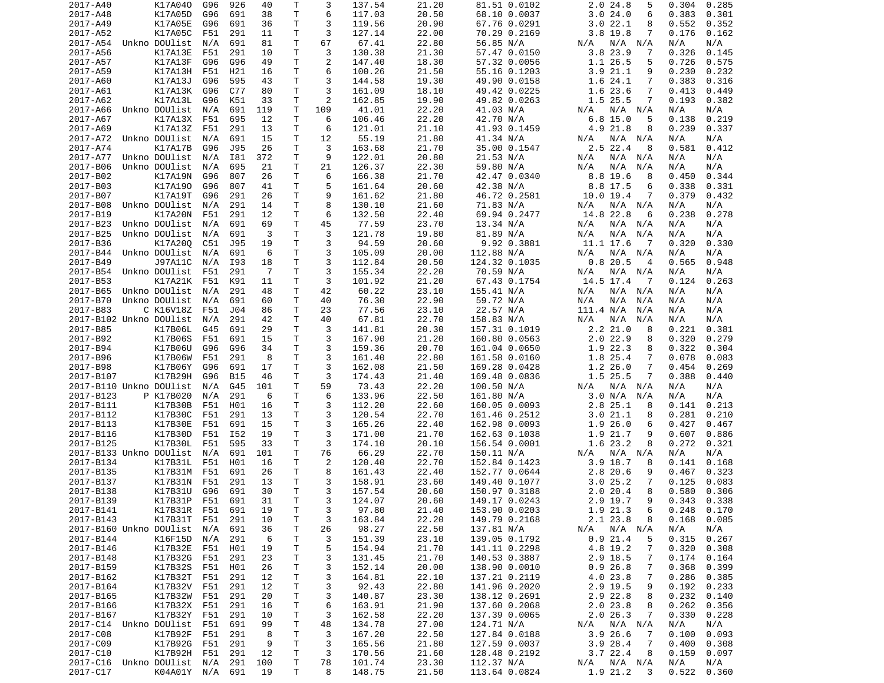| | | | | | | | | | | | | | | | | |
|---|---|---|---|---|---|---|---|---|---|---|---|---|---|---|---|---|
| 2017-A40 | | K17A04O | G96 | 926 | 40 | T | 3 | 137.54 | 21.20 | 81.51 | 0.0102 | 2.0 | 24.8 | 5 | 0.304 | 0.285 |
| 2017-A48 | | K17A05D | G96 | 691 | 38 | T | 6 | 117.03 | 20.50 | 68.10 | 0.0037 | 3.0 | 24.0 | 6 | 0.383 | 0.301 |
| 2017-A49 | | K17A05E | G96 | 691 | 36 | T | 3 | 119.56 | 20.90 | 67.76 | 0.0291 | 3.0 | 22.1 | 8 | 0.552 | 0.352 |
| 2017-A52 | | K17A05C | F51 | 291 | 11 | T | 3 | 127.14 | 22.00 | 70.29 | 0.2169 | 3.8 | 19.8 | 7 | 0.176 | 0.162 |
| 2017-A54 | Unkno | DOUlist | N/A | 691 | 81 | T | 67 | 67.41 | 22.80 | 56.85 | N/A | N/A | N/A | N/A | N/A | N/A |
| 2017-A56 | | K17A13E | F51 | 291 | 10 | T | 3 | 130.38 | 21.30 | 57.47 | 0.0150 | 3.8 | 23.9 | 7 | 0.326 | 0.145 |
| 2017-A57 | | K17A13F | G96 | G96 | 49 | T | 2 | 147.40 | 18.30 | 57.32 | 0.0056 | 1.1 | 26.5 | 5 | 0.726 | 0.575 |
| 2017-A59 | | K17A13H | F51 | H21 | 16 | T | 6 | 100.26 | 21.50 | 55.16 | 0.1203 | 3.9 | 21.1 | 9 | 0.230 | 0.232 |
| 2017-A60 | | K17A13J | G96 | 595 | 43 | T | 3 | 144.58 | 19.30 | 49.90 | 0.0158 | 1.6 | 24.1 | 7 | 0.383 | 0.316 |
| 2017-A61 | | K17A13K | G96 | C77 | 80 | T | 3 | 161.09 | 18.10 | 49.42 | 0.0225 | 1.6 | 23.6 | 7 | 0.413 | 0.449 |
| 2017-A62 | | K17A13L | G96 | K51 | 33 | T | 2 | 162.85 | 19.90 | 49.82 | 0.0263 | 1.5 | 25.5 | 7 | 0.193 | 0.382 |
| 2017-A66 | Unkno | DOUlist | N/A | 691 | 119 | T | 109 | 41.01 | 22.20 | 41.03 | N/A | N/A | N/A | N/A | N/A | N/A |
| 2017-A67 | | K17A13X | F51 | 695 | 12 | T | 6 | 106.46 | 22.20 | 42.70 | N/A | 6.8 | 15.0 | 5 | 0.138 | 0.219 |
| 2017-A69 | | K17A13Z | F51 | 291 | 13 | T | 6 | 121.01 | 21.10 | 41.93 | 0.1459 | 4.9 | 21.8 | 8 | 0.239 | 0.337 |
| 2017-A72 | Unkno | DOUlist | N/A | 691 | 15 | T | 12 | 55.19 | 21.80 | 41.34 | N/A | N/A | N/A | N/A | N/A | N/A |
| 2017-A74 | | K17A17B | G96 | J95 | 26 | T | 3 | 163.68 | 21.70 | 35.00 | 0.1547 | 2.5 | 22.4 | 8 | 0.581 | 0.412 |
| 2017-A77 | Unkno | DOUlist | N/A | I81 | 372 | T | 9 | 122.01 | 20.80 | 21.53 | N/A | N/A | N/A | N/A | N/A | N/A |
| 2017-B06 | Unkno | DOUlist | N/A | 695 | 21 | T | 21 | 126.37 | 22.30 | 59.80 | N/A | N/A | N/A | N/A | N/A | N/A |
| 2017-B02 | | K17A19N | G96 | 807 | 26 | T | 6 | 166.38 | 21.70 | 42.47 | 0.0340 | 8.8 | 19.6 | 8 | 0.450 | 0.344 |
| 2017-B03 | | K17A19O | G96 | 807 | 41 | T | 5 | 161.64 | 20.60 | 42.38 | N/A | 8.8 | 17.5 | 6 | 0.338 | 0.331 |
| 2017-B07 | | K17A19T | G96 | 291 | 26 | T | 9 | 161.62 | 21.80 | 46.72 | 0.2581 | 10.0 | 19.4 | 7 | 0.379 | 0.432 |
| 2017-B08 | Unkno | DOUlist | N/A | 291 | 14 | T | 8 | 130.10 | 21.60 | 71.83 | N/A | N/A | N/A | N/A | N/A | N/A |
| 2017-B19 | | K17A20N | F51 | 291 | 12 | T | 6 | 132.50 | 22.40 | 69.94 | 0.2477 | 14.8 | 22.8 | 6 | 0.238 | 0.278 |
| 2017-B23 | Unkno | DOUlist | N/A | 691 | 69 | T | 45 | 77.59 | 23.70 | 13.34 | N/A | N/A | N/A | N/A | N/A | N/A |
| 2017-B25 | Unkno | DOUlist | N/A | 691 | 3 | T | 3 | 121.78 | 19.80 | 81.89 | N/A | N/A | N/A | N/A | N/A | N/A |
| 2017-B36 | | K17A20Q | C51 | J95 | 19 | T | 3 | 94.59 | 20.60 | 9.92 | 0.3881 | 11.1 | 17.6 | 7 | 0.320 | 0.330 |
| 2017-B44 | Unkno | DOUlist | N/A | 691 | 6 | T | 3 | 105.09 | 20.00 | 112.88 | N/A | N/A | N/A | N/A | N/A | N/A |
| 2017-B49 | | J97A11C | N/A | I93 | 18 | T | 3 | 112.84 | 20.50 | 124.32 | 0.1035 | 0.8 | 20.5 | 4 | 0.565 | 0.948 |
| 2017-B54 | Unkno | DOUlist | F51 | 291 | 7 | T | 3 | 155.34 | 22.20 | 70.59 | N/A | N/A | N/A | N/A | N/A | N/A |
| 2017-B53 | | K17A21K | F51 | K91 | 11 | T | 3 | 101.92 | 21.20 | 67.43 | 0.1754 | 14.5 | 17.4 | 7 | 0.124 | 0.263 |
| 2017-B65 | Unkno | DOUlist | N/A | 291 | 48 | T | 42 | 60.22 | 23.10 | 155.41 | N/A | N/A | N/A | N/A | N/A | N/A |
| 2017-B70 | Unkno | DOUlist | N/A | 691 | 60 | T | 40 | 76.30 | 22.90 | 59.72 | N/A | N/A | N/A | N/A | N/A | N/A |
| 2017-B83 | C | K16V18Z | F51 | J04 | 86 | T | 23 | 77.56 | 23.10 | 22.57 | N/A | 111.4 | N/A | N/A | N/A | N/A |
| 2017-B102 | Unkno | DOUlist | N/A | 291 | 42 | T | 40 | 67.81 | 22.70 | 158.83 | N/A | N/A | N/A | N/A | N/A | N/A |
| 2017-B85 | | K17B06L | G45 | 691 | 29 | T | 3 | 141.81 | 20.30 | 157.31 | 0.1019 | 2.2 | 21.0 | 8 | 0.221 | 0.381 |
| 2017-B92 | | K17B06S | F51 | 691 | 15 | T | 3 | 167.90 | 21.20 | 160.80 | 0.0563 | 2.0 | 22.9 | 8 | 0.320 | 0.279 |
| 2017-B94 | | K17B06U | G96 | G96 | 34 | T | 3 | 159.36 | 20.70 | 161.04 | 0.0650 | 1.9 | 22.3 | 8 | 0.322 | 0.304 |
| 2017-B96 | | K17B06W | F51 | 291 | 8 | T | 3 | 161.40 | 22.80 | 161.58 | 0.0160 | 1.8 | 25.4 | 7 | 0.078 | 0.083 |
| 2017-B98 | | K17B06Y | G96 | 691 | 17 | T | 3 | 162.08 | 21.50 | 169.28 | 0.0428 | 1.2 | 26.0 | 7 | 0.454 | 0.269 |
| 2017-B107 | | K17B29H | G96 | B15 | 46 | T | 3 | 174.43 | 21.40 | 169.48 | 0.0836 | 1.5 | 25.5 | 7 | 0.388 | 0.440 |
| 2017-B110 | Unkno | DOUlist | N/A | G45 | 101 | T | 59 | 73.43 | 22.20 | 100.50 | N/A | N/A | N/A | N/A | N/A | N/A |
| 2017-B123 | P | K17B020 | N/A | 291 | 6 | T | 6 | 133.96 | 22.50 | 161.80 | N/A | 3.0 | N/A | N/A | N/A | N/A |
| 2017-B111 | | K17B30B | F51 | H01 | 16 | T | 3 | 112.20 | 22.60 | 160.05 | 0.0093 | 2.8 | 25.1 | 8 | 0.141 | 0.213 |
| 2017-B112 | | K17B30C | F51 | 291 | 13 | T | 3 | 120.54 | 22.70 | 161.46 | 0.2512 | 3.0 | 21.1 | 8 | 0.281 | 0.210 |
| 2017-B113 | | K17B30E | F51 | 691 | 15 | T | 3 | 165.26 | 22.40 | 162.98 | 0.0093 | 1.9 | 26.0 | 6 | 0.427 | 0.467 |
| 2017-B116 | | K17B30D | F51 | I52 | 19 | T | 3 | 171.00 | 21.70 | 162.63 | 0.1038 | 1.9 | 21.7 | 9 | 0.607 | 0.886 |
| 2017-B125 | | K17B30L | F51 | 595 | 33 | T | 3 | 174.10 | 20.10 | 156.54 | 0.0001 | 1.6 | 23.2 | 8 | 0.272 | 0.321 |
| 2017-B133 | Unkno | DOUlist | N/A | 691 | 101 | T | 76 | 66.29 | 22.70 | 150.11 | N/A | N/A | N/A | N/A | N/A | N/A |
| 2017-B134 | | K17B31L | F51 | H01 | 16 | T | 2 | 120.40 | 22.70 | 152.84 | 0.1423 | 3.9 | 18.7 | 8 | 0.141 | 0.168 |
| 2017-B135 | | K17B31M | F51 | 691 | 26 | T | 8 | 161.43 | 22.40 | 152.77 | 0.0644 | 2.8 | 20.6 | 9 | 0.467 | 0.323 |
| 2017-B137 | | K17B31N | F51 | 291 | 13 | T | 3 | 158.91 | 23.60 | 149.40 | 0.1077 | 3.0 | 25.2 | 7 | 0.125 | 0.083 |
| 2017-B138 | | K17B31U | G96 | 691 | 30 | T | 3 | 157.54 | 20.60 | 150.97 | 0.3188 | 2.0 | 20.4 | 8 | 0.580 | 0.306 |
| 2017-B139 | | K17B31P | F51 | 691 | 31 | T | 3 | 124.07 | 20.60 | 149.17 | 0.0243 | 2.9 | 19.7 | 9 | 0.343 | 0.338 |
| 2017-B141 | | K17B31R | F51 | 691 | 19 | T | 3 | 97.80 | 21.40 | 153.90 | 0.0203 | 1.9 | 21.3 | 6 | 0.248 | 0.170 |
| 2017-B143 | | K17B31T | F51 | 291 | 10 | T | 3 | 163.84 | 22.20 | 149.79 | 0.2168 | 2.1 | 23.8 | 8 | 0.168 | 0.085 |
| 2017-B160 | Unkno | DOUlist | N/A | 691 | 36 | T | 26 | 98.27 | 22.50 | 137.81 | N/A | N/A | N/A | N/A | N/A | N/A |
| 2017-B144 | | K16F15D | N/A | 291 | 6 | T | 3 | 151.39 | 23.10 | 139.05 | 0.1792 | 0.9 | 21.4 | 5 | 0.315 | 0.267 |
| 2017-B146 | | K17B32E | F51 | H01 | 19 | T | 5 | 154.94 | 21.70 | 141.11 | 0.2298 | 4.8 | 19.2 | 7 | 0.320 | 0.308 |
| 2017-B148 | | K17B32G | F51 | 291 | 23 | T | 3 | 131.45 | 21.70 | 140.53 | 0.3887 | 2.9 | 18.5 | 7 | 0.174 | 0.164 |
| 2017-B159 | | K17B32S | F51 | H01 | 26 | T | 3 | 152.14 | 20.00 | 138.90 | 0.0010 | 0.9 | 26.8 | 7 | 0.368 | 0.399 |
| 2017-B162 | | K17B32T | F51 | 291 | 12 | T | 3 | 164.81 | 22.10 | 137.21 | 0.2119 | 4.0 | 23.8 | 7 | 0.286 | 0.385 |
| 2017-B164 | | K17B32V | F51 | 291 | 12 | T | 3 | 92.43 | 22.80 | 141.96 | 0.2020 | 2.9 | 19.5 | 9 | 0.192 | 0.233 |
| 2017-B165 | | K17B32W | F51 | 291 | 20 | T | 3 | 140.87 | 23.30 | 138.12 | 0.2691 | 2.9 | 22.8 | 8 | 0.232 | 0.140 |
| 2017-B166 | | K17B32X | F51 | 291 | 16 | T | 6 | 163.91 | 21.90 | 137.60 | 0.2068 | 2.0 | 23.8 | 8 | 0.262 | 0.356 |
| 2017-B167 | | K17B32Y | F51 | 291 | 10 | T | 3 | 162.58 | 22.20 | 137.39 | 0.0065 | 2.0 | 26.3 | 7 | 0.330 | 0.228 |
| 2017-C14 | Unkno | DOUlist | F51 | 691 | 99 | T | 48 | 134.78 | 27.00 | 124.71 | N/A | N/A | N/A | N/A | N/A | N/A |
| 2017-C08 | | K17B92F | F51 | 291 | 8 | T | 3 | 167.20 | 22.50 | 127.84 | 0.0188 | 3.9 | 26.6 | 7 | 0.100 | 0.093 |
| 2017-C09 | | K17B92G | F51 | 291 | 9 | T | 3 | 165.56 | 21.80 | 127.59 | 0.0037 | 3.9 | 28.4 | 7 | 0.400 | 0.308 |
| 2017-C10 | | K17B92H | F51 | 291 | 12 | T | 3 | 170.56 | 21.60 | 128.48 | 0.2192 | 3.7 | 22.4 | 8 | 0.159 | 0.097 |
| 2017-C16 | Unkno | DOUlist | N/A | 291 | 100 | T | 78 | 101.74 | 23.30 | 112.37 | N/A | N/A | N/A | N/A | N/A | N/A |
| 2017-C17 | | K04A01Y | N/A | 691 | 19 | T | 8 | 148.75 | 21.50 | 113.64 | 0.0824 | 1.9 | 21.2 | 3 | 0.522 | 0.360 |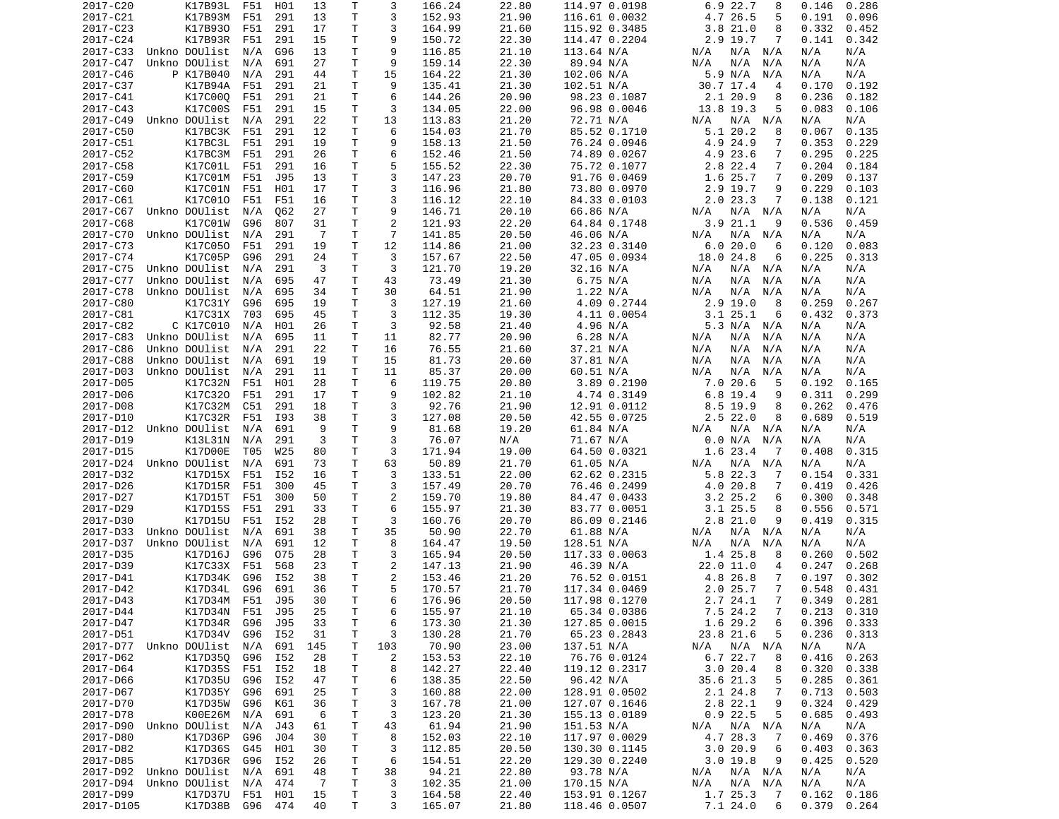| | | | | | | | | | | | | | | | | |
|---|---|---|---|---|---|---|---|---|---|---|---|---|---|---|---|---|
| 2017-C20 | | K17B93L | F51 | H01 | 13 | T | 3 | 166.24 | 22.80 | 114.97 | 0.0198 | 6.9 | 22.7 | 8 | 0.146 | 0.286 |
| 2017-C21 | | K17B93M | F51 | 291 | 13 | T | 3 | 152.93 | 21.90 | 116.61 | 0.0032 | 4.7 | 26.5 | 5 | 0.191 | 0.096 |
| 2017-C23 | | K17B93O | F51 | 291 | 17 | T | 3 | 164.99 | 21.60 | 115.92 | 0.3485 | 3.8 | 21.0 | 8 | 0.332 | 0.452 |
| 2017-C24 | | K17B93R | F51 | 291 | 15 | T | 9 | 150.72 | 22.30 | 114.47 | 0.2204 | 2.9 | 19.7 | 7 | 0.141 | 0.342 |
| 2017-C33 | Unkno | DOUlist | N/A | G96 | 13 | T | 9 | 116.85 | 21.10 | 113.64 | N/A | N/A | N/A | N/A | N/A | N/A |
| 2017-C47 | Unkno | DOUlist | N/A | 691 | 27 | T | 9 | 159.14 | 22.30 | 89.94 | N/A | N/A | N/A | N/A | N/A | N/A |
| 2017-C46 | P | K17B040 | N/A | 291 | 44 | T | 15 | 164.22 | 21.30 | 102.06 | N/A | 5.9 | N/A | N/A | N/A | N/A |
| 2017-C37 | | K17B94A | F51 | 291 | 21 | T | 9 | 135.41 | 21.30 | 102.51 | N/A | 30.7 | 17.4 | 4 | 0.170 | 0.192 |
| 2017-C41 | | K17C00Q | F51 | 291 | 21 | T | 6 | 144.26 | 20.90 | 98.23 | 0.1087 | 2.1 | 20.9 | 8 | 0.236 | 0.182 |
| 2017-C43 | | K17C00S | F51 | 291 | 15 | T | 3 | 134.05 | 22.00 | 96.98 | 0.0046 | 13.8 | 19.3 | 5 | 0.083 | 0.106 |
| 2017-C49 | Unkno | DOUlist | N/A | 291 | 22 | T | 13 | 113.83 | 21.20 | 72.71 | N/A | N/A | N/A | N/A | N/A | N/A |
| 2017-C50 | | K17BC3K | F51 | 291 | 12 | T | 6 | 154.03 | 21.70 | 85.52 | 0.1710 | 5.1 | 20.2 | 8 | 0.067 | 0.135 |
| 2017-C51 | | K17BC3L | F51 | 291 | 19 | T | 9 | 158.13 | 21.50 | 76.24 | 0.0946 | 4.9 | 24.9 | 7 | 0.353 | 0.229 |
| 2017-C52 | | K17BC3M | F51 | 291 | 26 | T | 6 | 152.46 | 21.50 | 74.89 | 0.0267 | 4.9 | 23.6 | 7 | 0.295 | 0.225 |
| 2017-C58 | | K17C01L | F51 | 291 | 16 | T | 5 | 155.52 | 22.30 | 75.72 | 0.1077 | 2.8 | 22.4 | 7 | 0.204 | 0.184 |
| 2017-C59 | | K17C01M | F51 | J95 | 13 | T | 3 | 147.23 | 20.70 | 91.76 | 0.0469 | 1.6 | 25.7 | 7 | 0.209 | 0.137 |
| 2017-C60 | | K17C01N | F51 | H01 | 17 | T | 3 | 116.96 | 21.80 | 73.80 | 0.0970 | 2.9 | 19.7 | 9 | 0.229 | 0.103 |
| 2017-C61 | | K17C01O | F51 | F51 | 16 | T | 3 | 116.12 | 22.10 | 84.33 | 0.0103 | 2.0 | 23.3 | 7 | 0.138 | 0.121 |
| 2017-C67 | Unkno | DOUlist | N/A | Q62 | 27 | T | 9 | 146.71 | 20.10 | 66.86 | N/A | N/A | N/A | N/A | N/A | N/A |
| 2017-C68 | | K17C01W | G96 | 807 | 31 | T | 2 | 121.93 | 22.20 | 64.84 | 0.1748 | 3.9 | 21.1 | 9 | 0.536 | 0.459 |
| 2017-C70 | Unkno | DOUlist | N/A | 291 | 7 | T | 7 | 141.85 | 20.50 | 46.06 | N/A | N/A | N/A | N/A | N/A | N/A |
| 2017-C73 | | K17C05O | F51 | 291 | 19 | T | 12 | 114.86 | 21.00 | 32.23 | 0.3140 | 6.0 | 20.0 | 6 | 0.120 | 0.083 |
| 2017-C74 | | K17C05P | G96 | 291 | 24 | T | 3 | 157.67 | 22.50 | 47.05 | 0.0934 | 18.0 | 24.8 | 6 | 0.225 | 0.313 |
| 2017-C75 | Unkno | DOUlist | N/A | 291 | 3 | T | 3 | 121.70 | 19.20 | 32.16 | N/A | N/A | N/A | N/A | N/A | N/A |
| 2017-C77 | Unkno | DOUlist | N/A | 695 | 47 | T | 43 | 73.49 | 21.30 | 6.75 | N/A | N/A | N/A | N/A | N/A | N/A |
| 2017-C78 | Unkno | DOUlist | N/A | 695 | 34 | T | 30 | 64.51 | 21.90 | 1.22 | N/A | N/A | N/A | N/A | N/A | N/A |
| 2017-C80 | | K17C31Y | G96 | 695 | 19 | T | 3 | 127.19 | 21.60 | 4.09 | 0.2744 | 2.9 | 19.0 | 8 | 0.259 | 0.267 |
| 2017-C81 | | K17C31X | 703 | 695 | 45 | T | 3 | 112.35 | 19.30 | 4.11 | 0.0054 | 3.1 | 25.1 | 6 | 0.432 | 0.373 |
| 2017-C82 | C | K17C010 | N/A | H01 | 26 | T | 3 | 92.58 | 21.40 | 4.96 | N/A | 5.3 | N/A | N/A | N/A | N/A |
| 2017-C83 | Unkno | DOUlist | N/A | 695 | 11 | T | 11 | 82.77 | 20.90 | 6.28 | N/A | N/A | N/A | N/A | N/A | N/A |
| 2017-C86 | Unkno | DOUlist | N/A | 291 | 22 | T | 16 | 76.55 | 21.60 | 37.21 | N/A | N/A | N/A | N/A | N/A | N/A |
| 2017-C88 | Unkno | DOUlist | N/A | 691 | 19 | T | 15 | 81.73 | 20.60 | 37.81 | N/A | N/A | N/A | N/A | N/A | N/A |
| 2017-D03 | Unkno | DOUlist | N/A | 291 | 11 | T | 11 | 85.37 | 20.00 | 60.51 | N/A | N/A | N/A | N/A | N/A | N/A |
| 2017-D05 | | K17C32N | F51 | H01 | 28 | T | 6 | 119.75 | 20.80 | 3.89 | 0.2190 | 7.0 | 20.6 | 5 | 0.192 | 0.165 |
| 2017-D06 | | K17C32O | F51 | 291 | 17 | T | 9 | 102.82 | 21.10 | 4.74 | 0.3149 | 6.8 | 19.4 | 9 | 0.311 | 0.299 |
| 2017-D08 | | K17C32M | C51 | 291 | 18 | T | 3 | 92.76 | 21.90 | 12.91 | 0.0112 | 8.5 | 19.9 | 8 | 0.262 | 0.476 |
| 2017-D10 | | K17C32R | F51 | I93 | 38 | T | 3 | 127.08 | 20.50 | 42.55 | 0.0725 | 2.5 | 22.0 | 8 | 0.689 | 0.519 |
| 2017-D12 | Unkno | DOUlist | N/A | 691 | 9 | T | 9 | 81.68 | 19.20 | 61.84 | N/A | N/A | N/A | N/A | N/A | N/A |
| 2017-D19 | | K13L31N | N/A | 291 | 3 | T | 3 | 76.07 | N/A | 71.67 | N/A | 0.0 | N/A | N/A | N/A | N/A |
| 2017-D15 | | K17D00E | T05 | W25 | 80 | T | 3 | 171.94 | 19.00 | 64.50 | 0.0321 | 1.6 | 23.4 | 7 | 0.408 | 0.315 |
| 2017-D24 | Unkno | DOUlist | N/A | 691 | 73 | T | 63 | 50.89 | 21.70 | 61.05 | N/A | N/A | N/A | N/A | N/A | N/A |
| 2017-D32 | | K17D15X | F51 | I52 | 16 | T | 3 | 133.51 | 22.00 | 62.62 | 0.2315 | 5.8 | 22.3 | 7 | 0.154 | 0.331 |
| 2017-D26 | | K17D15R | F51 | 300 | 45 | T | 3 | 157.49 | 20.70 | 76.46 | 0.2499 | 4.0 | 20.8 | 7 | 0.419 | 0.426 |
| 2017-D27 | | K17D15T | F51 | 300 | 50 | T | 2 | 159.70 | 19.80 | 84.47 | 0.0433 | 3.2 | 25.2 | 6 | 0.300 | 0.348 |
| 2017-D29 | | K17D15S | F51 | 291 | 33 | T | 6 | 155.97 | 21.30 | 83.77 | 0.0051 | 3.1 | 25.5 | 8 | 0.556 | 0.571 |
| 2017-D30 | | K17D15U | F51 | I52 | 28 | T | 3 | 160.76 | 20.70 | 86.09 | 0.2146 | 2.8 | 21.0 | 9 | 0.419 | 0.315 |
| 2017-D33 | Unkno | DOUlist | N/A | 691 | 38 | T | 35 | 50.90 | 22.70 | 61.88 | N/A | N/A | N/A | N/A | N/A | N/A |
| 2017-D37 | Unkno | DOUlist | N/A | 691 | 12 | T | 8 | 164.47 | 19.50 | 128.51 | N/A | N/A | N/A | N/A | N/A | N/A |
| 2017-D35 | | K17D16J | G96 | O75 | 28 | T | 3 | 165.94 | 20.50 | 117.33 | 0.0063 | 1.4 | 25.8 | 8 | 0.260 | 0.502 |
| 2017-D39 | | K17C33X | F51 | 568 | 23 | T | 2 | 147.13 | 21.90 | 46.39 | N/A | 22.0 | 11.0 | 4 | 0.247 | 0.268 |
| 2017-D41 | | K17D34K | G96 | I52 | 38 | T | 2 | 153.46 | 21.20 | 76.52 | 0.0151 | 4.8 | 26.8 | 7 | 0.197 | 0.302 |
| 2017-D42 | | K17D34L | G96 | 691 | 36 | T | 5 | 170.57 | 21.70 | 117.34 | 0.0469 | 2.0 | 25.7 | 7 | 0.548 | 0.431 |
| 2017-D43 | | K17D34M | F51 | J95 | 30 | T | 6 | 176.96 | 20.50 | 117.98 | 0.1270 | 2.7 | 24.1 | 7 | 0.349 | 0.281 |
| 2017-D44 | | K17D34N | F51 | J95 | 25 | T | 6 | 155.97 | 21.10 | 65.34 | 0.0386 | 7.5 | 24.2 | 7 | 0.213 | 0.310 |
| 2017-D47 | | K17D34R | G96 | J95 | 33 | T | 6 | 173.30 | 21.30 | 127.85 | 0.0015 | 1.6 | 29.2 | 6 | 0.396 | 0.333 |
| 2017-D51 | | K17D34V | G96 | I52 | 28 | T | 3 | 130.28 | 21.70 | 65.23 | 0.2843 | 23.8 | 21.6 | 5 | 0.236 | 0.313 |
| 2017-D77 | Unkno | DOUlist | N/A | 691 | 145 | T | 103 | 70.90 | 23.00 | 137.51 | N/A | N/A | N/A | N/A | N/A | N/A |
| 2017-D62 | | K17D35Q | G96 | I52 | 28 | T | 2 | 153.53 | 22.10 | 76.76 | 0.0124 | 6.7 | 22.7 | 8 | 0.416 | 0.263 |
| 2017-D64 | | K17D35S | F51 | I52 | 18 | T | 8 | 142.27 | 22.40 | 119.12 | 0.2317 | 3.0 | 20.4 | 8 | 0.320 | 0.338 |
| 2017-D66 | | K17D35U | G96 | I52 | 47 | T | 6 | 138.35 | 22.50 | 96.42 | N/A | 35.6 | 21.3 | 5 | 0.285 | 0.361 |
| 2017-D67 | | K17D35Y | G96 | 691 | 25 | T | 3 | 160.88 | 22.00 | 128.91 | 0.0502 | 2.1 | 24.8 | 7 | 0.713 | 0.503 |
| 2017-D70 | | K17D35W | G96 | K61 | 36 | T | 3 | 167.78 | 21.00 | 127.07 | 0.1646 | 2.8 | 22.1 | 9 | 0.324 | 0.429 |
| 2017-D78 | | K00E26M | N/A | 691 | 6 | T | 3 | 123.20 | 21.30 | 155.13 | 0.0189 | 0.9 | 22.5 | 5 | 0.685 | 0.493 |
| 2017-D90 | Unkno | DOUlist | N/A | J43 | 61 | T | 43 | 61.94 | 21.90 | 151.53 | N/A | N/A | N/A | N/A | N/A | N/A |
| 2017-D80 | | K17D36P | G96 | J04 | 30 | T | 8 | 152.03 | 22.10 | 117.97 | 0.0029 | 4.7 | 28.3 | 7 | 0.469 | 0.376 |
| 2017-D82 | | K17D36S | G45 | H01 | 30 | T | 3 | 112.85 | 20.50 | 130.30 | 0.1145 | 3.0 | 20.9 | 6 | 0.403 | 0.363 |
| 2017-D85 | | K17D36R | G96 | I52 | 26 | T | 6 | 154.51 | 22.20 | 129.30 | 0.2240 | 3.0 | 19.8 | 9 | 0.425 | 0.520 |
| 2017-D92 | Unkno | DOUlist | N/A | 691 | 48 | T | 38 | 94.21 | 22.80 | 93.78 | N/A | N/A | N/A | N/A | N/A | N/A |
| 2017-D94 | Unkno | DOUlist | N/A | 474 | 7 | T | 3 | 102.35 | 21.00 | 170.15 | N/A | N/A | N/A | N/A | N/A | N/A |
| 2017-D99 | | K17D37U | F51 | H01 | 15 | T | 3 | 164.58 | 22.40 | 153.91 | 0.1267 | 1.7 | 25.3 | 7 | 0.162 | 0.186 |
| 2017-D105 | | K17D38B | G96 | 474 | 40 | T | 3 | 165.07 | 21.80 | 118.46 | 0.0507 | 7.1 | 24.0 | 6 | 0.379 | 0.264 |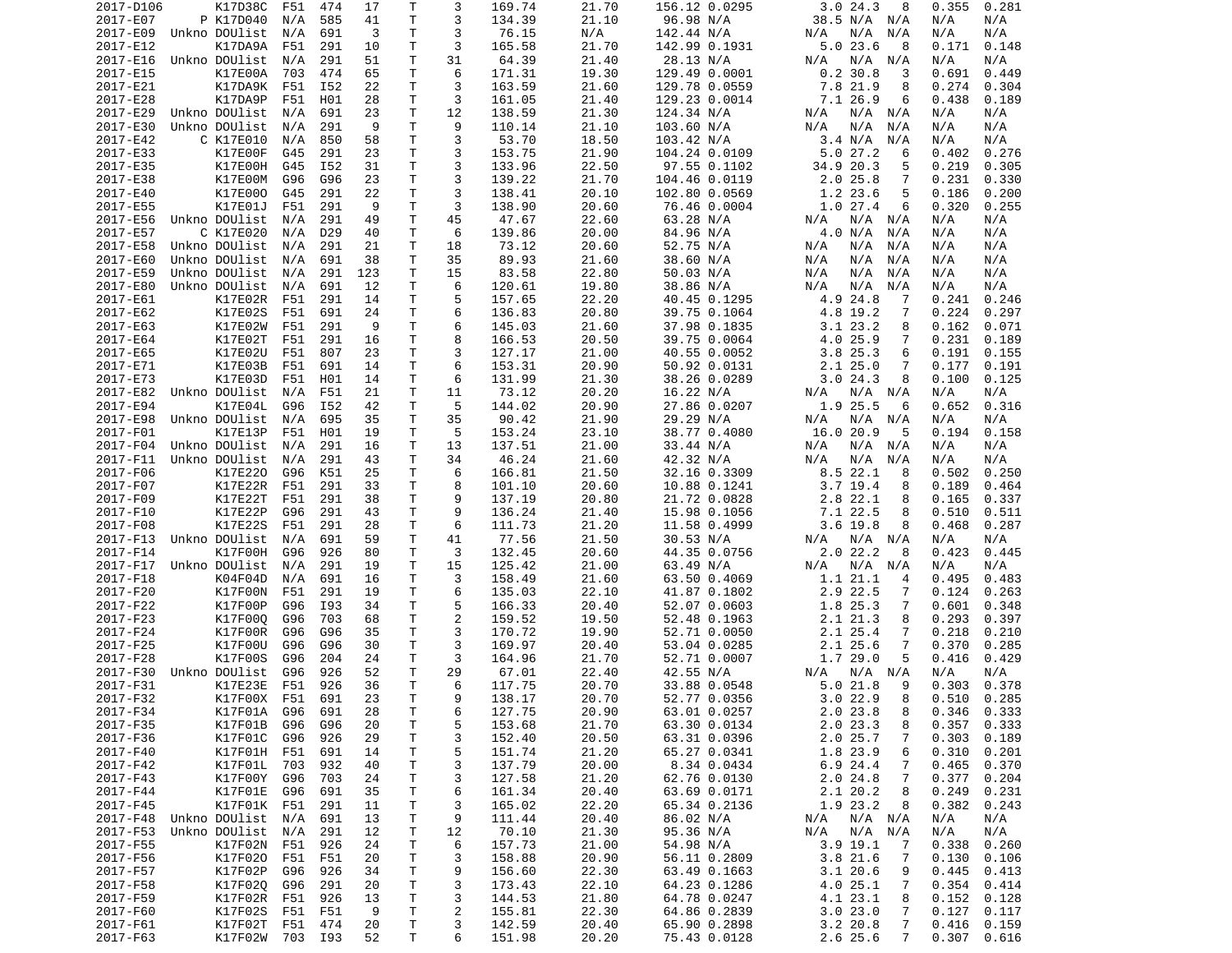| | | | | | | | | | | | | | | | |
|---|---|---|---|---|---|---|---|---|---|---|---|---|---|---|---|
| 2017-D106 | | K17D38C | F51 | 474 | 17 | T | 3 | 169.74 | 21.70 | 156.12 | 0.0295 | 3.0 | 24.3 | 8 | 0.355 | 0.281 |
| 2017-E07 | P | K17D040 | N/A | 585 | 41 | T | 3 | 134.39 | 21.10 | 96.98 | N/A | 38.5 | N/A | N/A | N/A | N/A |
| 2017-E09 | Unkno | DOUlist | N/A | 691 | 3 | T | 3 | 76.15 | N/A | 142.44 | N/A | N/A | N/A | N/A | N/A | N/A |
| 2017-E12 | | K17DA9A | F51 | 291 | 10 | T | 3 | 165.58 | 21.70 | 142.99 | 0.1931 | 5.0 | 23.6 | 8 | 0.171 | 0.148 |
| 2017-E16 | Unkno | DOUlist | N/A | 291 | 51 | T | 31 | 64.39 | 21.40 | 28.13 | N/A | N/A | N/A | N/A | N/A | N/A |
| 2017-E15 | | K17E00A | 703 | 474 | 65 | T | 6 | 171.31 | 19.30 | 129.49 | 0.0001 | 0.2 | 30.8 | 3 | 0.691 | 0.449 |
| 2017-E21 | | K17DA9K | F51 | I52 | 22 | T | 3 | 163.59 | 21.60 | 129.78 | 0.0559 | 7.8 | 21.9 | 8 | 0.274 | 0.304 |
| 2017-E28 | | K17DA9P | F51 | H01 | 28 | T | 3 | 161.05 | 21.40 | 129.23 | 0.0014 | 7.1 | 26.9 | 6 | 0.438 | 0.189 |
| 2017-E29 | Unkno | DOUlist | N/A | 691 | 23 | T | 12 | 138.59 | 21.30 | 124.34 | N/A | N/A | N/A | N/A | N/A | N/A |
| 2017-E30 | Unkno | DOUlist | N/A | 291 | 9 | T | 9 | 110.14 | 21.10 | 103.60 | N/A | N/A | N/A | N/A | N/A | N/A |
| 2017-E42 | C | K17E010 | N/A | 850 | 58 | T | 3 | 53.70 | 18.50 | 103.42 | N/A | 3.4 | N/A | N/A | N/A | N/A |
| 2017-E33 | | K17E00F | G45 | 291 | 23 | T | 3 | 153.75 | 21.90 | 104.24 | 0.0109 | 5.0 | 27.2 | 6 | 0.402 | 0.276 |
| 2017-E35 | | K17E00H | G45 | I52 | 31 | T | 3 | 133.96 | 22.50 | 97.55 | 0.1102 | 34.9 | 20.3 | 5 | 0.219 | 0.305 |
| 2017-E38 | | K17E00M | G96 | G96 | 23 | T | 3 | 139.22 | 21.70 | 104.46 | 0.0119 | 2.0 | 25.8 | 7 | 0.231 | 0.330 |
| 2017-E40 | | K17E00O | G45 | 291 | 22 | T | 3 | 138.41 | 20.10 | 102.80 | 0.0569 | 1.2 | 23.6 | 5 | 0.186 | 0.200 |
| 2017-E55 | | K17E01J | F51 | 291 | 9 | T | 3 | 138.90 | 20.60 | 76.46 | 0.0004 | 1.0 | 27.4 | 6 | 0.320 | 0.255 |
| 2017-E56 | Unkno | DOUlist | N/A | 291 | 49 | T | 45 | 47.67 | 22.60 | 63.28 | N/A | N/A | N/A | N/A | N/A | N/A |
| 2017-E57 | C | K17E020 | N/A | D29 | 40 | T | 6 | 139.86 | 20.00 | 84.96 | N/A | 4.0 | N/A | N/A | N/A | N/A |
| 2017-E58 | Unkno | DOUlist | N/A | 291 | 21 | T | 18 | 73.12 | 20.60 | 52.75 | N/A | N/A | N/A | N/A | N/A | N/A |
| 2017-E60 | Unkno | DOUlist | N/A | 691 | 38 | T | 35 | 89.93 | 21.60 | 38.60 | N/A | N/A | N/A | N/A | N/A | N/A |
| 2017-E59 | Unkno | DOUlist | N/A | 291 | 123 | T | 15 | 83.58 | 22.80 | 50.03 | N/A | N/A | N/A | N/A | N/A | N/A |
| 2017-E80 | Unkno | DOUlist | N/A | 691 | 12 | T | 6 | 120.61 | 19.80 | 38.86 | N/A | N/A | N/A | N/A | N/A | N/A |
| 2017-E61 | | K17E02R | F51 | 291 | 14 | T | 5 | 157.65 | 22.20 | 40.45 | 0.1295 | 4.9 | 24.8 | 7 | 0.241 | 0.246 |
| 2017-E62 | | K17E02S | F51 | 691 | 24 | T | 6 | 136.83 | 20.80 | 39.75 | 0.1064 | 4.8 | 19.2 | 7 | 0.224 | 0.297 |
| 2017-E63 | | K17E02W | F51 | 291 | 9 | T | 6 | 145.03 | 21.60 | 37.98 | 0.1835 | 3.1 | 23.2 | 8 | 0.162 | 0.071 |
| 2017-E64 | | K17E02T | F51 | 291 | 16 | T | 8 | 166.53 | 20.50 | 39.75 | 0.0064 | 4.0 | 25.9 | 7 | 0.231 | 0.189 |
| 2017-E65 | | K17E02U | F51 | 807 | 23 | T | 3 | 127.17 | 21.00 | 40.55 | 0.0052 | 3.8 | 25.3 | 6 | 0.191 | 0.155 |
| 2017-E71 | | K17E03B | F51 | 691 | 14 | T | 6 | 153.31 | 20.90 | 50.92 | 0.0131 | 2.1 | 25.0 | 7 | 0.177 | 0.191 |
| 2017-E73 | | K17E03D | F51 | H01 | 14 | T | 6 | 131.99 | 21.30 | 38.26 | 0.0289 | 3.0 | 24.3 | 8 | 0.100 | 0.125 |
| 2017-E82 | Unkno | DOUlist | N/A | F51 | 21 | T | 11 | 73.12 | 20.20 | 16.22 | N/A | N/A | N/A | N/A | N/A | N/A |
| 2017-E94 | | K17E04L | G96 | I52 | 42 | T | 5 | 144.02 | 20.90 | 27.86 | 0.0207 | 1.9 | 25.5 | 6 | 0.652 | 0.316 |
| 2017-E98 | Unkno | DOUlist | N/A | 695 | 35 | T | 35 | 90.42 | 21.90 | 29.29 | N/A | N/A | N/A | N/A | N/A | N/A |
| 2017-F01 | | K17E13P | F51 | H01 | 19 | T | 5 | 153.24 | 23.10 | 38.77 | 0.4080 | 16.0 | 20.9 | 5 | 0.194 | 0.158 |
| 2017-F04 | Unkno | DOUlist | N/A | 291 | 16 | T | 13 | 137.51 | 21.00 | 33.44 | N/A | N/A | N/A | N/A | N/A | N/A |
| 2017-F11 | Unkno | DOUlist | N/A | 291 | 43 | T | 34 | 46.24 | 21.60 | 42.32 | N/A | N/A | N/A | N/A | N/A | N/A |
| 2017-F06 | | K17E22O | G96 | K51 | 25 | T | 6 | 166.81 | 21.50 | 32.16 | 0.3309 | 8.5 | 22.1 | 8 | 0.502 | 0.250 |
| 2017-F07 | | K17E22R | F51 | 291 | 33 | T | 8 | 101.10 | 20.60 | 10.88 | 0.1241 | 3.7 | 19.4 | 8 | 0.189 | 0.464 |
| 2017-F09 | | K17E22T | F51 | 291 | 38 | T | 9 | 137.19 | 20.80 | 21.72 | 0.0828 | 2.8 | 22.1 | 8 | 0.165 | 0.337 |
| 2017-F10 | | K17E22P | G96 | 291 | 43 | T | 9 | 136.24 | 21.40 | 15.98 | 0.1056 | 7.1 | 22.5 | 8 | 0.510 | 0.511 |
| 2017-F08 | | K17E22S | F51 | 291 | 28 | T | 6 | 111.73 | 21.20 | 11.58 | 0.4999 | 3.6 | 19.8 | 8 | 0.468 | 0.287 |
| 2017-F13 | Unkno | DOUlist | N/A | 691 | 59 | T | 41 | 77.56 | 21.50 | 30.53 | N/A | N/A | N/A | N/A | N/A | N/A |
| 2017-F14 | | K17F00H | G96 | 926 | 80 | T | 3 | 132.45 | 20.60 | 44.35 | 0.0756 | 2.0 | 22.2 | 8 | 0.423 | 0.445 |
| 2017-F17 | Unkno | DOUlist | N/A | 291 | 19 | T | 15 | 125.42 | 21.00 | 63.49 | N/A | N/A | N/A | N/A | N/A | N/A |
| 2017-F18 | | K04F04D | N/A | 691 | 16 | T | 3 | 158.49 | 21.60 | 63.50 | 0.4069 | 1.1 | 21.1 | 4 | 0.495 | 0.483 |
| 2017-F20 | | K17F00N | F51 | 291 | 19 | T | 6 | 135.03 | 22.10 | 41.87 | 0.1802 | 2.9 | 22.5 | 7 | 0.124 | 0.263 |
| 2017-F22 | | K17F00P | G96 | I93 | 34 | T | 5 | 166.33 | 20.40 | 52.07 | 0.0603 | 1.8 | 25.3 | 7 | 0.601 | 0.348 |
| 2017-F23 | | K17F00Q | G96 | 703 | 68 | T | 2 | 159.52 | 19.50 | 52.48 | 0.1963 | 2.1 | 21.3 | 8 | 0.293 | 0.397 |
| 2017-F24 | | K17F00R | G96 | G96 | 35 | T | 3 | 170.72 | 19.90 | 52.71 | 0.0050 | 2.1 | 25.4 | 7 | 0.218 | 0.210 |
| 2017-F25 | | K17F00U | G96 | G96 | 30 | T | 3 | 169.97 | 20.40 | 53.04 | 0.0285 | 2.1 | 25.6 | 7 | 0.370 | 0.285 |
| 2017-F28 | | K17F00S | G96 | 204 | 24 | T | 3 | 164.96 | 21.70 | 52.71 | 0.0007 | 1.7 | 29.0 | 5 | 0.416 | 0.429 |
| 2017-F30 | Unkno | DOUlist | G96 | 926 | 52 | T | 29 | 67.01 | 22.40 | 42.55 | N/A | N/A | N/A | N/A | N/A | N/A |
| 2017-F31 | | K17E23E | F51 | 926 | 36 | T | 6 | 117.75 | 20.70 | 33.88 | 0.0548 | 5.0 | 21.8 | 9 | 0.303 | 0.378 |
| 2017-F32 | | K17F00X | F51 | 691 | 23 | T | 9 | 138.17 | 20.70 | 52.77 | 0.0356 | 3.0 | 22.9 | 8 | 0.510 | 0.285 |
| 2017-F34 | | K17F01A | G96 | 691 | 28 | T | 6 | 127.75 | 20.90 | 63.01 | 0.0257 | 2.0 | 23.8 | 8 | 0.346 | 0.333 |
| 2017-F35 | | K17F01B | G96 | G96 | 20 | T | 5 | 153.68 | 21.70 | 63.30 | 0.0134 | 2.0 | 23.3 | 8 | 0.357 | 0.333 |
| 2017-F36 | | K17F01C | G96 | 926 | 29 | T | 3 | 152.40 | 20.50 | 63.31 | 0.0396 | 2.0 | 25.7 | 7 | 0.303 | 0.189 |
| 2017-F40 | | K17F01H | F51 | 691 | 14 | T | 5 | 151.74 | 21.20 | 65.27 | 0.0341 | 1.8 | 23.9 | 6 | 0.310 | 0.201 |
| 2017-F42 | | K17F01L | 703 | 932 | 40 | T | 3 | 137.79 | 20.00 | 8.34 | 0.0434 | 6.9 | 24.4 | 7 | 0.465 | 0.370 |
| 2017-F43 | | K17F00Y | G96 | 703 | 24 | T | 3 | 127.58 | 21.20 | 62.76 | 0.0130 | 2.0 | 24.8 | 7 | 0.377 | 0.204 |
| 2017-F44 | | K17F01E | G96 | 691 | 35 | T | 6 | 161.34 | 20.40 | 63.69 | 0.0171 | 2.1 | 20.2 | 8 | 0.249 | 0.231 |
| 2017-F45 | | K17F01K | F51 | 291 | 11 | T | 3 | 165.02 | 22.20 | 65.34 | 0.2136 | 1.9 | 23.2 | 8 | 0.382 | 0.243 |
| 2017-F48 | Unkno | DOUlist | N/A | 691 | 13 | T | 9 | 111.44 | 20.40 | 86.02 | N/A | N/A | N/A | N/A | N/A | N/A |
| 2017-F53 | Unkno | DOUlist | N/A | 291 | 12 | T | 12 | 70.10 | 21.30 | 95.36 | N/A | N/A | N/A | N/A | N/A | N/A |
| 2017-F55 | | K17F02N | F51 | 926 | 24 | T | 6 | 157.73 | 21.00 | 54.98 | N/A | 3.9 | 19.1 | 7 | 0.338 | 0.260 |
| 2017-F56 | | K17F02O | F51 | F51 | 20 | T | 3 | 158.88 | 20.90 | 56.11 | 0.2809 | 3.8 | 21.6 | 7 | 0.130 | 0.106 |
| 2017-F57 | | K17F02P | G96 | 926 | 34 | T | 9 | 156.60 | 22.30 | 63.49 | 0.1663 | 3.1 | 20.6 | 9 | 0.445 | 0.413 |
| 2017-F58 | | K17F02Q | G96 | 291 | 20 | T | 3 | 173.43 | 22.10 | 64.23 | 0.1286 | 4.0 | 25.1 | 7 | 0.354 | 0.414 |
| 2017-F59 | | K17F02R | F51 | 926 | 13 | T | 3 | 144.53 | 21.80 | 64.78 | 0.0247 | 4.1 | 23.1 | 8 | 0.152 | 0.128 |
| 2017-F60 | | K17F02S | F51 | F51 | 9 | T | 2 | 155.81 | 22.30 | 64.86 | 0.2839 | 3.0 | 23.0 | 7 | 0.127 | 0.117 |
| 2017-F61 | | K17F02T | F51 | 474 | 20 | T | 3 | 142.59 | 20.40 | 65.90 | 0.2898 | 3.2 | 20.8 | 7 | 0.416 | 0.159 |
| 2017-F63 | | K17F02W | 703 | I93 | 52 | T | 6 | 151.98 | 20.20 | 75.43 | 0.0128 | 2.6 | 25.6 | 7 | 0.307 | 0.616 |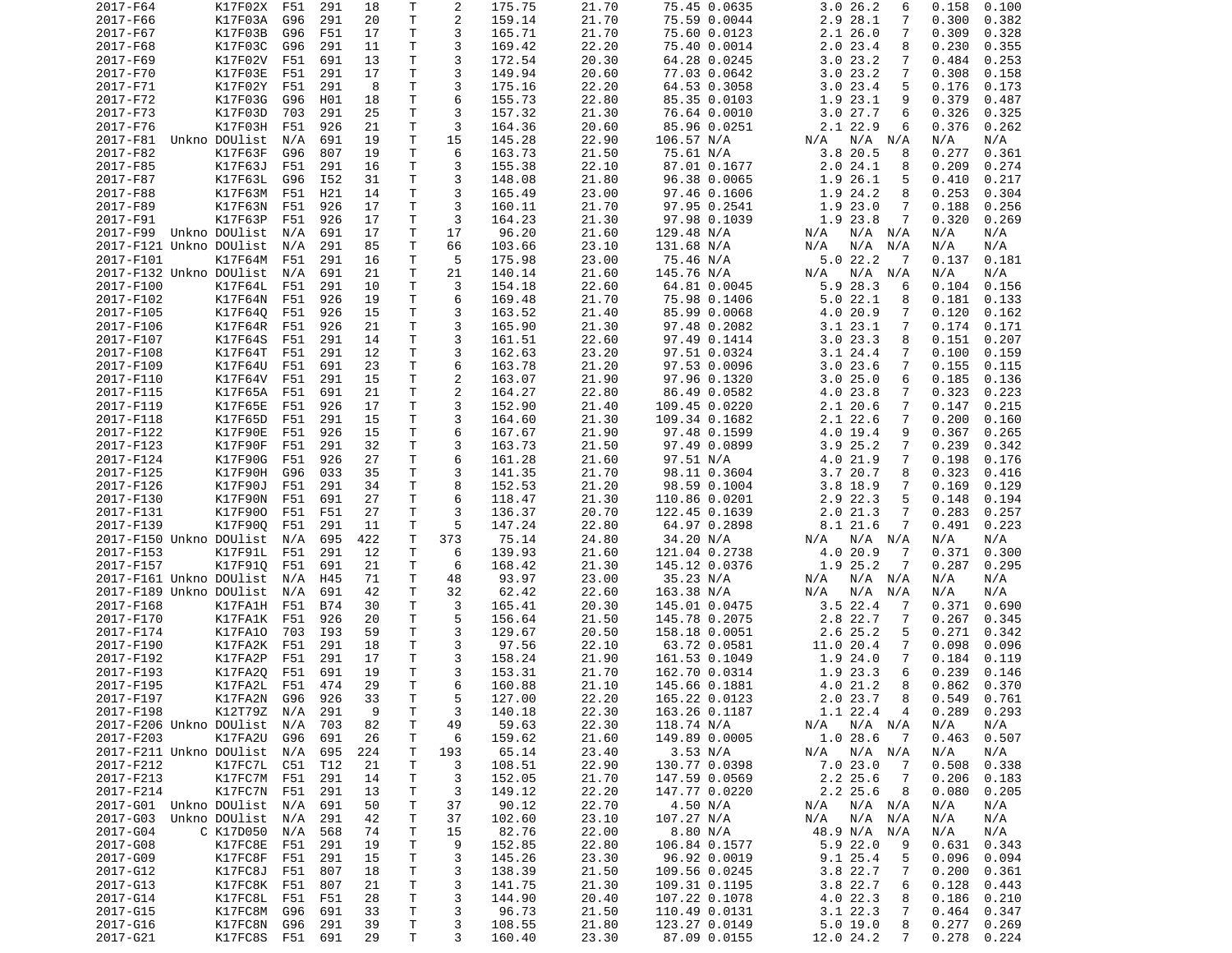| | | | | | | | | | | | | | | | | |
|---|---|---|---|---|---|---|---|---|---|---|---|---|---|---|---|---|
| 2017-F64 | | K17F02X | F51 | 291 | 18 | T | 2 | 175.75 | 21.70 | 75.45 | 0.0635 | 3.0 | 26.2 | 6 | 0.158 | 0.100 |
| 2017-F66 | | K17F03A | G96 | 291 | 20 | T | 2 | 159.14 | 21.70 | 75.59 | 0.0044 | 2.9 | 28.1 | 7 | 0.300 | 0.382 |
| 2017-F67 | | K17F03B | G96 | F51 | 17 | T | 3 | 165.71 | 21.70 | 75.60 | 0.0123 | 2.1 | 26.0 | 7 | 0.309 | 0.328 |
| 2017-F68 | | K17F03C | G96 | 291 | 11 | T | 3 | 169.42 | 22.20 | 75.40 | 0.0014 | 2.0 | 23.4 | 8 | 0.230 | 0.355 |
| 2017-F69 | | K17F02V | F51 | 691 | 13 | T | 3 | 172.54 | 20.30 | 64.28 | 0.0245 | 3.0 | 23.2 | 7 | 0.484 | 0.253 |
| 2017-F70 | | K17F03E | F51 | 291 | 17 | T | 3 | 149.94 | 20.60 | 77.03 | 0.0642 | 3.0 | 23.2 | 7 | 0.308 | 0.158 |
| 2017-F71 | | K17F02Y | F51 | 291 | 8 | T | 3 | 175.16 | 22.20 | 64.53 | 0.3058 | 3.0 | 23.4 | 5 | 0.176 | 0.173 |
| 2017-F72 | | K17F03G | G96 | H01 | 18 | T | 6 | 155.73 | 22.80 | 85.35 | 0.0103 | 1.9 | 23.1 | 9 | 0.379 | 0.487 |
| 2017-F73 | | K17F03D | 703 | 291 | 25 | T | 3 | 157.32 | 21.30 | 76.64 | 0.0010 | 3.0 | 27.7 | 6 | 0.326 | 0.325 |
| 2017-F76 | | K17F03H | F51 | 926 | 21 | T | 3 | 164.36 | 20.60 | 85.96 | 0.0251 | 2.1 | 22.9 | 6 | 0.376 | 0.262 |
| 2017-F81 | Unkno | DOUlist | N/A | 691 | 19 | T | 15 | 145.28 | 22.90 | 106.57 | N/A | N/A | N/A | N/A | N/A | N/A |
| 2017-F82 | | K17F63F | G96 | 807 | 19 | T | 6 | 163.73 | 21.50 | 75.61 | N/A | 3.8 | 20.5 | 8 | 0.277 | 0.361 |
| 2017-F85 | | K17F63J | F51 | 291 | 16 | T | 3 | 155.38 | 22.10 | 87.01 | 0.1677 | 2.0 | 24.1 | 8 | 0.209 | 0.274 |
| 2017-F87 | | K17F63L | G96 | I52 | 31 | T | 3 | 148.08 | 21.80 | 96.38 | 0.0065 | 1.9 | 26.1 | 5 | 0.410 | 0.217 |
| 2017-F88 | | K17F63M | F51 | H21 | 14 | T | 3 | 165.49 | 23.00 | 97.46 | 0.1606 | 1.9 | 24.2 | 8 | 0.253 | 0.304 |
| 2017-F89 | | K17F63N | F51 | 926 | 17 | T | 3 | 160.11 | 21.70 | 97.95 | 0.2541 | 1.9 | 23.0 | 7 | 0.188 | 0.256 |
| 2017-F91 | | K17F63P | F51 | 926 | 17 | T | 3 | 164.23 | 21.30 | 97.98 | 0.1039 | 1.9 | 23.8 | 7 | 0.320 | 0.269 |
| 2017-F99 | Unkno | DOUlist | N/A | 691 | 17 | T | 17 | 96.20 | 21.60 | 129.48 | N/A | N/A | N/A | N/A | N/A | N/A |
| 2017-F121 | Unkno | DOUlist | N/A | 291 | 85 | T | 66 | 103.66 | 23.10 | 131.68 | N/A | N/A | N/A | N/A | N/A | N/A |
| 2017-F101 | | K17F64M | F51 | 291 | 16 | T | 5 | 175.98 | 23.00 | 75.46 | N/A | 5.0 | 22.2 | 7 | 0.137 | 0.181 |
| 2017-F132 | Unkno | DOUlist | N/A | 691 | 21 | T | 21 | 140.14 | 21.60 | 145.76 | N/A | N/A | N/A | N/A | N/A | N/A |
| 2017-F100 | | K17F64L | F51 | 291 | 10 | T | 3 | 154.18 | 22.60 | 64.81 | 0.0045 | 5.9 | 28.3 | 6 | 0.104 | 0.156 |
| 2017-F102 | | K17F64N | F51 | 926 | 19 | T | 6 | 169.48 | 21.70 | 75.98 | 0.1406 | 5.0 | 22.1 | 8 | 0.181 | 0.133 |
| 2017-F105 | | K17F64Q | F51 | 926 | 15 | T | 3 | 163.52 | 21.40 | 85.99 | 0.0068 | 4.0 | 20.9 | 7 | 0.120 | 0.162 |
| 2017-F106 | | K17F64R | F51 | 926 | 21 | T | 3 | 165.90 | 21.30 | 97.48 | 0.2082 | 3.1 | 23.1 | 7 | 0.174 | 0.171 |
| 2017-F107 | | K17F64S | F51 | 291 | 14 | T | 3 | 161.51 | 22.60 | 97.49 | 0.1414 | 3.0 | 23.3 | 8 | 0.151 | 0.207 |
| 2017-F108 | | K17F64T | F51 | 291 | 12 | T | 3 | 162.63 | 23.20 | 97.51 | 0.0324 | 3.1 | 24.4 | 7 | 0.100 | 0.159 |
| 2017-F109 | | K17F64U | F51 | 691 | 23 | T | 6 | 163.78 | 21.20 | 97.53 | 0.0096 | 3.0 | 23.6 | 7 | 0.155 | 0.115 |
| 2017-F110 | | K17F64V | F51 | 291 | 15 | T | 2 | 163.07 | 21.90 | 97.96 | 0.1320 | 3.0 | 25.0 | 6 | 0.185 | 0.136 |
| 2017-F115 | | K17F65A | F51 | 691 | 21 | T | 2 | 164.27 | 22.80 | 86.49 | 0.0582 | 4.0 | 23.8 | 7 | 0.323 | 0.223 |
| 2017-F119 | | K17F65E | F51 | 926 | 17 | T | 3 | 152.90 | 21.40 | 109.45 | 0.0220 | 2.1 | 20.6 | 7 | 0.147 | 0.215 |
| 2017-F118 | | K17F65D | F51 | 291 | 15 | T | 3 | 164.60 | 21.30 | 109.34 | 0.1682 | 2.1 | 22.6 | 7 | 0.200 | 0.160 |
| 2017-F122 | | K17F90E | F51 | 926 | 15 | T | 6 | 167.67 | 21.90 | 97.48 | 0.1599 | 4.0 | 19.4 | 9 | 0.367 | 0.265 |
| 2017-F123 | | K17F90F | F51 | 291 | 32 | T | 3 | 163.73 | 21.50 | 97.49 | 0.0899 | 3.9 | 25.2 | 7 | 0.239 | 0.342 |
| 2017-F124 | | K17F90G | F51 | 926 | 27 | T | 6 | 161.28 | 21.60 | 97.51 | N/A | 4.0 | 21.9 | 7 | 0.198 | 0.176 |
| 2017-F125 | | K17F90H | G96 | 033 | 35 | T | 3 | 141.35 | 21.70 | 98.11 | 0.3604 | 3.7 | 20.7 | 8 | 0.323 | 0.416 |
| 2017-F126 | | K17F90J | F51 | 291 | 34 | T | 8 | 152.53 | 21.20 | 98.59 | 0.1004 | 3.8 | 18.9 | 7 | 0.169 | 0.129 |
| 2017-F130 | | K17F90N | F51 | 691 | 27 | T | 6 | 118.47 | 21.30 | 110.86 | 0.0201 | 2.9 | 22.3 | 5 | 0.148 | 0.194 |
| 2017-F131 | | K17F90O | F51 | F51 | 27 | T | 3 | 136.37 | 20.70 | 122.45 | 0.1639 | 2.0 | 21.3 | 7 | 0.283 | 0.257 |
| 2017-F139 | | K17F90Q | F51 | 291 | 11 | T | 5 | 147.24 | 22.80 | 64.97 | 0.2898 | 8.1 | 21.6 | 7 | 0.491 | 0.223 |
| 2017-F150 | Unkno | DOUlist | N/A | 695 | 422 | T | 373 | 75.14 | 24.80 | 34.20 | N/A | N/A | N/A | N/A | N/A | N/A |
| 2017-F153 | | K17F91L | F51 | 291 | 12 | T | 6 | 139.93 | 21.60 | 121.04 | 0.2738 | 4.0 | 20.9 | 7 | 0.371 | 0.300 |
| 2017-F157 | | K17F91Q | F51 | 691 | 21 | T | 6 | 168.42 | 21.30 | 145.12 | 0.0376 | 1.9 | 25.2 | 7 | 0.287 | 0.295 |
| 2017-F161 | Unkno | DOUlist | N/A | H45 | 71 | T | 48 | 93.97 | 23.00 | 35.23 | N/A | N/A | N/A | N/A | N/A | N/A |
| 2017-F189 | Unkno | DOUlist | N/A | 691 | 42 | T | 32 | 62.42 | 22.60 | 163.38 | N/A | N/A | N/A | N/A | N/A | N/A |
| 2017-F168 | | K17FA1H | F51 | B74 | 30 | T | 3 | 165.41 | 20.30 | 145.01 | 0.0475 | 3.5 | 22.4 | 7 | 0.371 | 0.690 |
| 2017-F170 | | K17FA1K | F51 | 926 | 20 | T | 5 | 156.64 | 21.50 | 145.78 | 0.2075 | 2.8 | 22.7 | 7 | 0.267 | 0.345 |
| 2017-F174 | | K17FA1O | 703 | I93 | 59 | T | 3 | 129.67 | 20.50 | 158.18 | 0.0051 | 2.6 | 25.2 | 5 | 0.271 | 0.342 |
| 2017-F190 | | K17FA2K | F51 | 291 | 18 | T | 3 | 97.56 | 22.10 | 63.72 | 0.0581 | 11.0 | 20.4 | 7 | 0.098 | 0.096 |
| 2017-F192 | | K17FA2P | F51 | 291 | 17 | T | 3 | 158.24 | 21.90 | 161.53 | 0.1049 | 1.9 | 24.0 | 7 | 0.184 | 0.119 |
| 2017-F193 | | K17FA2Q | F51 | 691 | 19 | T | 3 | 153.31 | 21.70 | 162.70 | 0.0314 | 1.9 | 23.3 | 6 | 0.239 | 0.146 |
| 2017-F195 | | K17FA2L | F51 | 474 | 29 | T | 6 | 160.88 | 21.10 | 145.66 | 0.1881 | 4.0 | 21.2 | 8 | 0.862 | 0.370 |
| 2017-F197 | | K17FA2N | G96 | 926 | 33 | T | 5 | 127.00 | 22.20 | 165.22 | 0.0123 | 2.0 | 23.7 | 8 | 0.549 | 0.761 |
| 2017-F198 | | K12T79Z | N/A | 291 | 9 | T | 3 | 140.18 | 22.30 | 163.26 | 0.1187 | 1.1 | 22.4 | 4 | 0.289 | 0.293 |
| 2017-F206 | Unkno | DOUlist | N/A | 703 | 82 | T | 49 | 59.63 | 22.30 | 118.74 | N/A | N/A | N/A | N/A | N/A | N/A |
| 2017-F203 | | K17FA2U | G96 | 691 | 26 | T | 6 | 159.62 | 21.60 | 149.89 | 0.0005 | 1.0 | 28.6 | 7 | 0.463 | 0.507 |
| 2017-F211 | Unkno | DOUlist | N/A | 695 | 224 | T | 193 | 65.14 | 23.40 | 3.53 | N/A | N/A | N/A | N/A | N/A | N/A |
| 2017-F212 | | K17FC7L | C51 | T12 | 21 | T | 3 | 108.51 | 22.90 | 130.77 | 0.0398 | 7.0 | 23.0 | 7 | 0.508 | 0.338 |
| 2017-F213 | | K17FC7M | F51 | 291 | 14 | T | 3 | 152.05 | 21.70 | 147.59 | 0.0569 | 2.2 | 25.6 | 7 | 0.206 | 0.183 |
| 2017-F214 | | K17FC7N | F51 | 291 | 13 | T | 3 | 149.12 | 22.20 | 147.77 | 0.0220 | 2.2 | 25.6 | 8 | 0.080 | 0.205 |
| 2017-G01 | Unkno | DOUlist | N/A | 691 | 50 | T | 37 | 90.12 | 22.70 | 4.50 | N/A | N/A | N/A | N/A | N/A | N/A |
| 2017-G03 | Unkno | DOUlist | N/A | 291 | 42 | T | 37 | 102.60 | 23.10 | 107.27 | N/A | N/A | N/A | N/A | N/A | N/A |
| 2017-G04 | C | K17D050 | N/A | 568 | 74 | T | 15 | 82.76 | 22.00 | 8.80 | N/A | 48.9 | N/A | N/A | N/A | N/A |
| 2017-G08 | | K17FC8E | F51 | 291 | 19 | T | 9 | 152.85 | 22.80 | 106.84 | 0.1577 | 5.9 | 22.0 | 9 | 0.631 | 0.343 |
| 2017-G09 | | K17FC8F | F51 | 291 | 15 | T | 3 | 145.26 | 23.30 | 96.92 | 0.0019 | 9.1 | 25.4 | 5 | 0.096 | 0.094 |
| 2017-G12 | | K17FC8J | F51 | 807 | 18 | T | 3 | 138.39 | 21.50 | 109.56 | 0.0245 | 3.8 | 22.7 | 7 | 0.200 | 0.361 |
| 2017-G13 | | K17FC8K | F51 | 807 | 21 | T | 3 | 141.75 | 21.30 | 109.31 | 0.1195 | 3.8 | 22.7 | 6 | 0.128 | 0.443 |
| 2017-G14 | | K17FC8L | F51 | F51 | 28 | T | 3 | 144.90 | 20.40 | 107.22 | 0.1078 | 4.0 | 22.3 | 8 | 0.186 | 0.210 |
| 2017-G15 | | K17FC8M | G96 | 691 | 33 | T | 3 | 96.73 | 21.50 | 110.49 | 0.0131 | 3.1 | 22.3 | 7 | 0.464 | 0.347 |
| 2017-G16 | | K17FC8N | G96 | 291 | 39 | T | 3 | 108.55 | 21.80 | 123.27 | 0.0149 | 5.0 | 19.0 | 8 | 0.277 | 0.269 |
| 2017-G21 | | K17FC8S | F51 | 691 | 29 | T | 3 | 160.40 | 23.30 | 87.09 | 0.0155 | 12.0 | 24.2 | 7 | 0.278 | 0.224 |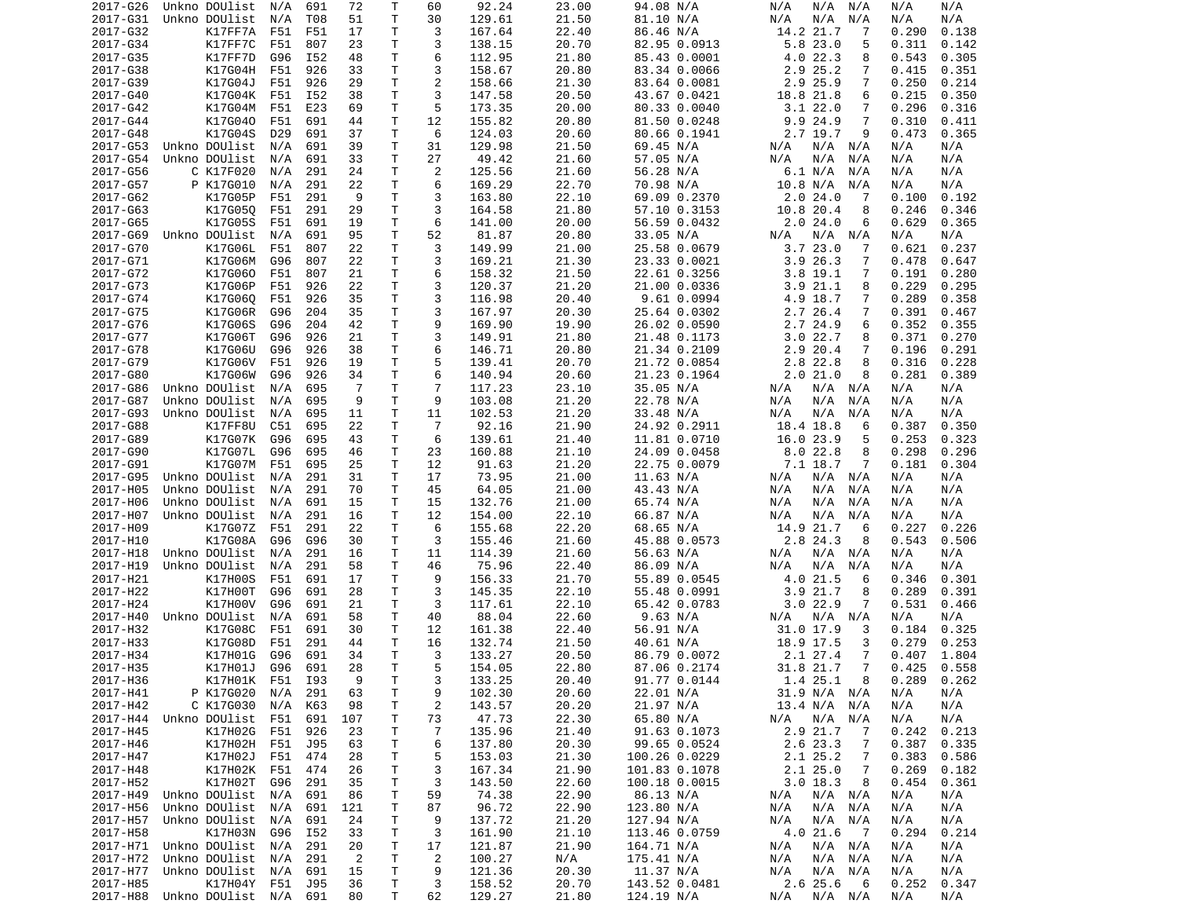| | | | | | | | | | | | | | | | | |
|---|---|---|---|---|---|---|---|---|---|---|---|---|---|---|---|---|
| 2017-G26 | Unkno | DOUlist | N/A | 691 | 72 | T | 60 | 92.24 | 23.00 | 94.08 | N/A | N/A | N/A | N/A | N/A | N/A |
| 2017-G31 | Unkno | DOUlist | N/A | T08 | 51 | T | 30 | 129.61 | 21.50 | 81.10 | N/A | N/A | N/A | N/A | N/A | N/A |
| 2017-G32 | | K17FF7A | F51 | F51 | 17 | T | 3 | 167.64 | 22.40 | 86.46 | N/A | 14.2 | 21.7 | 7 | 0.290 | 0.138 |
| 2017-G34 | | K17FF7C | F51 | 807 | 23 | T | 3 | 138.15 | 20.70 | 82.95 | 0.0913 | 5.8 | 23.0 | 5 | 0.311 | 0.142 |
| 2017-G35 | | K17FF7D | G96 | I52 | 48 | T | 6 | 112.95 | 21.80 | 85.43 | 0.0001 | 4.0 | 22.3 | 8 | 0.543 | 0.305 |
| 2017-G38 | | K17G04H | F51 | 926 | 33 | T | 3 | 158.67 | 20.80 | 83.34 | 0.0066 | 2.9 | 25.2 | 7 | 0.415 | 0.351 |
| 2017-G39 | | K17G04J | F51 | 926 | 29 | T | 2 | 158.66 | 21.30 | 83.64 | 0.0081 | 2.9 | 25.9 | 7 | 0.250 | 0.214 |
| 2017-G40 | | K17G04K | F51 | I52 | 38 | T | 3 | 147.58 | 20.50 | 43.67 | 0.0421 | 18.8 | 21.8 | 6 | 0.215 | 0.350 |
| 2017-G42 | | K17G04M | F51 | E23 | 69 | T | 5 | 173.35 | 20.00 | 80.33 | 0.0040 | 3.1 | 22.0 | 7 | 0.296 | 0.316 |
| 2017-G44 | | K17G04O | F51 | 691 | 44 | T | 12 | 155.82 | 20.80 | 81.50 | 0.0248 | 9.9 | 24.9 | 7 | 0.310 | 0.411 |
| 2017-G48 | | K17G04S | D29 | 691 | 37 | T | 6 | 124.03 | 20.60 | 80.66 | 0.1941 | 2.7 | 19.7 | 9 | 0.473 | 0.365 |
| 2017-G53 | Unkno | DOUlist | N/A | 691 | 39 | T | 31 | 129.98 | 21.50 | 69.45 | N/A | N/A | N/A | N/A | N/A | N/A |
| 2017-G54 | Unkno | DOUlist | N/A | 691 | 33 | T | 27 | 49.42 | 21.60 | 57.05 | N/A | N/A | N/A | N/A | N/A | N/A |
| 2017-G56 | C | K17F020 | N/A | 291 | 24 | T | 2 | 125.56 | 21.60 | 56.28 | N/A | 6.1 | N/A | N/A | N/A | N/A |
| 2017-G57 | P | K17G010 | N/A | 291 | 22 | T | 6 | 169.29 | 22.70 | 70.98 | N/A | 10.8 | N/A | N/A | N/A | N/A |
| 2017-G62 | | K17G05P | F51 | 291 | 9 | T | 3 | 163.80 | 22.10 | 69.09 | 0.2370 | 2.0 | 24.0 | 7 | 0.100 | 0.192 |
| 2017-G63 | | K17G05Q | F51 | 291 | 29 | T | 3 | 164.58 | 21.80 | 57.10 | 0.3153 | 10.8 | 20.4 | 8 | 0.246 | 0.346 |
| 2017-G65 | | K17G05S | F51 | 691 | 19 | T | 6 | 141.00 | 20.00 | 56.59 | 0.0432 | 2.0 | 24.0 | 6 | 0.629 | 0.365 |
| 2017-G69 | Unkno | DOUlist | N/A | 691 | 95 | T | 52 | 81.87 | 20.80 | 33.05 | N/A | N/A | N/A | N/A | N/A | N/A |
| 2017-G70 | | K17G06L | F51 | 807 | 22 | T | 3 | 149.99 | 21.00 | 25.58 | 0.0679 | 3.7 | 23.0 | 7 | 0.621 | 0.237 |
| 2017-G71 | | K17G06M | G96 | 807 | 22 | T | 3 | 169.21 | 21.30 | 23.33 | 0.0021 | 3.9 | 26.3 | 7 | 0.478 | 0.647 |
| 2017-G72 | | K17G06O | F51 | 807 | 21 | T | 6 | 158.32 | 21.50 | 22.61 | 0.3256 | 3.8 | 19.1 | 7 | 0.191 | 0.280 |
| 2017-G73 | | K17G06P | F51 | 926 | 22 | T | 3 | 120.37 | 21.20 | 21.00 | 0.0336 | 3.9 | 21.1 | 8 | 0.229 | 0.295 |
| 2017-G74 | | K17G06Q | F51 | 926 | 35 | T | 3 | 116.98 | 20.40 | 9.61 | 0.0994 | 4.9 | 18.7 | 7 | 0.289 | 0.358 |
| 2017-G75 | | K17G06R | G96 | 204 | 35 | T | 3 | 167.97 | 20.30 | 25.64 | 0.0302 | 2.7 | 26.4 | 7 | 0.391 | 0.467 |
| 2017-G76 | | K17G06S | G96 | 204 | 42 | T | 9 | 169.90 | 19.90 | 26.02 | 0.0590 | 2.7 | 24.9 | 6 | 0.352 | 0.355 |
| 2017-G77 | | K17G06T | G96 | 926 | 21 | T | 3 | 149.91 | 21.80 | 21.48 | 0.1173 | 3.0 | 22.7 | 8 | 0.371 | 0.270 |
| 2017-G78 | | K17G06U | G96 | 926 | 38 | T | 6 | 146.71 | 20.80 | 21.34 | 0.2109 | 2.9 | 20.4 | 7 | 0.196 | 0.291 |
| 2017-G79 | | K17G06V | F51 | 926 | 19 | T | 5 | 139.41 | 20.70 | 21.72 | 0.0854 | 2.8 | 22.8 | 8 | 0.316 | 0.228 |
| 2017-G80 | | K17G06W | G96 | 926 | 34 | T | 6 | 140.94 | 20.60 | 21.23 | 0.1964 | 2.0 | 21.0 | 8 | 0.281 | 0.389 |
| 2017-G86 | Unkno | DOUlist | N/A | 695 | 7 | T | 7 | 117.23 | 23.10 | 35.05 | N/A | N/A | N/A | N/A | N/A | N/A |
| 2017-G87 | Unkno | DOUlist | N/A | 695 | 9 | T | 9 | 103.08 | 21.20 | 22.78 | N/A | N/A | N/A | N/A | N/A | N/A |
| 2017-G93 | Unkno | DOUlist | N/A | 695 | 11 | T | 11 | 102.53 | 21.20 | 33.48 | N/A | N/A | N/A | N/A | N/A | N/A |
| 2017-G88 | | K17FF8U | C51 | 695 | 22 | T | 7 | 92.16 | 21.90 | 24.92 | 0.2911 | 18.4 | 18.8 | 6 | 0.387 | 0.350 |
| 2017-G89 | | K17G07K | G96 | 695 | 43 | T | 6 | 139.61 | 21.40 | 11.81 | 0.0710 | 16.0 | 23.9 | 5 | 0.253 | 0.323 |
| 2017-G90 | | K17G07L | G96 | 695 | 46 | T | 23 | 160.88 | 21.10 | 24.09 | 0.0458 | 8.0 | 22.8 | 8 | 0.298 | 0.296 |
| 2017-G91 | | K17G07M | F51 | 695 | 25 | T | 12 | 91.63 | 21.20 | 22.75 | 0.0079 | 7.1 | 18.7 | 7 | 0.181 | 0.304 |
| 2017-G95 | Unkno | DOUlist | N/A | 291 | 31 | T | 17 | 73.95 | 21.00 | 11.63 | N/A | N/A | N/A | N/A | N/A | N/A |
| 2017-H05 | Unkno | DOUlist | N/A | 291 | 70 | T | 45 | 64.05 | 21.00 | 43.43 | N/A | N/A | N/A | N/A | N/A | N/A |
| 2017-H06 | Unkno | DOUlist | N/A | 691 | 15 | T | 15 | 132.76 | 21.00 | 65.74 | N/A | N/A | N/A | N/A | N/A | N/A |
| 2017-H07 | Unkno | DOUlist | N/A | 291 | 16 | T | 12 | 154.00 | 22.10 | 66.87 | N/A | N/A | N/A | N/A | N/A | N/A |
| 2017-H09 | | K17G07Z | F51 | 291 | 22 | T | 6 | 155.68 | 22.20 | 68.65 | N/A | 14.9 | 21.7 | 6 | 0.227 | 0.226 |
| 2017-H10 | | K17G08A | G96 | G96 | 30 | T | 3 | 155.46 | 21.60 | 45.88 | 0.0573 | 2.8 | 24.3 | 8 | 0.543 | 0.506 |
| 2017-H18 | Unkno | DOUlist | N/A | 291 | 16 | T | 11 | 114.39 | 21.60 | 56.63 | N/A | N/A | N/A | N/A | N/A | N/A |
| 2017-H19 | Unkno | DOUlist | N/A | 291 | 58 | T | 46 | 75.96 | 22.40 | 86.09 | N/A | N/A | N/A | N/A | N/A | N/A |
| 2017-H21 | | K17H00S | F51 | 691 | 17 | T | 9 | 156.33 | 21.70 | 55.89 | 0.0545 | 4.0 | 21.5 | 6 | 0.346 | 0.301 |
| 2017-H22 | | K17H00T | G96 | 691 | 28 | T | 3 | 145.35 | 22.10 | 55.48 | 0.0991 | 3.9 | 21.7 | 8 | 0.289 | 0.391 |
| 2017-H24 | | K17H00V | G96 | 691 | 21 | T | 3 | 117.61 | 22.10 | 65.42 | 0.0783 | 3.0 | 22.9 | 7 | 0.531 | 0.466 |
| 2017-H40 | Unkno | DOUlist | N/A | 691 | 58 | T | 40 | 88.04 | 22.60 | 9.63 | N/A | N/A | N/A | N/A | N/A | N/A |
| 2017-H32 | | K17G08C | F51 | 691 | 30 | T | 12 | 161.38 | 22.40 | 56.91 | N/A | 31.0 | 17.9 | 3 | 0.184 | 0.325 |
| 2017-H33 | | K17G08D | F51 | 291 | 44 | T | 16 | 132.74 | 21.50 | 40.61 | N/A | 18.9 | 17.5 | 3 | 0.279 | 0.253 |
| 2017-H34 | | K17H01G | G96 | 691 | 34 | T | 3 | 133.27 | 20.50 | 86.79 | 0.0072 | 2.1 | 27.4 | 7 | 0.407 | 1.804 |
| 2017-H35 | | K17H01J | G96 | 691 | 28 | T | 5 | 154.06 | 22.80 | 87.06 | 0.2174 | 31.8 | 21.7 | 7 | 0.425 | 0.558 |
| 2017-H36 | | K17H01K | F51 | I93 | 9 | T | 3 | 133.25 | 20.40 | 91.77 | 0.0144 | 1.4 | 25.1 | 8 | 0.289 | 0.262 |
| 2017-H41 | P | K17G020 | N/A | 291 | 63 | T | 9 | 102.30 | 20.60 | 22.01 | N/A | 31.9 | N/A | N/A | N/A | N/A |
| 2017-H42 | C | K17G030 | N/A | K63 | 98 | T | 2 | 143.57 | 20.20 | 21.97 | N/A | 13.4 | N/A | N/A | N/A | N/A |
| 2017-H44 | Unkno | DOUlist | F51 | 691 | 107 | T | 73 | 47.73 | 22.30 | 65.80 | N/A | N/A | N/A | N/A | N/A | N/A |
| 2017-H45 | | K17H02G | F51 | 926 | 23 | T | 7 | 135.96 | 21.40 | 91.63 | 0.1073 | 2.9 | 21.7 | 7 | 0.242 | 0.213 |
| 2017-H46 | | K17H02H | F51 | J95 | 63 | T | 6 | 137.80 | 20.30 | 99.65 | 0.0524 | 2.6 | 23.3 | 7 | 0.387 | 0.335 |
| 2017-H47 | | K17H02J | F51 | 474 | 28 | T | 5 | 153.03 | 21.30 | 100.26 | 0.0229 | 2.1 | 25.2 | 7 | 0.383 | 0.586 |
| 2017-H48 | | K17H02K | F51 | 474 | 26 | T | 3 | 167.34 | 21.90 | 101.83 | 0.1078 | 2.1 | 25.0 | 7 | 0.269 | 0.182 |
| 2017-H52 | | K17H02T | G96 | 291 | 35 | T | 3 | 143.50 | 22.60 | 100.18 | 0.0015 | 3.0 | 18.3 | 8 | 0.454 | 0.361 |
| 2017-H49 | Unkno | DOUlist | N/A | 691 | 86 | T | 59 | 74.38 | 22.90 | 86.13 | N/A | N/A | N/A | N/A | N/A | N/A |
| 2017-H56 | Unkno | DOUlist | N/A | 691 | 121 | T | 87 | 96.72 | 22.90 | 123.80 | N/A | N/A | N/A | N/A | N/A | N/A |
| 2017-H57 | Unkno | DOUlist | N/A | 691 | 24 | T | 9 | 137.72 | 21.20 | 127.94 | N/A | N/A | N/A | N/A | N/A | N/A |
| 2017-H58 | | K17H03N | G96 | I52 | 33 | T | 3 | 161.90 | 21.10 | 113.46 | 0.0759 | 4.0 | 21.6 | 7 | 0.294 | 0.214 |
| 2017-H71 | Unkno | DOUlist | N/A | 291 | 20 | T | 17 | 121.87 | 21.90 | 164.71 | N/A | N/A | N/A | N/A | N/A | N/A |
| 2017-H72 | Unkno | DOUlist | N/A | 291 | 2 | T | 2 | 100.27 | N/A | 175.41 | N/A | N/A | N/A | N/A | N/A | N/A |
| 2017-H77 | Unkno | DOUlist | N/A | 691 | 15 | T | 9 | 121.36 | 20.30 | 11.37 | N/A | N/A | N/A | N/A | N/A | N/A |
| 2017-H85 | | K17H04Y | F51 | J95 | 36 | T | 3 | 158.52 | 20.70 | 143.52 | 0.0481 | 2.6 | 25.6 | 6 | 0.252 | 0.347 |
| 2017-H88 | Unkno | DOUlist | N/A | 691 | 80 | T | 62 | 129.27 | 21.80 | 124.19 | N/A | N/A | N/A | N/A | N/A | N/A |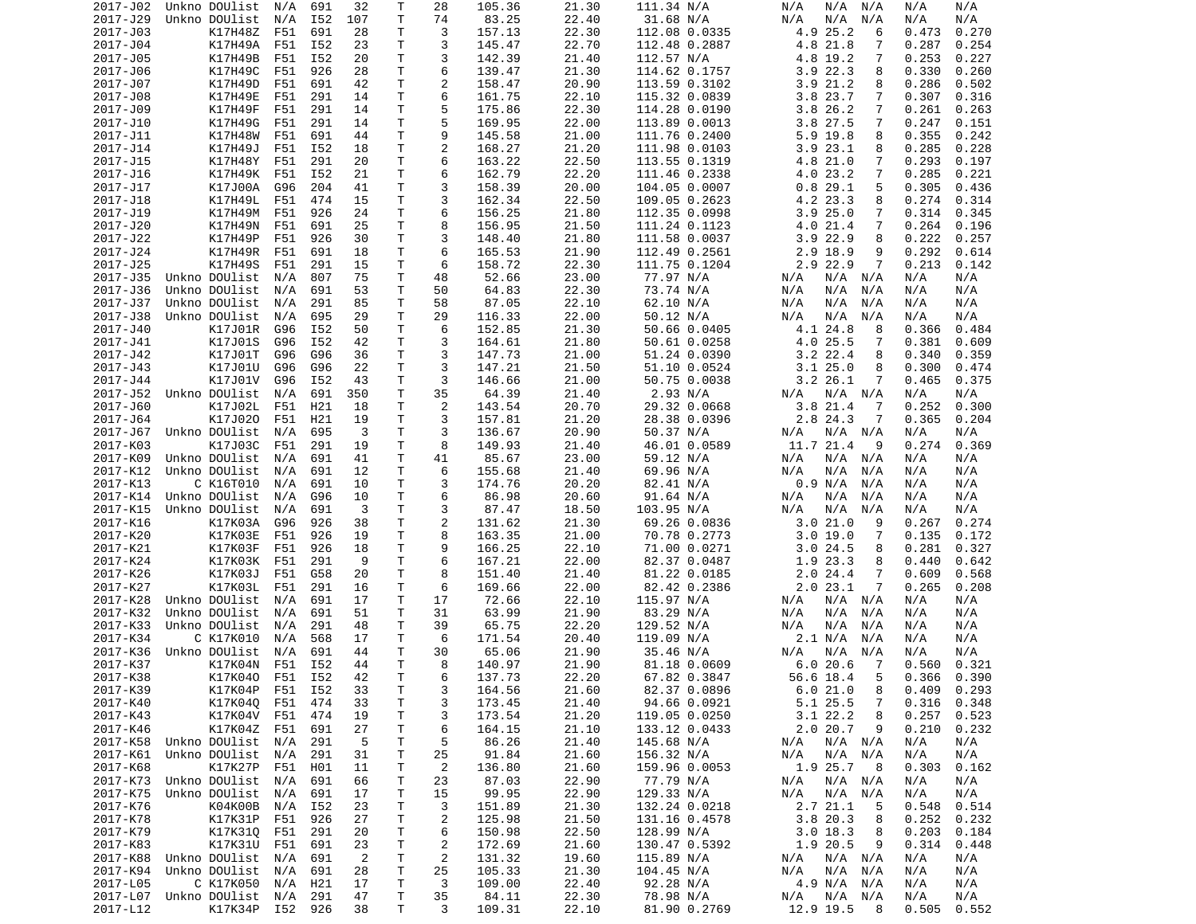| | | | | | | | | | | | | | | | | |
|---|---|---|---|---|---|---|---|---|---|---|---|---|---|---|---|---|
| 2017-J02 | Unkno | DOUlist | N/A | 691 | 32 | T | 28 | 105.36 | 21.30 | 111.34 | N/A | N/A | N/A | N/A | N/A | N/A |
| 2017-J29 | Unkno | DOUlist | N/A | I52 | 107 | T | 74 | 83.25 | 22.40 | 31.68 | N/A | N/A | N/A | N/A | N/A | N/A |
| 2017-J03 | | K17H48Z | F51 | 691 | 28 | T | 3 | 157.13 | 22.30 | 112.08 | 0.0335 | 4.9 | 25.2 | 6 | 0.473 | 0.270 |
| 2017-J04 | | K17H49A | F51 | I52 | 23 | T | 3 | 145.47 | 22.70 | 112.48 | 0.2887 | 4.8 | 21.8 | 7 | 0.287 | 0.254 |
| 2017-J05 | | K17H49B | F51 | I52 | 20 | T | 3 | 142.39 | 21.40 | 112.57 | N/A | 4.8 | 19.2 | 7 | 0.253 | 0.227 |
| 2017-J06 | | K17H49C | F51 | 926 | 28 | T | 6 | 139.47 | 21.30 | 114.62 | 0.1757 | 3.9 | 22.3 | 8 | 0.330 | 0.260 |
| 2017-J07 | | K17H49D | F51 | 691 | 42 | T | 2 | 158.47 | 20.90 | 113.59 | 0.3102 | 3.9 | 21.2 | 8 | 0.286 | 0.502 |
| 2017-J08 | | K17H49E | F51 | 291 | 14 | T | 6 | 161.75 | 22.10 | 115.32 | 0.0839 | 3.8 | 23.7 | 7 | 0.307 | 0.316 |
| 2017-J09 | | K17H49F | F51 | 291 | 14 | T | 5 | 175.86 | 22.30 | 114.28 | 0.0190 | 3.8 | 26.2 | 7 | 0.261 | 0.263 |
| 2017-J10 | | K17H49G | F51 | 291 | 14 | T | 5 | 169.95 | 22.00 | 113.89 | 0.0013 | 3.8 | 27.5 | 7 | 0.247 | 0.151 |
| 2017-J11 | | K17H48W | F51 | 691 | 44 | T | 9 | 145.58 | 21.00 | 111.76 | 0.2400 | 5.9 | 19.8 | 8 | 0.355 | 0.242 |
| 2017-J14 | | K17H49J | F51 | I52 | 18 | T | 2 | 168.27 | 21.20 | 111.98 | 0.0103 | 3.9 | 23.1 | 8 | 0.285 | 0.228 |
| 2017-J15 | | K17H48Y | F51 | 291 | 20 | T | 6 | 163.22 | 22.50 | 113.55 | 0.1319 | 4.8 | 21.0 | 7 | 0.293 | 0.197 |
| 2017-J16 | | K17H49K | F51 | I52 | 21 | T | 6 | 162.79 | 22.20 | 111.46 | 0.2338 | 4.0 | 23.2 | 7 | 0.285 | 0.221 |
| 2017-J17 | | K17J00A | G96 | 204 | 41 | T | 3 | 158.39 | 20.00 | 104.05 | 0.0007 | 0.8 | 29.1 | 5 | 0.305 | 0.436 |
| 2017-J18 | | K17H49L | F51 | 474 | 15 | T | 3 | 162.34 | 22.50 | 109.05 | 0.2623 | 4.2 | 23.3 | 8 | 0.274 | 0.314 |
| 2017-J19 | | K17H49M | F51 | 926 | 24 | T | 6 | 156.25 | 21.80 | 112.35 | 0.0998 | 3.9 | 25.0 | 7 | 0.314 | 0.345 |
| 2017-J20 | | K17H49N | F51 | 691 | 25 | T | 8 | 156.95 | 21.50 | 111.24 | 0.1123 | 4.0 | 21.4 | 7 | 0.264 | 0.196 |
| 2017-J22 | | K17H49P | F51 | 926 | 30 | T | 3 | 148.40 | 21.80 | 111.58 | 0.0037 | 3.9 | 22.9 | 8 | 0.222 | 0.257 |
| 2017-J24 | | K17H49R | F51 | 691 | 18 | T | 6 | 165.53 | 21.90 | 112.49 | 0.2561 | 2.9 | 18.9 | 9 | 0.292 | 0.614 |
| 2017-J25 | | K17H49S | F51 | 291 | 15 | T | 6 | 158.72 | 22.30 | 111.75 | 0.1204 | 2.9 | 22.9 | 7 | 0.213 | 0.142 |
| 2017-J35 | Unkno | DOUlist | N/A | 807 | 75 | T | 48 | 52.66 | 23.00 | 77.97 | N/A | N/A | N/A | N/A | N/A | N/A |
| 2017-J36 | Unkno | DOUlist | N/A | 691 | 53 | T | 50 | 64.83 | 22.30 | 73.74 | N/A | N/A | N/A | N/A | N/A | N/A |
| 2017-J37 | Unkno | DOUlist | N/A | 291 | 85 | T | 58 | 87.05 | 22.10 | 62.10 | N/A | N/A | N/A | N/A | N/A | N/A |
| 2017-J38 | Unkno | DOUlist | N/A | 695 | 29 | T | 29 | 116.33 | 22.00 | 50.12 | N/A | N/A | N/A | N/A | N/A | N/A |
| 2017-J40 | | K17J01R | G96 | I52 | 50 | T | 6 | 152.85 | 21.30 | 50.66 | 0.0405 | 4.1 | 24.8 | 8 | 0.366 | 0.484 |
| 2017-J41 | | K17J01S | G96 | I52 | 42 | T | 3 | 164.61 | 21.80 | 50.61 | 0.0258 | 4.0 | 25.5 | 7 | 0.381 | 0.609 |
| 2017-J42 | | K17J01T | G96 | G96 | 36 | T | 3 | 147.73 | 21.00 | 51.24 | 0.0390 | 3.2 | 22.4 | 8 | 0.340 | 0.359 |
| 2017-J43 | | K17J01U | G96 | G96 | 22 | T | 3 | 147.21 | 21.50 | 51.10 | 0.0524 | 3.1 | 25.0 | 8 | 0.300 | 0.474 |
| 2017-J44 | | K17J01V | G96 | I52 | 43 | T | 3 | 146.66 | 21.00 | 50.75 | 0.0038 | 3.2 | 26.1 | 7 | 0.465 | 0.375 |
| 2017-J52 | Unkno | DOUlist | N/A | 691 | 350 | T | 35 | 64.39 | 21.40 | 2.93 | N/A | N/A | N/A | N/A | N/A | N/A |
| 2017-J60 | | K17J02L | F51 | H21 | 18 | T | 2 | 143.54 | 20.70 | 29.32 | 0.0668 | 3.8 | 21.4 | 7 | 0.252 | 0.300 |
| 2017-J64 | | K17J02O | F51 | H21 | 19 | T | 3 | 157.81 | 21.20 | 28.38 | 0.0396 | 2.8 | 24.3 | 7 | 0.365 | 0.204 |
| 2017-J67 | Unkno | DOUlist | N/A | 695 | 3 | T | 3 | 136.67 | 20.90 | 50.37 | N/A | N/A | N/A | N/A | N/A | N/A |
| 2017-K03 | | K17J03C | F51 | 291 | 19 | T | 8 | 149.93 | 21.40 | 46.01 | 0.0589 | 11.7 | 21.4 | 9 | 0.274 | 0.369 |
| 2017-K09 | Unkno | DOUlist | N/A | 691 | 41 | T | 41 | 85.67 | 23.00 | 59.12 | N/A | N/A | N/A | N/A | N/A | N/A |
| 2017-K12 | Unkno | DOUlist | N/A | 691 | 12 | T | 6 | 155.68 | 21.40 | 69.96 | N/A | N/A | N/A | N/A | N/A | N/A |
| 2017-K13 | C | K16T010 | N/A | 691 | 10 | T | 3 | 174.76 | 20.20 | 82.41 | N/A | 0.9 | N/A | N/A | N/A | N/A |
| 2017-K14 | Unkno | DOUlist | N/A | G96 | 10 | T | 6 | 86.98 | 20.60 | 91.64 | N/A | N/A | N/A | N/A | N/A | N/A |
| 2017-K15 | Unkno | DOUlist | N/A | 691 | 3 | T | 3 | 87.47 | 18.50 | 103.95 | N/A | N/A | N/A | N/A | N/A | N/A |
| 2017-K16 | | K17K03A | G96 | 926 | 38 | T | 2 | 131.62 | 21.30 | 69.26 | 0.0836 | 3.0 | 21.0 | 9 | 0.267 | 0.274 |
| 2017-K20 | | K17K03E | F51 | 926 | 19 | T | 8 | 163.35 | 21.00 | 70.78 | 0.2773 | 3.0 | 19.0 | 7 | 0.135 | 0.172 |
| 2017-K21 | | K17K03F | F51 | 926 | 18 | T | 9 | 166.25 | 22.10 | 71.00 | 0.0271 | 3.0 | 24.5 | 8 | 0.281 | 0.327 |
| 2017-K24 | | K17K03K | F51 | 291 | 9 | T | 6 | 167.21 | 22.00 | 82.37 | 0.0487 | 1.9 | 23.3 | 8 | 0.440 | 0.642 |
| 2017-K26 | | K17K03J | F51 | G58 | 20 | T | 8 | 151.40 | 21.40 | 81.22 | 0.0185 | 2.0 | 24.4 | 7 | 0.609 | 0.568 |
| 2017-K27 | | K17K03L | F51 | 291 | 16 | T | 6 | 169.66 | 22.00 | 82.42 | 0.2386 | 2.0 | 23.1 | 7 | 0.265 | 0.208 |
| 2017-K28 | Unkno | DOUlist | N/A | 691 | 17 | T | 17 | 72.66 | 22.10 | 115.97 | N/A | N/A | N/A | N/A | N/A | N/A |
| 2017-K32 | Unkno | DOUlist | N/A | 691 | 51 | T | 31 | 63.99 | 21.90 | 83.29 | N/A | N/A | N/A | N/A | N/A | N/A |
| 2017-K33 | Unkno | DOUlist | N/A | 291 | 48 | T | 39 | 65.75 | 22.20 | 129.52 | N/A | N/A | N/A | N/A | N/A | N/A |
| 2017-K34 | C | K17K010 | N/A | 568 | 17 | T | 6 | 171.54 | 20.40 | 119.09 | N/A | 2.1 | N/A | N/A | N/A | N/A |
| 2017-K36 | Unkno | DOUlist | N/A | 691 | 44 | T | 30 | 65.06 | 21.90 | 35.46 | N/A | N/A | N/A | N/A | N/A | N/A |
| 2017-K37 | | K17K04N | F51 | I52 | 44 | T | 8 | 140.97 | 21.90 | 81.18 | 0.0609 | 6.0 | 20.6 | 7 | 0.560 | 0.321 |
| 2017-K38 | | K17K04O | F51 | I52 | 42 | T | 6 | 137.73 | 22.20 | 67.82 | 0.3847 | 56.6 | 18.4 | 5 | 0.366 | 0.390 |
| 2017-K39 | | K17K04P | F51 | I52 | 33 | T | 3 | 164.56 | 21.60 | 82.37 | 0.0896 | 6.0 | 21.0 | 8 | 0.409 | 0.293 |
| 2017-K40 | | K17K04Q | F51 | 474 | 33 | T | 3 | 173.45 | 21.40 | 94.66 | 0.0921 | 5.1 | 25.5 | 7 | 0.316 | 0.348 |
| 2017-K43 | | K17K04V | F51 | 474 | 19 | T | 3 | 173.54 | 21.20 | 119.05 | 0.0250 | 3.1 | 22.2 | 8 | 0.257 | 0.523 |
| 2017-K46 | | K17K04Z | F51 | 691 | 27 | T | 6 | 164.15 | 21.10 | 133.12 | 0.0433 | 2.0 | 20.7 | 9 | 0.210 | 0.232 |
| 2017-K58 | Unkno | DOUlist | N/A | 291 | 5 | T | 5 | 86.26 | 21.40 | 145.68 | N/A | N/A | N/A | N/A | N/A | N/A |
| 2017-K61 | Unkno | DOUlist | N/A | 291 | 31 | T | 25 | 91.84 | 21.60 | 156.32 | N/A | N/A | N/A | N/A | N/A | N/A |
| 2017-K68 | | K17K27P | F51 | H01 | 11 | T | 2 | 136.80 | 21.60 | 159.96 | 0.0053 | 1.9 | 25.7 | 8 | 0.303 | 0.162 |
| 2017-K73 | Unkno | DOUlist | N/A | 691 | 66 | T | 23 | 87.03 | 22.90 | 77.79 | N/A | N/A | N/A | N/A | N/A | N/A |
| 2017-K75 | Unkno | DOUlist | N/A | 691 | 17 | T | 15 | 99.95 | 22.90 | 129.33 | N/A | N/A | N/A | N/A | N/A | N/A |
| 2017-K76 | | K04K00B | N/A | I52 | 23 | T | 3 | 151.89 | 21.30 | 132.24 | 0.0218 | 2.7 | 21.1 | 5 | 0.548 | 0.514 |
| 2017-K78 | | K17K31P | F51 | 926 | 27 | T | 2 | 125.98 | 21.50 | 131.16 | 0.4578 | 3.8 | 20.3 | 8 | 0.252 | 0.232 |
| 2017-K79 | | K17K31Q | F51 | 291 | 20 | T | 6 | 150.98 | 22.50 | 128.99 | N/A | 3.0 | 18.3 | 8 | 0.203 | 0.184 |
| 2017-K83 | | K17K31U | F51 | 691 | 23 | T | 2 | 172.69 | 21.60 | 130.47 | 0.5392 | 1.9 | 20.5 | 9 | 0.314 | 0.448 |
| 2017-K88 | Unkno | DOUlist | N/A | 691 | 2 | T | 2 | 131.32 | 19.60 | 115.89 | N/A | N/A | N/A | N/A | N/A | N/A |
| 2017-K94 | Unkno | DOUlist | N/A | 691 | 28 | T | 25 | 105.33 | 21.30 | 104.45 | N/A | N/A | N/A | N/A | N/A | N/A |
| 2017-L05 | C | K17K050 | N/A | H21 | 17 | T | 3 | 109.00 | 22.40 | 92.28 | N/A | 4.9 | N/A | N/A | N/A | N/A |
| 2017-L07 | Unkno | DOUlist | N/A | 291 | 47 | T | 35 | 84.11 | 22.30 | 78.98 | N/A | N/A | N/A | N/A | N/A | N/A |
| 2017-L12 | | K17K34P | I52 | 926 | 38 | T | 3 | 109.31 | 22.10 | 81.90 | 0.2769 | 12.9 | 19.5 | 8 | 0.505 | 0.552 |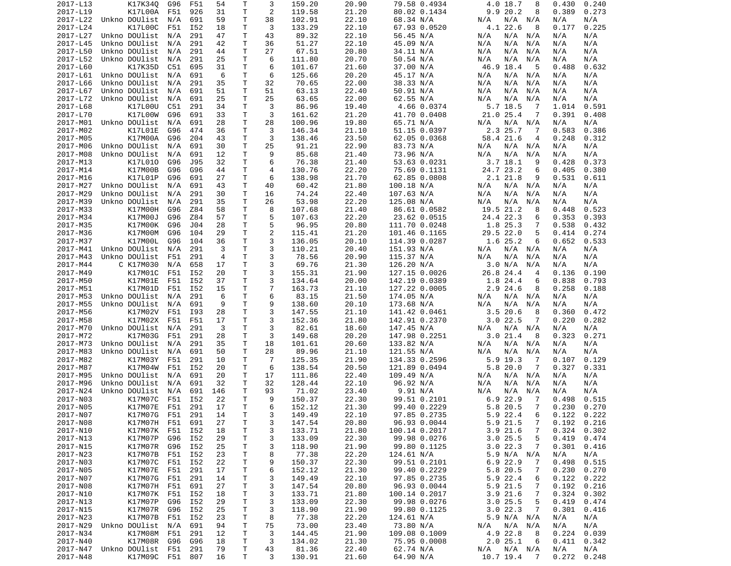| | | | | | | | | | | | | | | | | |
|---|---|---|---|---|---|---|---|---|---|---|---|---|---|---|---|---|
| 2017-L13 | | K17K34Q | G96 | F51 | 54 | T | 3 | 159.20 | 20.90 | 79.58 | 0.4934 | 4.0 | 18.7 | 8 | 0.430 | 0.240 |
| 2017-L19 | | K17L00A | F51 | 926 | 31 | T | 2 | 119.58 | 21.20 | 80.02 | 0.1434 | 9.9 | 20.2 | 8 | 0.389 | 0.273 |
| 2017-L22 | Unkno | DOUlist | N/A | 691 | 59 | T | 38 | 102.91 | 22.10 | 68.34 | N/A | N/A | N/A | N/A | N/A | N/A |
| 2017-L24 | | K17L00C | F51 | I52 | 18 | T | 3 | 133.29 | 22.10 | 67.93 | 0.0520 | 4.1 | 22.6 | 8 | 0.177 | 0.225 |
| 2017-L27 | Unkno | DOUlist | N/A | 291 | 47 | T | 43 | 89.32 | 22.10 | 56.45 | N/A | N/A | N/A | N/A | N/A | N/A |
| 2017-L45 | Unkno | DOUlist | N/A | 291 | 42 | T | 36 | 51.27 | 22.10 | 45.09 | N/A | N/A | N/A | N/A | N/A | N/A |
| 2017-L50 | Unkno | DOUlist | N/A | 291 | 44 | T | 27 | 67.51 | 20.80 | 34.11 | N/A | N/A | N/A | N/A | N/A | N/A |
| 2017-L52 | Unkno | DOUlist | N/A | 291 | 25 | T | 6 | 111.80 | 20.70 | 50.54 | N/A | N/A | N/A | N/A | N/A | N/A |
| 2017-L60 | | K17K35D | C51 | 695 | 31 | T | 6 | 101.67 | 21.60 | 37.00 | N/A | 46.9 | 18.4 | 5 | 0.488 | 0.632 |
| 2017-L61 | Unkno | DOUlist | N/A | 691 | 6 | T | 6 | 125.66 | 20.20 | 45.17 | N/A | N/A | N/A | N/A | N/A | N/A |
| 2017-L66 | Unkno | DOUlist | N/A | 291 | 35 | T | 32 | 70.65 | 22.00 | 38.33 | N/A | N/A | N/A | N/A | N/A | N/A |
| 2017-L67 | Unkno | DOUlist | N/A | 691 | 51 | T | 51 | 63.13 | 22.40 | 50.91 | N/A | N/A | N/A | N/A | N/A | N/A |
| 2017-L72 | Unkno | DOUlist | N/A | 691 | 25 | T | 25 | 63.65 | 22.00 | 62.55 | N/A | N/A | N/A | N/A | N/A | N/A |
| 2017-L68 | | K17L00U | C51 | 291 | 34 | T | 3 | 86.96 | 19.40 | 4.66 | 0.0374 | 5.7 | 18.5 | 7 | 1.014 | 0.591 |
| 2017-L70 | | K17L00W | G96 | 691 | 33 | T | 3 | 161.62 | 21.20 | 41.70 | 0.0408 | 21.0 | 25.4 | 7 | 0.391 | 0.408 |
| 2017-M01 | Unkno | DOUlist | N/A | 691 | 28 | T | 28 | 100.96 | 19.80 | 65.71 | N/A | N/A | N/A | N/A | N/A | N/A |
| 2017-M02 | | K17L01E | G96 | 474 | 36 | T | 3 | 146.34 | 21.10 | 51.15 | 0.0397 | 2.3 | 25.7 | 7 | 0.583 | 0.386 |
| 2017-M05 | | K17M00A | G96 | 204 | 43 | T | 3 | 138.46 | 23.50 | 62.05 | 0.0368 | 58.4 | 21.6 | 4 | 0.248 | 0.312 |
| 2017-M06 | Unkno | DOUlist | N/A | 691 | 30 | T | 25 | 91.21 | 22.90 | 83.73 | N/A | N/A | N/A | N/A | N/A | N/A |
| 2017-M08 | Unkno | DOUlist | N/A | 691 | 12 | T | 9 | 85.68 | 21.40 | 73.96 | N/A | N/A | N/A | N/A | N/A | N/A |
| 2017-M13 | | K17L01O | G96 | J95 | 32 | T | 6 | 76.38 | 21.40 | 53.63 | 0.0231 | 3.7 | 18.1 | 9 | 0.428 | 0.373 |
| 2017-M14 | | K17M00B | G96 | G96 | 44 | T | 4 | 130.76 | 22.20 | 75.69 | 0.1131 | 24.7 | 23.2 | 6 | 0.405 | 0.380 |
| 2017-M16 | | K17L01P | G96 | 691 | 27 | T | 6 | 138.98 | 21.70 | 62.85 | 0.0808 | 2.1 | 21.8 | 9 | 0.531 | 0.611 |
| 2017-M27 | Unkno | DOUlist | N/A | 691 | 43 | T | 40 | 60.42 | 21.80 | 100.18 | N/A | N/A | N/A | N/A | N/A | N/A |
| 2017-M29 | Unkno | DOUlist | N/A | 291 | 30 | T | 16 | 74.24 | 22.40 | 107.63 | N/A | N/A | N/A | N/A | N/A | N/A |
| 2017-M39 | Unkno | DOUlist | N/A | 291 | 35 | T | 26 | 53.98 | 22.20 | 125.08 | N/A | N/A | N/A | N/A | N/A | N/A |
| 2017-M33 | | K17M00H | G96 | Z84 | 58 | T | 8 | 107.68 | 21.40 | 86.61 | 0.0582 | 19.5 | 21.2 | 8 | 0.448 | 0.523 |
| 2017-M34 | | K17M00J | G96 | Z84 | 57 | T | 5 | 107.63 | 22.20 | 23.62 | 0.0515 | 24.4 | 22.3 | 6 | 0.353 | 0.393 |
| 2017-M35 | | K17M00K | G96 | J04 | 28 | T | 5 | 96.95 | 20.80 | 111.70 | 0.0248 | 1.8 | 25.3 | 7 | 0.538 | 0.432 |
| 2017-M36 | | K17M00M | G96 | 104 | 29 | T | 2 | 115.41 | 21.20 | 101.46 | 0.1165 | 29.5 | 22.0 | 5 | 0.414 | 0.274 |
| 2017-M37 | | K17M00L | G96 | 104 | 36 | T | 3 | 136.05 | 20.10 | 114.39 | 0.0287 | 1.6 | 25.2 | 6 | 0.652 | 0.533 |
| 2017-M41 | Unkno | DOUlist | N/A | 291 | 3 | T | 3 | 110.21 | 20.40 | 151.93 | N/A | N/A | N/A | N/A | N/A | N/A |
| 2017-M43 | Unkno | DOUlist | F51 | 291 | 4 | T | 3 | 78.56 | 20.90 | 115.37 | N/A | N/A | N/A | N/A | N/A | N/A |
| 2017-M44 | C | K17M030 | N/A | 658 | 17 | T | 3 | 69.76 | 21.30 | 126.20 | N/A | 3.0 | N/A | N/A | N/A | N/A |
| 2017-M49 | | K17M01C | F51 | I52 | 20 | T | 3 | 155.31 | 21.90 | 127.15 | 0.0026 | 26.8 | 24.4 | 4 | 0.136 | 0.190 |
| 2017-M50 | | K17M01E | F51 | I52 | 37 | T | 3 | 134.64 | 20.00 | 142.19 | 0.0389 | 1.8 | 24.4 | 6 | 0.838 | 0.793 |
| 2017-M51 | | K17M01D | F51 | I52 | 15 | T | 7 | 163.73 | 21.10 | 127.22 | 0.0005 | 2.9 | 24.6 | 8 | 0.258 | 0.188 |
| 2017-M53 | Unkno | DOUlist | N/A | 291 | 6 | T | 6 | 83.15 | 21.50 | 174.05 | N/A | N/A | N/A | N/A | N/A | N/A |
| 2017-M55 | Unkno | DOUlist | N/A | 691 | 9 | T | 9 | 138.60 | 20.10 | 173.68 | N/A | N/A | N/A | N/A | N/A | N/A |
| 2017-M56 | | K17M02V | F51 | I93 | 28 | T | 3 | 147.55 | 21.10 | 141.42 | 0.0461 | 3.5 | 20.6 | 8 | 0.360 | 0.472 |
| 2017-M58 | | K17M02X | F51 | F51 | 17 | T | 3 | 152.36 | 21.80 | 142.91 | 0.2370 | 3.0 | 22.5 | 7 | 0.220 | 0.282 |
| 2017-M70 | Unkno | DOUlist | N/A | 291 | 3 | T | 3 | 82.61 | 18.60 | 147.45 | N/A | N/A | N/A | N/A | N/A | N/A |
| 2017-M72 | | K17M03G | F51 | 291 | 28 | T | 3 | 149.68 | 20.20 | 147.98 | 0.2251 | 3.0 | 21.4 | 8 | 0.323 | 0.271 |
| 2017-M73 | Unkno | DOUlist | N/A | 291 | 35 | T | 18 | 101.61 | 20.60 | 133.82 | N/A | N/A | N/A | N/A | N/A | N/A |
| 2017-M83 | Unkno | DOUlist | N/A | 691 | 50 | T | 28 | 89.96 | 21.10 | 121.55 | N/A | N/A | N/A | N/A | N/A | N/A |
| 2017-M82 | | K17M03Y | F51 | 291 | 10 | T | 7 | 125.35 | 21.90 | 134.33 | 0.2596 | 5.9 | 19.3 | 7 | 0.107 | 0.129 |
| 2017-M87 | | K17M04W | F51 | I52 | 20 | T | 6 | 138.54 | 20.50 | 121.89 | 0.0494 | 5.8 | 20.0 | 7 | 0.327 | 0.331 |
| 2017-M95 | Unkno | DOUlist | N/A | 691 | 20 | T | 17 | 111.86 | 22.40 | 109.49 | N/A | N/A | N/A | N/A | N/A | N/A |
| 2017-M96 | Unkno | DOUlist | N/A | 691 | 32 | T | 32 | 128.44 | 22.10 | 96.92 | N/A | N/A | N/A | N/A | N/A | N/A |
| 2017-N24 | Unkno | DOUlist | N/A | 691 | 146 | T | 93 | 71.02 | 23.40 | 9.91 | N/A | N/A | N/A | N/A | N/A | N/A |
| 2017-N03 | | K17M07C | F51 | I52 | 22 | T | 9 | 150.37 | 22.30 | 99.51 | 0.2101 | 6.9 | 22.9 | 7 | 0.498 | 0.515 |
| 2017-N05 | | K17M07E | F51 | 291 | 17 | T | 6 | 152.12 | 21.30 | 99.40 | 0.2229 | 5.8 | 20.5 | 7 | 0.230 | 0.270 |
| 2017-N07 | | K17M07G | F51 | 291 | 14 | T | 3 | 149.49 | 22.10 | 97.85 | 0.2735 | 5.9 | 22.4 | 6 | 0.122 | 0.222 |
| 2017-N08 | | K17M07H | F51 | 691 | 27 | T | 3 | 147.54 | 20.80 | 96.93 | 0.0044 | 5.9 | 21.5 | 7 | 0.192 | 0.216 |
| 2017-N10 | | K17M07K | F51 | I52 | 18 | T | 3 | 133.71 | 21.80 | 100.14 | 0.2017 | 3.9 | 21.6 | 7 | 0.324 | 0.302 |
| 2017-N13 | | K17M07P | G96 | I52 | 29 | T | 3 | 133.09 | 22.30 | 99.98 | 0.0276 | 3.0 | 25.5 | 5 | 0.419 | 0.474 |
| 2017-N15 | | K17M07R | G96 | I52 | 25 | T | 3 | 118.90 | 21.90 | 99.80 | 0.1125 | 3.0 | 22.3 | 7 | 0.301 | 0.416 |
| 2017-N23 | | K17M07B | F51 | I52 | 23 | T | 8 | 77.38 | 22.20 | 124.61 | N/A | 5.9 | N/A | N/A | N/A | N/A |
| 2017-N03 | | K17M07C | F51 | I52 | 22 | T | 9 | 150.37 | 22.30 | 99.51 | 0.2101 | 6.9 | 22.9 | 7 | 0.498 | 0.515 |
| 2017-N05 | | K17M07E | F51 | 291 | 17 | T | 6 | 152.12 | 21.30 | 99.40 | 0.2229 | 5.8 | 20.5 | 7 | 0.230 | 0.270 |
| 2017-N07 | | K17M07G | F51 | 291 | 14 | T | 3 | 149.49 | 22.10 | 97.85 | 0.2735 | 5.9 | 22.4 | 6 | 0.122 | 0.222 |
| 2017-N08 | | K17M07H | F51 | 691 | 27 | T | 3 | 147.54 | 20.80 | 96.93 | 0.0044 | 5.9 | 21.5 | 7 | 0.192 | 0.216 |
| 2017-N10 | | K17M07K | F51 | I52 | 18 | T | 3 | 133.71 | 21.80 | 100.14 | 0.2017 | 3.9 | 21.6 | 7 | 0.324 | 0.302 |
| 2017-N13 | | K17M07P | G96 | I52 | 29 | T | 3 | 133.09 | 22.30 | 99.98 | 0.0276 | 3.0 | 25.5 | 5 | 0.419 | 0.474 |
| 2017-N15 | | K17M07R | G96 | I52 | 25 | T | 3 | 118.90 | 21.90 | 99.80 | 0.1125 | 3.0 | 22.3 | 7 | 0.301 | 0.416 |
| 2017-N23 | | K17M07B | F51 | I52 | 23 | T | 8 | 77.38 | 22.20 | 124.61 | N/A | 5.9 | N/A | N/A | N/A | N/A |
| 2017-N29 | Unkno | DOUlist | N/A | 691 | 94 | T | 75 | 73.00 | 23.40 | 73.80 | N/A | N/A | N/A | N/A | N/A | N/A |
| 2017-N34 | | K17M08M | F51 | 291 | 12 | T | 3 | 144.45 | 21.90 | 109.08 | 0.1009 | 4.9 | 22.8 | 8 | 0.224 | 0.039 |
| 2017-N40 | | K17M08R | G96 | G96 | 18 | T | 3 | 134.02 | 21.30 | 75.95 | 0.0008 | 2.0 | 25.1 | 6 | 0.411 | 0.342 |
| 2017-N47 | Unkno | DOUlist | F51 | 291 | 79 | T | 43 | 81.36 | 22.40 | 62.74 | N/A | N/A | N/A | N/A | N/A | N/A |
| 2017-N48 | | K17M09C | F51 | 807 | 16 | T | 3 | 130.91 | 21.60 | 64.90 | N/A | 10.7 | 19.4 | 7 | 0.272 | 0.248 |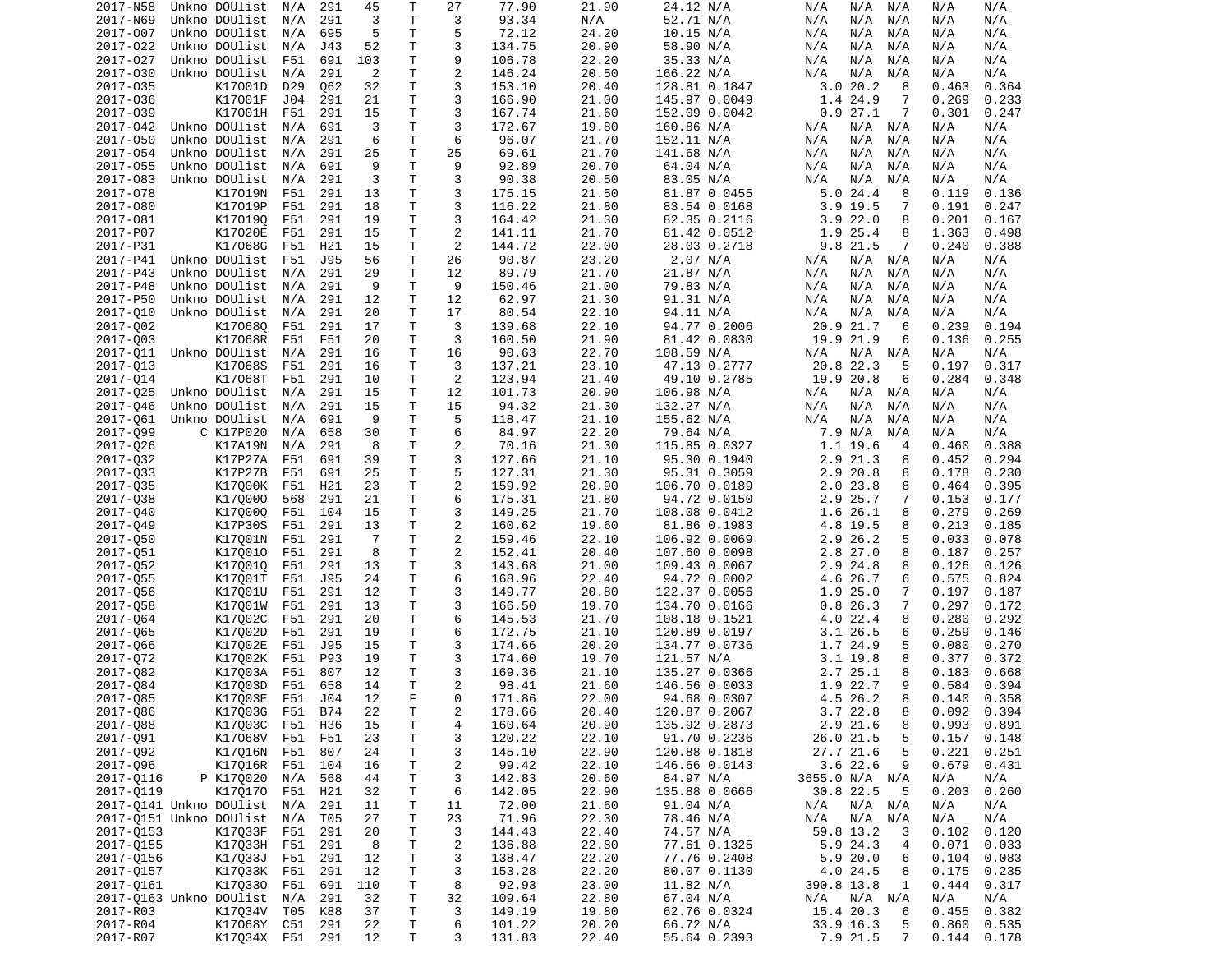| | | | | | | | | | | | | | | | | |
|---|---|---|---|---|---|---|---|---|---|---|---|---|---|---|---|---|
| 2017-N58 | Unkno | DOUlist | N/A | 291 | 45 | T | 27 | 77.90 | 21.90 | 24.12 | N/A | N/A | N/A | N/A | N/A | N/A |
| 2017-N69 | Unkno | DOUlist | N/A | 291 | 3 | T | 3 | 93.34 | N/A | 52.71 | N/A | N/A | N/A | N/A | N/A | N/A |
| 2017-007 | Unkno | DOUlist | N/A | 695 | 5 | T | 5 | 72.12 | 24.20 | 10.15 | N/A | N/A | N/A | N/A | N/A | N/A |
| 2017-O22 | Unkno | DOUlist | N/A | J43 | 52 | T | 3 | 134.75 | 20.90 | 58.90 | N/A | N/A | N/A | N/A | N/A | N/A |
| 2017-O27 | Unkno | DOUlist | F51 | 691 | 103 | T | 9 | 106.78 | 22.20 | 35.33 | N/A | N/A | N/A | N/A | N/A | N/A |
| 2017-O30 | Unkno | DOUlist | N/A | 291 | 2 | T | 2 | 146.24 | 20.50 | 166.22 | N/A | N/A | N/A | N/A | N/A | N/A |
| 2017-O35 | | K17O01D | D29 | Q62 | 32 | T | 3 | 153.10 | 20.40 | 128.81 | 0.1847 | 3.0 | 20.2 | 8 | 0.463 | 0.364 |
| 2017-O36 | | K17O01F | J04 | 291 | 21 | T | 3 | 166.90 | 21.00 | 145.97 | 0.0049 | 1.4 | 24.9 | 7 | 0.269 | 0.233 |
| 2017-O39 | | K17O01H | F51 | 291 | 15 | T | 3 | 167.74 | 21.60 | 152.09 | 0.0042 | 0.9 | 27.1 | 7 | 0.301 | 0.247 |
| 2017-O42 | Unkno | DOUlist | N/A | 691 | 3 | T | 3 | 172.67 | 19.80 | 160.86 | N/A | N/A | N/A | N/A | N/A | N/A |
| 2017-O50 | Unkno | DOUlist | N/A | 291 | 6 | T | 6 | 96.07 | 21.70 | 152.11 | N/A | N/A | N/A | N/A | N/A | N/A |
| 2017-O54 | Unkno | DOUlist | N/A | 291 | 25 | T | 25 | 69.61 | 21.70 | 141.68 | N/A | N/A | N/A | N/A | N/A | N/A |
| 2017-O55 | Unkno | DOUlist | N/A | 691 | 9 | T | 9 | 92.89 | 20.70 | 64.04 | N/A | N/A | N/A | N/A | N/A | N/A |
| 2017-O83 | Unkno | DOUlist | N/A | 291 | 3 | T | 3 | 90.38 | 20.50 | 83.05 | N/A | N/A | N/A | N/A | N/A | N/A |
| 2017-O78 | | K17O19N | F51 | 291 | 13 | T | 3 | 175.15 | 21.50 | 81.87 | 0.0455 | 5.0 | 24.4 | 8 | 0.119 | 0.136 |
| 2017-O80 | | K17O19P | F51 | 291 | 18 | T | 3 | 116.22 | 21.80 | 83.54 | 0.0168 | 3.9 | 19.5 | 7 | 0.191 | 0.247 |
| 2017-O81 | | K17O19Q | F51 | 291 | 19 | T | 3 | 164.42 | 21.30 | 82.35 | 0.2116 | 3.9 | 22.0 | 8 | 0.201 | 0.167 |
| 2017-P07 | | K17O20E | F51 | 291 | 15 | T | 2 | 141.11 | 21.70 | 81.42 | 0.0512 | 1.9 | 25.4 | 8 | 1.363 | 0.498 |
| 2017-P31 | | K17O68G | F51 | H21 | 15 | T | 2 | 144.72 | 22.00 | 28.03 | 0.2718 | 9.8 | 21.5 | 7 | 0.240 | 0.388 |
| 2017-P41 | Unkno | DOUlist | F51 | J95 | 56 | T | 26 | 90.87 | 23.20 | 2.07 | N/A | N/A | N/A | N/A | N/A | N/A |
| 2017-P43 | Unkno | DOUlist | N/A | 291 | 29 | T | 12 | 89.79 | 21.70 | 21.87 | N/A | N/A | N/A | N/A | N/A | N/A |
| 2017-P48 | Unkno | DOUlist | N/A | 291 | 9 | T | 9 | 150.46 | 21.00 | 79.83 | N/A | N/A | N/A | N/A | N/A | N/A |
| 2017-P50 | Unkno | DOUlist | N/A | 291 | 12 | T | 12 | 62.97 | 21.30 | 91.31 | N/A | N/A | N/A | N/A | N/A | N/A |
| 2017-Q10 | Unkno | DOUlist | N/A | 291 | 20 | T | 17 | 80.54 | 22.10 | 94.11 | N/A | N/A | N/A | N/A | N/A | N/A |
| 2017-Q02 | | K17O68Q | F51 | 291 | 17 | T | 3 | 139.68 | 22.10 | 94.77 | 0.2006 | 20.9 | 21.7 | 6 | 0.239 | 0.194 |
| 2017-Q03 | | K17O68R | F51 | F51 | 20 | T | 3 | 160.50 | 21.90 | 81.42 | 0.0830 | 19.9 | 21.9 | 6 | 0.136 | 0.255 |
| 2017-Q11 | Unkno | DOUlist | N/A | 291 | 16 | T | 16 | 90.63 | 22.70 | 108.59 | N/A | N/A | N/A | N/A | N/A | N/A |
| 2017-Q13 | | K17O68S | F51 | 291 | 16 | T | 3 | 137.21 | 23.10 | 47.13 | 0.2777 | 20.8 | 22.3 | 5 | 0.197 | 0.317 |
| 2017-Q14 | | K17O68T | F51 | 291 | 10 | T | 2 | 123.94 | 21.40 | 49.10 | 0.2785 | 19.9 | 20.8 | 6 | 0.284 | 0.348 |
| 2017-Q25 | Unkno | DOUlist | N/A | 291 | 15 | T | 12 | 101.73 | 20.90 | 106.98 | N/A | N/A | N/A | N/A | N/A | N/A |
| 2017-Q46 | Unkno | DOUlist | N/A | 291 | 15 | T | 15 | 94.32 | 21.30 | 132.27 | N/A | N/A | N/A | N/A | N/A | N/A |
| 2017-Q61 | Unkno | DOUlist | N/A | 691 | 9 | T | 5 | 118.47 | 21.10 | 155.62 | N/A | N/A | N/A | N/A | N/A | N/A |
| 2017-Q99 | C | K17P020 | N/A | 658 | 30 | T | 6 | 84.97 | 22.20 | 79.64 | N/A | 7.9 | N/A | N/A | N/A | N/A |
| 2017-Q26 | | K17A19N | N/A | 291 | 8 | T | 2 | 70.16 | 21.30 | 115.85 | 0.0327 | 1.1 | 19.6 | 4 | 0.460 | 0.388 |
| 2017-Q32 | | K17P27A | F51 | 691 | 39 | T | 3 | 127.66 | 21.10 | 95.30 | 0.1940 | 2.9 | 21.3 | 8 | 0.452 | 0.294 |
| 2017-Q33 | | K17P27B | F51 | 691 | 25 | T | 5 | 127.31 | 21.30 | 95.31 | 0.3059 | 2.9 | 20.8 | 8 | 0.178 | 0.230 |
| 2017-Q35 | | K17Q00K | F51 | H21 | 23 | T | 2 | 159.92 | 20.90 | 106.70 | 0.0189 | 2.0 | 23.8 | 8 | 0.464 | 0.395 |
| 2017-Q38 | | K17Q00O | 568 | 291 | 21 | T | 6 | 175.31 | 21.80 | 94.72 | 0.0150 | 2.9 | 25.7 | 7 | 0.153 | 0.177 |
| 2017-Q40 | | K17Q00Q | F51 | 104 | 15 | T | 3 | 149.25 | 21.70 | 108.08 | 0.0412 | 1.6 | 26.1 | 8 | 0.279 | 0.269 |
| 2017-Q49 | | K17P30S | F51 | 291 | 13 | T | 2 | 160.62 | 19.60 | 81.86 | 0.1983 | 4.8 | 19.5 | 8 | 0.213 | 0.185 |
| 2017-Q50 | | K17Q01N | F51 | 291 | 7 | T | 2 | 159.46 | 22.10 | 106.92 | 0.0069 | 2.9 | 26.2 | 5 | 0.033 | 0.078 |
| 2017-Q51 | | K17Q01O | F51 | 291 | 8 | T | 2 | 152.41 | 20.40 | 107.60 | 0.0098 | 2.8 | 27.0 | 8 | 0.187 | 0.257 |
| 2017-Q52 | | K17Q01Q | F51 | 291 | 13 | T | 3 | 143.68 | 21.00 | 109.43 | 0.0067 | 2.9 | 24.8 | 8 | 0.126 | 0.126 |
| 2017-Q55 | | K17Q01T | F51 | J95 | 24 | T | 6 | 168.96 | 22.40 | 94.72 | 0.0002 | 4.6 | 26.7 | 6 | 0.575 | 0.824 |
| 2017-Q56 | | K17Q01U | F51 | 291 | 12 | T | 3 | 149.77 | 20.80 | 122.37 | 0.0056 | 1.9 | 25.0 | 7 | 0.197 | 0.187 |
| 2017-Q58 | | K17Q01W | F51 | 291 | 13 | T | 3 | 166.50 | 19.70 | 134.70 | 0.0166 | 0.8 | 26.3 | 7 | 0.297 | 0.172 |
| 2017-Q64 | | K17Q02C | F51 | 291 | 20 | T | 6 | 145.53 | 21.70 | 108.18 | 0.1521 | 4.0 | 22.4 | 8 | 0.280 | 0.292 |
| 2017-Q65 | | K17Q02D | F51 | 291 | 19 | T | 6 | 172.75 | 21.10 | 120.89 | 0.0197 | 3.1 | 26.5 | 6 | 0.259 | 0.146 |
| 2017-Q66 | | K17Q02E | F51 | J95 | 15 | T | 3 | 174.66 | 20.20 | 134.77 | 0.0736 | 1.7 | 24.9 | 5 | 0.080 | 0.270 |
| 2017-Q72 | | K17Q02K | F51 | P93 | 19 | T | 3 | 174.60 | 19.70 | 121.57 | N/A | 3.1 | 19.8 | 8 | 0.377 | 0.372 |
| 2017-Q82 | | K17Q03A | F51 | 807 | 12 | T | 3 | 169.36 | 21.10 | 135.27 | 0.0366 | 2.7 | 25.1 | 8 | 0.183 | 0.668 |
| 2017-Q84 | | K17Q03D | F51 | 658 | 14 | T | 2 | 98.41 | 21.60 | 146.56 | 0.0033 | 1.9 | 22.7 | 9 | 0.584 | 0.394 |
| 2017-Q85 | | K17Q03E | F51 | J04 | 12 | F | 0 | 171.86 | 22.00 | 94.68 | 0.0307 | 4.5 | 26.2 | 8 | 0.140 | 0.358 |
| 2017-Q86 | | K17Q03G | F51 | B74 | 22 | T | 2 | 178.66 | 20.40 | 120.87 | 0.2067 | 3.7 | 22.8 | 8 | 0.092 | 0.394 |
| 2017-Q88 | | K17Q03C | F51 | H36 | 15 | T | 4 | 160.64 | 20.90 | 135.92 | 0.2873 | 2.9 | 21.6 | 8 | 0.993 | 0.891 |
| 2017-Q91 | | K17O68V | F51 | F51 | 23 | T | 3 | 120.22 | 22.10 | 91.70 | 0.2236 | 26.0 | 21.5 | 5 | 0.157 | 0.148 |
| 2017-Q92 | | K17Q16N | F51 | 807 | 24 | T | 3 | 145.10 | 22.90 | 120.88 | 0.1818 | 27.7 | 21.6 | 5 | 0.221 | 0.251 |
| 2017-Q96 | | K17Q16R | F51 | 104 | 16 | T | 2 | 99.42 | 22.10 | 146.66 | 0.0143 | 3.6 | 22.6 | 9 | 0.679 | 0.431 |
| 2017-Q116 | P | K17Q020 | N/A | 568 | 44 | T | 3 | 142.83 | 20.60 | 84.97 | N/A | 3655.0 | N/A | N/A | N/A | N/A |
| 2017-Q119 | | K17Q17O | F51 | H21 | 32 | T | 6 | 142.05 | 22.90 | 135.88 | 0.0666 | 30.8 | 22.5 | 5 | 0.203 | 0.260 |
| 2017-Q141 | Unkno | DOUlist | N/A | 291 | 11 | T | 11 | 72.00 | 21.60 | 91.04 | N/A | N/A | N/A | N/A | N/A | N/A |
| 2017-Q151 | Unkno | DOUlist | N/A | T05 | 27 | T | 23 | 71.96 | 22.30 | 78.46 | N/A | N/A | N/A | N/A | N/A | N/A |
| 2017-Q153 | | K17Q33F | F51 | 291 | 20 | T | 3 | 144.43 | 22.40 | 74.57 | N/A | 59.8 | 13.2 | 3 | 0.102 | 0.120 |
| 2017-Q155 | | K17Q33H | F51 | 291 | 8 | T | 2 | 136.88 | 22.80 | 77.61 | 0.1325 | 5.9 | 24.3 | 4 | 0.071 | 0.033 |
| 2017-Q156 | | K17Q33J | F51 | 291 | 12 | T | 3 | 138.47 | 22.20 | 77.76 | 0.2408 | 5.9 | 20.0 | 6 | 0.104 | 0.083 |
| 2017-Q157 | | K17Q33K | F51 | 291 | 12 | T | 3 | 153.28 | 22.20 | 80.07 | 0.1130 | 4.0 | 24.5 | 8 | 0.175 | 0.235 |
| 2017-Q161 | | K17Q33O | F51 | 691 | 110 | T | 8 | 92.93 | 23.00 | 11.82 | N/A | 390.8 | 13.8 | 1 | 0.444 | 0.317 |
| 2017-Q163 | Unkno | DOUlist | N/A | 291 | 32 | T | 32 | 109.64 | 22.80 | 67.04 | N/A | N/A | N/A | N/A | N/A | N/A |
| 2017-R03 | | K17Q34V | T05 | K88 | 37 | T | 3 | 149.19 | 19.80 | 62.76 | 0.0324 | 15.4 | 20.3 | 6 | 0.455 | 0.382 |
| 2017-R04 | | K17O68Y | C51 | 291 | 22 | T | 6 | 101.22 | 20.20 | 66.72 | N/A | 33.9 | 16.3 | 5 | 0.860 | 0.535 |
| 2017-R07 | | K17Q34X | F51 | 291 | 12 | T | 3 | 131.83 | 22.40 | 55.64 | 0.2393 | 7.9 | 21.5 | 7 | 0.144 | 0.178 |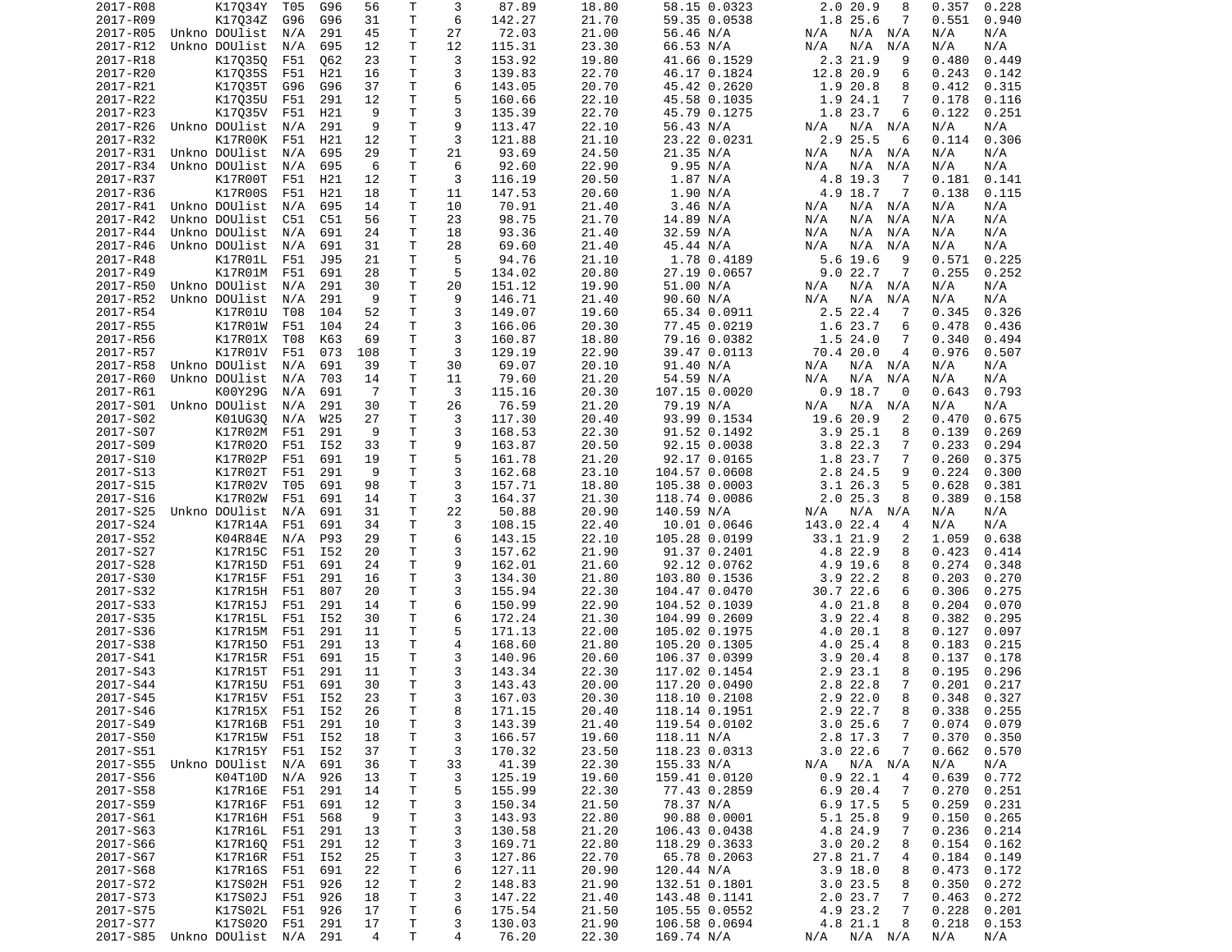| | | | | | | | | | | | | | | | |
|---|---|---|---|---|---|---|---|---|---|---|---|---|---|---|---|
| 2017-R08 | K17Q34Y | T05 | G96 | 56 | T | 3 | 87.89 | 18.80 | 58.15 | 0.0323 | 2.0 | 20.9 | 8 | 0.357 | 0.228 |
| 2017-R09 | K17Q34Z | G96 | G96 | 31 | T | 6 | 142.27 | 21.70 | 59.35 | 0.0538 | 1.8 | 25.6 | 7 | 0.551 | 0.940 |
| 2017-R05 | Unkno DOUlist | N/A | 291 | 45 | T | 27 | 72.03 | 21.00 | 56.46 | N/A | N/A | N/A | N/A | N/A | N/A |
| 2017-R12 | Unkno DOUlist | N/A | 695 | 12 | T | 12 | 115.31 | 23.30 | 66.53 | N/A | N/A | N/A | N/A | N/A | N/A |
| 2017-R18 | K17Q35Q | F51 | Q62 | 23 | T | 3 | 153.92 | 19.80 | 41.66 | 0.1529 | 2.3 | 21.9 | 9 | 0.480 | 0.449 |
| 2017-R20 | K17Q35S | F51 | H21 | 16 | T | 3 | 139.83 | 22.70 | 46.17 | 0.1824 | 12.8 | 20.9 | 6 | 0.243 | 0.142 |
| 2017-R21 | K17Q35T | G96 | G96 | 37 | T | 6 | 143.05 | 20.70 | 45.42 | 0.2620 | 1.9 | 20.8 | 8 | 0.412 | 0.315 |
| 2017-R22 | K17Q35U | F51 | 291 | 12 | T | 5 | 160.66 | 22.10 | 45.58 | 0.1035 | 1.9 | 24.1 | 7 | 0.178 | 0.116 |
| 2017-R23 | K17Q35V | F51 | H21 | 9 | T | 3 | 135.39 | 22.70 | 45.79 | 0.1275 | 1.8 | 23.7 | 6 | 0.122 | 0.251 |
| 2017-R26 | Unkno DOUlist | N/A | 291 | 9 | T | 9 | 113.47 | 22.10 | 56.43 | N/A | N/A | N/A | N/A | N/A | N/A |
| 2017-R32 | K17R00K | F51 | H21 | 12 | T | 3 | 121.88 | 21.10 | 23.22 | 0.0231 | 2.9 | 25.5 | 6 | 0.114 | 0.306 |
| 2017-R31 | Unkno DOUlist | N/A | 695 | 29 | T | 21 | 93.69 | 24.50 | 21.35 | N/A | N/A | N/A | N/A | N/A | N/A |
| 2017-R34 | Unkno DOUlist | N/A | 695 | 6 | T | 6 | 92.60 | 22.90 | 9.95 | N/A | N/A | N/A | N/A | N/A | N/A |
| 2017-R37 | K17R00T | F51 | H21 | 12 | T | 3 | 116.19 | 20.50 | 1.87 | N/A | 4.8 | 19.3 | 7 | 0.181 | 0.141 |
| 2017-R36 | K17R00S | F51 | H21 | 18 | T | 11 | 147.53 | 20.60 | 1.90 | N/A | 4.9 | 18.7 | 7 | 0.138 | 0.115 |
| 2017-R41 | Unkno DOUlist | N/A | 695 | 14 | T | 10 | 70.91 | 21.40 | 3.46 | N/A | N/A | N/A | N/A | N/A | N/A |
| 2017-R42 | Unkno DOUlist | C51 | C51 | 56 | T | 23 | 98.75 | 21.70 | 14.89 | N/A | N/A | N/A | N/A | N/A | N/A |
| 2017-R44 | Unkno DOUlist | N/A | 691 | 24 | T | 18 | 93.36 | 21.40 | 32.59 | N/A | N/A | N/A | N/A | N/A | N/A |
| 2017-R46 | Unkno DOUlist | N/A | 691 | 31 | T | 28 | 69.60 | 21.40 | 45.44 | N/A | N/A | N/A | N/A | N/A | N/A |
| 2017-R48 | K17R01L | F51 | J95 | 21 | T | 5 | 94.76 | 21.10 | 1.78 | 0.4189 | 5.6 | 19.6 | 9 | 0.571 | 0.225 |
| 2017-R49 | K17R01M | F51 | 691 | 28 | T | 5 | 134.02 | 20.80 | 27.19 | 0.0657 | 9.0 | 22.7 | 7 | 0.255 | 0.252 |
| 2017-R50 | Unkno DOUlist | N/A | 291 | 30 | T | 20 | 151.12 | 19.90 | 51.00 | N/A | N/A | N/A | N/A | N/A | N/A |
| 2017-R52 | Unkno DOUlist | N/A | 291 | 9 | T | 9 | 146.71 | 21.40 | 90.60 | N/A | N/A | N/A | N/A | N/A | N/A |
| 2017-R54 | K17R01U | T08 | 104 | 52 | T | 3 | 149.07 | 19.60 | 65.34 | 0.0911 | 2.5 | 22.4 | 7 | 0.345 | 0.326 |
| 2017-R55 | K17R01W | F51 | 104 | 24 | T | 3 | 166.06 | 20.30 | 77.45 | 0.0219 | 1.6 | 23.7 | 6 | 0.478 | 0.436 |
| 2017-R56 | K17R01X | T08 | K63 | 69 | T | 3 | 160.87 | 18.80 | 79.16 | 0.0382 | 1.5 | 24.0 | 7 | 0.340 | 0.494 |
| 2017-R57 | K17R01V | F51 | 073 | 108 | T | 3 | 129.19 | 22.90 | 39.47 | 0.0113 | 70.4 | 20.0 | 4 | 0.976 | 0.507 |
| 2017-R58 | Unkno DOUlist | N/A | 691 | 39 | T | 30 | 69.07 | 20.10 | 91.40 | N/A | N/A | N/A | N/A | N/A | N/A |
| 2017-R60 | Unkno DOUlist | N/A | 703 | 14 | T | 11 | 79.60 | 21.20 | 54.59 | N/A | N/A | N/A | N/A | N/A | N/A |
| 2017-R61 | K00Y29G | N/A | 691 | 7 | T | 3 | 115.16 | 20.30 | 107.15 | 0.0020 | 0.9 | 18.7 | 0 | 0.643 | 0.793 |
| 2017-S01 | Unkno DOUlist | N/A | 291 | 30 | T | 26 | 76.59 | 21.20 | 79.19 | N/A | N/A | N/A | N/A | N/A | N/A |
| 2017-S02 | K01UG3Q | N/A | W25 | 27 | T | 3 | 117.30 | 20.40 | 93.99 | 0.1534 | 19.6 | 20.9 | 2 | 0.470 | 0.675 |
| 2017-S07 | K17R02M | F51 | 291 | 9 | T | 3 | 168.53 | 22.30 | 91.52 | 0.1492 | 3.9 | 25.1 | 8 | 0.139 | 0.269 |
| 2017-S09 | K17R02O | F51 | I52 | 33 | T | 9 | 163.87 | 20.50 | 92.15 | 0.0038 | 3.8 | 22.3 | 7 | 0.233 | 0.294 |
| 2017-S10 | K17R02P | F51 | 691 | 19 | T | 5 | 161.78 | 21.20 | 92.17 | 0.0165 | 1.8 | 23.7 | 7 | 0.260 | 0.375 |
| 2017-S13 | K17R02T | F51 | 291 | 9 | T | 3 | 162.68 | 23.10 | 104.57 | 0.0608 | 2.8 | 24.5 | 9 | 0.224 | 0.300 |
| 2017-S15 | K17R02V | T05 | 691 | 98 | T | 3 | 157.71 | 18.80 | 105.38 | 0.0003 | 3.1 | 26.3 | 5 | 0.628 | 0.381 |
| 2017-S16 | K17R02W | F51 | 691 | 14 | T | 3 | 164.37 | 21.30 | 118.74 | 0.0086 | 2.0 | 25.3 | 8 | 0.389 | 0.158 |
| 2017-S25 | Unkno DOUlist | N/A | 691 | 31 | T | 22 | 50.88 | 20.90 | 140.59 | N/A | N/A | N/A | N/A | N/A | N/A |
| 2017-S24 | K17R14A | F51 | 691 | 34 | T | 3 | 108.15 | 22.40 | 10.01 | 0.0646 | 143.0 | 22.4 | 4 | N/A | N/A |
| 2017-S52 | K04R84E | N/A | P93 | 29 | T | 6 | 143.15 | 22.10 | 105.28 | 0.0199 | 33.1 | 21.9 | 2 | 1.059 | 0.638 |
| 2017-S27 | K17R15C | F51 | I52 | 20 | T | 3 | 157.62 | 21.90 | 91.37 | 0.2401 | 4.8 | 22.9 | 8 | 0.423 | 0.414 |
| 2017-S28 | K17R15D | F51 | 691 | 24 | T | 9 | 162.01 | 21.60 | 92.12 | 0.0762 | 4.9 | 19.6 | 8 | 0.274 | 0.348 |
| 2017-S30 | K17R15F | F51 | 291 | 16 | T | 3 | 134.30 | 21.80 | 103.80 | 0.1536 | 3.9 | 22.2 | 8 | 0.203 | 0.270 |
| 2017-S32 | K17R15H | F51 | 807 | 20 | T | 3 | 155.94 | 22.30 | 104.47 | 0.0470 | 30.7 | 22.6 | 6 | 0.306 | 0.275 |
| 2017-S33 | K17R15J | F51 | 291 | 14 | T | 6 | 150.99 | 22.90 | 104.52 | 0.1039 | 4.0 | 21.8 | 8 | 0.204 | 0.070 |
| 2017-S35 | K17R15L | F51 | I52 | 30 | T | 6 | 172.24 | 21.30 | 104.99 | 0.2609 | 3.9 | 22.4 | 8 | 0.382 | 0.295 |
| 2017-S36 | K17R15M | F51 | 291 | 11 | T | 5 | 171.13 | 22.00 | 105.02 | 0.1975 | 4.0 | 20.1 | 8 | 0.127 | 0.097 |
| 2017-S38 | K17R15O | F51 | 291 | 13 | T | 4 | 168.60 | 21.80 | 105.20 | 0.1305 | 4.0 | 25.4 | 8 | 0.183 | 0.215 |
| 2017-S41 | K17R15R | F51 | 691 | 15 | T | 3 | 140.96 | 20.60 | 106.37 | 0.0399 | 3.9 | 20.4 | 8 | 0.137 | 0.178 |
| 2017-S43 | K17R15T | F51 | 291 | 11 | T | 3 | 143.34 | 22.30 | 117.02 | 0.1454 | 2.9 | 23.1 | 8 | 0.195 | 0.296 |
| 2017-S44 | K17R15U | F51 | 691 | 30 | T | 3 | 143.43 | 20.00 | 117.20 | 0.0490 | 2.8 | 22.8 | 7 | 0.201 | 0.217 |
| 2017-S45 | K17R15V | F51 | I52 | 23 | T | 3 | 167.03 | 20.30 | 118.10 | 0.2108 | 2.9 | 22.0 | 8 | 0.348 | 0.327 |
| 2017-S46 | K17R15X | F51 | I52 | 26 | T | 8 | 171.15 | 20.40 | 118.14 | 0.1951 | 2.9 | 22.7 | 8 | 0.338 | 0.255 |
| 2017-S49 | K17R16B | F51 | 291 | 10 | T | 3 | 143.39 | 21.40 | 119.54 | 0.0102 | 3.0 | 25.6 | 7 | 0.074 | 0.079 |
| 2017-S50 | K17R15W | F51 | I52 | 18 | T | 3 | 166.57 | 19.60 | 118.11 | N/A | 2.8 | 17.3 | 7 | 0.370 | 0.350 |
| 2017-S51 | K17R15Y | F51 | I52 | 37 | T | 3 | 170.32 | 23.50 | 118.23 | 0.0313 | 3.0 | 22.6 | 7 | 0.662 | 0.570 |
| 2017-S55 | Unkno DOUlist | N/A | 691 | 36 | T | 33 | 41.39 | 22.30 | 155.33 | N/A | N/A | N/A | N/A | N/A | N/A |
| 2017-S56 | K04T10D | N/A | 926 | 13 | T | 3 | 125.19 | 19.60 | 159.41 | 0.0120 | 0.9 | 22.1 | 4 | 0.639 | 0.772 |
| 2017-S58 | K17R16E | F51 | 291 | 14 | T | 5 | 155.99 | 22.30 | 77.43 | 0.2859 | 6.9 | 20.4 | 7 | 0.270 | 0.251 |
| 2017-S59 | K17R16F | F51 | 691 | 12 | T | 3 | 150.34 | 21.50 | 78.37 | N/A | 6.9 | 17.5 | 5 | 0.259 | 0.231 |
| 2017-S61 | K17R16H | F51 | 568 | 9 | T | 3 | 143.93 | 22.80 | 90.88 | 0.0001 | 5.1 | 25.8 | 9 | 0.150 | 0.265 |
| 2017-S63 | K17R16L | F51 | 291 | 13 | T | 3 | 130.58 | 21.20 | 106.43 | 0.0438 | 4.8 | 24.9 | 7 | 0.236 | 0.214 |
| 2017-S66 | K17R16Q | F51 | 291 | 12 | T | 3 | 169.71 | 22.80 | 118.29 | 0.3633 | 3.0 | 20.2 | 8 | 0.154 | 0.162 |
| 2017-S67 | K17R16R | F51 | I52 | 25 | T | 3 | 127.86 | 22.70 | 65.78 | 0.2063 | 27.8 | 21.7 | 4 | 0.184 | 0.149 |
| 2017-S68 | K17R16S | F51 | 691 | 22 | T | 6 | 127.11 | 20.90 | 120.44 | N/A | 3.9 | 18.0 | 8 | 0.473 | 0.172 |
| 2017-S72 | K17S02H | F51 | 926 | 12 | T | 2 | 148.83 | 21.90 | 132.51 | 0.1801 | 3.0 | 23.5 | 8 | 0.350 | 0.272 |
| 2017-S73 | K17S02J | F51 | 926 | 18 | T | 3 | 147.22 | 21.40 | 143.48 | 0.1141 | 2.0 | 23.7 | 7 | 0.463 | 0.272 |
| 2017-S75 | K17S02L | F51 | 926 | 17 | T | 6 | 175.54 | 21.50 | 105.55 | 0.0552 | 4.9 | 23.2 | 7 | 0.228 | 0.201 |
| 2017-S77 | K17S02O | F51 | 291 | 17 | T | 3 | 130.03 | 21.90 | 106.58 | 0.0694 | 4.8 | 21.1 | 8 | 0.218 | 0.153 |
| 2017-S85 | Unkno DOUlist | N/A | 291 | 4 | T | 4 | 76.20 | 22.30 | 169.74 | N/A | N/A | N/A | N/A | N/A | N/A |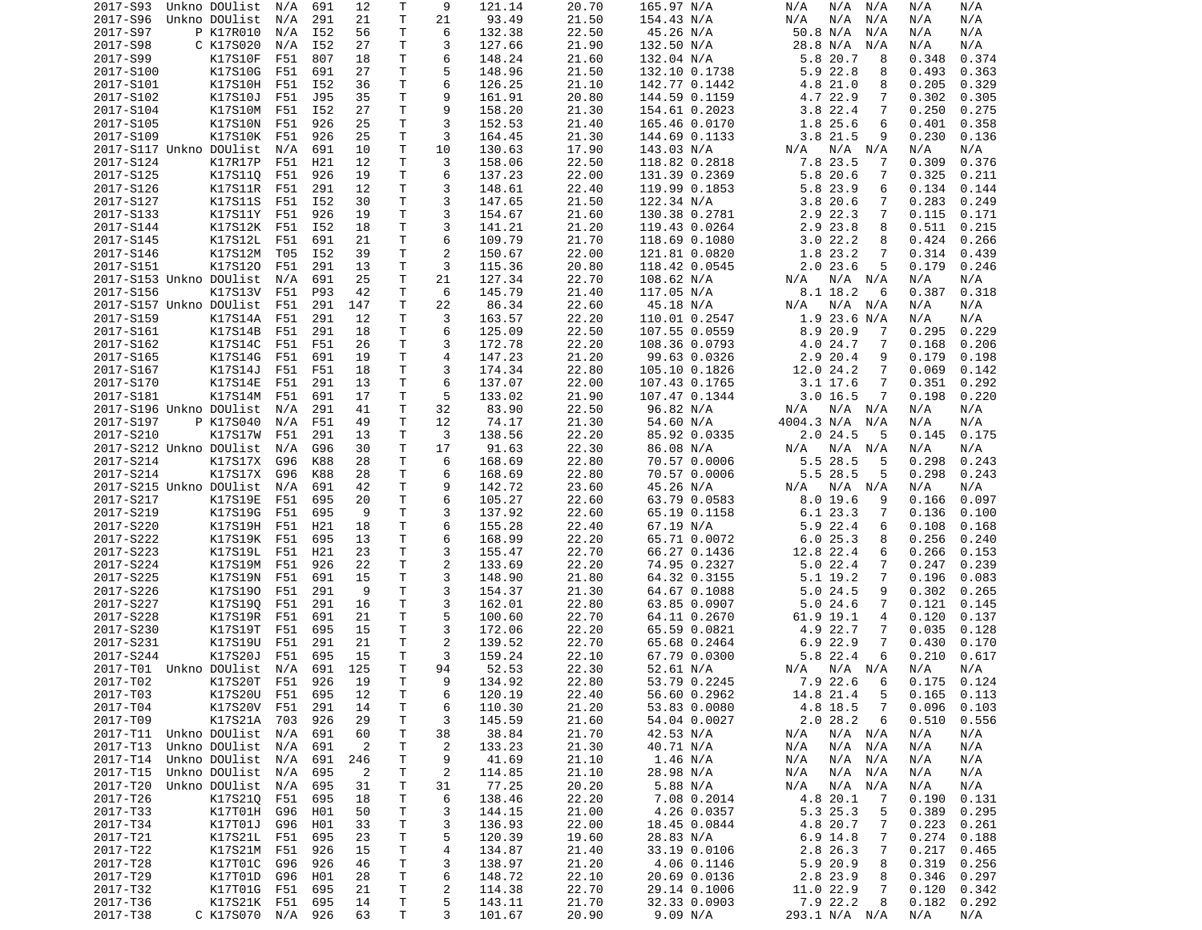```
2017-S93  Unkno DOUlist  N/A  691   12    T    9   121.14      20.70     165.97 N/A        N/A  N/A  N/A   N/A    N/A
2017-S96  Unkno DOUlist  N/A  291   21    T   21    93.49      21.50     154.43 N/A        N/A  N/A  N/A   N/A    N/A
2017-S97      P K17R010  N/A  I52   56    T    6   132.38      22.50      45.26 N/A       50.8 N/A  N/A   N/A    N/A
2017-S98      C K17S020  N/A  I52   27    T    3   127.66      21.90     132.50 N/A       28.8 N/A  N/A   N/A    N/A
2017-S99        K17S10F  F51  807   18    T    6   148.24      21.60     132.04 N/A        5.8 20.7   8   0.348  0.374
2017-S100       K17S10G  F51  691   27    T    5   148.96      21.50     132.10 0.1738     5.9 22.8   8   0.493  0.363
2017-S101       K17S10H  F51  I52   36    T    6   126.25      21.10     142.77 0.1442     4.8 21.0   8   0.205  0.329
2017-S102       K17S10J  F51  J95   35    T    9   161.91      20.80     144.59 0.1159     4.7 22.9   7   0.302  0.305
2017-S104       K17S10M  F51  I52   27    T    9   158.20      21.30     154.61 0.2023     3.8 22.4   7   0.250  0.275
2017-S105       K17S10N  F51  926   25    T    3   152.53      21.40     165.46 0.0170     1.8 25.6   6   0.401  0.358
2017-S109       K17S10K  F51  926   25    T    3   164.45      21.30     144.69 0.1133     3.8 21.5   9   0.230  0.136
2017-S117 Unkno DOUlist  N/A  691   10    T   10   130.63      17.90     143.03 N/A        N/A  N/A  N/A   N/A    N/A
2017-S124       K17R17P  F51  H21   12    T    3   158.06      22.50     118.82 0.2818     7.8 23.5   7   0.309  0.376
2017-S125       K17S11Q  F51  926   19    T    6   137.23      22.00     131.39 0.2369     5.8 20.6   7   0.325  0.211
2017-S126       K17S11R  F51  291   12    T    3   148.61      22.40     119.99 0.1853     5.8 23.9   6   0.134  0.144
2017-S127       K17S11S  F51  I52   30    T    3   147.65      21.50     122.34 N/A        3.8 20.6   7   0.283  0.249
2017-S133       K17S11Y  F51  926   19    T    3   154.67      21.60     130.38 0.2781     2.9 22.3   7   0.115  0.171
2017-S144       K17S12K  F51  I52   18    T    3   141.21      21.20     119.43 0.0264     2.9 23.8   8   0.511  0.215
2017-S145       K17S12L  F51  691   21    T    6   109.79      21.70     118.69 0.1080     3.0 22.2   8   0.424  0.266
2017-S146       K17S12M  T05  I52   39    T    2   150.67      22.00     121.81 0.0820     1.8 23.2   7   0.314  0.439
2017-S151       K17S12O  F51  291   13    T    3   115.36      20.80     118.42 0.0545     2.0 23.6   5   0.179  0.246
2017-S153 Unkno DOUlist  N/A  691   25    T   21   127.34      22.70     108.62 N/A        N/A  N/A  N/A   N/A    N/A
2017-S156       K17S13V  F51  P93   42    T    6   145.79      21.40     117.05 N/A        8.1 18.2   6   0.387  0.318
2017-S157 Unkno DOUlist  F51  291  147    T   22    86.34      22.60      45.18 N/A        N/A  N/A  N/A   N/A    N/A
2017-S159       K17S14A  F51  291   12    T    3   163.57      22.20     110.01 0.2547     1.9 23.6 N/A   N/A    N/A
2017-S161       K17S14B  F51  291   18    T    6   125.09      22.50     107.55 0.0559     8.9 20.9   7   0.295  0.229
2017-S162       K17S14C  F51  F51   26    T    3   172.78      22.20     108.36 0.0793     4.0 24.7   7   0.168  0.206
2017-S165       K17S14G  F51  691   19    T    4   147.23      21.20      99.63 0.0326     2.9 20.4   9   0.179  0.198
2017-S167       K17S14J  F51  F51   18    T    3   174.34      22.80     105.10 0.1826    12.0 24.2   7   0.069  0.142
2017-S170       K17S14E  F51  291   13    T    6   137.07      22.00     107.43 0.1765     3.1 17.6   7   0.351  0.292
2017-S181       K17S14M  F51  691   17    T    5   133.02      21.90     107.47 0.1344     3.0 16.5   7   0.198  0.220
2017-S196 Unkno DOUlist  N/A  291   41    T   32    83.90      22.50      96.82 N/A        N/A  N/A  N/A   N/A    N/A
2017-S197     P K17S040  N/A  F51   49    T   12    74.17      21.30      54.60 N/A     4004.3 N/A  N/A   N/A    N/A
2017-S210       K17S17W  F51  291   13    T    3   138.56      22.20      85.92 0.0335     2.0 24.5   5   0.145  0.175
2017-S212 Unkno DOUlist  N/A  G96   30    T   17    91.63      22.30      86.08 N/A        N/A  N/A  N/A   N/A    N/A
2017-S214       K17S17X  G96  K88   28    T    6   168.69      22.80      70.57 0.0006     5.5 28.5   5   0.298  0.243
2017-S214       K17S17X  G96  K88   28    T    6   168.69      22.80      70.57 0.0006     5.5 28.5   5   0.298  0.243
2017-S215 Unkno DOUlist  N/A  691   42    T    9   142.72      23.60      45.26 N/A        N/A  N/A  N/A   N/A    N/A
2017-S217       K17S19E  F51  695   20    T    6   105.27      22.60      63.79 0.0583     8.0 19.6   9   0.166  0.097
2017-S219       K17S19G  F51  695    9    T    3   137.92      22.60      65.19 0.1158     6.1 23.3   7   0.136  0.100
2017-S220       K17S19H  F51  H21   18    T    6   155.28      22.40      67.19 N/A        5.9 22.4   6   0.108  0.168
2017-S222       K17S19K  F51  695   13    T    6   168.99      22.20      65.71 0.0072     6.0 25.3   8   0.256  0.240
2017-S223       K17S19L  F51  H21   23    T    3   155.47      22.70      66.27 0.1436    12.8 22.4   6   0.266  0.153
2017-S224       K17S19M  F51  926   22    T    2   133.69      22.20      74.95 0.2327     5.0 22.4   7   0.247  0.239
2017-S225       K17S19N  F51  691   15    T    3   148.90      21.80      64.32 0.3155     5.1 19.2   7   0.196  0.083
2017-S226       K17S19O  F51  291    9    T    3   154.37      21.30      64.67 0.1088     5.0 24.5   9   0.302  0.265
2017-S227       K17S19Q  F51  291   16    T    3   162.01      22.80      63.85 0.0907     5.0 24.6   7   0.121  0.145
2017-S228       K17S19R  F51  691   21    T    5   100.60      22.70      64.11 0.2670    61.9 19.1   4   0.120  0.137
2017-S230       K17S19T  F51  695   15    T    3   172.06      22.20      65.59 0.0821     4.9 22.7   7   0.035  0.128
2017-S231       K17S19U  F51  291   21    T    2   139.52      22.70      65.68 0.2464     6.9 22.9   7   0.430  0.170
2017-S244       K17S20J  F51  695   15    T    3   159.24      22.10      67.79 0.0300     5.8 22.4   6   0.210  0.617
2017-T01  Unkno DOUlist  N/A  691  125    T   94    52.53      22.30      52.61 N/A        N/A  N/A  N/A   N/A    N/A
2017-T02        K17S20T  F51  926   19    T    9   134.92      22.80      53.79 0.2245     7.9 22.6   6   0.175  0.124
2017-T03        K17S20U  F51  695   12    T    6   120.19      22.40      56.60 0.2962    14.8 21.4   5   0.165  0.113
2017-T04        K17S20V  F51  291   14    T    6   110.30      21.20      53.83 0.0080     4.8 18.5   7   0.096  0.103
2017-T09        K17S21A  703  926   29    T    3   145.59      21.60      54.04 0.0027     2.0 28.2   6   0.510  0.556
2017-T11  Unkno DOUlist  N/A  691   60    T   38    38.84      21.70      42.53 N/A        N/A  N/A  N/A   N/A    N/A
2017-T13  Unkno DOUlist  N/A  691    2    T    2   133.23      21.30      40.71 N/A        N/A  N/A  N/A   N/A    N/A
2017-T14  Unkno DOUlist  N/A  691  246    T    9    41.69      21.10       1.46 N/A        N/A  N/A  N/A   N/A    N/A
2017-T15  Unkno DOUlist  N/A  695    2    T    2   114.85      21.10      28.98 N/A        N/A  N/A  N/A   N/A    N/A
2017-T20  Unkno DOUlist  N/A  695   31    T   31    77.25      20.20       5.88 N/A        N/A  N/A  N/A   N/A    N/A
2017-T26        K17S21Q  F51  695   18    T    6   138.46      22.20       7.08 0.2014     4.8 20.1   7   0.190  0.131
2017-T33        K17T01H  G96  H01   50    T    3   144.15      21.00       4.26 0.0357     5.3 25.3   5   0.389  0.295
2017-T34        K17T01J  G96  H01   33    T    3   136.93      22.00      18.45 0.0844     4.8 20.7   7   0.223  0.261
2017-T21        K17S21L  F51  695   23    T    5   120.39      19.60      28.83 N/A        6.9 14.8   7   0.274  0.188
2017-T22        K17S21M  F51  926   15    T    4   134.87      21.40      33.19 0.0106     2.8 26.3   7   0.217  0.465
2017-T28        K17T01C  G96  926   46    T    3   138.97      21.20       4.06 0.1146     5.9 20.9   8   0.319  0.256
2017-T29        K17T01D  G96  H01   28    T    6   148.72      22.10      20.69 0.0136     2.8 23.9   8   0.346  0.297
2017-T32        K17T01G  F51  695   21    T    2   114.38      22.70      29.14 0.1006    11.0 22.9   7   0.120  0.342
2017-T36        K17S21K  F51  695   14    T    5   143.11      21.70      32.33 0.0903     7.9 22.2   8   0.182  0.292
2017-T38      C K17S070  N/A  926   63    T    3   101.67      20.90       9.09 N/A      293.1 N/A  N/A   N/A    N/A
```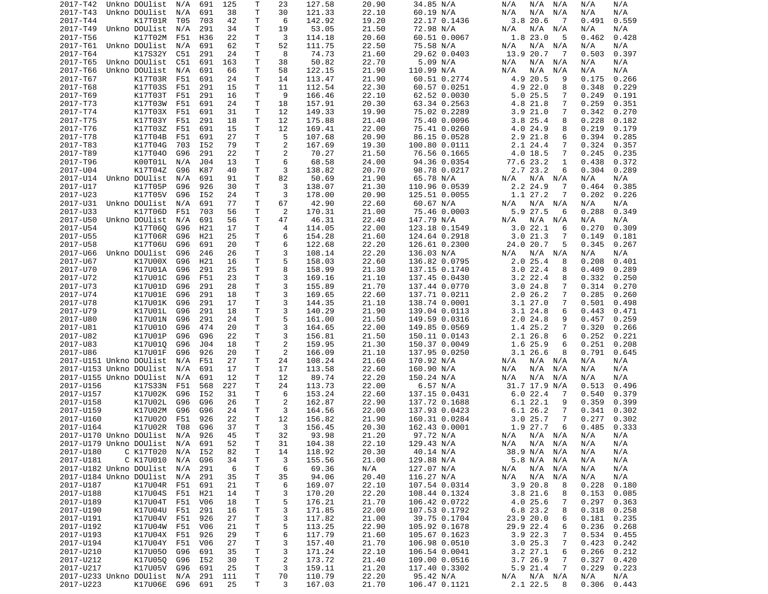| | | | | | | | | | | | | | | | | |
|---|---|---|---|---|---|---|---|---|---|---|---|---|---|---|---|---|
| 2017-T42 | Unkno | DOUlist | N/A | 691 | 125 | T | 23 | 127.58 | 20.90 | 34.85 | N/A | N/A | N/A | N/A | N/A | N/A |
| 2017-T43 | Unkno | DOUlist | N/A | 691 | 38 | T | 30 | 121.33 | 22.10 | 60.19 | N/A | N/A | N/A | N/A | N/A | N/A |
| 2017-T44 | | K17T01R | T05 | 703 | 42 | T | 6 | 142.92 | 19.20 | 22.17 | 0.1436 | 3.8 | 20.6 | 7 | 0.491 | 0.559 |
| 2017-T49 | Unkno | DOUlist | N/A | 291 | 34 | T | 19 | 53.05 | 21.50 | 72.98 | N/A | N/A | N/A | N/A | N/A | N/A |
| 2017-T56 | | K17T02M | F51 | H36 | 22 | T | 3 | 114.18 | 20.60 | 60.51 | 0.0067 | 1.8 | 23.0 | 5 | 0.462 | 0.428 |
| 2017-T61 | Unkno | DOUlist | N/A | 691 | 62 | T | 52 | 111.75 | 22.50 | 75.58 | N/A | N/A | N/A | N/A | N/A | N/A |
| 2017-T64 | | K17S32Y | C51 | 291 | 24 | T | 8 | 74.73 | 21.60 | 29.62 | 0.0403 | 13.9 | 20.7 | 7 | 0.503 | 0.397 |
| 2017-T65 | Unkno | DOUlist | C51 | 691 | 163 | T | 38 | 50.82 | 22.70 | 5.09 | N/A | N/A | N/A | N/A | N/A | N/A |
| 2017-T66 | Unkno | DOUlist | N/A | 691 | 66 | T | 58 | 122.15 | 21.90 | 110.99 | N/A | N/A | N/A | N/A | N/A | N/A |
| 2017-T67 | | K17T03R | F51 | 691 | 24 | T | 14 | 113.47 | 21.90 | 60.51 | 0.2774 | 4.9 | 20.5 | 9 | 0.175 | 0.266 |
| 2017-T68 | | K17T03S | F51 | 291 | 15 | T | 11 | 112.54 | 22.30 | 60.57 | 0.0251 | 4.9 | 22.0 | 8 | 0.348 | 0.229 |
| 2017-T69 | | K17T03T | F51 | 291 | 16 | T | 9 | 166.46 | 22.10 | 62.52 | 0.0030 | 5.0 | 25.5 | 7 | 0.249 | 0.191 |
| 2017-T73 | | K17T03W | F51 | 691 | 24 | T | 18 | 157.91 | 20.30 | 63.34 | 0.2563 | 4.8 | 21.8 | 7 | 0.259 | 0.351 |
| 2017-T74 | | K17T03X | F51 | 691 | 31 | T | 12 | 149.33 | 19.90 | 75.02 | 0.2289 | 3.9 | 21.0 | 7 | 0.342 | 0.270 |
| 2017-T75 | | K17T03Y | F51 | 291 | 18 | T | 12 | 175.88 | 21.40 | 75.40 | 0.0096 | 3.8 | 25.4 | 8 | 0.228 | 0.182 |
| 2017-T76 | | K17T03Z | F51 | 691 | 15 | T | 12 | 169.41 | 22.00 | 75.41 | 0.0260 | 4.0 | 24.9 | 8 | 0.219 | 0.179 |
| 2017-T78 | | K17T04B | F51 | 691 | 27 | T | 5 | 107.68 | 20.90 | 86.15 | 0.0528 | 2.9 | 21.8 | 6 | 0.394 | 0.285 |
| 2017-T83 | | K17T04G | 703 | I52 | 79 | T | 2 | 167.69 | 19.30 | 100.80 | 0.0111 | 2.1 | 24.4 | 7 | 0.324 | 0.357 |
| 2017-T89 | | K17T04O | G96 | 291 | 22 | T | 2 | 70.27 | 21.50 | 76.56 | 0.1665 | 4.0 | 18.5 | 7 | 0.245 | 0.235 |
| 2017-T96 | | K00T01L | N/A | J04 | 13 | T | 6 | 68.58 | 24.00 | 94.36 | 0.0354 | 77.6 | 23.2 | 1 | 0.438 | 0.372 |
| 2017-U04 | | K17T04Z | G96 | K87 | 40 | T | 3 | 138.82 | 20.70 | 98.78 | 0.0217 | 2.7 | 23.2 | 6 | 0.304 | 0.289 |
| 2017-U14 | Unkno | DOUlist | N/A | 691 | 91 | T | 82 | 50.69 | 21.90 | 65.78 | N/A | N/A | N/A | N/A | N/A | N/A |
| 2017-U17 | | K17T05P | G96 | 926 | 30 | T | 3 | 138.07 | 21.30 | 110.96 | 0.0539 | 2.2 | 24.9 | 7 | 0.464 | 0.385 |
| 2017-U23 | | K17T05V | G96 | I52 | 24 | T | 3 | 178.00 | 20.90 | 125.51 | 0.0055 | 1.1 | 27.2 | 7 | 0.202 | 0.226 |
| 2017-U31 | Unkno | DOUlist | N/A | 691 | 77 | T | 67 | 42.90 | 22.60 | 60.67 | N/A | N/A | N/A | N/A | N/A | N/A |
| 2017-U33 | | K17T06D | F51 | 703 | 56 | T | 2 | 170.31 | 21.00 | 75.46 | 0.0003 | 5.9 | 27.5 | 6 | 0.288 | 0.349 |
| 2017-U50 | Unkno | DOUlist | N/A | 691 | 56 | T | 47 | 46.31 | 22.40 | 147.79 | N/A | N/A | N/A | N/A | N/A | N/A |
| 2017-U54 | | K17T06Q | G96 | H21 | 17 | T | 4 | 114.05 | 22.00 | 123.18 | 0.1549 | 3.0 | 22.1 | 6 | 0.270 | 0.309 |
| 2017-U55 | | K17T06R | G96 | H21 | 25 | T | 6 | 154.28 | 21.60 | 124.64 | 0.2918 | 3.0 | 21.3 | 7 | 0.149 | 0.181 |
| 2017-U58 | | K17T06U | G96 | 691 | 20 | T | 6 | 122.68 | 22.20 | 126.61 | 0.2300 | 24.0 | 20.7 | 5 | 0.345 | 0.267 |
| 2017-U66 | Unkno | DOUlist | G96 | 246 | 26 | T | 3 | 108.14 | 22.20 | 136.03 | N/A | N/A | N/A | N/A | N/A | N/A |
| 2017-U67 | | K17U00X | G96 | H21 | 16 | T | 5 | 158.03 | 22.60 | 136.82 | 0.0795 | 2.0 | 25.4 | 8 | 0.208 | 0.401 |
| 2017-U70 | | K17U01A | G96 | 291 | 25 | T | 8 | 158.99 | 21.30 | 137.15 | 0.1740 | 3.0 | 22.4 | 8 | 0.409 | 0.289 |
| 2017-U72 | | K17U01C | G96 | F51 | 23 | T | 3 | 169.16 | 21.10 | 137.45 | 0.0430 | 3.2 | 22.4 | 8 | 0.332 | 0.250 |
| 2017-U73 | | K17U01D | G96 | 291 | 28 | T | 3 | 155.89 | 21.70 | 137.44 | 0.0770 | 3.0 | 24.8 | 7 | 0.314 | 0.270 |
| 2017-U74 | | K17U01E | G96 | 291 | 18 | T | 3 | 169.65 | 22.60 | 137.71 | 0.0211 | 2.0 | 26.2 | 7 | 0.285 | 0.260 |
| 2017-U78 | | K17U01K | G96 | 291 | 17 | T | 3 | 144.35 | 21.10 | 138.74 | 0.0001 | 3.1 | 27.0 | 7 | 0.501 | 0.498 |
| 2017-U79 | | K17U01L | G96 | 291 | 18 | T | 3 | 140.29 | 21.90 | 139.04 | 0.0113 | 3.1 | 24.8 | 6 | 0.443 | 0.471 |
| 2017-U80 | | K17U01N | G96 | 291 | 24 | T | 5 | 161.00 | 21.50 | 149.59 | 0.0316 | 2.0 | 24.8 | 9 | 0.457 | 0.259 |
| 2017-U81 | | K17U01O | G96 | 474 | 20 | T | 3 | 164.65 | 22.00 | 149.85 | 0.0569 | 1.4 | 25.2 | 7 | 0.320 | 0.266 |
| 2017-U82 | | K17U01P | G96 | G96 | 22 | T | 3 | 156.81 | 21.50 | 150.11 | 0.0143 | 2.1 | 26.8 | 6 | 0.252 | 0.221 |
| 2017-U83 | | K17U01Q | G96 | J04 | 18 | T | 2 | 159.95 | 21.30 | 150.37 | 0.0049 | 1.6 | 25.9 | 6 | 0.251 | 0.208 |
| 2017-U86 | | K17U01F | G96 | 926 | 20 | T | 2 | 166.09 | 21.10 | 137.95 | 0.0250 | 3.1 | 26.6 | 8 | 0.791 | 0.645 |
| 2017-U151 | Unkno | DOUlist | N/A | F51 | 27 | T | 24 | 108.24 | 21.60 | 170.92 | N/A | N/A | N/A | N/A | N/A | N/A |
| 2017-U153 | Unkno | DOUlist | N/A | 691 | 17 | T | 17 | 113.58 | 22.60 | 160.90 | N/A | N/A | N/A | N/A | N/A | N/A |
| 2017-U155 | Unkno | DOUlist | N/A | 691 | 12 | T | 12 | 89.74 | 22.20 | 150.24 | N/A | N/A | N/A | N/A | N/A | N/A |
| 2017-U156 | | K17S33N | F51 | 568 | 227 | T | 24 | 113.73 | 22.00 | 6.57 | N/A | 31.7 | 17.9 | N/A | 0.513 | 0.496 |
| 2017-U157 | | K17U02K | G96 | I52 | 31 | T | 6 | 153.24 | 22.60 | 137.15 | 0.0431 | 6.0 | 22.4 | 7 | 0.540 | 0.379 |
| 2017-U158 | | K17U02L | G96 | G96 | 26 | T | 2 | 162.87 | 22.90 | 137.72 | 0.1688 | 6.1 | 22.1 | 9 | 0.359 | 0.399 |
| 2017-U159 | | K17U02M | G96 | G96 | 24 | T | 3 | 164.56 | 22.00 | 137.93 | 0.0423 | 6.1 | 26.2 | 7 | 0.341 | 0.302 |
| 2017-U160 | | K17U02O | F51 | 926 | 22 | T | 12 | 156.82 | 21.90 | 160.31 | 0.0284 | 3.0 | 25.7 | 7 | 0.277 | 0.302 |
| 2017-U164 | | K17U02R | T08 | G96 | 37 | T | 3 | 156.45 | 20.30 | 162.43 | 0.0001 | 1.9 | 27.7 | 6 | 0.485 | 0.333 |
| 2017-U170 | Unkno | DOUlist | N/A | 926 | 45 | T | 32 | 93.98 | 21.20 | 97.72 | N/A | N/A | N/A | N/A | N/A | N/A |
| 2017-U179 | Unkno | DOUlist | N/A | 691 | 52 | T | 31 | 104.38 | 22.10 | 129.43 | N/A | N/A | N/A | N/A | N/A | N/A |
| 2017-U180 | C | K17T020 | N/A | I52 | 82 | T | 14 | 118.92 | 20.30 | 40.14 | N/A | 38.9 | N/A | N/A | N/A | N/A |
| 2017-U181 | C | K17U010 | N/A | G96 | 34 | T | 3 | 155.56 | 21.00 | 129.88 | N/A | 5.8 | N/A | N/A | N/A | N/A |
| 2017-U182 | Unkno | DOUlist | N/A | 291 | 6 | T | 6 | 69.36 | N/A | 127.07 | N/A | N/A | N/A | N/A | N/A | N/A |
| 2017-U184 | Unkno | DOUlist | N/A | 291 | 35 | T | 35 | 94.06 | 20.40 | 116.27 | N/A | N/A | N/A | N/A | N/A | N/A |
| 2017-U187 | | K17U04R | F51 | 691 | 21 | T | 6 | 169.07 | 22.10 | 107.54 | 0.0314 | 3.9 | 20.8 | 8 | 0.228 | 0.180 |
| 2017-U188 | | K17U04S | F51 | H21 | 14 | T | 3 | 170.20 | 22.20 | 108.44 | 0.1324 | 3.8 | 21.6 | 8 | 0.153 | 0.085 |
| 2017-U189 | | K17U04T | F51 | V06 | 18 | T | 5 | 176.21 | 21.70 | 106.42 | 0.0722 | 4.0 | 25.6 | 7 | 0.297 | 0.363 |
| 2017-U190 | | K17U04U | F51 | 291 | 16 | T | 3 | 171.85 | 22.00 | 107.53 | 0.1792 | 6.8 | 23.2 | 8 | 0.318 | 0.258 |
| 2017-U191 | | K17U04V | F51 | 926 | 27 | T | 3 | 117.82 | 21.00 | 39.75 | 0.1704 | 23.9 | 20.0 | 6 | 0.181 | 0.235 |
| 2017-U192 | | K17U04W | F51 | V06 | 21 | T | 5 | 113.25 | 22.90 | 105.92 | 0.1678 | 29.9 | 22.4 | 6 | 0.236 | 0.268 |
| 2017-U193 | | K17U04X | F51 | 926 | 29 | T | 6 | 117.79 | 21.60 | 105.67 | 0.1623 | 3.9 | 22.3 | 7 | 0.534 | 0.455 |
| 2017-U194 | | K17U04Y | F51 | V06 | 27 | T | 3 | 157.40 | 21.70 | 106.98 | 0.0510 | 3.0 | 25.3 | 7 | 0.423 | 0.242 |
| 2017-U210 | | K17U05O | G96 | 691 | 35 | T | 3 | 171.24 | 22.10 | 106.54 | 0.0041 | 3.2 | 27.1 | 6 | 0.266 | 0.212 |
| 2017-U212 | | K17U05Q | G96 | I52 | 30 | T | 2 | 173.72 | 21.40 | 109.00 | 0.0516 | 3.7 | 26.9 | 7 | 0.327 | 0.420 |
| 2017-U217 | | K17U05V | G96 | 691 | 25 | T | 3 | 159.11 | 21.20 | 117.40 | 0.3302 | 5.9 | 21.4 | 7 | 0.229 | 0.223 |
| 2017-U233 | Unkno | DOUlist | N/A | 291 | 111 | T | 70 | 110.79 | 22.20 | 95.42 | N/A | N/A | N/A | N/A | N/A | N/A |
| 2017-U223 | | K17U06E | G96 | 691 | 25 | T | 3 | 167.03 | 21.70 | 106.47 | 0.1121 | 2.1 | 22.5 | 8 | 0.306 | 0.443 |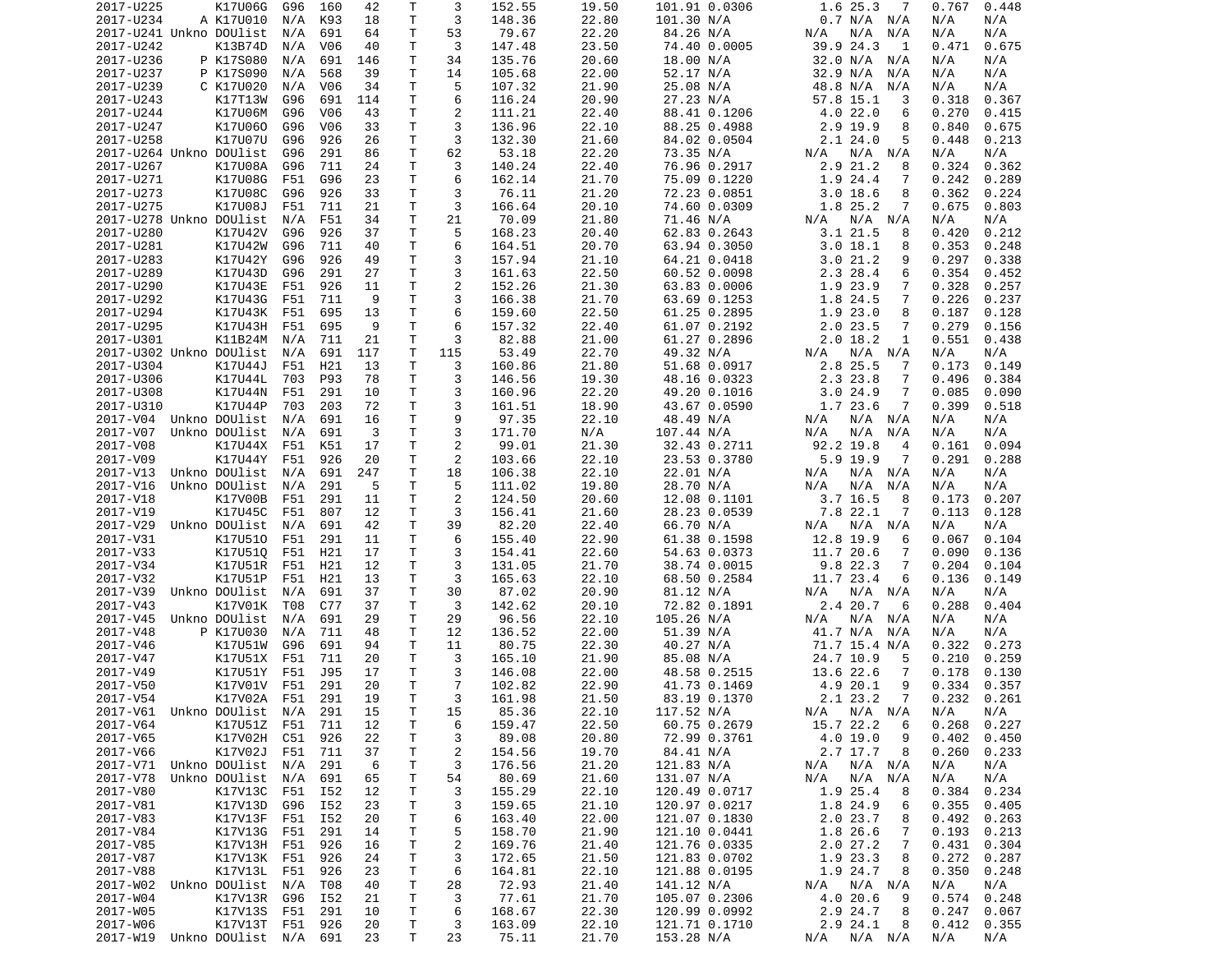```
2017-U225       K17U06G  G96  160   42    T    3   152.55     19.50    101.91 0.0306      1.6 25.3   7   0.767  0.448
2017-U234     A K17U010  N/A  K93   18    T    3   148.36     22.80    101.30 N/A         0.7 N/A  N/A   N/A    N/A
2017-U241 Unkno DOUlist  N/A  691   64    T   53    79.67     22.20     84.26 N/A        N/A  N/A  N/A   N/A    N/A
2017-U242       K13B74D  N/A  V06   40    T    3   147.48     23.50     74.40 0.0005     39.9 24.3   1   0.471  0.675
2017-U236     P K17S080  N/A  691  146    T   34   135.76     20.60     18.00 N/A        32.0 N/A  N/A   N/A    N/A
2017-U237     P K17S090  N/A  568   39    T   14   105.68     22.00     52.17 N/A        32.9 N/A  N/A   N/A    N/A
2017-U239     C K17U020  N/A  V06   34    T    5   107.32     21.90     25.08 N/A        48.8 N/A  N/A   N/A    N/A
2017-U243       K17T13W  G96  691  114    T    6   116.24     20.90     27.23 N/A        57.8 15.1   3   0.318  0.367
2017-U244       K17U06M  G96  V06   43    T    2   111.21     22.40     88.41 0.1206      4.0 22.0   6   0.270  0.415
2017-U247       K17U06O  G96  V06   33    T    3   136.96     22.10     88.25 0.4988      2.9 19.9   8   0.840  0.675
2017-U258       K17U07U  G96  926   26    T    3   132.30     21.60     84.02 0.0504      2.1 24.0   5   0.448  0.213
2017-U264 Unkno DOUlist  G96  291   86    T   62    53.18     22.20     73.35 N/A        N/A  N/A  N/A   N/A    N/A
2017-U267       K17U08A  G96  711   24    T    3   140.24     22.40     76.96 0.2917      2.9 21.2   8   0.324  0.362
2017-U271       K17U08G  F51  G96   23    T    6   162.14     21.70     75.09 0.1220      1.9 24.4   7   0.242  0.289
2017-U273       K17U08C  G96  926   33    T    3    76.11     21.20     72.23 0.0851      3.0 18.6   8   0.362  0.224
2017-U275       K17U08J  F51  711   21    T    3   166.64     20.10     74.60 0.0309      1.8 25.2   7   0.675  0.803
2017-U278 Unkno DOUlist  N/A  F51   34    T   21    70.09     21.80     71.46 N/A        N/A  N/A  N/A   N/A    N/A
2017-U280       K17U42V  G96  926   37    T    5   168.23     20.40     62.83 0.2643      3.1 21.5   8   0.420  0.212
2017-U281       K17U42W  G96  711   40    T    6   164.51     20.70     63.94 0.3050      3.0 18.1   8   0.353  0.248
2017-U283       K17U42Y  G96  926   49    T    3   157.94     21.10     64.21 0.0418      3.0 21.2   9   0.297  0.338
2017-U289       K17U43D  G96  291   27    T    3   161.63     22.50     60.52 0.0098      2.3 28.4   6   0.354  0.452
2017-U290       K17U43E  F51  926   11    T    2   152.26     21.30     63.83 0.0006      1.9 23.9   7   0.328  0.257
2017-U292       K17U43G  F51  711    9    T    3   166.38     21.70     63.69 0.1253      1.8 24.5   7   0.226  0.237
2017-U294       K17U43K  F51  695   13    T    6   159.60     22.50     61.25 0.2895      1.9 23.0   8   0.187  0.128
2017-U295       K17U43H  F51  695    9    T    6   157.32     22.40     61.07 0.2192      2.0 23.5   7   0.279  0.156
2017-U301       K11B24M  N/A  711   21    T    3    82.88     21.00     61.27 0.2896      2.0 18.2   1   0.551  0.438
2017-U302 Unkno DOUlist  N/A  691  117    T  115    53.49     22.70     49.32 N/A        N/A  N/A  N/A   N/A    N/A
2017-U304       K17U44J  F51  H21   13    T    3   160.86     21.80     51.68 0.0917      2.8 25.5   7   0.173  0.149
2017-U306       K17U44L  703  P93   78    T    3   146.56     19.30     48.16 0.0323      2.3 23.8   7   0.496  0.384
2017-U308       K17U44N  F51  291   10    T    3   160.96     22.20     49.20 0.1016      3.0 24.9   7   0.085  0.090
2017-U310       K17U44P  703  203   72    T    3   161.51     18.90     43.67 0.0590      1.7 23.6   7   0.399  0.518
2017-V04  Unkno DOUlist  N/A  691   16    T    9    97.35     22.10     48.49 N/A        N/A  N/A  N/A   N/A    N/A
2017-V07  Unkno DOUlist  N/A  691    3    T    3   171.70     N/A      107.44 N/A        N/A  N/A  N/A   N/A    N/A
2017-V08        K17U44X  F51  K51   17    T    2    99.01     21.30     32.43 0.2711     92.2 19.8   4   0.161  0.094
2017-V09        K17U44Y  F51  926   20    T    2   103.66     22.10     23.53 0.3780      5.9 19.9   7   0.291  0.288
2017-V13  Unkno DOUlist  N/A  691  247    T   18   106.38     22.10     22.01 N/A        N/A  N/A  N/A   N/A    N/A
2017-V16  Unkno DOUlist  N/A  291    5    T    5   111.02     19.80     28.70 N/A        N/A  N/A  N/A   N/A    N/A
2017-V18        K17V00B  F51  291   11    T    2   124.50     20.60     12.08 0.1101      3.7 16.5   8   0.173  0.207
2017-V19        K17U45C  F51  807   12    T    3   156.41     21.60     28.23 0.0539      7.8 22.1   7   0.113  0.128
2017-V29  Unkno DOUlist  N/A  691   42    T   39    82.20     22.40     66.70 N/A        N/A  N/A  N/A   N/A    N/A
2017-V31        K17U51O  F51  291   11    T    6   155.40     22.90     61.38 0.1598     12.8 19.9   6   0.067  0.104
2017-V33        K17U51Q  F51  H21   17    T    3   154.41     22.60     54.63 0.0373     11.7 20.6   7   0.090  0.136
2017-V34        K17U51R  F51  H21   12    T    3   131.05     21.70     38.74 0.0015      9.8 22.3   7   0.204  0.104
2017-V32        K17U51P  F51  H21   13    T    3   165.63     22.10     68.50 0.2584     11.7 23.4   6   0.136  0.149
2017-V39  Unkno DOUlist  N/A  691   37    T   30    87.02     20.90     81.12 N/A        N/A  N/A  N/A   N/A    N/A
2017-V43        K17V01K  T08  C77   37    T    3   142.62     20.10     72.82 0.1891      2.4 20.7   6   0.288  0.404
2017-V45  Unkno DOUlist  N/A  691   29    T   29    96.56     22.10    105.26 N/A        N/A  N/A  N/A   N/A    N/A
2017-V48      P K17U030  N/A  711   48    T   12   136.52     22.00     51.39 N/A        41.7 N/A  N/A   N/A    N/A
2017-V46        K17U51W  G96  691   94    T   11    80.75     22.30     40.27 N/A        71.7 15.4 N/A   0.322  0.273
2017-V47        K17U51X  F51  711   20    T    3   165.10     21.90     85.08 N/A        24.7 10.9   5   0.210  0.259
2017-V49        K17U51Y  F51  J95   17    T    3   146.08     22.00     48.58 0.2515     13.6 22.6   7   0.178  0.130
2017-V50        K17V01V  F51  291   20    T    7   102.82     22.90     41.73 0.1469      4.9 20.1   9   0.334  0.357
2017-V54        K17V02A  F51  291   19    T    3   161.98     21.50     83.19 0.1370      2.1 23.2   7   0.232  0.261
2017-V61  Unkno DOUlist  N/A  291   15    T   15    85.36     22.10    117.52 N/A        N/A  N/A  N/A   N/A    N/A
2017-V64        K17U51Z  F51  711   12    T    6   159.47     22.50     60.75 0.2679     15.7 22.2   6   0.268  0.227
2017-V65        K17V02H  C51  926   22    T    3    89.08     20.80     72.99 0.3761      4.0 19.0   9   0.402  0.450
2017-V66        K17V02J  F51  711   37    T    2   154.56     19.70     84.41 N/A         2.7 17.7   8   0.260  0.233
2017-V71  Unkno DOUlist  N/A  291    6    T    3   176.56     21.20    121.83 N/A        N/A  N/A  N/A   N/A    N/A
2017-V78  Unkno DOUlist  N/A  691   65    T   54    80.69     21.60    131.07 N/A        N/A  N/A  N/A   N/A    N/A
2017-V80        K17V13C  F51  I52   12    T    3   155.29     22.10    120.49 0.0717      1.9 25.4   8   0.384  0.234
2017-V81        K17V13D  G96  I52   23    T    3   159.65     21.10    120.97 0.0217      1.8 24.9   6   0.355  0.405
2017-V83        K17V13F  F51  I52   20    T    6   163.40     22.00    121.07 0.1830      2.0 23.7   8   0.492  0.263
2017-V84        K17V13G  F51  291   14    T    5   158.70     21.90    121.10 0.0441      1.8 26.6   7   0.193  0.213
2017-V85        K17V13H  F51  926   16    T    2   169.76     21.40    121.76 0.0335      2.0 27.2   7   0.431  0.304
2017-V87        K17V13K  F51  926   24    T    3   172.65     21.50    121.83 0.0702      1.9 23.3   8   0.272  0.287
2017-V88        K17V13L  F51  926   23    T    6   164.81     22.10    121.88 0.0195      1.9 24.7   8   0.350  0.248
2017-W02  Unkno DOUlist  N/A  T08   40    T   28    72.93     21.40    141.12 N/A        N/A  N/A  N/A   N/A    N/A
2017-W04        K17V13R  G96  I52   21    T    3    77.61     21.70    105.07 0.2306      4.0 20.6   9   0.574  0.248
2017-W05        K17V13S  F51  291   10    T    6   168.67     22.30    120.99 0.0992      2.9 24.7   8   0.247  0.067
2017-W06        K17V13T  F51  926   20    T    3   163.09     22.10    121.71 0.1710      2.9 24.1   8   0.412  0.355
2017-W19  Unkno DOUlist  N/A  691   23    T   23    75.11     21.70    153.28 N/A        N/A  N/A  N/A   N/A    N/A
```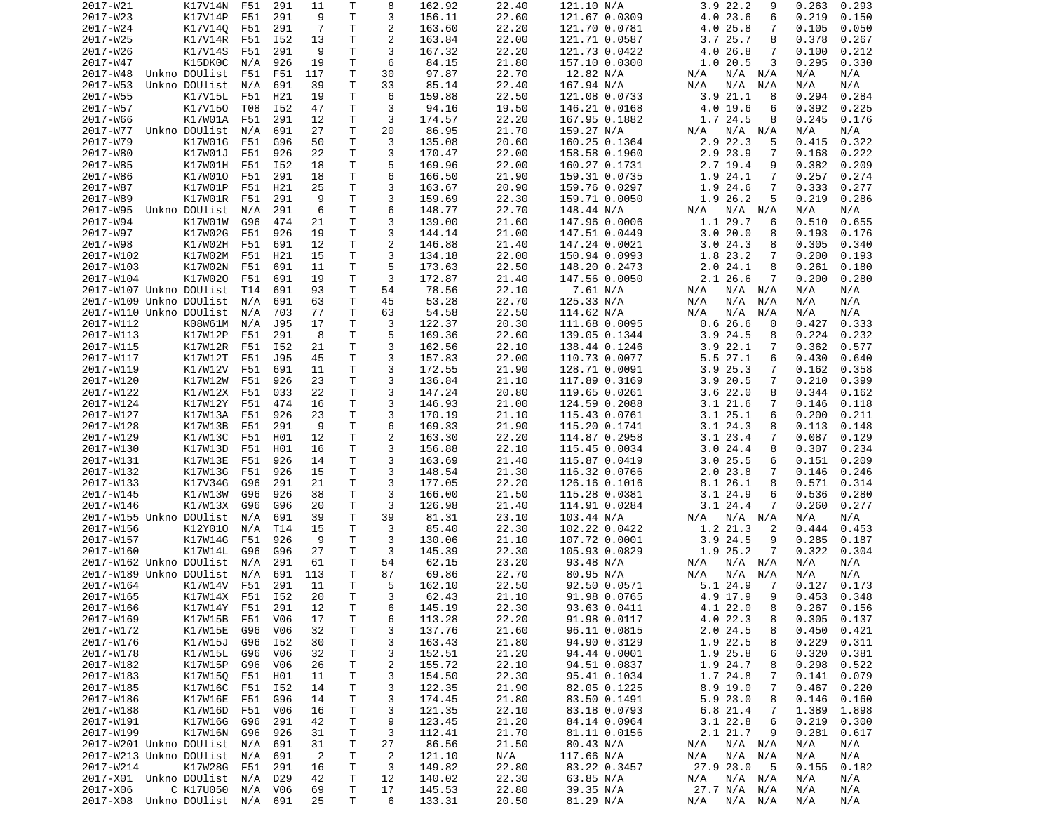| | | | | | | | | | | | | | | | | |
|---|---|---|---|---|---|---|---|---|---|---|---|---|---|---|---|---|
| 2017-W21 | | K17V14N | F51 | 291 | 11 | T | 8 | 162.92 | 22.40 | 121.10 | N/A | 3.9 | 22.2 | 9 | 0.263 | 0.293 |
| 2017-W23 | | K17V14P | F51 | 291 | 9 | T | 3 | 156.11 | 22.60 | 121.67 | 0.0309 | 4.0 | 23.6 | 6 | 0.219 | 0.150 |
| 2017-W24 | | K17V14Q | F51 | 291 | 7 | T | 2 | 163.60 | 22.20 | 121.70 | 0.0781 | 4.0 | 25.8 | 7 | 0.105 | 0.050 |
| 2017-W25 | | K17V14R | F51 | I52 | 13 | T | 2 | 163.84 | 22.00 | 121.71 | 0.0587 | 3.7 | 25.7 | 8 | 0.378 | 0.267 |
| 2017-W26 | | K17V14S | F51 | 291 | 9 | T | 3 | 167.32 | 22.20 | 121.73 | 0.0422 | 4.0 | 26.8 | 7 | 0.100 | 0.212 |
| 2017-W47 | | K15DK0C | N/A | 926 | 19 | T | 6 | 84.15 | 21.80 | 157.10 | 0.0300 | 1.0 | 20.5 | 3 | 0.295 | 0.330 |
| 2017-W48 | Unkno | DOUlist | F51 | F51 | 117 | T | 30 | 97.87 | 22.70 | 12.82 | N/A | N/A | N/A | N/A | N/A | N/A |
| 2017-W53 | Unkno | DOUlist | N/A | 691 | 39 | T | 33 | 85.14 | 22.40 | 167.94 | N/A | N/A | N/A | N/A | N/A | N/A |
| 2017-W55 | | K17V15L | F51 | H21 | 19 | T | 6 | 159.88 | 22.50 | 121.08 | 0.0733 | 3.9 | 21.1 | 8 | 0.294 | 0.284 |
| 2017-W57 | | K17V15O | T08 | I52 | 47 | T | 3 | 94.16 | 19.50 | 146.21 | 0.0168 | 4.0 | 19.6 | 6 | 0.392 | 0.225 |
| 2017-W66 | | K17W01A | F51 | 291 | 12 | T | 3 | 174.57 | 22.20 | 167.95 | 0.1882 | 1.7 | 24.5 | 8 | 0.245 | 0.176 |
| 2017-W77 | Unkno | DOUlist | N/A | 691 | 27 | T | 20 | 86.95 | 21.70 | 159.27 | N/A | N/A | N/A | N/A | N/A | N/A |
| 2017-W79 | | K17W01G | F51 | G96 | 50 | T | 3 | 135.08 | 20.60 | 160.25 | 0.1364 | 2.9 | 22.3 | 5 | 0.415 | 0.322 |
| 2017-W80 | | K17W01J | F51 | 926 | 22 | T | 3 | 170.47 | 22.00 | 158.58 | 0.1960 | 2.9 | 23.9 | 7 | 0.168 | 0.222 |
| 2017-W85 | | K17W01H | F51 | I52 | 18 | T | 5 | 169.96 | 22.00 | 160.27 | 0.1731 | 2.7 | 19.4 | 9 | 0.382 | 0.209 |
| 2017-W86 | | K17W01O | F51 | 291 | 18 | T | 6 | 166.50 | 21.90 | 159.31 | 0.0735 | 1.9 | 24.1 | 7 | 0.257 | 0.274 |
| 2017-W87 | | K17W01P | F51 | H21 | 25 | T | 3 | 163.67 | 20.90 | 159.76 | 0.0297 | 1.9 | 24.6 | 7 | 0.333 | 0.277 |
| 2017-W89 | | K17W01R | F51 | 291 | 9 | T | 3 | 159.69 | 22.30 | 159.71 | 0.0050 | 1.9 | 26.2 | 5 | 0.219 | 0.286 |
| 2017-W95 | Unkno | DOUlist | N/A | 291 | 6 | T | 6 | 148.77 | 22.70 | 148.44 | N/A | N/A | N/A | N/A | N/A | N/A |
| 2017-W94 | | K17W01W | G96 | 474 | 21 | T | 3 | 139.00 | 21.60 | 147.96 | 0.0006 | 1.1 | 29.7 | 6 | 0.510 | 0.655 |
| 2017-W97 | | K17W02G | F51 | 926 | 19 | T | 3 | 144.14 | 21.00 | 147.51 | 0.0449 | 3.0 | 20.0 | 8 | 0.193 | 0.176 |
| 2017-W98 | | K17W02H | F51 | 691 | 12 | T | 2 | 146.88 | 21.40 | 147.24 | 0.0021 | 3.0 | 24.3 | 8 | 0.305 | 0.340 |
| 2017-W102 | | K17W02M | F51 | H21 | 15 | T | 3 | 134.18 | 22.00 | 150.94 | 0.0993 | 1.8 | 23.2 | 7 | 0.200 | 0.193 |
| 2017-W103 | | K17W02N | F51 | 691 | 11 | T | 5 | 173.63 | 22.50 | 148.20 | 0.2473 | 2.0 | 24.1 | 8 | 0.261 | 0.180 |
| 2017-W104 | | K17W02O | F51 | 691 | 19 | T | 3 | 172.87 | 21.40 | 147.56 | 0.0050 | 2.1 | 26.6 | 7 | 0.200 | 0.280 |
| 2017-W107 | Unkno | DOUlist | T14 | 691 | 93 | T | 54 | 78.56 | 22.10 | 7.61 | N/A | N/A | N/A | N/A | N/A | N/A |
| 2017-W109 | Unkno | DOUlist | N/A | 691 | 63 | T | 45 | 53.28 | 22.70 | 125.33 | N/A | N/A | N/A | N/A | N/A | N/A |
| 2017-W110 | Unkno | DOUlist | N/A | 703 | 77 | T | 63 | 54.58 | 22.50 | 114.62 | N/A | N/A | N/A | N/A | N/A | N/A |
| 2017-W112 | | K08W61M | N/A | J95 | 17 | T | 3 | 122.37 | 20.30 | 111.68 | 0.0095 | 0.6 | 26.6 | 0 | 0.427 | 0.333 |
| 2017-W113 | | K17W12P | F51 | 291 | 8 | T | 5 | 169.36 | 22.60 | 139.05 | 0.1344 | 3.9 | 24.5 | 8 | 0.224 | 0.232 |
| 2017-W115 | | K17W12R | F51 | I52 | 21 | T | 3 | 162.56 | 22.10 | 138.44 | 0.1246 | 3.9 | 22.1 | 7 | 0.362 | 0.577 |
| 2017-W117 | | K17W12T | F51 | J95 | 45 | T | 3 | 157.83 | 22.00 | 110.73 | 0.0077 | 5.5 | 27.1 | 6 | 0.430 | 0.640 |
| 2017-W119 | | K17W12V | F51 | 691 | 11 | T | 3 | 172.55 | 21.90 | 128.71 | 0.0091 | 3.9 | 25.3 | 7 | 0.162 | 0.358 |
| 2017-W120 | | K17W12W | F51 | 926 | 23 | T | 3 | 136.84 | 21.10 | 117.89 | 0.3169 | 3.9 | 20.5 | 7 | 0.210 | 0.399 |
| 2017-W122 | | K17W12X | F51 | 033 | 22 | T | 3 | 147.24 | 20.80 | 119.65 | 0.0261 | 3.6 | 22.0 | 8 | 0.344 | 0.162 |
| 2017-W124 | | K17W12Y | F51 | 474 | 16 | T | 3 | 146.93 | 21.00 | 124.59 | 0.2088 | 3.1 | 21.6 | 7 | 0.146 | 0.118 |
| 2017-W127 | | K17W13A | F51 | 926 | 23 | T | 3 | 170.19 | 21.10 | 115.43 | 0.0761 | 3.1 | 25.1 | 6 | 0.200 | 0.211 |
| 2017-W128 | | K17W13B | F51 | 291 | 9 | T | 6 | 169.33 | 21.90 | 115.20 | 0.1741 | 3.1 | 24.3 | 8 | 0.113 | 0.148 |
| 2017-W129 | | K17W13C | F51 | H01 | 12 | T | 2 | 163.30 | 22.20 | 114.87 | 0.2958 | 3.1 | 23.4 | 7 | 0.087 | 0.129 |
| 2017-W130 | | K17W13D | F51 | H01 | 16 | T | 3 | 156.88 | 22.10 | 115.45 | 0.0034 | 3.0 | 24.4 | 8 | 0.307 | 0.234 |
| 2017-W131 | | K17W13E | F51 | 926 | 14 | T | 3 | 163.69 | 21.40 | 115.87 | 0.0419 | 3.0 | 25.5 | 6 | 0.151 | 0.209 |
| 2017-W132 | | K17W13G | F51 | 926 | 15 | T | 3 | 148.54 | 21.30 | 116.32 | 0.0766 | 2.0 | 23.8 | 7 | 0.146 | 0.246 |
| 2017-W133 | | K17V34G | G96 | 291 | 21 | T | 3 | 177.05 | 22.20 | 126.16 | 0.1016 | 8.1 | 26.1 | 8 | 0.571 | 0.314 |
| 2017-W145 | | K17W13W | G96 | 926 | 38 | T | 3 | 166.00 | 21.50 | 115.28 | 0.0381 | 3.1 | 24.9 | 6 | 0.536 | 0.280 |
| 2017-W146 | | K17W13X | G96 | G96 | 20 | T | 3 | 126.98 | 21.40 | 114.91 | 0.0284 | 3.1 | 24.4 | 7 | 0.260 | 0.277 |
| 2017-W155 | Unkno | DOUlist | N/A | 691 | 39 | T | 39 | 81.31 | 23.10 | 103.44 | N/A | N/A | N/A | N/A | N/A | N/A |
| 2017-W156 | | K12Y01O | N/A | T14 | 15 | T | 3 | 85.40 | 22.30 | 102.22 | 0.0422 | 1.2 | 21.3 | 2 | 0.444 | 0.453 |
| 2017-W157 | | K17W14G | F51 | 926 | 9 | T | 3 | 130.06 | 21.10 | 107.72 | 0.0001 | 3.9 | 24.5 | 9 | 0.285 | 0.187 |
| 2017-W160 | | K17W14L | G96 | G96 | 27 | T | 3 | 145.39 | 22.30 | 105.93 | 0.0829 | 1.9 | 25.2 | 7 | 0.322 | 0.304 |
| 2017-W162 | Unkno | DOUlist | N/A | 291 | 61 | T | 54 | 62.15 | 23.20 | 93.48 | N/A | N/A | N/A | N/A | N/A | N/A |
| 2017-W189 | Unkno | DOUlist | N/A | 691 | 113 | T | 87 | 69.86 | 22.70 | 80.95 | N/A | N/A | N/A | N/A | N/A | N/A |
| 2017-W164 | | K17W14V | F51 | 291 | 11 | T | 5 | 162.10 | 22.50 | 92.50 | 0.0571 | 5.1 | 24.9 | 7 | 0.127 | 0.173 |
| 2017-W165 | | K17W14X | F51 | I52 | 20 | T | 3 | 62.43 | 21.10 | 91.98 | 0.0765 | 4.9 | 17.9 | 9 | 0.453 | 0.348 |
| 2017-W166 | | K17W14Y | F51 | 291 | 12 | T | 6 | 145.19 | 22.30 | 93.63 | 0.0411 | 4.1 | 22.0 | 8 | 0.267 | 0.156 |
| 2017-W169 | | K17W15B | F51 | V06 | 17 | T | 6 | 113.28 | 22.20 | 91.98 | 0.0117 | 4.0 | 22.3 | 8 | 0.305 | 0.137 |
| 2017-W172 | | K17W15E | G96 | V06 | 32 | T | 3 | 137.76 | 21.60 | 96.11 | 0.0815 | 2.0 | 24.5 | 8 | 0.450 | 0.421 |
| 2017-W176 | | K17W15J | G96 | I52 | 30 | T | 3 | 163.43 | 21.80 | 94.90 | 0.3129 | 1.9 | 22.5 | 8 | 0.229 | 0.311 |
| 2017-W178 | | K17W15L | G96 | V06 | 32 | T | 3 | 152.51 | 21.20 | 94.44 | 0.0001 | 1.9 | 25.8 | 6 | 0.320 | 0.381 |
| 2017-W182 | | K17W15P | G96 | V06 | 26 | T | 2 | 155.72 | 22.10 | 94.51 | 0.0837 | 1.9 | 24.7 | 8 | 0.298 | 0.522 |
| 2017-W183 | | K17W15Q | F51 | H01 | 11 | T | 3 | 154.50 | 22.30 | 95.41 | 0.1034 | 1.7 | 24.8 | 7 | 0.141 | 0.079 |
| 2017-W185 | | K17W16C | F51 | I52 | 14 | T | 3 | 122.35 | 21.90 | 82.05 | 0.1225 | 8.9 | 19.0 | 7 | 0.467 | 0.220 |
| 2017-W186 | | K17W16E | F51 | G96 | 14 | T | 3 | 174.45 | 21.80 | 83.50 | 0.1491 | 5.9 | 23.0 | 8 | 0.146 | 0.160 |
| 2017-W188 | | K17W16D | F51 | V06 | 16 | T | 3 | 121.35 | 22.10 | 83.18 | 0.0793 | 6.8 | 21.4 | 7 | 1.389 | 1.898 |
| 2017-W191 | | K17W16G | G96 | 291 | 42 | T | 9 | 123.45 | 21.20 | 84.14 | 0.0964 | 3.1 | 22.8 | 6 | 0.219 | 0.300 |
| 2017-W199 | | K17W16N | G96 | 926 | 31 | T | 3 | 112.41 | 21.70 | 81.11 | 0.0156 | 2.1 | 21.7 | 9 | 0.281 | 0.617 |
| 2017-W201 | Unkno | DOUlist | N/A | 691 | 31 | T | 27 | 86.56 | 21.50 | 80.43 | N/A | N/A | N/A | N/A | N/A | N/A |
| 2017-W213 | Unkno | DOUlist | N/A | 691 | 2 | T | 2 | 121.10 | N/A | 117.66 | N/A | N/A | N/A | N/A | N/A | N/A |
| 2017-W214 | | K17W28G | F51 | 291 | 16 | T | 3 | 149.82 | 22.80 | 83.22 | 0.3457 | 27.9 | 23.0 | 5 | 0.155 | 0.182 |
| 2017-X01 | Unkno | DOUlist | N/A | D29 | 42 | T | 12 | 140.02 | 22.30 | 63.85 | N/A | N/A | N/A | N/A | N/A | N/A |
| 2017-X06 | C | K17U050 | N/A | V06 | 69 | T | 17 | 145.53 | 22.80 | 39.35 | N/A | 27.7 | N/A | N/A | N/A | N/A |
| 2017-X08 | Unkno | DOUlist | N/A | 691 | 25 | T | 6 | 133.31 | 20.50 | 81.29 | N/A | N/A | N/A | N/A | N/A | N/A |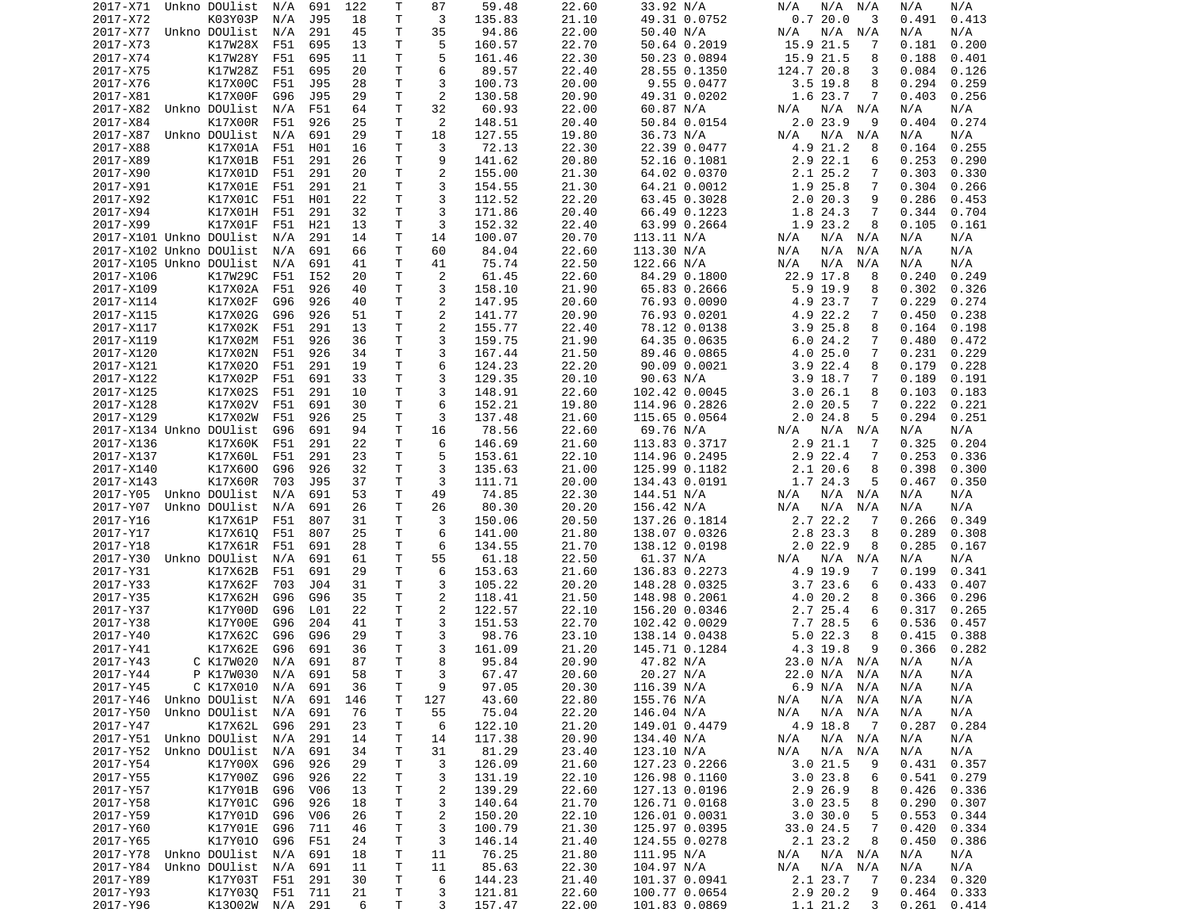| | | | | | | | | | | | | | | | | |
|---|---|---|---|---|---|---|---|---|---|---|---|---|---|---|---|---|
| 2017-X71 | Unkno | DOUlist | N/A | 691 | 122 | T | 87 | 59.48 | 22.60 | 33.92 | N/A | N/A | N/A | N/A | N/A | N/A |
| 2017-X72 | | K03Y03P | N/A | J95 | 18 | T | 3 | 135.83 | 21.10 | 49.31 | 0.0752 | 0.7 | 20.0 | 3 | 0.491 | 0.413 |
| 2017-X77 | Unkno | DOUlist | N/A | 291 | 45 | T | 35 | 94.86 | 22.00 | 50.40 | N/A | N/A | N/A | N/A | N/A | N/A |
| 2017-X73 | | K17W28X | F51 | 695 | 13 | T | 5 | 160.57 | 22.70 | 50.64 | 0.2019 | 15.9 | 21.5 | 7 | 0.181 | 0.200 |
| 2017-X74 | | K17W28Y | F51 | 695 | 11 | T | 5 | 161.46 | 22.30 | 50.23 | 0.0894 | 15.9 | 21.5 | 8 | 0.188 | 0.401 |
| 2017-X75 | | K17W28Z | F51 | 695 | 20 | T | 6 | 89.57 | 22.40 | 28.55 | 0.1350 | 124.7 | 20.8 | 3 | 0.084 | 0.126 |
| 2017-X76 | | K17X00C | F51 | J95 | 28 | T | 3 | 100.73 | 20.00 | 9.55 | 0.0477 | 3.5 | 19.8 | 8 | 0.294 | 0.259 |
| 2017-X81 | | K17X00F | G96 | J95 | 29 | T | 2 | 130.58 | 20.90 | 49.31 | 0.0202 | 1.6 | 23.7 | 7 | 0.403 | 0.256 |
| 2017-X82 | Unkno | DOUlist | N/A | F51 | 64 | T | 32 | 60.93 | 22.00 | 60.87 | N/A | N/A | N/A | N/A | N/A | N/A |
| 2017-X84 | | K17X00R | F51 | 926 | 25 | T | 2 | 148.51 | 20.40 | 50.84 | 0.0154 | 2.0 | 23.9 | 9 | 0.404 | 0.274 |
| 2017-X87 | Unkno | DOUlist | N/A | 691 | 29 | T | 18 | 127.55 | 19.80 | 36.73 | N/A | N/A | N/A | N/A | N/A | N/A |
| 2017-X88 | | K17X01A | F51 | H01 | 16 | T | 3 | 72.13 | 22.30 | 22.39 | 0.0477 | 4.9 | 21.2 | 8 | 0.164 | 0.255 |
| 2017-X89 | | K17X01B | F51 | 291 | 26 | T | 9 | 141.62 | 20.80 | 52.16 | 0.1081 | 2.9 | 22.1 | 6 | 0.253 | 0.290 |
| 2017-X90 | | K17X01D | F51 | 291 | 20 | T | 2 | 155.00 | 21.30 | 64.02 | 0.0370 | 2.1 | 25.2 | 7 | 0.303 | 0.330 |
| 2017-X91 | | K17X01E | F51 | 291 | 21 | T | 3 | 154.55 | 21.30 | 64.21 | 0.0012 | 1.9 | 25.8 | 7 | 0.304 | 0.266 |
| 2017-X92 | | K17X01C | F51 | H01 | 22 | T | 3 | 112.52 | 22.20 | 63.45 | 0.3028 | 2.0 | 20.3 | 9 | 0.286 | 0.453 |
| 2017-X94 | | K17X01H | F51 | 291 | 32 | T | 3 | 171.86 | 20.40 | 66.49 | 0.1223 | 1.8 | 24.3 | 7 | 0.344 | 0.704 |
| 2017-X99 | | K17X01F | F51 | H21 | 13 | T | 3 | 152.32 | 22.40 | 63.99 | 0.2664 | 1.9 | 23.2 | 8 | 0.105 | 0.161 |
| 2017-X101 | Unkno | DOUlist | N/A | 291 | 14 | T | 14 | 100.07 | 20.70 | 113.11 | N/A | N/A | N/A | N/A | N/A | N/A |
| 2017-X102 | Unkno | DOUlist | N/A | 691 | 66 | T | 60 | 84.04 | 22.60 | 113.30 | N/A | N/A | N/A | N/A | N/A | N/A |
| 2017-X105 | Unkno | DOUlist | N/A | 691 | 41 | T | 41 | 75.74 | 22.50 | 122.66 | N/A | N/A | N/A | N/A | N/A | N/A |
| 2017-X106 | | K17W29C | F51 | I52 | 20 | T | 2 | 61.45 | 22.60 | 84.29 | 0.1800 | 22.9 | 17.8 | 8 | 0.240 | 0.249 |
| 2017-X109 | | K17X02A | F51 | 926 | 40 | T | 3 | 158.10 | 21.90 | 65.83 | 0.2666 | 5.9 | 19.9 | 8 | 0.302 | 0.326 |
| 2017-X114 | | K17X02F | G96 | 926 | 40 | T | 2 | 147.95 | 20.60 | 76.93 | 0.0090 | 4.9 | 23.7 | 7 | 0.229 | 0.274 |
| 2017-X115 | | K17X02G | G96 | 926 | 51 | T | 2 | 141.77 | 20.90 | 76.93 | 0.0201 | 4.9 | 22.2 | 7 | 0.450 | 0.238 |
| 2017-X117 | | K17X02K | F51 | 291 | 13 | T | 2 | 155.77 | 22.40 | 78.12 | 0.0138 | 3.9 | 25.8 | 8 | 0.164 | 0.198 |
| 2017-X119 | | K17X02M | F51 | 926 | 36 | T | 3 | 159.75 | 21.90 | 64.35 | 0.0635 | 6.0 | 24.2 | 7 | 0.480 | 0.472 |
| 2017-X120 | | K17X02N | F51 | 926 | 34 | T | 3 | 167.44 | 21.50 | 89.46 | 0.0865 | 4.0 | 25.0 | 7 | 0.231 | 0.229 |
| 2017-X121 | | K17X02O | F51 | 291 | 19 | T | 6 | 124.23 | 22.20 | 90.09 | 0.0021 | 3.9 | 22.4 | 8 | 0.179 | 0.228 |
| 2017-X122 | | K17X02P | F51 | 691 | 33 | T | 3 | 129.35 | 20.10 | 90.63 | N/A | 3.9 | 18.7 | 7 | 0.189 | 0.191 |
| 2017-X125 | | K17X02S | F51 | 291 | 10 | T | 3 | 148.91 | 22.60 | 102.42 | 0.0045 | 3.0 | 26.1 | 8 | 0.103 | 0.183 |
| 2017-X128 | | K17X02V | F51 | 691 | 30 | T | 6 | 152.21 | 19.80 | 114.96 | 0.2826 | 2.0 | 20.5 | 7 | 0.222 | 0.221 |
| 2017-X129 | | K17X02W | F51 | 926 | 25 | T | 3 | 137.48 | 21.60 | 115.65 | 0.0564 | 2.0 | 24.8 | 5 | 0.294 | 0.251 |
| 2017-X134 | Unkno | DOUlist | G96 | 691 | 94 | T | 16 | 78.56 | 22.60 | 69.76 | N/A | N/A | N/A | N/A | N/A | N/A |
| 2017-X136 | | K17X60K | F51 | 291 | 22 | T | 6 | 146.69 | 21.60 | 113.83 | 0.3717 | 2.9 | 21.1 | 7 | 0.325 | 0.204 |
| 2017-X137 | | K17X60L | F51 | 291 | 23 | T | 5 | 153.61 | 22.10 | 114.96 | 0.2495 | 2.9 | 22.4 | 7 | 0.253 | 0.336 |
| 2017-X140 | | K17X60O | G96 | 926 | 32 | T | 3 | 135.63 | 21.00 | 125.99 | 0.1182 | 2.1 | 20.6 | 8 | 0.398 | 0.300 |
| 2017-X143 | | K17X60R | 703 | J95 | 37 | T | 3 | 111.71 | 20.00 | 134.43 | 0.0191 | 1.7 | 24.3 | 5 | 0.467 | 0.350 |
| 2017-Y05 | Unkno | DOUlist | N/A | 691 | 53 | T | 49 | 74.85 | 22.30 | 144.51 | N/A | N/A | N/A | N/A | N/A | N/A |
| 2017-Y07 | Unkno | DOUlist | N/A | 691 | 26 | T | 26 | 80.30 | 20.20 | 156.42 | N/A | N/A | N/A | N/A | N/A | N/A |
| 2017-Y16 | | K17X61P | F51 | 807 | 31 | T | 3 | 150.06 | 20.50 | 137.26 | 0.1814 | 2.7 | 22.2 | 7 | 0.266 | 0.349 |
| 2017-Y17 | | K17X61Q | F51 | 807 | 25 | T | 6 | 141.00 | 21.80 | 138.07 | 0.0326 | 2.8 | 23.3 | 8 | 0.289 | 0.308 |
| 2017-Y18 | | K17X61R | F51 | 691 | 28 | T | 6 | 134.55 | 21.70 | 138.12 | 0.0198 | 2.0 | 22.9 | 8 | 0.285 | 0.167 |
| 2017-Y30 | Unkno | DOUlist | N/A | 691 | 61 | T | 55 | 61.18 | 22.50 | 61.37 | N/A | N/A | N/A | N/A | N/A | N/A |
| 2017-Y31 | | K17X62B | F51 | 691 | 29 | T | 6 | 153.63 | 21.60 | 136.83 | 0.2273 | 4.9 | 19.9 | 7 | 0.199 | 0.341 |
| 2017-Y33 | | K17X62F | 703 | J04 | 31 | T | 3 | 105.22 | 20.20 | 148.28 | 0.0325 | 3.7 | 23.6 | 6 | 0.433 | 0.407 |
| 2017-Y35 | | K17X62H | G96 | G96 | 35 | T | 2 | 118.41 | 21.50 | 148.98 | 0.2061 | 4.0 | 20.2 | 8 | 0.366 | 0.296 |
| 2017-Y37 | | K17Y00D | G96 | L01 | 22 | T | 2 | 122.57 | 22.10 | 156.20 | 0.0346 | 2.7 | 25.4 | 6 | 0.317 | 0.265 |
| 2017-Y38 | | K17Y00E | G96 | 204 | 41 | T | 3 | 151.53 | 22.70 | 102.42 | 0.0029 | 7.7 | 28.5 | 6 | 0.536 | 0.457 |
| 2017-Y40 | | K17X62C | G96 | G96 | 29 | T | 3 | 98.76 | 23.10 | 138.14 | 0.0438 | 5.0 | 22.3 | 8 | 0.415 | 0.388 |
| 2017-Y41 | | K17X62E | G96 | 691 | 36 | T | 3 | 161.09 | 21.20 | 145.71 | 0.1284 | 4.3 | 19.8 | 9 | 0.366 | 0.282 |
| 2017-Y43 | C | K17W020 | N/A | 691 | 87 | T | 8 | 95.84 | 20.90 | 47.82 | N/A | 23.0 | N/A | N/A | N/A | N/A |
| 2017-Y44 | P | K17W030 | N/A | 691 | 58 | T | 3 | 67.47 | 20.60 | 20.27 | N/A | 22.0 | N/A | N/A | N/A | N/A |
| 2017-Y45 | C | K17X010 | N/A | 691 | 36 | T | 9 | 97.05 | 20.30 | 116.39 | N/A | 6.9 | N/A | N/A | N/A | N/A |
| 2017-Y46 | Unkno | DOUlist | N/A | 691 | 146 | T | 127 | 43.60 | 22.80 | 155.76 | N/A | N/A | N/A | N/A | N/A | N/A |
| 2017-Y50 | Unkno | DOUlist | N/A | 691 | 76 | T | 55 | 75.04 | 22.20 | 146.04 | N/A | N/A | N/A | N/A | N/A | N/A |
| 2017-Y47 | | K17X62L | G96 | 291 | 23 | T | 6 | 122.10 | 21.20 | 149.01 | 0.4479 | 4.9 | 18.8 | 7 | 0.287 | 0.284 |
| 2017-Y51 | Unkno | DOUlist | N/A | 291 | 14 | T | 14 | 117.38 | 20.90 | 134.40 | N/A | N/A | N/A | N/A | N/A | N/A |
| 2017-Y52 | Unkno | DOUlist | N/A | 691 | 34 | T | 31 | 81.29 | 23.40 | 123.10 | N/A | N/A | N/A | N/A | N/A | N/A |
| 2017-Y54 | | K17Y00X | G96 | 926 | 29 | T | 3 | 126.09 | 21.60 | 127.23 | 0.2266 | 3.0 | 21.5 | 9 | 0.431 | 0.357 |
| 2017-Y55 | | K17Y00Z | G96 | 926 | 22 | T | 3 | 131.19 | 22.10 | 126.98 | 0.1160 | 3.0 | 23.8 | 6 | 0.541 | 0.279 |
| 2017-Y57 | | K17Y01B | G96 | V06 | 13 | T | 2 | 139.29 | 22.60 | 127.13 | 0.0196 | 2.9 | 26.9 | 8 | 0.426 | 0.336 |
| 2017-Y58 | | K17Y01C | G96 | 926 | 18 | T | 3 | 140.64 | 21.70 | 126.71 | 0.0168 | 3.0 | 23.5 | 8 | 0.290 | 0.307 |
| 2017-Y59 | | K17Y01D | G96 | V06 | 26 | T | 2 | 150.20 | 22.10 | 126.01 | 0.0031 | 3.0 | 30.0 | 5 | 0.553 | 0.344 |
| 2017-Y60 | | K17Y01E | G96 | 711 | 46 | T | 3 | 100.79 | 21.30 | 125.97 | 0.0395 | 33.0 | 24.5 | 7 | 0.420 | 0.334 |
| 2017-Y65 | | K17Y01O | G96 | F51 | 24 | T | 3 | 146.14 | 21.40 | 124.55 | 0.0278 | 2.1 | 23.2 | 8 | 0.450 | 0.386 |
| 2017-Y78 | Unkno | DOUlist | N/A | 691 | 18 | T | 11 | 76.25 | 21.80 | 111.95 | N/A | N/A | N/A | N/A | N/A | N/A |
| 2017-Y84 | Unkno | DOUlist | N/A | 691 | 11 | T | 11 | 85.63 | 22.30 | 104.97 | N/A | N/A | N/A | N/A | N/A | N/A |
| 2017-Y89 | | K17Y03T | F51 | 291 | 30 | T | 6 | 144.23 | 21.40 | 101.37 | 0.0941 | 2.1 | 23.7 | 7 | 0.234 | 0.320 |
| 2017-Y93 | | K17Y03Q | F51 | 711 | 21 | T | 3 | 121.81 | 22.60 | 100.77 | 0.0654 | 2.9 | 20.2 | 9 | 0.464 | 0.333 |
| 2017-Y96 | | K13O02W | N/A | 291 | 6 | T | 3 | 157.47 | 22.00 | 101.83 | 0.0869 | 1.1 | 21.2 | 3 | 0.261 | 0.414 |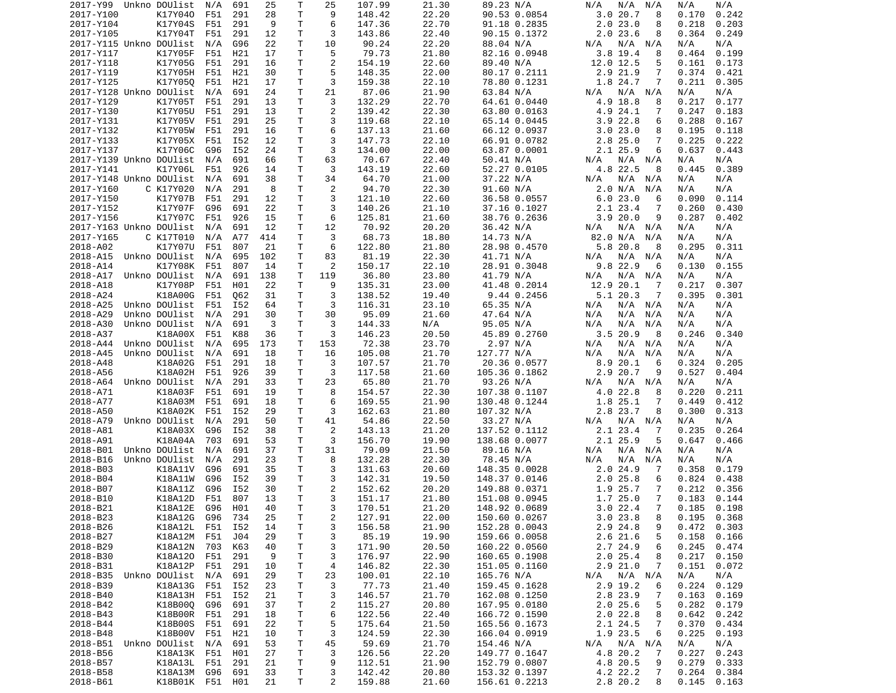| | | | | | | | | | | | | | | | | |
|---|---|---|---|---|---|---|---|---|---|---|---|---|---|---|---|---|
| 2017-Y99 | Unkno | DOUlist | N/A | 691 | 25 | T | 25 | 107.99 | 21.30 | 89.23 | N/A | N/A | N/A | N/A | N/A | N/A |
| 2017-Y100 | | K17Y04O | F51 | 291 | 28 | T | 9 | 148.42 | 22.20 | 90.53 | 0.0854 | 3.0 | 20.7 | 8 | 0.170 | 0.242 |
| 2017-Y104 | | K17Y04S | F51 | 291 | 9 | T | 6 | 147.36 | 22.70 | 91.18 | 0.2835 | 2.0 | 23.0 | 8 | 0.218 | 0.203 |
| 2017-Y105 | | K17Y04T | F51 | 291 | 12 | T | 3 | 143.86 | 22.40 | 90.15 | 0.1372 | 2.0 | 23.6 | 8 | 0.364 | 0.249 |
| 2017-Y115 | Unkno | DOUlist | N/A | G96 | 22 | T | 10 | 90.24 | 22.20 | 88.04 | N/A | N/A | N/A | N/A | N/A | N/A |
| 2017-Y117 | | K17Y05F | F51 | H21 | 17 | T | 5 | 79.73 | 21.80 | 82.16 | 0.0948 | 3.8 | 19.4 | 8 | 0.464 | 0.199 |
| 2017-Y118 | | K17Y05G | F51 | 291 | 16 | T | 2 | 154.19 | 22.60 | 89.40 | N/A | 12.0 | 12.5 | 5 | 0.161 | 0.173 |
| 2017-Y119 | | K17Y05H | F51 | H21 | 30 | T | 5 | 148.35 | 22.00 | 80.17 | 0.2111 | 2.9 | 21.9 | 7 | 0.374 | 0.421 |
| 2017-Y125 | | K17Y05Q | F51 | H21 | 17 | T | 3 | 159.38 | 22.10 | 78.80 | 0.1231 | 1.8 | 24.7 | 7 | 0.211 | 0.305 |
| 2017-Y128 | Unkno | DOUlist | N/A | 691 | 24 | T | 21 | 87.06 | 21.90 | 63.84 | N/A | N/A | N/A | N/A | N/A | N/A |
| 2017-Y129 | | K17Y05T | F51 | 291 | 13 | T | 3 | 132.29 | 22.70 | 64.61 | 0.0440 | 4.9 | 18.8 | 8 | 0.217 | 0.177 |
| 2017-Y130 | | K17Y05U | F51 | 291 | 13 | T | 2 | 139.42 | 22.30 | 63.80 | 0.0163 | 4.9 | 24.1 | 7 | 0.247 | 0.183 |
| 2017-Y131 | | K17Y05V | F51 | 291 | 25 | T | 3 | 119.68 | 22.10 | 65.14 | 0.0445 | 3.9 | 22.8 | 6 | 0.288 | 0.167 |
| 2017-Y132 | | K17Y05W | F51 | 291 | 16 | T | 6 | 137.13 | 21.60 | 66.12 | 0.0937 | 3.0 | 23.0 | 8 | 0.195 | 0.118 |
| 2017-Y133 | | K17Y05X | F51 | I52 | 12 | T | 3 | 147.73 | 22.10 | 66.91 | 0.0782 | 2.8 | 25.0 | 7 | 0.225 | 0.222 |
| 2017-Y137 | | K17Y06C | G96 | I52 | 24 | T | 3 | 134.00 | 22.00 | 63.87 | 0.0001 | 2.1 | 25.9 | 6 | 0.637 | 0.443 |
| 2017-Y139 | Unkno | DOUlist | N/A | 691 | 66 | T | 63 | 70.67 | 22.40 | 50.41 | N/A | N/A | N/A | N/A | N/A | N/A |
| 2017-Y141 | | K17Y06L | F51 | 926 | 14 | T | 3 | 143.19 | 22.60 | 52.27 | 0.0105 | 4.8 | 22.5 | 8 | 0.445 | 0.389 |
| 2017-Y148 | Unkno | DOUlist | N/A | 691 | 38 | T | 34 | 64.70 | 21.00 | 37.22 | N/A | N/A | N/A | N/A | N/A | N/A |
| 2017-Y160 | C | K17Y020 | N/A | 291 | 8 | T | 2 | 94.70 | 22.30 | 91.60 | N/A | 2.0 | N/A | N/A | N/A | N/A |
| 2017-Y150 | | K17Y07B | F51 | 291 | 12 | T | 3 | 121.10 | 22.60 | 36.58 | 0.0557 | 6.0 | 23.0 | 6 | 0.090 | 0.114 |
| 2017-Y152 | | K17Y07F | G96 | 691 | 22 | T | 3 | 140.26 | 21.10 | 37.16 | 0.1027 | 2.1 | 23.4 | 7 | 0.260 | 0.430 |
| 2017-Y156 | | K17Y07C | F51 | 926 | 15 | T | 6 | 125.81 | 21.60 | 38.76 | 0.2636 | 3.9 | 20.0 | 9 | 0.287 | 0.402 |
| 2017-Y163 | Unkno | DOUlist | N/A | 691 | 12 | T | 12 | 70.92 | 20.20 | 36.42 | N/A | N/A | N/A | N/A | N/A | N/A |
| 2017-Y165 | C | K17T010 | N/A | A77 | 414 | T | 3 | 68.73 | 18.80 | 14.73 | N/A | 82.0 | N/A | N/A | N/A | N/A |
| 2018-A02 | | K17Y07U | F51 | 807 | 21 | T | 6 | 122.80 | 21.80 | 28.98 | 0.4570 | 5.8 | 20.8 | 8 | 0.295 | 0.311 |
| 2018-A15 | Unkno | DOUlist | N/A | 695 | 102 | T | 83 | 81.19 | 22.30 | 41.71 | N/A | N/A | N/A | N/A | N/A | N/A |
| 2018-A14 | | K17Y08K | F51 | 807 | 14 | T | 2 | 150.17 | 22.10 | 28.91 | 0.3048 | 9.8 | 22.9 | 6 | 0.130 | 0.155 |
| 2018-A17 | Unkno | DOUlist | N/A | 691 | 138 | T | 119 | 36.80 | 23.80 | 41.79 | N/A | N/A | N/A | N/A | N/A | N/A |
| 2018-A18 | | K17Y08P | F51 | H01 | 22 | T | 9 | 135.31 | 23.00 | 41.48 | 0.2014 | 12.9 | 20.1 | 7 | 0.217 | 0.307 |
| 2018-A24 | | K18A00G | F51 | Q62 | 31 | T | 3 | 138.52 | 19.40 | 9.44 | 0.2456 | 5.1 | 20.3 | 7 | 0.395 | 0.301 |
| 2018-A25 | Unkno | DOUlist | F51 | I52 | 64 | T | 3 | 116.31 | 23.10 | 65.35 | N/A | N/A | N/A | N/A | N/A | N/A |
| 2018-A29 | Unkno | DOUlist | N/A | 291 | 30 | T | 30 | 95.09 | 21.60 | 47.64 | N/A | N/A | N/A | N/A | N/A | N/A |
| 2018-A30 | Unkno | DOUlist | N/A | 691 | 3 | T | 3 | 144.33 | N/A | 95.05 | N/A | N/A | N/A | N/A | N/A | N/A |
| 2018-A37 | | K18A00X | F51 | K88 | 36 | T | 3 | 146.23 | 20.50 | 45.89 | 0.2760 | 3.5 | 20.9 | 8 | 0.246 | 0.340 |
| 2018-A44 | Unkno | DOUlist | N/A | 695 | 173 | T | 153 | 72.38 | 23.70 | 2.97 | N/A | N/A | N/A | N/A | N/A | N/A |
| 2018-A45 | Unkno | DOUlist | N/A | 691 | 18 | T | 16 | 105.08 | 21.70 | 127.77 | N/A | N/A | N/A | N/A | N/A | N/A |
| 2018-A48 | | K18A02G | F51 | 291 | 18 | T | 3 | 107.57 | 21.70 | 20.36 | 0.0577 | 8.9 | 20.1 | 6 | 0.324 | 0.205 |
| 2018-A56 | | K18A02H | F51 | 926 | 39 | T | 3 | 117.58 | 21.60 | 105.36 | 0.1862 | 2.9 | 20.7 | 9 | 0.527 | 0.404 |
| 2018-A64 | Unkno | DOUlist | N/A | 291 | 33 | T | 23 | 65.80 | 21.70 | 93.26 | N/A | N/A | N/A | N/A | N/A | N/A |
| 2018-A71 | | K18A03F | F51 | 691 | 19 | T | 8 | 154.57 | 22.30 | 107.38 | 0.1107 | 4.0 | 22.8 | 8 | 0.220 | 0.211 |
| 2018-A77 | | K18A03M | F51 | 691 | 18 | T | 6 | 169.55 | 21.90 | 130.48 | 0.1244 | 1.8 | 25.1 | 7 | 0.449 | 0.412 |
| 2018-A50 | | K18A02K | F51 | I52 | 29 | T | 3 | 162.63 | 21.80 | 107.32 | N/A | 2.8 | 23.7 | 8 | 0.300 | 0.313 |
| 2018-A79 | Unkno | DOUlist | N/A | 291 | 50 | T | 41 | 54.86 | 22.50 | 33.27 | N/A | N/A | N/A | N/A | N/A | N/A |
| 2018-A81 | | K18A03X | G96 | I52 | 38 | T | 2 | 143.13 | 21.20 | 137.52 | 0.1112 | 2.1 | 23.4 | 7 | 0.235 | 0.264 |
| 2018-A91 | | K18A04A | 703 | 691 | 53 | T | 3 | 156.70 | 19.90 | 138.68 | 0.0077 | 2.1 | 25.9 | 5 | 0.647 | 0.466 |
| 2018-B01 | Unkno | DOUlist | N/A | 691 | 37 | T | 31 | 79.09 | 21.50 | 89.16 | N/A | N/A | N/A | N/A | N/A | N/A |
| 2018-B16 | Unkno | DOUlist | N/A | 291 | 23 | T | 8 | 132.28 | 22.30 | 78.45 | N/A | N/A | N/A | N/A | N/A | N/A |
| 2018-B03 | | K18A11V | G96 | 691 | 35 | T | 3 | 131.63 | 20.60 | 148.35 | 0.0028 | 2.0 | 24.9 | 7 | 0.358 | 0.179 |
| 2018-B04 | | K18A11W | G96 | I52 | 39 | T | 3 | 142.31 | 19.50 | 148.37 | 0.0146 | 2.0 | 25.8 | 6 | 0.824 | 0.438 |
| 2018-B07 | | K18A11Z | G96 | I52 | 30 | T | 2 | 152.62 | 20.20 | 149.88 | 0.0371 | 1.9 | 25.7 | 7 | 0.212 | 0.356 |
| 2018-B10 | | K18A12D | F51 | 807 | 13 | T | 3 | 151.17 | 21.80 | 151.08 | 0.0945 | 1.7 | 25.0 | 7 | 0.183 | 0.144 |
| 2018-B21 | | K18A12E | G96 | H01 | 40 | T | 3 | 170.51 | 21.20 | 148.92 | 0.0689 | 3.0 | 22.4 | 7 | 0.185 | 0.198 |
| 2018-B23 | | K18A12G | G96 | 734 | 25 | T | 2 | 127.91 | 22.00 | 150.60 | 0.0267 | 3.0 | 23.8 | 8 | 0.195 | 0.368 |
| 2018-B26 | | K18A12L | F51 | I52 | 14 | T | 3 | 156.58 | 21.90 | 152.28 | 0.0043 | 2.9 | 24.8 | 9 | 0.472 | 0.303 |
| 2018-B27 | | K18A12M | F51 | J04 | 29 | T | 3 | 85.19 | 19.90 | 159.66 | 0.0058 | 2.6 | 21.6 | 5 | 0.158 | 0.166 |
| 2018-B29 | | K18A12N | 703 | K63 | 40 | T | 3 | 171.90 | 20.50 | 160.22 | 0.0560 | 2.7 | 24.9 | 6 | 0.245 | 0.474 |
| 2018-B30 | | K18A12O | F51 | 291 | 9 | T | 3 | 176.97 | 22.90 | 160.65 | 0.1908 | 2.0 | 25.4 | 8 | 0.217 | 0.150 |
| 2018-B31 | | K18A12P | F51 | 291 | 10 | T | 4 | 146.82 | 22.30 | 151.05 | 0.1160 | 2.9 | 21.0 | 7 | 0.151 | 0.072 |
| 2018-B35 | Unkno | DOUlist | N/A | 691 | 29 | T | 23 | 100.01 | 22.10 | 165.76 | N/A | N/A | N/A | N/A | N/A | N/A |
| 2018-B39 | | K18A13G | F51 | I52 | 23 | T | 3 | 77.73 | 21.40 | 159.45 | 0.1628 | 2.9 | 19.2 | 6 | 0.224 | 0.129 |
| 2018-B40 | | K18A13H | F51 | I52 | 21 | T | 3 | 146.57 | 21.70 | 162.08 | 0.1250 | 2.8 | 23.9 | 7 | 0.163 | 0.169 |
| 2018-B42 | | K18B00Q | G96 | 691 | 37 | T | 2 | 115.27 | 20.80 | 167.95 | 0.0180 | 2.0 | 25.6 | 5 | 0.282 | 0.179 |
| 2018-B43 | | K18B00R | F51 | 291 | 18 | T | 6 | 122.56 | 22.40 | 166.72 | 0.1590 | 2.0 | 22.8 | 8 | 0.642 | 0.242 |
| 2018-B44 | | K18B00S | F51 | 691 | 22 | T | 5 | 175.64 | 21.50 | 165.56 | 0.1673 | 2.1 | 24.5 | 7 | 0.370 | 0.434 |
| 2018-B48 | | K18B00V | F51 | H21 | 10 | T | 3 | 124.59 | 22.30 | 166.04 | 0.0919 | 1.9 | 23.5 | 6 | 0.225 | 0.193 |
| 2018-B51 | Unkno | DOUlist | N/A | 691 | 53 | T | 45 | 59.69 | 21.70 | 154.46 | N/A | N/A | N/A | N/A | N/A | N/A |
| 2018-B56 | | K18A13K | F51 | H01 | 27 | T | 3 | 126.56 | 22.20 | 149.77 | 0.1647 | 4.8 | 20.2 | 7 | 0.227 | 0.243 |
| 2018-B57 | | K18A13L | F51 | 291 | 21 | T | 9 | 112.51 | 21.90 | 152.79 | 0.0807 | 4.8 | 20.5 | 9 | 0.279 | 0.333 |
| 2018-B58 | | K18A13M | G96 | 691 | 33 | T | 3 | 142.42 | 20.80 | 153.32 | 0.1397 | 4.2 | 22.2 | 7 | 0.264 | 0.384 |
| 2018-B61 | | K18B01K | F51 | H01 | 21 | T | 2 | 159.88 | 21.60 | 156.61 | 0.2213 | 2.8 | 20.2 | 8 | 0.145 | 0.163 |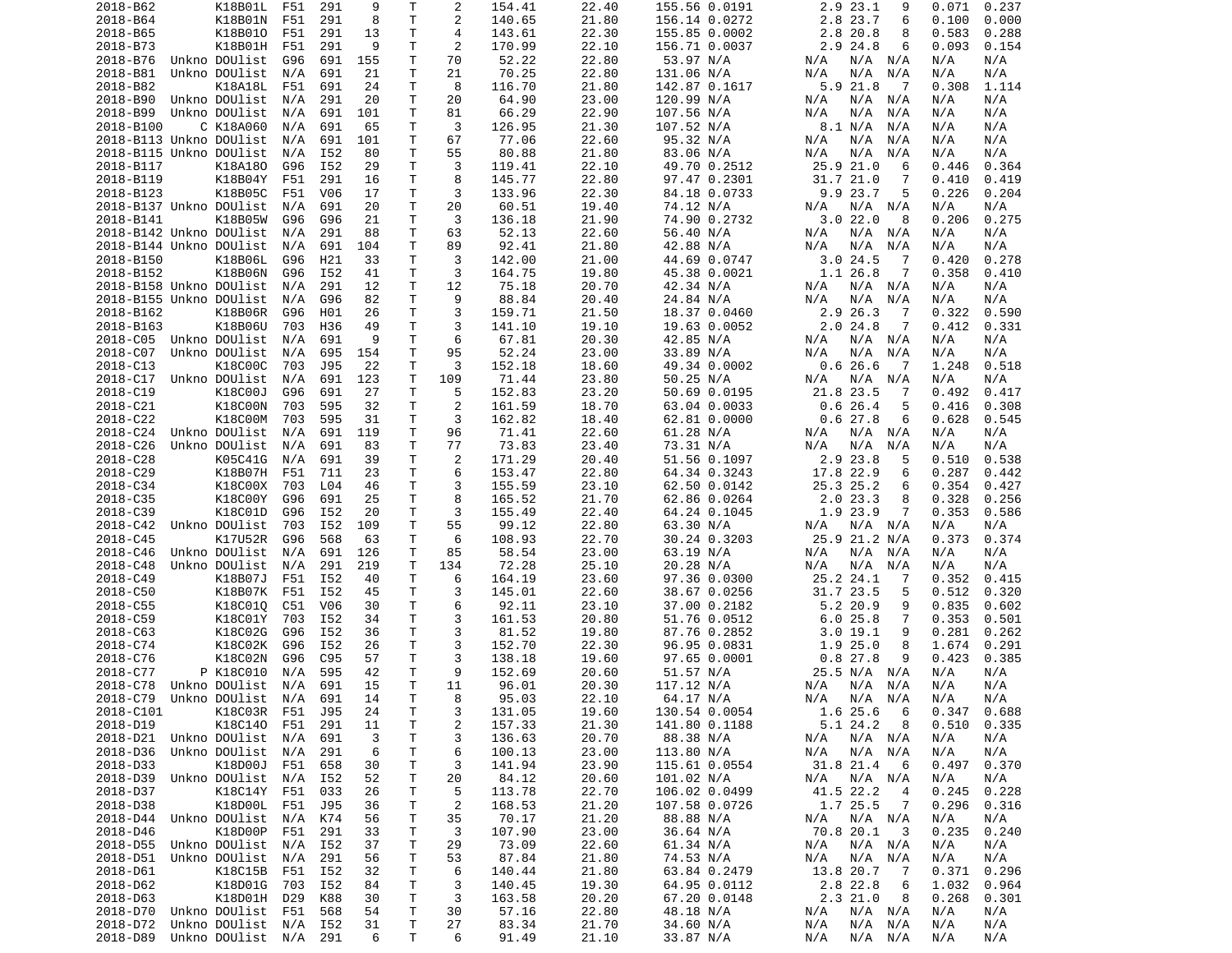| | | | | | | | | | | | | | | | | |
|---|---|---|---|---|---|---|---|---|---|---|---|---|---|---|---|---|
| 2018-B62 | | K18B01L | F51 | 291 | 9 | T | 2 | 154.41 | 22.40 | 155.56 | 0.0191 | 2.9 | 23.1 | 9 | 0.071 | 0.237 |
| 2018-B64 | | K18B01N | F51 | 291 | 8 | T | 2 | 140.65 | 21.80 | 156.14 | 0.0272 | 2.8 | 23.7 | 6 | 0.100 | 0.000 |
| 2018-B65 | | K18B01O | F51 | 291 | 13 | T | 4 | 143.61 | 22.30 | 155.85 | 0.0002 | 2.8 | 20.8 | 8 | 0.583 | 0.288 |
| 2018-B73 | | K18B01H | F51 | 291 | 9 | T | 2 | 170.99 | 22.10 | 156.71 | 0.0037 | 2.9 | 24.8 | 6 | 0.093 | 0.154 |
| 2018-B76 | Unkno | DOUlist | G96 | 691 | 155 | T | 70 | 52.22 | 22.80 | 53.97 | N/A | N/A | N/A | N/A | N/A | N/A |
| 2018-B81 | Unkno | DOUlist | N/A | 691 | 21 | T | 21 | 70.25 | 22.80 | 131.06 | N/A | N/A | N/A | N/A | N/A | N/A |
| 2018-B82 | | K18A18L | F51 | 691 | 24 | T | 8 | 116.70 | 21.80 | 142.87 | 0.1617 | 5.9 | 21.8 | 7 | 0.308 | 1.114 |
| 2018-B90 | Unkno | DOUlist | N/A | 291 | 20 | T | 20 | 64.90 | 23.00 | 120.99 | N/A | N/A | N/A | N/A | N/A | N/A |
| 2018-B99 | Unkno | DOUlist | N/A | 691 | 101 | T | 81 | 66.29 | 22.90 | 107.56 | N/A | N/A | N/A | N/A | N/A | N/A |
| 2018-B100 | C | K18A060 | N/A | 691 | 65 | T | 3 | 126.95 | 21.30 | 107.52 | N/A | 8.1 | N/A | N/A | N/A | N/A |
| 2018-B113 | Unkno | DOUlist | N/A | 691 | 101 | T | 67 | 77.06 | 22.60 | 95.32 | N/A | N/A | N/A | N/A | N/A | N/A |
| 2018-B115 | Unkno | DOUlist | N/A | I52 | 80 | T | 55 | 80.88 | 21.80 | 83.06 | N/A | N/A | N/A | N/A | N/A | N/A |
| 2018-B117 | | K18A18O | G96 | I52 | 29 | T | 3 | 119.41 | 22.10 | 49.70 | 0.2512 | 25.9 | 21.0 | 6 | 0.446 | 0.364 |
| 2018-B119 | | K18B04Y | F51 | 291 | 16 | T | 8 | 145.77 | 22.80 | 97.47 | 0.2301 | 31.7 | 21.0 | 7 | 0.410 | 0.419 |
| 2018-B123 | | K18B05C | F51 | V06 | 17 | T | 3 | 133.96 | 22.30 | 84.18 | 0.0733 | 9.9 | 23.7 | 5 | 0.226 | 0.204 |
| 2018-B137 | Unkno | DOUlist | N/A | 691 | 20 | T | 20 | 60.51 | 19.40 | 74.12 | N/A | N/A | N/A | N/A | N/A | N/A |
| 2018-B141 | | K18B05W | G96 | G96 | 21 | T | 3 | 136.18 | 21.90 | 74.90 | 0.2732 | 3.0 | 22.0 | 8 | 0.206 | 0.275 |
| 2018-B142 | Unkno | DOUlist | N/A | 291 | 88 | T | 63 | 52.13 | 22.60 | 56.40 | N/A | N/A | N/A | N/A | N/A | N/A |
| 2018-B144 | Unkno | DOUlist | N/A | 691 | 104 | T | 89 | 92.41 | 21.80 | 42.88 | N/A | N/A | N/A | N/A | N/A | N/A |
| 2018-B150 | | K18B06L | G96 | H21 | 33 | T | 3 | 142.00 | 21.00 | 44.69 | 0.0747 | 3.0 | 24.5 | 7 | 0.420 | 0.278 |
| 2018-B152 | | K18B06N | G96 | I52 | 41 | T | 3 | 164.75 | 19.80 | 45.38 | 0.0021 | 1.1 | 26.8 | 7 | 0.358 | 0.410 |
| 2018-B158 | Unkno | DOUlist | N/A | 291 | 12 | T | 12 | 75.18 | 20.70 | 42.34 | N/A | N/A | N/A | N/A | N/A | N/A |
| 2018-B155 | Unkno | DOUlist | N/A | G96 | 82 | T | 9 | 88.84 | 20.40 | 24.84 | N/A | N/A | N/A | N/A | N/A | N/A |
| 2018-B162 | | K18B06R | G96 | H01 | 26 | T | 3 | 159.71 | 21.50 | 18.37 | 0.0460 | 2.9 | 26.3 | 7 | 0.322 | 0.590 |
| 2018-B163 | | K18B06U | 703 | H36 | 49 | T | 3 | 141.10 | 19.10 | 19.63 | 0.0052 | 2.0 | 24.8 | 7 | 0.412 | 0.331 |
| 2018-C05 | Unkno | DOUlist | N/A | 691 | 9 | T | 6 | 67.81 | 20.30 | 42.85 | N/A | N/A | N/A | N/A | N/A | N/A |
| 2018-C07 | Unkno | DOUlist | N/A | 695 | 154 | T | 95 | 52.24 | 23.00 | 33.89 | N/A | N/A | N/A | N/A | N/A | N/A |
| 2018-C13 | | K18C00C | 703 | J95 | 22 | T | 3 | 152.18 | 18.60 | 49.34 | 0.0002 | 0.6 | 26.6 | 7 | 1.248 | 0.518 |
| 2018-C17 | Unkno | DOUlist | N/A | 691 | 123 | T | 109 | 71.44 | 23.80 | 50.25 | N/A | N/A | N/A | N/A | N/A | N/A |
| 2018-C19 | | K18C00J | G96 | 691 | 27 | T | 5 | 152.83 | 23.20 | 50.69 | 0.0195 | 21.8 | 23.5 | 7 | 0.492 | 0.417 |
| 2018-C21 | | K18C00N | 703 | 595 | 32 | T | 2 | 161.59 | 18.70 | 63.04 | 0.0033 | 0.6 | 26.4 | 5 | 0.416 | 0.308 |
| 2018-C22 | | K18C00M | 703 | 595 | 31 | T | 3 | 162.82 | 18.40 | 62.81 | 0.0000 | 0.6 | 27.8 | 6 | 0.628 | 0.545 |
| 2018-C24 | Unkno | DOUlist | N/A | 691 | 119 | T | 96 | 71.41 | 22.60 | 61.28 | N/A | N/A | N/A | N/A | N/A | N/A |
| 2018-C26 | Unkno | DOUlist | N/A | 691 | 83 | T | 77 | 73.83 | 23.40 | 73.31 | N/A | N/A | N/A | N/A | N/A | N/A |
| 2018-C28 | | K05C41G | N/A | 691 | 39 | T | 2 | 171.29 | 20.40 | 51.56 | 0.1097 | 2.9 | 23.8 | 5 | 0.510 | 0.538 |
| 2018-C29 | | K18B07H | F51 | 711 | 23 | T | 6 | 153.47 | 22.80 | 64.34 | 0.3243 | 17.8 | 22.9 | 6 | 0.287 | 0.442 |
| 2018-C34 | | K18C00X | 703 | L04 | 46 | T | 3 | 155.59 | 23.10 | 62.50 | 0.0142 | 25.3 | 25.2 | 6 | 0.354 | 0.427 |
| 2018-C35 | | K18C00Y | G96 | 691 | 25 | T | 8 | 165.52 | 21.70 | 62.86 | 0.0264 | 2.0 | 23.3 | 8 | 0.328 | 0.256 |
| 2018-C39 | | K18C01D | G96 | I52 | 20 | T | 3 | 155.49 | 22.40 | 64.24 | 0.1045 | 1.9 | 23.9 | 7 | 0.353 | 0.586 |
| 2018-C42 | Unkno | DOUlist | 703 | I52 | 109 | T | 55 | 99.12 | 22.80 | 63.30 | N/A | N/A | N/A | N/A | N/A | N/A |
| 2018-C45 | | K17U52R | G96 | 568 | 63 | T | 6 | 108.93 | 22.70 | 30.24 | 0.3203 | 25.9 | 21.2 | N/A | 0.373 | 0.374 |
| 2018-C46 | Unkno | DOUlist | N/A | 691 | 126 | T | 85 | 58.54 | 23.00 | 63.19 | N/A | N/A | N/A | N/A | N/A | N/A |
| 2018-C48 | Unkno | DOUlist | N/A | 291 | 219 | T | 134 | 72.28 | 25.10 | 20.28 | N/A | N/A | N/A | N/A | N/A | N/A |
| 2018-C49 | | K18B07J | F51 | I52 | 40 | T | 6 | 164.19 | 23.60 | 97.36 | 0.0300 | 25.2 | 24.1 | 7 | 0.352 | 0.415 |
| 2018-C50 | | K18B07K | F51 | I52 | 45 | T | 3 | 145.01 | 22.60 | 38.67 | 0.0256 | 31.7 | 23.5 | 5 | 0.512 | 0.320 |
| 2018-C55 | | K18C01Q | C51 | V06 | 30 | T | 6 | 92.11 | 23.10 | 37.00 | 0.2182 | 5.2 | 20.9 | 9 | 0.835 | 0.602 |
| 2018-C59 | | K18C01Y | 703 | I52 | 34 | T | 3 | 161.53 | 20.80 | 51.76 | 0.0512 | 6.0 | 25.8 | 7 | 0.353 | 0.501 |
| 2018-C63 | | K18C02G | G96 | I52 | 36 | T | 3 | 81.52 | 19.80 | 87.76 | 0.2852 | 3.0 | 19.1 | 9 | 0.281 | 0.262 |
| 2018-C74 | | K18C02K | G96 | I52 | 26 | T | 3 | 152.70 | 22.30 | 96.95 | 0.0831 | 1.9 | 25.0 | 8 | 1.674 | 0.291 |
| 2018-C76 | | K18C02N | G96 | C95 | 57 | T | 3 | 138.18 | 19.60 | 97.65 | 0.0001 | 0.8 | 27.8 | 9 | 0.423 | 0.385 |
| 2018-C77 | P | K18C010 | N/A | 595 | 42 | T | 9 | 152.69 | 20.60 | 51.57 | N/A | 25.5 | N/A | N/A | N/A | N/A |
| 2018-C78 | Unkno | DOUlist | N/A | 691 | 15 | T | 11 | 96.01 | 20.30 | 117.12 | N/A | N/A | N/A | N/A | N/A | N/A |
| 2018-C79 | Unkno | DOUlist | N/A | 691 | 14 | T | 8 | 95.03 | 22.10 | 64.17 | N/A | N/A | N/A | N/A | N/A | N/A |
| 2018-C101 | | K18C03R | F51 | J95 | 24 | T | 3 | 131.05 | 19.60 | 130.54 | 0.0054 | 1.6 | 25.6 | 6 | 0.347 | 0.688 |
| 2018-D19 | | K18C14O | F51 | 291 | 11 | T | 2 | 157.33 | 21.30 | 141.80 | 0.1188 | 5.1 | 24.2 | 8 | 0.510 | 0.335 |
| 2018-D21 | Unkno | DOUlist | N/A | 691 | 3 | T | 3 | 136.63 | 20.70 | 88.38 | N/A | N/A | N/A | N/A | N/A | N/A |
| 2018-D36 | Unkno | DOUlist | N/A | 291 | 6 | T | 6 | 100.13 | 23.00 | 113.80 | N/A | N/A | N/A | N/A | N/A | N/A |
| 2018-D33 | | K18D00J | F51 | 658 | 30 | T | 3 | 141.94 | 23.90 | 115.61 | 0.0554 | 31.8 | 21.4 | 6 | 0.497 | 0.370 |
| 2018-D39 | Unkno | DOUlist | N/A | I52 | 52 | T | 20 | 84.12 | 20.60 | 101.02 | N/A | N/A | N/A | N/A | N/A | N/A |
| 2018-D37 | | K18C14Y | F51 | 033 | 26 | T | 5 | 113.78 | 22.70 | 106.02 | 0.0499 | 41.5 | 22.2 | 4 | 0.245 | 0.228 |
| 2018-D38 | | K18D00L | F51 | J95 | 36 | T | 2 | 168.53 | 21.20 | 107.58 | 0.0726 | 1.7 | 25.5 | 7 | 0.296 | 0.316 |
| 2018-D44 | Unkno | DOUlist | N/A | K74 | 56 | T | 35 | 70.17 | 21.20 | 88.88 | N/A | N/A | N/A | N/A | N/A | N/A |
| 2018-D46 | | K18D00P | F51 | 291 | 33 | T | 3 | 107.90 | 23.00 | 36.64 | N/A | 70.8 | 20.1 | 3 | 0.235 | 0.240 |
| 2018-D55 | Unkno | DOUlist | N/A | I52 | 37 | T | 29 | 73.09 | 22.60 | 61.34 | N/A | N/A | N/A | N/A | N/A | N/A |
| 2018-D51 | Unkno | DOUlist | N/A | 291 | 56 | T | 53 | 87.84 | 21.80 | 74.53 | N/A | N/A | N/A | N/A | N/A | N/A |
| 2018-D61 | | K18C15B | F51 | I52 | 32 | T | 6 | 140.44 | 21.80 | 63.84 | 0.2479 | 13.8 | 20.7 | 7 | 0.371 | 0.296 |
| 2018-D62 | | K18D01G | 703 | I52 | 84 | T | 3 | 140.45 | 19.30 | 64.95 | 0.0112 | 2.8 | 22.8 | 6 | 1.032 | 0.964 |
| 2018-D63 | | K18D01H | D29 | K88 | 30 | T | 3 | 163.58 | 20.20 | 67.20 | 0.0148 | 2.3 | 21.0 | 8 | 0.268 | 0.301 |
| 2018-D70 | Unkno | DOUlist | F51 | 568 | 54 | T | 30 | 57.16 | 22.80 | 48.18 | N/A | N/A | N/A | N/A | N/A | N/A |
| 2018-D72 | Unkno | DOUlist | N/A | I52 | 31 | T | 27 | 83.34 | 21.70 | 34.60 | N/A | N/A | N/A | N/A | N/A | N/A |
| 2018-D89 | Unkno | DOUlist | N/A | 291 | 6 | T | 6 | 91.49 | 21.10 | 33.87 | N/A | N/A | N/A | N/A | N/A | N/A |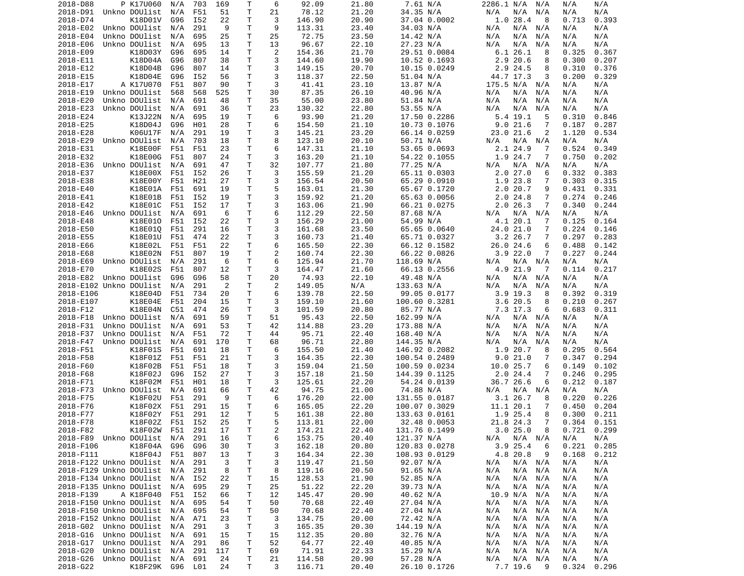| | | | | | | | | | | | | | | | | |
|---|---|---|---|---|---|---|---|---|---|---|---|---|---|---|---|---|
| 2018-D88 | P | K17U060 | N/A | 703 | 169 | T | 6 | 92.09 | 21.80 | 7.61 | N/A | 2286.1 | N/A | N/A | N/A | N/A |
| 2018-D91 | Unkno | DOUlist | N/A | F51 | 51 | T | 21 | 78.12 | 21.20 | 34.35 | N/A | N/A | N/A | N/A | N/A | N/A |
| 2018-D74 | | K18D01V | G96 | I52 | 22 | T | 3 | 146.90 | 20.90 | 37.04 | 0.0002 | 1.0 | 28.4 | 8 | 0.713 | 0.393 |
| 2018-E02 | Unkno | DOUlist | N/A | 291 | 9 | T | 9 | 113.31 | 23.40 | 34.03 | N/A | N/A | N/A | N/A | N/A | N/A |
| 2018-E04 | Unkno | DOUlist | N/A | 695 | 25 | T | 25 | 72.75 | 23.50 | 14.42 | N/A | N/A | N/A | N/A | N/A | N/A |
| 2018-E06 | Unkno | DOUlist | N/A | 695 | 13 | T | 13 | 96.67 | 22.10 | 27.23 | N/A | N/A | N/A | N/A | N/A | N/A |
| 2018-E09 | | K18D03Y | G96 | 695 | 14 | T | 2 | 154.36 | 21.70 | 29.51 | 0.0084 | 6.1 | 26.1 | 8 | 0.325 | 0.367 |
| 2018-E11 | | K18D04A | G96 | 807 | 38 | T | 3 | 144.60 | 19.90 | 10.52 | 0.1693 | 2.9 | 20.6 | 8 | 0.300 | 0.207 |
| 2018-E12 | | K18D04B | G96 | 807 | 14 | T | 3 | 149.15 | 20.70 | 10.15 | 0.0249 | 2.9 | 24.5 | 8 | 0.310 | 0.376 |
| 2018-E15 | | K18D04E | G96 | I52 | 56 | T | 3 | 118.37 | 22.50 | 51.04 | N/A | 44.7 | 17.3 | 3 | 0.200 | 0.329 |
| 2018-E17 | A | K17U070 | F51 | 807 | 90 | T | 3 | 41.41 | 23.10 | 13.87 | N/A | 175.5 | N/A | N/A | N/A | N/A |
| 2018-E19 | Unkno | DOUlist | 568 | 568 | 525 | T | 30 | 87.35 | 26.10 | 40.96 | N/A | N/A | N/A | N/A | N/A | N/A |
| 2018-E20 | Unkno | DOUlist | N/A | 691 | 48 | T | 35 | 55.00 | 23.80 | 51.84 | N/A | N/A | N/A | N/A | N/A | N/A |
| 2018-E23 | Unkno | DOUlist | N/A | 691 | 36 | T | 23 | 130.32 | 22.80 | 53.55 | N/A | N/A | N/A | N/A | N/A | N/A |
| 2018-E24 | | K13J22N | N/A | 695 | 19 | T | 6 | 93.90 | 21.20 | 17.50 | 0.2286 | 5.4 | 19.1 | 5 | 0.310 | 0.846 |
| 2018-E25 | | K18D04J | G96 | H01 | 28 | T | 6 | 154.50 | 21.10 | 10.73 | 0.1076 | 9.0 | 21.6 | 7 | 0.187 | 0.287 |
| 2018-E28 | | K06U17F | N/A | 291 | 19 | T | 3 | 145.21 | 23.20 | 66.14 | 0.0259 | 23.0 | 21.6 | 2 | 1.120 | 0.534 |
| 2018-E29 | Unkno | DOUlist | N/A | 703 | 18 | T | 8 | 123.10 | 20.10 | 50.71 | N/A | N/A | N/A | N/A | N/A | N/A |
| 2018-E31 | | K18E00F | F51 | F51 | 23 | T | 6 | 147.31 | 21.10 | 53.65 | 0.0693 | 2.1 | 24.9 | 7 | 0.524 | 0.349 |
| 2018-E32 | | K18E00G | F51 | 807 | 24 | T | 3 | 163.20 | 21.10 | 54.22 | 0.1055 | 1.9 | 24.7 | 7 | 0.750 | 0.202 |
| 2018-E36 | Unkno | DOUlist | N/A | 691 | 47 | T | 32 | 107.77 | 21.80 | 77.25 | N/A | N/A | N/A | N/A | N/A | N/A |
| 2018-E37 | | K18E00X | F51 | I52 | 26 | T | 3 | 155.59 | 21.20 | 65.11 | 0.0303 | 2.0 | 27.0 | 6 | 0.332 | 0.383 |
| 2018-E38 | | K18E00Y | F51 | H21 | 27 | T | 3 | 156.54 | 20.50 | 65.29 | 0.0910 | 1.9 | 23.8 | 7 | 0.303 | 0.315 |
| 2018-E40 | | K18E01A | F51 | 691 | 19 | T | 5 | 163.01 | 21.30 | 65.67 | 0.1720 | 2.0 | 20.7 | 9 | 0.431 | 0.331 |
| 2018-E41 | | K18E01B | F51 | I52 | 19 | T | 3 | 159.92 | 21.20 | 65.63 | 0.0056 | 2.0 | 24.8 | 7 | 0.274 | 0.246 |
| 2018-E42 | | K18E01C | F51 | I52 | 17 | T | 3 | 163.06 | 21.90 | 66.21 | 0.0275 | 2.0 | 26.3 | 7 | 0.340 | 0.244 |
| 2018-E46 | Unkno | DOUlist | N/A | 691 | 6 | T | 6 | 112.29 | 22.50 | 87.68 | N/A | N/A | N/A | N/A | N/A | N/A |
| 2018-E48 | | K18E01O | F51 | I52 | 22 | T | 3 | 156.29 | 21.00 | 54.99 | N/A | 4.1 | 20.1 | 7 | 0.125 | 0.164 |
| 2018-E50 | | K18E01Q | F51 | 291 | 16 | T | 3 | 161.68 | 23.50 | 65.65 | 0.0640 | 24.0 | 21.0 | 7 | 0.224 | 0.146 |
| 2018-E55 | | K18E01U | F51 | 474 | 22 | T | 3 | 160.73 | 21.40 | 65.71 | 0.0327 | 3.2 | 26.7 | 7 | 0.297 | 0.283 |
| 2018-E66 | | K18E02L | F51 | F51 | 22 | T | 6 | 165.50 | 22.30 | 66.12 | 0.1582 | 26.0 | 24.6 | 6 | 0.488 | 0.142 |
| 2018-E68 | | K18E02N | F51 | 807 | 19 | T | 2 | 160.74 | 22.30 | 66.22 | 0.0826 | 3.9 | 22.0 | 7 | 0.227 | 0.244 |
| 2018-E69 | Unkno | DOUlist | N/A | 291 | 6 | T | 6 | 125.94 | 21.70 | 118.69 | N/A | N/A | N/A | N/A | N/A | N/A |
| 2018-E70 | | K18E02S | F51 | 807 | 12 | T | 3 | 164.47 | 21.60 | 66.13 | 0.2556 | 4.9 | 21.9 | 7 | 0.114 | 0.217 |
| 2018-E82 | Unkno | DOUlist | G96 | G96 | 58 | T | 20 | 74.93 | 22.10 | 49.48 | N/A | N/A | N/A | N/A | N/A | N/A |
| 2018-E102 | Unkno | DOUlist | N/A | 291 | 2 | T | 2 | 149.05 | N/A | 133.63 | N/A | N/A | N/A | N/A | N/A | N/A |
| 2018-E106 | | K18E04D | F51 | 734 | 20 | T | 6 | 139.78 | 22.50 | 99.05 | 0.0177 | 3.9 | 19.3 | 8 | 0.392 | 0.319 |
| 2018-E107 | | K18E04E | F51 | 204 | 15 | T | 3 | 159.10 | 21.60 | 100.60 | 0.3281 | 3.6 | 20.5 | 8 | 0.210 | 0.267 |
| 2018-F12 | | K18E04N | C51 | 474 | 26 | T | 3 | 101.59 | 20.80 | 85.77 | N/A | 7.3 | 17.3 | 6 | 0.683 | 0.311 |
| 2018-F18 | Unkno | DOUlist | N/A | 691 | 59 | T | 51 | 95.43 | 22.50 | 162.99 | N/A | N/A | N/A | N/A | N/A | N/A |
| 2018-F31 | Unkno | DOUlist | N/A | 691 | 53 | T | 42 | 114.88 | 23.20 | 173.88 | N/A | N/A | N/A | N/A | N/A | N/A |
| 2018-F37 | Unkno | DOUlist | N/A | F51 | 72 | T | 44 | 95.71 | 22.40 | 168.40 | N/A | N/A | N/A | N/A | N/A | N/A |
| 2018-F47 | Unkno | DOUlist | N/A | 691 | 170 | T | 68 | 96.71 | 22.80 | 144.35 | N/A | N/A | N/A | N/A | N/A | N/A |
| 2018-F51 | | K18F01S | F51 | 691 | 18 | T | 6 | 155.50 | 21.40 | 146.92 | 0.2082 | 1.9 | 20.7 | 8 | 0.295 | 0.564 |
| 2018-F58 | | K18F01Z | F51 | F51 | 21 | T | 3 | 164.35 | 22.30 | 100.54 | 0.2489 | 9.0 | 21.0 | 7 | 0.347 | 0.294 |
| 2018-F60 | | K18F02B | F51 | F51 | 18 | T | 3 | 159.04 | 21.50 | 100.59 | 0.0234 | 10.0 | 25.7 | 6 | 0.149 | 0.102 |
| 2018-F68 | | K18F02J | G96 | I52 | 27 | T | 3 | 157.18 | 21.50 | 144.39 | 0.1125 | 2.0 | 24.4 | 7 | 0.246 | 0.295 |
| 2018-F71 | | K18F02M | F51 | H01 | 18 | T | 3 | 125.61 | 22.20 | 54.24 | 0.0139 | 36.7 | 26.6 | 6 | 0.212 | 0.187 |
| 2018-F73 | Unkno | DOUlist | N/A | 691 | 66 | T | 42 | 94.75 | 21.00 | 74.88 | N/A | N/A | N/A | N/A | N/A | N/A |
| 2018-F75 | | K18F02U | F51 | 291 | 9 | T | 6 | 176.20 | 22.00 | 131.55 | 0.0187 | 3.1 | 26.7 | 8 | 0.220 | 0.226 |
| 2018-F76 | | K18F02X | F51 | 291 | 15 | T | 6 | 165.05 | 22.20 | 100.07 | 0.3029 | 11.1 | 20.1 | 7 | 0.450 | 0.204 |
| 2018-F77 | | K18F02Y | F51 | 291 | 12 | T | 5 | 161.38 | 22.80 | 133.63 | 0.0161 | 1.9 | 25.4 | 8 | 0.300 | 0.211 |
| 2018-F78 | | K18F02Z | F51 | I52 | 25 | T | 5 | 113.81 | 22.00 | 32.48 | 0.0053 | 21.8 | 24.3 | 7 | 0.364 | 0.151 |
| 2018-F82 | | K18F02W | F51 | 291 | 17 | T | 2 | 174.21 | 22.40 | 131.76 | 0.1499 | 3.0 | 25.0 | 8 | 0.721 | 0.299 |
| 2018-F89 | Unkno | DOUlist | N/A | 291 | 16 | T | 6 | 153.75 | 20.40 | 121.37 | N/A | N/A | N/A | N/A | N/A | N/A |
| 2018-F106 | | K18F04A | G96 | G96 | 30 | T | 3 | 162.18 | 20.80 | 120.83 | 0.0278 | 3.9 | 25.4 | 6 | 0.221 | 0.285 |
| 2018-F111 | | K18F04J | F51 | 807 | 13 | T | 3 | 164.34 | 22.30 | 108.93 | 0.0129 | 4.8 | 20.8 | 9 | 0.168 | 0.212 |
| 2018-F122 | Unkno | DOUlist | N/A | 291 | 3 | T | 3 | 119.47 | 21.50 | 92.07 | N/A | N/A | N/A | N/A | N/A | N/A |
| 2018-F129 | Unkno | DOUlist | N/A | 291 | 8 | T | 8 | 119.16 | 20.50 | 91.65 | N/A | N/A | N/A | N/A | N/A | N/A |
| 2018-F134 | Unkno | DOUlist | N/A | I52 | 22 | T | 15 | 128.53 | 21.90 | 52.85 | N/A | N/A | N/A | N/A | N/A | N/A |
| 2018-F135 | Unkno | DOUlist | N/A | 695 | 29 | T | 25 | 51.22 | 22.20 | 39.73 | N/A | N/A | N/A | N/A | N/A | N/A |
| 2018-F139 | A | K18F040 | F51 | I52 | 66 | T | 12 | 145.47 | 20.90 | 40.62 | N/A | 10.9 | N/A | N/A | N/A | N/A |
| 2018-F150 | Unkno | DOUlist | N/A | 695 | 54 | T | 50 | 70.68 | 22.40 | 27.04 | N/A | N/A | N/A | N/A | N/A | N/A |
| 2018-F150 | Unkno | DOUlist | N/A | 695 | 54 | T | 50 | 70.68 | 22.40 | 27.04 | N/A | N/A | N/A | N/A | N/A | N/A |
| 2018-F152 | Unkno | DOUlist | N/A | A71 | 23 | T | 3 | 134.75 | 20.00 | 72.42 | N/A | N/A | N/A | N/A | N/A | N/A |
| 2018-G02 | Unkno | DOUlist | N/A | 291 | 3 | T | 3 | 165.35 | 20.30 | 144.19 | N/A | N/A | N/A | N/A | N/A | N/A |
| 2018-G16 | Unkno | DOUlist | N/A | 691 | 15 | T | 15 | 112.35 | 20.80 | 32.76 | N/A | N/A | N/A | N/A | N/A | N/A |
| 2018-G17 | Unkno | DOUlist | N/A | 291 | 86 | T | 52 | 64.77 | 22.40 | 40.85 | N/A | N/A | N/A | N/A | N/A | N/A |
| 2018-G20 | Unkno | DOUlist | N/A | 291 | 117 | T | 69 | 71.91 | 22.33 | 15.29 | N/A | N/A | N/A | N/A | N/A | N/A |
| 2018-G26 | Unkno | DOUlist | N/A | 691 | 24 | T | 21 | 114.58 | 20.90 | 57.28 | N/A | N/A | N/A | N/A | N/A | N/A |
| 2018-G22 | | K18F29K | G96 | L01 | 24 | T | 3 | 116.71 | 20.40 | 26.10 | 0.1726 | 7.7 | 19.6 | 9 | 0.324 | 0.296 |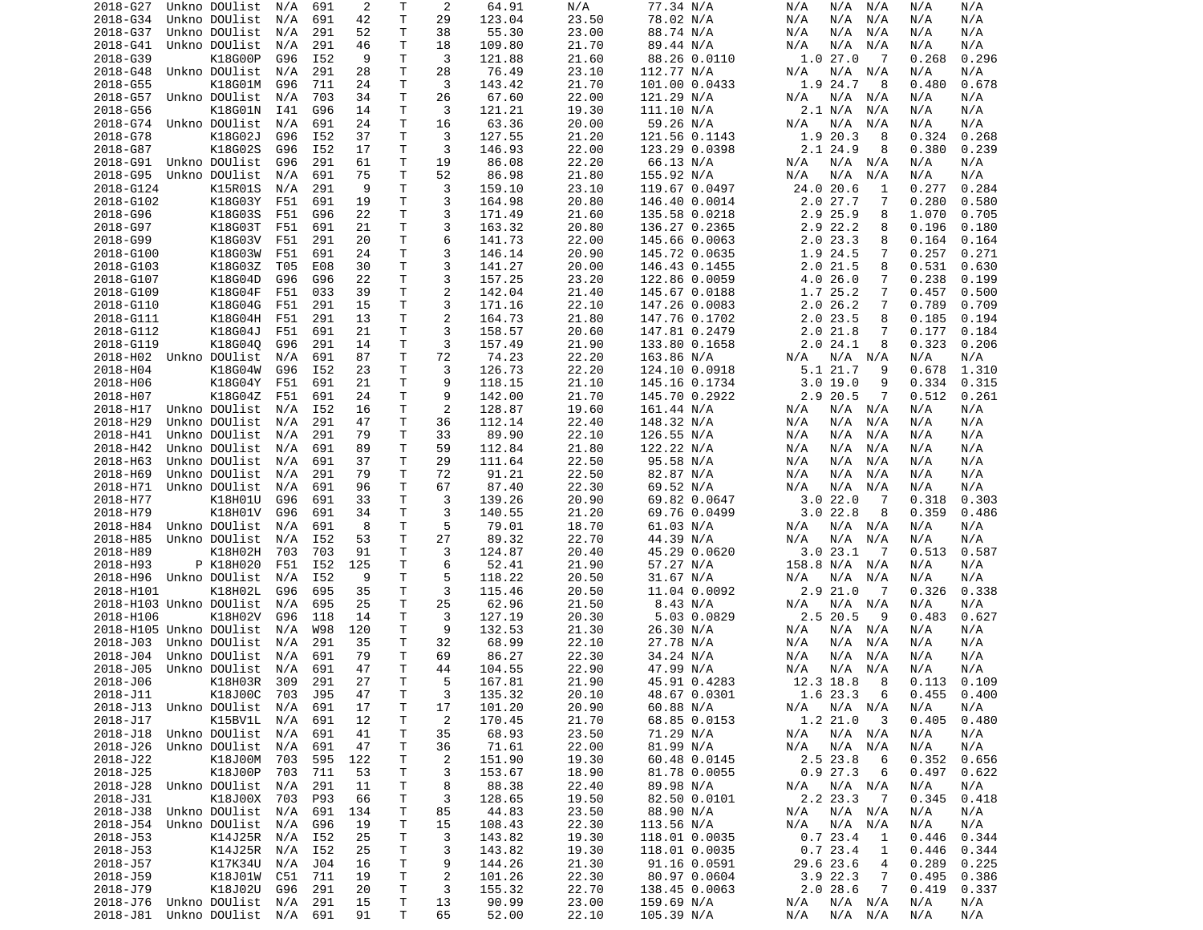| | | | | | | | | | | | | | | | | |
|---|---|---|---|---|---|---|---|---|---|---|---|---|---|---|---|---|
| 2018-G27 | Unkno | DOUlist | N/A | 691 | 2 | T | 2 | 64.91 | N/A | 77.34 | N/A | N/A | N/A | N/A | N/A | N/A |
| 2018-G34 | Unkno | DOUlist | N/A | 691 | 42 | T | 29 | 123.04 | 23.50 | 78.02 | N/A | N/A | N/A | N/A | N/A | N/A |
| 2018-G37 | Unkno | DOUlist | N/A | 291 | 52 | T | 38 | 55.30 | 23.00 | 88.74 | N/A | N/A | N/A | N/A | N/A | N/A |
| 2018-G41 | Unkno | DOUlist | N/A | 291 | 46 | T | 18 | 109.80 | 21.70 | 89.44 | N/A | N/A | N/A | N/A | N/A | N/A |
| 2018-G39 | | K18G00P | G96 | I52 | 9 | T | 3 | 121.88 | 21.60 | 88.26 | 0.0110 | 1.0 | 27.0 | 7 | 0.268 | 0.296 |
| 2018-G48 | Unkno | DOUlist | N/A | 291 | 28 | T | 28 | 76.49 | 23.10 | 112.77 | N/A | N/A | N/A | N/A | N/A | N/A |
| 2018-G55 | | K18G01M | G96 | 711 | 24 | T | 3 | 143.42 | 21.70 | 101.00 | 0.0433 | 1.9 | 24.7 | 8 | 0.480 | 0.678 |
| 2018-G57 | Unkno | DOUlist | N/A | 703 | 34 | T | 26 | 67.60 | 22.00 | 121.29 | N/A | N/A | N/A | N/A | N/A | N/A |
| 2018-G56 | | K18G01N | I41 | G96 | 14 | T | 3 | 121.21 | 19.30 | 111.10 | N/A | 2.1 | N/A | N/A | N/A | N/A |
| 2018-G74 | Unkno | DOUlist | N/A | 691 | 24 | T | 16 | 63.36 | 20.00 | 59.26 | N/A | N/A | N/A | N/A | N/A | N/A |
| 2018-G78 | | K18G02J | G96 | I52 | 37 | T | 3 | 127.55 | 21.20 | 121.56 | 0.1143 | 1.9 | 20.3 | 8 | 0.324 | 0.268 |
| 2018-G87 | | K18G02S | G96 | I52 | 17 | T | 3 | 146.93 | 22.00 | 123.29 | 0.0398 | 2.1 | 24.9 | 8 | 0.380 | 0.239 |
| 2018-G91 | Unkno | DOUlist | G96 | 291 | 61 | T | 19 | 86.08 | 22.20 | 66.13 | N/A | N/A | N/A | N/A | N/A | N/A |
| 2018-G95 | Unkno | DOUlist | N/A | 691 | 75 | T | 52 | 86.98 | 21.80 | 155.92 | N/A | N/A | N/A | N/A | N/A | N/A |
| 2018-G124 | | K15R01S | N/A | 291 | 9 | T | 3 | 159.10 | 23.10 | 119.67 | 0.0497 | 24.0 | 20.6 | 1 | 0.277 | 0.284 |
| 2018-G102 | | K18G03Y | F51 | 691 | 19 | T | 3 | 164.98 | 20.80 | 146.40 | 0.0014 | 2.0 | 27.7 | 7 | 0.280 | 0.580 |
| 2018-G96 | | K18G03S | F51 | G96 | 22 | T | 3 | 171.49 | 21.60 | 135.58 | 0.0218 | 2.9 | 25.9 | 8 | 1.070 | 0.705 |
| 2018-G97 | | K18G03T | F51 | 691 | 21 | T | 3 | 163.32 | 20.80 | 136.27 | 0.2365 | 2.9 | 22.2 | 8 | 0.196 | 0.180 |
| 2018-G99 | | K18G03V | F51 | 291 | 20 | T | 6 | 141.73 | 22.00 | 145.66 | 0.0063 | 2.0 | 23.3 | 8 | 0.164 | 0.164 |
| 2018-G100 | | K18G03W | F51 | 691 | 24 | T | 3 | 146.14 | 20.90 | 145.72 | 0.0635 | 1.9 | 24.5 | 7 | 0.257 | 0.271 |
| 2018-G103 | | K18G03Z | T05 | E08 | 30 | T | 3 | 141.27 | 20.00 | 146.43 | 0.1455 | 2.0 | 21.5 | 8 | 0.531 | 0.630 |
| 2018-G107 | | K18G04D | G96 | G96 | 22 | T | 3 | 157.25 | 23.20 | 122.86 | 0.0059 | 4.0 | 26.0 | 7 | 0.238 | 0.199 |
| 2018-G109 | | K18G04F | F51 | 033 | 39 | T | 2 | 142.04 | 21.40 | 145.67 | 0.0188 | 1.7 | 25.2 | 7 | 0.457 | 0.500 |
| 2018-G110 | | K18G04G | F51 | 291 | 15 | T | 3 | 171.16 | 22.10 | 147.26 | 0.0083 | 2.0 | 26.2 | 7 | 0.789 | 0.709 |
| 2018-G111 | | K18G04H | F51 | 291 | 13 | T | 2 | 164.73 | 21.80 | 147.76 | 0.1702 | 2.0 | 23.5 | 8 | 0.185 | 0.194 |
| 2018-G112 | | K18G04J | F51 | 691 | 21 | T | 3 | 158.57 | 20.60 | 147.81 | 0.2479 | 2.0 | 21.8 | 7 | 0.177 | 0.184 |
| 2018-G119 | | K18G04Q | G96 | 291 | 14 | T | 3 | 157.49 | 21.90 | 133.80 | 0.1658 | 2.0 | 24.1 | 8 | 0.323 | 0.206 |
| 2018-H02 | Unkno | DOUlist | N/A | 691 | 87 | T | 72 | 74.23 | 22.20 | 163.86 | N/A | N/A | N/A | N/A | N/A | N/A |
| 2018-H04 | | K18G04W | G96 | I52 | 23 | T | 3 | 126.73 | 22.20 | 124.10 | 0.0918 | 5.1 | 21.7 | 9 | 0.678 | 1.310 |
| 2018-H06 | | K18G04Y | F51 | 691 | 21 | T | 9 | 118.15 | 21.10 | 145.16 | 0.1734 | 3.0 | 19.0 | 9 | 0.334 | 0.315 |
| 2018-H07 | | K18G04Z | F51 | 691 | 24 | T | 9 | 142.00 | 21.70 | 145.70 | 0.2922 | 2.9 | 20.5 | 7 | 0.512 | 0.261 |
| 2018-H17 | Unkno | DOUlist | N/A | I52 | 16 | T | 2 | 128.87 | 19.60 | 161.44 | N/A | N/A | N/A | N/A | N/A | N/A |
| 2018-H29 | Unkno | DOUlist | N/A | 291 | 47 | T | 36 | 112.14 | 22.40 | 148.32 | N/A | N/A | N/A | N/A | N/A | N/A |
| 2018-H41 | Unkno | DOUlist | N/A | 291 | 79 | T | 33 | 89.90 | 22.10 | 126.55 | N/A | N/A | N/A | N/A | N/A | N/A |
| 2018-H42 | Unkno | DOUlist | N/A | 691 | 89 | T | 59 | 112.84 | 21.80 | 122.22 | N/A | N/A | N/A | N/A | N/A | N/A |
| 2018-H63 | Unkno | DOUlist | N/A | 691 | 37 | T | 29 | 111.64 | 22.50 | 95.58 | N/A | N/A | N/A | N/A | N/A | N/A |
| 2018-H69 | Unkno | DOUlist | N/A | 291 | 79 | T | 72 | 91.21 | 22.50 | 82.87 | N/A | N/A | N/A | N/A | N/A | N/A |
| 2018-H71 | Unkno | DOUlist | N/A | 691 | 96 | T | 67 | 87.40 | 22.30 | 69.52 | N/A | N/A | N/A | N/A | N/A | N/A |
| 2018-H77 | | K18H01U | G96 | 691 | 33 | T | 3 | 139.26 | 20.90 | 69.82 | 0.0647 | 3.0 | 22.0 | 7 | 0.318 | 0.303 |
| 2018-H79 | | K18H01V | G96 | 691 | 34 | T | 3 | 140.55 | 21.20 | 69.76 | 0.0499 | 3.0 | 22.8 | 8 | 0.359 | 0.486 |
| 2018-H84 | Unkno | DOUlist | N/A | 691 | 8 | T | 5 | 79.01 | 18.70 | 61.03 | N/A | N/A | N/A | N/A | N/A | N/A |
| 2018-H85 | Unkno | DOUlist | N/A | I52 | 53 | T | 27 | 89.32 | 22.70 | 44.39 | N/A | N/A | N/A | N/A | N/A | N/A |
| 2018-H89 | | K18H02H | 703 | 703 | 91 | T | 3 | 124.87 | 20.40 | 45.29 | 0.0620 | 3.0 | 23.1 | 7 | 0.513 | 0.587 |
| 2018-H93 | P | K18H020 | F51 | I52 | 125 | T | 6 | 52.41 | 21.90 | 57.27 | N/A | 158.8 | N/A | N/A | N/A | N/A |
| 2018-H96 | Unkno | DOUlist | N/A | I52 | 9 | T | 5 | 118.22 | 20.50 | 31.67 | N/A | N/A | N/A | N/A | N/A | N/A |
| 2018-H101 | | K18H02L | G96 | 695 | 35 | T | 3 | 115.46 | 20.50 | 11.04 | 0.0092 | 2.9 | 21.0 | 7 | 0.326 | 0.338 |
| 2018-H103 | Unkno | DOUlist | N/A | 695 | 25 | T | 25 | 62.96 | 21.50 | 8.43 | N/A | N/A | N/A | N/A | N/A | N/A |
| 2018-H106 | | K18H02V | G96 | 118 | 14 | T | 3 | 127.19 | 20.30 | 5.03 | 0.0829 | 2.5 | 20.5 | 9 | 0.483 | 0.627 |
| 2018-H105 | Unkno | DOUlist | N/A | W98 | 120 | T | 9 | 132.53 | 21.30 | 26.30 | N/A | N/A | N/A | N/A | N/A | N/A |
| 2018-J03 | Unkno | DOUlist | N/A | 291 | 35 | T | 32 | 68.99 | 22.10 | 27.78 | N/A | N/A | N/A | N/A | N/A | N/A |
| 2018-J04 | Unkno | DOUlist | N/A | 691 | 79 | T | 69 | 86.27 | 22.30 | 34.24 | N/A | N/A | N/A | N/A | N/A | N/A |
| 2018-J05 | Unkno | DOUlist | N/A | 691 | 47 | T | 44 | 104.55 | 22.90 | 47.99 | N/A | N/A | N/A | N/A | N/A | N/A |
| 2018-J06 | | K18H03R | 309 | 291 | 27 | T | 5 | 167.81 | 21.90 | 45.91 | 0.4283 | 12.3 | 18.8 | 8 | 0.113 | 0.109 |
| 2018-J11 | | K18J00C | 703 | J95 | 47 | T | 3 | 135.32 | 20.10 | 48.67 | 0.0301 | 1.6 | 23.3 | 6 | 0.455 | 0.400 |
| 2018-J13 | Unkno | DOUlist | N/A | 691 | 17 | T | 17 | 101.20 | 20.90 | 60.88 | N/A | N/A | N/A | N/A | N/A | N/A |
| 2018-J17 | | K15BV1L | N/A | 691 | 12 | T | 2 | 170.45 | 21.70 | 68.85 | 0.0153 | 1.2 | 21.0 | 3 | 0.405 | 0.480 |
| 2018-J18 | Unkno | DOUlist | N/A | 691 | 41 | T | 35 | 68.93 | 23.50 | 71.29 | N/A | N/A | N/A | N/A | N/A | N/A |
| 2018-J26 | Unkno | DOUlist | N/A | 691 | 47 | T | 36 | 71.61 | 22.00 | 81.99 | N/A | N/A | N/A | N/A | N/A | N/A |
| 2018-J22 | | K18J00M | 703 | 595 | 122 | T | 2 | 151.90 | 19.30 | 60.48 | 0.0145 | 2.5 | 23.8 | 6 | 0.352 | 0.656 |
| 2018-J25 | | K18J00P | 703 | 711 | 53 | T | 3 | 153.67 | 18.90 | 81.78 | 0.0055 | 0.9 | 27.3 | 6 | 0.497 | 0.622 |
| 2018-J28 | Unkno | DOUlist | N/A | 291 | 11 | T | 8 | 88.38 | 22.40 | 89.98 | N/A | N/A | N/A | N/A | N/A | N/A |
| 2018-J31 | | K18J00X | 703 | P93 | 66 | T | 3 | 128.65 | 19.50 | 82.50 | 0.0101 | 2.2 | 23.3 | 7 | 0.345 | 0.418 |
| 2018-J38 | Unkno | DOUlist | N/A | 691 | 134 | T | 85 | 44.83 | 23.50 | 88.90 | N/A | N/A | N/A | N/A | N/A | N/A |
| 2018-J54 | Unkno | DOUlist | N/A | G96 | 19 | T | 15 | 108.43 | 22.30 | 113.56 | N/A | N/A | N/A | N/A | N/A | N/A |
| 2018-J53 | | K14J25R | N/A | I52 | 25 | T | 3 | 143.82 | 19.30 | 118.01 | 0.0035 | 0.7 | 23.4 | 1 | 0.446 | 0.344 |
| 2018-J53 | | K14J25R | N/A | I52 | 25 | T | 3 | 143.82 | 19.30 | 118.01 | 0.0035 | 0.7 | 23.4 | 1 | 0.446 | 0.344 |
| 2018-J57 | | K17K34U | N/A | J04 | 16 | T | 9 | 144.26 | 21.30 | 91.16 | 0.0591 | 29.6 | 23.6 | 4 | 0.289 | 0.225 |
| 2018-J59 | | K18J01W | C51 | 711 | 19 | T | 2 | 101.26 | 22.30 | 80.97 | 0.0604 | 3.9 | 22.3 | 7 | 0.495 | 0.386 |
| 2018-J79 | | K18J02U | G96 | 291 | 20 | T | 3 | 155.32 | 22.70 | 138.45 | 0.0063 | 2.0 | 28.6 | 7 | 0.419 | 0.337 |
| 2018-J76 | Unkno | DOUlist | N/A | 291 | 15 | T | 13 | 90.99 | 23.00 | 159.69 | N/A | N/A | N/A | N/A | N/A | N/A |
| 2018-J81 | Unkno | DOUlist | N/A | 691 | 91 | T | 65 | 52.00 | 22.10 | 105.39 | N/A | N/A | N/A | N/A | N/A | N/A |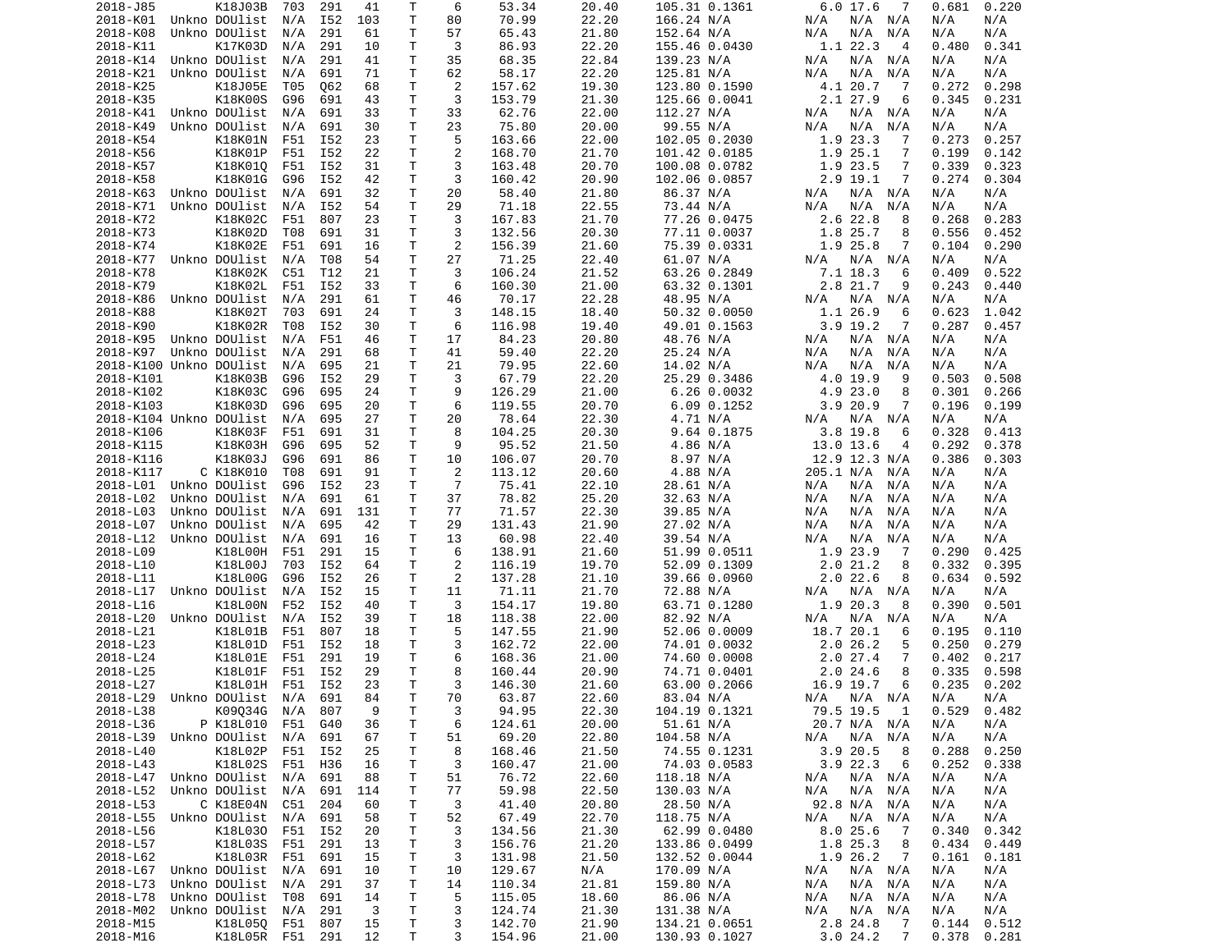| | | | | | | | | | | | | | | | | |
|---|---|---|---|---|---|---|---|---|---|---|---|---|---|---|---|---|
| 2018-J85 | | K18J03B | 703 | 291 | 41 | T | 6 | 53.34 | 20.40 | 105.31 | 0.1361 | 6.0 | 17.6 | 7 | 0.681 | 0.220 |
| 2018-K01 | Unkno | DOUlist | N/A | I52 | 103 | T | 80 | 70.99 | 22.20 | 166.24 | N/A | N/A | N/A | N/A | N/A | N/A |
| 2018-K08 | Unkno | DOUlist | N/A | 291 | 61 | T | 57 | 65.43 | 21.80 | 152.64 | N/A | N/A | N/A | N/A | N/A | N/A |
| 2018-K11 | | K17K03D | N/A | 291 | 10 | T | 3 | 86.93 | 22.20 | 155.46 | 0.0430 | 1.1 | 22.3 | 4 | 0.480 | 0.341 |
| 2018-K14 | Unkno | DOUlist | N/A | 291 | 41 | T | 35 | 68.35 | 22.84 | 139.23 | N/A | N/A | N/A | N/A | N/A | N/A |
| 2018-K21 | Unkno | DOUlist | N/A | 691 | 71 | T | 62 | 58.17 | 22.20 | 125.81 | N/A | N/A | N/A | N/A | N/A | N/A |
| 2018-K25 | | K18J05E | T05 | Q62 | 68 | T | 2 | 157.62 | 19.30 | 123.80 | 0.1590 | 4.1 | 20.7 | 7 | 0.272 | 0.298 |
| 2018-K35 | | K18K00S | G96 | 691 | 43 | T | 3 | 153.79 | 21.30 | 125.66 | 0.0041 | 2.1 | 27.9 | 6 | 0.345 | 0.231 |
| 2018-K41 | Unkno | DOUlist | N/A | 691 | 33 | T | 33 | 62.76 | 22.00 | 112.27 | N/A | N/A | N/A | N/A | N/A | N/A |
| 2018-K49 | Unkno | DOUlist | N/A | 691 | 30 | T | 23 | 75.80 | 20.00 | 99.55 | N/A | N/A | N/A | N/A | N/A | N/A |
| 2018-K54 | | K18K01N | F51 | I52 | 23 | T | 5 | 163.66 | 22.00 | 102.05 | 0.2030 | 1.9 | 23.3 | 7 | 0.273 | 0.257 |
| 2018-K56 | | K18K01P | F51 | I52 | 22 | T | 2 | 168.70 | 21.70 | 101.42 | 0.0185 | 1.9 | 25.1 | 7 | 0.199 | 0.142 |
| 2018-K57 | | K18K01Q | F51 | I52 | 31 | T | 3 | 163.48 | 20.70 | 100.08 | 0.0782 | 1.9 | 23.5 | 7 | 0.339 | 0.323 |
| 2018-K58 | | K18K01G | G96 | I52 | 42 | T | 3 | 160.42 | 20.90 | 102.06 | 0.0857 | 2.9 | 19.1 | 7 | 0.274 | 0.304 |
| 2018-K63 | Unkno | DOUlist | N/A | 691 | 32 | T | 20 | 58.40 | 21.80 | 86.37 | N/A | N/A | N/A | N/A | N/A | N/A |
| 2018-K71 | Unkno | DOUlist | N/A | I52 | 54 | T | 29 | 71.18 | 22.55 | 73.44 | N/A | N/A | N/A | N/A | N/A | N/A |
| 2018-K72 | | K18K02C | F51 | 807 | 23 | T | 3 | 167.83 | 21.70 | 77.26 | 0.0475 | 2.6 | 22.8 | 8 | 0.268 | 0.283 |
| 2018-K73 | | K18K02D | T08 | 691 | 31 | T | 3 | 132.56 | 20.30 | 77.11 | 0.0037 | 1.8 | 25.7 | 8 | 0.556 | 0.452 |
| 2018-K74 | | K18K02E | F51 | 691 | 16 | T | 2 | 156.39 | 21.60 | 75.39 | 0.0331 | 1.9 | 25.8 | 7 | 0.104 | 0.290 |
| 2018-K77 | Unkno | DOUlist | N/A | T08 | 54 | T | 27 | 71.25 | 22.40 | 61.07 | N/A | N/A | N/A | N/A | N/A | N/A |
| 2018-K78 | | K18K02K | C51 | T12 | 21 | T | 3 | 106.24 | 21.52 | 63.26 | 0.2849 | 7.1 | 18.3 | 6 | 0.409 | 0.522 |
| 2018-K79 | | K18K02L | F51 | I52 | 33 | T | 6 | 160.30 | 21.00 | 63.32 | 0.1301 | 2.8 | 21.7 | 9 | 0.243 | 0.440 |
| 2018-K86 | Unkno | DOUlist | N/A | 291 | 61 | T | 46 | 70.17 | 22.28 | 48.95 | N/A | N/A | N/A | N/A | N/A | N/A |
| 2018-K88 | | K18K02T | 703 | 691 | 24 | T | 3 | 148.15 | 18.40 | 50.32 | 0.0050 | 1.1 | 26.9 | 6 | 0.623 | 1.042 |
| 2018-K90 | | K18K02R | T08 | I52 | 30 | T | 6 | 116.98 | 19.40 | 49.01 | 0.1563 | 3.9 | 19.2 | 7 | 0.287 | 0.457 |
| 2018-K95 | Unkno | DOUlist | N/A | F51 | 46 | T | 17 | 84.23 | 20.80 | 48.76 | N/A | N/A | N/A | N/A | N/A | N/A |
| 2018-K97 | Unkno | DOUlist | N/A | 291 | 68 | T | 41 | 59.40 | 22.20 | 25.24 | N/A | N/A | N/A | N/A | N/A | N/A |
| 2018-K100 | Unkno | DOUlist | N/A | 695 | 21 | T | 21 | 79.95 | 22.60 | 14.02 | N/A | N/A | N/A | N/A | N/A | N/A |
| 2018-K101 | | K18K03B | G96 | I52 | 29 | T | 3 | 67.79 | 22.20 | 25.29 | 0.3486 | 4.0 | 19.9 | 9 | 0.503 | 0.508 |
| 2018-K102 | | K18K03C | G96 | 695 | 24 | T | 9 | 126.29 | 21.00 | 6.26 | 0.0032 | 4.9 | 23.0 | 8 | 0.301 | 0.266 |
| 2018-K103 | | K18K03D | G96 | 695 | 20 | T | 6 | 119.55 | 20.70 | 6.09 | 0.1252 | 3.9 | 20.9 | 7 | 0.196 | 0.199 |
| 2018-K104 | Unkno | DOUlist | N/A | 695 | 27 | T | 20 | 78.64 | 22.30 | 4.71 | N/A | N/A | N/A | N/A | N/A | N/A |
| 2018-K106 | | K18K03F | F51 | 691 | 31 | T | 8 | 104.25 | 20.30 | 9.64 | 0.1875 | 3.8 | 19.8 | 6 | 0.328 | 0.413 |
| 2018-K115 | | K18K03H | G96 | 695 | 52 | T | 9 | 95.52 | 21.50 | 4.86 | N/A | 13.0 | 13.6 | 4 | 0.292 | 0.378 |
| 2018-K116 | | K18K03J | G96 | 691 | 86 | T | 10 | 106.07 | 20.70 | 8.97 | N/A | 12.9 | 12.3 | N/A | 0.386 | 0.303 |
| 2018-K117 | C | K18K010 | T08 | 691 | 91 | T | 2 | 113.12 | 20.60 | 4.88 | N/A | 205.1 | N/A | N/A | N/A | N/A |
| 2018-L01 | Unkno | DOUlist | G96 | I52 | 23 | T | 7 | 75.41 | 22.10 | 28.61 | N/A | N/A | N/A | N/A | N/A | N/A |
| 2018-L02 | Unkno | DOUlist | N/A | 691 | 61 | T | 37 | 78.82 | 25.20 | 32.63 | N/A | N/A | N/A | N/A | N/A | N/A |
| 2018-L03 | Unkno | DOUlist | N/A | 691 | 131 | T | 77 | 71.57 | 22.30 | 39.85 | N/A | N/A | N/A | N/A | N/A | N/A |
| 2018-L07 | Unkno | DOUlist | N/A | 695 | 42 | T | 29 | 131.43 | 21.90 | 27.02 | N/A | N/A | N/A | N/A | N/A | N/A |
| 2018-L12 | Unkno | DOUlist | N/A | 691 | 16 | T | 13 | 60.98 | 22.40 | 39.54 | N/A | N/A | N/A | N/A | N/A | N/A |
| 2018-L09 | | K18L00H | F51 | 291 | 15 | T | 6 | 138.91 | 21.60 | 51.99 | 0.0511 | 1.9 | 23.9 | 7 | 0.290 | 0.425 |
| 2018-L10 | | K18L00J | 703 | I52 | 64 | T | 2 | 116.19 | 19.70 | 52.09 | 0.1309 | 2.0 | 21.2 | 8 | 0.332 | 0.395 |
| 2018-L11 | | K18L00G | G96 | I52 | 26 | T | 2 | 137.28 | 21.10 | 39.66 | 0.0960 | 2.0 | 22.6 | 8 | 0.634 | 0.592 |
| 2018-L17 | Unkno | DOUlist | N/A | I52 | 15 | T | 11 | 71.11 | 21.70 | 72.88 | N/A | N/A | N/A | N/A | N/A | N/A |
| 2018-L16 | | K18L00N | F52 | I52 | 40 | T | 3 | 154.17 | 19.80 | 63.71 | 0.1280 | 1.9 | 20.3 | 8 | 0.390 | 0.501 |
| 2018-L20 | Unkno | DOUlist | N/A | I52 | 39 | T | 18 | 118.38 | 22.00 | 82.92 | N/A | N/A | N/A | N/A | N/A | N/A |
| 2018-L21 | | K18L01B | F51 | 807 | 18 | T | 5 | 147.55 | 21.90 | 52.06 | 0.0009 | 18.7 | 20.1 | 6 | 0.195 | 0.110 |
| 2018-L23 | | K18L01D | F51 | I52 | 18 | T | 3 | 162.72 | 22.00 | 74.01 | 0.0032 | 2.0 | 26.2 | 5 | 0.250 | 0.279 |
| 2018-L24 | | K18L01E | F51 | 291 | 19 | T | 6 | 168.36 | 21.00 | 74.60 | 0.0008 | 2.0 | 27.4 | 7 | 0.402 | 0.217 |
| 2018-L25 | | K18L01F | F51 | I52 | 29 | T | 8 | 160.44 | 20.90 | 74.71 | 0.0401 | 2.0 | 24.6 | 8 | 0.335 | 0.598 |
| 2018-L27 | | K18L01H | F51 | I52 | 23 | T | 3 | 146.30 | 21.60 | 63.00 | 0.2066 | 16.9 | 19.7 | 6 | 0.235 | 0.202 |
| 2018-L29 | Unkno | DOUlist | N/A | 691 | 84 | T | 70 | 63.87 | 22.60 | 83.04 | N/A | N/A | N/A | N/A | N/A | N/A |
| 2018-L38 | | K09Q34G | N/A | 807 | 9 | T | 3 | 94.95 | 22.30 | 104.19 | 0.1321 | 79.5 | 19.5 | 1 | 0.529 | 0.482 |
| 2018-L36 | P | K18L010 | F51 | G40 | 36 | T | 6 | 124.61 | 20.00 | 51.61 | N/A | 20.7 | N/A | N/A | N/A | N/A |
| 2018-L39 | Unkno | DOUlist | N/A | 691 | 67 | T | 51 | 69.20 | 22.80 | 104.58 | N/A | N/A | N/A | N/A | N/A | N/A |
| 2018-L40 | | K18L02P | F51 | I52 | 25 | T | 8 | 168.46 | 21.50 | 74.55 | 0.1231 | 3.9 | 20.5 | 8 | 0.288 | 0.250 |
| 2018-L43 | | K18L02S | F51 | H36 | 16 | T | 3 | 160.47 | 21.00 | 74.03 | 0.0583 | 3.9 | 22.3 | 6 | 0.252 | 0.338 |
| 2018-L47 | Unkno | DOUlist | N/A | 691 | 88 | T | 51 | 76.72 | 22.60 | 118.18 | N/A | N/A | N/A | N/A | N/A | N/A |
| 2018-L52 | Unkno | DOUlist | N/A | 691 | 114 | T | 77 | 59.98 | 22.50 | 130.03 | N/A | N/A | N/A | N/A | N/A | N/A |
| 2018-L53 | C | K18E04N | C51 | 204 | 60 | T | 3 | 41.40 | 20.80 | 28.50 | N/A | 92.8 | N/A | N/A | N/A | N/A |
| 2018-L55 | Unkno | DOUlist | N/A | 691 | 58 | T | 52 | 67.49 | 22.70 | 118.75 | N/A | N/A | N/A | N/A | N/A | N/A |
| 2018-L56 | | K18L03O | F51 | I52 | 20 | T | 3 | 134.56 | 21.30 | 62.99 | 0.0480 | 8.0 | 25.6 | 7 | 0.340 | 0.342 |
| 2018-L57 | | K18L03S | F51 | 291 | 13 | T | 3 | 156.76 | 21.20 | 133.86 | 0.0499 | 1.8 | 25.3 | 8 | 0.434 | 0.449 |
| 2018-L62 | | K18L03R | F51 | 691 | 15 | T | 3 | 131.98 | 21.50 | 132.52 | 0.0044 | 1.9 | 26.2 | 7 | 0.161 | 0.181 |
| 2018-L67 | Unkno | DOUlist | N/A | 691 | 10 | T | 10 | 129.67 | N/A | 170.09 | N/A | N/A | N/A | N/A | N/A | N/A |
| 2018-L73 | Unkno | DOUlist | N/A | 291 | 37 | T | 14 | 110.34 | 21.81 | 159.80 | N/A | N/A | N/A | N/A | N/A | N/A |
| 2018-L78 | Unkno | DOUlist | T08 | 691 | 14 | T | 5 | 115.05 | 18.60 | 86.06 | N/A | N/A | N/A | N/A | N/A | N/A |
| 2018-M02 | Unkno | DOUlist | N/A | 291 | 3 | T | 3 | 124.74 | 21.30 | 131.38 | N/A | N/A | N/A | N/A | N/A | N/A |
| 2018-M15 | | K18L05Q | F51 | 807 | 15 | T | 3 | 142.70 | 21.90 | 134.21 | 0.0651 | 2.8 | 24.8 | 7 | 0.144 | 0.512 |
| 2018-M16 | | K18L05R | F51 | 291 | 12 | T | 3 | 154.96 | 21.00 | 130.93 | 0.1027 | 3.0 | 24.2 | 7 | 0.378 | 0.281 |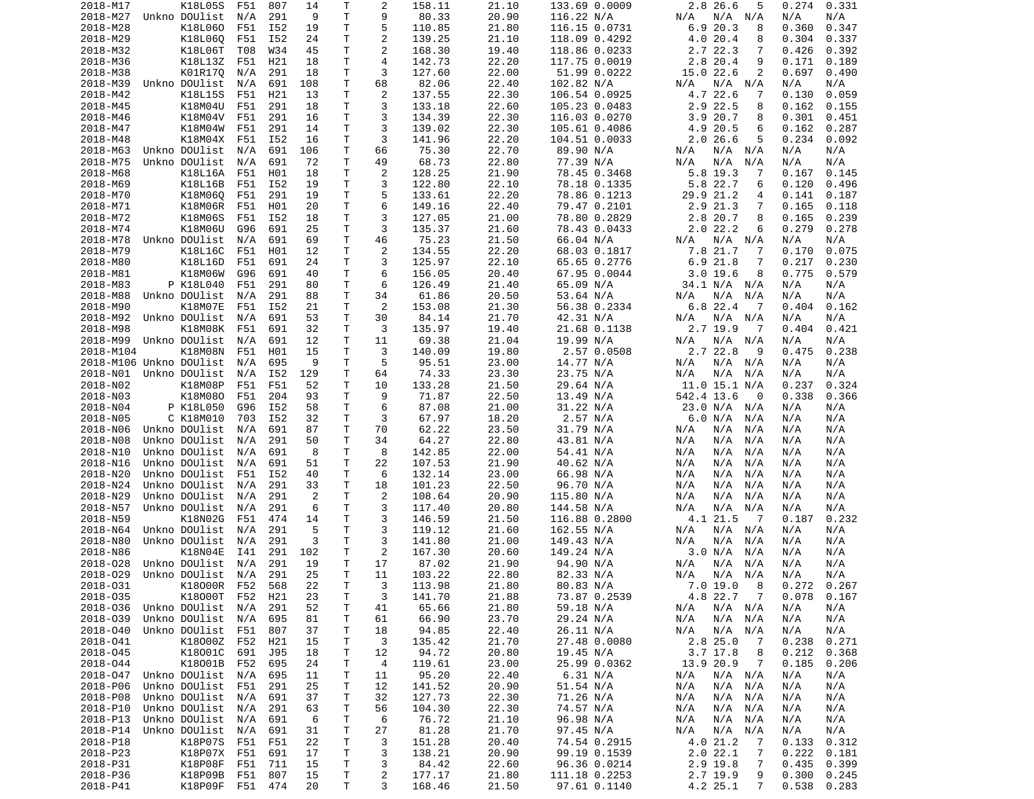| | | | | | | | | | | | | | | | | |
|---|---|---|---|---|---|---|---|---|---|---|---|---|---|---|---|---|
| 2018-M17 | | K18L05S | F51 | 807 | 14 | T | 2 | 158.11 | 21.10 | 133.69 | 0.0009 | 2.8 | 26.6 | 5 | 0.274 | 0.331 |
| 2018-M27 | Unkno | DOUlist | N/A | 291 | 9 | T | 9 | 80.33 | 20.90 | 116.22 | N/A | N/A | N/A | N/A | N/A | N/A |
| 2018-M28 | | K18L06O | F51 | I52 | 19 | T | 5 | 110.85 | 21.80 | 116.15 | 0.0731 | 6.9 | 20.3 | 8 | 0.360 | 0.347 |
| 2018-M29 | | K18L06Q | F51 | I52 | 24 | T | 2 | 139.25 | 21.10 | 118.09 | 0.4292 | 4.0 | 20.4 | 8 | 0.304 | 0.337 |
| 2018-M32 | | K18L06T | T08 | W34 | 45 | T | 2 | 168.30 | 19.40 | 118.86 | 0.0233 | 2.7 | 22.3 | 7 | 0.426 | 0.392 |
| 2018-M36 | | K18L13Z | F51 | H21 | 18 | T | 4 | 142.73 | 22.20 | 117.75 | 0.0019 | 2.8 | 20.4 | 9 | 0.171 | 0.189 |
| 2018-M38 | | K01R17Q | N/A | 291 | 18 | T | 3 | 127.60 | 22.00 | 51.99 | 0.0222 | 15.0 | 22.6 | 2 | 0.697 | 0.490 |
| 2018-M39 | Unkno | DOUlist | N/A | 691 | 108 | T | 68 | 82.06 | 22.40 | 102.82 | N/A | N/A | N/A | N/A | N/A | N/A |
| 2018-M42 | | K18L15S | F51 | H21 | 13 | T | 2 | 137.55 | 22.30 | 106.54 | 0.0925 | 4.7 | 22.6 | 7 | 0.130 | 0.059 |
| 2018-M45 | | K18M04U | F51 | 291 | 18 | T | 3 | 133.18 | 22.60 | 105.23 | 0.0483 | 2.9 | 22.5 | 8 | 0.162 | 0.155 |
| 2018-M46 | | K18M04V | F51 | 291 | 16 | T | 3 | 134.39 | 22.30 | 116.03 | 0.0270 | 3.9 | 20.7 | 8 | 0.301 | 0.451 |
| 2018-M47 | | K18M04W | F51 | 291 | 14 | T | 3 | 139.02 | 22.30 | 105.61 | 0.4086 | 4.9 | 20.5 | 6 | 0.162 | 0.287 |
| 2018-M48 | | K18M04X | F51 | I52 | 16 | T | 3 | 141.96 | 22.20 | 104.51 | 0.0033 | 2.0 | 26.6 | 5 | 0.234 | 0.092 |
| 2018-M63 | Unkno | DOUlist | N/A | 691 | 106 | T | 66 | 75.30 | 22.70 | 89.90 | N/A | N/A | N/A | N/A | N/A | N/A |
| 2018-M75 | Unkno | DOUlist | N/A | 691 | 72 | T | 49 | 68.73 | 22.80 | 77.39 | N/A | N/A | N/A | N/A | N/A | N/A |
| 2018-M68 | | K18L16A | F51 | H01 | 18 | T | 2 | 128.25 | 21.90 | 78.45 | 0.3468 | 5.8 | 19.3 | 7 | 0.167 | 0.145 |
| 2018-M69 | | K18L16B | F51 | I52 | 19 | T | 3 | 122.80 | 22.10 | 78.18 | 0.1335 | 5.8 | 22.7 | 6 | 0.120 | 0.496 |
| 2018-M70 | | K18M06Q | F51 | 291 | 19 | T | 5 | 133.61 | 22.20 | 78.86 | 0.1213 | 29.9 | 21.2 | 4 | 0.141 | 0.187 |
| 2018-M71 | | K18M06R | F51 | H01 | 20 | T | 6 | 149.16 | 22.40 | 79.47 | 0.2101 | 2.9 | 21.3 | 7 | 0.165 | 0.118 |
| 2018-M72 | | K18M06S | F51 | I52 | 18 | T | 3 | 127.05 | 21.00 | 78.80 | 0.2829 | 2.8 | 20.7 | 8 | 0.165 | 0.239 |
| 2018-M74 | | K18M06U | G96 | 691 | 25 | T | 3 | 135.37 | 21.60 | 78.43 | 0.0433 | 2.0 | 22.2 | 6 | 0.279 | 0.278 |
| 2018-M78 | Unkno | DOUlist | N/A | 691 | 69 | T | 46 | 75.23 | 21.50 | 66.04 | N/A | N/A | N/A | N/A | N/A | N/A |
| 2018-M79 | | K18L16C | F51 | H01 | 12 | T | 2 | 134.55 | 22.20 | 68.03 | 0.1817 | 7.8 | 21.7 | 7 | 0.170 | 0.075 |
| 2018-M80 | | K18L16D | F51 | 691 | 24 | T | 3 | 125.97 | 22.10 | 65.65 | 0.2776 | 6.9 | 21.8 | 7 | 0.217 | 0.230 |
| 2018-M81 | | K18M06W | G96 | 691 | 40 | T | 6 | 156.05 | 20.40 | 67.95 | 0.0044 | 3.0 | 19.6 | 8 | 0.775 | 0.579 |
| 2018-M83 | P | K18L040 | F51 | 291 | 80 | T | 6 | 126.49 | 21.40 | 65.09 | N/A | 34.1 | N/A | N/A | N/A | N/A |
| 2018-M88 | Unkno | DOUlist | N/A | 291 | 88 | T | 34 | 61.86 | 20.50 | 53.64 | N/A | N/A | N/A | N/A | N/A | N/A |
| 2018-M90 | | K18M07E | F51 | I52 | 21 | T | 2 | 153.08 | 21.30 | 56.38 | 0.2334 | 6.8 | 22.4 | 7 | 0.404 | 0.162 |
| 2018-M92 | Unkno | DOUlist | N/A | 691 | 53 | T | 30 | 84.14 | 21.70 | 42.31 | N/A | N/A | N/A | N/A | N/A | N/A |
| 2018-M98 | | K18M08K | F51 | 691 | 32 | T | 3 | 135.97 | 19.40 | 21.68 | 0.1138 | 2.7 | 19.9 | 7 | 0.404 | 0.421 |
| 2018-M99 | Unkno | DOUlist | N/A | 691 | 12 | T | 11 | 69.38 | 21.04 | 19.99 | N/A | N/A | N/A | N/A | N/A | N/A |
| 2018-M104 | | K18M08N | F51 | H01 | 15 | T | 3 | 140.09 | 19.80 | 2.57 | 0.0508 | 2.7 | 22.8 | 9 | 0.475 | 0.238 |
| 2018-M106 | Unkno | DOUlist | N/A | 695 | 9 | T | 5 | 95.51 | 23.00 | 14.77 | N/A | N/A | N/A | N/A | N/A | N/A |
| 2018-N01 | Unkno | DOUlist | N/A | I52 | 129 | T | 64 | 74.33 | 23.30 | 23.75 | N/A | N/A | N/A | N/A | N/A | N/A |
| 2018-N02 | | K18M08P | F51 | F51 | 52 | T | 10 | 133.28 | 21.50 | 29.64 | N/A | 11.0 | 15.1 | N/A | 0.237 | 0.324 |
| 2018-N03 | | K18M08O | F51 | 204 | 93 | T | 9 | 71.87 | 22.50 | 13.49 | N/A | 542.4 | 13.6 | 0 | 0.338 | 0.366 |
| 2018-N04 | P | K18L050 | G96 | I52 | 58 | T | 6 | 87.08 | 21.00 | 31.22 | N/A | 23.0 | N/A | N/A | N/A | N/A |
| 2018-N05 | C | K18M010 | 703 | I52 | 32 | T | 3 | 67.97 | 18.20 | 2.57 | N/A | 6.0 | N/A | N/A | N/A | N/A |
| 2018-N06 | Unkno | DOUlist | N/A | 691 | 87 | T | 70 | 62.22 | 23.50 | 31.79 | N/A | N/A | N/A | N/A | N/A | N/A |
| 2018-N08 | Unkno | DOUlist | N/A | 291 | 50 | T | 34 | 64.27 | 22.80 | 43.81 | N/A | N/A | N/A | N/A | N/A | N/A |
| 2018-N10 | Unkno | DOUlist | N/A | 691 | 8 | T | 8 | 142.85 | 22.00 | 54.41 | N/A | N/A | N/A | N/A | N/A | N/A |
| 2018-N16 | Unkno | DOUlist | N/A | 691 | 51 | T | 22 | 107.53 | 21.90 | 40.62 | N/A | N/A | N/A | N/A | N/A | N/A |
| 2018-N20 | Unkno | DOUlist | F51 | I52 | 40 | T | 6 | 132.14 | 23.00 | 66.98 | N/A | N/A | N/A | N/A | N/A | N/A |
| 2018-N24 | Unkno | DOUlist | N/A | 291 | 33 | T | 18 | 101.23 | 22.50 | 96.70 | N/A | N/A | N/A | N/A | N/A | N/A |
| 2018-N29 | Unkno | DOUlist | N/A | 291 | 2 | T | 2 | 108.64 | 20.90 | 115.80 | N/A | N/A | N/A | N/A | N/A | N/A |
| 2018-N57 | Unkno | DOUlist | N/A | 291 | 6 | T | 3 | 117.40 | 20.80 | 144.58 | N/A | N/A | N/A | N/A | N/A | N/A |
| 2018-N59 | | K18N02G | F51 | 474 | 14 | T | 3 | 146.59 | 21.50 | 116.88 | 0.2800 | 4.1 | 21.5 | 7 | 0.187 | 0.232 |
| 2018-N64 | Unkno | DOUlist | N/A | 291 | 5 | T | 3 | 119.12 | 21.60 | 162.55 | N/A | N/A | N/A | N/A | N/A | N/A |
| 2018-N80 | Unkno | DOUlist | N/A | 291 | 3 | T | 3 | 141.80 | 21.00 | 149.43 | N/A | N/A | N/A | N/A | N/A | N/A |
| 2018-N86 | | K18N04E | I41 | 291 | 102 | T | 2 | 167.30 | 20.60 | 149.24 | N/A | 3.0 | N/A | N/A | N/A | N/A |
| 2018-O28 | Unkno | DOUlist | N/A | 291 | 19 | T | 17 | 87.02 | 21.90 | 94.90 | N/A | N/A | N/A | N/A | N/A | N/A |
| 2018-O29 | Unkno | DOUlist | N/A | 291 | 25 | T | 11 | 103.22 | 22.80 | 82.33 | N/A | N/A | N/A | N/A | N/A | N/A |
| 2018-O31 | | K18O00R | F52 | 568 | 22 | T | 3 | 113.98 | 21.80 | 80.83 | N/A | 7.0 | 19.0 | 8 | 0.272 | 0.267 |
| 2018-O35 | | K18O00T | F52 | H21 | 23 | T | 3 | 141.70 | 21.88 | 73.87 | 0.2539 | 4.8 | 22.7 | 7 | 0.078 | 0.167 |
| 2018-O36 | Unkno | DOUlist | N/A | 291 | 52 | T | 41 | 65.66 | 21.80 | 59.18 | N/A | N/A | N/A | N/A | N/A | N/A |
| 2018-O39 | Unkno | DOUlist | N/A | 695 | 81 | T | 61 | 66.90 | 23.70 | 29.24 | N/A | N/A | N/A | N/A | N/A | N/A |
| 2018-O40 | Unkno | DOUlist | F51 | 807 | 37 | T | 18 | 94.85 | 22.40 | 26.11 | N/A | N/A | N/A | N/A | N/A | N/A |
| 2018-O41 | | K18O00Z | F52 | H21 | 15 | T | 3 | 135.42 | 21.70 | 27.48 | 0.0080 | 2.8 | 25.0 | 7 | 0.238 | 0.271 |
| 2018-O45 | | K18O01C | 691 | J95 | 18 | T | 12 | 94.72 | 20.80 | 19.45 | N/A | 3.7 | 17.8 | 8 | 0.212 | 0.368 |
| 2018-O44 | | K18O01B | F52 | 695 | 24 | T | 4 | 119.61 | 23.00 | 25.99 | 0.0362 | 13.9 | 20.9 | 7 | 0.185 | 0.206 |
| 2018-O47 | Unkno | DOUlist | N/A | 695 | 11 | T | 11 | 95.20 | 22.40 | 6.31 | N/A | N/A | N/A | N/A | N/A | N/A |
| 2018-P06 | Unkno | DOUlist | F51 | 291 | 25 | T | 12 | 141.52 | 20.90 | 51.54 | N/A | N/A | N/A | N/A | N/A | N/A |
| 2018-P08 | Unkno | DOUlist | N/A | 691 | 37 | T | 32 | 127.73 | 22.30 | 71.26 | N/A | N/A | N/A | N/A | N/A | N/A |
| 2018-P10 | Unkno | DOUlist | N/A | 291 | 63 | T | 56 | 104.30 | 22.30 | 74.57 | N/A | N/A | N/A | N/A | N/A | N/A |
| 2018-P13 | Unkno | DOUlist | N/A | 691 | 6 | T | 6 | 76.72 | 21.10 | 96.98 | N/A | N/A | N/A | N/A | N/A | N/A |
| 2018-P14 | Unkno | DOUlist | N/A | 691 | 31 | T | 27 | 81.28 | 21.70 | 97.45 | N/A | N/A | N/A | N/A | N/A | N/A |
| 2018-P18 | | K18P07S | F51 | F51 | 22 | T | 3 | 151.28 | 20.40 | 74.54 | 0.2915 | 4.0 | 21.2 | 7 | 0.133 | 0.312 |
| 2018-P23 | | K18P07X | F51 | 691 | 17 | T | 3 | 138.21 | 20.90 | 99.19 | 0.1539 | 2.0 | 22.1 | 7 | 0.222 | 0.181 |
| 2018-P31 | | K18P08F | F51 | 711 | 15 | T | 3 | 84.42 | 22.60 | 96.36 | 0.0214 | 2.9 | 19.8 | 7 | 0.435 | 0.399 |
| 2018-P36 | | K18P09B | F51 | 807 | 15 | T | 2 | 177.17 | 21.80 | 111.18 | 0.2253 | 2.7 | 19.9 | 9 | 0.300 | 0.245 |
| 2018-P41 | | K18P09F | F51 | 474 | 20 | T | 3 | 168.46 | 21.50 | 97.61 | 0.1140 | 4.2 | 25.1 | 7 | 0.538 | 0.283 |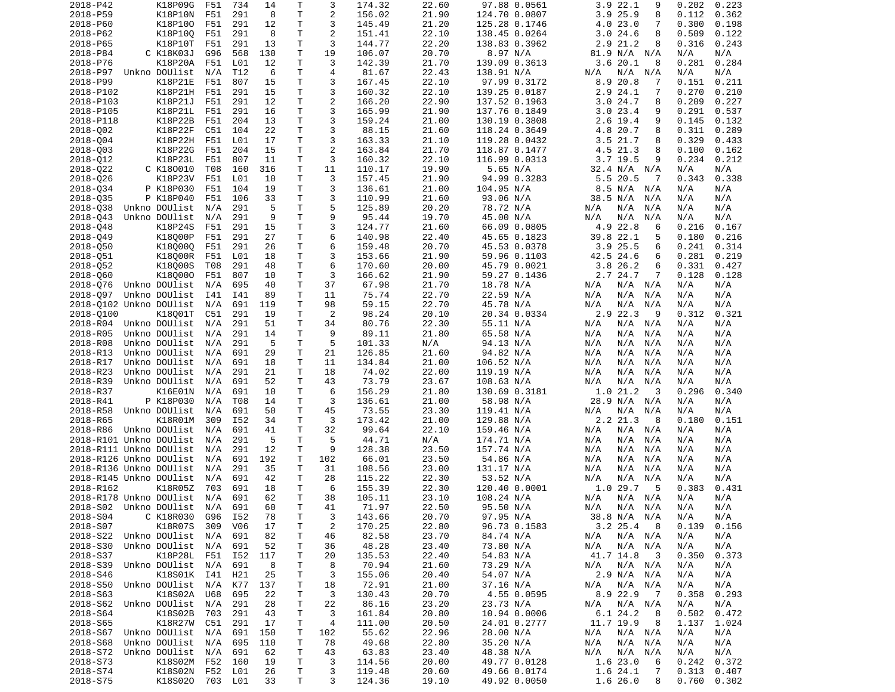| | | | | | | | | | | | | | | | |
|---|---|---|---|---|---|---|---|---|---|---|---|---|---|---|---|
| 2018-P42 | | K18P09G | F51 | 734 | 14 | T | 3 | 174.32 | 22.60 | 97.88 | 0.0561 | 3.9 | 22.1 | 9 | 0.202 | 0.223 |
| 2018-P59 | | K18P10N | F51 | 291 | 8 | T | 2 | 156.02 | 21.90 | 124.70 | 0.0807 | 3.9 | 25.9 | 8 | 0.112 | 0.362 |
| 2018-P60 | | K18P10O | F51 | 291 | 12 | T | 3 | 145.49 | 21.20 | 125.28 | 0.1746 | 4.0 | 23.0 | 7 | 0.300 | 0.198 |
| 2018-P62 | | K18P10Q | F51 | 291 | 8 | T | 2 | 151.41 | 22.10 | 138.45 | 0.0264 | 3.0 | 24.6 | 8 | 0.509 | 0.122 |
| 2018-P65 | | K18P10T | F51 | 291 | 13 | T | 3 | 144.77 | 22.20 | 138.83 | 0.3962 | 2.9 | 21.2 | 8 | 0.316 | 0.243 |
| 2018-P84 | C | K18K03J | G96 | 568 | 130 | T | 19 | 106.07 | 20.70 | 8.97 | N/A | 81.9 | N/A | N/A | N/A | N/A |
| 2018-P76 | | K18P20A | F51 | L01 | 12 | T | 3 | 142.39 | 21.70 | 139.09 | 0.3613 | 3.6 | 20.1 | 8 | 0.281 | 0.284 |
| 2018-P97 | Unkno | DOUlist | N/A | T12 | 6 | T | 4 | 81.67 | 22.43 | 138.91 | N/A | N/A | N/A | N/A | N/A | N/A |
| 2018-P99 | | K18P21E | F51 | 807 | 15 | T | 3 | 167.45 | 22.10 | 97.99 | 0.3172 | 8.9 | 20.8 | 7 | 0.151 | 0.211 |
| 2018-P102 | | K18P21H | F51 | 291 | 15 | T | 3 | 160.32 | 22.10 | 139.25 | 0.0187 | 2.9 | 24.1 | 7 | 0.270 | 0.210 |
| 2018-P103 | | K18P21J | F51 | 291 | 12 | T | 2 | 166.20 | 22.90 | 137.52 | 0.1963 | 3.0 | 24.7 | 8 | 0.209 | 0.227 |
| 2018-P105 | | K18P21L | F51 | 291 | 16 | T | 3 | 165.99 | 21.90 | 137.76 | 0.1849 | 3.0 | 23.4 | 9 | 0.291 | 0.537 |
| 2018-P118 | | K18P22B | F51 | 204 | 13 | T | 3 | 159.24 | 21.00 | 130.19 | 0.3808 | 2.6 | 19.4 | 9 | 0.145 | 0.132 |
| 2018-Q02 | | K18P22F | C51 | 104 | 22 | T | 3 | 88.15 | 21.60 | 118.24 | 0.3649 | 4.8 | 20.7 | 8 | 0.311 | 0.289 |
| 2018-Q04 | | K18P22H | F51 | L01 | 17 | T | 3 | 163.33 | 21.10 | 119.28 | 0.0432 | 3.5 | 21.7 | 8 | 0.329 | 0.433 |
| 2018-Q03 | | K18P22G | F51 | 204 | 15 | T | 2 | 163.84 | 21.70 | 118.87 | 0.1477 | 4.5 | 21.3 | 8 | 0.100 | 0.162 |
| 2018-Q12 | | K18P23L | F51 | 807 | 11 | T | 3 | 160.32 | 22.10 | 116.99 | 0.0313 | 3.7 | 19.5 | 9 | 0.234 | 0.212 |
| 2018-Q22 | C | K18O010 | T08 | 160 | 316 | T | 11 | 110.17 | 19.90 | 5.65 | N/A | 32.4 | N/A | N/A | N/A | N/A |
| 2018-Q26 | | K18P23V | F51 | L01 | 10 | T | 3 | 157.45 | 21.90 | 94.99 | 0.3283 | 5.5 | 20.5 | 7 | 0.343 | 0.338 |
| 2018-Q34 | P | K18P030 | F51 | 104 | 19 | T | 3 | 136.61 | 21.00 | 104.95 | N/A | 8.5 | N/A | N/A | N/A | N/A |
| 2018-Q35 | P | K18P040 | F51 | 106 | 33 | T | 3 | 110.99 | 21.60 | 93.06 | N/A | 38.5 | N/A | N/A | N/A | N/A |
| 2018-Q38 | Unkno | DOUlist | N/A | 291 | 5 | T | 5 | 125.89 | 20.20 | 78.72 | N/A | N/A | N/A | N/A | N/A | N/A |
| 2018-Q43 | Unkno | DOUlist | N/A | 291 | 9 | T | 9 | 95.44 | 19.70 | 45.00 | N/A | N/A | N/A | N/A | N/A | N/A |
| 2018-Q48 | | K18P24S | F51 | 291 | 15 | T | 3 | 124.77 | 21.60 | 66.09 | 0.0805 | 4.9 | 22.8 | 6 | 0.216 | 0.167 |
| 2018-Q49 | | K18Q00P | F51 | 291 | 27 | T | 6 | 140.98 | 22.40 | 45.65 | 0.1823 | 39.8 | 22.1 | 5 | 0.180 | 0.216 |
| 2018-Q50 | | K18Q00Q | F51 | 291 | 26 | T | 6 | 159.48 | 20.70 | 45.53 | 0.0378 | 3.9 | 25.5 | 6 | 0.241 | 0.314 |
| 2018-Q51 | | K18Q00R | F51 | L01 | 18 | T | 3 | 153.66 | 21.90 | 59.96 | 0.1103 | 42.5 | 24.6 | 6 | 0.281 | 0.219 |
| 2018-Q52 | | K18Q00S | T08 | 291 | 48 | T | 6 | 170.60 | 20.00 | 45.79 | 0.0021 | 3.8 | 26.2 | 6 | 0.331 | 0.427 |
| 2018-Q60 | | K18Q00O | F51 | 807 | 10 | T | 3 | 166.62 | 21.90 | 59.27 | 0.1436 | 2.7 | 24.7 | 7 | 0.128 | 0.128 |
| 2018-Q76 | Unkno | DOUlist | N/A | 695 | 40 | T | 37 | 67.98 | 21.70 | 18.78 | N/A | N/A | N/A | N/A | N/A | N/A |
| 2018-Q97 | Unkno | DOUlist | I41 | I41 | 89 | T | 11 | 75.74 | 22.70 | 22.59 | N/A | N/A | N/A | N/A | N/A | N/A |
| 2018-Q102 | Unkno | DOUlist | N/A | 691 | 119 | T | 98 | 59.15 | 22.70 | 45.78 | N/A | N/A | N/A | N/A | N/A | N/A |
| 2018-Q100 | | K18Q01T | C51 | 291 | 19 | T | 2 | 98.24 | 20.10 | 20.34 | 0.0334 | 2.9 | 22.3 | 9 | 0.312 | 0.321 |
| 2018-R04 | Unkno | DOUlist | N/A | 291 | 51 | T | 34 | 80.76 | 22.30 | 55.11 | N/A | N/A | N/A | N/A | N/A | N/A |
| 2018-R05 | Unkno | DOUlist | N/A | 291 | 14 | T | 9 | 89.11 | 21.80 | 65.58 | N/A | N/A | N/A | N/A | N/A | N/A |
| 2018-R08 | Unkno | DOUlist | N/A | 291 | 5 | T | 5 | 101.33 | N/A | 94.13 | N/A | N/A | N/A | N/A | N/A | N/A |
| 2018-R13 | Unkno | DOUlist | N/A | 691 | 29 | T | 21 | 126.85 | 21.60 | 94.82 | N/A | N/A | N/A | N/A | N/A | N/A |
| 2018-R17 | Unkno | DOUlist | N/A | 691 | 18 | T | 11 | 134.84 | 21.00 | 106.52 | N/A | N/A | N/A | N/A | N/A | N/A |
| 2018-R23 | Unkno | DOUlist | N/A | 291 | 21 | T | 18 | 74.02 | 22.00 | 119.19 | N/A | N/A | N/A | N/A | N/A | N/A |
| 2018-R39 | Unkno | DOUlist | N/A | 691 | 52 | T | 43 | 73.79 | 23.67 | 108.63 | N/A | N/A | N/A | N/A | N/A | N/A |
| 2018-R37 | | K16E01N | N/A | 691 | 10 | T | 6 | 156.29 | 21.80 | 130.69 | 0.3181 | 1.0 | 21.2 | 3 | 0.296 | 0.340 |
| 2018-R41 | P | K18P030 | N/A | T08 | 14 | T | 3 | 136.61 | 21.00 | 58.98 | N/A | 28.9 | N/A | N/A | N/A | N/A |
| 2018-R58 | Unkno | DOUlist | N/A | 691 | 50 | T | 45 | 73.55 | 23.30 | 119.41 | N/A | N/A | N/A | N/A | N/A | N/A |
| 2018-R65 | | K18R01M | 309 | I52 | 34 | T | 3 | 173.42 | 21.00 | 129.88 | N/A | 2.2 | 21.3 | 8 | 0.180 | 0.151 |
| 2018-R86 | Unkno | DOUlist | N/A | 691 | 41 | T | 32 | 99.64 | 22.10 | 159.46 | N/A | N/A | N/A | N/A | N/A | N/A |
| 2018-R101 | Unkno | DOUlist | N/A | 291 | 5 | T | 5 | 44.71 | N/A | 174.71 | N/A | N/A | N/A | N/A | N/A | N/A |
| 2018-R111 | Unkno | DOUlist | N/A | 291 | 12 | T | 9 | 128.38 | 23.50 | 157.74 | N/A | N/A | N/A | N/A | N/A | N/A |
| 2018-R126 | Unkno | DOUlist | N/A | 691 | 192 | T | 102 | 66.01 | 23.50 | 54.86 | N/A | N/A | N/A | N/A | N/A | N/A |
| 2018-R136 | Unkno | DOUlist | N/A | 291 | 35 | T | 31 | 108.56 | 23.00 | 131.17 | N/A | N/A | N/A | N/A | N/A | N/A |
| 2018-R145 | Unkno | DOUlist | N/A | 691 | 42 | T | 28 | 115.22 | 22.30 | 53.52 | N/A | N/A | N/A | N/A | N/A | N/A |
| 2018-R162 | | K18R05Z | 703 | 691 | 18 | T | 6 | 155.39 | 22.30 | 120.40 | 0.0001 | 1.0 | 29.7 | 5 | 0.383 | 0.431 |
| 2018-R178 | Unkno | DOUlist | N/A | 691 | 62 | T | 38 | 105.11 | 23.10 | 108.24 | N/A | N/A | N/A | N/A | N/A | N/A |
| 2018-S02 | Unkno | DOUlist | N/A | 691 | 60 | T | 41 | 71.97 | 22.50 | 95.50 | N/A | N/A | N/A | N/A | N/A | N/A |
| 2018-S04 | C | K18R030 | G96 | I52 | 78 | T | 3 | 143.66 | 20.70 | 97.95 | N/A | 38.8 | N/A | N/A | N/A | N/A |
| 2018-S07 | | K18R07S | 309 | V06 | 17 | T | 2 | 170.25 | 22.80 | 96.73 | 0.1583 | 3.2 | 25.4 | 8 | 0.139 | 0.156 |
| 2018-S22 | Unkno | DOUlist | N/A | 691 | 82 | T | 46 | 82.58 | 23.70 | 84.74 | N/A | N/A | N/A | N/A | N/A | N/A |
| 2018-S30 | Unkno | DOUlist | N/A | 691 | 52 | T | 36 | 48.28 | 23.40 | 73.80 | N/A | N/A | N/A | N/A | N/A | N/A |
| 2018-S37 | | K18P28L | F51 | I52 | 117 | T | 20 | 135.53 | 22.40 | 54.83 | N/A | 41.7 | 14.8 | 3 | 0.350 | 0.373 |
| 2018-S39 | Unkno | DOUlist | N/A | 691 | 8 | T | 8 | 70.94 | 21.60 | 73.29 | N/A | N/A | N/A | N/A | N/A | N/A |
| 2018-S46 | | K18S01K | I41 | H21 | 25 | T | 3 | 155.06 | 20.40 | 54.07 | N/A | 2.9 | N/A | N/A | N/A | N/A |
| 2018-S50 | Unkno | DOUlist | N/A | K77 | 137 | T | 18 | 72.91 | 21.00 | 37.16 | N/A | N/A | N/A | N/A | N/A | N/A |
| 2018-S63 | | K18S02A | U68 | 695 | 22 | T | 3 | 130.43 | 20.70 | 4.55 | 0.0595 | 8.9 | 22.9 | 7 | 0.358 | 0.293 |
| 2018-S62 | Unkno | DOUlist | N/A | 291 | 28 | T | 22 | 86.16 | 23.20 | 23.73 | N/A | N/A | N/A | N/A | N/A | N/A |
| 2018-S64 | | K18S02B | 703 | 291 | 43 | T | 3 | 161.84 | 20.80 | 10.94 | 0.0006 | 6.1 | 24.2 | 8 | 0.502 | 0.472 |
| 2018-S65 | | K18R27W | C51 | 291 | 17 | T | 4 | 111.00 | 20.50 | 24.01 | 0.2777 | 11.7 | 19.9 | 8 | 1.137 | 1.024 |
| 2018-S67 | Unkno | DOUlist | N/A | 691 | 150 | T | 102 | 55.62 | 22.96 | 28.00 | N/A | N/A | N/A | N/A | N/A | N/A |
| 2018-S68 | Unkno | DOUlist | N/A | 695 | 110 | T | 78 | 49.68 | 22.80 | 35.20 | N/A | N/A | N/A | N/A | N/A | N/A |
| 2018-S72 | Unkno | DOUlist | N/A | 691 | 62 | T | 43 | 63.83 | 23.40 | 48.38 | N/A | N/A | N/A | N/A | N/A | N/A |
| 2018-S73 | | K18S02M | F52 | 160 | 19 | T | 3 | 114.56 | 20.00 | 49.77 | 0.0128 | 1.6 | 23.0 | 6 | 0.242 | 0.372 |
| 2018-S74 | | K18S02N | F52 | L01 | 26 | T | 3 | 119.48 | 20.60 | 49.66 | 0.0174 | 1.6 | 24.1 | 7 | 0.313 | 0.407 |
| 2018-S75 | | K18S02O | 703 | L01 | 33 | T | 3 | 124.36 | 19.10 | 49.92 | 0.0050 | 1.6 | 26.0 | 8 | 0.760 | 0.302 |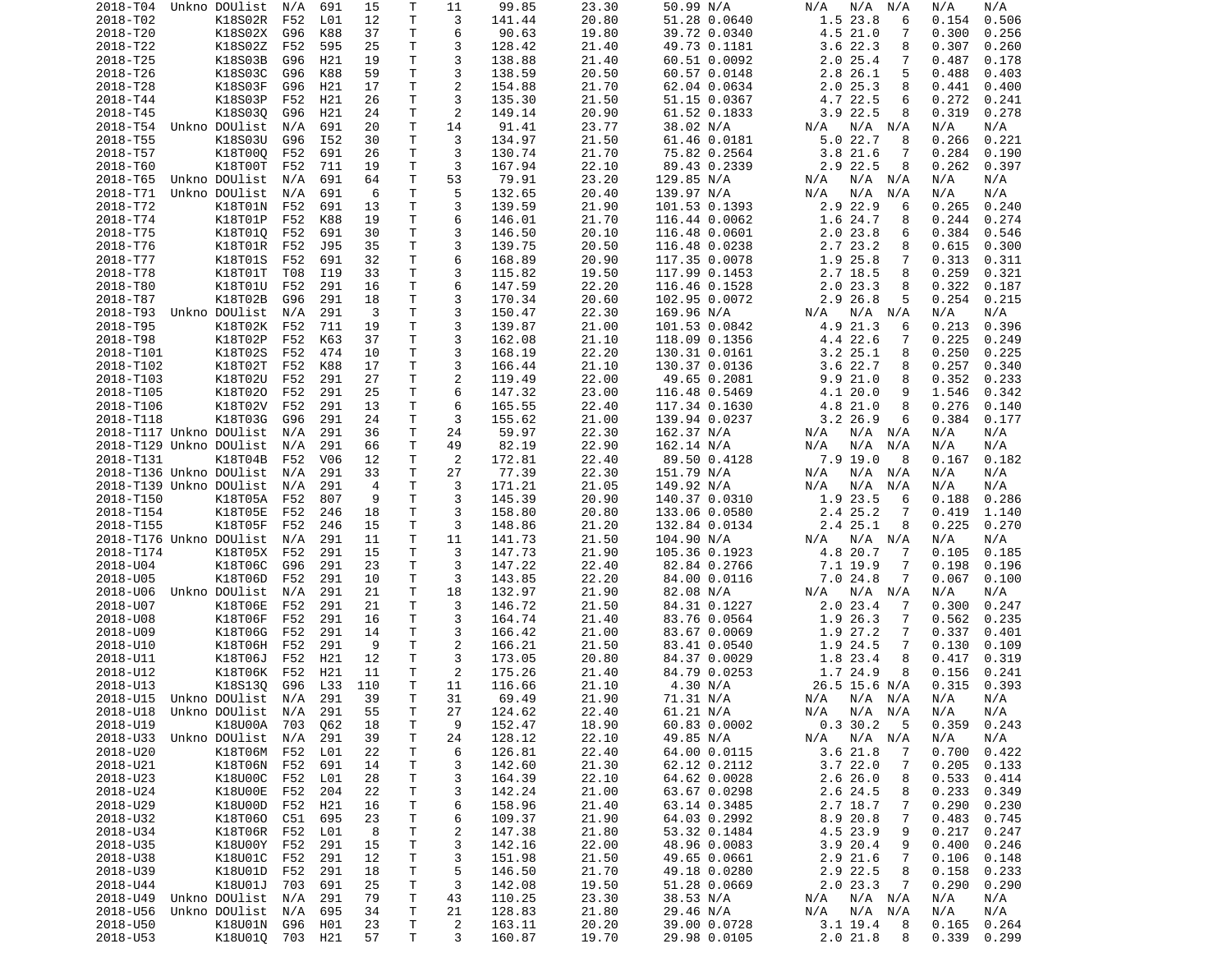| | | | | | | | | | | | | | | | | |
|---|---|---|---|---|---|---|---|---|---|---|---|---|---|---|---|---|
| 2018-T04 | Unkno | DOUlist | N/A | 691 | 15 | T | 11 | 99.85 | 23.30 | 50.99 | N/A | N/A | N/A | N/A | N/A | N/A |
| 2018-T02 | | K18S02R | F52 | L01 | 12 | T | 3 | 141.44 | 20.80 | 51.28 | 0.0640 | 1.5 | 23.8 | 6 | 0.154 | 0.506 |
| 2018-T20 | | K18S02X | G96 | K88 | 37 | T | 6 | 90.63 | 19.80 | 39.72 | 0.0340 | 4.5 | 21.0 | 7 | 0.300 | 0.256 |
| 2018-T22 | | K18S02Z | F52 | 595 | 25 | T | 3 | 128.42 | 21.40 | 49.73 | 0.1181 | 3.6 | 22.3 | 8 | 0.307 | 0.260 |
| 2018-T25 | | K18S03B | G96 | H21 | 19 | T | 3 | 138.88 | 21.40 | 60.51 | 0.0092 | 2.0 | 25.4 | 7 | 0.487 | 0.178 |
| 2018-T26 | | K18S03C | G96 | K88 | 59 | T | 3 | 138.59 | 20.50 | 60.57 | 0.0148 | 2.8 | 26.1 | 5 | 0.488 | 0.403 |
| 2018-T28 | | K18S03F | G96 | H21 | 17 | T | 2 | 154.88 | 21.70 | 62.04 | 0.0634 | 2.0 | 25.3 | 8 | 0.441 | 0.400 |
| 2018-T44 | | K18S03P | F52 | H21 | 26 | T | 3 | 135.30 | 21.50 | 51.15 | 0.0367 | 4.7 | 22.5 | 6 | 0.272 | 0.241 |
| 2018-T45 | | K18S03Q | G96 | H21 | 24 | T | 2 | 149.14 | 20.90 | 61.52 | 0.1833 | 3.9 | 22.5 | 8 | 0.319 | 0.278 |
| 2018-T54 | Unkno | DOUlist | N/A | 691 | 20 | T | 14 | 91.41 | 23.77 | 38.02 | N/A | N/A | N/A | N/A | N/A | N/A |
| 2018-T55 | | K18S03U | G96 | I52 | 30 | T | 3 | 134.97 | 21.50 | 61.46 | 0.0181 | 5.0 | 22.7 | 8 | 0.266 | 0.221 |
| 2018-T57 | | K18T00Q | F52 | 691 | 26 | T | 3 | 130.74 | 21.70 | 75.82 | 0.2564 | 3.8 | 21.6 | 7 | 0.284 | 0.190 |
| 2018-T60 | | K18T00T | F52 | 711 | 19 | T | 3 | 167.94 | 22.10 | 89.43 | 0.2339 | 2.9 | 22.5 | 8 | 0.262 | 0.397 |
| 2018-T65 | Unkno | DOUlist | N/A | 691 | 64 | T | 53 | 79.91 | 23.20 | 129.85 | N/A | N/A | N/A | N/A | N/A | N/A |
| 2018-T71 | Unkno | DOUlist | N/A | 691 | 6 | T | 5 | 132.65 | 20.40 | 139.97 | N/A | N/A | N/A | N/A | N/A | N/A |
| 2018-T72 | | K18T01N | F52 | 691 | 13 | T | 3 | 139.59 | 21.90 | 101.53 | 0.1393 | 2.9 | 22.9 | 6 | 0.265 | 0.240 |
| 2018-T74 | | K18T01P | F52 | K88 | 19 | T | 6 | 146.01 | 21.70 | 116.44 | 0.0062 | 1.6 | 24.7 | 8 | 0.244 | 0.274 |
| 2018-T75 | | K18T01Q | F52 | 691 | 30 | T | 3 | 146.50 | 20.10 | 116.48 | 0.0601 | 2.0 | 23.8 | 6 | 0.384 | 0.546 |
| 2018-T76 | | K18T01R | F52 | J95 | 35 | T | 3 | 139.75 | 20.50 | 116.48 | 0.0238 | 2.7 | 23.2 | 8 | 0.615 | 0.300 |
| 2018-T77 | | K18T01S | F52 | 691 | 32 | T | 6 | 168.89 | 20.90 | 117.35 | 0.0078 | 1.9 | 25.8 | 7 | 0.313 | 0.311 |
| 2018-T78 | | K18T01T | T08 | I19 | 33 | T | 3 | 115.82 | 19.50 | 117.99 | 0.1453 | 2.7 | 18.5 | 8 | 0.259 | 0.321 |
| 2018-T80 | | K18T01U | F52 | 291 | 16 | T | 6 | 147.59 | 22.20 | 116.46 | 0.1528 | 2.0 | 23.3 | 8 | 0.322 | 0.187 |
| 2018-T87 | | K18T02B | G96 | 291 | 18 | T | 3 | 170.34 | 20.60 | 102.95 | 0.0072 | 2.9 | 26.8 | 5 | 0.254 | 0.215 |
| 2018-T93 | Unkno | DOUlist | N/A | 291 | 3 | T | 3 | 150.47 | 22.30 | 169.96 | N/A | N/A | N/A | N/A | N/A | N/A |
| 2018-T95 | | K18T02K | F52 | 711 | 19 | T | 3 | 139.87 | 21.00 | 101.53 | 0.0842 | 4.9 | 21.3 | 6 | 0.213 | 0.396 |
| 2018-T98 | | K18T02P | F52 | K63 | 37 | T | 3 | 162.08 | 21.10 | 118.09 | 0.1356 | 4.4 | 22.6 | 7 | 0.225 | 0.249 |
| 2018-T101 | | K18T02S | F52 | 474 | 10 | T | 3 | 168.19 | 22.20 | 130.31 | 0.0161 | 3.2 | 25.1 | 8 | 0.250 | 0.225 |
| 2018-T102 | | K18T02T | F52 | K88 | 17 | T | 3 | 166.44 | 21.10 | 130.37 | 0.0136 | 3.6 | 22.7 | 8 | 0.257 | 0.340 |
| 2018-T103 | | K18T02U | F52 | 291 | 27 | T | 2 | 119.49 | 22.00 | 49.65 | 0.2081 | 9.9 | 21.0 | 8 | 0.352 | 0.233 |
| 2018-T105 | | K18T02O | F52 | 291 | 25 | T | 6 | 147.32 | 23.00 | 116.48 | 0.5469 | 4.1 | 20.0 | 9 | 1.546 | 0.342 |
| 2018-T106 | | K18T02V | F52 | 291 | 13 | T | 6 | 165.55 | 22.40 | 117.34 | 0.1630 | 4.8 | 21.0 | 8 | 0.276 | 0.140 |
| 2018-T118 | | K18T03G | G96 | 291 | 24 | T | 3 | 155.62 | 21.00 | 139.94 | 0.0237 | 3.2 | 26.9 | 6 | 0.384 | 0.177 |
| 2018-T117 | Unkno | DOUlist | N/A | 291 | 36 | T | 24 | 59.97 | 22.30 | 162.37 | N/A | N/A | N/A | N/A | N/A | N/A |
| 2018-T129 | Unkno | DOUlist | N/A | 291 | 66 | T | 49 | 82.19 | 22.90 | 162.14 | N/A | N/A | N/A | N/A | N/A | N/A |
| 2018-T131 | | K18T04B | F52 | V06 | 12 | T | 2 | 172.81 | 22.40 | 89.50 | 0.4128 | 7.9 | 19.0 | 8 | 0.167 | 0.182 |
| 2018-T136 | Unkno | DOUlist | N/A | 291 | 33 | T | 27 | 77.39 | 22.30 | 151.79 | N/A | N/A | N/A | N/A | N/A | N/A |
| 2018-T139 | Unkno | DOUlist | N/A | 291 | 4 | T | 3 | 171.21 | 21.05 | 149.92 | N/A | N/A | N/A | N/A | N/A | N/A |
| 2018-T150 | | K18T05A | F52 | 807 | 9 | T | 3 | 145.39 | 20.90 | 140.37 | 0.0310 | 1.9 | 23.5 | 6 | 0.188 | 0.286 |
| 2018-T154 | | K18T05E | F52 | 246 | 18 | T | 3 | 158.80 | 20.80 | 133.06 | 0.0580 | 2.4 | 25.2 | 7 | 0.419 | 1.140 |
| 2018-T155 | | K18T05F | F52 | 246 | 15 | T | 3 | 148.86 | 21.20 | 132.84 | 0.0134 | 2.4 | 25.1 | 8 | 0.225 | 0.270 |
| 2018-T176 | Unkno | DOUlist | N/A | 291 | 11 | T | 11 | 141.73 | 21.50 | 104.90 | N/A | N/A | N/A | N/A | N/A | N/A |
| 2018-T174 | | K18T05X | F52 | 291 | 15 | T | 3 | 147.73 | 21.90 | 105.36 | 0.1923 | 4.8 | 20.7 | 7 | 0.105 | 0.185 |
| 2018-U04 | | K18T06C | G96 | 291 | 23 | T | 3 | 147.22 | 22.40 | 82.84 | 0.2766 | 7.1 | 19.9 | 7 | 0.198 | 0.196 |
| 2018-U05 | | K18T06D | F52 | 291 | 10 | T | 3 | 143.85 | 22.20 | 84.00 | 0.0116 | 7.0 | 24.8 | 7 | 0.067 | 0.100 |
| 2018-U06 | Unkno | DOUlist | N/A | 291 | 21 | T | 18 | 132.97 | 21.90 | 82.08 | N/A | N/A | N/A | N/A | N/A | N/A |
| 2018-U07 | | K18T06E | F52 | 291 | 21 | T | 3 | 146.72 | 21.50 | 84.31 | 0.1227 | 2.0 | 23.4 | 7 | 0.300 | 0.247 |
| 2018-U08 | | K18T06F | F52 | 291 | 16 | T | 3 | 164.74 | 21.40 | 83.76 | 0.0564 | 1.9 | 26.3 | 7 | 0.562 | 0.235 |
| 2018-U09 | | K18T06G | F52 | 291 | 14 | T | 3 | 166.42 | 21.00 | 83.67 | 0.0069 | 1.9 | 27.2 | 7 | 0.337 | 0.401 |
| 2018-U10 | | K18T06H | F52 | 291 | 9 | T | 2 | 166.21 | 21.50 | 83.41 | 0.0540 | 1.9 | 24.5 | 7 | 0.130 | 0.109 |
| 2018-U11 | | K18T06J | F52 | H21 | 12 | T | 3 | 173.05 | 20.80 | 84.37 | 0.0029 | 1.8 | 23.4 | 8 | 0.417 | 0.319 |
| 2018-U12 | | K18T06K | F52 | H21 | 11 | T | 2 | 175.26 | 21.40 | 84.79 | 0.0253 | 1.7 | 24.9 | 8 | 0.156 | 0.241 |
| 2018-U13 | | K18S13Q | G96 | L33 | 110 | T | 11 | 116.66 | 21.10 | 4.30 | N/A | 26.5 | 15.6 | N/A | 0.315 | 0.393 |
| 2018-U15 | Unkno | DOUlist | N/A | 291 | 39 | T | 31 | 69.49 | 21.90 | 71.31 | N/A | N/A | N/A | N/A | N/A | N/A |
| 2018-U18 | Unkno | DOUlist | N/A | 291 | 55 | T | 27 | 124.62 | 22.40 | 61.21 | N/A | N/A | N/A | N/A | N/A | N/A |
| 2018-U19 | | K18U00A | 703 | Q62 | 18 | T | 9 | 152.47 | 18.90 | 60.83 | 0.0002 | 0.3 | 30.2 | 5 | 0.359 | 0.243 |
| 2018-U33 | Unkno | DOUlist | N/A | 291 | 39 | T | 24 | 128.12 | 22.10 | 49.85 | N/A | N/A | N/A | N/A | N/A | N/A |
| 2018-U20 | | K18T06M | F52 | L01 | 22 | T | 6 | 126.81 | 22.40 | 64.00 | 0.0115 | 3.6 | 21.8 | 7 | 0.700 | 0.422 |
| 2018-U21 | | K18T06N | F52 | 691 | 14 | T | 3 | 142.60 | 21.30 | 62.12 | 0.2112 | 3.7 | 22.0 | 7 | 0.205 | 0.133 |
| 2018-U23 | | K18U00C | F52 | L01 | 28 | T | 3 | 164.39 | 22.10 | 64.62 | 0.0028 | 2.6 | 26.0 | 8 | 0.533 | 0.414 |
| 2018-U24 | | K18U00E | F52 | 204 | 22 | T | 3 | 142.24 | 21.00 | 63.67 | 0.0298 | 2.6 | 24.5 | 8 | 0.233 | 0.349 |
| 2018-U29 | | K18U00D | F52 | H21 | 16 | T | 6 | 158.96 | 21.40 | 63.14 | 0.3485 | 2.7 | 18.7 | 7 | 0.290 | 0.230 |
| 2018-U32 | | K18T06O | C51 | 695 | 23 | T | 6 | 109.37 | 21.90 | 64.03 | 0.2992 | 8.9 | 20.8 | 7 | 0.483 | 0.745 |
| 2018-U34 | | K18T06R | F52 | L01 | 8 | T | 2 | 147.38 | 21.80 | 53.32 | 0.1484 | 4.5 | 23.9 | 9 | 0.217 | 0.247 |
| 2018-U35 | | K18U00Y | F52 | 291 | 15 | T | 3 | 142.16 | 22.00 | 48.96 | 0.0083 | 3.9 | 20.4 | 9 | 0.400 | 0.246 |
| 2018-U38 | | K18U01C | F52 | 291 | 12 | T | 3 | 151.98 | 21.50 | 49.65 | 0.0661 | 2.9 | 21.6 | 7 | 0.106 | 0.148 |
| 2018-U39 | | K18U01D | F52 | 291 | 18 | T | 5 | 146.50 | 21.70 | 49.18 | 0.0280 | 2.9 | 22.5 | 8 | 0.158 | 0.233 |
| 2018-U44 | | K18U01J | 703 | 691 | 25 | T | 3 | 142.08 | 19.50 | 51.28 | 0.0669 | 2.0 | 23.3 | 7 | 0.290 | 0.290 |
| 2018-U49 | Unkno | DOUlist | N/A | 291 | 79 | T | 43 | 110.25 | 23.30 | 38.53 | N/A | N/A | N/A | N/A | N/A | N/A |
| 2018-U56 | Unkno | DOUlist | N/A | 695 | 34 | T | 21 | 128.83 | 21.80 | 29.46 | N/A | N/A | N/A | N/A | N/A | N/A |
| 2018-U50 | | K18U01N | G96 | H01 | 23 | T | 2 | 163.11 | 20.20 | 39.00 | 0.0728 | 3.1 | 19.4 | 8 | 0.165 | 0.264 |
| 2018-U53 | | K18U01Q | 703 | H21 | 57 | T | 3 | 160.87 | 19.70 | 29.98 | 0.0105 | 2.0 | 21.8 | 8 | 0.339 | 0.299 |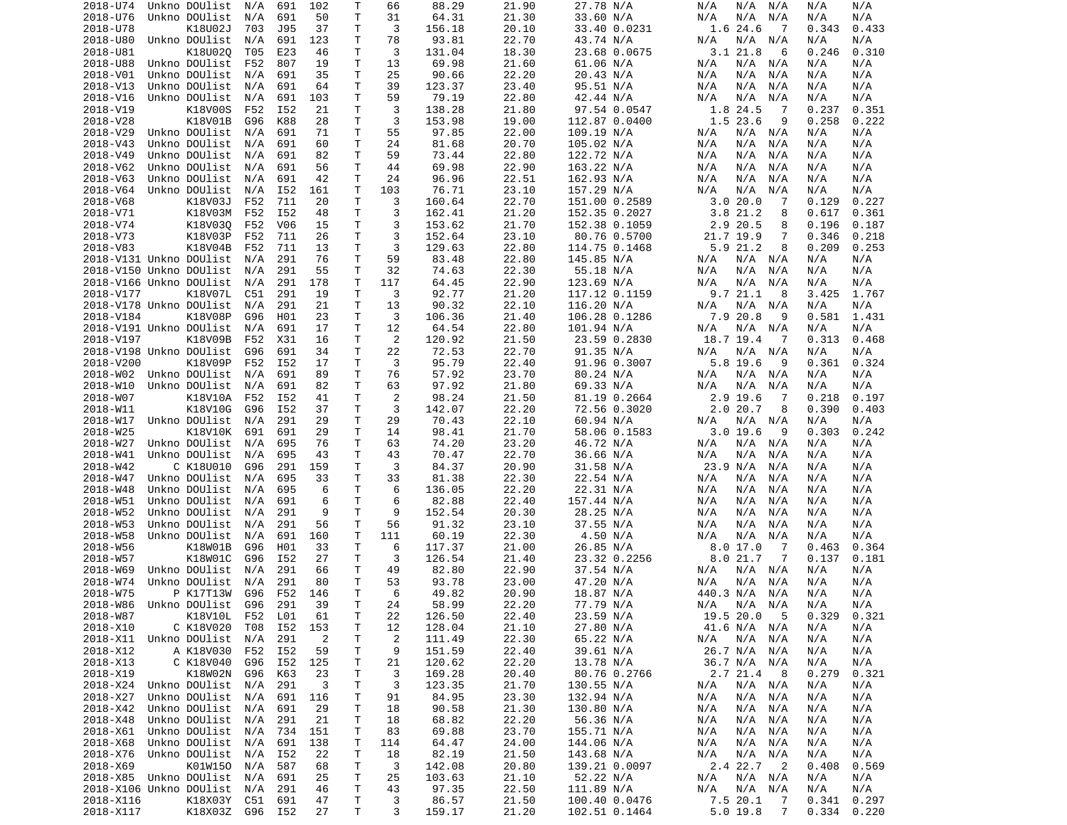| | | | | | | | | | | | | | | | | |
|---|---|---|---|---|---|---|---|---|---|---|---|---|---|---|---|---|
| 2018-U74 | Unkno | DOUlist | N/A | 691 | 102 | T | 66 | 88.29 | 21.90 | 27.78 | N/A | N/A | N/A | N/A | N/A | N/A |
| 2018-U76 | Unkno | DOUlist | N/A | 691 | 50 | T | 31 | 64.31 | 21.30 | 33.60 | N/A | N/A | N/A | N/A | N/A | N/A |
| 2018-U78 | | K18U02J | 703 | J95 | 37 | T | 3 | 156.18 | 20.10 | 33.40 | 0.0231 | 1.6 | 24.6 | 7 | 0.343 | 0.433 |
| 2018-U80 | Unkno | DOUlist | N/A | 691 | 123 | T | 78 | 93.81 | 22.70 | 43.74 | N/A | N/A | N/A | N/A | N/A | N/A |
| 2018-U81 | | K18U02Q | T05 | E23 | 46 | T | 3 | 131.04 | 18.30 | 23.68 | 0.0675 | 3.1 | 21.8 | 6 | 0.246 | 0.310 |
| 2018-U88 | Unkno | DOUlist | F52 | 807 | 19 | T | 13 | 69.98 | 21.60 | 61.06 | N/A | N/A | N/A | N/A | N/A | N/A |
| 2018-V01 | Unkno | DOUlist | N/A | 691 | 35 | T | 25 | 90.66 | 22.20 | 20.43 | N/A | N/A | N/A | N/A | N/A | N/A |
| 2018-V13 | Unkno | DOUlist | N/A | 691 | 64 | T | 39 | 123.37 | 23.40 | 95.51 | N/A | N/A | N/A | N/A | N/A | N/A |
| 2018-V16 | Unkno | DOUlist | N/A | 691 | 103 | T | 59 | 79.19 | 22.80 | 42.44 | N/A | N/A | N/A | N/A | N/A | N/A |
| 2018-V19 | | K18V00S | F52 | I52 | 21 | T | 3 | 138.28 | 21.80 | 97.54 | 0.0547 | 1.8 | 24.5 | 7 | 0.237 | 0.351 |
| 2018-V28 | | K18V01B | G96 | K88 | 28 | T | 3 | 153.98 | 19.00 | 112.87 | 0.0400 | 1.5 | 23.6 | 9 | 0.258 | 0.222 |
| 2018-V29 | Unkno | DOUlist | N/A | 691 | 71 | T | 55 | 97.85 | 22.00 | 109.19 | N/A | N/A | N/A | N/A | N/A | N/A |
| 2018-V43 | Unkno | DOUlist | N/A | 691 | 60 | T | 24 | 81.68 | 20.70 | 105.02 | N/A | N/A | N/A | N/A | N/A | N/A |
| 2018-V49 | Unkno | DOUlist | N/A | 691 | 82 | T | 59 | 73.44 | 22.80 | 122.72 | N/A | N/A | N/A | N/A | N/A | N/A |
| 2018-V62 | Unkno | DOUlist | N/A | 691 | 56 | T | 44 | 69.98 | 22.90 | 163.22 | N/A | N/A | N/A | N/A | N/A | N/A |
| 2018-V63 | Unkno | DOUlist | N/A | 691 | 42 | T | 24 | 96.96 | 22.51 | 162.93 | N/A | N/A | N/A | N/A | N/A | N/A |
| 2018-V64 | Unkno | DOUlist | N/A | I52 | 161 | T | 103 | 76.71 | 23.10 | 157.29 | N/A | N/A | N/A | N/A | N/A | N/A |
| 2018-V68 | | K18V03J | F52 | 711 | 20 | T | 3 | 160.64 | 22.70 | 151.00 | 0.2589 | 3.0 | 20.0 | 7 | 0.129 | 0.227 |
| 2018-V71 | | K18V03M | F52 | I52 | 48 | T | 3 | 162.41 | 21.20 | 152.35 | 0.2027 | 3.8 | 21.2 | 8 | 0.617 | 0.361 |
| 2018-V74 | | K18V03Q | F52 | V06 | 15 | T | 3 | 153.62 | 21.70 | 152.38 | 0.1059 | 2.9 | 20.5 | 8 | 0.196 | 0.187 |
| 2018-V73 | | K18V03P | F52 | 711 | 26 | T | 3 | 152.64 | 23.10 | 80.76 | 0.5700 | 21.7 | 19.9 | 7 | 0.346 | 0.218 |
| 2018-V83 | | K18V04B | F52 | 711 | 13 | T | 3 | 129.63 | 22.80 | 114.75 | 0.1468 | 5.9 | 21.2 | 8 | 0.209 | 0.253 |
| 2018-V131 | Unkno | DOUlist | N/A | 291 | 76 | T | 59 | 83.48 | 22.80 | 145.85 | N/A | N/A | N/A | N/A | N/A | N/A |
| 2018-V150 | Unkno | DOUlist | N/A | 291 | 55 | T | 32 | 74.63 | 22.30 | 55.18 | N/A | N/A | N/A | N/A | N/A | N/A |
| 2018-V166 | Unkno | DOUlist | N/A | 291 | 178 | T | 117 | 64.45 | 22.90 | 123.69 | N/A | N/A | N/A | N/A | N/A | N/A |
| 2018-V177 | | K18V07L | C51 | 291 | 19 | T | 3 | 92.77 | 21.20 | 117.12 | 0.1159 | 9.7 | 21.1 | 8 | 3.425 | 1.767 |
| 2018-V178 | Unkno | DOUlist | N/A | 291 | 21 | T | 13 | 90.32 | 22.10 | 116.20 | N/A | N/A | N/A | N/A | N/A | N/A |
| 2018-V184 | | K18V08P | G96 | H01 | 23 | T | 3 | 106.36 | 21.40 | 106.28 | 0.1286 | 7.9 | 20.8 | 9 | 0.581 | 1.431 |
| 2018-V191 | Unkno | DOUlist | N/A | 691 | 17 | T | 12 | 64.54 | 22.80 | 101.94 | N/A | N/A | N/A | N/A | N/A | N/A |
| 2018-V197 | | K18V09B | F52 | X31 | 16 | T | 2 | 120.92 | 21.50 | 23.59 | 0.2830 | 18.7 | 19.4 | 7 | 0.313 | 0.468 |
| 2018-V198 | Unkno | DOUlist | G96 | 691 | 34 | T | 22 | 72.53 | 22.70 | 91.35 | N/A | N/A | N/A | N/A | N/A | N/A |
| 2018-V200 | | K18V09P | F52 | I52 | 17 | T | 3 | 95.79 | 22.40 | 91.96 | 0.3007 | 5.8 | 19.6 | 9 | 0.361 | 0.324 |
| 2018-W02 | Unkno | DOUlist | N/A | 691 | 89 | T | 76 | 57.92 | 23.70 | 80.24 | N/A | N/A | N/A | N/A | N/A | N/A |
| 2018-W10 | Unkno | DOUlist | N/A | 691 | 82 | T | 63 | 97.92 | 21.80 | 69.33 | N/A | N/A | N/A | N/A | N/A | N/A |
| 2018-W07 | | K18V10A | F52 | I52 | 41 | T | 2 | 98.24 | 21.50 | 81.19 | 0.2664 | 2.9 | 19.6 | 7 | 0.218 | 0.197 |
| 2018-W11 | | K18V10G | G96 | I52 | 37 | T | 3 | 142.07 | 22.20 | 72.56 | 0.3020 | 2.0 | 20.7 | 8 | 0.390 | 0.403 |
| 2018-W17 | Unkno | DOUlist | N/A | 291 | 29 | T | 29 | 70.43 | 22.10 | 60.94 | N/A | N/A | N/A | N/A | N/A | N/A |
| 2018-W25 | | K18V10K | 691 | 691 | 29 | T | 14 | 98.41 | 21.70 | 58.06 | 0.1583 | 3.0 | 19.6 | 9 | 0.303 | 0.242 |
| 2018-W27 | Unkno | DOUlist | N/A | 695 | 76 | T | 63 | 74.20 | 23.20 | 46.72 | N/A | N/A | N/A | N/A | N/A | N/A |
| 2018-W41 | Unkno | DOUlist | N/A | 695 | 43 | T | 43 | 70.47 | 22.70 | 36.66 | N/A | N/A | N/A | N/A | N/A | N/A |
| 2018-W42 | C | K18U010 | G96 | 291 | 159 | T | 3 | 84.37 | 20.90 | 31.58 | N/A | 23.9 | N/A | N/A | N/A | N/A |
| 2018-W47 | Unkno | DOUlist | N/A | 695 | 33 | T | 33 | 81.38 | 22.30 | 22.54 | N/A | N/A | N/A | N/A | N/A | N/A |
| 2018-W48 | Unkno | DOUlist | N/A | 695 | 6 | T | 6 | 136.05 | 22.20 | 22.31 | N/A | N/A | N/A | N/A | N/A | N/A |
| 2018-W51 | Unkno | DOUlist | N/A | 691 | 6 | T | 6 | 82.88 | 22.40 | 157.44 | N/A | N/A | N/A | N/A | N/A | N/A |
| 2018-W52 | Unkno | DOUlist | N/A | 291 | 9 | T | 9 | 152.54 | 20.30 | 28.25 | N/A | N/A | N/A | N/A | N/A | N/A |
| 2018-W53 | Unkno | DOUlist | N/A | 291 | 56 | T | 56 | 91.32 | 23.10 | 37.55 | N/A | N/A | N/A | N/A | N/A | N/A |
| 2018-W58 | Unkno | DOUlist | N/A | 691 | 160 | T | 111 | 60.19 | 22.30 | 4.50 | N/A | N/A | N/A | N/A | N/A | N/A |
| 2018-W56 | | K18W01B | G96 | H01 | 33 | T | 6 | 117.37 | 21.00 | 26.85 | N/A | 8.0 | 17.0 | 7 | 0.463 | 0.364 |
| 2018-W57 | | K18W01C | G96 | I52 | 27 | T | 3 | 126.54 | 21.40 | 23.32 | 0.2256 | 8.0 | 21.7 | 7 | 0.137 | 0.181 |
| 2018-W69 | Unkno | DOUlist | N/A | 291 | 66 | T | 49 | 82.80 | 22.90 | 37.54 | N/A | N/A | N/A | N/A | N/A | N/A |
| 2018-W74 | Unkno | DOUlist | N/A | 291 | 80 | T | 53 | 93.78 | 23.00 | 47.20 | N/A | N/A | N/A | N/A | N/A | N/A |
| 2018-W75 | P | K17T13W | G96 | F52 | 146 | T | 6 | 49.82 | 20.90 | 18.87 | N/A | 440.3 | N/A | N/A | N/A | N/A |
| 2018-W86 | Unkno | DOUlist | G96 | 291 | 39 | T | 24 | 58.99 | 22.20 | 77.79 | N/A | N/A | N/A | N/A | N/A | N/A |
| 2018-W87 | | K18V10L | F52 | L01 | 61 | T | 22 | 126.50 | 22.40 | 23.59 | N/A | 19.5 | 20.0 | 5 | 0.329 | 0.321 |
| 2018-X10 | C | K18V020 | T08 | I52 | 153 | T | 12 | 128.04 | 21.10 | 27.80 | N/A | 41.6 | N/A | N/A | N/A | N/A |
| 2018-X11 | Unkno | DOUlist | N/A | 291 | 2 | T | 2 | 111.49 | 22.30 | 65.22 | N/A | N/A | N/A | N/A | N/A | N/A |
| 2018-X12 | A | K18V030 | F52 | I52 | 59 | T | 9 | 151.59 | 22.40 | 39.61 | N/A | 26.7 | N/A | N/A | N/A | N/A |
| 2018-X13 | C | K18V040 | G96 | I52 | 125 | T | 21 | 120.62 | 22.20 | 13.78 | N/A | 36.7 | N/A | N/A | N/A | N/A |
| 2018-X19 | | K18W02N | G96 | K63 | 23 | T | 3 | 169.28 | 20.40 | 80.76 | 0.2766 | 2.7 | 21.4 | 8 | 0.279 | 0.321 |
| 2018-X24 | Unkno | DOUlist | N/A | 291 | 3 | T | 3 | 123.35 | 21.70 | 130.55 | N/A | N/A | N/A | N/A | N/A | N/A |
| 2018-X27 | Unkno | DOUlist | N/A | 691 | 116 | T | 91 | 84.95 | 23.30 | 132.94 | N/A | N/A | N/A | N/A | N/A | N/A |
| 2018-X42 | Unkno | DOUlist | N/A | 691 | 29 | T | 18 | 90.58 | 21.30 | 130.80 | N/A | N/A | N/A | N/A | N/A | N/A |
| 2018-X48 | Unkno | DOUlist | N/A | 291 | 21 | T | 18 | 68.82 | 22.20 | 56.36 | N/A | N/A | N/A | N/A | N/A | N/A |
| 2018-X61 | Unkno | DOUlist | N/A | 734 | 151 | T | 83 | 69.88 | 23.70 | 155.71 | N/A | N/A | N/A | N/A | N/A | N/A |
| 2018-X68 | Unkno | DOUlist | N/A | 691 | 138 | T | 114 | 64.47 | 24.00 | 144.06 | N/A | N/A | N/A | N/A | N/A | N/A |
| 2018-X76 | Unkno | DOUlist | N/A | I52 | 22 | T | 18 | 82.19 | 21.50 | 143.68 | N/A | N/A | N/A | N/A | N/A | N/A |
| 2018-X69 | | K01W15O | N/A | 587 | 68 | T | 3 | 142.08 | 20.80 | 139.21 | 0.0097 | 2.4 | 22.7 | 2 | 0.408 | 0.569 |
| 2018-X85 | Unkno | DOUlist | N/A | 691 | 25 | T | 25 | 103.63 | 21.10 | 52.22 | N/A | N/A | N/A | N/A | N/A | N/A |
| 2018-X106 | Unkno | DOUlist | N/A | 291 | 46 | T | 43 | 97.35 | 22.50 | 111.89 | N/A | N/A | N/A | N/A | N/A | N/A |
| 2018-X116 | | K18X03Y | C51 | 691 | 47 | T | 3 | 86.57 | 21.50 | 100.40 | 0.0476 | 7.5 | 20.1 | 7 | 0.341 | 0.297 |
| 2018-X117 | | K18X03Z | G96 | I52 | 27 | T | 3 | 159.17 | 21.20 | 102.51 | 0.1464 | 5.0 | 19.8 | 7 | 0.334 | 0.220 |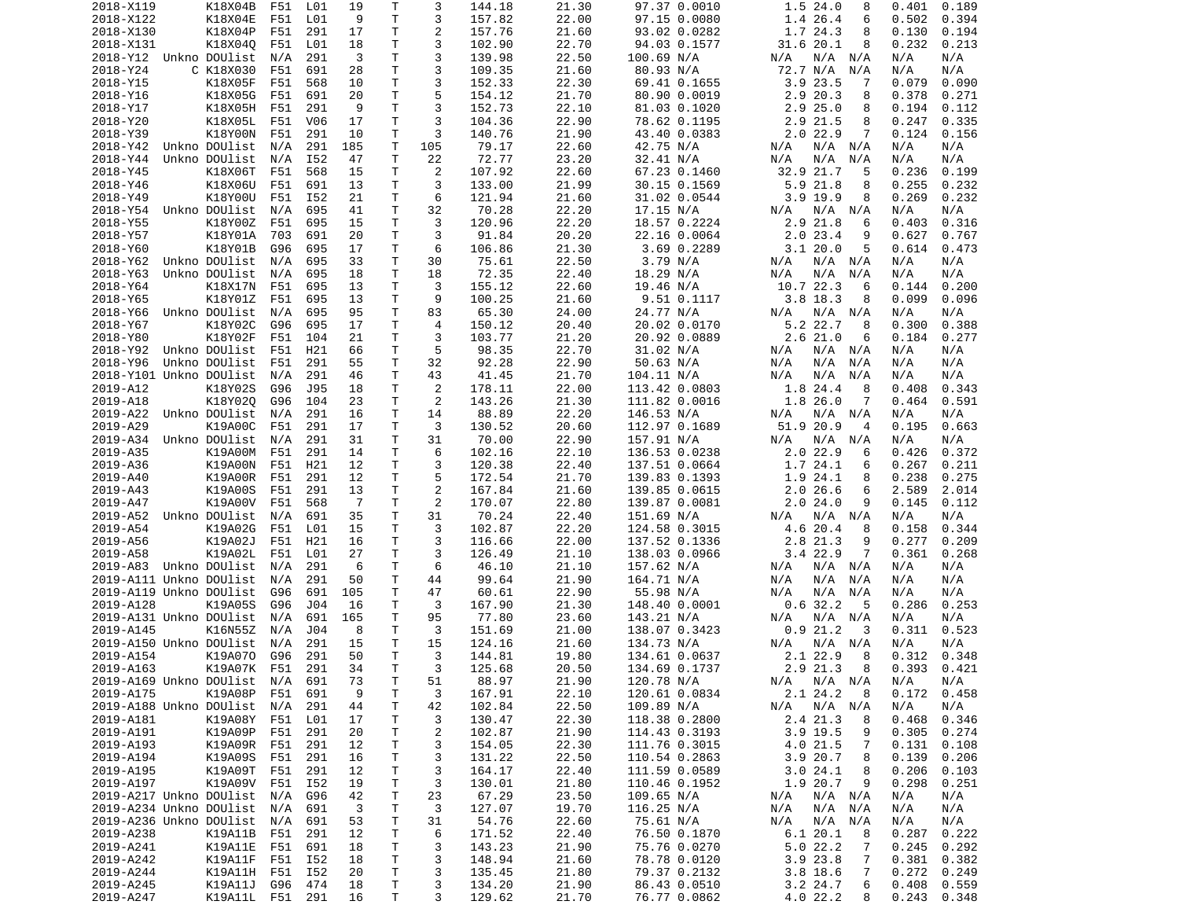| | | | | | | | | | | | | | | | |
|---|---|---|---|---|---|---|---|---|---|---|---|---|---|---|---|
| 2018-X119 | | K18X04B | F51 | L01 | 19 | T | 3 | 144.18 | 21.30 | 97.37 | 0.0010 | 1.5 | 24.0 | 8 | 0.401 | 0.189 |
| 2018-X122 | | K18X04E | F51 | L01 | 9 | T | 3 | 157.82 | 22.00 | 97.15 | 0.0080 | 1.4 | 26.4 | 6 | 0.502 | 0.394 |
| 2018-X130 | | K18X04P | F51 | 291 | 17 | T | 2 | 157.76 | 21.60 | 93.02 | 0.0282 | 1.7 | 24.3 | 8 | 0.130 | 0.194 |
| 2018-X131 | | K18X04Q | F51 | L01 | 18 | T | 3 | 102.90 | 22.70 | 94.03 | 0.1577 | 31.6 | 20.1 | 8 | 0.232 | 0.213 |
| 2018-Y12 | Unkno | DOUlist | N/A | 291 | 3 | T | 3 | 139.98 | 22.50 | 100.69 | N/A | N/A | N/A | N/A | N/A | N/A |
| 2018-Y24 | C | K18X030 | F51 | 691 | 28 | T | 3 | 109.35 | 21.60 | 80.93 | N/A | 72.7 | N/A | N/A | N/A | N/A |
| 2018-Y15 | | K18X05F | F51 | 568 | 10 | T | 3 | 152.33 | 22.30 | 69.41 | 0.1655 | 3.9 | 23.5 | 7 | 0.079 | 0.090 |
| 2018-Y16 | | K18X05G | F51 | 691 | 20 | T | 5 | 154.12 | 21.70 | 80.90 | 0.0019 | 2.9 | 20.3 | 8 | 0.378 | 0.271 |
| 2018-Y17 | | K18X05H | F51 | 291 | 9 | T | 3 | 152.73 | 22.10 | 81.03 | 0.1020 | 2.9 | 25.0 | 8 | 0.194 | 0.112 |
| 2018-Y20 | | K18X05L | F51 | V06 | 17 | T | 3 | 104.36 | 22.90 | 78.62 | 0.1195 | 2.9 | 21.5 | 8 | 0.247 | 0.335 |
| 2018-Y39 | | K18Y00N | F51 | 291 | 10 | T | 3 | 140.76 | 21.90 | 43.40 | 0.0383 | 2.0 | 22.9 | 7 | 0.124 | 0.156 |
| 2018-Y42 | Unkno | DOUlist | N/A | 291 | 185 | T | 105 | 79.17 | 22.60 | 42.75 | N/A | N/A | N/A | N/A | N/A | N/A |
| 2018-Y44 | Unkno | DOUlist | N/A | I52 | 47 | T | 22 | 72.77 | 23.20 | 32.41 | N/A | N/A | N/A | N/A | N/A | N/A |
| 2018-Y45 | | K18X06T | F51 | 568 | 15 | T | 2 | 107.92 | 22.60 | 67.23 | 0.1460 | 32.9 | 21.7 | 5 | 0.236 | 0.199 |
| 2018-Y46 | | K18X06U | F51 | 691 | 13 | T | 3 | 133.00 | 21.99 | 30.15 | 0.1569 | 5.9 | 21.8 | 8 | 0.255 | 0.232 |
| 2018-Y49 | | K18Y00U | F51 | I52 | 21 | T | 6 | 121.94 | 21.60 | 31.02 | 0.0544 | 3.9 | 19.9 | 8 | 0.269 | 0.232 |
| 2018-Y54 | Unkno | DOUlist | N/A | 695 | 41 | T | 32 | 70.28 | 22.20 | 17.15 | N/A | N/A | N/A | N/A | N/A | N/A |
| 2018-Y55 | | K18Y00Z | F51 | 695 | 15 | T | 3 | 120.96 | 22.20 | 18.57 | 0.2224 | 2.9 | 21.8 | 6 | 0.403 | 0.316 |
| 2018-Y57 | | K18Y01A | 703 | 691 | 20 | T | 3 | 91.84 | 20.20 | 22.16 | 0.0064 | 2.0 | 23.4 | 9 | 0.627 | 0.767 |
| 2018-Y60 | | K18Y01B | G96 | 695 | 17 | T | 6 | 106.86 | 21.30 | 3.69 | 0.2289 | 3.1 | 20.0 | 5 | 0.614 | 0.473 |
| 2018-Y62 | Unkno | DOUlist | N/A | 695 | 33 | T | 30 | 75.61 | 22.50 | 3.79 | N/A | N/A | N/A | N/A | N/A | N/A |
| 2018-Y63 | Unkno | DOUlist | N/A | 695 | 18 | T | 18 | 72.35 | 22.40 | 18.29 | N/A | N/A | N/A | N/A | N/A | N/A |
| 2018-Y64 | | K18X17N | F51 | 695 | 13 | T | 3 | 155.12 | 22.60 | 19.46 | N/A | 10.7 | 22.3 | 6 | 0.144 | 0.200 |
| 2018-Y65 | | K18Y01Z | F51 | 695 | 13 | T | 9 | 100.25 | 21.60 | 9.51 | 0.1117 | 3.8 | 18.3 | 8 | 0.099 | 0.096 |
| 2018-Y66 | Unkno | DOUlist | N/A | 695 | 95 | T | 83 | 65.30 | 24.00 | 24.77 | N/A | N/A | N/A | N/A | N/A | N/A |
| 2018-Y67 | | K18Y02C | G96 | 695 | 17 | T | 4 | 150.12 | 20.40 | 20.02 | 0.0170 | 5.2 | 22.7 | 8 | 0.300 | 0.388 |
| 2018-Y80 | | K18Y02F | F51 | 104 | 21 | T | 3 | 103.77 | 21.20 | 20.92 | 0.0889 | 2.6 | 21.0 | 6 | 0.184 | 0.277 |
| 2018-Y92 | Unkno | DOUlist | F51 | H21 | 66 | T | 5 | 98.35 | 22.70 | 31.02 | N/A | N/A | N/A | N/A | N/A | N/A |
| 2018-Y96 | Unkno | DOUlist | F51 | 291 | 55 | T | 32 | 92.28 | 22.90 | 50.63 | N/A | N/A | N/A | N/A | N/A | N/A |
| 2018-Y101 | Unkno | DOUlist | N/A | 291 | 46 | T | 43 | 41.45 | 21.70 | 104.11 | N/A | N/A | N/A | N/A | N/A | N/A |
| 2019-A12 | | K18Y02S | G96 | J95 | 18 | T | 2 | 178.11 | 22.00 | 113.42 | 0.0803 | 1.8 | 24.4 | 8 | 0.408 | 0.343 |
| 2019-A18 | | K18Y02Q | G96 | 104 | 23 | T | 2 | 143.26 | 21.30 | 111.82 | 0.0016 | 1.8 | 26.0 | 7 | 0.464 | 0.591 |
| 2019-A22 | Unkno | DOUlist | N/A | 291 | 16 | T | 14 | 88.89 | 22.20 | 146.53 | N/A | N/A | N/A | N/A | N/A | N/A |
| 2019-A29 | | K19A00C | F51 | 291 | 17 | T | 3 | 130.52 | 20.60 | 112.97 | 0.1689 | 51.9 | 20.9 | 4 | 0.195 | 0.663 |
| 2019-A34 | Unkno | DOUlist | N/A | 291 | 31 | T | 31 | 70.00 | 22.90 | 157.91 | N/A | N/A | N/A | N/A | N/A | N/A |
| 2019-A35 | | K19A00M | F51 | 291 | 14 | T | 6 | 102.16 | 22.10 | 136.53 | 0.0238 | 2.0 | 22.9 | 6 | 0.426 | 0.372 |
| 2019-A36 | | K19A00N | F51 | H21 | 12 | T | 3 | 120.38 | 22.40 | 137.51 | 0.0664 | 1.7 | 24.1 | 6 | 0.267 | 0.211 |
| 2019-A40 | | K19A00R | F51 | 291 | 12 | T | 5 | 172.54 | 21.70 | 139.83 | 0.1393 | 1.9 | 24.1 | 8 | 0.238 | 0.275 |
| 2019-A43 | | K19A00S | F51 | 291 | 13 | T | 2 | 167.84 | 21.60 | 139.85 | 0.0615 | 2.0 | 26.6 | 6 | 2.589 | 2.014 |
| 2019-A47 | | K19A00V | F51 | 568 | 7 | T | 2 | 170.07 | 22.80 | 139.87 | 0.0081 | 2.0 | 24.0 | 9 | 0.145 | 0.112 |
| 2019-A52 | Unkno | DOUlist | N/A | 691 | 35 | T | 31 | 70.24 | 22.40 | 151.69 | N/A | N/A | N/A | N/A | N/A | N/A |
| 2019-A54 | | K19A02G | F51 | L01 | 15 | T | 3 | 102.87 | 22.20 | 124.58 | 0.3015 | 4.6 | 20.4 | 8 | 0.158 | 0.344 |
| 2019-A56 | | K19A02J | F51 | H21 | 16 | T | 3 | 116.66 | 22.00 | 137.52 | 0.1336 | 2.8 | 21.3 | 9 | 0.277 | 0.209 |
| 2019-A58 | | K19A02L | F51 | L01 | 27 | T | 3 | 126.49 | 21.10 | 138.03 | 0.0966 | 3.4 | 22.9 | 7 | 0.361 | 0.268 |
| 2019-A83 | Unkno | DOUlist | N/A | 291 | 6 | T | 6 | 46.10 | 21.10 | 157.62 | N/A | N/A | N/A | N/A | N/A | N/A |
| 2019-A111 | Unkno | DOUlist | N/A | 291 | 50 | T | 44 | 99.64 | 21.90 | 164.71 | N/A | N/A | N/A | N/A | N/A | N/A |
| 2019-A119 | Unkno | DOUlist | G96 | 691 | 105 | T | 47 | 60.61 | 22.90 | 55.98 | N/A | N/A | N/A | N/A | N/A | N/A |
| 2019-A128 | | K19A05S | G96 | J04 | 16 | T | 3 | 167.90 | 21.30 | 148.40 | 0.0001 | 0.6 | 32.2 | 5 | 0.286 | 0.253 |
| 2019-A131 | Unkno | DOUlist | N/A | 691 | 165 | T | 95 | 77.80 | 23.60 | 143.21 | N/A | N/A | N/A | N/A | N/A | N/A |
| 2019-A145 | | K16N55Z | N/A | J04 | 8 | T | 3 | 151.69 | 21.00 | 138.07 | 0.3423 | 0.9 | 21.2 | 3 | 0.311 | 0.523 |
| 2019-A150 | Unkno | DOUlist | N/A | 291 | 15 | T | 15 | 124.16 | 21.60 | 134.73 | N/A | N/A | N/A | N/A | N/A | N/A |
| 2019-A154 | | K19A07O | G96 | 291 | 50 | T | 3 | 144.81 | 19.80 | 134.61 | 0.0637 | 2.1 | 22.9 | 8 | 0.312 | 0.348 |
| 2019-A163 | | K19A07K | F51 | 291 | 34 | T | 3 | 125.68 | 20.50 | 134.69 | 0.1737 | 2.9 | 21.3 | 8 | 0.393 | 0.421 |
| 2019-A169 | Unkno | DOUlist | N/A | 691 | 73 | T | 51 | 88.97 | 21.90 | 120.78 | N/A | N/A | N/A | N/A | N/A | N/A |
| 2019-A175 | | K19A08P | F51 | 691 | 9 | T | 3 | 167.91 | 22.10 | 120.61 | 0.0834 | 2.1 | 24.2 | 8 | 0.172 | 0.458 |
| 2019-A188 | Unkno | DOUlist | N/A | 291 | 44 | T | 42 | 102.84 | 22.50 | 109.89 | N/A | N/A | N/A | N/A | N/A | N/A |
| 2019-A181 | | K19A08Y | F51 | L01 | 17 | T | 3 | 130.47 | 22.30 | 118.38 | 0.2800 | 2.4 | 21.3 | 8 | 0.468 | 0.346 |
| 2019-A191 | | K19A09P | F51 | 291 | 20 | T | 2 | 102.87 | 21.90 | 114.43 | 0.3193 | 3.9 | 19.5 | 9 | 0.305 | 0.274 |
| 2019-A193 | | K19A09R | F51 | 291 | 12 | T | 3 | 154.05 | 22.30 | 111.76 | 0.3015 | 4.0 | 21.5 | 7 | 0.131 | 0.108 |
| 2019-A194 | | K19A09S | F51 | 291 | 16 | T | 3 | 131.22 | 22.50 | 110.54 | 0.2863 | 3.9 | 20.7 | 8 | 0.139 | 0.206 |
| 2019-A195 | | K19A09T | F51 | 291 | 12 | T | 3 | 164.17 | 22.40 | 111.59 | 0.0589 | 3.0 | 24.1 | 8 | 0.206 | 0.103 |
| 2019-A197 | | K19A09V | F51 | I52 | 19 | T | 3 | 130.01 | 21.80 | 110.46 | 0.1952 | 1.9 | 20.7 | 9 | 0.298 | 0.251 |
| 2019-A217 | Unkno | DOUlist | N/A | G96 | 42 | T | 23 | 67.29 | 23.50 | 109.65 | N/A | N/A | N/A | N/A | N/A | N/A |
| 2019-A234 | Unkno | DOUlist | N/A | 691 | 3 | T | 3 | 127.07 | 19.70 | 116.25 | N/A | N/A | N/A | N/A | N/A | N/A |
| 2019-A236 | Unkno | DOUlist | N/A | 691 | 53 | T | 31 | 54.76 | 22.60 | 75.61 | N/A | N/A | N/A | N/A | N/A | N/A |
| 2019-A238 | | K19A11B | F51 | 291 | 12 | T | 6 | 171.52 | 22.40 | 76.50 | 0.1870 | 6.1 | 20.1 | 8 | 0.287 | 0.222 |
| 2019-A241 | | K19A11E | F51 | 691 | 18 | T | 3 | 143.23 | 21.90 | 75.76 | 0.0270 | 5.0 | 22.2 | 7 | 0.245 | 0.292 |
| 2019-A242 | | K19A11F | F51 | I52 | 18 | T | 3 | 148.94 | 21.60 | 78.78 | 0.0120 | 3.9 | 23.8 | 7 | 0.381 | 0.382 |
| 2019-A244 | | K19A11H | F51 | I52 | 20 | T | 3 | 135.45 | 21.80 | 79.37 | 0.2132 | 3.8 | 18.6 | 7 | 0.272 | 0.249 |
| 2019-A245 | | K19A11J | G96 | 474 | 18 | T | 3 | 134.20 | 21.90 | 86.43 | 0.0510 | 3.2 | 24.7 | 6 | 0.408 | 0.559 |
| 2019-A247 | | K19A11L | F51 | 291 | 16 | T | 3 | 129.62 | 21.70 | 76.77 | 0.0862 | 4.0 | 22.2 | 8 | 0.243 | 0.348 |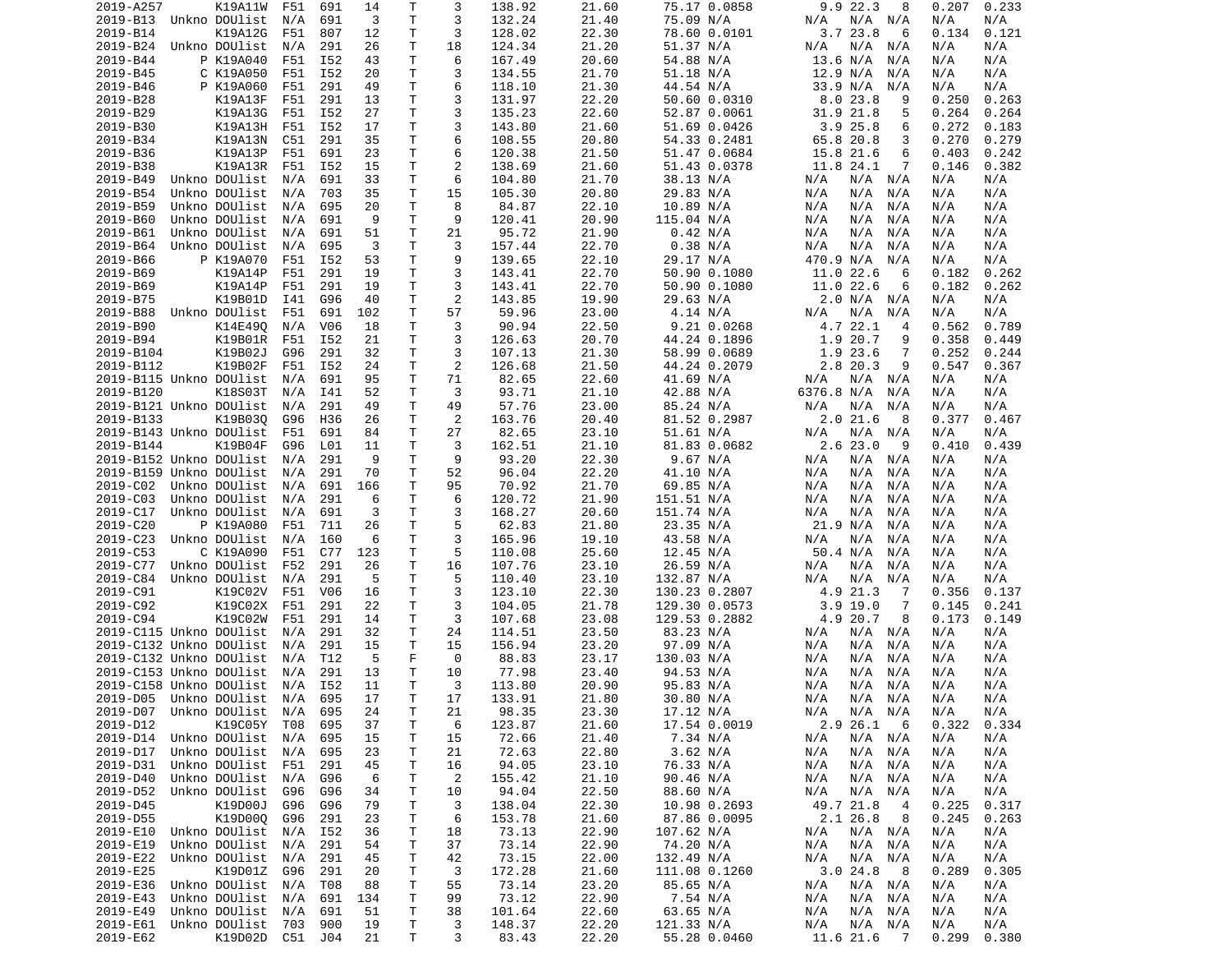```
2019-A257       K19A11W  F51  691   14    T     3    138.92      21.60      75.17 0.0858      9.9 22.3   8    0.207  0.233
2019-B13  Unkno DOUlist  N/A  691    3    T     3    132.24      21.40      75.09 N/A        N/A  N/A  N/A    N/A    N/A
2019-B14        K19A12G  F51  807   12    T     3    128.02      22.30      78.60 0.0101      3.7 23.8   6    0.134  0.121
2019-B24  Unkno DOUlist  N/A  291   26    T    18    124.34      21.20      51.37 N/A        N/A  N/A  N/A    N/A    N/A
2019-B44      P K19A040  F51  I52   43    T     6    167.49      20.60      54.88 N/A       13.6 N/A  N/A    N/A    N/A
2019-B45      C K19A050  F51  I52   20    T     3    134.55      21.70      51.18 N/A       12.9 N/A  N/A    N/A    N/A
2019-B46      P K19A060  F51  291   49    T     6    118.10      21.30      44.54 N/A       33.9 N/A  N/A    N/A    N/A
2019-B28        K19A13F  F51  291   13    T     3    131.97      22.20      50.60 0.0310      8.0 23.8   9    0.250  0.263
2019-B29        K19A13G  F51  I52   27    T     3    135.23      22.60      52.87 0.0061     31.9 21.8   5    0.264  0.264
2019-B30        K19A13H  F51  I52   17    T     3    143.80      21.60      51.69 0.0426      3.9 25.8   6    0.272  0.183
2019-B34        K19A13N  C51  291   35    T     6    108.55      20.80      54.33 0.2481     65.8 20.8   3    0.270  0.279
2019-B36        K19A13P  F51  691   23    T     6    120.38      21.50      51.47 0.0684     15.8 21.6   6    0.403  0.242
2019-B38        K19A13R  F51  I52   15    T     2    138.69      21.60      51.43 0.0378     11.8 24.1   7    0.146  0.382
2019-B49  Unkno DOUlist  N/A  691   33    T     6    104.80      21.70      38.13 N/A        N/A  N/A  N/A    N/A    N/A
2019-B54  Unkno DOUlist  N/A  703   35    T    15    105.30      20.80      29.83 N/A        N/A  N/A  N/A    N/A    N/A
2019-B59  Unkno DOUlist  N/A  695   20    T     8     84.87      22.10      10.89 N/A        N/A  N/A  N/A    N/A    N/A
2019-B60  Unkno DOUlist  N/A  691    9    T     9    120.41      20.90     115.04 N/A        N/A  N/A  N/A    N/A    N/A
2019-B61  Unkno DOUlist  N/A  691   51    T    21     95.72      21.90       0.42 N/A        N/A  N/A  N/A    N/A    N/A
2019-B64  Unkno DOUlist  N/A  695    3    T     3    157.44      22.70       0.38 N/A        N/A  N/A  N/A    N/A    N/A
2019-B66      P K19A070  F51  I52   53    T     9    139.65      22.10      29.17 N/A      470.9 N/A  N/A    N/A    N/A
2019-B69        K19A14P  F51  291   19    T     3    143.41      22.70      50.90 0.1080     11.0 22.6   6    0.182  0.262
2019-B69        K19A14P  F51  291   19    T     3    143.41      22.70      50.90 0.1080     11.0 22.6   6    0.182  0.262
2019-B75        K19B01D  I41  G96   40    T     2    143.85      19.90      29.63 N/A        2.0 N/A  N/A    N/A    N/A
2019-B88  Unkno DOUlist  F51  691  102    T    57     59.96      23.00       4.14 N/A        N/A  N/A  N/A    N/A    N/A
2019-B90        K14E49Q  N/A  V06   18    T     3     90.94      22.50       9.21 0.0268      4.7 22.1   4    0.562  0.789
2019-B94        K19B01R  F51  I52   21    T     3    126.63      20.70      44.24 0.1896      1.9 20.7   9    0.358  0.449
2019-B104       K19B02J  G96  291   32    T     3    107.13      21.30      58.99 0.0689      1.9 23.6   7    0.252  0.244
2019-B112       K19B02F  F51  I52   24    T     2    126.68      21.50      44.24 0.2079      2.8 20.3   9    0.547  0.367
2019-B115 Unkno DOUlist  N/A  691   95    T    71     82.65      22.60      41.69 N/A        N/A  N/A  N/A    N/A    N/A
2019-B120       K18S03T  N/A  I41   52    T     3     93.71      21.10      42.88 N/A     6376.8 N/A  N/A    N/A    N/A
2019-B121 Unkno DOUlist  N/A  291   49    T    49     57.76      23.00      85.24 N/A        N/A  N/A  N/A    N/A    N/A
2019-B133       K19B03Q  G96  H36   26    T     2    163.76      20.40      81.52 0.2987      2.0 21.6   8    0.377  0.467
2019-B143 Unkno DOUlist  F51  691   84    T    27     82.65      23.10      51.61 N/A        N/A  N/A  N/A    N/A    N/A
2019-B144       K19B04F  G96  L01   11    T     3    162.51      21.10      81.83 0.0682      2.6 23.0   9    0.410  0.439
2019-B152 Unkno DOUlist  N/A  291    9    T     9     93.20      22.30       9.67 N/A        N/A  N/A  N/A    N/A    N/A
2019-B159 Unkno DOUlist  N/A  291   70    T    52     96.04      22.20      41.10 N/A        N/A  N/A  N/A    N/A    N/A
2019-C02  Unkno DOUlist  N/A  691  166    T    95     70.92      21.70      69.85 N/A        N/A  N/A  N/A    N/A    N/A
2019-C03  Unkno DOUlist  N/A  291    6    T     6    120.72      21.90     151.51 N/A        N/A  N/A  N/A    N/A    N/A
2019-C17  Unkno DOUlist  N/A  691    3    T     3    168.27      20.60     151.74 N/A        N/A  N/A  N/A    N/A    N/A
2019-C20      P K19A080  F51  711   26    T     5     62.83      21.80      23.35 N/A       21.9 N/A  N/A    N/A    N/A
2019-C23  Unkno DOUlist  N/A  160    6    T     3    165.96      19.10      43.58 N/A        N/A  N/A  N/A    N/A    N/A
2019-C53      C K19A090  F51  C77  123    T     5    110.08      25.60      12.45 N/A       50.4 N/A  N/A    N/A    N/A
2019-C77  Unkno DOUlist  F52  291   26    T    16    107.76      23.10      26.59 N/A        N/A  N/A  N/A    N/A    N/A
2019-C84  Unkno DOUlist  N/A  291    5    T     5    110.40      23.10     132.87 N/A        N/A  N/A  N/A    N/A    N/A
2019-C91        K19C02V  F51  V06   16    T     3    123.10      22.30     130.23 0.2807      4.9 21.3   7    0.356  0.137
2019-C92        K19C02X  F51  291   22    T     3    104.05      21.78     129.30 0.0573      3.9 19.0   7    0.145  0.241
2019-C94        K19C02W  F51  291   14    T     3    107.68      23.08     129.53 0.2882      4.9 20.7   8    0.173  0.149
2019-C115 Unkno DOUlist  N/A  291   32    T    24    114.51      23.50      83.23 N/A        N/A  N/A  N/A    N/A    N/A
2019-C132 Unkno DOUlist  N/A  291   15    T    15    156.94      23.20      97.09 N/A        N/A  N/A  N/A    N/A    N/A
2019-C132 Unkno DOUlist  N/A  T12    5    F     0     88.83      23.17     130.03 N/A        N/A  N/A  N/A    N/A    N/A
2019-C153 Unkno DOUlist  N/A  291   13    T    10     77.98      23.40      94.53 N/A        N/A  N/A  N/A    N/A    N/A
2019-C158 Unkno DOUlist  N/A  I52   11    T     3    113.80      20.90      95.83 N/A        N/A  N/A  N/A    N/A    N/A
2019-D05  Unkno DOUlist  N/A  695   17    T    17    133.91      21.80      30.80 N/A        N/A  N/A  N/A    N/A    N/A
2019-D07  Unkno DOUlist  N/A  695   24    T    21     98.35      23.30      17.12 N/A        N/A  N/A  N/A    N/A    N/A
2019-D12        K19C05Y  T08  695   37    T     6    123.87      21.60      17.54 0.0019      2.9 26.1   6    0.322  0.334
2019-D14  Unkno DOUlist  N/A  695   15    T    15     72.66      21.40       7.34 N/A        N/A  N/A  N/A    N/A    N/A
2019-D17  Unkno DOUlist  N/A  695   23    T    21     72.63      22.80       3.62 N/A        N/A  N/A  N/A    N/A    N/A
2019-D31  Unkno DOUlist  F51  291   45    T    16     94.05      23.10      76.33 N/A        N/A  N/A  N/A    N/A    N/A
2019-D40  Unkno DOUlist  N/A  G96    6    T     2    155.42      21.10      90.46 N/A        N/A  N/A  N/A    N/A    N/A
2019-D52  Unkno DOUlist  G96  G96   34    T    10     94.04      22.50      88.60 N/A        N/A  N/A  N/A    N/A    N/A
2019-D45        K19D00J  G96  G96   79    T     3    138.04      22.30      10.98 0.2693     49.7 21.8   4    0.225  0.317
2019-D55        K19D00Q  G96  291   23    T     6    153.78      21.60      87.86 0.0095      2.1 26.8   8    0.245  0.263
2019-E10  Unkno DOUlist  N/A  I52   36    T    18     73.13      22.90     107.62 N/A        N/A  N/A  N/A    N/A    N/A
2019-E19  Unkno DOUlist  N/A  291   54    T    37     73.14      22.90      74.20 N/A        N/A  N/A  N/A    N/A    N/A
2019-E22  Unkno DOUlist  N/A  291   45    T    42     73.15      22.00     132.49 N/A        N/A  N/A  N/A    N/A    N/A
2019-E25        K19D01Z  G96  291   20    T     3    172.28      21.60     111.08 0.1260      3.0 24.8   8    0.289  0.305
2019-E36  Unkno DOUlist  N/A  T08   88    T    55     73.14      23.20      85.65 N/A        N/A  N/A  N/A    N/A    N/A
2019-E43  Unkno DOUlist  N/A  691  134    T    99     73.12      22.90       7.54 N/A        N/A  N/A  N/A    N/A    N/A
2019-E49  Unkno DOUlist  N/A  691   51    T    38    101.64      22.60      63.65 N/A        N/A  N/A  N/A    N/A    N/A
2019-E61  Unkno DOUlist  703  900   19    T     3    148.37      22.20     121.33 N/A        N/A  N/A  N/A    N/A    N/A
2019-E62        K19D02D  C51  J04   21    T     3     83.43      22.20      55.28 0.0460     11.6 21.6   7    0.299  0.380
```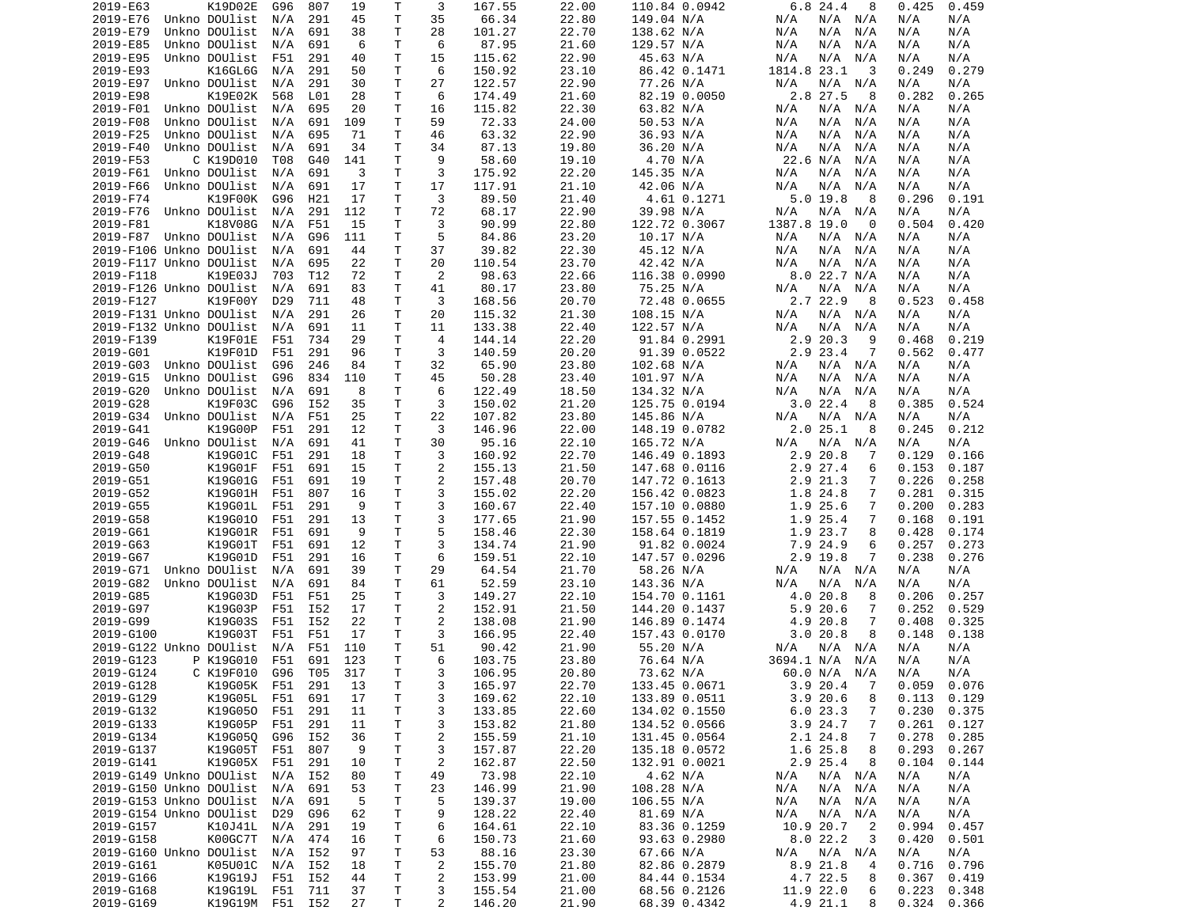```
2019-E63          K19D02E  G96  807   19    T     3    167.55     22.00     110.84 0.0942       6.8 24.4   8    0.425  0.459
2019-E76  Unkno DOUlist  N/A  291   45    T    35     66.34     22.80     149.04 N/A         N/A  N/A  N/A   N/A    N/A
2019-E79  Unkno DOUlist  N/A  691   38    T    28    101.27     22.70     138.62 N/A         N/A  N/A  N/A   N/A    N/A
2019-E85  Unkno DOUlist  N/A  691    6    T     6     87.95     21.60     129.57 N/A         N/A  N/A  N/A   N/A    N/A
2019-E95  Unkno DOUlist  F51  291   40    T    15    115.62     22.90      45.63 N/A         N/A  N/A  N/A   N/A    N/A
2019-E93          K16GL6G  N/A  291   50    T     6    150.92     23.10      86.42 0.1471    1814.8 23.1   3    0.249  0.279
2019-E97  Unkno DOUlist  N/A  291   30    T    27    122.57     22.90      77.26 N/A         N/A  N/A  N/A   N/A    N/A
2019-E98          K19E02K  568  L01   28    T     6    174.49     21.60      82.19 0.0050       2.8 27.5   8    0.282  0.265
2019-F01  Unkno DOUlist  N/A  695   20    T    16    115.82     22.30      63.82 N/A         N/A  N/A  N/A   N/A    N/A
2019-F08  Unkno DOUlist  N/A  691  109    T    59     72.33     24.00      50.53 N/A         N/A  N/A  N/A   N/A    N/A
2019-F25  Unkno DOUlist  N/A  695   71    T    46     63.32     22.90      36.93 N/A         N/A  N/A  N/A   N/A    N/A
2019-F40  Unkno DOUlist  N/A  691   34    T    34     87.13     19.80      36.20 N/A         N/A  N/A  N/A   N/A    N/A
2019-F53        C K19D010  T08  G40  141    T     9     58.60     19.10       4.70 N/A        22.6 N/A  N/A   N/A    N/A
2019-F61  Unkno DOUlist  N/A  691    3    T     3    175.92     22.20     145.35 N/A         N/A  N/A  N/A   N/A    N/A
2019-F66  Unkno DOUlist  N/A  691   17    T    17    117.91     21.10      42.06 N/A         N/A  N/A  N/A   N/A    N/A
2019-F74          K19F00K  G96  H21   17    T     3     89.50     21.40       4.61 0.1271       5.0 19.8   8    0.296  0.191
2019-F76  Unkno DOUlist  N/A  291  112    T    72     68.17     22.90      39.98 N/A         N/A  N/A  N/A   N/A    N/A
2019-F81          K18V08G  N/A  F51   15    T     3     90.99     22.80     122.72 0.3067    1387.8 19.0   0    0.504  0.420
2019-F87  Unkno DOUlist  N/A  G96  111    T     5     84.86     23.20      10.17 N/A         N/A  N/A  N/A   N/A    N/A
2019-F106 Unkno DOUlist  N/A  691   44    T    37     39.82     22.30      45.12 N/A         N/A  N/A  N/A   N/A    N/A
2019-F117 Unkno DOUlist  N/A  695   22    T    20    110.54     23.70      42.42 N/A         N/A  N/A  N/A   N/A    N/A
2019-F118         K19E03J  703  T12   72    T     2     98.63     22.66     116.38 0.0990       8.0 22.7 N/A   N/A    N/A
2019-F126 Unkno DOUlist  N/A  691   83    T    41     80.17     23.80      75.25 N/A         N/A  N/A  N/A   N/A    N/A
2019-F127         K19F00Y  D29  711   48    T     3    168.56     20.70      72.48 0.0655       2.7 22.9   8    0.523  0.458
2019-F131 Unkno DOUlist  N/A  291   26    T    20    115.32     21.30     108.15 N/A         N/A  N/A  N/A   N/A    N/A
2019-F132 Unkno DOUlist  N/A  691   11    T    11    133.38     22.40     122.57 N/A         N/A  N/A  N/A   N/A    N/A
2019-F139         K19F01E  F51  734   29    T     4    144.14     22.20      91.84 0.2991       2.9 20.3   9    0.468  0.219
2019-G01          K19F01D  F51  291   96    T     3    140.59     20.20      91.39 0.0522       2.9 23.4   7    0.562  0.477
2019-G03  Unkno DOUlist  G96  246   84    T    32     65.90     23.80     102.68 N/A         N/A  N/A  N/A   N/A    N/A
2019-G15  Unkno DOUlist  G96  834  110    T    45     50.28     23.40     101.97 N/A         N/A  N/A  N/A   N/A    N/A
2019-G20  Unkno DOUlist  N/A  691    8    T     6    122.49     18.50     134.32 N/A         N/A  N/A  N/A   N/A    N/A
2019-G28          K19F03C  G96  I52   35    T     3    150.02     21.20     125.75 0.0194       3.0 22.4   8    0.385  0.524
2019-G34  Unkno DOUlist  N/A  F51   25    T    22    107.82     23.80     145.86 N/A         N/A  N/A  N/A   N/A    N/A
2019-G41          K19G00P  F51  291   12    T     3    146.96     22.00     148.19 0.0782       2.0 25.1   8    0.245  0.212
2019-G46  Unkno DOUlist  N/A  691   41    T    30     95.16     22.10     165.72 N/A         N/A  N/A  N/A   N/A    N/A
2019-G48          K19G01C  F51  291   18    T     3    160.92     22.70     146.49 0.1893       2.9 20.8   7    0.129  0.166
2019-G50          K19G01F  F51  691   15    T     2    155.13     21.50     147.68 0.0116       2.9 27.4   6    0.153  0.187
2019-G51          K19G01G  F51  691   19    T     2    157.48     20.70     147.72 0.1613       2.9 21.3   7    0.226  0.258
2019-G52          K19G01H  F51  807   16    T     3    155.02     22.20     156.42 0.0823       1.8 24.8   7    0.281  0.315
2019-G55          K19G01L  F51  291    9    T     3    160.67     22.40     157.10 0.0880       1.9 25.6   7    0.200  0.283
2019-G58          K19G01O  F51  291   13    T     3    177.65     21.90     157.55 0.1452       1.9 25.4   7    0.168  0.191
2019-G61          K19G01R  F51  691    9    T     5    158.46     22.30     158.64 0.1819       1.9 23.7   8    0.428  0.174
2019-G63          K19G01T  F51  691   12    T     3    134.74     21.90      91.82 0.0024       7.9 24.9   6    0.257  0.273
2019-G67          K19G01D  F51  291   16    T     6    159.51     22.10     147.57 0.0296       2.9 19.8   7    0.238  0.276
2019-G71  Unkno DOUlist  N/A  691   39    T    29     64.54     21.70      58.26 N/A         N/A  N/A  N/A   N/A    N/A
2019-G82  Unkno DOUlist  N/A  691   84    T    61     52.59     23.10     143.36 N/A         N/A  N/A  N/A   N/A    N/A
2019-G85          K19G03D  F51  F51   25    T     3    149.27     22.10     154.70 0.1161       4.0 20.8   8    0.206  0.257
2019-G97          K19G03P  F51  I52   17    T     2    152.91     21.50     144.20 0.1437       5.9 20.6   7    0.252  0.529
2019-G99          K19G03S  F51  I52   22    T     2    138.08     21.90     146.89 0.1474       4.9 20.8   7    0.408  0.325
2019-G100         K19G03T  F51  F51   17    T     3    166.95     22.40     157.43 0.0170       3.0 20.8   8    0.148  0.138
2019-G122 Unkno DOUlist  N/A  F51  110    T    51     90.42     21.90      55.20 N/A         N/A  N/A  N/A   N/A    N/A
2019-G123       P K19G010  F51  691  123    T     6    103.75     23.80      76.64 N/A      3694.1 N/A  N/A   N/A    N/A
2019-G124       C K19F010  G96  T05  317    T     3    106.95     20.80      73.62 N/A        60.0 N/A  N/A   N/A    N/A
2019-G128         K19G05K  F51  291   13    T     3    165.97     22.70     133.45 0.0671       3.9 20.4   7    0.059  0.076
2019-G129         K19G05L  F51  691   17    T     3    169.62     22.10     133.89 0.0511       3.9 20.6   8    0.113  0.129
2019-G132         K19G05O  F51  291   11    T     3    133.85     22.60     134.02 0.1550       6.0 23.3   7    0.230  0.375
2019-G133         K19G05P  F51  291   11    T     3    153.82     21.80     134.52 0.0566       3.9 24.7   7    0.261  0.127
2019-G134         K19G05Q  G96  I52   36    T     2    155.59     21.10     131.45 0.0564       2.1 24.8   7    0.278  0.285
2019-G137         K19G05T  F51  807    9    T     3    157.87     22.20     135.18 0.0572       1.6 25.8   8    0.293  0.267
2019-G141         K19G05X  F51  291   10    T     2    162.87     22.50     132.91 0.0021       2.9 25.4   8    0.104  0.144
2019-G149 Unkno DOUlist  N/A  I52   80    T    49     73.98     22.10       4.62 N/A         N/A  N/A  N/A   N/A    N/A
2019-G150 Unkno DOUlist  N/A  691   53    T    23    146.99     21.90     108.28 N/A         N/A  N/A  N/A   N/A    N/A
2019-G153 Unkno DOUlist  N/A  691    5    T     5    139.37     19.00     106.55 N/A         N/A  N/A  N/A   N/A    N/A
2019-G154 Unkno DOUlist  D29  G96   62    T     9    128.22     22.40      81.69 N/A         N/A  N/A  N/A   N/A    N/A
2019-G157         K10J41L  N/A  291   19    T     6    164.61     22.10      83.36 0.1259      10.9 20.7   2    0.994  0.457
2019-G158         K00GC7T  N/A  474   16    T     6    150.73     21.60      93.63 0.2980       8.0 22.2   3    0.420  0.501
2019-G160 Unkno DOUlist  N/A  I52   97    T    53     88.16     23.30      67.66 N/A         N/A  N/A  N/A   N/A    N/A
2019-G161         K05U01C  N/A  I52   18    T     2    155.70     21.80      82.86 0.2879       8.9 21.8   4    0.716  0.796
2019-G166         K19G19J  F51  I52   44    T     2    153.99     21.00      84.44 0.1534       4.7 22.5   8    0.367  0.419
2019-G168         K19G19L  F51  711   37    T     3    155.54     21.00      68.56 0.2126      11.9 22.0   6    0.223  0.348
2019-G169         K19G19M  F51  I52   27    T     2    146.20     21.90      68.39 0.4342       4.9 21.1   8    0.324  0.366
```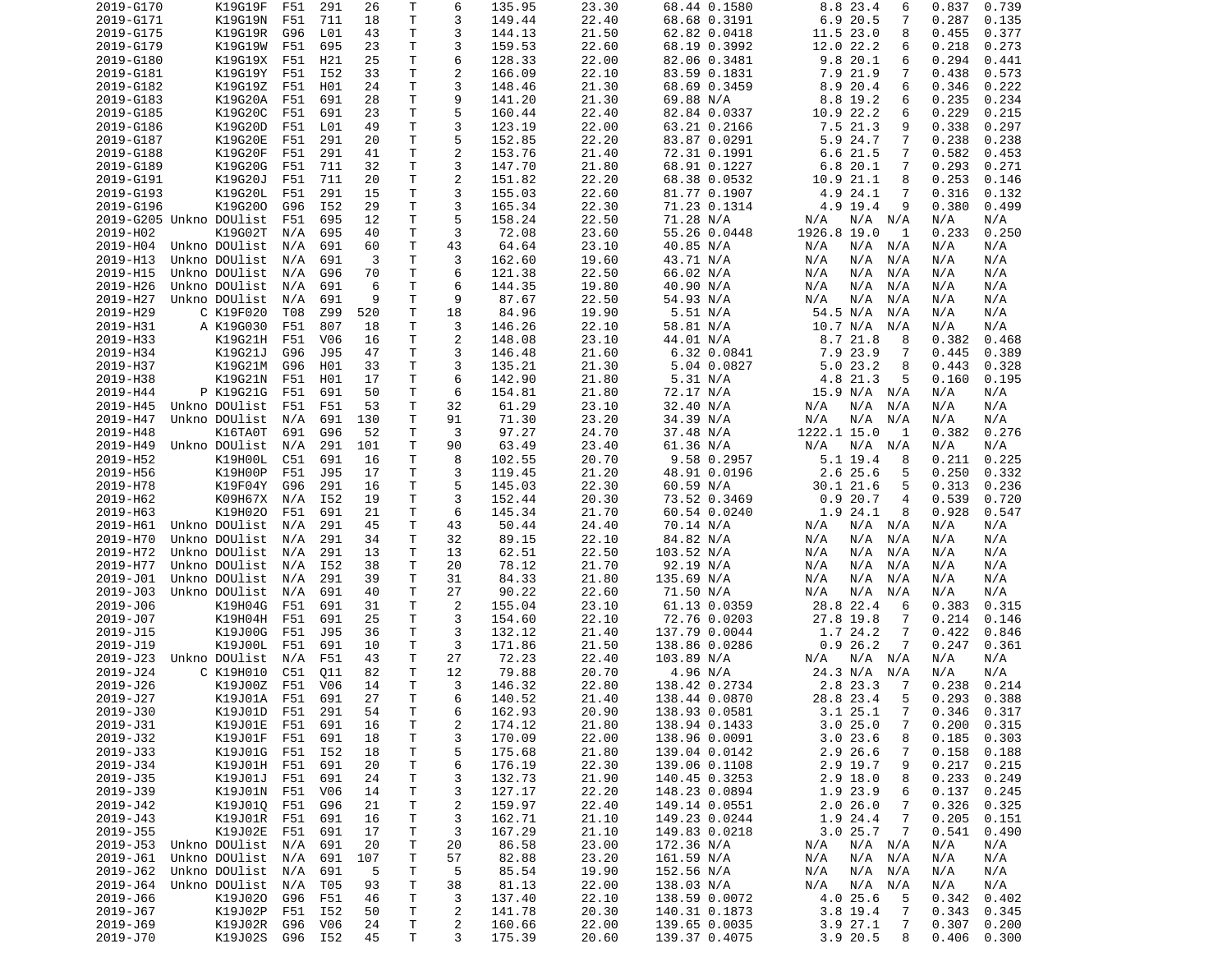```
2019-G170        K19G19F  F51  291   26     T     6    135.95       23.30        68.44 0.1580        8.8 23.4   6   0.837  0.739
2019-G171        K19G19N  F51  711   18     T     3    149.44       22.40        68.68 0.3191        6.9 20.5   7   0.287  0.135
2019-G175        K19G19R  G96  L01   43     T     3    144.13       21.50        62.82 0.0418       11.5 23.0   8   0.455  0.377
2019-G179        K19G19W  F51  695   23     T     3    159.53       22.60        68.19 0.3992       12.0 22.2   6   0.218  0.273
2019-G180        K19G19X  F51  H21   25     T     6    128.33       22.00        82.06 0.3481        9.8 20.1   6   0.294  0.441
2019-G181        K19G19Y  F51  I52   33     T     2    166.09       22.10        83.59 0.1831        7.9 21.9   7   0.438  0.573
2019-G182        K19G19Z  F51  H01   24     T     3    148.46       21.30        68.69 0.3459        8.9 20.4   6   0.346  0.222
2019-G183        K19G20A  F51  691   28     T     9    141.20       21.30        69.88 N/A           8.8 19.2   6   0.235  0.234
2019-G185        K19G20C  F51  691   23     T     5    160.44       22.40        82.84 0.0337       10.9 22.2   6   0.229  0.215
2019-G186        K19G20D  F51  L01   49     T     3    123.19       22.00        63.21 0.2166        7.5 21.3   9   0.338  0.297
2019-G187        K19G20E  F51  291   20     T     5    152.85       22.20        83.87 0.0291        5.9 24.7   7   0.238  0.238
2019-G188        K19G20F  F51  291   41     T     2    153.76       21.40        72.31 0.1991        6.6 21.5   7   0.582  0.453
2019-G189        K19G20G  F51  711   32     T     3    147.70       21.80        68.91 0.1227        6.8 20.1   7   0.293  0.271
2019-G191        K19G20J  F51  711   20     T     2    151.82       22.20        68.38 0.0532       10.9 21.1   8   0.253  0.146
2019-G193        K19G20L  F51  291   15     T     3    155.03       22.60        81.77 0.1907        4.9 24.1   7   0.316  0.132
2019-G196        K19G20O  G96  I52   29     T     3    165.34       22.30        71.23 0.1314        4.9 19.4   9   0.380  0.499
2019-G205 Unkno DOUlist  F51  695   12     T     5    158.24       22.50        71.28 N/A          N/A  N/A  N/A   N/A    N/A
2019-H02         K19G02T  N/A  695   40     T     3     72.08       23.60        55.26 0.0448     1926.8 19.0   1   0.233  0.250
2019-H04  Unkno DOUlist  N/A  691   60     T    43     64.64       23.10        40.85 N/A          N/A  N/A  N/A   N/A    N/A
2019-H13  Unkno DOUlist  N/A  691    3     T     3    162.60       19.60        43.71 N/A          N/A  N/A  N/A   N/A    N/A
2019-H15  Unkno DOUlist  N/A  G96   70     T     6    121.38       22.50        66.02 N/A          N/A  N/A  N/A   N/A    N/A
2019-H26  Unkno DOUlist  N/A  691    6     T     6    144.35       19.80        40.90 N/A          N/A  N/A  N/A   N/A    N/A
2019-H27  Unkno DOUlist  N/A  691    9     T     9     87.67       22.50        54.93 N/A          N/A  N/A  N/A   N/A    N/A
2019-H29       C K19F020  T08  Z99  520     T    18     84.96       19.90         5.51 N/A         54.5 N/A  N/A   N/A    N/A
2019-H31       A K19G030  F51  807   18     T     3    146.26       22.10        58.81 N/A         10.7 N/A  N/A   N/A    N/A
2019-H33         K19G21H  F51  V06   16     T     2    148.08       23.10        44.01 N/A          8.7 21.8   8   0.382  0.468
2019-H34         K19G21J  G96  J95   47     T     3    146.48       21.60         6.32 0.0841        7.9 23.9   7   0.445  0.389
2019-H37         K19G21M  G96  H01   33     T     3    135.21       21.30         5.04 0.0827        5.0 23.2   8   0.443  0.328
2019-H38         K19G21N  F51  H01   17     T     6    142.90       21.80         5.31 N/A          4.8 21.3   5   0.160  0.195
2019-H44       P K19G21G  F51  691   50     T     6    154.81       21.80        72.17 N/A         15.9 N/A  N/A   N/A    N/A
2019-H45  Unkno DOUlist  F51  F51   53     T    32     61.29       23.10        32.40 N/A          N/A  N/A  N/A   N/A    N/A
2019-H47  Unkno DOUlist  N/A  691  130     T    91     71.30       23.20        34.39 N/A          N/A  N/A  N/A   N/A    N/A
2019-H48         K16TA0T  691  G96   52     T     3     97.27       24.70        37.48 N/A       1222.1 15.0   1   0.382  0.276
2019-H49  Unkno DOUlist  N/A  291  101     T    90     63.49       23.40        61.36 N/A          N/A  N/A  N/A   N/A    N/A
2019-H52         K19H00L  C51  691   16     T     8    102.55       20.70         9.58 0.2957        5.1 19.4   8   0.211  0.225
2019-H56         K19H00P  F51  J95   17     T     3    119.45       21.20        48.91 0.0196        2.6 25.6   5   0.250  0.332
2019-H78         K19F04Y  G96  291   16     T     5    145.03       22.30        60.59 N/A         30.1 21.6   5   0.313  0.236
2019-H62         K09H67X  N/A  I52   19     T     3    152.44       20.30        73.52 0.3469        0.9 20.7   4   0.539  0.720
2019-H63         K19H02O  F51  691   21     T     6    145.34       21.70        60.54 0.0240        1.9 24.1   8   0.928  0.547
2019-H61  Unkno DOUlist  N/A  291   45     T    43     50.44       24.40        70.14 N/A          N/A  N/A  N/A   N/A    N/A
2019-H70  Unkno DOUlist  N/A  291   34     T    32     89.15       22.10        84.82 N/A          N/A  N/A  N/A   N/A    N/A
2019-H72  Unkno DOUlist  N/A  291   13     T    13     62.51       22.50       103.52 N/A          N/A  N/A  N/A   N/A    N/A
2019-H77  Unkno DOUlist  N/A  I52   38     T    20     78.12       21.70        92.19 N/A          N/A  N/A  N/A   N/A    N/A
2019-J01  Unkno DOUlist  N/A  291   39     T    31     84.33       21.80       135.69 N/A          N/A  N/A  N/A   N/A    N/A
2019-J03  Unkno DOUlist  N/A  691   40     T    27     90.22       22.60        71.50 N/A          N/A  N/A  N/A   N/A    N/A
2019-J06         K19H04G  F51  691   31     T     2    155.04       23.10        61.13 0.0359       28.8 22.4   6   0.383  0.315
2019-J07         K19H04H  F51  691   25     T     3    154.60       22.10        72.76 0.0203       27.8 19.8   7   0.214  0.146
2019-J15         K19J00G  F51  J95   36     T     3    132.12       21.40       137.79 0.0044        1.7 24.2   7   0.422  0.846
2019-J19         K19J00L  F51  691   10     T     3    171.86       21.50       138.86 0.0286        0.9 26.2   7   0.247  0.361
2019-J23  Unkno DOUlist  N/A  F51   43     T    27     72.23       22.40       103.89 N/A          N/A  N/A  N/A   N/A    N/A
2019-J24       C K19H010  C51  Q11   82     T    12     79.88       20.70         4.96 N/A         24.3 N/A  N/A   N/A    N/A
2019-J26         K19J00Z  F51  V06   14     T     3    146.32       22.80       138.42 0.2734        2.8 23.3   7   0.238  0.214
2019-J27         K19J01A  F51  691   27     T     6    140.52       21.40       138.44 0.0870       28.8 23.4   5   0.293  0.388
2019-J30         K19J01D  F51  291   54     T     6    162.93       20.90       138.93 0.0581        3.1 25.1   7   0.346  0.317
2019-J31         K19J01E  F51  691   16     T     2    174.12       21.80       138.94 0.1433        3.0 25.0   7   0.200  0.315
2019-J32         K19J01F  F51  691   18     T     3    170.09       22.00       138.96 0.0091        3.0 23.6   8   0.185  0.303
2019-J33         K19J01G  F51  I52   18     T     5    175.68       21.80       139.04 0.0142        2.9 26.6   7   0.158  0.188
2019-J34         K19J01H  F51  691   20     T     6    176.19       22.30       139.06 0.1108        2.9 19.7   9   0.217  0.215
2019-J35         K19J01J  F51  691   24     T     3    132.73       21.90       140.45 0.3253        2.9 18.0   8   0.233  0.249
2019-J39         K19J01N  F51  V06   14     T     3    127.17       22.20       148.23 0.0894        1.9 23.9   6   0.137  0.245
2019-J42         K19J01Q  F51  G96   21     T     2    159.97       22.40       149.14 0.0551        2.0 26.0   7   0.326  0.325
2019-J43         K19J01R  F51  691   16     T     3    162.71       21.10       149.23 0.0244        1.9 24.4   7   0.205  0.151
2019-J55         K19J02E  F51  691   17     T     3    167.29       21.10       149.83 0.0218        3.0 25.7   7   0.541  0.490
2019-J53  Unkno DOUlist  N/A  691   20     T    20     86.58       23.00       172.36 N/A          N/A  N/A  N/A   N/A    N/A
2019-J61  Unkno DOUlist  N/A  691  107     T    57     82.88       23.20       161.59 N/A          N/A  N/A  N/A   N/A    N/A
2019-J62  Unkno DOUlist  N/A  691    5     T     5     85.54       19.90       152.56 N/A          N/A  N/A  N/A   N/A    N/A
2019-J64  Unkno DOUlist  N/A  T05   93     T    38     81.13       22.00       138.03 N/A          N/A  N/A  N/A   N/A    N/A
2019-J66         K19J02O  G96  F51   46     T     3    137.40       22.10       138.59 0.0072        4.0 25.6   5   0.342  0.402
2019-J67         K19J02P  F51  I52   50     T     2    141.78       20.30       140.31 0.1873        3.8 19.4   7   0.343  0.345
2019-J69         K19J02R  G96  V06   24     T     2    160.65       22.00       139.65 0.0035        3.9 27.1   7   0.307  0.200
2019-J70         K19J02S  G96  I52   45     T     3    175.39       20.60       139.37 0.4075        3.9 20.5   8   0.406  0.300
```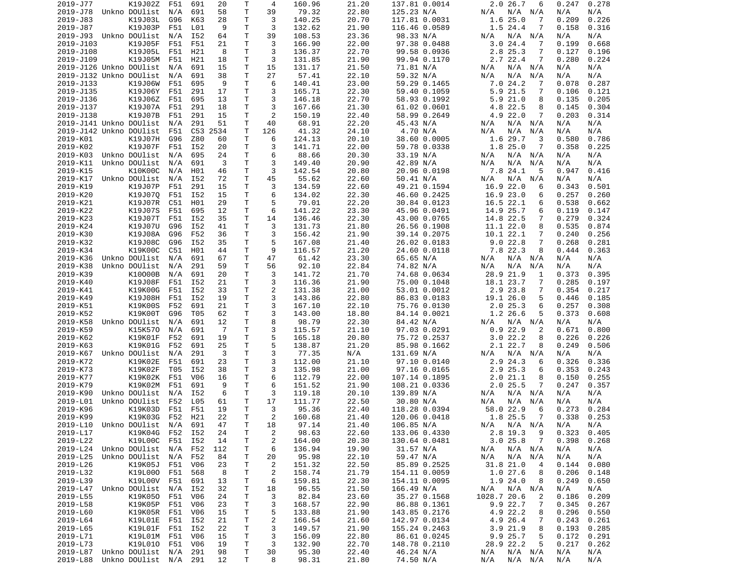```
2019-J77         K19J02Z  F51  691   20     T     4    160.96      21.20      137.81 0.0014       2.0 26.7   6    0.247  0.278
2019-J78  Unkno DOUlist  N/A  691   58     T    39     79.32      22.80      125.23 N/A         N/A  N/A  N/A    N/A    N/A
2019-J83         K19J03L  G96  K63   28     T     3    140.25      20.70      117.81 0.0031       1.6 25.0   7    0.209  0.226
2019-J87         K19J03P  F51  L01    9     T     3    132.62      21.90      116.46 0.0589       1.5 24.4   7    0.158  0.316
2019-J93  Unkno DOUlist  N/A  I52   64     T    39    108.53      23.36       98.33 N/A         N/A  N/A  N/A    N/A    N/A
2019-J103        K19J05F  F51  F51   21     T     3    166.90      22.00       97.38 0.0488       3.0 24.4   7    0.199  0.668
2019-J108        K19J05L  F51  H21    8     T     3    136.37      22.70       99.58 0.0936       2.8 25.3   7    0.127  0.196
2019-J109        K19J05M  F51  H21   18     T     3    131.85      21.90       99.94 0.1170       2.7 22.4   7    0.280  0.224
2019-J126 Unkno DOUlist  N/A  691   15     T    15    131.17      21.50       71.81 N/A         N/A  N/A  N/A    N/A    N/A
2019-J132 Unkno DOUlist  N/A  691   38     T    27     57.41      22.10       59.32 N/A         N/A  N/A  N/A    N/A    N/A
2019-J133        K19J06W  F51  695    9     T     6    140.41      23.00       59.29 0.1465       7.0 24.2   7    0.078  0.287
2019-J135        K19J06Y  F51  291   17     T     3    165.71      22.30       59.40 0.1059       5.9 21.5   7    0.106  0.121
2019-J136        K19J06Z  F51  695   13     T     3    146.18      22.70       58.93 0.1992       5.9 21.0   8    0.135  0.205
2019-J137        K19J07A  F51  291   18     T     3    167.66      21.30       61.02 0.0601       4.8 22.5   8    0.145  0.304
2019-J138        K19J07B  F51  291   15     T     2    150.19      22.40       58.99 0.2649       4.9 22.0   7    0.203  0.314
2019-J141 Unkno DOUlist  N/A  291   51     T    40     68.91      22.20       45.43 N/A         N/A  N/A  N/A    N/A    N/A
2019-J142 Unkno DOUlist  F51  C53 2534    T   126     41.32      24.10        4.70 N/A         N/A  N/A  N/A    N/A    N/A
2019-K01         K19J07H  G96  Z80   60     T     6    124.13      20.10       38.60 0.0005       1.6 29.7   3    0.580  0.786
2019-K02         K19J07F  F51  I52   20     T     3    141.71      22.00       59.78 0.0338       1.8 25.0   7    0.358  0.225
2019-K03  Unkno DOUlist  N/A  695   24     T     6     88.66      20.30       33.19 N/A         N/A  N/A  N/A    N/A    N/A
2019-K11  Unkno DOUlist  N/A  691    3     T     3    149.40      20.90       42.89 N/A         N/A  N/A  N/A    N/A    N/A
2019-K15         K10K00C  N/A  H01   46     T     3    142.54      20.80       20.96 0.0198       7.8 24.1   5    0.947  0.416
2019-K17  Unkno DOUlist  N/A  I52   72     T    45     55.62      22.60       50.41 N/A         N/A  N/A  N/A    N/A    N/A
2019-K19         K19J07P  F51  291   15     T     3    134.59      22.60       49.21 0.1594      16.9 22.0   6    0.343  0.501
2019-K20         K19J07Q  F51  I52   15     T     6    134.02      22.30       46.60 0.2425      16.9 23.0   6    0.257  0.260
2019-K21         K19J07R  C51  H01   29     T     5     79.01      22.20       30.84 0.0123      16.5 22.1   6    0.538  0.662
2019-K22         K19J07S  F51  695   12     T     6    141.22      23.30       45.96 0.0491      14.9 25.7   6    0.119  0.147
2019-K23         K19J07T  F51  I52   35     T    14    136.46      22.30       43.00 0.0765      14.8 22.5   7    0.279  0.324
2019-K24         K19J07U  G96  I52   41     T     3    131.73      21.80       26.56 0.1908      11.1 22.0   8    0.535  0.874
2019-K30         K19J08A  G96  F52   36     T     3    156.42      21.90       39.14 0.2075      10.1 22.1   7    0.240  0.256
2019-K32         K19J08C  G96  I52   35     T     5    167.08      21.40       26.02 0.0183       9.0 22.8   7    0.268  0.281
2019-K34         K19K00C  C51  H01   44     T     9    116.57      21.20       24.60 0.0118       7.8 22.3   8    0.444  0.363
2019-K36  Unkno DOUlist  N/A  691   67     T    47     61.42      23.30       65.65 N/A         N/A  N/A  N/A    N/A    N/A
2019-K38  Unkno DOUlist  N/A  291   59     T    56     92.10      22.84       74.82 N/A         N/A  N/A  N/A    N/A    N/A
2019-K39         K10O00B  N/A  691   20     T     3    141.72      21.70       74.68 0.0634      28.9 21.9   1    0.373  0.395
2019-K40         K19J08F  F51  I52   21     T     3    116.36      21.90       75.00 0.1048      18.1 23.7   7    0.285  0.197
2019-K41         K19K00G  F51  I52   33     T     2    131.38      21.00       53.01 0.0012       2.9 23.8   7    0.354  0.217
2019-K49         K19J08H  F51  I52   19     T     3    143.86      22.80       86.83 0.0183      19.1 26.0   5    0.446  0.185
2019-K51         K19K00S  F52  691   21     T     3    167.10      22.10       75.76 0.0130       2.0 25.3   6    0.257  0.308
2019-K52         K19K00T  G96  T05   62     T     3    143.00      18.80       84.14 0.0021       1.2 26.6   5    0.373  0.608
2019-K58  Unkno DOUlist  N/A  691   12     T     8     98.79      22.30       84.42 N/A         N/A  N/A  N/A    N/A    N/A
2019-K59         K15K57O  N/A  691    7     T     3    115.57      21.10       97.03 0.0291       0.9 22.9   2    0.671  0.800
2019-K62         K19K01F  F52  691   19     T     5    165.18      20.80       75.72 0.2537       3.0 22.2   8    0.226  0.226
2019-K63         K19K01G  F52  691   25     T     5    138.87      21.20       85.98 0.1662       2.1 22.7   8    0.249  0.506
2019-K67  Unkno DOUlist  N/A  291    3     T     3     77.35      N/A        131.69 N/A         N/A  N/A  N/A    N/A    N/A
2019-K72         K19K02E  F51  691   23     T     3    112.00      21.10       97.10 0.0140       2.9 24.3   6    0.326  0.336
2019-K73         K19K02F  T05  I52   38     T     3    135.98      21.00       97.16 0.0165       2.9 25.3   6    0.353  0.243
2019-K77         K19K02K  F51  V06   16     T     6    112.79      22.00      107.14 0.1895       2.0 21.1   8    0.150  0.255
2019-K79         K19K02M  F51  691    9     T     6    151.52      21.90      108.21 0.0336       2.0 25.5   7    0.247  0.357
2019-K90  Unkno DOUlist  N/A  I52    6     T     3    119.18      20.10      139.89 N/A         N/A  N/A  N/A    N/A    N/A
2019-L01  Unkno DOUlist  F52  L05   61     T    17    111.77      22.50       30.80 N/A         N/A  N/A  N/A    N/A    N/A
2019-K96         K19K03D  F51  F51   19     T     3     95.36      22.40      118.28 0.0394      58.0 22.9   6    0.273  0.284
2019-K99         K19K03G  F52  H21   22     T     2    160.68      21.40      120.06 0.0418       1.8 25.5   7    0.338  0.253
2019-L10  Unkno DOUlist  N/A  691   47     T    18     97.14      21.40      106.85 N/A         N/A  N/A  N/A    N/A    N/A
2019-L17         K19K04G  F52  I52   24     T     2     98.63      22.60      133.06 0.4330       2.8 19.3   9    0.323  0.405
2019-L22         K19L00C  F51  I52   14     T     2    164.00      20.30      130.64 0.0481       3.0 25.8   7    0.398  0.268
2019-L24  Unkno DOUlist  N/A  F52  112     T     6    136.94      19.90       31.57 N/A         N/A  N/A  N/A    N/A    N/A
2019-L25  Unkno DOUlist  N/A  F52   84     T    20     95.98      22.10       59.47 N/A         N/A  N/A  N/A    N/A    N/A
2019-L26         K19K05J  F51  V06   23     T     2    151.32      22.50       85.89 0.2525      31.8 21.0   4    0.144  0.080
2019-L32         K19L00O  F51  568    8     T     2    158.74      21.79      154.11 0.0059       1.0 27.6   8    0.206  0.148
2019-L39         K19L00V  F51  691   13     T     6    159.81      22.30      154.11 0.0095       1.9 24.0   8    0.249  0.650
2019-L47  Unkno DOUlist  N/A  I52   32     T    18     96.55      21.50      166.49 N/A         N/A  N/A  N/A    N/A    N/A
2019-L55         K19K05O  F51  V06   24     T     3     82.84      23.60       35.27 0.1568    1028.7 20.6   2    0.186  0.209
2019-L58         K19K05P  F51  V06   23     T     3    168.57      22.90       86.88 0.1361       9.9 22.7   7    0.345  0.267
2019-L60         K19K05R  F51  V06   15     T     5    133.88      21.90      143.85 0.2176       4.9 22.2   8    0.296  0.550
2019-L64         K19L01E  F51  I52   21     T     2    166.54      21.60      142.97 0.0134       4.9 26.4   7    0.243  0.261
2019-L65         K19L01F  F51  I52   22     T     3    149.57      21.90      155.24 0.2463       3.9 21.9   8    0.193  0.285
2019-L71         K19L01M  F51  V06   15     T     3    156.09      22.80       86.61 0.0245       9.9 25.7   5    0.172  0.291
2019-L73         K19L01O  F51  V06   19     T     3    132.90      22.70      148.78 0.2110      28.9 22.2   5    0.217  0.262
2019-L87  Unkno DOUlist  N/A  291   98     T    30     95.30      22.40       46.24 N/A         N/A  N/A  N/A    N/A    N/A
2019-L88  Unkno DOUlist  N/A  291   12     T     8     98.31      21.80       74.50 N/A         N/A  N/A  N/A    N/A    N/A
```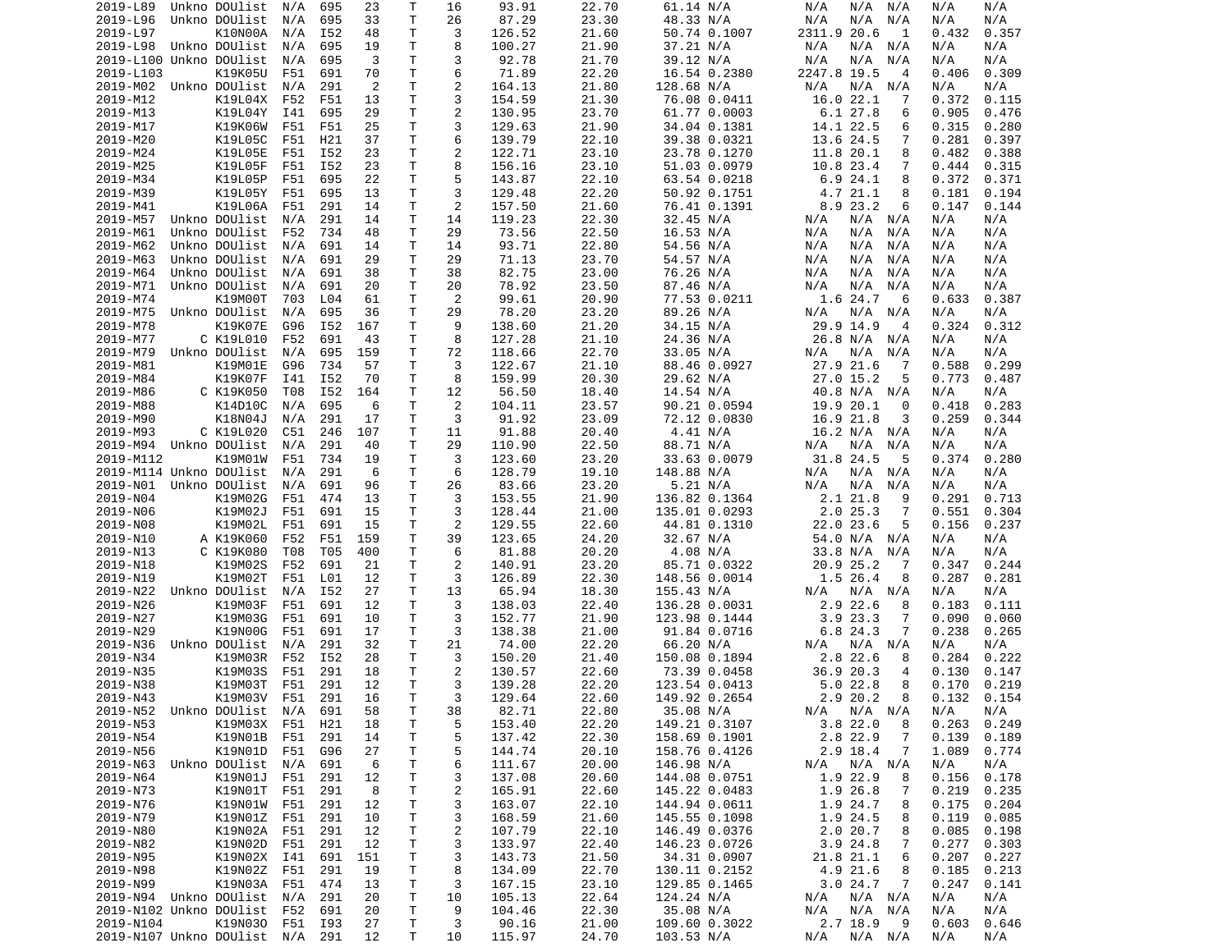```
2019-L89  Unkno DOUlist  N/A  695   23    T    16     93.91      22.70      61.14 N/A          N/A   N/A  N/A   N/A    N/A
2019-L96  Unkno DOUlist  N/A  695   33    T    26     87.29      23.30      48.33 N/A          N/A   N/A  N/A   N/A    N/A
2019-L97        K10N00A  N/A  I52   48    T     3    126.52      21.60      50.74 0.1007      2311.9 20.6   1    0.432  0.357
2019-L98  Unkno DOUlist  N/A  695   19    T     8    100.27      21.90      37.21 N/A          N/A   N/A  N/A   N/A    N/A
2019-L100 Unkno DOUlist  N/A  695    3    T     3     92.78      21.70      39.12 N/A          N/A   N/A  N/A   N/A    N/A
2019-L103       K19K05U  F51  691   70    T     6     71.89      22.20      16.54 0.2380      2247.8 19.5   4    0.406  0.309
2019-M02  Unkno DOUlist  N/A  291    2    T     2    164.13      21.80     128.68 N/A          N/A   N/A  N/A   N/A    N/A
2019-M12        K19L04X  F52  F51   13    T     3    154.59      21.30      76.08 0.0411        16.0 22.1   7    0.372  0.115
2019-M13        K19L04Y  I41  695   29    T     2    130.95      23.70      61.77 0.0003         6.1 27.8   6    0.905  0.476
2019-M17        K19K06W  F51  F51   25    T     3    129.63      21.90      34.04 0.1381        14.1 22.5   6    0.315  0.280
2019-M20        K19L05C  F51  H21   37    T     6    139.79      22.10      39.38 0.0321        13.6 24.5   7    0.281  0.397
2019-M24        K19L05E  F51  I52   23    T     2    122.71      23.10      23.78 0.1270        11.8 20.1   8    0.482  0.388
2019-M25        K19L05F  F51  I52   23    T     8    156.16      23.10      51.03 0.0979        10.8 23.4   7    0.444  0.315
2019-M34        K19L05P  F51  695   22    T     5    143.87      22.10      63.54 0.0218         6.9 24.1   8    0.372  0.371
2019-M39        K19L05Y  F51  695   13    T     3    129.48      22.20      50.92 0.1751         4.7 21.1   8    0.181  0.194
2019-M41        K19L06A  F51  291   14    T     2    157.50      21.60      76.41 0.1391         8.9 23.2   6    0.147  0.144
2019-M57  Unkno DOUlist  N/A  291   14    T    14    119.23      22.30      32.45 N/A          N/A   N/A  N/A   N/A    N/A
2019-M61  Unkno DOUlist  F52  734   48    T    29     73.56      22.50      16.53 N/A          N/A   N/A  N/A   N/A    N/A
2019-M62  Unkno DOUlist  N/A  691   14    T    14     93.71      22.80      54.56 N/A          N/A   N/A  N/A   N/A    N/A
2019-M63  Unkno DOUlist  N/A  691   29    T    29     71.13      23.70      54.57 N/A          N/A   N/A  N/A   N/A    N/A
2019-M64  Unkno DOUlist  N/A  691   38    T    38     82.75      23.00      76.26 N/A          N/A   N/A  N/A   N/A    N/A
2019-M71  Unkno DOUlist  N/A  691   20    T    20     78.92      23.50      87.46 N/A          N/A   N/A  N/A   N/A    N/A
2019-M74        K19M00T  703  L04   61    T     2     99.61      20.90      77.53 0.0211         1.6 24.7   6    0.633  0.387
2019-M75  Unkno DOUlist  N/A  695   36    T    29     78.20      23.20      89.26 N/A          N/A   N/A  N/A   N/A    N/A
2019-M78        K19K07E  G96  I52  167    T     9    138.60      21.20      34.15 N/A          29.9 14.9   4    0.324  0.312
2019-M77      C K19L010  F52  691   43    T     8    127.28      21.10      24.36 N/A          26.8 N/A  N/A   N/A    N/A
2019-M79  Unkno DOUlist  N/A  695  159    T    72    118.66      22.70      33.05 N/A          N/A   N/A  N/A   N/A    N/A
2019-M81        K19M01E  G96  734   57    T     3    122.67      21.10      88.46 0.0927        27.9 21.6   7    0.588  0.299
2019-M84        K19K07F  I41  I52   70    T     8    159.99      20.30      29.62 N/A          27.0 15.2   5    0.773  0.487
2019-M86      C K19K050  T08  I52  164    T    12     56.50      18.40      14.54 N/A          40.8 N/A  N/A   N/A    N/A
2019-M88        K14D10C  N/A  695    6    T     2    104.11      23.57      90.21 0.0594        19.9 20.1   0    0.418  0.283
2019-M90        K18N04J  N/A  291   17    T     3     91.92      23.09      72.12 0.0830        16.9 21.8   3    0.259  0.344
2019-M93      C K19L020  C51  246  107    T    11     91.88      20.40       4.41 N/A          16.2 N/A  N/A   N/A    N/A
2019-M94  Unkno DOUlist  N/A  291   40    T    29    110.90      22.50      88.71 N/A          N/A   N/A  N/A   N/A    N/A
2019-M112       K19M01W  F51  734   19    T     3    123.60      23.20      33.63 0.0079        31.8 24.5   5    0.374  0.280
2019-M114 Unkno DOUlist  N/A  291    6    T     6    128.79      19.10     148.88 N/A          N/A   N/A  N/A   N/A    N/A
2019-N01  Unkno DOUlist  N/A  691   96    T    26     83.66      23.20       5.21 N/A          N/A   N/A  N/A   N/A    N/A
2019-N04        K19M02G  F51  474   13    T     3    153.55      21.90     136.82 0.1364         2.1 21.8   9    0.291  0.713
2019-N06        K19M02J  F51  691   15    T     3    128.44      21.00     135.01 0.0293         2.0 25.3   7    0.551  0.304
2019-N08        K19M02L  F51  691   15    T     2    129.55      22.60      44.81 0.1310        22.0 23.6   5    0.156  0.237
2019-N10      A K19K060  F52  F51  159    T    39    123.65      24.20      32.67 N/A          54.0 N/A  N/A   N/A    N/A
2019-N13      C K19K080  T08  T05  400    T     6     81.88      20.20       4.08 N/A          33.8 N/A  N/A   N/A    N/A
2019-N18        K19M02S  F52  691   21    T     2    140.91      23.20      85.71 0.0322        20.9 25.2   7    0.347  0.244
2019-N19        K19M02T  F51  L01   12    T     3    126.89      22.30     148.56 0.0014         1.5 26.4   8    0.287  0.281
2019-N22  Unkno DOUlist  N/A  I52   27    T    13     65.94      18.30     155.43 N/A          N/A   N/A  N/A   N/A    N/A
2019-N26        K19M03F  F51  691   12    T     3    138.03      22.40     136.28 0.0031         2.9 22.6   8    0.183  0.111
2019-N27        K19M03G  F51  691   10    T     3    152.77      21.90     123.98 0.1444         3.9 23.3   7    0.090  0.060
2019-N29        K19N00G  F51  691   17    T     3    138.38      21.00      91.84 0.0716         6.8 24.3   7    0.238  0.265
2019-N36  Unkno DOUlist  N/A  291   32    T    21     74.00      22.20      66.20 N/A          N/A   N/A  N/A   N/A    N/A
2019-N34        K19M03R  F52  I52   28    T     3    150.20      21.40     150.08 0.1894         2.8 22.6   8    0.284  0.222
2019-N35        K19M03S  F51  291   18    T     2    130.57      22.60      73.39 0.0458        36.9 20.3   4    0.130  0.147
2019-N38        K19M03T  F51  291   12    T     3    139.28      22.20     123.54 0.0413         5.0 22.8   8    0.170  0.219
2019-N43        K19M03V  F51  291   16    T     3    129.64      22.60     149.92 0.2654         2.9 20.2   8    0.132  0.154
2019-N52  Unkno DOUlist  N/A  691   58    T    38     82.71      22.80      35.08 N/A          N/A   N/A  N/A   N/A    N/A
2019-N53        K19M03X  F51  H21   18    T     5    153.40      22.20     149.21 0.3107         3.8 22.0   8    0.263  0.249
2019-N54        K19N01B  F51  291   14    T     5    137.42      22.30     158.69 0.1901         2.8 22.9   7    0.139  0.189
2019-N56        K19N01D  F51  G96   27    T     5    144.74      20.10     158.76 0.4126         2.9 18.4   7    1.089  0.774
2019-N63  Unkno DOUlist  N/A  691    6    T     6    111.67      20.00     146.98 N/A          N/A   N/A  N/A   N/A    N/A
2019-N64        K19N01J  F51  291   12    T     3    137.08      20.60     144.08 0.0751         1.9 22.9   8    0.156  0.178
2019-N73        K19N01T  F51  291    8    T     2    165.91      22.60     145.22 0.0483         1.9 26.8   7    0.219  0.235
2019-N76        K19N01W  F51  291   12    T     3    163.07      22.10     144.94 0.0611         1.9 24.7   8    0.175  0.204
2019-N79        K19N01Z  F51  291   10    T     3    168.59      21.60     145.55 0.1098         1.9 24.5   8    0.119  0.085
2019-N80        K19N02A  F51  291   12    T     2    107.79      22.10     146.49 0.0376         2.0 20.7   8    0.085  0.198
2019-N82        K19N02D  F51  291   12    T     3    133.97      22.40     146.23 0.0726         3.9 24.8   7    0.277  0.303
2019-N95        K19N02X  I41  691  151    T     3    143.73      21.50      34.31 0.0907        21.8 21.1   6    0.207  0.227
2019-N98        K19N02Z  F51  291   19    T     8    134.09      22.70     130.11 0.2152         4.9 21.6   8    0.185  0.213
2019-N99        K19N03A  F51  474   13    T     3    167.15      23.10     129.85 0.1465         3.0 24.7   7    0.247  0.141
2019-N94  Unkno DOUlist  N/A  291   20    T    10    105.13      22.64     124.24 N/A          N/A   N/A  N/A   N/A    N/A
2019-N102 Unkno DOUlist  F52  691   20    T     9    104.46      22.30      35.08 N/A          N/A   N/A  N/A   N/A    N/A
2019-N104       K19N03O  F51  I93   27    T     3     90.16      21.00     109.60 0.3022         2.7 18.9   9    0.603  0.646
2019-N107 Unkno DOUlist  N/A  291   12    T    10    115.97      24.70     103.53 N/A          N/A   N/A  N/A   N/A    N/A
```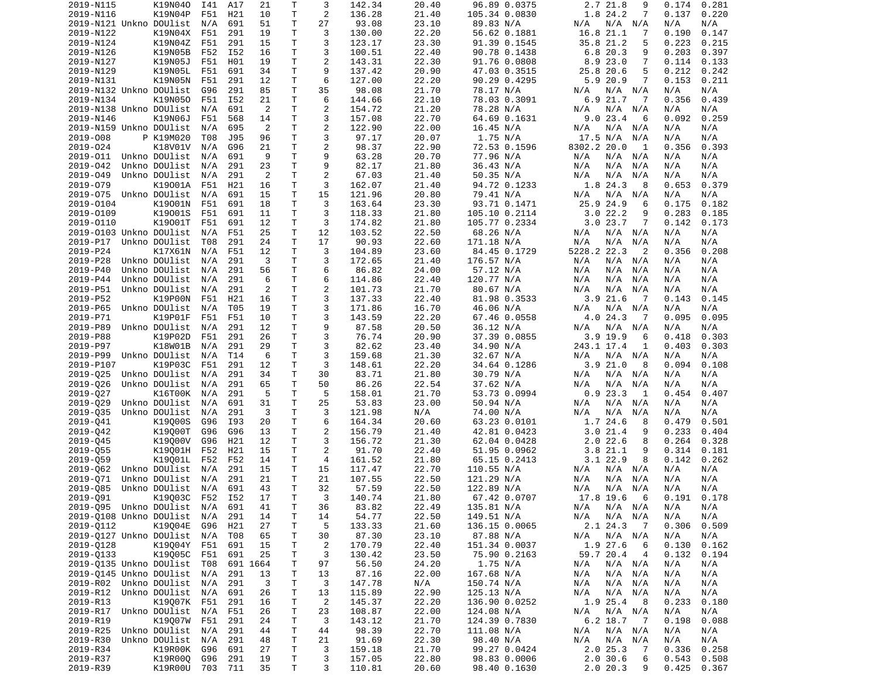```
2019-N115        K19N04O  I41  A17   21    T     3    142.34      20.40      96.89 0.0375       2.7 21.8    9   0.174  0.281
2019-N116        K19N04P  F51  H21   10    T     2    136.28      21.40     105.34 0.0830       1.8 24.2    7   0.137  0.220
2019-N121 Unkno DOUlist  N/A  691   51    T    27     93.08      23.10      89.83 N/A         N/A  N/A  N/A   N/A    N/A
2019-N122        K19N04X  F51  291   19    T     3    130.00      22.20      56.62 0.1881      16.8 21.1    7   0.190  0.147
2019-N124        K19N04Z  F51  291   15    T     3    123.17      23.30      91.39 0.1545      35.8 21.2    5   0.223  0.215
2019-N126        K19N05B  F52  I52   16    T     3    100.51      22.40      90.78 0.1438       6.8 20.3    9   0.203  0.397
2019-N127        K19N05J  F51  H01   19    T     2    143.31      22.30      91.76 0.0808       8.9 23.0    7   0.114  0.133
2019-N129        K19N05L  F51  691   34    T     9    137.42      20.90      47.03 0.3515      25.8 20.6    5   0.212  0.242
2019-N131        K19N05N  F51  291   12    T     6    127.00      22.20      90.29 0.4295       5.9 20.9    7   0.153  0.211
2019-N132 Unkno DOUlist  G96  291   85    T    35     98.08      21.70      78.17 N/A         N/A  N/A  N/A   N/A    N/A
2019-N134        K19N05O  F51  I52   21    T     6    144.66      22.10      78.03 0.3091       6.9 21.7    7   0.356  0.439
2019-N138 Unkno DOUlist  N/A  691    2    T     2    154.72      21.20      78.28 N/A         N/A  N/A  N/A   N/A    N/A
2019-N146        K19N06J  F51  568   14    T     3    157.08      22.70      64.69 0.1631       9.0 23.4    6   0.092  0.259
2019-N159 Unkno DOUlist  N/A  695    2    T     2    122.90      22.00      16.45 N/A         N/A  N/A  N/A   N/A    N/A
2019-O08       P K19M020  T08  J95   96    T     3     97.17      20.07       1.75 N/A        17.5 N/A  N/A   N/A    N/A
2019-O24         K18V01V  N/A  G96   21    T     2     98.37      22.90      72.53 0.1596    8302.2 20.0    1   0.356  0.393
2019-O11  Unkno DOUlist  N/A  691    9    T     9     63.28      20.70      77.96 N/A         N/A  N/A  N/A   N/A    N/A
2019-O42  Unkno DOUlist  N/A  291   23    T     9     82.17      21.80      36.43 N/A         N/A  N/A  N/A   N/A    N/A
2019-O49  Unkno DOUlist  N/A  291    2    T     2     67.03      21.40      50.35 N/A         N/A  N/A  N/A   N/A    N/A
2019-O79         K19O01A  F51  H21   16    T     3    162.07      21.40      94.72 0.1233       1.8 24.3    8   0.653  0.379
2019-O75  Unkno DOUlist  N/A  691   15    T    15    121.96      20.80      79.41 N/A         N/A  N/A  N/A   N/A    N/A
2019-O104        K19O01N  F51  691   18    T     3    163.64      23.30      93.71 0.1471      25.9 24.9    6   0.175  0.182
2019-O109        K19O01S  F51  691   11    T     3    118.33      21.80     105.10 0.2114       3.0 22.2    9   0.283  0.185
2019-O110        K19O01T  F51  691   12    T     3    174.82      21.80     105.77 0.2334       3.0 23.7    7   0.142  0.173
2019-O103 Unkno DOUlist  N/A  F51   25    T    12    103.52      22.50      68.26 N/A         N/A  N/A  N/A   N/A    N/A
2019-P17  Unkno DOUlist  T08  291   24    T    17     90.93      22.60     171.18 N/A         N/A  N/A  N/A   N/A    N/A
2019-P24         K17X61N  N/A  F51   12    T     3    104.89      23.60      84.45 0.1729    5228.2 22.3    2   0.356  0.208
2019-P28  Unkno DOUlist  N/A  291    3    T     3    172.65      21.40     176.57 N/A         N/A  N/A  N/A   N/A    N/A
2019-P40  Unkno DOUlist  N/A  291   56    T     6     86.82      24.00      57.12 N/A         N/A  N/A  N/A   N/A    N/A
2019-P44  Unkno DOUlist  N/A  291    6    T     6    114.86      22.40     120.77 N/A         N/A  N/A  N/A   N/A    N/A
2019-P51  Unkno DOUlist  N/A  291    2    T     2    101.73      21.70      80.67 N/A         N/A  N/A  N/A   N/A    N/A
2019-P52         K19P00N  F51  H21   16    T     3    137.33      22.40      81.98 0.3533       3.9 21.6    7   0.143  0.145
2019-P65  Unkno DOUlist  N/A  T05   19    T     3    171.86      16.70      46.06 N/A         N/A  N/A  N/A   N/A    N/A
2019-P71         K19P01F  F51  F51   10    T     3    143.59      22.20      67.46 0.0558       4.0 24.3    7   0.095  0.095
2019-P89  Unkno DOUlist  N/A  291   12    T     9     87.58      20.50      36.12 N/A         N/A  N/A  N/A   N/A    N/A
2019-P88         K19P02D  F51  291   26    T     3     76.74      20.90      37.39 0.0855       3.9 19.9    6   0.418  0.303
2019-P97         K18W01B  N/A  291   29    T     3     82.62      23.40      34.90 N/A       243.1 17.4    1   0.403  0.303
2019-P99  Unkno DOUlist  N/A  T14    6    T     3    159.68      21.30      32.67 N/A         N/A  N/A  N/A   N/A    N/A
2019-P107        K19P03C  F51  291   12    T     3    148.61      22.20      34.64 0.1286       3.9 21.0    8   0.094  0.108
2019-Q25  Unkno DOUlist  N/A  291   34    T    30     83.71      21.80      30.79 N/A         N/A  N/A  N/A   N/A    N/A
2019-Q26  Unkno DOUlist  N/A  291   65    T    50     86.26      22.54      37.62 N/A         N/A  N/A  N/A   N/A    N/A
2019-Q27         K16T00K  N/A  291    5    T     5    158.01      21.70      53.73 0.0994       0.9 23.3    1   0.454  0.407
2019-Q29  Unkno DOUlist  N/A  691   31    T    25     53.83      23.00      50.94 N/A         N/A  N/A  N/A   N/A    N/A
2019-Q35  Unkno DOUlist  N/A  291    3    T     3    121.98        N/A      74.00 N/A         N/A  N/A  N/A   N/A    N/A
2019-Q41         K19Q00S  G96  I93   20    T     6    164.34      20.60      63.23 0.0101       1.7 24.6    8   0.479  0.501
2019-Q42         K19Q00T  G96  G96   13    T     2    156.79      21.40      42.81 0.0423       3.0 21.4    9   0.233  0.404
2019-Q45         K19Q00V  G96  H21   12    T     3    156.72      21.30      62.04 0.0428       2.0 22.6    8   0.264  0.328
2019-Q55         K19Q01H  F52  H21   15    T     2     91.70      22.40      51.95 0.0962       3.8 21.1    9   0.314  0.181
2019-Q59         K19Q01L  F52  F52   14    T     4    161.52      21.80      65.15 0.2413       3.1 22.9    8   0.142  0.262
2019-Q62  Unkno DOUlist  N/A  291   15    T    15    117.47      22.70     110.55 N/A         N/A  N/A  N/A   N/A    N/A
2019-Q71  Unkno DOUlist  N/A  291   21    T    21    107.55      22.50     121.29 N/A         N/A  N/A  N/A   N/A    N/A
2019-Q85  Unkno DOUlist  N/A  691   43    T    32     57.59      22.50     122.89 N/A         N/A  N/A  N/A   N/A    N/A
2019-Q91         K19Q03C  F52  I52   17    T     3    140.74      21.80      67.42 0.0707      17.8 19.6    6   0.191  0.178
2019-Q95  Unkno DOUlist  N/A  691   41    T    36     83.82      22.49     135.81 N/A         N/A  N/A  N/A   N/A    N/A
2019-Q108 Unkno DOUlist  N/A  291   14    T    14     54.77      22.50     149.51 N/A         N/A  N/A  N/A   N/A    N/A
2019-Q112        K19Q04E  G96  H21   27    T     5    133.33      21.60     136.15 0.0065       2.1 24.3    7   0.306  0.509
2019-Q127 Unkno DOUlist  N/A  T08   65    T    30     87.30      23.10      87.88 N/A         N/A  N/A  N/A   N/A    N/A
2019-Q128        K19Q04Y  F51  691   15    T     2    170.79      22.40     151.34 0.0037       1.9 27.6    6   0.130  0.162
2019-Q133        K19Q05C  F51  691   25    T     3    130.42      23.50      75.90 0.2163      59.7 20.4    4   0.132  0.194
2019-Q135 Unkno DOUlist  T08  691 1664   T    97     56.50      24.20       1.75 N/A         N/A  N/A  N/A   N/A    N/A
2019-Q145 Unkno DOUlist  N/A  291   13    T    13     87.16      22.00     167.68 N/A         N/A  N/A  N/A   N/A    N/A
2019-R02  Unkno DOUlist  N/A  291    3    T     3    147.78        N/A     150.74 N/A         N/A  N/A  N/A   N/A    N/A
2019-R12  Unkno DOUlist  N/A  691   26    T    13    115.89      22.90     125.13 N/A         N/A  N/A  N/A   N/A    N/A
2019-R13         K19Q07K  F51  291   16    T     2    145.37      22.20     136.90 0.0252       1.9 25.4    8   0.233  0.180
2019-R17  Unkno DOUlist  N/A  F51   26    T    23    108.87      22.00     124.08 N/A         N/A  N/A  N/A   N/A    N/A
2019-R19         K19Q07W  F51  291   24    T     3    143.12      21.70     124.39 0.7830       6.2 18.7    7   0.198  0.088
2019-R25  Unkno DOUlist  N/A  291   44    T    44     98.39      22.70     111.08 N/A         N/A  N/A  N/A   N/A    N/A
2019-R30  Unkno DOUlist  N/A  291   48    T    21     91.69      22.30      98.40 N/A         N/A  N/A  N/A   N/A    N/A
2019-R34         K19R00K  G96  691   27    T     3    159.18      21.70      99.27 0.0424       2.0 25.3    7   0.336  0.258
2019-R37         K19R00Q  G96  291   19    T     3    157.05      22.80      98.83 0.0006       2.0 30.6    6   0.543  0.508
2019-R39         K19R00U  703  711   35    T     3    110.81      20.60      98.40 0.1630       2.0 20.3    9   0.425  0.367
```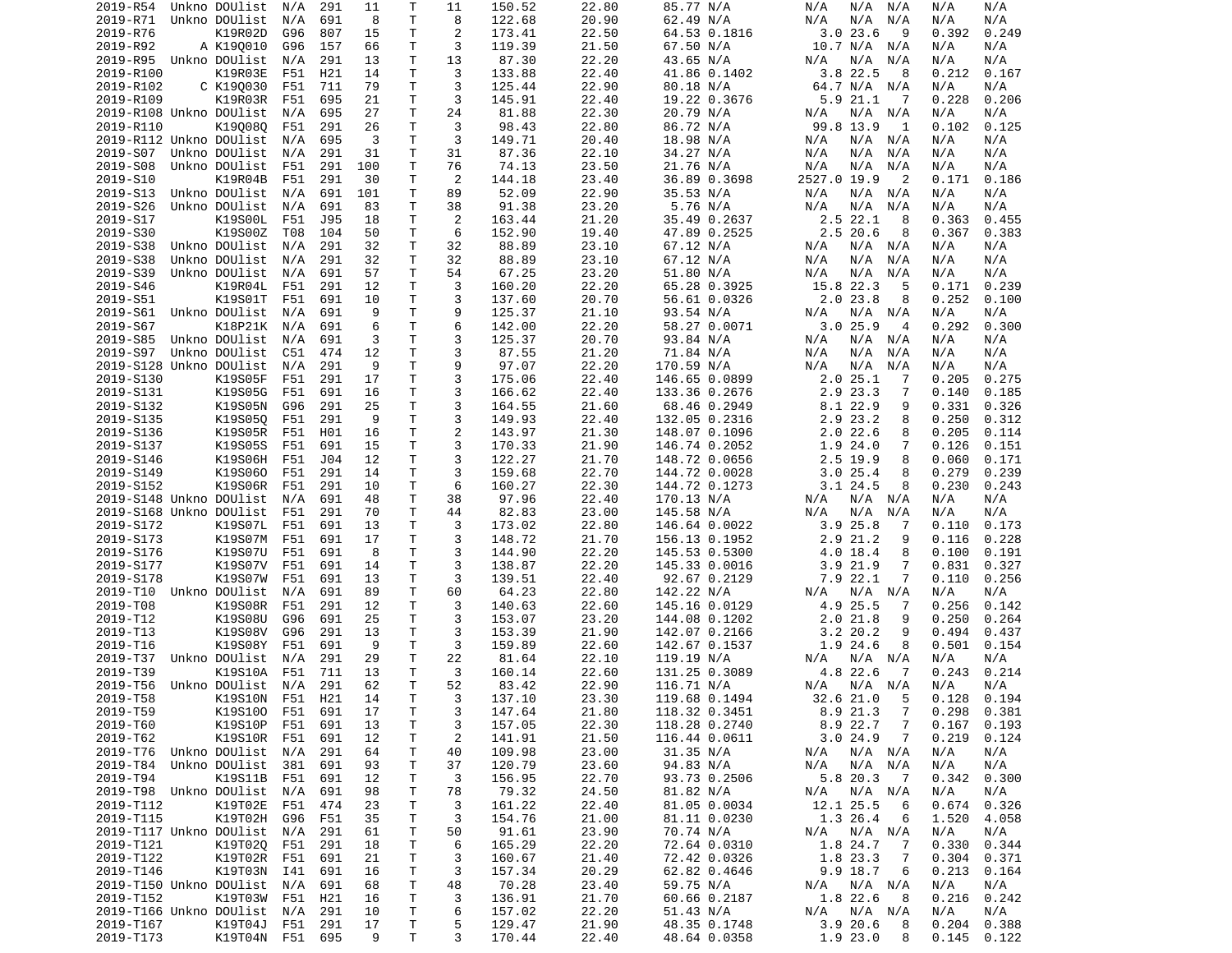| | | | | | | | | | | | | | | | | |
|---|---|---|---|---|---|---|---|---|---|---|---|---|---|---|---|---|
| 2019-R54 | Unkno | DOUlist | N/A | 291 | 11 | T | 11 | 150.52 | 22.80 | 85.77 | N/A | N/A | N/A | N/A | N/A | N/A |
| 2019-R71 | Unkno | DOUlist | N/A | 691 | 8 | T | 8 | 122.68 | 20.90 | 62.49 | N/A | N/A | N/A | N/A | N/A | N/A |
| 2019-R76 | | K19R02D | G96 | 807 | 15 | T | 2 | 173.41 | 22.50 | 64.53 | 0.1816 | 3.0 | 23.6 | 9 | 0.392 | 0.249 |
| 2019-R92 | A | K19Q010 | G96 | 157 | 66 | T | 3 | 119.39 | 21.50 | 67.50 | N/A | 10.7 | N/A | N/A | N/A | N/A |
| 2019-R95 | Unkno | DOUlist | N/A | 291 | 13 | T | 13 | 87.30 | 22.20 | 43.65 | N/A | N/A | N/A | N/A | N/A | N/A |
| 2019-R100 | | K19R03E | F51 | H21 | 14 | T | 3 | 133.88 | 22.40 | 41.86 | 0.1402 | 3.8 | 22.5 | 8 | 0.212 | 0.167 |
| 2019-R102 | C | K19Q030 | F51 | 711 | 79 | T | 3 | 125.44 | 22.90 | 80.18 | N/A | 64.7 | N/A | N/A | N/A | N/A |
| 2019-R109 | | K19R03R | F51 | 695 | 21 | T | 3 | 145.91 | 22.40 | 19.22 | 0.3676 | 5.9 | 21.1 | 7 | 0.228 | 0.206 |
| 2019-R108 | Unkno | DOUlist | N/A | 695 | 27 | T | 24 | 81.88 | 22.30 | 20.79 | N/A | N/A | N/A | N/A | N/A | N/A |
| 2019-R110 | | K19Q08Q | F51 | 291 | 26 | T | 3 | 98.43 | 22.80 | 86.72 | N/A | 99.8 | 13.9 | 1 | 0.102 | 0.125 |
| 2019-R112 | Unkno | DOUlist | N/A | 695 | 3 | T | 3 | 149.71 | 20.40 | 18.98 | N/A | N/A | N/A | N/A | N/A | N/A |
| 2019-S07 | Unkno | DOUlist | N/A | 291 | 31 | T | 31 | 87.36 | 22.10 | 34.27 | N/A | N/A | N/A | N/A | N/A | N/A |
| 2019-S08 | Unkno | DOUlist | F51 | 291 | 100 | T | 76 | 74.13 | 23.50 | 21.76 | N/A | N/A | N/A | N/A | N/A | N/A |
| 2019-S10 | | K19R04B | F51 | 291 | 30 | T | 2 | 144.18 | 23.40 | 36.89 | 0.3698 | 2527.0 | 19.9 | 2 | 0.171 | 0.186 |
| 2019-S13 | Unkno | DOUlist | N/A | 691 | 101 | T | 89 | 52.09 | 22.90 | 35.53 | N/A | N/A | N/A | N/A | N/A | N/A |
| 2019-S26 | Unkno | DOUlist | N/A | 691 | 83 | T | 38 | 91.38 | 23.20 | 5.76 | N/A | N/A | N/A | N/A | N/A | N/A |
| 2019-S17 | | K19S00L | F51 | J95 | 18 | T | 2 | 163.44 | 21.20 | 35.49 | 0.2637 | 2.5 | 22.1 | 8 | 0.363 | 0.455 |
| 2019-S30 | | K19S00Z | T08 | 104 | 50 | T | 6 | 152.90 | 19.40 | 47.89 | 0.2525 | 2.5 | 20.6 | 8 | 0.367 | 0.383 |
| 2019-S38 | Unkno | DOUlist | N/A | 291 | 32 | T | 32 | 88.89 | 23.10 | 67.12 | N/A | N/A | N/A | N/A | N/A | N/A |
| 2019-S38 | Unkno | DOUlist | N/A | 291 | 32 | T | 32 | 88.89 | 23.10 | 67.12 | N/A | N/A | N/A | N/A | N/A | N/A |
| 2019-S39 | Unkno | DOUlist | N/A | 691 | 57 | T | 54 | 67.25 | 23.20 | 51.80 | N/A | N/A | N/A | N/A | N/A | N/A |
| 2019-S46 | | K19R04L | F51 | 291 | 12 | T | 3 | 160.20 | 22.20 | 65.28 | 0.3925 | 15.8 | 22.3 | 5 | 0.171 | 0.239 |
| 2019-S51 | | K19S01T | F51 | 691 | 10 | T | 3 | 137.60 | 20.70 | 56.61 | 0.0326 | 2.0 | 23.8 | 8 | 0.252 | 0.100 |
| 2019-S61 | Unkno | DOUlist | N/A | 691 | 9 | T | 9 | 125.37 | 21.10 | 93.54 | N/A | N/A | N/A | N/A | N/A | N/A |
| 2019-S67 | | K18P21K | N/A | 691 | 6 | T | 6 | 142.00 | 22.20 | 58.27 | 0.0071 | 3.0 | 25.9 | 4 | 0.292 | 0.300 |
| 2019-S85 | Unkno | DOUlist | N/A | 691 | 3 | T | 3 | 125.37 | 20.70 | 93.84 | N/A | N/A | N/A | N/A | N/A | N/A |
| 2019-S97 | Unkno | DOUlist | C51 | 474 | 12 | T | 3 | 87.55 | 21.20 | 71.84 | N/A | N/A | N/A | N/A | N/A | N/A |
| 2019-S128 | Unkno | DOUlist | N/A | 291 | 9 | T | 9 | 97.07 | 22.20 | 170.59 | N/A | N/A | N/A | N/A | N/A | N/A |
| 2019-S130 | | K19S05F | F51 | 291 | 17 | T | 3 | 175.06 | 22.40 | 146.65 | 0.0899 | 2.0 | 25.1 | 7 | 0.205 | 0.275 |
| 2019-S131 | | K19S05G | F51 | 691 | 16 | T | 3 | 166.62 | 22.40 | 133.36 | 0.2676 | 2.9 | 23.3 | 7 | 0.140 | 0.185 |
| 2019-S132 | | K19S05N | G96 | 291 | 25 | T | 3 | 164.55 | 21.60 | 68.46 | 0.2949 | 8.1 | 22.9 | 9 | 0.331 | 0.326 |
| 2019-S135 | | K19S05Q | F51 | 291 | 9 | T | 3 | 149.93 | 22.40 | 132.05 | 0.2316 | 2.9 | 23.2 | 8 | 0.250 | 0.312 |
| 2019-S136 | | K19S05R | F51 | H01 | 16 | T | 2 | 143.97 | 21.30 | 148.07 | 0.1096 | 2.0 | 22.6 | 8 | 0.205 | 0.114 |
| 2019-S137 | | K19S05S | F51 | 691 | 15 | T | 3 | 170.33 | 21.90 | 146.74 | 0.2052 | 1.9 | 24.0 | 7 | 0.126 | 0.151 |
| 2019-S146 | | K19S06H | F51 | J04 | 12 | T | 3 | 122.27 | 21.70 | 148.72 | 0.0656 | 2.5 | 19.9 | 8 | 0.060 | 0.171 |
| 2019-S149 | | K19S06O | F51 | 291 | 14 | T | 3 | 159.68 | 22.70 | 144.72 | 0.0028 | 3.0 | 25.4 | 8 | 0.279 | 0.239 |
| 2019-S152 | | K19S06R | F51 | 291 | 10 | T | 6 | 160.27 | 22.30 | 144.72 | 0.1273 | 3.1 | 24.5 | 8 | 0.230 | 0.243 |
| 2019-S148 | Unkno | DOUlist | N/A | 691 | 48 | T | 38 | 97.96 | 22.40 | 170.13 | N/A | N/A | N/A | N/A | N/A | N/A |
| 2019-S168 | Unkno | DOUlist | F51 | 291 | 70 | T | 44 | 82.83 | 23.00 | 145.58 | N/A | N/A | N/A | N/A | N/A | N/A |
| 2019-S172 | | K19S07L | F51 | 691 | 13 | T | 3 | 173.02 | 22.80 | 146.64 | 0.0022 | 3.9 | 25.8 | 7 | 0.110 | 0.173 |
| 2019-S173 | | K19S07M | F51 | 691 | 17 | T | 3 | 148.72 | 21.70 | 156.13 | 0.1952 | 2.9 | 21.2 | 9 | 0.116 | 0.228 |
| 2019-S176 | | K19S07U | F51 | 691 | 8 | T | 3 | 144.90 | 22.20 | 145.53 | 0.5300 | 4.0 | 18.4 | 8 | 0.100 | 0.191 |
| 2019-S177 | | K19S07V | F51 | 691 | 14 | T | 3 | 138.87 | 22.20 | 145.33 | 0.0016 | 3.9 | 21.9 | 7 | 0.831 | 0.327 |
| 2019-S178 | | K19S07W | F51 | 691 | 13 | T | 3 | 139.51 | 22.40 | 92.67 | 0.2129 | 7.9 | 22.1 | 7 | 0.110 | 0.256 |
| 2019-T10 | Unkno | DOUlist | N/A | 691 | 89 | T | 60 | 64.23 | 22.80 | 142.22 | N/A | N/A | N/A | N/A | N/A | N/A |
| 2019-T08 | | K19S08R | F51 | 291 | 12 | T | 3 | 140.63 | 22.60 | 145.16 | 0.0129 | 4.9 | 25.5 | 7 | 0.256 | 0.142 |
| 2019-T12 | | K19S08U | G96 | 691 | 25 | T | 3 | 153.07 | 23.20 | 144.08 | 0.1202 | 2.0 | 21.8 | 9 | 0.250 | 0.264 |
| 2019-T13 | | K19S08V | G96 | 291 | 13 | T | 3 | 153.39 | 21.90 | 142.07 | 0.2166 | 3.2 | 20.2 | 9 | 0.494 | 0.437 |
| 2019-T16 | | K19S08Y | F51 | 691 | 9 | T | 3 | 159.89 | 22.60 | 142.67 | 0.1537 | 1.9 | 24.6 | 8 | 0.501 | 0.154 |
| 2019-T37 | Unkno | DOUlist | N/A | 291 | 29 | T | 22 | 81.64 | 22.10 | 119.19 | N/A | N/A | N/A | N/A | N/A | N/A |
| 2019-T39 | | K19S10A | F51 | 711 | 13 | T | 3 | 160.14 | 22.60 | 131.25 | 0.3089 | 4.8 | 22.6 | 7 | 0.243 | 0.214 |
| 2019-T56 | Unkno | DOUlist | N/A | 291 | 62 | T | 52 | 83.42 | 22.90 | 116.71 | N/A | N/A | N/A | N/A | N/A | N/A |
| 2019-T58 | | K19S10N | F51 | H21 | 14 | T | 3 | 137.10 | 23.30 | 119.68 | 0.1494 | 32.6 | 21.0 | 5 | 0.128 | 0.194 |
| 2019-T59 | | K19S10O | F51 | 691 | 17 | T | 3 | 147.64 | 21.80 | 118.32 | 0.3451 | 8.9 | 21.3 | 7 | 0.298 | 0.381 |
| 2019-T60 | | K19S10P | F51 | 691 | 13 | T | 3 | 157.05 | 22.30 | 118.28 | 0.2740 | 8.9 | 22.7 | 7 | 0.167 | 0.193 |
| 2019-T62 | | K19S10R | F51 | 691 | 12 | T | 2 | 141.91 | 21.50 | 116.44 | 0.0611 | 3.0 | 24.9 | 7 | 0.219 | 0.124 |
| 2019-T76 | Unkno | DOUlist | N/A | 291 | 64 | T | 40 | 109.98 | 23.00 | 31.35 | N/A | N/A | N/A | N/A | N/A | N/A |
| 2019-T84 | Unkno | DOUlist | 381 | 691 | 93 | T | 37 | 120.79 | 23.60 | 94.83 | N/A | N/A | N/A | N/A | N/A | N/A |
| 2019-T94 | | K19S11B | F51 | 691 | 12 | T | 3 | 156.95 | 22.70 | 93.73 | 0.2506 | 5.8 | 20.3 | 7 | 0.342 | 0.300 |
| 2019-T98 | Unkno | DOUlist | N/A | 691 | 98 | T | 78 | 79.32 | 24.50 | 81.82 | N/A | N/A | N/A | N/A | N/A | N/A |
| 2019-T112 | | K19T02E | F51 | 474 | 23 | T | 3 | 161.22 | 22.40 | 81.05 | 0.0034 | 12.1 | 25.5 | 6 | 0.674 | 0.326 |
| 2019-T115 | | K19T02H | G96 | F51 | 35 | T | 3 | 154.76 | 21.00 | 81.11 | 0.0230 | 1.3 | 26.4 | 6 | 1.520 | 4.058 |
| 2019-T117 | Unkno | DOUlist | N/A | 291 | 61 | T | 50 | 91.61 | 23.90 | 70.74 | N/A | N/A | N/A | N/A | N/A | N/A |
| 2019-T121 | | K19T02Q | F51 | 291 | 18 | T | 6 | 165.29 | 22.20 | 72.64 | 0.0310 | 1.8 | 24.7 | 7 | 0.330 | 0.344 |
| 2019-T122 | | K19T02R | F51 | 691 | 21 | T | 3 | 160.67 | 21.40 | 72.42 | 0.0326 | 1.8 | 23.3 | 7 | 0.304 | 0.371 |
| 2019-T146 | | K19T03N | I41 | 691 | 16 | T | 3 | 157.34 | 20.29 | 62.82 | 0.4646 | 9.9 | 18.7 | 6 | 0.213 | 0.164 |
| 2019-T150 | Unkno | DOUlist | N/A | 691 | 68 | T | 48 | 70.28 | 23.40 | 59.75 | N/A | N/A | N/A | N/A | N/A | N/A |
| 2019-T152 | | K19T03W | F51 | H21 | 16 | T | 3 | 136.91 | 21.70 | 60.66 | 0.2187 | 1.8 | 22.6 | 8 | 0.216 | 0.242 |
| 2019-T166 | Unkno | DOUlist | N/A | 291 | 10 | T | 6 | 157.02 | 22.20 | 51.43 | N/A | N/A | N/A | N/A | N/A | N/A |
| 2019-T167 | | K19T04J | F51 | 291 | 17 | T | 5 | 129.47 | 21.90 | 48.35 | 0.1748 | 3.9 | 20.6 | 8 | 0.204 | 0.388 |
| 2019-T173 | | K19T04N | F51 | 695 | 9 | T | 3 | 170.44 | 22.40 | 48.64 | 0.0358 | 1.9 | 23.0 | 8 | 0.145 | 0.122 |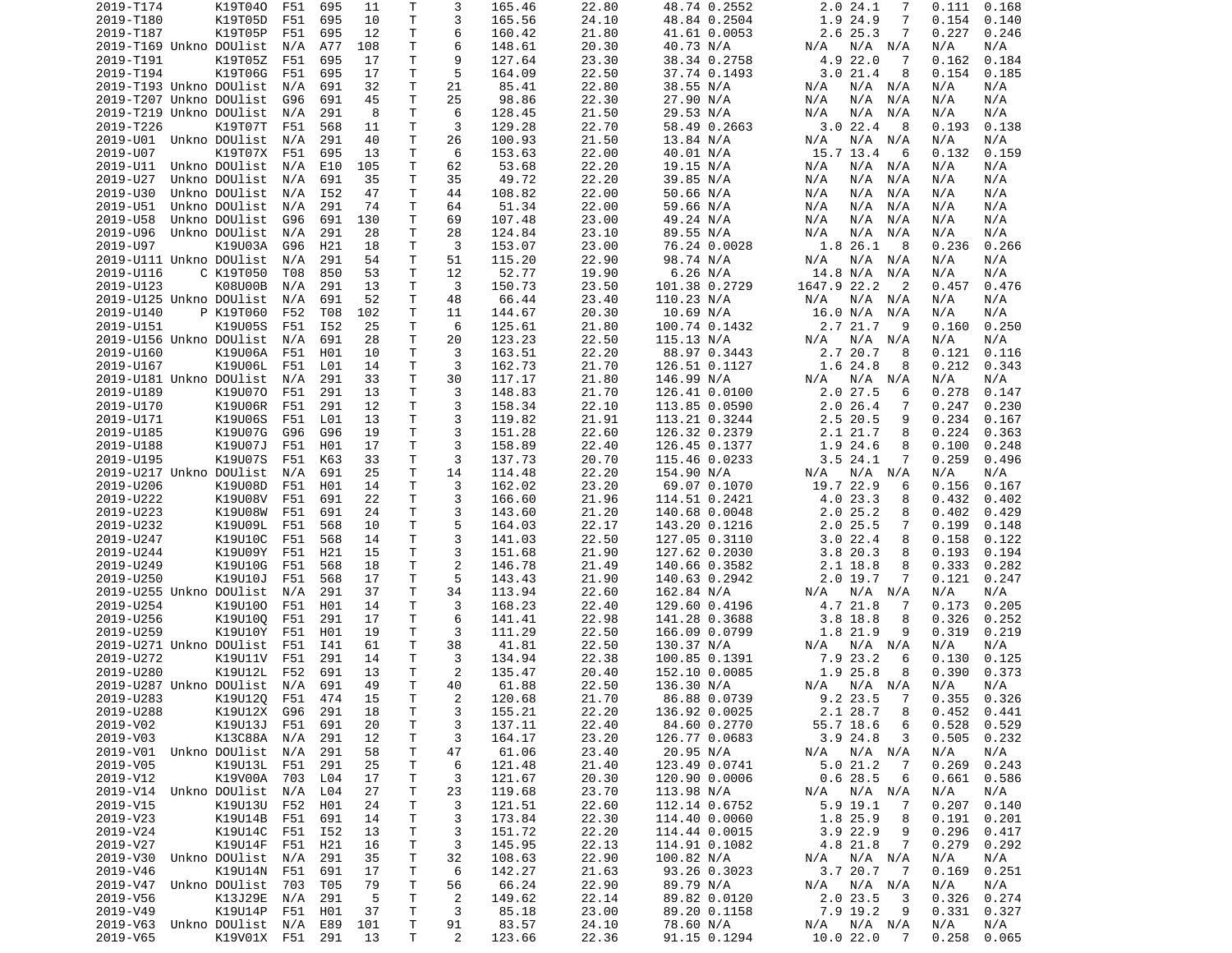| | | | | | | | | | | | | | | | | |
|---|---|---|---|---|---|---|---|---|---|---|---|---|---|---|---|---|
| 2019-T174 | | K19T04O | F51 | 695 | 11 | T | 3 | 165.46 | 22.80 | 48.74 | 0.2552 | 2.0 | 24.1 | 7 | 0.111 | 0.168 |
| 2019-T180 | | K19T05D | F51 | 695 | 10 | T | 3 | 165.56 | 24.10 | 48.84 | 0.2504 | 1.9 | 24.9 | 7 | 0.154 | 0.140 |
| 2019-T187 | | K19T05P | F51 | 695 | 12 | T | 6 | 160.42 | 21.80 | 41.61 | 0.0053 | 2.6 | 25.3 | 7 | 0.227 | 0.246 |
| 2019-T169 | Unkno | DOUlist | N/A | A77 | 108 | T | 6 | 148.61 | 20.30 | 40.73 | N/A | N/A | N/A | N/A | N/A | N/A |
| 2019-T191 | | K19T05Z | F51 | 695 | 17 | T | 9 | 127.64 | 23.30 | 38.34 | 0.2758 | 4.9 | 22.0 | 7 | 0.162 | 0.184 |
| 2019-T194 | | K19T06G | F51 | 695 | 17 | T | 5 | 164.09 | 22.50 | 37.74 | 0.1493 | 3.0 | 21.4 | 8 | 0.154 | 0.185 |
| 2019-T193 | Unkno | DOUlist | N/A | 691 | 32 | T | 21 | 85.41 | 22.80 | 38.55 | N/A | N/A | N/A | N/A | N/A | N/A |
| 2019-T207 | Unkno | DOUlist | G96 | 691 | 45 | T | 25 | 98.86 | 22.30 | 27.90 | N/A | N/A | N/A | N/A | N/A | N/A |
| 2019-T219 | Unkno | DOUlist | N/A | 291 | 8 | T | 6 | 128.45 | 21.50 | 29.53 | N/A | N/A | N/A | N/A | N/A | N/A |
| 2019-T226 | | K19T07T | F51 | 568 | 11 | T | 3 | 129.28 | 22.70 | 58.49 | 0.2663 | 3.0 | 22.4 | 8 | 0.193 | 0.138 |
| 2019-U01 | Unkno | DOUlist | N/A | 291 | 40 | T | 26 | 100.93 | 21.50 | 13.84 | N/A | N/A | N/A | N/A | N/A | N/A |
| 2019-U07 | | K19T07X | F51 | 695 | 13 | T | 6 | 153.63 | 22.00 | 40.01 | N/A | 15.7 | 13.4 | 6 | 0.132 | 0.159 |
| 2019-U11 | Unkno | DOUlist | N/A | E10 | 105 | T | 62 | 53.68 | 22.20 | 19.15 | N/A | N/A | N/A | N/A | N/A | N/A |
| 2019-U27 | Unkno | DOUlist | N/A | 691 | 35 | T | 35 | 49.72 | 22.20 | 39.85 | N/A | N/A | N/A | N/A | N/A | N/A |
| 2019-U30 | Unkno | DOUlist | N/A | I52 | 47 | T | 44 | 108.82 | 22.00 | 50.66 | N/A | N/A | N/A | N/A | N/A | N/A |
| 2019-U51 | Unkno | DOUlist | N/A | 291 | 74 | T | 64 | 51.34 | 22.00 | 59.66 | N/A | N/A | N/A | N/A | N/A | N/A |
| 2019-U58 | Unkno | DOUlist | G96 | 691 | 130 | T | 69 | 107.48 | 23.00 | 49.24 | N/A | N/A | N/A | N/A | N/A | N/A |
| 2019-U96 | Unkno | DOUlist | N/A | 291 | 28 | T | 28 | 124.84 | 23.10 | 89.55 | N/A | N/A | N/A | N/A | N/A | N/A |
| 2019-U97 | | K19U03A | G96 | H21 | 18 | T | 3 | 153.07 | 23.00 | 76.24 | 0.0028 | 1.8 | 26.1 | 8 | 0.236 | 0.266 |
| 2019-U111 | Unkno | DOUlist | N/A | 291 | 54 | T | 51 | 115.20 | 22.90 | 98.74 | N/A | N/A | N/A | N/A | N/A | N/A |
| 2019-U116 | C | K19T050 | T08 | 850 | 53 | T | 12 | 52.77 | 19.90 | 6.26 | N/A | 14.8 | N/A | N/A | N/A | N/A |
| 2019-U123 | | K08U00B | N/A | 291 | 13 | T | 3 | 150.73 | 23.50 | 101.38 | 0.2729 | 1647.9 | 22.2 | 2 | 0.457 | 0.476 |
| 2019-U125 | Unkno | DOUlist | N/A | 691 | 52 | T | 48 | 66.44 | 23.40 | 110.23 | N/A | N/A | N/A | N/A | N/A | N/A |
| 2019-U140 | P | K19T060 | F52 | T08 | 102 | T | 11 | 144.67 | 20.30 | 10.69 | N/A | 16.0 | N/A | N/A | N/A | N/A |
| 2019-U151 | | K19U05S | F51 | I52 | 25 | T | 6 | 125.61 | 21.80 | 100.74 | 0.1432 | 2.7 | 21.7 | 9 | 0.160 | 0.250 |
| 2019-U156 | Unkno | DOUlist | N/A | 691 | 28 | T | 20 | 123.23 | 22.50 | 115.13 | N/A | N/A | N/A | N/A | N/A | N/A |
| 2019-U160 | | K19U06A | F51 | H01 | 10 | T | 3 | 163.51 | 22.20 | 88.97 | 0.3443 | 2.7 | 20.7 | 8 | 0.121 | 0.116 |
| 2019-U167 | | K19U06L | F51 | L01 | 14 | T | 3 | 162.73 | 21.70 | 126.51 | 0.1127 | 1.6 | 24.8 | 8 | 0.212 | 0.343 |
| 2019-U181 | Unkno | DOUlist | N/A | 291 | 33 | T | 30 | 117.17 | 21.80 | 146.99 | N/A | N/A | N/A | N/A | N/A | N/A |
| 2019-U189 | | K19U07O | F51 | 291 | 13 | T | 3 | 148.83 | 21.70 | 126.41 | 0.0100 | 2.0 | 27.5 | 6 | 0.278 | 0.147 |
| 2019-U170 | | K19U06R | F51 | 291 | 12 | T | 3 | 158.34 | 22.10 | 113.85 | 0.0590 | 2.0 | 26.4 | 7 | 0.247 | 0.230 |
| 2019-U171 | | K19U06S | F51 | L01 | 13 | T | 3 | 119.82 | 21.91 | 113.21 | 0.3244 | 2.5 | 20.5 | 9 | 0.234 | 0.167 |
| 2019-U185 | | K19U07G | G96 | G96 | 19 | T | 3 | 151.28 | 22.60 | 126.32 | 0.2379 | 2.1 | 21.7 | 8 | 0.224 | 0.363 |
| 2019-U188 | | K19U07J | F51 | H01 | 17 | T | 3 | 158.89 | 22.40 | 126.45 | 0.1377 | 1.9 | 24.6 | 8 | 0.100 | 0.248 |
| 2019-U195 | | K19U07S | F51 | K63 | 33 | T | 3 | 137.73 | 20.70 | 115.46 | 0.0233 | 3.5 | 24.1 | 7 | 0.259 | 0.496 |
| 2019-U217 | Unkno | DOUlist | N/A | 691 | 25 | T | 14 | 114.48 | 22.20 | 154.90 | N/A | N/A | N/A | N/A | N/A | N/A |
| 2019-U206 | | K19U08D | F51 | H01 | 14 | T | 3 | 162.02 | 23.20 | 69.07 | 0.1070 | 19.7 | 22.9 | 6 | 0.156 | 0.167 |
| 2019-U222 | | K19U08V | F51 | 691 | 22 | T | 3 | 166.60 | 21.96 | 114.51 | 0.2421 | 4.0 | 23.3 | 8 | 0.432 | 0.402 |
| 2019-U223 | | K19U08W | F51 | 691 | 24 | T | 3 | 143.60 | 21.20 | 140.68 | 0.0048 | 2.0 | 25.2 | 8 | 0.402 | 0.429 |
| 2019-U232 | | K19U09L | F51 | 568 | 10 | T | 5 | 164.03 | 22.17 | 143.20 | 0.1216 | 2.0 | 25.5 | 7 | 0.199 | 0.148 |
| 2019-U247 | | K19U10C | F51 | 568 | 14 | T | 3 | 141.03 | 22.50 | 127.05 | 0.3110 | 3.0 | 22.4 | 8 | 0.158 | 0.122 |
| 2019-U244 | | K19U09Y | F51 | H21 | 15 | T | 3 | 151.68 | 21.90 | 127.62 | 0.2030 | 3.8 | 20.3 | 8 | 0.193 | 0.194 |
| 2019-U249 | | K19U10G | F51 | 568 | 18 | T | 2 | 146.78 | 21.49 | 140.66 | 0.3582 | 2.1 | 18.8 | 8 | 0.333 | 0.282 |
| 2019-U250 | | K19U10J | F51 | 568 | 17 | T | 5 | 143.43 | 21.90 | 140.63 | 0.2942 | 2.0 | 19.7 | 7 | 0.121 | 0.247 |
| 2019-U255 | Unkno | DOUlist | N/A | 291 | 37 | T | 34 | 113.94 | 22.60 | 162.84 | N/A | N/A | N/A | N/A | N/A | N/A |
| 2019-U254 | | K19U10O | F51 | H01 | 14 | T | 3 | 168.23 | 22.40 | 129.60 | 0.4196 | 4.7 | 21.8 | 7 | 0.173 | 0.205 |
| 2019-U256 | | K19U10Q | F51 | 291 | 17 | T | 6 | 141.41 | 22.98 | 141.28 | 0.3688 | 3.8 | 18.8 | 8 | 0.326 | 0.252 |
| 2019-U259 | | K19U10Y | F51 | H01 | 19 | T | 3 | 111.29 | 22.50 | 166.09 | 0.0799 | 1.8 | 21.9 | 9 | 0.319 | 0.219 |
| 2019-U271 | Unkno | DOUlist | F51 | I41 | 61 | T | 38 | 41.81 | 22.50 | 130.37 | N/A | N/A | N/A | N/A | N/A | N/A |
| 2019-U272 | | K19U11V | F51 | 291 | 14 | T | 3 | 134.94 | 22.38 | 100.85 | 0.1391 | 7.9 | 23.2 | 6 | 0.130 | 0.125 |
| 2019-U280 | | K19U12L | F52 | 691 | 13 | T | 2 | 135.47 | 20.40 | 152.10 | 0.0085 | 1.9 | 25.8 | 8 | 0.390 | 0.373 |
| 2019-U287 | Unkno | DOUlist | N/A | 691 | 49 | T | 40 | 61.88 | 22.50 | 136.30 | N/A | N/A | N/A | N/A | N/A | N/A |
| 2019-U283 | | K19U12Q | F51 | 474 | 15 | T | 2 | 120.68 | 21.70 | 86.88 | 0.0739 | 9.2 | 23.5 | 7 | 0.355 | 0.326 |
| 2019-U288 | | K19U12X | G96 | 291 | 18 | T | 3 | 155.21 | 22.20 | 136.92 | 0.0025 | 2.1 | 28.7 | 8 | 0.452 | 0.441 |
| 2019-V02 | | K19U13J | F51 | 691 | 20 | T | 3 | 137.11 | 22.40 | 84.60 | 0.2770 | 55.7 | 18.6 | 6 | 0.528 | 0.529 |
| 2019-V03 | | K13C88A | N/A | 291 | 12 | T | 3 | 164.17 | 23.20 | 126.77 | 0.0683 | 3.9 | 24.8 | 3 | 0.505 | 0.232 |
| 2019-V01 | Unkno | DOUlist | N/A | 291 | 58 | T | 47 | 61.06 | 23.40 | 20.95 | N/A | N/A | N/A | N/A | N/A | N/A |
| 2019-V05 | | K19U13L | F51 | 291 | 25 | T | 6 | 121.48 | 21.40 | 123.49 | 0.0741 | 5.0 | 21.2 | 7 | 0.269 | 0.243 |
| 2019-V12 | | K19V00A | 703 | L04 | 17 | T | 3 | 121.67 | 20.30 | 120.90 | 0.0006 | 0.6 | 28.5 | 6 | 0.661 | 0.586 |
| 2019-V14 | Unkno | DOUlist | N/A | L04 | 27 | T | 23 | 119.68 | 23.70 | 113.98 | N/A | N/A | N/A | N/A | N/A | N/A |
| 2019-V15 | | K19U13U | F52 | H01 | 24 | T | 3 | 121.51 | 22.60 | 112.14 | 0.6752 | 5.9 | 19.1 | 7 | 0.207 | 0.140 |
| 2019-V23 | | K19U14B | F51 | 691 | 14 | T | 3 | 173.84 | 22.30 | 114.40 | 0.0060 | 1.8 | 25.9 | 8 | 0.191 | 0.201 |
| 2019-V24 | | K19U14C | F51 | I52 | 13 | T | 3 | 151.72 | 22.20 | 114.44 | 0.0015 | 3.9 | 22.9 | 9 | 0.296 | 0.417 |
| 2019-V27 | | K19U14F | F51 | H21 | 16 | T | 3 | 145.95 | 22.13 | 114.91 | 0.1082 | 4.8 | 21.8 | 7 | 0.279 | 0.292 |
| 2019-V30 | Unkno | DOUlist | N/A | 291 | 35 | T | 32 | 108.63 | 22.90 | 100.82 | N/A | N/A | N/A | N/A | N/A | N/A |
| 2019-V46 | | K19U14N | F51 | 691 | 17 | T | 6 | 142.27 | 21.63 | 93.26 | 0.3023 | 3.7 | 20.7 | 7 | 0.169 | 0.251 |
| 2019-V47 | Unkno | DOUlist | 703 | T05 | 79 | T | 56 | 66.24 | 22.90 | 89.79 | N/A | N/A | N/A | N/A | N/A | N/A |
| 2019-V56 | | K13J29E | N/A | 291 | 5 | T | 2 | 149.62 | 22.14 | 89.82 | 0.0120 | 2.0 | 23.5 | 3 | 0.326 | 0.274 |
| 2019-V49 | | K19U14P | F51 | H01 | 37 | T | 3 | 85.18 | 23.00 | 89.20 | 0.1158 | 7.9 | 19.2 | 9 | 0.331 | 0.327 |
| 2019-V63 | Unkno | DOUlist | N/A | E89 | 101 | T | 91 | 83.57 | 24.10 | 78.60 | N/A | N/A | N/A | N/A | N/A | N/A |
| 2019-V65 | | K19V01X | F51 | 291 | 13 | T | 2 | 123.66 | 22.36 | 91.15 | 0.1294 | 10.0 | 22.0 | 7 | 0.258 | 0.065 |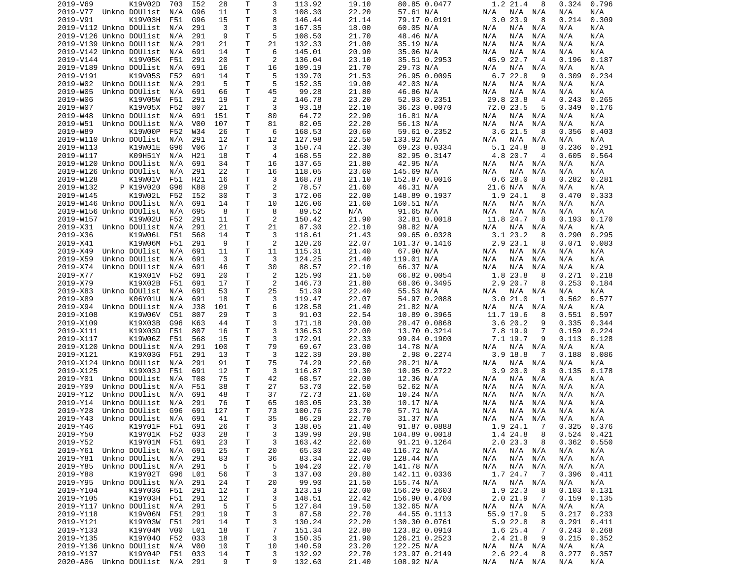| | | | | | | | | | | | | | | | | |
|---|---|---|---|---|---|---|---|---|---|---|---|---|---|---|---|---|
| 2019-V69 | | K19V02D | 703 | I52 | 28 | T | 3 | 113.92 | 19.10 | 80.85 | 0.0477 | 1.2 | 21.4 | 8 | 0.324 | 0.796 |
| 2019-V77 | Unkno | DOUlist | N/A | G96 | 11 | T | 3 | 108.30 | 22.20 | 57.61 | N/A | N/A | N/A | N/A | N/A | N/A |
| 2019-V91 | | K19V03H | F51 | G96 | 15 | T | 8 | 146.44 | 21.14 | 79.17 | 0.0191 | 3.0 | 23.9 | 8 | 0.214 | 0.309 |
| 2019-V112 | Unkno | DOUlist | N/A | 291 | 3 | T | 3 | 167.35 | 18.00 | 60.05 | N/A | N/A | N/A | N/A | N/A | N/A |
| 2019-V126 | Unkno | DOUlist | N/A | 291 | 9 | T | 5 | 108.50 | 21.70 | 48.46 | N/A | N/A | N/A | N/A | N/A | N/A |
| 2019-V139 | Unkno | DOUlist | N/A | 291 | 21 | T | 21 | 132.33 | 21.00 | 35.19 | N/A | N/A | N/A | N/A | N/A | N/A |
| 2019-V142 | Unkno | DOUlist | N/A | 691 | 14 | T | 6 | 145.01 | 20.90 | 35.06 | N/A | N/A | N/A | N/A | N/A | N/A |
| 2019-V144 | | K19V05K | F51 | 291 | 20 | T | 2 | 136.04 | 23.10 | 35.51 | 0.2953 | 45.9 | 22.7 | 4 | 0.196 | 0.187 |
| 2019-V189 | Unkno | DOUlist | N/A | 691 | 16 | T | 16 | 109.19 | 21.70 | 29.73 | N/A | N/A | N/A | N/A | N/A | N/A |
| 2019-V191 | | K19V05S | F52 | 691 | 14 | T | 5 | 139.70 | 21.53 | 26.95 | 0.0095 | 6.7 | 22.8 | 9 | 0.309 | 0.234 |
| 2019-W02 | Unkno | DOUlist | N/A | 291 | 5 | T | 5 | 152.35 | 19.00 | 42.03 | N/A | N/A | N/A | N/A | N/A | N/A |
| 2019-W05 | Unkno | DOUlist | N/A | 691 | 66 | T | 45 | 99.28 | 21.80 | 46.86 | N/A | N/A | N/A | N/A | N/A | N/A |
| 2019-W06 | | K19V05W | F51 | 291 | 19 | T | 2 | 146.78 | 23.20 | 52.93 | 0.2351 | 29.8 | 23.8 | 4 | 0.243 | 0.265 |
| 2019-W07 | | K19V05X | F52 | 807 | 21 | T | 3 | 93.18 | 22.10 | 36.23 | 0.0070 | 72.0 | 23.5 | 5 | 0.349 | 0.176 |
| 2019-W48 | Unkno | DOUlist | N/A | 691 | 151 | T | 80 | 64.72 | 22.90 | 16.81 | N/A | N/A | N/A | N/A | N/A | N/A |
| 2019-W51 | Unkno | DOUlist | N/A | V00 | 107 | T | 81 | 82.05 | 22.20 | 56.13 | N/A | N/A | N/A | N/A | N/A | N/A |
| 2019-W89 | | K19W00P | F52 | W34 | 26 | T | 6 | 168.53 | 20.60 | 59.61 | 0.2352 | 3.6 | 21.5 | 8 | 0.356 | 0.403 |
| 2019-W110 | Unkno | DOUlist | N/A | 291 | 12 | T | 12 | 127.98 | 22.50 | 133.92 | N/A | N/A | N/A | N/A | N/A | N/A |
| 2019-W113 | | K19W01E | G96 | V06 | 17 | T | 3 | 150.74 | 22.30 | 69.23 | 0.0334 | 5.1 | 24.8 | 8 | 0.236 | 0.291 |
| 2019-W117 | | K09H51Y | N/A | H21 | 18 | T | 4 | 168.55 | 22.80 | 82.95 | 0.3147 | 4.8 | 20.7 | 4 | 0.605 | 0.564 |
| 2019-W120 | Unkno | DOUlist | N/A | 691 | 34 | T | 16 | 137.65 | 21.80 | 42.95 | N/A | N/A | N/A | N/A | N/A | N/A |
| 2019-W126 | Unkno | DOUlist | N/A | 291 | 22 | T | 16 | 118.05 | 23.60 | 145.69 | N/A | N/A | N/A | N/A | N/A | N/A |
| 2019-W128 | | K19W01V | F51 | H21 | 16 | T | 3 | 168.78 | 21.10 | 152.87 | 0.0016 | 0.6 | 28.0 | 8 | 0.282 | 0.281 |
| 2019-W132 | P | K19V020 | G96 | K88 | 29 | T | 2 | 78.57 | 21.60 | 46.31 | N/A | 21.6 | N/A | N/A | N/A | N/A |
| 2019-W145 | | K19W02L | F52 | I52 | 30 | T | 3 | 172.06 | 22.00 | 148.89 | 0.1937 | 1.9 | 24.1 | 8 | 0.470 | 0.333 |
| 2019-W146 | Unkno | DOUlist | N/A | 691 | 14 | T | 10 | 126.06 | 21.60 | 160.51 | N/A | N/A | N/A | N/A | N/A | N/A |
| 2019-W156 | Unkno | DOUlist | N/A | 695 | 8 | T | 8 | 89.52 | N/A | 91.65 | N/A | N/A | N/A | N/A | N/A | N/A |
| 2019-W157 | | K19W02U | F52 | 291 | 11 | T | 2 | 150.42 | 21.90 | 32.81 | 0.0018 | 11.8 | 24.7 | 8 | 0.193 | 0.170 |
| 2019-X31 | Unkno | DOUlist | N/A | 291 | 21 | T | 21 | 87.30 | 22.10 | 98.82 | N/A | N/A | N/A | N/A | N/A | N/A |
| 2019-X36 | | K19W06L | F51 | 568 | 14 | T | 3 | 118.61 | 21.43 | 99.65 | 0.0328 | 3.1 | 23.2 | 8 | 0.290 | 0.295 |
| 2019-X41 | | K19W06M | F51 | 291 | 9 | T | 2 | 120.26 | 22.07 | 101.37 | 0.1416 | 2.9 | 23.1 | 8 | 0.071 | 0.083 |
| 2019-X49 | Unkno | DOUlist | N/A | 691 | 11 | T | 11 | 115.31 | 21.40 | 67.90 | N/A | N/A | N/A | N/A | N/A | N/A |
| 2019-X59 | Unkno | DOUlist | N/A | 691 | 3 | T | 3 | 124.25 | 21.40 | 119.01 | N/A | N/A | N/A | N/A | N/A | N/A |
| 2019-X74 | Unkno | DOUlist | N/A | 691 | 46 | T | 30 | 88.57 | 22.10 | 66.37 | N/A | N/A | N/A | N/A | N/A | N/A |
| 2019-X77 | | K19X01V | F52 | 691 | 20 | T | 2 | 125.90 | 21.50 | 66.82 | 0.0054 | 1.8 | 23.8 | 8 | 0.271 | 0.218 |
| 2019-X79 | | K19X02B | F51 | 691 | 17 | T | 2 | 146.73 | 21.80 | 68.06 | 0.3495 | 2.9 | 20.7 | 8 | 0.253 | 0.184 |
| 2019-X83 | Unkno | DOUlist | N/A | 691 | 53 | T | 25 | 51.39 | 22.40 | 55.53 | N/A | N/A | N/A | N/A | N/A | N/A |
| 2019-X89 | | K06Y01U | N/A | 691 | 18 | T | 3 | 119.47 | 22.07 | 54.97 | 0.2088 | 3.0 | 21.0 | 1 | 0.562 | 0.577 |
| 2019-X94 | Unkno | DOUlist | N/A | J38 | 101 | T | 6 | 128.58 | 21.40 | 21.82 | N/A | N/A | N/A | N/A | N/A | N/A |
| 2019-X108 | | K19W06V | C51 | 807 | 29 | T | 3 | 91.03 | 22.54 | 10.89 | 0.3965 | 11.7 | 19.6 | 8 | 0.551 | 0.597 |
| 2019-X109 | | K19X03B | G96 | K63 | 44 | T | 3 | 171.18 | 20.00 | 28.47 | 0.0868 | 3.6 | 20.2 | 9 | 0.335 | 0.344 |
| 2019-X111 | | K19X03D | F51 | 807 | 16 | T | 3 | 136.53 | 22.00 | 13.70 | 0.3214 | 7.8 | 19.9 | 7 | 0.159 | 0.224 |
| 2019-X117 | | K19W06Z | F51 | 568 | 15 | T | 3 | 172.91 | 22.33 | 99.04 | 0.1900 | 7.1 | 19.7 | 9 | 0.113 | 0.128 |
| 2019-X120 | Unkno | DOUlist | N/A | 291 | 100 | T | 79 | 69.67 | 23.00 | 14.78 | N/A | N/A | N/A | N/A | N/A | N/A |
| 2019-X121 | | K19X03G | F51 | 291 | 13 | T | 3 | 122.39 | 20.80 | 2.98 | 0.2274 | 3.9 | 18.8 | 7 | 0.188 | 0.086 |
| 2019-X124 | Unkno | DOUlist | N/A | 291 | 91 | T | 75 | 74.29 | 22.60 | 28.21 | N/A | N/A | N/A | N/A | N/A | N/A |
| 2019-X125 | | K19X03J | F51 | 691 | 12 | T | 3 | 116.87 | 19.30 | 10.95 | 0.2722 | 3.9 | 20.0 | 8 | 0.135 | 0.178 |
| 2019-Y01 | Unkno | DOUlist | N/A | T08 | 75 | T | 42 | 68.57 | 22.00 | 12.36 | N/A | N/A | N/A | N/A | N/A | N/A |
| 2019-Y09 | Unkno | DOUlist | N/A | F51 | 38 | T | 27 | 53.70 | 22.50 | 52.62 | N/A | N/A | N/A | N/A | N/A | N/A |
| 2019-Y12 | Unkno | DOUlist | N/A | 691 | 48 | T | 37 | 72.73 | 21.60 | 10.24 | N/A | N/A | N/A | N/A | N/A | N/A |
| 2019-Y14 | Unkno | DOUlist | N/A | 291 | 76 | T | 65 | 103.05 | 23.30 | 10.17 | N/A | N/A | N/A | N/A | N/A | N/A |
| 2019-Y28 | Unkno | DOUlist | G96 | 691 | 127 | T | 73 | 100.76 | 23.70 | 57.71 | N/A | N/A | N/A | N/A | N/A | N/A |
| 2019-Y43 | Unkno | DOUlist | N/A | 691 | 41 | T | 35 | 86.29 | 22.70 | 31.37 | N/A | N/A | N/A | N/A | N/A | N/A |
| 2019-Y46 | | K19Y01F | F51 | 691 | 26 | T | 3 | 138.05 | 21.40 | 91.87 | 0.0888 | 1.9 | 24.1 | 7 | 0.325 | 0.376 |
| 2019-Y50 | | K19Y01K | F52 | 033 | 28 | T | 3 | 139.99 | 20.98 | 104.89 | 0.0018 | 1.4 | 24.8 | 8 | 0.524 | 0.421 |
| 2019-Y52 | | K19Y01M | F51 | 691 | 23 | T | 3 | 163.42 | 22.60 | 91.21 | 0.1264 | 2.0 | 23.3 | 8 | 0.362 | 0.550 |
| 2019-Y61 | Unkno | DOUlist | N/A | 691 | 25 | T | 20 | 65.30 | 22.40 | 116.72 | N/A | N/A | N/A | N/A | N/A | N/A |
| 2019-Y81 | Unkno | DOUlist | N/A | 291 | 83 | T | 36 | 83.34 | 22.00 | 128.44 | N/A | N/A | N/A | N/A | N/A | N/A |
| 2019-Y85 | Unkno | DOUlist | N/A | 291 | 5 | T | 5 | 104.20 | 22.70 | 141.78 | N/A | N/A | N/A | N/A | N/A | N/A |
| 2019-Y88 | | K19Y02T | G96 | L01 | 56 | T | 3 | 137.00 | 20.80 | 142.11 | 0.0336 | 1.7 | 24.7 | 7 | 0.396 | 0.411 |
| 2019-Y95 | Unkno | DOUlist | N/A | 291 | 24 | T | 20 | 99.90 | 21.50 | 155.74 | N/A | N/A | N/A | N/A | N/A | N/A |
| 2019-Y104 | | K19Y03G | F51 | 291 | 12 | T | 3 | 123.19 | 22.00 | 156.29 | 0.2603 | 1.9 | 22.3 | 8 | 0.103 | 0.131 |
| 2019-Y105 | | K19Y03H | F51 | 291 | 12 | T | 3 | 148.51 | 22.42 | 156.90 | 0.4700 | 2.0 | 21.9 | 7 | 0.159 | 0.135 |
| 2019-Y117 | Unkno | DOUlist | N/A | 291 | 5 | T | 5 | 127.84 | 19.50 | 132.65 | N/A | N/A | N/A | N/A | N/A | N/A |
| 2019-Y118 | | K19V06N | F51 | 291 | 19 | T | 3 | 87.58 | 22.70 | 44.55 | 0.1113 | 55.9 | 17.9 | 5 | 0.217 | 0.233 |
| 2019-Y121 | | K19Y03W | F51 | 291 | 14 | T | 3 | 130.24 | 22.20 | 130.30 | 0.0761 | 5.9 | 22.8 | 8 | 0.291 | 0.411 |
| 2019-Y133 | | K19Y04M | V00 | L01 | 18 | T | 7 | 151.34 | 22.80 | 123.82 | 0.0910 | 1.6 | 25.4 | 7 | 0.243 | 0.268 |
| 2019-Y135 | | K19Y04O | F52 | 033 | 18 | T | 3 | 150.35 | 21.90 | 126.21 | 0.2523 | 2.4 | 21.8 | 9 | 0.215 | 0.352 |
| 2019-Y136 | Unkno | DOUlist | N/A | V00 | 10 | T | 10 | 140.59 | 23.20 | 122.25 | N/A | N/A | N/A | N/A | N/A | N/A |
| 2019-Y137 | | K19Y04P | F51 | 033 | 14 | T | 3 | 132.92 | 22.70 | 123.97 | 0.2149 | 2.6 | 22.4 | 8 | 0.277 | 0.357 |
| 2020-A06 | Unkno | DOUlist | N/A | 291 | 9 | T | 9 | 132.60 | 21.40 | 108.92 | N/A | N/A | N/A | N/A | N/A | N/A |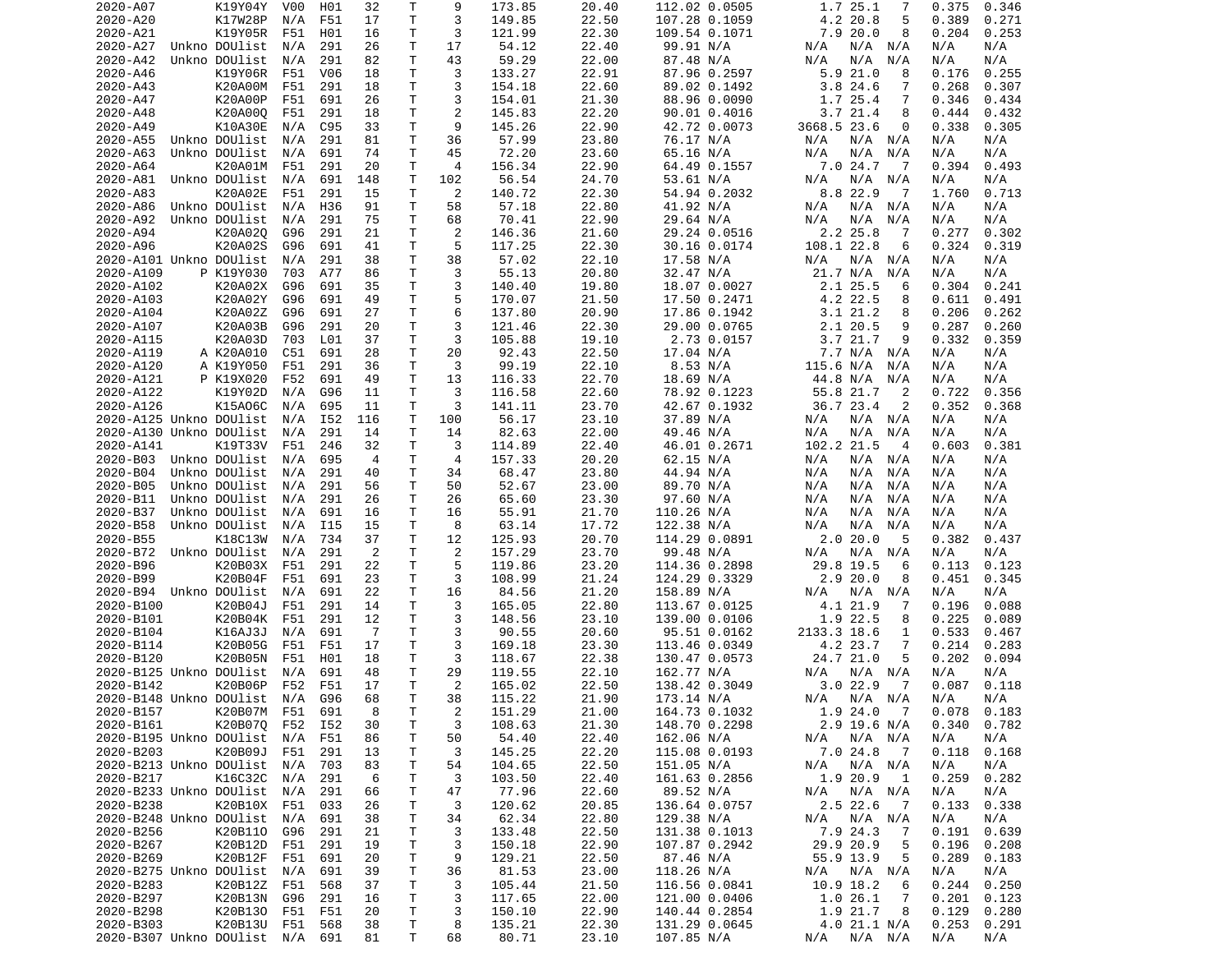```
2020-A07        K19Y04Y  V00  H01   32    T    9    173.85       20.40      112.02 0.0505        1.7 25.1   7    0.375  0.346
2020-A20        K17W28P  N/A  F51   17    T    3    149.85       22.50      107.28 0.1059        4.2 20.8   5    0.389  0.271
2020-A21        K19Y05R  F51  H01   16    T    3    121.99       22.30      109.54 0.1071        7.9 20.0   8    0.204  0.253
2020-A27  Unkno DOUlist  N/A  291   26    T   17     54.12       22.40       99.91 N/A          N/A  N/A  N/A   N/A    N/A
2020-A42  Unkno DOUlist  N/A  291   82    T   43     59.29       22.00       87.48 N/A          N/A  N/A  N/A   N/A    N/A
2020-A46        K19Y06R  F51  V06   18    T    3    133.27       22.91       87.96 0.2597        5.9 21.0   8    0.176  0.255
2020-A43        K20A00M  F51  291   18    T    3    154.18       22.60       89.02 0.1492        3.8 24.6   7    0.268  0.307
2020-A47        K20A00P  F51  691   26    T    3    154.01       21.30       88.96 0.0090        1.7 25.4   7    0.346  0.434
2020-A48        K20A00Q  F51  291   18    T    2    145.83       22.20       90.01 0.4016        3.7 21.4   8    0.444  0.432
2020-A49        K10A30E  N/A  C95   33    T    9    145.26       22.90       42.72 0.0073     3668.5 23.6   0    0.338  0.305
2020-A55  Unkno DOUlist  N/A  291   81    T   36     57.99       23.80       76.17 N/A          N/A  N/A  N/A   N/A    N/A
2020-A63  Unkno DOUlist  N/A  691   74    T   45     72.20       23.60       65.16 N/A          N/A  N/A  N/A   N/A    N/A
2020-A64        K20A01M  F51  291   20    T    4    156.34       22.90       64.49 0.1557        7.0 24.7   7    0.394  0.493
2020-A81  Unkno DOUlist  N/A  691  148    T  102     56.54       24.70       53.61 N/A          N/A  N/A  N/A   N/A    N/A
2020-A83        K20A02E  F51  291   15    T    2    140.72       22.30       54.94 0.2032        8.8 22.9   7    1.760  0.713
2020-A86  Unkno DOUlist  N/A  H36   91    T   58     57.18       22.80       41.92 N/A          N/A  N/A  N/A   N/A    N/A
2020-A92  Unkno DOUlist  N/A  291   75    T   68     70.41       22.90       29.64 N/A          N/A  N/A  N/A   N/A    N/A
2020-A94        K20A02Q  G96  291   21    T    2    146.36       21.60       29.24 0.0516        2.2 25.8   7    0.277  0.302
2020-A96        K20A02S  G96  691   41    T    5    117.25       22.30       30.16 0.0174      108.1 22.8   6    0.324  0.319
2020-A101 Unkno DOUlist  N/A  291   38    T   38     57.02       22.10       17.58 N/A          N/A  N/A  N/A   N/A    N/A
2020-A109     P K19Y030  703  A77   86    T    3     55.13       20.80       32.47 N/A         21.7 N/A  N/A   N/A    N/A
2020-A102       K20A02X  G96  691   35    T    3    140.40       19.80       18.07 0.0027        2.1 25.5   6    0.304  0.241
2020-A103       K20A02Y  G96  691   49    T    5    170.07       21.50       17.50 0.2471        4.2 22.5   8    0.611  0.491
2020-A104       K20A02Z  G96  691   27    T    6    137.80       20.90       17.86 0.1942        3.1 21.2   8    0.206  0.262
2020-A107       K20A03B  G96  291   20    T    3    121.46       22.30       29.00 0.0765        2.1 20.5   9    0.287  0.260
2020-A115       K20A03D  703  L01   37    T    3    105.88       19.10        2.73 0.0157        3.7 21.7   9    0.332  0.359
2020-A119     A K20A010  C51  691   28    T   20     92.43       22.50       17.04 N/A          7.7 N/A  N/A   N/A    N/A
2020-A120     A K19Y050  F51  291   36    T    3     99.19       22.10        8.53 N/A        115.6 N/A  N/A   N/A    N/A
2020-A121     P K19X020  F52  691   49    T   13    116.33       22.70       18.69 N/A         44.8 N/A  N/A   N/A    N/A
2020-A122       K19Y02D  N/A  G96   11    T    3    116.58       22.60       78.92 0.1223       55.8 21.7   2    0.722  0.356
2020-A126       K15AO6C  N/A  695   11    T    3    141.11       23.70       42.67 0.1932       36.7 23.4   2    0.352  0.368
2020-A125 Unkno DOUlist  N/A  I52  116    T  100     56.17       23.10       37.89 N/A          N/A  N/A  N/A   N/A    N/A
2020-A130 Unkno DOUlist  N/A  291   14    T   14     82.63       22.00       49.46 N/A          N/A  N/A  N/A   N/A    N/A
2020-A141       K19T33V  F51  246   32    T    3    114.89       22.40       46.01 0.2671      102.2 21.5   4    0.603  0.381
2020-B03  Unkno DOUlist  N/A  695    4    T    4    157.33       20.20       62.15 N/A          N/A  N/A  N/A   N/A    N/A
2020-B04  Unkno DOUlist  N/A  291   40    T   34     68.47       23.80       44.94 N/A          N/A  N/A  N/A   N/A    N/A
2020-B05  Unkno DOUlist  N/A  291   56    T   50     52.67       23.00       89.70 N/A          N/A  N/A  N/A   N/A    N/A
2020-B11  Unkno DOUlist  N/A  291   26    T   26     65.60       23.30       97.60 N/A          N/A  N/A  N/A   N/A    N/A
2020-B37  Unkno DOUlist  N/A  691   16    T   16     55.91       21.70      110.26 N/A          N/A  N/A  N/A   N/A    N/A
2020-B58  Unkno DOUlist  N/A  I15   15    T    8     63.14       17.72      122.38 N/A          N/A  N/A  N/A   N/A    N/A
2020-B55        K18C13W  N/A  734   37    T   12    125.93       20.70      114.29 0.0891        2.0 20.0   5    0.382  0.437
2020-B72  Unkno DOUlist  N/A  291    2    T    2    157.29       23.70       99.48 N/A          N/A  N/A  N/A   N/A    N/A
2020-B96        K20B03X  F51  291   22    T    5    119.86       23.20      114.36 0.2898       29.8 19.5   6    0.113  0.123
2020-B99        K20B04F  F51  691   23    T    3    108.99       21.24      124.29 0.3329        2.9 20.0   8    0.451  0.345
2020-B94  Unkno DOUlist  N/A  691   22    T   16     84.56       21.20      158.89 N/A          N/A  N/A  N/A   N/A    N/A
2020-B100       K20B04J  F51  291   14    T    3    165.05       22.80      113.67 0.0125        4.1 21.9   7    0.196  0.088
2020-B101       K20B04K  F51  291   12    T    3    148.56       23.10      139.00 0.0106        1.9 22.5   8    0.225  0.089
2020-B104       K16AJ3J  N/A  691    7    T    3     90.55       20.60       95.51 0.0162     2133.3 18.6   1    0.533  0.467
2020-B114       K20B05G  F51  F51   17    T    3    169.18       23.30      113.46 0.0349        4.2 23.7   7    0.214  0.283
2020-B120       K20B05N  F51  H01   18    T    3    118.67       22.38      130.47 0.0573       24.7 21.0   5    0.202  0.094
2020-B125 Unkno DOUlist  N/A  691   48    T   29    119.55       22.10      162.77 N/A          N/A  N/A  N/A   N/A    N/A
2020-B142       K20B06P  F52  F51   17    T    2    165.02       22.50      138.42 0.3049        3.0 22.9   7    0.087  0.118
2020-B148 Unkno DOUlist  N/A  G96   68    T   38    115.22       21.90      173.14 N/A          N/A  N/A  N/A   N/A    N/A
2020-B157       K20B07M  F51  691    8    T    2    151.29       21.00      164.73 0.1032        1.9 24.0   7    0.078  0.183
2020-B161       K20B07Q  F52  I52   30    T    3    108.63       21.30      148.70 0.2298        2.9 19.6 N/A   0.340  0.782
2020-B195 Unkno DOUlist  N/A  F51   86    T   50     54.40       22.40      162.06 N/A          N/A  N/A  N/A   N/A    N/A
2020-B203       K20B09J  F51  291   13    T    3    145.25       22.20      115.08 0.0193        7.0 24.8   7    0.118  0.168
2020-B213 Unkno DOUlist  N/A  703   83    T   54    104.65       22.50      151.05 N/A          N/A  N/A  N/A   N/A    N/A
2020-B217       K16C32C  N/A  291    6    T    3    103.50       22.40      161.63 0.2856        1.9 20.9   1    0.259  0.282
2020-B233 Unkno DOUlist  N/A  291   66    T   47     77.96       22.60       89.52 N/A          N/A  N/A  N/A   N/A    N/A
2020-B238       K20B10X  F51  033   26    T    3    120.62       20.85      136.64 0.0757        2.5 22.6   7    0.133  0.338
2020-B248 Unkno DOUlist  N/A  691   38    T   34     62.34       22.80      129.38 N/A          N/A  N/A  N/A   N/A    N/A
2020-B256       K20B11O  G96  291   21    T    3    133.48       22.50      131.38 0.1013        7.9 24.3   7    0.191  0.639
2020-B267       K20B12D  F51  291   19    T    3    150.18       22.90      107.87 0.2942       29.9 20.9   5    0.196  0.208
2020-B269       K20B12F  F51  691   20    T    9    129.21       22.50       87.46 N/A         55.9 13.9   5    0.289  0.183
2020-B275 Unkno DOUlist  N/A  691   39    T   36     81.53       23.00      118.26 N/A          N/A  N/A  N/A   N/A    N/A
2020-B283       K20B12Z  F51  568   37    T    3    105.44       21.50      116.56 0.0841       10.9 18.2   6    0.244  0.250
2020-B297       K20B13N  G96  291   16    T    3    117.65       22.00      121.00 0.0406        1.0 26.1   7    0.201  0.123
2020-B298       K20B13O  F51  F51   20    T    3    150.10       22.90      140.44 0.2854        1.9 21.7   8    0.129  0.280
2020-B303       K20B13U  F51  568   38    T    8    135.21       22.30      131.29 0.0645        4.0 21.1 N/A   0.253  0.291
2020-B307 Unkno DOUlist  N/A  691   81    T   68     80.71       23.10      107.85 N/A          N/A  N/A  N/A   N/A    N/A
```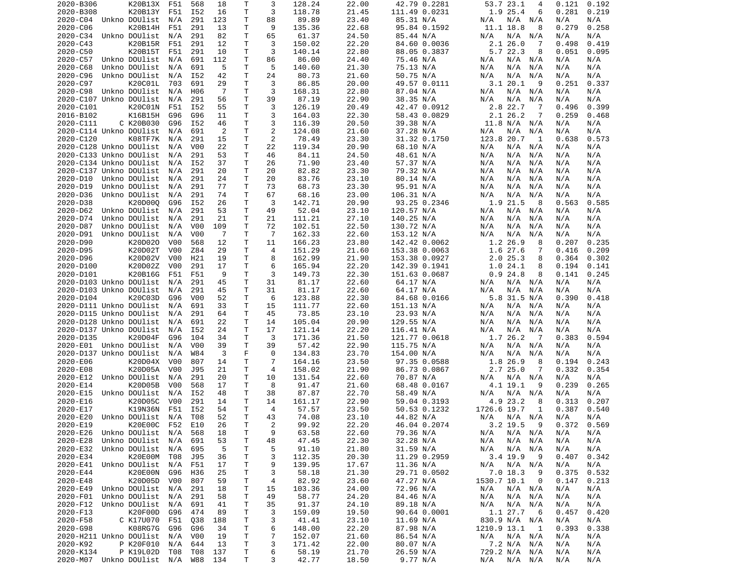| | | | | | | | | | | | | | | | | |
|---|---|---|---|---|---|---|---|---|---|---|---|---|---|---|---|---|
| 2020-B306 | | K20B13X | F51 | 568 | 18 | T | 3 | 128.24 | 22.00 | 42.79 | 0.2281 | 53.7 | 23.1 | 4 | 0.121 | 0.192 |
| 2020-B308 | | K20B13Y | F51 | I52 | 16 | T | 3 | 118.78 | 21.45 | 111.49 | 0.0231 | 1.9 | 25.4 | 6 | 0.281 | 0.219 |
| 2020-C04 | Unkno | DOUlist | N/A | 291 | 123 | T | 88 | 89.89 | 23.40 | 85.31 | N/A | N/A | N/A | N/A | N/A | N/A |
| 2020-C06 | | K20B14H | F51 | 291 | 13 | T | 9 | 135.36 | 22.68 | 95.84 | 0.1592 | 11.1 | 18.8 | 8 | 0.279 | 0.258 |
| 2020-C34 | Unkno | DOUlist | N/A | 291 | 82 | T | 65 | 61.37 | 24.50 | 85.44 | N/A | N/A | N/A | N/A | N/A | N/A |
| 2020-C43 | | K20B15R | F51 | 291 | 12 | T | 3 | 150.02 | 22.20 | 84.60 | 0.0036 | 2.1 | 26.0 | 7 | 0.498 | 0.419 |
| 2020-C50 | | K20B15T | F51 | 291 | 10 | T | 3 | 140.14 | 22.80 | 88.05 | 0.3837 | 5.7 | 22.3 | 8 | 0.051 | 0.095 |
| 2020-C57 | Unkno | DOUlist | N/A | 691 | 112 | T | 86 | 86.00 | 24.40 | 75.46 | N/A | N/A | N/A | N/A | N/A | N/A |
| 2020-C68 | Unkno | DOUlist | N/A | 691 | 5 | T | 5 | 140.60 | 21.30 | 75.13 | N/A | N/A | N/A | N/A | N/A | N/A |
| 2020-C96 | Unkno | DOUlist | N/A | I52 | 42 | T | 24 | 80.73 | 21.60 | 50.75 | N/A | N/A | N/A | N/A | N/A | N/A |
| 2020-C97 | | K20C01L | 703 | 691 | 29 | T | 3 | 86.85 | 20.00 | 49.57 | 0.0111 | 3.1 | 20.1 | 9 | 0.251 | 0.337 |
| 2020-C98 | Unkno | DOUlist | N/A | H06 | 7 | T | 3 | 168.31 | 22.80 | 87.04 | N/A | N/A | N/A | N/A | N/A | N/A |
| 2020-C107 | Unkno | DOUlist | N/A | 291 | 56 | T | 39 | 87.19 | 22.90 | 38.35 | N/A | N/A | N/A | N/A | N/A | N/A |
| 2020-C101 | | K20C01N | F51 | I52 | 55 | T | 3 | 126.19 | 20.49 | 42.47 | 0.0912 | 2.8 | 22.7 | 7 | 0.496 | 0.399 |
| 2016-B102 | | K16B15H | G96 | G96 | 11 | T | 3 | 164.03 | 22.30 | 58.43 | 0.0829 | 2.1 | 26.2 | 7 | 0.259 | 0.468 |
| 2020-C111 | C | K20B030 | G96 | I52 | 46 | T | 3 | 116.39 | 20.50 | 39.38 | N/A | 11.8 | N/A | N/A | N/A | N/A |
| 2020-C114 | Unkno | DOUlist | N/A | 691 | 2 | T | 2 | 124.08 | 21.60 | 37.28 | N/A | N/A | N/A | N/A | N/A | N/A |
| 2020-C120 | | K08TF7K | N/A | 291 | 15 | T | 2 | 78.49 | 23.30 | 31.32 | 0.1750 | 123.8 | 20.7 | 1 | 0.638 | 0.573 |
| 2020-C128 | Unkno | DOUlist | N/A | V00 | 22 | T | 22 | 119.34 | 20.90 | 68.10 | N/A | N/A | N/A | N/A | N/A | N/A |
| 2020-C133 | Unkno | DOUlist | N/A | 291 | 53 | T | 46 | 84.11 | 24.50 | 48.61 | N/A | N/A | N/A | N/A | N/A | N/A |
| 2020-C134 | Unkno | DOUlist | N/A | I52 | 37 | T | 26 | 71.90 | 23.40 | 57.37 | N/A | N/A | N/A | N/A | N/A | N/A |
| 2020-C137 | Unkno | DOUlist | N/A | 291 | 20 | T | 20 | 82.82 | 23.30 | 79.32 | N/A | N/A | N/A | N/A | N/A | N/A |
| 2020-D10 | Unkno | DOUlist | N/A | 291 | 24 | T | 20 | 83.76 | 23.10 | 80.14 | N/A | N/A | N/A | N/A | N/A | N/A |
| 2020-D19 | Unkno | DOUlist | N/A | 291 | 77 | T | 73 | 68.73 | 23.30 | 95.91 | N/A | N/A | N/A | N/A | N/A | N/A |
| 2020-D36 | Unkno | DOUlist | N/A | 291 | 74 | T | 67 | 68.16 | 23.00 | 106.31 | N/A | N/A | N/A | N/A | N/A | N/A |
| 2020-D38 | | K20D00Q | G96 | I52 | 26 | T | 3 | 142.71 | 20.90 | 93.25 | 0.2346 | 1.9 | 21.5 | 8 | 0.563 | 0.585 |
| 2020-D62 | Unkno | DOUlist | N/A | 291 | 53 | T | 49 | 52.04 | 23.10 | 120.57 | N/A | N/A | N/A | N/A | N/A | N/A |
| 2020-D74 | Unkno | DOUlist | N/A | 291 | 21 | T | 21 | 111.21 | 27.10 | 140.25 | N/A | N/A | N/A | N/A | N/A | N/A |
| 2020-D87 | Unkno | DOUlist | N/A | V00 | 109 | T | 72 | 102.51 | 22.50 | 130.72 | N/A | N/A | N/A | N/A | N/A | N/A |
| 2020-D91 | Unkno | DOUlist | N/A | V00 | 7 | T | 7 | 162.33 | 22.60 | 153.12 | N/A | N/A | N/A | N/A | N/A | N/A |
| 2020-D90 | | K20D02O | V00 | 568 | 12 | T | 11 | 166.23 | 23.80 | 142.42 | 0.0062 | 1.2 | 26.9 | 8 | 0.207 | 0.235 |
| 2020-D95 | | K20D02T | V00 | Z84 | 29 | T | 4 | 151.29 | 21.60 | 153.38 | 0.0063 | 1.6 | 27.6 | 7 | 0.416 | 0.209 |
| 2020-D96 | | K20D02V | V00 | H21 | 19 | T | 8 | 152.99 | 21.90 | 153.38 | 0.0927 | 2.0 | 25.3 | 8 | 0.364 | 0.302 |
| 2020-D100 | | K20D02Z | V00 | 291 | 17 | T | 6 | 165.94 | 22.20 | 142.39 | 0.1941 | 1.0 | 24.1 | 8 | 0.194 | 0.141 |
| 2020-D101 | | K20B16G | F51 | F51 | 9 | T | 3 | 149.73 | 22.30 | 151.63 | 0.0687 | 0.9 | 24.8 | 8 | 0.141 | 0.245 |
| 2020-D103 | Unkno | DOUlist | N/A | 291 | 45 | T | 31 | 81.17 | 22.60 | 64.17 | N/A | N/A | N/A | N/A | N/A | N/A |
| 2020-D103 | Unkno | DOUlist | N/A | 291 | 45 | T | 31 | 81.17 | 22.60 | 64.17 | N/A | N/A | N/A | N/A | N/A | N/A |
| 2020-D104 | | K20C03D | G96 | V00 | 52 | T | 6 | 123.88 | 22.30 | 84.68 | 0.0166 | 5.8 | 31.5 | N/A | 0.390 | 0.418 |
| 2020-D111 | Unkno | DOUlist | N/A | 691 | 33 | T | 15 | 111.77 | 22.60 | 151.13 | N/A | N/A | N/A | N/A | N/A | N/A |
| 2020-D115 | Unkno | DOUlist | N/A | 291 | 64 | T | 45 | 73.85 | 23.10 | 23.93 | N/A | N/A | N/A | N/A | N/A | N/A |
| 2020-D128 | Unkno | DOUlist | N/A | 691 | 22 | T | 14 | 105.04 | 20.90 | 129.55 | N/A | N/A | N/A | N/A | N/A | N/A |
| 2020-D137 | Unkno | DOUlist | N/A | I52 | 24 | T | 17 | 121.14 | 22.20 | 116.41 | N/A | N/A | N/A | N/A | N/A | N/A |
| 2020-D135 | | K20D04F | G96 | 104 | 34 | T | 3 | 171.36 | 21.50 | 121.77 | 0.0618 | 1.7 | 26.2 | 7 | 0.383 | 0.594 |
| 2020-E01 | Unkno | DOUlist | N/A | V00 | 39 | T | 39 | 57.42 | 22.90 | 115.75 | N/A | N/A | N/A | N/A | N/A | N/A |
| 2020-D137 | Unkno | DOUlist | N/A | W84 | 3 | F | 0 | 134.83 | 23.70 | 154.00 | N/A | N/A | N/A | N/A | N/A | N/A |
| 2020-E06 | | K20D04X | V00 | 807 | 14 | T | 7 | 164.16 | 23.50 | 97.35 | 0.0588 | 1.8 | 26.9 | 8 | 0.194 | 0.243 |
| 2020-E08 | | K20D05A | V00 | J95 | 21 | T | 4 | 158.02 | 21.90 | 86.73 | 0.0867 | 2.7 | 25.0 | 7 | 0.332 | 0.354 |
| 2020-E12 | Unkno | DOUlist | N/A | 291 | 20 | T | 10 | 131.54 | 22.60 | 70.87 | N/A | N/A | N/A | N/A | N/A | N/A |
| 2020-E14 | | K20D05B | V00 | 568 | 17 | T | 8 | 91.47 | 21.60 | 68.48 | 0.0167 | 4.1 | 19.1 | 9 | 0.239 | 0.265 |
| 2020-E15 | Unkno | DOUlist | N/A | I52 | 48 | T | 38 | 87.87 | 22.70 | 58.49 | N/A | N/A | N/A | N/A | N/A | N/A |
| 2020-E16 | | K20D05C | V00 | 291 | 14 | T | 14 | 161.17 | 22.90 | 59.04 | 0.3193 | 4.9 | 23.2 | 8 | 0.313 | 0.207 |
| 2020-E17 | | K19N36N | F51 | I52 | 54 | T | 4 | 57.57 | 23.50 | 50.53 | 0.1232 | 1726.6 | 19.7 | 1 | 0.387 | 0.540 |
| 2020-E20 | Unkno | DOUlist | N/A | T08 | 52 | T | 43 | 74.08 | 23.10 | 44.82 | N/A | N/A | N/A | N/A | N/A | N/A |
| 2020-E19 | | K20E00C | F52 | E10 | 26 | T | 2 | 99.92 | 22.20 | 46.04 | 0.2074 | 3.2 | 19.5 | 9 | 0.372 | 0.569 |
| 2020-E26 | Unkno | DOUlist | N/A | 568 | 18 | T | 9 | 63.58 | 22.60 | 79.36 | N/A | N/A | N/A | N/A | N/A | N/A |
| 2020-E28 | Unkno | DOUlist | N/A | 691 | 53 | T | 48 | 47.45 | 22.30 | 32.28 | N/A | N/A | N/A | N/A | N/A | N/A |
| 2020-E32 | Unkno | DOUlist | N/A | 695 | 5 | T | 5 | 91.10 | 21.80 | 31.59 | N/A | N/A | N/A | N/A | N/A | N/A |
| 2020-E34 | | K20E00M | T08 | J95 | 36 | T | 3 | 112.35 | 20.30 | 11.29 | 0.2959 | 3.4 | 19.9 | 9 | 0.407 | 0.342 |
| 2020-E41 | Unkno | DOUlist | N/A | F51 | 17 | T | 9 | 139.95 | 17.67 | 11.36 | N/A | N/A | N/A | N/A | N/A | N/A |
| 2020-E44 | | K20E00N | G96 | H36 | 25 | T | 3 | 58.18 | 21.30 | 29.71 | 0.0502 | 7.0 | 18.3 | 9 | 0.375 | 0.532 |
| 2020-E48 | | K20D05D | V00 | 807 | 59 | T | 4 | 82.92 | 23.60 | 47.27 | N/A | 1530.7 | 10.1 | 0 | 0.147 | 0.213 |
| 2020-E49 | Unkno | DOUlist | N/A | 291 | 18 | T | 15 | 103.36 | 24.00 | 72.96 | N/A | N/A | N/A | N/A | N/A | N/A |
| 2020-F01 | Unkno | DOUlist | N/A | 291 | 58 | T | 49 | 58.77 | 24.20 | 84.46 | N/A | N/A | N/A | N/A | N/A | N/A |
| 2020-F12 | Unkno | DOUlist | N/A | 691 | 41 | T | 35 | 91.37 | 24.10 | 89.18 | N/A | N/A | N/A | N/A | N/A | N/A |
| 2020-F13 | | K20F00D | G96 | 474 | 89 | T | 3 | 159.09 | 19.50 | 90.64 | 0.0001 | 1.1 | 27.7 | 6 | 0.457 | 0.420 |
| 2020-F58 | C | K17U070 | F51 | Q38 | 188 | T | 3 | 41.41 | 23.10 | 11.69 | N/A | 830.9 | N/A | N/A | N/A | N/A |
| 2020-G98 | | K08RG7G | G96 | G96 | 34 | T | 6 | 148.00 | 22.20 | 87.98 | N/A | 1210.9 | 13.1 | 1 | 0.393 | 0.338 |
| 2020-H211 | Unkno | DOUlist | N/A | V00 | 19 | T | 7 | 152.07 | 21.60 | 86.54 | N/A | N/A | N/A | N/A | N/A | N/A |
| 2020-K92 | P | K20F010 | N/A | 644 | 13 | T | 3 | 171.42 | 22.00 | 80.07 | N/A | 7.2 | N/A | N/A | N/A | N/A |
| 2020-K134 | P | K19L02D | T08 | T08 | 137 | T | 6 | 58.19 | 21.70 | 26.59 | N/A | 729.2 | N/A | N/A | N/A | N/A |
| 2020-M07 | Unkno | DOUlist | N/A | W88 | 134 | T | 3 | 42.77 | 18.50 | 9.77 | N/A | N/A | N/A | N/A | N/A | N/A |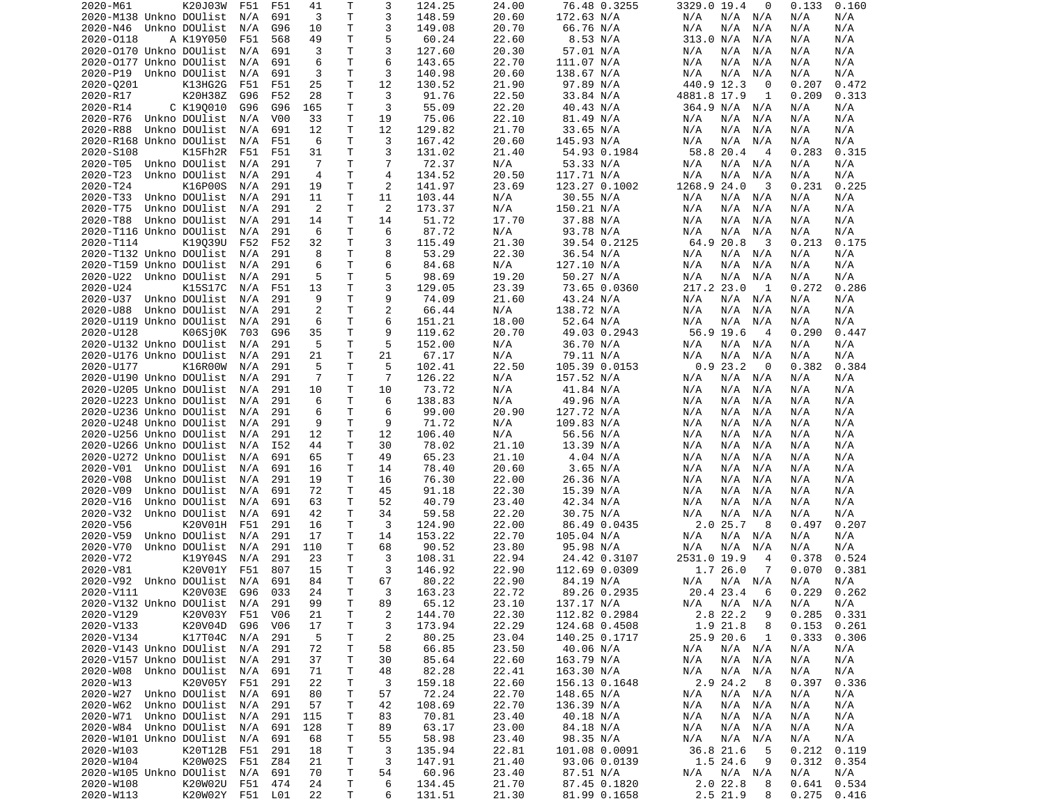| | | | | | | | | | | | | | | | | |
|---|---|---|---|---|---|---|---|---|---|---|---|---|---|---|---|---|
| 2020-M61 | | K20J03W | F51 | F51 | 41 | T | 3 | 124.25 | 24.00 | 76.48 | 0.3255 | 3329.0 | 19.4 | 0 | 0.133 | 0.160 |
| 2020-M138 | Unkno | DOUlist | N/A | 691 | 3 | T | 3 | 148.59 | 20.60 | 172.63 | N/A | N/A | N/A | N/A | N/A | N/A |
| 2020-N46 | Unkno | DOUlist | N/A | G96 | 10 | T | 3 | 149.08 | 20.70 | 66.76 | N/A | N/A | N/A | N/A | N/A | N/A |
| 2020-O118 | A | K19Y050 | F51 | 568 | 49 | T | 5 | 60.24 | 22.60 | 8.53 | N/A | 313.0 | N/A | N/A | N/A | N/A |
| 2020-O170 | Unkno | DOUlist | N/A | 691 | 3 | T | 3 | 127.60 | 20.30 | 57.01 | N/A | N/A | N/A | N/A | N/A | N/A |
| 2020-O177 | Unkno | DOUlist | N/A | 691 | 6 | T | 6 | 143.65 | 22.70 | 111.07 | N/A | N/A | N/A | N/A | N/A | N/A |
| 2020-P19 | Unkno | DOUlist | N/A | 691 | 3 | T | 3 | 140.98 | 20.60 | 138.67 | N/A | N/A | N/A | N/A | N/A | N/A |
| 2020-Q201 | | K13HG2G | F51 | F51 | 25 | T | 12 | 130.52 | 21.90 | 97.89 | N/A | 440.9 | 12.3 | 0 | 0.207 | 0.472 |
| 2020-R17 | | K20H38Z | G96 | F52 | 28 | T | 3 | 91.76 | 22.50 | 33.84 | N/A | 4881.8 | 17.9 | 1 | 0.209 | 0.313 |
| 2020-R14 | C | K19Q010 | G96 | G96 | 165 | T | 3 | 55.09 | 22.20 | 40.43 | N/A | 364.9 | N/A | N/A | N/A | N/A |
| 2020-R76 | Unkno | DOUlist | N/A | V00 | 33 | T | 19 | 75.06 | 22.10 | 81.49 | N/A | N/A | N/A | N/A | N/A | N/A |
| 2020-R88 | Unkno | DOUlist | N/A | 691 | 12 | T | 12 | 129.82 | 21.70 | 33.65 | N/A | N/A | N/A | N/A | N/A | N/A |
| 2020-R168 | Unkno | DOUlist | N/A | F51 | 6 | T | 3 | 167.42 | 20.60 | 145.93 | N/A | N/A | N/A | N/A | N/A | N/A |
| 2020-S108 | | K15Fh2R | F51 | F51 | 31 | T | 3 | 131.02 | 21.40 | 54.93 | 0.1984 | 58.8 | 20.4 | 4 | 0.283 | 0.315 |
| 2020-T05 | Unkno | DOUlist | N/A | 291 | 7 | T | 7 | 72.37 | N/A | 53.33 | N/A | N/A | N/A | N/A | N/A | N/A |
| 2020-T23 | Unkno | DOUlist | N/A | 291 | 4 | T | 4 | 134.52 | 20.50 | 117.71 | N/A | N/A | N/A | N/A | N/A | N/A |
| 2020-T24 | | K16P00S | N/A | 291 | 19 | T | 2 | 141.97 | 23.69 | 123.27 | 0.1002 | 1268.9 | 24.0 | 3 | 0.231 | 0.225 |
| 2020-T33 | Unkno | DOUlist | N/A | 291 | 11 | T | 11 | 103.44 | N/A | 30.55 | N/A | N/A | N/A | N/A | N/A | N/A |
| 2020-T75 | Unkno | DOUlist | N/A | 291 | 2 | T | 2 | 173.37 | N/A | 150.21 | N/A | N/A | N/A | N/A | N/A | N/A |
| 2020-T88 | Unkno | DOUlist | N/A | 291 | 14 | T | 14 | 51.72 | 17.70 | 37.88 | N/A | N/A | N/A | N/A | N/A | N/A |
| 2020-T116 | Unkno | DOUlist | N/A | 291 | 6 | T | 6 | 87.72 | N/A | 93.78 | N/A | N/A | N/A | N/A | N/A | N/A |
| 2020-T114 | | K19Q39U | F52 | F52 | 32 | T | 3 | 115.49 | 21.30 | 39.54 | 0.2125 | 64.9 | 20.8 | 3 | 0.213 | 0.175 |
| 2020-T132 | Unkno | DOUlist | N/A | 291 | 8 | T | 8 | 53.29 | 22.30 | 36.54 | N/A | N/A | N/A | N/A | N/A | N/A |
| 2020-T159 | Unkno | DOUlist | N/A | 291 | 6 | T | 6 | 84.68 | N/A | 127.10 | N/A | N/A | N/A | N/A | N/A | N/A |
| 2020-U22 | Unkno | DOUlist | N/A | 291 | 5 | T | 5 | 98.69 | 19.20 | 50.27 | N/A | N/A | N/A | N/A | N/A | N/A |
| 2020-U24 | | K15S17C | N/A | F51 | 13 | T | 3 | 129.05 | 23.39 | 73.65 | 0.0360 | 217.2 | 23.0 | 1 | 0.272 | 0.286 |
| 2020-U37 | Unkno | DOUlist | N/A | 291 | 9 | T | 9 | 74.09 | 21.60 | 43.24 | N/A | N/A | N/A | N/A | N/A | N/A |
| 2020-U88 | Unkno | DOUlist | N/A | 291 | 2 | T | 2 | 66.44 | N/A | 138.72 | N/A | N/A | N/A | N/A | N/A | N/A |
| 2020-U119 | Unkno | DOUlist | N/A | 291 | 6 | T | 6 | 151.21 | 18.00 | 52.64 | N/A | N/A | N/A | N/A | N/A | N/A |
| 2020-U128 | | K06Sj0K | 703 | G96 | 35 | T | 9 | 119.62 | 20.70 | 49.03 | 0.2943 | 56.9 | 19.6 | 4 | 0.290 | 0.447 |
| 2020-U132 | Unkno | DOUlist | N/A | 291 | 5 | T | 5 | 152.00 | N/A | 36.70 | N/A | N/A | N/A | N/A | N/A | N/A |
| 2020-U176 | Unkno | DOUlist | N/A | 291 | 21 | T | 21 | 67.17 | N/A | 79.11 | N/A | N/A | N/A | N/A | N/A | N/A |
| 2020-U177 | | K16R00W | N/A | 291 | 5 | T | 5 | 102.41 | 22.50 | 105.39 | 0.0153 | 0.9 | 23.2 | 0 | 0.382 | 0.384 |
| 2020-U190 | Unkno | DOUlist | N/A | 291 | 7 | T | 7 | 126.22 | N/A | 157.52 | N/A | N/A | N/A | N/A | N/A | N/A |
| 2020-U205 | Unkno | DOUlist | N/A | 291 | 10 | T | 10 | 73.72 | N/A | 41.84 | N/A | N/A | N/A | N/A | N/A | N/A |
| 2020-U223 | Unkno | DOUlist | N/A | 291 | 6 | T | 6 | 138.83 | N/A | 49.96 | N/A | N/A | N/A | N/A | N/A | N/A |
| 2020-U236 | Unkno | DOUlist | N/A | 291 | 6 | T | 6 | 99.00 | 20.90 | 127.72 | N/A | N/A | N/A | N/A | N/A | N/A |
| 2020-U248 | Unkno | DOUlist | N/A | 291 | 9 | T | 9 | 71.72 | N/A | 109.83 | N/A | N/A | N/A | N/A | N/A | N/A |
| 2020-U256 | Unkno | DOUlist | N/A | 291 | 12 | T | 12 | 106.40 | N/A | 56.56 | N/A | N/A | N/A | N/A | N/A | N/A |
| 2020-U266 | Unkno | DOUlist | N/A | I52 | 44 | T | 30 | 78.02 | 21.10 | 13.39 | N/A | N/A | N/A | N/A | N/A | N/A |
| 2020-U272 | Unkno | DOUlist | N/A | 691 | 65 | T | 49 | 65.23 | 21.10 | 4.04 | N/A | N/A | N/A | N/A | N/A | N/A |
| 2020-V01 | Unkno | DOUlist | N/A | 691 | 16 | T | 14 | 78.40 | 20.60 | 3.65 | N/A | N/A | N/A | N/A | N/A | N/A |
| 2020-V08 | Unkno | DOUlist | N/A | 291 | 19 | T | 16 | 76.30 | 22.00 | 26.36 | N/A | N/A | N/A | N/A | N/A | N/A |
| 2020-V09 | Unkno | DOUlist | N/A | 691 | 72 | T | 45 | 91.18 | 22.30 | 15.39 | N/A | N/A | N/A | N/A | N/A | N/A |
| 2020-V16 | Unkno | DOUlist | N/A | 691 | 63 | T | 52 | 40.79 | 23.40 | 42.34 | N/A | N/A | N/A | N/A | N/A | N/A |
| 2020-V32 | Unkno | DOUlist | N/A | 691 | 42 | T | 34 | 59.58 | 22.20 | 30.75 | N/A | N/A | N/A | N/A | N/A | N/A |
| 2020-V56 | | K20V01H | F51 | 291 | 16 | T | 3 | 124.90 | 22.00 | 86.49 | 0.0435 | 2.0 | 25.7 | 8 | 0.497 | 0.207 |
| 2020-V59 | Unkno | DOUlist | N/A | 291 | 17 | T | 14 | 153.22 | 22.70 | 105.04 | N/A | N/A | N/A | N/A | N/A | N/A |
| 2020-V70 | Unkno | DOUlist | N/A | 291 | 110 | T | 68 | 90.52 | 23.80 | 95.98 | N/A | N/A | N/A | N/A | N/A | N/A |
| 2020-V72 | | K19Y04S | N/A | 291 | 23 | T | 3 | 108.31 | 22.94 | 24.42 | 0.3107 | 2531.0 | 19.9 | 4 | 0.378 | 0.524 |
| 2020-V81 | | K20V01Y | F51 | 807 | 15 | T | 3 | 146.92 | 22.90 | 112.69 | 0.0309 | 1.7 | 26.0 | 7 | 0.070 | 0.381 |
| 2020-V92 | Unkno | DOUlist | N/A | 691 | 84 | T | 67 | 80.22 | 22.90 | 84.19 | N/A | N/A | N/A | N/A | N/A | N/A |
| 2020-V111 | | K20V03E | G96 | 033 | 24 | T | 3 | 163.23 | 22.72 | 89.26 | 0.2935 | 20.4 | 23.4 | 6 | 0.229 | 0.262 |
| 2020-V132 | Unkno | DOUlist | N/A | 291 | 99 | T | 89 | 65.12 | 23.10 | 137.17 | N/A | N/A | N/A | N/A | N/A | N/A |
| 2020-V129 | | K20V03Y | F51 | V06 | 21 | T | 2 | 144.70 | 22.30 | 112.82 | 0.2984 | 2.8 | 22.2 | 9 | 0.285 | 0.331 |
| 2020-V133 | | K20V04D | G96 | V06 | 17 | T | 3 | 173.94 | 22.29 | 124.68 | 0.4508 | 1.9 | 21.8 | 8 | 0.153 | 0.261 |
| 2020-V134 | | K17T04C | N/A | 291 | 5 | T | 2 | 80.25 | 23.04 | 140.25 | 0.1717 | 25.9 | 20.6 | 1 | 0.333 | 0.306 |
| 2020-V143 | Unkno | DOUlist | N/A | 291 | 72 | T | 58 | 66.85 | 23.50 | 40.06 | N/A | N/A | N/A | N/A | N/A | N/A |
| 2020-V157 | Unkno | DOUlist | N/A | 291 | 37 | T | 30 | 85.64 | 22.60 | 163.79 | N/A | N/A | N/A | N/A | N/A | N/A |
| 2020-W08 | Unkno | DOUlist | N/A | 691 | 71 | T | 48 | 82.28 | 22.41 | 163.30 | N/A | N/A | N/A | N/A | N/A | N/A |
| 2020-W13 | | K20V05Y | F51 | 291 | 22 | T | 3 | 159.18 | 22.60 | 156.13 | 0.1648 | 2.9 | 24.2 | 8 | 0.397 | 0.336 |
| 2020-W27 | Unkno | DOUlist | N/A | 691 | 80 | T | 57 | 72.24 | 22.70 | 148.65 | N/A | N/A | N/A | N/A | N/A | N/A |
| 2020-W62 | Unkno | DOUlist | N/A | 291 | 57 | T | 42 | 108.69 | 22.70 | 136.39 | N/A | N/A | N/A | N/A | N/A | N/A |
| 2020-W71 | Unkno | DOUlist | N/A | 291 | 115 | T | 83 | 70.81 | 23.40 | 40.18 | N/A | N/A | N/A | N/A | N/A | N/A |
| 2020-W84 | Unkno | DOUlist | N/A | 691 | 128 | T | 89 | 63.17 | 23.00 | 84.18 | N/A | N/A | N/A | N/A | N/A | N/A |
| 2020-W101 | Unkno | DOUlist | N/A | 691 | 68 | T | 55 | 58.98 | 23.40 | 98.35 | N/A | N/A | N/A | N/A | N/A | N/A |
| 2020-W103 | | K20T12B | F51 | 291 | 18 | T | 3 | 135.94 | 22.81 | 101.08 | 0.0091 | 36.8 | 21.6 | 5 | 0.212 | 0.119 |
| 2020-W104 | | K20W02S | F51 | Z84 | 21 | T | 3 | 147.91 | 21.40 | 93.06 | 0.0139 | 1.5 | 24.6 | 9 | 0.312 | 0.354 |
| 2020-W105 | Unkno | DOUlist | N/A | 691 | 70 | T | 54 | 60.96 | 23.40 | 87.51 | N/A | N/A | N/A | N/A | N/A | N/A |
| 2020-W108 | | K20W02U | F51 | 474 | 24 | T | 6 | 134.45 | 21.70 | 87.45 | 0.1820 | 2.0 | 22.8 | 8 | 0.641 | 0.534 |
| 2020-W113 | | K20W02Y | F51 | L01 | 22 | T | 6 | 131.51 | 21.30 | 81.99 | 0.1658 | 2.5 | 21.9 | 8 | 0.275 | 0.416 |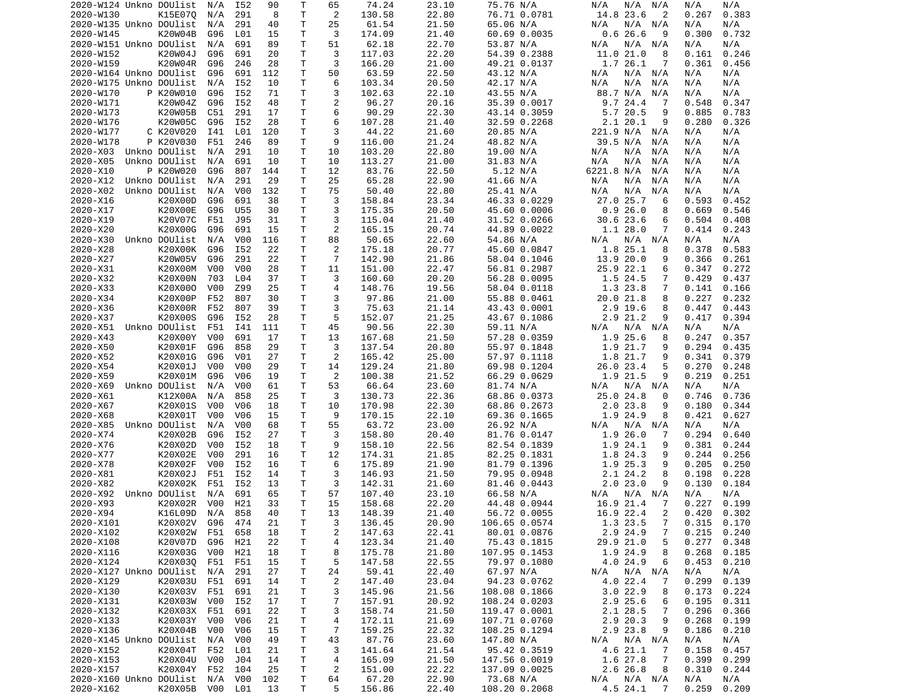| | | | | | | | | | | | | | | | | |
|---|---|---|---|---|---|---|---|---|---|---|---|---|---|---|---|---|
| 2020-W124 | Unkno | DOUlist | N/A | I52 | 90 | T | 65 | 74.24 | 23.10 | 75.76 | N/A | N/A | N/A | N/A | N/A | N/A |
| 2020-W130 | | K15E07Q | N/A | 291 | 8 | T | 2 | 130.58 | 22.80 | 76.71 | 0.0781 | 14.8 | 23.6 | 2 | 0.267 | 0.383 |
| 2020-W135 | Unkno | DOUlist | N/A | 291 | 40 | T | 25 | 61.54 | 21.50 | 65.06 | N/A | N/A | N/A | N/A | N/A | N/A |
| 2020-W145 | | K20W04B | G96 | L01 | 15 | T | 3 | 174.09 | 21.40 | 60.69 | 0.0035 | 0.6 | 26.6 | 9 | 0.300 | 0.732 |
| 2020-W151 | Unkno | DOUlist | N/A | 691 | 89 | T | 51 | 62.18 | 22.70 | 53.87 | N/A | N/A | N/A | N/A | N/A | N/A |
| 2020-W152 | | K20W04J | G96 | 691 | 20 | T | 3 | 117.03 | 22.20 | 54.39 | 0.2388 | 11.0 | 21.0 | 8 | 0.161 | 0.246 |
| 2020-W159 | | K20W04R | G96 | 246 | 28 | T | 3 | 166.20 | 21.00 | 49.21 | 0.0137 | 1.7 | 26.1 | 7 | 0.361 | 0.456 |
| 2020-W164 | Unkno | DOUlist | G96 | 691 | 112 | T | 50 | 63.59 | 22.50 | 43.12 | N/A | N/A | N/A | N/A | N/A | N/A |
| 2020-W175 | Unkno | DOUlist | N/A | I52 | 10 | T | 6 | 103.34 | 20.50 | 42.17 | N/A | N/A | N/A | N/A | N/A | N/A |
| 2020-W170 | P | K20W010 | G96 | I52 | 71 | T | 3 | 102.63 | 22.10 | 43.55 | N/A | 88.7 | N/A | N/A | N/A | N/A |
| 2020-W171 | | K20W04Z | G96 | I52 | 48 | T | 2 | 96.27 | 20.16 | 35.39 | 0.0017 | 9.7 | 24.4 | 7 | 0.548 | 0.347 |
| 2020-W173 | | K20W05B | C51 | 291 | 17 | T | 6 | 90.29 | 22.30 | 43.14 | 0.3059 | 5.7 | 20.5 | 9 | 0.885 | 0.783 |
| 2020-W176 | | K20W05C | G96 | I52 | 28 | T | 6 | 107.28 | 21.40 | 32.59 | 0.2268 | 2.1 | 20.1 | 9 | 0.280 | 0.326 |
| 2020-W177 | C | K20V020 | I41 | L01 | 120 | T | 3 | 44.22 | 21.60 | 20.85 | N/A | 221.9 | N/A | N/A | N/A | N/A |
| 2020-W178 | P | K20V030 | F51 | 246 | 89 | T | 9 | 116.00 | 21.24 | 48.82 | N/A | 39.5 | N/A | N/A | N/A | N/A |
| 2020-X03 | Unkno | DOUlist | N/A | 291 | 10 | T | 10 | 103.20 | 22.80 | 19.00 | N/A | N/A | N/A | N/A | N/A | N/A |
| 2020-X05 | Unkno | DOUlist | N/A | 691 | 10 | T | 10 | 113.27 | 21.00 | 31.83 | N/A | N/A | N/A | N/A | N/A | N/A |
| 2020-X10 | P | K20W020 | G96 | 807 | 144 | T | 12 | 83.76 | 22.50 | 5.12 | N/A | 6221.8 | N/A | N/A | N/A | N/A |
| 2020-X12 | Unkno | DOUlist | N/A | 291 | 29 | T | 25 | 65.28 | 22.90 | 41.66 | N/A | N/A | N/A | N/A | N/A | N/A |
| 2020-X02 | Unkno | DOUlist | N/A | V00 | 132 | T | 75 | 50.40 | 22.80 | 25.41 | N/A | N/A | N/A | N/A | N/A | N/A |
| 2020-X16 | | K20X00D | G96 | 691 | 38 | T | 3 | 158.84 | 23.34 | 46.33 | 0.0229 | 27.0 | 25.7 | 6 | 0.593 | 0.452 |
| 2020-X17 | | K20X00E | G96 | U55 | 30 | T | 3 | 175.35 | 20.50 | 45.60 | 0.0006 | 0.9 | 26.0 | 8 | 0.669 | 0.546 |
| 2020-X19 | | K20V07C | F51 | J95 | 31 | T | 3 | 115.04 | 21.40 | 31.52 | 0.0266 | 30.6 | 23.6 | 6 | 0.504 | 0.408 |
| 2020-X20 | | K20X00G | G96 | 691 | 15 | T | 2 | 165.15 | 20.74 | 44.89 | 0.0022 | 1.1 | 28.0 | 7 | 0.414 | 0.243 |
| 2020-X30 | Unkno | DOUlist | N/A | V00 | 116 | T | 88 | 50.65 | 22.60 | 54.86 | N/A | N/A | N/A | N/A | N/A | N/A |
| 2020-X28 | | K20X00K | G96 | I52 | 22 | T | 2 | 175.18 | 20.77 | 45.60 | 0.0847 | 1.8 | 25.1 | 8 | 0.378 | 0.583 |
| 2020-X27 | | K20W05V | G96 | 291 | 22 | T | 7 | 142.90 | 21.86 | 58.04 | 0.1046 | 13.9 | 20.0 | 9 | 0.366 | 0.261 |
| 2020-X31 | | K20X00M | V00 | V00 | 28 | T | 11 | 151.00 | 22.47 | 56.81 | 0.2987 | 25.9 | 22.1 | 6 | 0.347 | 0.272 |
| 2020-X32 | | K20X00N | 703 | L04 | 37 | T | 3 | 160.60 | 20.20 | 56.28 | 0.0095 | 1.5 | 24.5 | 7 | 0.429 | 0.437 |
| 2020-X33 | | K20X00O | V00 | Z99 | 25 | T | 4 | 148.76 | 19.56 | 58.04 | 0.0118 | 1.3 | 23.8 | 7 | 0.141 | 0.166 |
| 2020-X34 | | K20X00P | F52 | 807 | 30 | T | 3 | 97.86 | 21.00 | 55.88 | 0.0461 | 20.0 | 21.8 | 8 | 0.227 | 0.232 |
| 2020-X36 | | K20X00R | F52 | 807 | 39 | T | 3 | 75.63 | 21.14 | 43.43 | 0.0001 | 2.9 | 19.6 | 8 | 0.447 | 0.443 |
| 2020-X37 | | K20X00S | G96 | I52 | 28 | T | 5 | 152.07 | 21.25 | 43.67 | 0.1086 | 2.9 | 21.2 | 9 | 0.417 | 0.394 |
| 2020-X51 | Unkno | DOUlist | F51 | I41 | 111 | T | 45 | 90.56 | 22.30 | 59.11 | N/A | N/A | N/A | N/A | N/A | N/A |
| 2020-X43 | | K20X00Y | V00 | 691 | 17 | T | 13 | 167.68 | 21.50 | 57.28 | 0.0359 | 1.9 | 25.6 | 8 | 0.247 | 0.357 |
| 2020-X50 | | K20X01F | G96 | 858 | 29 | T | 3 | 137.54 | 20.80 | 55.97 | 0.1848 | 1.9 | 21.7 | 9 | 0.294 | 0.435 |
| 2020-X52 | | K20X01G | G96 | V01 | 27 | T | 2 | 165.42 | 25.00 | 57.97 | 0.1118 | 1.8 | 21.7 | 9 | 0.341 | 0.379 |
| 2020-X54 | | K20X01J | V00 | V00 | 29 | T | 14 | 129.24 | 21.80 | 69.98 | 0.1204 | 26.0 | 23.4 | 5 | 0.270 | 0.248 |
| 2020-X59 | | K20X01M | G96 | V06 | 19 | T | 2 | 100.38 | 21.52 | 66.29 | 0.0629 | 1.9 | 21.5 | 9 | 0.219 | 0.251 |
| 2020-X69 | Unkno | DOUlist | N/A | V00 | 61 | T | 53 | 66.64 | 23.60 | 81.74 | N/A | N/A | N/A | N/A | N/A | N/A |
| 2020-X61 | | K12X00A | N/A | 858 | 25 | T | 3 | 130.73 | 22.36 | 68.86 | 0.0373 | 25.0 | 24.8 | 0 | 0.746 | 0.736 |
| 2020-X67 | | K20X01S | V00 | V06 | 18 | T | 10 | 170.98 | 22.30 | 68.86 | 0.2673 | 2.0 | 23.8 | 9 | 0.180 | 0.344 |
| 2020-X68 | | K20X01T | V00 | V06 | 15 | T | 9 | 170.15 | 22.10 | 69.36 | 0.1665 | 1.9 | 24.9 | 8 | 0.421 | 0.627 |
| 2020-X85 | Unkno | DOUlist | N/A | V00 | 68 | T | 55 | 63.72 | 23.00 | 26.92 | N/A | N/A | N/A | N/A | N/A | N/A |
| 2020-X74 | | K20X02B | G96 | I52 | 27 | T | 3 | 158.80 | 20.40 | 81.76 | 0.0147 | 1.9 | 26.0 | 7 | 0.294 | 0.640 |
| 2020-X76 | | K20X02D | V00 | I52 | 18 | T | 9 | 158.10 | 22.56 | 82.54 | 0.1839 | 1.9 | 24.1 | 9 | 0.381 | 0.244 |
| 2020-X77 | | K20X02E | V00 | 291 | 16 | T | 12 | 174.31 | 21.85 | 82.25 | 0.1831 | 1.8 | 24.3 | 9 | 0.244 | 0.256 |
| 2020-X78 | | K20X02F | V00 | I52 | 16 | T | 6 | 175.89 | 21.90 | 81.79 | 0.1396 | 1.9 | 25.3 | 9 | 0.205 | 0.250 |
| 2020-X81 | | K20X02J | F51 | I52 | 14 | T | 3 | 146.93 | 21.50 | 79.95 | 0.0948 | 2.1 | 24.2 | 8 | 0.198 | 0.228 |
| 2020-X82 | | K20X02K | F51 | I52 | 13 | T | 3 | 142.31 | 21.60 | 81.46 | 0.0443 | 2.0 | 23.0 | 9 | 0.130 | 0.184 |
| 2020-X92 | Unkno | DOUlist | N/A | 691 | 65 | T | 57 | 107.40 | 23.10 | 66.58 | N/A | N/A | N/A | N/A | N/A | N/A |
| 2020-X93 | | K20X02R | V00 | H21 | 33 | T | 15 | 158.68 | 22.20 | 44.48 | 0.0944 | 16.9 | 21.4 | 7 | 0.227 | 0.199 |
| 2020-X94 | | K16L09D | N/A | 858 | 40 | T | 13 | 148.39 | 21.40 | 56.72 | 0.0055 | 16.9 | 22.4 | 2 | 0.420 | 0.302 |
| 2020-X101 | | K20X02V | G96 | 474 | 21 | T | 3 | 136.45 | 20.90 | 106.65 | 0.0574 | 1.3 | 23.5 | 7 | 0.315 | 0.170 |
| 2020-X102 | | K20X02W | F51 | 658 | 18 | T | 2 | 147.63 | 22.41 | 80.01 | 0.0876 | 2.9 | 24.9 | 7 | 0.215 | 0.240 |
| 2020-X108 | | K20V07D | G96 | H21 | 22 | T | 4 | 123.34 | 21.40 | 75.43 | 0.1815 | 29.9 | 21.0 | 5 | 0.277 | 0.348 |
| 2020-X116 | | K20X03G | V00 | H21 | 18 | T | 8 | 175.78 | 21.80 | 107.95 | 0.1453 | 1.9 | 24.9 | 8 | 0.268 | 0.185 |
| 2020-X124 | | K20X03Q | F51 | F51 | 15 | T | 5 | 147.58 | 22.55 | 79.97 | 0.1080 | 4.0 | 24.9 | 6 | 0.453 | 0.210 |
| 2020-X127 | Unkno | DOUlist | N/A | 291 | 27 | T | 24 | 59.41 | 22.40 | 67.97 | N/A | N/A | N/A | N/A | N/A | N/A |
| 2020-X129 | | K20X03U | F51 | 691 | 14 | T | 2 | 147.40 | 23.04 | 94.23 | 0.0762 | 4.0 | 22.4 | 7 | 0.299 | 0.139 |
| 2020-X130 | | K20X03V | F51 | 691 | 21 | T | 3 | 145.96 | 21.56 | 108.08 | 0.1866 | 3.0 | 22.9 | 8 | 0.173 | 0.224 |
| 2020-X131 | | K20X03W | V00 | I52 | 17 | T | 7 | 157.91 | 20.92 | 108.24 | 0.0203 | 2.9 | 25.6 | 6 | 0.195 | 0.311 |
| 2020-X132 | | K20X03X | F51 | 691 | 22 | T | 3 | 158.74 | 21.50 | 119.47 | 0.0001 | 2.1 | 28.5 | 7 | 0.296 | 0.366 |
| 2020-X133 | | K20X03Y | V00 | V06 | 21 | T | 4 | 172.11 | 21.69 | 107.71 | 0.0760 | 2.9 | 20.3 | 9 | 0.268 | 0.199 |
| 2020-X136 | | K20X04B | V00 | V06 | 15 | T | 7 | 159.25 | 22.32 | 108.25 | 0.1294 | 2.9 | 23.8 | 9 | 0.186 | 0.210 |
| 2020-X145 | Unkno | DOUlist | N/A | V00 | 49 | T | 43 | 87.76 | 23.60 | 147.80 | N/A | N/A | N/A | N/A | N/A | N/A |
| 2020-X152 | | K20X04T | F52 | L01 | 21 | T | 3 | 141.64 | 21.54 | 95.42 | 0.3519 | 4.6 | 21.1 | 7 | 0.158 | 0.457 |
| 2020-X153 | | K20X04U | V00 | J04 | 14 | T | 4 | 165.09 | 21.50 | 147.56 | 0.0019 | 1.6 | 27.8 | 7 | 0.399 | 0.299 |
| 2020-X157 | | K20X04Y | F52 | 104 | 25 | T | 2 | 151.00 | 22.22 | 137.09 | 0.0025 | 2.6 | 26.8 | 8 | 0.310 | 0.244 |
| 2020-X160 | Unkno | DOUlist | N/A | V00 | 102 | T | 64 | 67.20 | 22.90 | 73.68 | N/A | N/A | N/A | N/A | N/A | N/A |
| 2020-X162 | | K20X05B | V00 | L01 | 13 | T | 5 | 156.86 | 22.40 | 108.20 | 0.2068 | 4.5 | 24.1 | 7 | 0.259 | 0.209 |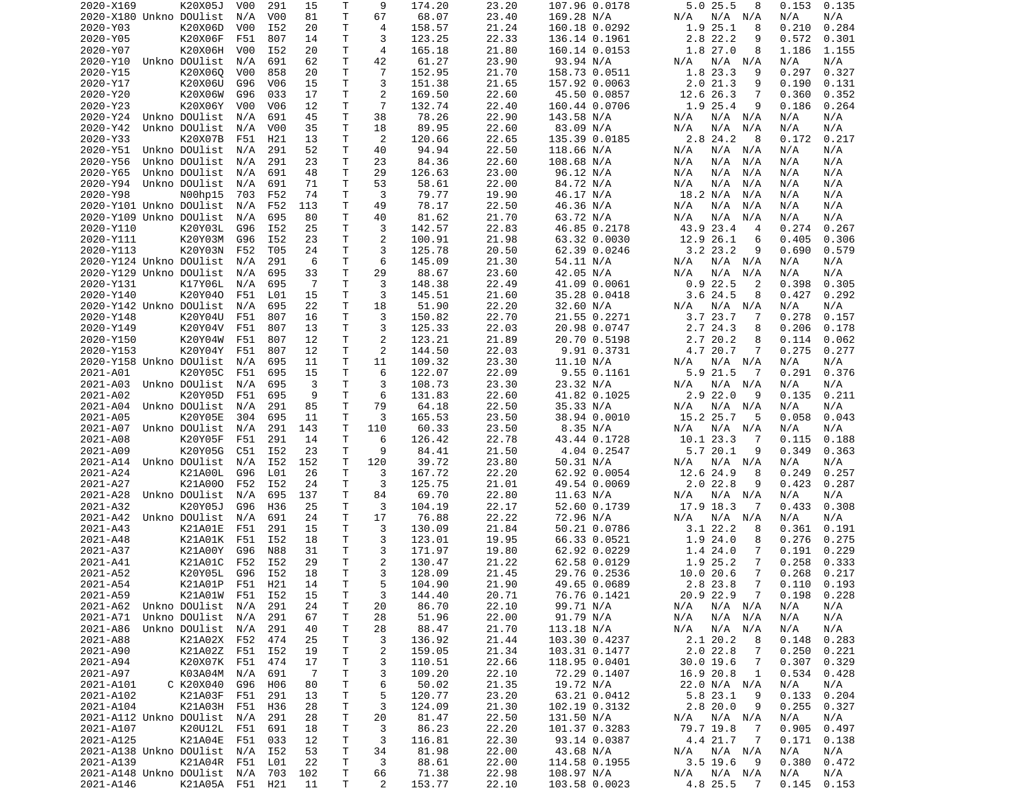| | | | | | | | | | | | | | | | | |
|---|---|---|---|---|---|---|---|---|---|---|---|---|---|---|---|---|
| 2020-X169 | | K20X05J | V00 | 291 | 15 | T | 9 | 174.20 | 23.20 | 107.96 | 0.0178 | 5.0 | 25.5 | 8 | 0.153 | 0.135 |
| 2020-X180 | Unkno | DOUlist | N/A | V00 | 81 | T | 67 | 68.07 | 23.40 | 169.28 | N/A | N/A | N/A | N/A | N/A | N/A |
| 2020-Y03 | | K20X06D | V00 | I52 | 20 | T | 4 | 158.57 | 21.24 | 160.18 | 0.0292 | 1.9 | 25.1 | 8 | 0.210 | 0.284 |
| 2020-Y05 | | K20X06F | F51 | 807 | 14 | T | 3 | 123.25 | 22.33 | 136.14 | 0.1961 | 2.8 | 22.2 | 9 | 0.572 | 0.301 |
| 2020-Y07 | | K20X06H | V00 | I52 | 20 | T | 4 | 165.18 | 21.80 | 160.14 | 0.0153 | 1.8 | 27.0 | 8 | 1.186 | 1.155 |
| 2020-Y10 | Unkno | DOUlist | N/A | 691 | 62 | T | 42 | 61.27 | 23.90 | 93.94 | N/A | N/A | N/A | N/A | N/A | N/A |
| 2020-Y15 | | K20X06Q | V00 | 858 | 20 | T | 7 | 152.95 | 21.70 | 158.73 | 0.0511 | 1.8 | 23.3 | 9 | 0.297 | 0.327 |
| 2020-Y17 | | K20X06U | G96 | V06 | 15 | T | 3 | 151.38 | 21.65 | 157.92 | 0.0063 | 2.0 | 21.3 | 9 | 0.190 | 0.131 |
| 2020-Y20 | | K20X06W | G96 | 033 | 17 | T | 2 | 169.50 | 22.60 | 45.50 | 0.0857 | 12.6 | 26.3 | 7 | 0.360 | 0.352 |
| 2020-Y23 | | K20X06Y | V00 | V06 | 12 | T | 7 | 132.74 | 22.40 | 160.44 | 0.0706 | 1.9 | 25.4 | 9 | 0.186 | 0.264 |
| 2020-Y24 | Unkno | DOUlist | N/A | 691 | 45 | T | 38 | 78.26 | 22.90 | 143.58 | N/A | N/A | N/A | N/A | N/A | N/A |
| 2020-Y42 | Unkno | DOUlist | N/A | V00 | 35 | T | 18 | 89.95 | 22.60 | 83.09 | N/A | N/A | N/A | N/A | N/A | N/A |
| 2020-Y33 | | K20X07B | F51 | H21 | 13 | T | 2 | 120.66 | 22.65 | 135.39 | 0.0185 | 2.8 | 24.2 | 8 | 0.172 | 0.217 |
| 2020-Y51 | Unkno | DOUlist | N/A | 291 | 52 | T | 40 | 94.94 | 22.50 | 118.66 | N/A | N/A | N/A | N/A | N/A | N/A |
| 2020-Y56 | Unkno | DOUlist | N/A | 291 | 23 | T | 23 | 84.36 | 22.60 | 108.68 | N/A | N/A | N/A | N/A | N/A | N/A |
| 2020-Y65 | Unkno | DOUlist | N/A | 691 | 48 | T | 29 | 126.63 | 23.00 | 96.12 | N/A | N/A | N/A | N/A | N/A | N/A |
| 2020-Y94 | Unkno | DOUlist | N/A | 691 | 71 | T | 53 | 58.61 | 22.00 | 84.72 | N/A | N/A | N/A | N/A | N/A | N/A |
| 2020-Y98 | | N00hp15 | 703 | F52 | 74 | T | 3 | 79.77 | 19.90 | 46.17 | N/A | 18.2 | N/A | N/A | N/A | N/A |
| 2020-Y101 | Unkno | DOUlist | N/A | F52 | 113 | T | 49 | 78.17 | 22.50 | 46.36 | N/A | N/A | N/A | N/A | N/A | N/A |
| 2020-Y109 | Unkno | DOUlist | N/A | 695 | 80 | T | 40 | 81.62 | 21.70 | 63.72 | N/A | N/A | N/A | N/A | N/A | N/A |
| 2020-Y110 | | K20Y03L | G96 | I52 | 25 | T | 3 | 142.57 | 22.83 | 46.85 | 0.2178 | 43.9 | 23.4 | 4 | 0.274 | 0.267 |
| 2020-Y111 | | K20Y03M | G96 | I52 | 23 | T | 2 | 100.91 | 21.98 | 63.32 | 0.0030 | 12.9 | 26.1 | 6 | 0.405 | 0.306 |
| 2020-Y113 | | K20Y03N | F52 | T05 | 24 | T | 3 | 125.78 | 20.50 | 62.39 | 0.0246 | 3.2 | 23.2 | 9 | 0.690 | 0.579 |
| 2020-Y124 | Unkno | DOUlist | N/A | 291 | 6 | T | 6 | 145.09 | 21.30 | 54.11 | N/A | N/A | N/A | N/A | N/A | N/A |
| 2020-Y129 | Unkno | DOUlist | N/A | 695 | 33 | T | 29 | 88.67 | 23.60 | 42.05 | N/A | N/A | N/A | N/A | N/A | N/A |
| 2020-Y131 | | K17Y06L | N/A | 695 | 7 | T | 3 | 148.38 | 22.49 | 41.09 | 0.0061 | 0.9 | 22.5 | 2 | 0.398 | 0.305 |
| 2020-Y140 | | K20Y04O | F51 | L01 | 15 | T | 3 | 145.51 | 21.60 | 35.28 | 0.0418 | 3.6 | 24.5 | 8 | 0.427 | 0.292 |
| 2020-Y142 | Unkno | DOUlist | N/A | 695 | 22 | T | 18 | 51.90 | 22.20 | 32.60 | N/A | N/A | N/A | N/A | N/A | N/A |
| 2020-Y148 | | K20Y04U | F51 | 807 | 16 | T | 3 | 150.82 | 22.70 | 21.55 | 0.2271 | 3.7 | 23.7 | 7 | 0.278 | 0.157 |
| 2020-Y149 | | K20Y04V | F51 | 807 | 13 | T | 3 | 125.33 | 22.03 | 20.98 | 0.0747 | 2.7 | 24.3 | 8 | 0.206 | 0.178 |
| 2020-Y150 | | K20Y04W | F51 | 807 | 12 | T | 2 | 123.21 | 21.89 | 20.70 | 0.5198 | 2.7 | 20.2 | 8 | 0.114 | 0.062 |
| 2020-Y153 | | K20Y04Y | F51 | 807 | 12 | T | 2 | 144.50 | 22.03 | 9.91 | 0.3731 | 4.7 | 20.7 | 7 | 0.275 | 0.277 |
| 2020-Y158 | Unkno | DOUlist | N/A | 695 | 11 | T | 11 | 109.32 | 23.30 | 11.10 | N/A | N/A | N/A | N/A | N/A | N/A |
| 2021-A01 | | K20Y05C | F51 | 695 | 15 | T | 6 | 122.07 | 22.09 | 9.55 | 0.1161 | 5.9 | 21.5 | 7 | 0.291 | 0.376 |
| 2021-A03 | Unkno | DOUlist | N/A | 695 | 3 | T | 3 | 108.73 | 23.30 | 23.32 | N/A | N/A | N/A | N/A | N/A | N/A |
| 2021-A02 | | K20Y05D | F51 | 695 | 9 | T | 6 | 131.83 | 22.60 | 41.82 | 0.1025 | 2.9 | 22.0 | 9 | 0.135 | 0.211 |
| 2021-A04 | Unkno | DOUlist | N/A | 291 | 85 | T | 79 | 64.18 | 22.50 | 35.33 | N/A | N/A | N/A | N/A | N/A | N/A |
| 2021-A05 | | K20Y05E | 304 | 695 | 11 | T | 3 | 165.53 | 23.50 | 38.94 | 0.0010 | 15.2 | 25.7 | 5 | 0.058 | 0.043 |
| 2021-A07 | Unkno | DOUlist | N/A | 291 | 143 | T | 110 | 60.33 | 23.50 | 8.35 | N/A | N/A | N/A | N/A | N/A | N/A |
| 2021-A08 | | K20Y05F | F51 | 291 | 14 | T | 6 | 126.42 | 22.78 | 43.44 | 0.1728 | 10.1 | 23.3 | 7 | 0.115 | 0.188 |
| 2021-A09 | | K20Y05G | C51 | I52 | 23 | T | 9 | 84.41 | 21.50 | 4.04 | 0.2547 | 5.7 | 20.1 | 9 | 0.349 | 0.363 |
| 2021-A14 | Unkno | DOUlist | N/A | I52 | 152 | T | 120 | 39.72 | 23.80 | 50.31 | N/A | N/A | N/A | N/A | N/A | N/A |
| 2021-A24 | | K21A00L | G96 | L01 | 26 | T | 3 | 167.72 | 22.20 | 62.92 | 0.0054 | 12.6 | 24.9 | 8 | 0.249 | 0.257 |
| 2021-A27 | | K21A00O | F52 | I52 | 24 | T | 3 | 125.75 | 21.01 | 49.54 | 0.0069 | 2.0 | 22.8 | 9 | 0.423 | 0.287 |
| 2021-A28 | Unkno | DOUlist | N/A | 695 | 137 | T | 84 | 69.70 | 22.80 | 11.63 | N/A | N/A | N/A | N/A | N/A | N/A |
| 2021-A32 | | K20Y05J | G96 | H36 | 25 | T | 3 | 104.19 | 22.17 | 52.60 | 0.1739 | 17.9 | 18.3 | 7 | 0.433 | 0.308 |
| 2021-A42 | Unkno | DOUlist | N/A | 691 | 24 | T | 17 | 76.88 | 22.22 | 72.96 | N/A | N/A | N/A | N/A | N/A | N/A |
| 2021-A43 | | K21A01E | F51 | 291 | 15 | T | 3 | 130.09 | 21.84 | 50.21 | 0.0786 | 3.1 | 22.2 | 8 | 0.361 | 0.191 |
| 2021-A48 | | K21A01K | F51 | I52 | 18 | T | 3 | 123.01 | 19.95 | 66.33 | 0.0521 | 1.9 | 24.0 | 8 | 0.276 | 0.275 |
| 2021-A37 | | K21A00Y | G96 | N88 | 31 | T | 3 | 171.97 | 19.80 | 62.92 | 0.0229 | 1.4 | 24.0 | 7 | 0.191 | 0.229 |
| 2021-A41 | | K21A01C | F52 | I52 | 29 | T | 2 | 130.47 | 21.22 | 62.58 | 0.0129 | 1.9 | 25.2 | 7 | 0.258 | 0.333 |
| 2021-A52 | | K20Y05L | G96 | I52 | 18 | T | 3 | 128.09 | 21.45 | 29.76 | 0.2536 | 10.0 | 20.6 | 7 | 0.268 | 0.217 |
| 2021-A54 | | K21A01P | F51 | H21 | 14 | T | 5 | 104.90 | 21.90 | 49.65 | 0.0689 | 2.8 | 23.8 | 7 | 0.110 | 0.193 |
| 2021-A59 | | K21A01W | F51 | I52 | 15 | T | 3 | 144.40 | 20.71 | 76.76 | 0.1421 | 20.9 | 22.9 | 7 | 0.198 | 0.228 |
| 2021-A62 | Unkno | DOUlist | N/A | 291 | 24 | T | 20 | 86.70 | 22.10 | 99.71 | N/A | N/A | N/A | N/A | N/A | N/A |
| 2021-A71 | Unkno | DOUlist | N/A | 291 | 67 | T | 28 | 51.96 | 22.00 | 91.79 | N/A | N/A | N/A | N/A | N/A | N/A |
| 2021-A86 | Unkno | DOUlist | N/A | 291 | 40 | T | 28 | 88.47 | 21.70 | 113.18 | N/A | N/A | N/A | N/A | N/A | N/A |
| 2021-A88 | | K21A02X | F52 | 474 | 25 | T | 3 | 136.92 | 21.44 | 103.30 | 0.4237 | 2.1 | 20.2 | 8 | 0.148 | 0.283 |
| 2021-A90 | | K21A02Z | F51 | I52 | 19 | T | 2 | 159.05 | 21.34 | 103.31 | 0.1477 | 2.0 | 22.8 | 7 | 0.250 | 0.221 |
| 2021-A94 | | K20X07K | F51 | 474 | 17 | T | 3 | 110.51 | 22.66 | 118.95 | 0.0401 | 30.0 | 19.6 | 7 | 0.307 | 0.329 |
| 2021-A97 | | K03A04M | N/A | 691 | 7 | T | 3 | 109.20 | 22.10 | 72.29 | 0.1407 | 16.9 | 20.8 | 1 | 0.534 | 0.428 |
| 2021-A101 | C | K20X040 | G96 | H06 | 80 | T | 6 | 50.02 | 21.35 | 19.72 | N/A | 22.0 | N/A | N/A | N/A | N/A |
| 2021-A102 | | K21A03F | F51 | 291 | 13 | T | 5 | 120.77 | 23.20 | 63.21 | 0.0412 | 5.8 | 23.1 | 9 | 0.133 | 0.204 |
| 2021-A104 | | K21A03H | F51 | H36 | 28 | T | 3 | 124.09 | 21.30 | 102.19 | 0.3132 | 2.8 | 20.0 | 9 | 0.255 | 0.327 |
| 2021-A112 | Unkno | DOUlist | N/A | 291 | 28 | T | 20 | 81.47 | 22.50 | 131.50 | N/A | N/A | N/A | N/A | N/A | N/A |
| 2021-A107 | | K20U12L | F51 | 691 | 18 | T | 3 | 86.23 | 22.20 | 101.37 | 0.3283 | 79.7 | 19.8 | 7 | 0.905 | 0.497 |
| 2021-A125 | | K21A04E | F51 | 033 | 12 | T | 3 | 116.81 | 22.30 | 93.14 | 0.0387 | 4.4 | 21.7 | 7 | 0.171 | 0.138 |
| 2021-A138 | Unkno | DOUlist | N/A | I52 | 53 | T | 34 | 81.98 | 22.00 | 43.68 | N/A | N/A | N/A | N/A | N/A | N/A |
| 2021-A139 | | K21A04R | F51 | L01 | 22 | T | 3 | 88.61 | 22.00 | 114.58 | 0.1955 | 3.5 | 19.6 | 9 | 0.380 | 0.472 |
| 2021-A148 | Unkno | DOUlist | N/A | 703 | 102 | T | 66 | 71.38 | 22.98 | 108.97 | N/A | N/A | N/A | N/A | N/A | N/A |
| 2021-A146 | | K21A05A | F51 | H21 | 11 | T | 2 | 153.77 | 22.10 | 103.58 | 0.0023 | 4.8 | 25.5 | 7 | 0.145 | 0.153 |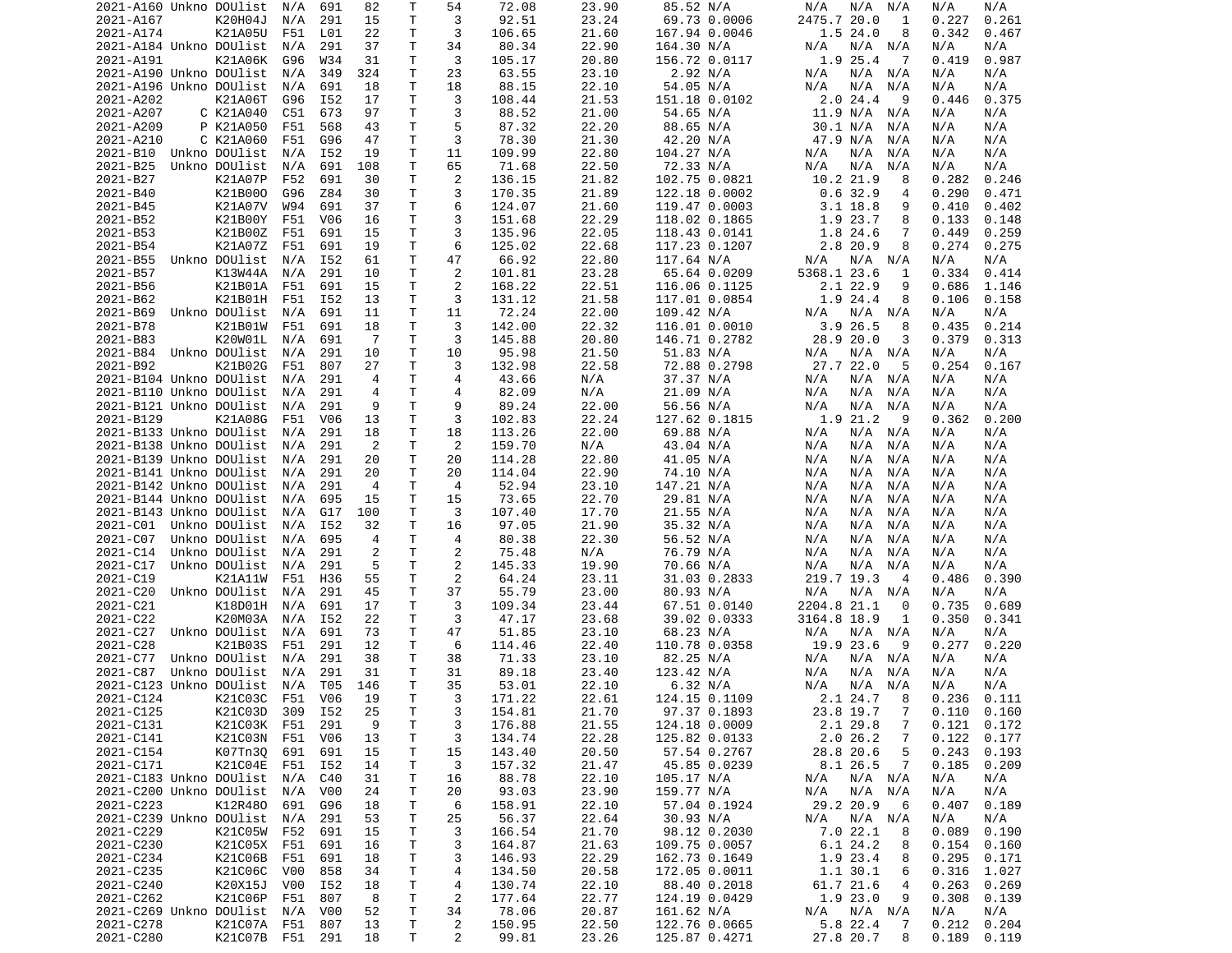| | | | | | | | | | | | | | | | | |
|---|---|---|---|---|---|---|---|---|---|---|---|---|---|---|---|---|
| 2021-A160 | Unkno | DOUlist | N/A | 691 | 82 | T | 54 | 72.08 | 23.90 | 85.52 | N/A | N/A | N/A | N/A | N/A | N/A |
| 2021-A167 | | K20H04J | N/A | 291 | 15 | T | 3 | 92.51 | 23.24 | 69.73 | 0.0006 | 2475.7 | 20.0 | 1 | 0.227 | 0.261 |
| 2021-A174 | | K21A05U | F51 | L01 | 22 | T | 3 | 106.65 | 21.60 | 167.94 | 0.0046 | 1.5 | 24.0 | 8 | 0.342 | 0.467 |
| 2021-A184 | Unkno | DOUlist | N/A | 291 | 37 | T | 34 | 80.34 | 22.90 | 164.30 | N/A | N/A | N/A | N/A | N/A | N/A |
| 2021-A191 | | K21A06K | G96 | W34 | 31 | T | 3 | 105.17 | 20.80 | 156.72 | 0.0117 | 1.9 | 25.4 | 7 | 0.419 | 0.987 |
| 2021-A190 | Unkno | DOUlist | N/A | 349 | 324 | T | 23 | 63.55 | 23.10 | 2.92 | N/A | N/A | N/A | N/A | N/A | N/A |
| 2021-A196 | Unkno | DOUlist | N/A | 691 | 18 | T | 18 | 88.15 | 22.10 | 54.05 | N/A | N/A | N/A | N/A | N/A | N/A |
| 2021-A202 | | K21A06T | G96 | I52 | 17 | T | 3 | 108.44 | 21.53 | 151.18 | 0.0102 | 2.0 | 24.4 | 9 | 0.446 | 0.375 |
| 2021-A207 | C | K21A040 | C51 | 673 | 97 | T | 3 | 88.52 | 21.00 | 54.65 | N/A | 11.9 | N/A | N/A | N/A | N/A |
| 2021-A209 | P | K21A050 | F51 | 568 | 43 | T | 5 | 87.32 | 22.20 | 88.65 | N/A | 30.1 | N/A | N/A | N/A | N/A |
| 2021-A210 | C | K21A060 | F51 | G96 | 47 | T | 3 | 78.30 | 21.30 | 42.20 | N/A | 47.9 | N/A | N/A | N/A | N/A |
| 2021-B10 | Unkno | DOUlist | N/A | I52 | 19 | T | 11 | 109.99 | 22.80 | 104.27 | N/A | N/A | N/A | N/A | N/A | N/A |
| 2021-B25 | Unkno | DOUlist | N/A | 691 | 108 | T | 65 | 71.68 | 22.50 | 72.33 | N/A | N/A | N/A | N/A | N/A | N/A |
| 2021-B27 | | K21A07P | F52 | 691 | 30 | T | 2 | 136.15 | 21.82 | 102.75 | 0.0821 | 10.2 | 21.9 | 8 | 0.282 | 0.246 |
| 2021-B40 | | K21B00O | G96 | Z84 | 30 | T | 3 | 170.35 | 21.89 | 122.18 | 0.0002 | 0.6 | 32.9 | 4 | 0.290 | 0.471 |
| 2021-B45 | | K21A07V | W94 | 691 | 37 | T | 6 | 124.07 | 21.60 | 119.47 | 0.0003 | 3.1 | 18.8 | 9 | 0.410 | 0.402 |
| 2021-B52 | | K21B00Y | F51 | V06 | 16 | T | 3 | 151.68 | 22.29 | 118.02 | 0.1865 | 1.9 | 23.7 | 8 | 0.133 | 0.148 |
| 2021-B53 | | K21B00Z | F51 | 691 | 15 | T | 3 | 135.96 | 22.05 | 118.43 | 0.0141 | 1.8 | 24.6 | 7 | 0.449 | 0.259 |
| 2021-B54 | | K21A07Z | F51 | 691 | 19 | T | 6 | 125.02 | 22.68 | 117.23 | 0.1207 | 2.8 | 20.9 | 8 | 0.274 | 0.275 |
| 2021-B55 | Unkno | DOUlist | N/A | I52 | 61 | T | 47 | 66.92 | 22.80 | 117.64 | N/A | N/A | N/A | N/A | N/A | N/A |
| 2021-B57 | | K13W44A | N/A | 291 | 10 | T | 2 | 101.81 | 23.28 | 65.64 | 0.0209 | 5368.1 | 23.6 | 1 | 0.334 | 0.414 |
| 2021-B56 | | K21B01A | F51 | 691 | 15 | T | 2 | 168.22 | 22.51 | 116.06 | 0.1125 | 2.1 | 22.9 | 9 | 0.686 | 1.146 |
| 2021-B62 | | K21B01H | F51 | I52 | 13 | T | 3 | 131.12 | 21.58 | 117.01 | 0.0854 | 1.9 | 24.4 | 8 | 0.106 | 0.158 |
| 2021-B69 | Unkno | DOUlist | N/A | 691 | 11 | T | 11 | 72.24 | 22.00 | 109.42 | N/A | N/A | N/A | N/A | N/A | N/A |
| 2021-B78 | | K21B01W | F51 | 691 | 18 | T | 3 | 142.00 | 22.32 | 116.01 | 0.0010 | 3.9 | 26.5 | 8 | 0.435 | 0.214 |
| 2021-B83 | | K20W01L | N/A | 691 | 7 | T | 3 | 145.88 | 20.80 | 146.71 | 0.2782 | 28.9 | 20.0 | 3 | 0.379 | 0.313 |
| 2021-B84 | Unkno | DOUlist | N/A | 291 | 10 | T | 10 | 95.98 | 21.50 | 51.83 | N/A | N/A | N/A | N/A | N/A | N/A |
| 2021-B92 | | K21B02G | F51 | 807 | 27 | T | 3 | 132.98 | 22.58 | 72.88 | 0.2798 | 27.7 | 22.0 | 5 | 0.254 | 0.167 |
| 2021-B104 | Unkno | DOUlist | N/A | 291 | 4 | T | 4 | 43.66 | N/A | 37.37 | N/A | N/A | N/A | N/A | N/A | N/A |
| 2021-B110 | Unkno | DOUlist | N/A | 291 | 4 | T | 4 | 82.09 | N/A | 21.09 | N/A | N/A | N/A | N/A | N/A | N/A |
| 2021-B121 | Unkno | DOUlist | N/A | 291 | 9 | T | 9 | 89.24 | 22.00 | 56.56 | N/A | N/A | N/A | N/A | N/A | N/A |
| 2021-B129 | | K21A08G | F51 | V06 | 13 | T | 3 | 102.83 | 22.24 | 127.62 | 0.1815 | 1.9 | 21.2 | 9 | 0.362 | 0.200 |
| 2021-B133 | Unkno | DOUlist | N/A | 291 | 18 | T | 18 | 113.26 | 22.00 | 69.88 | N/A | N/A | N/A | N/A | N/A | N/A |
| 2021-B138 | Unkno | DOUlist | N/A | 291 | 2 | T | 2 | 159.70 | N/A | 43.04 | N/A | N/A | N/A | N/A | N/A | N/A |
| 2021-B139 | Unkno | DOUlist | N/A | 291 | 20 | T | 20 | 114.28 | 22.80 | 41.05 | N/A | N/A | N/A | N/A | N/A | N/A |
| 2021-B141 | Unkno | DOUlist | N/A | 291 | 20 | T | 20 | 114.04 | 22.90 | 74.10 | N/A | N/A | N/A | N/A | N/A | N/A |
| 2021-B142 | Unkno | DOUlist | N/A | 291 | 4 | T | 4 | 52.94 | 23.10 | 147.21 | N/A | N/A | N/A | N/A | N/A | N/A |
| 2021-B144 | Unkno | DOUlist | N/A | 695 | 15 | T | 15 | 73.65 | 22.70 | 29.81 | N/A | N/A | N/A | N/A | N/A | N/A |
| 2021-B143 | Unkno | DOUlist | N/A | G17 | 100 | T | 3 | 107.40 | 17.70 | 21.55 | N/A | N/A | N/A | N/A | N/A | N/A |
| 2021-C01 | Unkno | DOUlist | N/A | I52 | 32 | T | 16 | 97.05 | 21.90 | 35.32 | N/A | N/A | N/A | N/A | N/A | N/A |
| 2021-C07 | Unkno | DOUlist | N/A | 695 | 4 | T | 4 | 80.38 | 22.30 | 56.52 | N/A | N/A | N/A | N/A | N/A | N/A |
| 2021-C14 | Unkno | DOUlist | N/A | 291 | 2 | T | 2 | 75.48 | N/A | 76.79 | N/A | N/A | N/A | N/A | N/A | N/A |
| 2021-C17 | Unkno | DOUlist | N/A | 291 | 5 | T | 2 | 145.33 | 19.90 | 70.66 | N/A | N/A | N/A | N/A | N/A | N/A |
| 2021-C19 | | K21A11W | F51 | H36 | 55 | T | 2 | 64.24 | 23.11 | 31.03 | 0.2833 | 219.7 | 19.3 | 4 | 0.486 | 0.390 |
| 2021-C20 | Unkno | DOUlist | N/A | 291 | 45 | T | 37 | 55.79 | 23.00 | 80.93 | N/A | N/A | N/A | N/A | N/A | N/A |
| 2021-C21 | | K18D01H | N/A | 691 | 17 | T | 3 | 109.34 | 23.44 | 67.51 | 0.0140 | 2204.8 | 21.1 | 0 | 0.735 | 0.689 |
| 2021-C22 | | K20M03A | N/A | I52 | 22 | T | 3 | 47.17 | 23.68 | 39.02 | 0.0333 | 3164.8 | 18.9 | 1 | 0.350 | 0.341 |
| 2021-C27 | Unkno | DOUlist | N/A | 691 | 73 | T | 47 | 51.85 | 23.10 | 68.23 | N/A | N/A | N/A | N/A | N/A | N/A |
| 2021-C28 | | K21B03S | F51 | 291 | 12 | T | 6 | 114.46 | 22.40 | 110.78 | 0.0358 | 19.9 | 23.6 | 9 | 0.277 | 0.220 |
| 2021-C77 | Unkno | DOUlist | N/A | 291 | 38 | T | 38 | 71.33 | 23.10 | 82.25 | N/A | N/A | N/A | N/A | N/A | N/A |
| 2021-C87 | Unkno | DOUlist | N/A | 291 | 31 | T | 31 | 89.18 | 23.40 | 123.42 | N/A | N/A | N/A | N/A | N/A | N/A |
| 2021-C123 | Unkno | DOUlist | N/A | T05 | 146 | T | 35 | 53.01 | 22.10 | 6.32 | N/A | N/A | N/A | N/A | N/A | N/A |
| 2021-C124 | | K21C03C | F51 | V06 | 19 | T | 3 | 171.22 | 22.61 | 124.15 | 0.1109 | 2.1 | 24.7 | 8 | 0.236 | 0.111 |
| 2021-C125 | | K21C03D | 309 | I52 | 25 | T | 3 | 154.81 | 21.70 | 97.37 | 0.1893 | 23.8 | 19.7 | 7 | 0.110 | 0.160 |
| 2021-C131 | | K21C03K | F51 | 291 | 9 | T | 3 | 176.88 | 21.55 | 124.18 | 0.0009 | 2.1 | 29.8 | 7 | 0.121 | 0.172 |
| 2021-C141 | | K21C03N | F51 | V06 | 13 | T | 3 | 134.74 | 22.28 | 125.82 | 0.0133 | 2.0 | 26.2 | 7 | 0.122 | 0.177 |
| 2021-C154 | | K07Tn3Q | 691 | 691 | 15 | T | 15 | 143.40 | 20.50 | 57.54 | 0.2767 | 28.8 | 20.6 | 5 | 0.243 | 0.193 |
| 2021-C171 | | K21C04E | F51 | I52 | 14 | T | 3 | 157.32 | 21.47 | 45.85 | 0.0239 | 8.1 | 26.5 | 7 | 0.185 | 0.209 |
| 2021-C183 | Unkno | DOUlist | N/A | C40 | 31 | T | 16 | 88.78 | 22.10 | 105.17 | N/A | N/A | N/A | N/A | N/A | N/A |
| 2021-C200 | Unkno | DOUlist | N/A | V00 | 24 | T | 20 | 93.03 | 23.90 | 159.77 | N/A | N/A | N/A | N/A | N/A | N/A |
| 2021-C223 | | K12R48O | 691 | G96 | 18 | T | 6 | 158.91 | 22.10 | 57.04 | 0.1924 | 29.2 | 20.9 | 6 | 0.407 | 0.189 |
| 2021-C239 | Unkno | DOUlist | N/A | 291 | 53 | T | 25 | 56.37 | 22.64 | 30.93 | N/A | N/A | N/A | N/A | N/A | N/A |
| 2021-C229 | | K21C05W | F52 | 691 | 15 | T | 3 | 166.54 | 21.70 | 98.12 | 0.2030 | 7.0 | 22.1 | 8 | 0.089 | 0.190 |
| 2021-C230 | | K21C05X | F51 | 691 | 16 | T | 3 | 164.87 | 21.63 | 109.75 | 0.0057 | 6.1 | 24.2 | 8 | 0.154 | 0.160 |
| 2021-C234 | | K21C06B | F51 | 691 | 18 | T | 3 | 146.93 | 22.29 | 162.73 | 0.1649 | 1.9 | 23.4 | 8 | 0.295 | 0.171 |
| 2021-C235 | | K21C06C | V00 | 858 | 34 | T | 4 | 134.50 | 20.58 | 172.05 | 0.0011 | 1.1 | 30.1 | 6 | 0.316 | 1.027 |
| 2021-C240 | | K20X15J | V00 | I52 | 18 | T | 4 | 130.74 | 22.10 | 88.40 | 0.2018 | 61.7 | 21.6 | 4 | 0.263 | 0.269 |
| 2021-C262 | | K21C06P | F51 | 807 | 8 | T | 2 | 177.64 | 22.77 | 124.19 | 0.0429 | 1.9 | 23.0 | 9 | 0.308 | 0.139 |
| 2021-C269 | Unkno | DOUlist | N/A | V00 | 52 | T | 34 | 78.06 | 20.87 | 161.62 | N/A | N/A | N/A | N/A | N/A | N/A |
| 2021-C278 | | K21C07A | F51 | 807 | 13 | T | 2 | 150.95 | 22.50 | 122.76 | 0.0665 | 5.8 | 22.4 | 7 | 0.212 | 0.204 |
| 2021-C280 | | K21C07B | F51 | 291 | 18 | T | 2 | 99.81 | 23.26 | 125.87 | 0.4271 | 27.8 | 20.7 | 8 | 0.189 | 0.119 |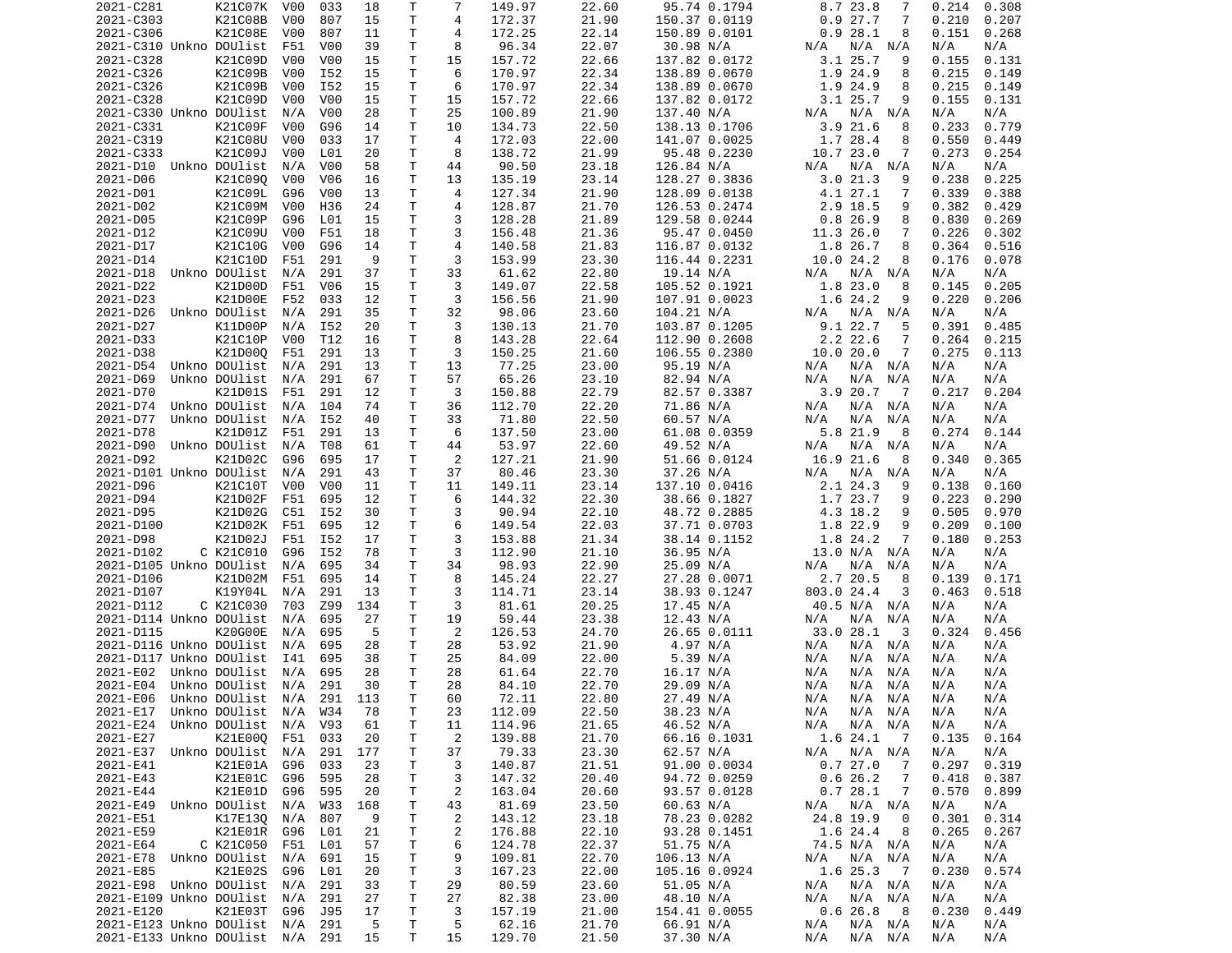| | | | | | | | | | | | | | | | | |
|---|---|---|---|---|---|---|---|---|---|---|---|---|---|---|---|---|
| 2021-C281 | | K21C07K | V00 | 033 | 18 | T | 7 | 149.97 | 22.60 | 95.74 | 0.1794 | 8.7 | 23.8 | 7 | 0.214 | 0.308 |
| 2021-C303 | | K21C08B | V00 | 807 | 15 | T | 4 | 172.37 | 21.90 | 150.37 | 0.0119 | 0.9 | 27.7 | 7 | 0.210 | 0.207 |
| 2021-C306 | | K21C08E | V00 | 807 | 11 | T | 4 | 172.25 | 22.14 | 150.89 | 0.0101 | 0.9 | 28.1 | 8 | 0.151 | 0.268 |
| 2021-C310 | Unkno | DOUlist | F51 | V00 | 39 | T | 8 | 96.34 | 22.07 | 30.98 | N/A | N/A | N/A | N/A | N/A | N/A |
| 2021-C328 | | K21C09D | V00 | V00 | 15 | T | 15 | 157.72 | 22.66 | 137.82 | 0.0172 | 3.1 | 25.7 | 9 | 0.155 | 0.131 |
| 2021-C326 | | K21C09B | V00 | I52 | 15 | T | 6 | 170.97 | 22.34 | 138.89 | 0.0670 | 1.9 | 24.9 | 8 | 0.215 | 0.149 |
| 2021-C326 | | K21C09B | V00 | I52 | 15 | T | 6 | 170.97 | 22.34 | 138.89 | 0.0670 | 1.9 | 24.9 | 8 | 0.215 | 0.149 |
| 2021-C328 | | K21C09D | V00 | V00 | 15 | T | 15 | 157.72 | 22.66 | 137.82 | 0.0172 | 3.1 | 25.7 | 9 | 0.155 | 0.131 |
| 2021-C330 | Unkno | DOUlist | N/A | V00 | 28 | T | 25 | 100.89 | 21.90 | 137.40 | N/A | N/A | N/A | N/A | N/A | N/A |
| 2021-C331 | | K21C09F | V00 | G96 | 14 | T | 10 | 134.73 | 22.50 | 138.13 | 0.1706 | 3.9 | 21.6 | 8 | 0.233 | 0.779 |
| 2021-C319 | | K21C08U | V00 | 033 | 17 | T | 4 | 172.03 | 22.00 | 141.07 | 0.0025 | 1.7 | 28.4 | 8 | 0.550 | 0.449 |
| 2021-C333 | | K21C09J | V00 | L01 | 20 | T | 8 | 138.72 | 21.99 | 95.48 | 0.2230 | 10.7 | 23.0 | 7 | 0.273 | 0.254 |
| 2021-D10 | Unkno | DOUlist | N/A | V00 | 58 | T | 44 | 90.50 | 23.18 | 126.84 | N/A | N/A | N/A | N/A | N/A | N/A |
| 2021-D06 | | K21C09Q | V00 | V06 | 16 | T | 13 | 135.19 | 23.14 | 128.27 | 0.3836 | 3.0 | 21.3 | 9 | 0.238 | 0.225 |
| 2021-D01 | | K21C09L | G96 | V00 | 13 | T | 4 | 127.34 | 21.90 | 128.09 | 0.0138 | 4.1 | 27.1 | 7 | 0.339 | 0.388 |
| 2021-D02 | | K21C09M | V00 | H36 | 24 | T | 4 | 128.87 | 21.70 | 126.53 | 0.2474 | 2.9 | 18.5 | 9 | 0.382 | 0.429 |
| 2021-D05 | | K21C09P | G96 | L01 | 15 | T | 3 | 128.28 | 21.89 | 129.58 | 0.0244 | 0.8 | 26.9 | 8 | 0.830 | 0.269 |
| 2021-D12 | | K21C09U | V00 | F51 | 18 | T | 3 | 156.48 | 21.36 | 95.47 | 0.0450 | 11.3 | 26.0 | 7 | 0.226 | 0.302 |
| 2021-D17 | | K21C10G | V00 | G96 | 14 | T | 4 | 140.58 | 21.83 | 116.87 | 0.0132 | 1.8 | 26.7 | 8 | 0.364 | 0.516 |
| 2021-D14 | | K21C10D | F51 | 291 | 9 | T | 3 | 153.99 | 23.30 | 116.44 | 0.2231 | 10.0 | 24.2 | 8 | 0.176 | 0.078 |
| 2021-D18 | Unkno | DOUlist | N/A | 291 | 37 | T | 33 | 61.62 | 22.80 | 19.14 | N/A | N/A | N/A | N/A | N/A | N/A |
| 2021-D22 | | K21D00D | F51 | V06 | 15 | T | 3 | 149.07 | 22.58 | 105.52 | 0.1921 | 1.8 | 23.0 | 8 | 0.145 | 0.205 |
| 2021-D23 | | K21D00E | F52 | 033 | 12 | T | 3 | 156.56 | 21.90 | 107.91 | 0.0023 | 1.6 | 24.2 | 9 | 0.220 | 0.206 |
| 2021-D26 | Unkno | DOUlist | N/A | 291 | 35 | T | 32 | 98.06 | 23.60 | 104.21 | N/A | N/A | N/A | N/A | N/A | N/A |
| 2021-D27 | | K11D00P | N/A | I52 | 20 | T | 3 | 130.13 | 21.70 | 103.87 | 0.1205 | 9.1 | 22.7 | 5 | 0.391 | 0.485 |
| 2021-D33 | | K21C10P | V00 | T12 | 16 | T | 8 | 143.28 | 22.64 | 112.90 | 0.2608 | 2.2 | 22.6 | 7 | 0.264 | 0.215 |
| 2021-D38 | | K21D00Q | F51 | 291 | 13 | T | 3 | 150.25 | 21.60 | 106.55 | 0.2380 | 10.0 | 20.0 | 7 | 0.275 | 0.113 |
| 2021-D54 | Unkno | DOUlist | N/A | 291 | 13 | T | 13 | 77.25 | 23.00 | 95.19 | N/A | N/A | N/A | N/A | N/A | N/A |
| 2021-D69 | Unkno | DOUlist | N/A | 291 | 67 | T | 57 | 65.26 | 23.10 | 82.94 | N/A | N/A | N/A | N/A | N/A | N/A |
| 2021-D70 | | K21D01S | F51 | 291 | 12 | T | 3 | 150.88 | 22.79 | 82.57 | 0.3387 | 3.9 | 20.7 | 7 | 0.217 | 0.204 |
| 2021-D74 | Unkno | DOUlist | N/A | 104 | 74 | T | 36 | 112.70 | 22.20 | 71.86 | N/A | N/A | N/A | N/A | N/A | N/A |
| 2021-D77 | Unkno | DOUlist | N/A | I52 | 40 | T | 33 | 71.80 | 22.50 | 60.57 | N/A | N/A | N/A | N/A | N/A | N/A |
| 2021-D78 | | K21D01Z | F51 | 291 | 13 | T | 6 | 137.50 | 23.00 | 61.08 | 0.0359 | 5.8 | 21.9 | 8 | 0.274 | 0.144 |
| 2021-D90 | Unkno | DOUlist | N/A | T08 | 61 | T | 44 | 53.97 | 22.60 | 49.52 | N/A | N/A | N/A | N/A | N/A | N/A |
| 2021-D92 | | K21D02C | G96 | 695 | 17 | T | 2 | 127.21 | 21.90 | 51.66 | 0.0124 | 16.9 | 21.6 | 8 | 0.340 | 0.365 |
| 2021-D101 | Unkno | DOUlist | N/A | 291 | 43 | T | 37 | 80.46 | 23.30 | 37.26 | N/A | N/A | N/A | N/A | N/A | N/A |
| 2021-D96 | | K21C10T | V00 | V00 | 11 | T | 11 | 149.11 | 23.14 | 137.10 | 0.0416 | 2.1 | 24.3 | 9 | 0.138 | 0.160 |
| 2021-D94 | | K21D02F | F51 | 695 | 12 | T | 6 | 144.32 | 22.30 | 38.66 | 0.1827 | 1.7 | 23.7 | 9 | 0.223 | 0.290 |
| 2021-D95 | | K21D02G | C51 | I52 | 30 | T | 3 | 90.94 | 22.10 | 48.72 | 0.2885 | 4.3 | 18.2 | 9 | 0.505 | 0.970 |
| 2021-D100 | | K21D02K | F51 | 695 | 12 | T | 6 | 149.54 | 22.03 | 37.71 | 0.0703 | 1.8 | 22.9 | 9 | 0.209 | 0.100 |
| 2021-D98 | | K21D02J | F51 | I52 | 17 | T | 3 | 153.88 | 21.34 | 38.14 | 0.1152 | 1.8 | 24.2 | 7 | 0.180 | 0.253 |
| 2021-D102 | C | K21C010 | G96 | I52 | 78 | T | 3 | 112.90 | 21.10 | 36.95 | N/A | 13.0 | N/A | N/A | N/A | N/A |
| 2021-D105 | Unkno | DOUlist | N/A | 695 | 34 | T | 34 | 98.93 | 22.90 | 25.09 | N/A | N/A | N/A | N/A | N/A | N/A |
| 2021-D106 | | K21D02M | F51 | 695 | 14 | T | 8 | 145.24 | 22.27 | 27.28 | 0.0071 | 2.7 | 20.5 | 8 | 0.139 | 0.171 |
| 2021-D107 | | K19Y04L | N/A | 291 | 13 | T | 3 | 114.71 | 23.14 | 38.93 | 0.1247 | 803.0 | 24.4 | 3 | 0.463 | 0.518 |
| 2021-D112 | C | K21C030 | 703 | Z99 | 134 | T | 3 | 81.61 | 20.25 | 17.45 | N/A | 40.5 | N/A | N/A | N/A | N/A |
| 2021-D114 | Unkno | DOUlist | N/A | 695 | 27 | T | 19 | 59.44 | 23.38 | 12.43 | N/A | N/A | N/A | N/A | N/A | N/A |
| 2021-D115 | | K20G00E | N/A | 695 | 5 | T | 2 | 126.53 | 24.70 | 26.65 | 0.0111 | 33.0 | 28.1 | 3 | 0.324 | 0.456 |
| 2021-D116 | Unkno | DOUlist | N/A | 695 | 28 | T | 28 | 53.92 | 21.90 | 4.97 | N/A | N/A | N/A | N/A | N/A | N/A |
| 2021-D117 | Unkno | DOUlist | I41 | 695 | 38 | T | 25 | 84.09 | 22.00 | 5.39 | N/A | N/A | N/A | N/A | N/A | N/A |
| 2021-E02 | Unkno | DOUlist | N/A | 695 | 28 | T | 28 | 61.64 | 22.70 | 16.17 | N/A | N/A | N/A | N/A | N/A | N/A |
| 2021-E04 | Unkno | DOUlist | N/A | 291 | 30 | T | 28 | 84.10 | 22.70 | 29.09 | N/A | N/A | N/A | N/A | N/A | N/A |
| 2021-E06 | Unkno | DOUlist | N/A | 291 | 113 | T | 60 | 72.11 | 22.80 | 27.49 | N/A | N/A | N/A | N/A | N/A | N/A |
| 2021-E17 | Unkno | DOUlist | N/A | W34 | 78 | T | 23 | 112.09 | 22.50 | 38.23 | N/A | N/A | N/A | N/A | N/A | N/A |
| 2021-E24 | Unkno | DOUlist | N/A | V93 | 61 | T | 11 | 114.96 | 21.65 | 46.52 | N/A | N/A | N/A | N/A | N/A | N/A |
| 2021-E27 | | K21E00Q | F51 | 033 | 20 | T | 2 | 139.88 | 21.70 | 66.16 | 0.1031 | 1.6 | 24.1 | 7 | 0.135 | 0.164 |
| 2021-E37 | Unkno | DOUlist | N/A | 291 | 177 | T | 37 | 79.33 | 23.30 | 62.57 | N/A | N/A | N/A | N/A | N/A | N/A |
| 2021-E41 | | K21E01A | G96 | 033 | 23 | T | 3 | 140.87 | 21.51 | 91.00 | 0.0034 | 0.7 | 27.0 | 7 | 0.297 | 0.319 |
| 2021-E43 | | K21E01C | G96 | 595 | 28 | T | 3 | 147.32 | 20.40 | 94.72 | 0.0259 | 0.6 | 26.2 | 7 | 0.418 | 0.387 |
| 2021-E44 | | K21E01D | G96 | 595 | 20 | T | 2 | 163.04 | 20.60 | 93.57 | 0.0128 | 0.7 | 28.1 | 7 | 0.570 | 0.899 |
| 2021-E49 | Unkno | DOUlist | N/A | W33 | 168 | T | 43 | 81.69 | 23.50 | 60.63 | N/A | N/A | N/A | N/A | N/A | N/A |
| 2021-E51 | | K17E13Q | N/A | 807 | 9 | T | 2 | 143.12 | 23.18 | 78.23 | 0.0282 | 24.8 | 19.9 | 0 | 0.301 | 0.314 |
| 2021-E59 | | K21E01R | G96 | L01 | 21 | T | 2 | 176.88 | 22.10 | 93.28 | 0.1451 | 1.6 | 24.4 | 8 | 0.265 | 0.267 |
| 2021-E64 | C | K21C050 | F51 | L01 | 57 | T | 6 | 124.78 | 22.37 | 51.75 | N/A | 74.5 | N/A | N/A | N/A | N/A |
| 2021-E78 | Unkno | DOUlist | N/A | 691 | 15 | T | 9 | 109.81 | 22.70 | 106.13 | N/A | N/A | N/A | N/A | N/A | N/A |
| 2021-E85 | | K21E02S | G96 | L01 | 20 | T | 3 | 167.23 | 22.00 | 105.16 | 0.0924 | 1.6 | 25.3 | 7 | 0.230 | 0.574 |
| 2021-E98 | Unkno | DOUlist | N/A | 291 | 33 | T | 29 | 80.59 | 23.60 | 51.05 | N/A | N/A | N/A | N/A | N/A | N/A |
| 2021-E109 | Unkno | DOUlist | N/A | 291 | 27 | T | 27 | 82.38 | 23.00 | 48.10 | N/A | N/A | N/A | N/A | N/A | N/A |
| 2021-E120 | | K21E03T | G96 | J95 | 17 | T | 3 | 157.19 | 21.00 | 154.41 | 0.0055 | 0.6 | 26.8 | 8 | 0.230 | 0.449 |
| 2021-E123 | Unkno | DOUlist | N/A | 291 | 5 | T | 5 | 62.16 | 21.70 | 66.91 | N/A | N/A | N/A | N/A | N/A | N/A |
| 2021-E133 | Unkno | DOUlist | N/A | 291 | 15 | T | 15 | 129.70 | 21.50 | 37.30 | N/A | N/A | N/A | N/A | N/A | N/A |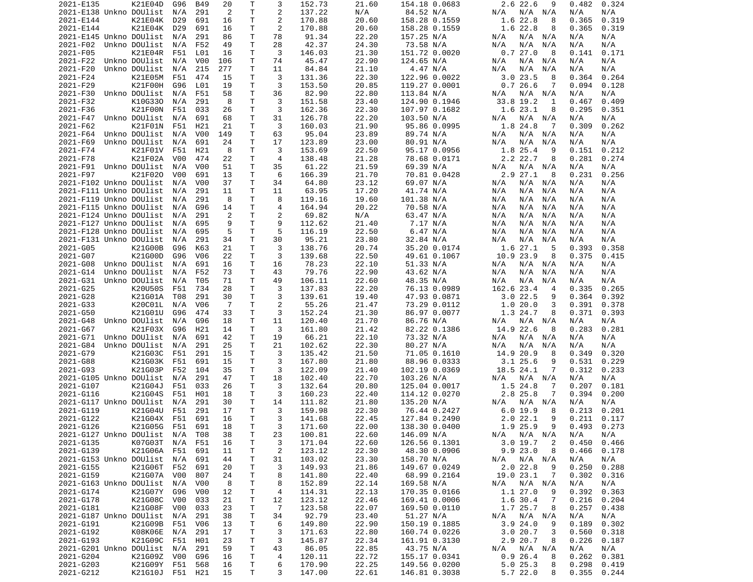| | | | | | | | | | | | | | | | |
|---|---|---|---|---|---|---|---|---|---|---|---|---|---|---|---|
| 2021-E135 | K21E04D | G96 | B49 | 20 | T | 3 | 152.73 | 21.60 | 154.18 | 0.0683 | 2.6 | 22.6 | 9 | 0.482 | 0.324 |
| 2021-E138 Unkno | DOUlist | N/A | 291 | 2 | T | 2 | 137.22 | N/A | 84.52 | N/A | N/A | N/A | N/A | N/A | N/A |
| 2021-E144 | K21E04K | D29 | 691 | 16 | T | 2 | 170.88 | 20.60 | 158.28 | 0.1559 | 1.6 | 22.8 | 8 | 0.365 | 0.319 |
| 2021-E144 | K21E04K | D29 | 691 | 16 | T | 2 | 170.88 | 20.60 | 158.28 | 0.1559 | 1.6 | 22.8 | 8 | 0.365 | 0.319 |
| 2021-E145 Unkno | DOUlist | N/A | 291 | 86 | T | 78 | 91.34 | 22.20 | 157.25 | N/A | N/A | N/A | N/A | N/A | N/A |
| 2021-F02 Unkno | DOUlist | N/A | F52 | 49 | T | 28 | 42.37 | 24.30 | 73.58 | N/A | N/A | N/A | N/A | N/A | N/A |
| 2021-F05 | K21E04R | F51 | L01 | 16 | T | 3 | 146.03 | 21.30 | 151.72 | 0.0020 | 0.7 | 27.0 | 8 | 0.141 | 0.171 |
| 2021-F22 Unkno | DOUlist | N/A | V00 | 106 | T | 74 | 45.47 | 22.90 | 124.65 | N/A | N/A | N/A | N/A | N/A | N/A |
| 2021-F20 Unkno | DOUlist | N/A | 215 | 277 | T | 11 | 84.84 | 21.10 | 4.47 | N/A | N/A | N/A | N/A | N/A | N/A |
| 2021-F24 | K21E05M | F51 | 474 | 15 | T | 3 | 131.36 | 22.30 | 122.96 | 0.0022 | 3.0 | 23.5 | 8 | 0.364 | 0.264 |
| 2021-F29 | K21F00H | G96 | L01 | 19 | T | 3 | 153.50 | 20.85 | 119.27 | 0.0001 | 0.7 | 26.6 | 7 | 0.094 | 0.128 |
| 2021-F30 Unkno | DOUlist | N/A | F51 | 58 | T | 36 | 82.90 | 22.80 | 113.84 | N/A | N/A | N/A | N/A | N/A | N/A |
| 2021-F32 | K10G33O | N/A | 291 | 8 | T | 3 | 151.58 | 23.40 | 124.90 | 0.1946 | 33.8 | 19.2 | 1 | 0.467 | 0.409 |
| 2021-F36 | K21F00N | F51 | 033 | 26 | T | 3 | 162.36 | 22.30 | 107.97 | 0.1682 | 1.6 | 23.1 | 8 | 0.295 | 0.351 |
| 2021-F47 Unkno | DOUlist | N/A | 691 | 68 | T | 31 | 126.78 | 22.20 | 103.50 | N/A | N/A | N/A | N/A | N/A | N/A |
| 2021-F62 | K21F01N | F51 | H21 | 21 | T | 3 | 160.03 | 21.90 | 95.86 | 0.0995 | 1.8 | 24.8 | 7 | 0.309 | 0.262 |
| 2021-F64 Unkno | DOUlist | N/A | V00 | 149 | T | 63 | 95.04 | 23.89 | 89.74 | N/A | N/A | N/A | N/A | N/A | N/A |
| 2021-F69 Unkno | DOUlist | N/A | 691 | 24 | T | 17 | 123.89 | 23.00 | 80.91 | N/A | N/A | N/A | N/A | N/A | N/A |
| 2021-F74 | K21F01V | F51 | H21 | 8 | T | 3 | 153.69 | 22.50 | 95.17 | 0.0956 | 1.8 | 25.4 | 9 | 0.151 | 0.212 |
| 2021-F78 | K21F02A | V00 | 474 | 22 | T | 4 | 138.48 | 21.28 | 78.68 | 0.0171 | 2.2 | 22.7 | 8 | 0.281 | 0.274 |
| 2021-F91 Unkno | DOUlist | N/A | V00 | 51 | T | 35 | 61.22 | 21.59 | 69.39 | N/A | N/A | N/A | N/A | N/A | N/A |
| 2021-F97 | K21F02O | V00 | 691 | 13 | T | 6 | 166.39 | 21.70 | 70.81 | 0.0428 | 2.9 | 27.1 | 8 | 0.231 | 0.256 |
| 2021-F102 Unkno | DOUlist | N/A | V00 | 37 | T | 34 | 64.80 | 23.12 | 69.07 | N/A | N/A | N/A | N/A | N/A | N/A |
| 2021-F111 Unkno | DOUlist | N/A | 291 | 11 | T | 11 | 63.95 | 17.20 | 41.74 | N/A | N/A | N/A | N/A | N/A | N/A |
| 2021-F119 Unkno | DOUlist | N/A | 291 | 8 | T | 8 | 119.16 | 19.60 | 101.38 | N/A | N/A | N/A | N/A | N/A | N/A |
| 2021-F115 Unkno | DOUlist | N/A | G96 | 14 | T | 4 | 164.94 | 20.22 | 70.58 | N/A | N/A | N/A | N/A | N/A | N/A |
| 2021-F124 Unkno | DOUlist | N/A | 291 | 2 | T | 2 | 69.82 | N/A | 63.47 | N/A | N/A | N/A | N/A | N/A | N/A |
| 2021-F127 Unkno | DOUlist | N/A | 695 | 9 | T | 9 | 112.62 | 21.40 | 7.17 | N/A | N/A | N/A | N/A | N/A | N/A |
| 2021-F128 Unkno | DOUlist | N/A | 695 | 5 | T | 5 | 116.19 | 22.50 | 6.47 | N/A | N/A | N/A | N/A | N/A | N/A |
| 2021-F131 Unkno | DOUlist | N/A | 291 | 34 | T | 30 | 95.21 | 23.80 | 32.84 | N/A | N/A | N/A | N/A | N/A | N/A |
| 2021-G05 | K21G00B | G96 | K63 | 21 | T | 3 | 138.76 | 20.74 | 35.20 | 0.0174 | 1.6 | 27.1 | 5 | 0.393 | 0.358 |
| 2021-G07 | K21G00D | G96 | V06 | 22 | T | 3 | 139.68 | 22.50 | 49.61 | 0.1067 | 10.9 | 23.9 | 8 | 0.375 | 0.415 |
| 2021-G08 Unkno | DOUlist | N/A | 691 | 16 | T | 16 | 78.23 | 22.10 | 51.33 | N/A | N/A | N/A | N/A | N/A | N/A |
| 2021-G14 Unkno | DOUlist | N/A | F52 | 73 | T | 43 | 79.76 | 22.90 | 43.62 | N/A | N/A | N/A | N/A | N/A | N/A |
| 2021-G31 Unkno | DOUlist | N/A | T05 | 71 | T | 49 | 106.11 | 22.60 | 48.35 | N/A | N/A | N/A | N/A | N/A | N/A |
| 2021-G25 | K20U50S | F51 | 734 | 28 | T | 3 | 137.83 | 22.20 | 76.13 | 0.0989 | 162.6 | 23.4 | 4 | 0.335 | 0.265 |
| 2021-G28 | K21G01A | T08 | 291 | 30 | T | 3 | 139.61 | 19.40 | 47.93 | 0.0871 | 3.0 | 22.5 | 9 | 0.364 | 0.392 |
| 2021-G33 | K20C01L | N/A | V06 | 7 | T | 2 | 55.26 | 21.47 | 73.29 | 0.0112 | 1.0 | 20.0 | 3 | 0.391 | 0.378 |
| 2021-G50 | K21G01U | G96 | 474 | 33 | T | 3 | 152.24 | 21.30 | 86.97 | 0.0077 | 1.3 | 24.7 | 8 | 0.371 | 0.393 |
| 2021-G48 Unkno | DOUlist | N/A | G96 | 18 | T | 11 | 120.40 | 21.70 | 86.76 | N/A | N/A | N/A | N/A | N/A | N/A |
| 2021-G67 | K21F03X | G96 | H21 | 14 | T | 3 | 161.80 | 21.42 | 82.22 | 0.1386 | 14.9 | 22.6 | 8 | 0.283 | 0.281 |
| 2021-G71 Unkno | DOUlist | N/A | 691 | 42 | T | 19 | 66.21 | 22.10 | 73.32 | N/A | N/A | N/A | N/A | N/A | N/A |
| 2021-G84 Unkno | DOUlist | N/A | 291 | 25 | T | 21 | 102.62 | 22.30 | 80.27 | N/A | N/A | N/A | N/A | N/A | N/A |
| 2021-G79 | K21G03C | F51 | 291 | 15 | T | 3 | 135.42 | 21.50 | 71.05 | 0.1610 | 14.9 | 20.9 | 8 | 0.349 | 0.320 |
| 2021-G88 | K21G03K | F51 | 691 | 15 | T | 3 | 167.80 | 21.80 | 88.96 | 0.0333 | 3.1 | 25.6 | 9 | 0.531 | 0.229 |
| 2021-G93 | K21G03P | F52 | 104 | 35 | T | 3 | 122.09 | 21.40 | 102.19 | 0.0369 | 18.5 | 24.1 | 7 | 0.312 | 0.233 |
| 2021-G105 Unkno | DOUlist | N/A | 291 | 47 | T | 18 | 102.40 | 22.70 | 103.26 | N/A | N/A | N/A | N/A | N/A | N/A |
| 2021-G107 | K21G04J | F51 | 033 | 26 | T | 3 | 132.64 | 20.80 | 125.04 | 0.0017 | 1.5 | 24.8 | 7 | 0.207 | 0.181 |
| 2021-G116 | K21G04S | F51 | H01 | 18 | T | 3 | 160.23 | 22.40 | 114.12 | 0.0270 | 2.8 | 25.8 | 7 | 0.394 | 0.200 |
| 2021-G117 Unkno | DOUlist | N/A | 291 | 30 | T | 14 | 111.82 | 21.80 | 135.20 | N/A | N/A | N/A | N/A | N/A | N/A |
| 2021-G119 | K21G04U | F51 | 291 | 17 | T | 3 | 159.98 | 22.30 | 76.44 | 0.2427 | 6.0 | 19.9 | 8 | 0.213 | 0.201 |
| 2021-G122 | K21G04X | F51 | 691 | 16 | T | 3 | 141.68 | 22.45 | 127.84 | 0.2490 | 2.0 | 22.1 | 9 | 0.211 | 0.117 |
| 2021-G126 | K21G05G | F51 | 691 | 18 | T | 3 | 171.60 | 22.00 | 138.30 | 0.0400 | 1.9 | 25.9 | 9 | 0.493 | 0.273 |
| 2021-G127 Unkno | DOUlist | N/A | T08 | 38 | T | 23 | 100.81 | 22.60 | 146.09 | N/A | N/A | N/A | N/A | N/A | N/A |
| 2021-G135 | K07G03T | N/A | F51 | 16 | T | 3 | 171.04 | 22.60 | 126.56 | 0.1301 | 3.0 | 19.7 | 2 | 0.450 | 0.466 |
| 2021-G139 | K21G06A | F51 | 691 | 11 | T | 2 | 123.12 | 22.30 | 48.30 | 0.0906 | 9.9 | 23.0 | 8 | 0.466 | 0.178 |
| 2021-G153 Unkno | DOUlist | N/A | 691 | 44 | T | 31 | 103.02 | 23.30 | 158.70 | N/A | N/A | N/A | N/A | N/A | N/A |
| 2021-G155 | K21G06T | F52 | 691 | 20 | T | 3 | 149.93 | 21.86 | 149.67 | 0.0249 | 2.0 | 22.8 | 9 | 0.250 | 0.288 |
| 2021-G159 | K21G07A | V00 | 807 | 24 | T | 8 | 141.80 | 22.40 | 68.99 | 0.2164 | 19.0 | 23.1 | 7 | 0.302 | 0.316 |
| 2021-G163 Unkno | DOUlist | N/A | V00 | 8 | T | 8 | 152.89 | 22.14 | 169.58 | N/A | N/A | N/A | N/A | N/A | N/A |
| 2021-G174 | K21G07Y | G96 | V00 | 12 | T | 4 | 114.31 | 22.13 | 170.35 | 0.0166 | 1.1 | 27.0 | 9 | 0.392 | 0.363 |
| 2021-G178 | K21G08C | V00 | 033 | 21 | T | 12 | 123.12 | 22.46 | 169.41 | 0.0006 | 1.6 | 30.4 | 7 | 0.216 | 0.204 |
| 2021-G181 | K21G08F | V00 | 033 | 23 | T | 7 | 123.58 | 22.07 | 169.50 | 0.0110 | 1.7 | 25.7 | 8 | 0.257 | 0.438 |
| 2021-G187 Unkno | DOUlist | N/A | 291 | 38 | T | 34 | 92.79 | 23.40 | 51.27 | N/A | N/A | N/A | N/A | N/A | N/A |
| 2021-G191 | K21G09B | F51 | V06 | 13 | T | 6 | 149.80 | 22.90 | 150.19 | 0.1885 | 3.9 | 24.0 | 9 | 0.189 | 0.302 |
| 2021-G192 | K08K06E | N/A | 291 | 17 | T | 3 | 171.63 | 22.80 | 160.74 | 0.0226 | 3.0 | 20.7 | 3 | 0.560 | 0.318 |
| 2021-G193 | K21G09C | F51 | H01 | 23 | T | 3 | 145.87 | 22.34 | 161.91 | 0.3130 | 2.9 | 20.7 | 8 | 0.226 | 0.187 |
| 2021-G201 Unkno | DOUlist | N/A | 291 | 59 | T | 43 | 86.05 | 22.85 | 43.75 | N/A | N/A | N/A | N/A | N/A | N/A |
| 2021-G204 | K21G09Z | V00 | G96 | 16 | T | 4 | 120.11 | 22.72 | 155.17 | 0.0341 | 0.9 | 26.4 | 8 | 0.262 | 0.381 |
| 2021-G203 | K21G09Y | F51 | 568 | 16 | T | 6 | 170.90 | 22.25 | 149.56 | 0.0200 | 5.0 | 25.3 | 8 | 0.298 | 0.419 |
| 2021-G212 | K21G10J | F51 | H21 | 15 | T | 3 | 147.00 | 22.61 | 146.81 | 0.3038 | 5.7 | 22.0 | 8 | 0.355 | 0.244 |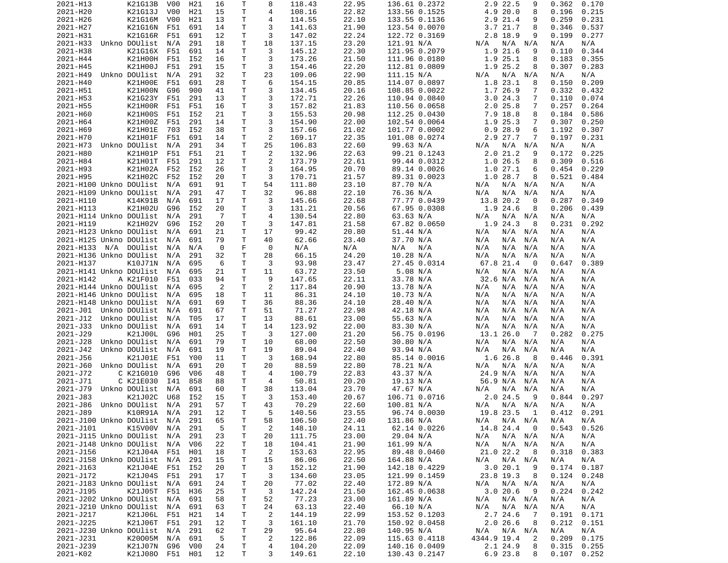```
2021-H13        K21G13B  V00  H21  16   T    8   118.43   22.95   136.61 0.2372     2.9 22.5   9   0.362  0.170
2021-H20        K21G13J  V00  H21  15   T    4   108.16   22.82   133.56 0.1525     4.9 20.0   8   0.196  0.215
2021-H26        K21G16M  V00  H21  13   T    4   114.55   22.10   133.55 0.1136     2.9 21.4   9   0.259  0.231
2021-H27        K21G16N  F51  691  14   T    3   141.63   21.90   123.54 0.0070     3.7 21.7   8   0.346  0.537
2021-H31        K21G16R  F51  691  12   T    3   147.02   22.24   122.72 0.3169     2.8 18.9   9   0.199  0.277
2021-H33  Unkno DOUlist  N/A  291  18   T   18   137.15   23.20   121.91 N/A      N/A   N/A  N/A  N/A    N/A
2021-H38        K21G16X  F51  691  14   T    3   145.12   22.30   121.95 0.2079     1.9 21.6   9   0.110  0.344
2021-H44        K21H00H  F51  I52  16   T    3   173.26   21.50   111.96 0.0180     1.9 25.1   8   0.183  0.355
2021-H45        K21H00J  F51  291  15   T    3   154.46   22.20   112.81 0.0809     1.9 25.2   8   0.307  0.283
2021-H49  Unkno DOUlist  N/A  291  32   T   23   109.06   22.90   111.15 N/A      N/A   N/A  N/A  N/A    N/A
2021-H40        K21H00E  F51  691  28   T    6   154.15   20.85   114.07 0.0897     1.8 23.1   8   0.150  0.209
2021-H51        K21H00N  G96  900  41   T    3   134.45   20.16   108.85 0.0022     1.7 26.9   7   0.332  0.432
2021-H53        K21G23Y  F51  291  13   T    3   172.71   22.26   110.94 0.0840     3.0 24.3   7   0.110  0.074
2021-H55        K21H00R  F51  F51  16   T    3   157.82   21.83   110.56 0.0658     2.0 25.8   7   0.257  0.264
2021-H60        K21H00S  F51  I52  21   T    3   155.53   20.98   112.25 0.0430     7.9 18.8   8   0.184  0.586
2021-H64        K21H00Z  F51  291  14   T    3   154.90   22.00   102.54 0.0064     1.9 25.3   7   0.307  0.250
2021-H69        K21H01E  703  I52  38   T    3   157.66   21.02   101.77 0.0002     0.9 28.9   6   1.192  0.307
2021-H70        K21H01F  F51  691  14   T    2   169.17   22.35   101.08 0.0274     2.9 27.7   7   0.197  0.231
2021-H73  Unkno DOUlist  N/A  291  34   T   25   106.83   22.60    99.63 N/A      N/A   N/A  N/A  N/A    N/A
2021-H80        K21H01P  F51  F51  21   T    2   132.96   22.63    99.21 0.1243     2.0 21.2   9   0.172  0.225
2021-H84        K21H01T  F51  291  12   T    2   173.79   22.61    99.44 0.0312     1.0 26.5   8   0.309  0.516
2021-H93        K21H02A  F52  I52  26   T    3   164.95   20.70    89.14 0.0026     1.0 27.1   6   0.454  0.229
2021-H95        K21H02C  F52  I52  20   T    3   170.71   21.57    89.31 0.0023     1.0 28.7   8   0.521  0.484
2021-H100 Unkno DOUlist  N/A  691  91   T   54   111.80   23.10    87.70 N/A      N/A   N/A  N/A  N/A    N/A
2021-H109 Unkno DOUlist  N/A  291  47   T   32    96.88   22.10    76.36 N/A      N/A   N/A  N/A  N/A    N/A
2021-H110       K14K91B  N/A  691  17   T    3   145.66   22.68    77.77 0.0439    13.8 20.2   0   0.287  0.349
2021-H113       K21H02U  G96  I52  20   T    3   131.21   20.56    67.95 0.0308     1.9 24.6   8   0.206  0.439
2021-H114 Unkno DOUlist  N/A  291   7   T    4   130.54   22.80    63.63 N/A      N/A   N/A  N/A  N/A    N/A
2021-H119       K21H02V  G96  I52  20   T    3   147.81   21.58    67.82 0.0650     1.9 24.3   8   0.231  0.292
2021-H123 Unkno DOUlist  N/A  691  21   T   17    99.42   20.80    51.44 N/A      N/A   N/A  N/A  N/A    N/A
2021-H125 Unkno DOUlist  N/A  691  79   T   40    62.66   23.40    37.70 N/A      N/A   N/A  N/A  N/A    N/A
2021-H133  N/A  DOUlist  N/A  N/A   0   F    0    N/A     N/A      N/A   N/A      N/A   N/A  N/A  N/A    N/A
2021-H136 Unkno DOUlist  N/A  291  32   T   28    66.15   24.20    10.28 N/A      N/A   N/A  N/A  N/A    N/A
2021-H137       K10J71N  N/A  695   6   T    3    93.98   23.47    27.45 0.0314    67.8 21.4   0   0.647  0.389
2021-H141 Unkno DOUlist  N/A  695  21   T   11    63.72   23.50     5.08 N/A      N/A   N/A  N/A  N/A    N/A
2021-H142     A K21F010  F51  033  94   T    9   147.65   22.11    33.78 N/A      32.6 N/A  N/A  N/A    N/A
2021-H144 Unkno DOUlist  N/A  695   2   T    2   117.84   20.90    13.78 N/A      N/A   N/A  N/A  N/A    N/A
2021-H146 Unkno DOUlist  N/A  695  18   T   11    86.31   24.10    10.73 N/A      N/A   N/A  N/A  N/A    N/A
2021-H148 Unkno DOUlist  N/A  691  69   T   36    88.36   24.10    28.40 N/A      N/A   N/A  N/A  N/A    N/A
2021-J01  Unkno DOUlist  N/A  691  67   T   51    71.27   22.98    42.18 N/A      N/A   N/A  N/A  N/A    N/A
2021-J12  Unkno DOUlist  N/A  T05  17   T   13    88.61   23.00    55.63 N/A      N/A   N/A  N/A  N/A    N/A
2021-J33  Unkno DOUlist  N/A  691  14   T   14   123.92   22.00    83.30 N/A      N/A   N/A  N/A  N/A    N/A
2021-J29        K21J00L  G96  H01  25   T    3   127.00   21.20    56.75 0.0196    13.1 26.0   7   0.282  0.275
2021-J28  Unkno DOUlist  N/A  691  79   T   10    68.00   22.50    30.80 N/A      N/A   N/A  N/A  N/A    N/A
2021-J42  Unkno DOUlist  N/A  691  19   T   19    89.04   22.40    93.94 N/A      N/A   N/A  N/A  N/A    N/A
2021-J56        K21J01E  F51  Y00  11   T    3   168.94   22.80    85.14 0.0016     1.6 26.8   8   0.446  0.391
2021-J60  Unkno DOUlist  N/A  691  20   T   20    88.59   22.80    78.21 N/A      N/A   N/A  N/A  N/A    N/A
2021-J72      C K21G010  G96  V06  48   T    4   100.79   22.83    43.37 N/A      24.9 N/A  N/A  N/A    N/A
2021-J71      C K21E030  I41  858  88   T    4    50.81   20.20    19.13 N/A      56.9 N/A  N/A  N/A    N/A
2021-J79  Unkno DOUlist  N/A  691  60   T   38   113.04   23.70    47.67 N/A      N/A   N/A  N/A  N/A    N/A
2021-J83        K21J02C  U68  I52  15   T    3   153.40   20.67   106.71 0.0716     2.0 24.5   9   0.844  0.297
2021-J86  Unkno DOUlist  N/A  291  57   T   43    70.29   22.60   100.81 N/A      N/A   N/A  N/A  N/A    N/A
2021-J89        K10R91A  N/A  291  12   T    5   140.56   23.55    96.74 0.0030    19.8 23.5   1   0.412  0.291
2021-J100 Unkno DOUlist  N/A  291  65   T   58   106.50   22.40   131.86 N/A      N/A   N/A  N/A  N/A    N/A
2021-J101       K15V00V  N/A  291   5   T    2   148.10   24.11    62.14 0.0226    14.8 24.4   0   0.543  0.526
2021-J115 Unkno DOUlist  N/A  291  23   T   20   111.75   23.00    29.04 N/A      N/A   N/A  N/A  N/A    N/A
2021-J148 Unkno DOUlist  N/A  V06  22   T   18   104.41   21.90   161.99 N/A      N/A   N/A  N/A  N/A    N/A
2021-J156       K21J04A  F51  H01  18   T    2   153.63   22.95    89.48 0.0460    21.0 22.2   8   0.318  0.383
2021-J158 Unkno DOUlist  N/A  291  15   T   15    86.06   22.50   164.88 N/A      N/A   N/A  N/A  N/A    N/A
2021-J163       K21J04E  F51  I52  20   T    3   152.12   21.90   142.18 0.4229     3.0 20.1   9   0.174  0.187
2021-J172       K21J04S  F51  291  17   T    3   134.60   23.05   121.99 0.1459    23.8 19.3   8   0.124  0.248
2021-J183 Unkno DOUlist  N/A  691  24   T   20    77.02   22.40   172.89 N/A      N/A   N/A  N/A  N/A    N/A
2021-J195       K21J05T  F51  H36  25   T    3   142.24   21.50   162.45 0.0638     3.0 20.6   9   0.224  0.242
2021-J202 Unkno DOUlist  N/A  691  58   T   52    77.23   23.00   161.89 N/A      N/A   N/A  N/A  N/A    N/A
2021-J210 Unkno DOUlist  N/A  691  63   T   24    63.13   22.40    66.10 N/A      N/A   N/A  N/A  N/A    N/A
2021-J217       K21J06L  F51  H21  14   T    2   144.19   22.99   153.52 0.1203     2.7 24.6   7   0.191  0.171
2021-J225       K21J06T  F51  291  12   T    3   161.10   21.70   150.92 0.0458     2.0 26.6   8   0.212  0.151
2021-J230 Unkno DOUlist  N/A  291  62   T   29    95.64   22.80   140.95 N/A      N/A   N/A  N/A  N/A    N/A
2021-J231       K20005M  N/A  691   5   T    2   122.86   22.09   115.63 0.4118  4344.9 19.4   2   0.209  0.175
2021-J239       K21J07N  G96  V00  24   T    4   104.20   22.09   140.16 0.0409     2.1 24.9   8   0.315  0.255
2021-K02        K21J08O  F51  H01  12   T    3   149.61   22.10   130.43 0.2147     6.9 23.8   8   0.107  0.252
```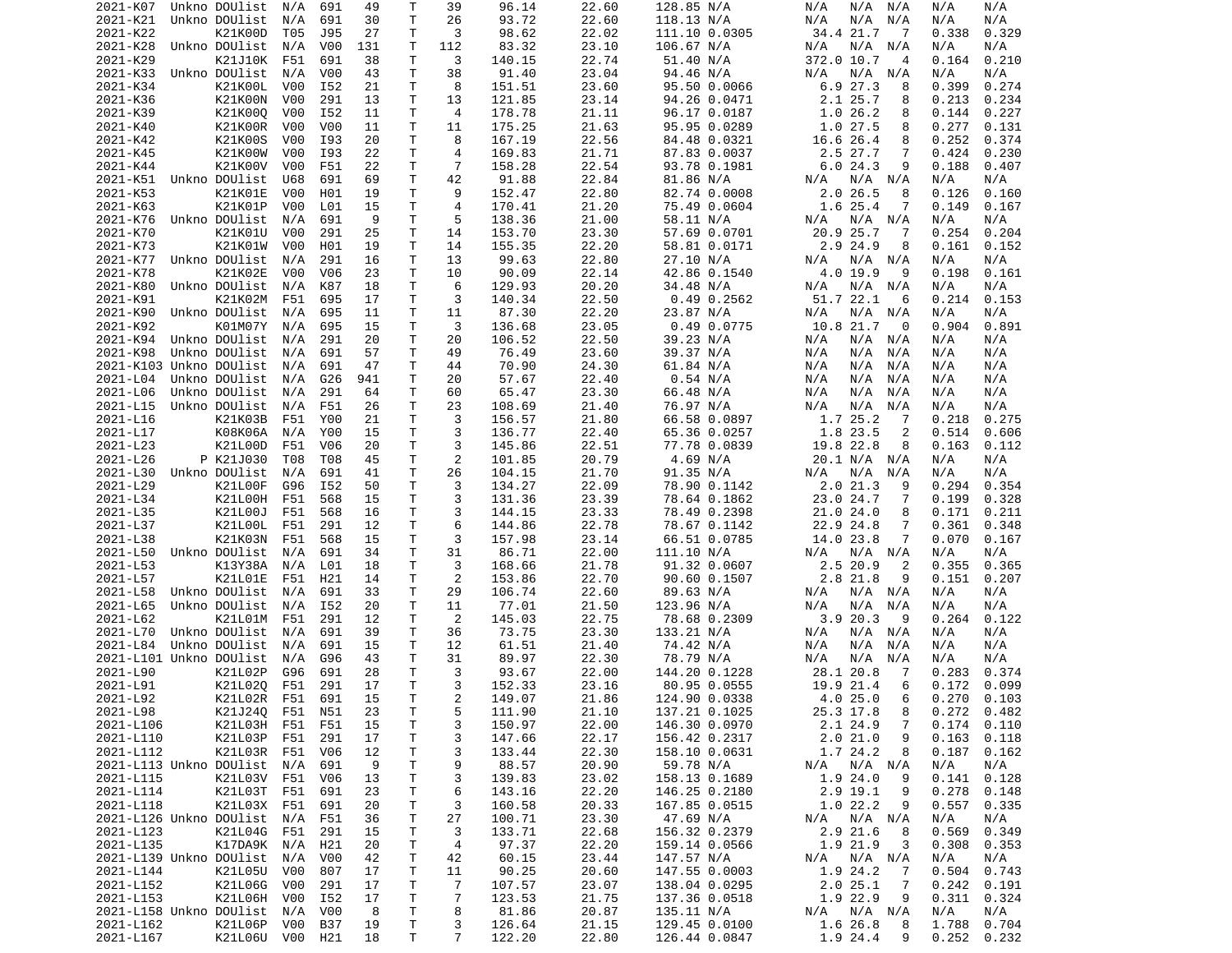| | | | | | | | | | | | | | | | | |
|---|---|---|---|---|---|---|---|---|---|---|---|---|---|---|---|---|
| 2021-K07 | Unkno | DOUlist | N/A | 691 | 49 | T | 39 | 96.14 | 22.60 | 128.85 | N/A | N/A | N/A | N/A | N/A | N/A |
| 2021-K21 | Unkno | DOUlist | N/A | 691 | 30 | T | 26 | 93.72 | 22.60 | 118.13 | N/A | N/A | N/A | N/A | N/A | N/A |
| 2021-K22 | | K21K00D | T05 | J95 | 27 | T | 3 | 98.62 | 22.02 | 111.10 | 0.0305 | 34.4 | 21.7 | 7 | 0.338 | 0.329 |
| 2021-K28 | Unkno | DOUlist | N/A | V00 | 131 | T | 112 | 83.32 | 23.10 | 106.67 | N/A | N/A | N/A | N/A | N/A | N/A |
| 2021-K29 | | K21J10K | F51 | 691 | 38 | T | 3 | 140.15 | 22.74 | 51.40 | N/A | 372.0 | 10.7 | 4 | 0.164 | 0.210 |
| 2021-K33 | Unkno | DOUlist | N/A | V00 | 43 | T | 38 | 91.40 | 23.04 | 94.46 | N/A | N/A | N/A | N/A | N/A | N/A |
| 2021-K34 | | K21K00L | V00 | I52 | 21 | T | 8 | 151.51 | 23.60 | 95.50 | 0.0066 | 6.9 | 27.3 | 8 | 0.399 | 0.274 |
| 2021-K36 | | K21K00N | V00 | 291 | 13 | T | 13 | 121.85 | 23.14 | 94.26 | 0.0471 | 2.1 | 25.7 | 8 | 0.213 | 0.234 |
| 2021-K39 | | K21K00Q | V00 | I52 | 11 | T | 4 | 178.78 | 21.11 | 96.17 | 0.0187 | 1.0 | 26.2 | 8 | 0.144 | 0.227 |
| 2021-K40 | | K21K00R | V00 | V00 | 11 | T | 11 | 175.25 | 21.63 | 95.95 | 0.0289 | 1.0 | 27.5 | 8 | 0.277 | 0.131 |
| 2021-K42 | | K21K00S | V00 | I93 | 20 | T | 8 | 167.19 | 22.56 | 84.48 | 0.0321 | 16.6 | 26.4 | 8 | 0.252 | 0.374 |
| 2021-K45 | | K21K00W | V00 | I93 | 22 | T | 4 | 169.83 | 21.71 | 87.83 | 0.0037 | 2.5 | 27.7 | 7 | 0.424 | 0.230 |
| 2021-K44 | | K21K00V | V00 | F51 | 22 | T | 7 | 158.28 | 22.54 | 93.78 | 0.1981 | 6.0 | 24.3 | 9 | 0.188 | 0.407 |
| 2021-K51 | Unkno | DOUlist | U68 | 691 | 69 | T | 42 | 91.88 | 22.84 | 81.86 | N/A | N/A | N/A | N/A | N/A | N/A |
| 2021-K53 | | K21K01E | V00 | H01 | 19 | T | 9 | 152.47 | 22.80 | 82.74 | 0.0008 | 2.0 | 26.5 | 8 | 0.126 | 0.160 |
| 2021-K63 | | K21K01P | V00 | L01 | 15 | T | 4 | 170.41 | 21.20 | 75.49 | 0.0604 | 1.6 | 25.4 | 7 | 0.149 | 0.167 |
| 2021-K76 | Unkno | DOUlist | N/A | 691 | 9 | T | 5 | 138.36 | 21.00 | 58.11 | N/A | N/A | N/A | N/A | N/A | N/A |
| 2021-K70 | | K21K01U | V00 | 291 | 25 | T | 14 | 153.70 | 23.30 | 57.69 | 0.0701 | 20.9 | 25.7 | 7 | 0.254 | 0.204 |
| 2021-K73 | | K21K01W | V00 | H01 | 19 | T | 14 | 155.35 | 22.20 | 58.81 | 0.0171 | 2.9 | 24.9 | 8 | 0.161 | 0.152 |
| 2021-K77 | Unkno | DOUlist | N/A | 291 | 16 | T | 13 | 99.63 | 22.80 | 27.10 | N/A | N/A | N/A | N/A | N/A | N/A |
| 2021-K78 | | K21K02E | V00 | V06 | 23 | T | 10 | 90.09 | 22.14 | 42.86 | 0.1540 | 4.0 | 19.9 | 9 | 0.198 | 0.161 |
| 2021-K80 | Unkno | DOUlist | N/A | K87 | 18 | T | 6 | 129.93 | 20.20 | 34.48 | N/A | N/A | N/A | N/A | N/A | N/A |
| 2021-K91 | | K21K02M | F51 | 695 | 17 | T | 3 | 140.34 | 22.50 | 0.49 | 0.2562 | 51.7 | 22.1 | 6 | 0.214 | 0.153 |
| 2021-K90 | Unkno | DOUlist | N/A | 695 | 11 | T | 11 | 87.30 | 22.20 | 23.87 | N/A | N/A | N/A | N/A | N/A | N/A |
| 2021-K92 | | K01M07Y | N/A | 695 | 15 | T | 3 | 136.68 | 23.05 | 0.49 | 0.0775 | 10.8 | 21.7 | 0 | 0.904 | 0.891 |
| 2021-K94 | Unkno | DOUlist | N/A | 291 | 20 | T | 20 | 106.52 | 22.50 | 39.23 | N/A | N/A | N/A | N/A | N/A | N/A |
| 2021-K98 | Unkno | DOUlist | N/A | 691 | 57 | T | 49 | 76.49 | 23.60 | 39.37 | N/A | N/A | N/A | N/A | N/A | N/A |
| 2021-K103 | Unkno | DOUlist | N/A | 691 | 47 | T | 44 | 70.90 | 24.30 | 61.84 | N/A | N/A | N/A | N/A | N/A | N/A |
| 2021-L04 | Unkno | DOUlist | N/A | G26 | 941 | T | 20 | 57.67 | 22.40 | 0.54 | N/A | N/A | N/A | N/A | N/A | N/A |
| 2021-L06 | Unkno | DOUlist | N/A | 291 | 64 | T | 60 | 65.47 | 23.30 | 66.48 | N/A | N/A | N/A | N/A | N/A | N/A |
| 2021-L15 | Unkno | DOUlist | N/A | F51 | 26 | T | 23 | 108.69 | 21.40 | 76.97 | N/A | N/A | N/A | N/A | N/A | N/A |
| 2021-L16 | | K21K03B | F51 | Y00 | 21 | T | 3 | 156.57 | 21.80 | 66.58 | 0.0897 | 1.7 | 25.2 | 7 | 0.218 | 0.275 |
| 2021-L17 | | K08K06A | N/A | Y00 | 15 | T | 3 | 136.77 | 22.40 | 65.36 | 0.0257 | 1.8 | 23.5 | 2 | 0.514 | 0.606 |
| 2021-L23 | | K21L00D | F51 | V06 | 20 | T | 3 | 145.86 | 22.51 | 77.78 | 0.0839 | 19.8 | 22.8 | 8 | 0.163 | 0.112 |
| 2021-L26 | P | K21J030 | T08 | T08 | 45 | T | 2 | 101.85 | 20.79 | 4.69 | N/A | 20.1 | N/A | N/A | N/A | N/A |
| 2021-L30 | Unkno | DOUlist | N/A | 691 | 41 | T | 26 | 104.15 | 21.70 | 91.35 | N/A | N/A | N/A | N/A | N/A | N/A |
| 2021-L29 | | K21L00F | G96 | I52 | 50 | T | 3 | 134.27 | 22.09 | 78.90 | 0.1142 | 2.0 | 21.3 | 9 | 0.294 | 0.354 |
| 2021-L34 | | K21L00H | F51 | 568 | 15 | T | 3 | 131.36 | 23.39 | 78.64 | 0.1862 | 23.0 | 24.7 | 7 | 0.199 | 0.328 |
| 2021-L35 | | K21L00J | F51 | 568 | 16 | T | 3 | 144.15 | 23.33 | 78.49 | 0.2398 | 21.0 | 24.0 | 8 | 0.171 | 0.211 |
| 2021-L37 | | K21L00L | F51 | 291 | 12 | T | 6 | 144.86 | 22.78 | 78.67 | 0.1142 | 22.9 | 24.8 | 7 | 0.361 | 0.348 |
| 2021-L38 | | K21K03N | F51 | 568 | 15 | T | 3 | 157.98 | 23.14 | 66.51 | 0.0785 | 14.0 | 23.8 | 7 | 0.070 | 0.167 |
| 2021-L50 | Unkno | DOUlist | N/A | 691 | 34 | T | 31 | 86.71 | 22.00 | 111.10 | N/A | N/A | N/A | N/A | N/A | N/A |
| 2021-L53 | | K13Y38A | N/A | L01 | 18 | T | 3 | 168.66 | 21.78 | 91.32 | 0.0607 | 2.5 | 20.9 | 2 | 0.355 | 0.365 |
| 2021-L57 | | K21L01E | F51 | H21 | 14 | T | 2 | 153.86 | 22.70 | 90.60 | 0.1507 | 2.8 | 21.8 | 9 | 0.151 | 0.207 |
| 2021-L58 | Unkno | DOUlist | N/A | 691 | 33 | T | 29 | 106.74 | 22.60 | 89.63 | N/A | N/A | N/A | N/A | N/A | N/A |
| 2021-L65 | Unkno | DOUlist | N/A | I52 | 20 | T | 11 | 77.01 | 21.50 | 123.96 | N/A | N/A | N/A | N/A | N/A | N/A |
| 2021-L62 | | K21L01M | F51 | 291 | 12 | T | 2 | 145.03 | 22.75 | 78.68 | 0.2309 | 3.9 | 20.3 | 9 | 0.264 | 0.122 |
| 2021-L70 | Unkno | DOUlist | N/A | 691 | 39 | T | 36 | 73.75 | 23.30 | 133.21 | N/A | N/A | N/A | N/A | N/A | N/A |
| 2021-L84 | Unkno | DOUlist | N/A | 691 | 15 | T | 12 | 61.51 | 21.40 | 74.42 | N/A | N/A | N/A | N/A | N/A | N/A |
| 2021-L101 | Unkno | DOUlist | N/A | G96 | 43 | T | 31 | 89.97 | 22.30 | 78.79 | N/A | N/A | N/A | N/A | N/A | N/A |
| 2021-L90 | | K21L02P | G96 | 691 | 28 | T | 3 | 93.67 | 22.00 | 144.20 | 0.1228 | 28.1 | 20.8 | 7 | 0.283 | 0.374 |
| 2021-L91 | | K21L02Q | F51 | 291 | 17 | T | 3 | 152.33 | 23.16 | 80.95 | 0.0555 | 19.9 | 21.4 | 6 | 0.172 | 0.099 |
| 2021-L92 | | K21L02R | F51 | 691 | 15 | T | 2 | 149.07 | 21.86 | 124.90 | 0.0338 | 4.0 | 25.0 | 6 | 0.270 | 0.103 |
| 2021-L98 | | K21J24Q | F51 | N51 | 23 | T | 5 | 111.90 | 21.10 | 137.21 | 0.1025 | 25.3 | 17.8 | 8 | 0.272 | 0.482 |
| 2021-L106 | | K21L03H | F51 | F51 | 15 | T | 3 | 150.97 | 22.00 | 146.30 | 0.0970 | 2.1 | 24.9 | 7 | 0.174 | 0.110 |
| 2021-L110 | | K21L03P | F51 | 291 | 17 | T | 3 | 147.66 | 22.17 | 156.42 | 0.2317 | 2.0 | 21.0 | 9 | 0.163 | 0.118 |
| 2021-L112 | | K21L03R | F51 | V06 | 12 | T | 3 | 133.44 | 22.30 | 158.10 | 0.0631 | 1.7 | 24.2 | 8 | 0.187 | 0.162 |
| 2021-L113 | Unkno | DOUlist | N/A | 691 | 9 | T | 9 | 88.57 | 20.90 | 59.78 | N/A | N/A | N/A | N/A | N/A | N/A |
| 2021-L115 | | K21L03V | F51 | V06 | 13 | T | 3 | 139.83 | 23.02 | 158.13 | 0.1689 | 1.9 | 24.0 | 9 | 0.141 | 0.128 |
| 2021-L114 | | K21L03T | F51 | 691 | 23 | T | 6 | 143.16 | 22.20 | 146.25 | 0.2180 | 2.9 | 19.1 | 9 | 0.278 | 0.148 |
| 2021-L118 | | K21L03X | F51 | 691 | 20 | T | 3 | 160.58 | 20.33 | 167.85 | 0.0515 | 1.0 | 22.2 | 9 | 0.557 | 0.335 |
| 2021-L126 | Unkno | DOUlist | N/A | F51 | 36 | T | 27 | 100.71 | 23.30 | 47.69 | N/A | N/A | N/A | N/A | N/A | N/A |
| 2021-L123 | | K21L04G | F51 | 291 | 15 | T | 3 | 133.71 | 22.68 | 156.32 | 0.2379 | 2.9 | 21.6 | 8 | 0.569 | 0.349 |
| 2021-L135 | | K17DA9K | N/A | H21 | 20 | T | 4 | 97.37 | 22.20 | 159.14 | 0.0566 | 1.9 | 21.9 | 3 | 0.308 | 0.353 |
| 2021-L139 | Unkno | DOUlist | N/A | V00 | 42 | T | 42 | 60.15 | 23.44 | 147.57 | N/A | N/A | N/A | N/A | N/A | N/A |
| 2021-L144 | | K21L05U | V00 | 807 | 17 | T | 11 | 90.25 | 20.60 | 147.55 | 0.0003 | 1.9 | 24.2 | 7 | 0.504 | 0.743 |
| 2021-L152 | | K21L06G | V00 | 291 | 17 | T | 7 | 107.57 | 23.07 | 138.04 | 0.0295 | 2.0 | 25.1 | 7 | 0.242 | 0.191 |
| 2021-L153 | | K21L06H | V00 | I52 | 17 | T | 7 | 123.53 | 21.75 | 137.36 | 0.0518 | 1.9 | 22.9 | 9 | 0.311 | 0.324 |
| 2021-L158 | Unkno | DOUlist | N/A | V00 | 8 | T | 8 | 81.86 | 20.87 | 135.11 | N/A | N/A | N/A | N/A | N/A | N/A |
| 2021-L162 | | K21L06P | V00 | B37 | 19 | T | 3 | 126.64 | 21.15 | 129.45 | 0.0100 | 1.6 | 26.8 | 8 | 1.788 | 0.704 |
| 2021-L167 | | K21L06U | V00 | H21 | 18 | T | 7 | 122.20 | 22.80 | 126.44 | 0.0847 | 1.9 | 24.4 | 9 | 0.252 | 0.232 |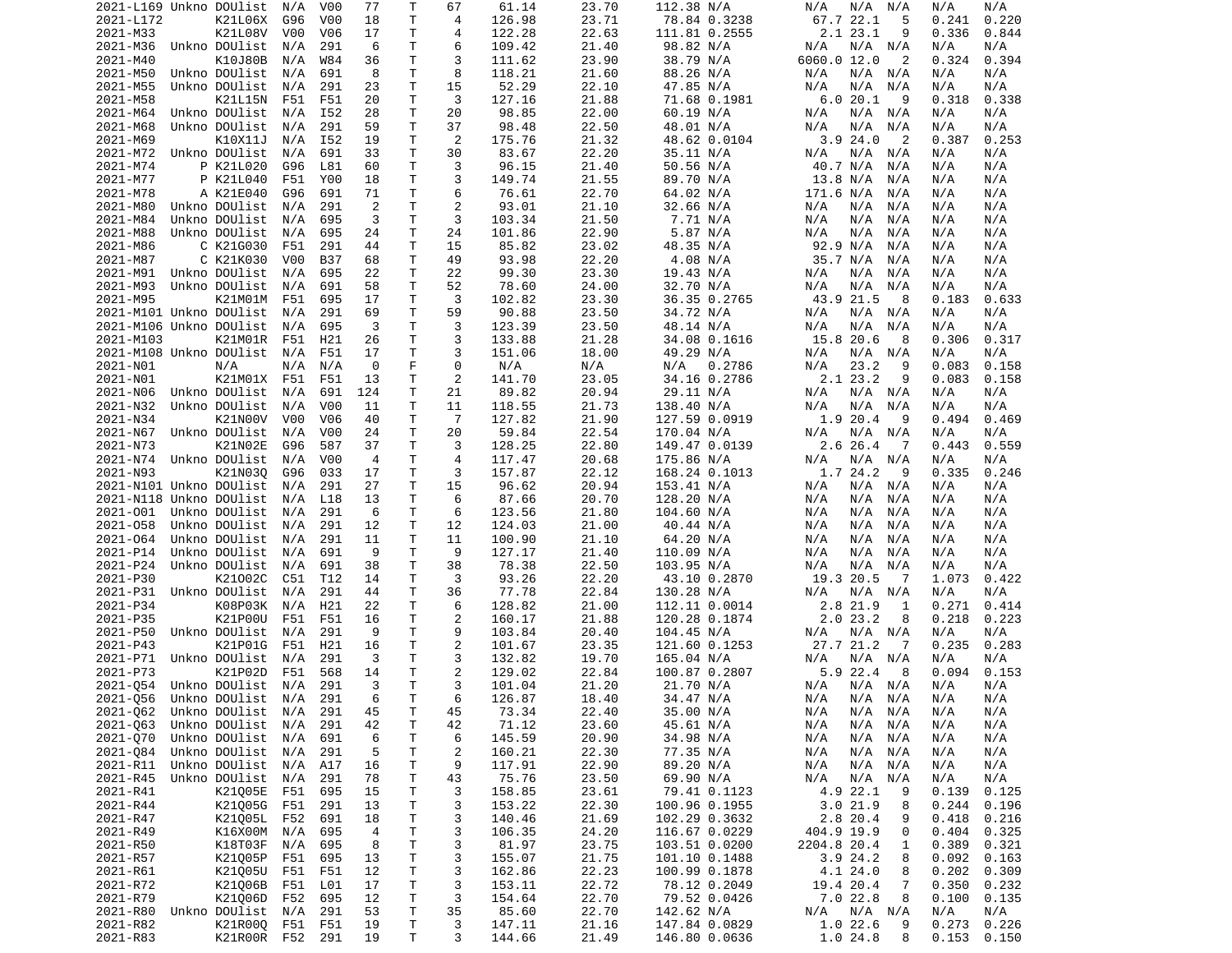| | | | | | | | | | | | | | | | | |
|---|---|---|---|---|---|---|---|---|---|---|---|---|---|---|---|---|
| 2021-L169 | Unkno | DOUlist | N/A | V00 | 77 | T | 67 | 61.14 | 23.70 | 112.38 | N/A | N/A | N/A | N/A | N/A | N/A |
| 2021-L172 | | K21L06X | G96 | V00 | 18 | T | 4 | 126.98 | 23.71 | 78.84 | 0.3238 | 67.7 | 22.1 | 5 | 0.241 | 0.220 |
| 2021-M33 | | K21L08V | V00 | V06 | 17 | T | 4 | 122.28 | 22.63 | 111.81 | 0.2555 | 2.1 | 23.1 | 9 | 0.336 | 0.844 |
| 2021-M36 | Unkno | DOUlist | N/A | 291 | 6 | T | 6 | 109.42 | 21.40 | 98.82 | N/A | N/A | N/A | N/A | N/A | N/A |
| 2021-M40 | | K10J80B | N/A | W84 | 36 | T | 3 | 111.62 | 23.90 | 38.79 | N/A | 6060.0 | 12.0 | 2 | 0.324 | 0.394 |
| 2021-M50 | Unkno | DOUlist | N/A | 691 | 8 | T | 8 | 118.21 | 21.60 | 88.26 | N/A | N/A | N/A | N/A | N/A | N/A |
| 2021-M55 | Unkno | DOUlist | N/A | 291 | 23 | T | 15 | 52.29 | 22.10 | 47.85 | N/A | N/A | N/A | N/A | N/A | N/A |
| 2021-M58 | | K21L15N | F51 | F51 | 20 | T | 3 | 127.16 | 21.88 | 71.68 | 0.1981 | 6.0 | 20.1 | 9 | 0.318 | 0.338 |
| 2021-M64 | Unkno | DOUlist | N/A | I52 | 28 | T | 20 | 98.85 | 22.00 | 60.19 | N/A | N/A | N/A | N/A | N/A | N/A |
| 2021-M68 | Unkno | DOUlist | N/A | 291 | 59 | T | 37 | 98.48 | 22.50 | 48.01 | N/A | N/A | N/A | N/A | N/A | N/A |
| 2021-M69 | | K10X11J | N/A | I52 | 19 | T | 2 | 175.76 | 21.32 | 48.62 | 0.0104 | 3.9 | 24.0 | 2 | 0.387 | 0.253 |
| 2021-M72 | Unkno | DOUlist | N/A | 691 | 33 | T | 30 | 83.67 | 22.20 | 35.11 | N/A | N/A | N/A | N/A | N/A | N/A |
| 2021-M74 | P | K21L020 | G96 | L81 | 60 | T | 3 | 96.15 | 21.40 | 50.56 | N/A | 40.7 | N/A | N/A | N/A | N/A |
| 2021-M77 | P | K21L040 | F51 | Y00 | 18 | T | 3 | 149.74 | 21.55 | 89.70 | N/A | 13.8 | N/A | N/A | N/A | N/A |
| 2021-M78 | A | K21E040 | G96 | 691 | 71 | T | 6 | 76.61 | 22.70 | 64.02 | N/A | 171.6 | N/A | N/A | N/A | N/A |
| 2021-M80 | Unkno | DOUlist | N/A | 291 | 2 | T | 2 | 93.01 | 21.10 | 32.66 | N/A | N/A | N/A | N/A | N/A | N/A |
| 2021-M84 | Unkno | DOUlist | N/A | 695 | 3 | T | 3 | 103.34 | 21.50 | 7.71 | N/A | N/A | N/A | N/A | N/A | N/A |
| 2021-M88 | Unkno | DOUlist | N/A | 695 | 24 | T | 24 | 101.86 | 22.90 | 5.87 | N/A | N/A | N/A | N/A | N/A | N/A |
| 2021-M86 | C | K21G030 | F51 | 291 | 44 | T | 15 | 85.82 | 23.02 | 48.35 | N/A | 92.9 | N/A | N/A | N/A | N/A |
| 2021-M87 | C | K21K030 | V00 | B37 | 68 | T | 49 | 93.98 | 22.20 | 4.08 | N/A | 35.7 | N/A | N/A | N/A | N/A |
| 2021-M91 | Unkno | DOUlist | N/A | 695 | 22 | T | 22 | 99.30 | 23.30 | 19.43 | N/A | N/A | N/A | N/A | N/A | N/A |
| 2021-M93 | Unkno | DOUlist | N/A | 691 | 58 | T | 52 | 78.60 | 24.00 | 32.70 | N/A | N/A | N/A | N/A | N/A | N/A |
| 2021-M95 | | K21M01M | F51 | 695 | 17 | T | 3 | 102.82 | 23.30 | 36.35 | 0.2765 | 43.9 | 21.5 | 8 | 0.183 | 0.633 |
| 2021-M101 | Unkno | DOUlist | N/A | 291 | 69 | T | 59 | 90.88 | 23.50 | 34.72 | N/A | N/A | N/A | N/A | N/A | N/A |
| 2021-M106 | Unkno | DOUlist | N/A | 695 | 3 | T | 3 | 123.39 | 23.50 | 48.14 | N/A | N/A | N/A | N/A | N/A | N/A |
| 2021-M103 | | K21M01R | F51 | H21 | 26 | T | 3 | 133.88 | 21.28 | 34.08 | 0.1616 | 15.8 | 20.6 | 8 | 0.306 | 0.317 |
| 2021-M108 | Unkno | DOUlist | N/A | F51 | 17 | T | 3 | 151.06 | 18.00 | 49.29 | N/A | N/A | N/A | N/A | N/A | N/A |
| 2021-N01 | | N/A | N/A | N/A | 0 | F | 0 | N/A | N/A | N/A | 0.2786 | N/A | 23.2 | 9 | 0.083 | 0.158 |
| 2021-N01 | | K21M01X | F51 | F51 | 13 | T | 2 | 141.70 | 23.05 | 34.16 | 0.2786 | 2.1 | 23.2 | 9 | 0.083 | 0.158 |
| 2021-N06 | Unkno | DOUlist | N/A | 691 | 124 | T | 21 | 89.82 | 20.94 | 29.11 | N/A | N/A | N/A | N/A | N/A | N/A |
| 2021-N32 | Unkno | DOUlist | N/A | V00 | 11 | T | 11 | 118.55 | 21.73 | 138.40 | N/A | N/A | N/A | N/A | N/A | N/A |
| 2021-N34 | | K21N00V | V00 | V06 | 40 | T | 7 | 127.82 | 21.90 | 127.59 | 0.0919 | 1.9 | 20.4 | 9 | 0.494 | 0.469 |
| 2021-N67 | Unkno | DOUlist | N/A | V00 | 24 | T | 20 | 59.84 | 22.54 | 170.04 | N/A | N/A | N/A | N/A | N/A | N/A |
| 2021-N73 | | K21N02E | G96 | 587 | 37 | T | 3 | 128.25 | 22.80 | 149.47 | 0.0139 | 2.6 | 26.4 | 7 | 0.443 | 0.559 |
| 2021-N74 | Unkno | DOUlist | N/A | V00 | 4 | T | 4 | 117.47 | 20.68 | 175.86 | N/A | N/A | N/A | N/A | N/A | N/A |
| 2021-N93 | | K21N03Q | G96 | 033 | 17 | T | 3 | 157.87 | 22.12 | 168.24 | 0.1013 | 1.7 | 24.2 | 9 | 0.335 | 0.246 |
| 2021-N101 | Unkno | DOUlist | N/A | 291 | 27 | T | 15 | 96.62 | 20.94 | 153.41 | N/A | N/A | N/A | N/A | N/A | N/A |
| 2021-N118 | Unkno | DOUlist | N/A | L18 | 13 | T | 6 | 87.66 | 20.70 | 128.20 | N/A | N/A | N/A | N/A | N/A | N/A |
| 2021-O01 | Unkno | DOUlist | N/A | 291 | 6 | T | 6 | 123.56 | 21.80 | 104.60 | N/A | N/A | N/A | N/A | N/A | N/A |
| 2021-O58 | Unkno | DOUlist | N/A | 291 | 12 | T | 12 | 124.03 | 21.00 | 40.44 | N/A | N/A | N/A | N/A | N/A | N/A |
| 2021-O64 | Unkno | DOUlist | N/A | 291 | 11 | T | 11 | 100.90 | 21.10 | 64.20 | N/A | N/A | N/A | N/A | N/A | N/A |
| 2021-P14 | Unkno | DOUlist | N/A | 691 | 9 | T | 9 | 127.17 | 21.40 | 110.09 | N/A | N/A | N/A | N/A | N/A | N/A |
| 2021-P24 | Unkno | DOUlist | N/A | 691 | 38 | T | 38 | 78.38 | 22.50 | 103.95 | N/A | N/A | N/A | N/A | N/A | N/A |
| 2021-P30 | | K21O02C | C51 | T12 | 14 | T | 3 | 93.26 | 22.20 | 43.10 | 0.2870 | 19.3 | 20.5 | 7 | 1.073 | 0.422 |
| 2021-P31 | Unkno | DOUlist | N/A | 291 | 44 | T | 36 | 77.78 | 22.84 | 130.28 | N/A | N/A | N/A | N/A | N/A | N/A |
| 2021-P34 | | K08P03K | N/A | H21 | 22 | T | 6 | 128.82 | 21.00 | 112.11 | 0.0014 | 2.8 | 21.9 | 1 | 0.271 | 0.414 |
| 2021-P35 | | K21P00U | F51 | F51 | 16 | T | 2 | 160.17 | 21.88 | 120.28 | 0.1874 | 2.0 | 23.2 | 8 | 0.218 | 0.223 |
| 2021-P50 | Unkno | DOUlist | N/A | 291 | 9 | T | 9 | 103.84 | 20.40 | 104.45 | N/A | N/A | N/A | N/A | N/A | N/A |
| 2021-P43 | | K21P01G | F51 | H21 | 16 | T | 2 | 101.67 | 23.35 | 121.60 | 0.1253 | 27.7 | 21.2 | 7 | 0.235 | 0.283 |
| 2021-P71 | Unkno | DOUlist | N/A | 291 | 3 | T | 3 | 132.82 | 19.70 | 165.04 | N/A | N/A | N/A | N/A | N/A | N/A |
| 2021-P73 | | K21P02D | F51 | 568 | 14 | T | 2 | 129.02 | 22.84 | 100.87 | 0.2807 | 5.9 | 22.4 | 8 | 0.094 | 0.153 |
| 2021-Q54 | Unkno | DOUlist | N/A | 291 | 3 | T | 3 | 101.04 | 21.20 | 21.70 | N/A | N/A | N/A | N/A | N/A | N/A |
| 2021-Q56 | Unkno | DOUlist | N/A | 291 | 6 | T | 6 | 126.87 | 18.40 | 34.47 | N/A | N/A | N/A | N/A | N/A | N/A |
| 2021-Q62 | Unkno | DOUlist | N/A | 291 | 45 | T | 45 | 73.34 | 22.40 | 35.00 | N/A | N/A | N/A | N/A | N/A | N/A |
| 2021-Q63 | Unkno | DOUlist | N/A | 291 | 42 | T | 42 | 71.12 | 23.60 | 45.61 | N/A | N/A | N/A | N/A | N/A | N/A |
| 2021-Q70 | Unkno | DOUlist | N/A | 691 | 6 | T | 6 | 145.59 | 20.90 | 34.98 | N/A | N/A | N/A | N/A | N/A | N/A |
| 2021-Q84 | Unkno | DOUlist | N/A | 291 | 5 | T | 2 | 160.21 | 22.30 | 77.35 | N/A | N/A | N/A | N/A | N/A | N/A |
| 2021-R11 | Unkno | DOUlist | N/A | A17 | 16 | T | 9 | 117.91 | 22.90 | 89.20 | N/A | N/A | N/A | N/A | N/A | N/A |
| 2021-R45 | Unkno | DOUlist | N/A | 291 | 78 | T | 43 | 75.76 | 23.50 | 69.90 | N/A | N/A | N/A | N/A | N/A | N/A |
| 2021-R41 | | K21Q05E | F51 | 695 | 15 | T | 3 | 158.85 | 23.61 | 79.41 | 0.1123 | 4.9 | 22.1 | 9 | 0.139 | 0.125 |
| 2021-R44 | | K21Q05G | F51 | 291 | 13 | T | 3 | 153.22 | 22.30 | 100.96 | 0.1955 | 3.0 | 21.9 | 8 | 0.244 | 0.196 |
| 2021-R47 | | K21Q05L | F52 | 691 | 18 | T | 3 | 140.46 | 21.69 | 102.29 | 0.3632 | 2.8 | 20.4 | 9 | 0.418 | 0.216 |
| 2021-R49 | | K16X00M | N/A | 695 | 4 | T | 3 | 106.35 | 24.20 | 116.67 | 0.0229 | 404.9 | 19.9 | 0 | 0.404 | 0.325 |
| 2021-R50 | | K18T03F | N/A | 695 | 8 | T | 3 | 81.97 | 23.75 | 103.51 | 0.0200 | 2204.8 | 20.4 | 1 | 0.389 | 0.321 |
| 2021-R57 | | K21Q05P | F51 | 695 | 13 | T | 3 | 155.07 | 21.75 | 101.10 | 0.1488 | 3.9 | 24.2 | 8 | 0.092 | 0.163 |
| 2021-R61 | | K21Q05U | F51 | F51 | 12 | T | 3 | 162.86 | 22.23 | 100.99 | 0.1878 | 4.1 | 24.0 | 8 | 0.202 | 0.309 |
| 2021-R72 | | K21Q06B | F51 | L01 | 17 | T | 3 | 153.11 | 22.72 | 78.12 | 0.2049 | 19.4 | 20.4 | 7 | 0.350 | 0.232 |
| 2021-R79 | | K21Q06D | F52 | 695 | 12 | T | 3 | 154.64 | 22.70 | 79.52 | 0.0426 | 7.0 | 22.8 | 8 | 0.100 | 0.135 |
| 2021-R80 | Unkno | DOUlist | N/A | 291 | 53 | T | 35 | 85.60 | 22.70 | 142.62 | N/A | N/A | N/A | N/A | N/A | N/A |
| 2021-R82 | | K21R00Q | F51 | F51 | 19 | T | 3 | 147.11 | 21.16 | 147.84 | 0.0829 | 1.0 | 22.6 | 9 | 0.273 | 0.226 |
| 2021-R83 | | K21R00R | F52 | 291 | 19 | T | 3 | 144.66 | 21.49 | 146.80 | 0.0636 | 1.0 | 24.8 | 8 | 0.153 | 0.150 |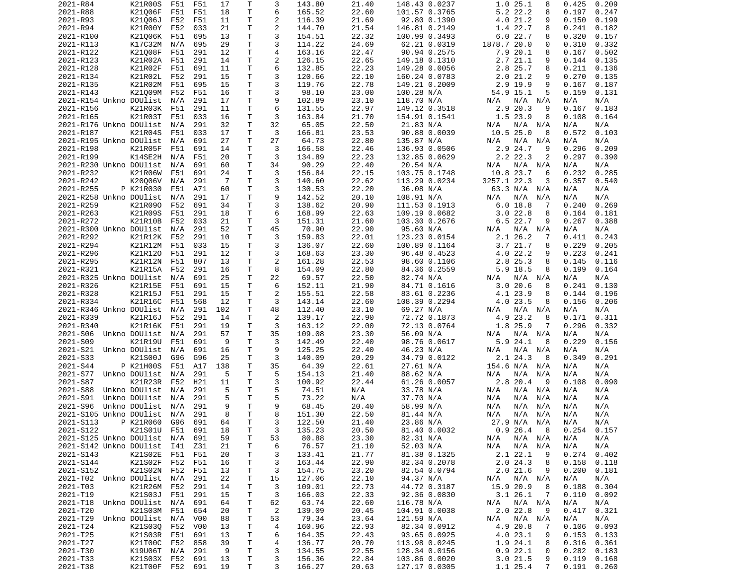| | | | | | | | | | | | | | | | | |
|---|---|---|---|---|---|---|---|---|---|---|---|---|---|---|---|---|
| 2021-R84 | | K21R00S | F51 | F51 | 17 | T | 3 | 143.80 | 21.40 | 148.43 | 0.0237 | 1.0 | 25.1 | 8 | 0.425 | 0.209 |
| 2021-R88 | | K21Q06F | F51 | F51 | 18 | T | 6 | 165.52 | 22.60 | 101.57 | 0.3765 | 5.2 | 22.2 | 8 | 0.197 | 0.247 |
| 2021-R93 | | K21Q06J | F52 | F51 | 11 | T | 2 | 116.39 | 21.69 | 92.80 | 0.1390 | 4.0 | 21.2 | 9 | 0.150 | 0.199 |
| 2021-R94 | | K21R00Y | F52 | 033 | 21 | T | 2 | 144.70 | 21.54 | 146.81 | 0.2149 | 1.4 | 22.7 | 8 | 0.241 | 0.182 |
| 2021-R100 | | K21Q06K | F51 | 695 | 13 | T | 3 | 154.51 | 22.32 | 100.99 | 0.3493 | 6.0 | 22.7 | 8 | 0.320 | 0.157 |
| 2021-R113 | | K17C32M | N/A | 695 | 29 | T | 3 | 114.22 | 24.69 | 62.21 | 0.0319 | 1878.7 | 20.0 | 0 | 0.310 | 0.332 |
| 2021-R122 | | K21Q08F | F51 | 291 | 12 | T | 4 | 163.16 | 22.47 | 90.94 | 0.2575 | 7.9 | 20.1 | 8 | 0.167 | 0.502 |
| 2021-R123 | | K21R02A | F51 | 291 | 14 | T | 2 | 126.15 | 22.65 | 149.18 | 0.1310 | 2.7 | 21.1 | 9 | 0.144 | 0.135 |
| 2021-R128 | | K21R02F | F51 | 691 | 11 | T | 6 | 132.85 | 22.23 | 149.28 | 0.0056 | 2.8 | 25.7 | 8 | 0.211 | 0.136 |
| 2021-R134 | | K21R02L | F52 | 291 | 15 | T | 3 | 120.66 | 22.10 | 160.24 | 0.0783 | 2.0 | 21.2 | 9 | 0.270 | 0.135 |
| 2021-R135 | | K21R02M | F51 | 695 | 15 | T | 3 | 119.76 | 22.78 | 149.21 | 0.2009 | 2.9 | 19.9 | 9 | 0.167 | 0.187 |
| 2021-R143 | | K21Q09M | F52 | F51 | 16 | T | 3 | 98.10 | 23.00 | 100.28 | N/A | 54.9 | 15.1 | 5 | 0.159 | 0.131 |
| 2021-R154 | Unkno | DOUlist | N/A | 291 | 17 | T | 9 | 102.89 | 23.10 | 118.70 | N/A | N/A | N/A | N/A | N/A | N/A |
| 2021-R156 | | K21R03K | F51 | 291 | 11 | T | 6 | 131.55 | 22.97 | 149.12 | 0.3518 | 2.9 | 20.3 | 9 | 0.167 | 0.183 |
| 2021-R165 | | K21R03T | F51 | 033 | 16 | T | 3 | 163.84 | 21.70 | 154.91 | 0.1541 | 1.5 | 23.9 | 8 | 0.108 | 0.164 |
| 2021-R176 | Unkno | DOUlist | N/A | 291 | 32 | T | 32 | 65.05 | 22.50 | 21.83 | N/A | N/A | N/A | N/A | N/A | N/A |
| 2021-R187 | | K21R04S | F51 | 033 | 17 | T | 3 | 166.81 | 23.53 | 90.88 | 0.0039 | 10.5 | 25.0 | 8 | 0.572 | 0.103 |
| 2021-R195 | Unkno | DOUlist | N/A | 691 | 27 | T | 27 | 64.73 | 22.80 | 135.87 | N/A | N/A | N/A | N/A | N/A | N/A |
| 2021-R198 | | K21R05F | F51 | 691 | 14 | T | 3 | 166.58 | 22.46 | 136.93 | 0.0506 | 2.9 | 24.7 | 9 | 0.296 | 0.209 |
| 2021-R199 | | K14SE2H | N/A | F51 | 20 | T | 3 | 134.89 | 22.23 | 132.85 | 0.0629 | 2.2 | 22.3 | 2 | 0.297 | 0.390 |
| 2021-R230 | Unkno | DOUlist | N/A | 691 | 60 | T | 34 | 90.29 | 22.40 | 20.54 | N/A | N/A | N/A | N/A | N/A | N/A |
| 2021-R232 | | K21R06W | F51 | 691 | 24 | T | 3 | 156.84 | 22.15 | 103.75 | 0.1748 | 10.8 | 23.7 | 6 | 0.232 | 0.285 |
| 2021-R242 | | K20Q06V | N/A | 291 | 7 | T | 3 | 140.60 | 22.62 | 113.29 | 0.0234 | 3257.1 | 22.3 | 3 | 0.357 | 0.540 |
| 2021-R255 | P | K21R030 | F51 | A71 | 60 | T | 3 | 130.53 | 22.20 | 36.08 | N/A | 63.3 | N/A | N/A | N/A | N/A |
| 2021-R258 | Unkno | DOUlist | N/A | 291 | 17 | T | 9 | 142.52 | 20.10 | 108.91 | N/A | N/A | N/A | N/A | N/A | N/A |
| 2021-R259 | | K21R09O | F52 | 691 | 34 | T | 3 | 138.62 | 20.90 | 111.53 | 0.1913 | 6.0 | 18.8 | 7 | 0.240 | 0.269 |
| 2021-R263 | | K21R09S | F51 | 291 | 18 | T | 6 | 168.99 | 22.63 | 109.19 | 0.0682 | 3.0 | 22.8 | 8 | 0.164 | 0.181 |
| 2021-R272 | | K21R10B | F52 | 033 | 21 | T | 3 | 151.31 | 21.60 | 103.30 | 0.2676 | 6.5 | 22.7 | 9 | 0.267 | 0.388 |
| 2021-R300 | Unkno | DOUlist | N/A | 291 | 52 | T | 45 | 70.90 | 22.90 | 95.60 | N/A | N/A | N/A | N/A | N/A | N/A |
| 2021-R292 | | K21R12K | F52 | 291 | 10 | T | 3 | 159.83 | 22.01 | 123.23 | 0.0154 | 2.1 | 26.2 | 7 | 0.411 | 0.243 |
| 2021-R294 | | K21R12M | F51 | 033 | 15 | T | 3 | 136.07 | 22.60 | 100.89 | 0.1164 | 3.7 | 21.7 | 8 | 0.229 | 0.205 |
| 2021-R296 | | K21R12O | F51 | 291 | 12 | T | 3 | 168.63 | 23.30 | 96.48 | 0.4523 | 4.0 | 22.2 | 9 | 0.223 | 0.241 |
| 2021-R295 | | K21R12N | F51 | 807 | 13 | T | 2 | 161.28 | 22.53 | 98.60 | 0.1106 | 2.8 | 25.3 | 8 | 0.145 | 0.116 |
| 2021-R321 | | K21R15A | F52 | 291 | 16 | T | 8 | 154.09 | 22.80 | 84.36 | 0.2559 | 5.9 | 18.5 | 8 | 0.199 | 0.164 |
| 2021-R325 | Unkno | DOUlist | N/A | 691 | 25 | T | 22 | 69.57 | 22.50 | 82.74 | N/A | N/A | N/A | N/A | N/A | N/A |
| 2021-R326 | | K21R15E | F51 | 691 | 15 | T | 6 | 152.11 | 21.90 | 84.71 | 0.1616 | 3.0 | 20.6 | 8 | 0.241 | 0.130 |
| 2021-R328 | | K21R15J | F51 | 291 | 15 | T | 2 | 155.51 | 22.58 | 83.61 | 0.2236 | 4.1 | 23.9 | 8 | 0.144 | 0.196 |
| 2021-R334 | | K21R16C | F51 | 568 | 12 | T | 3 | 143.14 | 22.60 | 108.39 | 0.2294 | 4.0 | 23.5 | 8 | 0.156 | 0.206 |
| 2021-R346 | Unkno | DOUlist | N/A | 291 | 102 | T | 48 | 112.40 | 23.10 | 69.27 | N/A | N/A | N/A | N/A | N/A | N/A |
| 2021-R339 | | K21R16J | F52 | 291 | 14 | T | 2 | 139.17 | 22.90 | 72.72 | 0.1873 | 4.9 | 23.2 | 8 | 0.171 | 0.311 |
| 2021-R340 | | K21R16K | F51 | 291 | 19 | T | 3 | 163.12 | 22.00 | 72.13 | 0.0764 | 1.8 | 25.9 | 7 | 0.296 | 0.332 |
| 2021-S06 | Unkno | DOUlist | N/A | 291 | 57 | T | 35 | 109.08 | 23.30 | 56.09 | N/A | N/A | N/A | N/A | N/A | N/A |
| 2021-S09 | | K21R19U | F51 | 691 | 9 | T | 3 | 142.49 | 22.40 | 98.76 | 0.0617 | 5.9 | 24.1 | 8 | 0.229 | 0.156 |
| 2021-S21 | Unkno | DOUlist | N/A | 691 | 16 | T | 9 | 125.25 | 22.40 | 46.23 | N/A | N/A | N/A | N/A | N/A | N/A |
| 2021-S33 | | K21S00J | G96 | G96 | 25 | T | 3 | 140.09 | 20.29 | 34.79 | 0.0122 | 2.1 | 24.3 | 8 | 0.349 | 0.291 |
| 2021-S44 | P | K21H00S | F51 | A17 | 138 | T | 35 | 64.39 | 22.61 | 27.61 | N/A | 154.6 | N/A | N/A | N/A | N/A |
| 2021-S77 | Unkno | DOUlist | N/A | 291 | 5 | T | 5 | 154.13 | 21.40 | 88.62 | N/A | N/A | N/A | N/A | N/A | N/A |
| 2021-S87 | | K21R23R | F52 | H21 | 11 | T | 3 | 100.92 | 22.44 | 61.26 | 0.0057 | 2.8 | 20.4 | 9 | 0.108 | 0.090 |
| 2021-S88 | Unkno | DOUlist | N/A | 291 | 5 | T | 5 | 74.51 | N/A | 33.78 | N/A | N/A | N/A | N/A | N/A | N/A |
| 2021-S91 | Unkno | DOUlist | N/A | 291 | 5 | T | 5 | 73.22 | N/A | 37.70 | N/A | N/A | N/A | N/A | N/A | N/A |
| 2021-S96 | Unkno | DOUlist | N/A | 291 | 9 | T | 9 | 68.45 | 20.40 | 58.99 | N/A | N/A | N/A | N/A | N/A | N/A |
| 2021-S105 | Unkno | DOUlist | N/A | 291 | 8 | T | 8 | 151.30 | 22.50 | 81.44 | N/A | N/A | N/A | N/A | N/A | N/A |
| 2021-S113 | P | K21R060 | G96 | 691 | 64 | T | 3 | 122.50 | 21.40 | 23.86 | N/A | 27.9 | N/A | N/A | N/A | N/A |
| 2021-S122 | | K21S01U | F51 | 691 | 18 | T | 3 | 135.23 | 20.50 | 81.40 | 0.0032 | 0.9 | 26.4 | 8 | 0.254 | 0.157 |
| 2021-S125 | Unkno | DOUlist | N/A | 691 | 59 | T | 53 | 80.88 | 23.30 | 82.31 | N/A | N/A | N/A | N/A | N/A | N/A |
| 2021-S142 | Unkno | DOUlist | I41 | Z31 | 21 | T | 6 | 76.57 | 21.10 | 52.03 | N/A | N/A | N/A | N/A | N/A | N/A |
| 2021-S143 | | K21S02E | F51 | F51 | 20 | T | 3 | 133.41 | 21.77 | 81.38 | 0.1325 | 2.1 | 22.1 | 9 | 0.274 | 0.402 |
| 2021-S144 | | K21S02F | F52 | F51 | 16 | T | 3 | 163.44 | 22.90 | 82.34 | 0.2078 | 2.0 | 24.3 | 8 | 0.158 | 0.118 |
| 2021-S152 | | K21S02N | F52 | F51 | 13 | T | 3 | 154.75 | 23.20 | 82.54 | 0.0794 | 2.0 | 21.6 | 9 | 0.200 | 0.181 |
| 2021-T02 | Unkno | DOUlist | N/A | 291 | 22 | T | 15 | 127.06 | 22.10 | 94.37 | N/A | N/A | N/A | N/A | N/A | N/A |
| 2021-T03 | | K21R26M | F52 | 291 | 14 | T | 3 | 109.01 | 22.73 | 44.72 | 0.3187 | 15.9 | 20.9 | 8 | 0.188 | 0.304 |
| 2021-T19 | | K21S03J | F51 | 291 | 15 | T | 3 | 166.03 | 22.33 | 92.36 | 0.0830 | 3.1 | 26.1 | 7 | 0.110 | 0.092 |
| 2021-T18 | Unkno | DOUlist | N/A | 691 | 64 | T | 62 | 63.74 | 22.60 | 116.78 | N/A | N/A | N/A | N/A | N/A | N/A |
| 2021-T20 | | K21S03M | F51 | 654 | 20 | T | 2 | 139.09 | 20.45 | 104.91 | 0.0038 | 2.0 | 22.8 | 9 | 0.417 | 0.321 |
| 2021-T29 | Unkno | DOUlist | N/A | V00 | 88 | T | 53 | 79.34 | 23.64 | 121.59 | N/A | N/A | N/A | N/A | N/A | N/A |
| 2021-T24 | | K21S03Q | F52 | V00 | 13 | T | 4 | 160.96 | 22.93 | 82.34 | 0.0912 | 4.9 | 20.8 | 7 | 0.106 | 0.093 |
| 2021-T25 | | K21S03R | F51 | 691 | 13 | T | 6 | 164.35 | 22.43 | 93.65 | 0.0925 | 4.0 | 23.1 | 9 | 0.153 | 0.133 |
| 2021-T27 | | K21T00C | F52 | 858 | 39 | T | 4 | 136.77 | 20.70 | 113.98 | 0.0245 | 1.9 | 24.1 | 8 | 0.316 | 0.361 |
| 2021-T30 | | K19U06T | N/A | 291 | 9 | T | 3 | 134.55 | 22.55 | 128.34 | 0.0156 | 0.9 | 22.1 | 0 | 0.282 | 0.183 |
| 2021-T33 | | K21S03X | F52 | 691 | 13 | T | 3 | 156.36 | 22.84 | 103.86 | 0.0020 | 3.0 | 21.5 | 9 | 0.119 | 0.168 |
| 2021-T38 | | K21T00F | F52 | 691 | 19 | T | 3 | 166.27 | 20.63 | 127.17 | 0.0305 | 1.1 | 25.4 | 7 | 0.191 | 0.260 |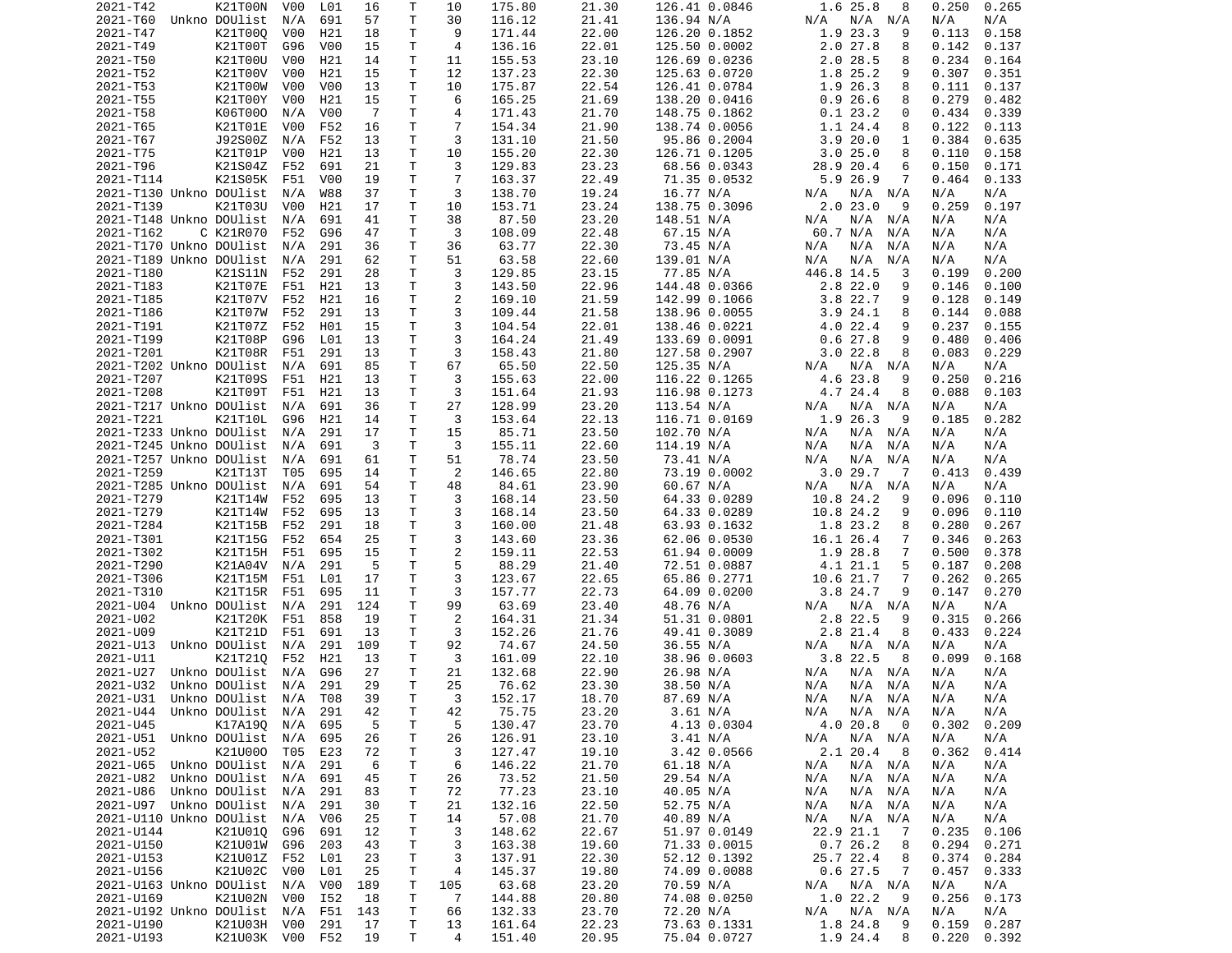```
2021-T42        K21T00N  V00  L01   16    T    10    175.80      21.30     126.41 0.0846      1.6 25.8   8    0.250  0.265
2021-T60  Unkno DOUlist  N/A  691   57    T    30    116.12      21.41     136.94 N/A       N/A  N/A  N/A    N/A    N/A
2021-T47        K21T00Q  V00  H21   18    T     9    171.44      22.00     126.20 0.1852      1.9 23.3   9    0.113  0.158
2021-T49        K21T00T  G96  V00   15    T     4    136.16      22.01     125.50 0.0002      2.0 27.8   8    0.142  0.137
2021-T50        K21T00U  V00  H21   14    T    11    155.53      23.10     126.69 0.0236      2.0 28.5   8    0.234  0.164
2021-T52        K21T00V  V00  H21   15    T    12    137.23      22.30     125.63 0.0720      1.8 25.2   9    0.307  0.351
2021-T53        K21T00W  V00  V00   13    T    10    175.87      22.54     126.41 0.0784      1.9 26.3   8    0.111  0.137
2021-T55        K21T00Y  V00  H21   15    T     6    165.25      21.69     138.20 0.0416      0.9 26.6   8    0.279  0.482
2021-T58        K06T00O  N/A  V00    7    T     4    171.43      21.70     148.75 0.1862      0.1 23.2   0    0.434  0.339
2021-T65        K21T01E  V00  F52   16    T     7    154.34      21.90     138.74 0.0056      1.1 24.4   8    0.122  0.113
2021-T67        J92S00Z  N/A  F52   13    T     3    131.10      21.50      95.86 0.2004      3.9 20.0   1    0.384  0.635
2021-T75        K21T01P  V00  H21   13    T    10    155.20      22.30     126.71 0.1205      3.0 25.0   8    0.110  0.158
2021-T96        K21S04Z  F52  691   21    T     3    129.83      23.23      68.56 0.0343     28.9 20.4   6    0.150  0.171
2021-T114       K21S05K  F51  V00   19    T     7    123.37      22.49      71.35 0.0532      5.9 26.9   7    0.464  0.133
2021-T130 Unkno DOUlist  N/A  W88   37    T     3    138.70      19.24      16.77 N/A       N/A  N/A  N/A    N/A    N/A
2021-T139       K21T03U  V00  H21   17    T    10    153.71      23.24     138.75 0.3096      2.0 23.0   9    0.259  0.197
2021-T148 Unkno DOUlist  N/A  691   41    T    38     87.50      23.20     148.51 N/A       N/A  N/A  N/A    N/A    N/A
2021-T162     C K21R070  F52  G96   47    T     3    108.09      22.48      67.15 N/A        60.7 N/A  N/A    N/A    N/A
2021-T170 Unkno DOUlist  N/A  291   36    T    36     63.77      22.30      73.45 N/A       N/A  N/A  N/A    N/A    N/A
2021-T189 Unkno DOUlist  N/A  291   62    T    51     63.58      22.60     139.01 N/A       N/A  N/A  N/A    N/A    N/A
2021-T180       K21S11N  F52  291   28    T     3    129.85      23.15      77.85 N/A       446.8 14.5   3    0.199  0.200
2021-T183       K21T07E  F51  H21   13    T     3    143.50      22.96     144.48 0.0366      2.8 22.0   9    0.146  0.100
2021-T185       K21T07V  F52  H21   16    T     2    169.10      21.59     142.99 0.1066      3.8 22.7   9    0.128  0.149
2021-T186       K21T07W  F52  291   13    T     3    109.44      21.58     138.96 0.0055      3.9 24.1   8    0.144  0.088
2021-T191       K21T07Z  F52  H01   15    T     3    104.54      22.01     138.46 0.0221      4.0 22.4   9    0.237  0.155
2021-T199       K21T08P  G96  L01   13    T     3    164.24      21.49     133.69 0.0091      0.6 27.8   9    0.480  0.406
2021-T201       K21T08R  F51  291   13    T     3    158.43      21.80     127.58 0.2907      3.0 22.8   8    0.083  0.229
2021-T202 Unkno DOUlist  N/A  691   85    T    67     65.50      22.50     125.35 N/A       N/A  N/A  N/A    N/A    N/A
2021-T207       K21T09S  F51  H21   13    T     3    155.63      22.00     116.22 0.1265      4.6 23.8   9    0.250  0.216
2021-T208       K21T09T  F51  H21   13    T     3    151.64      21.93     116.98 0.1273      4.7 24.4   8    0.088  0.103
2021-T217 Unkno DOUlist  N/A  691   36    T    27    128.99      23.20     113.54 N/A       N/A  N/A  N/A    N/A    N/A
2021-T221       K21T10L  G96  H21   14    T     3    153.64      22.13     116.71 0.0169      1.9 26.3   9    0.185  0.282
2021-T233 Unkno DOUlist  N/A  291   17    T    15     85.71      23.50     102.70 N/A       N/A  N/A  N/A    N/A    N/A
2021-T245 Unkno DOUlist  N/A  691    3    T     3    155.11      22.60     114.19 N/A       N/A  N/A  N/A    N/A    N/A
2021-T257 Unkno DOUlist  N/A  691   61    T    51     78.74      23.50      73.41 N/A       N/A  N/A  N/A    N/A    N/A
2021-T259       K21T13T  T05  695   14    T     2    146.65      22.80      73.19 0.0002      3.0 29.7   7    0.413  0.439
2021-T285 Unkno DOUlist  N/A  691   54    T    48     84.61      23.90      60.67 N/A       N/A  N/A  N/A    N/A    N/A
2021-T279       K21T14W  F52  695   13    T     3    168.14      23.50      64.33 0.0289     10.8 24.2   9    0.096  0.110
2021-T279       K21T14W  F52  695   13    T     3    168.14      23.50      64.33 0.0289     10.8 24.2   9    0.096  0.110
2021-T284       K21T15B  F52  291   18    T     3    160.00      21.48      63.93 0.1632      1.8 23.2   8    0.280  0.267
2021-T301       K21T15G  F52  654   25    T     3    143.60      23.36      62.06 0.0530     16.1 26.4   7    0.346  0.263
2021-T302       K21T15H  F51  695   15    T     2    159.11      22.53      61.94 0.0009      1.9 28.8   7    0.500  0.378
2021-T290       K21A04V  N/A  291    5    T     5     88.29      21.40      72.51 0.0887      4.1 21.1   5    0.187  0.208
2021-T306       K21T15M  F51  L01   17    T     3    123.67      22.65      65.86 0.2771     10.6 21.7   7    0.262  0.265
2021-T310       K21T15R  F51  695   11    T     3    157.77      22.73      64.09 0.0200      3.8 24.7   9    0.147  0.270
2021-U04  Unkno DOUlist  N/A  291  124    T    99     63.69      23.40      48.76 N/A       N/A  N/A  N/A    N/A    N/A
2021-U02        K21T20K  F51  858   19    T     2    164.31      21.34      51.31 0.0801      2.8 22.5   9    0.315  0.266
2021-U09        K21T21D  F51  691   13    T     3    152.26      21.76      49.41 0.3089      2.8 21.4   8    0.433  0.224
2021-U13  Unkno DOUlist  N/A  291  109    T    92     74.67      24.50      36.55 N/A       N/A  N/A  N/A    N/A    N/A
2021-U11        K21T21Q  F52  H21   13    T     3    161.09      22.10      38.96 0.0603      3.8 22.5   8    0.099  0.168
2021-U27  Unkno DOUlist  N/A  G96   27    T    21    132.68      22.90      26.98 N/A       N/A  N/A  N/A    N/A    N/A
2021-U32  Unkno DOUlist  N/A  291   29    T    25     76.62      23.30      38.50 N/A       N/A  N/A  N/A    N/A    N/A
2021-U31  Unkno DOUlist  N/A  T08   39    T     3    152.17      18.70      87.69 N/A       N/A  N/A  N/A    N/A    N/A
2021-U44  Unkno DOUlist  N/A  291   42    T    42     75.75      23.20       3.61 N/A       N/A  N/A  N/A    N/A    N/A
2021-U45        K17A19Q  N/A  695    5    T     5    130.47      23.70       4.13 0.0304      4.0 20.8   0    0.302  0.209
2021-U51  Unkno DOUlist  N/A  695   26    T    26    126.91      23.10       3.41 N/A       N/A  N/A  N/A    N/A    N/A
2021-U52        K21U00O  T05  E23   72    T     3    127.47      19.10       3.42 0.0566      2.1 20.4   8    0.362  0.414
2021-U65  Unkno DOUlist  N/A  291    6    T     6    146.22      21.70      61.18 N/A       N/A  N/A  N/A    N/A    N/A
2021-U82  Unkno DOUlist  N/A  691   45    T    26     73.52      21.50      29.54 N/A       N/A  N/A  N/A    N/A    N/A
2021-U86  Unkno DOUlist  N/A  291   83    T    72     77.23      23.10      40.05 N/A       N/A  N/A  N/A    N/A    N/A
2021-U97  Unkno DOUlist  N/A  291   30    T    21    132.16      22.50      52.75 N/A       N/A  N/A  N/A    N/A    N/A
2021-U110 Unkno DOUlist  N/A  V06   25    T    14     57.08      21.70      40.89 N/A       N/A  N/A  N/A    N/A    N/A
2021-U144       K21U01Q  G96  691   12    T     3    148.62      22.67      51.97 0.0149     22.9 21.1   7    0.235  0.106
2021-U150       K21U01W  G96  203   43    T     3    163.38      19.60      71.33 0.0015      0.7 26.2   8    0.294  0.271
2021-U153       K21U01Z  F52  L01   23    T     3    137.91      22.30      52.12 0.1392     25.7 22.4   8    0.374  0.284
2021-U156       K21U02C  V00  L01   25    T     4    145.37      19.80      74.09 0.0088      0.6 27.5   7    0.457  0.333
2021-U163 Unkno DOUlist  N/A  V00  189    T   105     63.68      23.20      70.59 N/A       N/A  N/A  N/A    N/A    N/A
2021-U169       K21U02N  V00  I52   18    T     7    144.88      20.80      74.08 0.0250      1.0 22.2   9    0.256  0.173
2021-U192 Unkno DOUlist  N/A  F51  143    T    66    132.33      23.70      72.20 N/A       N/A  N/A  N/A    N/A    N/A
2021-U190       K21U03H  V00  291   17    T    13    161.64      22.23      73.63 0.1331      1.8 24.8   9    0.159  0.287
2021-U193       K21U03K  V00  F52   19    T     4    151.40      20.95      75.04 0.0727      1.9 24.4   8    0.220  0.392
```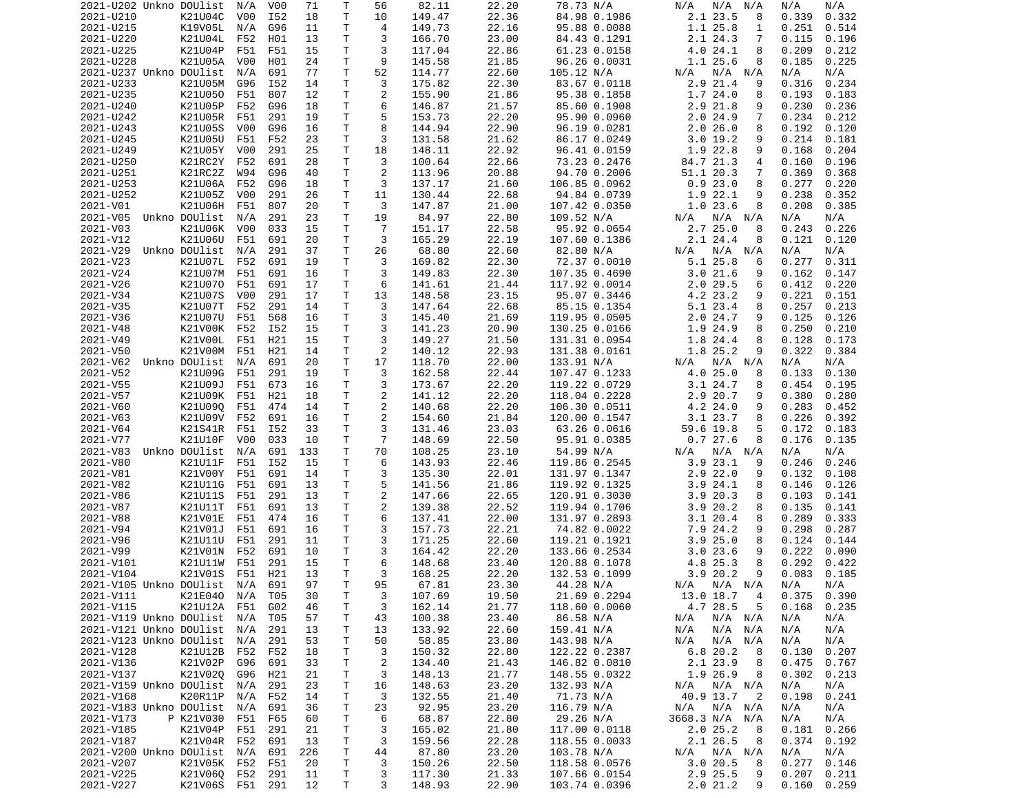```
2021-U202 Unkno DOUlist  N/A  V00   71    T    56     82.11      22.20      78.73 N/A         N/A  N/A  N/A   N/A    N/A
2021-U210       K21U04C  V00  I52   18    T    10    149.47      22.36      84.98 0.1986        2.1 23.5   8   0.339  0.332
2021-U215       K19V05L  N/A  G96   11    T     4    149.73      22.16      95.88 0.0088        1.1 25.8   1   0.251  0.514
2021-U220       K21U04L  F52  H01   13    T     3    166.70      23.00      84.43 0.1291        2.1 24.3   7   0.115  0.196
2021-U225       K21U04P  F51  F51   15    T     3    117.04      22.86      61.23 0.0158        4.0 24.1   8   0.209  0.212
2021-U228       K21U05A  V00  H01   24    T     9    145.58      21.85      96.26 0.0031        1.1 25.6   8   0.185  0.225
2021-U237 Unkno DOUlist  N/A  691   77    T    52    114.77      22.60     105.12 N/A         N/A  N/A  N/A   N/A    N/A
2021-U233       K21U05M  G96  I52   14    T     3    175.82      22.30      83.67 0.0118        2.9 21.4   9   0.316  0.234
2021-U235       K21U05O  F51  807   12    T     2    155.90      21.86      95.38 0.1858        1.7 24.0   8   0.193  0.183
2021-U240       K21U05P  F52  G96   18    T     6    146.87      21.57      85.60 0.1908        2.9 21.8   9   0.230  0.236
2021-U242       K21U05R  F51  291   19    T     5    153.73      22.20      95.90 0.0960        2.0 24.9   7   0.234  0.212
2021-U243       K21U05S  V00  G96   16    T     8    144.94      22.90      96.19 0.0281        2.0 26.0   8   0.192  0.120
2021-U245       K21U05U  F51  F52   23    T     3    131.58      21.62      86.17 0.0249        3.0 19.2   9   0.214  0.181
2021-U249       K21U05Y  V00  291   25    T    18    148.11      22.92      96.41 0.0159        1.9 22.8   9   0.168  0.204
2021-U250       K21RC2Y  F52  691   28    T     3    100.64      22.66      73.23 0.2476       84.7 21.3   4   0.160  0.196
2021-U251       K21RC2Z  W94  G96   40    T     2    113.96      20.88      94.70 0.2006       51.1 20.3   7   0.369  0.368
2021-U253       K21U06A  F52  G96   18    T     3    137.17      21.60     106.85 0.0962        0.9 23.0   8   0.277  0.220
2021-U252       K21U05Z  V00  291   26    T    11    130.44      22.68      94.84 0.0739        1.9 22.1   9   0.238  0.352
2021-V01        K21U06H  F51  807   20    T     3    147.87      21.00     107.42 0.0350        1.0 23.6   8   0.208  0.385
2021-V05  Unkno DOUlist  N/A  291   23    T    19     84.97      22.80     109.52 N/A         N/A  N/A  N/A   N/A    N/A
2021-V03        K21U06K  V00  033   15    T     7    151.17      22.58      95.92 0.0654        2.7 25.0   8   0.243  0.226
2021-V12        K21U06U  F51  691   20    T     3    165.29      22.19     107.60 0.1386        2.1 24.4   8   0.121  0.120
2021-V29  Unkno DOUlist  N/A  291   37    T    26     68.80      22.60      82.80 N/A         N/A  N/A  N/A   N/A    N/A
2021-V23        K21U07L  F52  691   19    T     3    169.82      22.30      72.37 0.0010        5.1 25.8   6   0.277  0.311
2021-V24        K21U07M  F51  691   16    T     3    149.83      22.30     107.35 0.4690        3.0 21.6   9   0.162  0.147
2021-V26        K21U07O  F51  691   17    T     6    141.61      21.44     117.92 0.0014        2.0 29.5   6   0.412  0.220
2021-V34        K21U07S  V00  291   17    T    13    148.58      23.15      95.07 0.3446        4.2 23.2   9   0.221  0.151
2021-V35        K21U07T  F52  291   14    T     3    147.64      22.68      85.15 0.1354        5.1 23.4   8   0.257  0.213
2021-V36        K21U07U  F51  568   16    T     3    145.40      21.69     119.95 0.0505        2.0 24.7   9   0.125  0.126
2021-V48        K21V00K  F52  I52   15    T     3    141.23      20.90     130.25 0.0166        1.9 24.9   8   0.250  0.210
2021-V49        K21V00L  F51  H21   15    T     3    149.27      21.50     131.31 0.0954        1.8 24.4   8   0.128  0.173
2021-V50        K21V00M  F51  H21   14    T     2    140.12      22.93     131.38 0.0161        1.8 25.2   9   0.322  0.384
2021-V62  Unkno DOUlist  N/A  691   20    T    17    118.70      22.00     133.91 N/A         N/A  N/A  N/A   N/A    N/A
2021-V52        K21U09G  F51  291   19    T     3    162.58      22.44     107.47 0.1233        4.0 25.0   8   0.133  0.130
2021-V55        K21U09J  F51  673   16    T     3    173.67      22.20     119.22 0.0729        3.1 24.7   8   0.454  0.195
2021-V57        K21U09K  F51  H21   18    T     2    141.12      22.20     118.04 0.2228        2.9 20.7   9   0.380  0.280
2021-V60        K21U09Q  F51  474   14    T     2    140.68      22.20     106.30 0.0511        4.2 24.0   9   0.283  0.452
2021-V63        K21U09V  F52  691   16    T     2    154.60      21.84     120.00 0.1547        3.1 23.7   8   0.226  0.392
2021-V64        K21S41R  F51  I52   33    T     3    131.46      23.03      63.26 0.0616       59.6 19.8   5   0.172  0.183
2021-V77        K21U10F  V00  033   10    T     7    148.69      22.50      95.91 0.0385        0.7 27.6   8   0.176  0.135
2021-V83  Unkno DOUlist  N/A  691  133    T    70    108.25      23.10      54.99 N/A         N/A  N/A  N/A   N/A    N/A
2021-V80        K21U11F  F51  I52   15    T     6    143.93      22.46     119.86 0.2545        3.9 23.1   9   0.246  0.246
2021-V81        K21V00Y  F51  691   14    T     3    135.30      22.01     131.97 0.1347        2.9 22.0   9   0.132  0.108
2021-V82        K21U11G  F51  691   13    T     5    141.56      21.86     119.92 0.1325        3.9 24.1   8   0.146  0.126
2021-V86        K21U11S  F51  291   13    T     2    147.66      22.65     120.91 0.3030        3.9 20.3   8   0.103  0.141
2021-V87        K21U11T  F51  691   13    T     2    139.38      22.52     119.94 0.1706        3.9 20.2   8   0.135  0.141
2021-V88        K21V01E  F51  474   16    T     6    137.41      22.00     131.97 0.2893        3.1 20.4   8   0.289  0.333
2021-V94        K21V01J  F51  691   16    T     3    157.73      22.21      74.82 0.0022        7.9 24.2   9   0.298  0.287
2021-V96        K21U11U  F51  291   11    T     3    171.25      22.20     119.21 0.1921        3.9 25.0   8   0.124  0.144
2021-V99        K21V01N  F52  691   10    T     3    164.42      22.20     133.66 0.2534        3.0 23.6   9   0.222  0.090
2021-V101       K21U11W  F51  291   15    T     6    148.68      23.40     120.88 0.1078        4.8 25.3   8   0.292  0.422
2021-V104       K21V01S  F51  H21   13    T     3    168.25      22.20     132.53 0.1099        3.9 20.2   9   0.083  0.185
2021-V105 Unkno DOUlist  N/A  691   97    T    95     67.81      23.30      44.28 N/A         N/A  N/A  N/A   N/A    N/A
2021-V111       K21E04O  N/A  T05   30    T     3    107.69      19.50      21.69 0.2294       13.0 18.7   4   0.375  0.390
2021-V115       K21U12A  F51  G02   46    T     3    162.14      21.77     118.60 0.0060        4.7 28.5   5   0.168  0.235
2021-V119 Unkno DOUlist  N/A  T05   57    T    43    100.38      23.40      86.58 N/A         N/A  N/A  N/A   N/A    N/A
2021-V121 Unkno DOUlist  N/A  291   13    T    13    133.92      22.60     159.41 N/A         N/A  N/A  N/A   N/A    N/A
2021-V123 Unkno DOUlist  N/A  291   53    T    50     58.85      23.80     143.98 N/A         N/A  N/A  N/A   N/A    N/A
2021-V128       K21U12B  F52  F52   18    T     3    150.32      22.80     122.22 0.2387        6.8 20.2   8   0.130  0.207
2021-V136       K21V02P  G96  691   33    T     2    134.40      21.43     146.82 0.0810        2.1 23.9   8   0.475  0.767
2021-V137       K21V02Q  G96  H21   21    T     3    148.13      21.77     148.55 0.0322        1.9 26.9   8   0.302  0.213
2021-V159 Unkno DOUlist  N/A  291   23    T    16    148.63      23.20     132.93 N/A         N/A  N/A  N/A   N/A    N/A
2021-V168       K20R11P  N/A  F52   14    T     3    132.55      21.40      71.73 N/A         40.9 13.7   2   0.198  0.241
2021-V183 Unkno DOUlist  N/A  691   36    T    23     92.95      23.20     116.79 N/A         N/A  N/A  N/A   N/A    N/A
2021-V173     P K21V030  F51  F65   60    T     6     68.87      22.80      29.26 N/A       3668.3 N/A  N/A   N/A    N/A
2021-V185       K21V04P  F51  291   21    T     3    165.02      21.80     117.00 0.0118        2.0 25.2   8   0.181  0.266
2021-V187       K21V04R  F52  691   13    T     3    159.56      22.28     118.55 0.0033        2.1 26.5   8   0.374  0.192
2021-V200 Unkno DOUlist  N/A  691  226    T    44     87.80      23.20     103.78 N/A         N/A  N/A  N/A   N/A    N/A
2021-V207       K21V05K  F52  F51   20    T     3    150.26      22.50     118.58 0.0576        3.0 20.5   8   0.277  0.146
2021-V225       K21V06Q  F52  291   11    T     3    117.30      21.33     107.66 0.0154        2.9 25.5   9   0.207  0.211
2021-V227       K21V06S  F51  291   12    T     3    148.93      22.90     103.74 0.0396        2.0 21.2   9   0.160  0.259
```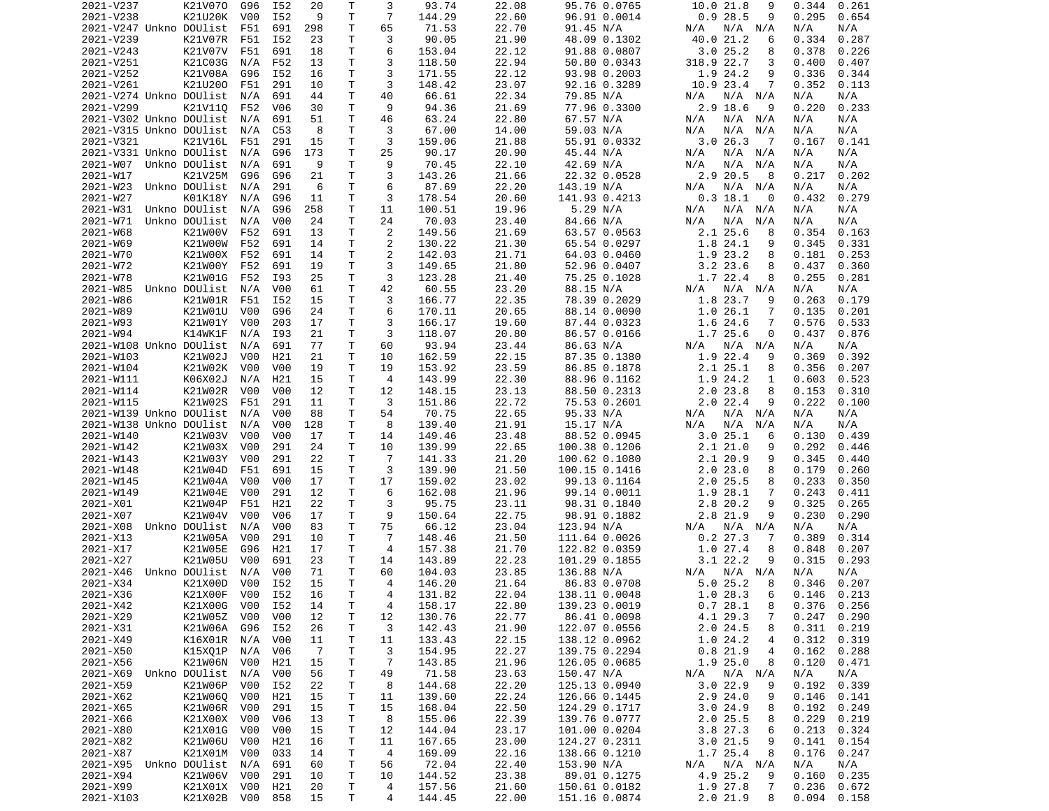| | | | | | | | | | | | | | | | |
|---|---|---|---|---|---|---|---|---|---|---|---|---|---|---|---|
| 2021-V237 | K21V07O | G96 | I52 | 20 | T | 3 | 93.74 | 22.08 | 95.76 | 0.0765 | 10.0 | 21.8 | 9 | 0.344 | 0.261 |
| 2021-V238 | K21U20K | V00 | I52 | 9 | T | 7 | 144.29 | 22.60 | 96.91 | 0.0014 | 0.9 | 28.5 | 9 | 0.295 | 0.654 |
| 2021-V247 Unkno | DOUlist | F51 | 691 | 298 | T | 65 | 71.53 | 22.70 | 91.45 | N/A | N/A | N/A | N/A | N/A | N/A |
| 2021-V239 | K21V07R | F51 | I52 | 23 | T | 3 | 90.05 | 21.90 | 48.09 | 0.1302 | 40.0 | 21.2 | 6 | 0.334 | 0.287 |
| 2021-V243 | K21V07V | F51 | 691 | 18 | T | 6 | 153.04 | 22.12 | 91.88 | 0.0807 | 3.0 | 25.2 | 8 | 0.378 | 0.226 |
| 2021-V251 | K21C03G | N/A | F52 | 13 | T | 3 | 118.50 | 22.94 | 50.80 | 0.0343 | 318.9 | 22.7 | 3 | 0.400 | 0.407 |
| 2021-V252 | K21V08A | G96 | I52 | 16 | T | 3 | 171.55 | 22.12 | 93.98 | 0.2003 | 1.9 | 24.2 | 9 | 0.336 | 0.344 |
| 2021-V261 | K21U20O | F51 | 291 | 10 | T | 3 | 148.42 | 23.07 | 92.16 | 0.3289 | 10.9 | 23.4 | 7 | 0.352 | 0.113 |
| 2021-V274 Unkno | DOUlist | N/A | 691 | 44 | T | 40 | 66.61 | 22.34 | 79.85 | N/A | N/A | N/A | N/A | N/A | N/A |
| 2021-V299 | K21V11Q | F52 | V06 | 30 | T | 9 | 94.36 | 21.69 | 77.96 | 0.3300 | 2.9 | 18.6 | 9 | 0.220 | 0.233 |
| 2021-V302 Unkno | DOUlist | N/A | 691 | 51 | T | 46 | 63.24 | 22.80 | 67.57 | N/A | N/A | N/A | N/A | N/A | N/A |
| 2021-V315 Unkno | DOUlist | N/A | C53 | 8 | T | 3 | 67.00 | 14.00 | 59.03 | N/A | N/A | N/A | N/A | N/A | N/A |
| 2021-V321 | K21V16L | F51 | 291 | 15 | T | 3 | 159.06 | 21.88 | 55.91 | 0.0332 | 3.0 | 26.3 | 7 | 0.167 | 0.141 |
| 2021-V331 Unkno | DOUlist | N/A | G96 | 173 | T | 25 | 90.17 | 20.90 | 45.44 | N/A | N/A | N/A | N/A | N/A | N/A |
| 2021-W07 Unkno | DOUlist | N/A | 691 | 9 | T | 9 | 70.45 | 22.10 | 42.69 | N/A | N/A | N/A | N/A | N/A | N/A |
| 2021-W17 | K21V25M | G96 | G96 | 21 | T | 3 | 143.26 | 21.66 | 22.32 | 0.0528 | 2.9 | 20.5 | 8 | 0.217 | 0.202 |
| 2021-W23 Unkno | DOUlist | N/A | 291 | 6 | T | 6 | 87.69 | 22.20 | 143.19 | N/A | N/A | N/A | N/A | N/A | N/A |
| 2021-W27 | K01K18Y | N/A | G96 | 11 | T | 3 | 178.54 | 20.60 | 141.93 | 0.4213 | 0.3 | 18.1 | 0 | 0.432 | 0.279 |
| 2021-W31 Unkno | DOUlist | N/A | G96 | 258 | T | 11 | 100.51 | 19.96 | 5.29 | N/A | N/A | N/A | N/A | N/A | N/A |
| 2021-W71 Unkno | DOUlist | N/A | V00 | 24 | T | 24 | 70.03 | 23.40 | 84.66 | N/A | N/A | N/A | N/A | N/A | N/A |
| 2021-W68 | K21W00V | F52 | 691 | 13 | T | 2 | 149.56 | 21.69 | 63.57 | 0.0563 | 2.1 | 25.6 | 8 | 0.354 | 0.163 |
| 2021-W69 | K21W00W | F52 | 691 | 14 | T | 2 | 130.22 | 21.30 | 65.54 | 0.0297 | 1.8 | 24.1 | 9 | 0.345 | 0.331 |
| 2021-W70 | K21W00X | F52 | 691 | 14 | T | 2 | 142.03 | 21.71 | 64.03 | 0.0460 | 1.9 | 23.2 | 8 | 0.181 | 0.253 |
| 2021-W72 | K21W00Y | F52 | 691 | 19 | T | 3 | 149.65 | 21.80 | 52.96 | 0.0407 | 3.2 | 23.6 | 8 | 0.437 | 0.360 |
| 2021-W78 | K21W01G | F52 | I93 | 25 | T | 3 | 123.28 | 21.40 | 75.25 | 0.1028 | 1.7 | 22.4 | 8 | 0.255 | 0.281 |
| 2021-W85 Unkno | DOUlist | N/A | V00 | 61 | T | 42 | 60.55 | 23.20 | 88.15 | N/A | N/A | N/A | N/A | N/A | N/A |
| 2021-W86 | K21W01R | F51 | I52 | 15 | T | 3 | 166.77 | 22.35 | 78.39 | 0.2029 | 1.8 | 23.7 | 9 | 0.263 | 0.179 |
| 2021-W89 | K21W01U | V00 | G96 | 24 | T | 6 | 170.11 | 20.65 | 88.14 | 0.0090 | 1.0 | 26.1 | 7 | 0.135 | 0.201 |
| 2021-W93 | K21W01Y | V00 | 203 | 17 | T | 3 | 166.17 | 19.60 | 87.44 | 0.0323 | 1.6 | 24.6 | 7 | 0.576 | 0.533 |
| 2021-W94 | K14WK1F | N/A | I93 | 21 | T | 3 | 118.07 | 20.80 | 86.57 | 0.0166 | 1.7 | 25.6 | 0 | 0.437 | 0.876 |
| 2021-W108 Unkno | DOUlist | N/A | 691 | 77 | T | 60 | 93.94 | 23.44 | 86.63 | N/A | N/A | N/A | N/A | N/A | N/A |
| 2021-W103 | K21W02J | V00 | H21 | 21 | T | 10 | 162.59 | 22.15 | 87.35 | 0.1380 | 1.9 | 22.4 | 9 | 0.369 | 0.392 |
| 2021-W104 | K21W02K | V00 | V00 | 19 | T | 19 | 153.92 | 23.59 | 86.85 | 0.1878 | 2.1 | 25.1 | 8 | 0.356 | 0.207 |
| 2021-W111 | K06X02J | N/A | H21 | 15 | T | 4 | 143.99 | 22.30 | 88.96 | 0.1162 | 1.9 | 24.2 | 1 | 0.603 | 0.523 |
| 2021-W114 | K21W02R | V00 | V00 | 12 | T | 12 | 148.15 | 23.13 | 88.50 | 0.2313 | 2.0 | 23.8 | 8 | 0.153 | 0.310 |
| 2021-W115 | K21W02S | F51 | 291 | 11 | T | 3 | 151.86 | 22.72 | 75.53 | 0.2601 | 2.0 | 22.4 | 9 | 0.222 | 0.100 |
| 2021-W139 Unkno | DOUlist | N/A | V00 | 88 | T | 54 | 70.75 | 22.65 | 95.33 | N/A | N/A | N/A | N/A | N/A | N/A |
| 2021-W138 Unkno | DOUlist | N/A | V00 | 128 | T | 8 | 139.40 | 21.91 | 15.17 | N/A | N/A | N/A | N/A | N/A | N/A |
| 2021-W140 | K21W03V | V00 | V00 | 17 | T | 14 | 149.46 | 23.48 | 88.52 | 0.0945 | 3.0 | 25.1 | 6 | 0.130 | 0.439 |
| 2021-W142 | K21W03X | V00 | 291 | 24 | T | 10 | 139.99 | 22.65 | 100.38 | 0.1206 | 2.1 | 21.0 | 9 | 0.292 | 0.446 |
| 2021-W143 | K21W03Y | V00 | 291 | 22 | T | 7 | 141.33 | 21.20 | 100.62 | 0.1080 | 2.1 | 20.9 | 9 | 0.345 | 0.440 |
| 2021-W148 | K21W04D | F51 | 691 | 15 | T | 3 | 139.90 | 21.50 | 100.15 | 0.1416 | 2.0 | 23.0 | 8 | 0.179 | 0.260 |
| 2021-W145 | K21W04A | V00 | V00 | 17 | T | 17 | 159.02 | 23.02 | 99.13 | 0.1164 | 2.0 | 25.5 | 8 | 0.233 | 0.350 |
| 2021-W149 | K21W04E | V00 | 291 | 12 | T | 6 | 162.08 | 21.96 | 99.14 | 0.0011 | 1.9 | 28.1 | 7 | 0.243 | 0.411 |
| 2021-X01 | K21W04P | F51 | H21 | 22 | T | 3 | 95.75 | 23.11 | 98.31 | 0.1840 | 2.8 | 20.2 | 9 | 0.325 | 0.265 |
| 2021-X07 | K21W04V | V00 | V06 | 17 | T | 9 | 150.64 | 22.75 | 98.91 | 0.1882 | 2.8 | 21.9 | 9 | 0.230 | 0.290 |
| 2021-X08 Unkno | DOUlist | N/A | V00 | 83 | T | 75 | 66.12 | 23.04 | 123.94 | N/A | N/A | N/A | N/A | N/A | N/A |
| 2021-X13 | K21W05A | V00 | 291 | 10 | T | 7 | 148.46 | 21.50 | 111.64 | 0.0026 | 0.2 | 27.3 | 7 | 0.389 | 0.314 |
| 2021-X17 | K21W05E | G96 | H21 | 17 | T | 4 | 157.38 | 21.70 | 122.82 | 0.0359 | 1.0 | 27.4 | 8 | 0.848 | 0.207 |
| 2021-X27 | K21W05U | V00 | 691 | 23 | T | 14 | 143.89 | 22.23 | 101.29 | 0.1855 | 3.1 | 22.2 | 9 | 0.315 | 0.293 |
| 2021-X46 Unkno | DOUlist | N/A | V00 | 71 | T | 60 | 104.03 | 23.85 | 136.88 | N/A | N/A | N/A | N/A | N/A | N/A |
| 2021-X34 | K21X00D | V00 | I52 | 15 | T | 4 | 146.20 | 21.64 | 86.83 | 0.0708 | 5.0 | 25.2 | 8 | 0.346 | 0.207 |
| 2021-X36 | K21X00F | V00 | I52 | 16 | T | 4 | 131.82 | 22.04 | 138.11 | 0.0048 | 1.0 | 28.3 | 6 | 0.146 | 0.213 |
| 2021-X42 | K21X00G | V00 | I52 | 14 | T | 4 | 158.17 | 22.80 | 139.23 | 0.0019 | 0.7 | 28.1 | 8 | 0.376 | 0.256 |
| 2021-X29 | K21W05Z | V00 | V00 | 12 | T | 12 | 130.76 | 22.77 | 86.41 | 0.0098 | 4.1 | 29.3 | 7 | 0.247 | 0.290 |
| 2021-X31 | K21W06A | G96 | I52 | 26 | T | 3 | 142.43 | 21.90 | 122.07 | 0.0556 | 2.0 | 24.5 | 8 | 0.311 | 0.219 |
| 2021-X49 | K16X01R | N/A | V00 | 11 | T | 11 | 133.43 | 22.15 | 138.12 | 0.0962 | 1.0 | 24.2 | 4 | 0.312 | 0.319 |
| 2021-X50 | K15XQ1P | N/A | V06 | 7 | T | 3 | 154.95 | 22.27 | 139.75 | 0.2294 | 0.8 | 21.9 | 4 | 0.162 | 0.288 |
| 2021-X56 | K21W06N | V00 | H21 | 15 | T | 7 | 143.85 | 21.96 | 126.05 | 0.0685 | 1.9 | 25.0 | 8 | 0.120 | 0.471 |
| 2021-X69 Unkno | DOUlist | N/A | V00 | 56 | T | 49 | 71.58 | 23.63 | 150.47 | N/A | N/A | N/A | N/A | N/A | N/A |
| 2021-X59 | K21W06P | V00 | I52 | 22 | T | 8 | 144.68 | 22.20 | 125.13 | 0.0940 | 3.0 | 22.9 | 9 | 0.192 | 0.339 |
| 2021-X62 | K21W06Q | V00 | H21 | 15 | T | 11 | 139.60 | 22.24 | 126.66 | 0.1445 | 2.9 | 24.0 | 9 | 0.146 | 0.141 |
| 2021-X65 | K21W06R | V00 | 291 | 15 | T | 15 | 168.04 | 22.50 | 124.29 | 0.1717 | 3.0 | 24.9 | 8 | 0.192 | 0.249 |
| 2021-X66 | K21X00X | V00 | V06 | 13 | T | 8 | 155.06 | 22.39 | 139.76 | 0.0777 | 2.0 | 25.5 | 8 | 0.229 | 0.219 |
| 2021-X80 | K21X01G | V00 | V00 | 15 | T | 12 | 144.04 | 23.17 | 101.00 | 0.0204 | 3.8 | 27.3 | 6 | 0.213 | 0.324 |
| 2021-X82 | K21W06U | V00 | H21 | 16 | T | 11 | 167.65 | 23.00 | 124.27 | 0.2311 | 3.0 | 21.5 | 9 | 0.141 | 0.154 |
| 2021-X87 | K21X01M | V00 | 033 | 14 | T | 4 | 169.09 | 22.16 | 138.66 | 0.1210 | 1.7 | 25.4 | 8 | 0.176 | 0.247 |
| 2021-X95 Unkno | DOUlist | N/A | 691 | 60 | T | 56 | 72.04 | 22.40 | 153.90 | N/A | N/A | N/A | N/A | N/A | N/A |
| 2021-X94 | K21W06V | V00 | 291 | 10 | T | 10 | 144.52 | 23.38 | 89.01 | 0.1275 | 4.9 | 25.2 | 9 | 0.160 | 0.235 |
| 2021-X99 | K21X01X | V00 | H21 | 20 | T | 4 | 157.56 | 21.60 | 150.61 | 0.0182 | 1.9 | 27.8 | 7 | 0.236 | 0.672 |
| 2021-X103 | K21X02B | V00 | 858 | 15 | T | 4 | 144.45 | 22.00 | 151.16 | 0.0874 | 2.0 | 21.9 | 8 | 0.094 | 0.158 |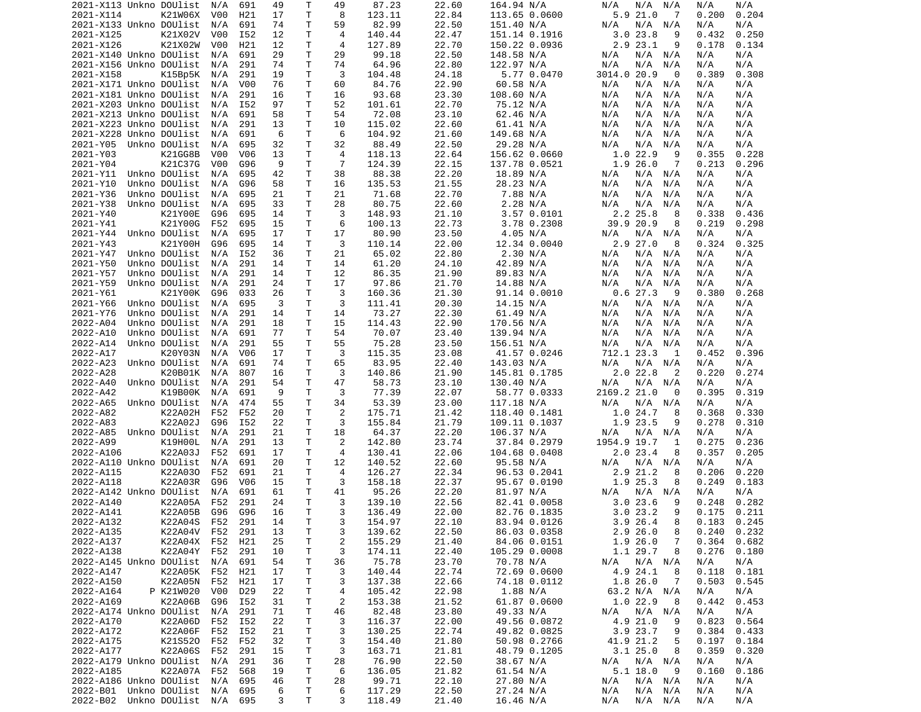| | | | | | | | | | | | | | | | | |
|---|---|---|---|---|---|---|---|---|---|---|---|---|---|---|---|---|
| 2021-X113 | Unkno | DOUlist | N/A | 691 | 49 | T | 49 | 87.23 | 22.60 | 164.94 | N/A | N/A | N/A | N/A | N/A | N/A |
| 2021-X114 | | K21W06X | V00 | H21 | 17 | T | 8 | 123.11 | 22.84 | 113.65 | 0.0600 | 5.9 | 21.0 | 7 | 0.200 | 0.204 |
| 2021-X133 | Unkno | DOUlist | N/A | 691 | 74 | T | 59 | 82.99 | 22.50 | 151.40 | N/A | N/A | N/A | N/A | N/A | N/A |
| 2021-X125 | | K21X02V | V00 | I52 | 12 | T | 4 | 140.44 | 22.47 | 151.14 | 0.1916 | 3.0 | 23.8 | 9 | 0.432 | 0.250 |
| 2021-X126 | | K21X02W | V00 | H21 | 12 | T | 4 | 127.89 | 22.70 | 150.22 | 0.0936 | 2.9 | 23.1 | 9 | 0.178 | 0.134 |
| 2021-X140 | Unkno | DOUlist | N/A | 691 | 29 | T | 29 | 99.18 | 22.50 | 148.58 | N/A | N/A | N/A | N/A | N/A | N/A |
| 2021-X156 | Unkno | DOUlist | N/A | 291 | 74 | T | 74 | 64.96 | 22.80 | 122.97 | N/A | N/A | N/A | N/A | N/A | N/A |
| 2021-X158 | | K15Bp5K | N/A | 291 | 19 | T | 3 | 104.48 | 24.18 | 5.77 | 0.0470 | 3014.0 | 20.9 | 0 | 0.389 | 0.308 |
| 2021-X171 | Unkno | DOUlist | N/A | V00 | 76 | T | 60 | 84.76 | 22.90 | 60.58 | N/A | N/A | N/A | N/A | N/A | N/A |
| 2021-X181 | Unkno | DOUlist | N/A | 291 | 16 | T | 16 | 93.68 | 23.30 | 108.60 | N/A | N/A | N/A | N/A | N/A | N/A |
| 2021-X203 | Unkno | DOUlist | N/A | I52 | 97 | T | 52 | 101.61 | 22.70 | 75.12 | N/A | N/A | N/A | N/A | N/A | N/A |
| 2021-X213 | Unkno | DOUlist | N/A | 691 | 58 | T | 54 | 72.08 | 23.10 | 62.46 | N/A | N/A | N/A | N/A | N/A | N/A |
| 2021-X223 | Unkno | DOUlist | N/A | 291 | 13 | T | 10 | 115.02 | 22.60 | 61.41 | N/A | N/A | N/A | N/A | N/A | N/A |
| 2021-X228 | Unkno | DOUlist | N/A | 691 | 6 | T | 6 | 104.92 | 21.60 | 149.68 | N/A | N/A | N/A | N/A | N/A | N/A |
| 2021-Y05 | Unkno | DOUlist | N/A | 695 | 32 | T | 32 | 88.49 | 22.50 | 29.28 | N/A | N/A | N/A | N/A | N/A | N/A |
| 2021-Y03 | | K21GG8B | V00 | V06 | 13 | T | 4 | 118.13 | 22.64 | 156.62 | 0.0660 | 1.0 | 22.9 | 9 | 0.355 | 0.228 |
| 2021-Y04 | | K21C37G | V00 | G96 | 9 | T | 7 | 124.39 | 22.15 | 137.78 | 0.0521 | 1.9 | 26.0 | 7 | 0.213 | 0.296 |
| 2021-Y11 | Unkno | DOUlist | N/A | 695 | 42 | T | 38 | 88.38 | 22.20 | 18.89 | N/A | N/A | N/A | N/A | N/A | N/A |
| 2021-Y10 | Unkno | DOUlist | N/A | G96 | 58 | T | 16 | 135.53 | 21.55 | 28.23 | N/A | N/A | N/A | N/A | N/A | N/A |
| 2021-Y36 | Unkno | DOUlist | N/A | 695 | 21 | T | 21 | 71.68 | 22.70 | 7.88 | N/A | N/A | N/A | N/A | N/A | N/A |
| 2021-Y38 | Unkno | DOUlist | N/A | 695 | 33 | T | 28 | 80.75 | 22.60 | 2.28 | N/A | N/A | N/A | N/A | N/A | N/A |
| 2021-Y40 | | K21Y00E | G96 | 695 | 14 | T | 3 | 148.93 | 21.10 | 3.57 | 0.0101 | 2.2 | 25.8 | 8 | 0.338 | 0.436 |
| 2021-Y41 | | K21Y00G | F52 | 695 | 15 | T | 6 | 100.13 | 22.73 | 3.78 | 0.2308 | 39.9 | 20.9 | 8 | 0.219 | 0.298 |
| 2021-Y44 | Unkno | DOUlist | N/A | 695 | 17 | T | 17 | 80.90 | 23.50 | 4.05 | N/A | N/A | N/A | N/A | N/A | N/A |
| 2021-Y43 | | K21Y00H | G96 | 695 | 14 | T | 3 | 110.14 | 22.00 | 12.34 | 0.0040 | 2.9 | 27.0 | 8 | 0.324 | 0.325 |
| 2021-Y47 | Unkno | DOUlist | N/A | I52 | 36 | T | 21 | 65.02 | 22.80 | 2.30 | N/A | N/A | N/A | N/A | N/A | N/A |
| 2021-Y50 | Unkno | DOUlist | N/A | 291 | 14 | T | 14 | 61.20 | 24.10 | 42.89 | N/A | N/A | N/A | N/A | N/A | N/A |
| 2021-Y57 | Unkno | DOUlist | N/A | 291 | 14 | T | 12 | 86.35 | 21.90 | 89.83 | N/A | N/A | N/A | N/A | N/A | N/A |
| 2021-Y59 | Unkno | DOUlist | N/A | 291 | 24 | T | 17 | 97.86 | 21.70 | 14.88 | N/A | N/A | N/A | N/A | N/A | N/A |
| 2021-Y61 | | K21Y00K | G96 | 033 | 26 | T | 3 | 160.36 | 21.30 | 91.14 | 0.0010 | 0.6 | 27.3 | 9 | 0.380 | 0.268 |
| 2021-Y66 | Unkno | DOUlist | N/A | 695 | 3 | T | 3 | 111.41 | 20.30 | 14.15 | N/A | N/A | N/A | N/A | N/A | N/A |
| 2021-Y76 | Unkno | DOUlist | N/A | 291 | 14 | T | 14 | 73.27 | 22.30 | 61.49 | N/A | N/A | N/A | N/A | N/A | N/A |
| 2022-A04 | Unkno | DOUlist | N/A | 291 | 18 | T | 15 | 114.43 | 22.90 | 170.56 | N/A | N/A | N/A | N/A | N/A | N/A |
| 2022-A10 | Unkno | DOUlist | N/A | 691 | 77 | T | 54 | 70.07 | 23.40 | 139.94 | N/A | N/A | N/A | N/A | N/A | N/A |
| 2022-A14 | Unkno | DOUlist | N/A | 291 | 55 | T | 55 | 75.28 | 23.50 | 156.51 | N/A | N/A | N/A | N/A | N/A | N/A |
| 2022-A17 | | K20Y03N | N/A | V06 | 17 | T | 3 | 115.35 | 23.08 | 41.57 | 0.0246 | 712.1 | 23.3 | 1 | 0.452 | 0.396 |
| 2022-A23 | Unkno | DOUlist | N/A | 691 | 74 | T | 65 | 83.95 | 22.40 | 143.03 | N/A | N/A | N/A | N/A | N/A | N/A |
| 2022-A28 | | K20B01K | N/A | 807 | 16 | T | 3 | 140.86 | 21.90 | 145.81 | 0.1785 | 2.0 | 22.8 | 2 | 0.220 | 0.274 |
| 2022-A40 | Unkno | DOUlist | N/A | 291 | 54 | T | 47 | 58.73 | 23.10 | 130.40 | N/A | N/A | N/A | N/A | N/A | N/A |
| 2022-A42 | | K19B00K | N/A | 691 | 9 | T | 3 | 77.39 | 22.07 | 58.77 | 0.0333 | 2169.2 | 21.0 | 0 | 0.395 | 0.319 |
| 2022-A65 | Unkno | DOUlist | N/A | 474 | 55 | T | 34 | 53.39 | 23.00 | 117.18 | N/A | N/A | N/A | N/A | N/A | N/A |
| 2022-A82 | | K22A02H | F52 | F52 | 20 | T | 2 | 175.71 | 21.42 | 118.40 | 0.1481 | 1.0 | 24.7 | 8 | 0.368 | 0.330 |
| 2022-A83 | | K22A02J | G96 | I52 | 22 | T | 3 | 155.84 | 21.79 | 109.11 | 0.1037 | 1.9 | 23.5 | 9 | 0.278 | 0.310 |
| 2022-A85 | Unkno | DOUlist | N/A | 291 | 21 | T | 18 | 64.37 | 22.20 | 106.37 | N/A | N/A | N/A | N/A | N/A | N/A |
| 2022-A99 | | K19H00L | N/A | 291 | 13 | T | 2 | 142.80 | 23.74 | 37.84 | 0.2979 | 1954.9 | 19.7 | 1 | 0.275 | 0.236 |
| 2022-A106 | | K22A03J | F52 | 691 | 17 | T | 4 | 130.41 | 22.06 | 104.68 | 0.0408 | 2.0 | 23.4 | 8 | 0.357 | 0.205 |
| 2022-A110 | Unkno | DOUlist | N/A | 691 | 20 | T | 12 | 140.52 | 22.60 | 95.58 | N/A | N/A | N/A | N/A | N/A | N/A |
| 2022-A115 | | K22A03O | F52 | 691 | 21 | T | 4 | 126.27 | 22.34 | 96.53 | 0.2041 | 2.9 | 21.2 | 8 | 0.206 | 0.220 |
| 2022-A118 | | K22A03R | G96 | V06 | 15 | T | 3 | 158.18 | 22.37 | 95.67 | 0.0190 | 1.9 | 25.3 | 8 | 0.249 | 0.183 |
| 2022-A142 | Unkno | DOUlist | N/A | 691 | 61 | T | 41 | 95.26 | 22.20 | 81.97 | N/A | N/A | N/A | N/A | N/A | N/A |
| 2022-A140 | | K22A05A | F52 | 291 | 24 | T | 3 | 139.10 | 22.56 | 82.41 | 0.0058 | 3.0 | 23.6 | 9 | 0.248 | 0.282 |
| 2022-A141 | | K22A05B | G96 | G96 | 16 | T | 3 | 136.49 | 22.00 | 82.76 | 0.1835 | 3.0 | 23.2 | 9 | 0.175 | 0.211 |
| 2022-A132 | | K22A04S | F52 | 291 | 14 | T | 3 | 154.97 | 22.10 | 83.94 | 0.0126 | 3.9 | 26.4 | 8 | 0.183 | 0.245 |
| 2022-A135 | | K22A04V | F52 | 291 | 13 | T | 3 | 139.62 | 22.50 | 86.03 | 0.0358 | 2.9 | 26.0 | 8 | 0.240 | 0.232 |
| 2022-A137 | | K22A04X | F52 | H21 | 25 | T | 2 | 155.29 | 21.40 | 84.06 | 0.0151 | 1.9 | 26.0 | 7 | 0.364 | 0.682 |
| 2022-A138 | | K22A04Y | F52 | 291 | 10 | T | 3 | 174.11 | 22.40 | 105.29 | 0.0008 | 1.1 | 29.7 | 8 | 0.276 | 0.180 |
| 2022-A145 | Unkno | DOUlist | N/A | 691 | 54 | T | 36 | 75.78 | 23.70 | 70.78 | N/A | N/A | N/A | N/A | N/A | N/A |
| 2022-A147 | | K22A05K | F52 | H21 | 17 | T | 3 | 140.44 | 22.74 | 72.69 | 0.0600 | 4.9 | 24.1 | 8 | 0.118 | 0.181 |
| 2022-A150 | | K22A05N | F52 | H21 | 17 | T | 3 | 137.38 | 22.66 | 74.18 | 0.0112 | 1.8 | 26.0 | 7 | 0.503 | 0.545 |
| 2022-A164 | P | K21W020 | V00 | D29 | 22 | T | 4 | 105.42 | 22.98 | 1.88 | N/A | 63.2 | N/A | N/A | N/A | N/A |
| 2022-A169 | | K22A06B | G96 | I52 | 31 | T | 2 | 153.38 | 21.52 | 61.87 | 0.0600 | 1.0 | 22.9 | 8 | 0.442 | 0.453 |
| 2022-A174 | Unkno | DOUlist | N/A | 291 | 71 | T | 46 | 82.48 | 23.80 | 49.33 | N/A | N/A | N/A | N/A | N/A | N/A |
| 2022-A170 | | K22A06D | F52 | I52 | 22 | T | 3 | 116.37 | 22.00 | 49.56 | 0.0872 | 4.9 | 21.0 | 9 | 0.823 | 0.564 |
| 2022-A172 | | K22A06F | F52 | I52 | 21 | T | 3 | 130.25 | 22.74 | 49.82 | 0.0825 | 3.9 | 23.7 | 9 | 0.384 | 0.433 |
| 2022-A175 | | K21S52O | F52 | F52 | 32 | T | 3 | 154.40 | 21.80 | 50.98 | 0.2766 | 41.9 | 21.2 | 5 | 0.197 | 0.184 |
| 2022-A177 | | K22A06S | F52 | 291 | 15 | T | 3 | 163.71 | 21.81 | 48.79 | 0.1205 | 3.1 | 25.0 | 8 | 0.359 | 0.320 |
| 2022-A179 | Unkno | DOUlist | N/A | 291 | 36 | T | 28 | 76.90 | 22.50 | 38.67 | N/A | N/A | N/A | N/A | N/A | N/A |
| 2022-A185 | | K22A07A | F52 | 568 | 19 | T | 6 | 136.05 | 21.82 | 61.54 | N/A | 5.1 | 18.0 | 9 | 0.160 | 0.186 |
| 2022-A186 | Unkno | DOUlist | N/A | 695 | 46 | T | 28 | 99.71 | 22.10 | 27.80 | N/A | N/A | N/A | N/A | N/A | N/A |
| 2022-B01 | Unkno | DOUlist | N/A | 695 | 6 | T | 6 | 117.29 | 22.50 | 27.24 | N/A | N/A | N/A | N/A | N/A | N/A |
| 2022-B02 | Unkno | DOUlist | N/A | 695 | 3 | T | 3 | 118.49 | 21.40 | 16.46 | N/A | N/A | N/A | N/A | N/A | N/A |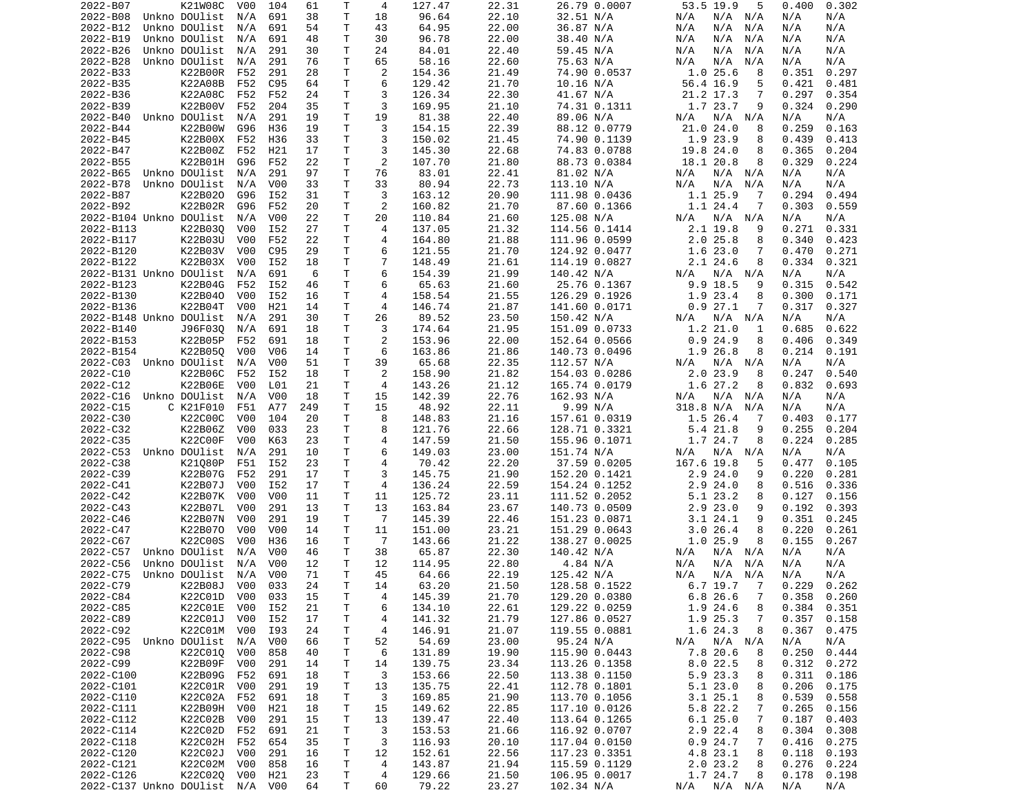```
2022-B07       K21W08C  V00  104   61    T    4   127.47     22.31     26.79 0.0007      53.5 19.9   5   0.400  0.302
2022-B08  Unkno DOUlist  N/A  691   38    T   18    96.64     22.10     32.51 N/A        N/A  N/A  N/A   N/A    N/A
2022-B12  Unkno DOUlist  N/A  691   54    T   43    64.95     22.00     36.87 N/A        N/A  N/A  N/A   N/A    N/A
2022-B19  Unkno DOUlist  N/A  691   48    T   30    96.78     22.00     38.40 N/A        N/A  N/A  N/A   N/A    N/A
2022-B26  Unkno DOUlist  N/A  291   30    T   24    84.01     22.40     59.45 N/A        N/A  N/A  N/A   N/A    N/A
2022-B28  Unkno DOUlist  N/A  291   76    T   65    58.16     22.60     75.63 N/A        N/A  N/A  N/A   N/A    N/A
2022-B33       K22B00R  F52  291   28    T    2   154.36     21.49     74.90 0.0537       1.0 25.6   8   0.351  0.297
2022-B35       K22A08B  F52  C95   64    T    6   129.42     21.70     10.16 N/A         56.4 16.9   5   0.421  0.481
2022-B36       K22A08C  F52  F52   24    T    3   126.34     22.30     41.67 N/A         21.2 17.3   7   0.297  0.354
2022-B39       K22B00V  F52  204   35    T    3   169.95     21.10     74.31 0.1311       1.7 23.7   9   0.324  0.290
2022-B40  Unkno DOUlist  N/A  291   19    T   19    81.38     22.40     89.06 N/A        N/A  N/A  N/A   N/A    N/A
2022-B44       K22B00W  G96  H36   19    T    3   154.15     22.39     88.12 0.0779      21.0 24.0   8   0.259  0.163
2022-B45       K22B00X  F52  H36   33    T    3   150.02     21.45     74.90 0.1139       1.9 23.9   8   0.439  0.413
2022-B47       K22B00Z  F52  H21   17    T    3   145.30     22.68     74.83 0.0788      19.8 24.0   8   0.365  0.204
2022-B55       K22B01H  G96  F52   22    T    2   107.70     21.80     88.73 0.0384      18.1 20.8   8   0.329  0.224
2022-B65  Unkno DOUlist  N/A  291   97    T   76    83.01     22.41     81.02 N/A        N/A  N/A  N/A   N/A    N/A
2022-B78  Unkno DOUlist  N/A  V00   33    T   33    80.94     22.73    113.10 N/A        N/A  N/A  N/A   N/A    N/A
2022-B87       K22B02O  G96  I52   31    T    3   163.12     20.90    111.98 0.0436       1.1 25.9   7   0.294  0.494
2022-B92       K22B02R  G96  F52   20    T    2   160.82     21.70     87.60 0.1366       1.1 24.4   7   0.303  0.559
2022-B104 Unkno DOUlist  N/A  V00   22    T   20   110.84     21.60    125.08 N/A        N/A  N/A  N/A   N/A    N/A
2022-B113      K22B03Q  V00  I52   27    T    4   137.05     21.32    114.56 0.1414       2.1 19.8   9   0.271  0.331
2022-B117      K22B03U  V00  F52   22    T    4   164.80     21.88    111.96 0.0599       2.0 25.8   8   0.340  0.423
2022-B120      K22B03V  V00  C95   29    T    6   121.55     21.70    124.92 0.0477       1.6 23.0   7   0.470  0.271
2022-B122      K22B03X  V00  I52   18    T    7   148.49     21.61    114.19 0.0827       2.1 24.6   8   0.334  0.321
2022-B131 Unkno DOUlist  N/A  691    6    T    6   154.39     21.99    140.42 N/A        N/A  N/A  N/A   N/A    N/A
2022-B123      K22B04G  F52  I52   46    T    6    65.63     21.60     25.76 0.1367       9.9 18.5   9   0.315  0.542
2022-B130      K22B04O  V00  I52   16    T    4   158.54     21.55    126.29 0.1926       1.9 23.4   8   0.300  0.171
2022-B136      K22B04T  V00  H21   14    T    4   146.74     21.87    141.60 0.0171       0.9 27.1   7   0.317  0.327
2022-B148 Unkno DOUlist  N/A  291   30    T   26    89.52     23.50    150.42 N/A        N/A  N/A  N/A   N/A    N/A
2022-B140      J96F03Q  N/A  691   18    T    3   174.64     21.95    151.09 0.0733       1.2 21.0   1   0.685  0.622
2022-B153      K22B05P  F52  691   18    T    2   153.96     22.00    152.64 0.0566       0.9 24.9   8   0.406  0.349
2022-B154      K22B05Q  V00  V06   14    T    6   163.86     21.86    140.73 0.0496       1.9 26.8   8   0.214  0.191
2022-C03  Unkno DOUlist  N/A  V00   51    T   39    65.68     22.35    112.57 N/A        N/A  N/A  N/A   N/A    N/A
2022-C10       K22B06C  F52  I52   18    T    2   158.90     21.82    154.03 0.0286       2.0 23.9   8   0.247  0.540
2022-C12       K22B06E  V00  L01   21    T    4   143.26     21.12    165.74 0.0179       1.6 27.2   8   0.832  0.693
2022-C16  Unkno DOUlist  N/A  V00   18    T   15   142.39     22.76    162.93 N/A        N/A  N/A  N/A   N/A    N/A
2022-C15      C K21F010  F51  A77  249    T   15    48.92     22.11      9.99 N/A        318.8 N/A  N/A   N/A    N/A
2022-C30       K22C00C  V00  104   20    T    8   148.83     21.16    157.61 0.0319       1.5 26.4   7   0.403  0.177
2022-C32       K22B06Z  V00  033   23    T    8   121.76     22.66    128.71 0.3321       5.4 21.8   9   0.255  0.204
2022-C35       K22C00F  V00  K63   23    T    4   147.59     21.50    155.96 0.1071       1.7 24.7   8   0.224  0.285
2022-C53  Unkno DOUlist  N/A  291   10    T    6   149.03     23.00    151.74 N/A        N/A  N/A  N/A   N/A    N/A
2022-C38       K21Q80P  F51  I52   23    T    4    70.42     22.20     37.59 0.0205     167.6 19.8   5   0.477  0.105
2022-C39       K22B07G  F52  291   17    T    3   145.75     21.90    152.20 0.1421       2.9 24.0   9   0.220  0.281
2022-C41       K22B07J  V00  I52   17    T    4   136.24     22.59    154.24 0.1252       2.9 24.0   8   0.516  0.336
2022-C42       K22B07K  V00  V00   11    T   11   125.72     23.11    111.52 0.2052       5.1 23.2   8   0.127  0.156
2022-C43       K22B07L  V00  291   13    T   13   163.84     23.67    140.73 0.0509       2.9 23.0   9   0.192  0.393
2022-C46       K22B07N  V00  291   19    T    7   145.39     22.46    151.23 0.0871       3.1 24.1   9   0.351  0.245
2022-C47       K22B07O  V00  V00   14    T   11   151.00     23.21    151.29 0.0643       3.0 26.4   8   0.220  0.261
2022-C67       K22C00S  V00  H36   16    T    7   143.66     21.22    138.27 0.0025       1.0 25.9   8   0.155  0.267
2022-C57  Unkno DOUlist  N/A  V00   46    T   38    65.87     22.30    140.42 N/A        N/A  N/A  N/A   N/A    N/A
2022-C56  Unkno DOUlist  N/A  V00   12    T   12   114.95     22.80      4.84 N/A        N/A  N/A  N/A   N/A    N/A
2022-C75  Unkno DOUlist  N/A  V00   71    T   45    64.66     22.19    125.42 N/A        N/A  N/A  N/A   N/A    N/A
2022-C79       K22B08J  V00  033   24    T   14    63.20     21.50    128.58 0.1522       6.7 19.7   7   0.229  0.262
2022-C84       K22C01D  V00  033   15    T    4   145.39     21.70    129.20 0.0380       6.8 26.6   7   0.358  0.260
2022-C85       K22C01E  V00  I52   21    T    6   134.10     22.61    129.22 0.0259       1.9 24.6   8   0.384  0.351
2022-C89       K22C01J  V00  I52   17    T    4   141.32     21.79    127.86 0.0527       1.9 25.3   7   0.357  0.158
2022-C92       K22C01M  V00  I93   24    T    4   146.91     21.07    119.55 0.0881       1.6 24.3   8   0.367  0.475
2022-C95  Unkno DOUlist  N/A  V00   66    T   52    54.69     23.00     95.24 N/A        N/A  N/A  N/A   N/A    N/A
2022-C98       K22C01Q  V00  858   40    T    6   131.89     19.90    115.90 0.0443       7.8 20.6   8   0.250  0.444
2022-C99       K22B09F  V00  291   14    T   14   139.75     23.34    113.26 0.1358       8.0 22.5   8   0.312  0.272
2022-C100      K22B09G  F52  691   18    T    3   153.66     22.50    113.38 0.1150       5.9 23.3   8   0.311  0.186
2022-C101      K22C01R  V00  291   19    T   13   135.75     22.41    112.78 0.1801       5.1 23.0   8   0.206  0.175
2022-C110      K22C02A  F52  691   18    T    3   169.85     21.90    113.70 0.1056       3.1 25.1   8   0.539  0.558
2022-C111      K22B09H  V00  H21   18    T   15   149.62     22.85    117.10 0.0126       5.8 22.2   7   0.265  0.156
2022-C112      K22C02B  V00  291   15    T   13   139.47     22.40    113.64 0.1265       6.1 25.0   7   0.187  0.403
2022-C114      K22C02D  F52  691   21    T    3   153.53     21.66    116.92 0.0707       2.9 22.4   8   0.304  0.308
2022-C118      K22C02H  F52  654   35    T    3   116.93     20.10    117.04 0.0150       0.9 24.7   7   0.416  0.275
2022-C120      K22C02J  V00  291   16    T   12   152.61     22.56    117.23 0.3351       4.8 23.1   8   0.118  0.193
2022-C121      K22C02M  V00  858   16    T    4   143.87     21.94    115.59 0.1129       2.0 23.2   8   0.276  0.224
2022-C126      K22C02Q  V00  H21   23    T    4   129.66     21.50    106.95 0.0017       1.7 24.7   8   0.178  0.198
2022-C137 Unkno DOUlist  N/A  V00   64    T   60    79.22     23.27    102.34 N/A        N/A  N/A  N/A   N/A    N/A
```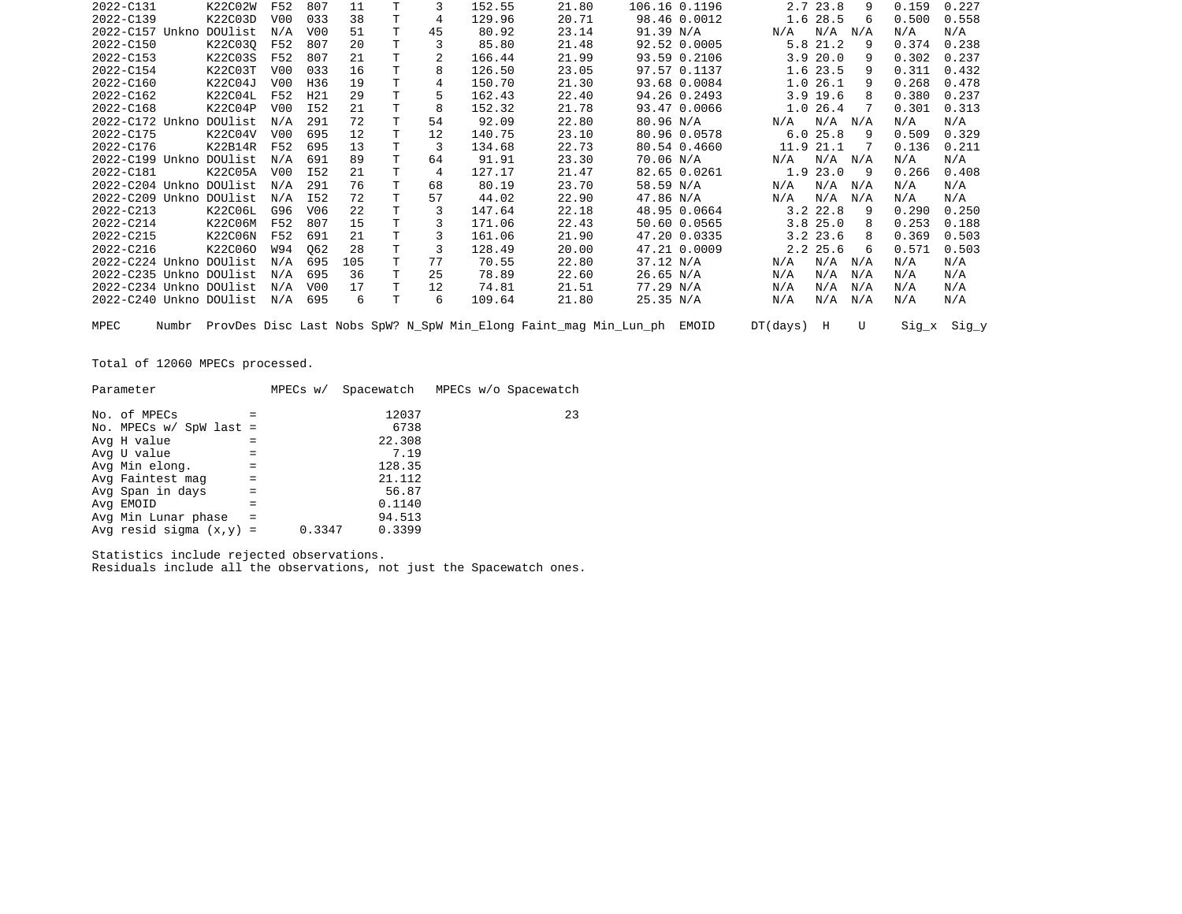| MPEC | Numbr | ProvDes | Disc | Last | Nobs | SpW? | N_SpW | Min_Elong | Faint_mag | Min_Lun_ph | EMOID | DT(days) | H | U | Sig_x | Sig_y |
|---|---|---|---|---|---|---|---|---|---|---|---|---|---|---|---|---|
| 2022-C131 | | K22C02W | F52 | 807 | 11 | T | 3 | 152.55 | 21.80 | 106.16 | 0.1196 | 2.7 | 23.8 | 9 | 0.159 | 0.227 |
| 2022-C139 | | K22C03D | V00 | 033 | 38 | T | 4 | 129.96 | 20.71 | 98.46 | 0.0012 | 1.6 | 28.5 | 6 | 0.500 | 0.558 |
| 2022-C157 | Unkno | DOUlist | N/A | V00 | 51 | T | 45 | 80.92 | 23.14 | 91.39 | N/A | N/A | N/A | N/A | N/A | N/A |
| 2022-C150 | | K22C03Q | F52 | 807 | 20 | T | 3 | 85.80 | 21.48 | 92.52 | 0.0005 | 5.8 | 21.2 | 9 | 0.374 | 0.238 |
| 2022-C153 | | K22C03S | F52 | 807 | 21 | T | 2 | 166.44 | 21.99 | 93.59 | 0.2106 | 3.9 | 20.0 | 9 | 0.302 | 0.237 |
| 2022-C154 | | K22C03T | V00 | 033 | 16 | T | 8 | 126.50 | 23.05 | 97.57 | 0.1137 | 1.6 | 23.5 | 9 | 0.311 | 0.432 |
| 2022-C160 | | K22C04J | V00 | H36 | 19 | T | 4 | 150.70 | 21.30 | 93.68 | 0.0084 | 1.0 | 26.1 | 9 | 0.268 | 0.478 |
| 2022-C162 | | K22C04L | F52 | H21 | 29 | T | 5 | 162.43 | 22.40 | 94.26 | 0.2493 | 3.9 | 19.6 | 8 | 0.380 | 0.237 |
| 2022-C168 | | K22C04P | V00 | I52 | 21 | T | 8 | 152.32 | 21.78 | 93.47 | 0.0066 | 1.0 | 26.4 | 7 | 0.301 | 0.313 |
| 2022-C172 | Unkno | DOUlist | N/A | 291 | 72 | T | 54 | 92.09 | 22.80 | 80.96 | N/A | N/A | N/A | N/A | N/A | N/A |
| 2022-C175 | | K22C04V | V00 | 695 | 12 | T | 12 | 140.75 | 23.10 | 80.96 | 0.0578 | 6.0 | 25.8 | 9 | 0.509 | 0.329 |
| 2022-C176 | | K22B14R | F52 | 695 | 13 | T | 3 | 134.68 | 22.73 | 80.54 | 0.4660 | 11.9 | 21.1 | 7 | 0.136 | 0.211 |
| 2022-C199 | Unkno | DOUlist | N/A | 691 | 89 | T | 64 | 91.91 | 23.30 | 70.06 | N/A | N/A | N/A | N/A | N/A | N/A |
| 2022-C181 | | K22C05A | V00 | I52 | 21 | T | 4 | 127.17 | 21.47 | 82.65 | 0.0261 | 1.9 | 23.0 | 9 | 0.266 | 0.408 |
| 2022-C204 | Unkno | DOUlist | N/A | 291 | 76 | T | 68 | 80.19 | 23.70 | 58.59 | N/A | N/A | N/A | N/A | N/A | N/A |
| 2022-C209 | Unkno | DOUlist | N/A | I52 | 72 | T | 57 | 44.02 | 22.90 | 47.86 | N/A | N/A | N/A | N/A | N/A | N/A |
| 2022-C213 | | K22C06L | G96 | V06 | 22 | T | 3 | 147.64 | 22.18 | 48.95 | 0.0664 | 3.2 | 22.8 | 9 | 0.290 | 0.250 |
| 2022-C214 | | K22C06M | F52 | 807 | 15 | T | 3 | 171.06 | 22.43 | 50.60 | 0.0565 | 3.8 | 25.0 | 8 | 0.253 | 0.188 |
| 2022-C215 | | K22C06N | F52 | 691 | 21 | T | 3 | 161.06 | 21.90 | 47.20 | 0.0335 | 3.2 | 23.6 | 8 | 0.369 | 0.503 |
| 2022-C216 | | K22C06O | W94 | Q62 | 28 | T | 3 | 128.49 | 20.00 | 47.21 | 0.0009 | 2.2 | 25.6 | 6 | 0.571 | 0.503 |
| 2022-C224 | Unkno | DOUlist | N/A | 695 | 105 | T | 77 | 70.55 | 22.80 | 37.12 | N/A | N/A | N/A | N/A | N/A | N/A |
| 2022-C235 | Unkno | DOUlist | N/A | 695 | 36 | T | 25 | 78.89 | 22.60 | 26.65 | N/A | N/A | N/A | N/A | N/A | N/A |
| 2022-C234 | Unkno | DOUlist | N/A | V00 | 17 | T | 12 | 74.81 | 21.51 | 77.29 | N/A | N/A | N/A | N/A | N/A | N/A |
| 2022-C240 | Unkno | DOUlist | N/A | 695 | 6 | T | 6 | 109.64 | 21.80 | 25.35 | N/A | N/A | N/A | N/A | N/A | N/A |

Total of 12060 MPECs processed.

| Parameter | | MPECs w/ Spacewatch | | MPECs w/o Spacewatch |
|---|---|---|---|---|
| No. of MPECs | = | | 12037 | 23 |
| No. MPECs w/ SpW last | = | | 6738 | |
| Avg H value | = | | 22.308 | |
| Avg U value | = | | 7.19 | |
| Avg Min elong. | = | | 128.35 | |
| Avg Faintest mag | = | | 21.112 | |
| Avg Span in days | = | | 56.87 | |
| Avg EMOID | = | | 0.1140 | |
| Avg Min Lunar phase | = | | 94.513 | |
| Avg resid sigma (x,y) | = | 0.3347 | 0.3399 | |

Statistics include rejected observations.
Residuals include all the observations, not just the Spacewatch ones.